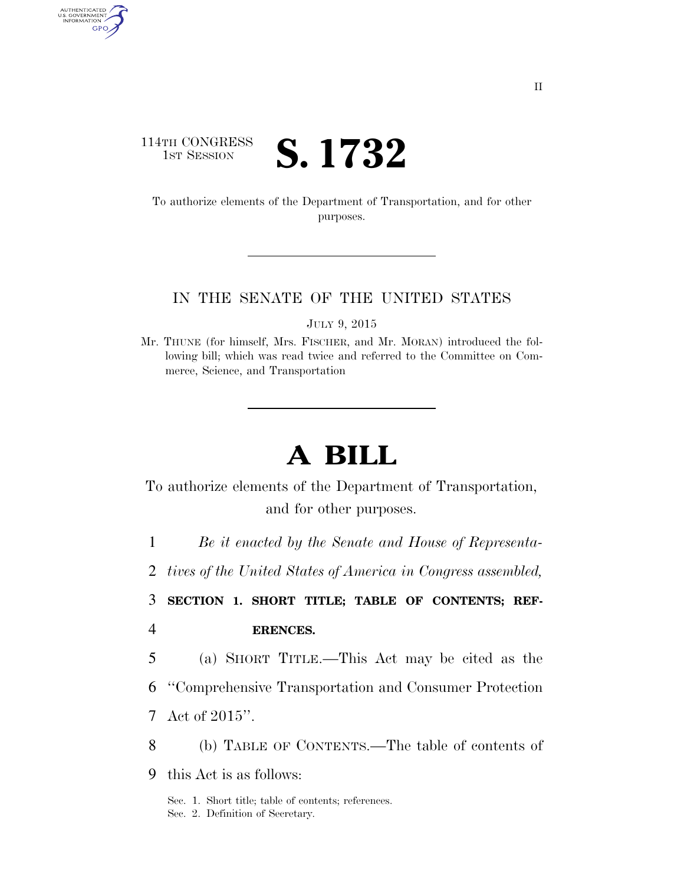114TH CONGRESS
1ST SESSION

# S. 1732

To authorize elements of the Department of Transportation, and for other purposes.

IN THE SENATE OF THE UNITED STATES

JULY 9, 2015

Mr. THUNE (for himself, Mrs. FISCHER, and Mr. MORAN) introduced the following bill; which was read twice and referred to the Committee on Commerce, Science, and Transportation

# A BILL

To authorize elements of the Department of Transportation, and for other purposes.

1 *Be it enacted by the Senate and House of Representa-*
2 *tives of the United States of America in Congress assembled,*

3 **SECTION 1. SHORT TITLE; TABLE OF CONTENTS; REF-**
4 **ERENCES.**

5 (a) SHORT TITLE.—This Act may be cited as the
6 "Comprehensive Transportation and Consumer Protection
7 Act of 2015".

8 (b) TABLE OF CONTENTS.—The table of contents of
9 this Act is as follows:

Sec. 1. Short title; table of contents; references.
Sec. 2. Definition of Secretary.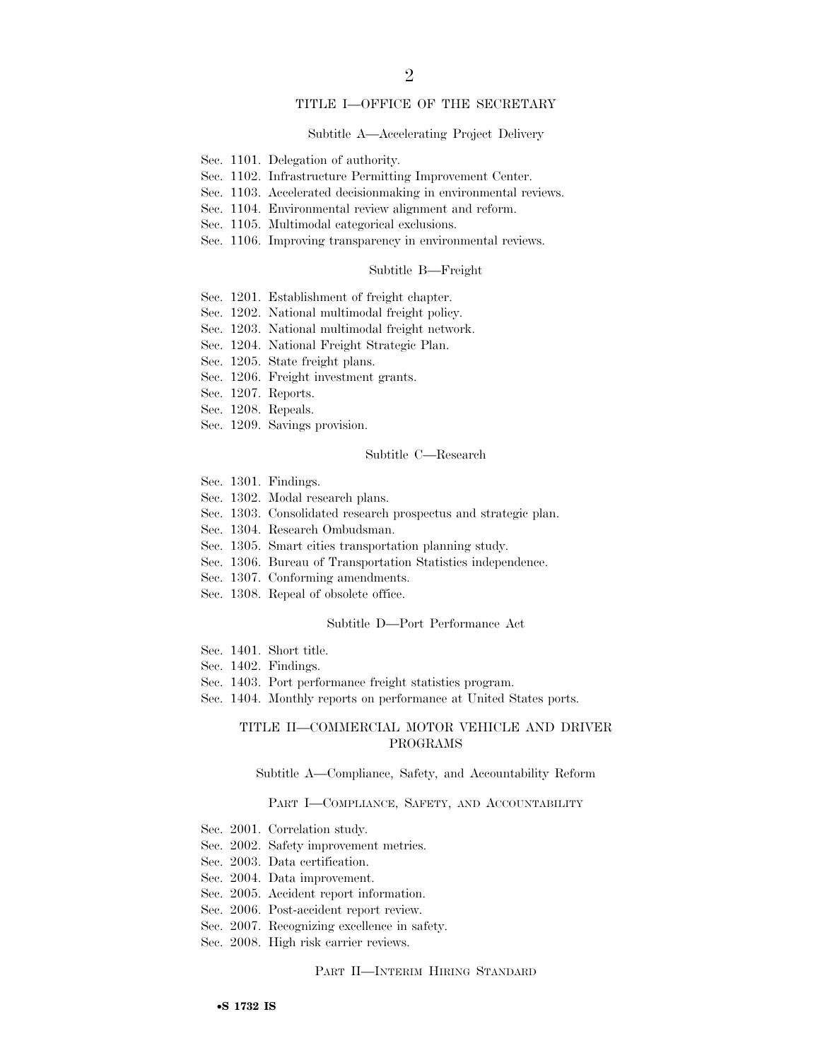## TITLE I—OFFICE OF THE SECRETARY

### Subtitle A—Accelerating Project Delivery

Sec. 1101. Delegation of authority.
Sec. 1102. Infrastructure Permitting Improvement Center.
Sec. 1103. Accelerated decisionmaking in environmental reviews.
Sec. 1104. Environmental review alignment and reform.
Sec. 1105. Multimodal categorical exclusions.
Sec. 1106. Improving transparency in environmental reviews.

### Subtitle B—Freight

Sec. 1201. Establishment of freight chapter.
Sec. 1202. National multimodal freight policy.
Sec. 1203. National multimodal freight network.
Sec. 1204. National Freight Strategic Plan.
Sec. 1205. State freight plans.
Sec. 1206. Freight investment grants.
Sec. 1207. Reports.
Sec. 1208. Repeals.
Sec. 1209. Savings provision.

### Subtitle C—Research

Sec. 1301. Findings.
Sec. 1302. Modal research plans.
Sec. 1303. Consolidated research prospectus and strategic plan.
Sec. 1304. Research Ombudsman.
Sec. 1305. Smart cities transportation planning study.
Sec. 1306. Bureau of Transportation Statistics independence.
Sec. 1307. Conforming amendments.
Sec. 1308. Repeal of obsolete office.

### Subtitle D—Port Performance Act

Sec. 1401. Short title.
Sec. 1402. Findings.
Sec. 1403. Port performance freight statistics program.
Sec. 1404. Monthly reports on performance at United States ports.

## TITLE II—COMMERCIAL MOTOR VEHICLE AND DRIVER PROGRAMS

### Subtitle A—Compliance, Safety, and Accountability Reform

#### PART I—COMPLIANCE, SAFETY, AND ACCOUNTABILITY

Sec. 2001. Correlation study.
Sec. 2002. Safety improvement metrics.
Sec. 2003. Data certification.
Sec. 2004. Data improvement.
Sec. 2005. Accident report information.
Sec. 2006. Post-accident report review.
Sec. 2007. Recognizing excellence in safety.
Sec. 2008. High risk carrier reviews.

#### PART II—INTERIM HIRING STANDARD

•S 1732 IS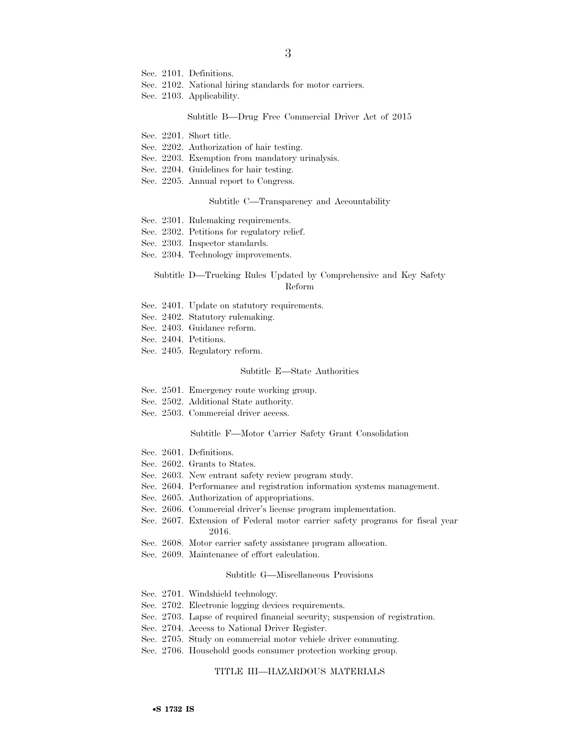Sec. 2101. Definitions.
Sec. 2102. National hiring standards for motor carriers.
Sec. 2103. Applicability.

Subtitle B—Drug Free Commercial Driver Act of 2015

Sec. 2201. Short title.
Sec. 2202. Authorization of hair testing.
Sec. 2203. Exemption from mandatory urinalysis.
Sec. 2204. Guidelines for hair testing.
Sec. 2205. Annual report to Congress.

Subtitle C—Transparency and Accountability

Sec. 2301. Rulemaking requirements.
Sec. 2302. Petitions for regulatory relief.
Sec. 2303. Inspector standards.
Sec. 2304. Technology improvements.

Subtitle D—Trucking Rules Updated by Comprehensive and Key Safety Reform

Sec. 2401. Update on statutory requirements.
Sec. 2402. Statutory rulemaking.
Sec. 2403. Guidance reform.
Sec. 2404. Petitions.
Sec. 2405. Regulatory reform.

Subtitle E—State Authorities

Sec. 2501. Emergency route working group.
Sec. 2502. Additional State authority.
Sec. 2503. Commercial driver access.

Subtitle F—Motor Carrier Safety Grant Consolidation

Sec. 2601. Definitions.
Sec. 2602. Grants to States.
Sec. 2603. New entrant safety review program study.
Sec. 2604. Performance and registration information systems management.
Sec. 2605. Authorization of appropriations.
Sec. 2606. Commercial driver's license program implementation.
Sec. 2607. Extension of Federal motor carrier safety programs for fiscal year 2016.
Sec. 2608. Motor carrier safety assistance program allocation.
Sec. 2609. Maintenance of effort calculation.

Subtitle G—Miscellaneous Provisions

Sec. 2701. Windshield technology.
Sec. 2702. Electronic logging devices requirements.
Sec. 2703. Lapse of required financial security; suspension of registration.
Sec. 2704. Access to National Driver Register.
Sec. 2705. Study on commercial motor vehicle driver commuting.
Sec. 2706. Household goods consumer protection working group.

TITLE III—HAZARDOUS MATERIALS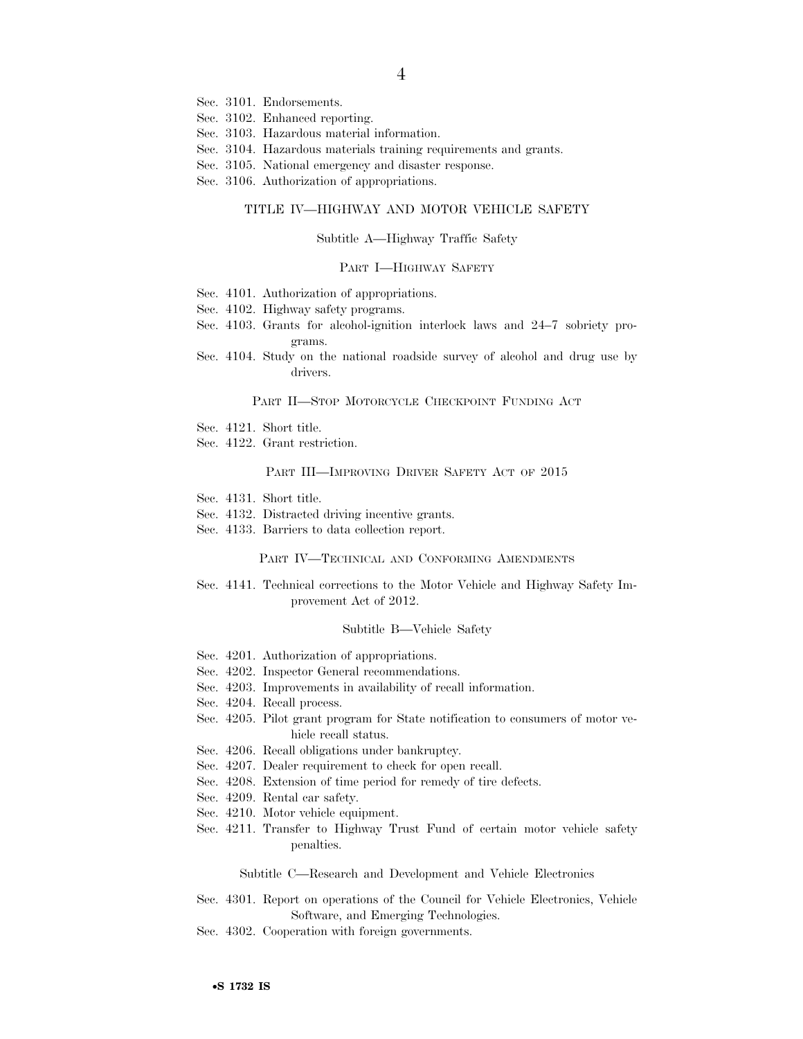Sec. 3101. Endorsements.
Sec. 3102. Enhanced reporting.
Sec. 3103. Hazardous material information.
Sec. 3104. Hazardous materials training requirements and grants.
Sec. 3105. National emergency and disaster response.
Sec. 3106. Authorization of appropriations.

## TITLE IV—HIGHWAY AND MOTOR VEHICLE SAFETY

### Subtitle A—Highway Traffic Safety

#### PART I—HIGHWAY SAFETY

Sec. 4101. Authorization of appropriations.
Sec. 4102. Highway safety programs.
Sec. 4103. Grants for alcohol-ignition interlock laws and 24–7 sobriety programs.
Sec. 4104. Study on the national roadside survey of alcohol and drug use by drivers.

#### PART II—STOP MOTORCYCLE CHECKPOINT FUNDING ACT

Sec. 4121. Short title.
Sec. 4122. Grant restriction.

#### PART III—IMPROVING DRIVER SAFETY ACT OF 2015

Sec. 4131. Short title.
Sec. 4132. Distracted driving incentive grants.
Sec. 4133. Barriers to data collection report.

#### PART IV—TECHNICAL AND CONFORMING AMENDMENTS

Sec. 4141. Technical corrections to the Motor Vehicle and Highway Safety Improvement Act of 2012.

### Subtitle B—Vehicle Safety

Sec. 4201. Authorization of appropriations.
Sec. 4202. Inspector General recommendations.
Sec. 4203. Improvements in availability of recall information.
Sec. 4204. Recall process.
Sec. 4205. Pilot grant program for State notification to consumers of motor vehicle recall status.
Sec. 4206. Recall obligations under bankruptcy.
Sec. 4207. Dealer requirement to check for open recall.
Sec. 4208. Extension of time period for remedy of tire defects.
Sec. 4209. Rental car safety.
Sec. 4210. Motor vehicle equipment.
Sec. 4211. Transfer to Highway Trust Fund of certain motor vehicle safety penalties.

### Subtitle C—Research and Development and Vehicle Electronics

Sec. 4301. Report on operations of the Council for Vehicle Electronics, Vehicle Software, and Emerging Technologies.
Sec. 4302. Cooperation with foreign governments.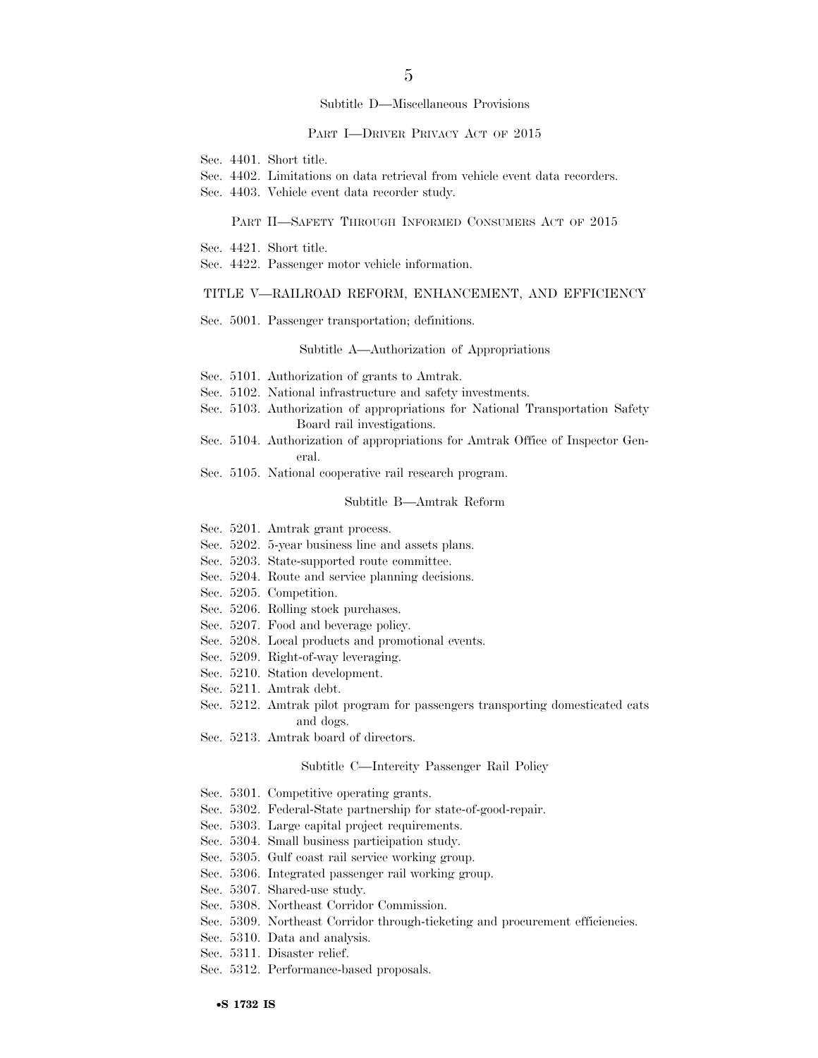### Subtitle D—Miscellaneous Provisions

#### PART I—DRIVER PRIVACY ACT OF 2015

Sec. 4401. Short title.
Sec. 4402. Limitations on data retrieval from vehicle event data recorders.
Sec. 4403. Vehicle event data recorder study.

#### PART II—SAFETY THROUGH INFORMED CONSUMERS ACT OF 2015

Sec. 4421. Short title.
Sec. 4422. Passenger motor vehicle information.

## TITLE V—RAILROAD REFORM, ENHANCEMENT, AND EFFICIENCY

Sec. 5001. Passenger transportation; definitions.

### Subtitle A—Authorization of Appropriations

Sec. 5101. Authorization of grants to Amtrak.
Sec. 5102. National infrastructure and safety investments.
Sec. 5103. Authorization of appropriations for National Transportation Safety Board rail investigations.
Sec. 5104. Authorization of appropriations for Amtrak Office of Inspector General.
Sec. 5105. National cooperative rail research program.

### Subtitle B—Amtrak Reform

Sec. 5201. Amtrak grant process.
Sec. 5202. 5-year business line and assets plans.
Sec. 5203. State-supported route committee.
Sec. 5204. Route and service planning decisions.
Sec. 5205. Competition.
Sec. 5206. Rolling stock purchases.
Sec. 5207. Food and beverage policy.
Sec. 5208. Local products and promotional events.
Sec. 5209. Right-of-way leveraging.
Sec. 5210. Station development.
Sec. 5211. Amtrak debt.
Sec. 5212. Amtrak pilot program for passengers transporting domesticated cats and dogs.
Sec. 5213. Amtrak board of directors.

### Subtitle C—Intercity Passenger Rail Policy

Sec. 5301. Competitive operating grants.
Sec. 5302. Federal-State partnership for state-of-good-repair.
Sec. 5303. Large capital project requirements.
Sec. 5304. Small business participation study.
Sec. 5305. Gulf coast rail service working group.
Sec. 5306. Integrated passenger rail working group.
Sec. 5307. Shared-use study.
Sec. 5308. Northeast Corridor Commission.
Sec. 5309. Northeast Corridor through-ticketing and procurement efficiencies.
Sec. 5310. Data and analysis.
Sec. 5311. Disaster relief.
Sec. 5312. Performance-based proposals.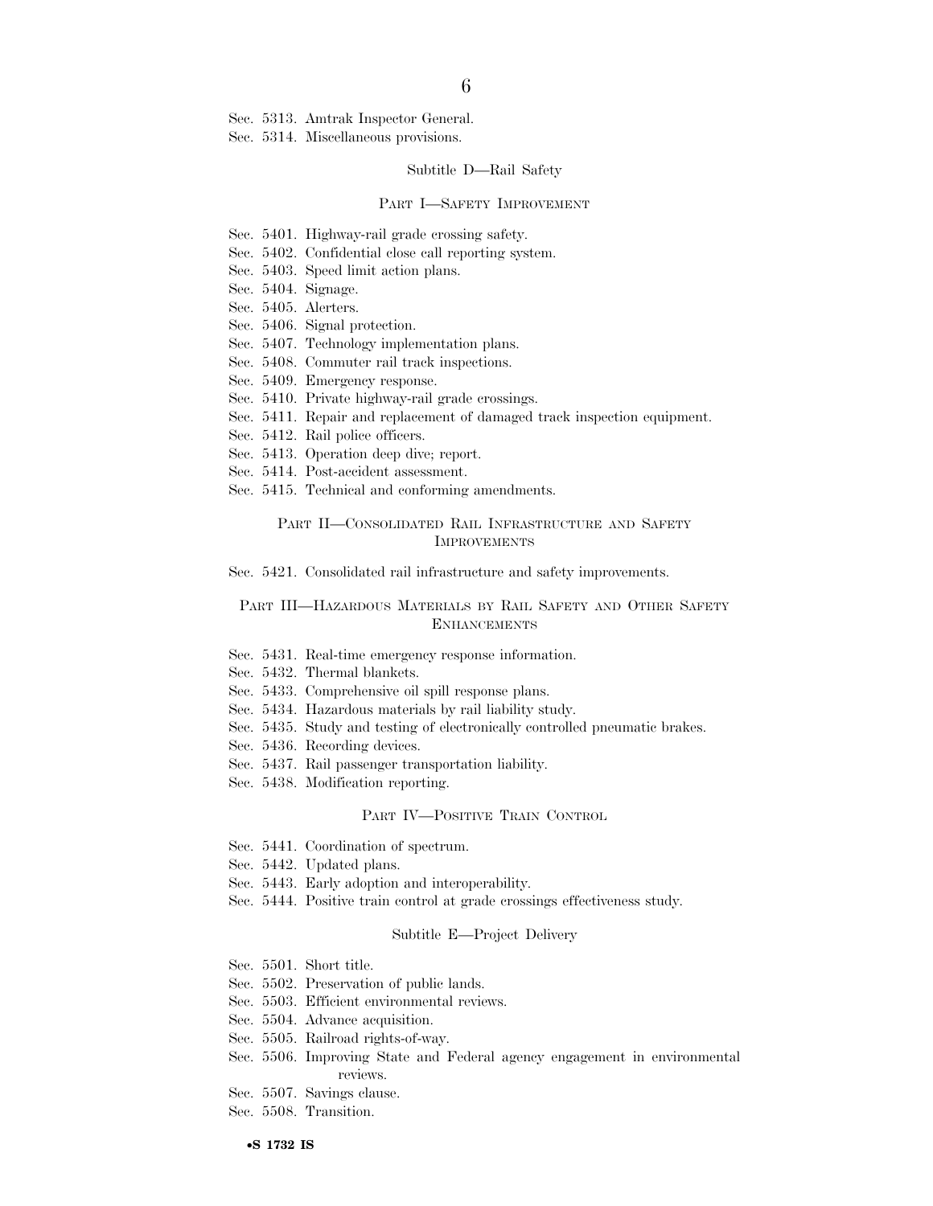Sec. 5313. Amtrak Inspector General.
Sec. 5314. Miscellaneous provisions.

### Subtitle D—Rail Safety

#### PART I—SAFETY IMPROVEMENT

Sec. 5401. Highway-rail grade crossing safety.
Sec. 5402. Confidential close call reporting system.
Sec. 5403. Speed limit action plans.
Sec. 5404. Signage.
Sec. 5405. Alerters.
Sec. 5406. Signal protection.
Sec. 5407. Technology implementation plans.
Sec. 5408. Commuter rail track inspections.
Sec. 5409. Emergency response.
Sec. 5410. Private highway-rail grade crossings.
Sec. 5411. Repair and replacement of damaged track inspection equipment.
Sec. 5412. Rail police officers.
Sec. 5413. Operation deep dive; report.
Sec. 5414. Post-accident assessment.
Sec. 5415. Technical and conforming amendments.

#### PART II—CONSOLIDATED RAIL INFRASTRUCTURE AND SAFETY IMPROVEMENTS

Sec. 5421. Consolidated rail infrastructure and safety improvements.

#### PART III—HAZARDOUS MATERIALS BY RAIL SAFETY AND OTHER SAFETY ENHANCEMENTS

Sec. 5431. Real-time emergency response information.
Sec. 5432. Thermal blankets.
Sec. 5433. Comprehensive oil spill response plans.
Sec. 5434. Hazardous materials by rail liability study.
Sec. 5435. Study and testing of electronically controlled pneumatic brakes.
Sec. 5436. Recording devices.
Sec. 5437. Rail passenger transportation liability.
Sec. 5438. Modification reporting.

#### PART IV—POSITIVE TRAIN CONTROL

Sec. 5441. Coordination of spectrum.
Sec. 5442. Updated plans.
Sec. 5443. Early adoption and interoperability.
Sec. 5444. Positive train control at grade crossings effectiveness study.

### Subtitle E—Project Delivery

Sec. 5501. Short title.
Sec. 5502. Preservation of public lands.
Sec. 5503. Efficient environmental reviews.
Sec. 5504. Advance acquisition.
Sec. 5505. Railroad rights-of-way.
Sec. 5506. Improving State and Federal agency engagement in environmental reviews.
Sec. 5507. Savings clause.
Sec. 5508. Transition.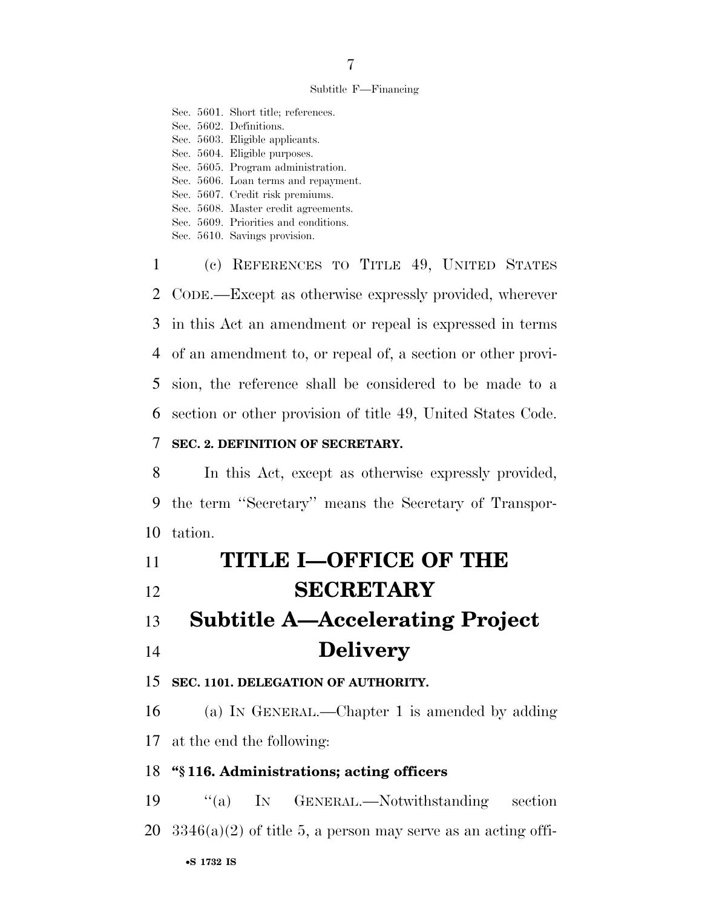Subtitle F—Financing

Sec. 5601. Short title; references.
Sec. 5602. Definitions.
Sec. 5603. Eligible applicants.
Sec. 5604. Eligible purposes.
Sec. 5605. Program administration.
Sec. 5606. Loan terms and repayment.
Sec. 5607. Credit risk premiums.
Sec. 5608. Master credit agreements.
Sec. 5609. Priorities and conditions.
Sec. 5610. Savings provision.

(c) REFERENCES TO TITLE 49, UNITED STATES CODE.—Except as otherwise expressly provided, wherever in this Act an amendment or repeal is expressed in terms of an amendment to, or repeal of, a section or other provision, the reference shall be considered to be made to a section or other provision of title 49, United States Code.

**SEC. 2. DEFINITION OF SECRETARY.**

In this Act, except as otherwise expressly provided, the term ''Secretary'' means the Secretary of Transportation.

# TITLE I—OFFICE OF THE SECRETARY

## Subtitle A—Accelerating Project Delivery

**SEC. 1101. DELEGATION OF AUTHORITY.**

(a) IN GENERAL.—Chapter 1 is amended by adding at the end the following:

**''§ 116. Administrations; acting officers**

''(a) IN GENERAL.—Notwithstanding section 3346(a)(2) of title 5, a person may serve as an acting offi-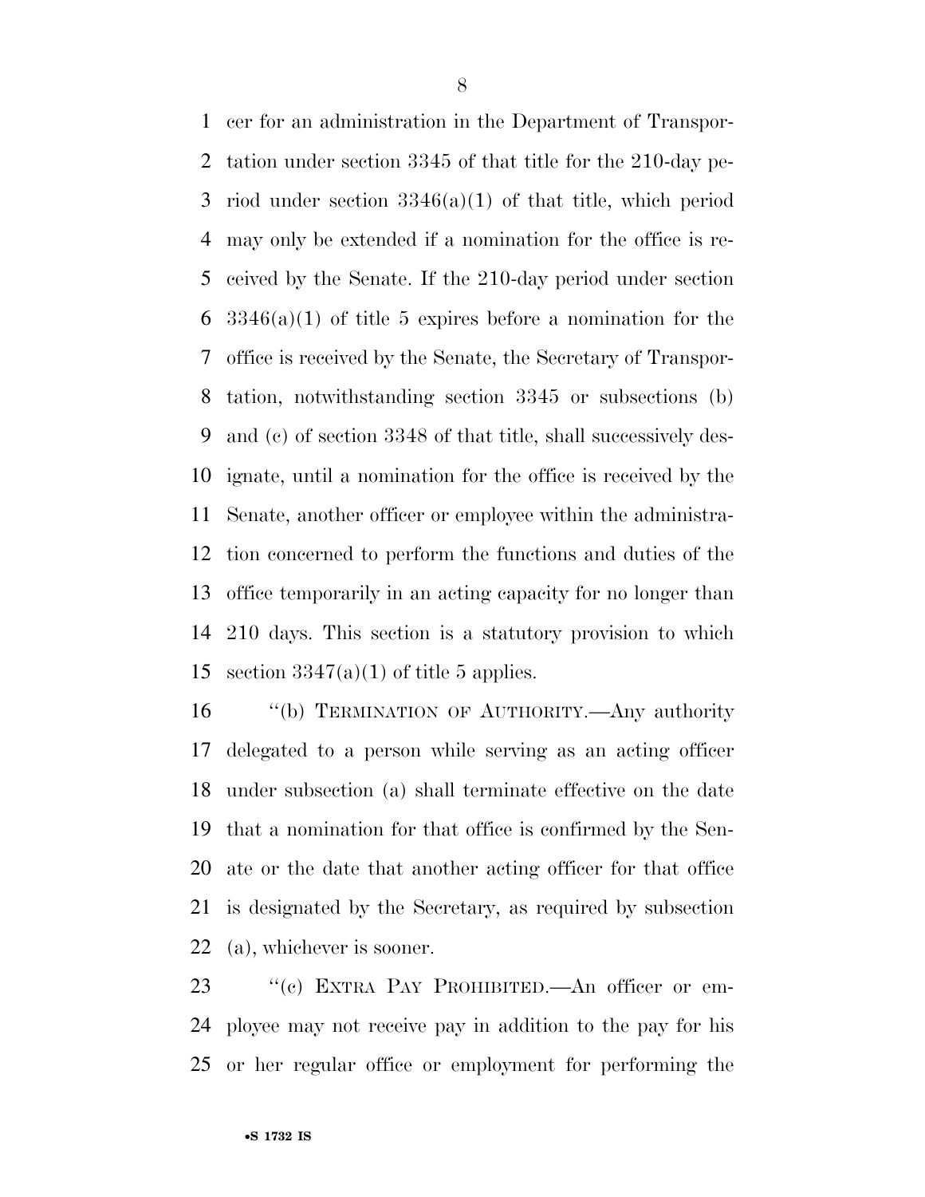cer for an administration in the Department of Transportation under section 3345 of that title for the 210-day period under section 3346(a)(1) of that title, which period may only be extended if a nomination for the office is received by the Senate. If the 210-day period under section 3346(a)(1) of title 5 expires before a nomination for the office is received by the Senate, the Secretary of Transportation, notwithstanding section 3345 or subsections (b) and (c) of section 3348 of that title, shall successively designate, until a nomination for the office is received by the Senate, another officer or employee within the administration concerned to perform the functions and duties of the office temporarily in an acting capacity for no longer than 210 days. This section is a statutory provision to which section 3347(a)(1) of title 5 applies.

''(b) TERMINATION OF AUTHORITY.—Any authority delegated to a person while serving as an acting officer under subsection (a) shall terminate effective on the date that a nomination for that office is confirmed by the Senate or the date that another acting officer for that office is designated by the Secretary, as required by subsection (a), whichever is sooner.

''(c) EXTRA PAY PROHIBITED.—An officer or employee may not receive pay in addition to the pay for his or her regular office or employment for performing the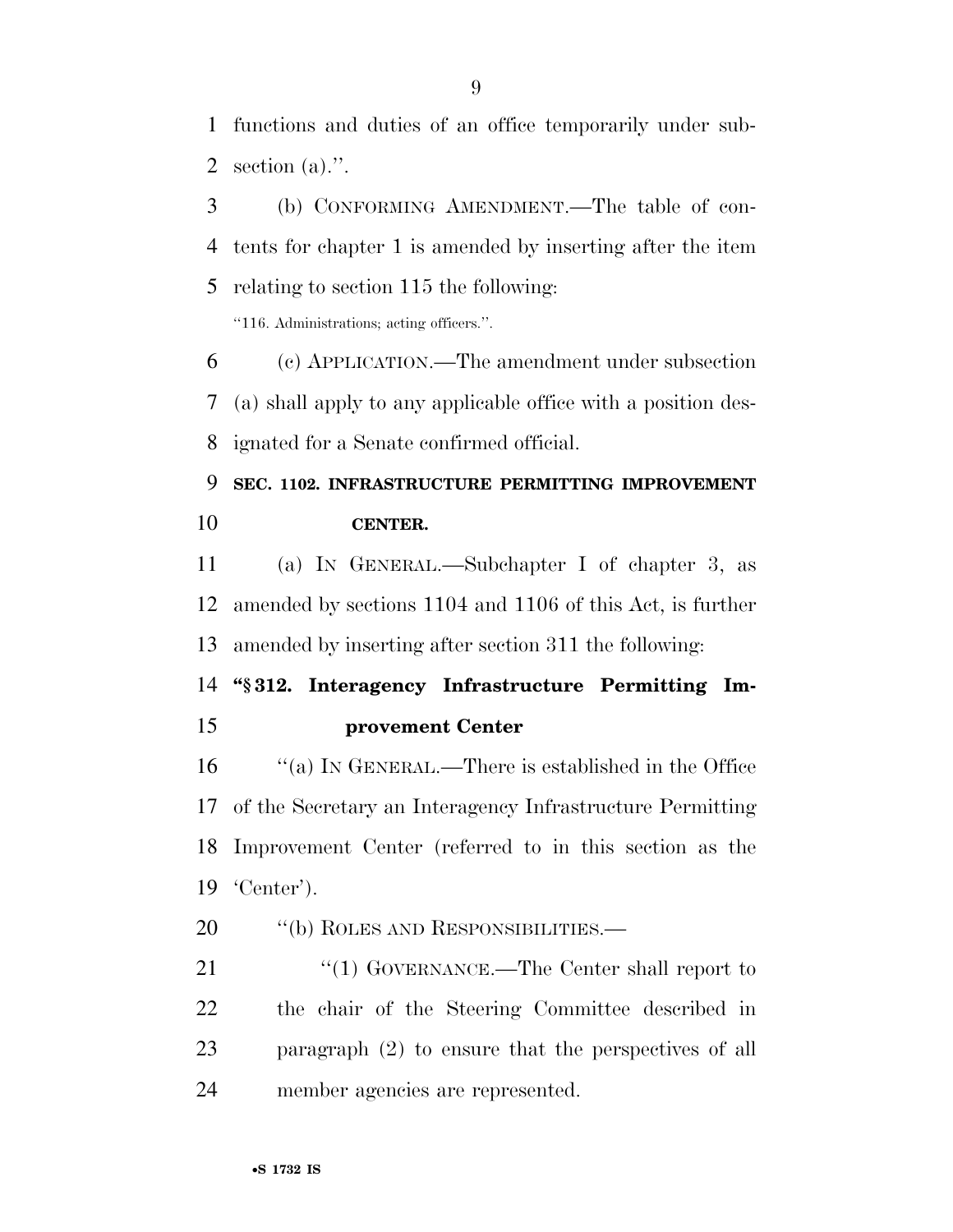functions and duties of an office temporarily under subsection (a).''.

(b) CONFORMING AMENDMENT.—The table of contents for chapter 1 is amended by inserting after the item relating to section 115 the following:

''116. Administrations; acting officers.''.

(c) APPLICATION.—The amendment under subsection (a) shall apply to any applicable office with a position designated for a Senate confirmed official.

**SEC. 1102. INFRASTRUCTURE PERMITTING IMPROVEMENT CENTER.**

(a) IN GENERAL.—Subchapter I of chapter 3, as amended by sections 1104 and 1106 of this Act, is further amended by inserting after section 311 the following:

**''§ 312. Interagency Infrastructure Permitting Improvement Center**

''(a) IN GENERAL.—There is established in the Office of the Secretary an Interagency Infrastructure Permitting Improvement Center (referred to in this section as the 'Center').

''(b) ROLES AND RESPONSIBILITIES.—

''(1) GOVERNANCE.—The Center shall report to the chair of the Steering Committee described in paragraph (2) to ensure that the perspectives of all member agencies are represented.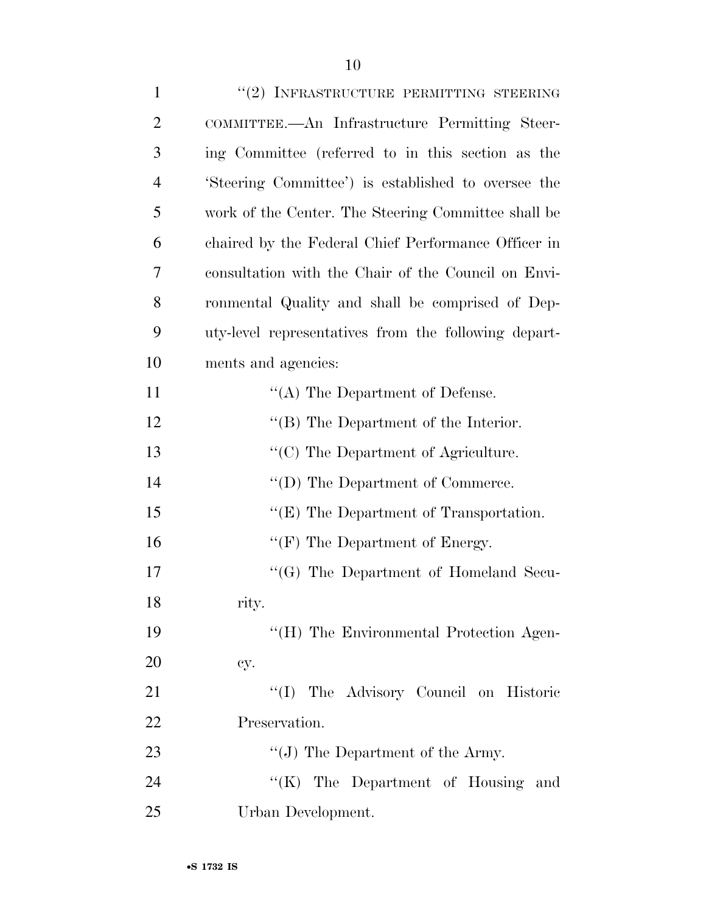"(2) INFRASTRUCTURE PERMITTING STEERING COMMITTEE.—An Infrastructure Permitting Steering Committee (referred to in this section as the 'Steering Committee') is established to oversee the work of the Center. The Steering Committee shall be chaired by the Federal Chief Performance Officer in consultation with the Chair of the Council on Environmental Quality and shall be comprised of Deputy-level representatives from the following departments and agencies:

"(A) The Department of Defense.

"(B) The Department of the Interior.

"(C) The Department of Agriculture.

"(D) The Department of Commerce.

"(E) The Department of Transportation.

"(F) The Department of Energy.

"(G) The Department of Homeland Security.

"(H) The Environmental Protection Agency.

"(I) The Advisory Council on Historic Preservation.

"(J) The Department of the Army.

"(K) The Department of Housing and Urban Development.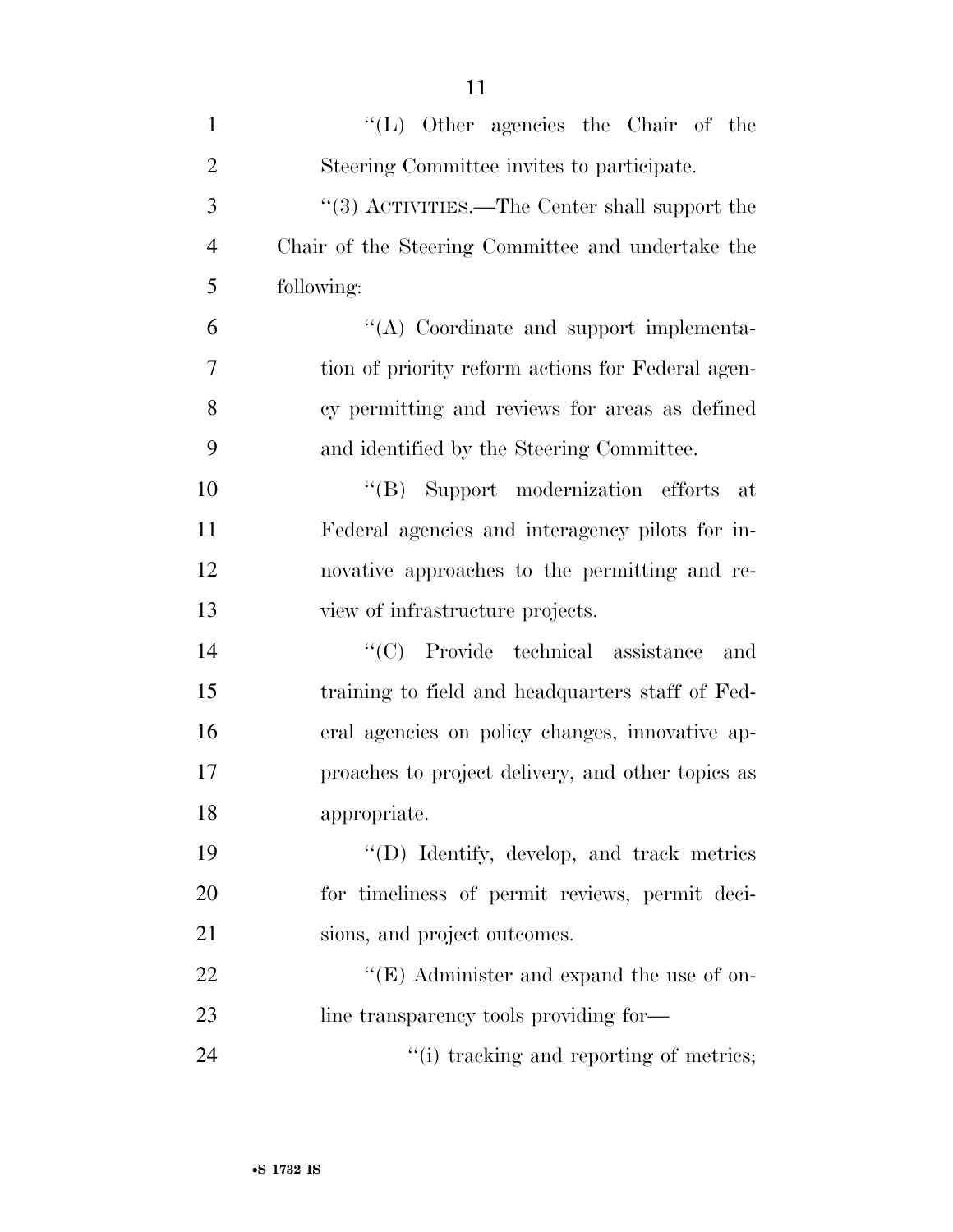''(L) Other agencies the Chair of the Steering Committee invites to participate.

''(3) ACTIVITIES.—The Center shall support the Chair of the Steering Committee and undertake the following:

''(A) Coordinate and support implementation of priority reform actions for Federal agency permitting and reviews for areas as defined and identified by the Steering Committee.

''(B) Support modernization efforts at Federal agencies and interagency pilots for innovative approaches to the permitting and review of infrastructure projects.

''(C) Provide technical assistance and training to field and headquarters staff of Federal agencies on policy changes, innovative approaches to project delivery, and other topics as appropriate.

''(D) Identify, develop, and track metrics for timeliness of permit reviews, permit decisions, and project outcomes.

''(E) Administer and expand the use of online transparency tools providing for—

''(i) tracking and reporting of metrics;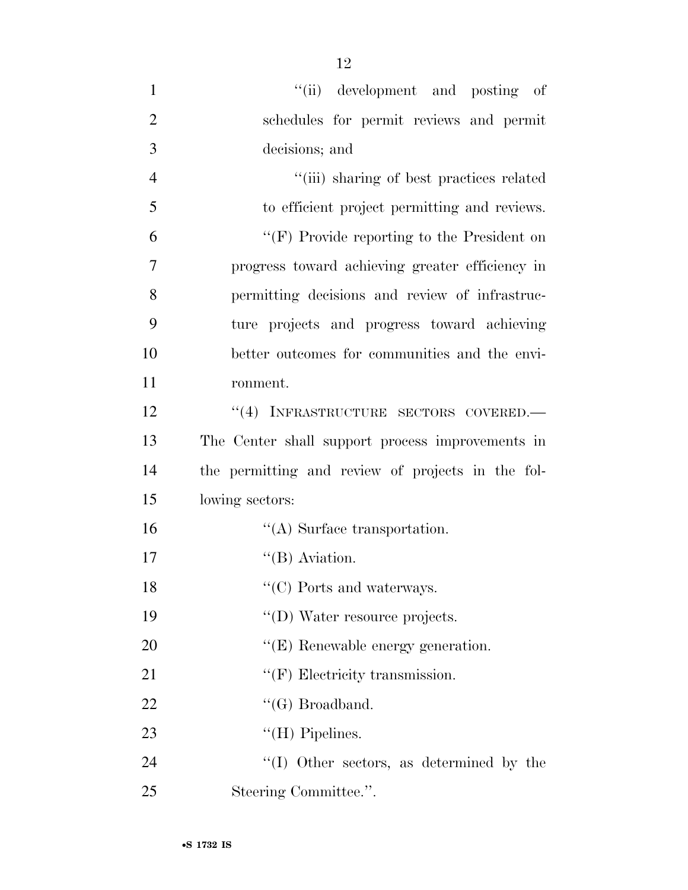"(ii) development and posting of schedules for permit reviews and permit decisions; and

"(iii) sharing of best practices related to efficient project permitting and reviews.

"(F) Provide reporting to the President on progress toward achieving greater efficiency in permitting decisions and review of infrastructure projects and progress toward achieving better outcomes for communities and the environment.

"(4) INFRASTRUCTURE SECTORS COVERED.— The Center shall support process improvements in the permitting and review of projects in the following sectors:

"(A) Surface transportation.

"(B) Aviation.

"(C) Ports and waterways.

"(D) Water resource projects.

"(E) Renewable energy generation.

"(F) Electricity transmission.

"(G) Broadband.

"(H) Pipelines.

"(I) Other sectors, as determined by the Steering Committee.".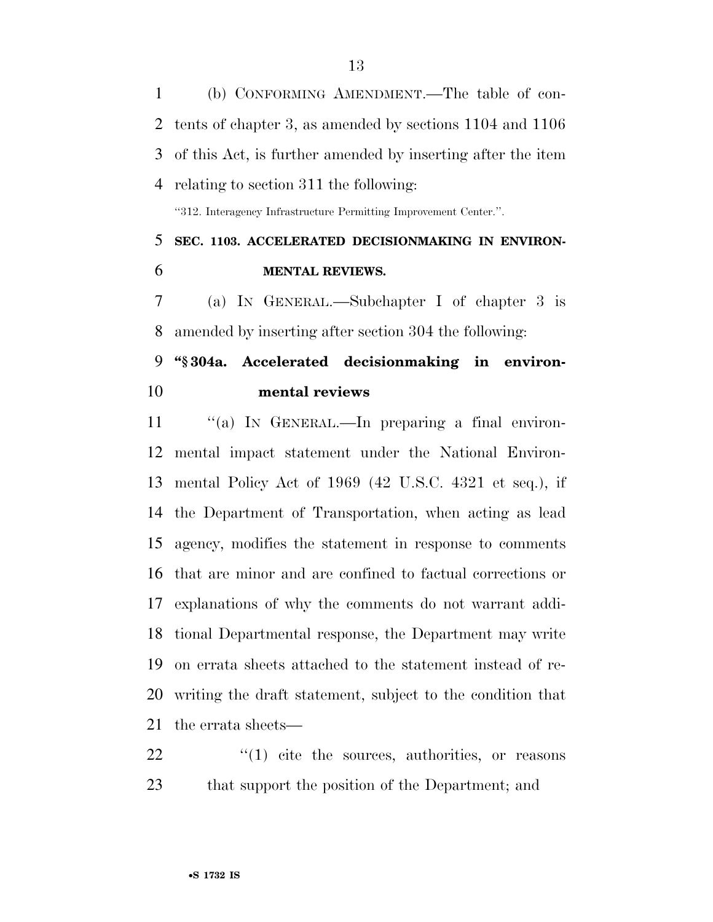(b) CONFORMING AMENDMENT.—The table of contents of chapter 3, as amended by sections 1104 and 1106 of this Act, is further amended by inserting after the item relating to section 311 the following:

"312. Interagency Infrastructure Permitting Improvement Center.".

## SEC. 1103. ACCELERATED DECISIONMAKING IN ENVIRONMENTAL REVIEWS.

(a) IN GENERAL.—Subchapter I of chapter 3 is amended by inserting after section 304 the following:

### "§ 304a. Accelerated decisionmaking in environmental reviews

"(a) IN GENERAL.—In preparing a final environmental impact statement under the National Environmental Policy Act of 1969 (42 U.S.C. 4321 et seq.), if the Department of Transportation, when acting as lead agency, modifies the statement in response to comments that are minor and are confined to factual corrections or explanations of why the comments do not warrant additional Departmental response, the Department may write on errata sheets attached to the statement instead of rewriting the draft statement, subject to the condition that the errata sheets—

"(1) cite the sources, authorities, or reasons that support the position of the Department; and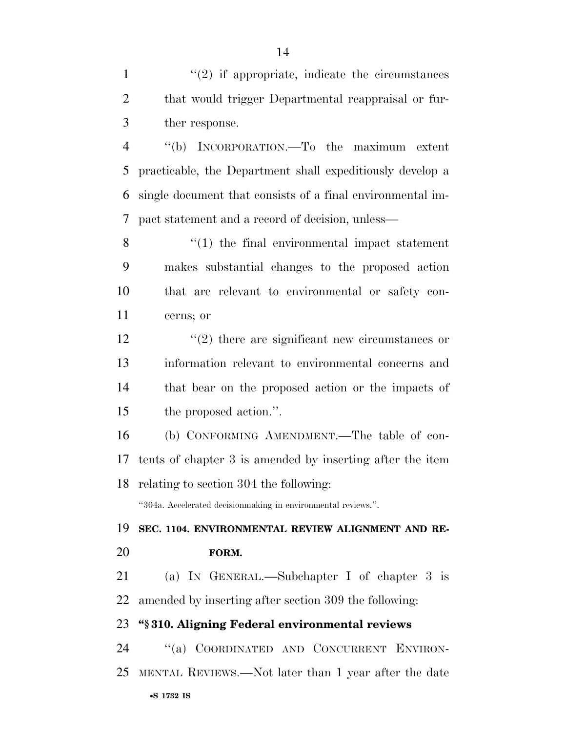''(2) if appropriate, indicate the circumstances that would trigger Departmental reappraisal or further response.

''(b) INCORPORATION.—To the maximum extent practicable, the Department shall expeditiously develop a single document that consists of a final environmental impact statement and a record of decision, unless—

''(1) the final environmental impact statement makes substantial changes to the proposed action that are relevant to environmental or safety concerns; or

''(2) there are significant new circumstances or information relevant to environmental concerns and that bear on the proposed action or the impacts of the proposed action.''.

(b) CONFORMING AMENDMENT.—The table of contents of chapter 3 is amended by inserting after the item relating to section 304 the following:

''304a. Accelerated decisionmaking in environmental reviews.''.

**SEC. 1104. ENVIRONMENTAL REVIEW ALIGNMENT AND REFORM.**

(a) IN GENERAL.—Subchapter I of chapter 3 is amended by inserting after section 309 the following:

**''§ 310. Aligning Federal environmental reviews**

''(a) COORDINATED AND CONCURRENT ENVIRONMENTAL REVIEWS.—Not later than 1 year after the date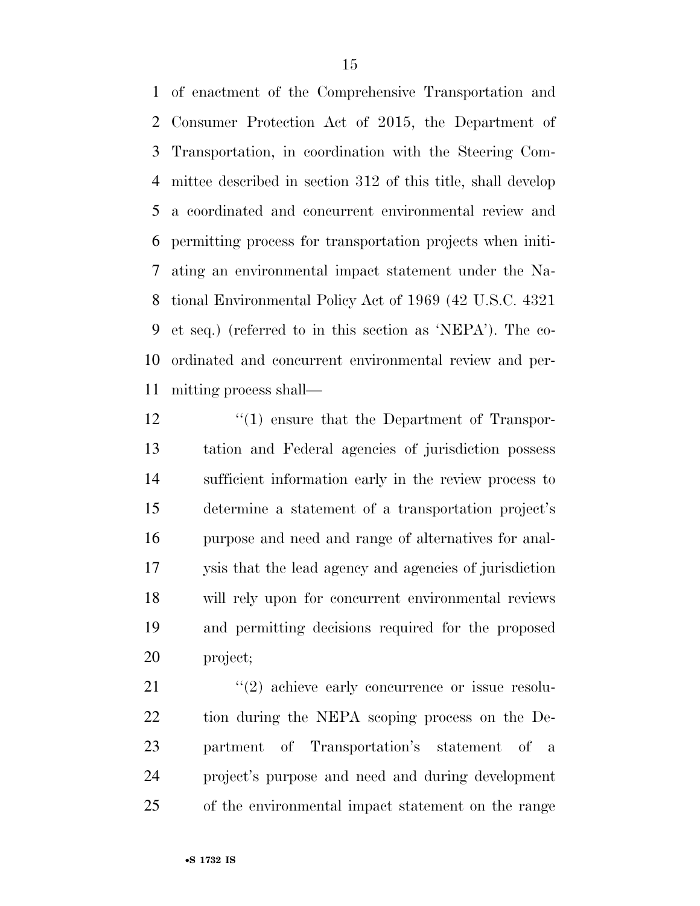of enactment of the Comprehensive Transportation and Consumer Protection Act of 2015, the Department of Transportation, in coordination with the Steering Committee described in section 312 of this title, shall develop a coordinated and concurrent environmental review and permitting process for transportation projects when initiating an environmental impact statement under the National Environmental Policy Act of 1969 (42 U.S.C. 4321 et seq.) (referred to in this section as 'NEPA'). The coordinated and concurrent environmental review and permitting process shall—

"(1) ensure that the Department of Transportation and Federal agencies of jurisdiction possess sufficient information early in the review process to determine a statement of a transportation project's purpose and need and range of alternatives for analysis that the lead agency and agencies of jurisdiction will rely upon for concurrent environmental reviews and permitting decisions required for the proposed project;

"(2) achieve early concurrence or issue resolution during the NEPA scoping process on the Department of Transportation's statement of a project's purpose and need and during development of the environmental impact statement on the range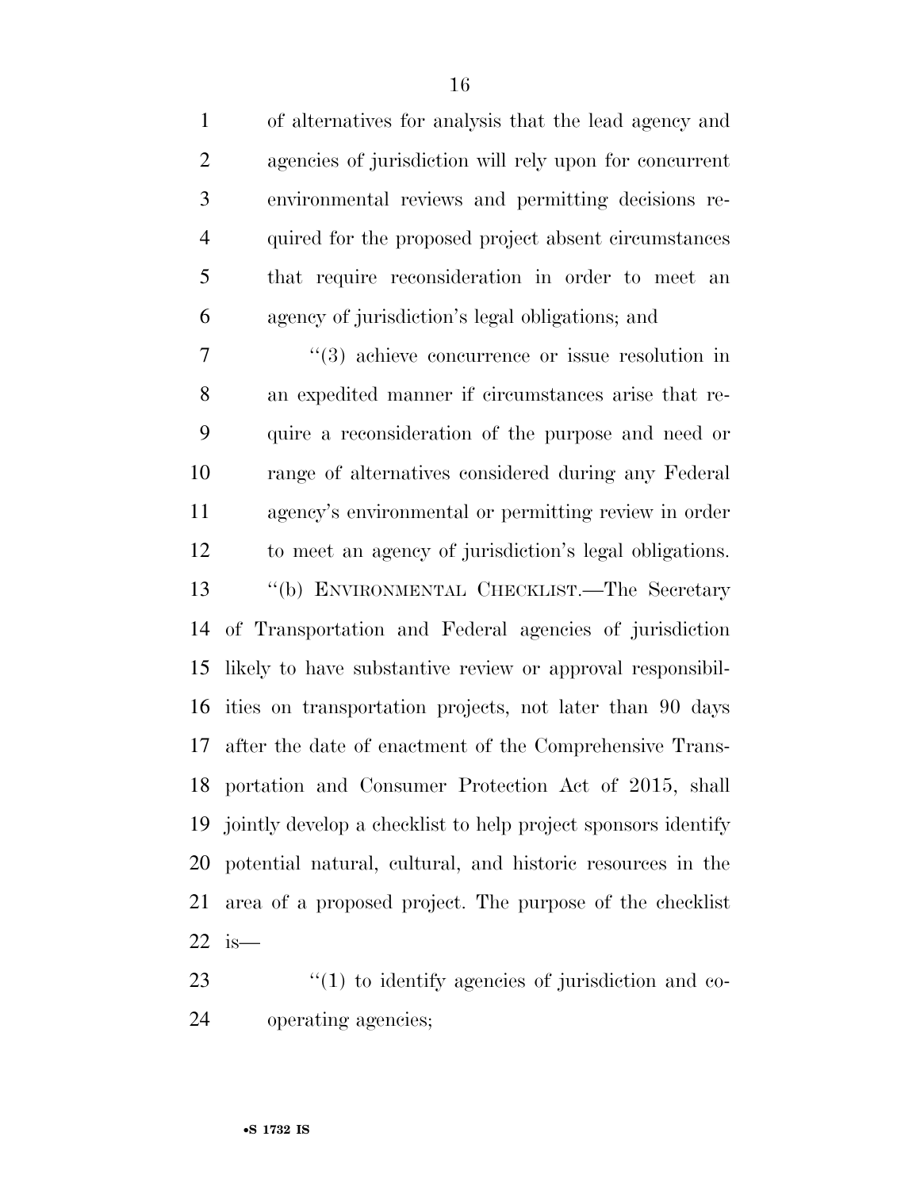of alternatives for analysis that the lead agency and agencies of jurisdiction will rely upon for concurrent environmental reviews and permitting decisions required for the proposed project absent circumstances that require reconsideration in order to meet an agency of jurisdiction's legal obligations; and

"(3) achieve concurrence or issue resolution in an expedited manner if circumstances arise that require a reconsideration of the purpose and need or range of alternatives considered during any Federal agency's environmental or permitting review in order to meet an agency of jurisdiction's legal obligations.

"(b) ENVIRONMENTAL CHECKLIST.—The Secretary of Transportation and Federal agencies of jurisdiction likely to have substantive review or approval responsibilities on transportation projects, not later than 90 days after the date of enactment of the Comprehensive Transportation and Consumer Protection Act of 2015, shall jointly develop a checklist to help project sponsors identify potential natural, cultural, and historic resources in the area of a proposed project. The purpose of the checklist is—

"(1) to identify agencies of jurisdiction and cooperating agencies;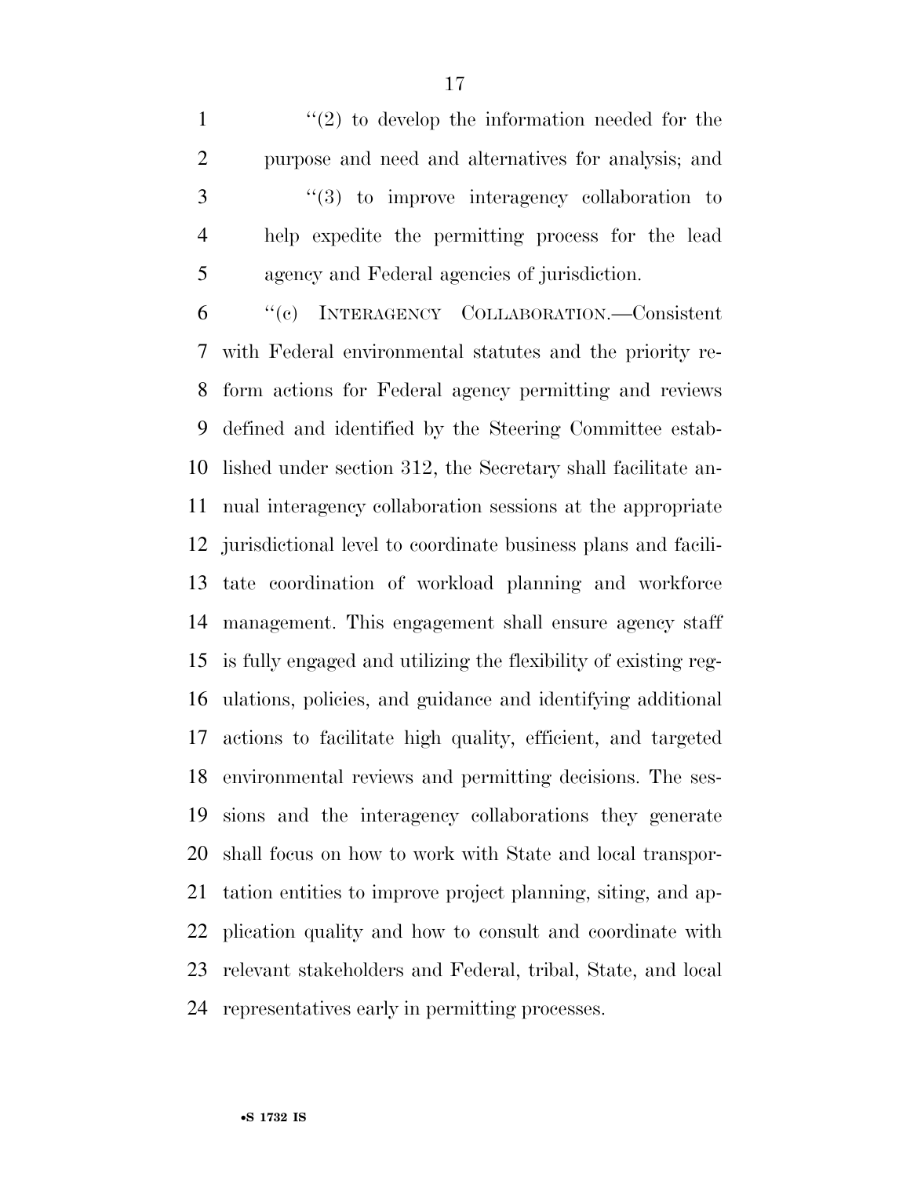"(2) to develop the information needed for the purpose and need and alternatives for analysis; and

"(3) to improve interagency collaboration to help expedite the permitting process for the lead agency and Federal agencies of jurisdiction.

"(c) INTERAGENCY COLLABORATION.—Consistent with Federal environmental statutes and the priority reform actions for Federal agency permitting and reviews defined and identified by the Steering Committee established under section 312, the Secretary shall facilitate annual interagency collaboration sessions at the appropriate jurisdictional level to coordinate business plans and facilitate coordination of workload planning and workforce management. This engagement shall ensure agency staff is fully engaged and utilizing the flexibility of existing regulations, policies, and guidance and identifying additional actions to facilitate high quality, efficient, and targeted environmental reviews and permitting decisions. The sessions and the interagency collaborations they generate shall focus on how to work with State and local transportation entities to improve project planning, siting, and application quality and how to consult and coordinate with relevant stakeholders and Federal, tribal, State, and local representatives early in permitting processes.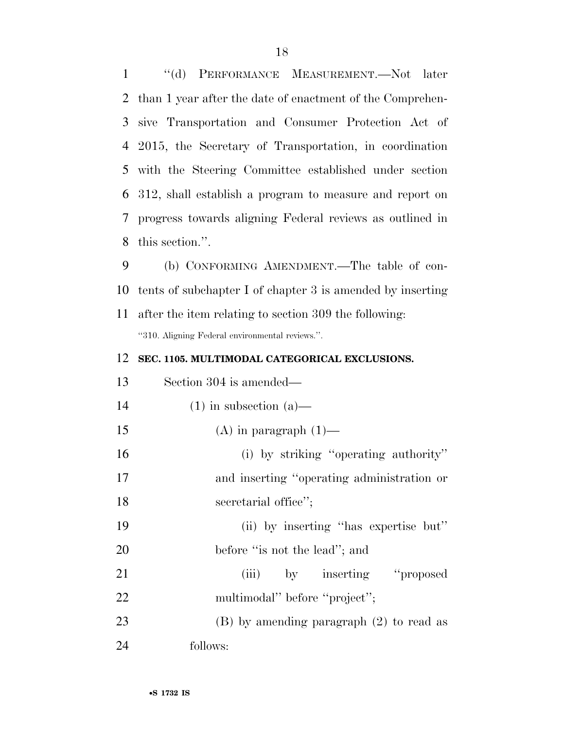"(d) PERFORMANCE MEASUREMENT.—Not later than 1 year after the date of enactment of the Comprehensive Transportation and Consumer Protection Act of 2015, the Secretary of Transportation, in coordination with the Steering Committee established under section 312, shall establish a program to measure and report on progress towards aligning Federal reviews as outlined in this section.".

(b) CONFORMING AMENDMENT.—The table of contents of subchapter I of chapter 3 is amended by inserting after the item relating to section 309 the following:

"310. Aligning Federal environmental reviews.".

**SEC. 1105. MULTIMODAL CATEGORICAL EXCLUSIONS.**

Section 304 is amended—

(1) in subsection (a)—

(A) in paragraph (1)—

(i) by striking "operating authority" and inserting "operating administration or secretarial office";

(ii) by inserting "has expertise but" before "is not the lead"; and

(iii) by inserting "proposed multimodal" before "project";

(B) by amending paragraph (2) to read as follows: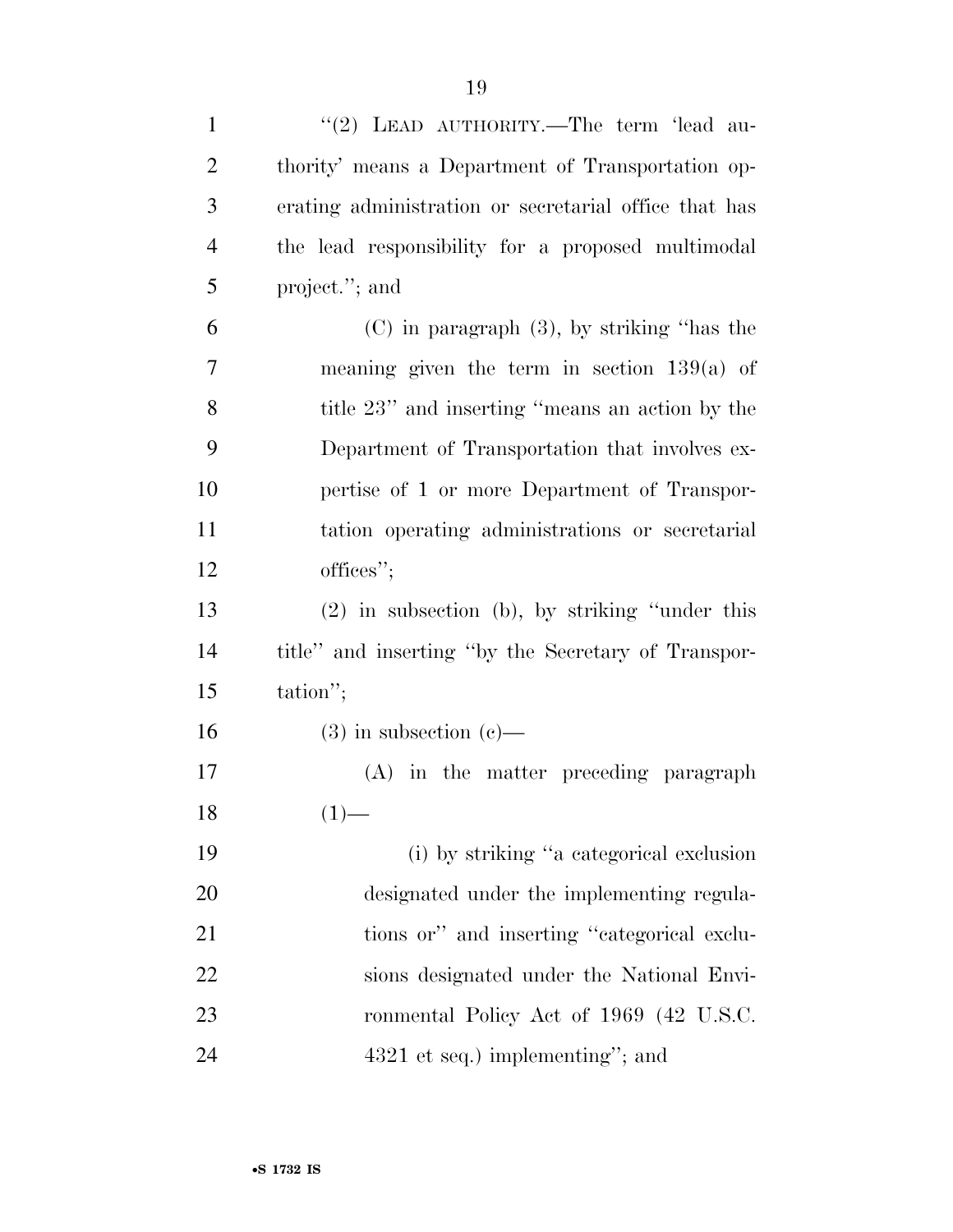"(2) LEAD AUTHORITY.—The term 'lead authority' means a Department of Transportation operating administration or secretarial office that has the lead responsibility for a proposed multimodal project."; and

(C) in paragraph (3), by striking "has the meaning given the term in section 139(a) of title 23" and inserting "means an action by the Department of Transportation that involves expertise of 1 or more Department of Transportation operating administrations or secretarial offices";

(2) in subsection (b), by striking "under this title" and inserting "by the Secretary of Transportation";

(3) in subsection (c)—

(A) in the matter preceding paragraph (1)—

(i) by striking "a categorical exclusion designated under the implementing regulations or" and inserting "categorical exclusions designated under the National Environmental Policy Act of 1969 (42 U.S.C. 4321 et seq.) implementing"; and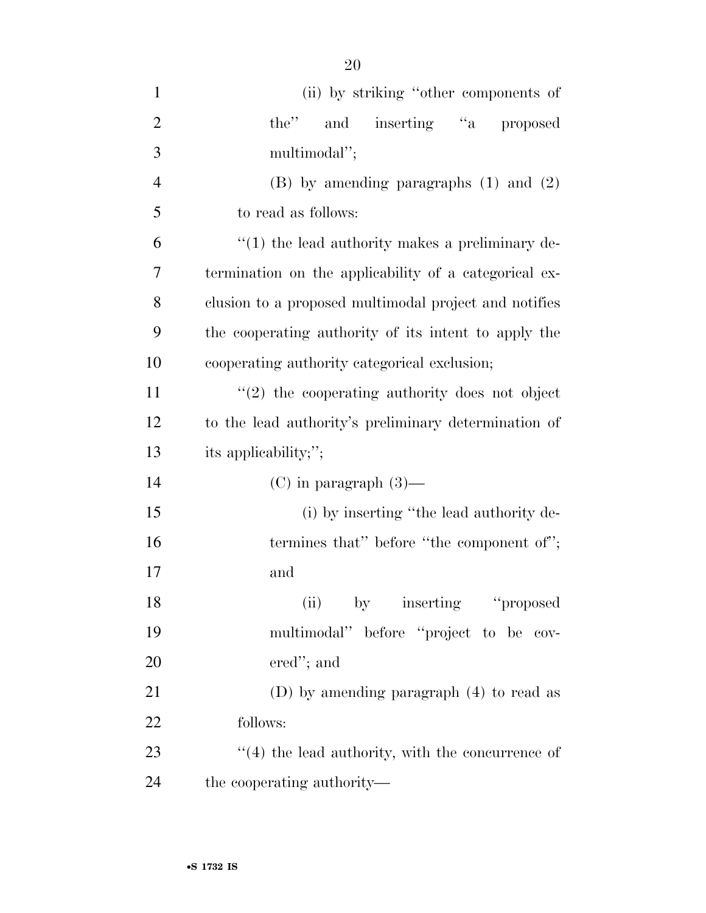(ii) by striking ''other components of the'' and inserting ''a proposed multimodal'';

(B) by amending paragraphs (1) and (2) to read as follows:

''(1) the lead authority makes a preliminary determination on the applicability of a categorical exclusion to a proposed multimodal project and notifies the cooperating authority of its intent to apply the cooperating authority categorical exclusion;

''(2) the cooperating authority does not object to the lead authority's preliminary determination of its applicability;'';

(C) in paragraph (3)—

(i) by inserting ''the lead authority determines that'' before ''the component of'';
and

(ii) by inserting ''proposed multimodal'' before ''project to be covered''; and

(D) by amending paragraph (4) to read as follows:

''(4) the lead authority, with the concurrence of the cooperating authority—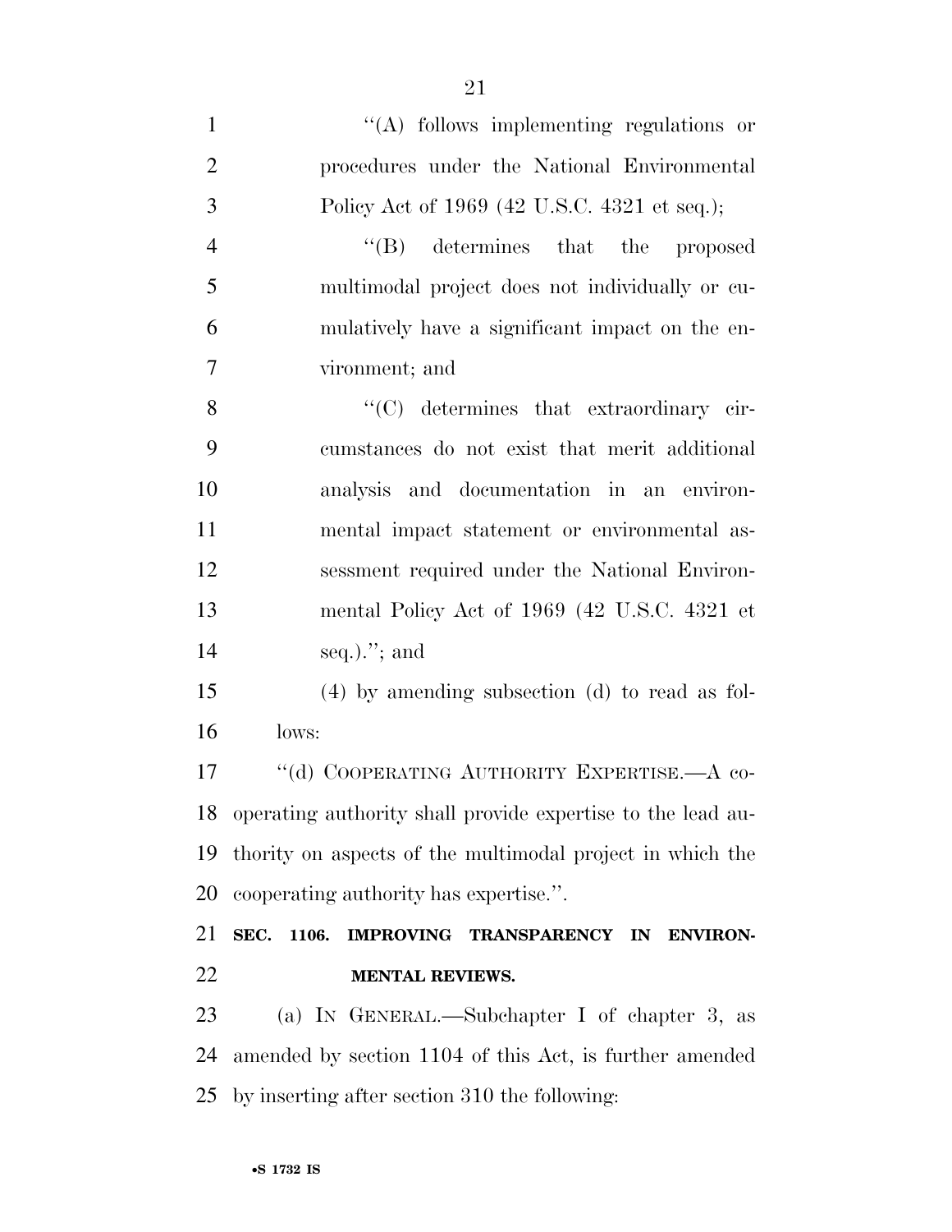''(A) follows implementing regulations or procedures under the National Environmental Policy Act of 1969 (42 U.S.C. 4321 et seq.);

''(B) determines that the proposed multimodal project does not individually or cumulatively have a significant impact on the environment; and

''(C) determines that extraordinary circumstances do not exist that merit additional analysis and documentation in an environmental impact statement or environmental assessment required under the National Environmental Policy Act of 1969 (42 U.S.C. 4321 et seq.).''; and

(4) by amending subsection (d) to read as follows:

''(d) COOPERATING AUTHORITY EXPERTISE.—A cooperating authority shall provide expertise to the lead authority on aspects of the multimodal project in which the cooperating authority has expertise.''.

**SEC. 1106. IMPROVING TRANSPARENCY IN ENVIRONMENTAL REVIEWS.**

(a) IN GENERAL.—Subchapter I of chapter 3, as amended by section 1104 of this Act, is further amended by inserting after section 310 the following: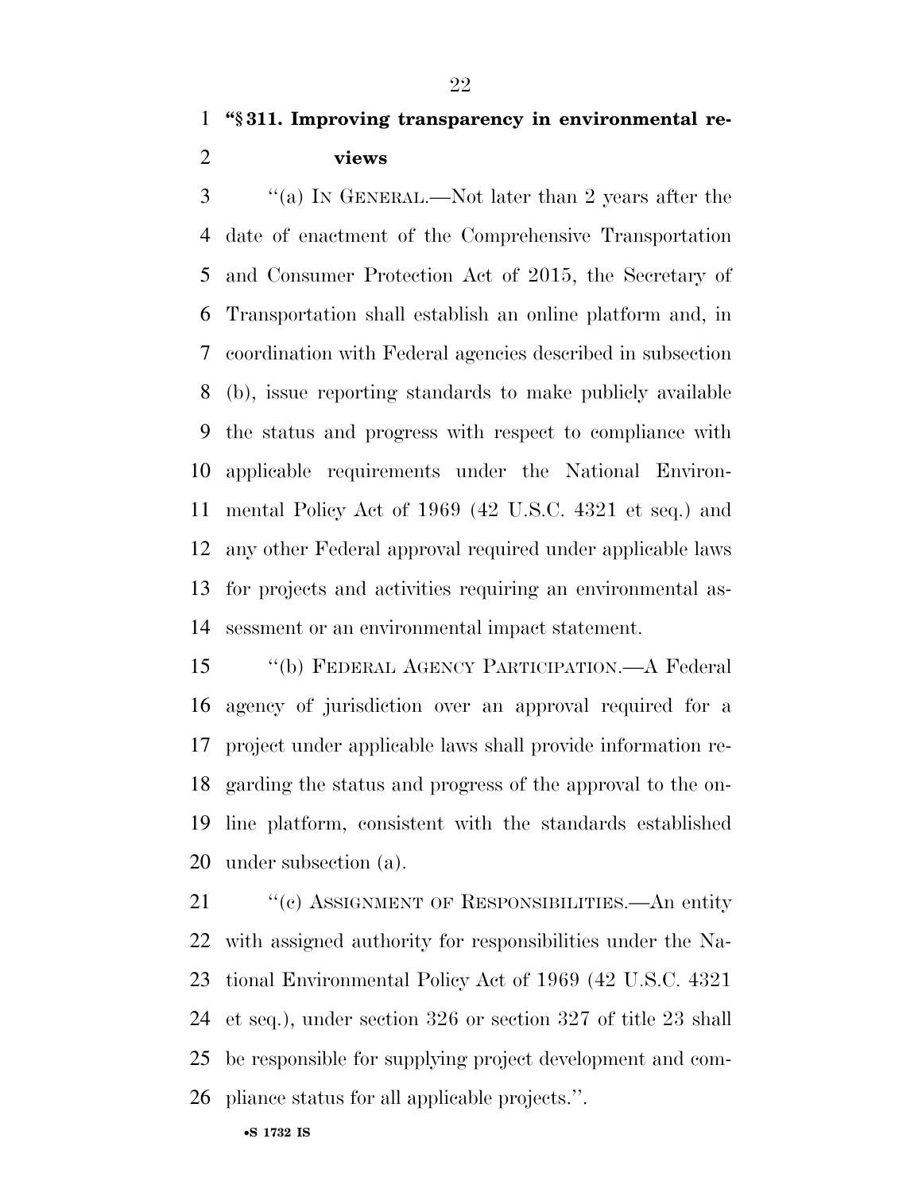**"§ 311. Improving transparency in environmental reviews**

"(a) IN GENERAL.—Not later than 2 years after the date of enactment of the Comprehensive Transportation and Consumer Protection Act of 2015, the Secretary of Transportation shall establish an online platform and, in coordination with Federal agencies described in subsection (b), issue reporting standards to make publicly available the status and progress with respect to compliance with applicable requirements under the National Environmental Policy Act of 1969 (42 U.S.C. 4321 et seq.) and any other Federal approval required under applicable laws for projects and activities requiring an environmental assessment or an environmental impact statement.

"(b) FEDERAL AGENCY PARTICIPATION.—A Federal agency of jurisdiction over an approval required for a project under applicable laws shall provide information regarding the status and progress of the approval to the online platform, consistent with the standards established under subsection (a).

"(c) ASSIGNMENT OF RESPONSIBILITIES.—An entity with assigned authority for responsibilities under the National Environmental Policy Act of 1969 (42 U.S.C. 4321 et seq.), under section 326 or section 327 of title 23 shall be responsible for supplying project development and compliance status for all applicable projects.".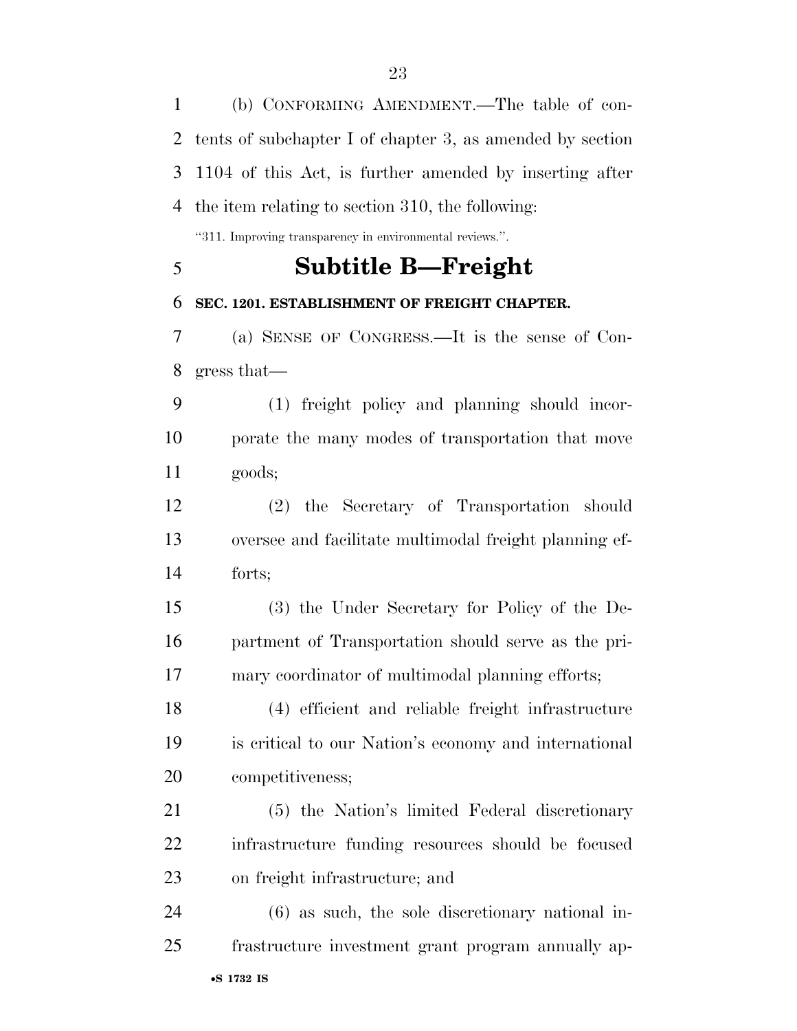(b) CONFORMING AMENDMENT.—The table of contents of subchapter I of chapter 3, as amended by section 1104 of this Act, is further amended by inserting after the item relating to section 310, the following:

"311. Improving transparency in environmental reviews.".

## Subtitle B—Freight

**SEC. 1201. ESTABLISHMENT OF FREIGHT CHAPTER.**

(a) SENSE OF CONGRESS.—It is the sense of Congress that—

(1) freight policy and planning should incorporate the many modes of transportation that move goods;

(2) the Secretary of Transportation should oversee and facilitate multimodal freight planning efforts;

(3) the Under Secretary for Policy of the Department of Transportation should serve as the primary coordinator of multimodal planning efforts;

(4) efficient and reliable freight infrastructure is critical to our Nation's economy and international competitiveness;

(5) the Nation's limited Federal discretionary infrastructure funding resources should be focused on freight infrastructure; and

(6) as such, the sole discretionary national infrastructure investment grant program annually ap-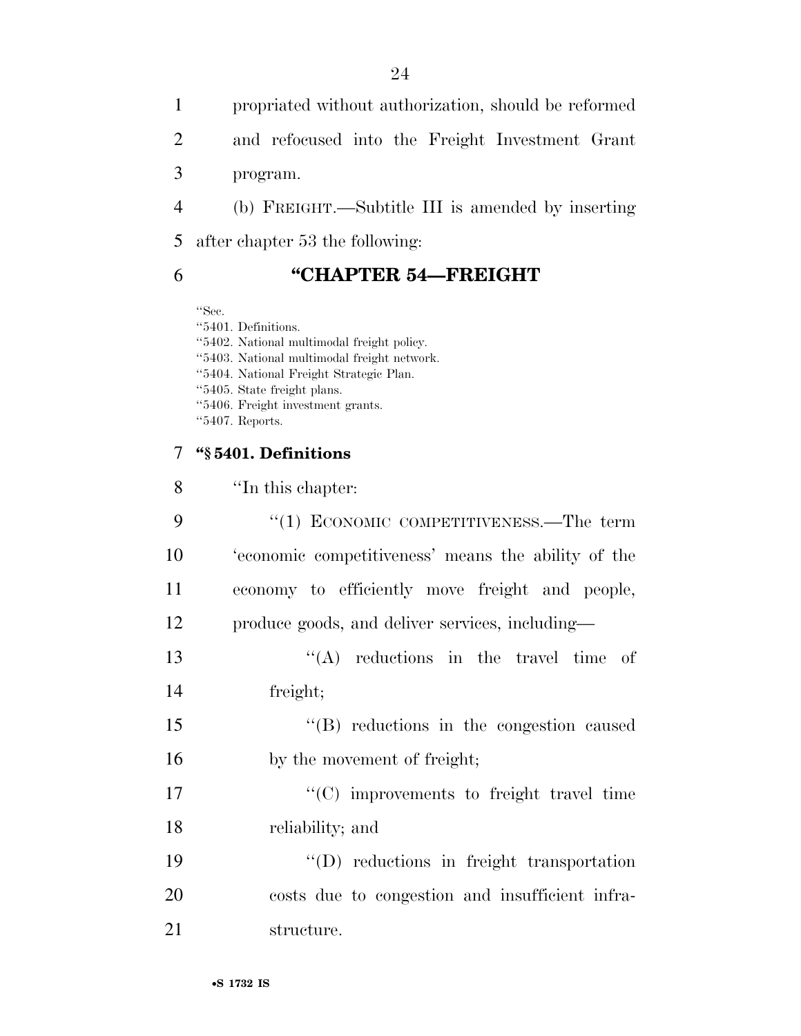propriated without authorization, should be reformed and refocused into the Freight Investment Grant program.

(b) FREIGHT.—Subtitle III is amended by inserting after chapter 53 the following:

## "CHAPTER 54—FREIGHT

"Sec.
"5401. Definitions.
"5402. National multimodal freight policy.
"5403. National multimodal freight network.
"5404. National Freight Strategic Plan.
"5405. State freight plans.
"5406. Freight investment grants.
"5407. Reports.

### "§ 5401. Definitions

"In this chapter:

"(1) ECONOMIC COMPETITIVENESS.—The term 'economic competitiveness' means the ability of the economy to efficiently move freight and people, produce goods, and deliver services, including—

"(A) reductions in the travel time of freight;

"(B) reductions in the congestion caused by the movement of freight;

"(C) improvements to freight travel time reliability; and

"(D) reductions in freight transportation costs due to congestion and insufficient infrastructure.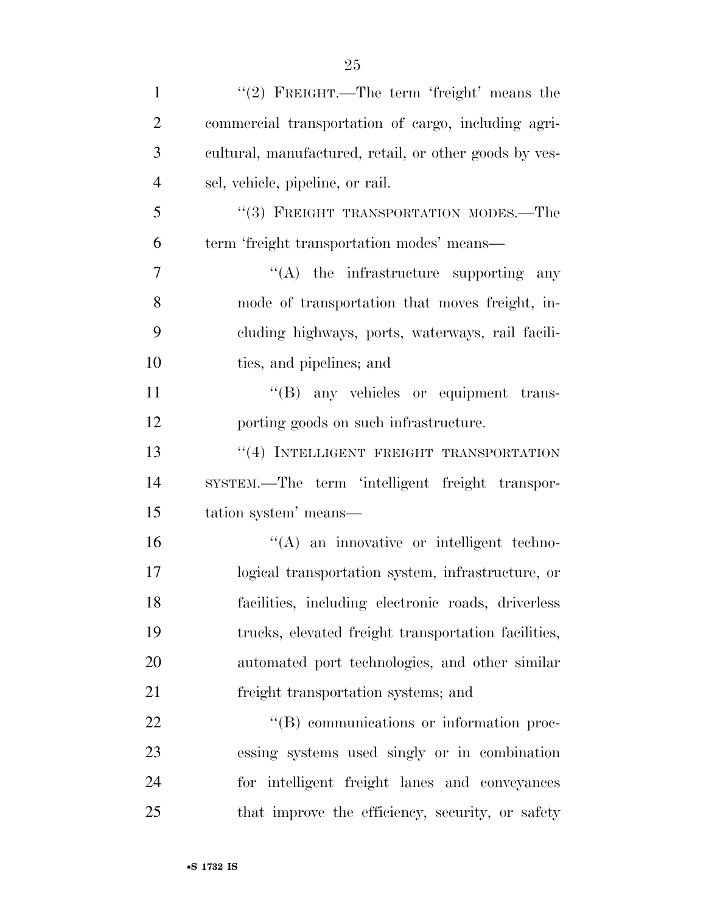"(2) FREIGHT.—The term 'freight' means the commercial transportation of cargo, including agricultural, manufactured, retail, or other goods by vessel, vehicle, pipeline, or rail.

"(3) FREIGHT TRANSPORTATION MODES.—The term 'freight transportation modes' means—

"(A) the infrastructure supporting any mode of transportation that moves freight, including highways, ports, waterways, rail facilities, and pipelines; and

"(B) any vehicles or equipment transporting goods on such infrastructure.

"(4) INTELLIGENT FREIGHT TRANSPORTATION SYSTEM.—The term 'intelligent freight transportation system' means—

"(A) an innovative or intelligent technological transportation system, infrastructure, or facilities, including electronic roads, driverless trucks, elevated freight transportation facilities, automated port technologies, and other similar freight transportation systems; and

"(B) communications or information processing systems used singly or in combination for intelligent freight lanes and conveyances that improve the efficiency, security, or safety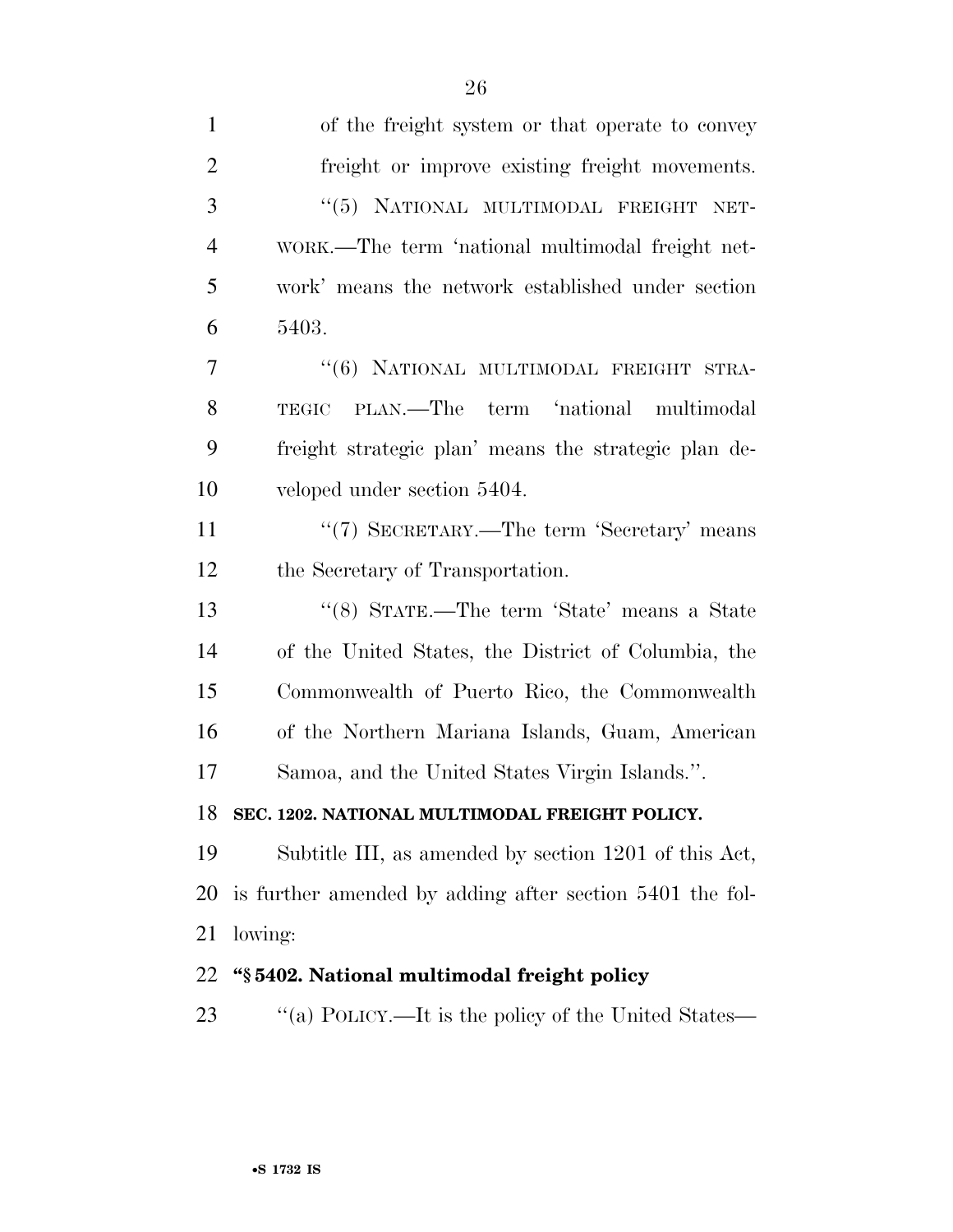of the freight system or that operate to convey freight or improve existing freight movements.

"(5) NATIONAL MULTIMODAL FREIGHT NETWORK.—The term 'national multimodal freight network' means the network established under section 5403.

"(6) NATIONAL MULTIMODAL FREIGHT STRATEGIC PLAN.—The term 'national multimodal freight strategic plan' means the strategic plan developed under section 5404.

"(7) SECRETARY.—The term 'Secretary' means the Secretary of Transportation.

"(8) STATE.—The term 'State' means a State of the United States, the District of Columbia, the Commonwealth of Puerto Rico, the Commonwealth of the Northern Mariana Islands, Guam, American Samoa, and the United States Virgin Islands.".

**SEC. 1202. NATIONAL MULTIMODAL FREIGHT POLICY.**

Subtitle III, as amended by section 1201 of this Act, is further amended by adding after section 5401 the following:

**"§ 5402. National multimodal freight policy**

"(a) POLICY.—It is the policy of the United States—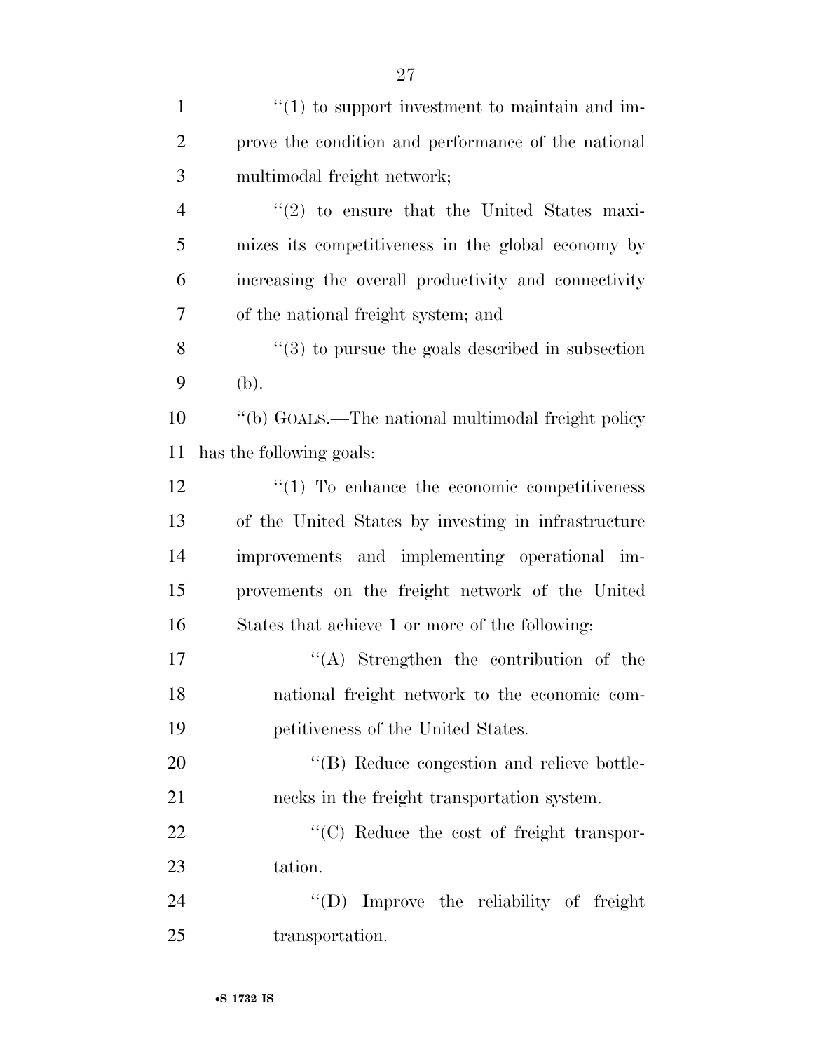''(1) to support investment to maintain and improve the condition and performance of the national multimodal freight network;

''(2) to ensure that the United States maximizes its competitiveness in the global economy by increasing the overall productivity and connectivity of the national freight system; and

''(3) to pursue the goals described in subsection (b).

''(b) GOALS.—The national multimodal freight policy has the following goals:

''(1) To enhance the economic competitiveness of the United States by investing in infrastructure improvements and implementing operational improvements on the freight network of the United States that achieve 1 or more of the following:

''(A) Strengthen the contribution of the national freight network to the economic competitiveness of the United States.

''(B) Reduce congestion and relieve bottlenecks in the freight transportation system.

''(C) Reduce the cost of freight transportation.

''(D) Improve the reliability of freight transportation.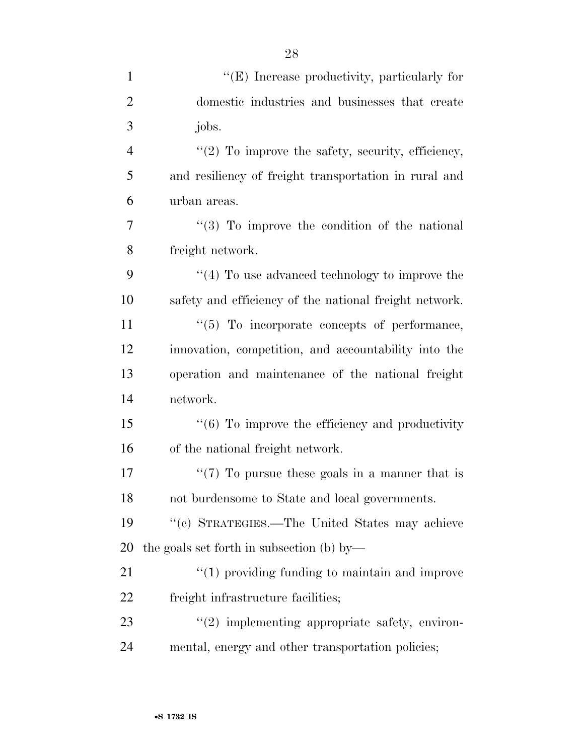''(E) Increase productivity, particularly for domestic industries and businesses that create jobs.

''(2) To improve the safety, security, efficiency, and resiliency of freight transportation in rural and urban areas.

''(3) To improve the condition of the national freight network.

''(4) To use advanced technology to improve the safety and efficiency of the national freight network.

''(5) To incorporate concepts of performance, innovation, competition, and accountability into the operation and maintenance of the national freight network.

''(6) To improve the efficiency and productivity of the national freight network.

''(7) To pursue these goals in a manner that is not burdensome to State and local governments.

''(c) STRATEGIES.—The United States may achieve the goals set forth in subsection (b) by—

''(1) providing funding to maintain and improve freight infrastructure facilities;

''(2) implementing appropriate safety, environmental, energy and other transportation policies;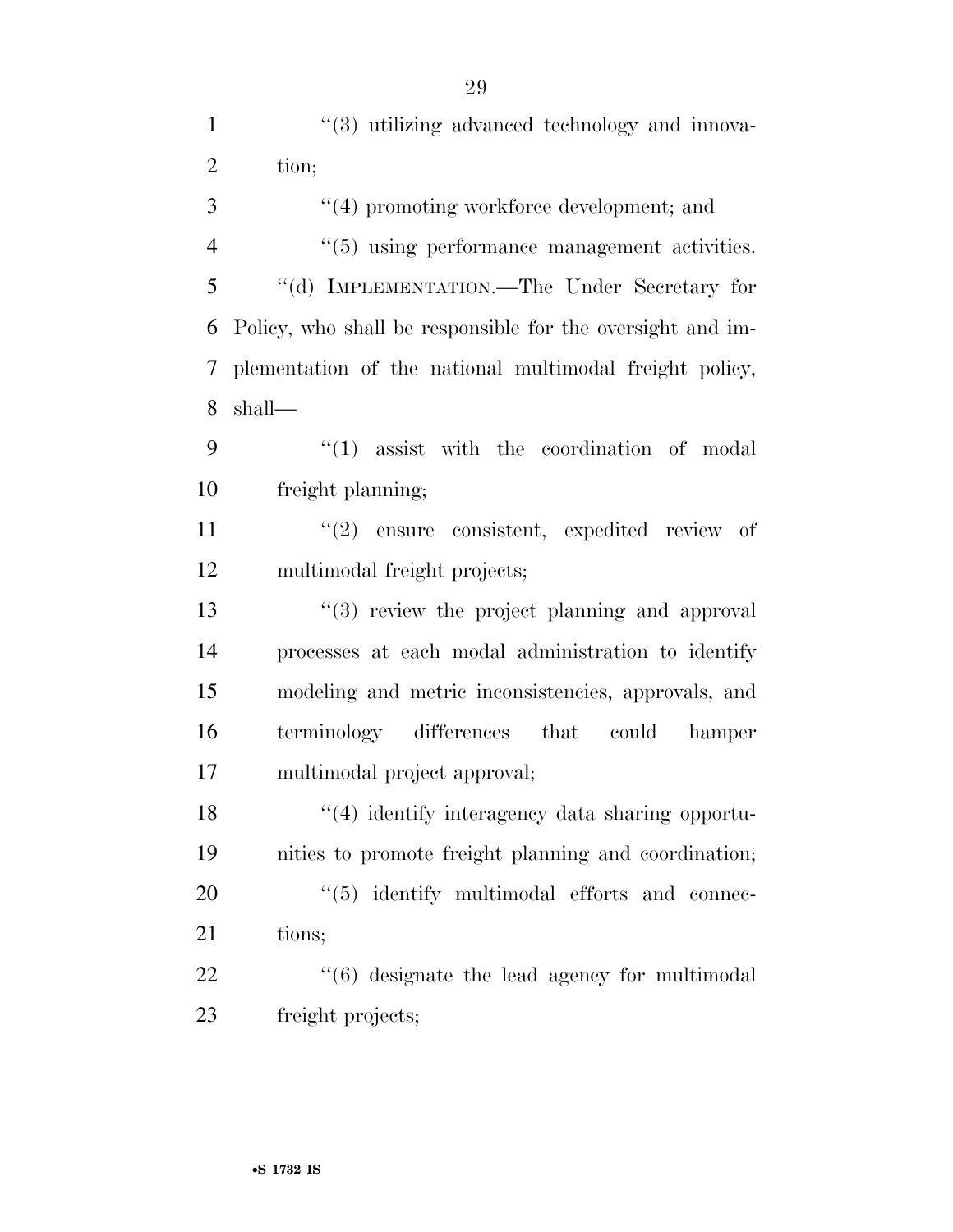''(3) utilizing advanced technology and innovation;

''(4) promoting workforce development; and

''(5) using performance management activities.

''(d) IMPLEMENTATION.—The Under Secretary for Policy, who shall be responsible for the oversight and implementation of the national multimodal freight policy, shall—

''(1) assist with the coordination of modal freight planning;

''(2) ensure consistent, expedited review of multimodal freight projects;

''(3) review the project planning and approval processes at each modal administration to identify modeling and metric inconsistencies, approvals, and terminology differences that could hamper multimodal project approval;

''(4) identify interagency data sharing opportunities to promote freight planning and coordination;

''(5) identify multimodal efforts and connections;

''(6) designate the lead agency for multimodal freight projects;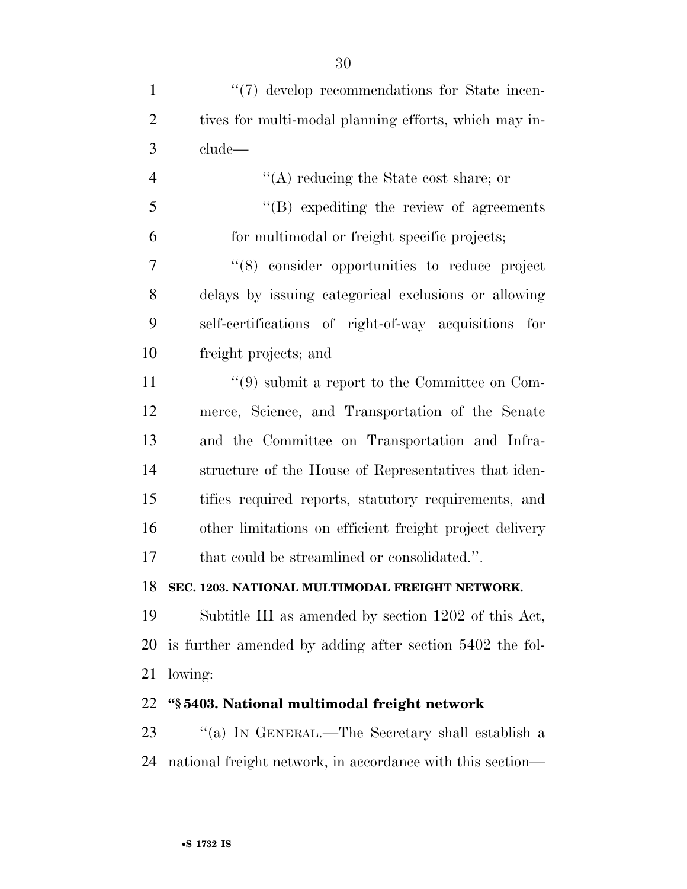''(7) develop recommendations for State incentives for multi-modal planning efforts, which may include—

''(A) reducing the State cost share; or

''(B) expediting the review of agreements for multimodal or freight specific projects;

''(8) consider opportunities to reduce project delays by issuing categorical exclusions or allowing self-certifications of right-of-way acquisitions for freight projects; and

''(9) submit a report to the Committee on Commerce, Science, and Transportation of the Senate and the Committee on Transportation and Infrastructure of the House of Representatives that identifies required reports, statutory requirements, and other limitations on efficient freight project delivery that could be streamlined or consolidated.''.

**SEC. 1203. NATIONAL MULTIMODAL FREIGHT NETWORK.**

Subtitle III as amended by section 1202 of this Act, is further amended by adding after section 5402 the following:

**''§ 5403. National multimodal freight network**

''(a) IN GENERAL.—The Secretary shall establish a national freight network, in accordance with this section—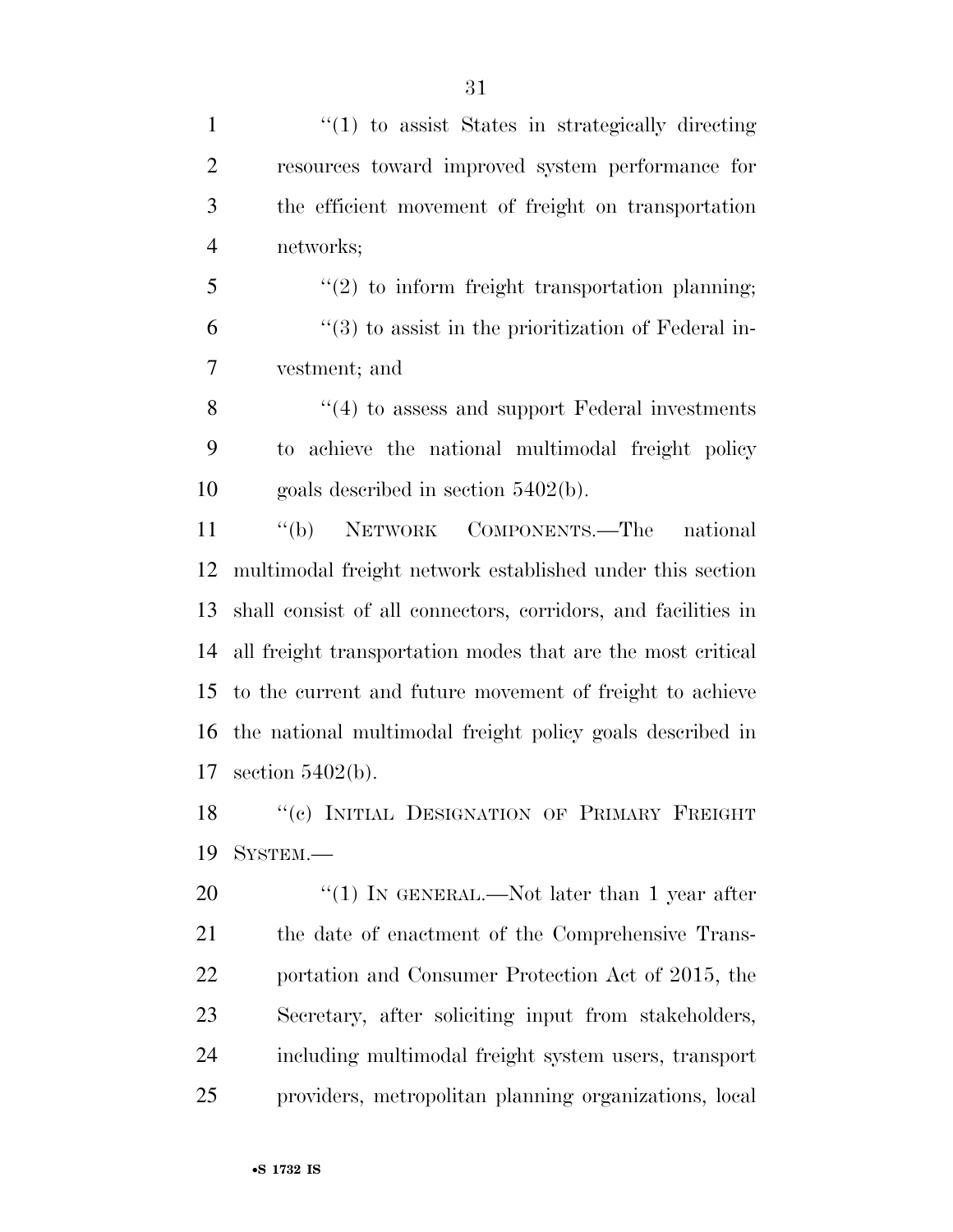''(1) to assist States in strategically directing resources toward improved system performance for the efficient movement of freight on transportation networks;

''(2) to inform freight transportation planning;

''(3) to assist in the prioritization of Federal investment; and

''(4) to assess and support Federal investments to achieve the national multimodal freight policy goals described in section 5402(b).

''(b) NETWORK COMPONENTS.—The national multimodal freight network established under this section shall consist of all connectors, corridors, and facilities in all freight transportation modes that are the most critical to the current and future movement of freight to achieve the national multimodal freight policy goals described in section 5402(b).

''(c) INITIAL DESIGNATION OF PRIMARY FREIGHT SYSTEM.—

''(1) IN GENERAL.—Not later than 1 year after the date of enactment of the Comprehensive Transportation and Consumer Protection Act of 2015, the Secretary, after soliciting input from stakeholders, including multimodal freight system users, transport providers, metropolitan planning organizations, local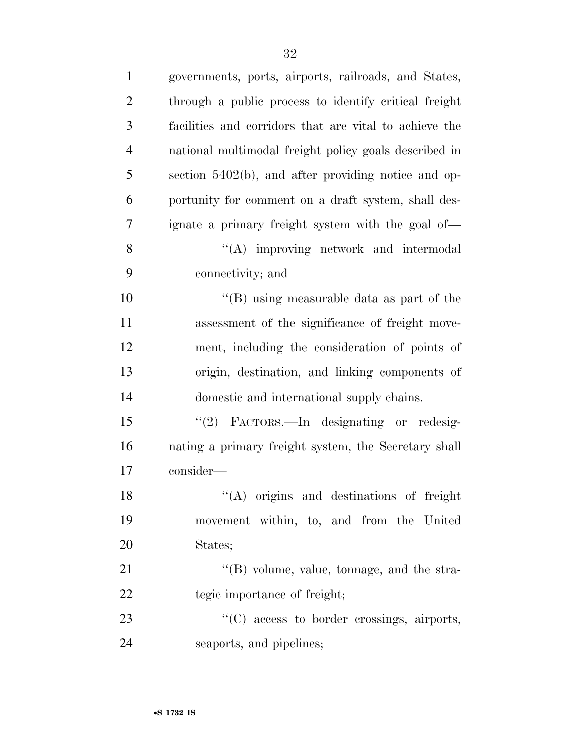governments, ports, airports, railroads, and States, through a public process to identify critical freight facilities and corridors that are vital to achieve the national multimodal freight policy goals described in section 5402(b), and after providing notice and opportunity for comment on a draft system, shall designate a primary freight system with the goal of—

''(A) improving network and intermodal connectivity; and

''(B) using measurable data as part of the assessment of the significance of freight movement, including the consideration of points of origin, destination, and linking components of domestic and international supply chains.

''(2) FACTORS.—In designating or redesignating a primary freight system, the Secretary shall consider—

''(A) origins and destinations of freight movement within, to, and from the United States;

''(B) volume, value, tonnage, and the strategic importance of freight;

''(C) access to border crossings, airports, seaports, and pipelines;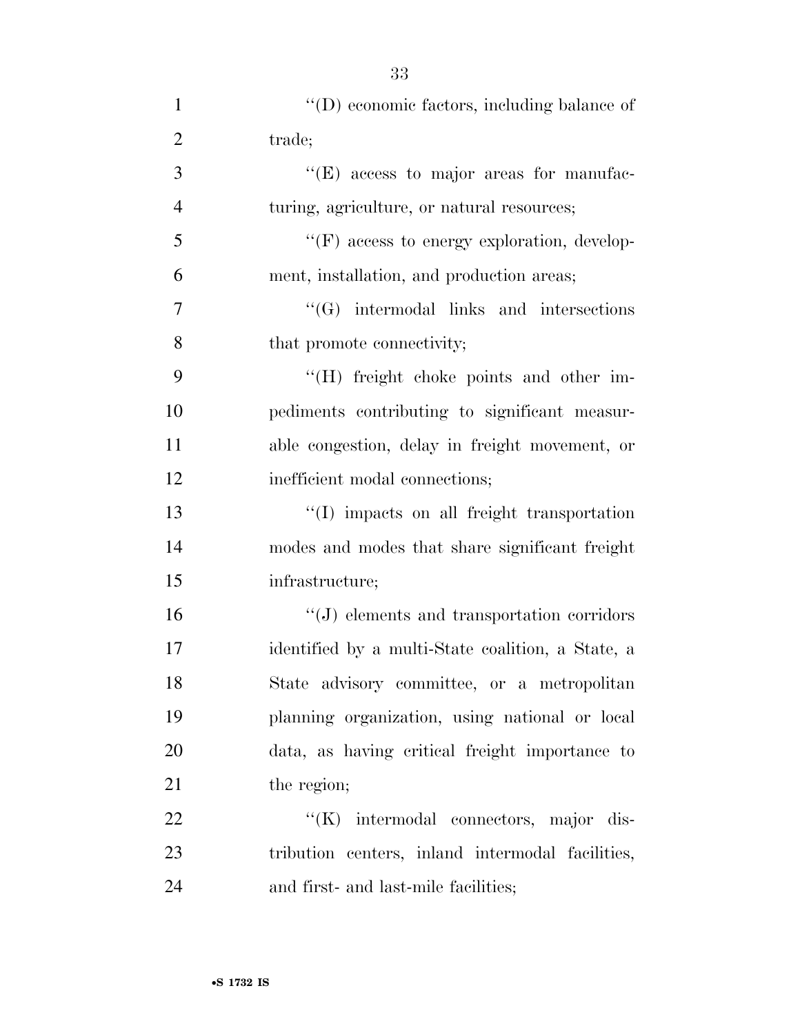''(D) economic factors, including balance of trade;

''(E) access to major areas for manufacturing, agriculture, or natural resources;

''(F) access to energy exploration, development, installation, and production areas;

''(G) intermodal links and intersections that promote connectivity;

''(H) freight choke points and other impediments contributing to significant measurable congestion, delay in freight movement, or inefficient modal connections;

''(I) impacts on all freight transportation modes and modes that share significant freight infrastructure;

''(J) elements and transportation corridors identified by a multi-State coalition, a State, a State advisory committee, or a metropolitan planning organization, using national or local data, as having critical freight importance to the region;

''(K) intermodal connectors, major distribution centers, inland intermodal facilities, and first- and last-mile facilities;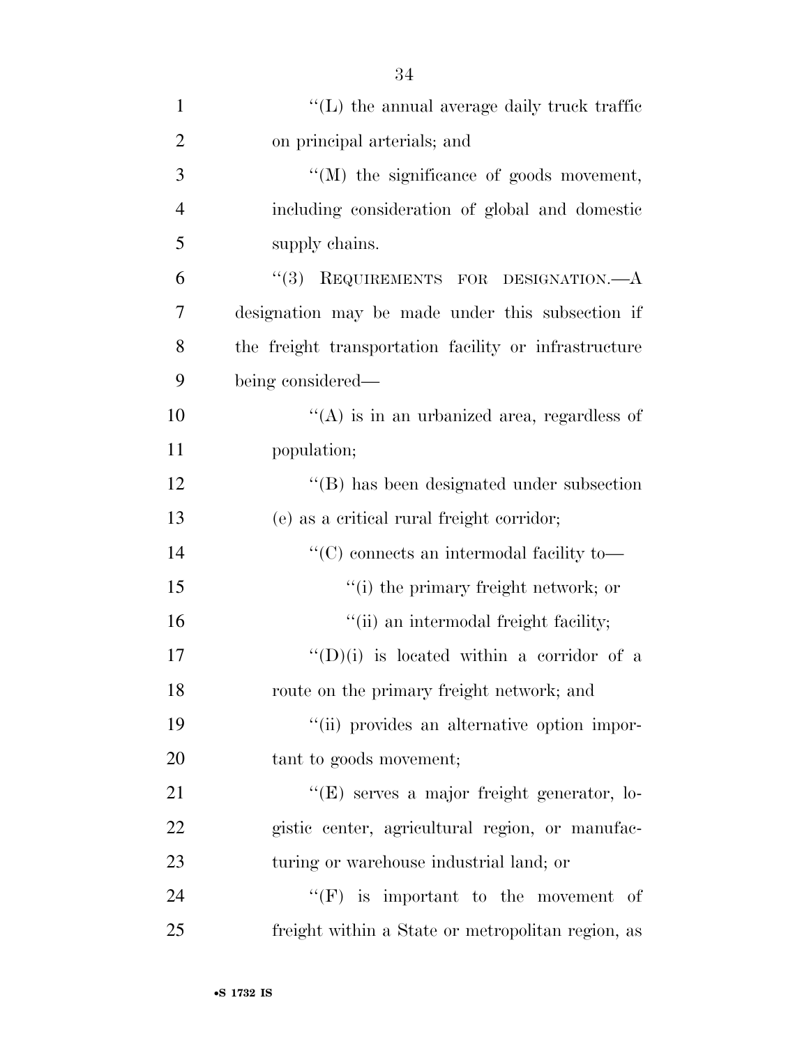''(L) the annual average daily truck traffic on principal arterials; and

''(M) the significance of goods movement, including consideration of global and domestic supply chains.

''(3) REQUIREMENTS FOR DESIGNATION.—A designation may be made under this subsection if the freight transportation facility or infrastructure being considered—

''(A) is in an urbanized area, regardless of population;

''(B) has been designated under subsection (e) as a critical rural freight corridor;

''(C) connects an intermodal facility to—

''(i) the primary freight network; or

''(ii) an intermodal freight facility;

''(D)(i) is located within a corridor of a route on the primary freight network; and

''(ii) provides an alternative option important to goods movement;

''(E) serves a major freight generator, logistic center, agricultural region, or manufacturing or warehouse industrial land; or

''(F) is important to the movement of freight within a State or metropolitan region, as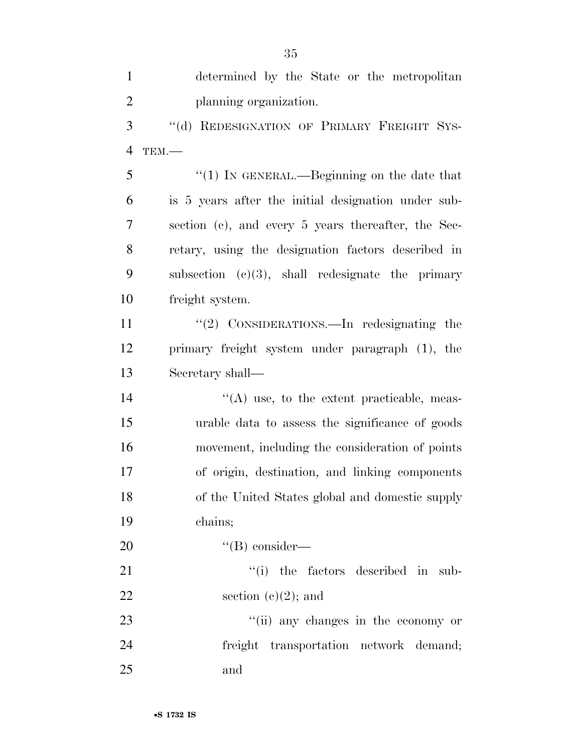determined by the State or the metropolitan planning organization.

''(d) REDESIGNATION OF PRIMARY FREIGHT SYSTEM.—

''(1) IN GENERAL.—Beginning on the date that is 5 years after the initial designation under subsection (c), and every 5 years thereafter, the Secretary, using the designation factors described in subsection (c)(3), shall redesignate the primary freight system.

''(2) CONSIDERATIONS.—In redesignating the primary freight system under paragraph (1), the Secretary shall—

''(A) use, to the extent practicable, measurable data to assess the significance of goods movement, including the consideration of points of origin, destination, and linking components of the United States global and domestic supply chains;

''(B) consider—

''(i) the factors described in subsection (c)(2); and

''(ii) any changes in the economy or freight transportation network demand; and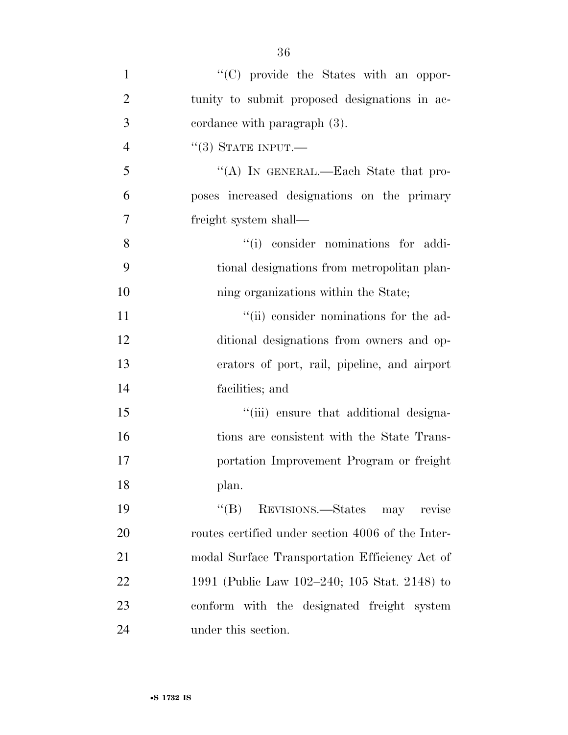''(C) provide the States with an opportunity to submit proposed designations in accordance with paragraph (3).

''(3) STATE INPUT.—

''(A) IN GENERAL.—Each State that proposes increased designations on the primary freight system shall—

''(i) consider nominations for additional designations from metropolitan planning organizations within the State;

''(ii) consider nominations for the additional designations from owners and operators of port, rail, pipeline, and airport facilities; and

''(iii) ensure that additional designations are consistent with the State Transportation Improvement Program or freight plan.

''(B) REVISIONS.—States may revise routes certified under section 4006 of the Intermodal Surface Transportation Efficiency Act of 1991 (Public Law 102–240; 105 Stat. 2148) to conform with the designated freight system under this section.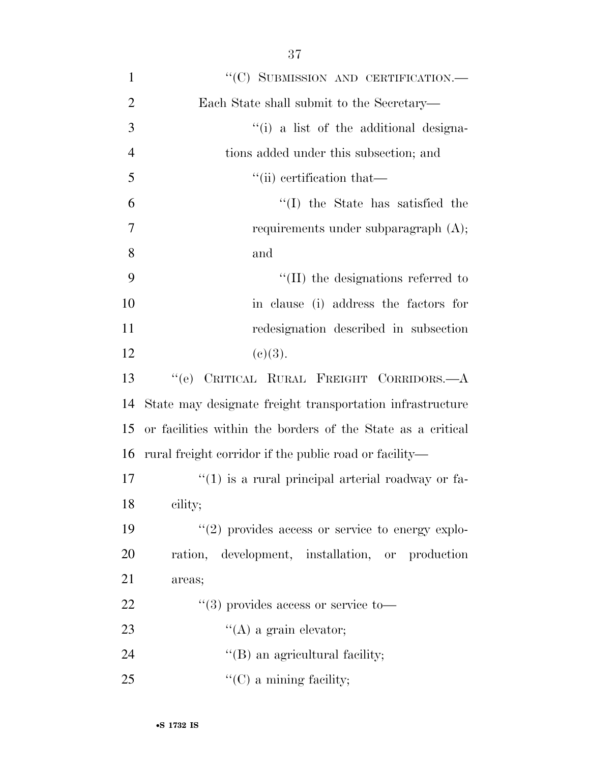"(C) SUBMISSION AND CERTIFICATION.—Each State shall submit to the Secretary—

"(i) a list of the additional designations added under this subsection; and

"(ii) certification that—

"(I) the State has satisfied the requirements under subparagraph (A); and

"(II) the designations referred to in clause (i) address the factors for redesignation described in subsection (c)(3).

"(e) CRITICAL RURAL FREIGHT CORRIDORS.—A State may designate freight transportation infrastructure or facilities within the borders of the State as a critical rural freight corridor if the public road or facility—

"(1) is a rural principal arterial roadway or facility;

"(2) provides access or service to energy exploration, development, installation, or production areas;

"(3) provides access or service to—

"(A) a grain elevator;

"(B) an agricultural facility;

"(C) a mining facility;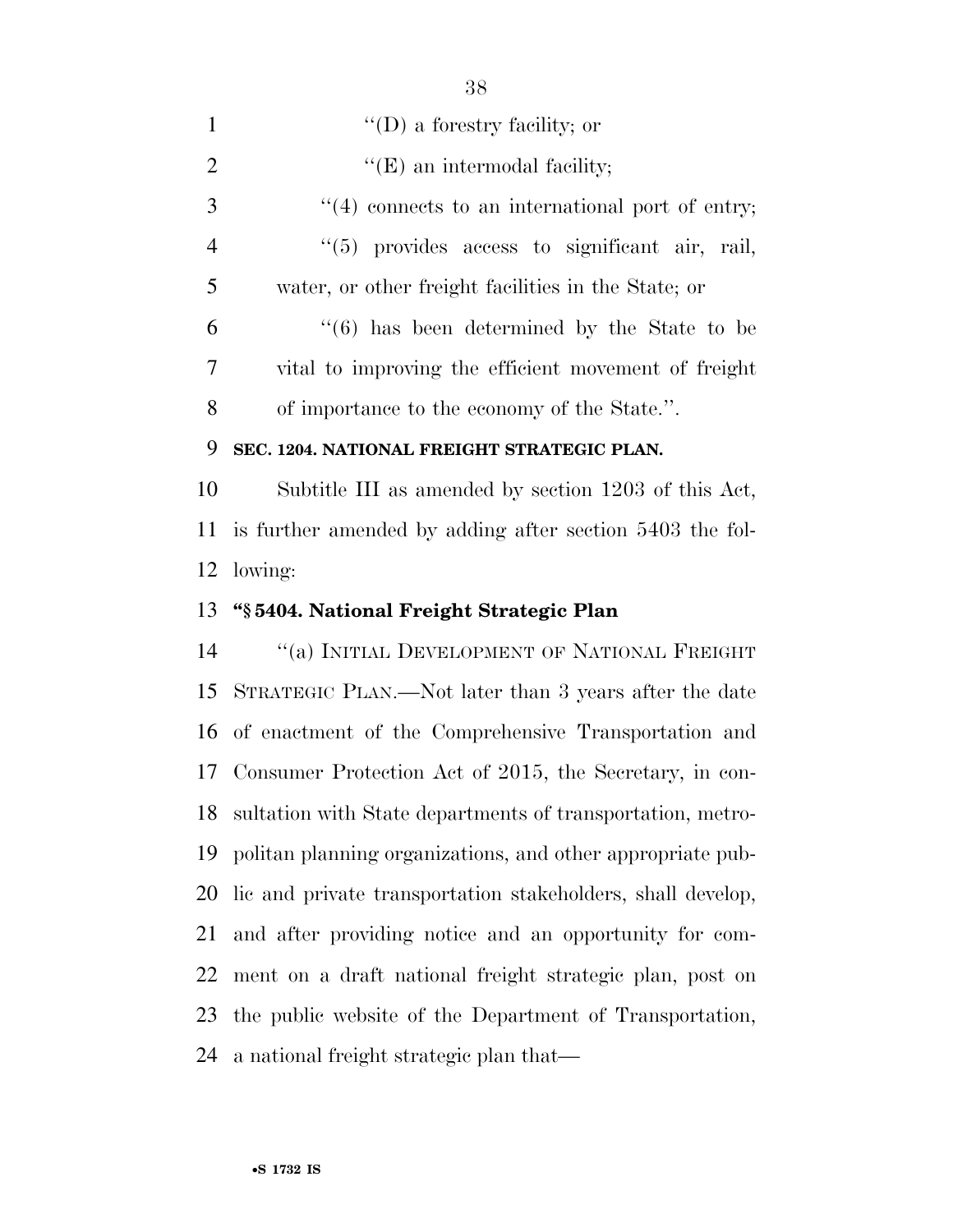''(D) a forestry facility; or

''(E) an intermodal facility;

''(4) connects to an international port of entry;

''(5) provides access to significant air, rail, water, or other freight facilities in the State; or

''(6) has been determined by the State to be vital to improving the efficient movement of freight of importance to the economy of the State.''.

**SEC. 1204. NATIONAL FREIGHT STRATEGIC PLAN.**

Subtitle III as amended by section 1203 of this Act, is further amended by adding after section 5403 the following:

**''§ 5404. National Freight Strategic Plan**

''(a) INITIAL DEVELOPMENT OF NATIONAL FREIGHT STRATEGIC PLAN.—Not later than 3 years after the date of enactment of the Comprehensive Transportation and Consumer Protection Act of 2015, the Secretary, in consultation with State departments of transportation, metropolitan planning organizations, and other appropriate public and private transportation stakeholders, shall develop, and after providing notice and an opportunity for comment on a draft national freight strategic plan, post on the public website of the Department of Transportation, a national freight strategic plan that—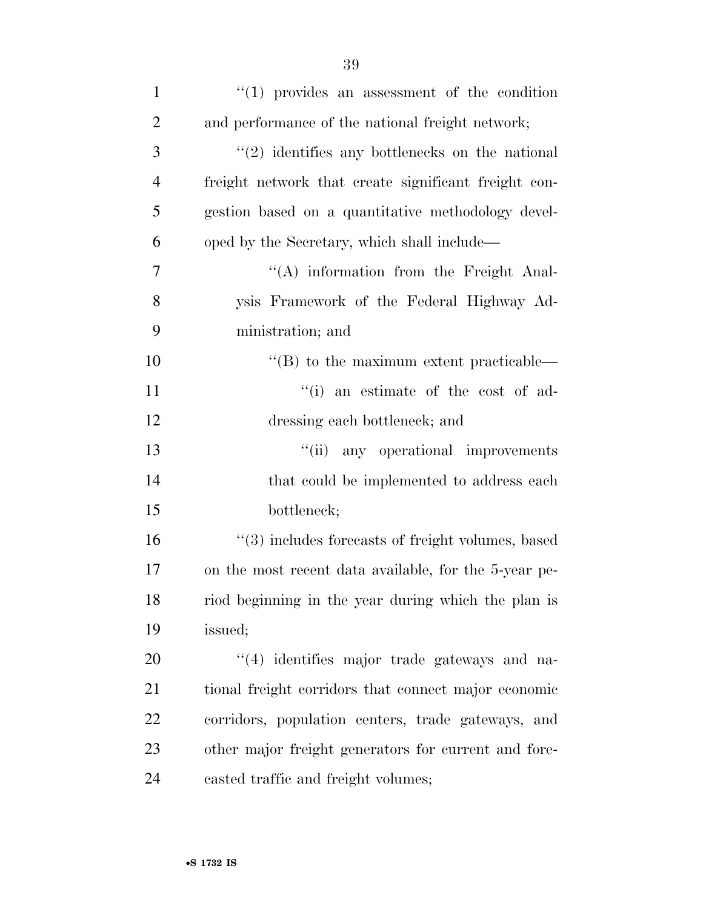''(1) provides an assessment of the condition and performance of the national freight network;

''(2) identifies any bottlenecks on the national freight network that create significant freight congestion based on a quantitative methodology developed by the Secretary, which shall include—

''(A) information from the Freight Analysis Framework of the Federal Highway Administration; and

''(B) to the maximum extent practicable—

''(i) an estimate of the cost of addressing each bottleneck; and

''(ii) any operational improvements that could be implemented to address each bottleneck;

''(3) includes forecasts of freight volumes, based on the most recent data available, for the 5-year period beginning in the year during which the plan is issued;

''(4) identifies major trade gateways and national freight corridors that connect major economic corridors, population centers, trade gateways, and other major freight generators for current and forecasted traffic and freight volumes;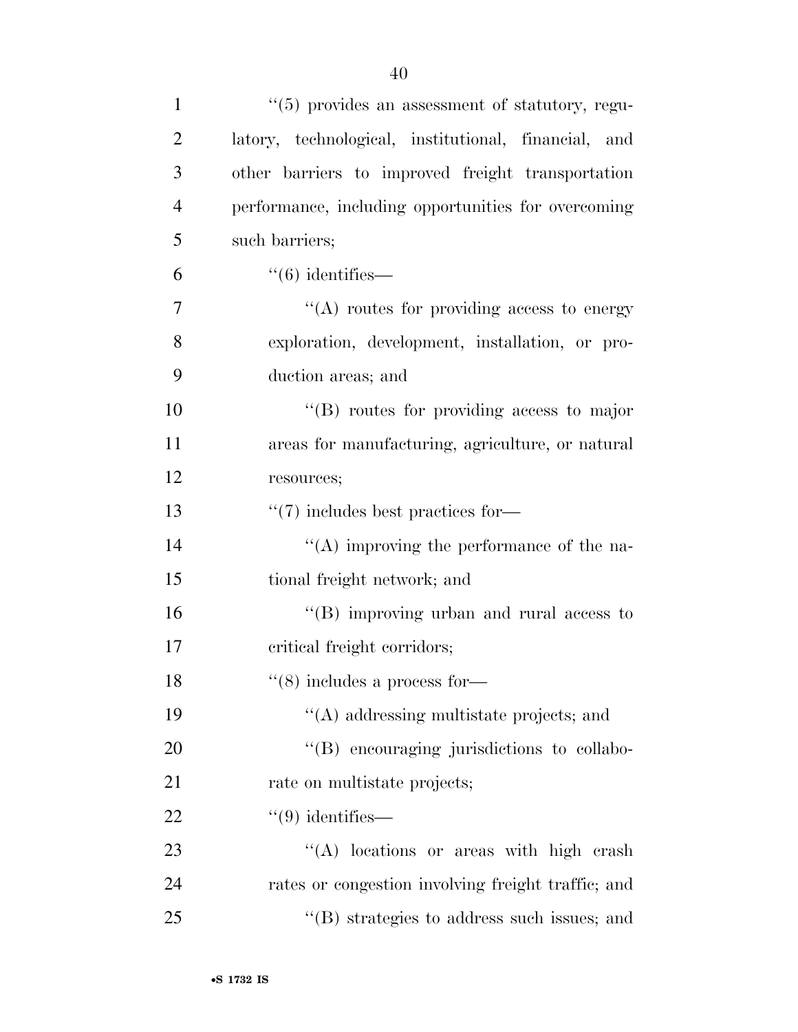"(5) provides an assessment of statutory, regulatory, technological, institutional, financial, and other barriers to improved freight transportation performance, including opportunities for overcoming such barriers;

"(6) identifies—

"(A) routes for providing access to energy exploration, development, installation, or production areas; and

"(B) routes for providing access to major areas for manufacturing, agriculture, or natural resources;

"(7) includes best practices for—

"(A) improving the performance of the national freight network; and

"(B) improving urban and rural access to critical freight corridors;

"(8) includes a process for—

"(A) addressing multistate projects; and

"(B) encouraging jurisdictions to collaborate on multistate projects;

"(9) identifies—

"(A) locations or areas with high crash rates or congestion involving freight traffic; and

"(B) strategies to address such issues; and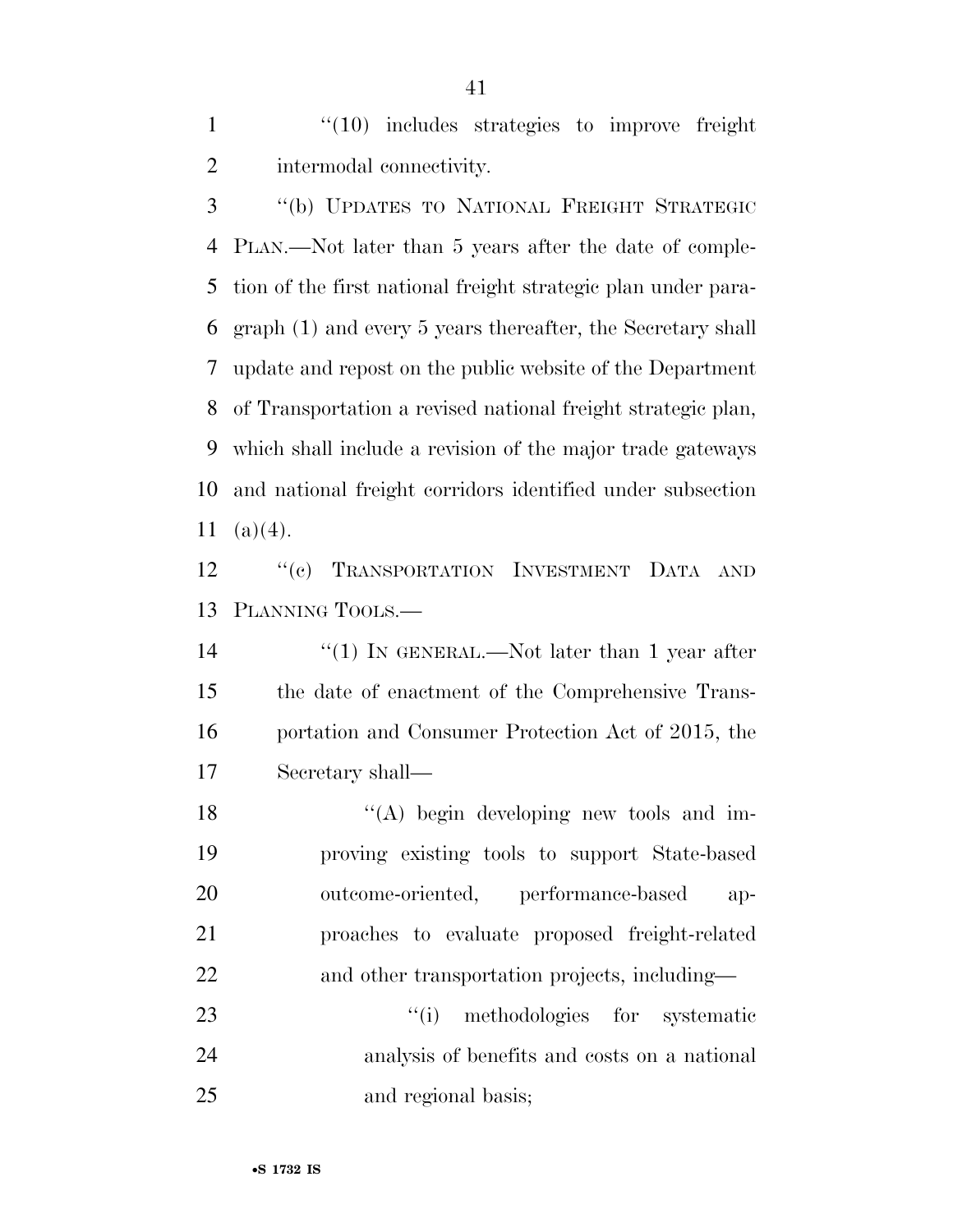"(10) includes strategies to improve freight intermodal connectivity.

"(b) UPDATES TO NATIONAL FREIGHT STRATEGIC PLAN.—Not later than 5 years after the date of completion of the first national freight strategic plan under paragraph (1) and every 5 years thereafter, the Secretary shall update and repost on the public website of the Department of Transportation a revised national freight strategic plan, which shall include a revision of the major trade gateways and national freight corridors identified under subsection (a)(4).

"(c) TRANSPORTATION INVESTMENT DATA AND PLANNING TOOLS.—

"(1) IN GENERAL.—Not later than 1 year after the date of enactment of the Comprehensive Transportation and Consumer Protection Act of 2015, the Secretary shall—

"(A) begin developing new tools and improving existing tools to support State-based outcome-oriented, performance-based approaches to evaluate proposed freight-related and other transportation projects, including—

"(i) methodologies for systematic analysis of benefits and costs on a national and regional basis;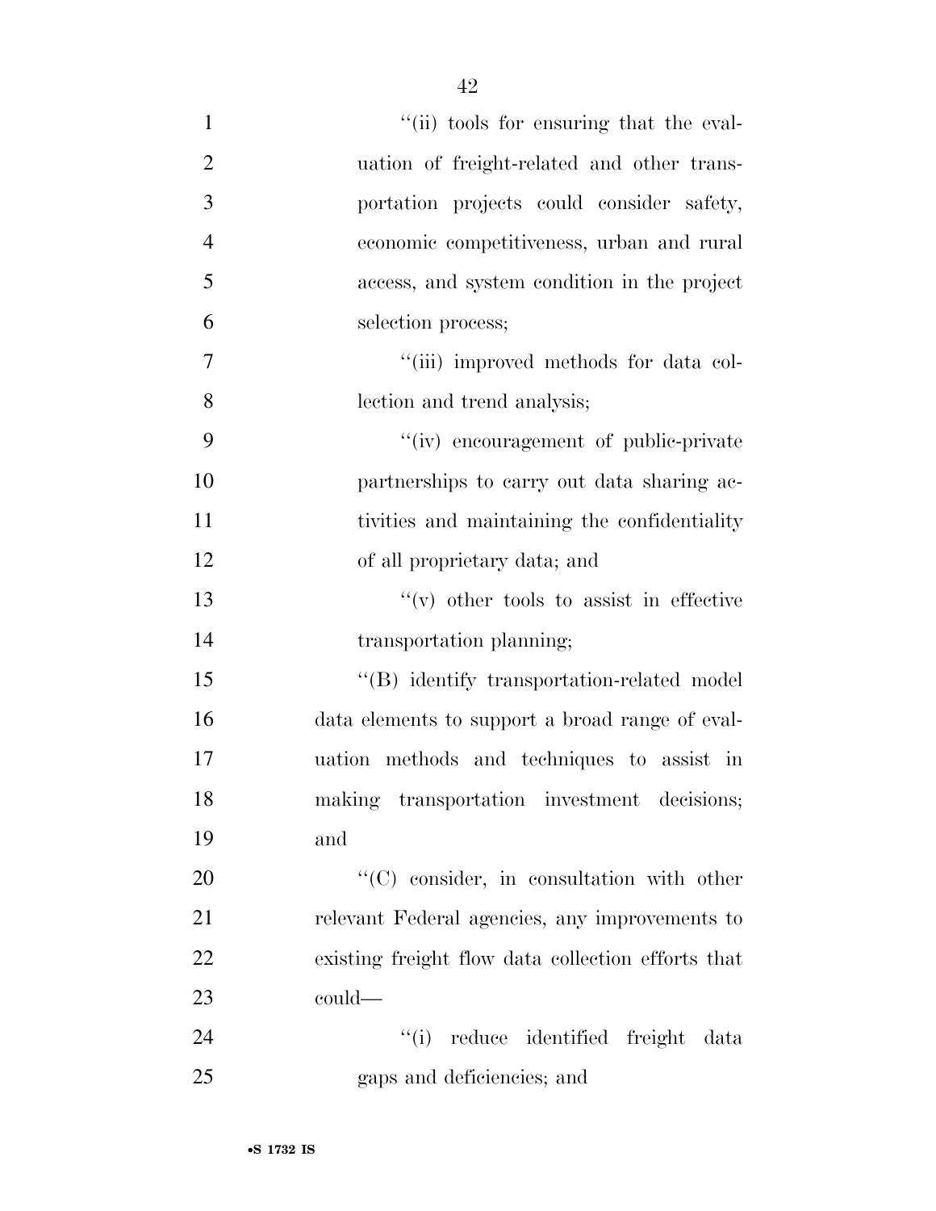"(ii) tools for ensuring that the evaluation of freight-related and other transportation projects could consider safety, economic competitiveness, urban and rural access, and system condition in the project selection process;

"(iii) improved methods for data collection and trend analysis;

"(iv) encouragement of public-private partnerships to carry out data sharing activities and maintaining the confidentiality of all proprietary data; and

"(v) other tools to assist in effective transportation planning;

"(B) identify transportation-related model data elements to support a broad range of evaluation methods and techniques to assist in making transportation investment decisions; and

"(C) consider, in consultation with other relevant Federal agencies, any improvements to existing freight flow data collection efforts that could—

"(i) reduce identified freight data gaps and deficiencies; and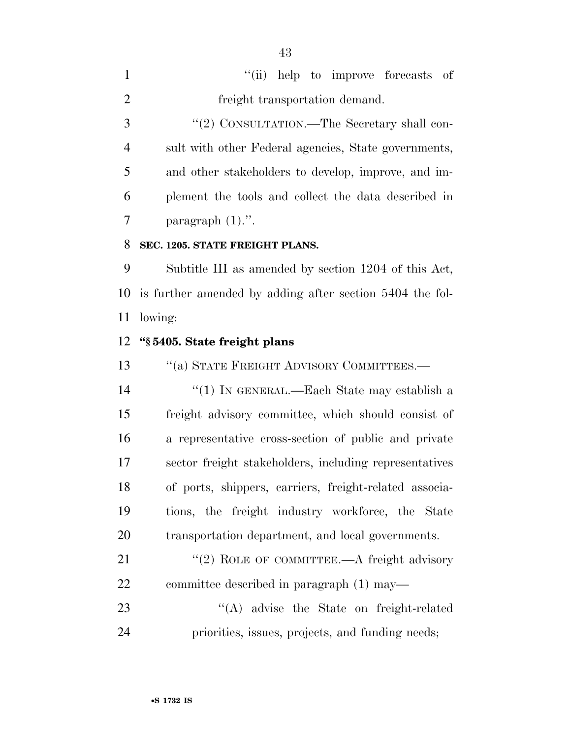''(ii) help to improve forecasts of freight transportation demand.

''(2) CONSULTATION.—The Secretary shall consult with other Federal agencies, State governments, and other stakeholders to develop, improve, and implement the tools and collect the data described in paragraph (1).''.

**SEC. 1205. STATE FREIGHT PLANS.**

Subtitle III as amended by section 1204 of this Act, is further amended by adding after section 5404 the following:

**''§ 5405. State freight plans**

''(a) STATE FREIGHT ADVISORY COMMITTEES.—

''(1) IN GENERAL.—Each State may establish a freight advisory committee, which should consist of a representative cross-section of public and private sector freight stakeholders, including representatives of ports, shippers, carriers, freight-related associations, the freight industry workforce, the State transportation department, and local governments.

''(2) ROLE OF COMMITTEE.—A freight advisory committee described in paragraph (1) may—

''(A) advise the State on freight-related priorities, issues, projects, and funding needs;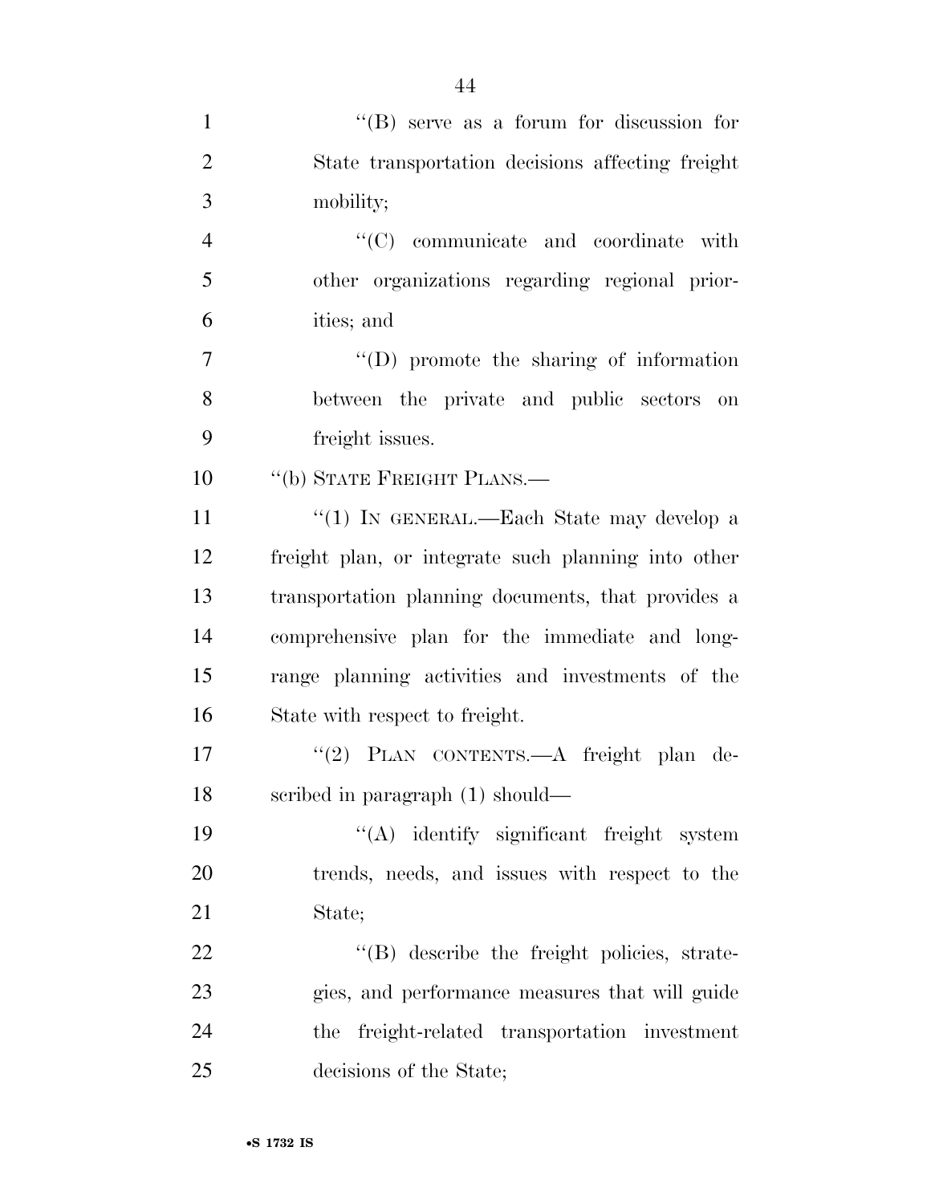''(B) serve as a forum for discussion for State transportation decisions affecting freight mobility;

''(C) communicate and coordinate with other organizations regarding regional priorities; and

''(D) promote the sharing of information between the private and public sectors on freight issues.

''(b) STATE FREIGHT PLANS.—

''(1) IN GENERAL.—Each State may develop a freight plan, or integrate such planning into other transportation planning documents, that provides a comprehensive plan for the immediate and long-range planning activities and investments of the State with respect to freight.

''(2) PLAN CONTENTS.—A freight plan described in paragraph (1) should—

''(A) identify significant freight system trends, needs, and issues with respect to the State;

''(B) describe the freight policies, strategies, and performance measures that will guide the freight-related transportation investment decisions of the State;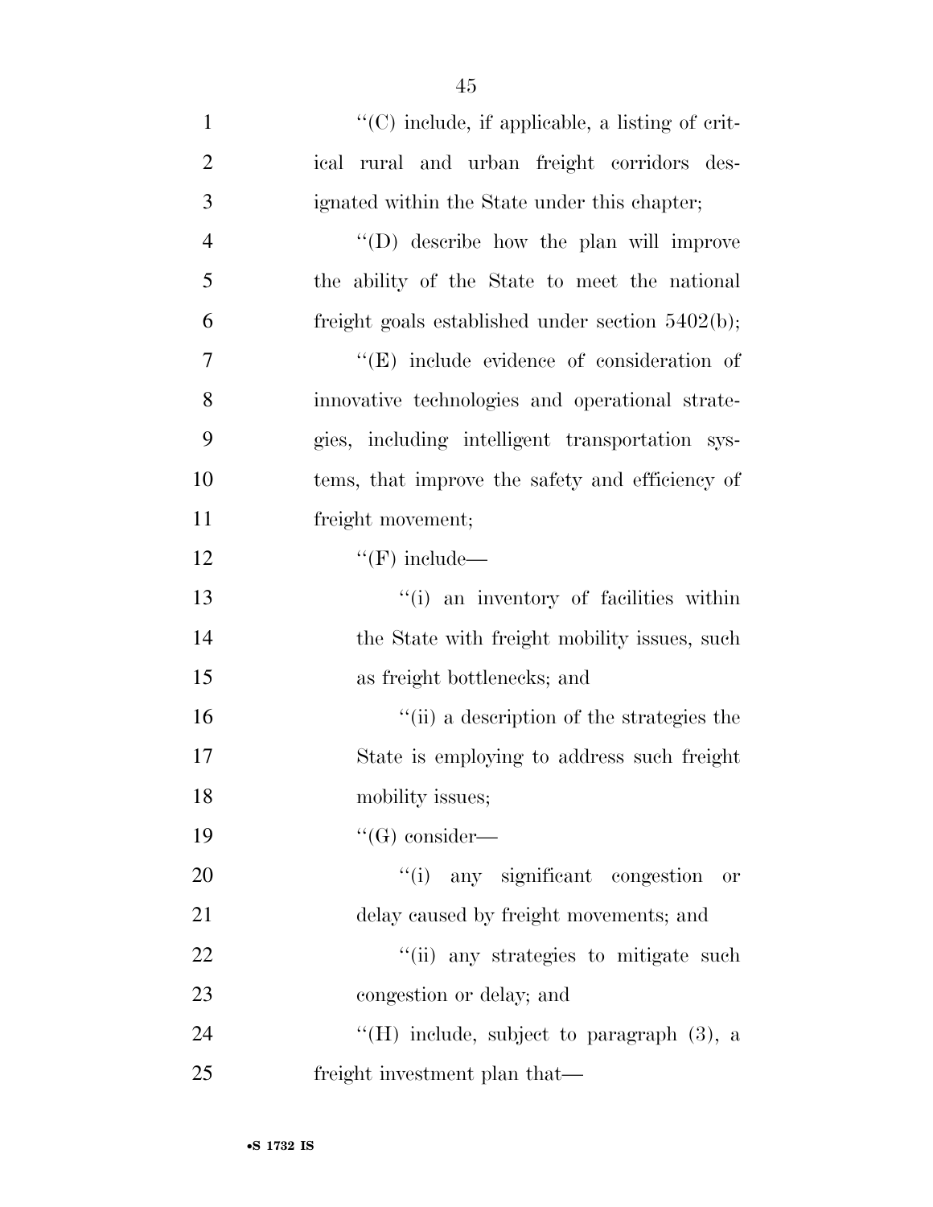''(C) include, if applicable, a listing of critical rural and urban freight corridors designated within the State under this chapter;

''(D) describe how the plan will improve the ability of the State to meet the national freight goals established under section 5402(b);

''(E) include evidence of consideration of innovative technologies and operational strategies, including intelligent transportation systems, that improve the safety and efficiency of freight movement;

''(F) include—

''(i) an inventory of facilities within the State with freight mobility issues, such as freight bottlenecks; and

''(ii) a description of the strategies the State is employing to address such freight mobility issues;

''(G) consider—

''(i) any significant congestion or delay caused by freight movements; and

''(ii) any strategies to mitigate such congestion or delay; and

''(H) include, subject to paragraph (3), a freight investment plan that—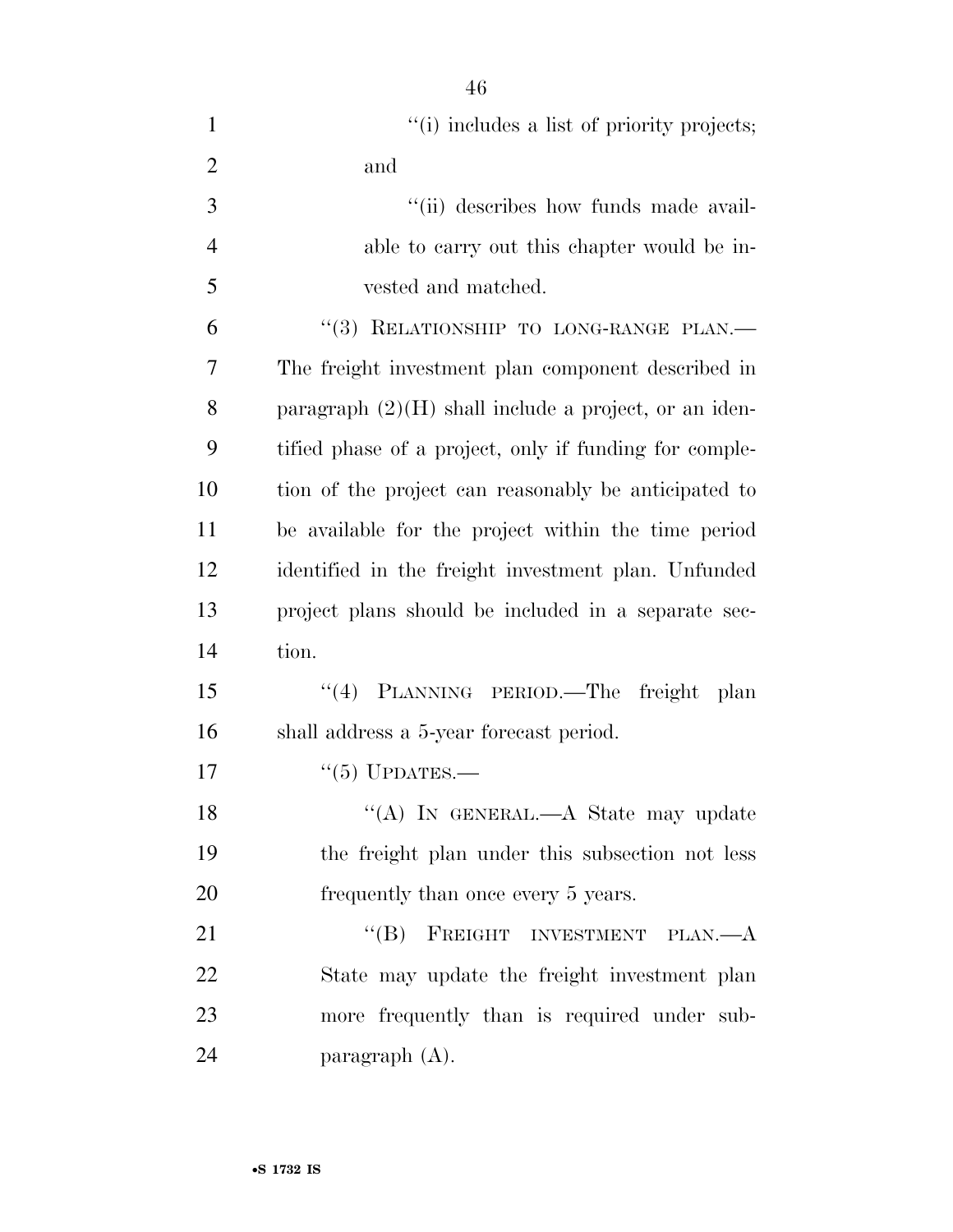"(i) includes a list of priority projects; and

"(ii) describes how funds made available to carry out this chapter would be invested and matched.

"(3) RELATIONSHIP TO LONG-RANGE PLAN.—The freight investment plan component described in paragraph (2)(H) shall include a project, or an identified phase of a project, only if funding for completion of the project can reasonably be anticipated to be available for the project within the time period identified in the freight investment plan. Unfunded project plans should be included in a separate section.

"(4) PLANNING PERIOD.—The freight plan shall address a 5-year forecast period.

"(5) UPDATES.—

"(A) IN GENERAL.—A State may update the freight plan under this subsection not less frequently than once every 5 years.

"(B) FREIGHT INVESTMENT PLAN.—A State may update the freight investment plan more frequently than is required under subparagraph (A).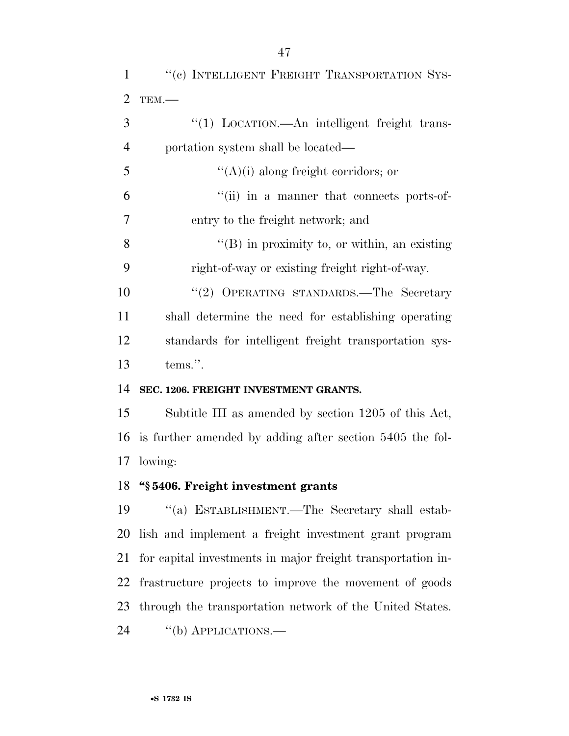"(c) INTELLIGENT FREIGHT TRANSPORTATION SYSTEM.—

"(1) LOCATION.—An intelligent freight transportation system shall be located—

"(A)(i) along freight corridors; or

"(ii) in a manner that connects ports-of-entry to the freight network; and

"(B) in proximity to, or within, an existing right-of-way or existing freight right-of-way.

"(2) OPERATING STANDARDS.—The Secretary shall determine the need for establishing operating standards for intelligent freight transportation systems.".

**SEC. 1206. FREIGHT INVESTMENT GRANTS.**

Subtitle III as amended by section 1205 of this Act, is further amended by adding after section 5405 the following:

**"§ 5406. Freight investment grants**

"(a) ESTABLISHMENT.—The Secretary shall establish and implement a freight investment grant program for capital investments in major freight transportation infrastructure projects to improve the movement of goods through the transportation network of the United States.

"(b) APPLICATIONS.—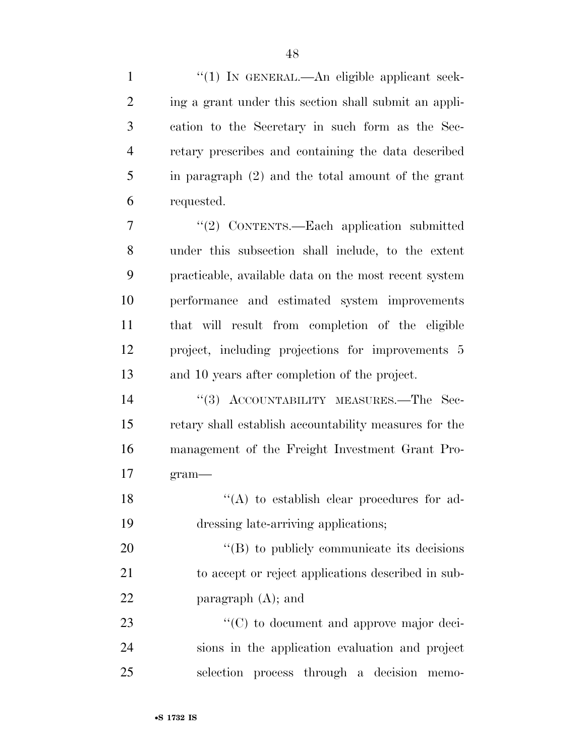"(1) IN GENERAL.—An eligible applicant seeking a grant under this section shall submit an application to the Secretary in such form as the Secretary prescribes and containing the data described in paragraph (2) and the total amount of the grant requested.

"(2) CONTENTS.—Each application submitted under this subsection shall include, to the extent practicable, available data on the most recent system performance and estimated system improvements that will result from completion of the eligible project, including projections for improvements 5 and 10 years after completion of the project.

"(3) ACCOUNTABILITY MEASURES.—The Secretary shall establish accountability measures for the management of the Freight Investment Grant Program—

"(A) to establish clear procedures for addressing late-arriving applications;

"(B) to publicly communicate its decisions to accept or reject applications described in subparagraph (A); and

"(C) to document and approve major decisions in the application evaluation and project selection process through a decision memo-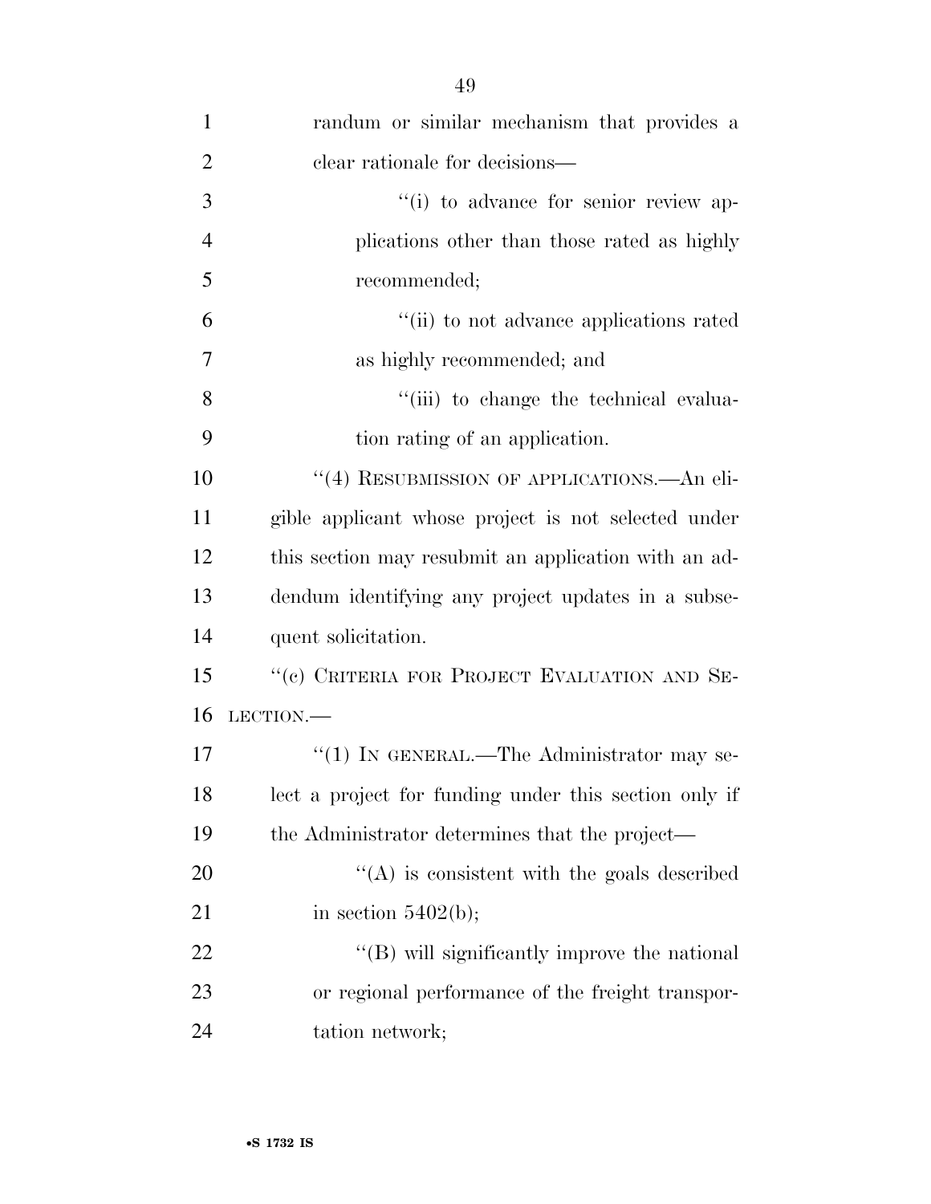randum or similar mechanism that provides a clear rationale for decisions—

''(i) to advance for senior review applications other than those rated as highly recommended;

''(ii) to not advance applications rated as highly recommended; and

''(iii) to change the technical evaluation rating of an application.

''(4) RESUBMISSION OF APPLICATIONS.—An eligible applicant whose project is not selected under this section may resubmit an application with an addendum identifying any project updates in a subsequent solicitation.

''(c) CRITERIA FOR PROJECT EVALUATION AND SELECTION.—

''(1) IN GENERAL.—The Administrator may select a project for funding under this section only if the Administrator determines that the project—

''(A) is consistent with the goals described in section 5402(b);

''(B) will significantly improve the national or regional performance of the freight transportation network;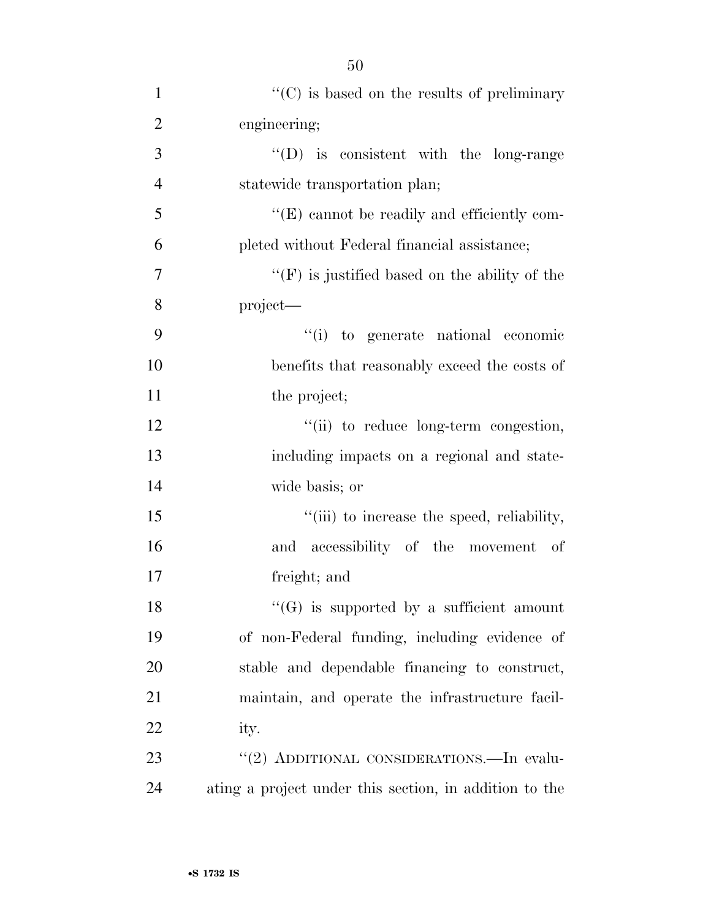"(C) is based on the results of preliminary engineering;

"(D) is consistent with the long-range statewide transportation plan;

"(E) cannot be readily and efficiently completed without Federal financial assistance;

"(F) is justified based on the ability of the project—

"(i) to generate national economic benefits that reasonably exceed the costs of the project;

"(ii) to reduce long-term congestion, including impacts on a regional and statewide basis; or

"(iii) to increase the speed, reliability, and accessibility of the movement of freight; and

"(G) is supported by a sufficient amount of non-Federal funding, including evidence of stable and dependable financing to construct, maintain, and operate the infrastructure facility.

"(2) ADDITIONAL CONSIDERATIONS.—In evaluating a project under this section, in addition to the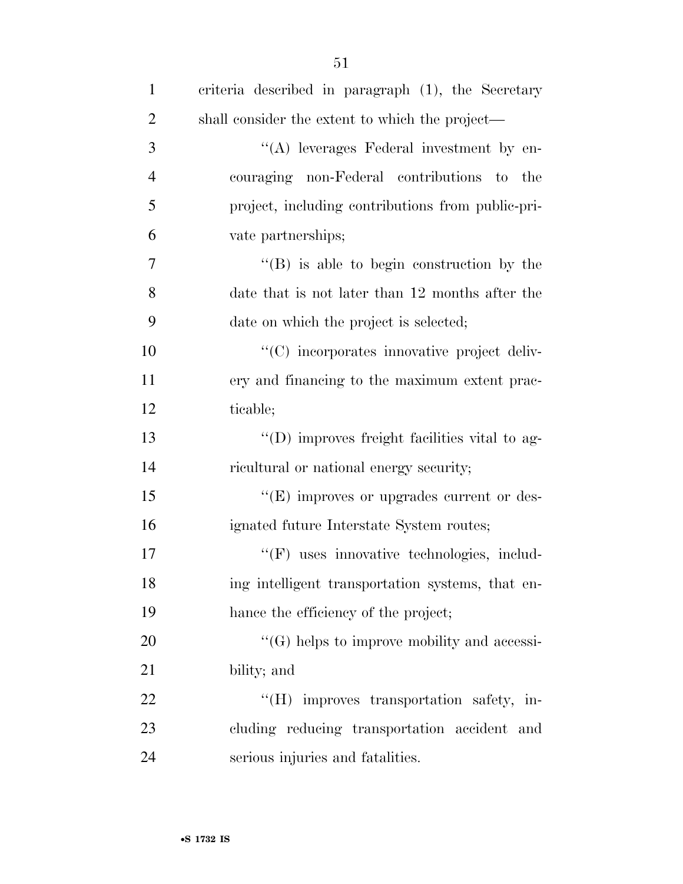criteria described in paragraph (1), the Secretary shall consider the extent to which the project—

"(A) leverages Federal investment by encouraging non-Federal contributions to the project, including contributions from public-private partnerships;

"(B) is able to begin construction by the date that is not later than 12 months after the date on which the project is selected;

"(C) incorporates innovative project delivery and financing to the maximum extent practicable;

"(D) improves freight facilities vital to agricultural or national energy security;

"(E) improves or upgrades current or designated future Interstate System routes;

"(F) uses innovative technologies, including intelligent transportation systems, that enhance the efficiency of the project;

"(G) helps to improve mobility and accessibility; and

"(H) improves transportation safety, including reducing transportation accident and serious injuries and fatalities.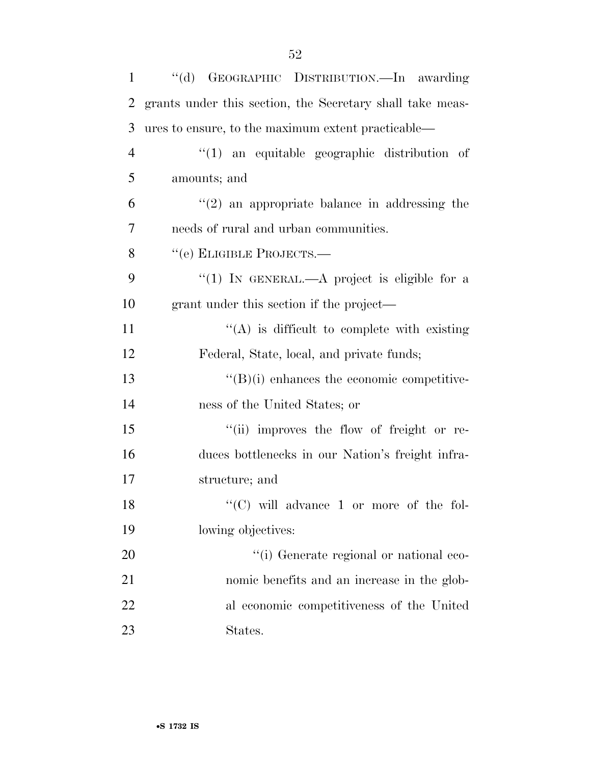"(d) GEOGRAPHIC DISTRIBUTION.—In awarding grants under this section, the Secretary shall take measures to ensure, to the maximum extent practicable—

"(1) an equitable geographic distribution of amounts; and

"(2) an appropriate balance in addressing the needs of rural and urban communities.

"(e) ELIGIBLE PROJECTS.—

"(1) IN GENERAL.—A project is eligible for a grant under this section if the project—

"(A) is difficult to complete with existing Federal, State, local, and private funds;

"(B)(i) enhances the economic competitiveness of the United States; or

"(ii) improves the flow of freight or reduces bottlenecks in our Nation's freight infrastructure; and

"(C) will advance 1 or more of the following objectives:

"(i) Generate regional or national economic benefits and an increase in the global economic competitiveness of the United States.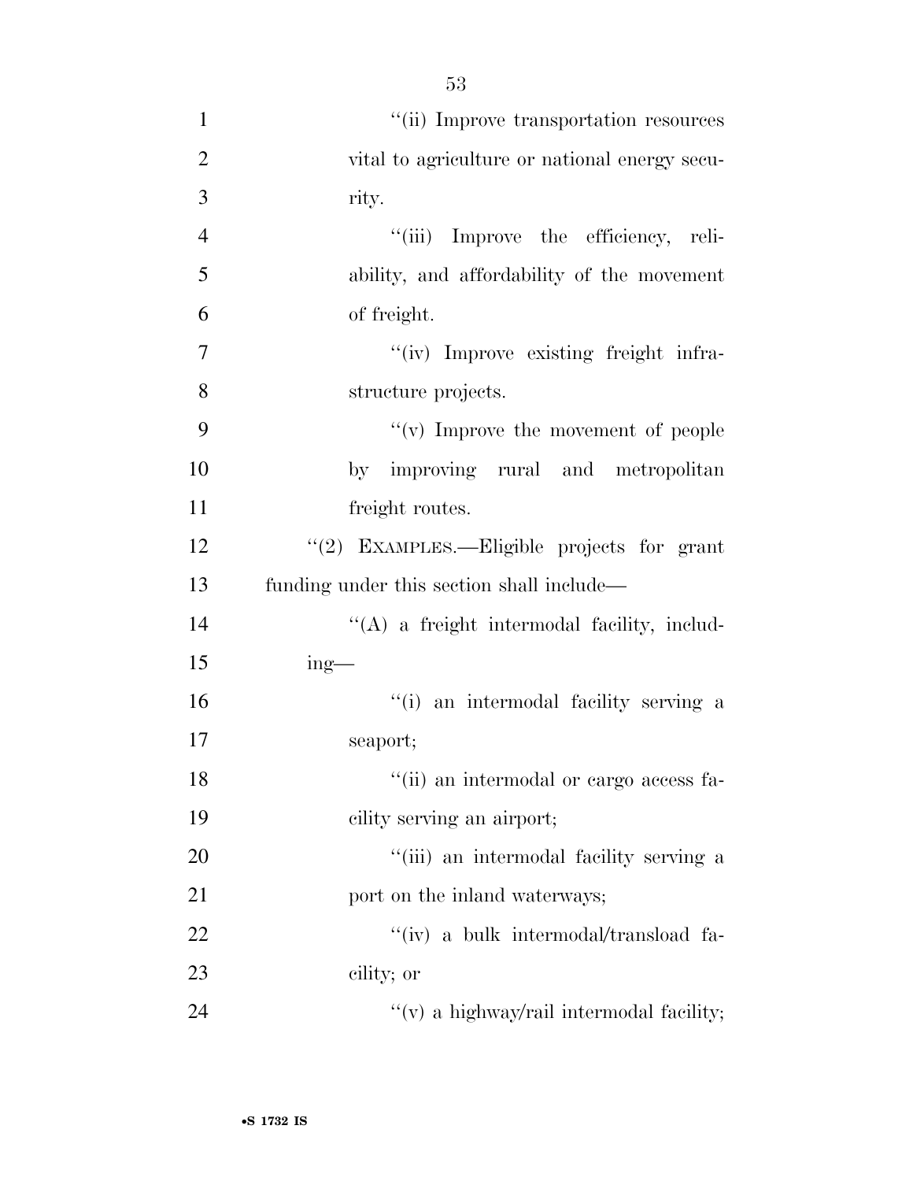''(ii) Improve transportation resources vital to agriculture or national energy security.

''(iii) Improve the efficiency, reliability, and affordability of the movement of freight.

''(iv) Improve existing freight infrastructure projects.

''(v) Improve the movement of people by improving rural and metropolitan freight routes.

''(2) EXAMPLES.—Eligible projects for grant funding under this section shall include—

''(A) a freight intermodal facility, including—

''(i) an intermodal facility serving a seaport;

''(ii) an intermodal or cargo access facility serving an airport;

''(iii) an intermodal facility serving a port on the inland waterways;

''(iv) a bulk intermodal/transload facility; or

''(v) a highway/rail intermodal facility;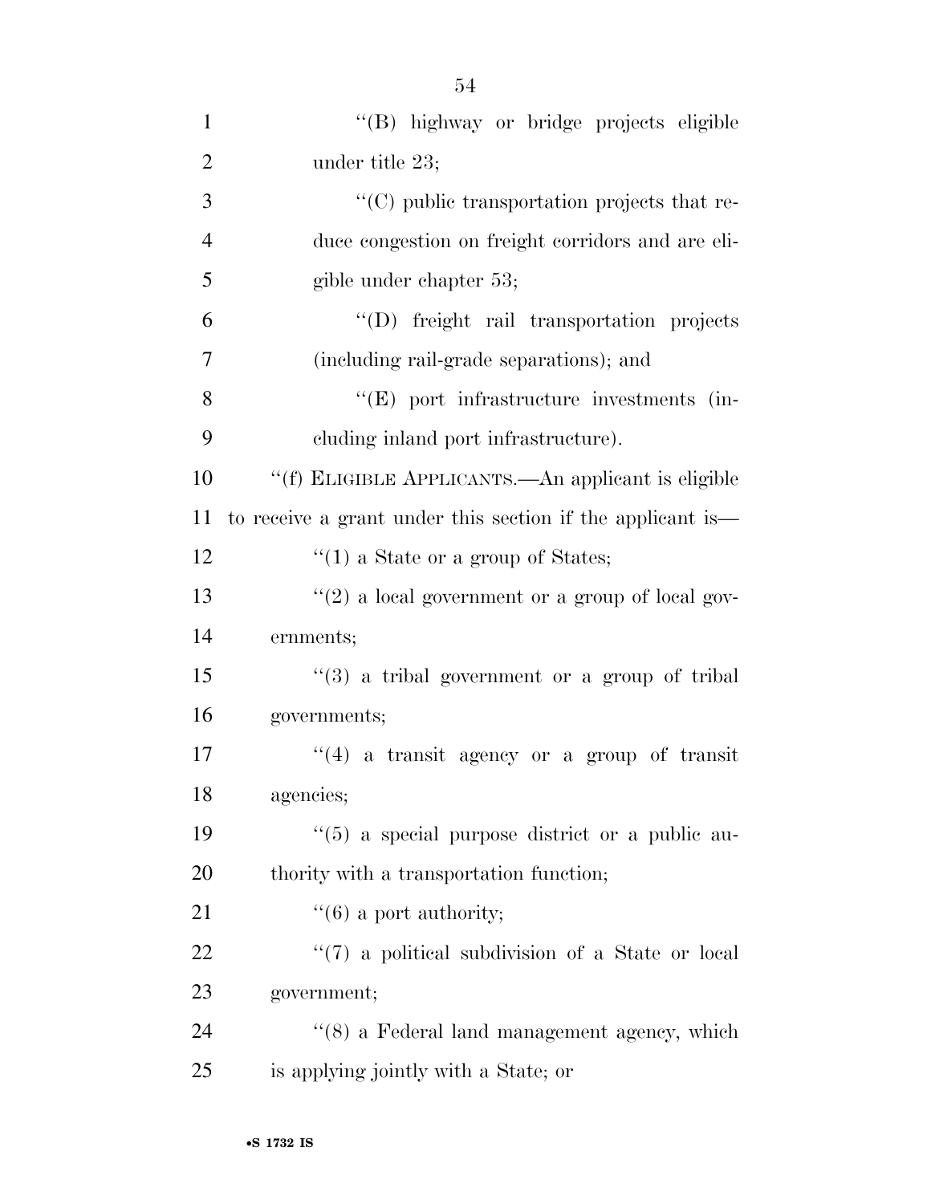''(B) highway or bridge projects eligible under title 23;

''(C) public transportation projects that reduce congestion on freight corridors and are eligible under chapter 53;

''(D) freight rail transportation projects (including rail-grade separations); and

''(E) port infrastructure investments (including inland port infrastructure).

''(f) ELIGIBLE APPLICANTS.—An applicant is eligible to receive a grant under this section if the applicant is—

''(1) a State or a group of States;

''(2) a local government or a group of local governments;

''(3) a tribal government or a group of tribal governments;

''(4) a transit agency or a group of transit agencies;

''(5) a special purpose district or a public authority with a transportation function;

''(6) a port authority;

''(7) a political subdivision of a State or local government;

''(8) a Federal land management agency, which is applying jointly with a State; or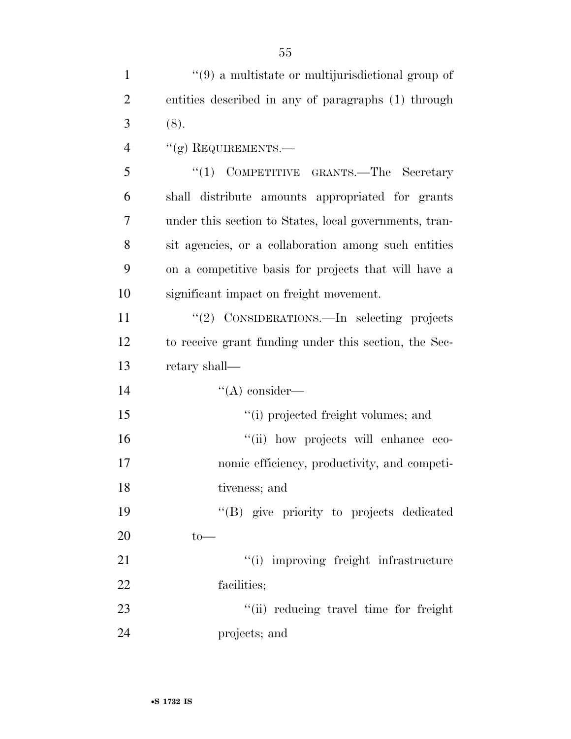''(9) a multistate or multijurisdictional group of entities described in any of paragraphs (1) through (8).

''(g) REQUIREMENTS.—

''(1) COMPETITIVE GRANTS.—The Secretary shall distribute amounts appropriated for grants under this section to States, local governments, transit agencies, or a collaboration among such entities on a competitive basis for projects that will have a significant impact on freight movement.

''(2) CONSIDERATIONS.—In selecting projects to receive grant funding under this section, the Secretary shall—

''(A) consider—

''(i) projected freight volumes; and

''(ii) how projects will enhance economic efficiency, productivity, and competitiveness; and

''(B) give priority to projects dedicated to—

''(i) improving freight infrastructure facilities;

''(ii) reducing travel time for freight projects; and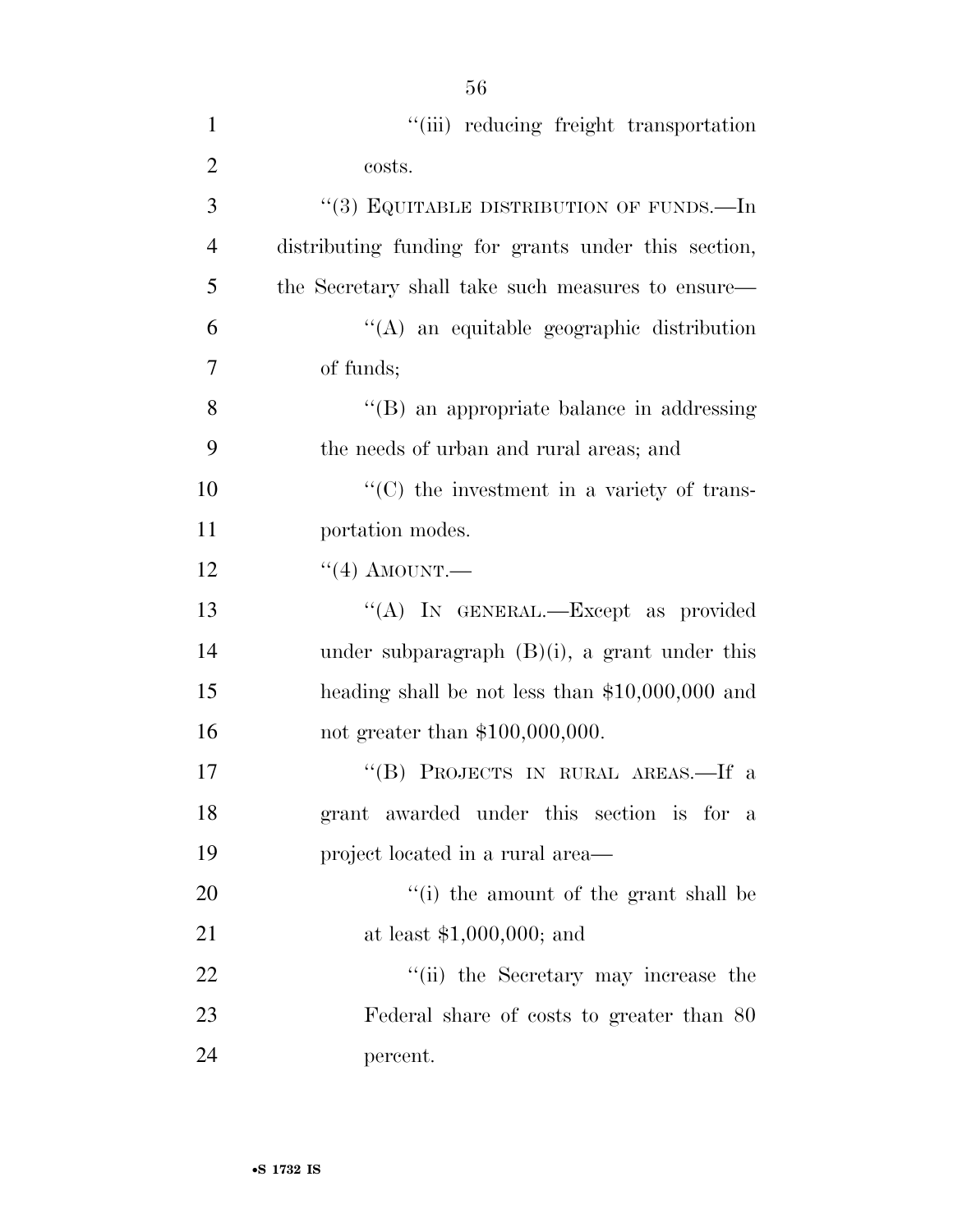"(iii) reducing freight transportation costs.

"(3) EQUITABLE DISTRIBUTION OF FUNDS.—In distributing funding for grants under this section, the Secretary shall take such measures to ensure—

"(A) an equitable geographic distribution of funds;

"(B) an appropriate balance in addressing the needs of urban and rural areas; and

"(C) the investment in a variety of transportation modes.

"(4) AMOUNT.—

"(A) IN GENERAL.—Except as provided under subparagraph (B)(i), a grant under this heading shall be not less than $10,000,000 and not greater than $100,000,000.

"(B) PROJECTS IN RURAL AREAS.—If a grant awarded under this section is for a project located in a rural area—

"(i) the amount of the grant shall be at least $1,000,000; and

"(ii) the Secretary may increase the Federal share of costs to greater than 80 percent.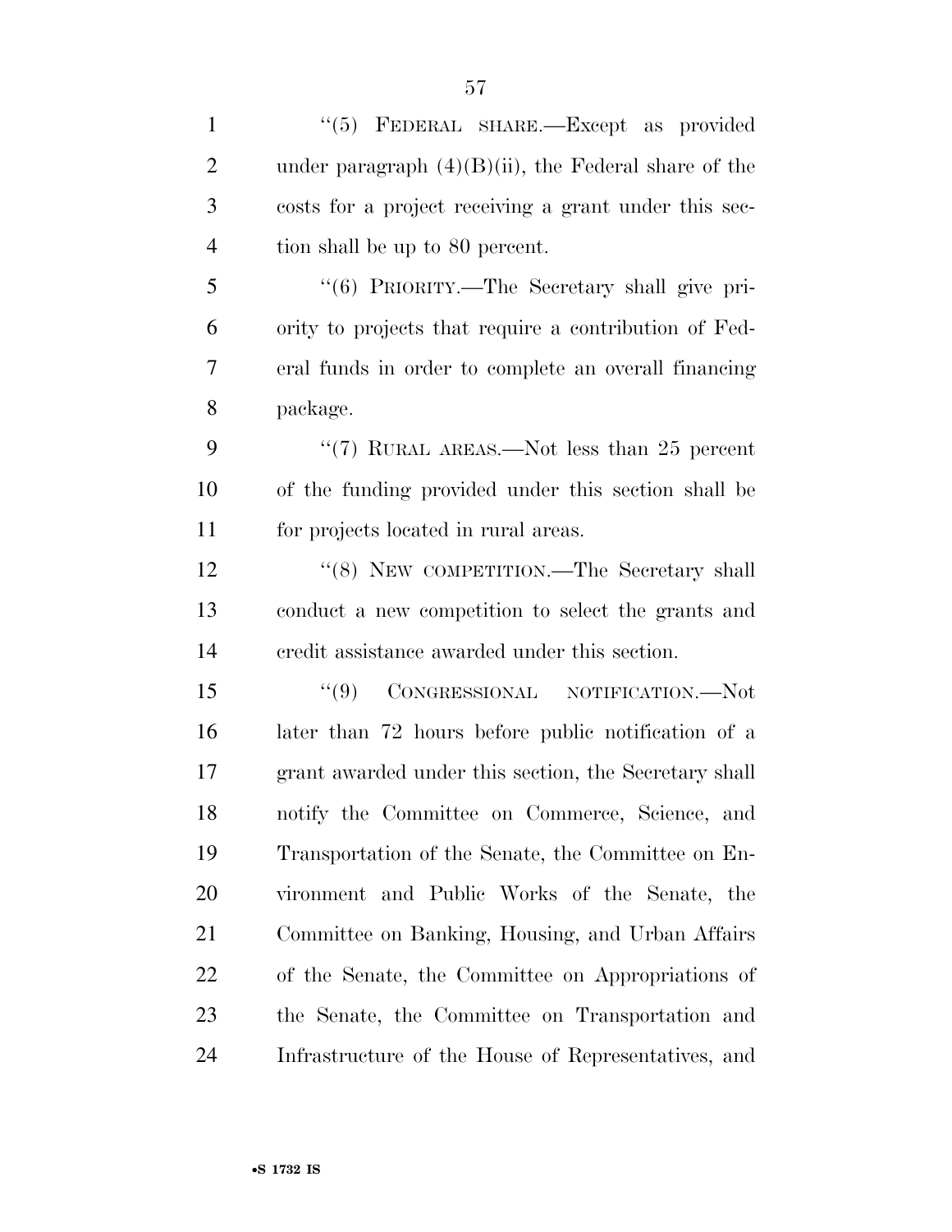''(5) FEDERAL SHARE.—Except as provided under paragraph (4)(B)(ii), the Federal share of the costs for a project receiving a grant under this section shall be up to 80 percent.

''(6) PRIORITY.—The Secretary shall give priority to projects that require a contribution of Federal funds in order to complete an overall financing package.

''(7) RURAL AREAS.—Not less than 25 percent of the funding provided under this section shall be for projects located in rural areas.

''(8) NEW COMPETITION.—The Secretary shall conduct a new competition to select the grants and credit assistance awarded under this section.

''(9) CONGRESSIONAL NOTIFICATION.—Not later than 72 hours before public notification of a grant awarded under this section, the Secretary shall notify the Committee on Commerce, Science, and Transportation of the Senate, the Committee on Environment and Public Works of the Senate, the Committee on Banking, Housing, and Urban Affairs of the Senate, the Committee on Appropriations of the Senate, the Committee on Transportation and Infrastructure of the House of Representatives, and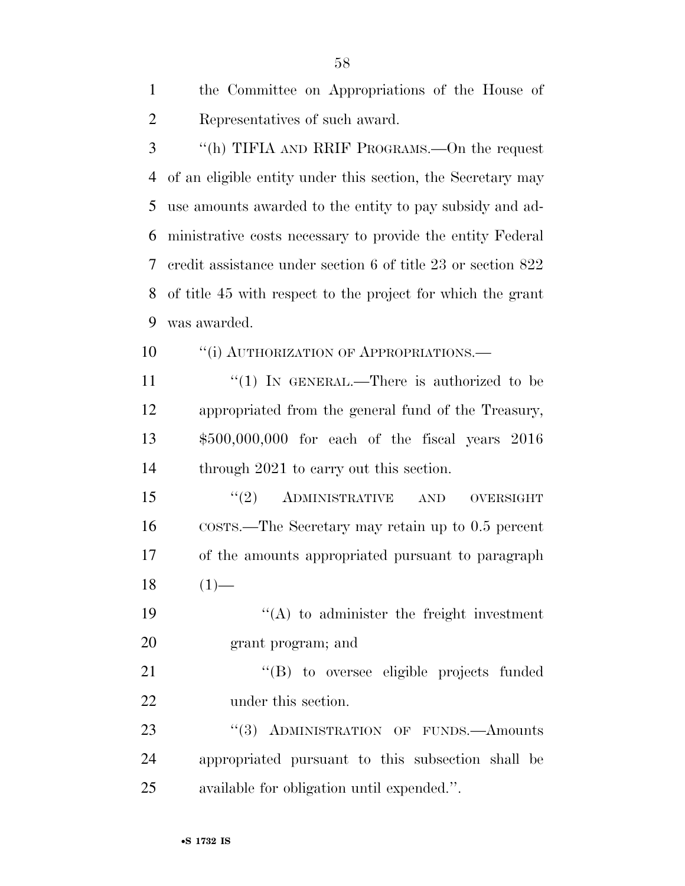the Committee on Appropriations of the House of Representatives of such award.

''(h) TIFIA AND RRIF PROGRAMS.—On the request of an eligible entity under this section, the Secretary may use amounts awarded to the entity to pay subsidy and administrative costs necessary to provide the entity Federal credit assistance under section 6 of title 23 or section 822 of title 45 with respect to the project for which the grant was awarded.

''(i) AUTHORIZATION OF APPROPRIATIONS.—

''(1) IN GENERAL.—There is authorized to be appropriated from the general fund of the Treasury, $500,000,000 for each of the fiscal years 2016 through 2021 to carry out this section.

''(2) ADMINISTRATIVE AND OVERSIGHT COSTS.—The Secretary may retain up to 0.5 percent of the amounts appropriated pursuant to paragraph (1)—

''(A) to administer the freight investment grant program; and

''(B) to oversee eligible projects funded under this section.

''(3) ADMINISTRATION OF FUNDS.—Amounts appropriated pursuant to this subsection shall be available for obligation until expended.''.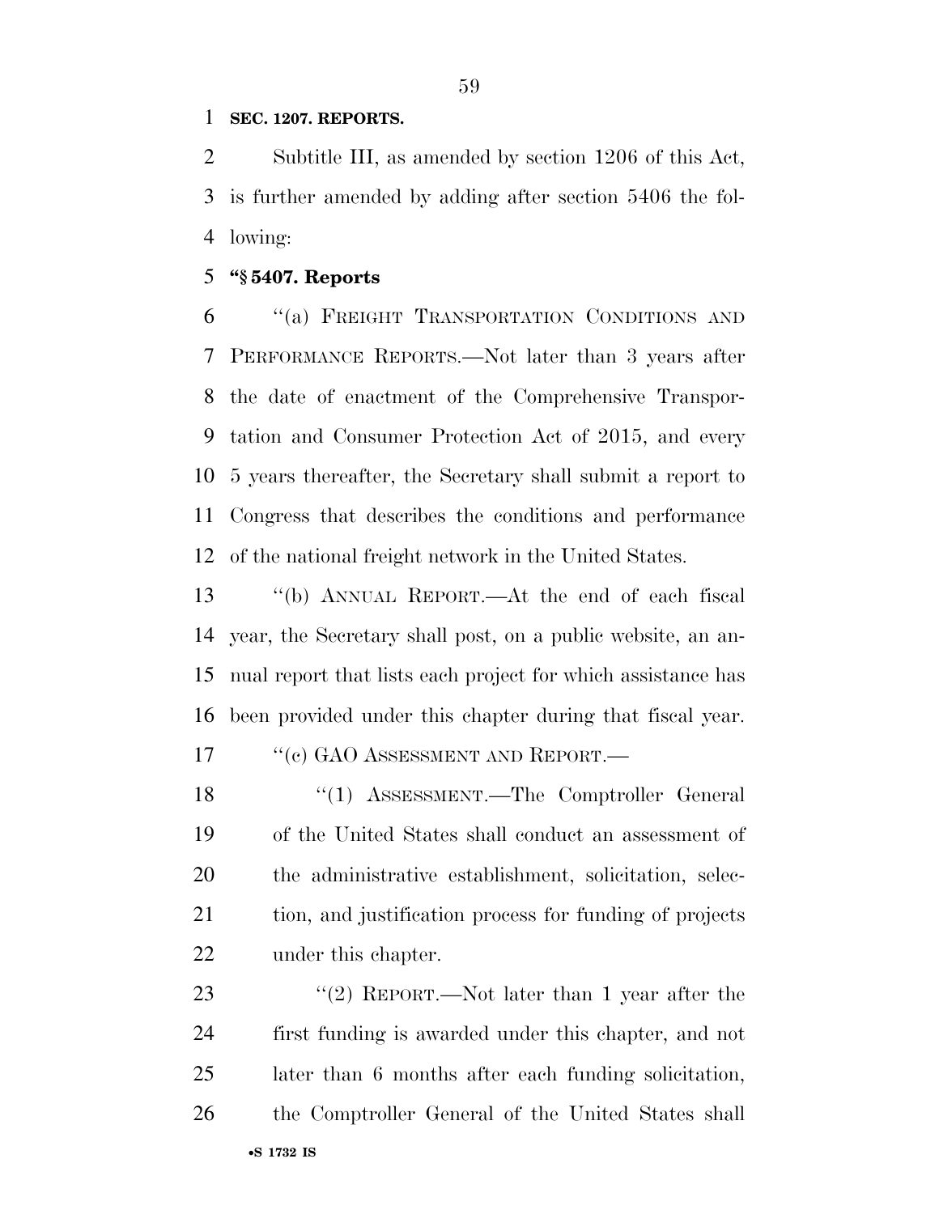**SEC. 1207. REPORTS.**

Subtitle III, as amended by section 1206 of this Act, is further amended by adding after section 5406 the following:

**"§ 5407. Reports**

"(a) FREIGHT TRANSPORTATION CONDITIONS AND PERFORMANCE REPORTS.—Not later than 3 years after the date of enactment of the Comprehensive Transportation and Consumer Protection Act of 2015, and every 5 years thereafter, the Secretary shall submit a report to Congress that describes the conditions and performance of the national freight network in the United States.

"(b) ANNUAL REPORT.—At the end of each fiscal year, the Secretary shall post, on a public website, an annual report that lists each project for which assistance has been provided under this chapter during that fiscal year.

"(c) GAO ASSESSMENT AND REPORT.—

"(1) ASSESSMENT.—The Comptroller General of the United States shall conduct an assessment of the administrative establishment, solicitation, selection, and justification process for funding of projects under this chapter.

"(2) REPORT.—Not later than 1 year after the first funding is awarded under this chapter, and not later than 6 months after each funding solicitation, the Comptroller General of the United States shall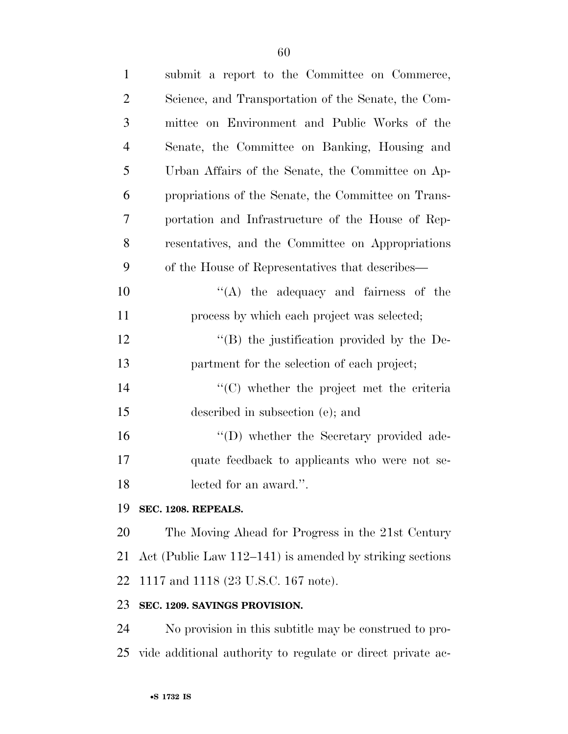submit a report to the Committee on Commerce, Science, and Transportation of the Senate, the Committee on Environment and Public Works of the Senate, the Committee on Banking, Housing and Urban Affairs of the Senate, the Committee on Appropriations of the Senate, the Committee on Transportation and Infrastructure of the House of Representatives, and the Committee on Appropriations of the House of Representatives that describes—

''(A) the adequacy and fairness of the process by which each project was selected;

''(B) the justification provided by the Department for the selection of each project;

''(C) whether the project met the criteria described in subsection (e); and

''(D) whether the Secretary provided adequate feedback to applicants who were not selected for an award.''.

**SEC. 1208. REPEALS.**

The Moving Ahead for Progress in the 21st Century Act (Public Law 112–141) is amended by striking sections 1117 and 1118 (23 U.S.C. 167 note).

**SEC. 1209. SAVINGS PROVISION.**

No provision in this subtitle may be construed to provide additional authority to regulate or direct private ac-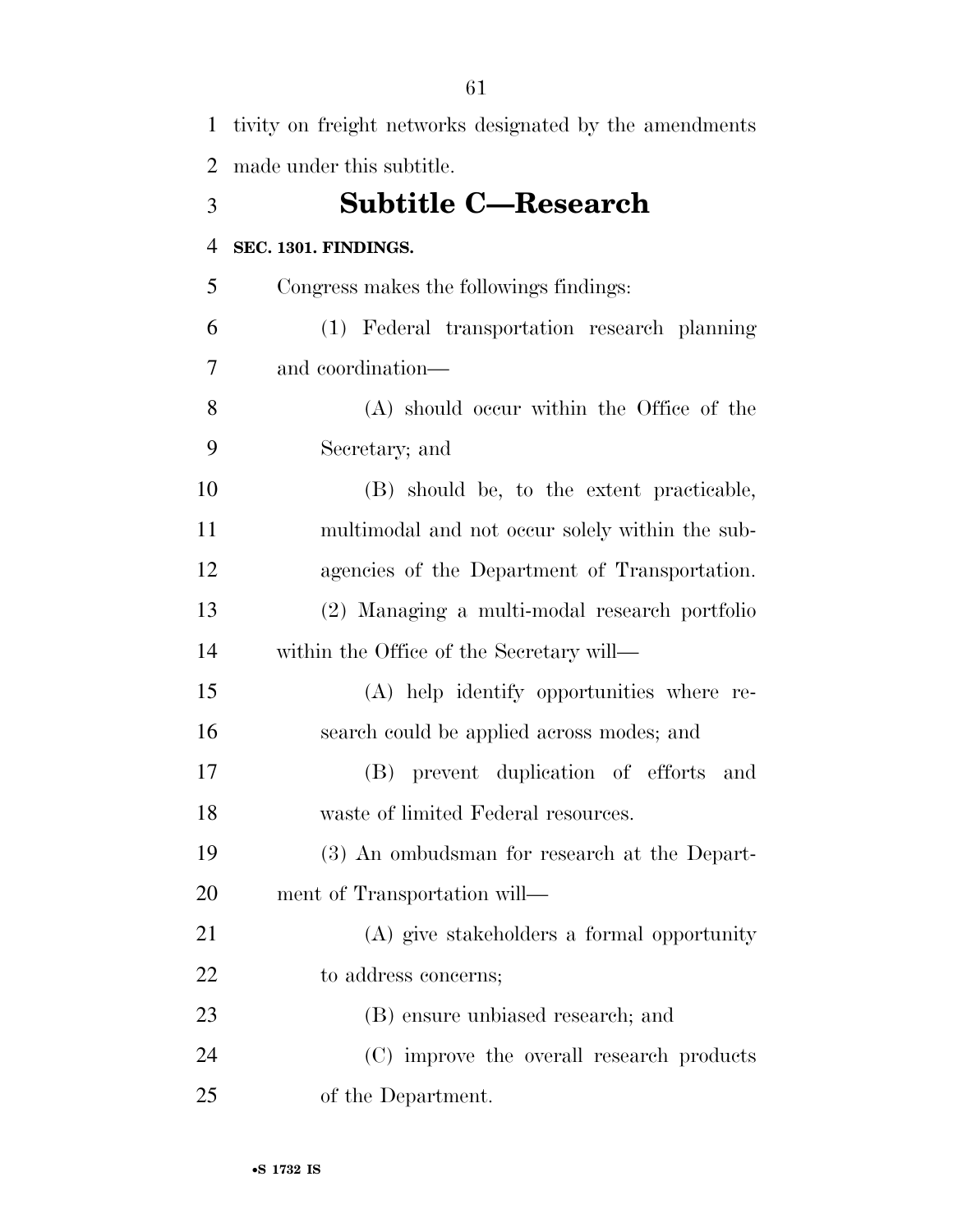tivity on freight networks designated by the amendments made under this subtitle.

## Subtitle C—Research

**SEC. 1301. FINDINGS.**

Congress makes the followings findings:

(1) Federal transportation research planning and coordination—

(A) should occur within the Office of the Secretary; and

(B) should be, to the extent practicable, multimodal and not occur solely within the subagencies of the Department of Transportation.

(2) Managing a multi-modal research portfolio within the Office of the Secretary will—

(A) help identify opportunities where research could be applied across modes; and

(B) prevent duplication of efforts and waste of limited Federal resources.

(3) An ombudsman for research at the Department of Transportation will—

(A) give stakeholders a formal opportunity to address concerns;

(B) ensure unbiased research; and

(C) improve the overall research products of the Department.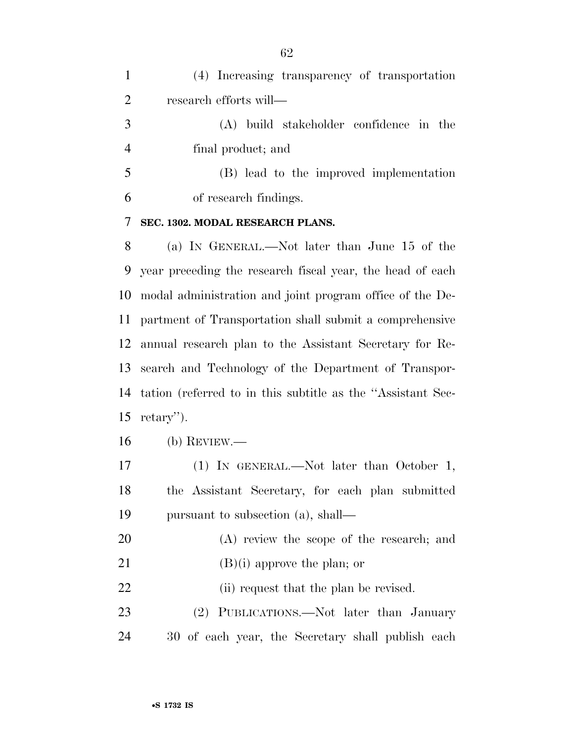(4) Increasing transparency of transportation research efforts will—

(A) build stakeholder confidence in the final product; and

(B) lead to the improved implementation of research findings.

**SEC. 1302. MODAL RESEARCH PLANS.**

(a) IN GENERAL.—Not later than June 15 of the year preceding the research fiscal year, the head of each modal administration and joint program office of the Department of Transportation shall submit a comprehensive annual research plan to the Assistant Secretary for Research and Technology of the Department of Transportation (referred to in this subtitle as the ''Assistant Secretary'').

(b) REVIEW.—

(1) IN GENERAL.—Not later than October 1, the Assistant Secretary, for each plan submitted pursuant to subsection (a), shall—

(A) review the scope of the research; and

(B)(i) approve the plan; or

(ii) request that the plan be revised.

(2) PUBLICATIONS.—Not later than January 30 of each year, the Secretary shall publish each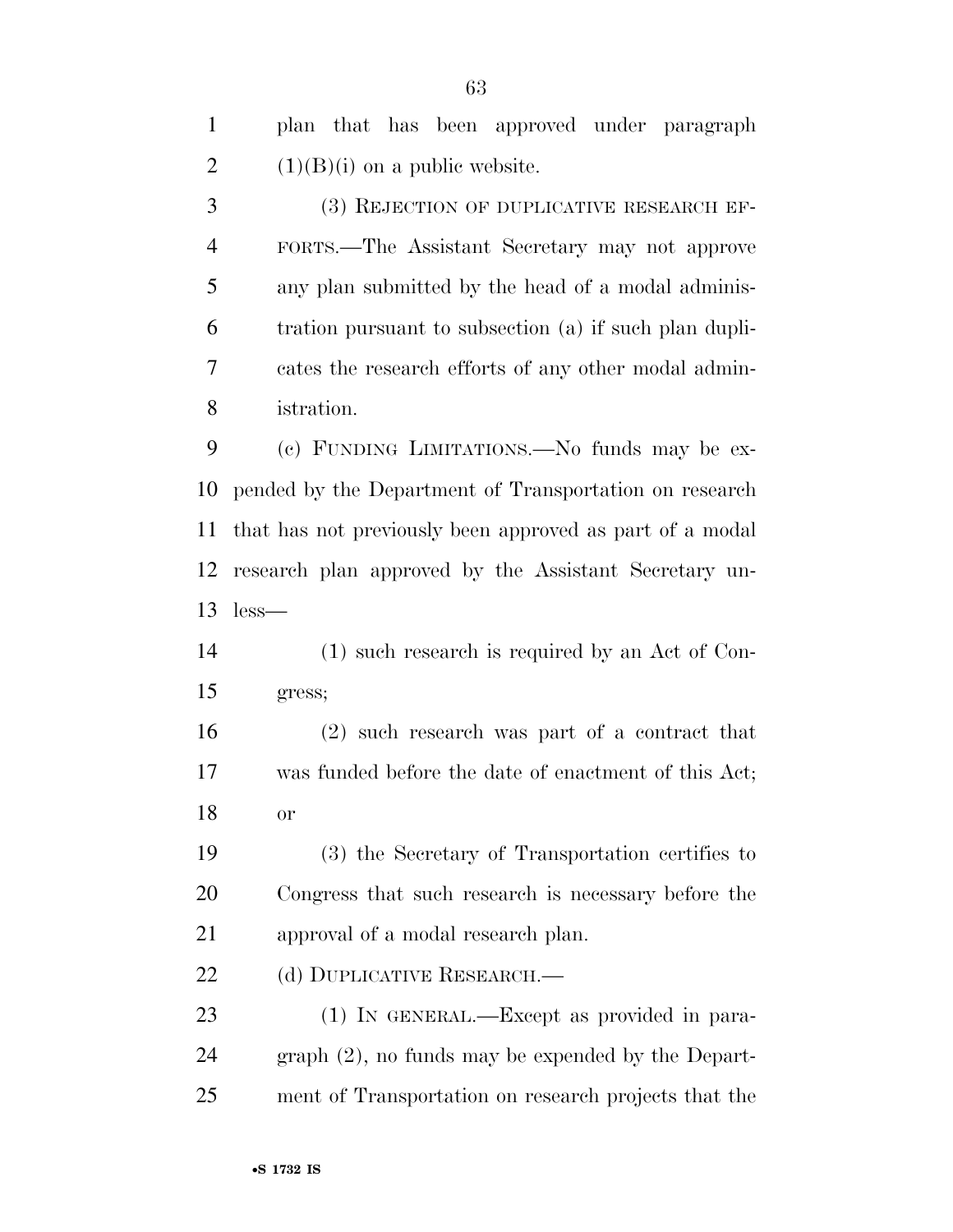plan that has been approved under paragraph (1)(B)(i) on a public website.

(3) REJECTION OF DUPLICATIVE RESEARCH EFFORTS.—The Assistant Secretary may not approve any plan submitted by the head of a modal administration pursuant to subsection (a) if such plan duplicates the research efforts of any other modal administration.

(c) FUNDING LIMITATIONS.—No funds may be expended by the Department of Transportation on research that has not previously been approved as part of a modal research plan approved by the Assistant Secretary unless—

(1) such research is required by an Act of Congress;

(2) such research was part of a contract that was funded before the date of enactment of this Act; or

(3) the Secretary of Transportation certifies to Congress that such research is necessary before the approval of a modal research plan.

(d) DUPLICATIVE RESEARCH.—

(1) IN GENERAL.—Except as provided in paragraph (2), no funds may be expended by the Department of Transportation on research projects that the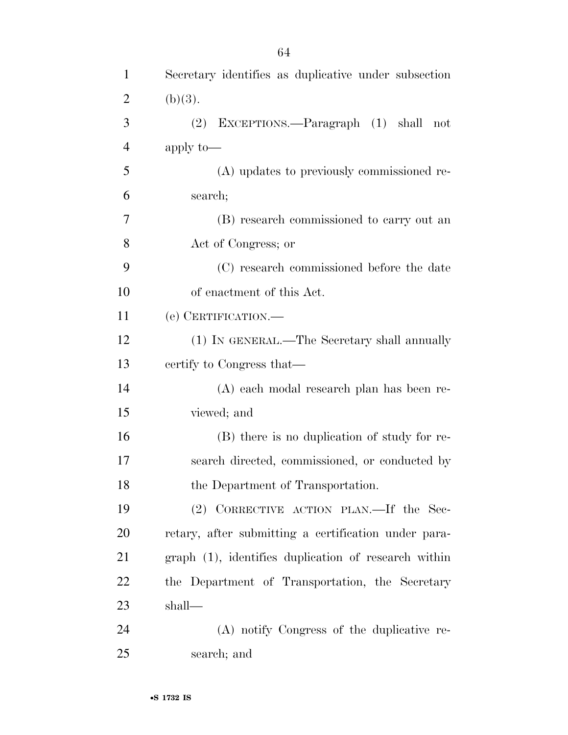Secretary identifies as duplicative under subsection (b)(3).

(2) EXCEPTIONS.—Paragraph (1) shall not apply to—

(A) updates to previously commissioned research;

(B) research commissioned to carry out an Act of Congress; or

(C) research commissioned before the date of enactment of this Act.

(e) CERTIFICATION.—

(1) IN GENERAL.—The Secretary shall annually certify to Congress that—

(A) each modal research plan has been reviewed; and

(B) there is no duplication of study for research directed, commissioned, or conducted by the Department of Transportation.

(2) CORRECTIVE ACTION PLAN.—If the Secretary, after submitting a certification under paragraph (1), identifies duplication of research within the Department of Transportation, the Secretary shall—

(A) notify Congress of the duplicative research; and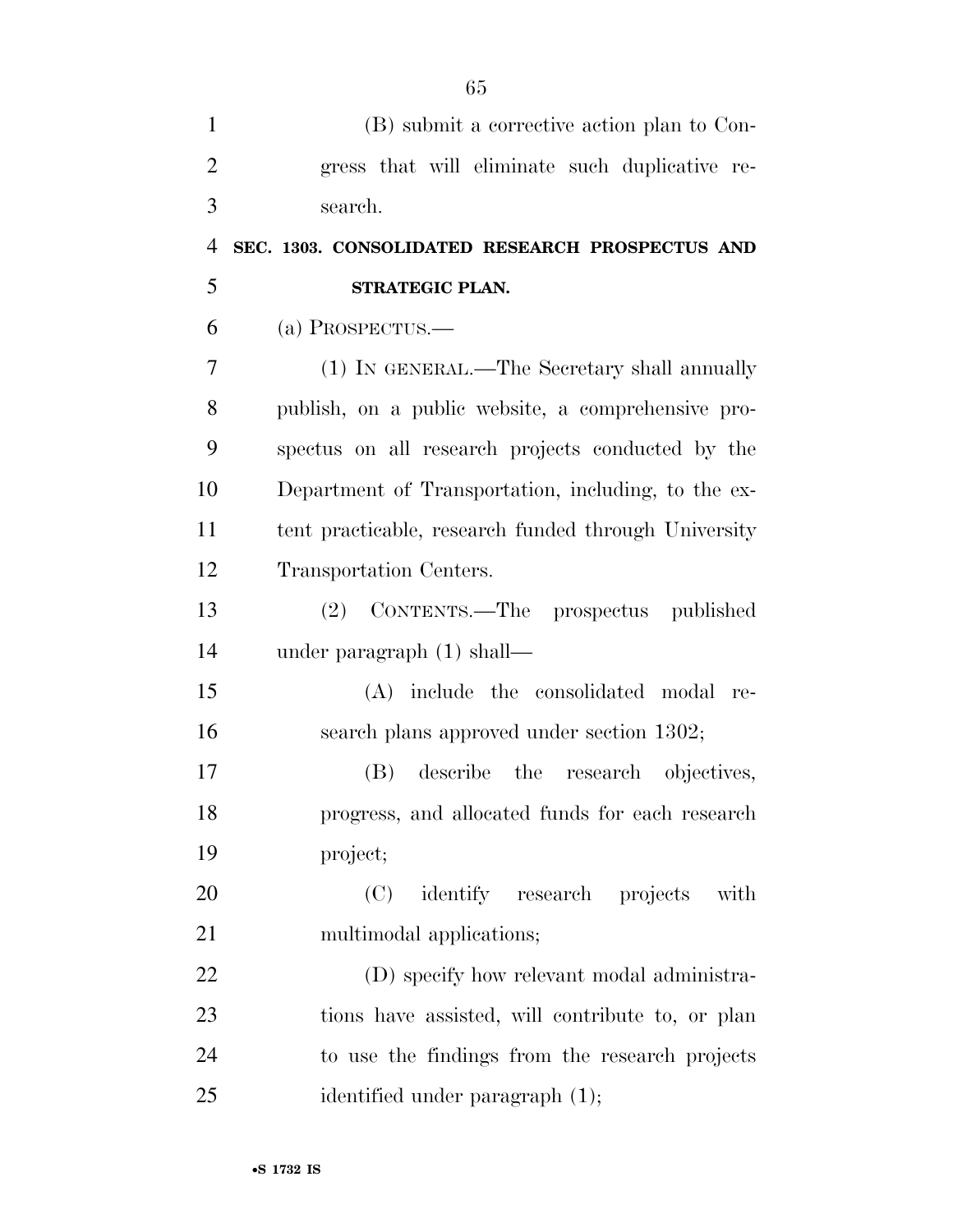(B) submit a corrective action plan to Congress that will eliminate such duplicative research.

## SEC. 1303. CONSOLIDATED RESEARCH PROSPECTUS AND STRATEGIC PLAN.

(a) PROSPECTUS.—

(1) IN GENERAL.—The Secretary shall annually publish, on a public website, a comprehensive prospectus on all research projects conducted by the Department of Transportation, including, to the extent practicable, research funded through University Transportation Centers.

(2) CONTENTS.—The prospectus published under paragraph (1) shall—

(A) include the consolidated modal research plans approved under section 1302;

(B) describe the research objectives, progress, and allocated funds for each research project;

(C) identify research projects with multimodal applications;

(D) specify how relevant modal administrations have assisted, will contribute to, or plan to use the findings from the research projects identified under paragraph (1);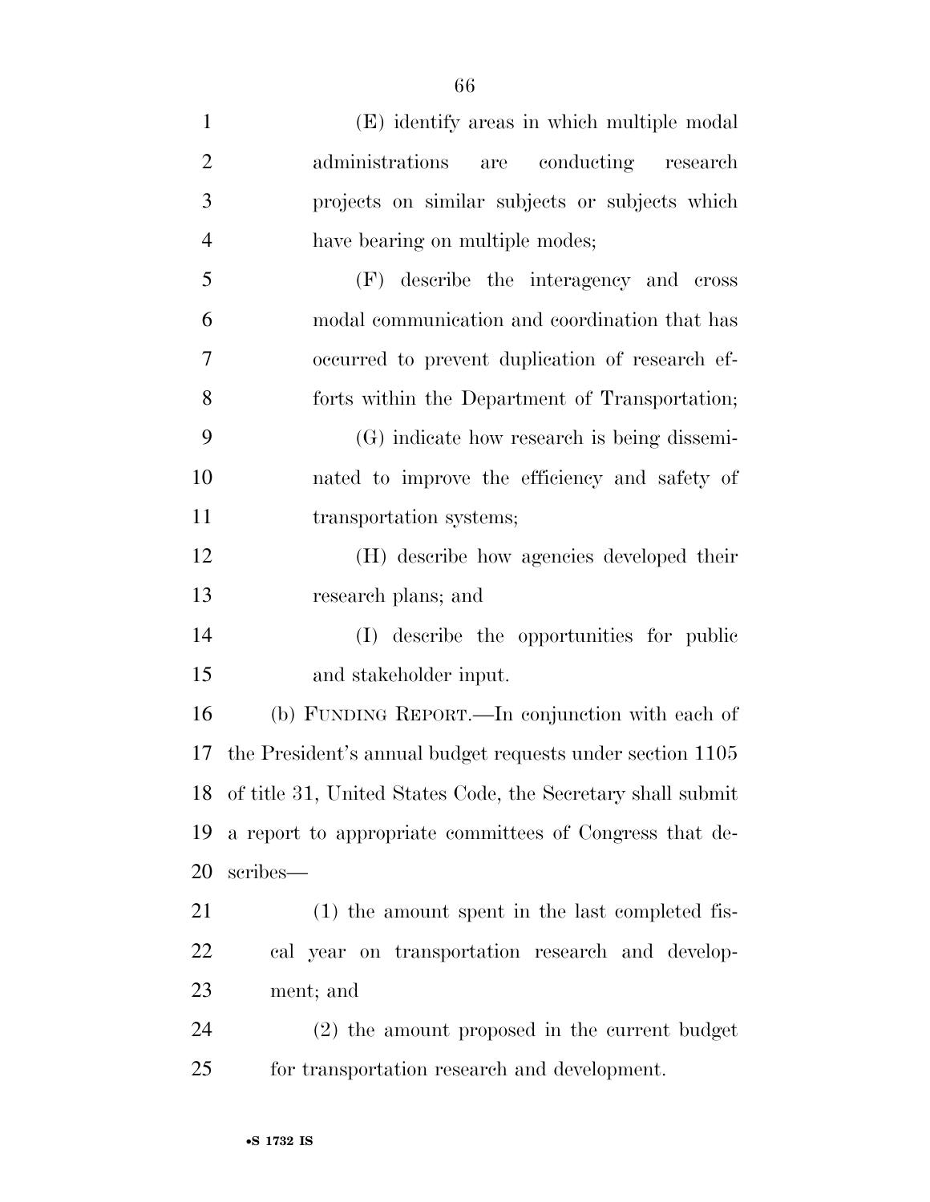(E) identify areas in which multiple modal administrations are conducting research projects on similar subjects or subjects which have bearing on multiple modes;

(F) describe the interagency and cross modal communication and coordination that has occurred to prevent duplication of research efforts within the Department of Transportation;

(G) indicate how research is being disseminated to improve the efficiency and safety of transportation systems;

(H) describe how agencies developed their research plans; and

(I) describe the opportunities for public and stakeholder input.

(b) FUNDING REPORT.—In conjunction with each of the President's annual budget requests under section 1105 of title 31, United States Code, the Secretary shall submit a report to appropriate committees of Congress that describes—

(1) the amount spent in the last completed fiscal year on transportation research and development; and

(2) the amount proposed in the current budget for transportation research and development.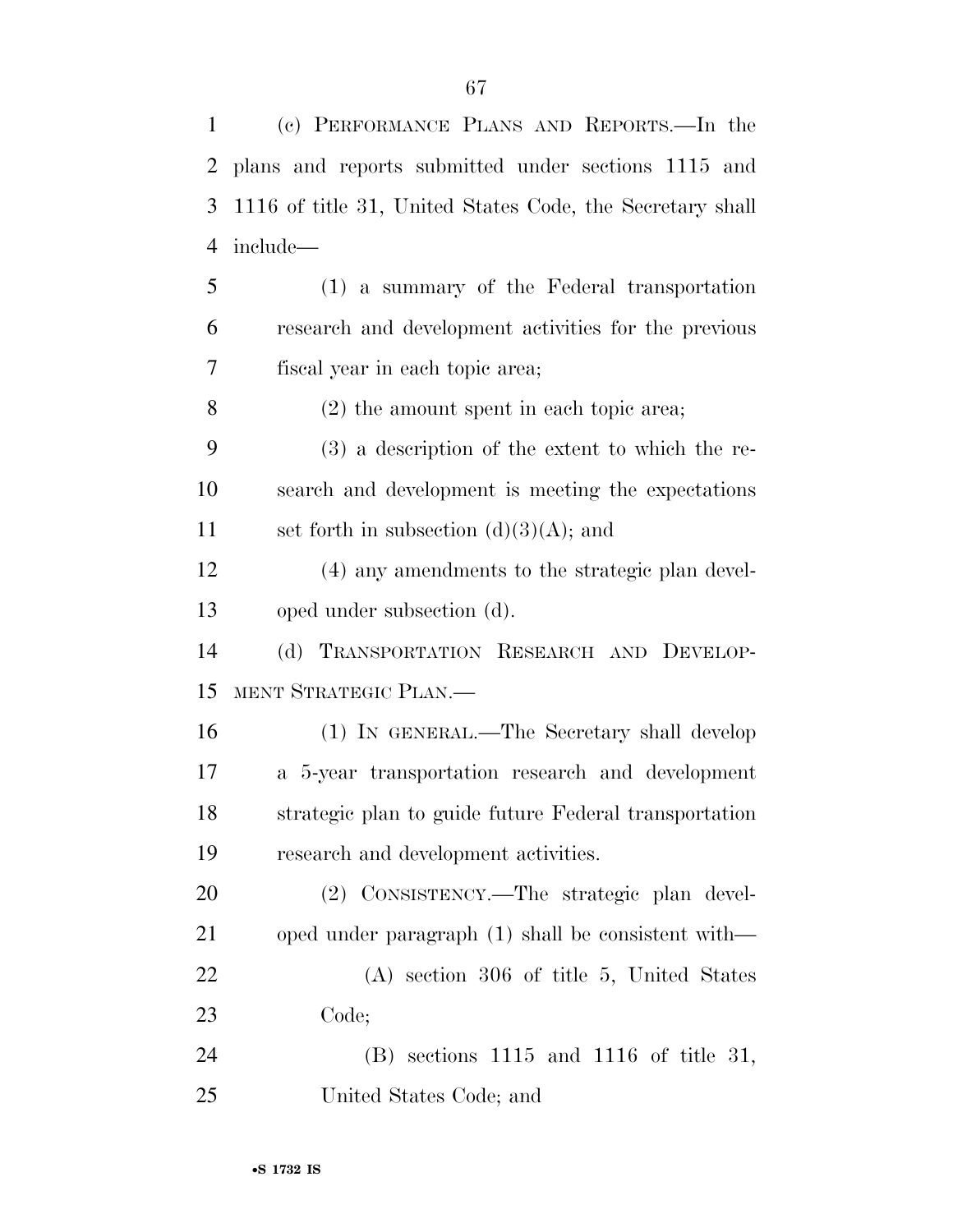(c) PERFORMANCE PLANS AND REPORTS.—In the plans and reports submitted under sections 1115 and 1116 of title 31, United States Code, the Secretary shall include—

(1) a summary of the Federal transportation research and development activities for the previous fiscal year in each topic area;

(2) the amount spent in each topic area;

(3) a description of the extent to which the research and development is meeting the expectations set forth in subsection (d)(3)(A); and

(4) any amendments to the strategic plan developed under subsection (d).

(d) TRANSPORTATION RESEARCH AND DEVELOPMENT STRATEGIC PLAN.—

(1) IN GENERAL.—The Secretary shall develop a 5-year transportation research and development strategic plan to guide future Federal transportation research and development activities.

(2) CONSISTENCY.—The strategic plan developed under paragraph (1) shall be consistent with—

(A) section 306 of title 5, United States Code;

(B) sections 1115 and 1116 of title 31, United States Code; and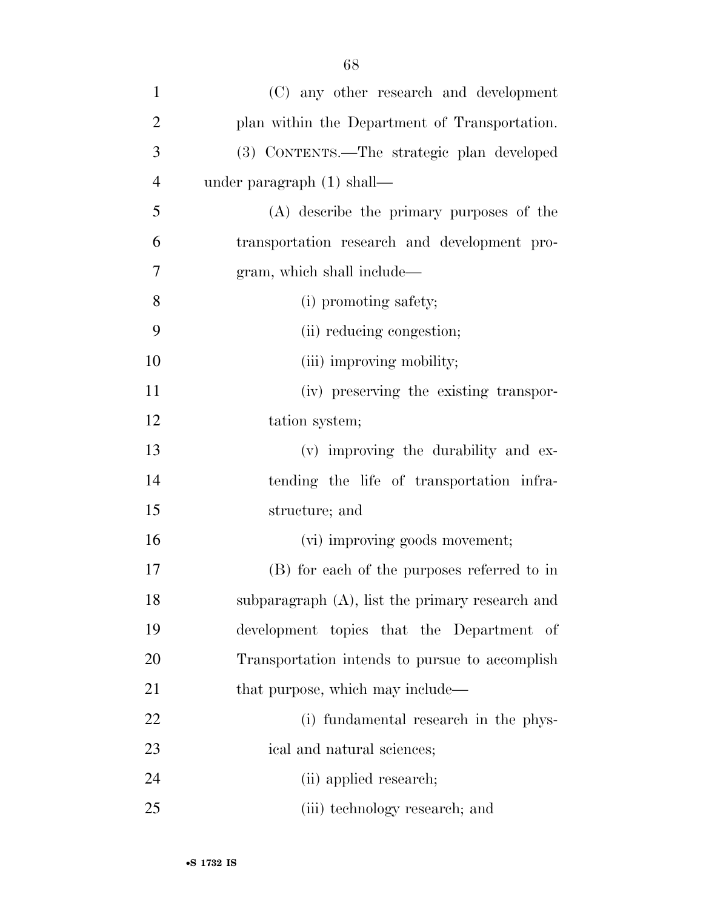(C) any other research and development plan within the Department of Transportation.

(3) CONTENTS.—The strategic plan developed under paragraph (1) shall—

(A) describe the primary purposes of the transportation research and development program, which shall include—

(i) promoting safety;

(ii) reducing congestion;

(iii) improving mobility;

(iv) preserving the existing transportation system;

(v) improving the durability and extending the life of transportation infrastructure; and

(vi) improving goods movement;

(B) for each of the purposes referred to in subparagraph (A), list the primary research and development topics that the Department of Transportation intends to pursue to accomplish that purpose, which may include—

(i) fundamental research in the physical and natural sciences;

(ii) applied research;

(iii) technology research; and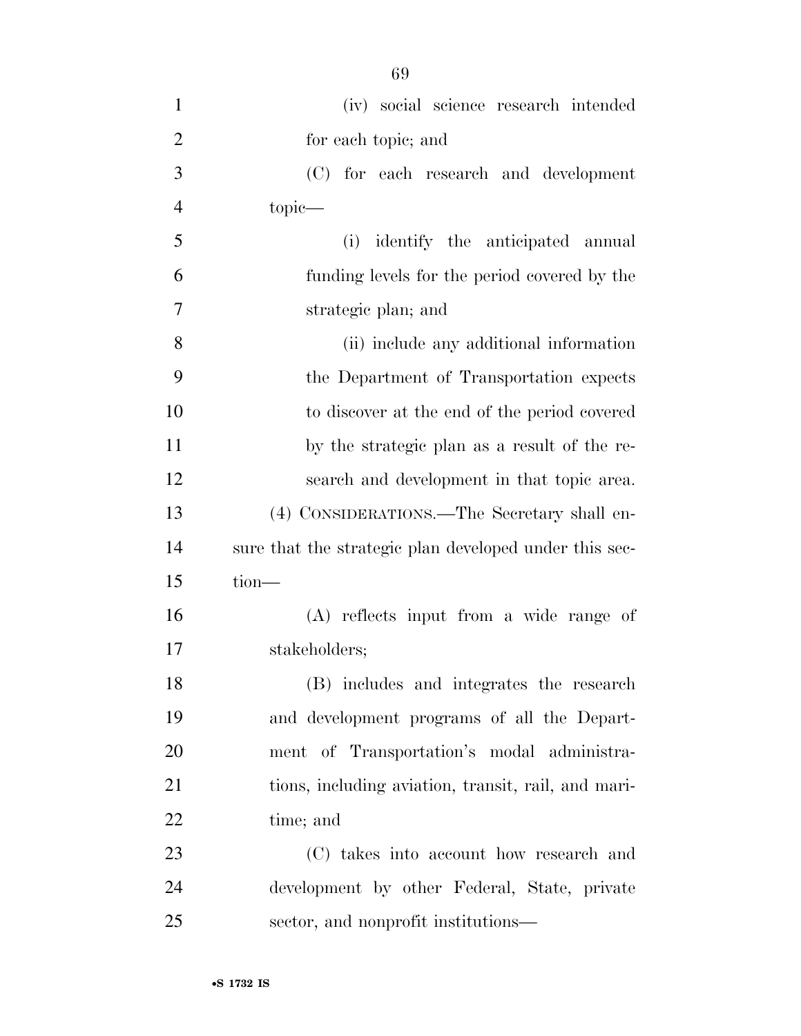(iv) social science research intended for each topic; and

(C) for each research and development topic—

(i) identify the anticipated annual funding levels for the period covered by the strategic plan; and

(ii) include any additional information the Department of Transportation expects to discover at the end of the period covered by the strategic plan as a result of the research and development in that topic area.

(4) CONSIDERATIONS.—The Secretary shall ensure that the strategic plan developed under this section—

(A) reflects input from a wide range of stakeholders;

(B) includes and integrates the research and development programs of all the Department of Transportation's modal administrations, including aviation, transit, rail, and maritime; and

(C) takes into account how research and development by other Federal, State, private sector, and nonprofit institutions—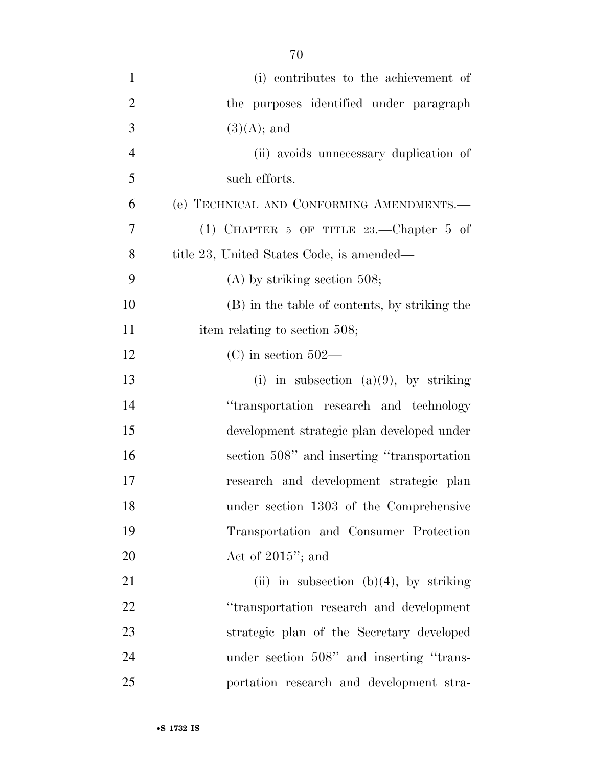(i) contributes to the achievement of the purposes identified under paragraph (3)(A); and

(ii) avoids unnecessary duplication of such efforts.

(e) TECHNICAL AND CONFORMING AMENDMENTS.—

(1) CHAPTER 5 OF TITLE 23.—Chapter 5 of title 23, United States Code, is amended—

(A) by striking section 508;

(B) in the table of contents, by striking the item relating to section 508;

(C) in section 502—

(i) in subsection (a)(9), by striking ''transportation research and technology development strategic plan developed under section 508'' and inserting ''transportation research and development strategic plan under section 1303 of the Comprehensive Transportation and Consumer Protection Act of 2015''; and

(ii) in subsection (b)(4), by striking ''transportation research and development strategic plan of the Secretary developed under section 508'' and inserting ''transportation research and development stra-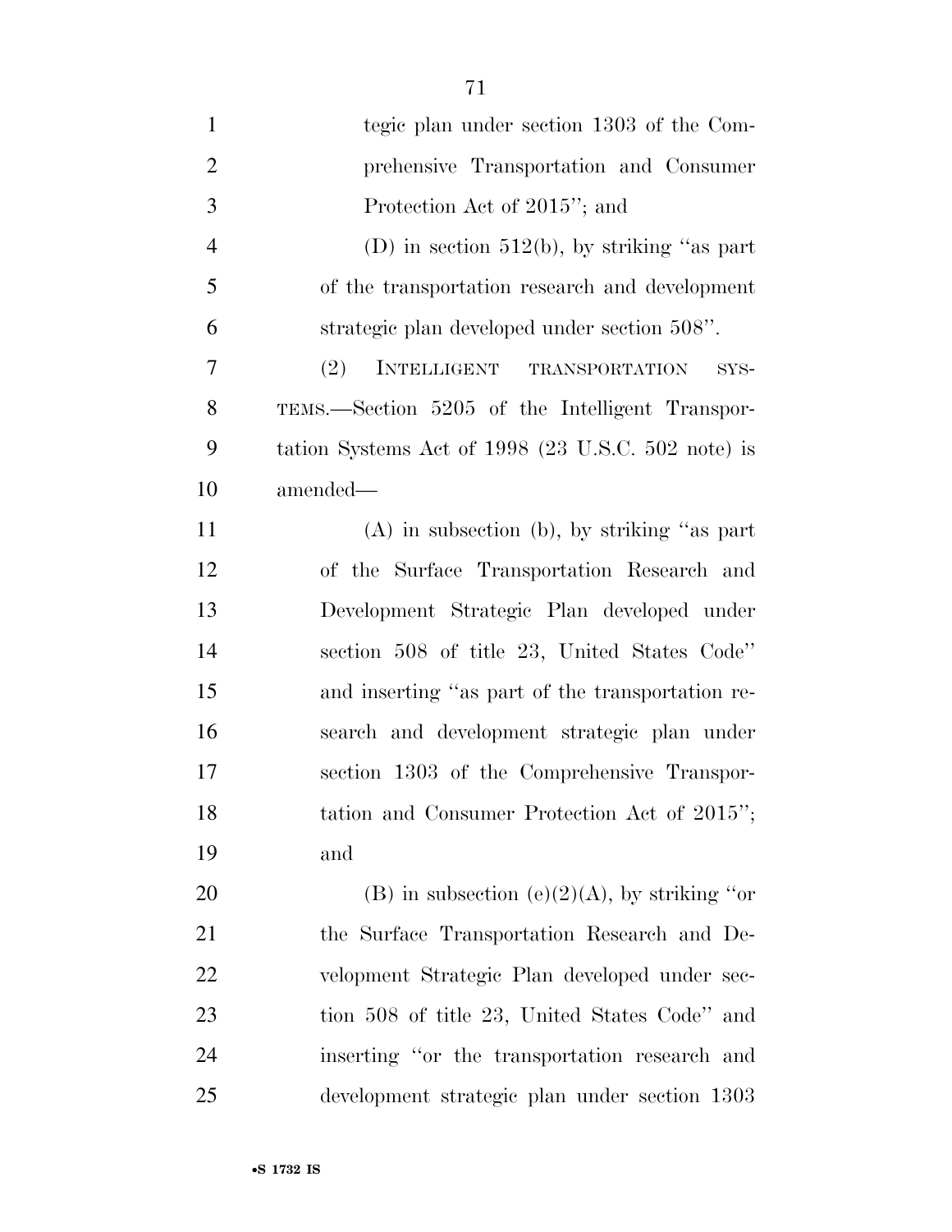tegic plan under section 1303 of the Comprehensive Transportation and Consumer Protection Act of 2015''; and

(D) in section 512(b), by striking ''as part of the transportation research and development strategic plan developed under section 508''.

(2) INTELLIGENT TRANSPORTATION SYSTEMS.—Section 5205 of the Intelligent Transportation Systems Act of 1998 (23 U.S.C. 502 note) is amended—

(A) in subsection (b), by striking ''as part of the Surface Transportation Research and Development Strategic Plan developed under section 508 of title 23, United States Code'' and inserting ''as part of the transportation research and development strategic plan under section 1303 of the Comprehensive Transportation and Consumer Protection Act of 2015''; and

(B) in subsection (e)(2)(A), by striking ''or the Surface Transportation Research and Development Strategic Plan developed under section 508 of title 23, United States Code'' and inserting ''or the transportation research and development strategic plan under section 1303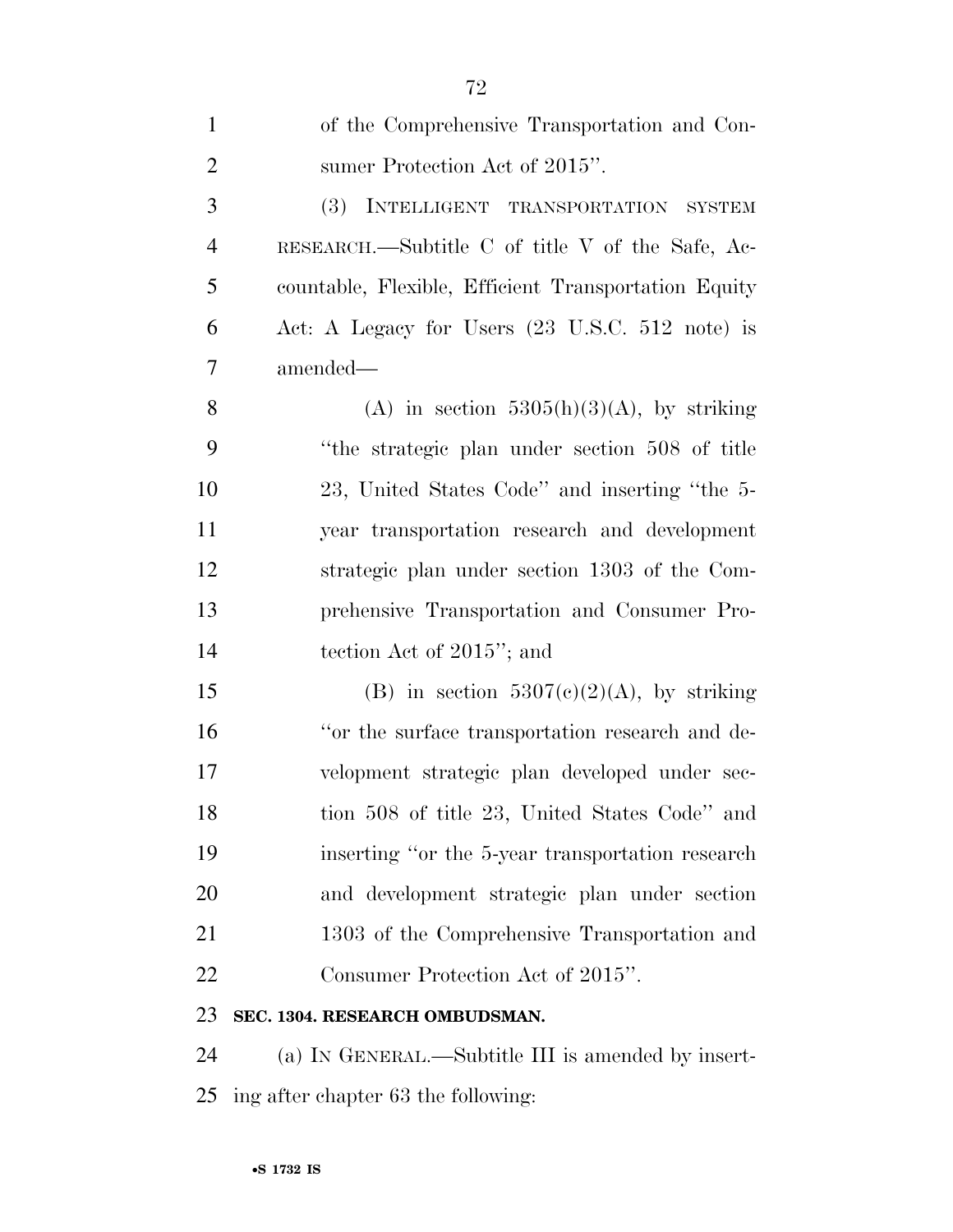of the Comprehensive Transportation and Consumer Protection Act of 2015''.

(3) INTELLIGENT TRANSPORTATION SYSTEM RESEARCH.—Subtitle C of title V of the Safe, Accountable, Flexible, Efficient Transportation Equity Act: A Legacy for Users (23 U.S.C. 512 note) is amended—

(A) in section 5305(h)(3)(A), by striking ''the strategic plan under section 508 of title 23, United States Code'' and inserting ''the 5-year transportation research and development strategic plan under section 1303 of the Comprehensive Transportation and Consumer Protection Act of 2015''; and

(B) in section 5307(c)(2)(A), by striking ''or the surface transportation research and development strategic plan developed under section 508 of title 23, United States Code'' and inserting ''or the 5-year transportation research and development strategic plan under section 1303 of the Comprehensive Transportation and Consumer Protection Act of 2015''.

**SEC. 1304. RESEARCH OMBUDSMAN.**

(a) IN GENERAL.—Subtitle III is amended by inserting after chapter 63 the following: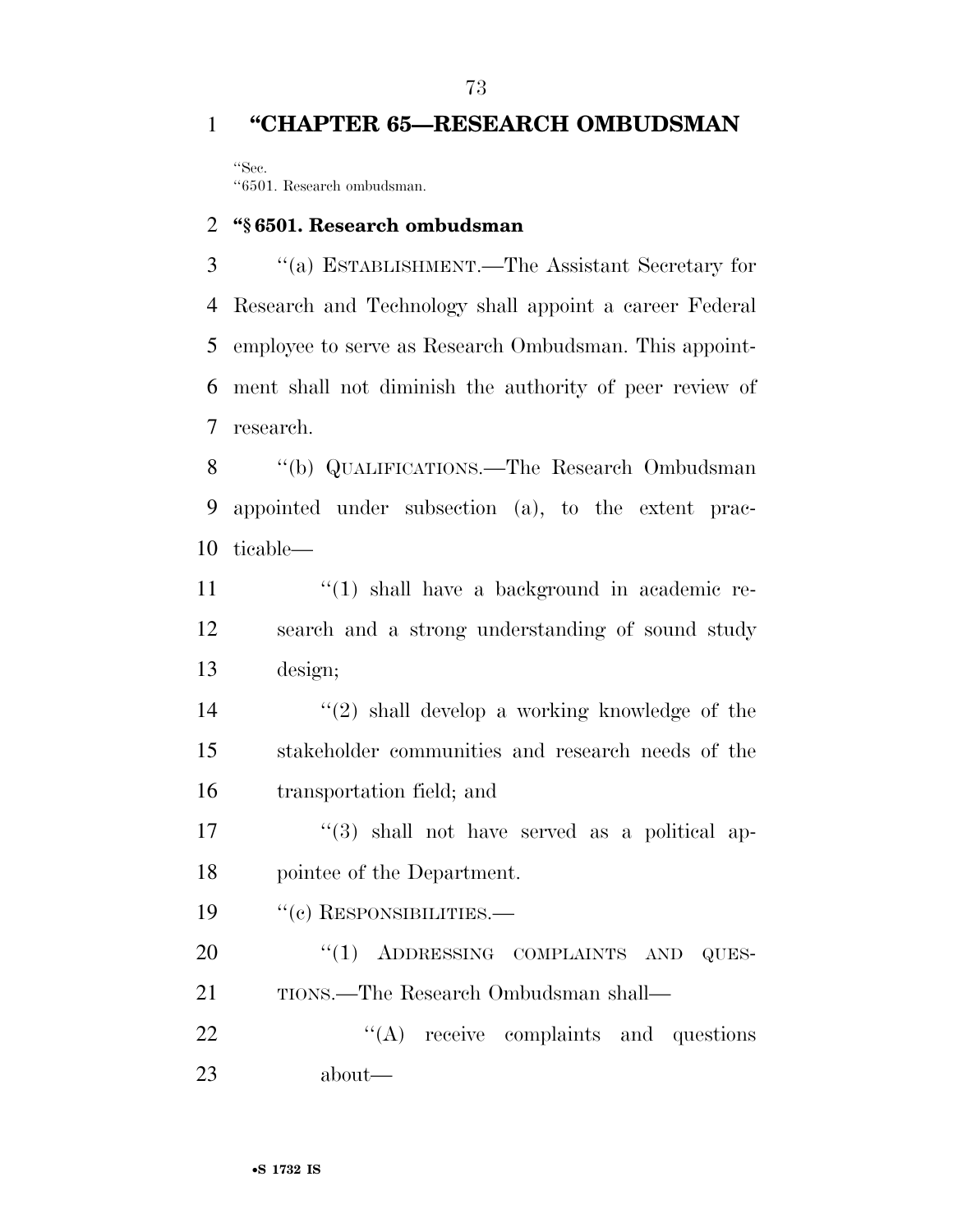# "CHAPTER 65—RESEARCH OMBUDSMAN

"Sec.
"6501. Research ombudsman.

## "§ 6501. Research ombudsman

"(a) ESTABLISHMENT.—The Assistant Secretary for Research and Technology shall appoint a career Federal employee to serve as Research Ombudsman. This appointment shall not diminish the authority of peer review of research.

"(b) QUALIFICATIONS.—The Research Ombudsman appointed under subsection (a), to the extent practicable—

"(1) shall have a background in academic research and a strong understanding of sound study design;

"(2) shall develop a working knowledge of the stakeholder communities and research needs of the transportation field; and

"(3) shall not have served as a political appointee of the Department.

"(c) RESPONSIBILITIES.—

"(1) ADDRESSING COMPLAINTS AND QUESTIONS.—The Research Ombudsman shall—

"(A) receive complaints and questions about—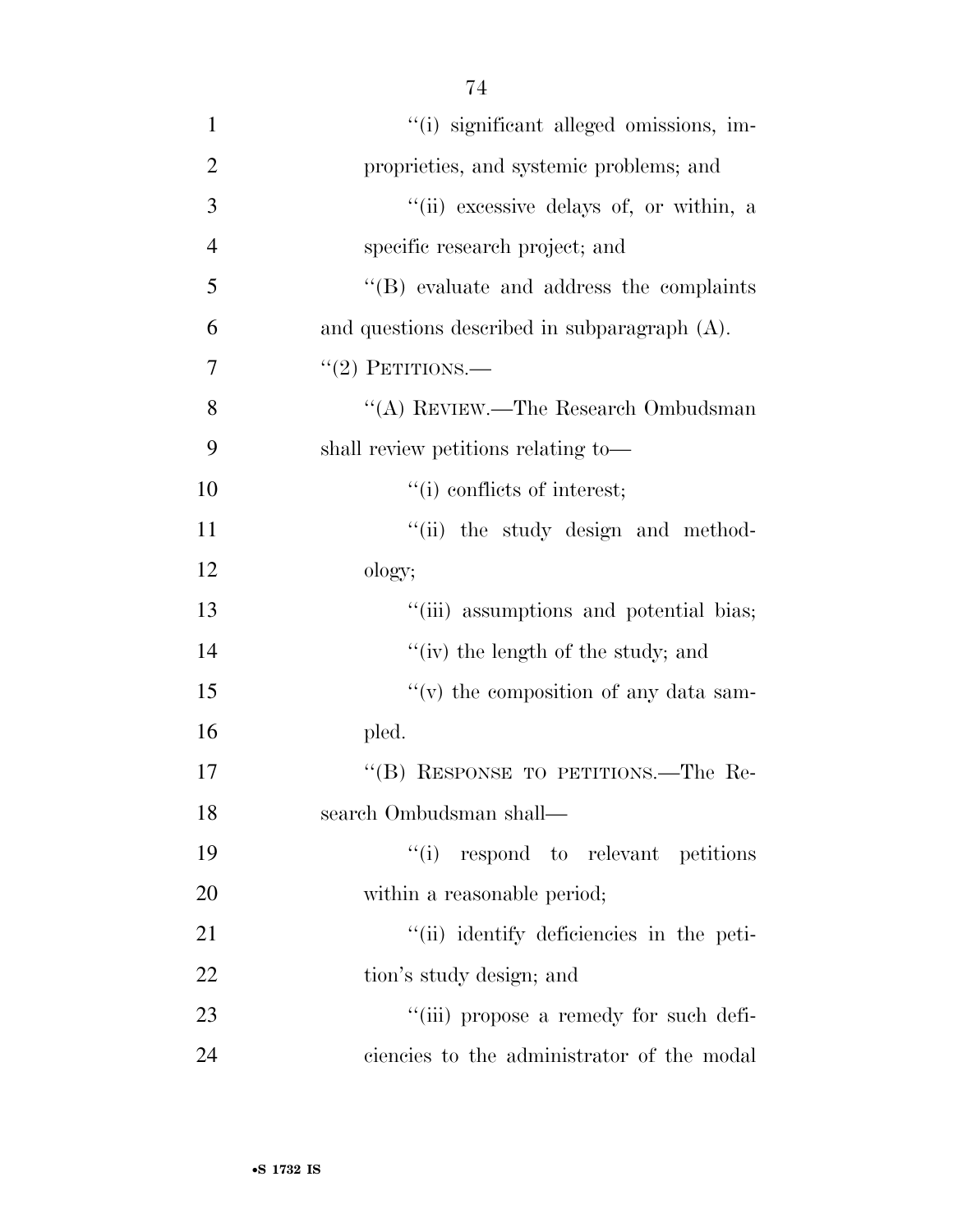"(i) significant alleged omissions, improprieties, and systemic problems; and

"(ii) excessive delays of, or within, a specific research project; and

"(B) evaluate and address the complaints and questions described in subparagraph (A).

"(2) PETITIONS.—

"(A) REVIEW.—The Research Ombudsman shall review petitions relating to—

"(i) conflicts of interest;

"(ii) the study design and methodology;

"(iii) assumptions and potential bias;

"(iv) the length of the study; and

"(v) the composition of any data sampled.

"(B) RESPONSE TO PETITIONS.—The Research Ombudsman shall—

"(i) respond to relevant petitions within a reasonable period;

"(ii) identify deficiencies in the petition's study design; and

"(iii) propose a remedy for such deficiencies to the administrator of the modal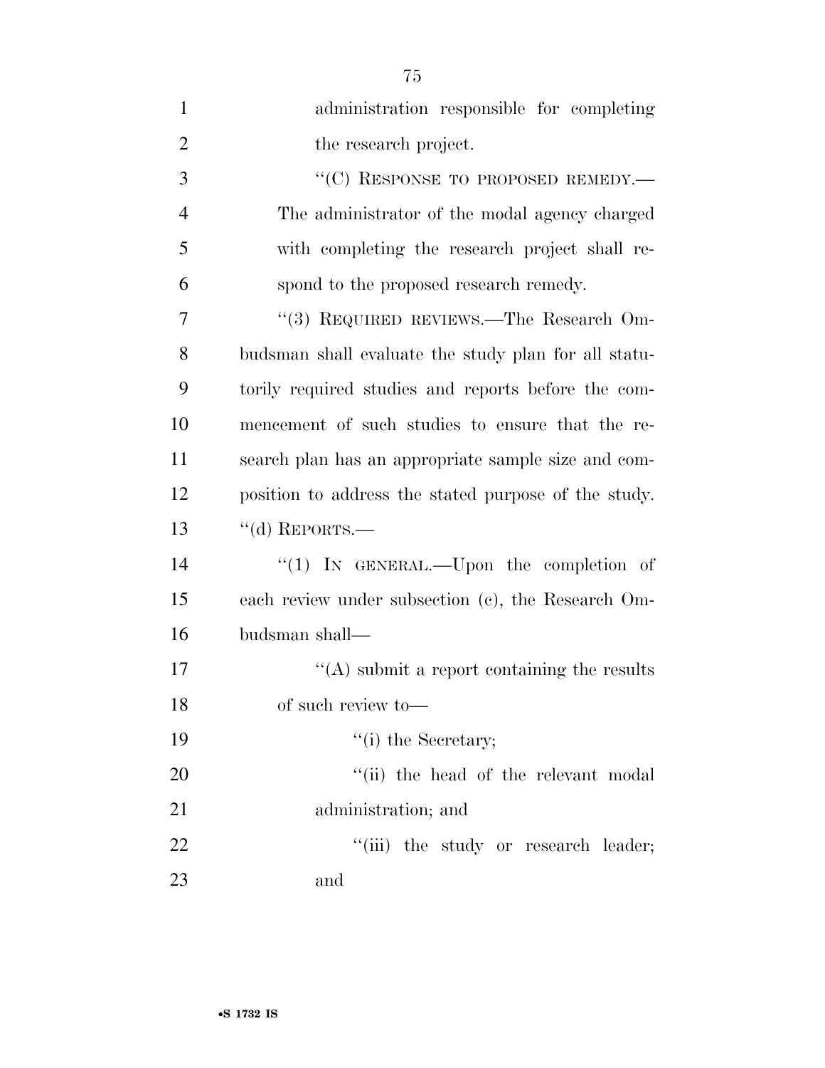administration responsible for completing the research project.

"(C) RESPONSE TO PROPOSED REMEDY.—The administrator of the modal agency charged with completing the research project shall respond to the proposed research remedy.

"(3) REQUIRED REVIEWS.—The Research Ombudsman shall evaluate the study plan for all statutorily required studies and reports before the commencement of such studies to ensure that the research plan has an appropriate sample size and composition to address the stated purpose of the study.

"(d) REPORTS.—

"(1) IN GENERAL.—Upon the completion of each review under subsection (c), the Research Ombudsman shall—

"(A) submit a report containing the results of such review to—

"(i) the Secretary;

"(ii) the head of the relevant modal administration; and

"(iii) the study or research leader; and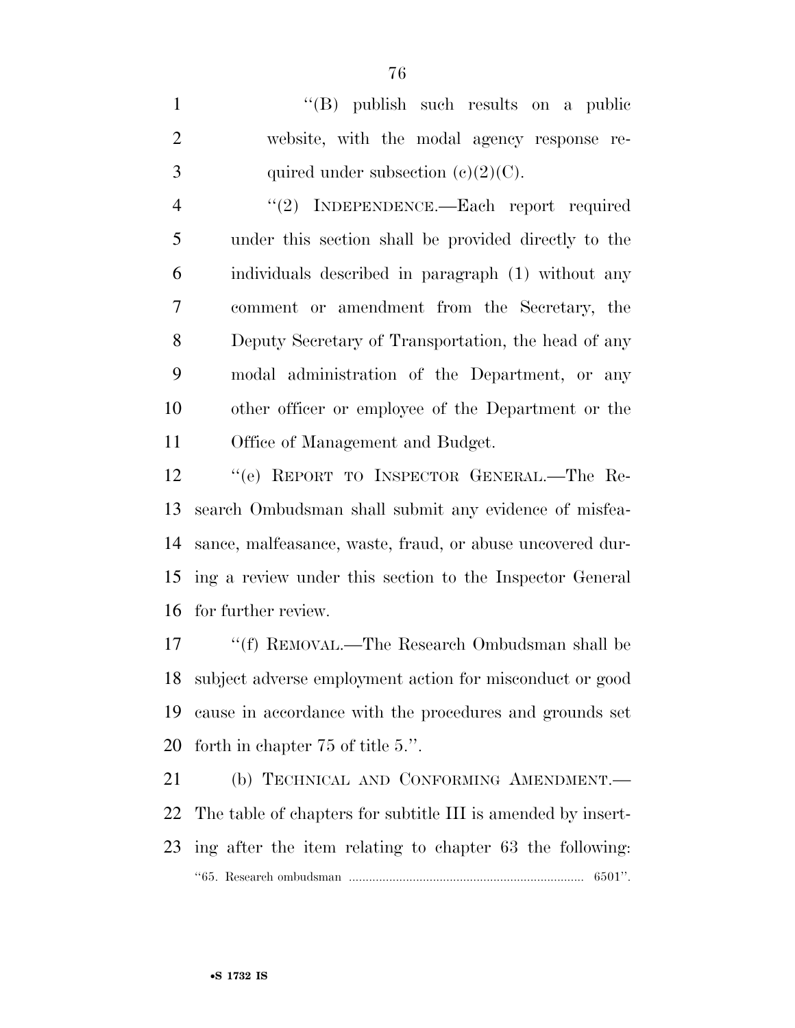''(B) publish such results on a public website, with the modal agency response required under subsection (c)(2)(C).

''(2) INDEPENDENCE.—Each report required under this section shall be provided directly to the individuals described in paragraph (1) without any comment or amendment from the Secretary, the Deputy Secretary of Transportation, the head of any modal administration of the Department, or any other officer or employee of the Department or the Office of Management and Budget.

''(e) REPORT TO INSPECTOR GENERAL.—The Research Ombudsman shall submit any evidence of misfeasance, malfeasance, waste, fraud, or abuse uncovered during a review under this section to the Inspector General for further review.

''(f) REMOVAL.—The Research Ombudsman shall be subject adverse employment action for misconduct or good cause in accordance with the procedures and grounds set forth in chapter 75 of title 5.''.

(b) TECHNICAL AND CONFORMING AMENDMENT.—The table of chapters for subtitle III is amended by inserting after the item relating to chapter 63 the following:

''65. Research ombudsman ...................................................................... 6501''.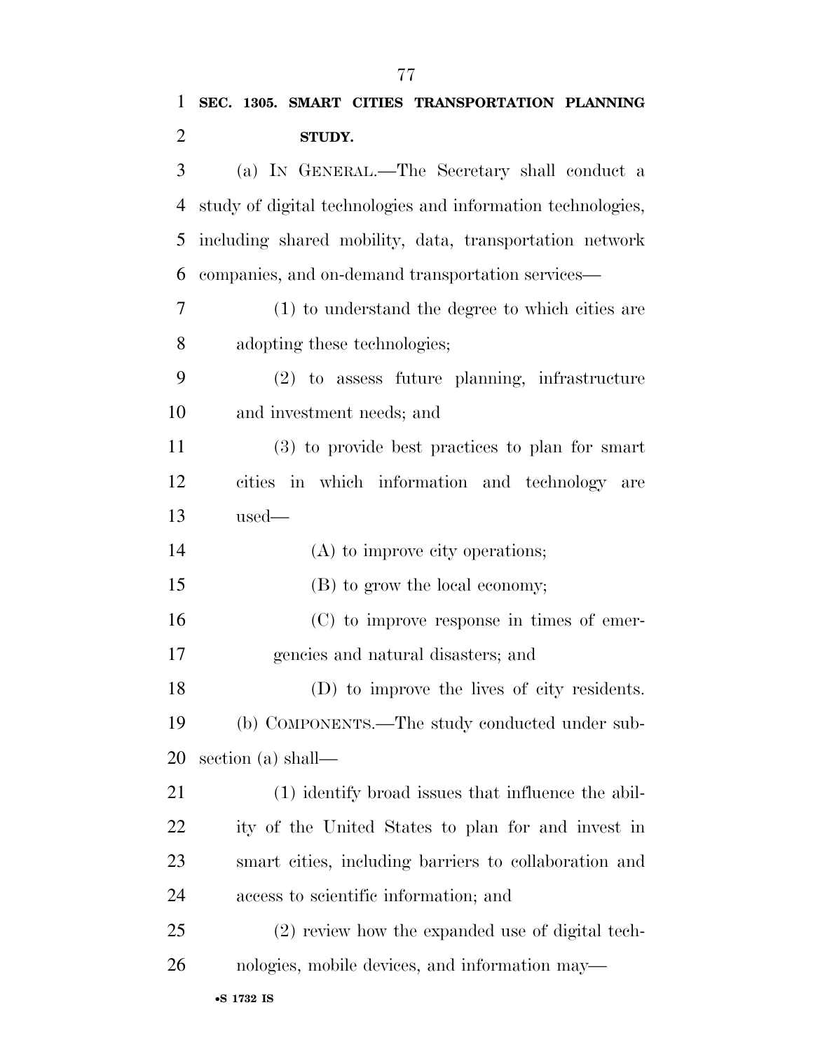**SEC. 1305. SMART CITIES TRANSPORTATION PLANNING STUDY.**

(a) IN GENERAL.—The Secretary shall conduct a study of digital technologies and information technologies, including shared mobility, data, transportation network companies, and on-demand transportation services—

(1) to understand the degree to which cities are adopting these technologies;

(2) to assess future planning, infrastructure and investment needs; and

(3) to provide best practices to plan for smart cities in which information and technology are used—

(A) to improve city operations;

(B) to grow the local economy;

(C) to improve response in times of emergencies and natural disasters; and

(D) to improve the lives of city residents.

(b) COMPONENTS.—The study conducted under subsection (a) shall—

(1) identify broad issues that influence the ability of the United States to plan for and invest in smart cities, including barriers to collaboration and access to scientific information; and

(2) review how the expanded use of digital technologies, mobile devices, and information may—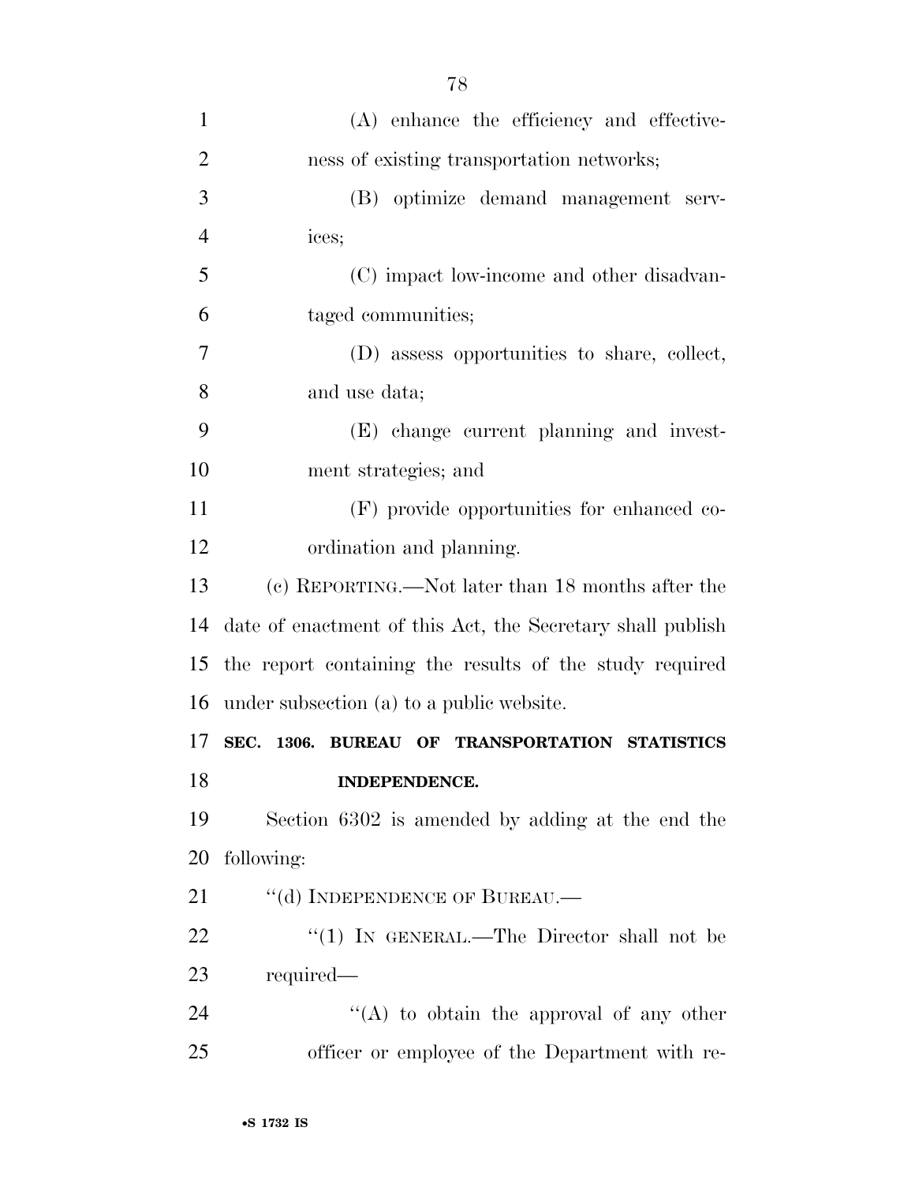(A) enhance the efficiency and effectiveness of existing transportation networks;

(B) optimize demand management services;

(C) impact low-income and other disadvantaged communities;

(D) assess opportunities to share, collect, and use data;

(E) change current planning and investment strategies; and

(F) provide opportunities for enhanced coordination and planning.

(c) REPORTING.—Not later than 18 months after the date of enactment of this Act, the Secretary shall publish the report containing the results of the study required under subsection (a) to a public website.

**SEC. 1306. BUREAU OF TRANSPORTATION STATISTICS INDEPENDENCE.**

Section 6302 is amended by adding at the end the following:

"(d) INDEPENDENCE OF BUREAU.—

"(1) IN GENERAL.—The Director shall not be required—

"(A) to obtain the approval of any other officer or employee of the Department with re-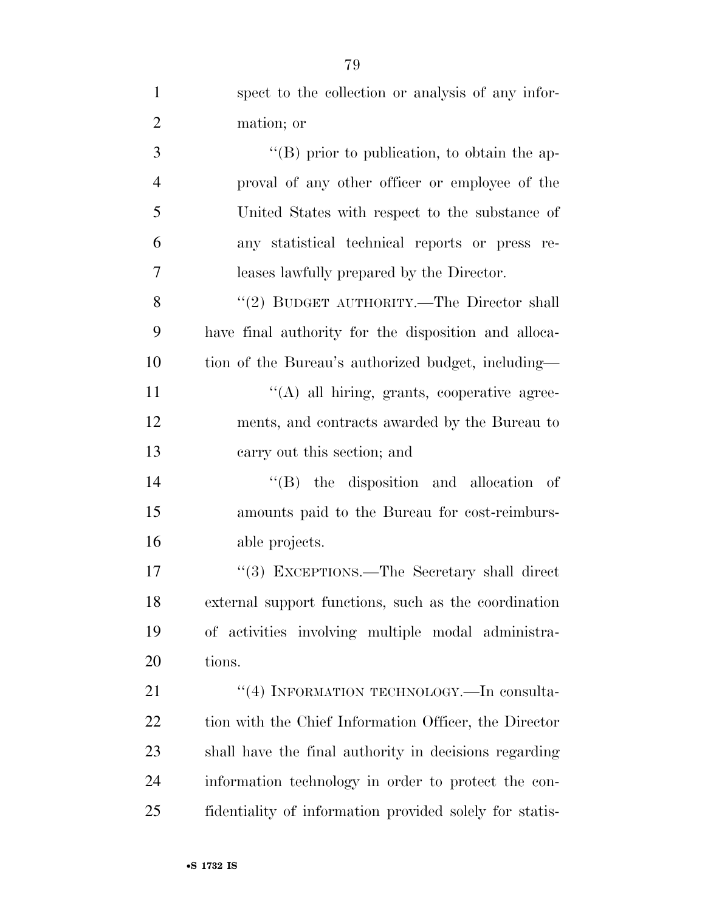spect to the collection or analysis of any information; or

''(B) prior to publication, to obtain the approval of any other officer or employee of the United States with respect to the substance of any statistical technical reports or press releases lawfully prepared by the Director.

''(2) BUDGET AUTHORITY.—The Director shall have final authority for the disposition and allocation of the Bureau's authorized budget, including—

''(A) all hiring, grants, cooperative agreements, and contracts awarded by the Bureau to carry out this section; and

''(B) the disposition and allocation of amounts paid to the Bureau for cost-reimbursable projects.

''(3) EXCEPTIONS.—The Secretary shall direct external support functions, such as the coordination of activities involving multiple modal administrations.

''(4) INFORMATION TECHNOLOGY.—In consultation with the Chief Information Officer, the Director shall have the final authority in decisions regarding information technology in order to protect the confidentiality of information provided solely for statis-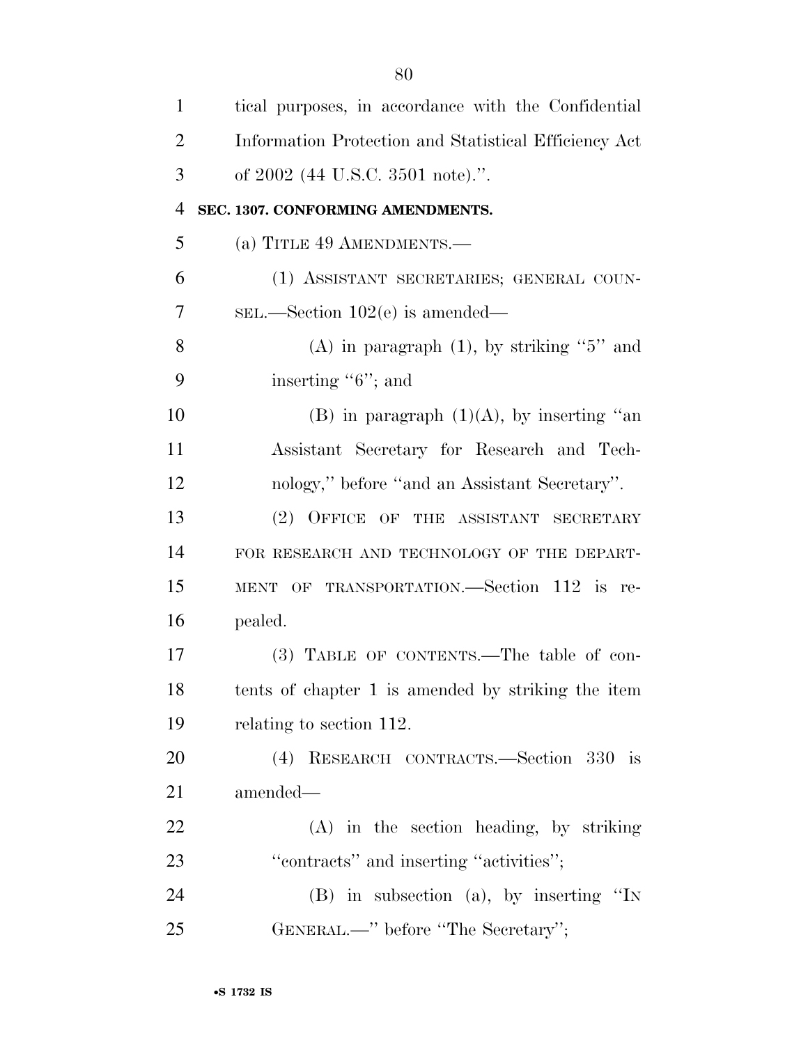tical purposes, in accordance with the Confidential Information Protection and Statistical Efficiency Act of 2002 (44 U.S.C. 3501 note).''.

**SEC. 1307. CONFORMING AMENDMENTS.**

(a) TITLE 49 AMENDMENTS.—

(1) ASSISTANT SECRETARIES; GENERAL COUNSEL.—Section 102(e) is amended—

(A) in paragraph (1), by striking ''5'' and inserting ''6''; and

(B) in paragraph (1)(A), by inserting ''an Assistant Secretary for Research and Technology,'' before ''and an Assistant Secretary''.

(2) OFFICE OF THE ASSISTANT SECRETARY FOR RESEARCH AND TECHNOLOGY OF THE DEPARTMENT OF TRANSPORTATION.—Section 112 is repealed.

(3) TABLE OF CONTENTS.—The table of contents of chapter 1 is amended by striking the item relating to section 112.

(4) RESEARCH CONTRACTS.—Section 330 is amended—

(A) in the section heading, by striking ''contracts'' and inserting ''activities'';

(B) in subsection (a), by inserting ''IN GENERAL.—'' before ''The Secretary'';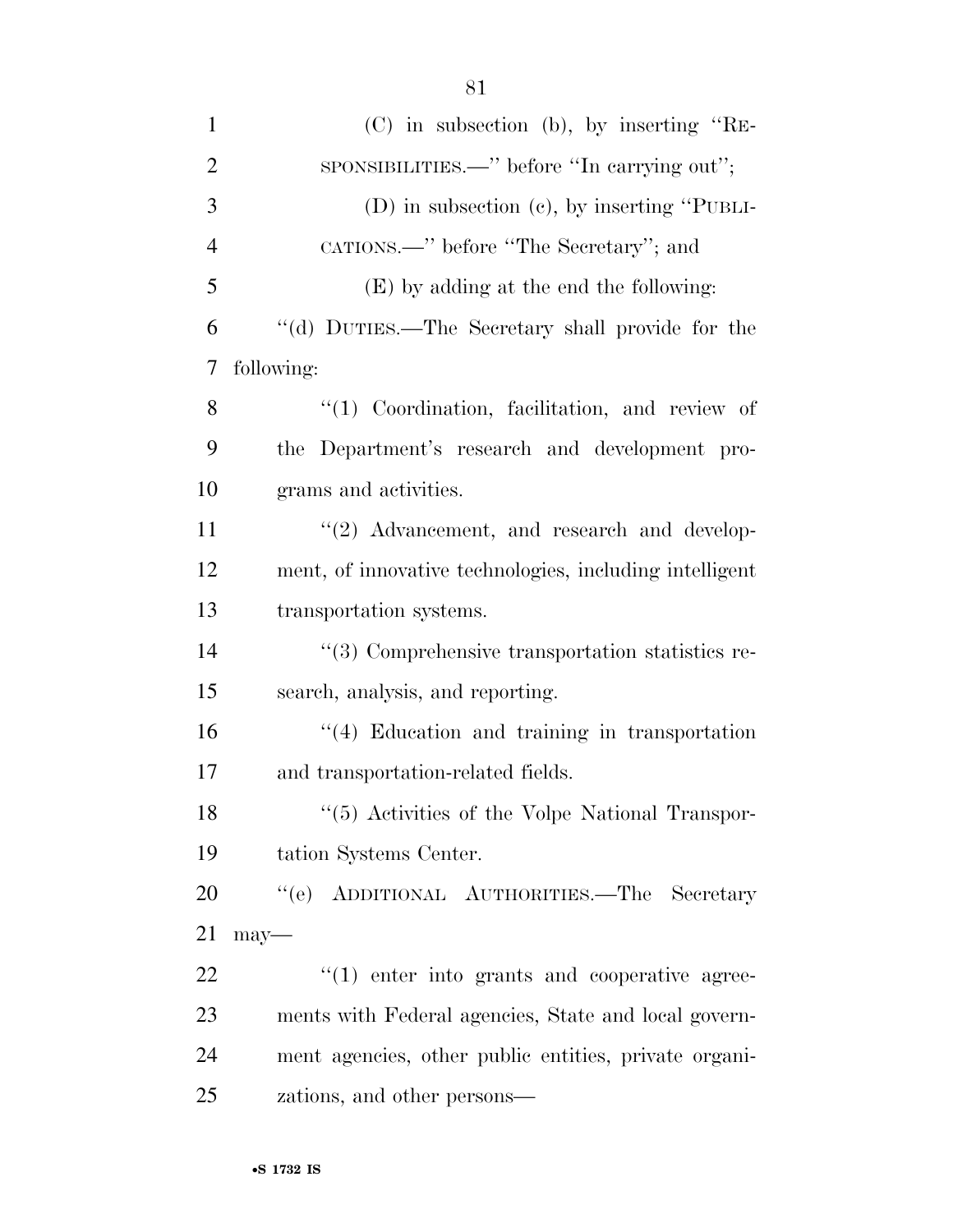(C) in subsection (b), by inserting ''RESPONSIBILITIES.—'' before ''In carrying out'';

(D) in subsection (c), by inserting ''PUBLICATIONS.—'' before ''The Secretary''; and

(E) by adding at the end the following:

''(d) DUTIES.—The Secretary shall provide for the following:

''(1) Coordination, facilitation, and review of the Department's research and development programs and activities.

''(2) Advancement, and research and development, of innovative technologies, including intelligent transportation systems.

''(3) Comprehensive transportation statistics research, analysis, and reporting.

''(4) Education and training in transportation and transportation-related fields.

''(5) Activities of the Volpe National Transportation Systems Center.

''(e) ADDITIONAL AUTHORITIES.—The Secretary may—

''(1) enter into grants and cooperative agreements with Federal agencies, State and local government agencies, other public entities, private organizations, and other persons—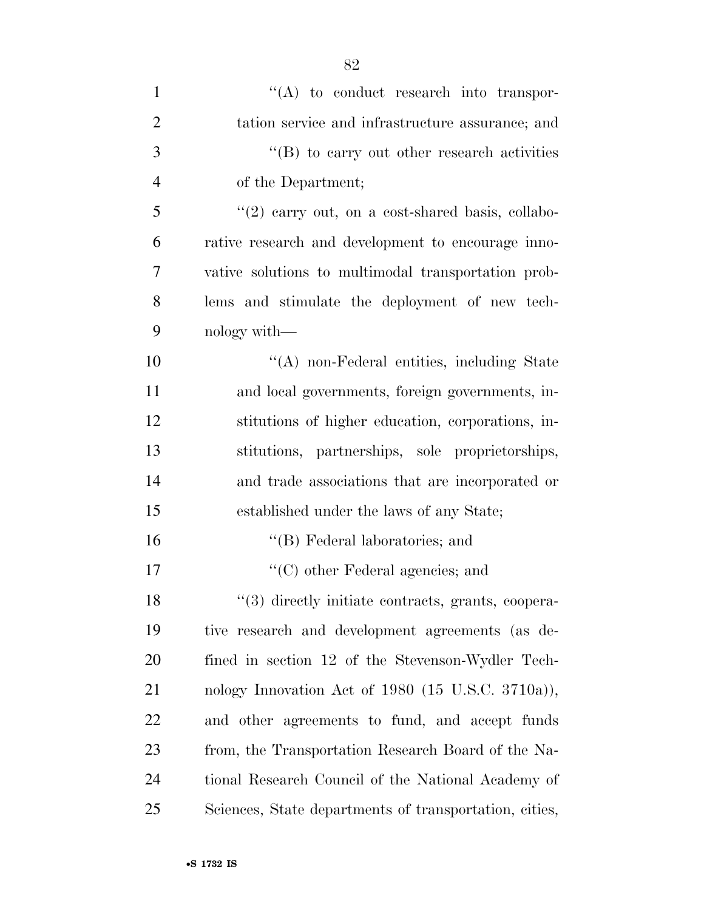''(A) to conduct research into transportation service and infrastructure assurance; and

''(B) to carry out other research activities of the Department;

''(2) carry out, on a cost-shared basis, collaborative research and development to encourage innovative solutions to multimodal transportation problems and stimulate the deployment of new technology with—

''(A) non-Federal entities, including State and local governments, foreign governments, institutions of higher education, corporations, institutions, partnerships, sole proprietorships, and trade associations that are incorporated or established under the laws of any State;

''(B) Federal laboratories; and

''(C) other Federal agencies; and

''(3) directly initiate contracts, grants, cooperative research and development agreements (as defined in section 12 of the Stevenson-Wydler Technology Innovation Act of 1980 (15 U.S.C. 3710a)), and other agreements to fund, and accept funds from, the Transportation Research Board of the National Research Council of the National Academy of Sciences, State departments of transportation, cities,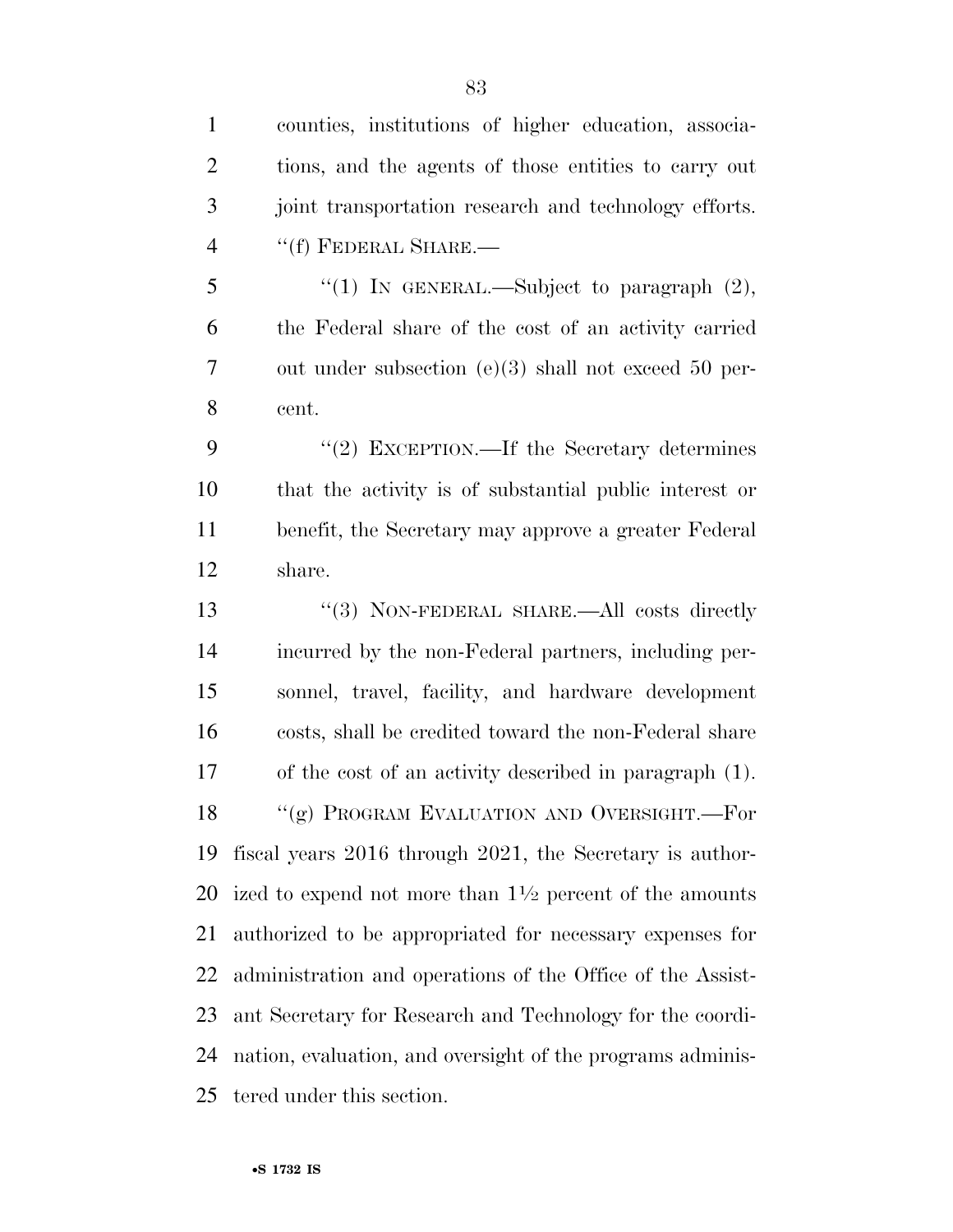counties, institutions of higher education, associations, and the agents of those entities to carry out joint transportation research and technology efforts.

''(f) FEDERAL SHARE.—

''(1) IN GENERAL.—Subject to paragraph (2), the Federal share of the cost of an activity carried out under subsection (e)(3) shall not exceed 50 percent.

''(2) EXCEPTION.—If the Secretary determines that the activity is of substantial public interest or benefit, the Secretary may approve a greater Federal share.

''(3) NON-FEDERAL SHARE.—All costs directly incurred by the non-Federal partners, including personnel, travel, facility, and hardware development costs, shall be credited toward the non-Federal share of the cost of an activity described in paragraph (1).

''(g) PROGRAM EVALUATION AND OVERSIGHT.—For fiscal years 2016 through 2021, the Secretary is authorized to expend not more than 1½ percent of the amounts authorized to be appropriated for necessary expenses for administration and operations of the Office of the Assistant Secretary for Research and Technology for the coordination, evaluation, and oversight of the programs administered under this section.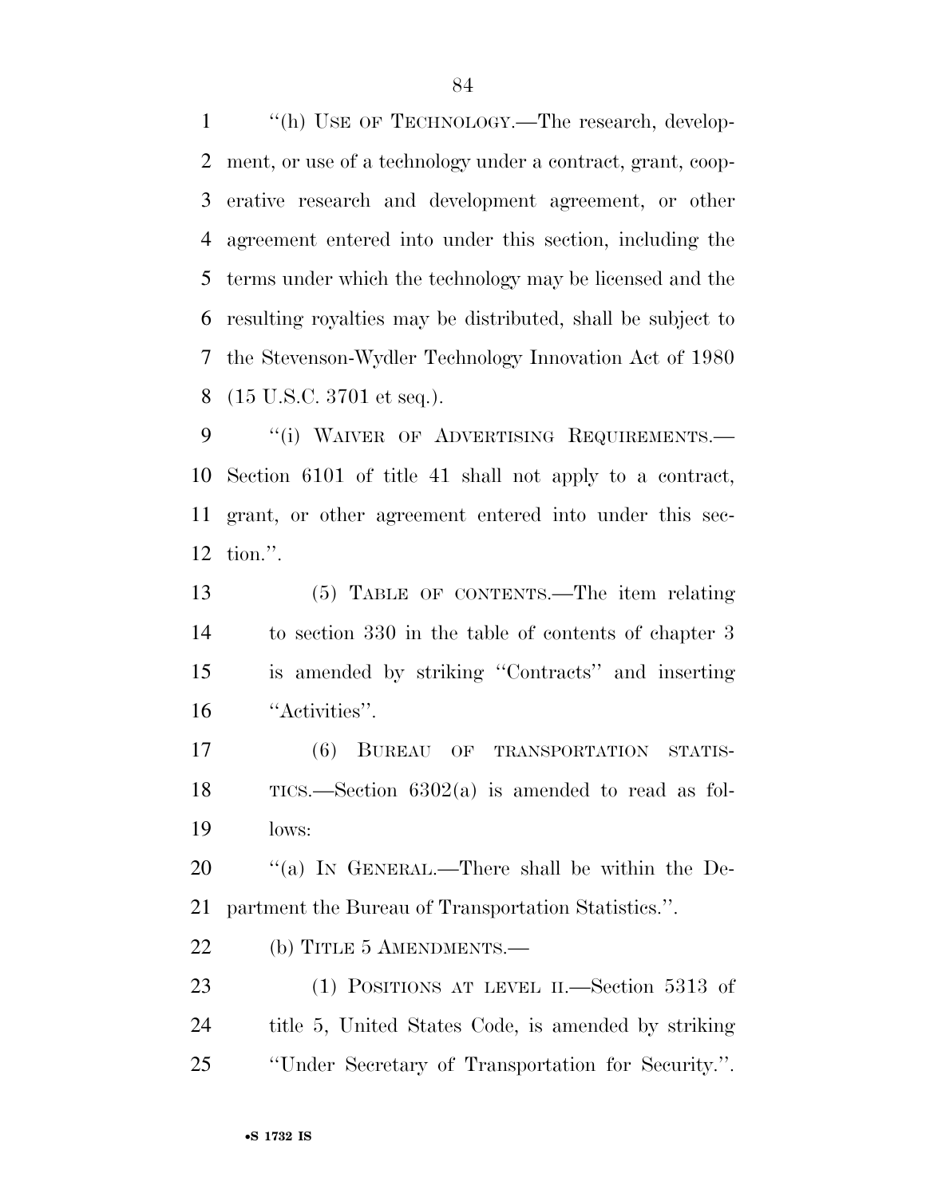"(h) USE OF TECHNOLOGY.—The research, development, or use of a technology under a contract, grant, cooperative research and development agreement, or other agreement entered into under this section, including the terms under which the technology may be licensed and the resulting royalties may be distributed, shall be subject to the Stevenson-Wydler Technology Innovation Act of 1980 (15 U.S.C. 3701 et seq.).

"(i) WAIVER OF ADVERTISING REQUIREMENTS.—Section 6101 of title 41 shall not apply to a contract, grant, or other agreement entered into under this section.".

(5) TABLE OF CONTENTS.—The item relating to section 330 in the table of contents of chapter 3 is amended by striking "Contracts" and inserting "Activities".

(6) BUREAU OF TRANSPORTATION STATISTICS.—Section 6302(a) is amended to read as follows:

"(a) IN GENERAL.—There shall be within the Department the Bureau of Transportation Statistics.".

(b) TITLE 5 AMENDMENTS.—

(1) POSITIONS AT LEVEL II.—Section 5313 of title 5, United States Code, is amended by striking "Under Secretary of Transportation for Security.".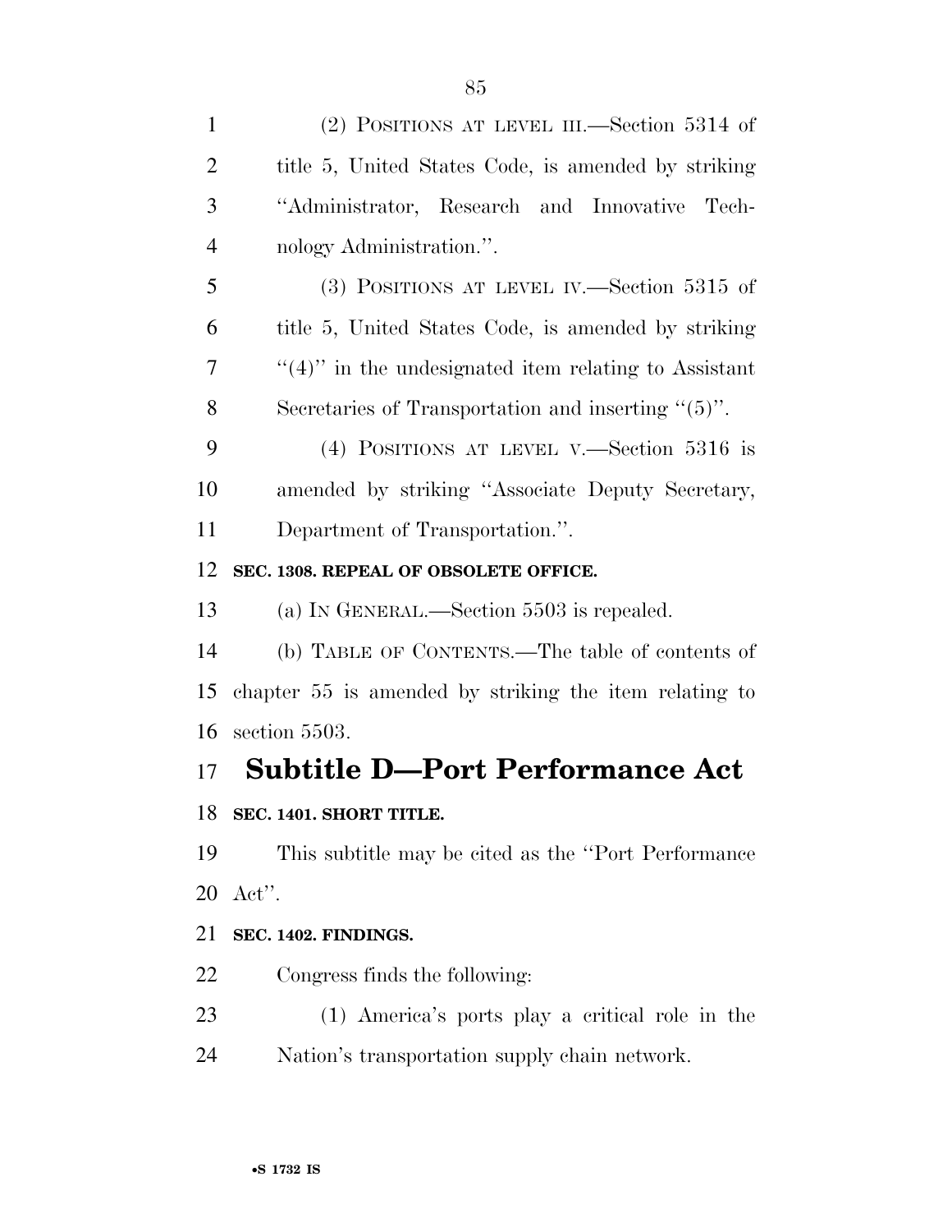(2) POSITIONS AT LEVEL III.—Section 5314 of title 5, United States Code, is amended by striking "Administrator, Research and Innovative Technology Administration.".

(3) POSITIONS AT LEVEL IV.—Section 5315 of title 5, United States Code, is amended by striking "(4)" in the undesignated item relating to Assistant Secretaries of Transportation and inserting "(5)".

(4) POSITIONS AT LEVEL V.—Section 5316 is amended by striking "Associate Deputy Secretary, Department of Transportation.".

**SEC. 1308. REPEAL OF OBSOLETE OFFICE.**

(a) IN GENERAL.—Section 5503 is repealed.

(b) TABLE OF CONTENTS.—The table of contents of chapter 55 is amended by striking the item relating to section 5503.

## Subtitle D—Port Performance Act

**SEC. 1401. SHORT TITLE.**

This subtitle may be cited as the "Port Performance Act".

**SEC. 1402. FINDINGS.**

Congress finds the following:

(1) America's ports play a critical role in the Nation's transportation supply chain network.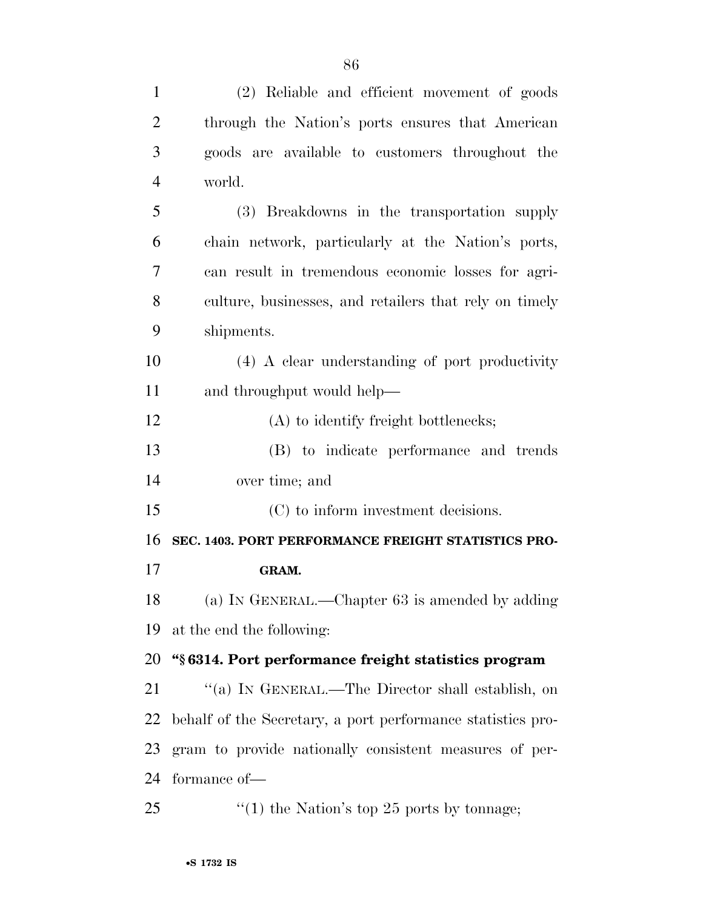(2) Reliable and efficient movement of goods through the Nation's ports ensures that American goods are available to customers throughout the world.

(3) Breakdowns in the transportation supply chain network, particularly at the Nation's ports, can result in tremendous economic losses for agriculture, businesses, and retailers that rely on timely shipments.

(4) A clear understanding of port productivity and throughput would help—

(A) to identify freight bottlenecks;

(B) to indicate performance and trends over time; and

(C) to inform investment decisions.

**SEC. 1403. PORT PERFORMANCE FREIGHT STATISTICS PROGRAM.**

(a) IN GENERAL.—Chapter 63 is amended by adding at the end the following:

**"§ 6314. Port performance freight statistics program**

"(a) IN GENERAL.—The Director shall establish, on behalf of the Secretary, a port performance statistics program to provide nationally consistent measures of performance of—

"(1) the Nation's top 25 ports by tonnage;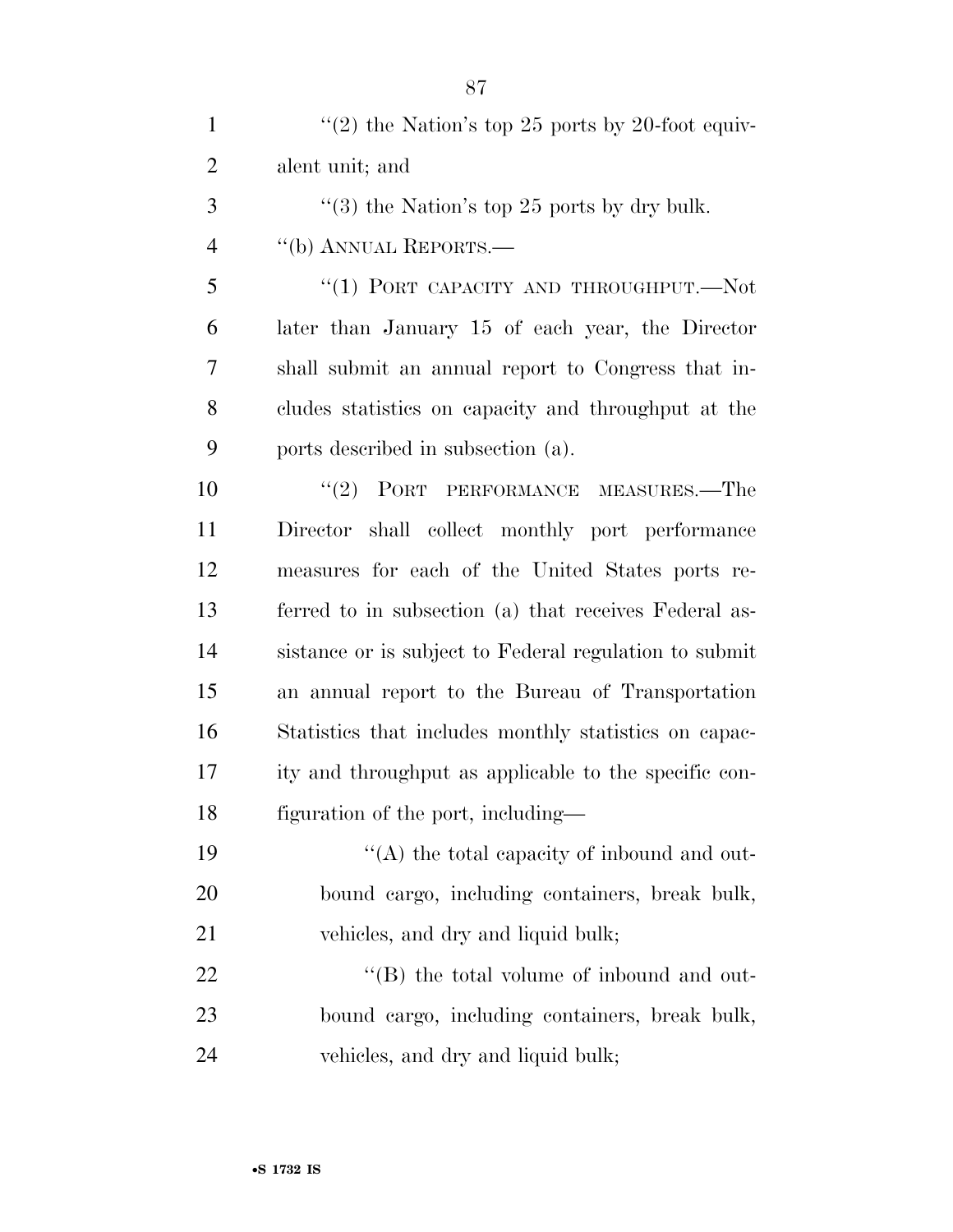''(2) the Nation's top 25 ports by 20-foot equivalent unit; and

''(3) the Nation's top 25 ports by dry bulk.

''(b) ANNUAL REPORTS.—

''(1) PORT CAPACITY AND THROUGHPUT.—Not later than January 15 of each year, the Director shall submit an annual report to Congress that includes statistics on capacity and throughput at the ports described in subsection (a).

''(2) PORT PERFORMANCE MEASURES.—The Director shall collect monthly port performance measures for each of the United States ports referred to in subsection (a) that receives Federal assistance or is subject to Federal regulation to submit an annual report to the Bureau of Transportation Statistics that includes monthly statistics on capacity and throughput as applicable to the specific configuration of the port, including—

''(A) the total capacity of inbound and outbound cargo, including containers, break bulk, vehicles, and dry and liquid bulk;

''(B) the total volume of inbound and outbound cargo, including containers, break bulk, vehicles, and dry and liquid bulk;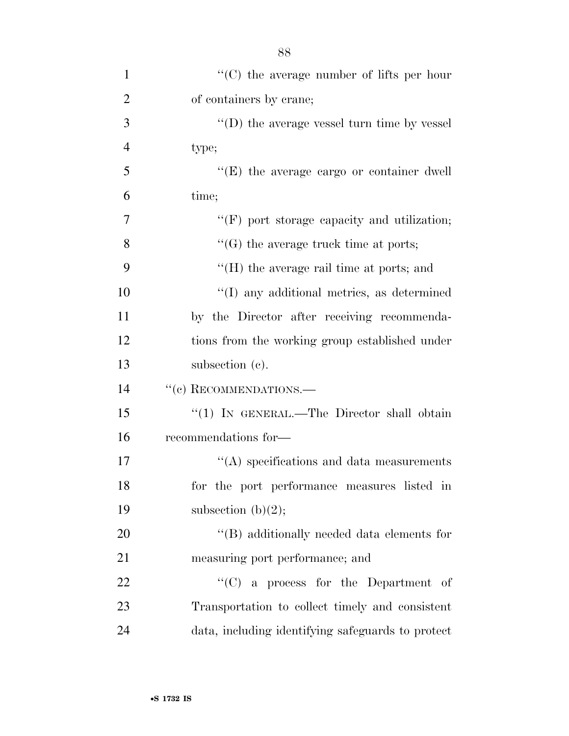"(C) the average number of lifts per hour of containers by crane;

"(D) the average vessel turn time by vessel type;

"(E) the average cargo or container dwell time;

"(F) port storage capacity and utilization;

"(G) the average truck time at ports;

"(H) the average rail time at ports; and

"(I) any additional metrics, as determined by the Director after receiving recommendations from the working group established under subsection (c).

"(c) RECOMMENDATIONS.—

"(1) IN GENERAL.—The Director shall obtain recommendations for—

"(A) specifications and data measurements for the port performance measures listed in subsection (b)(2);

"(B) additionally needed data elements for measuring port performance; and

"(C) a process for the Department of Transportation to collect timely and consistent data, including identifying safeguards to protect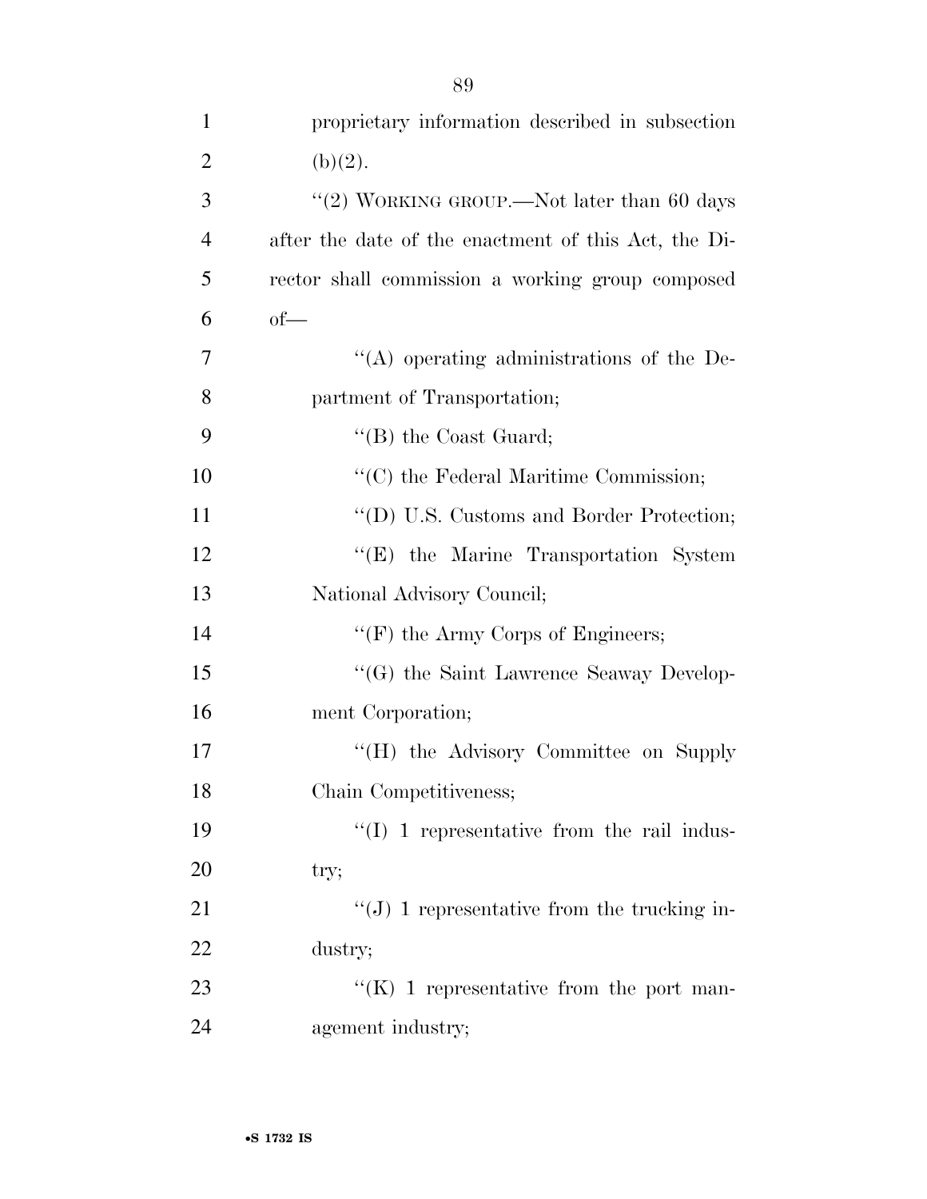proprietary information described in subsection (b)(2).

"(2) WORKING GROUP.—Not later than 60 days after the date of the enactment of this Act, the Director shall commission a working group composed of—

"(A) operating administrations of the Department of Transportation;

"(B) the Coast Guard;

"(C) the Federal Maritime Commission;

"(D) U.S. Customs and Border Protection;

"(E) the Marine Transportation System National Advisory Council;

"(F) the Army Corps of Engineers;

"(G) the Saint Lawrence Seaway Development Corporation;

"(H) the Advisory Committee on Supply Chain Competitiveness;

"(I) 1 representative from the rail industry;

"(J) 1 representative from the trucking industry;

"(K) 1 representative from the port management industry;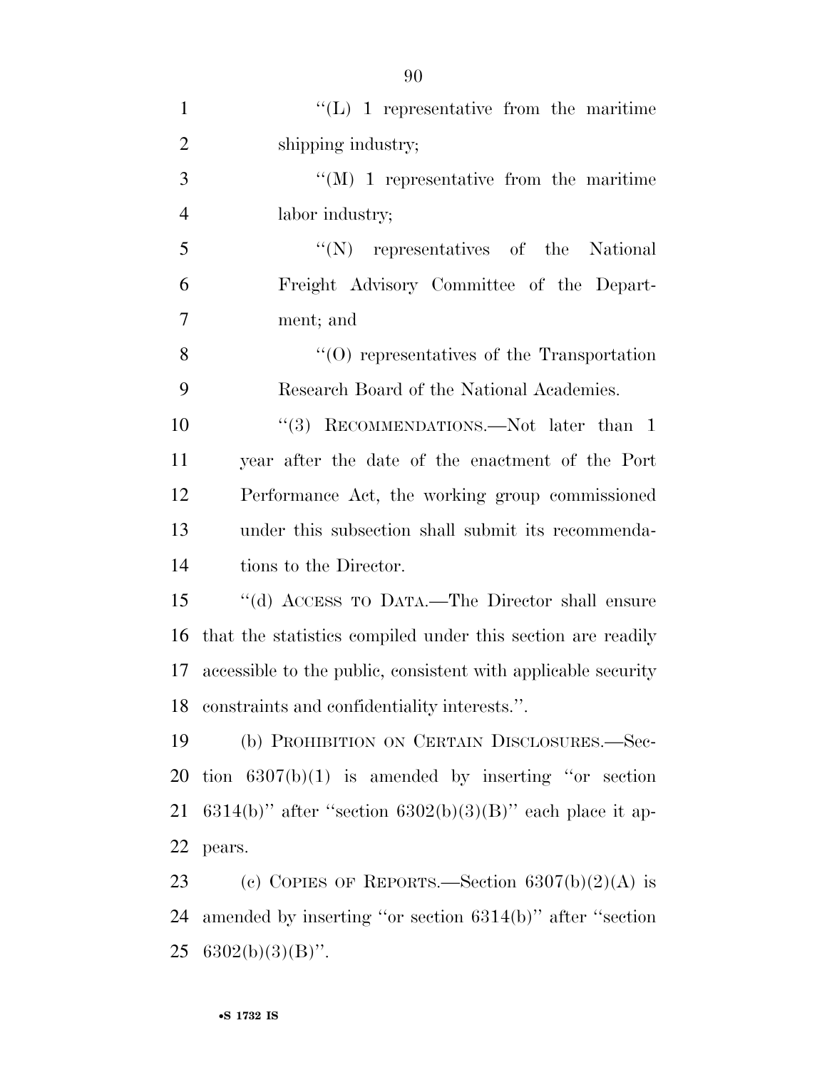''(L) 1 representative from the maritime shipping industry;

''(M) 1 representative from the maritime labor industry;

''(N) representatives of the National Freight Advisory Committee of the Department; and

''(O) representatives of the Transportation Research Board of the National Academies.

''(3) RECOMMENDATIONS.—Not later than 1 year after the date of the enactment of the Port Performance Act, the working group commissioned under this subsection shall submit its recommendations to the Director.

''(d) ACCESS TO DATA.—The Director shall ensure that the statistics compiled under this section are readily accessible to the public, consistent with applicable security constraints and confidentiality interests.''.

(b) PROHIBITION ON CERTAIN DISCLOSURES.—Section 6307(b)(1) is amended by inserting ''or section 6314(b)'' after ''section 6302(b)(3)(B)'' each place it appears.

(c) COPIES OF REPORTS.—Section 6307(b)(2)(A) is amended by inserting ''or section 6314(b)'' after ''section 6302(b)(3)(B)''.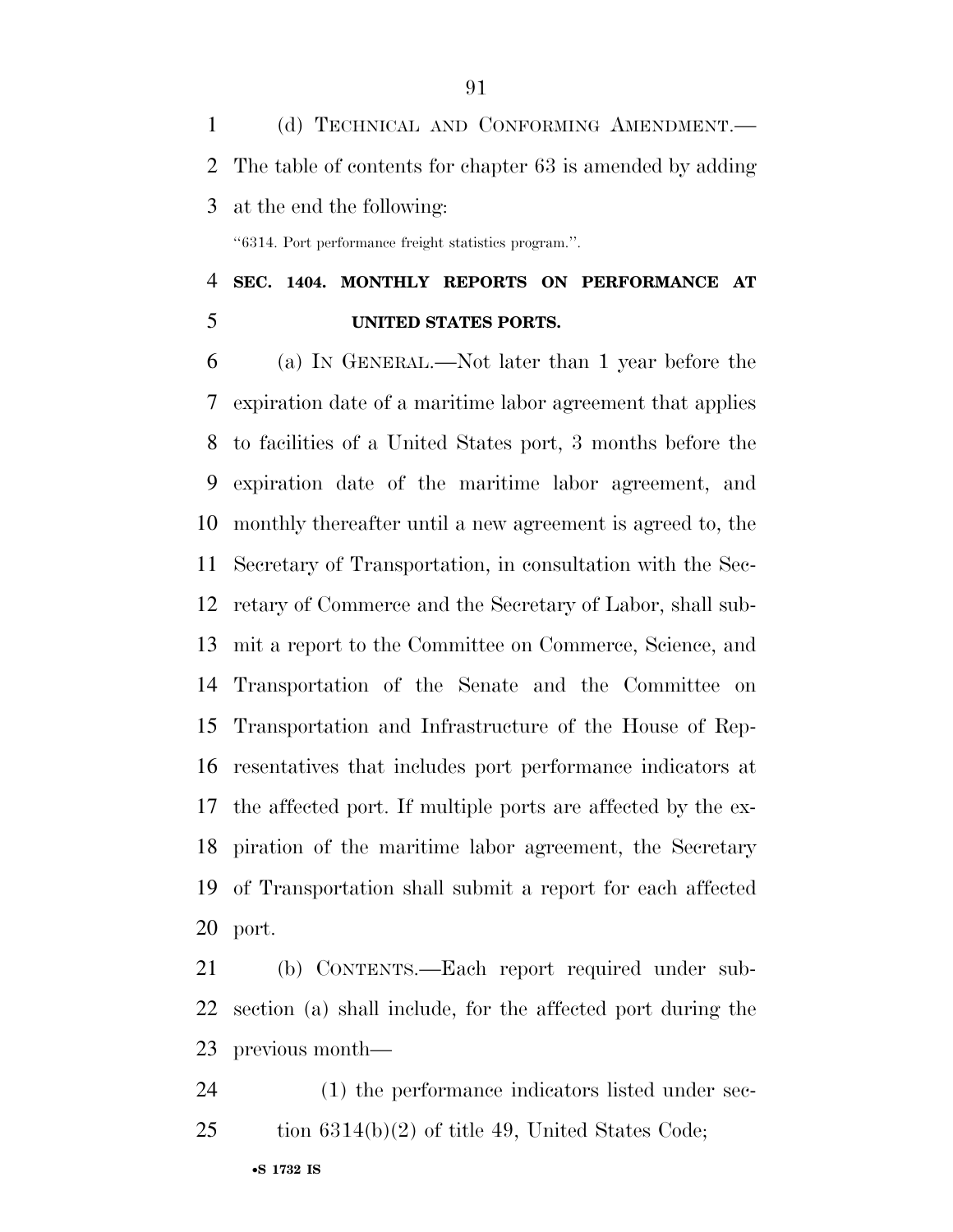(d) TECHNICAL AND CONFORMING AMENDMENT.—The table of contents for chapter 63 is amended by adding at the end the following:

"6314. Port performance freight statistics program.".

## SEC. 1404. MONTHLY REPORTS ON PERFORMANCE AT UNITED STATES PORTS.

(a) IN GENERAL.—Not later than 1 year before the expiration date of a maritime labor agreement that applies to facilities of a United States port, 3 months before the expiration date of the maritime labor agreement, and monthly thereafter until a new agreement is agreed to, the Secretary of Transportation, in consultation with the Secretary of Commerce and the Secretary of Labor, shall submit a report to the Committee on Commerce, Science, and Transportation of the Senate and the Committee on Transportation and Infrastructure of the House of Representatives that includes port performance indicators at the affected port. If multiple ports are affected by the expiration of the maritime labor agreement, the Secretary of Transportation shall submit a report for each affected port.

(b) CONTENTS.—Each report required under subsection (a) shall include, for the affected port during the previous month—

(1) the performance indicators listed under section 6314(b)(2) of title 49, United States Code;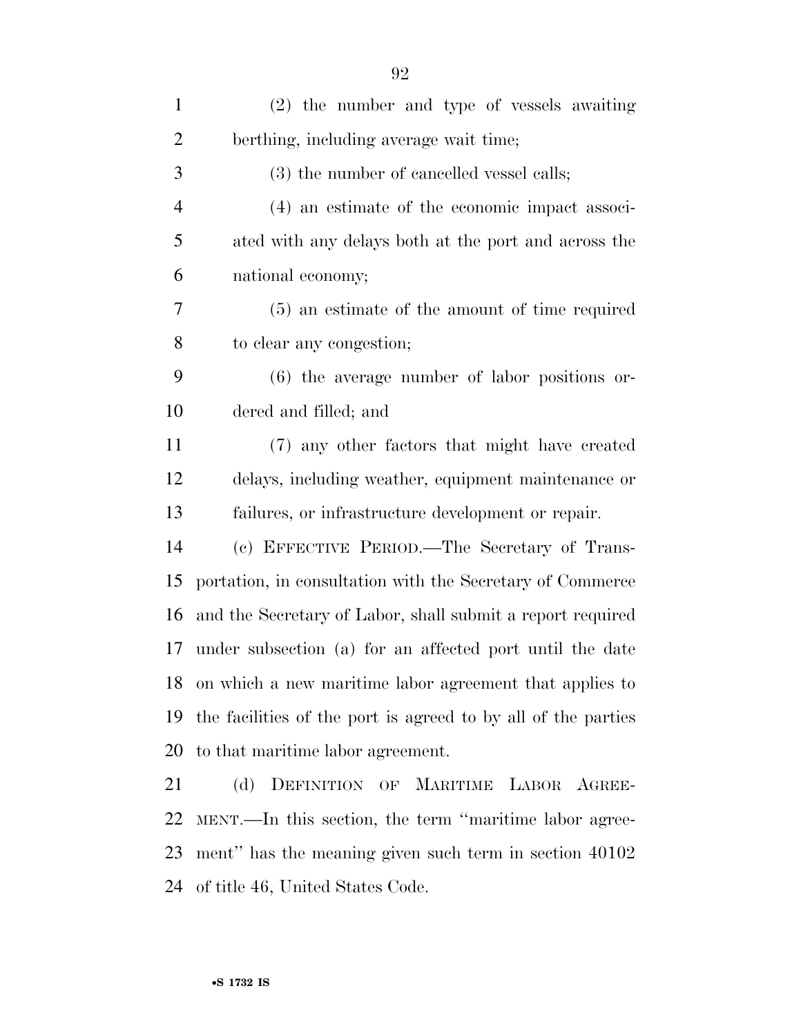(2) the number and type of vessels awaiting berthing, including average wait time;

(3) the number of cancelled vessel calls;

(4) an estimate of the economic impact associated with any delays both at the port and across the national economy;

(5) an estimate of the amount of time required to clear any congestion;

(6) the average number of labor positions ordered and filled; and

(7) any other factors that might have created delays, including weather, equipment maintenance or failures, or infrastructure development or repair.

(c) EFFECTIVE PERIOD.—The Secretary of Transportation, in consultation with the Secretary of Commerce and the Secretary of Labor, shall submit a report required under subsection (a) for an affected port until the date on which a new maritime labor agreement that applies to the facilities of the port is agreed to by all of the parties to that maritime labor agreement.

(d) DEFINITION OF MARITIME LABOR AGREEMENT.—In this section, the term ''maritime labor agreement'' has the meaning given such term in section 40102 of title 46, United States Code.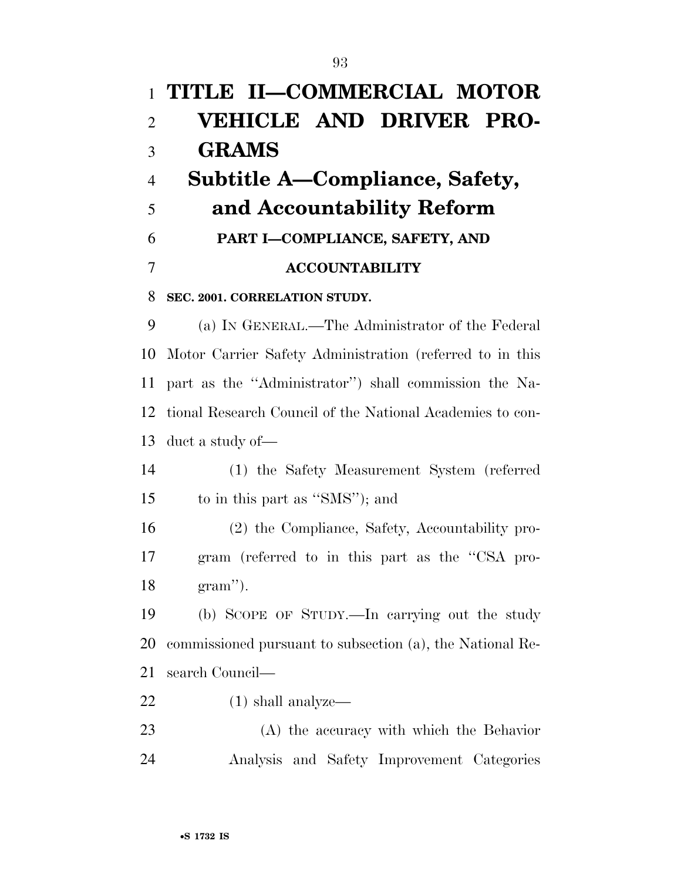# TITLE II—COMMERCIAL MOTOR VEHICLE AND DRIVER PROGRAMS

## Subtitle A—Compliance, Safety, and Accountability Reform

### PART I—COMPLIANCE, SAFETY, AND ACCOUNTABILITY

**SEC. 2001. CORRELATION STUDY.**

(a) IN GENERAL.—The Administrator of the Federal Motor Carrier Safety Administration (referred to in this part as the "Administrator") shall commission the National Research Council of the National Academies to conduct a study of—

(1) the Safety Measurement System (referred to in this part as "SMS"); and

(2) the Compliance, Safety, Accountability program (referred to in this part as the "CSA program").

(b) SCOPE OF STUDY.—In carrying out the study commissioned pursuant to subsection (a), the National Research Council—

(1) shall analyze—

(A) the accuracy with which the Behavior Analysis and Safety Improvement Categories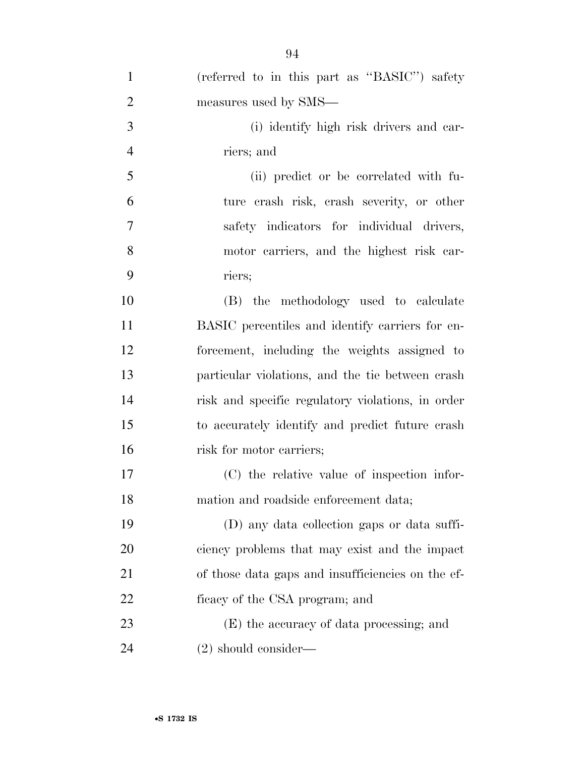(referred to in this part as "BASIC") safety measures used by SMS—

(i) identify high risk drivers and carriers; and

(ii) predict or be correlated with future crash risk, crash severity, or other safety indicators for individual drivers, motor carriers, and the highest risk carriers;

(B) the methodology used to calculate BASIC percentiles and identify carriers for enforcement, including the weights assigned to particular violations, and the tie between crash risk and specific regulatory violations, in order to accurately identify and predict future crash risk for motor carriers;

(C) the relative value of inspection information and roadside enforcement data;

(D) any data collection gaps or data sufficiency problems that may exist and the impact of those data gaps and insufficiencies on the efficacy of the CSA program; and

(E) the accuracy of data processing; and

(2) should consider—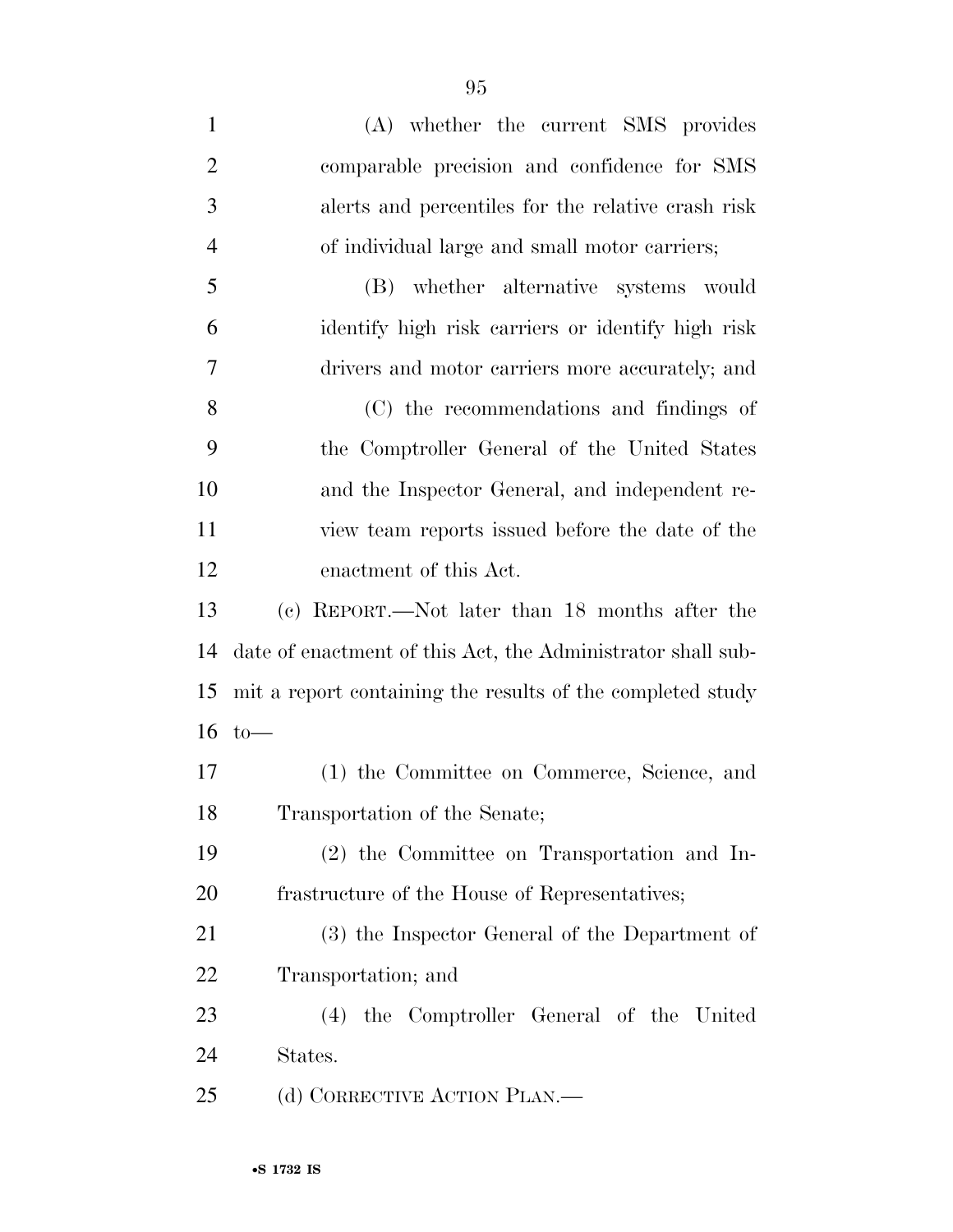(A) whether the current SMS provides comparable precision and confidence for SMS alerts and percentiles for the relative crash risk of individual large and small motor carriers;

(B) whether alternative systems would identify high risk carriers or identify high risk drivers and motor carriers more accurately; and

(C) the recommendations and findings of the Comptroller General of the United States and the Inspector General, and independent review team reports issued before the date of the enactment of this Act.

(c) REPORT.—Not later than 18 months after the date of enactment of this Act, the Administrator shall submit a report containing the results of the completed study to—

(1) the Committee on Commerce, Science, and Transportation of the Senate;

(2) the Committee on Transportation and Infrastructure of the House of Representatives;

(3) the Inspector General of the Department of Transportation; and

(4) the Comptroller General of the United States.

(d) CORRECTIVE ACTION PLAN.—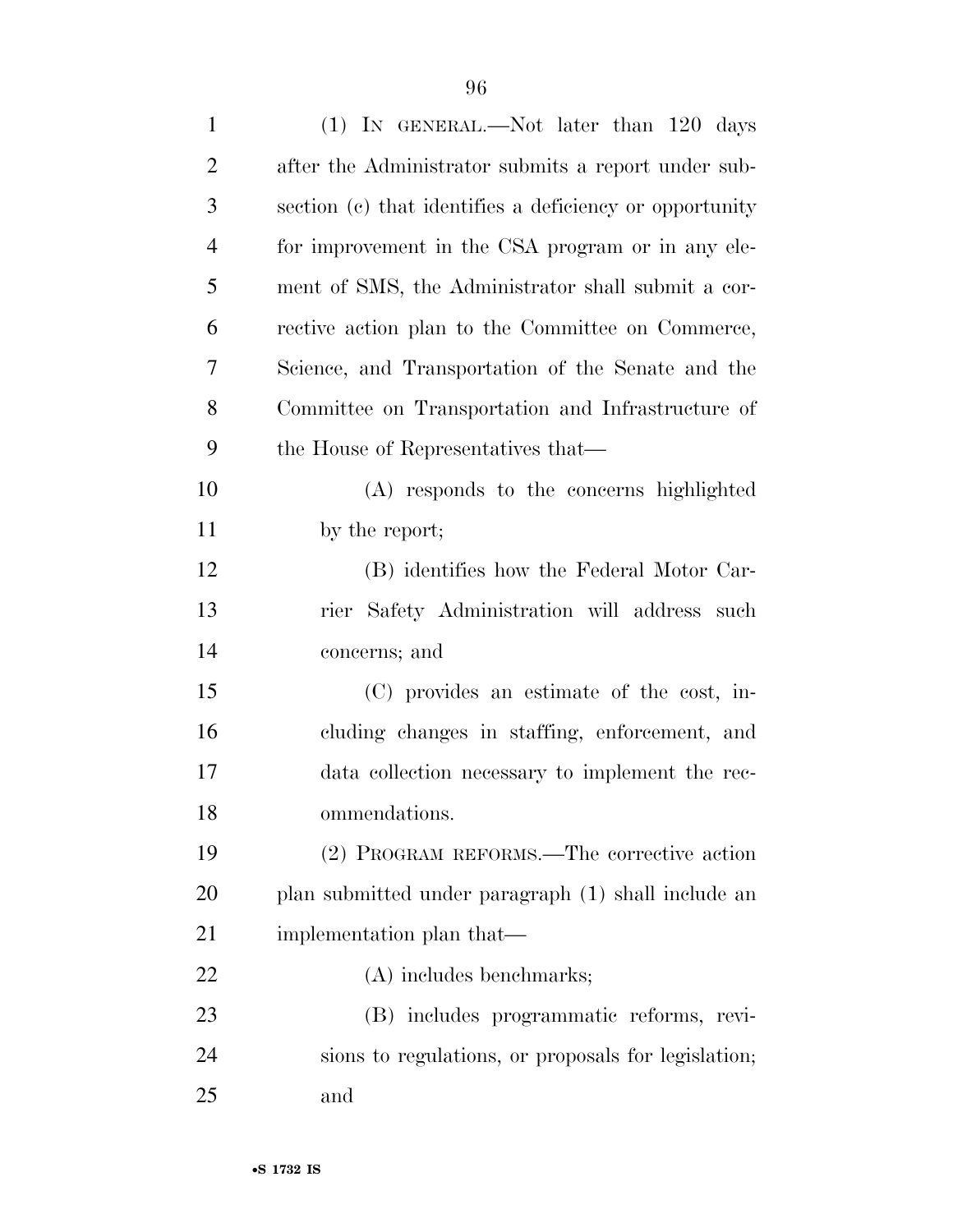(1) IN GENERAL.—Not later than 120 days after the Administrator submits a report under subsection (c) that identifies a deficiency or opportunity for improvement in the CSA program or in any element of SMS, the Administrator shall submit a corrective action plan to the Committee on Commerce, Science, and Transportation of the Senate and the Committee on Transportation and Infrastructure of the House of Representatives that—

(A) responds to the concerns highlighted by the report;

(B) identifies how the Federal Motor Carrier Safety Administration will address such concerns; and

(C) provides an estimate of the cost, including changes in staffing, enforcement, and data collection necessary to implement the recommendations.

(2) PROGRAM REFORMS.—The corrective action plan submitted under paragraph (1) shall include an implementation plan that—

(A) includes benchmarks;

(B) includes programmatic reforms, revisions to regulations, or proposals for legislation; and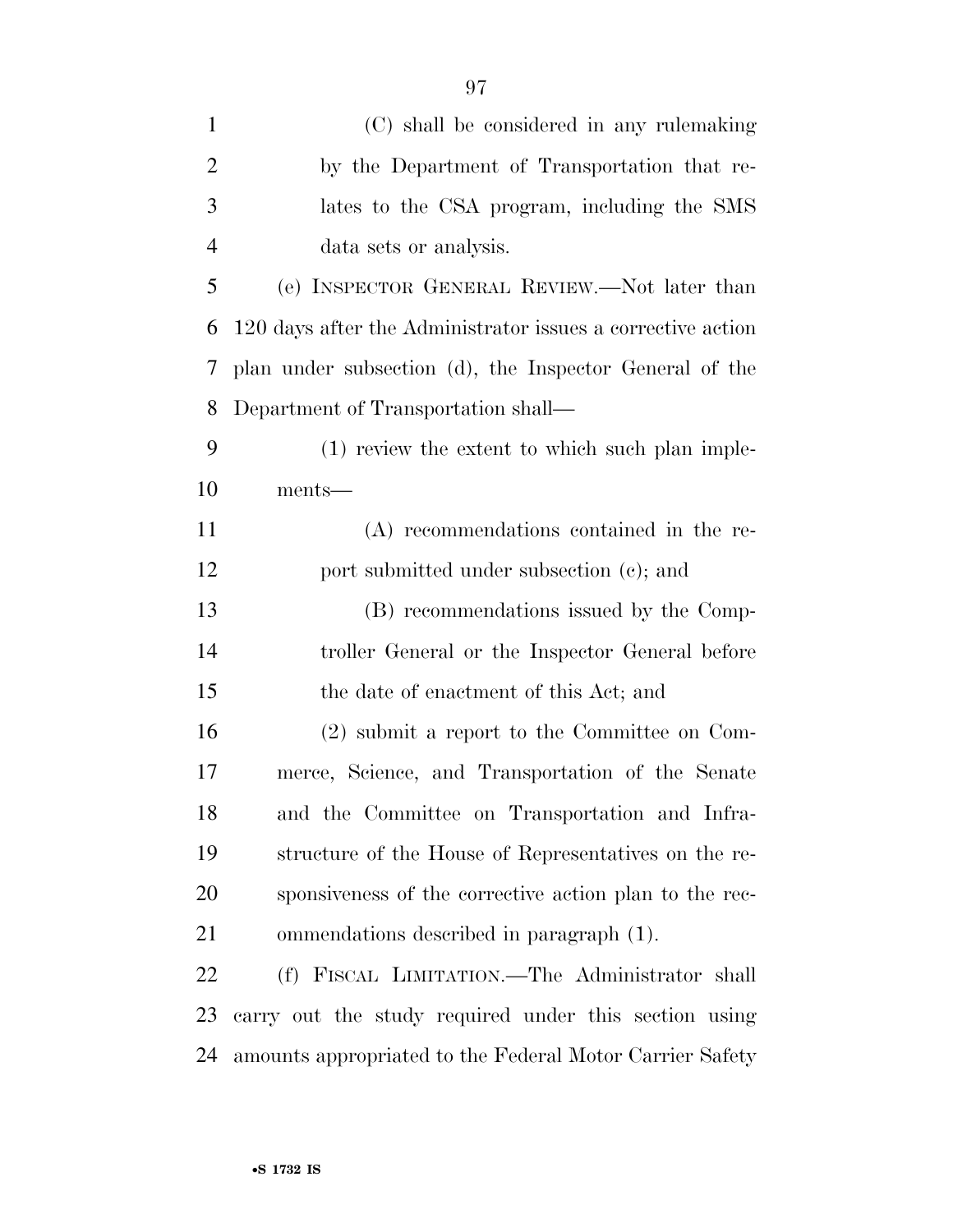(C) shall be considered in any rulemaking by the Department of Transportation that relates to the CSA program, including the SMS data sets or analysis.

(e) INSPECTOR GENERAL REVIEW.—Not later than 120 days after the Administrator issues a corrective action plan under subsection (d), the Inspector General of the Department of Transportation shall—

(1) review the extent to which such plan implements—

(A) recommendations contained in the report submitted under subsection (c); and

(B) recommendations issued by the Comptroller General or the Inspector General before the date of enactment of this Act; and

(2) submit a report to the Committee on Commerce, Science, and Transportation of the Senate and the Committee on Transportation and Infrastructure of the House of Representatives on the responsiveness of the corrective action plan to the recommendations described in paragraph (1).

(f) FISCAL LIMITATION.—The Administrator shall carry out the study required under this section using amounts appropriated to the Federal Motor Carrier Safety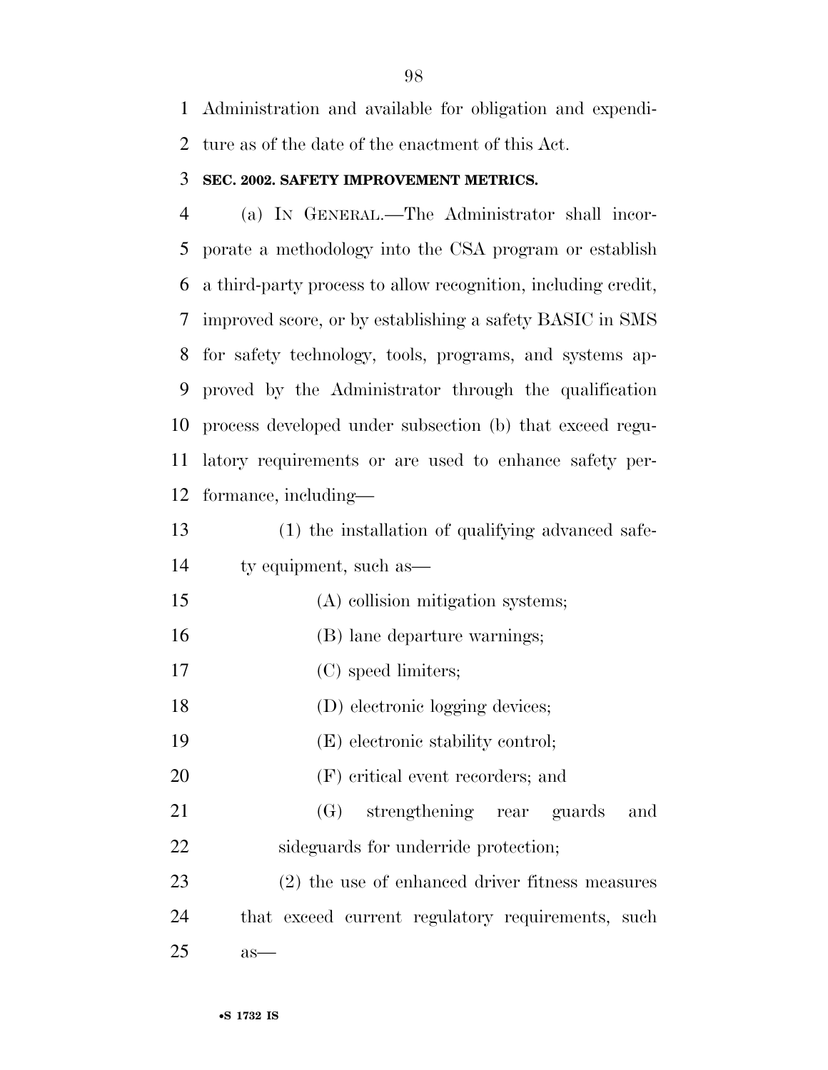Administration and available for obligation and expenditure as of the date of the enactment of this Act.

**SEC. 2002. SAFETY IMPROVEMENT METRICS.**

(a) IN GENERAL.—The Administrator shall incorporate a methodology into the CSA program or establish a third-party process to allow recognition, including credit, improved score, or by establishing a safety BASIC in SMS for safety technology, tools, programs, and systems approved by the Administrator through the qualification process developed under subsection (b) that exceed regulatory requirements or are used to enhance safety performance, including—

(1) the installation of qualifying advanced safety equipment, such as—

(A) collision mitigation systems;

(B) lane departure warnings;

(C) speed limiters;

(D) electronic logging devices;

(E) electronic stability control;

(F) critical event recorders; and

(G) strengthening rear guards and sideguards for underride protection;

(2) the use of enhanced driver fitness measures that exceed current regulatory requirements, such as—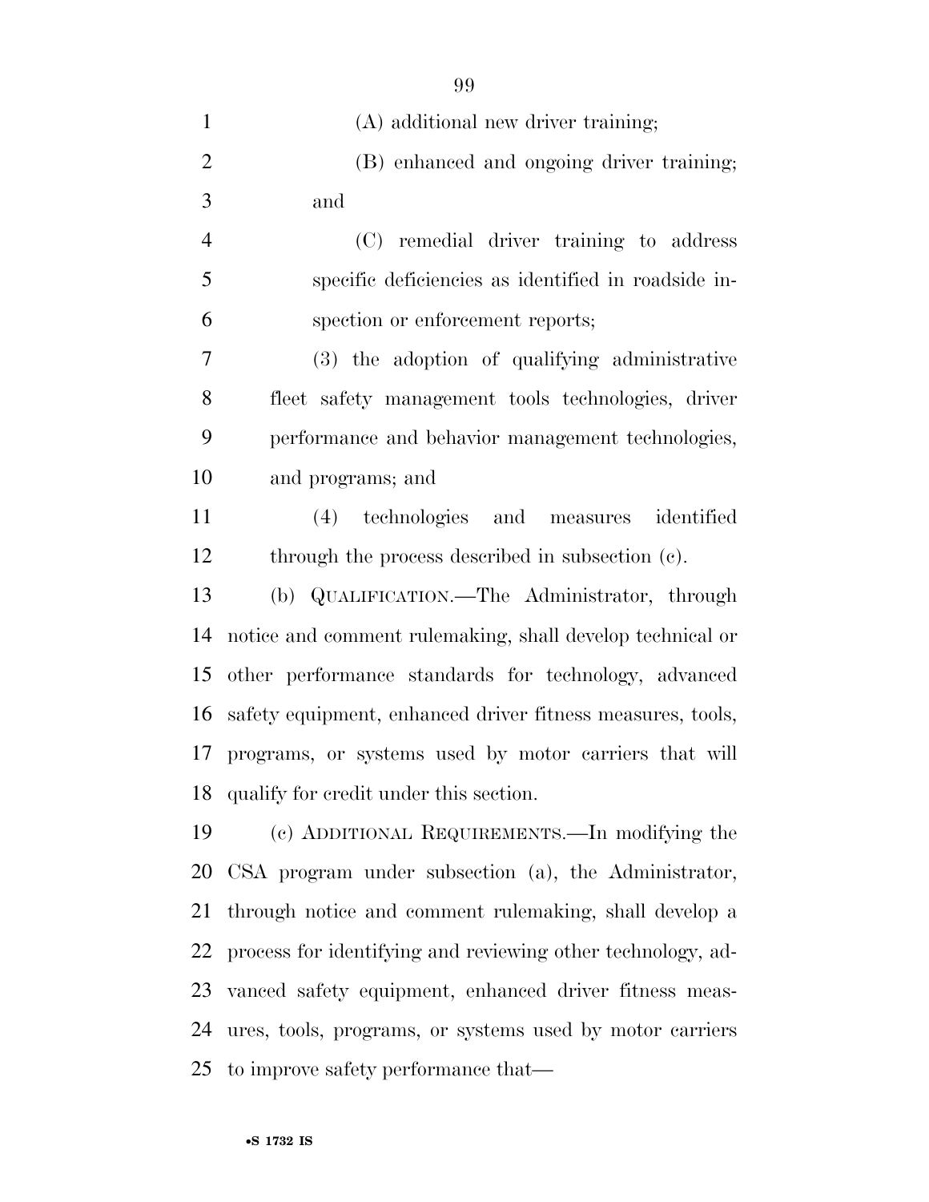(A) additional new driver training;

(B) enhanced and ongoing driver training; and

(C) remedial driver training to address specific deficiencies as identified in roadside inspection or enforcement reports;

(3) the adoption of qualifying administrative fleet safety management tools technologies, driver performance and behavior management technologies, and programs; and

(4) technologies and measures identified through the process described in subsection (c).

(b) QUALIFICATION.—The Administrator, through notice and comment rulemaking, shall develop technical or other performance standards for technology, advanced safety equipment, enhanced driver fitness measures, tools, programs, or systems used by motor carriers that will qualify for credit under this section.

(c) ADDITIONAL REQUIREMENTS.—In modifying the CSA program under subsection (a), the Administrator, through notice and comment rulemaking, shall develop a process for identifying and reviewing other technology, advanced safety equipment, enhanced driver fitness measures, tools, programs, or systems used by motor carriers to improve safety performance that—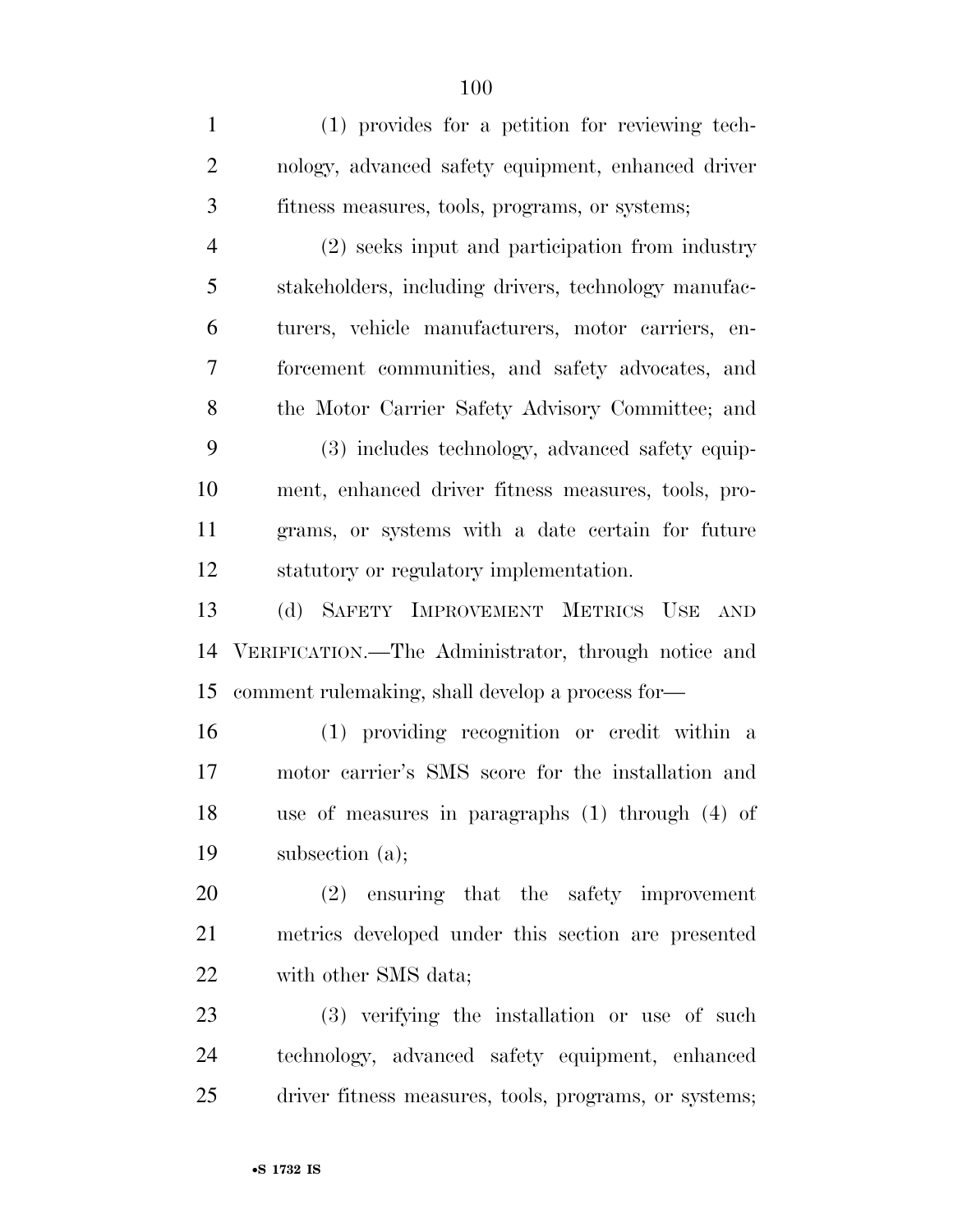(1) provides for a petition for reviewing technology, advanced safety equipment, enhanced driver fitness measures, tools, programs, or systems;

(2) seeks input and participation from industry stakeholders, including drivers, technology manufacturers, vehicle manufacturers, motor carriers, enforcement communities, and safety advocates, and the Motor Carrier Safety Advisory Committee; and

(3) includes technology, advanced safety equipment, enhanced driver fitness measures, tools, programs, or systems with a date certain for future statutory or regulatory implementation.

(d) SAFETY IMPROVEMENT METRICS USE AND VERIFICATION.—The Administrator, through notice and comment rulemaking, shall develop a process for—

(1) providing recognition or credit within a motor carrier's SMS score for the installation and use of measures in paragraphs (1) through (4) of subsection (a);

(2) ensuring that the safety improvement metrics developed under this section are presented with other SMS data;

(3) verifying the installation or use of such technology, advanced safety equipment, enhanced driver fitness measures, tools, programs, or systems;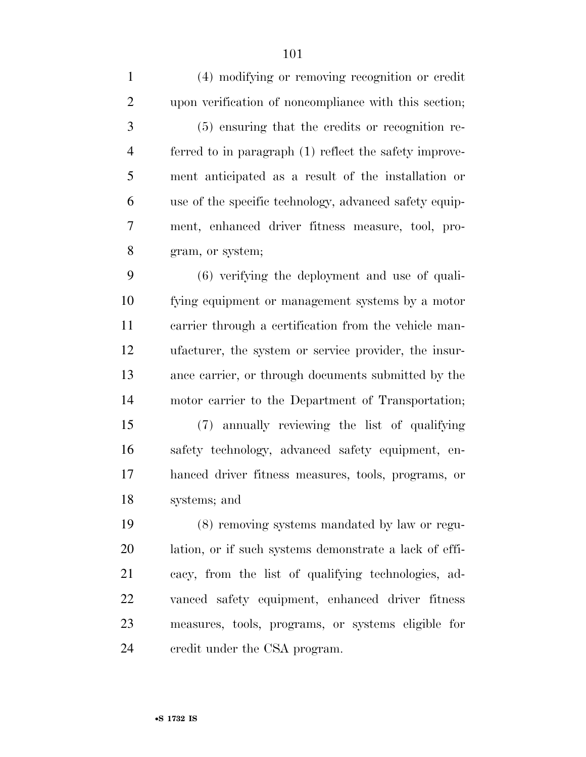(4) modifying or removing recognition or credit upon verification of noncompliance with this section;

(5) ensuring that the credits or recognition referred to in paragraph (1) reflect the safety improvement anticipated as a result of the installation or use of the specific technology, advanced safety equipment, enhanced driver fitness measure, tool, program, or system;

(6) verifying the deployment and use of qualifying equipment or management systems by a motor carrier through a certification from the vehicle manufacturer, the system or service provider, the insurance carrier, or through documents submitted by the motor carrier to the Department of Transportation;

(7) annually reviewing the list of qualifying safety technology, advanced safety equipment, enhanced driver fitness measures, tools, programs, or systems; and

(8) removing systems mandated by law or regulation, or if such systems demonstrate a lack of efficacy, from the list of qualifying technologies, advanced safety equipment, enhanced driver fitness measures, tools, programs, or systems eligible for credit under the CSA program.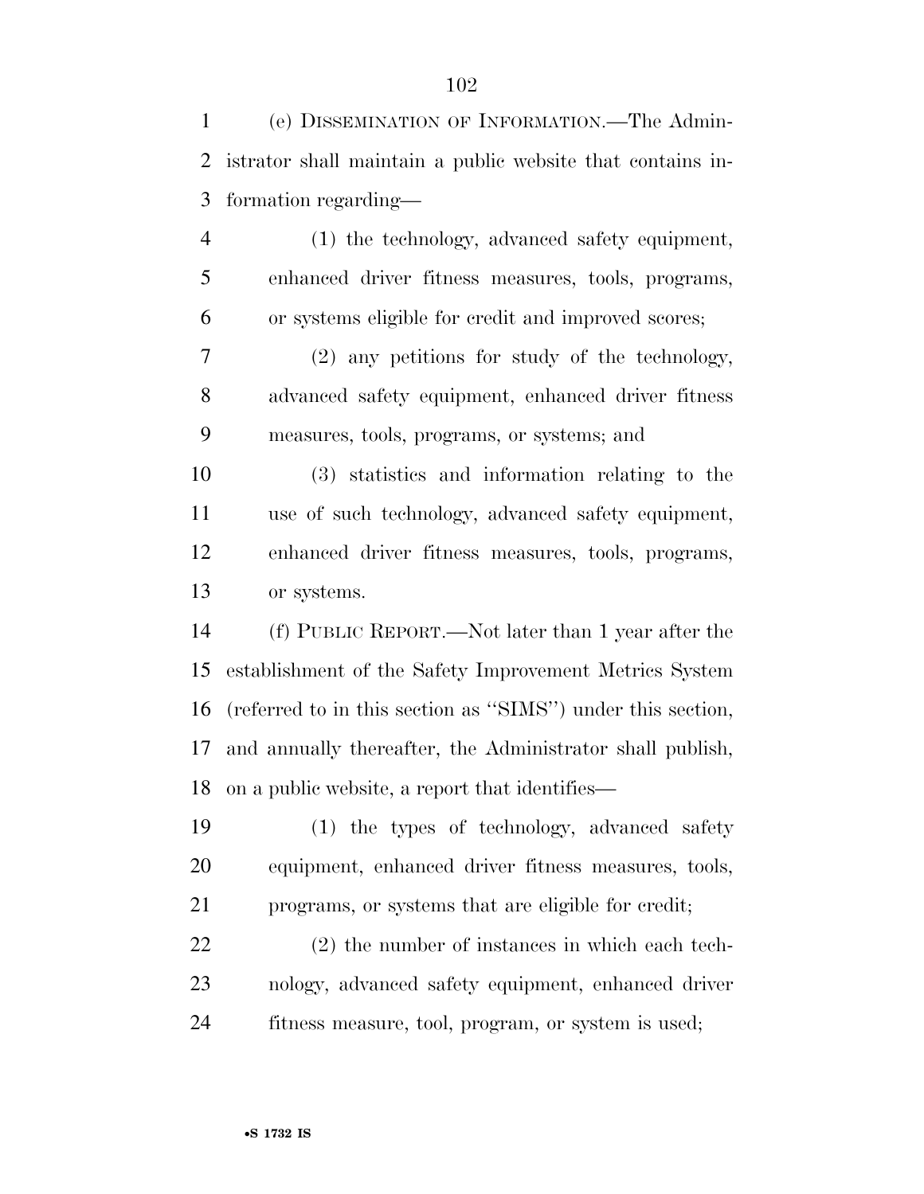(e) DISSEMINATION OF INFORMATION.—The Administrator shall maintain a public website that contains information regarding—

(1) the technology, advanced safety equipment, enhanced driver fitness measures, tools, programs, or systems eligible for credit and improved scores;

(2) any petitions for study of the technology, advanced safety equipment, enhanced driver fitness measures, tools, programs, or systems; and

(3) statistics and information relating to the use of such technology, advanced safety equipment, enhanced driver fitness measures, tools, programs, or systems.

(f) PUBLIC REPORT.—Not later than 1 year after the establishment of the Safety Improvement Metrics System (referred to in this section as ''SIMS'') under this section, and annually thereafter, the Administrator shall publish, on a public website, a report that identifies—

(1) the types of technology, advanced safety equipment, enhanced driver fitness measures, tools, programs, or systems that are eligible for credit;

(2) the number of instances in which each technology, advanced safety equipment, enhanced driver fitness measure, tool, program, or system is used;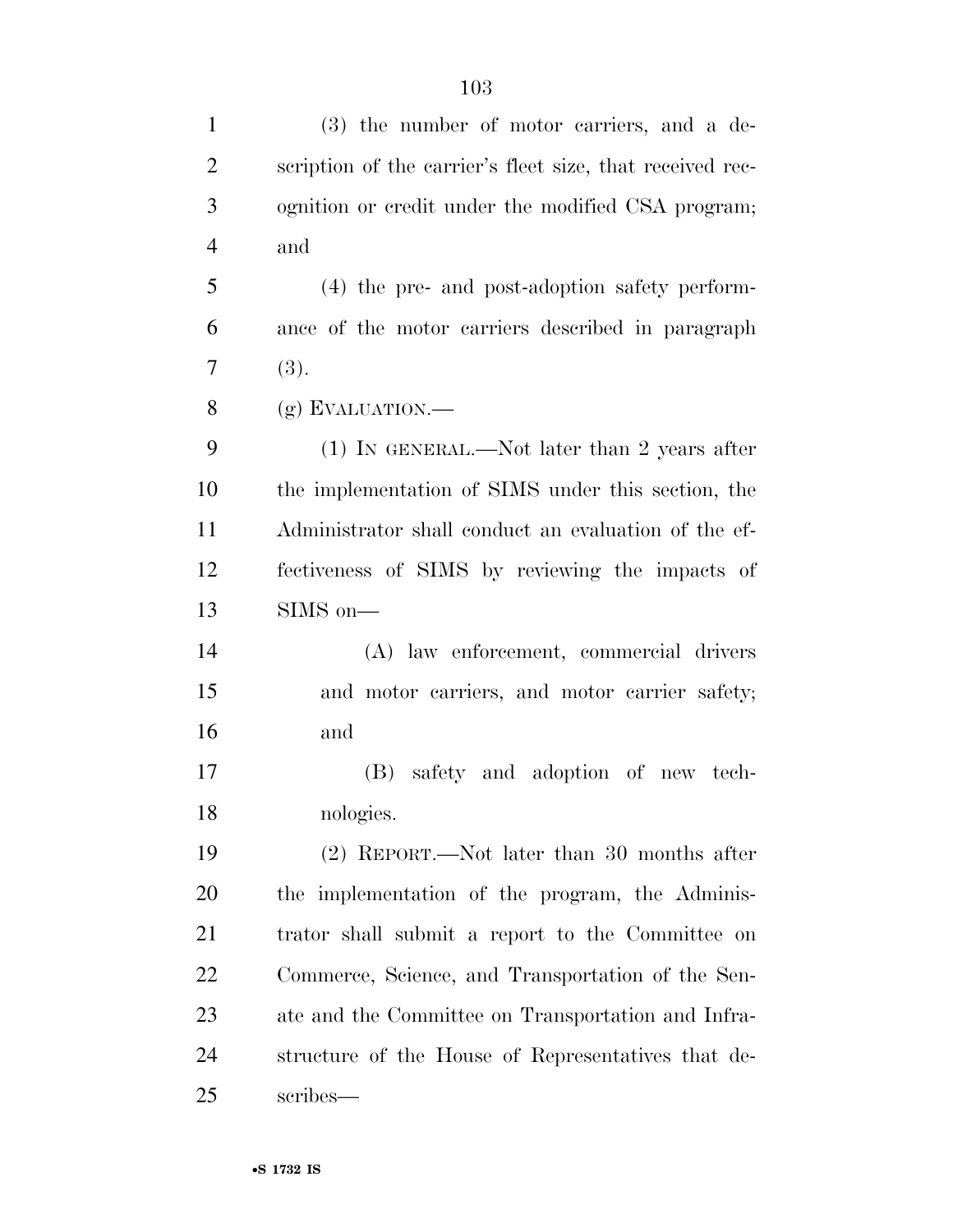(3) the number of motor carriers, and a description of the carrier's fleet size, that received recognition or credit under the modified CSA program; and

(4) the pre- and post-adoption safety performance of the motor carriers described in paragraph (3).

(g) EVALUATION.—

(1) IN GENERAL.—Not later than 2 years after the implementation of SIMS under this section, the Administrator shall conduct an evaluation of the effectiveness of SIMS by reviewing the impacts of SIMS on—

(A) law enforcement, commercial drivers and motor carriers, and motor carrier safety; and

(B) safety and adoption of new technologies.

(2) REPORT.—Not later than 30 months after the implementation of the program, the Administrator shall submit a report to the Committee on Commerce, Science, and Transportation of the Senate and the Committee on Transportation and Infrastructure of the House of Representatives that describes—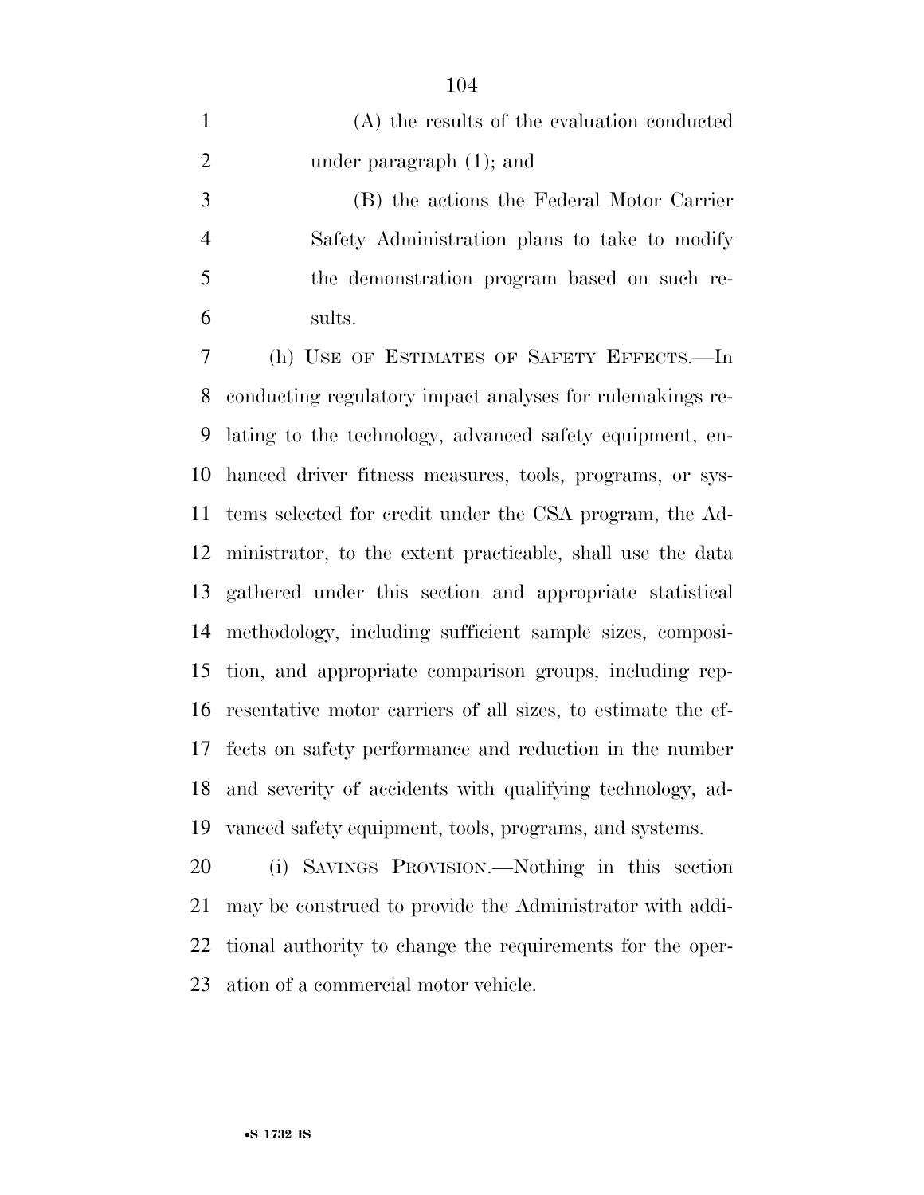(A) the results of the evaluation conducted under paragraph (1); and

(B) the actions the Federal Motor Carrier Safety Administration plans to take to modify the demonstration program based on such results.

(h) USE OF ESTIMATES OF SAFETY EFFECTS.—In conducting regulatory impact analyses for rulemakings relating to the technology, advanced safety equipment, enhanced driver fitness measures, tools, programs, or systems selected for credit under the CSA program, the Administrator, to the extent practicable, shall use the data gathered under this section and appropriate statistical methodology, including sufficient sample sizes, composition, and appropriate comparison groups, including representative motor carriers of all sizes, to estimate the effects on safety performance and reduction in the number and severity of accidents with qualifying technology, advanced safety equipment, tools, programs, and systems.

(i) SAVINGS PROVISION.—Nothing in this section may be construed to provide the Administrator with additional authority to change the requirements for the operation of a commercial motor vehicle.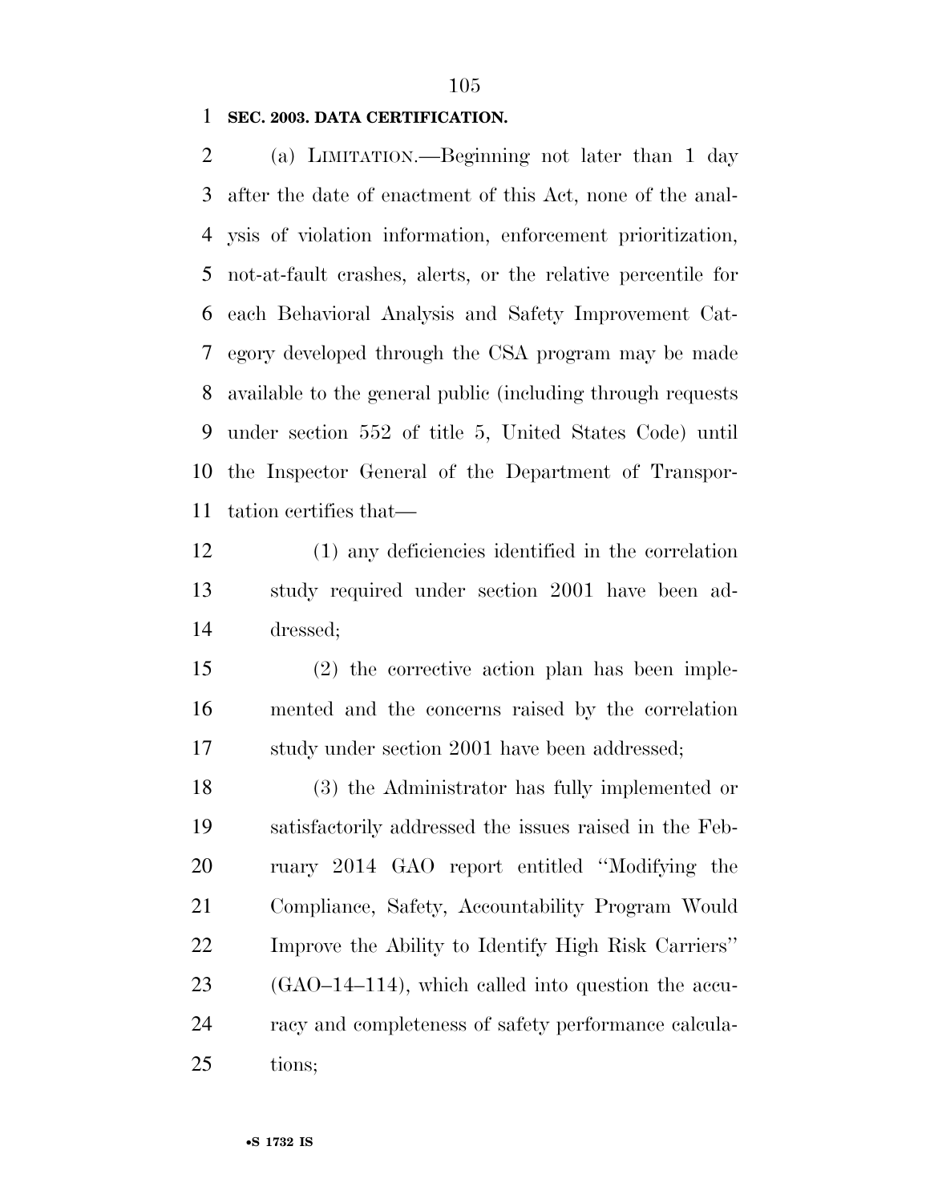**SEC. 2003. DATA CERTIFICATION.**

(a) LIMITATION.—Beginning not later than 1 day after the date of enactment of this Act, none of the analysis of violation information, enforcement prioritization, not-at-fault crashes, alerts, or the relative percentile for each Behavioral Analysis and Safety Improvement Category developed through the CSA program may be made available to the general public (including through requests under section 552 of title 5, United States Code) until the Inspector General of the Department of Transportation certifies that—

(1) any deficiencies identified in the correlation study required under section 2001 have been addressed;

(2) the corrective action plan has been implemented and the concerns raised by the correlation study under section 2001 have been addressed;

(3) the Administrator has fully implemented or satisfactorily addressed the issues raised in the February 2014 GAO report entitled "Modifying the Compliance, Safety, Accountability Program Would Improve the Ability to Identify High Risk Carriers" (GAO–14–114), which called into question the accuracy and completeness of safety performance calculations;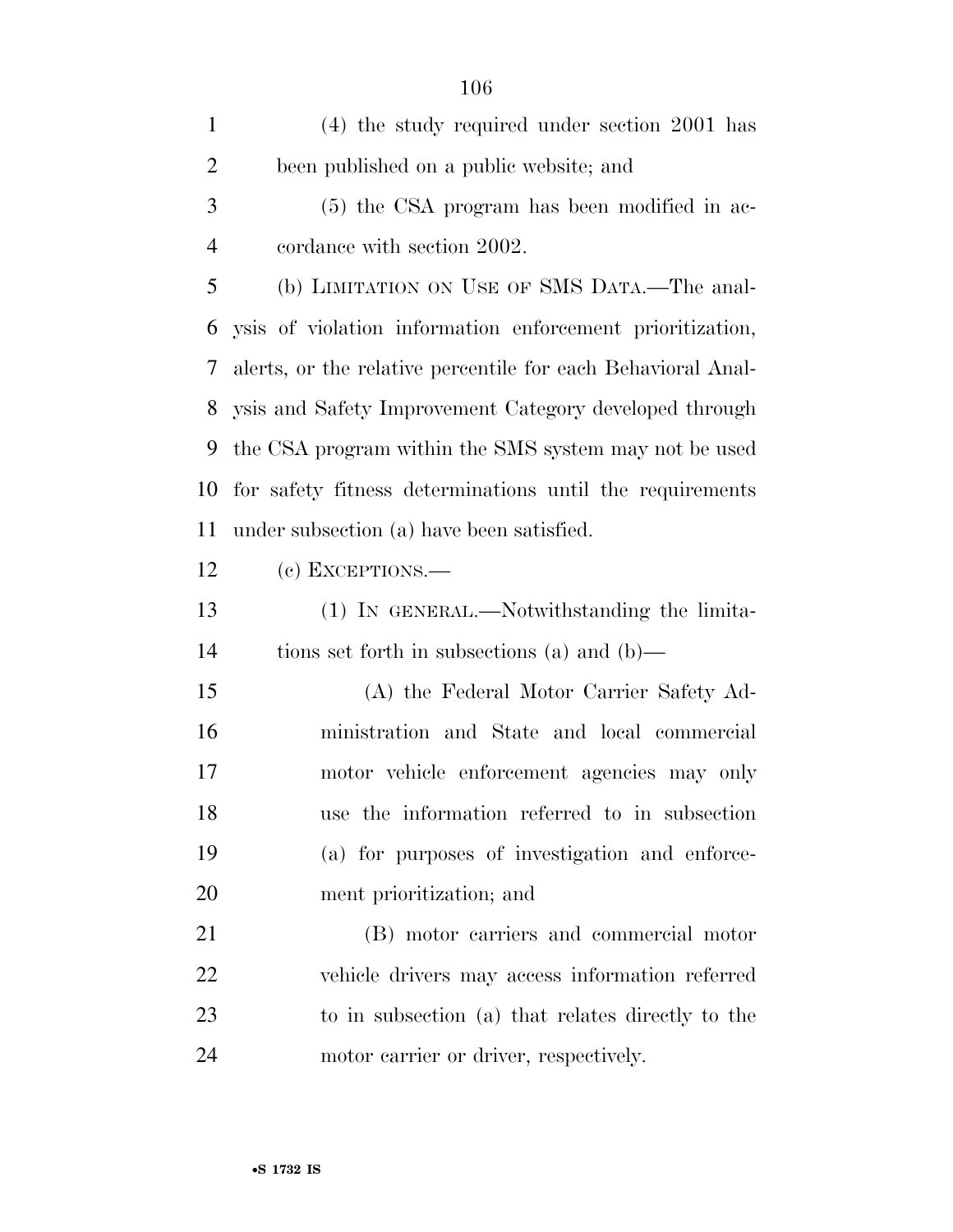(4) the study required under section 2001 has been published on a public website; and

(5) the CSA program has been modified in accordance with section 2002.

(b) LIMITATION ON USE OF SMS DATA.—The analysis of violation information enforcement prioritization, alerts, or the relative percentile for each Behavioral Analysis and Safety Improvement Category developed through the CSA program within the SMS system may not be used for safety fitness determinations until the requirements under subsection (a) have been satisfied.

(c) EXCEPTIONS.—

(1) IN GENERAL.—Notwithstanding the limitations set forth in subsections (a) and (b)—

(A) the Federal Motor Carrier Safety Administration and State and local commercial motor vehicle enforcement agencies may only use the information referred to in subsection (a) for purposes of investigation and enforcement prioritization; and

(B) motor carriers and commercial motor vehicle drivers may access information referred to in subsection (a) that relates directly to the motor carrier or driver, respectively.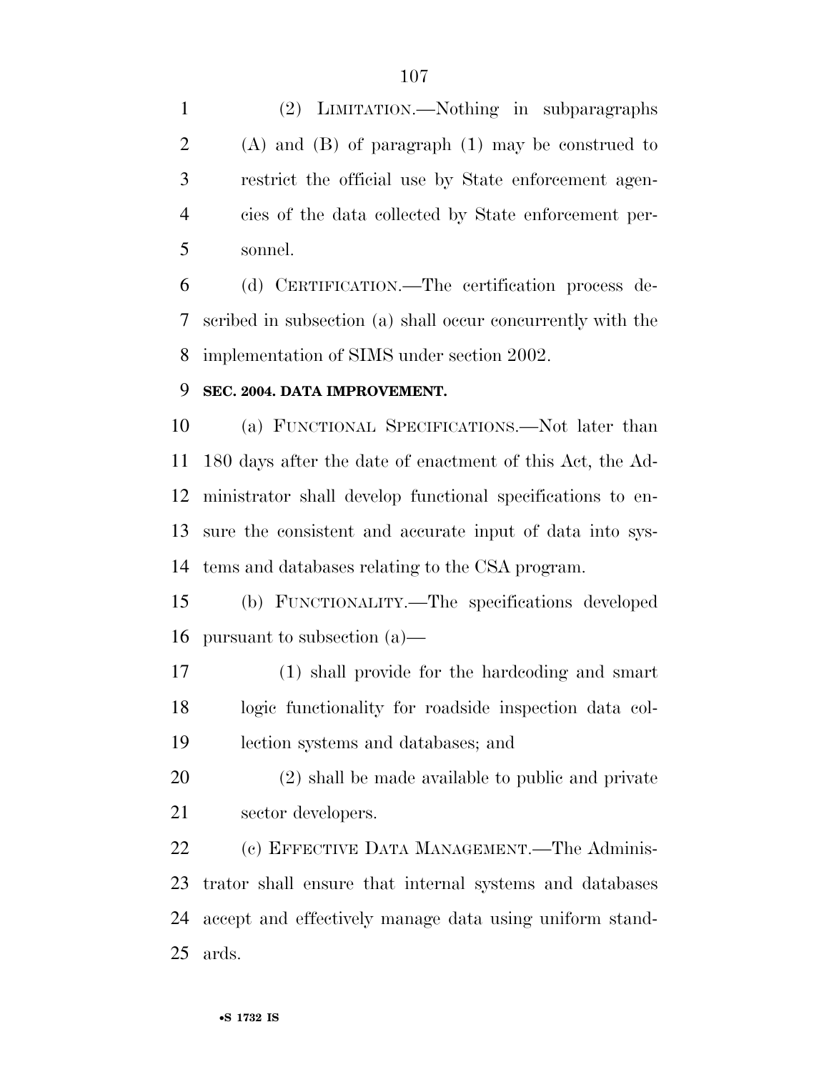(2) LIMITATION.—Nothing in subparagraphs (A) and (B) of paragraph (1) may be construed to restrict the official use by State enforcement agencies of the data collected by State enforcement personnel.

(d) CERTIFICATION.—The certification process described in subsection (a) shall occur concurrently with the implementation of SIMS under section 2002.

**SEC. 2004. DATA IMPROVEMENT.**

(a) FUNCTIONAL SPECIFICATIONS.—Not later than 180 days after the date of enactment of this Act, the Administrator shall develop functional specifications to ensure the consistent and accurate input of data into systems and databases relating to the CSA program.

(b) FUNCTIONALITY.—The specifications developed pursuant to subsection (a)—

(1) shall provide for the hardcoding and smart logic functionality for roadside inspection data collection systems and databases; and

(2) shall be made available to public and private sector developers.

(c) EFFECTIVE DATA MANAGEMENT.—The Administrator shall ensure that internal systems and databases accept and effectively manage data using uniform standards.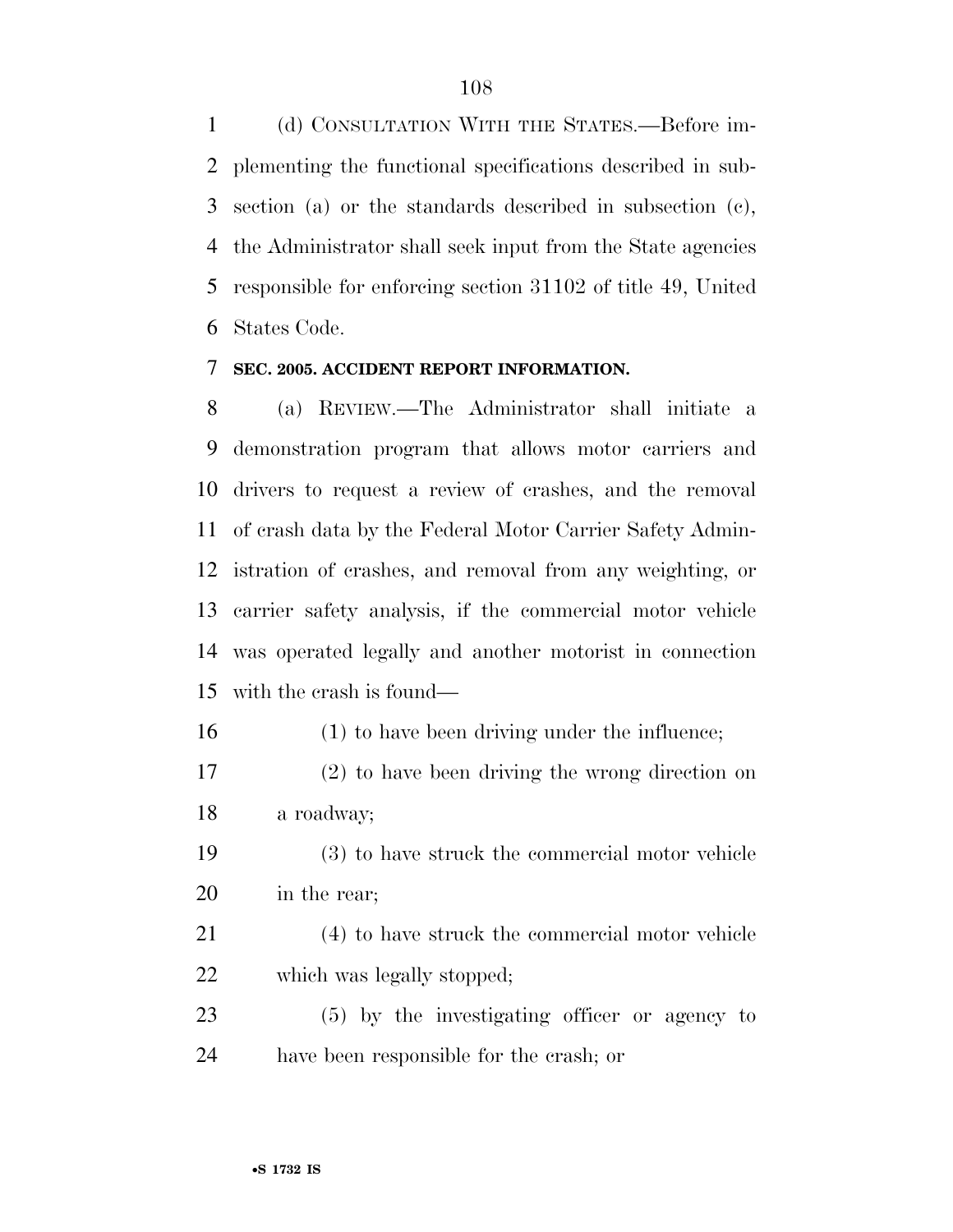(d) CONSULTATION WITH THE STATES.—Before implementing the functional specifications described in subsection (a) or the standards described in subsection (c), the Administrator shall seek input from the State agencies responsible for enforcing section 31102 of title 49, United States Code.

**SEC. 2005. ACCIDENT REPORT INFORMATION.**

(a) REVIEW.—The Administrator shall initiate a demonstration program that allows motor carriers and drivers to request a review of crashes, and the removal of crash data by the Federal Motor Carrier Safety Administration of crashes, and removal from any weighting, or carrier safety analysis, if the commercial motor vehicle was operated legally and another motorist in connection with the crash is found—

(1) to have been driving under the influence;

(2) to have been driving the wrong direction on a roadway;

(3) to have struck the commercial motor vehicle in the rear;

(4) to have struck the commercial motor vehicle which was legally stopped;

(5) by the investigating officer or agency to have been responsible for the crash; or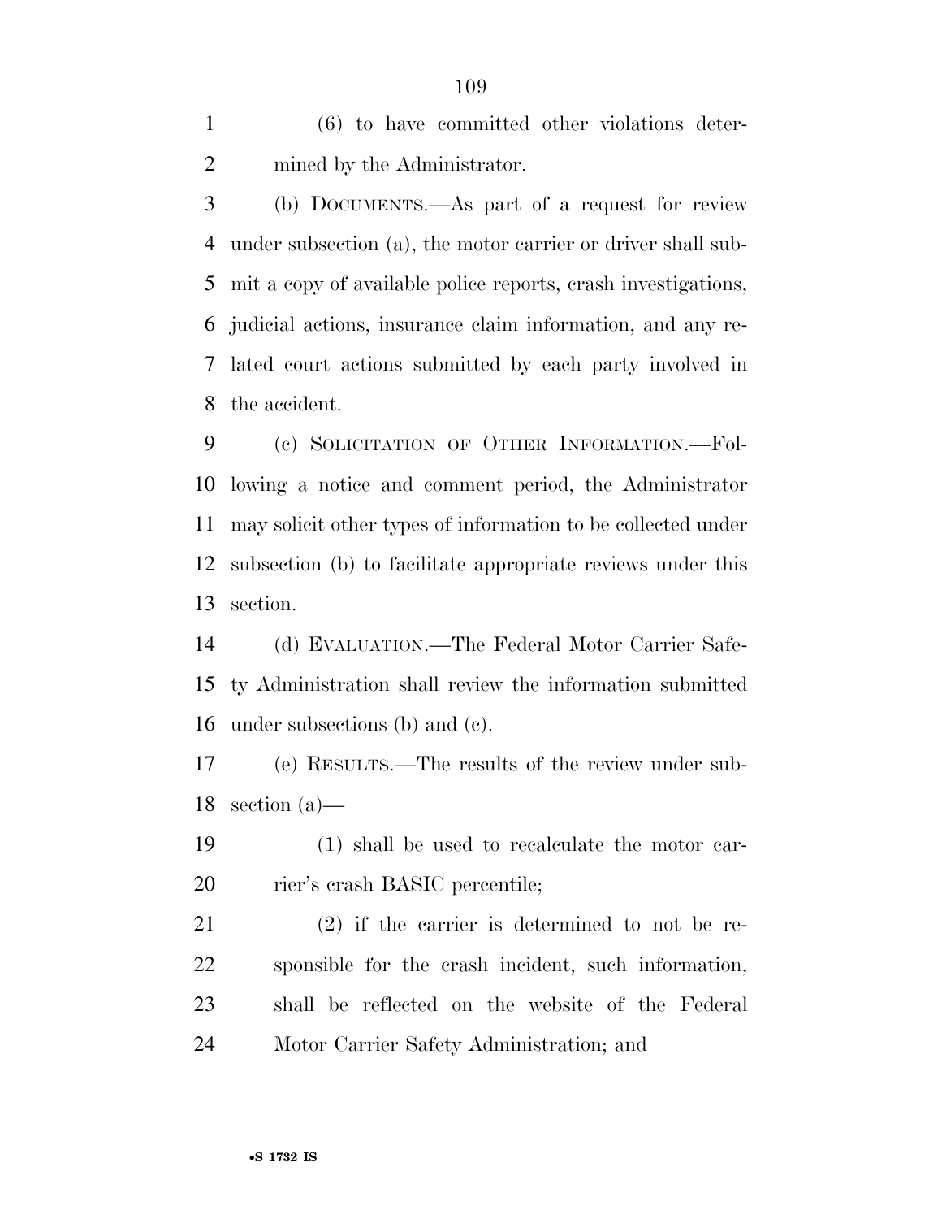(6) to have committed other violations determined by the Administrator.

(b) DOCUMENTS.—As part of a request for review under subsection (a), the motor carrier or driver shall submit a copy of available police reports, crash investigations, judicial actions, insurance claim information, and any related court actions submitted by each party involved in the accident.

(c) SOLICITATION OF OTHER INFORMATION.—Following a notice and comment period, the Administrator may solicit other types of information to be collected under subsection (b) to facilitate appropriate reviews under this section.

(d) EVALUATION.—The Federal Motor Carrier Safety Administration shall review the information submitted under subsections (b) and (c).

(e) RESULTS.—The results of the review under subsection (a)—

(1) shall be used to recalculate the motor carrier's crash BASIC percentile;

(2) if the carrier is determined to not be responsible for the crash incident, such information, shall be reflected on the website of the Federal Motor Carrier Safety Administration; and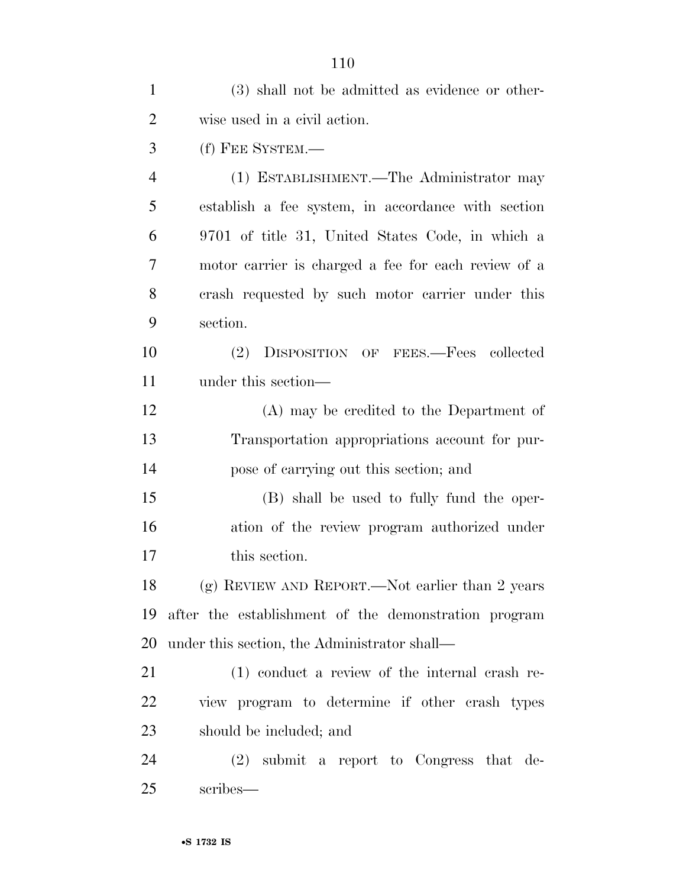(3) shall not be admitted as evidence or otherwise used in a civil action.

(f) FEE SYSTEM.—

(1) ESTABLISHMENT.—The Administrator may establish a fee system, in accordance with section 9701 of title 31, United States Code, in which a motor carrier is charged a fee for each review of a crash requested by such motor carrier under this section.

(2) DISPOSITION OF FEES.—Fees collected under this section—

(A) may be credited to the Department of Transportation appropriations account for purpose of carrying out this section; and

(B) shall be used to fully fund the operation of the review program authorized under this section.

(g) REVIEW AND REPORT.—Not earlier than 2 years after the establishment of the demonstration program under this section, the Administrator shall—

(1) conduct a review of the internal crash review program to determine if other crash types should be included; and

(2) submit a report to Congress that describes—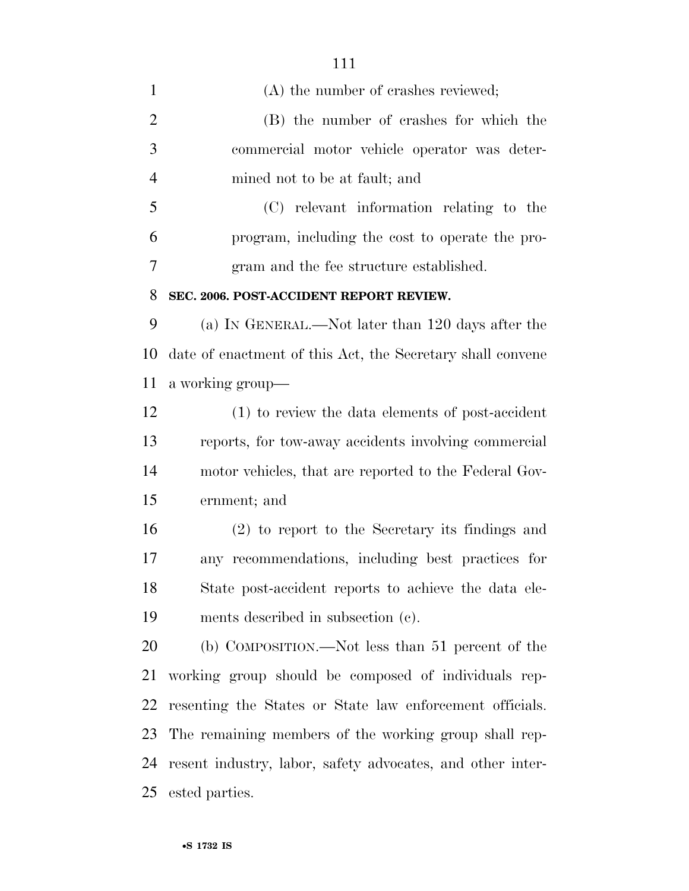(A) the number of crashes reviewed;

(B) the number of crashes for which the commercial motor vehicle operator was determined not to be at fault; and

(C) relevant information relating to the program, including the cost to operate the program and the fee structure established.

**SEC. 2006. POST-ACCIDENT REPORT REVIEW.**

(a) IN GENERAL.—Not later than 120 days after the date of enactment of this Act, the Secretary shall convene a working group—

(1) to review the data elements of post-accident reports, for tow-away accidents involving commercial motor vehicles, that are reported to the Federal Government; and

(2) to report to the Secretary its findings and any recommendations, including best practices for State post-accident reports to achieve the data elements described in subsection (c).

(b) COMPOSITION.—Not less than 51 percent of the working group should be composed of individuals representing the States or State law enforcement officials. The remaining members of the working group shall represent industry, labor, safety advocates, and other interested parties.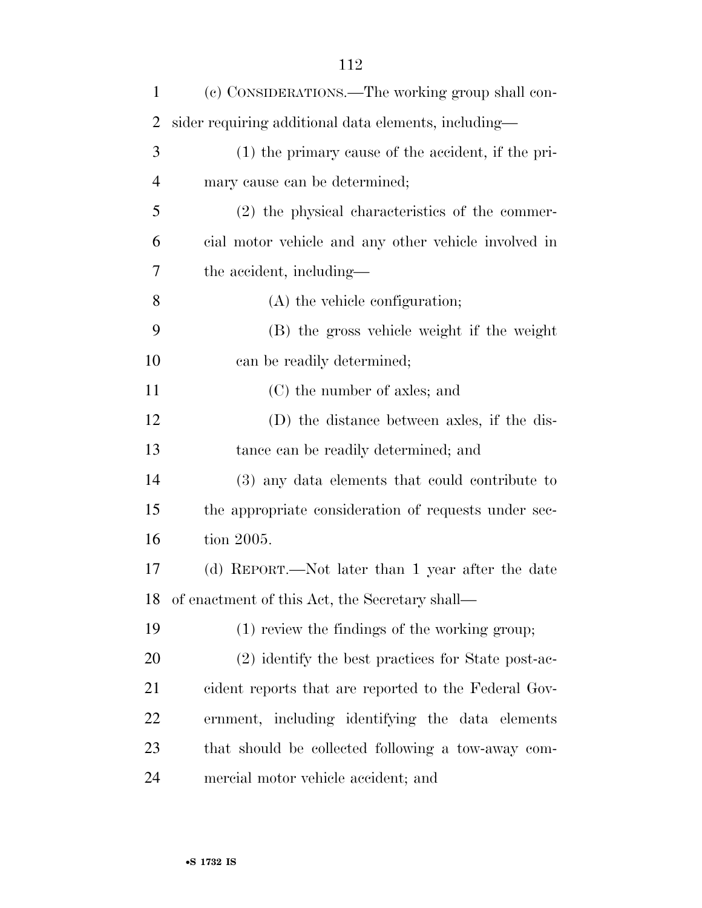(c) CONSIDERATIONS.—The working group shall consider requiring additional data elements, including—

(1) the primary cause of the accident, if the primary cause can be determined;

(2) the physical characteristics of the commercial motor vehicle and any other vehicle involved in the accident, including—

(A) the vehicle configuration;

(B) the gross vehicle weight if the weight can be readily determined;

(C) the number of axles; and

(D) the distance between axles, if the distance can be readily determined; and

(3) any data elements that could contribute to the appropriate consideration of requests under section 2005.

(d) REPORT.—Not later than 1 year after the date of enactment of this Act, the Secretary shall—

(1) review the findings of the working group;

(2) identify the best practices for State post-accident reports that are reported to the Federal Government, including identifying the data elements that should be collected following a tow-away commercial motor vehicle accident; and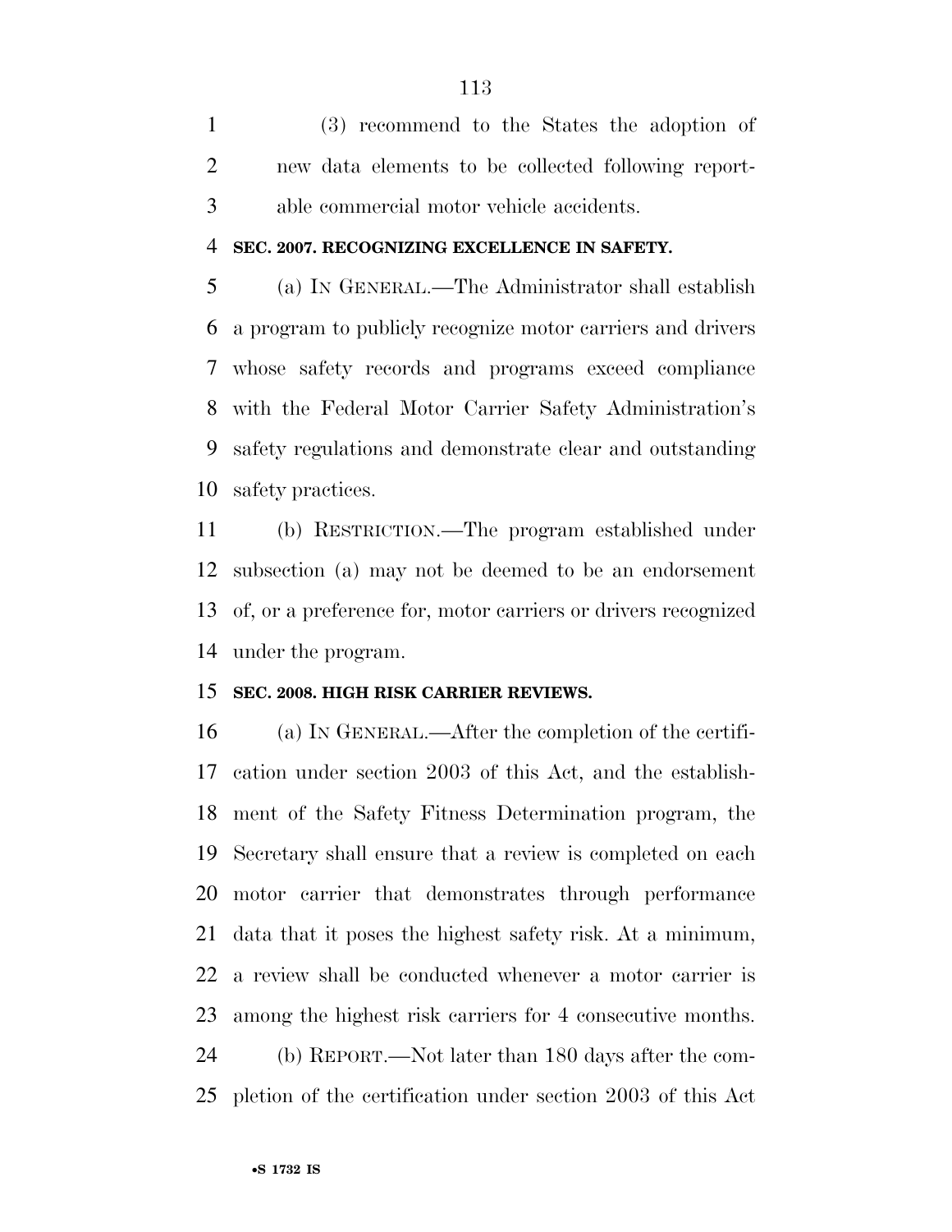(3) recommend to the States the adoption of new data elements to be collected following reportable commercial motor vehicle accidents.

**SEC. 2007. RECOGNIZING EXCELLENCE IN SAFETY.**

(a) IN GENERAL.—The Administrator shall establish a program to publicly recognize motor carriers and drivers whose safety records and programs exceed compliance with the Federal Motor Carrier Safety Administration's safety regulations and demonstrate clear and outstanding safety practices.

(b) RESTRICTION.—The program established under subsection (a) may not be deemed to be an endorsement of, or a preference for, motor carriers or drivers recognized under the program.

**SEC. 2008. HIGH RISK CARRIER REVIEWS.**

(a) IN GENERAL.—After the completion of the certification under section 2003 of this Act, and the establishment of the Safety Fitness Determination program, the Secretary shall ensure that a review is completed on each motor carrier that demonstrates through performance data that it poses the highest safety risk. At a minimum, a review shall be conducted whenever a motor carrier is among the highest risk carriers for 4 consecutive months.

(b) REPORT.—Not later than 180 days after the completion of the certification under section 2003 of this Act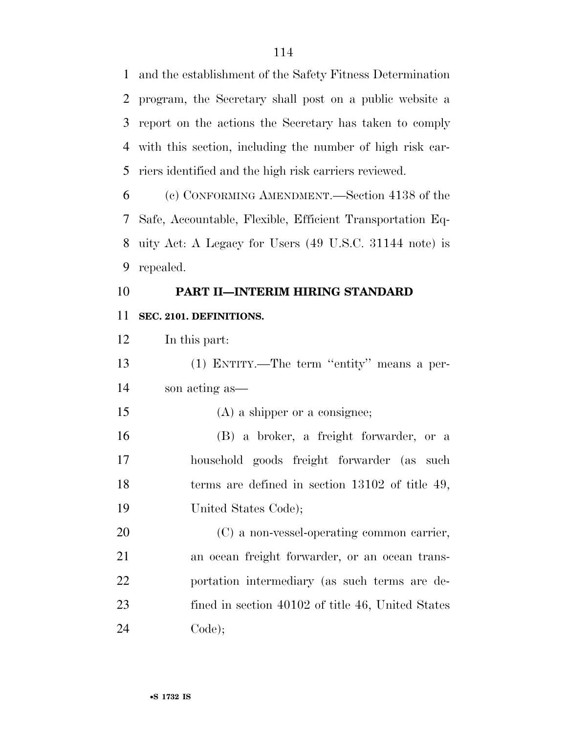and the establishment of the Safety Fitness Determination program, the Secretary shall post on a public website a report on the actions the Secretary has taken to comply with this section, including the number of high risk carriers identified and the high risk carriers reviewed.

(c) CONFORMING AMENDMENT.—Section 4138 of the Safe, Accountable, Flexible, Efficient Transportation Equity Act: A Legacy for Users (49 U.S.C. 31144 note) is repealed.

## PART II—INTERIM HIRING STANDARD

### SEC. 2101. DEFINITIONS.

In this part:

(1) ENTITY.—The term ''entity'' means a person acting as—

(A) a shipper or a consignee;

(B) a broker, a freight forwarder, or a household goods freight forwarder (as such terms are defined in section 13102 of title 49, United States Code);

(C) a non-vessel-operating common carrier, an ocean freight forwarder, or an ocean transportation intermediary (as such terms are defined in section 40102 of title 46, United States Code);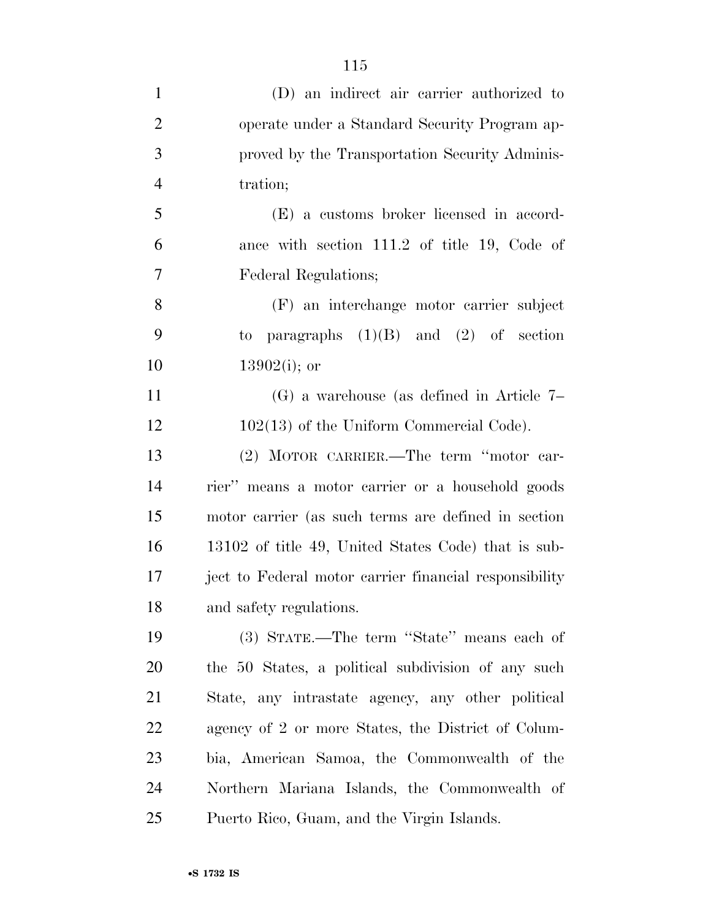(D) an indirect air carrier authorized to operate under a Standard Security Program approved by the Transportation Security Administration;

(E) a customs broker licensed in accordance with section 111.2 of title 19, Code of Federal Regulations;

(F) an interchange motor carrier subject to paragraphs (1)(B) and (2) of section 13902(i); or

(G) a warehouse (as defined in Article 7–102(13) of the Uniform Commercial Code).

(2) MOTOR CARRIER.—The term ''motor carrier'' means a motor carrier or a household goods motor carrier (as such terms are defined in section 13102 of title 49, United States Code) that is subject to Federal motor carrier financial responsibility and safety regulations.

(3) STATE.—The term ''State'' means each of the 50 States, a political subdivision of any such State, any intrastate agency, any other political agency of 2 or more States, the District of Columbia, American Samoa, the Commonwealth of the Northern Mariana Islands, the Commonwealth of Puerto Rico, Guam, and the Virgin Islands.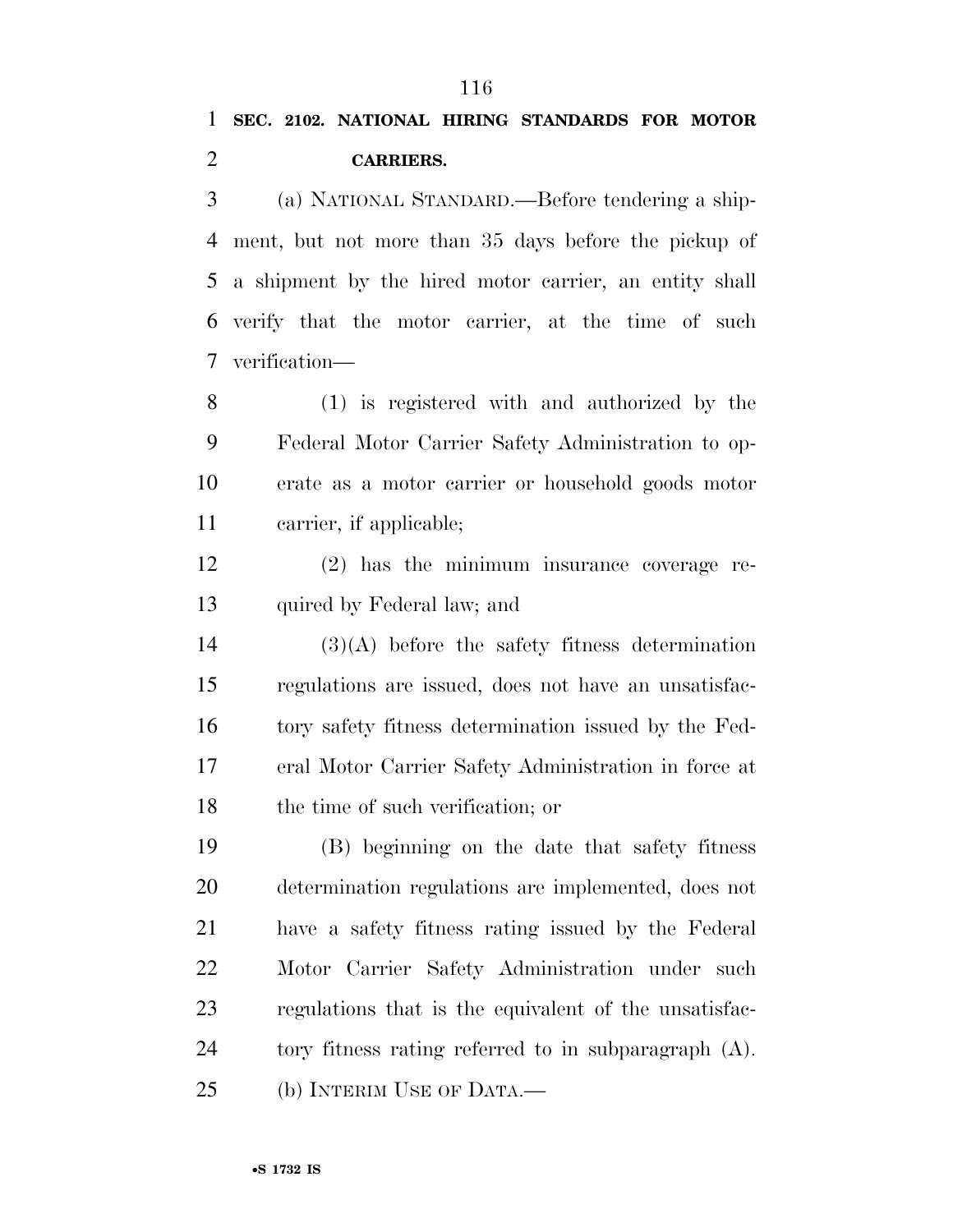**SEC. 2102. NATIONAL HIRING STANDARDS FOR MOTOR CARRIERS.**

(a) NATIONAL STANDARD.—Before tendering a shipment, but not more than 35 days before the pickup of a shipment by the hired motor carrier, an entity shall verify that the motor carrier, at the time of such verification—

(1) is registered with and authorized by the Federal Motor Carrier Safety Administration to operate as a motor carrier or household goods motor carrier, if applicable;

(2) has the minimum insurance coverage required by Federal law; and

(3)(A) before the safety fitness determination regulations are issued, does not have an unsatisfactory safety fitness determination issued by the Federal Motor Carrier Safety Administration in force at the time of such verification; or

(B) beginning on the date that safety fitness determination regulations are implemented, does not have a safety fitness rating issued by the Federal Motor Carrier Safety Administration under such regulations that is the equivalent of the unsatisfactory fitness rating referred to in subparagraph (A).

(b) INTERIM USE OF DATA.—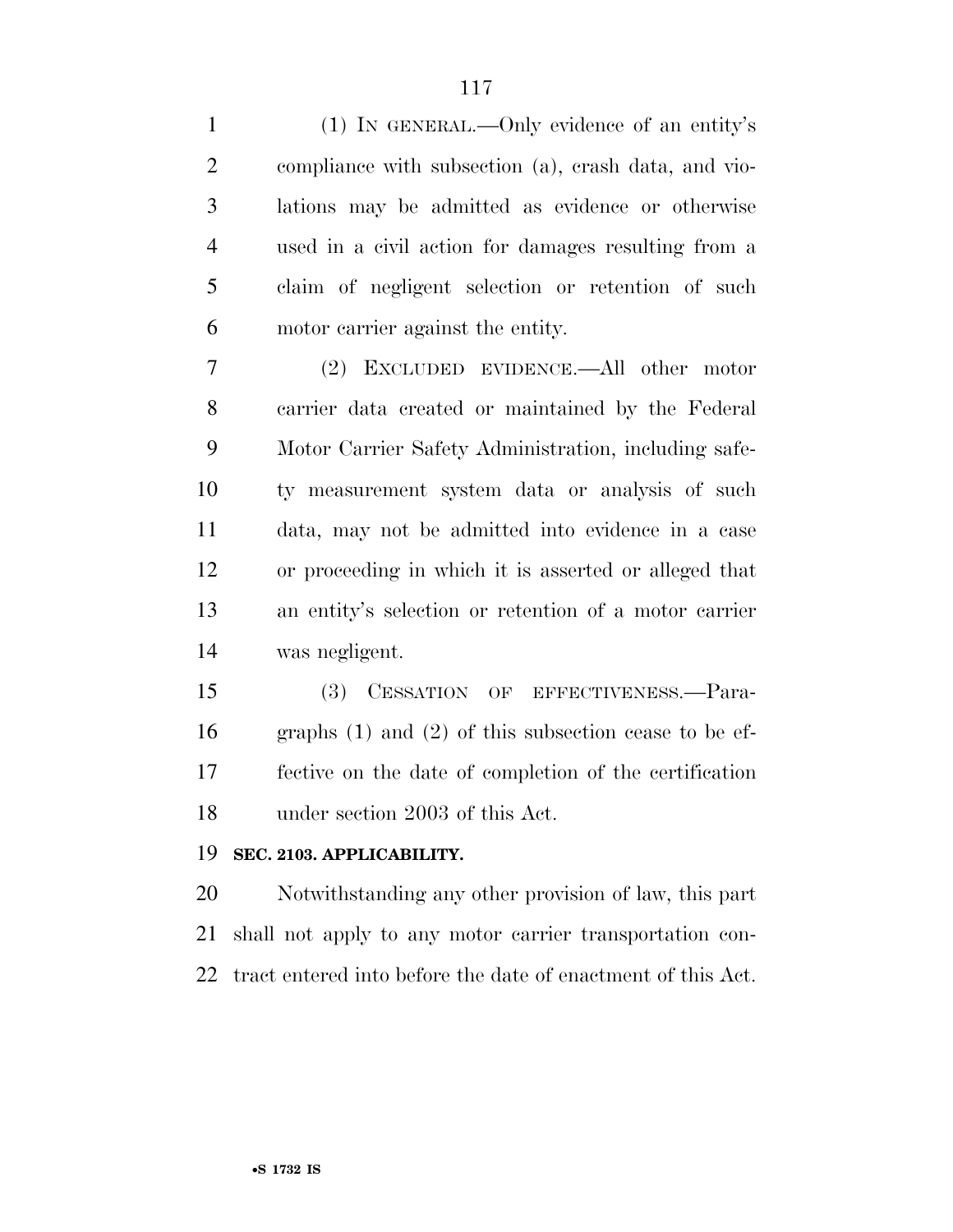(1) IN GENERAL.—Only evidence of an entity's compliance with subsection (a), crash data, and violations may be admitted as evidence or otherwise used in a civil action for damages resulting from a claim of negligent selection or retention of such motor carrier against the entity.

(2) EXCLUDED EVIDENCE.—All other motor carrier data created or maintained by the Federal Motor Carrier Safety Administration, including safety measurement system data or analysis of such data, may not be admitted into evidence in a case or proceeding in which it is asserted or alleged that an entity's selection or retention of a motor carrier was negligent.

(3) CESSATION OF EFFECTIVENESS.—Paragraphs (1) and (2) of this subsection cease to be effective on the date of completion of the certification under section 2003 of this Act.

**SEC. 2103. APPLICABILITY.**

Notwithstanding any other provision of law, this part shall not apply to any motor carrier transportation contract entered into before the date of enactment of this Act.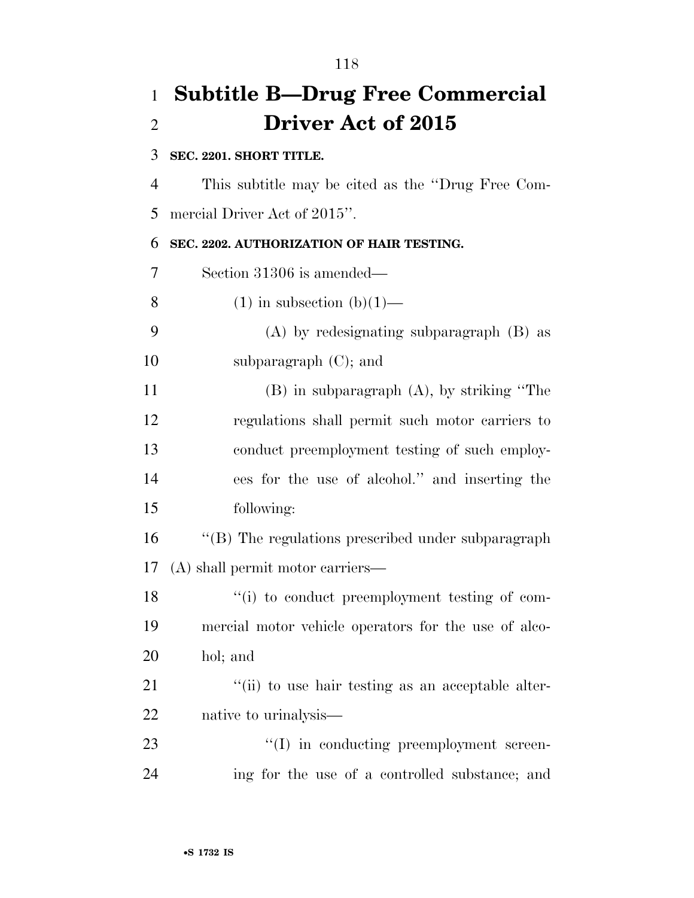# Subtitle B—Drug Free Commercial Driver Act of 2015

**SEC. 2201. SHORT TITLE.**

This subtitle may be cited as the ''Drug Free Commercial Driver Act of 2015''.

**SEC. 2202. AUTHORIZATION OF HAIR TESTING.**

Section 31306 is amended—

(1) in subsection (b)(1)—

(A) by redesignating subparagraph (B) as subparagraph (C); and

(B) in subparagraph (A), by striking ''The regulations shall permit such motor carriers to conduct preemployment testing of such employees for the use of alcohol.'' and inserting the following:

''(B) The regulations prescribed under subparagraph (A) shall permit motor carriers—

''(i) to conduct preemployment testing of commercial motor vehicle operators for the use of alcohol; and

''(ii) to use hair testing as an acceptable alternative to urinalysis—

''(I) in conducting preemployment screening for the use of a controlled substance; and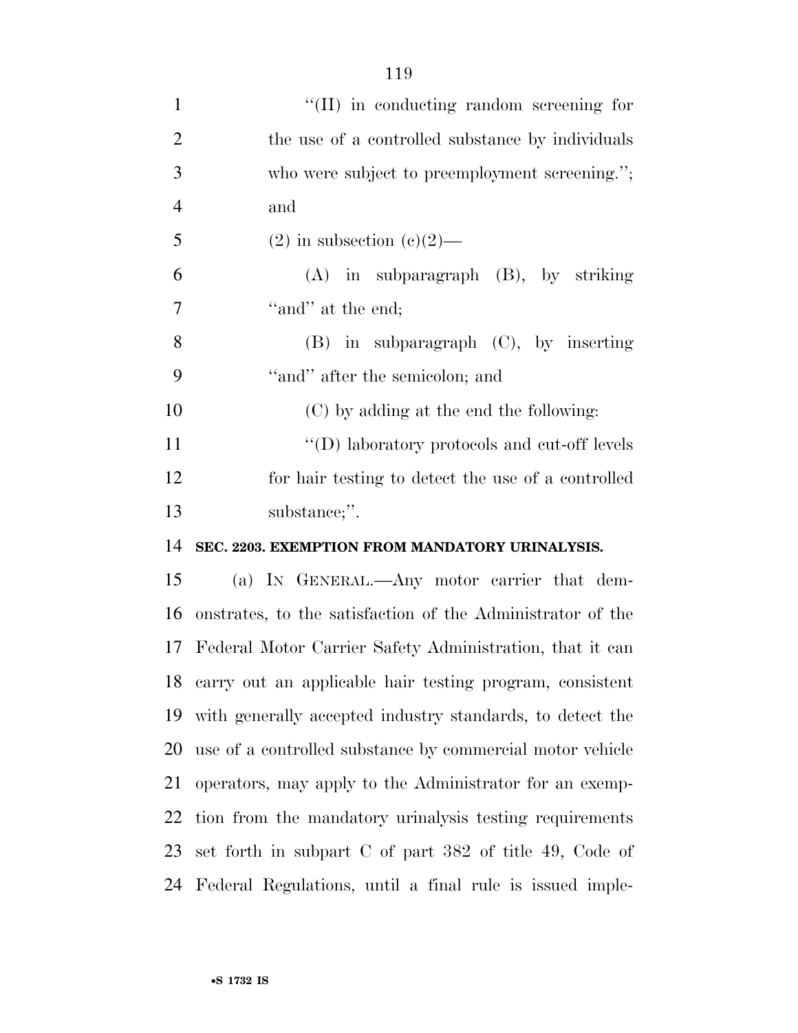"(II) in conducting random screening for the use of a controlled substance by individuals who were subject to preemployment screening."; and

(2) in subsection (c)(2)—

(A) in subparagraph (B), by striking "and" at the end;

(B) in subparagraph (C), by inserting "and" after the semicolon; and

(C) by adding at the end the following:

"(D) laboratory protocols and cut-off levels for hair testing to detect the use of a controlled substance;".

**SEC. 2203. EXEMPTION FROM MANDATORY URINALYSIS.**

(a) IN GENERAL.—Any motor carrier that demonstrates, to the satisfaction of the Administrator of the Federal Motor Carrier Safety Administration, that it can carry out an applicable hair testing program, consistent with generally accepted industry standards, to detect the use of a controlled substance by commercial motor vehicle operators, may apply to the Administrator for an exemption from the mandatory urinalysis testing requirements set forth in subpart C of part 382 of title 49, Code of Federal Regulations, until a final rule is issued imple-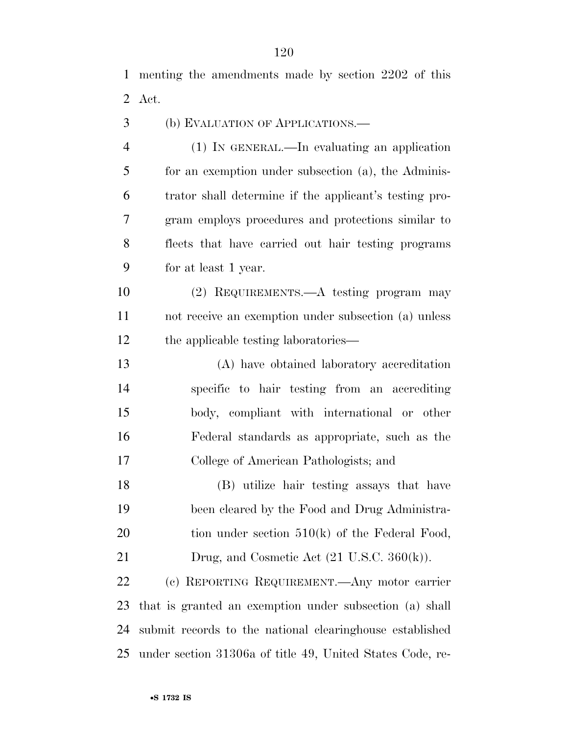menting the amendments made by section 2202 of this Act.

(b) EVALUATION OF APPLICATIONS.—

(1) IN GENERAL.—In evaluating an application for an exemption under subsection (a), the Administrator shall determine if the applicant's testing program employs procedures and protections similar to fleets that have carried out hair testing programs for at least 1 year.

(2) REQUIREMENTS.—A testing program may not receive an exemption under subsection (a) unless the applicable testing laboratories—

(A) have obtained laboratory accreditation specific to hair testing from an accrediting body, compliant with international or other Federal standards as appropriate, such as the College of American Pathologists; and

(B) utilize hair testing assays that have been cleared by the Food and Drug Administration under section 510(k) of the Federal Food, Drug, and Cosmetic Act (21 U.S.C. 360(k)).

(c) REPORTING REQUIREMENT.—Any motor carrier that is granted an exemption under subsection (a) shall submit records to the national clearinghouse established under section 31306a of title 49, United States Code, re-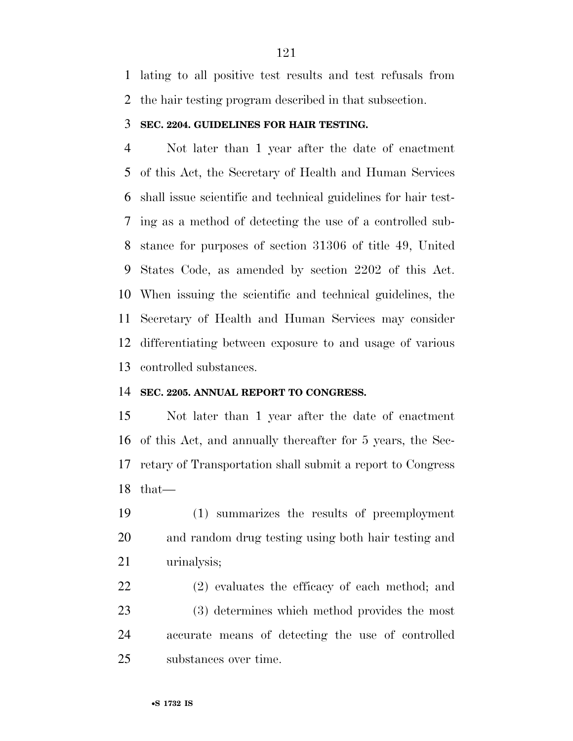lating to all positive test results and test refusals from the hair testing program described in that subsection.

### SEC. 2204. GUIDELINES FOR HAIR TESTING.

Not later than 1 year after the date of enactment of this Act, the Secretary of Health and Human Services shall issue scientific and technical guidelines for hair testing as a method of detecting the use of a controlled substance for purposes of section 31306 of title 49, United States Code, as amended by section 2202 of this Act. When issuing the scientific and technical guidelines, the Secretary of Health and Human Services may consider differentiating between exposure to and usage of various controlled substances.

### SEC. 2205. ANNUAL REPORT TO CONGRESS.

Not later than 1 year after the date of enactment of this Act, and annually thereafter for 5 years, the Secretary of Transportation shall submit a report to Congress that—

(1) summarizes the results of preemployment and random drug testing using both hair testing and urinalysis;

(2) evaluates the efficacy of each method; and

(3) determines which method provides the most accurate means of detecting the use of controlled substances over time.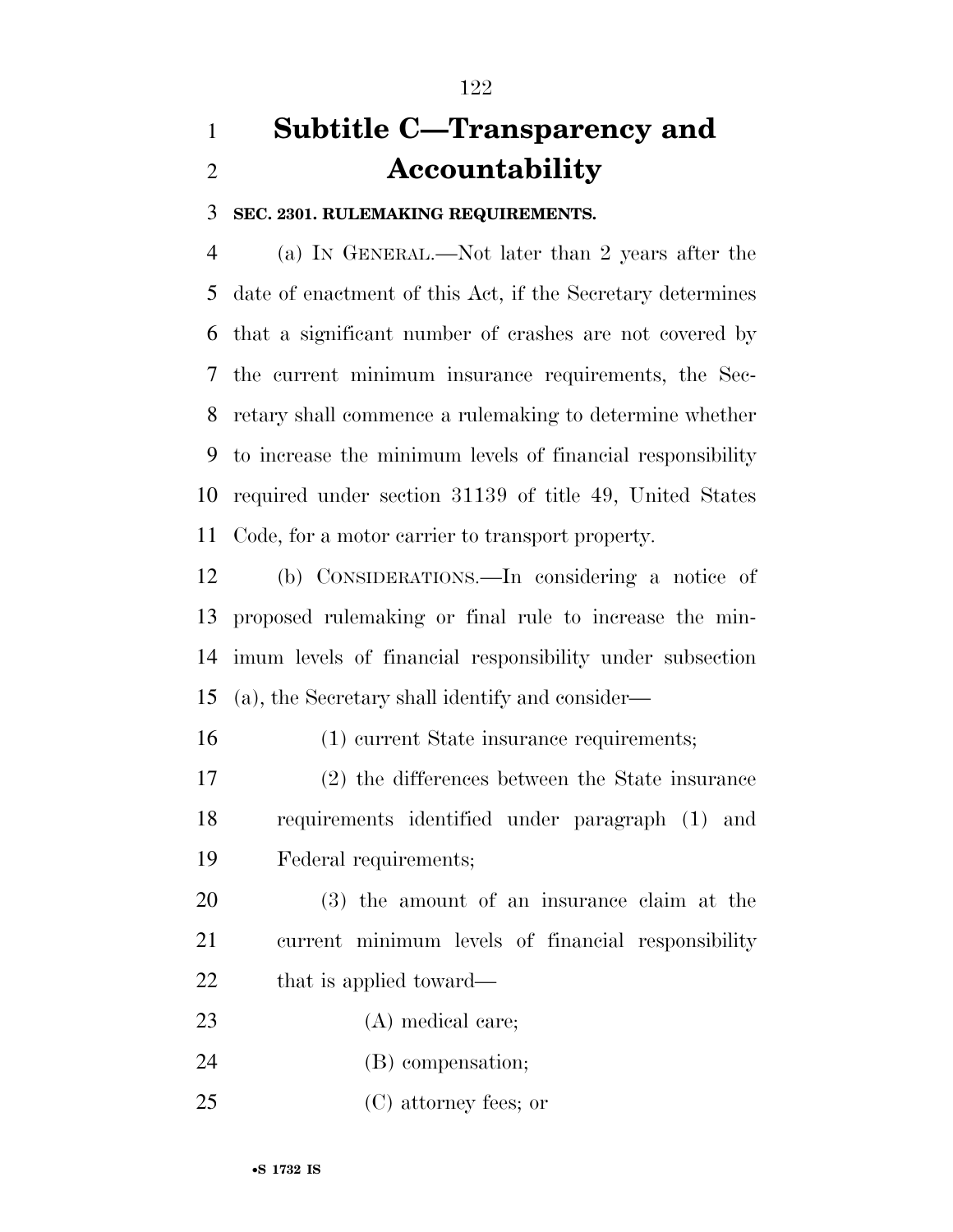# Subtitle C—Transparency and Accountability

**SEC. 2301. RULEMAKING REQUIREMENTS.**

(a) IN GENERAL.—Not later than 2 years after the date of enactment of this Act, if the Secretary determines that a significant number of crashes are not covered by the current minimum insurance requirements, the Secretary shall commence a rulemaking to determine whether to increase the minimum levels of financial responsibility required under section 31139 of title 49, United States Code, for a motor carrier to transport property.

(b) CONSIDERATIONS.—In considering a notice of proposed rulemaking or final rule to increase the minimum levels of financial responsibility under subsection (a), the Secretary shall identify and consider—

(1) current State insurance requirements;

(2) the differences between the State insurance requirements identified under paragraph (1) and Federal requirements;

(3) the amount of an insurance claim at the current minimum levels of financial responsibility that is applied toward—

(A) medical care;

(B) compensation;

(C) attorney fees; or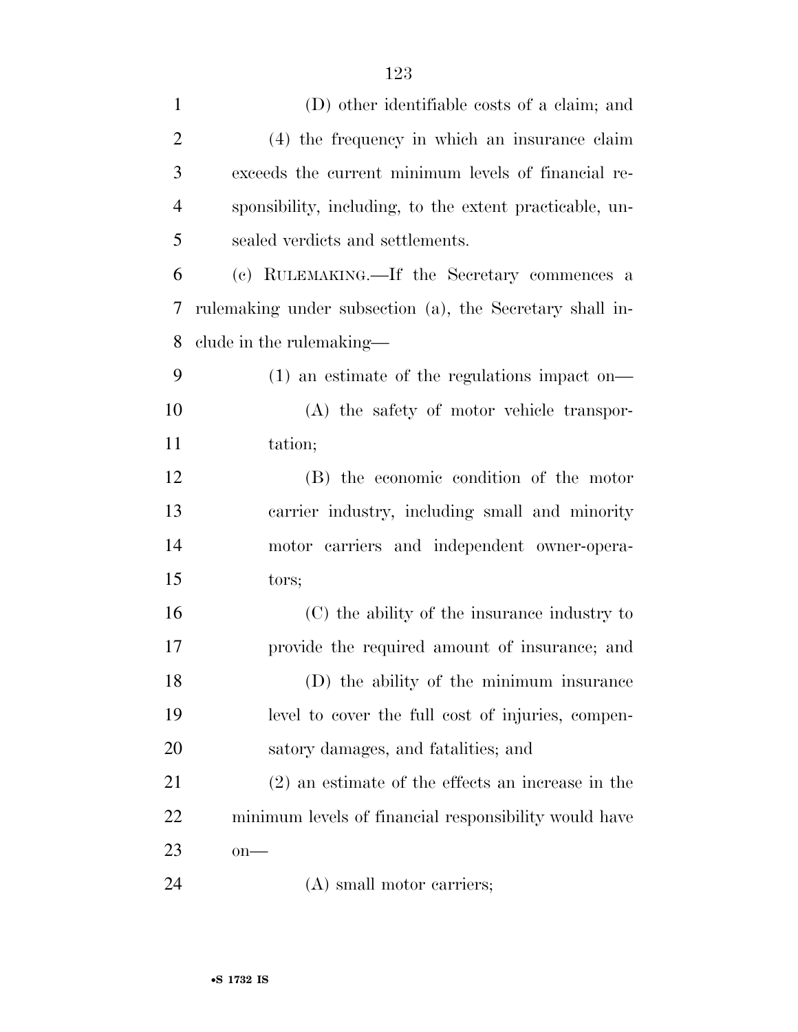(D) other identifiable costs of a claim; and

(4) the frequency in which an insurance claim exceeds the current minimum levels of financial responsibility, including, to the extent practicable, unsealed verdicts and settlements.

(c) RULEMAKING.—If the Secretary commences a rulemaking under subsection (a), the Secretary shall include in the rulemaking—

(1) an estimate of the regulations impact on—

(A) the safety of motor vehicle transportation;

(B) the economic condition of the motor carrier industry, including small and minority motor carriers and independent owner-operators;

(C) the ability of the insurance industry to provide the required amount of insurance; and

(D) the ability of the minimum insurance level to cover the full cost of injuries, compensatory damages, and fatalities; and

(2) an estimate of the effects an increase in the minimum levels of financial responsibility would have on—

(A) small motor carriers;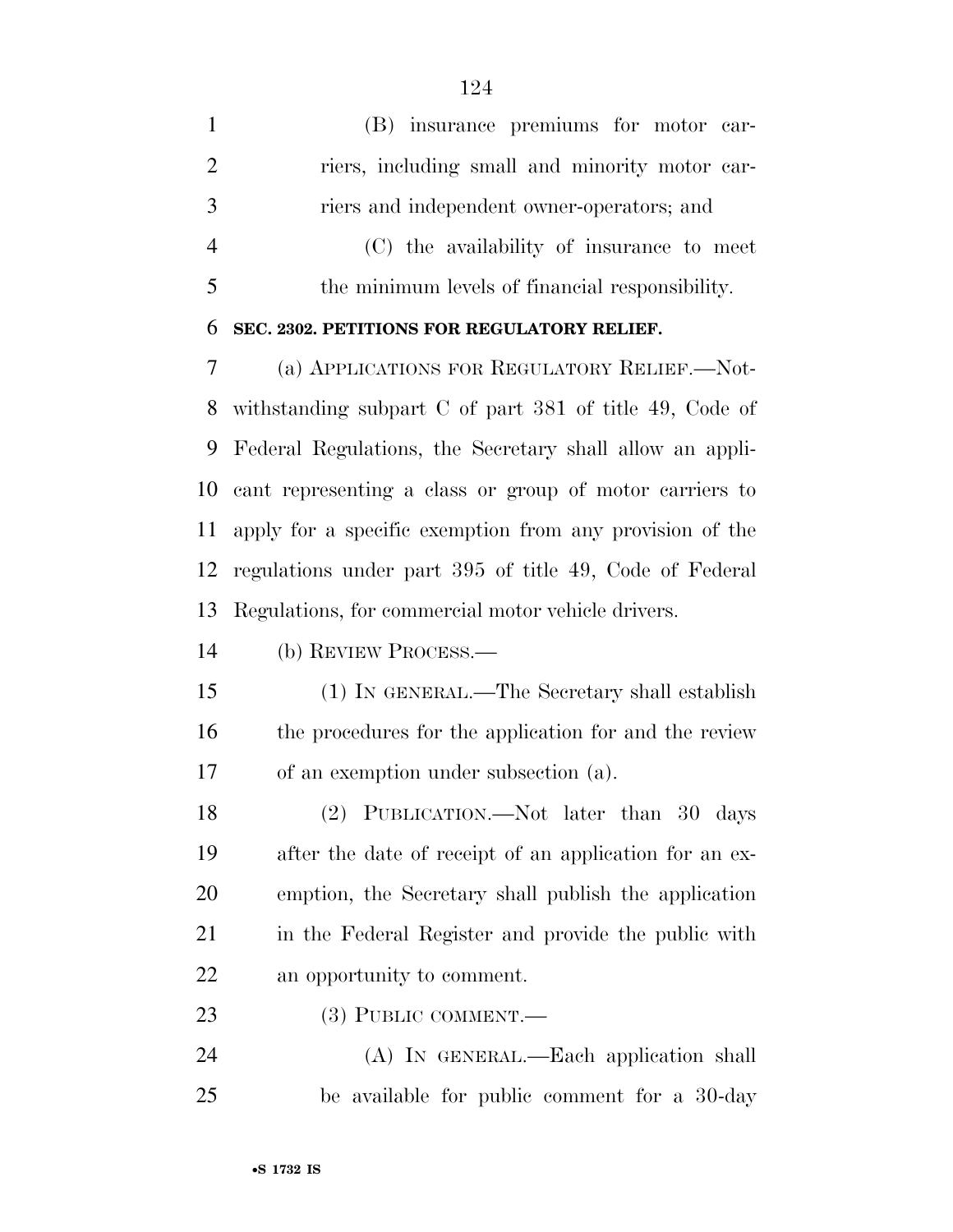(B) insurance premiums for motor carriers, including small and minority motor carriers and independent owner-operators; and

(C) the availability of insurance to meet the minimum levels of financial responsibility.

**SEC. 2302. PETITIONS FOR REGULATORY RELIEF.**

(a) APPLICATIONS FOR REGULATORY RELIEF.—Notwithstanding subpart C of part 381 of title 49, Code of Federal Regulations, the Secretary shall allow an applicant representing a class or group of motor carriers to apply for a specific exemption from any provision of the regulations under part 395 of title 49, Code of Federal Regulations, for commercial motor vehicle drivers.

(b) REVIEW PROCESS.—

(1) IN GENERAL.—The Secretary shall establish the procedures for the application for and the review of an exemption under subsection (a).

(2) PUBLICATION.—Not later than 30 days after the date of receipt of an application for an exemption, the Secretary shall publish the application in the Federal Register and provide the public with an opportunity to comment.

(3) PUBLIC COMMENT.—

(A) IN GENERAL.—Each application shall be available for public comment for a 30-day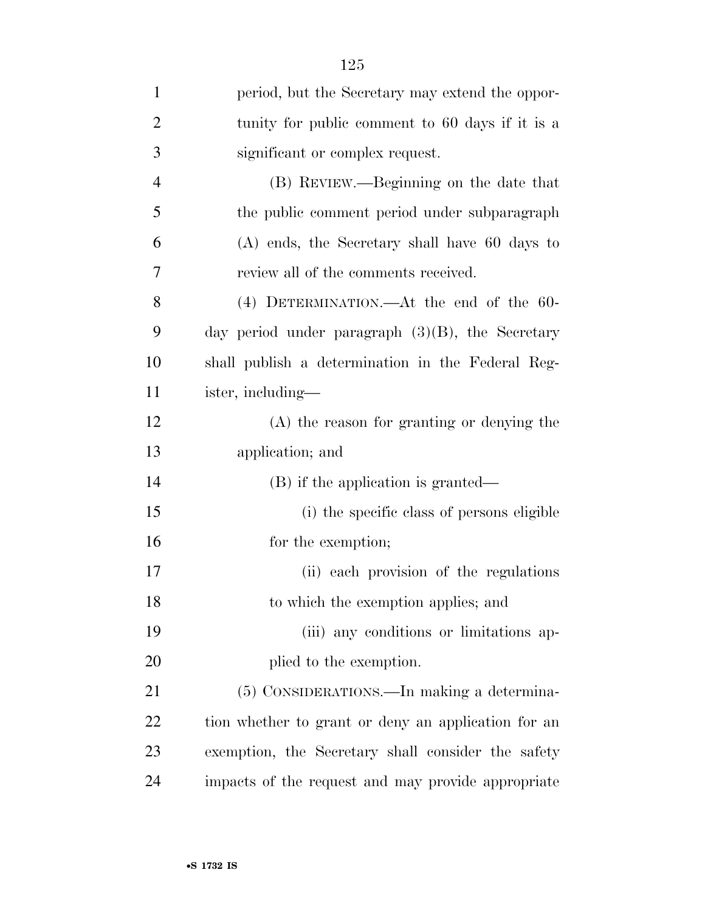period, but the Secretary may extend the opportunity for public comment to 60 days if it is a significant or complex request.

(B) REVIEW.—Beginning on the date that the public comment period under subparagraph (A) ends, the Secretary shall have 60 days to review all of the comments received.

(4) DETERMINATION.—At the end of the 60-day period under paragraph (3)(B), the Secretary shall publish a determination in the Federal Register, including—

(A) the reason for granting or denying the application; and

(B) if the application is granted—

(i) the specific class of persons eligible for the exemption;

(ii) each provision of the regulations to which the exemption applies; and

(iii) any conditions or limitations applied to the exemption.

(5) CONSIDERATIONS.—In making a determination whether to grant or deny an application for an exemption, the Secretary shall consider the safety impacts of the request and may provide appropriate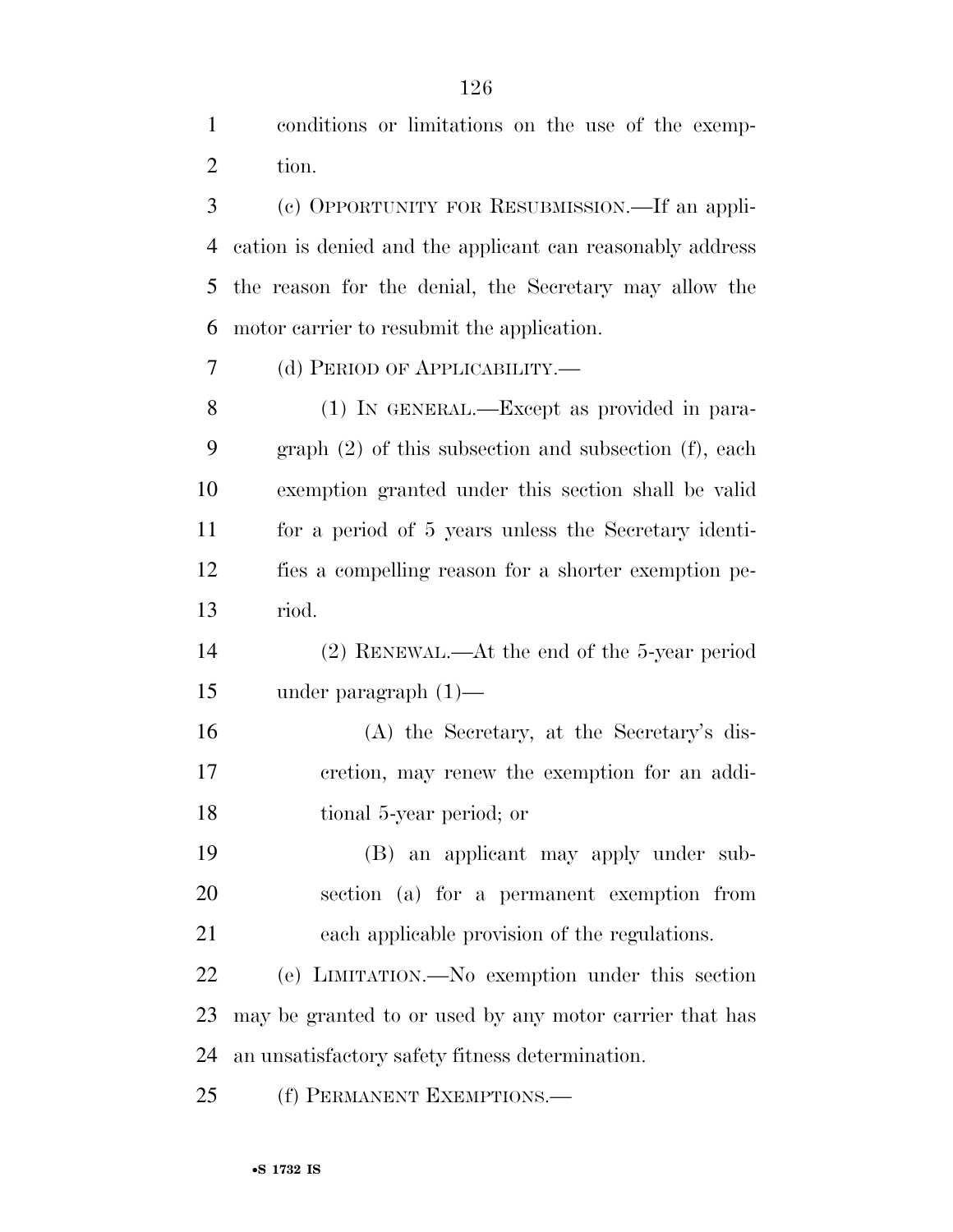conditions or limitations on the use of the exemption.

(c) OPPORTUNITY FOR RESUBMISSION.—If an application is denied and the applicant can reasonably address the reason for the denial, the Secretary may allow the motor carrier to resubmit the application.

(d) PERIOD OF APPLICABILITY.—

(1) IN GENERAL.—Except as provided in paragraph (2) of this subsection and subsection (f), each exemption granted under this section shall be valid for a period of 5 years unless the Secretary identifies a compelling reason for a shorter exemption period.

(2) RENEWAL.—At the end of the 5-year period under paragraph (1)—

(A) the Secretary, at the Secretary's discretion, may renew the exemption for an additional 5-year period; or

(B) an applicant may apply under subsection (a) for a permanent exemption from each applicable provision of the regulations.

(e) LIMITATION.—No exemption under this section may be granted to or used by any motor carrier that has an unsatisfactory safety fitness determination.

(f) PERMANENT EXEMPTIONS.—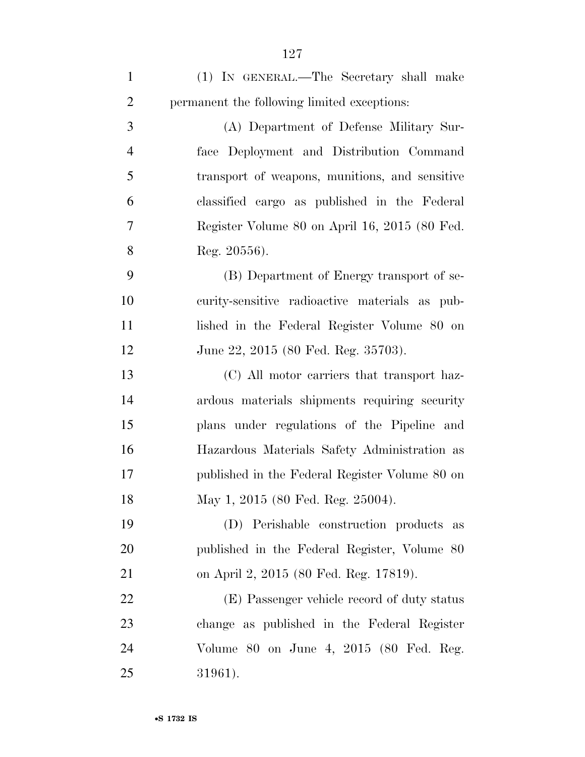(1) In general.—The Secretary shall make permanent the following limited exceptions:

(A) Department of Defense Military Surface Deployment and Distribution Command transport of weapons, munitions, and sensitive classified cargo as published in the Federal Register Volume 80 on April 16, 2015 (80 Fed. Reg. 20556).

(B) Department of Energy transport of security-sensitive radioactive materials as published in the Federal Register Volume 80 on June 22, 2015 (80 Fed. Reg. 35703).

(C) All motor carriers that transport hazardous materials shipments requiring security plans under regulations of the Pipeline and Hazardous Materials Safety Administration as published in the Federal Register Volume 80 on May 1, 2015 (80 Fed. Reg. 25004).

(D) Perishable construction products as published in the Federal Register, Volume 80 on April 2, 2015 (80 Fed. Reg. 17819).

(E) Passenger vehicle record of duty status change as published in the Federal Register Volume 80 on June 4, 2015 (80 Fed. Reg. 31961).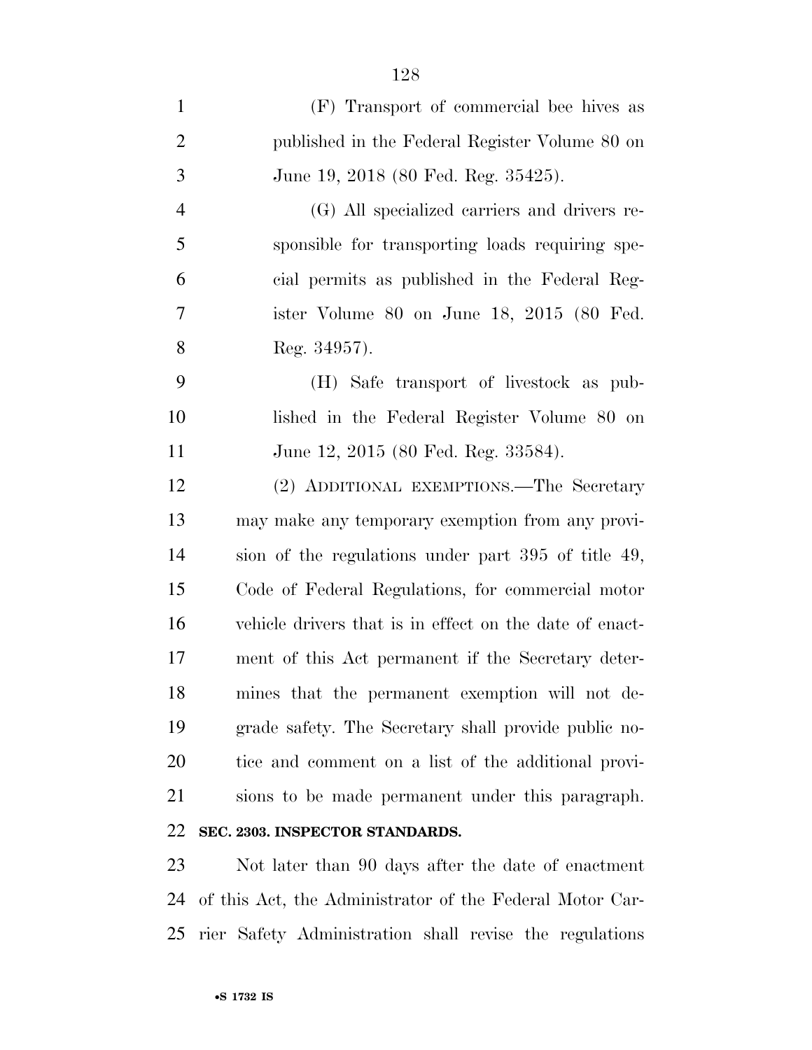(F) Transport of commercial bee hives as published in the Federal Register Volume 80 on June 19, 2018 (80 Fed. Reg. 35425).

(G) All specialized carriers and drivers responsible for transporting loads requiring special permits as published in the Federal Register Volume 80 on June 18, 2015 (80 Fed. Reg. 34957).

(H) Safe transport of livestock as published in the Federal Register Volume 80 on June 12, 2015 (80 Fed. Reg. 33584).

(2) ADDITIONAL EXEMPTIONS.—The Secretary may make any temporary exemption from any provision of the regulations under part 395 of title 49, Code of Federal Regulations, for commercial motor vehicle drivers that is in effect on the date of enactment of this Act permanent if the Secretary determines that the permanent exemption will not degrade safety. The Secretary shall provide public notice and comment on a list of the additional provisions to be made permanent under this paragraph.

**SEC. 2303. INSPECTOR STANDARDS.**

Not later than 90 days after the date of enactment of this Act, the Administrator of the Federal Motor Carrier Safety Administration shall revise the regulations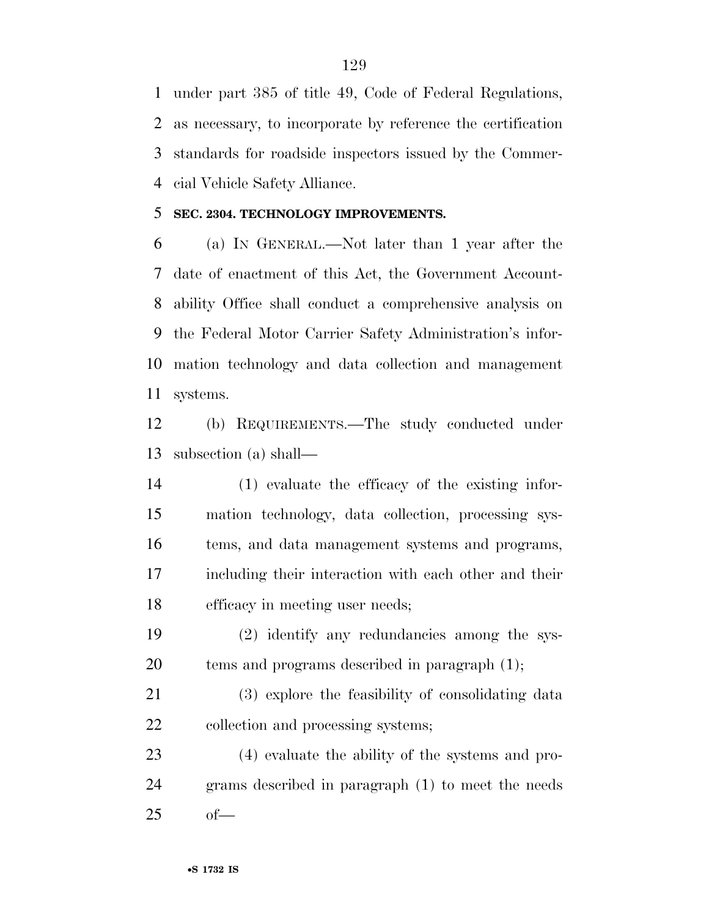under part 385 of title 49, Code of Federal Regulations, as necessary, to incorporate by reference the certification standards for roadside inspectors issued by the Commercial Vehicle Safety Alliance.

**SEC. 2304. TECHNOLOGY IMPROVEMENTS.**

(a) IN GENERAL.—Not later than 1 year after the date of enactment of this Act, the Government Accountability Office shall conduct a comprehensive analysis on the Federal Motor Carrier Safety Administration's information technology and data collection and management systems.

(b) REQUIREMENTS.—The study conducted under subsection (a) shall—

(1) evaluate the efficacy of the existing information technology, data collection, processing systems, and data management systems and programs, including their interaction with each other and their efficacy in meeting user needs;

(2) identify any redundancies among the systems and programs described in paragraph (1);

(3) explore the feasibility of consolidating data collection and processing systems;

(4) evaluate the ability of the systems and programs described in paragraph (1) to meet the needs of—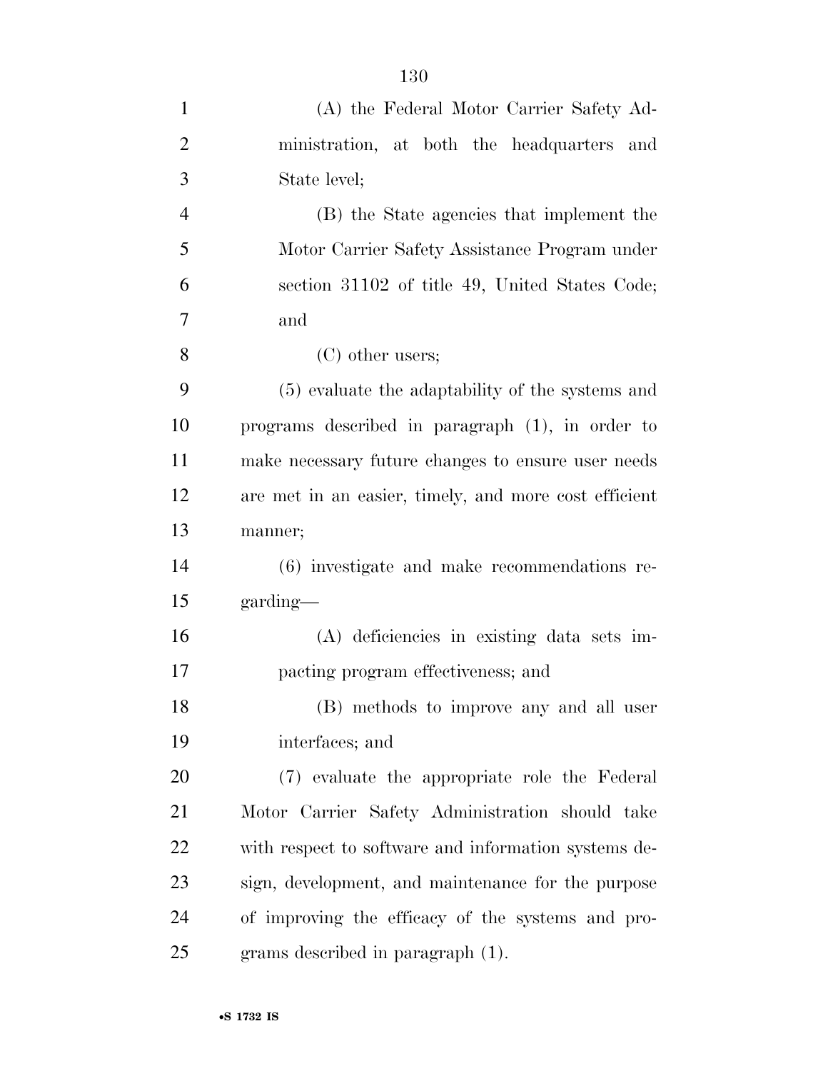(A) the Federal Motor Carrier Safety Administration, at both the headquarters and State level;

(B) the State agencies that implement the Motor Carrier Safety Assistance Program under section 31102 of title 49, United States Code; and

(C) other users;

(5) evaluate the adaptability of the systems and programs described in paragraph (1), in order to make necessary future changes to ensure user needs are met in an easier, timely, and more cost efficient manner;

(6) investigate and make recommendations regarding—

(A) deficiencies in existing data sets impacting program effectiveness; and

(B) methods to improve any and all user interfaces; and

(7) evaluate the appropriate role the Federal Motor Carrier Safety Administration should take with respect to software and information systems design, development, and maintenance for the purpose of improving the efficacy of the systems and programs described in paragraph (1).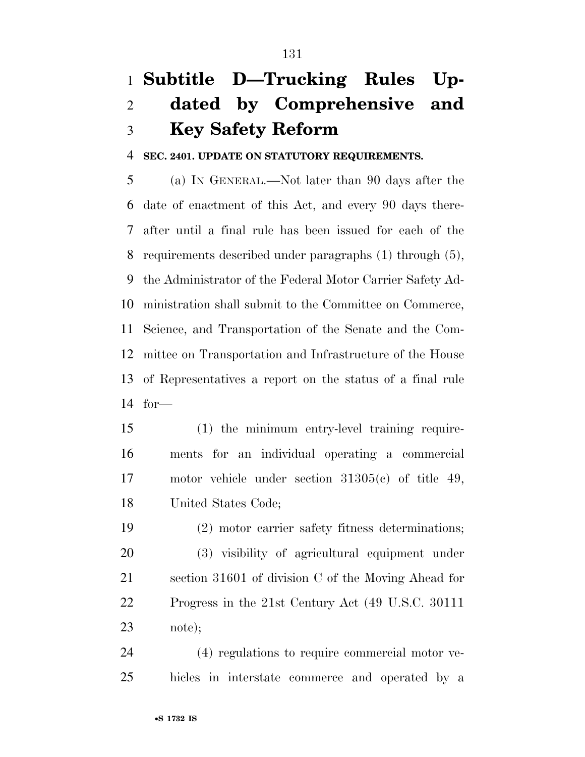# Subtitle D—Trucking Rules Updated by Comprehensive and Key Safety Reform

**SEC. 2401. UPDATE ON STATUTORY REQUIREMENTS.**

(a) IN GENERAL.—Not later than 90 days after the date of enactment of this Act, and every 90 days thereafter until a final rule has been issued for each of the requirements described under paragraphs (1) through (5), the Administrator of the Federal Motor Carrier Safety Administration shall submit to the Committee on Commerce, Science, and Transportation of the Senate and the Committee on Transportation and Infrastructure of the House of Representatives a report on the status of a final rule for—

(1) the minimum entry-level training requirements for an individual operating a commercial motor vehicle under section 31305(c) of title 49, United States Code;

(2) motor carrier safety fitness determinations;

(3) visibility of agricultural equipment under section 31601 of division C of the Moving Ahead for Progress in the 21st Century Act (49 U.S.C. 30111 note);

(4) regulations to require commercial motor vehicles in interstate commerce and operated by a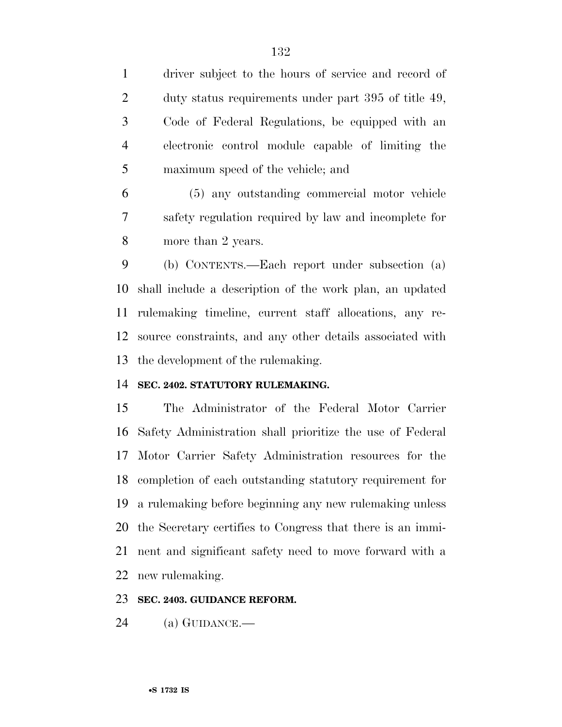driver subject to the hours of service and record of duty status requirements under part 395 of title 49, Code of Federal Regulations, be equipped with an electronic control module capable of limiting the maximum speed of the vehicle; and

(5) any outstanding commercial motor vehicle safety regulation required by law and incomplete for more than 2 years.

(b) CONTENTS.—Each report under subsection (a) shall include a description of the work plan, an updated rulemaking timeline, current staff allocations, any resource constraints, and any other details associated with the development of the rulemaking.

**SEC. 2402. STATUTORY RULEMAKING.**

The Administrator of the Federal Motor Carrier Safety Administration shall prioritize the use of Federal Motor Carrier Safety Administration resources for the completion of each outstanding statutory requirement for a rulemaking before beginning any new rulemaking unless the Secretary certifies to Congress that there is an imminent and significant safety need to move forward with a new rulemaking.

**SEC. 2403. GUIDANCE REFORM.**

(a) GUIDANCE.—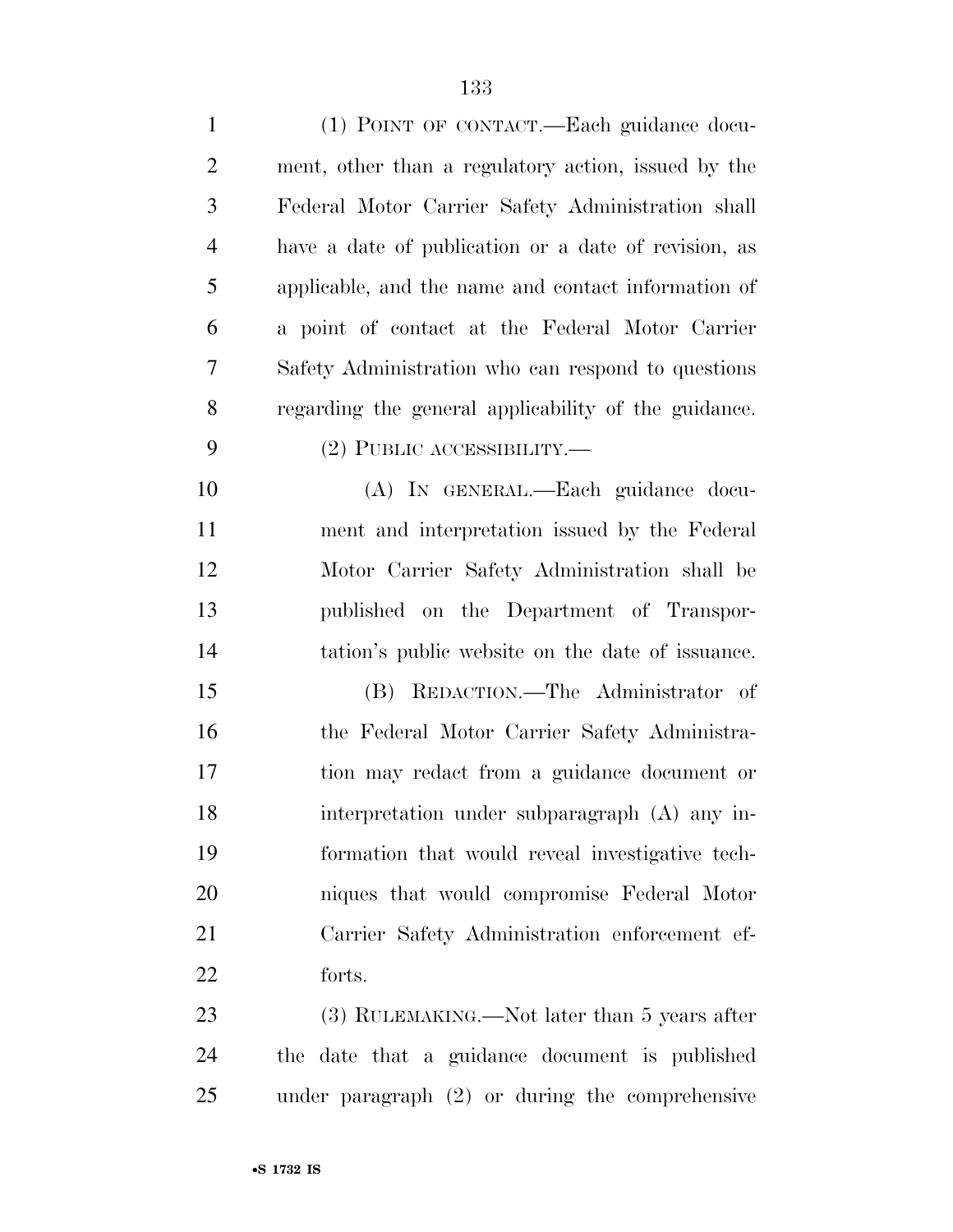(1) POINT OF CONTACT.—Each guidance document, other than a regulatory action, issued by the Federal Motor Carrier Safety Administration shall have a date of publication or a date of revision, as applicable, and the name and contact information of a point of contact at the Federal Motor Carrier Safety Administration who can respond to questions regarding the general applicability of the guidance.

(2) PUBLIC ACCESSIBILITY.—

(A) IN GENERAL.—Each guidance document and interpretation issued by the Federal Motor Carrier Safety Administration shall be published on the Department of Transportation's public website on the date of issuance.

(B) REDACTION.—The Administrator of the Federal Motor Carrier Safety Administration may redact from a guidance document or interpretation under subparagraph (A) any information that would reveal investigative techniques that would compromise Federal Motor Carrier Safety Administration enforcement efforts.

(3) RULEMAKING.—Not later than 5 years after the date that a guidance document is published under paragraph (2) or during the comprehensive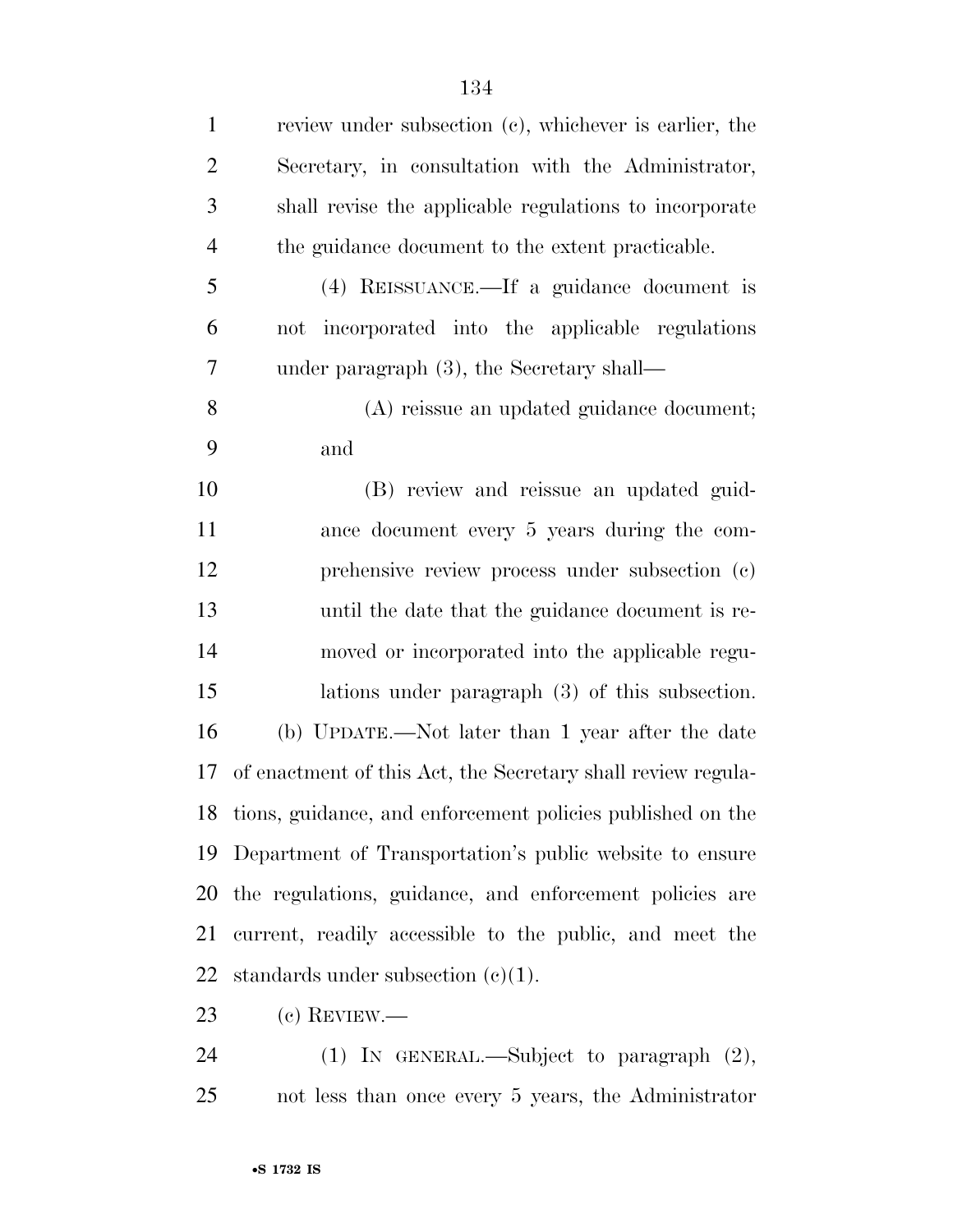review under subsection (c), whichever is earlier, the Secretary, in consultation with the Administrator, shall revise the applicable regulations to incorporate the guidance document to the extent practicable.

(4) REISSUANCE.—If a guidance document is not incorporated into the applicable regulations under paragraph (3), the Secretary shall—

(A) reissue an updated guidance document; and

(B) review and reissue an updated guidance document every 5 years during the comprehensive review process under subsection (c) until the date that the guidance document is removed or incorporated into the applicable regulations under paragraph (3) of this subsection.

(b) UPDATE.—Not later than 1 year after the date of enactment of this Act, the Secretary shall review regulations, guidance, and enforcement policies published on the Department of Transportation's public website to ensure the regulations, guidance, and enforcement policies are current, readily accessible to the public, and meet the standards under subsection (c)(1).

(c) REVIEW.—

(1) IN GENERAL.—Subject to paragraph (2), not less than once every 5 years, the Administrator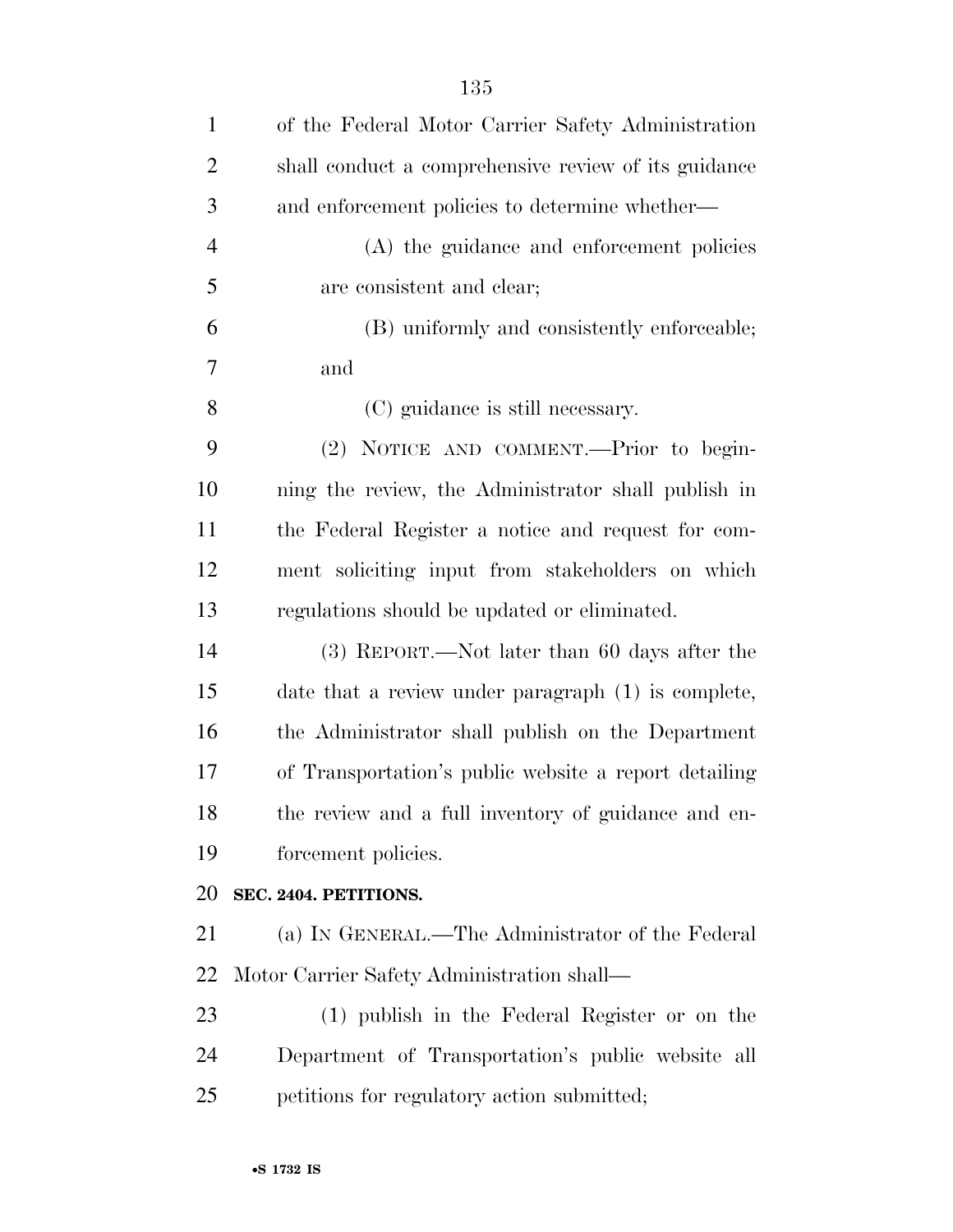of the Federal Motor Carrier Safety Administration shall conduct a comprehensive review of its guidance and enforcement policies to determine whether—

(A) the guidance and enforcement policies are consistent and clear;

(B) uniformly and consistently enforceable; and

(C) guidance is still necessary.

(2) NOTICE AND COMMENT.—Prior to beginning the review, the Administrator shall publish in the Federal Register a notice and request for comment soliciting input from stakeholders on which regulations should be updated or eliminated.

(3) REPORT.—Not later than 60 days after the date that a review under paragraph (1) is complete, the Administrator shall publish on the Department of Transportation's public website a report detailing the review and a full inventory of guidance and enforcement policies.

**SEC. 2404. PETITIONS.**

(a) IN GENERAL.—The Administrator of the Federal Motor Carrier Safety Administration shall—

(1) publish in the Federal Register or on the Department of Transportation's public website all petitions for regulatory action submitted;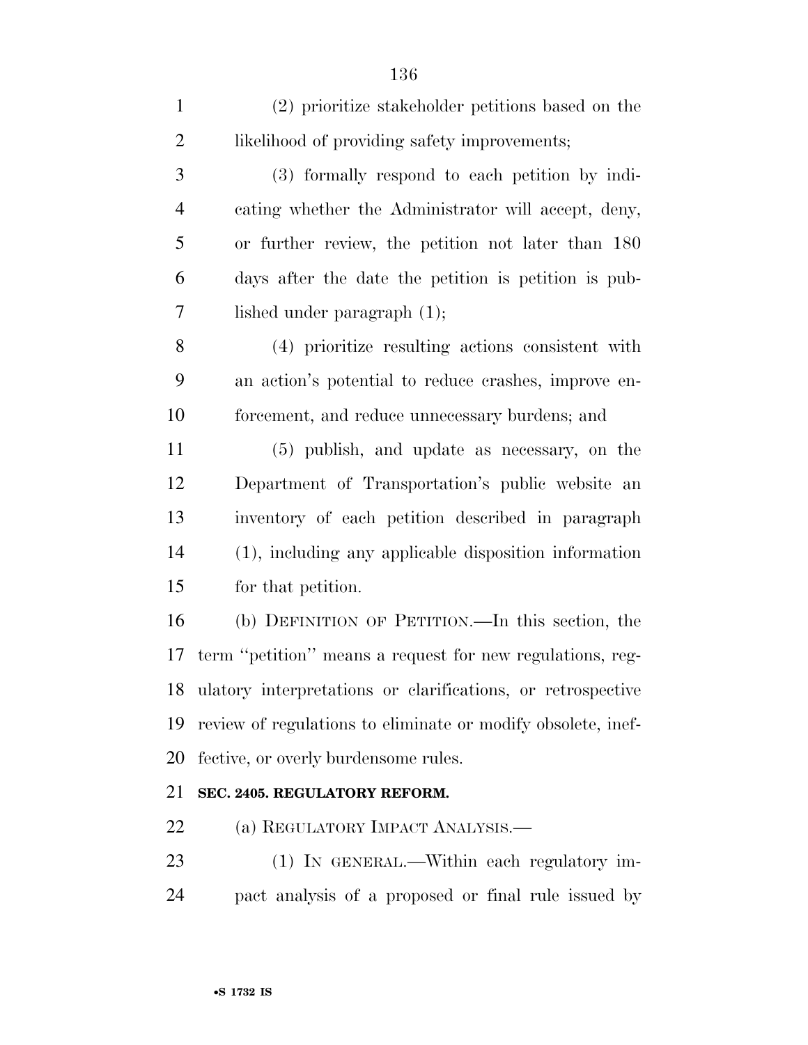(2) prioritize stakeholder petitions based on the likelihood of providing safety improvements;

(3) formally respond to each petition by indicating whether the Administrator will accept, deny, or further review, the petition not later than 180 days after the date the petition is petition is published under paragraph (1);

(4) prioritize resulting actions consistent with an action's potential to reduce crashes, improve enforcement, and reduce unnecessary burdens; and

(5) publish, and update as necessary, on the Department of Transportation's public website an inventory of each petition described in paragraph (1), including any applicable disposition information for that petition.

(b) DEFINITION OF PETITION.—In this section, the term ''petition'' means a request for new regulations, regulatory interpretations or clarifications, or retrospective review of regulations to eliminate or modify obsolete, ineffective, or overly burdensome rules.

**SEC. 2405. REGULATORY REFORM.**

(a) REGULATORY IMPACT ANALYSIS.—

(1) IN GENERAL.—Within each regulatory impact analysis of a proposed or final rule issued by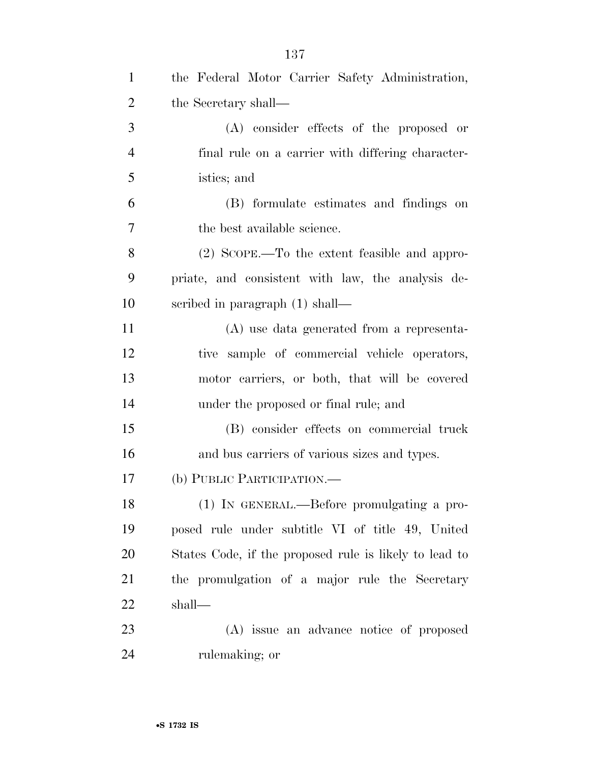the Federal Motor Carrier Safety Administration, the Secretary shall—

(A) consider effects of the proposed or final rule on a carrier with differing characteristics; and

(B) formulate estimates and findings on the best available science.

(2) SCOPE.—To the extent feasible and appropriate, and consistent with law, the analysis described in paragraph (1) shall—

(A) use data generated from a representative sample of commercial vehicle operators, motor carriers, or both, that will be covered under the proposed or final rule; and

(B) consider effects on commercial truck and bus carriers of various sizes and types.

(b) PUBLIC PARTICIPATION.—

(1) IN GENERAL.—Before promulgating a proposed rule under subtitle VI of title 49, United States Code, if the proposed rule is likely to lead to the promulgation of a major rule the Secretary shall—

(A) issue an advance notice of proposed rulemaking; or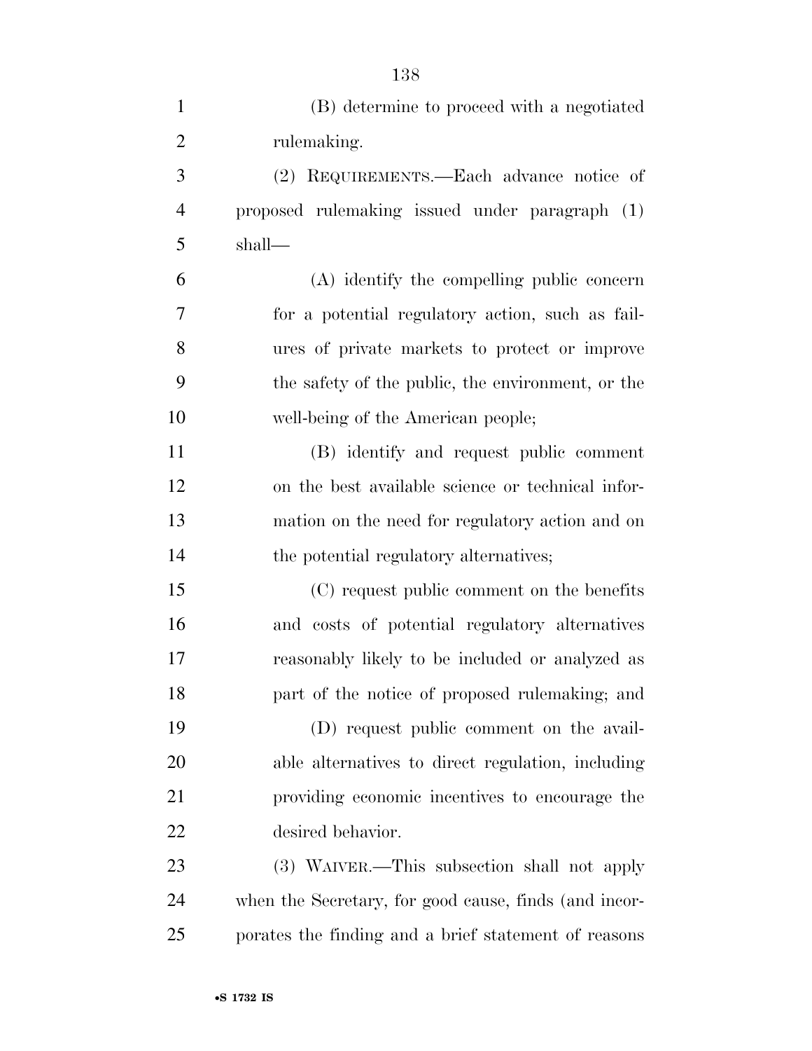(B) determine to proceed with a negotiated rulemaking.

(2) REQUIREMENTS.—Each advance notice of proposed rulemaking issued under paragraph (1) shall—

(A) identify the compelling public concern for a potential regulatory action, such as failures of private markets to protect or improve the safety of the public, the environment, or the well-being of the American people;

(B) identify and request public comment on the best available science or technical information on the need for regulatory action and on the potential regulatory alternatives;

(C) request public comment on the benefits and costs of potential regulatory alternatives reasonably likely to be included or analyzed as part of the notice of proposed rulemaking; and

(D) request public comment on the available alternatives to direct regulation, including providing economic incentives to encourage the desired behavior.

(3) WAIVER.—This subsection shall not apply when the Secretary, for good cause, finds (and incorporates the finding and a brief statement of reasons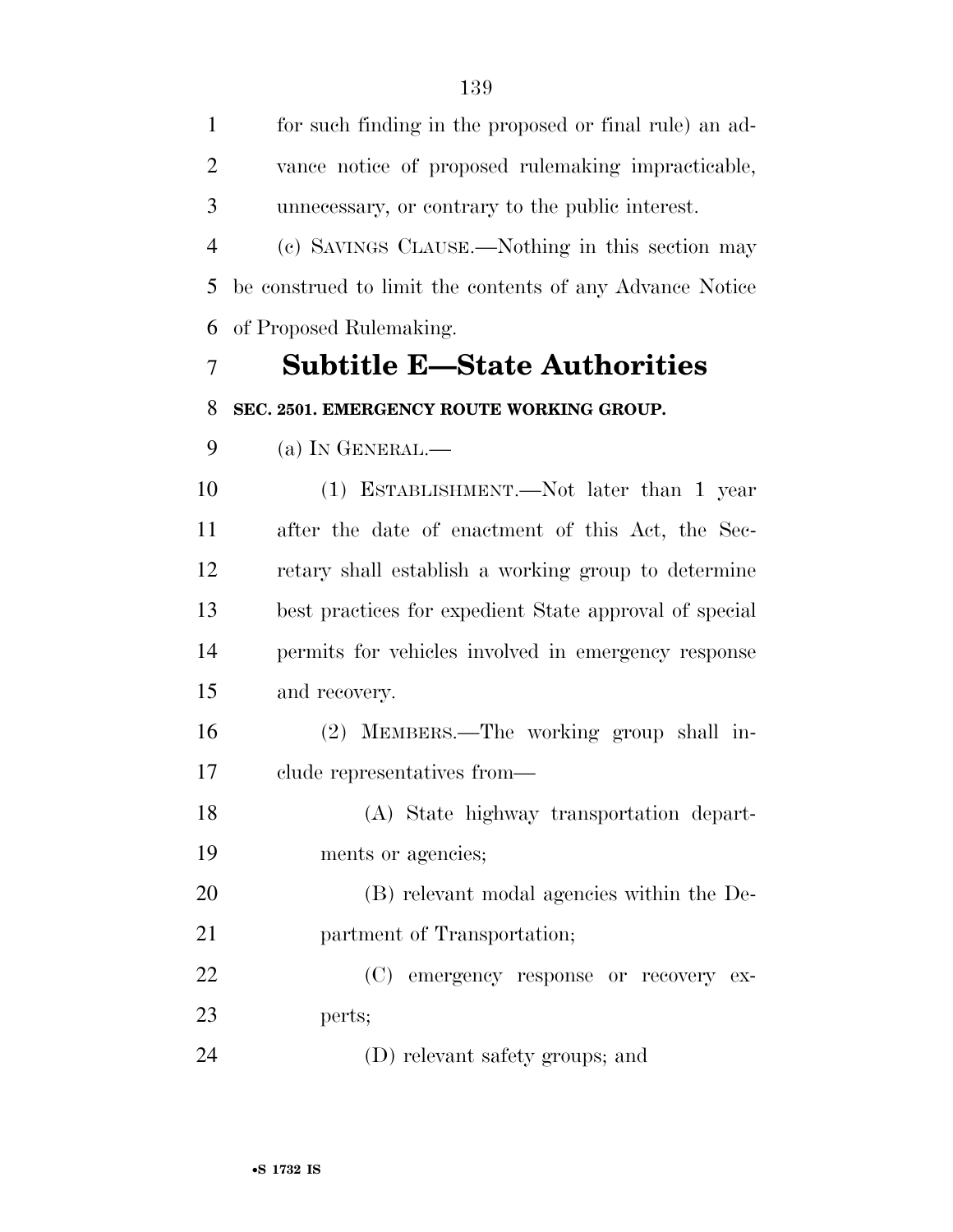for such finding in the proposed or final rule) an advance notice of proposed rulemaking impracticable, unnecessary, or contrary to the public interest.

(c) SAVINGS CLAUSE.—Nothing in this section may be construed to limit the contents of any Advance Notice of Proposed Rulemaking.

## Subtitle E—State Authorities

**SEC. 2501. EMERGENCY ROUTE WORKING GROUP.**

(a) IN GENERAL.—

(1) ESTABLISHMENT.—Not later than 1 year after the date of enactment of this Act, the Secretary shall establish a working group to determine best practices for expedient State approval of special permits for vehicles involved in emergency response and recovery.

(2) MEMBERS.—The working group shall include representatives from—

(A) State highway transportation departments or agencies;

(B) relevant modal agencies within the Department of Transportation;

(C) emergency response or recovery experts;

(D) relevant safety groups; and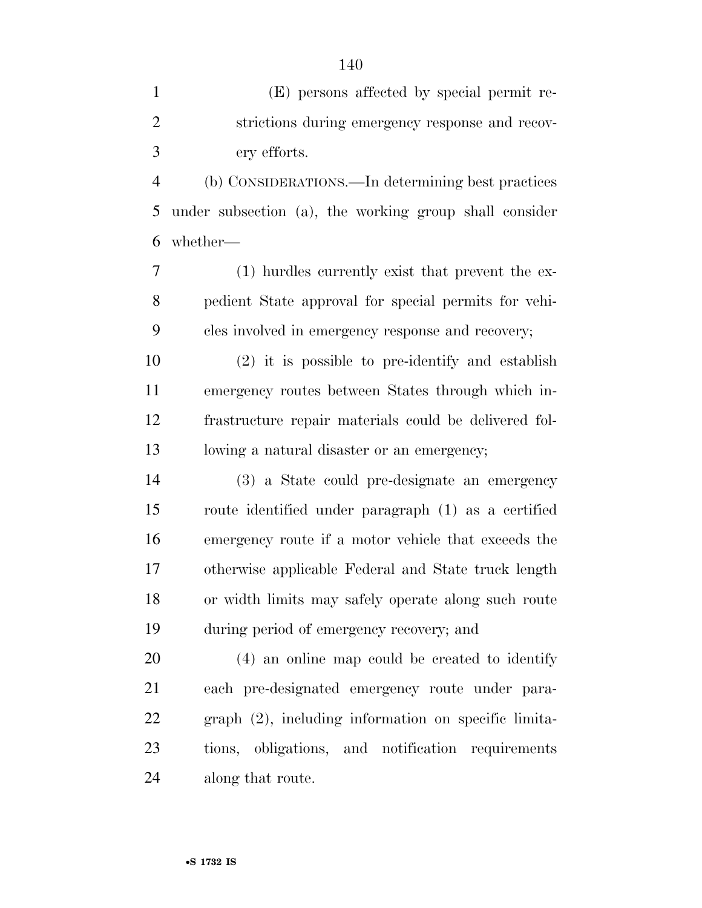(E) persons affected by special permit restrictions during emergency response and recovery efforts.

(b) CONSIDERATIONS.—In determining best practices under subsection (a), the working group shall consider whether—

(1) hurdles currently exist that prevent the expedient State approval for special permits for vehicles involved in emergency response and recovery;

(2) it is possible to pre-identify and establish emergency routes between States through which infrastructure repair materials could be delivered following a natural disaster or an emergency;

(3) a State could pre-designate an emergency route identified under paragraph (1) as a certified emergency route if a motor vehicle that exceeds the otherwise applicable Federal and State truck length or width limits may safely operate along such route during period of emergency recovery; and

(4) an online map could be created to identify each pre-designated emergency route under paragraph (2), including information on specific limitations, obligations, and notification requirements along that route.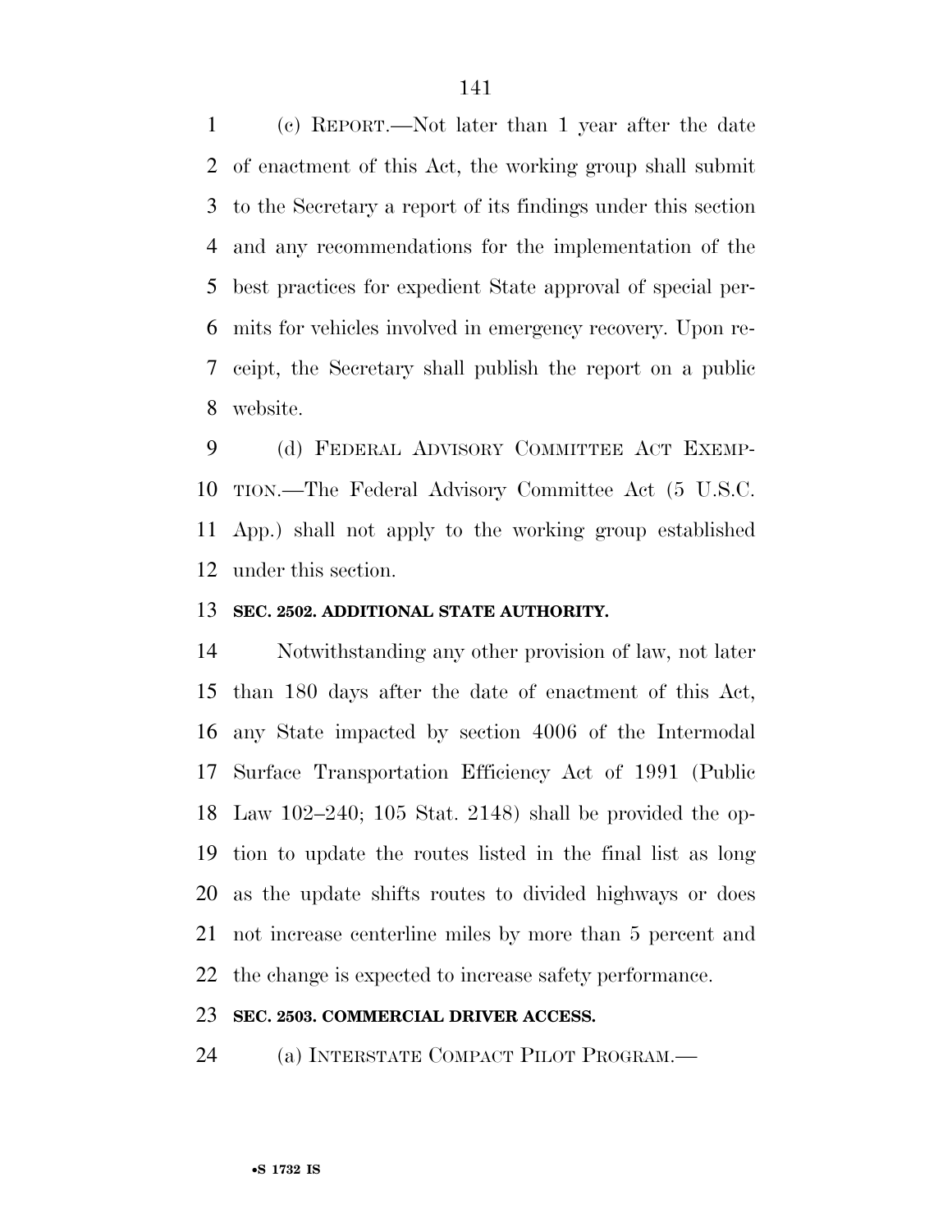(c) REPORT.—Not later than 1 year after the date of enactment of this Act, the working group shall submit to the Secretary a report of its findings under this section and any recommendations for the implementation of the best practices for expedient State approval of special permits for vehicles involved in emergency recovery. Upon receipt, the Secretary shall publish the report on a public website.

(d) FEDERAL ADVISORY COMMITTEE ACT EXEMPTION.—The Federal Advisory Committee Act (5 U.S.C. App.) shall not apply to the working group established under this section.

### SEC. 2502. ADDITIONAL STATE AUTHORITY.

Notwithstanding any other provision of law, not later than 180 days after the date of enactment of this Act, any State impacted by section 4006 of the Intermodal Surface Transportation Efficiency Act of 1991 (Public Law 102–240; 105 Stat. 2148) shall be provided the option to update the routes listed in the final list as long as the update shifts routes to divided highways or does not increase centerline miles by more than 5 percent and the change is expected to increase safety performance.

### SEC. 2503. COMMERCIAL DRIVER ACCESS.

(a) INTERSTATE COMPACT PILOT PROGRAM.—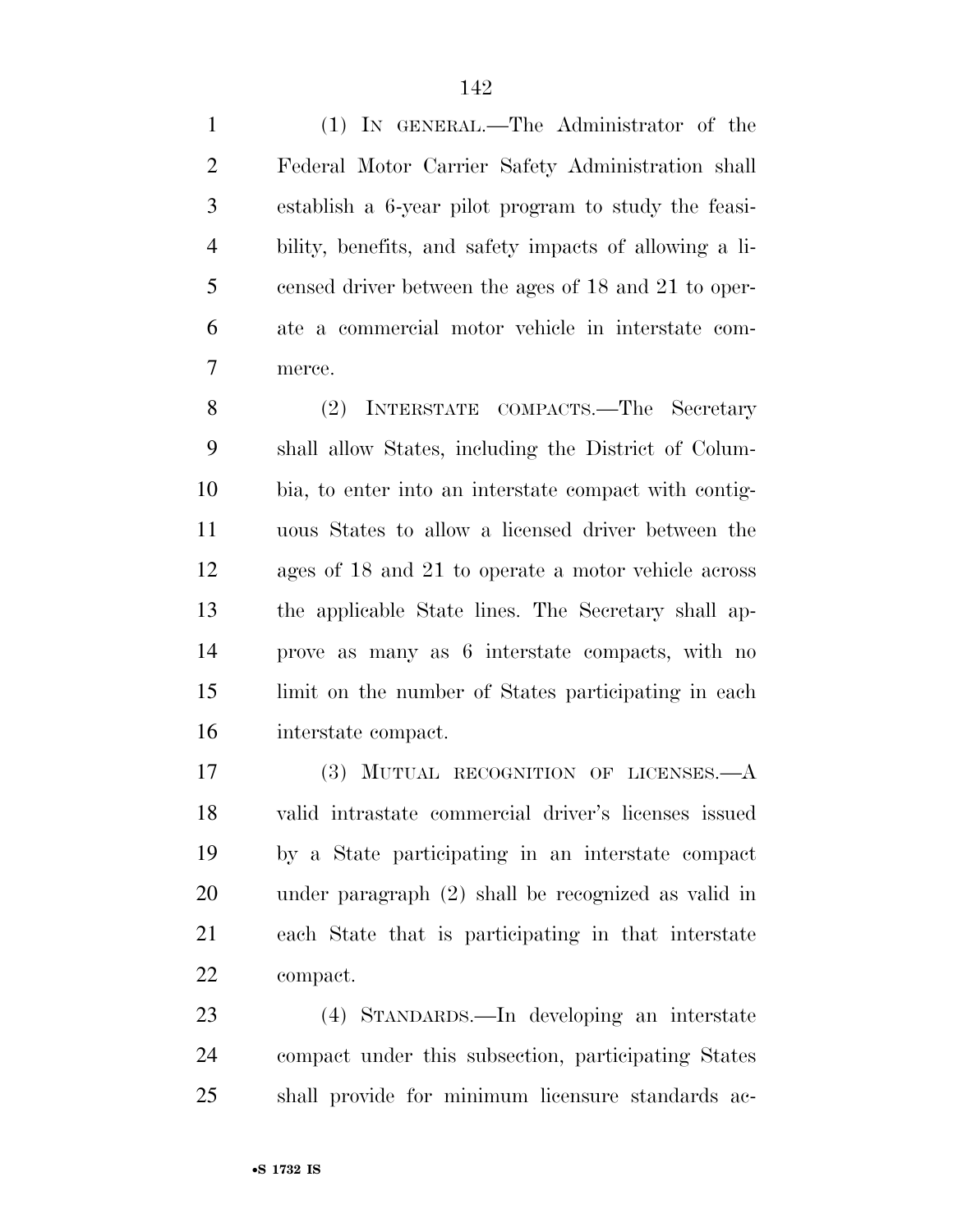(1) IN GENERAL.—The Administrator of the Federal Motor Carrier Safety Administration shall establish a 6-year pilot program to study the feasibility, benefits, and safety impacts of allowing a licensed driver between the ages of 18 and 21 to operate a commercial motor vehicle in interstate commerce.

(2) INTERSTATE COMPACTS.—The Secretary shall allow States, including the District of Columbia, to enter into an interstate compact with contiguous States to allow a licensed driver between the ages of 18 and 21 to operate a motor vehicle across the applicable State lines. The Secretary shall approve as many as 6 interstate compacts, with no limit on the number of States participating in each interstate compact.

(3) MUTUAL RECOGNITION OF LICENSES.—A valid intrastate commercial driver's licenses issued by a State participating in an interstate compact under paragraph (2) shall be recognized as valid in each State that is participating in that interstate compact.

(4) STANDARDS.—In developing an interstate compact under this subsection, participating States shall provide for minimum licensure standards ac-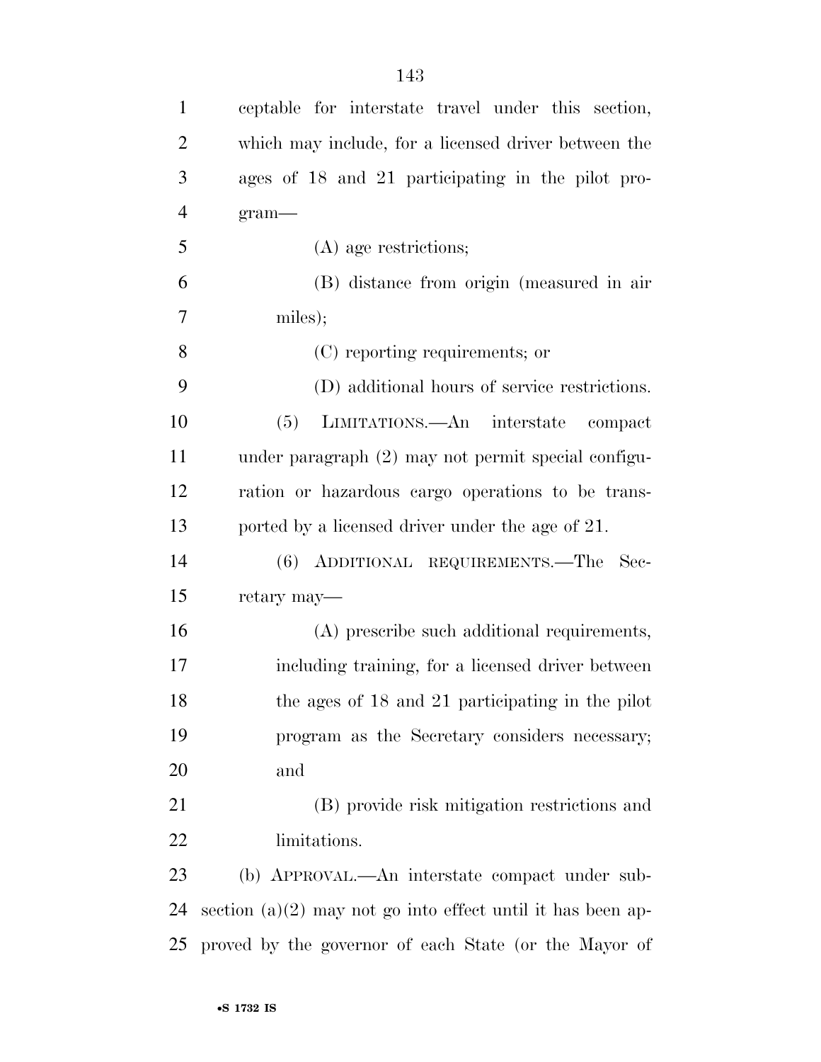ceptable for interstate travel under this section, which may include, for a licensed driver between the ages of 18 and 21 participating in the pilot program—

(A) age restrictions;

(B) distance from origin (measured in air miles);

(C) reporting requirements; or

(D) additional hours of service restrictions.

(5) LIMITATIONS.—An interstate compact under paragraph (2) may not permit special configuration or hazardous cargo operations to be transported by a licensed driver under the age of 21.

(6) ADDITIONAL REQUIREMENTS.—The Secretary may—

(A) prescribe such additional requirements, including training, for a licensed driver between the ages of 18 and 21 participating in the pilot program as the Secretary considers necessary; and

(B) provide risk mitigation restrictions and limitations.

(b) APPROVAL.—An interstate compact under subsection (a)(2) may not go into effect until it has been approved by the governor of each State (or the Mayor of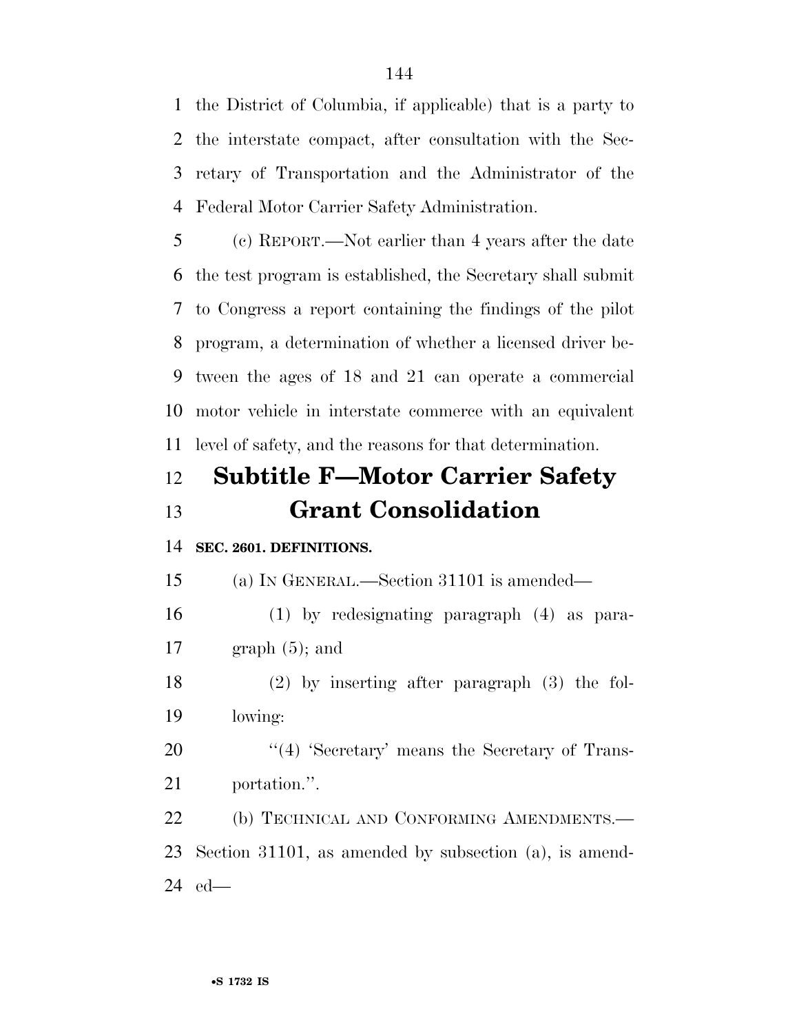the District of Columbia, if applicable) that is a party to the interstate compact, after consultation with the Secretary of Transportation and the Administrator of the Federal Motor Carrier Safety Administration.

(c) REPORT.—Not earlier than 4 years after the date the test program is established, the Secretary shall submit to Congress a report containing the findings of the pilot program, a determination of whether a licensed driver between the ages of 18 and 21 can operate a commercial motor vehicle in interstate commerce with an equivalent level of safety, and the reasons for that determination.

## Subtitle F—Motor Carrier Safety Grant Consolidation

**SEC. 2601. DEFINITIONS.**

(a) IN GENERAL.—Section 31101 is amended—

(1) by redesignating paragraph (4) as paragraph (5); and

(2) by inserting after paragraph (3) the following:

''(4) 'Secretary' means the Secretary of Transportation.''.

(b) TECHNICAL AND CONFORMING AMENDMENTS.—Section 31101, as amended by subsection (a), is amended—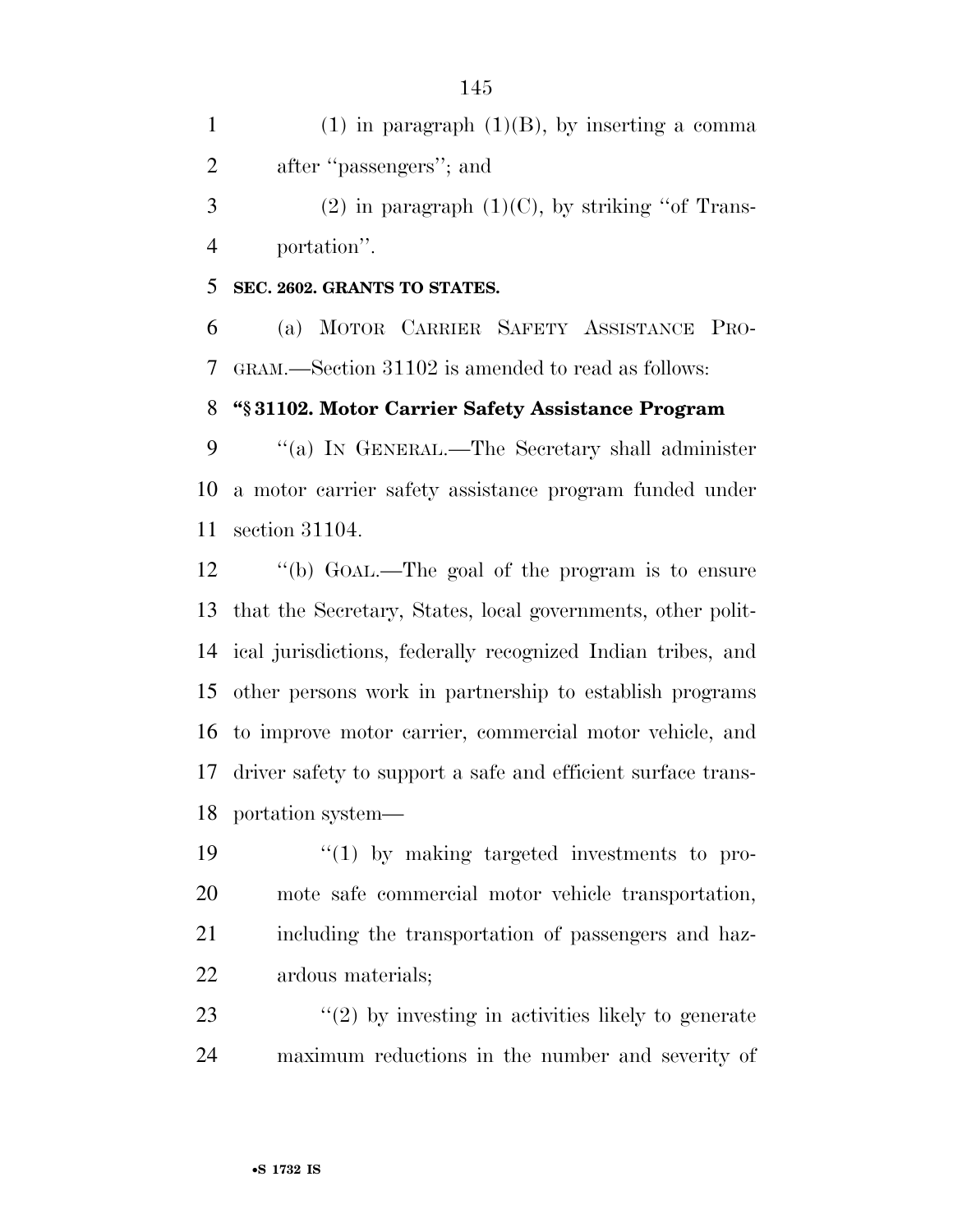(1) in paragraph (1)(B), by inserting a comma after ''passengers''; and

(2) in paragraph (1)(C), by striking ''of Transportation''.

**SEC. 2602. GRANTS TO STATES.**

(a) MOTOR CARRIER SAFETY ASSISTANCE PROGRAM.—Section 31102 is amended to read as follows:

**''§ 31102. Motor Carrier Safety Assistance Program**

''(a) IN GENERAL.—The Secretary shall administer a motor carrier safety assistance program funded under section 31104.

''(b) GOAL.—The goal of the program is to ensure that the Secretary, States, local governments, other political jurisdictions, federally recognized Indian tribes, and other persons work in partnership to establish programs to improve motor carrier, commercial motor vehicle, and driver safety to support a safe and efficient surface transportation system—

''(1) by making targeted investments to promote safe commercial motor vehicle transportation, including the transportation of passengers and hazardous materials;

''(2) by investing in activities likely to generate maximum reductions in the number and severity of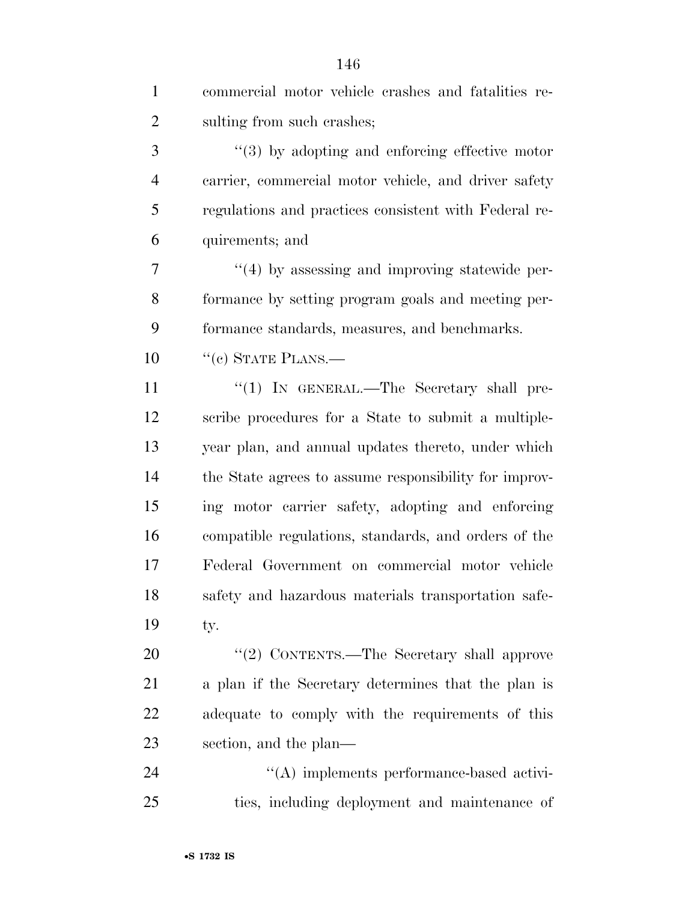commercial motor vehicle crashes and fatalities resulting from such crashes;

''(3) by adopting and enforcing effective motor carrier, commercial motor vehicle, and driver safety regulations and practices consistent with Federal requirements; and

''(4) by assessing and improving statewide performance by setting program goals and meeting performance standards, measures, and benchmarks.

''(c) STATE PLANS.—

''(1) IN GENERAL.—The Secretary shall prescribe procedures for a State to submit a multiple-year plan, and annual updates thereto, under which the State agrees to assume responsibility for improving motor carrier safety, adopting and enforcing compatible regulations, standards, and orders of the Federal Government on commercial motor vehicle safety and hazardous materials transportation safety.

''(2) CONTENTS.—The Secretary shall approve a plan if the Secretary determines that the plan is adequate to comply with the requirements of this section, and the plan—

''(A) implements performance-based activities, including deployment and maintenance of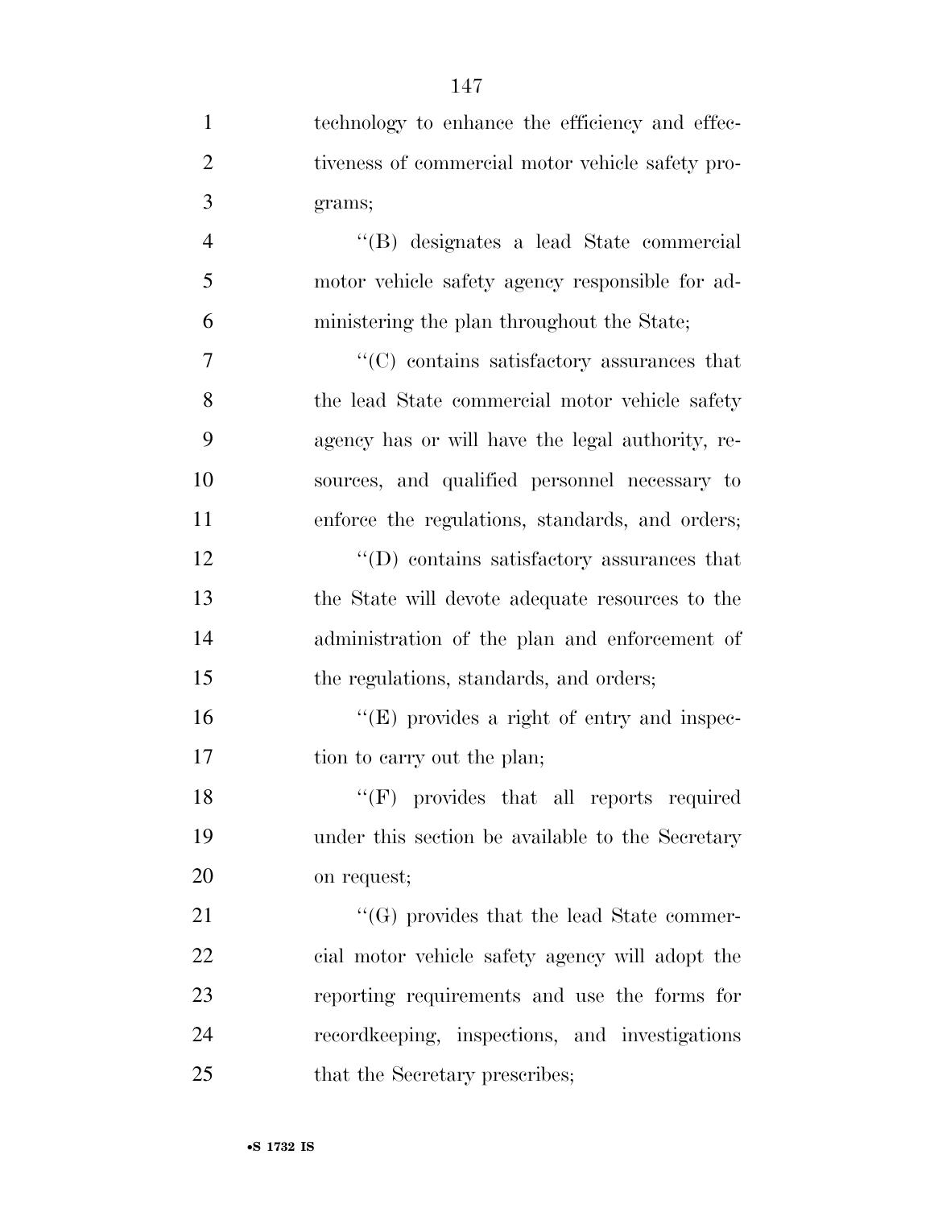technology to enhance the efficiency and effectiveness of commercial motor vehicle safety programs;

"(B) designates a lead State commercial motor vehicle safety agency responsible for administering the plan throughout the State;

"(C) contains satisfactory assurances that the lead State commercial motor vehicle safety agency has or will have the legal authority, resources, and qualified personnel necessary to enforce the regulations, standards, and orders;

"(D) contains satisfactory assurances that the State will devote adequate resources to the administration of the plan and enforcement of the regulations, standards, and orders;

"(E) provides a right of entry and inspection to carry out the plan;

"(F) provides that all reports required under this section be available to the Secretary on request;

"(G) provides that the lead State commercial motor vehicle safety agency will adopt the reporting requirements and use the forms for recordkeeping, inspections, and investigations that the Secretary prescribes;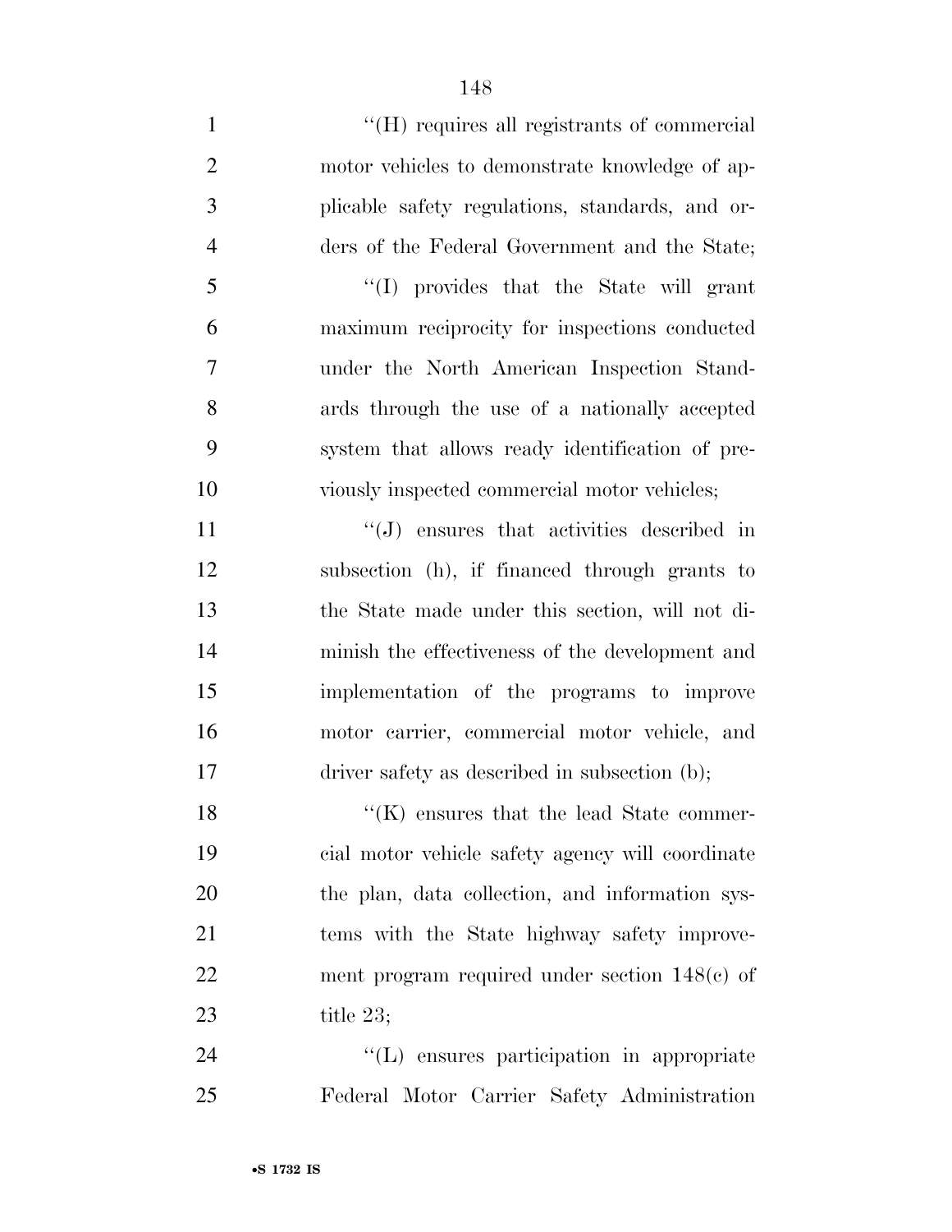''(H) requires all registrants of commercial motor vehicles to demonstrate knowledge of applicable safety regulations, standards, and orders of the Federal Government and the State;

''(I) provides that the State will grant maximum reciprocity for inspections conducted under the North American Inspection Standards through the use of a nationally accepted system that allows ready identification of previously inspected commercial motor vehicles;

''(J) ensures that activities described in subsection (h), if financed through grants to the State made under this section, will not diminish the effectiveness of the development and implementation of the programs to improve motor carrier, commercial motor vehicle, and driver safety as described in subsection (b);

''(K) ensures that the lead State commercial motor vehicle safety agency will coordinate the plan, data collection, and information systems with the State highway safety improvement program required under section 148(c) of title 23;

''(L) ensures participation in appropriate Federal Motor Carrier Safety Administration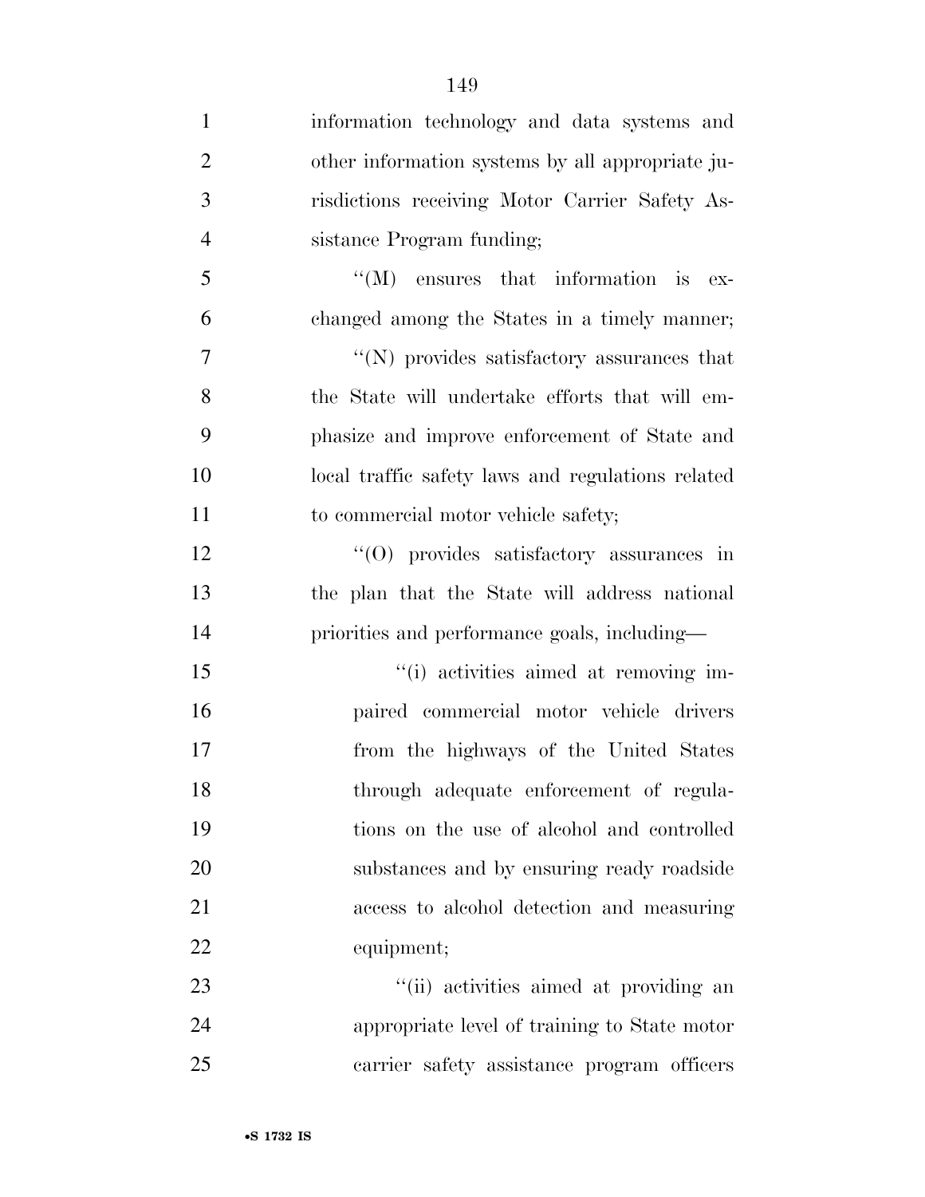information technology and data systems and other information systems by all appropriate jurisdictions receiving Motor Carrier Safety Assistance Program funding;

''(M) ensures that information is exchanged among the States in a timely manner;

''(N) provides satisfactory assurances that the State will undertake efforts that will emphasize and improve enforcement of State and local traffic safety laws and regulations related to commercial motor vehicle safety;

''(O) provides satisfactory assurances in the plan that the State will address national priorities and performance goals, including—

''(i) activities aimed at removing impaired commercial motor vehicle drivers from the highways of the United States through adequate enforcement of regulations on the use of alcohol and controlled substances and by ensuring ready roadside access to alcohol detection and measuring equipment;

''(ii) activities aimed at providing an appropriate level of training to State motor carrier safety assistance program officers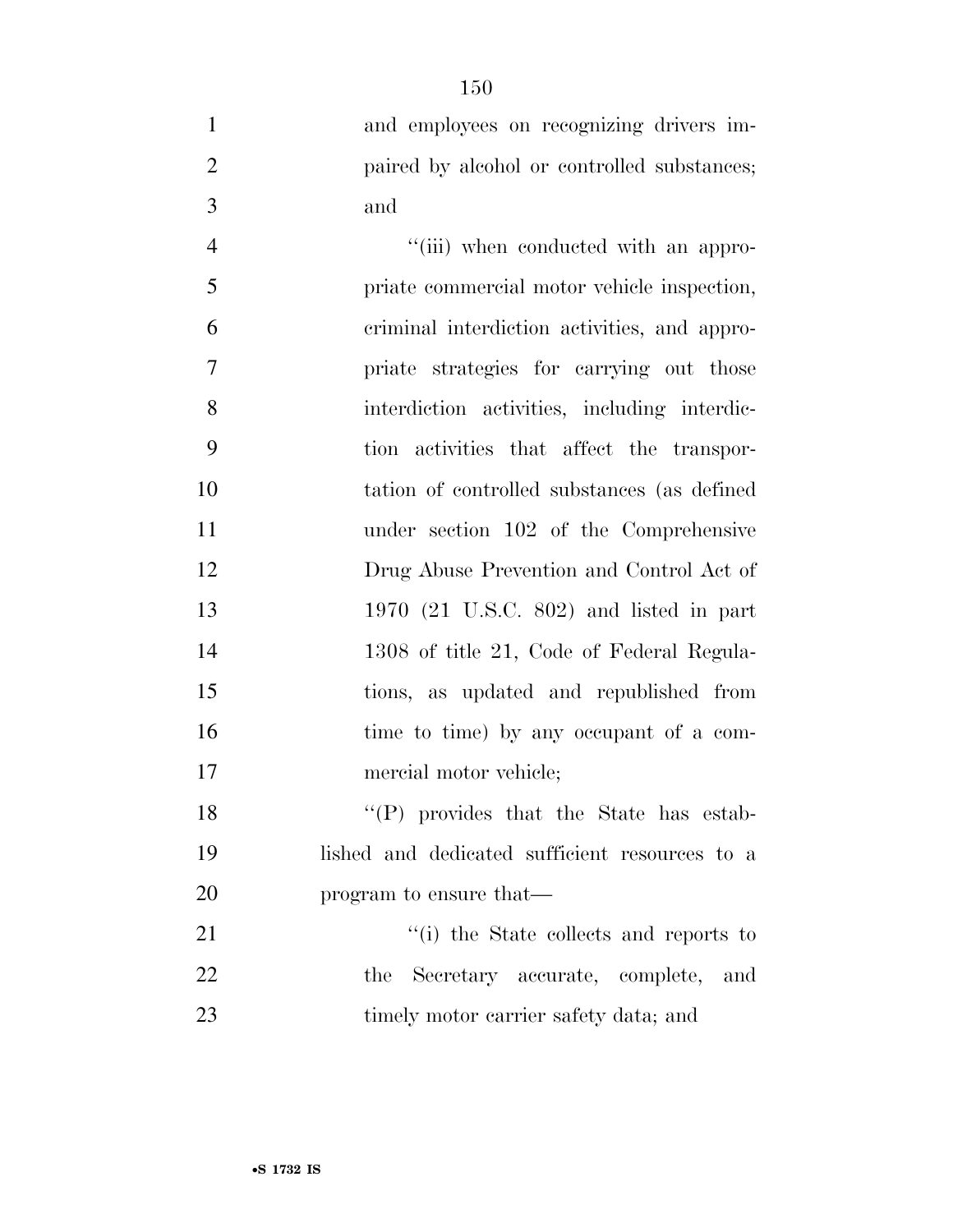and employees on recognizing drivers impaired by alcohol or controlled substances; and

''(iii) when conducted with an appropriate commercial motor vehicle inspection, criminal interdiction activities, and appropriate strategies for carrying out those interdiction activities, including interdiction activities that affect the transportation of controlled substances (as defined under section 102 of the Comprehensive Drug Abuse Prevention and Control Act of 1970 (21 U.S.C. 802) and listed in part 1308 of title 21, Code of Federal Regulations, as updated and republished from time to time) by any occupant of a commercial motor vehicle;

''(P) provides that the State has established and dedicated sufficient resources to a program to ensure that—

''(i) the State collects and reports to the Secretary accurate, complete, and timely motor carrier safety data; and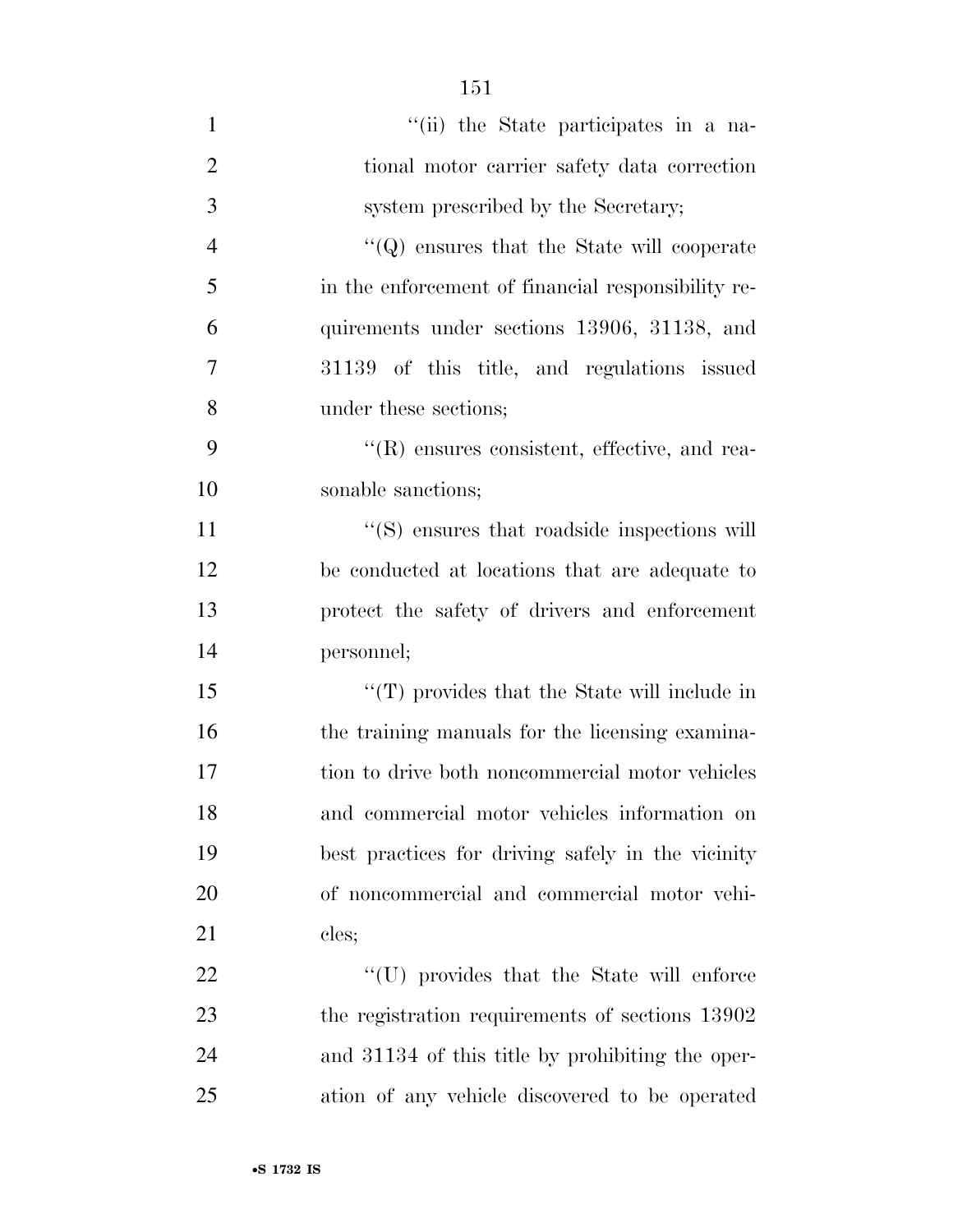''(ii) the State participates in a national motor carrier safety data correction system prescribed by the Secretary;

''(Q) ensures that the State will cooperate in the enforcement of financial responsibility requirements under sections 13906, 31138, and 31139 of this title, and regulations issued under these sections;

''(R) ensures consistent, effective, and reasonable sanctions;

''(S) ensures that roadside inspections will be conducted at locations that are adequate to protect the safety of drivers and enforcement personnel;

''(T) provides that the State will include in the training manuals for the licensing examination to drive both noncommercial motor vehicles and commercial motor vehicles information on best practices for driving safely in the vicinity of noncommercial and commercial motor vehicles;

''(U) provides that the State will enforce the registration requirements of sections 13902 and 31134 of this title by prohibiting the operation of any vehicle discovered to be operated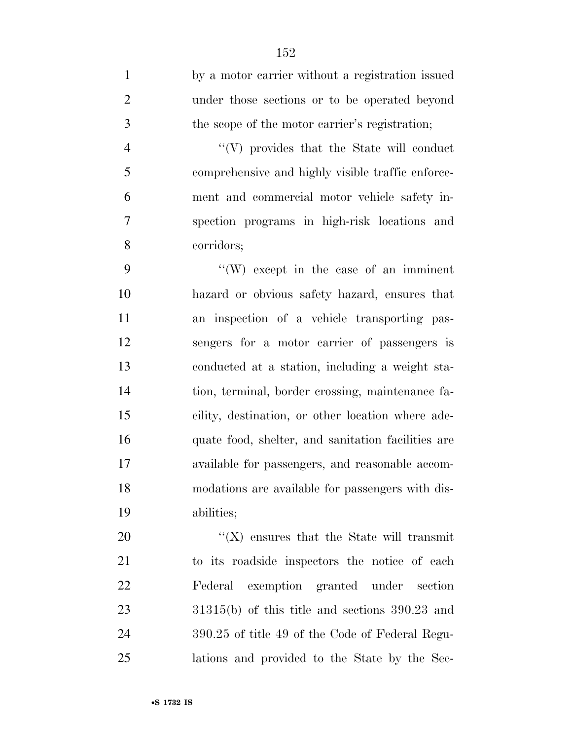by a motor carrier without a registration issued under those sections or to be operated beyond the scope of the motor carrier's registration;

"(V) provides that the State will conduct comprehensive and highly visible traffic enforcement and commercial motor vehicle safety inspection programs in high-risk locations and corridors;

"(W) except in the case of an imminent hazard or obvious safety hazard, ensures that an inspection of a vehicle transporting passengers for a motor carrier of passengers is conducted at a station, including a weight station, terminal, border crossing, maintenance facility, destination, or other location where adequate food, shelter, and sanitation facilities are available for passengers, and reasonable accommodations are available for passengers with disabilities;

"(X) ensures that the State will transmit to its roadside inspectors the notice of each Federal exemption granted under section 31315(b) of this title and sections 390.23 and 390.25 of title 49 of the Code of Federal Regulations and provided to the State by the Sec-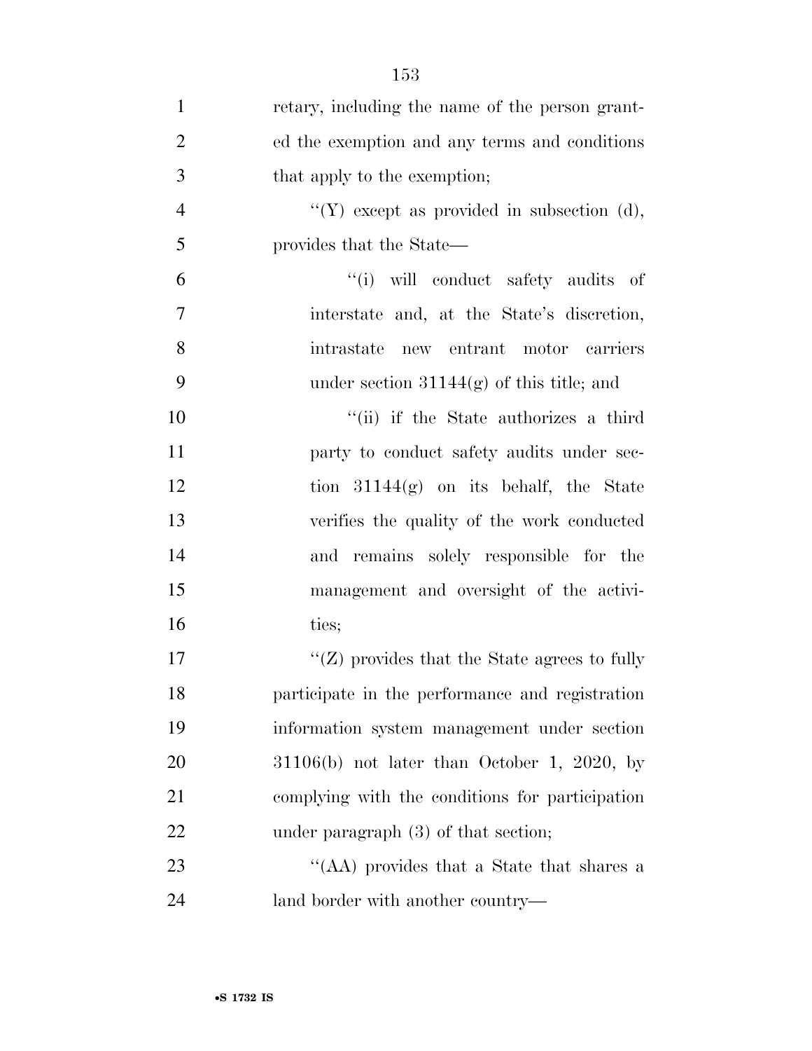retary, including the name of the person granted the exemption and any terms and conditions that apply to the exemption;

"(Y) except as provided in subsection (d), provides that the State—

"(i) will conduct safety audits of interstate and, at the State's discretion, intrastate new entrant motor carriers under section 31144(g) of this title; and

"(ii) if the State authorizes a third party to conduct safety audits under section 31144(g) on its behalf, the State verifies the quality of the work conducted and remains solely responsible for the management and oversight of the activities;

"(Z) provides that the State agrees to fully participate in the performance and registration information system management under section 31106(b) not later than October 1, 2020, by complying with the conditions for participation under paragraph (3) of that section;

"(AA) provides that a State that shares a land border with another country—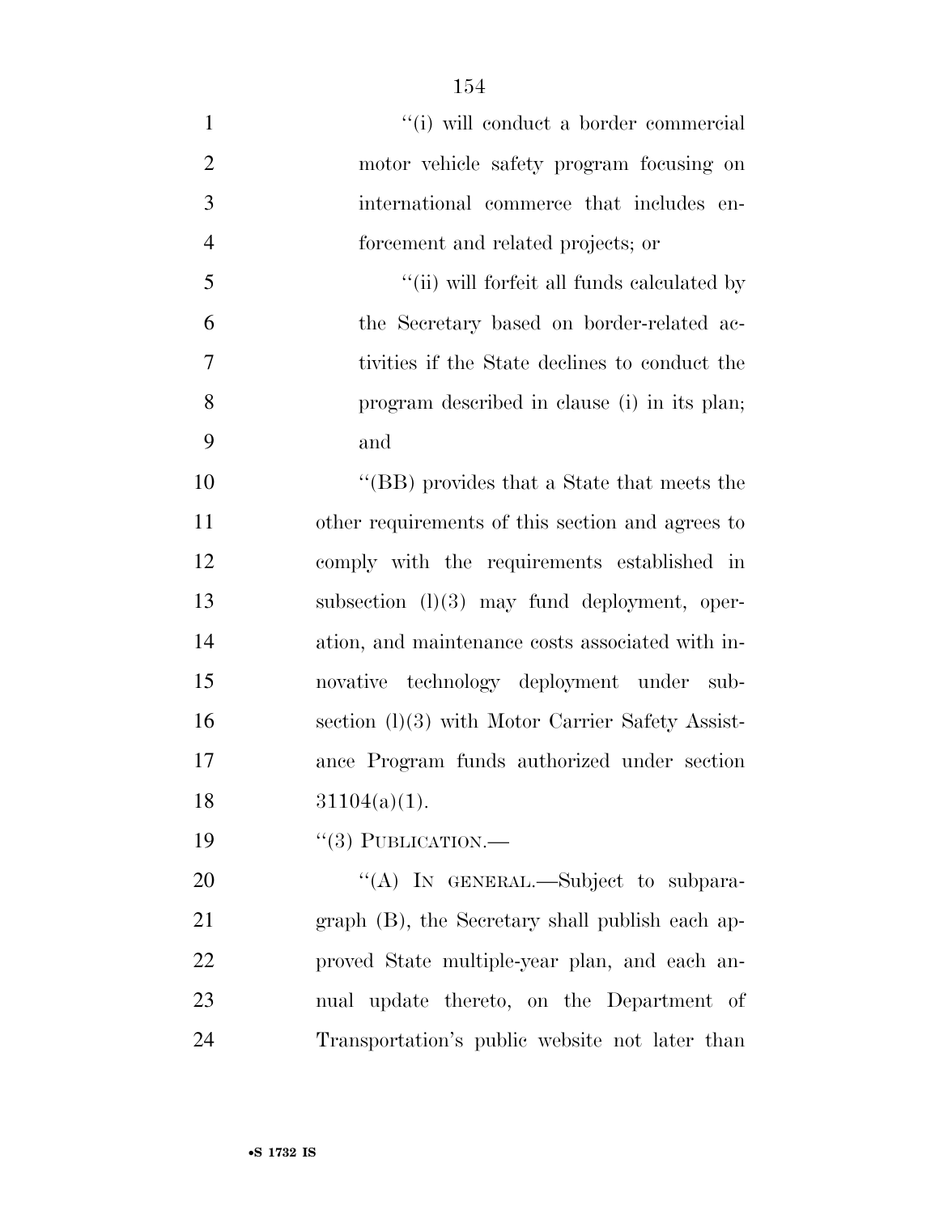"(i) will conduct a border commercial motor vehicle safety program focusing on international commerce that includes enforcement and related projects; or

"(ii) will forfeit all funds calculated by the Secretary based on border-related activities if the State declines to conduct the program described in clause (i) in its plan; and

"(BB) provides that a State that meets the other requirements of this section and agrees to comply with the requirements established in subsection (l)(3) may fund deployment, operation, and maintenance costs associated with innovative technology deployment under subsection (l)(3) with Motor Carrier Safety Assistance Program funds authorized under section 31104(a)(1).

"(3) PUBLICATION.—

"(A) IN GENERAL.—Subject to subparagraph (B), the Secretary shall publish each approved State multiple-year plan, and each annual update thereto, on the Department of Transportation's public website not later than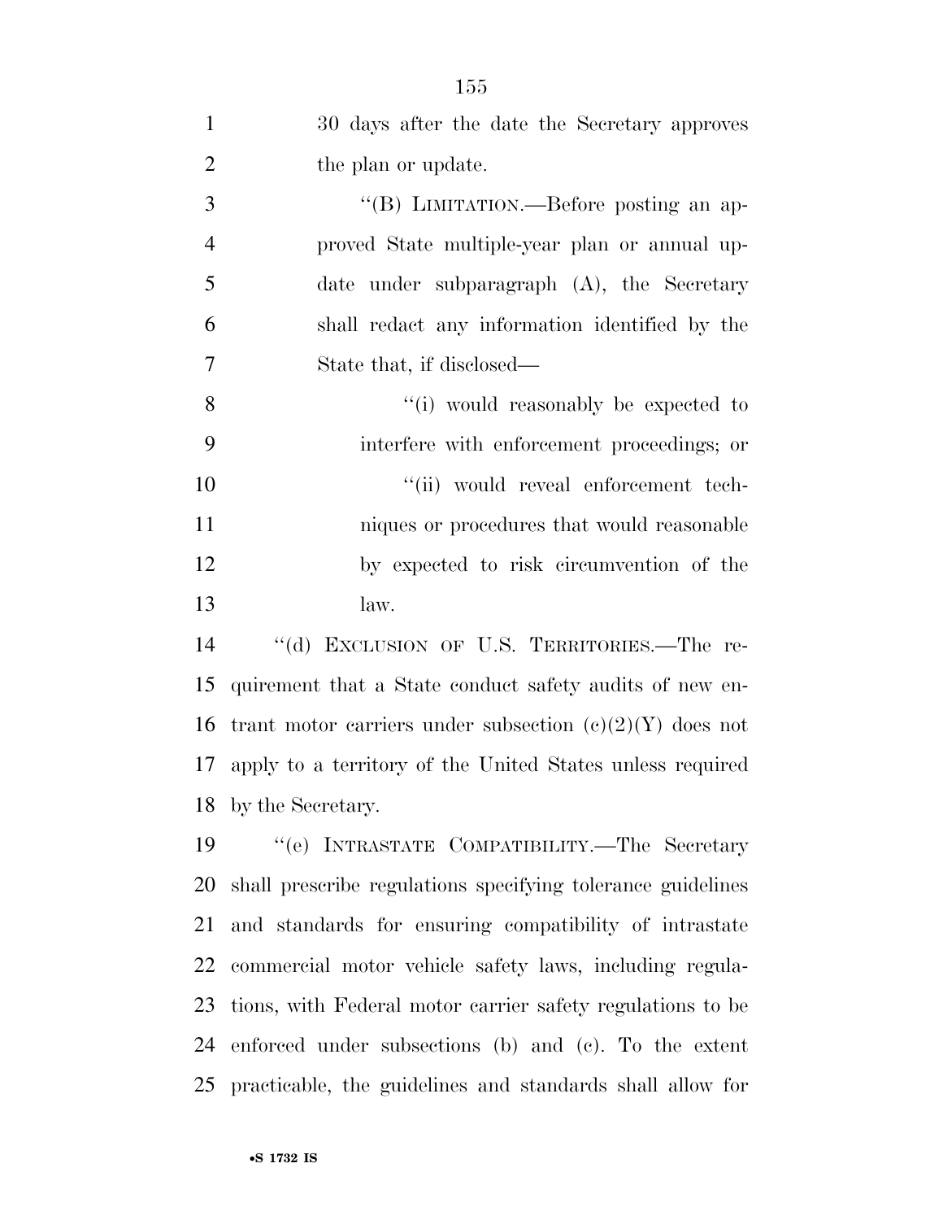30 days after the date the Secretary approves the plan or update.

''(B) LIMITATION.—Before posting an approved State multiple-year plan or annual update under subparagraph (A), the Secretary shall redact any information identified by the State that, if disclosed—

''(i) would reasonably be expected to interfere with enforcement proceedings; or

''(ii) would reveal enforcement techniques or procedures that would reasonable by expected to risk circumvention of the law.

''(d) EXCLUSION OF U.S. TERRITORIES.—The requirement that a State conduct safety audits of new entrant motor carriers under subsection (c)(2)(Y) does not apply to a territory of the United States unless required by the Secretary.

''(e) INTRASTATE COMPATIBILITY.—The Secretary shall prescribe regulations specifying tolerance guidelines and standards for ensuring compatibility of intrastate commercial motor vehicle safety laws, including regulations, with Federal motor carrier safety regulations to be enforced under subsections (b) and (c). To the extent practicable, the guidelines and standards shall allow for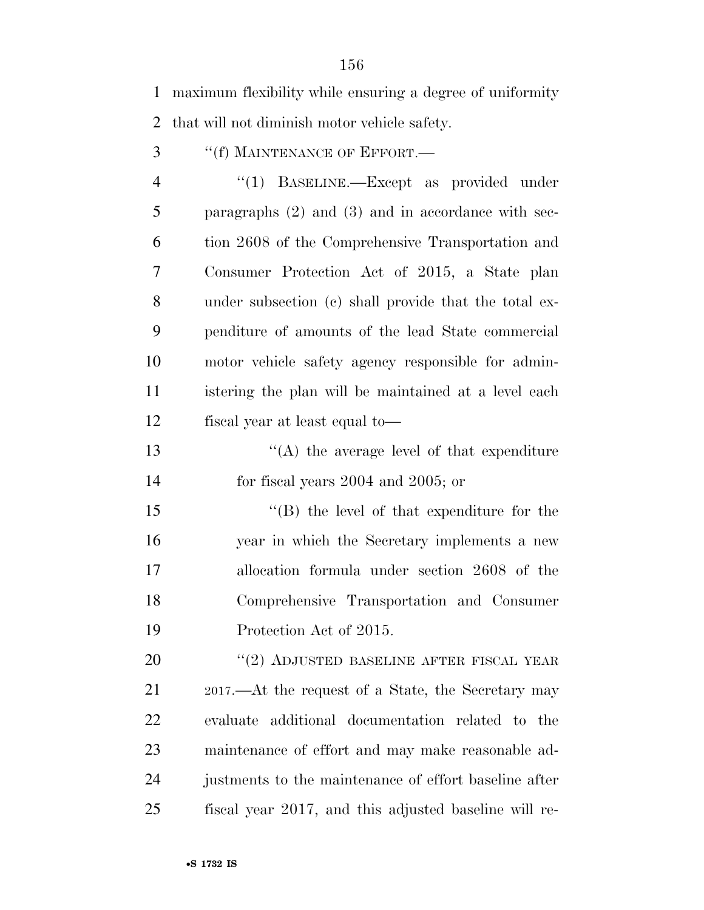maximum flexibility while ensuring a degree of uniformity that will not diminish motor vehicle safety.

''(f) MAINTENANCE OF EFFORT.—

''(1) BASELINE.—Except as provided under paragraphs (2) and (3) and in accordance with section 2608 of the Comprehensive Transportation and Consumer Protection Act of 2015, a State plan under subsection (c) shall provide that the total expenditure of amounts of the lead State commercial motor vehicle safety agency responsible for administering the plan will be maintained at a level each fiscal year at least equal to—

''(A) the average level of that expenditure for fiscal years 2004 and 2005; or

''(B) the level of that expenditure for the year in which the Secretary implements a new allocation formula under section 2608 of the Comprehensive Transportation and Consumer Protection Act of 2015.

''(2) ADJUSTED BASELINE AFTER FISCAL YEAR 2017.—At the request of a State, the Secretary may evaluate additional documentation related to the maintenance of effort and may make reasonable adjustments to the maintenance of effort baseline after fiscal year 2017, and this adjusted baseline will re-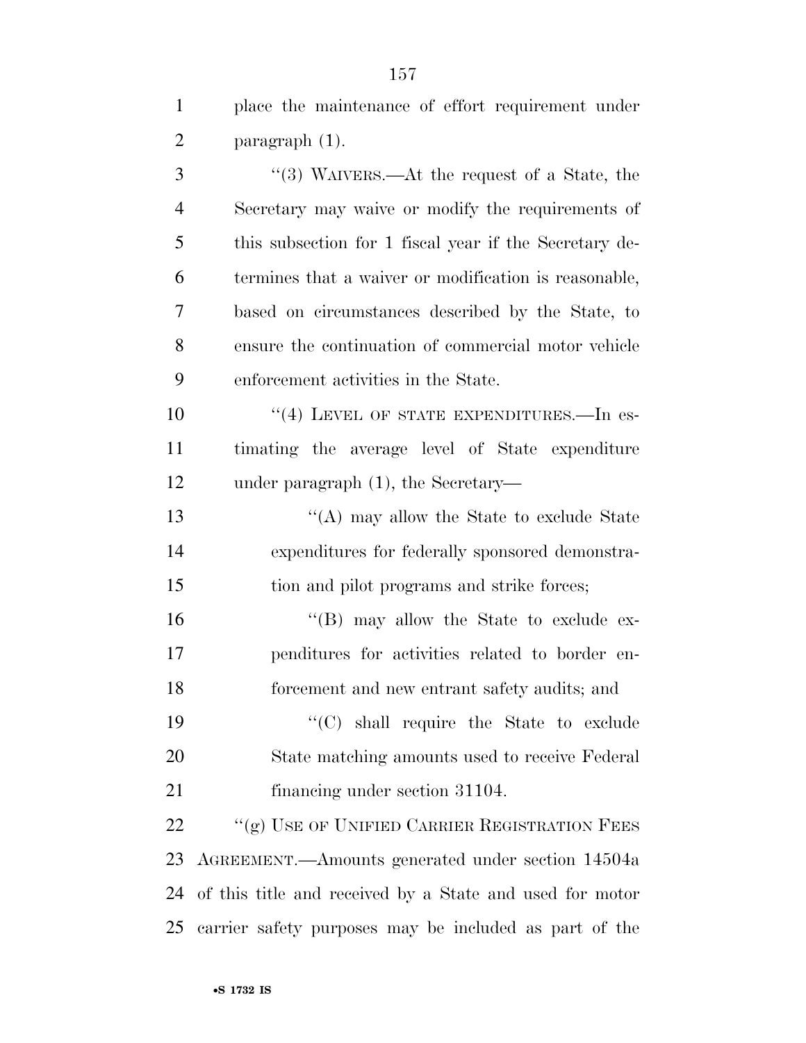place the maintenance of effort requirement under paragraph (1).

"(3) WAIVERS.—At the request of a State, the Secretary may waive or modify the requirements of this subsection for 1 fiscal year if the Secretary determines that a waiver or modification is reasonable, based on circumstances described by the State, to ensure the continuation of commercial motor vehicle enforcement activities in the State.

"(4) LEVEL OF STATE EXPENDITURES.—In estimating the average level of State expenditure under paragraph (1), the Secretary—

"(A) may allow the State to exclude State expenditures for federally sponsored demonstration and pilot programs and strike forces;

"(B) may allow the State to exclude expenditures for activities related to border enforcement and new entrant safety audits; and

"(C) shall require the State to exclude State matching amounts used to receive Federal financing under section 31104.

"(g) USE OF UNIFIED CARRIER REGISTRATION FEES AGREEMENT.—Amounts generated under section 14504a of this title and received by a State and used for motor carrier safety purposes may be included as part of the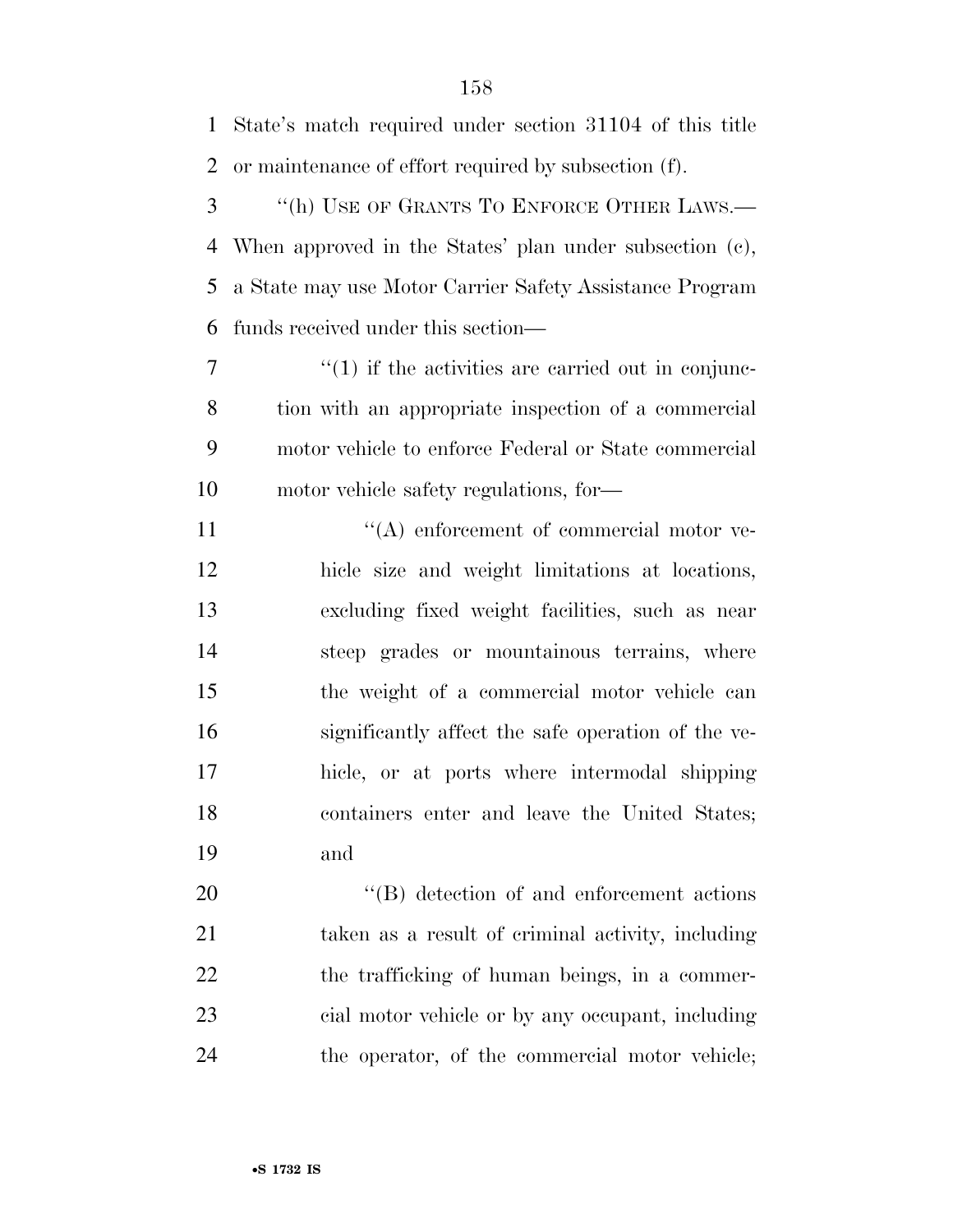State's match required under section 31104 of this title or maintenance of effort required by subsection (f).

"(h) USE OF GRANTS TO ENFORCE OTHER LAWS.— When approved in the States' plan under subsection (c), a State may use Motor Carrier Safety Assistance Program funds received under this section—

"(1) if the activities are carried out in conjunction with an appropriate inspection of a commercial motor vehicle to enforce Federal or State commercial motor vehicle safety regulations, for—

"(A) enforcement of commercial motor vehicle size and weight limitations at locations, excluding fixed weight facilities, such as near steep grades or mountainous terrains, where the weight of a commercial motor vehicle can significantly affect the safe operation of the vehicle, or at ports where intermodal shipping containers enter and leave the United States; and

"(B) detection of and enforcement actions taken as a result of criminal activity, including the trafficking of human beings, in a commercial motor vehicle or by any occupant, including the operator, of the commercial motor vehicle;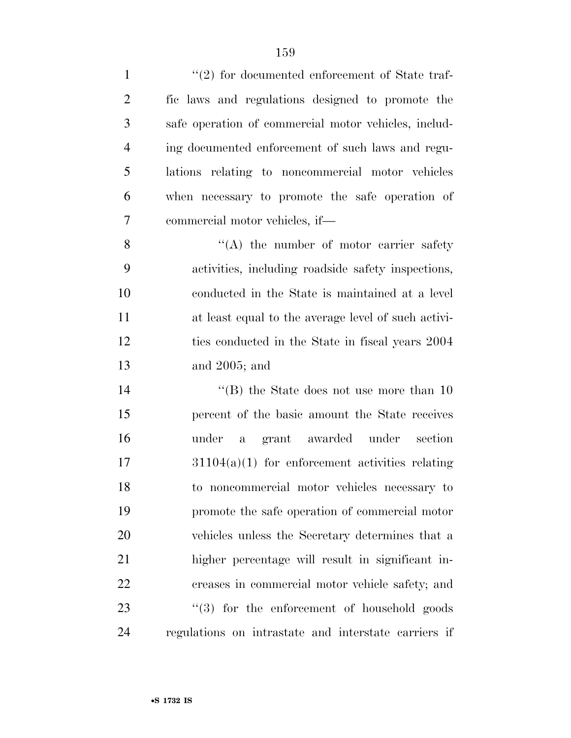"(2) for documented enforcement of State traffic laws and regulations designed to promote the safe operation of commercial motor vehicles, including documented enforcement of such laws and regulations relating to noncommercial motor vehicles when necessary to promote the safe operation of commercial motor vehicles, if—

"(A) the number of motor carrier safety activities, including roadside safety inspections, conducted in the State is maintained at a level at least equal to the average level of such activities conducted in the State in fiscal years 2004 and 2005; and

"(B) the State does not use more than 10 percent of the basic amount the State receives under a grant awarded under section 31104(a)(1) for enforcement activities relating to noncommercial motor vehicles necessary to promote the safe operation of commercial motor vehicles unless the Secretary determines that a higher percentage will result in significant increases in commercial motor vehicle safety; and

"(3) for the enforcement of household goods regulations on intrastate and interstate carriers if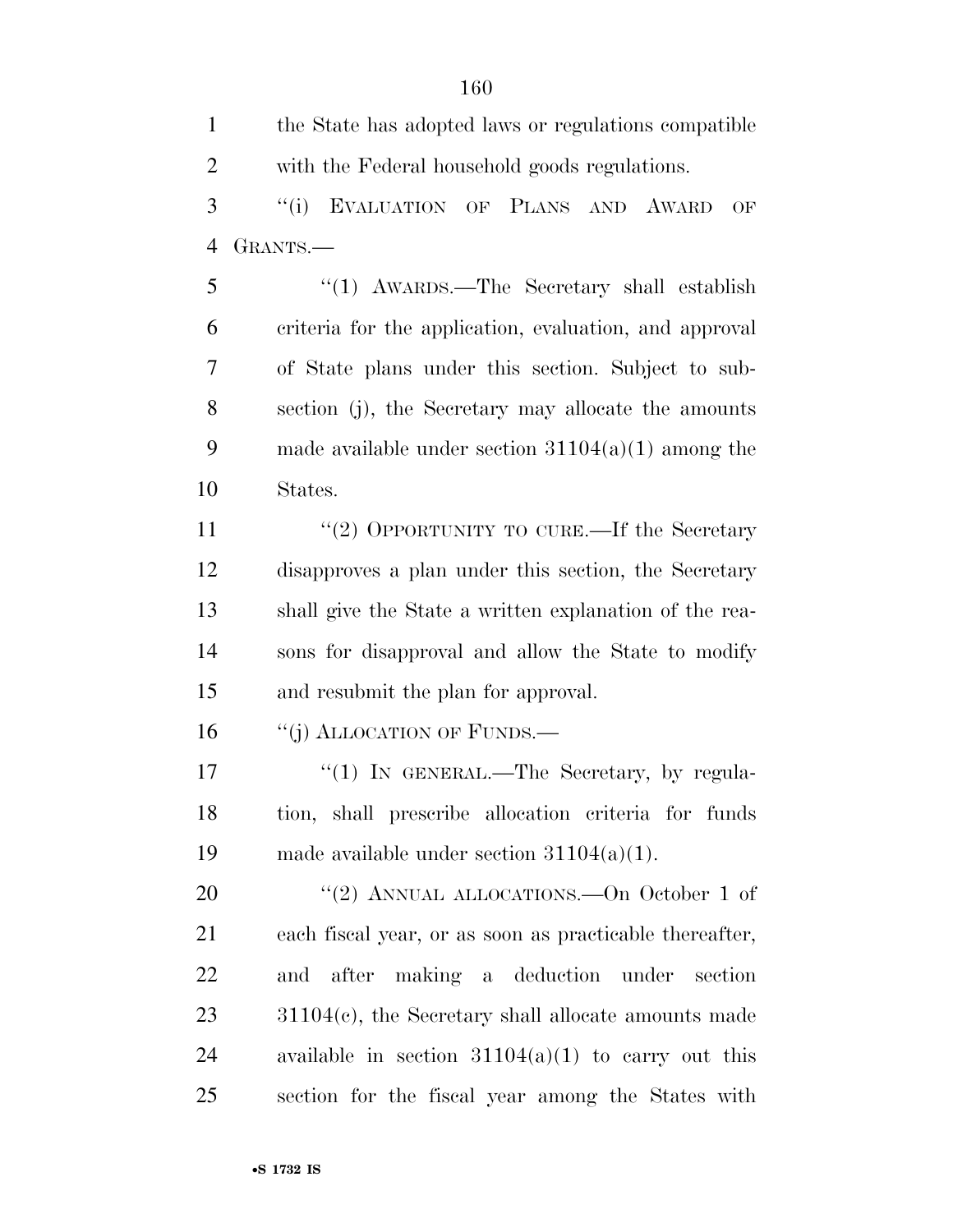the State has adopted laws or regulations compatible with the Federal household goods regulations.

"(i) EVALUATION OF PLANS AND AWARD OF GRANTS.—

"(1) AWARDS.—The Secretary shall establish criteria for the application, evaluation, and approval of State plans under this section. Subject to subsection (j), the Secretary may allocate the amounts made available under section 31104(a)(1) among the States.

"(2) OPPORTUNITY TO CURE.—If the Secretary disapproves a plan under this section, the Secretary shall give the State a written explanation of the reasons for disapproval and allow the State to modify and resubmit the plan for approval.

"(j) ALLOCATION OF FUNDS.—

"(1) IN GENERAL.—The Secretary, by regulation, shall prescribe allocation criteria for funds made available under section 31104(a)(1).

"(2) ANNUAL ALLOCATIONS.—On October 1 of each fiscal year, or as soon as practicable thereafter, and after making a deduction under section 31104(c), the Secretary shall allocate amounts made available in section 31104(a)(1) to carry out this section for the fiscal year among the States with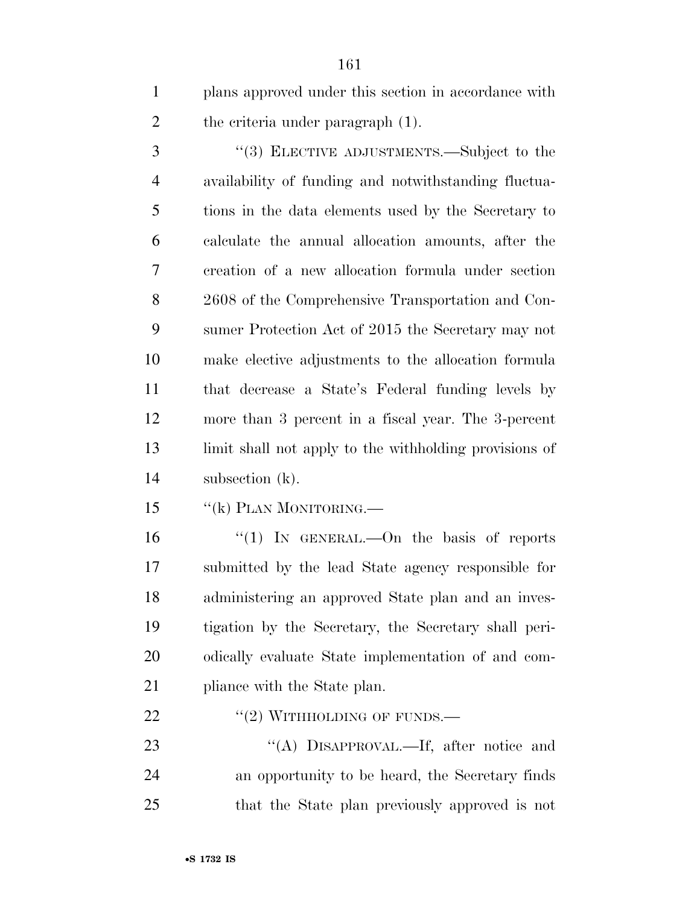plans approved under this section in accordance with the criteria under paragraph (1).

''(3) ELECTIVE ADJUSTMENTS.—Subject to the availability of funding and notwithstanding fluctuations in the data elements used by the Secretary to calculate the annual allocation amounts, after the creation of a new allocation formula under section 2608 of the Comprehensive Transportation and Consumer Protection Act of 2015 the Secretary may not make elective adjustments to the allocation formula that decrease a State's Federal funding levels by more than 3 percent in a fiscal year. The 3-percent limit shall not apply to the withholding provisions of subsection (k).

''(k) PLAN MONITORING.—

''(1) IN GENERAL.—On the basis of reports submitted by the lead State agency responsible for administering an approved State plan and an investigation by the Secretary, the Secretary shall periodically evaluate State implementation of and compliance with the State plan.

''(2) WITHHOLDING OF FUNDS.—

''(A) DISAPPROVAL.—If, after notice and an opportunity to be heard, the Secretary finds that the State plan previously approved is not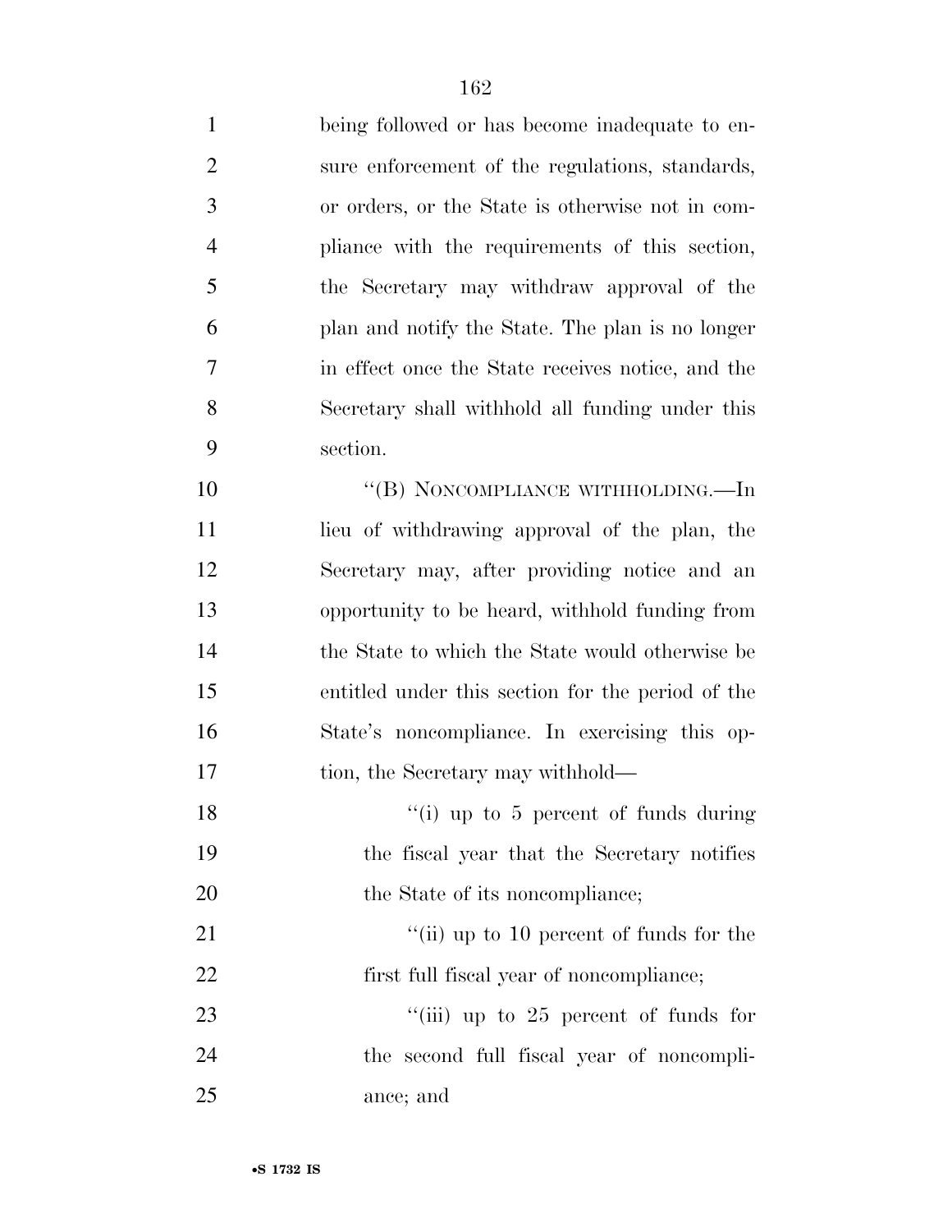being followed or has become inadequate to ensure enforcement of the regulations, standards, or orders, or the State is otherwise not in compliance with the requirements of this section, the Secretary may withdraw approval of the plan and notify the State. The plan is no longer in effect once the State receives notice, and the Secretary shall withhold all funding under this section.

"(B) NONCOMPLIANCE WITHHOLDING.—In lieu of withdrawing approval of the plan, the Secretary may, after providing notice and an opportunity to be heard, withhold funding from the State to which the State would otherwise be entitled under this section for the period of the State's noncompliance. In exercising this option, the Secretary may withhold—

"(i) up to 5 percent of funds during the fiscal year that the Secretary notifies the State of its noncompliance;

"(ii) up to 10 percent of funds for the first full fiscal year of noncompliance;

"(iii) up to 25 percent of funds for the second full fiscal year of noncompliance; and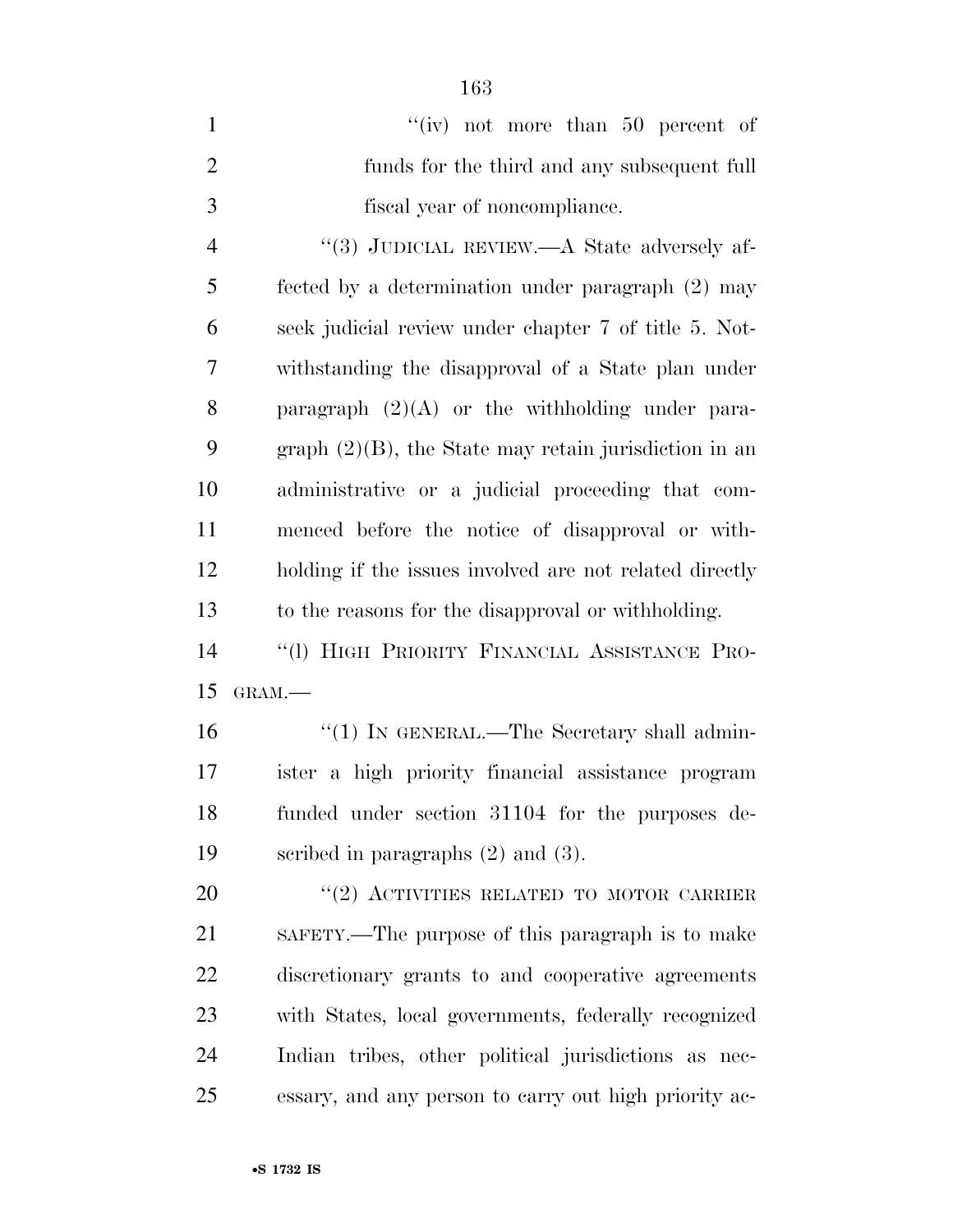"(iv) not more than 50 percent of funds for the third and any subsequent full fiscal year of noncompliance.

"(3) JUDICIAL REVIEW.—A State adversely affected by a determination under paragraph (2) may seek judicial review under chapter 7 of title 5. Notwithstanding the disapproval of a State plan under paragraph (2)(A) or the withholding under paragraph (2)(B), the State may retain jurisdiction in an administrative or a judicial proceeding that commenced before the notice of disapproval or withholding if the issues involved are not related directly to the reasons for the disapproval or withholding.

"(l) HIGH PRIORITY FINANCIAL ASSISTANCE PROGRAM.—

"(1) IN GENERAL.—The Secretary shall administer a high priority financial assistance program funded under section 31104 for the purposes described in paragraphs (2) and (3).

"(2) ACTIVITIES RELATED TO MOTOR CARRIER SAFETY.—The purpose of this paragraph is to make discretionary grants to and cooperative agreements with States, local governments, federally recognized Indian tribes, other political jurisdictions as necessary, and any person to carry out high priority ac-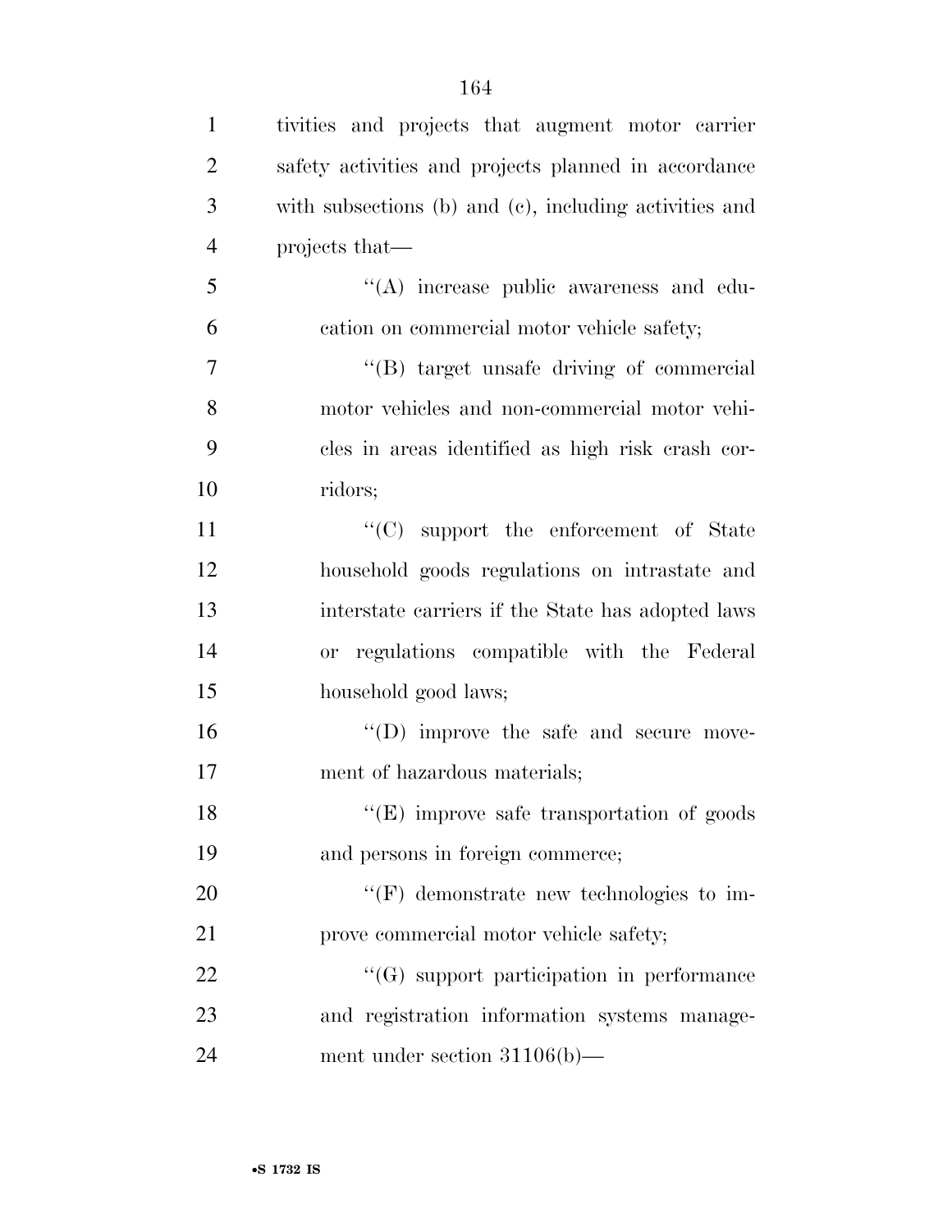tivities and projects that augment motor carrier safety activities and projects planned in accordance with subsections (b) and (c), including activities and projects that—

"(A) increase public awareness and education on commercial motor vehicle safety;

"(B) target unsafe driving of commercial motor vehicles and non-commercial motor vehicles in areas identified as high risk crash corridors;

"(C) support the enforcement of State household goods regulations on intrastate and interstate carriers if the State has adopted laws or regulations compatible with the Federal household good laws;

"(D) improve the safe and secure movement of hazardous materials;

"(E) improve safe transportation of goods and persons in foreign commerce;

"(F) demonstrate new technologies to improve commercial motor vehicle safety;

"(G) support participation in performance and registration information systems management under section 31106(b)—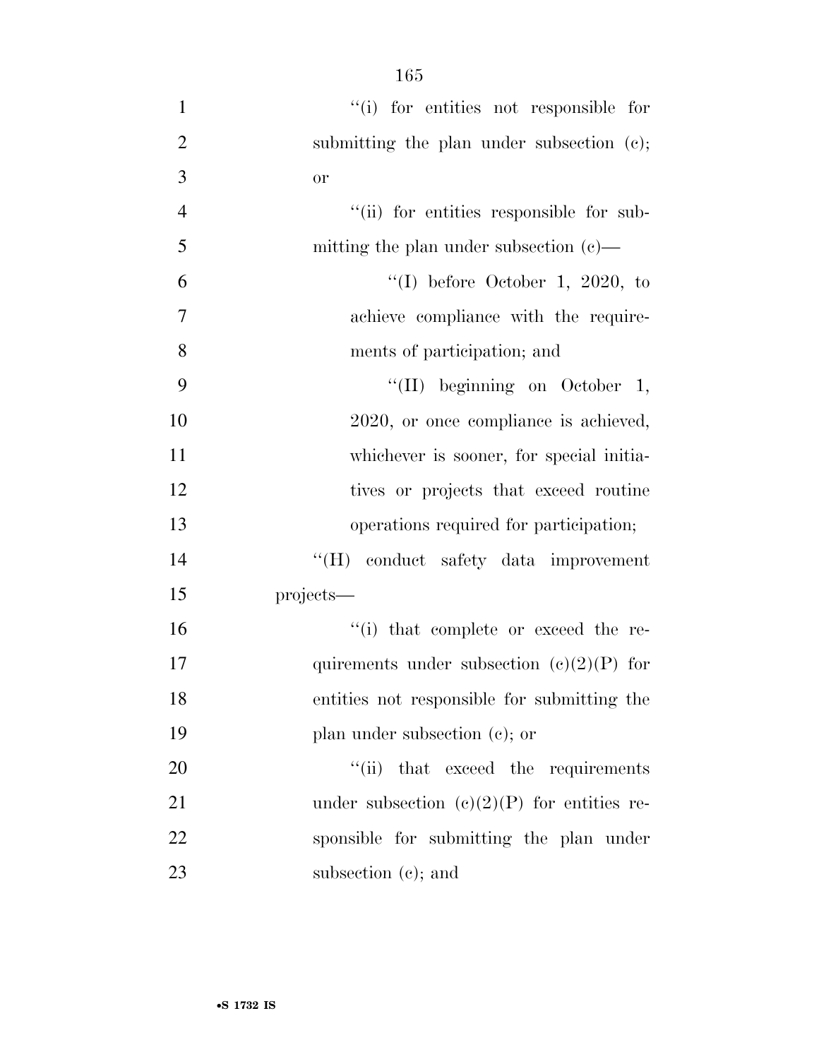''(i) for entities not responsible for submitting the plan under subsection (c); or

''(ii) for entities responsible for submitting the plan under subsection (c)—

''(I) before October 1, 2020, to achieve compliance with the requirements of participation; and

''(II) beginning on October 1, 2020, or once compliance is achieved, whichever is sooner, for special initiatives or projects that exceed routine operations required for participation;

''(H) conduct safety data improvement projects—

''(i) that complete or exceed the requirements under subsection (c)(2)(P) for entities not responsible for submitting the plan under subsection (c); or

''(ii) that exceed the requirements under subsection (c)(2)(P) for entities responsible for submitting the plan under subsection (c); and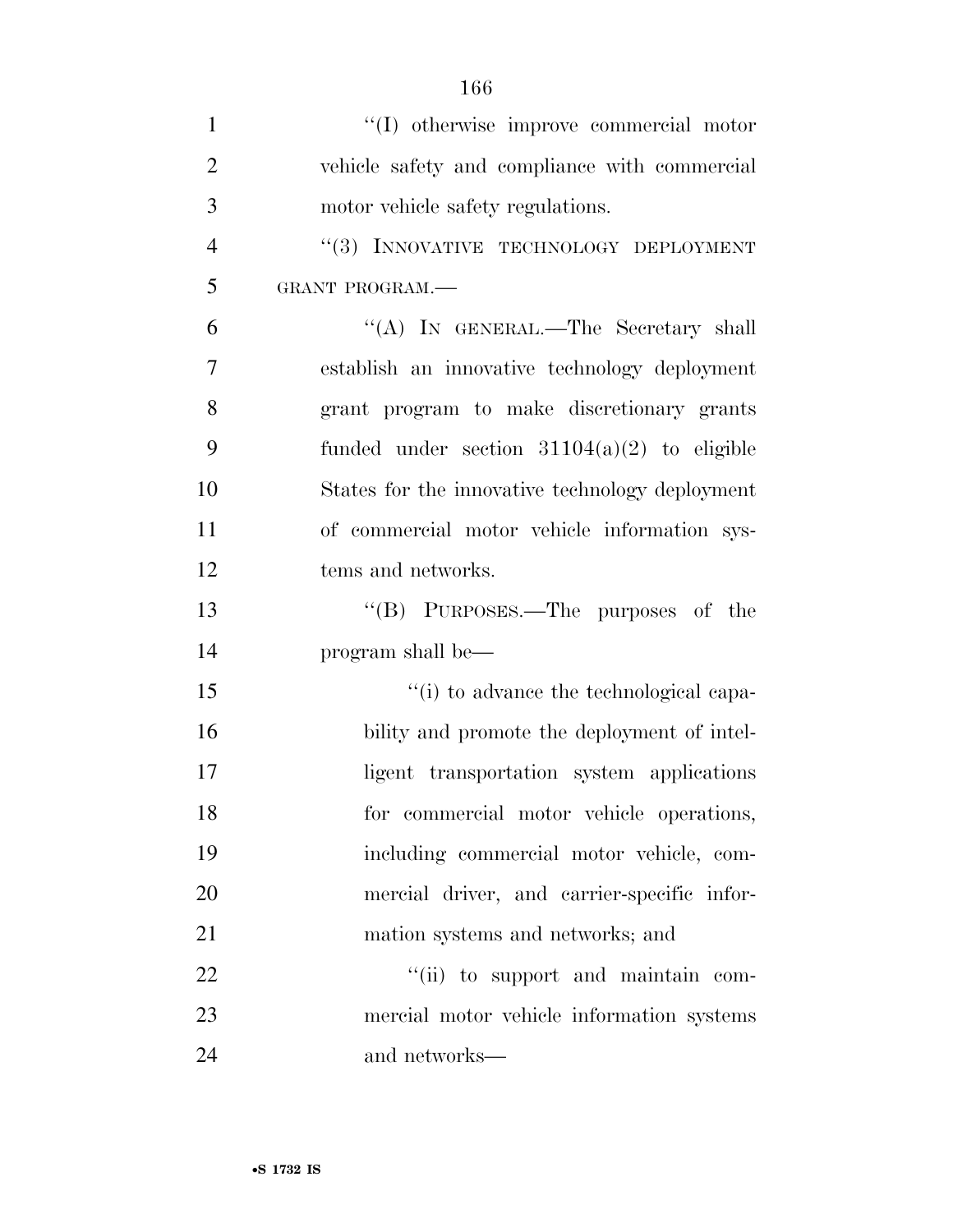''(I) otherwise improve commercial motor vehicle safety and compliance with commercial motor vehicle safety regulations.

''(3) INNOVATIVE TECHNOLOGY DEPLOYMENT GRANT PROGRAM.—

''(A) IN GENERAL.—The Secretary shall establish an innovative technology deployment grant program to make discretionary grants funded under section 31104(a)(2) to eligible States for the innovative technology deployment of commercial motor vehicle information systems and networks.

''(B) PURPOSES.—The purposes of the program shall be—

''(i) to advance the technological capability and promote the deployment of intelligent transportation system applications for commercial motor vehicle operations, including commercial motor vehicle, commercial driver, and carrier-specific information systems and networks; and

''(ii) to support and maintain commercial motor vehicle information systems and networks—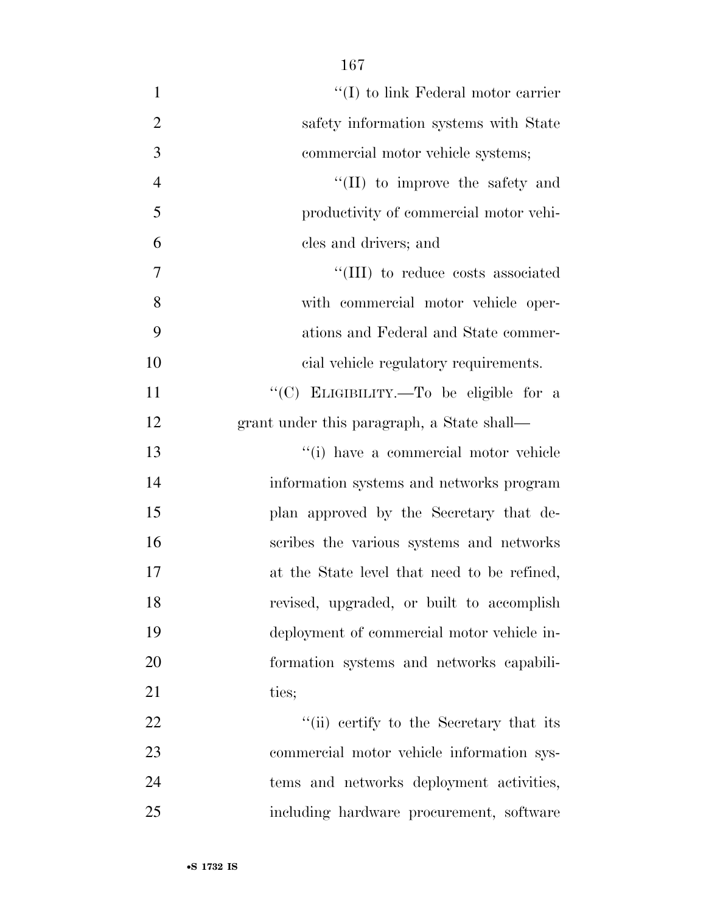''(I) to link Federal motor carrier safety information systems with State commercial motor vehicle systems;

''(II) to improve the safety and productivity of commercial motor vehicles and drivers; and

''(III) to reduce costs associated with commercial motor vehicle operations and Federal and State commercial vehicle regulatory requirements.

''(C) ELIGIBILITY.—To be eligible for a grant under this paragraph, a State shall—

''(i) have a commercial motor vehicle information systems and networks program plan approved by the Secretary that describes the various systems and networks at the State level that need to be refined, revised, upgraded, or built to accomplish deployment of commercial motor vehicle information systems and networks capabilities;

''(ii) certify to the Secretary that its commercial motor vehicle information systems and networks deployment activities, including hardware procurement, software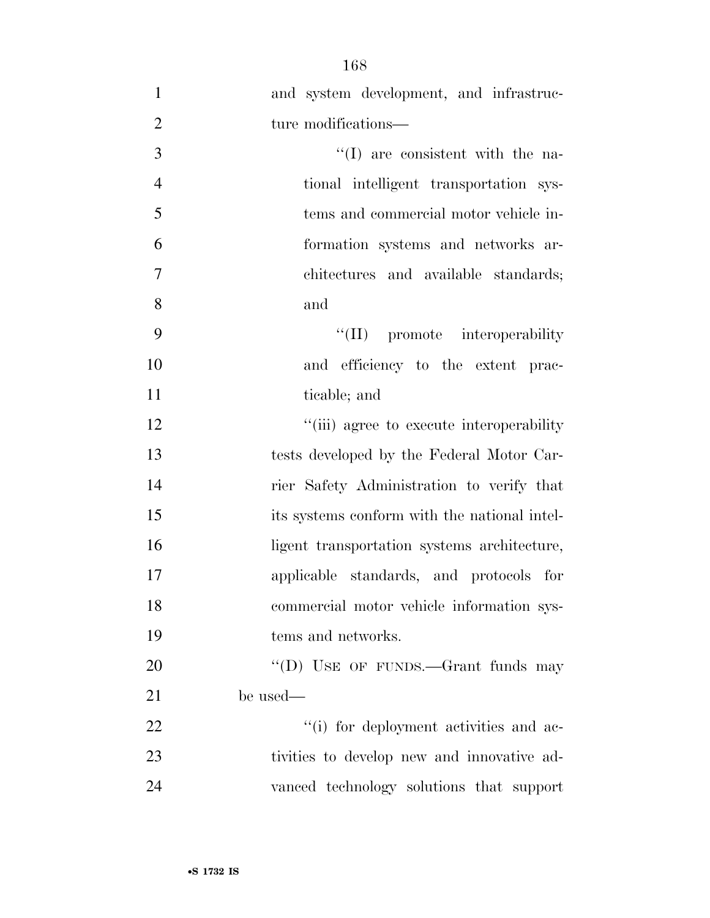and system development, and infrastructure modifications—

''(I) are consistent with the national intelligent transportation systems and commercial motor vehicle information systems and networks architectures and available standards; and

''(II) promote interoperability and efficiency to the extent practicable; and

''(iii) agree to execute interoperability tests developed by the Federal Motor Carrier Safety Administration to verify that its systems conform with the national intelligent transportation systems architecture, applicable standards, and protocols for commercial motor vehicle information systems and networks.

''(D) USE OF FUNDS.—Grant funds may be used—

''(i) for deployment activities and activities to develop new and innovative advanced technology solutions that support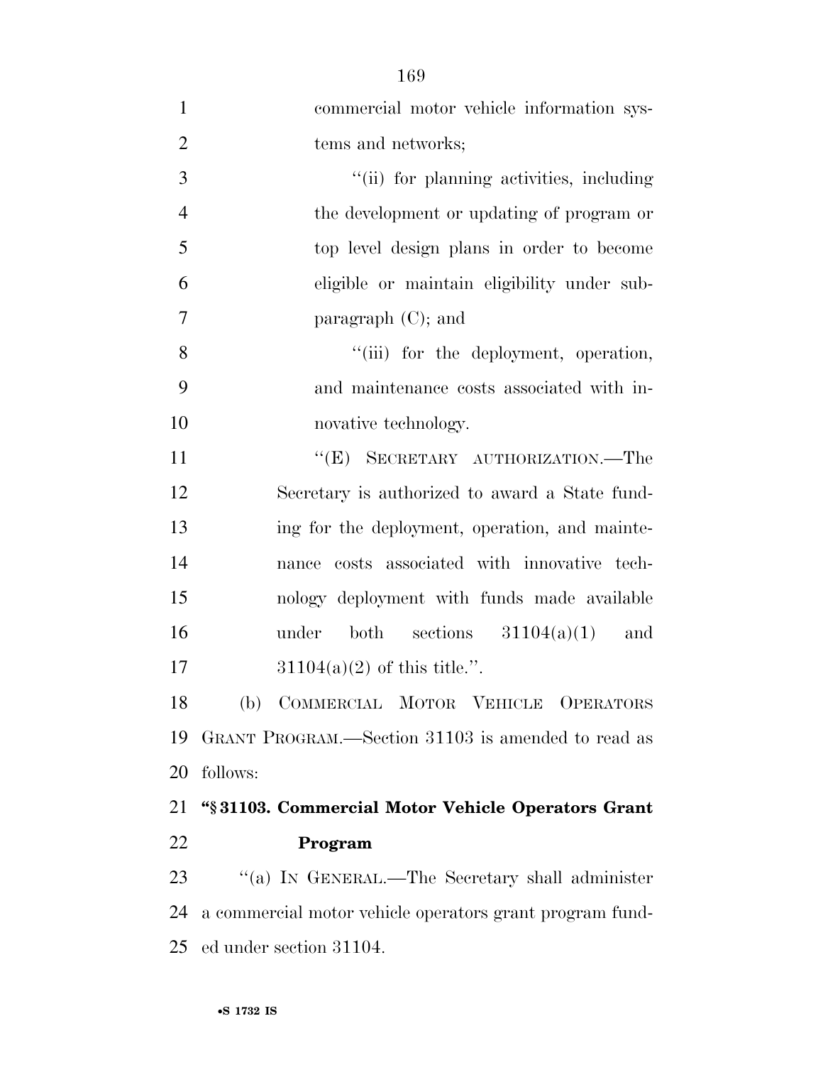commercial motor vehicle information systems and networks;

''(ii) for planning activities, including the development or updating of program or top level design plans in order to become eligible or maintain eligibility under subparagraph (C); and

''(iii) for the deployment, operation, and maintenance costs associated with innovative technology.

''(E) SECRETARY AUTHORIZATION.—The Secretary is authorized to award a State funding for the deployment, operation, and maintenance costs associated with innovative technology deployment with funds made available under both sections 31104(a)(1) and 31104(a)(2) of this title.''.

(b) COMMERCIAL MOTOR VEHICLE OPERATORS GRANT PROGRAM.—Section 31103 is amended to read as follows:

**''§ 31103. Commercial Motor Vehicle Operators Grant Program**

''(a) IN GENERAL.—The Secretary shall administer a commercial motor vehicle operators grant program funded under section 31104.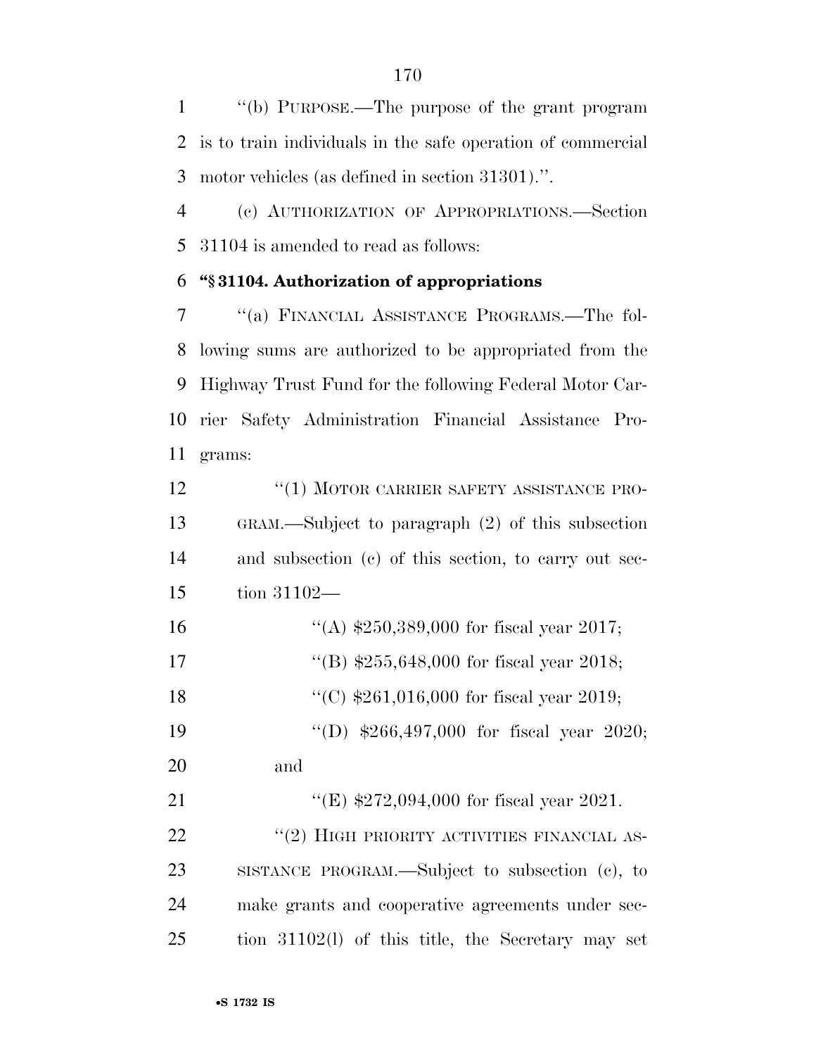''(b) PURPOSE.—The purpose of the grant program is to train individuals in the safe operation of commercial motor vehicles (as defined in section 31301).''.

(c) AUTHORIZATION OF APPROPRIATIONS.—Section 31104 is amended to read as follows:

**''§ 31104. Authorization of appropriations**

''(a) FINANCIAL ASSISTANCE PROGRAMS.—The following sums are authorized to be appropriated from the Highway Trust Fund for the following Federal Motor Carrier Safety Administration Financial Assistance Programs:

''(1) MOTOR CARRIER SAFETY ASSISTANCE PROGRAM.—Subject to paragraph (2) of this subsection and subsection (c) of this section, to carry out section 31102—

''(A) $250,389,000 for fiscal year 2017;

''(B) $255,648,000 for fiscal year 2018;

''(C) $261,016,000 for fiscal year 2019;

''(D) $266,497,000 for fiscal year 2020; and

''(E) $272,094,000 for fiscal year 2021.

''(2) HIGH PRIORITY ACTIVITIES FINANCIAL ASSISTANCE PROGRAM.—Subject to subsection (c), to make grants and cooperative agreements under section 31102(l) of this title, the Secretary may set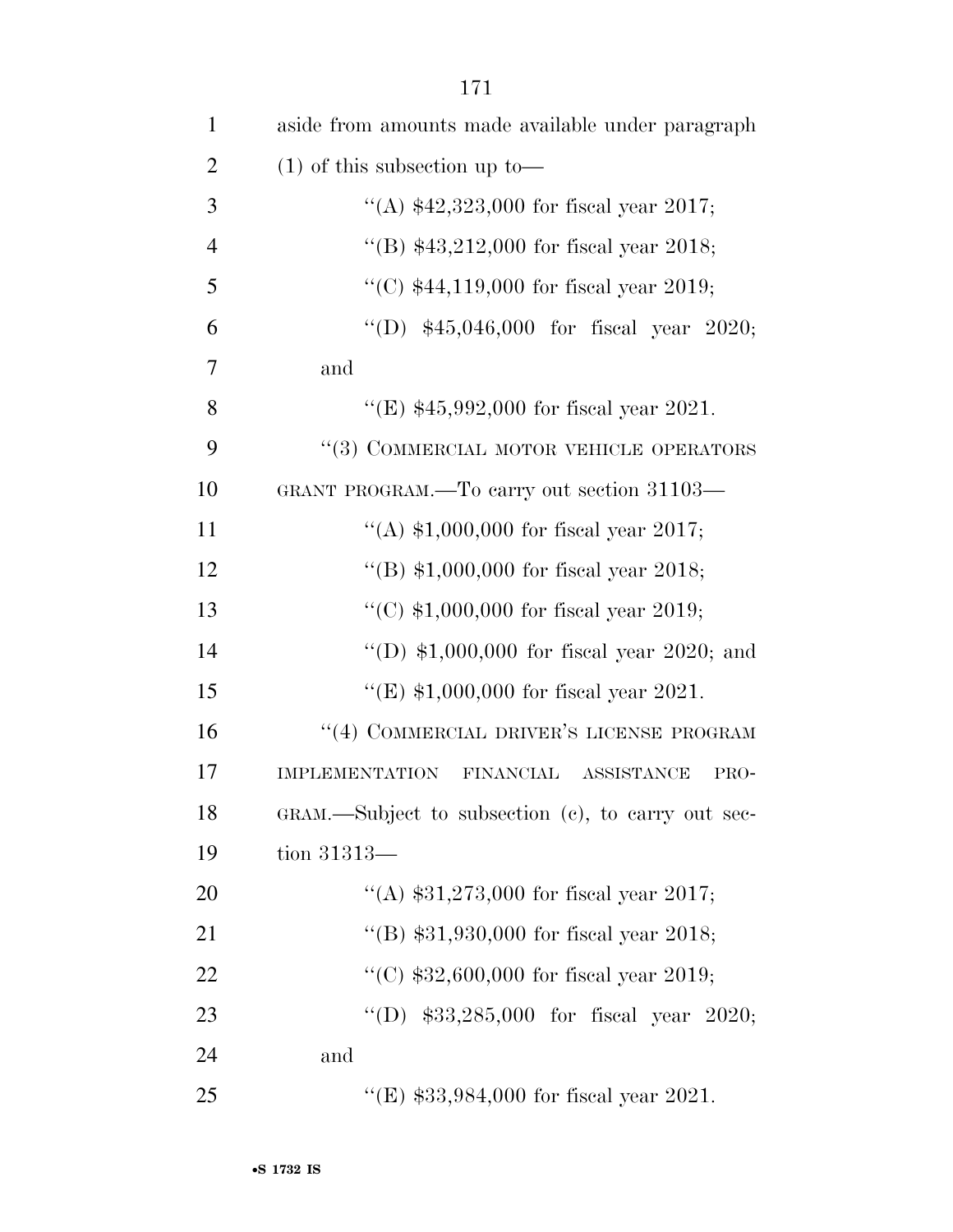aside from amounts made available under paragraph (1) of this subsection up to—

''(A) $42,323,000 for fiscal year 2017;

''(B) $43,212,000 for fiscal year 2018;

''(C) $44,119,000 for fiscal year 2019;

''(D) $45,046,000 for fiscal year 2020; and

''(E) $45,992,000 for fiscal year 2021.

''(3) COMMERCIAL MOTOR VEHICLE OPERATORS GRANT PROGRAM.—To carry out section 31103—

''(A) $1,000,000 for fiscal year 2017;

''(B) $1,000,000 for fiscal year 2018;

''(C) $1,000,000 for fiscal year 2019;

''(D) $1,000,000 for fiscal year 2020; and

''(E) $1,000,000 for fiscal year 2021.

''(4) COMMERCIAL DRIVER'S LICENSE PROGRAM IMPLEMENTATION FINANCIAL ASSISTANCE PROGRAM.—Subject to subsection (c), to carry out section 31313—

''(A) $31,273,000 for fiscal year 2017;

''(B) $31,930,000 for fiscal year 2018;

''(C) $32,600,000 for fiscal year 2019;

''(D) $33,285,000 for fiscal year 2020; and

''(E) $33,984,000 for fiscal year 2021.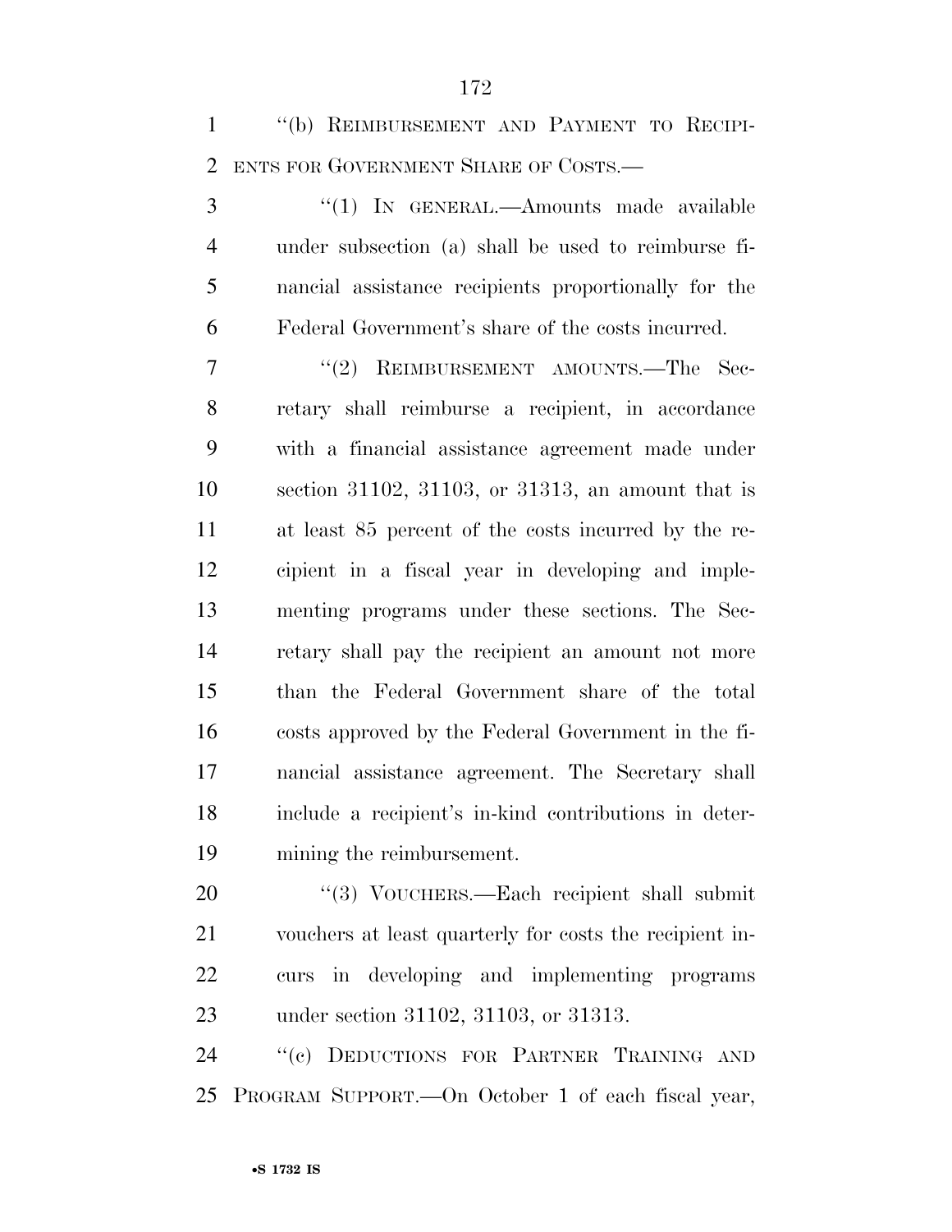"(b) REIMBURSEMENT AND PAYMENT TO RECIPIENTS FOR GOVERNMENT SHARE OF COSTS.—

"(1) IN GENERAL.—Amounts made available under subsection (a) shall be used to reimburse financial assistance recipients proportionally for the Federal Government's share of the costs incurred.

"(2) REIMBURSEMENT AMOUNTS.—The Secretary shall reimburse a recipient, in accordance with a financial assistance agreement made under section 31102, 31103, or 31313, an amount that is at least 85 percent of the costs incurred by the recipient in a fiscal year in developing and implementing programs under these sections. The Secretary shall pay the recipient an amount not more than the Federal Government share of the total costs approved by the Federal Government in the financial assistance agreement. The Secretary shall include a recipient's in-kind contributions in determining the reimbursement.

"(3) VOUCHERS.—Each recipient shall submit vouchers at least quarterly for costs the recipient incurs in developing and implementing programs under section 31102, 31103, or 31313.

"(c) DEDUCTIONS FOR PARTNER TRAINING AND PROGRAM SUPPORT.—On October 1 of each fiscal year,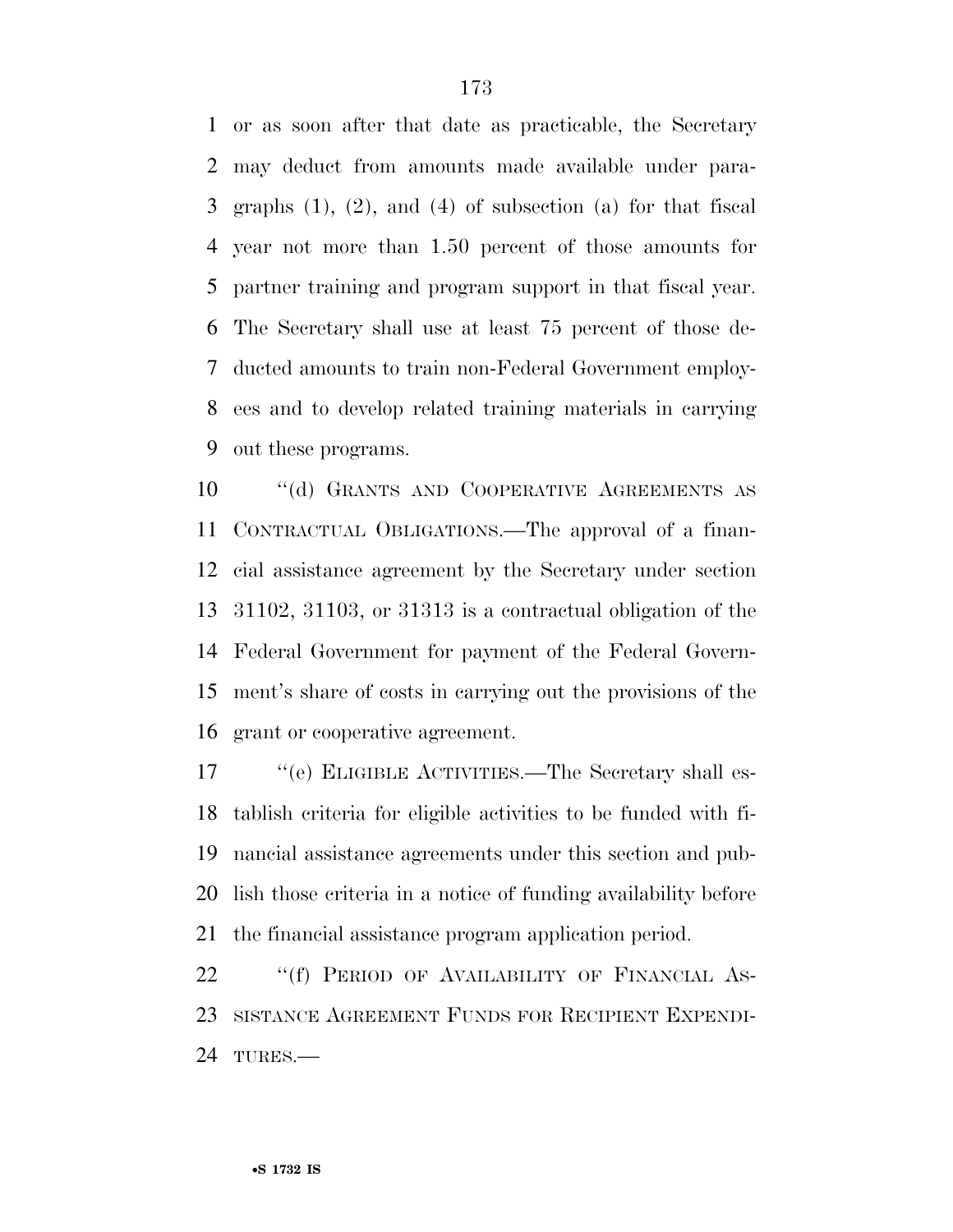or as soon after that date as practicable, the Secretary may deduct from amounts made available under paragraphs (1), (2), and (4) of subsection (a) for that fiscal year not more than 1.50 percent of those amounts for partner training and program support in that fiscal year. The Secretary shall use at least 75 percent of those deducted amounts to train non-Federal Government employees and to develop related training materials in carrying out these programs.

"(d) GRANTS AND COOPERATIVE AGREEMENTS AS CONTRACTUAL OBLIGATIONS.—The approval of a financial assistance agreement by the Secretary under section 31102, 31103, or 31313 is a contractual obligation of the Federal Government for payment of the Federal Government's share of costs in carrying out the provisions of the grant or cooperative agreement.

"(e) ELIGIBLE ACTIVITIES.—The Secretary shall establish criteria for eligible activities to be funded with financial assistance agreements under this section and publish those criteria in a notice of funding availability before the financial assistance program application period.

"(f) PERIOD OF AVAILABILITY OF FINANCIAL ASSISTANCE AGREEMENT FUNDS FOR RECIPIENT EXPENDITURES.—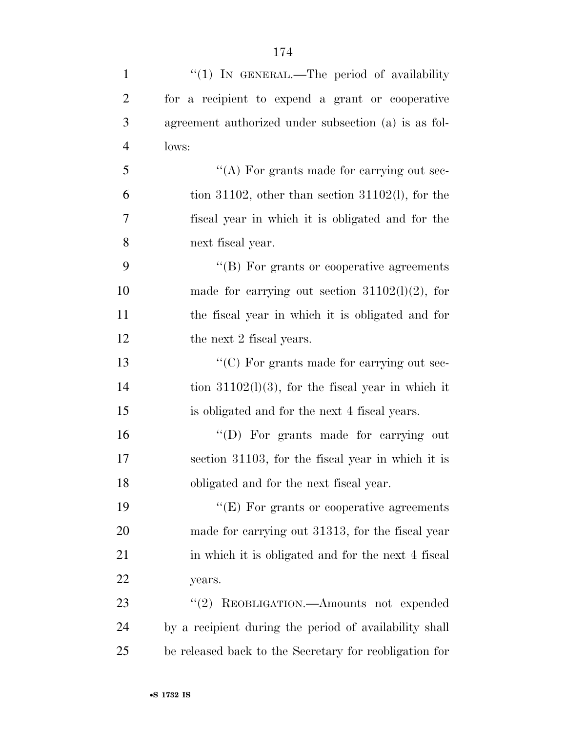"(1) IN GENERAL.—The period of availability for a recipient to expend a grant or cooperative agreement authorized under subsection (a) is as follows:

"(A) For grants made for carrying out section 31102, other than section 31102(l), for the fiscal year in which it is obligated and for the next fiscal year.

"(B) For grants or cooperative agreements made for carrying out section 31102(l)(2), for the fiscal year in which it is obligated and for the next 2 fiscal years.

"(C) For grants made for carrying out section 31102(l)(3), for the fiscal year in which it is obligated and for the next 4 fiscal years.

"(D) For grants made for carrying out section 31103, for the fiscal year in which it is obligated and for the next fiscal year.

"(E) For grants or cooperative agreements made for carrying out 31313, for the fiscal year in which it is obligated and for the next 4 fiscal years.

"(2) REOBLIGATION.—Amounts not expended by a recipient during the period of availability shall be released back to the Secretary for reobligation for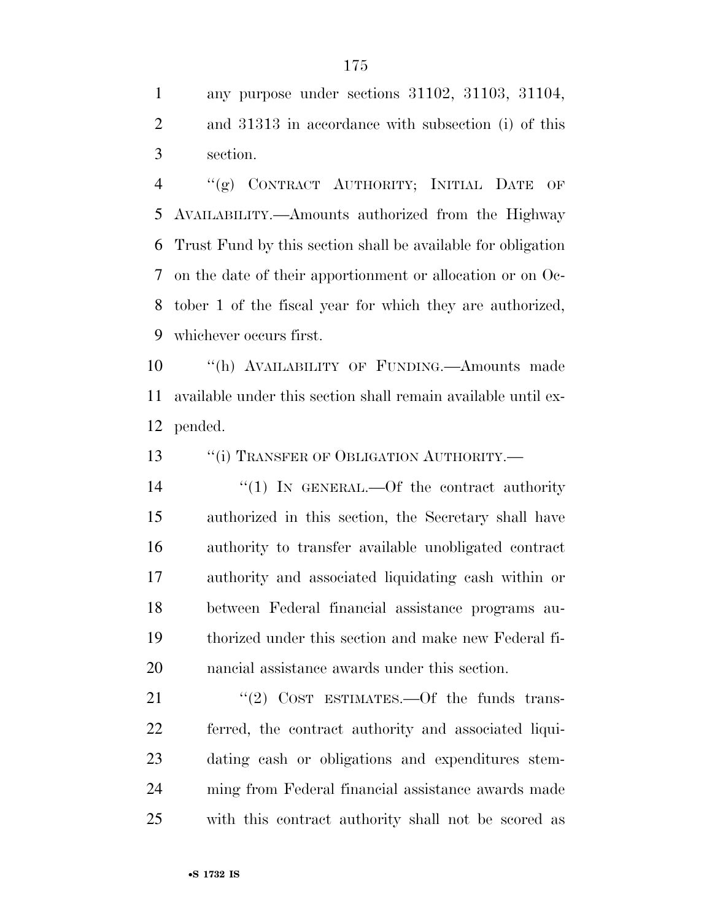any purpose under sections 31102, 31103, 31104, and 31313 in accordance with subsection (i) of this section.

"(g) CONTRACT AUTHORITY; INITIAL DATE OF AVAILABILITY.—Amounts authorized from the Highway Trust Fund by this section shall be available for obligation on the date of their apportionment or allocation or on October 1 of the fiscal year for which they are authorized, whichever occurs first.

"(h) AVAILABILITY OF FUNDING.—Amounts made available under this section shall remain available until expended.

"(i) TRANSFER OF OBLIGATION AUTHORITY.—

"(1) IN GENERAL.—Of the contract authority authorized in this section, the Secretary shall have authority to transfer available unobligated contract authority and associated liquidating cash within or between Federal financial assistance programs authorized under this section and make new Federal financial assistance awards under this section.

"(2) COST ESTIMATES.—Of the funds transferred, the contract authority and associated liquidating cash or obligations and expenditures stemming from Federal financial assistance awards made with this contract authority shall not be scored as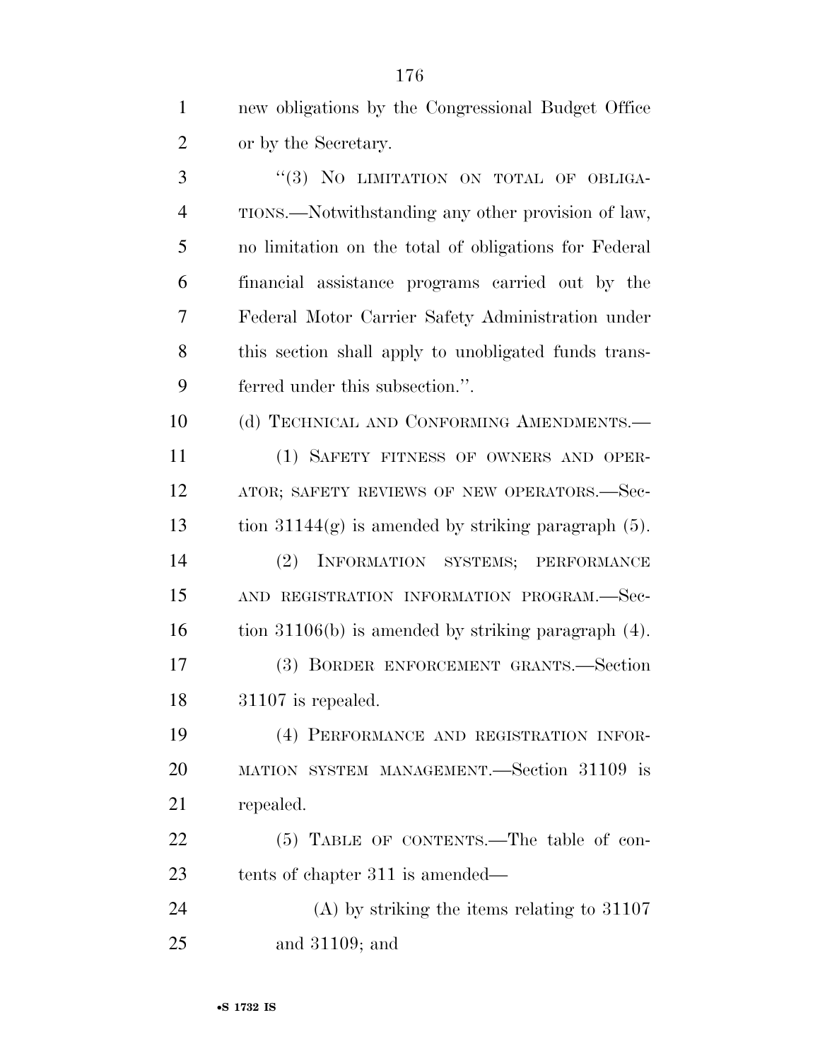new obligations by the Congressional Budget Office or by the Secretary.

"(3) NO LIMITATION ON TOTAL OF OBLIGATIONS.—Notwithstanding any other provision of law, no limitation on the total of obligations for Federal financial assistance programs carried out by the Federal Motor Carrier Safety Administration under this section shall apply to unobligated funds transferred under this subsection.".

(d) TECHNICAL AND CONFORMING AMENDMENTS.—

(1) SAFETY FITNESS OF OWNERS AND OPERATOR; SAFETY REVIEWS OF NEW OPERATORS.—Section 31144(g) is amended by striking paragraph (5).

(2) INFORMATION SYSTEMS; PERFORMANCE AND REGISTRATION INFORMATION PROGRAM.—Section 31106(b) is amended by striking paragraph (4).

(3) BORDER ENFORCEMENT GRANTS.—Section 31107 is repealed.

(4) PERFORMANCE AND REGISTRATION INFORMATION SYSTEM MANAGEMENT.—Section 31109 is repealed.

(5) TABLE OF CONTENTS.—The table of contents of chapter 311 is amended—

(A) by striking the items relating to 31107 and 31109; and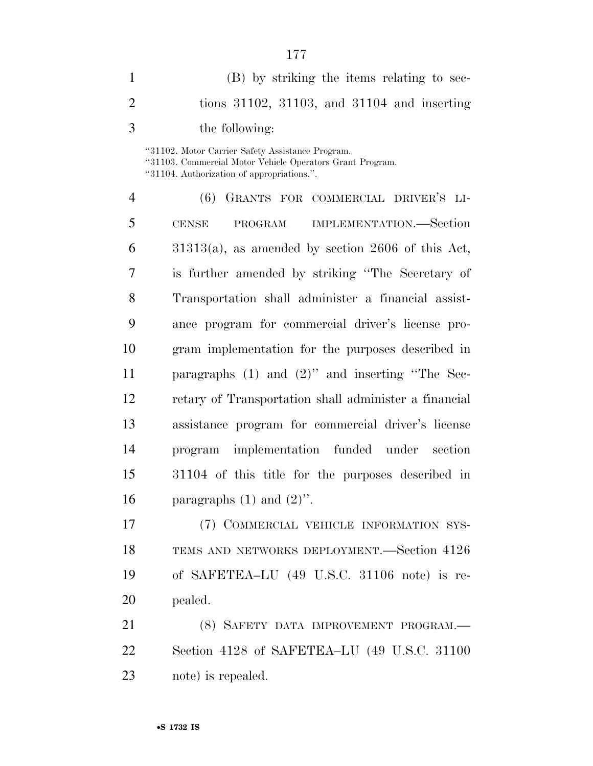(B) by striking the items relating to sections 31102, 31103, and 31104 and inserting the following:

"31102. Motor Carrier Safety Assistance Program.
"31103. Commercial Motor Vehicle Operators Grant Program.
"31104. Authorization of appropriations.".

(6) GRANTS FOR COMMERCIAL DRIVER'S LICENSE PROGRAM IMPLEMENTATION.—Section 31313(a), as amended by section 2606 of this Act, is further amended by striking "The Secretary of Transportation shall administer a financial assistance program for commercial driver's license program implementation for the purposes described in paragraphs (1) and (2)" and inserting "The Secretary of Transportation shall administer a financial assistance program for commercial driver's license program implementation funded under section 31104 of this title for the purposes described in paragraphs (1) and (2)".

(7) COMMERCIAL VEHICLE INFORMATION SYSTEMS AND NETWORKS DEPLOYMENT.—Section 4126 of SAFETEA–LU (49 U.S.C. 31106 note) is repealed.

(8) SAFETY DATA IMPROVEMENT PROGRAM.—Section 4128 of SAFETEA–LU (49 U.S.C. 31100 note) is repealed.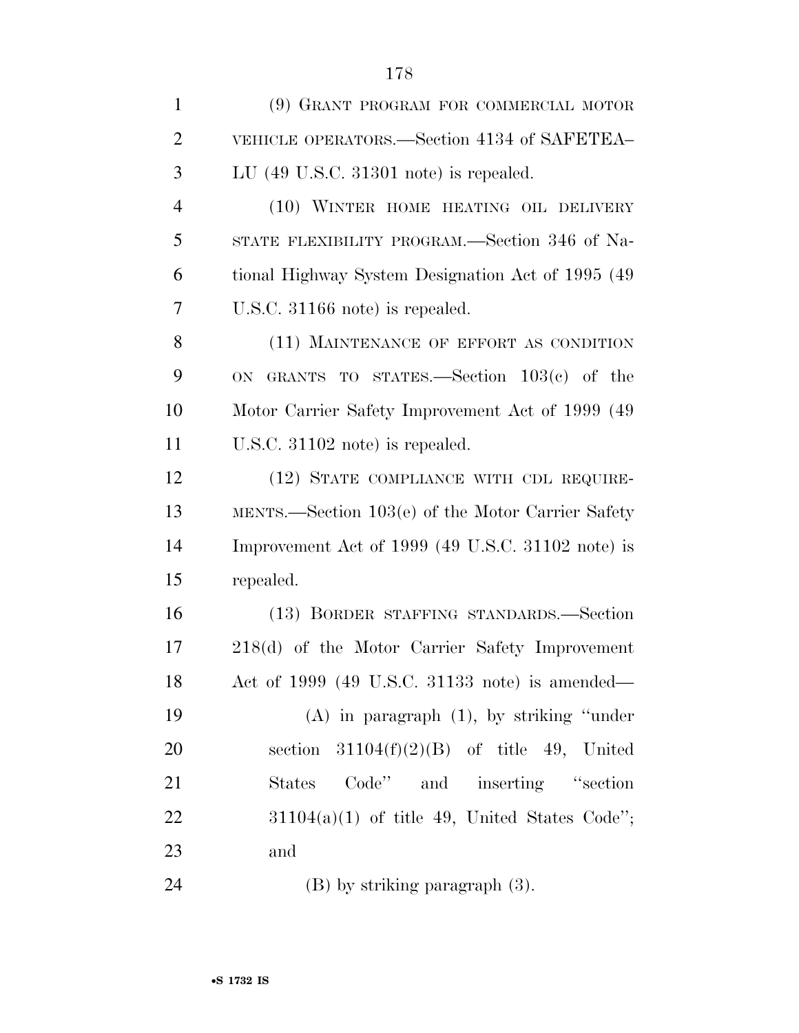(9) GRANT PROGRAM FOR COMMERCIAL MOTOR VEHICLE OPERATORS.—Section 4134 of SAFETEA–LU (49 U.S.C. 31301 note) is repealed.

(10) WINTER HOME HEATING OIL DELIVERY STATE FLEXIBILITY PROGRAM.—Section 346 of National Highway System Designation Act of 1995 (49 U.S.C. 31166 note) is repealed.

(11) MAINTENANCE OF EFFORT AS CONDITION ON GRANTS TO STATES.—Section 103(c) of the Motor Carrier Safety Improvement Act of 1999 (49 U.S.C. 31102 note) is repealed.

(12) STATE COMPLIANCE WITH CDL REQUIREMENTS.—Section 103(e) of the Motor Carrier Safety Improvement Act of 1999 (49 U.S.C. 31102 note) is repealed.

(13) BORDER STAFFING STANDARDS.—Section 218(d) of the Motor Carrier Safety Improvement Act of 1999 (49 U.S.C. 31133 note) is amended—

(A) in paragraph (1), by striking "under section 31104(f)(2)(B) of title 49, United States Code" and inserting "section 31104(a)(1) of title 49, United States Code"; and

(B) by striking paragraph (3).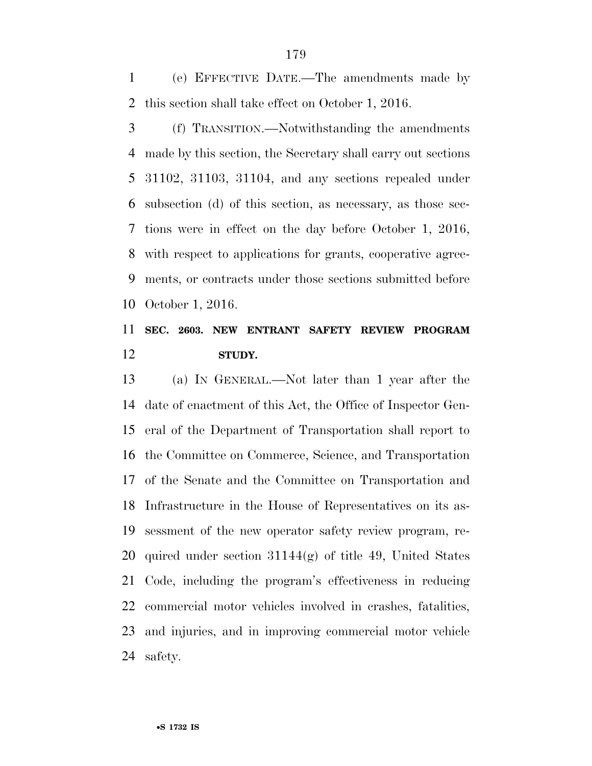(e) EFFECTIVE DATE.—The amendments made by this section shall take effect on October 1, 2016.

(f) TRANSITION.—Notwithstanding the amendments made by this section, the Secretary shall carry out sections 31102, 31103, 31104, and any sections repealed under subsection (d) of this section, as necessary, as those sections were in effect on the day before October 1, 2016, with respect to applications for grants, cooperative agreements, or contracts under those sections submitted before October 1, 2016.

## SEC. 2603. NEW ENTRANT SAFETY REVIEW PROGRAM STUDY.

(a) IN GENERAL.—Not later than 1 year after the date of enactment of this Act, the Office of Inspector General of the Department of Transportation shall report to the Committee on Commerce, Science, and Transportation of the Senate and the Committee on Transportation and Infrastructure in the House of Representatives on its assessment of the new operator safety review program, required under section 31144(g) of title 49, United States Code, including the program's effectiveness in reducing commercial motor vehicles involved in crashes, fatalities, and injuries, and in improving commercial motor vehicle safety.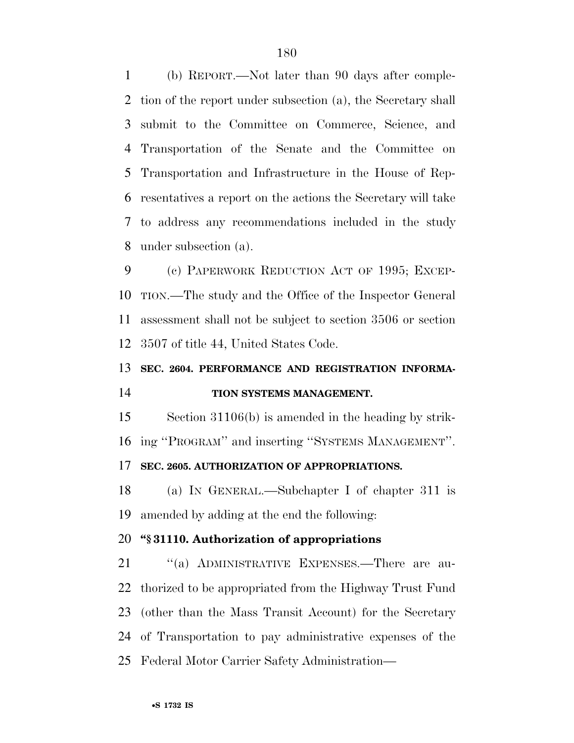(b) REPORT.—Not later than 90 days after completion of the report under subsection (a), the Secretary shall submit to the Committee on Commerce, Science, and Transportation of the Senate and the Committee on Transportation and Infrastructure in the House of Representatives a report on the actions the Secretary will take to address any recommendations included in the study under subsection (a).

(c) PAPERWORK REDUCTION ACT OF 1995; EXCEPTION.—The study and the Office of the Inspector General assessment shall not be subject to section 3506 or section 3507 of title 44, United States Code.

**SEC. 2604. PERFORMANCE AND REGISTRATION INFORMATION SYSTEMS MANAGEMENT.**

Section 31106(b) is amended in the heading by striking ''PROGRAM'' and inserting ''SYSTEMS MANAGEMENT''.

**SEC. 2605. AUTHORIZATION OF APPROPRIATIONS.**

(a) IN GENERAL.—Subchapter I of chapter 311 is amended by adding at the end the following:

**''§ 31110. Authorization of appropriations**

''(a) ADMINISTRATIVE EXPENSES.—There are authorized to be appropriated from the Highway Trust Fund (other than the Mass Transit Account) for the Secretary of Transportation to pay administrative expenses of the Federal Motor Carrier Safety Administration—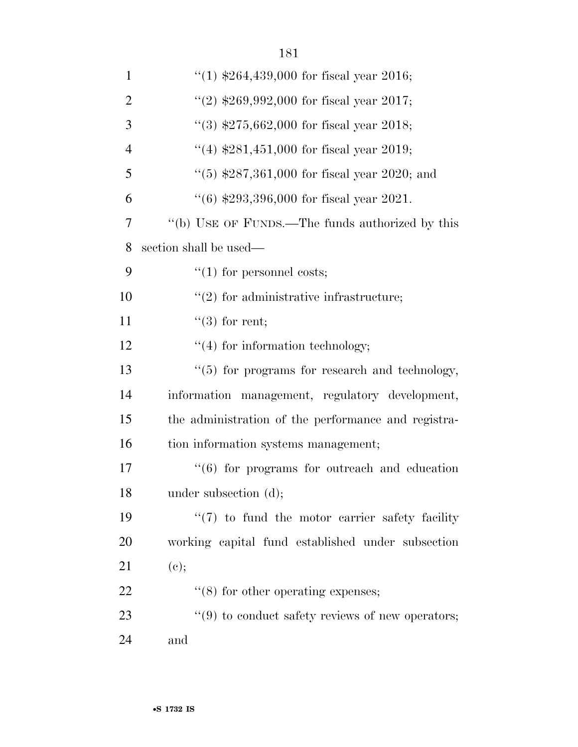''(1) $264,439,000 for fiscal year 2016;

''(2) $269,992,000 for fiscal year 2017;

''(3) $275,662,000 for fiscal year 2018;

''(4) $281,451,000 for fiscal year 2019;

''(5) $287,361,000 for fiscal year 2020; and

''(6) $293,396,000 for fiscal year 2021.

''(b) USE OF FUNDS.—The funds authorized by this section shall be used—

''(1) for personnel costs;

''(2) for administrative infrastructure;

''(3) for rent;

''(4) for information technology;

''(5) for programs for research and technology, information management, regulatory development, the administration of the performance and registration information systems management;

''(6) for programs for outreach and education under subsection (d);

''(7) to fund the motor carrier safety facility working capital fund established under subsection (c);

''(8) for other operating expenses;

''(9) to conduct safety reviews of new operators; and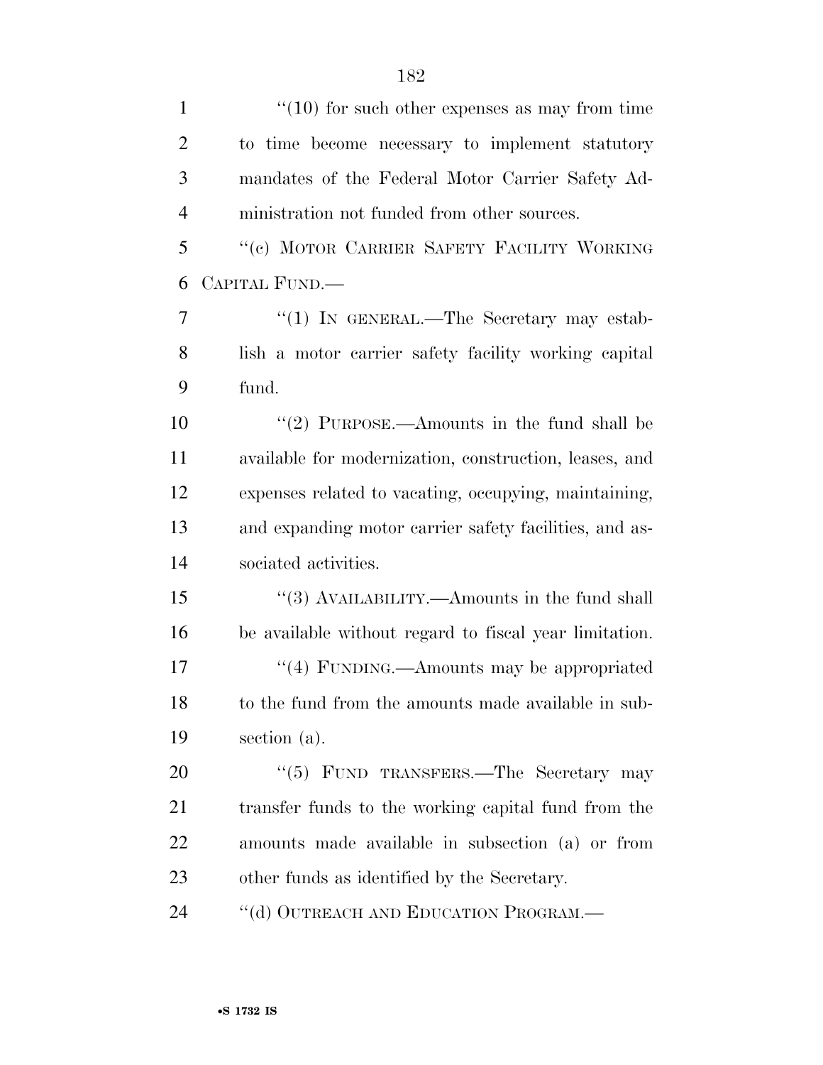''(10) for such other expenses as may from time to time become necessary to implement statutory mandates of the Federal Motor Carrier Safety Administration not funded from other sources.

''(c) MOTOR CARRIER SAFETY FACILITY WORKING CAPITAL FUND.—

''(1) IN GENERAL.—The Secretary may establish a motor carrier safety facility working capital fund.

''(2) PURPOSE.—Amounts in the fund shall be available for modernization, construction, leases, and expenses related to vacating, occupying, maintaining, and expanding motor carrier safety facilities, and associated activities.

''(3) AVAILABILITY.—Amounts in the fund shall be available without regard to fiscal year limitation.

''(4) FUNDING.—Amounts may be appropriated to the fund from the amounts made available in subsection (a).

''(5) FUND TRANSFERS.—The Secretary may transfer funds to the working capital fund from the amounts made available in subsection (a) or from other funds as identified by the Secretary.

''(d) OUTREACH AND EDUCATION PROGRAM.—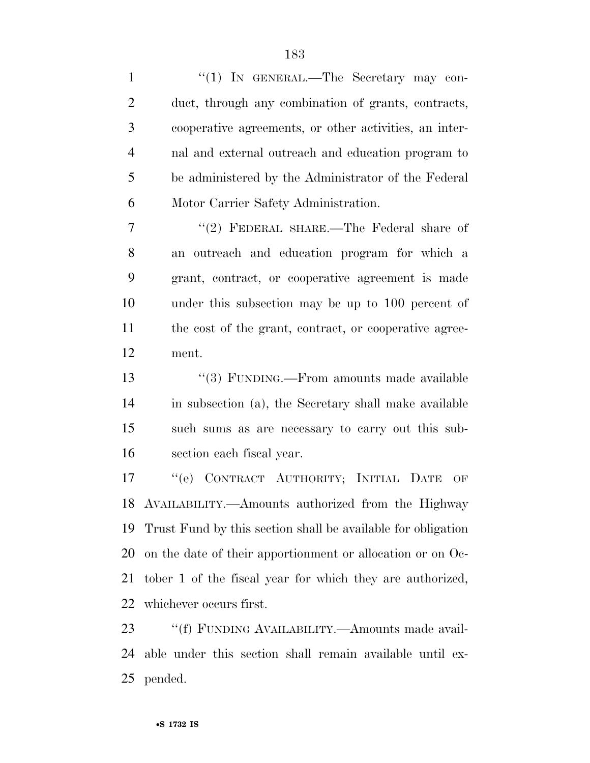''(1) IN GENERAL.—The Secretary may conduct, through any combination of grants, contracts, cooperative agreements, or other activities, an internal and external outreach and education program to be administered by the Administrator of the Federal Motor Carrier Safety Administration.

''(2) FEDERAL SHARE.—The Federal share of an outreach and education program for which a grant, contract, or cooperative agreement is made under this subsection may be up to 100 percent of the cost of the grant, contract, or cooperative agreement.

''(3) FUNDING.—From amounts made available in subsection (a), the Secretary shall make available such sums as are necessary to carry out this subsection each fiscal year.

''(e) CONTRACT AUTHORITY; INITIAL DATE OF AVAILABILITY.—Amounts authorized from the Highway Trust Fund by this section shall be available for obligation on the date of their apportionment or allocation or on October 1 of the fiscal year for which they are authorized, whichever occurs first.

''(f) FUNDING AVAILABILITY.—Amounts made available under this section shall remain available until expended.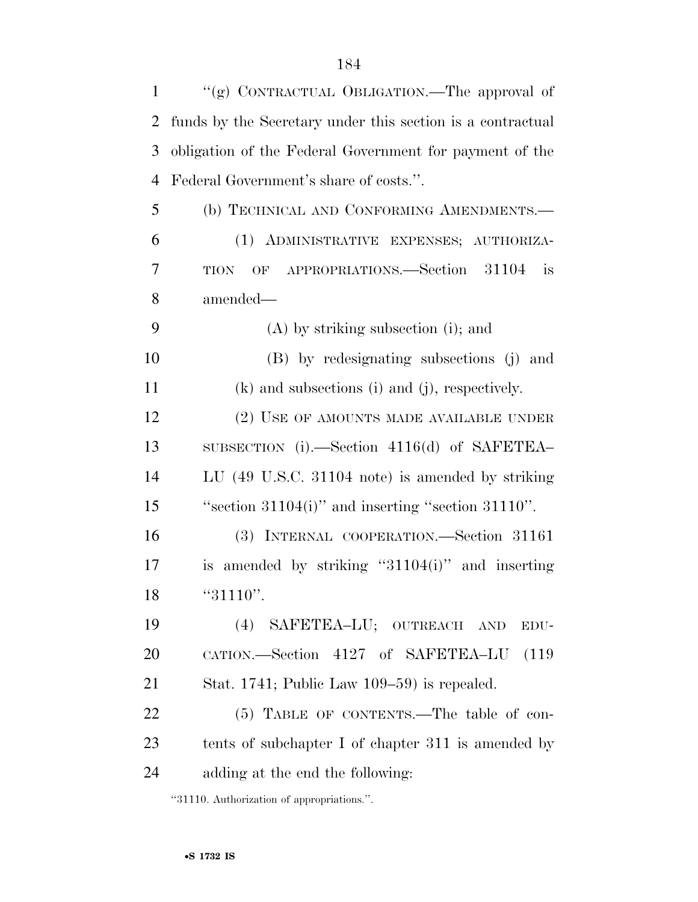"(g) CONTRACTUAL OBLIGATION.—The approval of funds by the Secretary under this section is a contractual obligation of the Federal Government for payment of the Federal Government's share of costs.".

(b) TECHNICAL AND CONFORMING AMENDMENTS.—

(1) ADMINISTRATIVE EXPENSES; AUTHORIZATION OF APPROPRIATIONS.—Section 31104 is amended—

(A) by striking subsection (i); and

(B) by redesignating subsections (j) and (k) and subsections (i) and (j), respectively.

(2) USE OF AMOUNTS MADE AVAILABLE UNDER SUBSECTION (i).—Section 4116(d) of SAFETEA–LU (49 U.S.C. 31104 note) is amended by striking "section 31104(i)" and inserting "section 31110".

(3) INTERNAL COOPERATION.—Section 31161 is amended by striking "31104(i)" and inserting "31110".

(4) SAFETEA–LU; OUTREACH AND EDUCATION.—Section 4127 of SAFETEA–LU (119 Stat. 1741; Public Law 109–59) is repealed.

(5) TABLE OF CONTENTS.—The table of contents of subchapter I of chapter 311 is amended by adding at the end the following:

"31110. Authorization of appropriations.".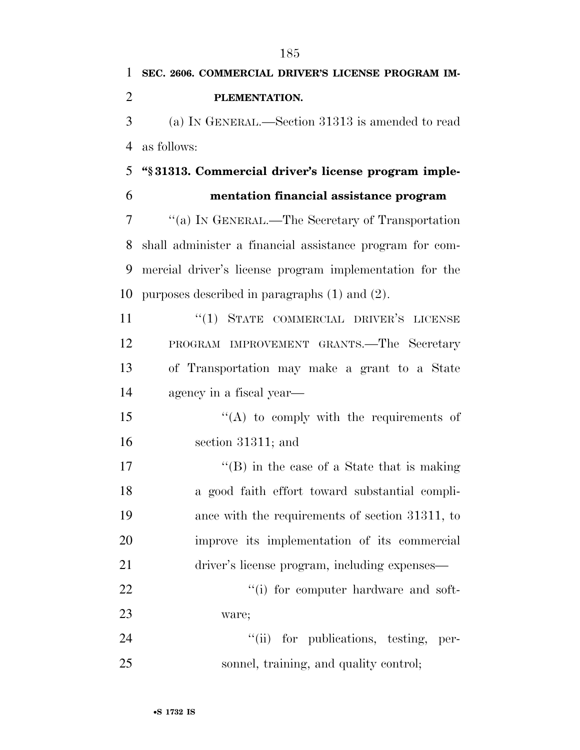**SEC. 2606. COMMERCIAL DRIVER'S LICENSE PROGRAM IMPLEMENTATION.**

(a) IN GENERAL.—Section 31313 is amended to read as follows:

**"§ 31313. Commercial driver's license program implementation financial assistance program**

"(a) IN GENERAL.—The Secretary of Transportation shall administer a financial assistance program for commercial driver's license program implementation for the purposes described in paragraphs (1) and (2).

"(1) STATE COMMERCIAL DRIVER'S LICENSE PROGRAM IMPROVEMENT GRANTS.—The Secretary of Transportation may make a grant to a State agency in a fiscal year—

"(A) to comply with the requirements of section 31311; and

"(B) in the case of a State that is making a good faith effort toward substantial compliance with the requirements of section 31311, to improve its implementation of its commercial driver's license program, including expenses—

"(i) for computer hardware and software;

"(ii) for publications, testing, personnel, training, and quality control;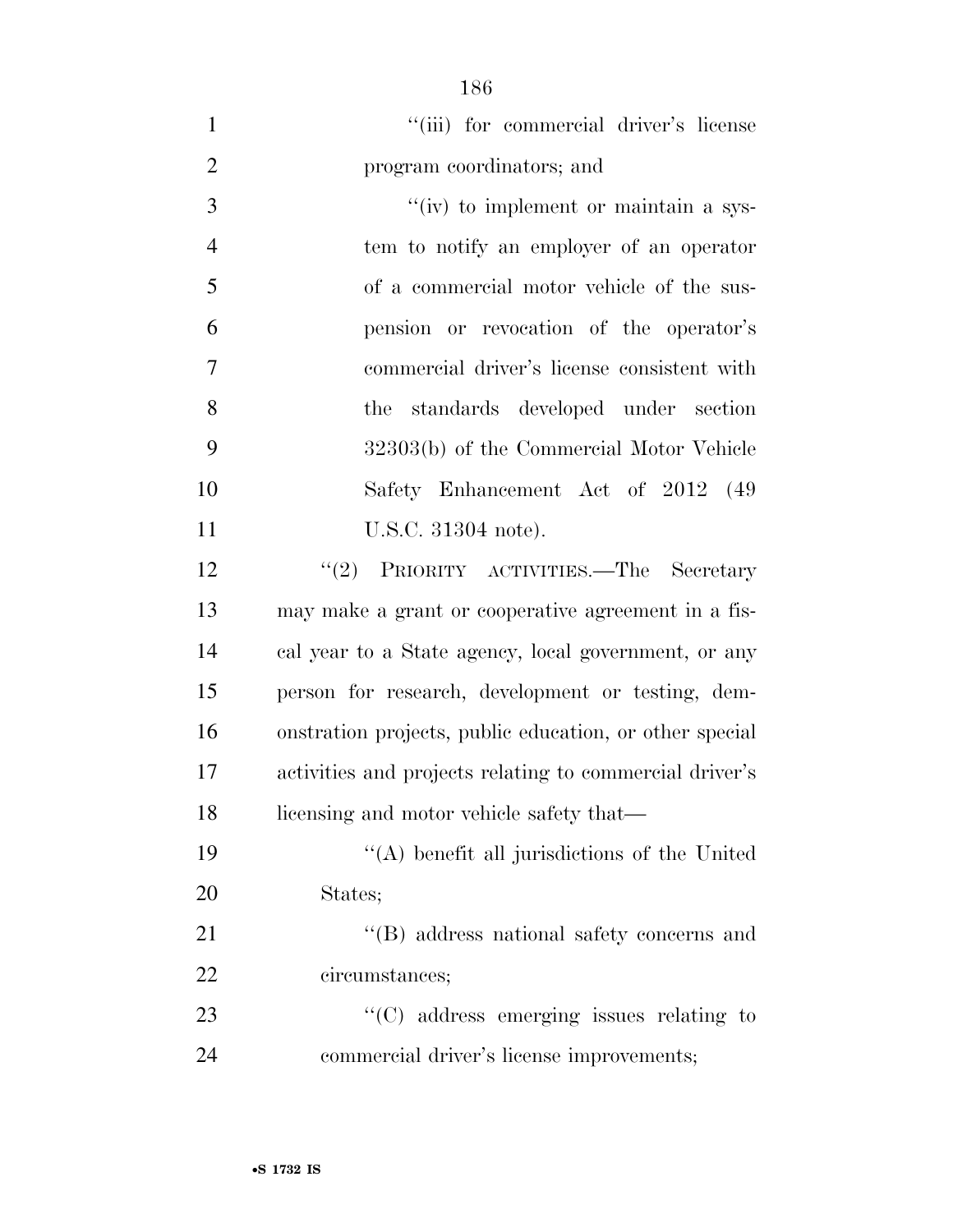''(iii) for commercial driver's license program coordinators; and

''(iv) to implement or maintain a system to notify an employer of an operator of a commercial motor vehicle of the suspension or revocation of the operator's commercial driver's license consistent with the standards developed under section 32303(b) of the Commercial Motor Vehicle Safety Enhancement Act of 2012 (49 U.S.C. 31304 note).

''(2) PRIORITY ACTIVITIES.—The Secretary may make a grant or cooperative agreement in a fiscal year to a State agency, local government, or any person for research, development or testing, demonstration projects, public education, or other special activities and projects relating to commercial driver's licensing and motor vehicle safety that—

''(A) benefit all jurisdictions of the United States;

''(B) address national safety concerns and circumstances;

''(C) address emerging issues relating to commercial driver's license improvements;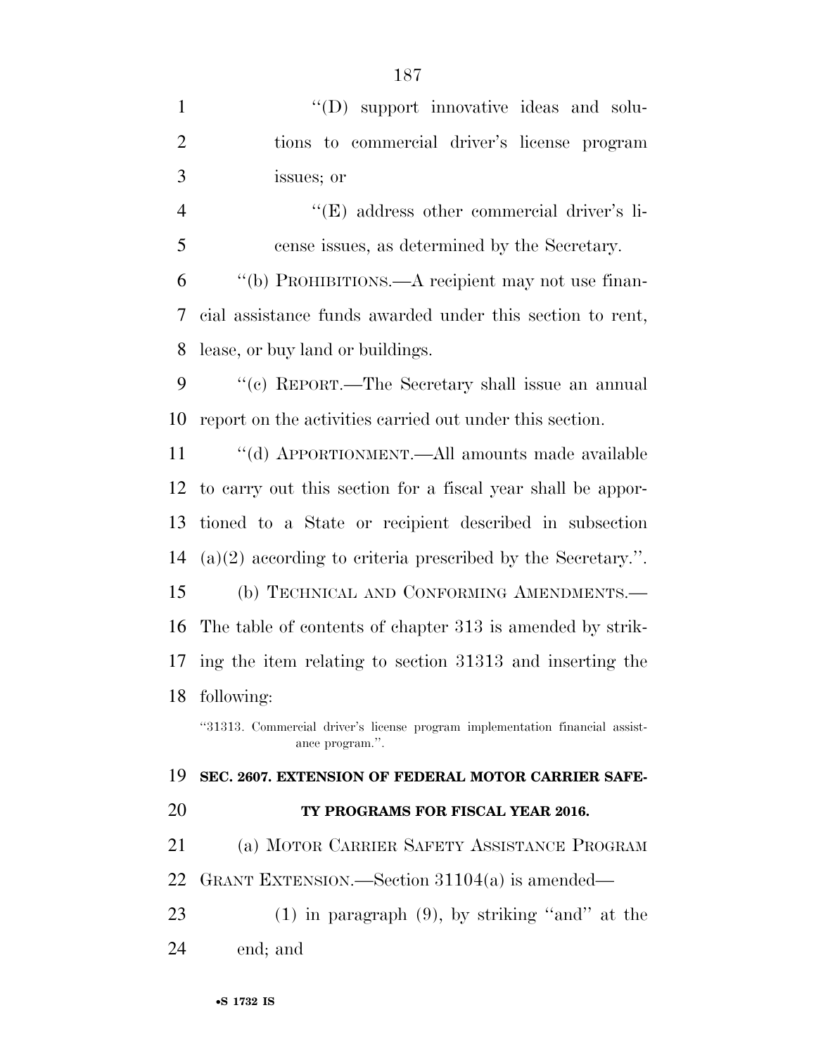''(D) support innovative ideas and solutions to commercial driver's license program issues; or

''(E) address other commercial driver's license issues, as determined by the Secretary.

''(b) PROHIBITIONS.—A recipient may not use financial assistance funds awarded under this section to rent, lease, or buy land or buildings.

''(c) REPORT.—The Secretary shall issue an annual report on the activities carried out under this section.

''(d) APPORTIONMENT.—All amounts made available to carry out this section for a fiscal year shall be apportioned to a State or recipient described in subsection (a)(2) according to criteria prescribed by the Secretary.''.

(b) TECHNICAL AND CONFORMING AMENDMENTS.—The table of contents of chapter 313 is amended by striking the item relating to section 31313 and inserting the following:

''31313. Commercial driver's license program implementation financial assistance program.''.

**SEC. 2607. EXTENSION OF FEDERAL MOTOR CARRIER SAFETY PROGRAMS FOR FISCAL YEAR 2016.**

(a) MOTOR CARRIER SAFETY ASSISTANCE PROGRAM GRANT EXTENSION.—Section 31104(a) is amended—

(1) in paragraph (9), by striking ''and'' at the end; and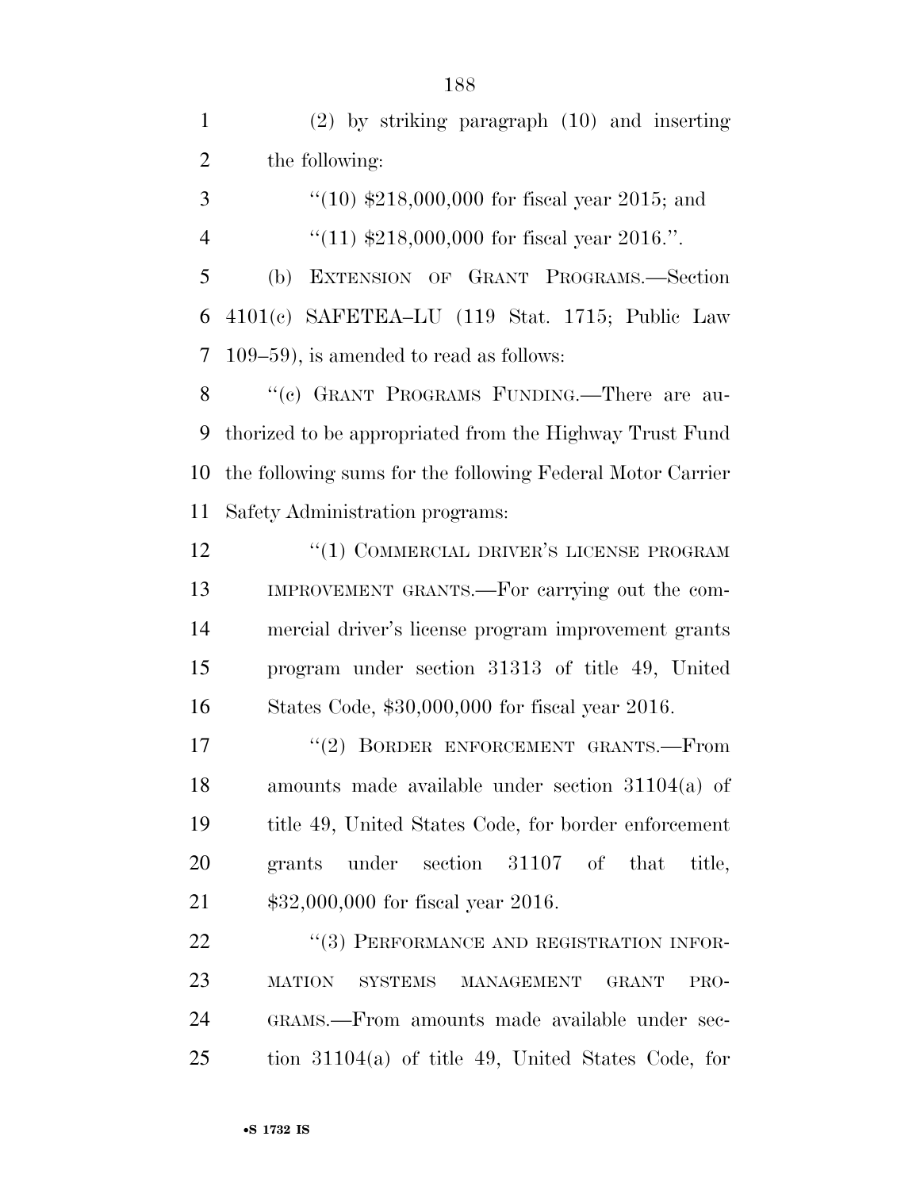(2) by striking paragraph (10) and inserting the following:

''(10) $218,000,000 for fiscal year 2015; and

''(11) $218,000,000 for fiscal year 2016.''.

(b) EXTENSION OF GRANT PROGRAMS.—Section 4101(c) SAFETEA–LU (119 Stat. 1715; Public Law 109–59), is amended to read as follows:

''(c) GRANT PROGRAMS FUNDING.—There are authorized to be appropriated from the Highway Trust Fund the following sums for the following Federal Motor Carrier Safety Administration programs:

''(1) COMMERCIAL DRIVER'S LICENSE PROGRAM IMPROVEMENT GRANTS.—For carrying out the commercial driver's license program improvement grants program under section 31313 of title 49, United States Code, $30,000,000 for fiscal year 2016.

''(2) BORDER ENFORCEMENT GRANTS.—From amounts made available under section 31104(a) of title 49, United States Code, for border enforcement grants under section 31107 of that title, $32,000,000 for fiscal year 2016.

''(3) PERFORMANCE AND REGISTRATION INFORMATION SYSTEMS MANAGEMENT GRANT PROGRAMS.—From amounts made available under section 31104(a) of title 49, United States Code, for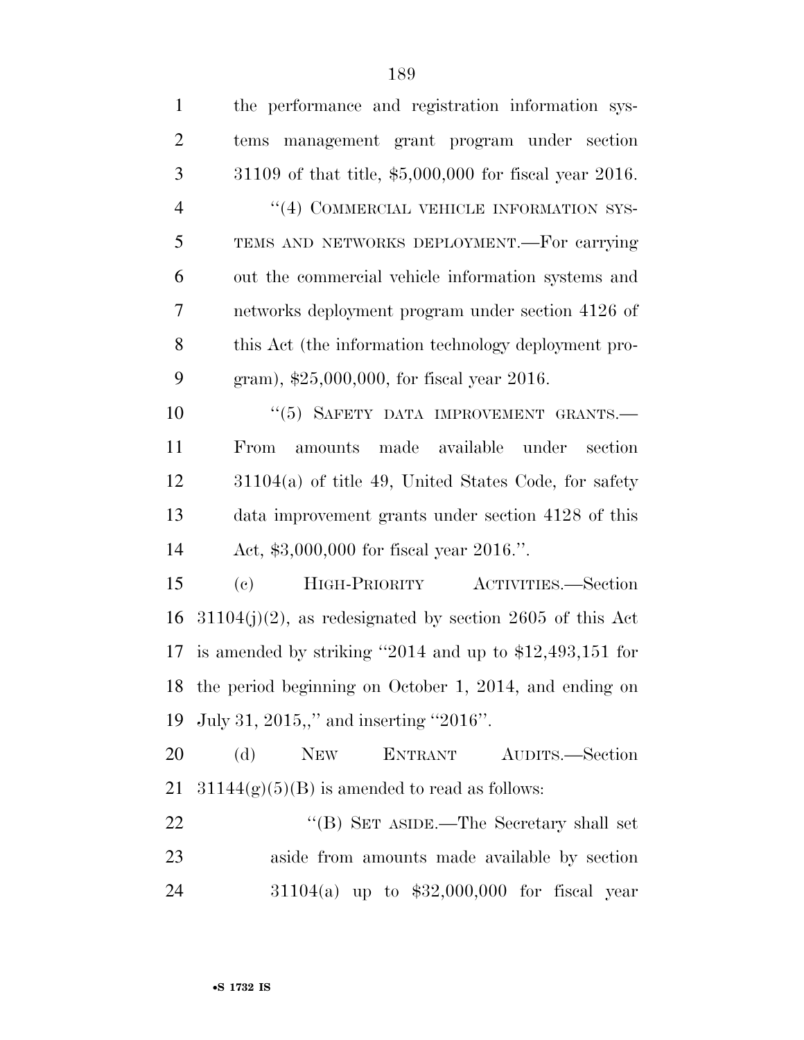the performance and registration information systems management grant program under section 31109 of that title, $5,000,000 for fiscal year 2016.

"(4) COMMERCIAL VEHICLE INFORMATION SYSTEMS AND NETWORKS DEPLOYMENT.—For carrying out the commercial vehicle information systems and networks deployment program under section 4126 of this Act (the information technology deployment program), $25,000,000, for fiscal year 2016.

"(5) SAFETY DATA IMPROVEMENT GRANTS.—From amounts made available under section 31104(a) of title 49, United States Code, for safety data improvement grants under section 4128 of this Act, $3,000,000 for fiscal year 2016.".

(c) HIGH-PRIORITY ACTIVITIES.—Section 31104(j)(2), as redesignated by section 2605 of this Act is amended by striking "2014 and up to $12,493,151 for the period beginning on October 1, 2014, and ending on July 31, 2015,," and inserting "2016".

(d) NEW ENTRANT AUDITS.—Section 31144(g)(5)(B) is amended to read as follows:

"(B) SET ASIDE.—The Secretary shall set aside from amounts made available by section 31104(a) up to $32,000,000 for fiscal year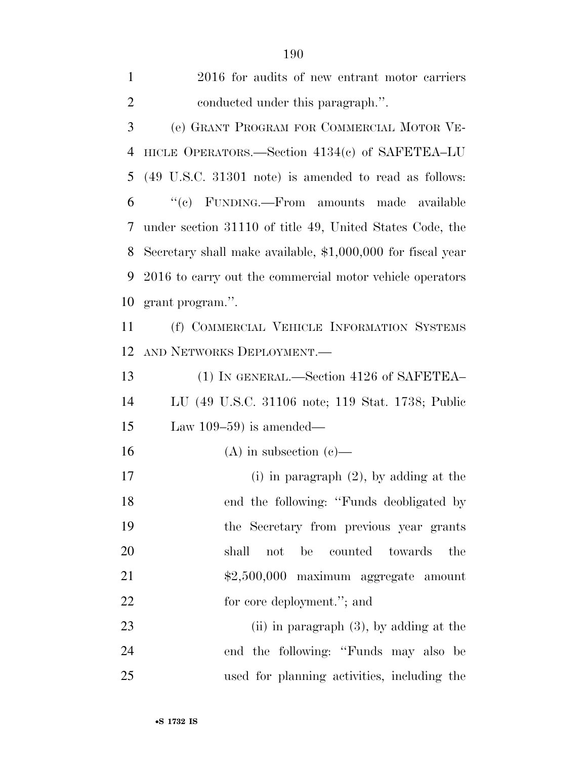2016 for audits of new entrant motor carriers conducted under this paragraph.''.

(e) GRANT PROGRAM FOR COMMERCIAL MOTOR VEHICLE OPERATORS.—Section 4134(c) of SAFETEA–LU (49 U.S.C. 31301 note) is amended to read as follows:

''(c) FUNDING.—From amounts made available under section 31110 of title 49, United States Code, the Secretary shall make available, $1,000,000 for fiscal year 2016 to carry out the commercial motor vehicle operators grant program.''.

(f) COMMERCIAL VEHICLE INFORMATION SYSTEMS AND NETWORKS DEPLOYMENT.—

(1) IN GENERAL.—Section 4126 of SAFETEA–LU (49 U.S.C. 31106 note; 119 Stat. 1738; Public Law 109–59) is amended—

(A) in subsection (c)—

(i) in paragraph (2), by adding at the end the following: ''Funds deobligated by the Secretary from previous year grants shall not be counted towards the $2,500,000 maximum aggregate amount for core deployment.''; and

(ii) in paragraph (3), by adding at the end the following: ''Funds may also be used for planning activities, including the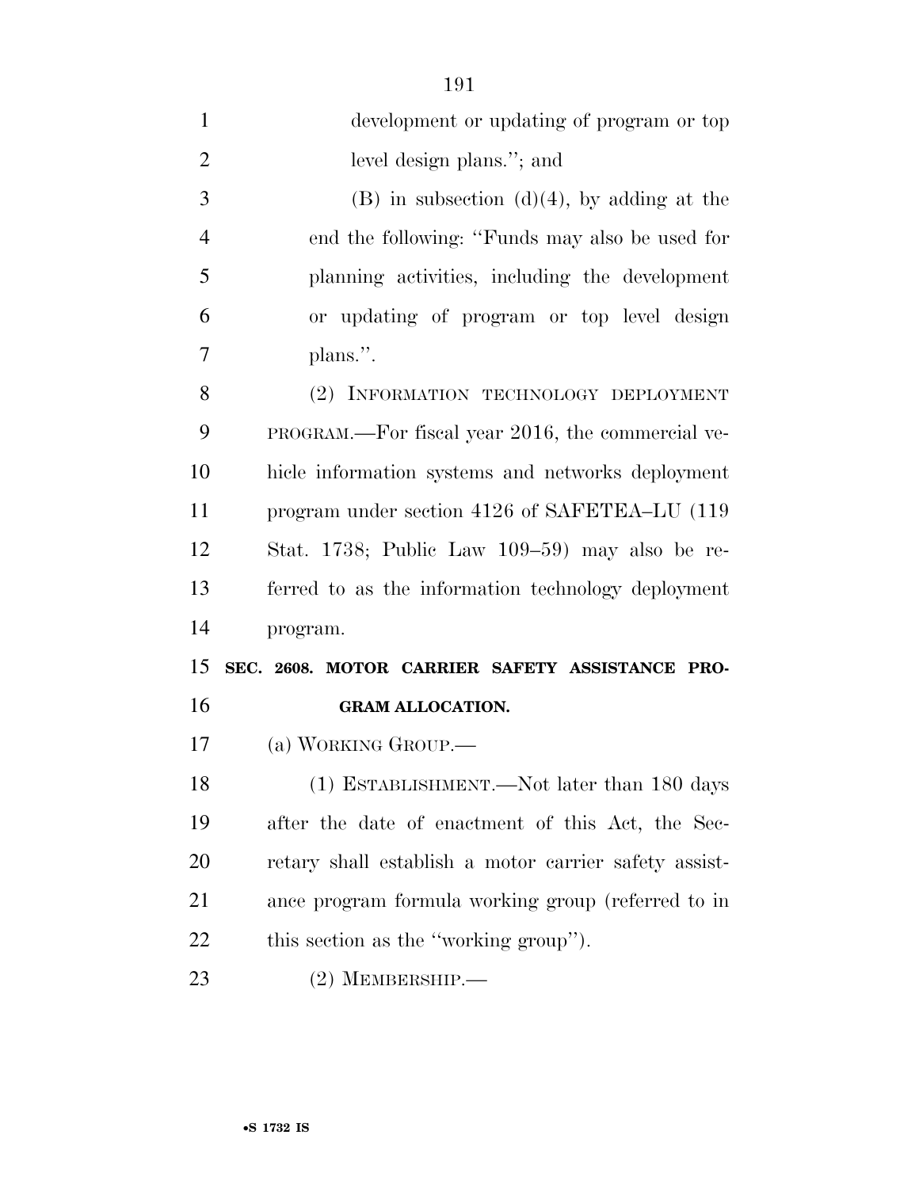development or updating of program or top level design plans.''; and

(B) in subsection (d)(4), by adding at the end the following: ''Funds may also be used for planning activities, including the development or updating of program or top level design plans.''.

(2) INFORMATION TECHNOLOGY DEPLOYMENT PROGRAM.—For fiscal year 2016, the commercial vehicle information systems and networks deployment program under section 4126 of SAFETEA–LU (119 Stat. 1738; Public Law 109–59) may also be referred to as the information technology deployment program.

**SEC. 2608. MOTOR CARRIER SAFETY ASSISTANCE PROGRAM ALLOCATION.**

(a) WORKING GROUP.—

(1) ESTABLISHMENT.—Not later than 180 days after the date of enactment of this Act, the Secretary shall establish a motor carrier safety assistance program formula working group (referred to in this section as the ''working group'').

(2) MEMBERSHIP.—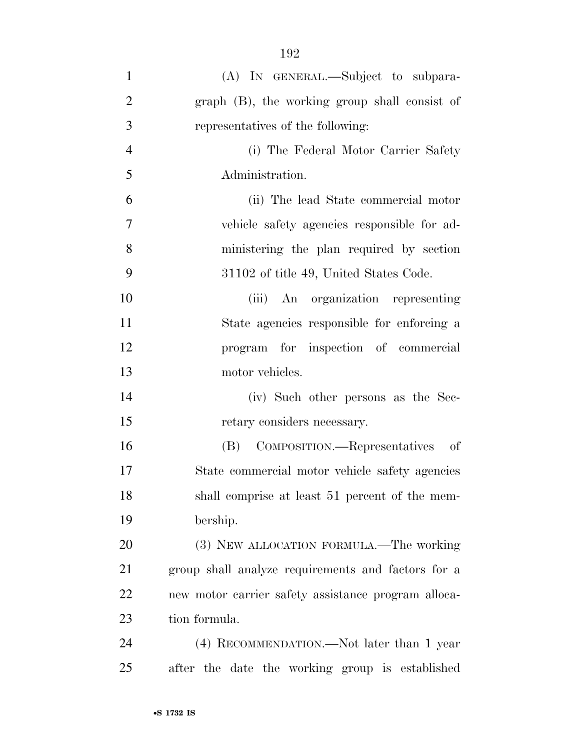(A) IN GENERAL.—Subject to subparagraph (B), the working group shall consist of representatives of the following:

(i) The Federal Motor Carrier Safety Administration.

(ii) The lead State commercial motor vehicle safety agencies responsible for administering the plan required by section 31102 of title 49, United States Code.

(iii) An organization representing State agencies responsible for enforcing a program for inspection of commercial motor vehicles.

(iv) Such other persons as the Secretary considers necessary.

(B) COMPOSITION.—Representatives of State commercial motor vehicle safety agencies shall comprise at least 51 percent of the membership.

(3) NEW ALLOCATION FORMULA.—The working group shall analyze requirements and factors for a new motor carrier safety assistance program allocation formula.

(4) RECOMMENDATION.—Not later than 1 year after the date the working group is established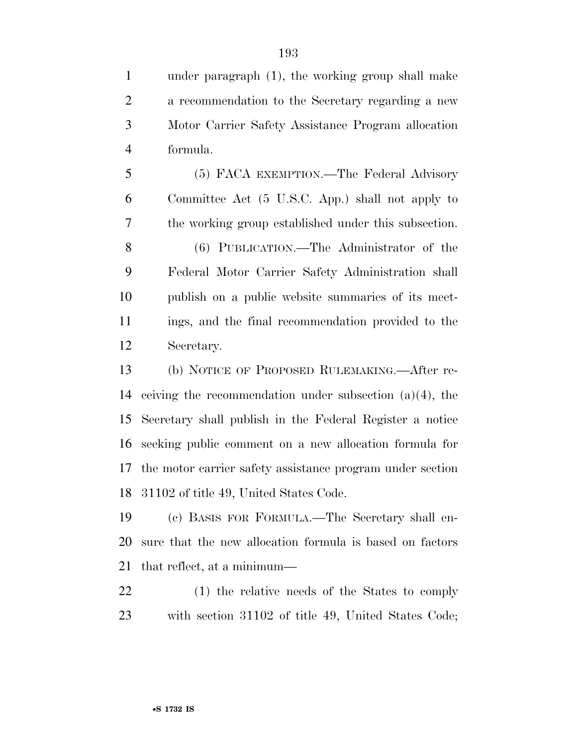under paragraph (1), the working group shall make a recommendation to the Secretary regarding a new Motor Carrier Safety Assistance Program allocation formula.

(5) FACA EXEMPTION.—The Federal Advisory Committee Act (5 U.S.C. App.) shall not apply to the working group established under this subsection.

(6) PUBLICATION.—The Administrator of the Federal Motor Carrier Safety Administration shall publish on a public website summaries of its meetings, and the final recommendation provided to the Secretary.

(b) NOTICE OF PROPOSED RULEMAKING.—After receiving the recommendation under subsection (a)(4), the Secretary shall publish in the Federal Register a notice seeking public comment on a new allocation formula for the motor carrier safety assistance program under section 31102 of title 49, United States Code.

(c) BASIS FOR FORMULA.—The Secretary shall ensure that the new allocation formula is based on factors that reflect, at a minimum—

(1) the relative needs of the States to comply with section 31102 of title 49, United States Code;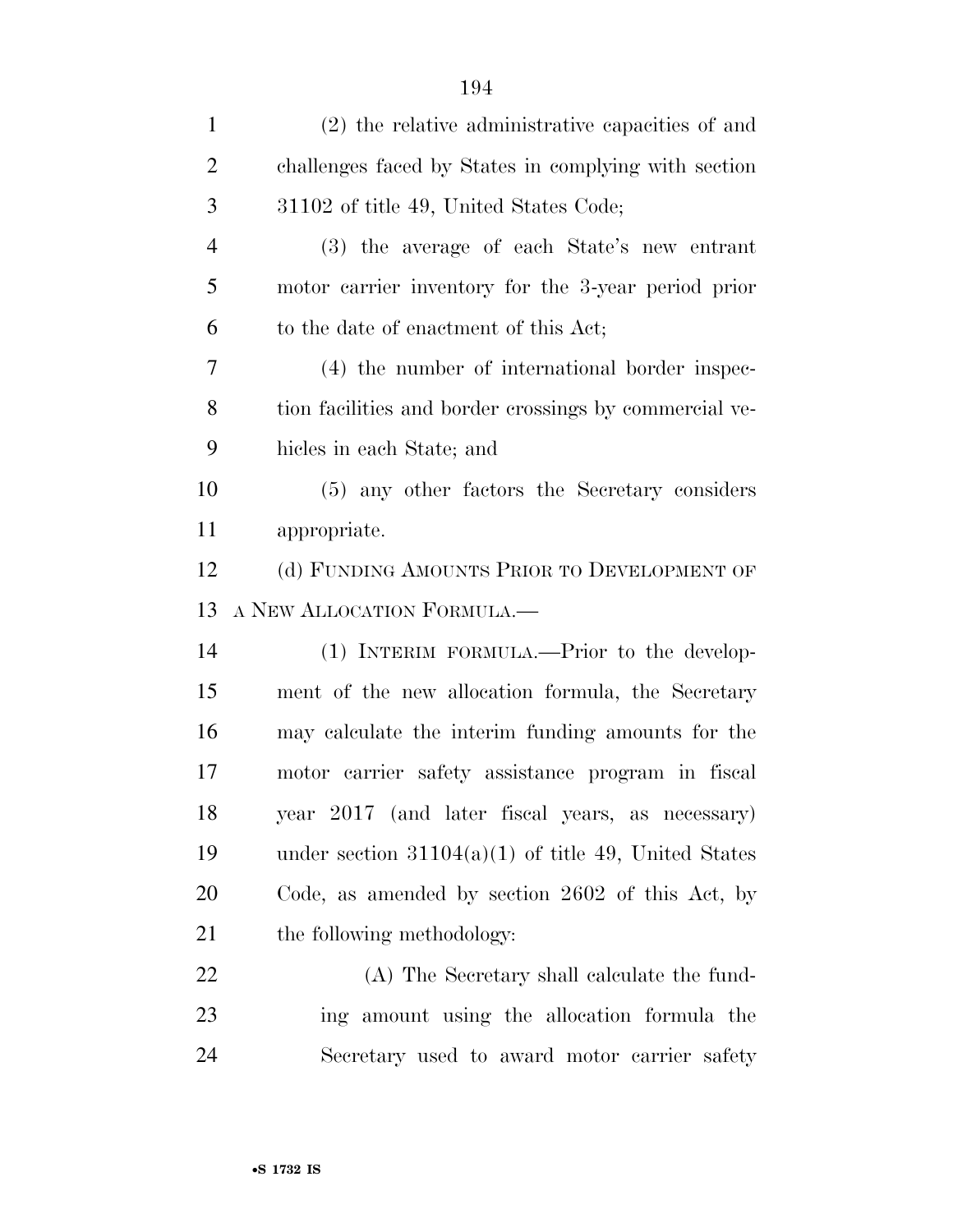(2) the relative administrative capacities of and challenges faced by States in complying with section 31102 of title 49, United States Code;

(3) the average of each State's new entrant motor carrier inventory for the 3-year period prior to the date of enactment of this Act;

(4) the number of international border inspection facilities and border crossings by commercial vehicles in each State; and

(5) any other factors the Secretary considers appropriate.

(d) FUNDING AMOUNTS PRIOR TO DEVELOPMENT OF A NEW ALLOCATION FORMULA.—

(1) INTERIM FORMULA.—Prior to the development of the new allocation formula, the Secretary may calculate the interim funding amounts for the motor carrier safety assistance program in fiscal year 2017 (and later fiscal years, as necessary) under section 31104(a)(1) of title 49, United States Code, as amended by section 2602 of this Act, by the following methodology:

(A) The Secretary shall calculate the funding amount using the allocation formula the Secretary used to award motor carrier safety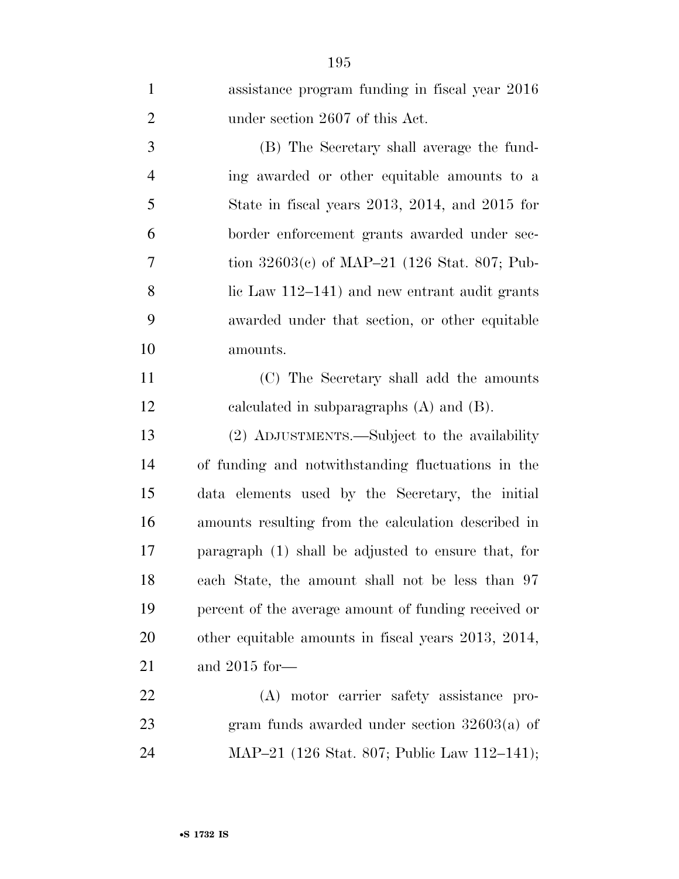assistance program funding in fiscal year 2016 under section 2607 of this Act.

(B) The Secretary shall average the funding awarded or other equitable amounts to a State in fiscal years 2013, 2014, and 2015 for border enforcement grants awarded under section 32603(c) of MAP–21 (126 Stat. 807; Public Law 112–141) and new entrant audit grants awarded under that section, or other equitable amounts.

(C) The Secretary shall add the amounts calculated in subparagraphs (A) and (B).

(2) ADJUSTMENTS.—Subject to the availability of funding and notwithstanding fluctuations in the data elements used by the Secretary, the initial amounts resulting from the calculation described in paragraph (1) shall be adjusted to ensure that, for each State, the amount shall not be less than 97 percent of the average amount of funding received or other equitable amounts in fiscal years 2013, 2014, and 2015 for—

(A) motor carrier safety assistance program funds awarded under section 32603(a) of MAP–21 (126 Stat. 807; Public Law 112–141);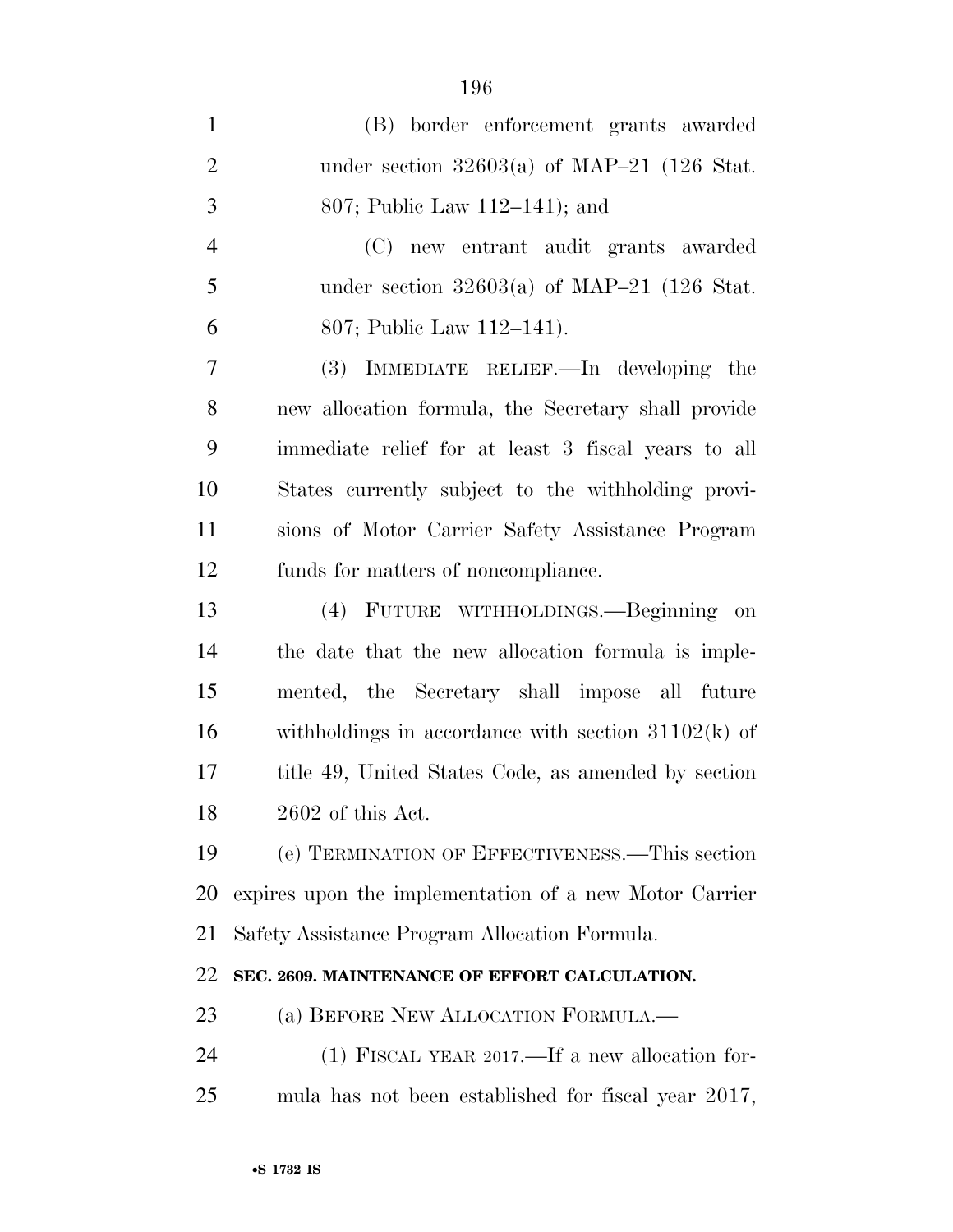(B) border enforcement grants awarded under section 32603(a) of MAP–21 (126 Stat. 807; Public Law 112–141); and

(C) new entrant audit grants awarded under section 32603(a) of MAP–21 (126 Stat. 807; Public Law 112–141).

(3) IMMEDIATE RELIEF.—In developing the new allocation formula, the Secretary shall provide immediate relief for at least 3 fiscal years to all States currently subject to the withholding provisions of Motor Carrier Safety Assistance Program funds for matters of noncompliance.

(4) FUTURE WITHHOLDINGS.—Beginning on the date that the new allocation formula is implemented, the Secretary shall impose all future withholdings in accordance with section 31102(k) of title 49, United States Code, as amended by section 2602 of this Act.

(e) TERMINATION OF EFFECTIVENESS.—This section expires upon the implementation of a new Motor Carrier Safety Assistance Program Allocation Formula.

**SEC. 2609. MAINTENANCE OF EFFORT CALCULATION.**

(a) BEFORE NEW ALLOCATION FORMULA.—

(1) FISCAL YEAR 2017.—If a new allocation formula has not been established for fiscal year 2017,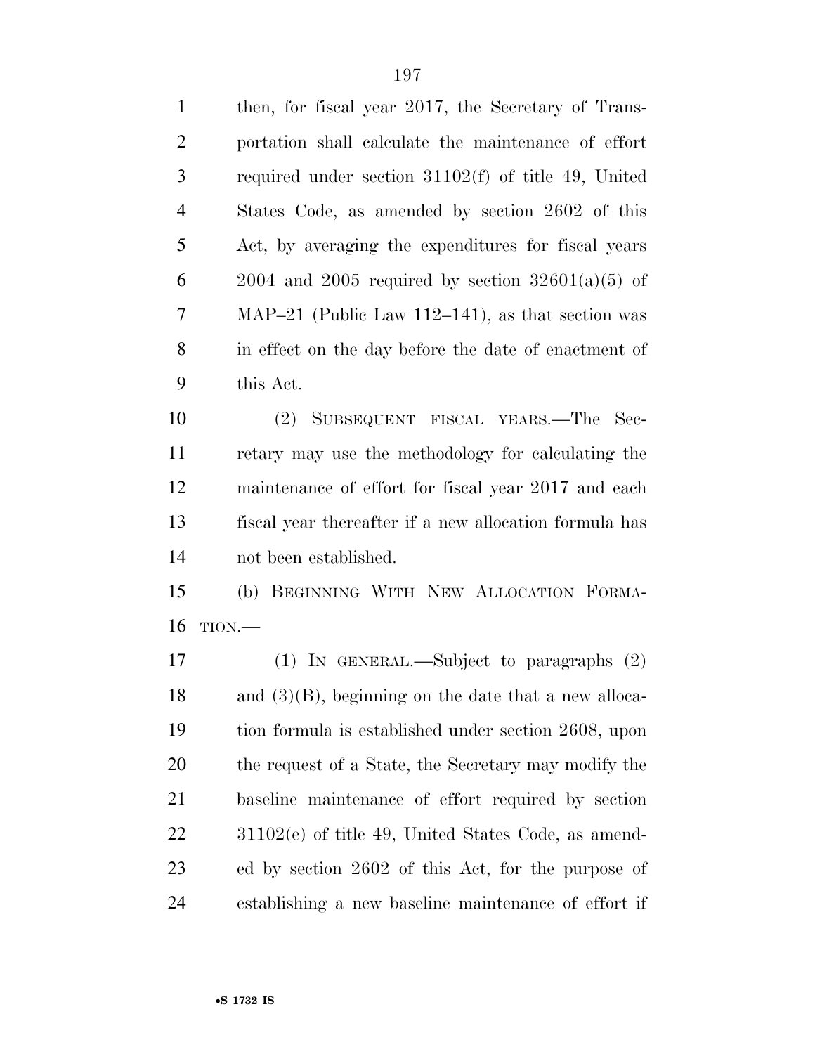then, for fiscal year 2017, the Secretary of Transportation shall calculate the maintenance of effort required under section 31102(f) of title 49, United States Code, as amended by section 2602 of this Act, by averaging the expenditures for fiscal years 2004 and 2005 required by section 32601(a)(5) of MAP–21 (Public Law 112–141), as that section was in effect on the day before the date of enactment of this Act.

(2) SUBSEQUENT FISCAL YEARS.—The Secretary may use the methodology for calculating the maintenance of effort for fiscal year 2017 and each fiscal year thereafter if a new allocation formula has not been established.

(b) BEGINNING WITH NEW ALLOCATION FORMATION.—

(1) IN GENERAL.—Subject to paragraphs (2) and (3)(B), beginning on the date that a new allocation formula is established under section 2608, upon the request of a State, the Secretary may modify the baseline maintenance of effort required by section 31102(e) of title 49, United States Code, as amended by section 2602 of this Act, for the purpose of establishing a new baseline maintenance of effort if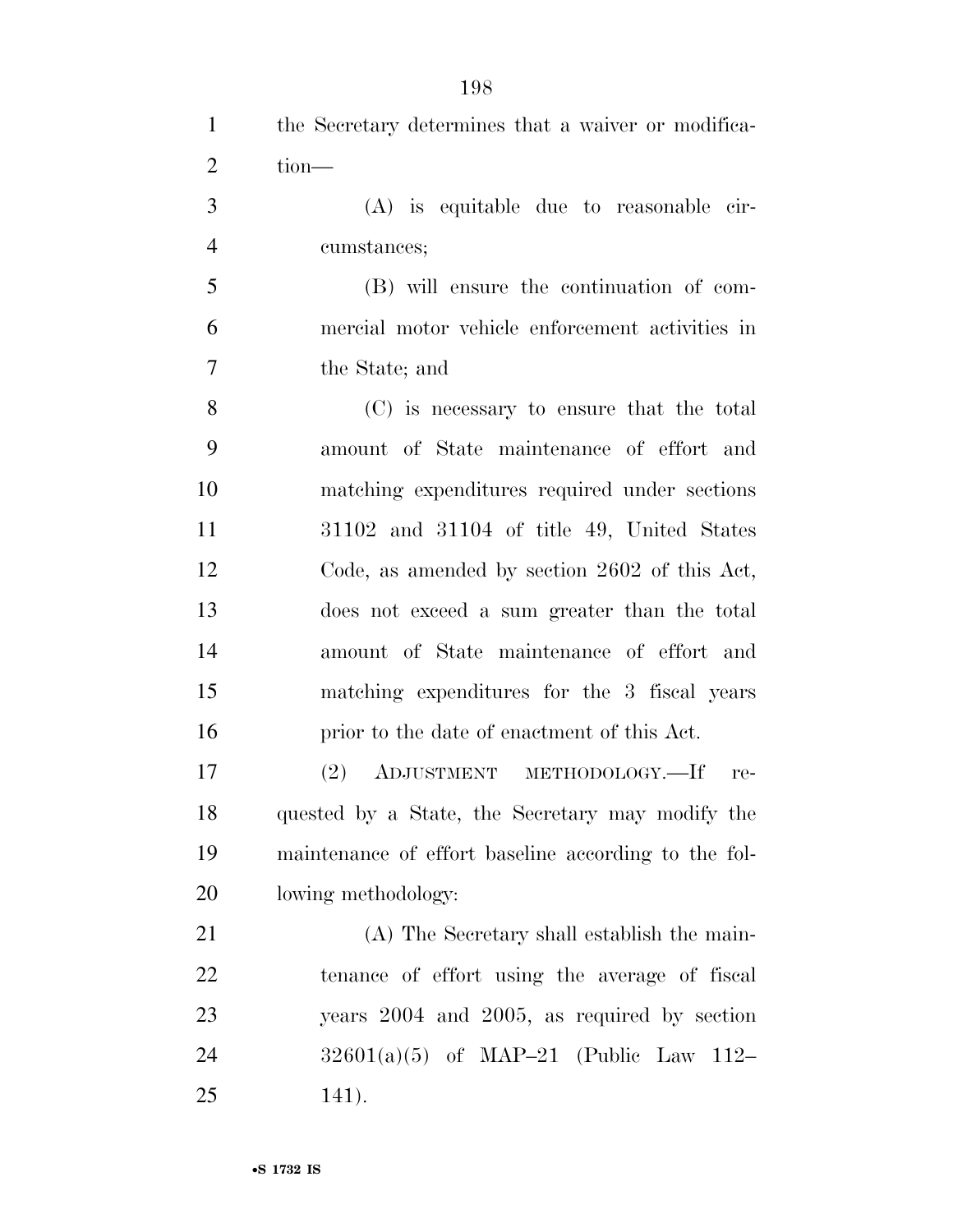the Secretary determines that a waiver or modification—

(A) is equitable due to reasonable circumstances;

(B) will ensure the continuation of commercial motor vehicle enforcement activities in the State; and

(C) is necessary to ensure that the total amount of State maintenance of effort and matching expenditures required under sections 31102 and 31104 of title 49, United States Code, as amended by section 2602 of this Act, does not exceed a sum greater than the total amount of State maintenance of effort and matching expenditures for the 3 fiscal years prior to the date of enactment of this Act.

(2) ADJUSTMENT METHODOLOGY.—If requested by a State, the Secretary may modify the maintenance of effort baseline according to the following methodology:

(A) The Secretary shall establish the maintenance of effort using the average of fiscal years 2004 and 2005, as required by section 32601(a)(5) of MAP–21 (Public Law 112–141).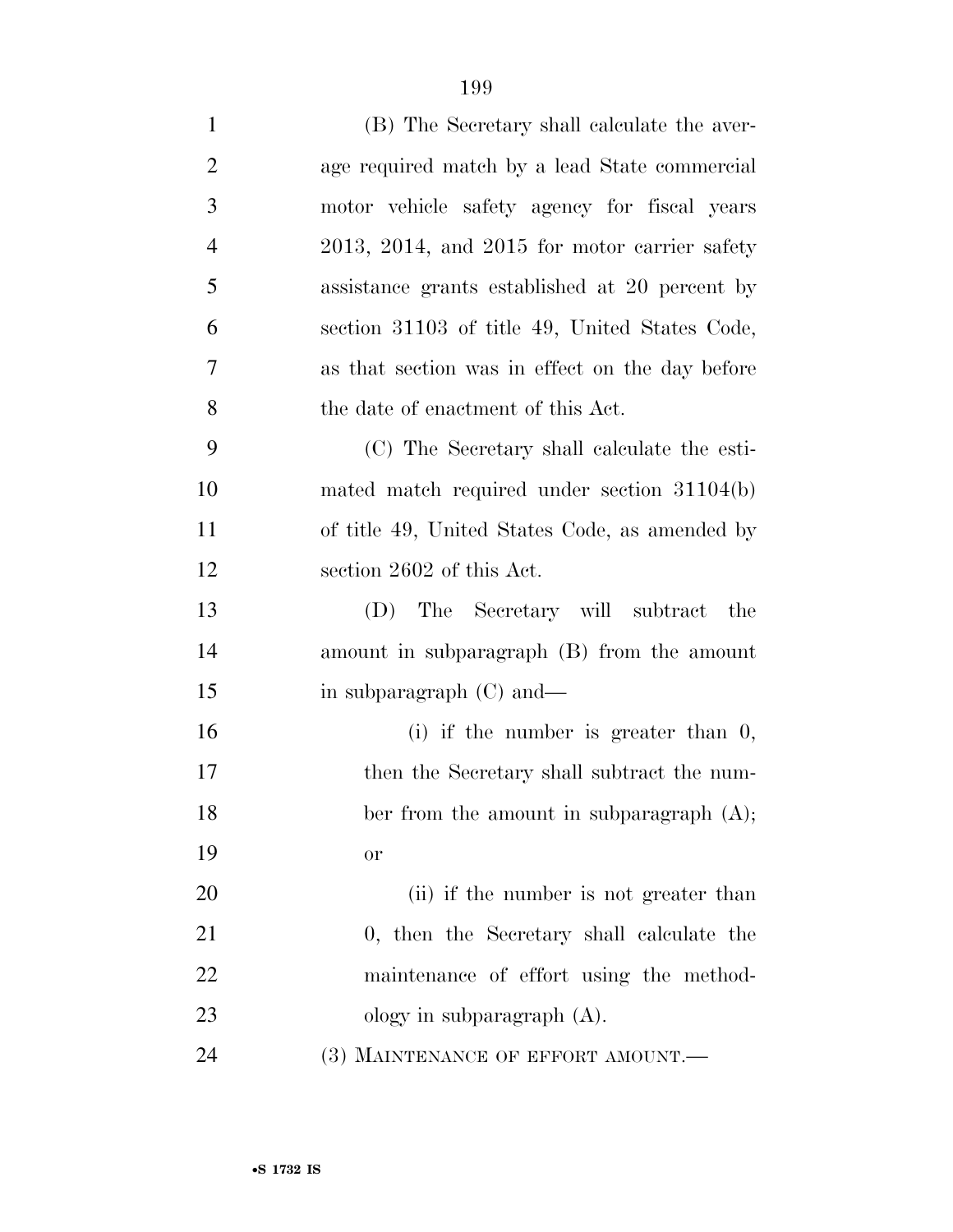(B) The Secretary shall calculate the average required match by a lead State commercial motor vehicle safety agency for fiscal years 2013, 2014, and 2015 for motor carrier safety assistance grants established at 20 percent by section 31103 of title 49, United States Code, as that section was in effect on the day before the date of enactment of this Act.

(C) The Secretary shall calculate the estimated match required under section 31104(b) of title 49, United States Code, as amended by section 2602 of this Act.

(D) The Secretary will subtract the amount in subparagraph (B) from the amount in subparagraph (C) and—

(i) if the number is greater than 0, then the Secretary shall subtract the number from the amount in subparagraph (A); or

(ii) if the number is not greater than 0, then the Secretary shall calculate the maintenance of effort using the methodology in subparagraph (A).

(3) MAINTENANCE OF EFFORT AMOUNT.—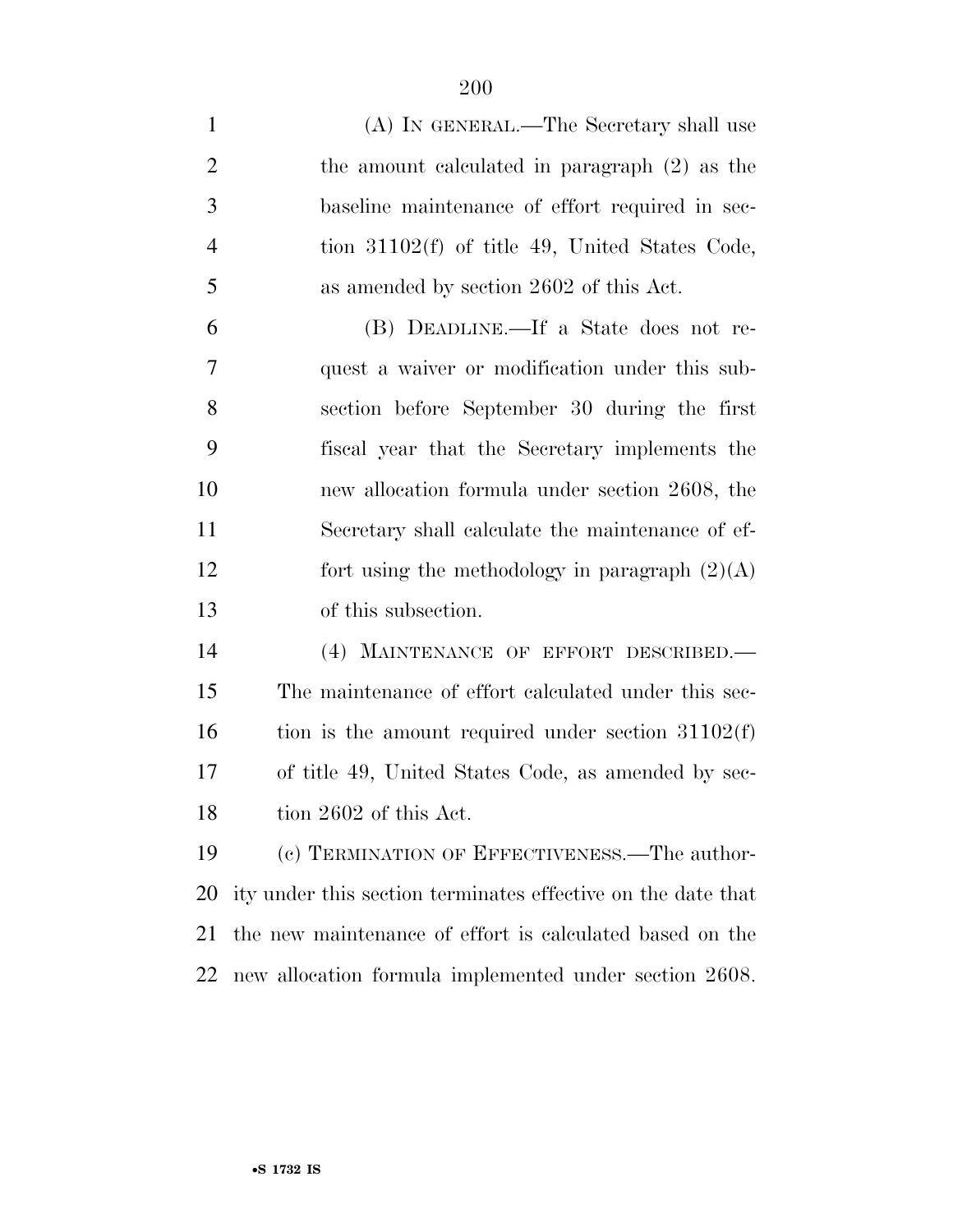(A) IN GENERAL.—The Secretary shall use the amount calculated in paragraph (2) as the baseline maintenance of effort required in section 31102(f) of title 49, United States Code, as amended by section 2602 of this Act.

(B) DEADLINE.—If a State does not request a waiver or modification under this subsection before September 30 during the first fiscal year that the Secretary implements the new allocation formula under section 2608, the Secretary shall calculate the maintenance of effort using the methodology in paragraph (2)(A) of this subsection.

(4) MAINTENANCE OF EFFORT DESCRIBED.—The maintenance of effort calculated under this section is the amount required under section 31102(f) of title 49, United States Code, as amended by section 2602 of this Act.

(c) TERMINATION OF EFFECTIVENESS.—The authority under this section terminates effective on the date that the new maintenance of effort is calculated based on the new allocation formula implemented under section 2608.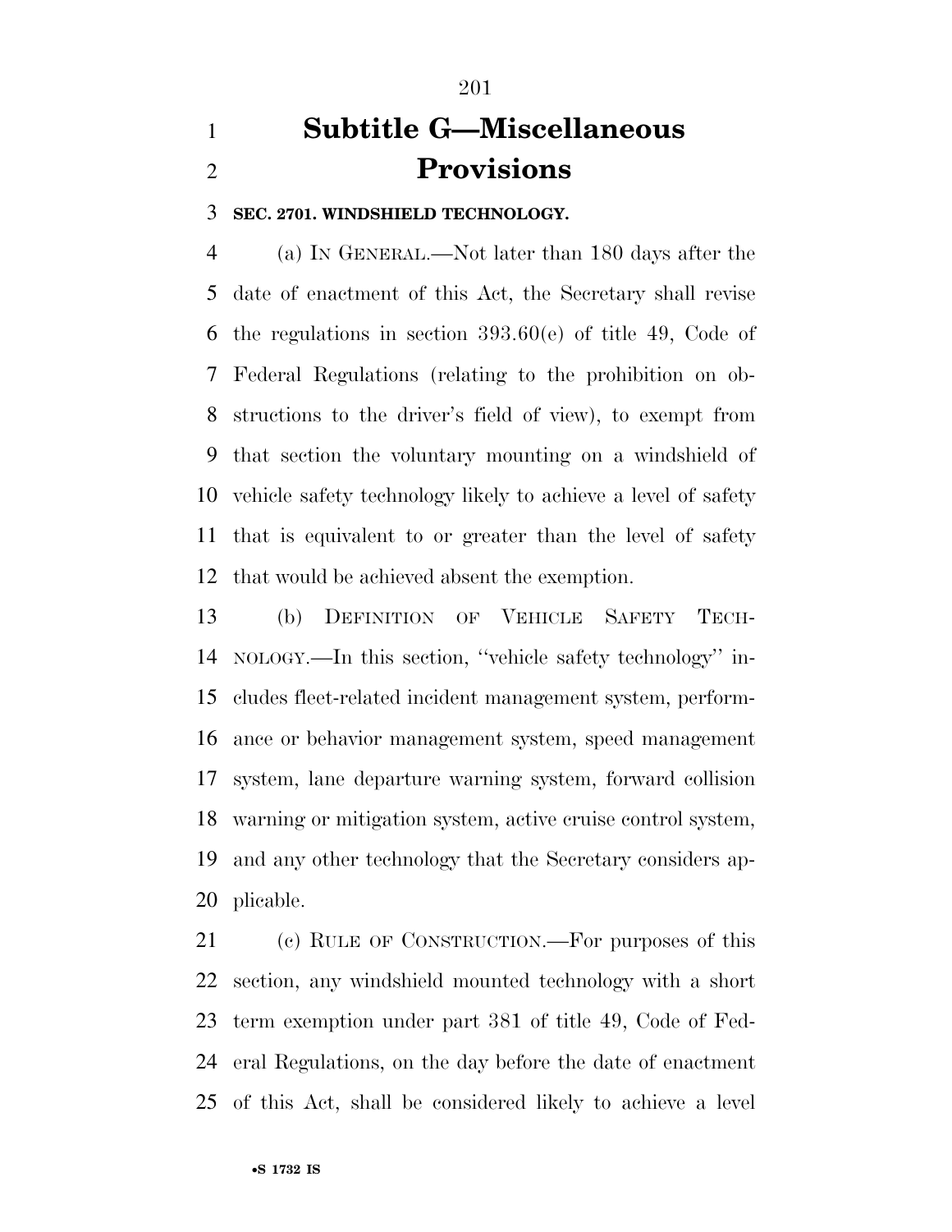# Subtitle G—Miscellaneous Provisions

**SEC. 2701. WINDSHIELD TECHNOLOGY.**

(a) IN GENERAL.—Not later than 180 days after the date of enactment of this Act, the Secretary shall revise the regulations in section 393.60(e) of title 49, Code of Federal Regulations (relating to the prohibition on obstructions to the driver's field of view), to exempt from that section the voluntary mounting on a windshield of vehicle safety technology likely to achieve a level of safety that is equivalent to or greater than the level of safety that would be achieved absent the exemption.

(b) DEFINITION OF VEHICLE SAFETY TECHNOLOGY.—In this section, ''vehicle safety technology'' includes fleet-related incident management system, performance or behavior management system, speed management system, lane departure warning system, forward collision warning or mitigation system, active cruise control system, and any other technology that the Secretary considers applicable.

(c) RULE OF CONSTRUCTION.—For purposes of this section, any windshield mounted technology with a short term exemption under part 381 of title 49, Code of Federal Regulations, on the day before the date of enactment of this Act, shall be considered likely to achieve a level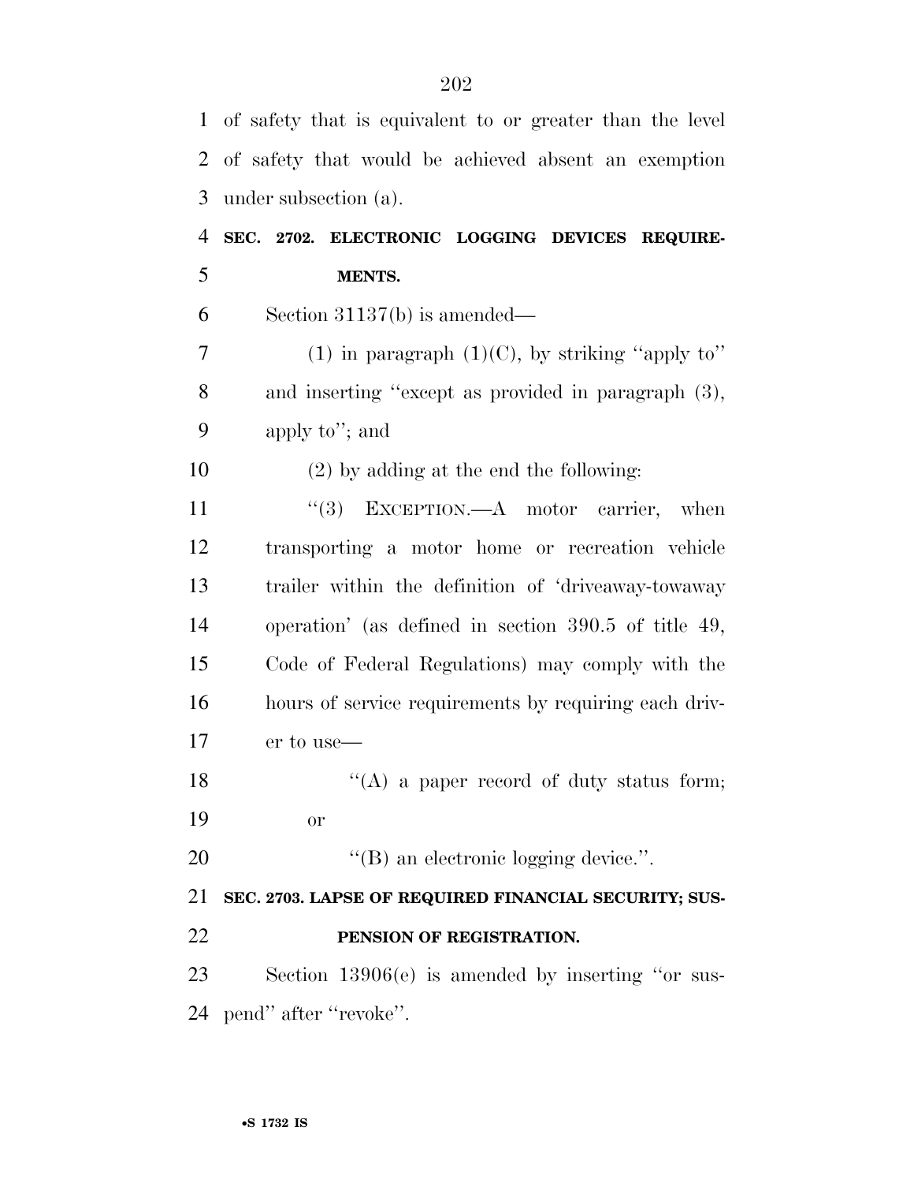of safety that is equivalent to or greater than the level of safety that would be achieved absent an exemption under subsection (a).

**SEC. 2702. ELECTRONIC LOGGING DEVICES REQUIREMENTS.**

Section 31137(b) is amended—

(1) in paragraph (1)(C), by striking ''apply to'' and inserting ''except as provided in paragraph (3), apply to''; and

(2) by adding at the end the following:

''(3) EXCEPTION.—A motor carrier, when transporting a motor home or recreation vehicle trailer within the definition of 'driveaway-towaway operation' (as defined in section 390.5 of title 49, Code of Federal Regulations) may comply with the hours of service requirements by requiring each driver to use—

''(A) a paper record of duty status form; or

''(B) an electronic logging device.''.

**SEC. 2703. LAPSE OF REQUIRED FINANCIAL SECURITY; SUSPENSION OF REGISTRATION.**

Section 13906(e) is amended by inserting ''or suspend'' after ''revoke''.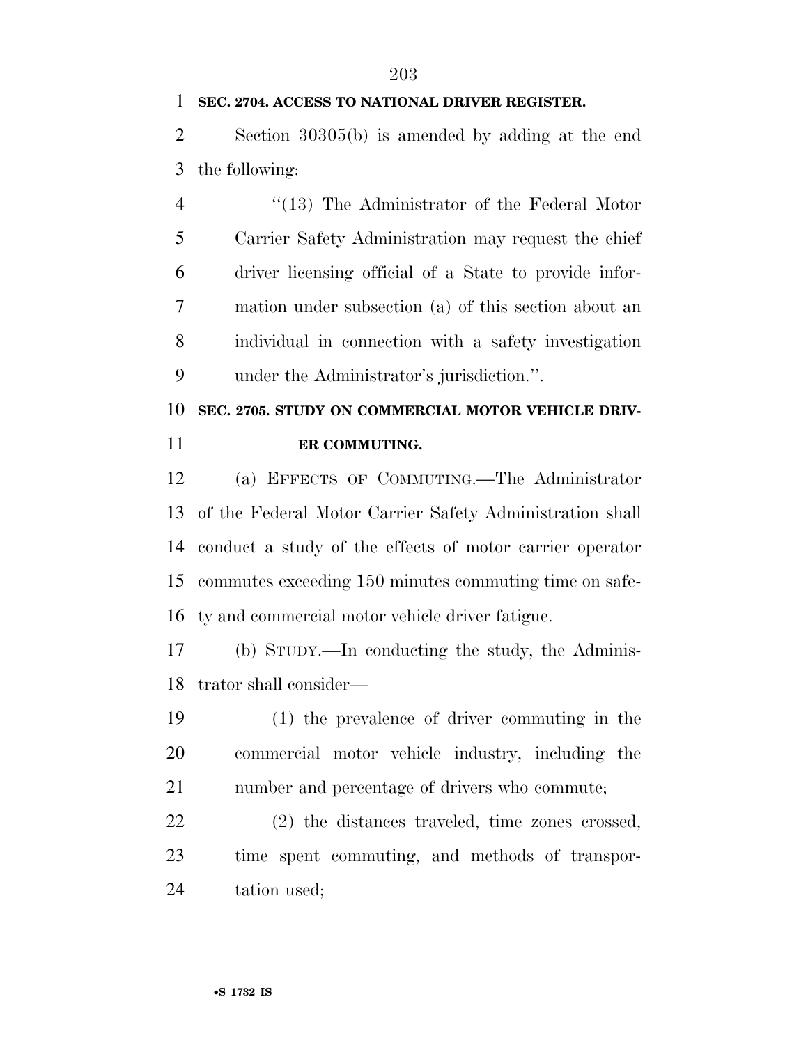**SEC. 2704. ACCESS TO NATIONAL DRIVER REGISTER.**

Section 30305(b) is amended by adding at the end the following:

"(13) The Administrator of the Federal Motor Carrier Safety Administration may request the chief driver licensing official of a State to provide information under subsection (a) of this section about an individual in connection with a safety investigation under the Administrator's jurisdiction.".

**SEC. 2705. STUDY ON COMMERCIAL MOTOR VEHICLE DRIVER COMMUTING.**

(a) EFFECTS OF COMMUTING.—The Administrator of the Federal Motor Carrier Safety Administration shall conduct a study of the effects of motor carrier operator commutes exceeding 150 minutes commuting time on safety and commercial motor vehicle driver fatigue.

(b) STUDY.—In conducting the study, the Administrator shall consider—

(1) the prevalence of driver commuting in the commercial motor vehicle industry, including the number and percentage of drivers who commute;

(2) the distances traveled, time zones crossed, time spent commuting, and methods of transportation used;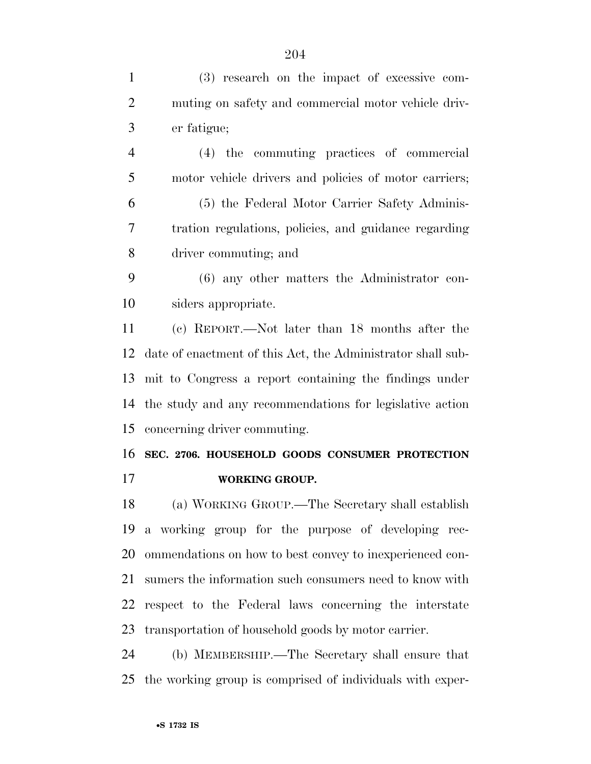(3) research on the impact of excessive commuting on safety and commercial motor vehicle driver fatigue;

(4) the commuting practices of commercial motor vehicle drivers and policies of motor carriers;

(5) the Federal Motor Carrier Safety Administration regulations, policies, and guidance regarding driver commuting; and

(6) any other matters the Administrator considers appropriate.

(c) REPORT.—Not later than 18 months after the date of enactment of this Act, the Administrator shall submit to Congress a report containing the findings under the study and any recommendations for legislative action concerning driver commuting.

**SEC. 2706. HOUSEHOLD GOODS CONSUMER PROTECTION WORKING GROUP.**

(a) WORKING GROUP.—The Secretary shall establish a working group for the purpose of developing recommendations on how to best convey to inexperienced consumers the information such consumers need to know with respect to the Federal laws concerning the interstate transportation of household goods by motor carrier.

(b) MEMBERSHIP.—The Secretary shall ensure that the working group is comprised of individuals with exper-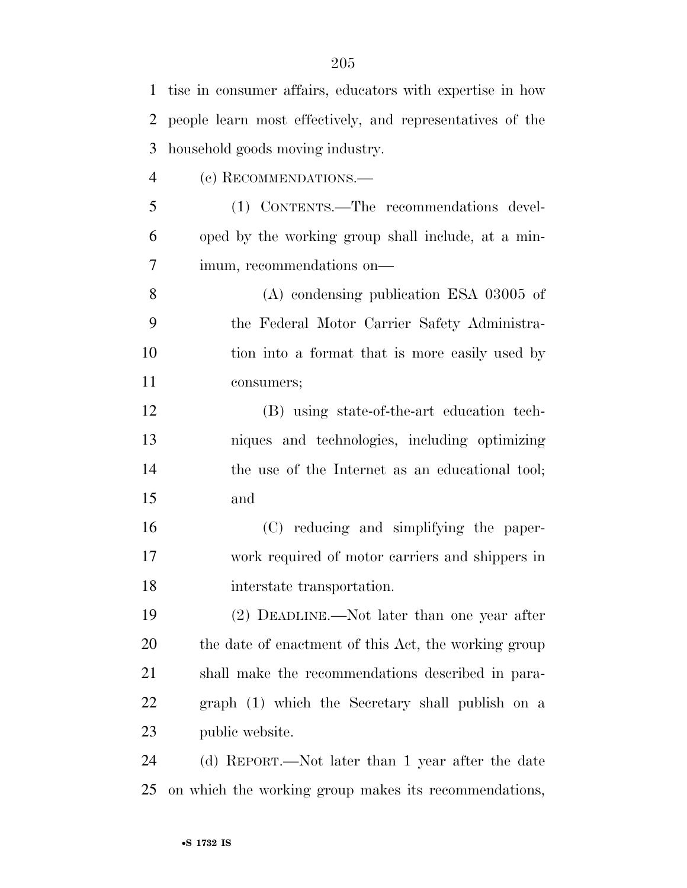tise in consumer affairs, educators with expertise in how people learn most effectively, and representatives of the household goods moving industry.

(c) RECOMMENDATIONS.—

(1) CONTENTS.—The recommendations developed by the working group shall include, at a minimum, recommendations on—

(A) condensing publication ESA 03005 of the Federal Motor Carrier Safety Administration into a format that is more easily used by consumers;

(B) using state-of-the-art education techniques and technologies, including optimizing the use of the Internet as an educational tool; and

(C) reducing and simplifying the paperwork required of motor carriers and shippers in interstate transportation.

(2) DEADLINE.—Not later than one year after the date of enactment of this Act, the working group shall make the recommendations described in paragraph (1) which the Secretary shall publish on a public website.

(d) REPORT.—Not later than 1 year after the date on which the working group makes its recommendations,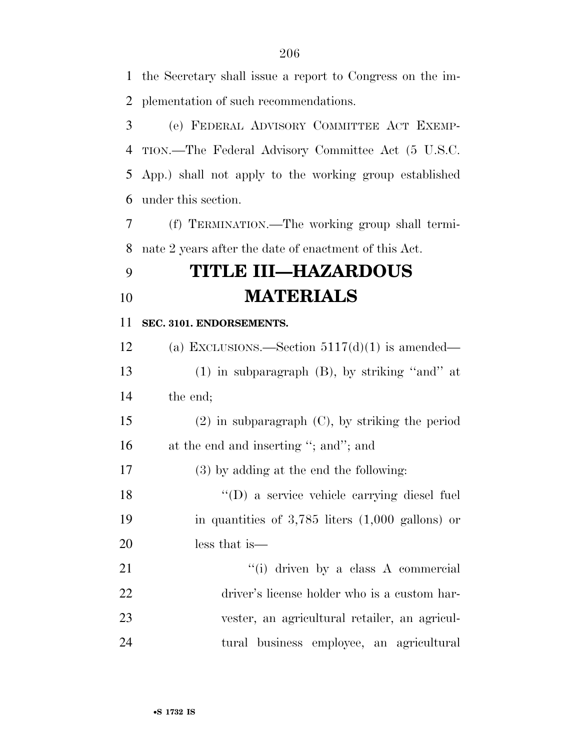the Secretary shall issue a report to Congress on the implementation of such recommendations.

(e) FEDERAL ADVISORY COMMITTEE ACT EXEMPTION.—The Federal Advisory Committee Act (5 U.S.C. App.) shall not apply to the working group established under this section.

(f) TERMINATION.—The working group shall terminate 2 years after the date of enactment of this Act.

# TITLE III—HAZARDOUS MATERIALS

**SEC. 3101. ENDORSEMENTS.**

(a) EXCLUSIONS.—Section 5117(d)(1) is amended—

(1) in subparagraph (B), by striking ''and'' at the end;

(2) in subparagraph (C), by striking the period at the end and inserting ''; and''; and

(3) by adding at the end the following:

''(D) a service vehicle carrying diesel fuel in quantities of 3,785 liters (1,000 gallons) or less that is—

''(i) driven by a class A commercial driver's license holder who is a custom harvester, an agricultural retailer, an agricultural business employee, an agricultural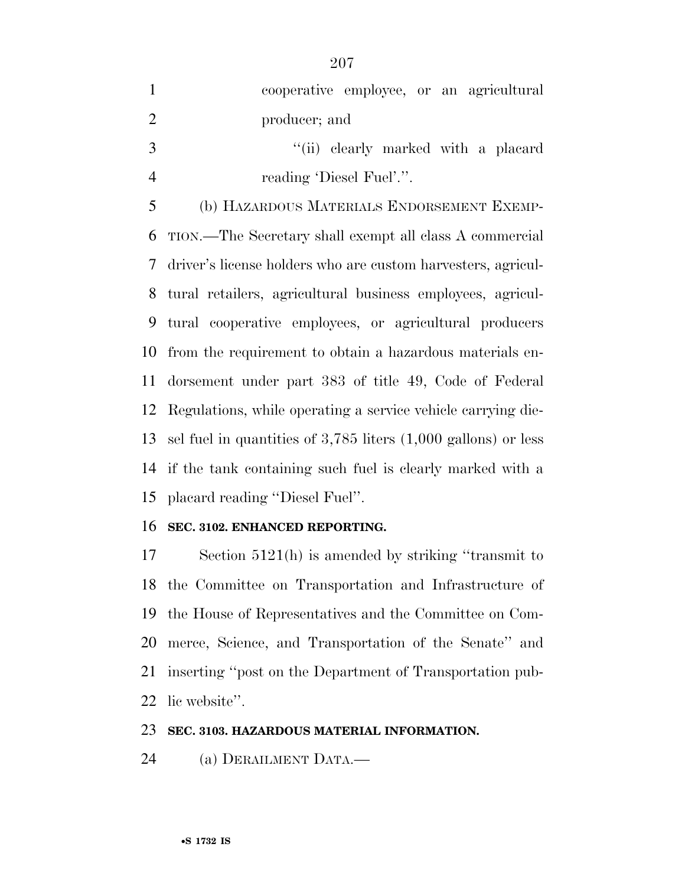cooperative employee, or an agricultural producer; and

''(ii) clearly marked with a placard reading 'Diesel Fuel'.''.

(b) HAZARDOUS MATERIALS ENDORSEMENT EXEMPTION.—The Secretary shall exempt all class A commercial driver's license holders who are custom harvesters, agricultural retailers, agricultural business employees, agricultural cooperative employees, or agricultural producers from the requirement to obtain a hazardous materials endorsement under part 383 of title 49, Code of Federal Regulations, while operating a service vehicle carrying diesel fuel in quantities of 3,785 liters (1,000 gallons) or less if the tank containing such fuel is clearly marked with a placard reading ''Diesel Fuel''.

**SEC. 3102. ENHANCED REPORTING.**

Section 5121(h) is amended by striking ''transmit to the Committee on Transportation and Infrastructure of the House of Representatives and the Committee on Commerce, Science, and Transportation of the Senate'' and inserting ''post on the Department of Transportation public website''.

**SEC. 3103. HAZARDOUS MATERIAL INFORMATION.**

(a) DERAILMENT DATA.—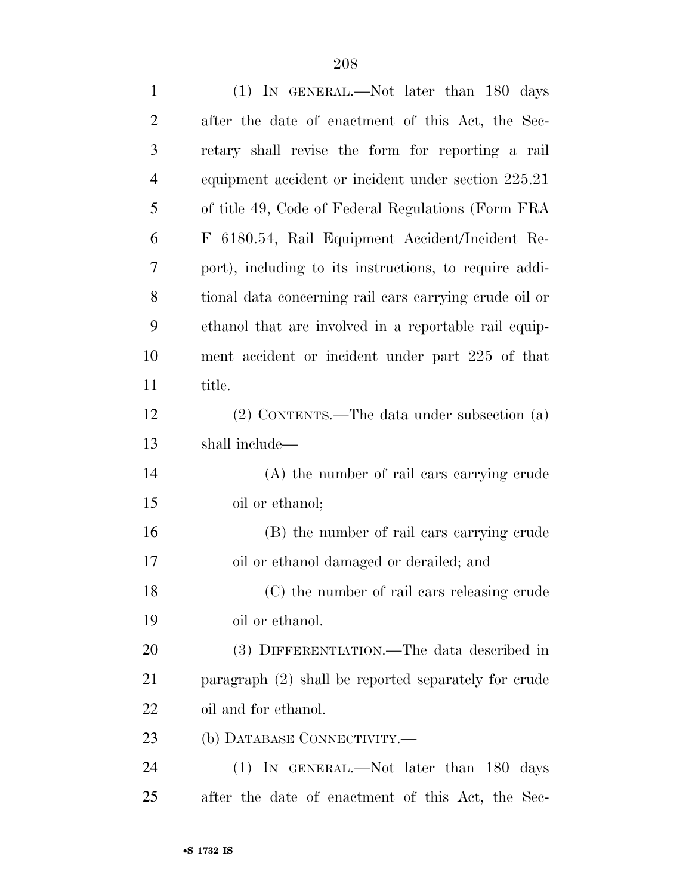(1) IN GENERAL.—Not later than 180 days after the date of enactment of this Act, the Secretary shall revise the form for reporting a rail equipment accident or incident under section 225.21 of title 49, Code of Federal Regulations (Form FRA F 6180.54, Rail Equipment Accident/Incident Report), including to its instructions, to require additional data concerning rail cars carrying crude oil or ethanol that are involved in a reportable rail equipment accident or incident under part 225 of that title.

(2) CONTENTS.—The data under subsection (a) shall include—

(A) the number of rail cars carrying crude oil or ethanol;

(B) the number of rail cars carrying crude oil or ethanol damaged or derailed; and

(C) the number of rail cars releasing crude oil or ethanol.

(3) DIFFERENTIATION.—The data described in paragraph (2) shall be reported separately for crude oil and for ethanol.

(b) DATABASE CONNECTIVITY.—

(1) IN GENERAL.—Not later than 180 days after the date of enactment of this Act, the Sec-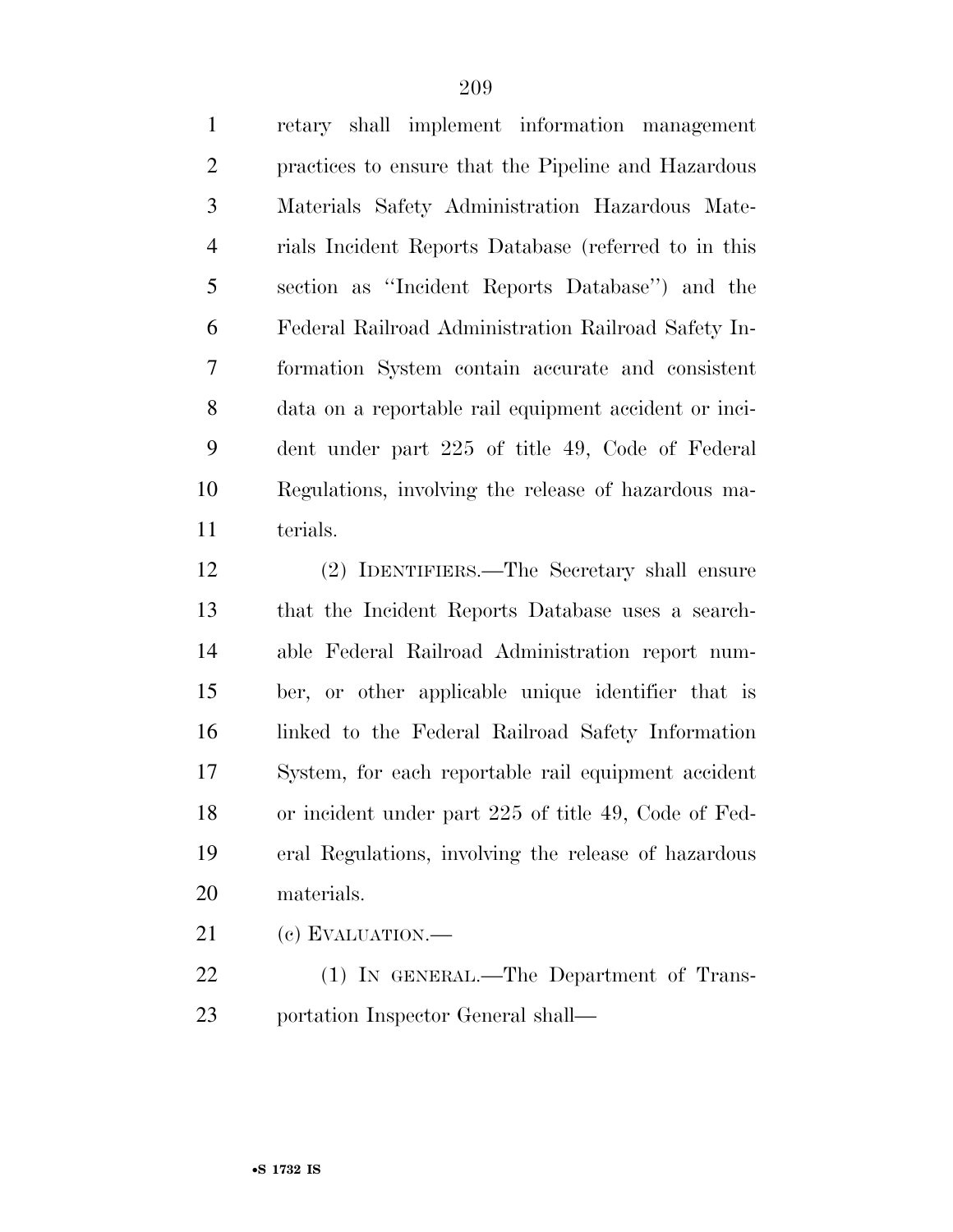retary shall implement information management practices to ensure that the Pipeline and Hazardous Materials Safety Administration Hazardous Materials Incident Reports Database (referred to in this section as ''Incident Reports Database'') and the Federal Railroad Administration Railroad Safety Information System contain accurate and consistent data on a reportable rail equipment accident or incident under part 225 of title 49, Code of Federal Regulations, involving the release of hazardous materials.

(2) IDENTIFIERS.—The Secretary shall ensure that the Incident Reports Database uses a searchable Federal Railroad Administration report number, or other applicable unique identifier that is linked to the Federal Railroad Safety Information System, for each reportable rail equipment accident or incident under part 225 of title 49, Code of Federal Regulations, involving the release of hazardous materials.

(c) EVALUATION.—

(1) IN GENERAL.—The Department of Transportation Inspector General shall—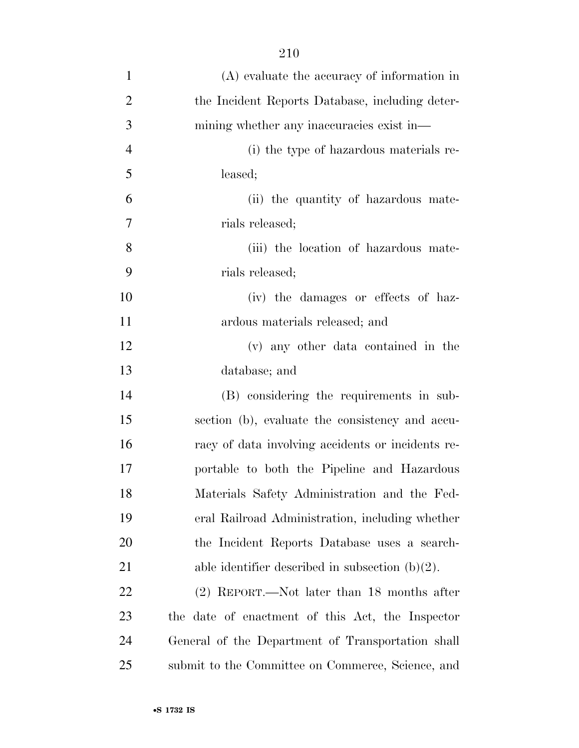(A) evaluate the accuracy of information in the Incident Reports Database, including determining whether any inaccuracies exist in—

(i) the type of hazardous materials released;

(ii) the quantity of hazardous materials released;

(iii) the location of hazardous materials released;

(iv) the damages or effects of hazardous materials released; and

(v) any other data contained in the database; and

(B) considering the requirements in subsection (b), evaluate the consistency and accuracy of data involving accidents or incidents reportable to both the Pipeline and Hazardous Materials Safety Administration and the Federal Railroad Administration, including whether the Incident Reports Database uses a searchable identifier described in subsection (b)(2).

(2) REPORT.—Not later than 18 months after the date of enactment of this Act, the Inspector General of the Department of Transportation shall submit to the Committee on Commerce, Science, and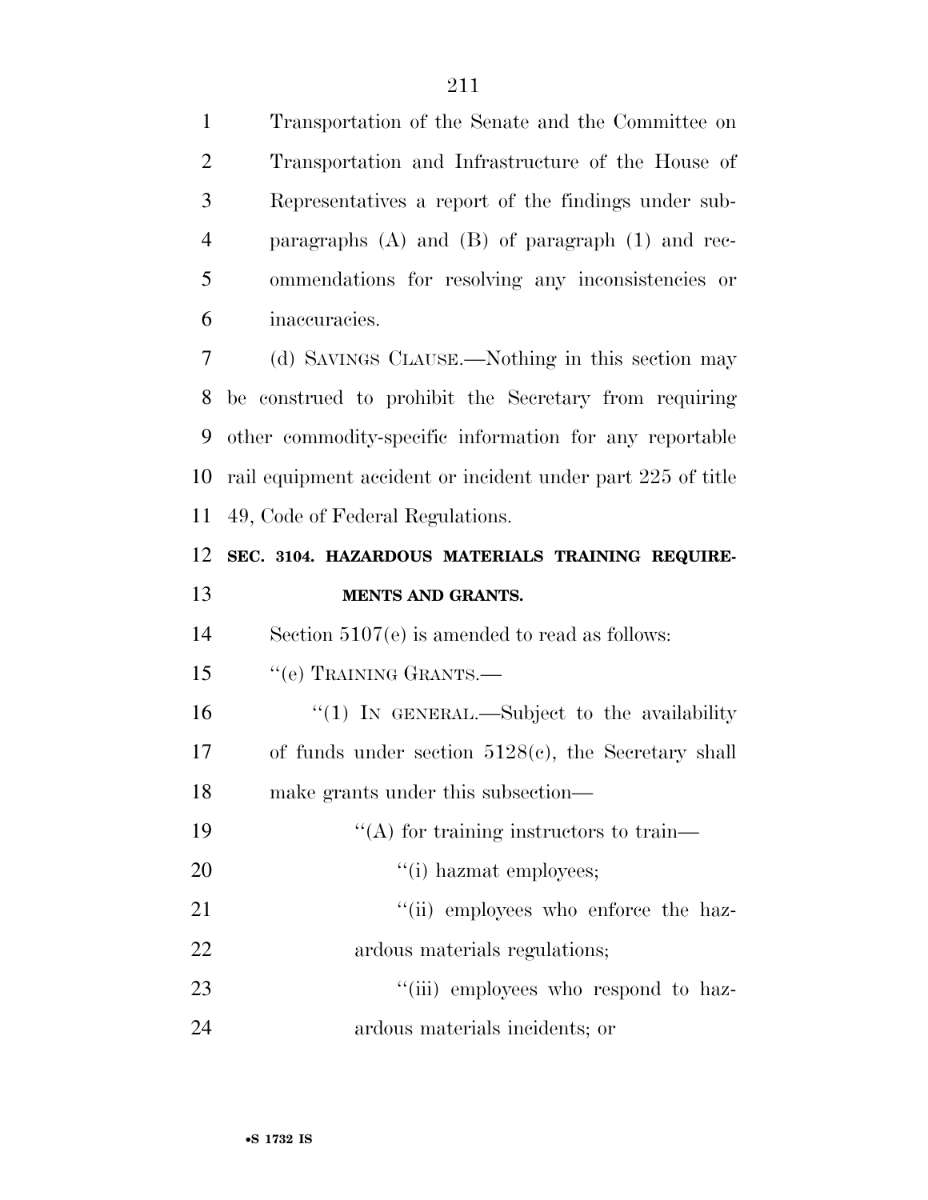Transportation of the Senate and the Committee on Transportation and Infrastructure of the House of Representatives a report of the findings under subparagraphs (A) and (B) of paragraph (1) and recommendations for resolving any inconsistencies or inaccuracies.

(d) SAVINGS CLAUSE.—Nothing in this section may be construed to prohibit the Secretary from requiring other commodity-specific information for any reportable rail equipment accident or incident under part 225 of title 49, Code of Federal Regulations.

**SEC. 3104. HAZARDOUS MATERIALS TRAINING REQUIREMENTS AND GRANTS.**

Section 5107(e) is amended to read as follows:

"(e) TRAINING GRANTS.—

"(1) IN GENERAL.—Subject to the availability of funds under section 5128(c), the Secretary shall make grants under this subsection—

"(A) for training instructors to train—

"(i) hazmat employees;

"(ii) employees who enforce the hazardous materials regulations;

"(iii) employees who respond to hazardous materials incidents; or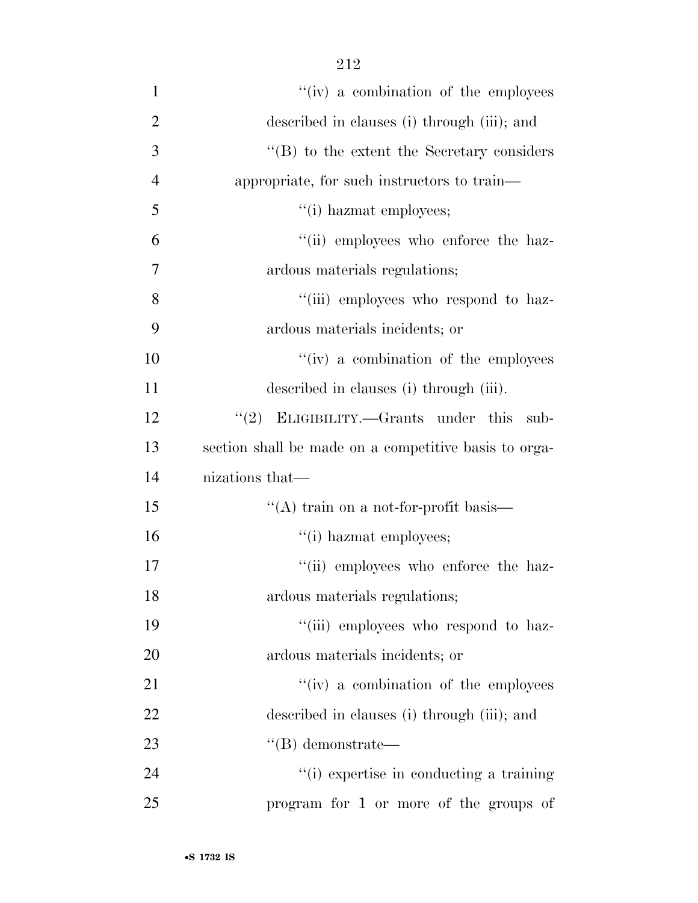''(iv) a combination of the employees described in clauses (i) through (iii); and

''(B) to the extent the Secretary considers appropriate, for such instructors to train—

''(i) hazmat employees;

''(ii) employees who enforce the hazardous materials regulations;

''(iii) employees who respond to hazardous materials incidents; or

''(iv) a combination of the employees described in clauses (i) through (iii).

''(2) ELIGIBILITY.—Grants under this subsection shall be made on a competitive basis to organizations that—

''(A) train on a not-for-profit basis—

''(i) hazmat employees;

''(ii) employees who enforce the hazardous materials regulations;

''(iii) employees who respond to hazardous materials incidents; or

''(iv) a combination of the employees described in clauses (i) through (iii); and

''(B) demonstrate—

''(i) expertise in conducting a training program for 1 or more of the groups of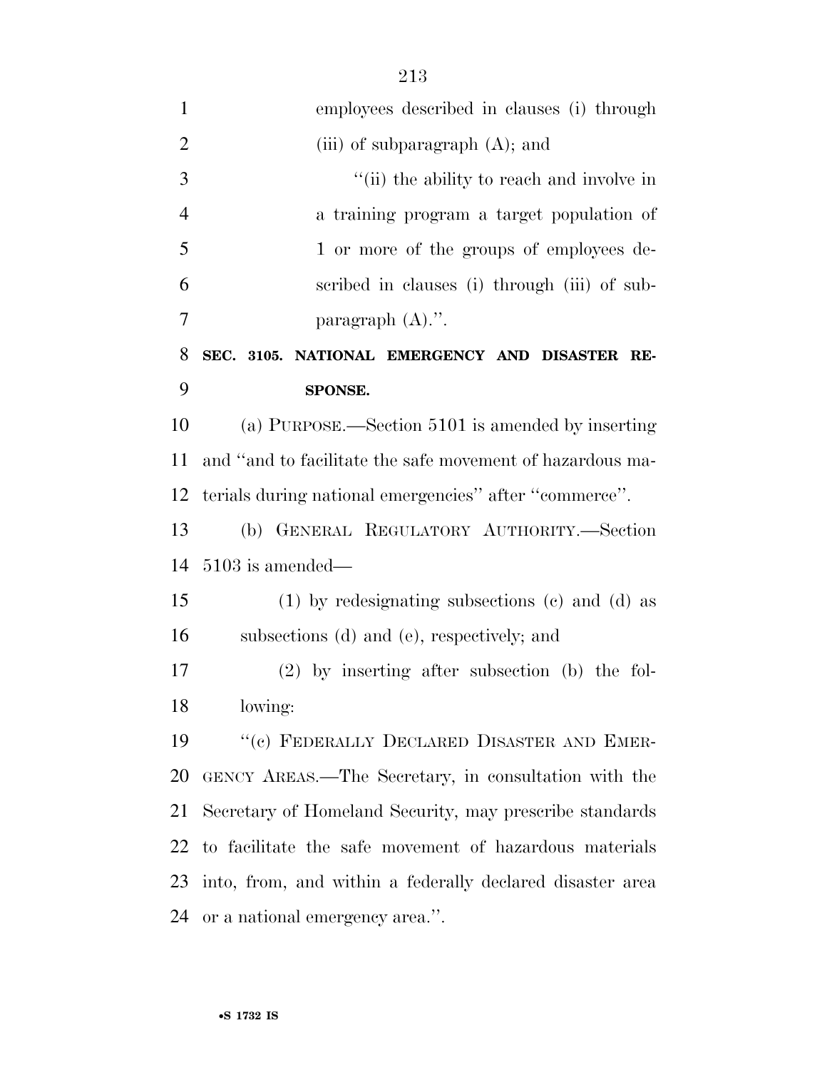employees described in clauses (i) through (iii) of subparagraph (A); and

''(ii) the ability to reach and involve in a training program a target population of 1 or more of the groups of employees described in clauses (i) through (iii) of subparagraph (A).''.

**SEC. 3105. NATIONAL EMERGENCY AND DISASTER RESPONSE.**

(a) PURPOSE.—Section 5101 is amended by inserting and ''and to facilitate the safe movement of hazardous materials during national emergencies'' after ''commerce''.

(b) GENERAL REGULATORY AUTHORITY.—Section 5103 is amended—

(1) by redesignating subsections (c) and (d) as subsections (d) and (e), respectively; and

(2) by inserting after subsection (b) the following:

''(c) FEDERALLY DECLARED DISASTER AND EMERGENCY AREAS.—The Secretary, in consultation with the Secretary of Homeland Security, may prescribe standards to facilitate the safe movement of hazardous materials into, from, and within a federally declared disaster area or a national emergency area.''.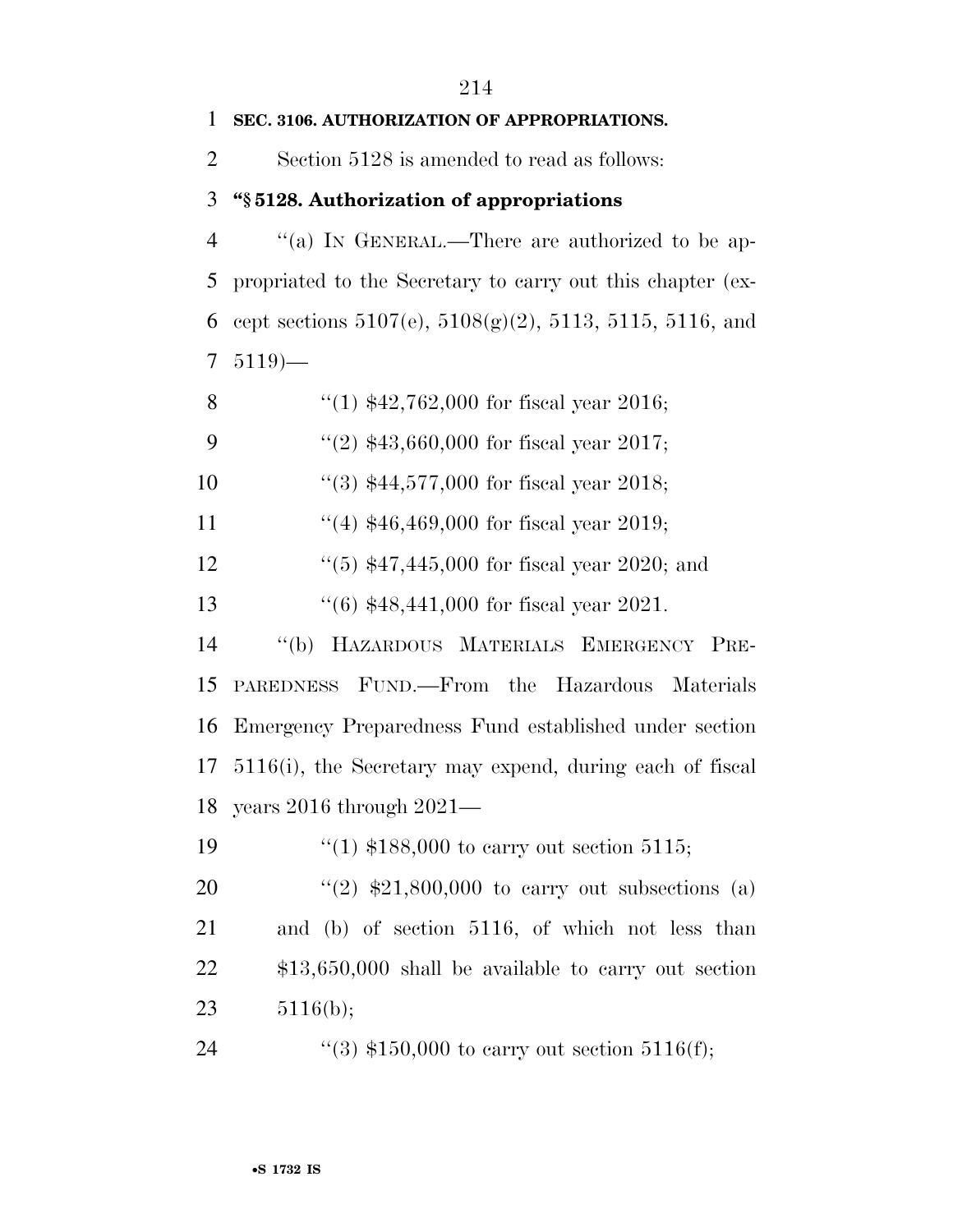**SEC. 3106. AUTHORIZATION OF APPROPRIATIONS.**

Section 5128 is amended to read as follows:

**"§ 5128. Authorization of appropriations**

"(a) IN GENERAL.—There are authorized to be appropriated to the Secretary to carry out this chapter (except sections 5107(e), 5108(g)(2), 5113, 5115, 5116, and 5119)—

"(1) $42,762,000 for fiscal year 2016;

"(2) $43,660,000 for fiscal year 2017;

"(3) $44,577,000 for fiscal year 2018;

"(4) $46,469,000 for fiscal year 2019;

"(5) $47,445,000 for fiscal year 2020; and

"(6) $48,441,000 for fiscal year 2021.

"(b) HAZARDOUS MATERIALS EMERGENCY PREPAREDNESS FUND.—From the Hazardous Materials Emergency Preparedness Fund established under section 5116(i), the Secretary may expend, during each of fiscal years 2016 through 2021—

"(1) $188,000 to carry out section 5115;

"(2) $21,800,000 to carry out subsections (a) and (b) of section 5116, of which not less than $13,650,000 shall be available to carry out section 5116(b);

"(3) $150,000 to carry out section 5116(f);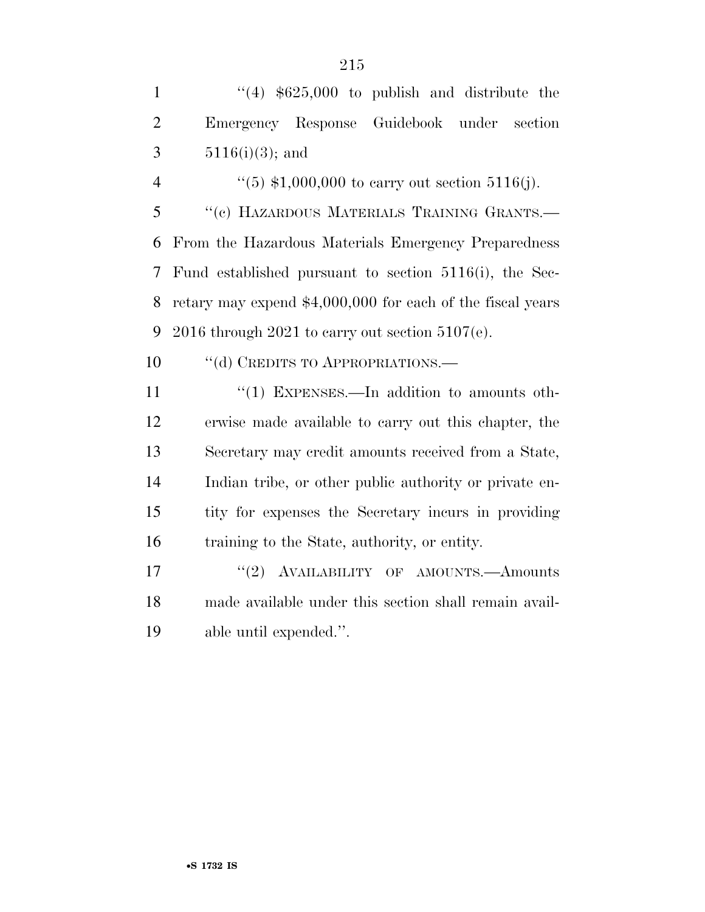''(4) $625,000 to publish and distribute the Emergency Response Guidebook under section 5116(i)(3); and

''(5) $1,000,000 to carry out section 5116(j).

''(c) HAZARDOUS MATERIALS TRAINING GRANTS.—From the Hazardous Materials Emergency Preparedness Fund established pursuant to section 5116(i), the Secretary may expend $4,000,000 for each of the fiscal years 2016 through 2021 to carry out section 5107(e).

''(d) CREDITS TO APPROPRIATIONS.—

''(1) EXPENSES.—In addition to amounts otherwise made available to carry out this chapter, the Secretary may credit amounts received from a State, Indian tribe, or other public authority or private entity for expenses the Secretary incurs in providing training to the State, authority, or entity.

''(2) AVAILABILITY OF AMOUNTS.—Amounts made available under this section shall remain available until expended.''.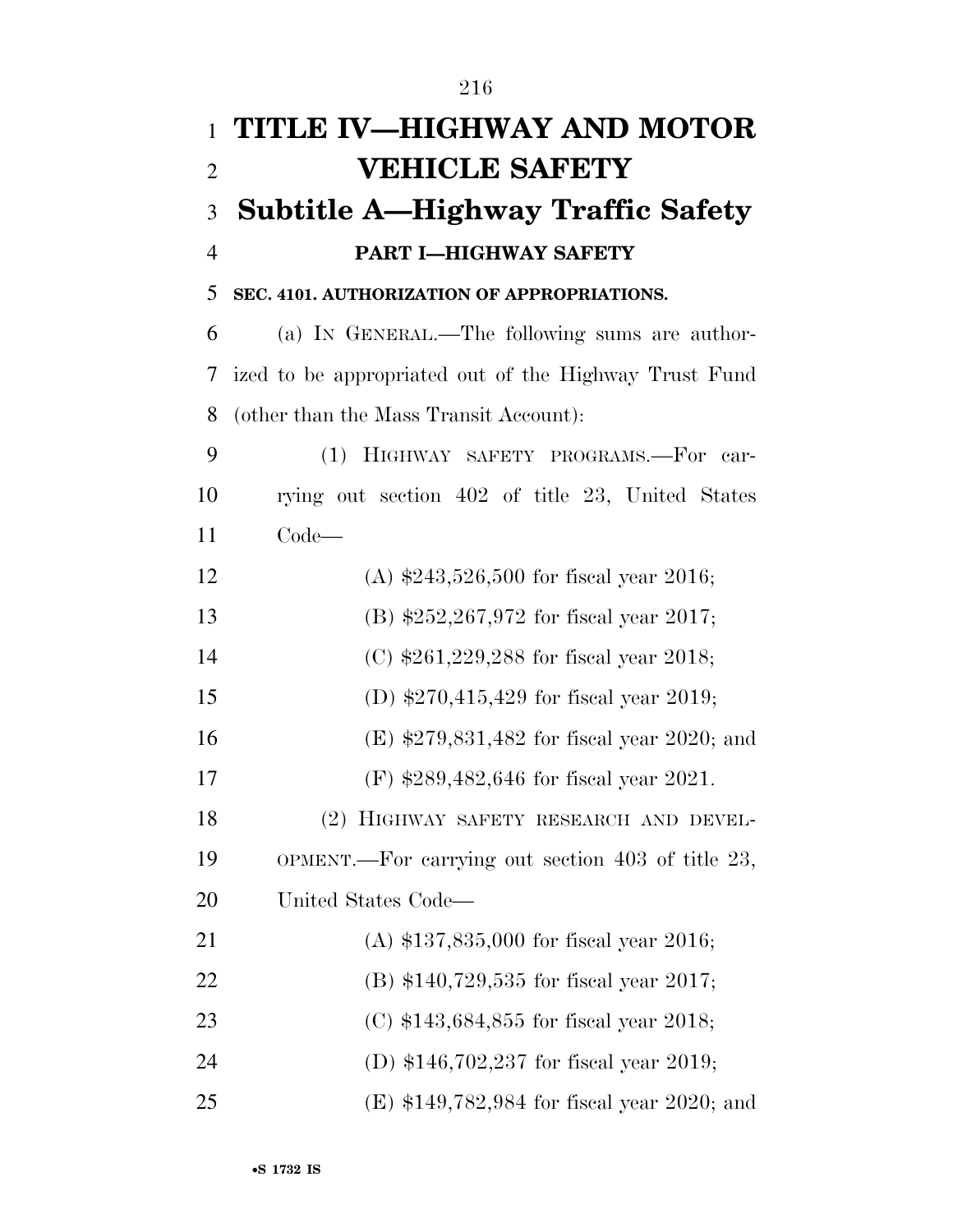# TITLE IV—HIGHWAY AND MOTOR VEHICLE SAFETY

## Subtitle A—Highway Traffic Safety

### PART I—HIGHWAY SAFETY

**SEC. 4101. AUTHORIZATION OF APPROPRIATIONS.**

(a) IN GENERAL.—The following sums are authorized to be appropriated out of the Highway Trust Fund (other than the Mass Transit Account):

(1) HIGHWAY SAFETY PROGRAMS.—For carrying out section 402 of title 23, United States Code—

(A) $243,526,500 for fiscal year 2016;

(B) $252,267,972 for fiscal year 2017;

(C) $261,229,288 for fiscal year 2018;

(D) $270,415,429 for fiscal year 2019;

(E) $279,831,482 for fiscal year 2020; and

(F) $289,482,646 for fiscal year 2021.

(2) HIGHWAY SAFETY RESEARCH AND DEVELOPMENT.—For carrying out section 403 of title 23, United States Code—

(A) $137,835,000 for fiscal year 2016;

(B) $140,729,535 for fiscal year 2017;

(C) $143,684,855 for fiscal year 2018;

(D) $146,702,237 for fiscal year 2019;

(E) $149,782,984 for fiscal year 2020; and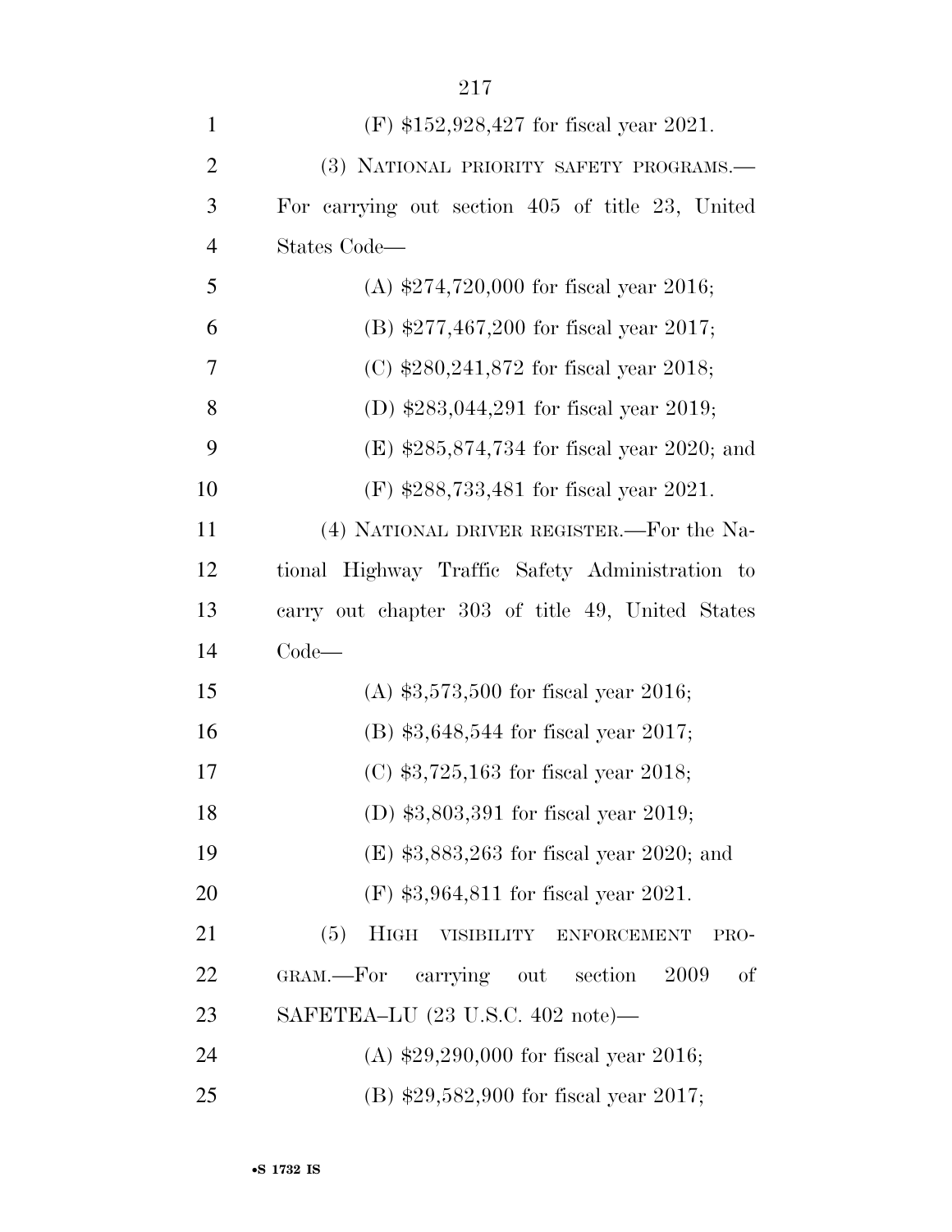(F) $152,928,427 for fiscal year 2021.

(3) NATIONAL PRIORITY SAFETY PROGRAMS.—For carrying out section 405 of title 23, United States Code—

(A) $274,720,000 for fiscal year 2016;

(B) $277,467,200 for fiscal year 2017;

(C) $280,241,872 for fiscal year 2018;

(D) $283,044,291 for fiscal year 2019;

(E) $285,874,734 for fiscal year 2020; and

(F) $288,733,481 for fiscal year 2021.

(4) NATIONAL DRIVER REGISTER.—For the National Highway Traffic Safety Administration to carry out chapter 303 of title 49, United States Code—

(A) $3,573,500 for fiscal year 2016;

(B) $3,648,544 for fiscal year 2017;

(C) $3,725,163 for fiscal year 2018;

(D) $3,803,391 for fiscal year 2019;

(E) $3,883,263 for fiscal year 2020; and

(F) $3,964,811 for fiscal year 2021.

(5) HIGH VISIBILITY ENFORCEMENT PROGRAM.—For carrying out section 2009 of SAFETEA–LU (23 U.S.C. 402 note)—

(A) $29,290,000 for fiscal year 2016;

(B) $29,582,900 for fiscal year 2017;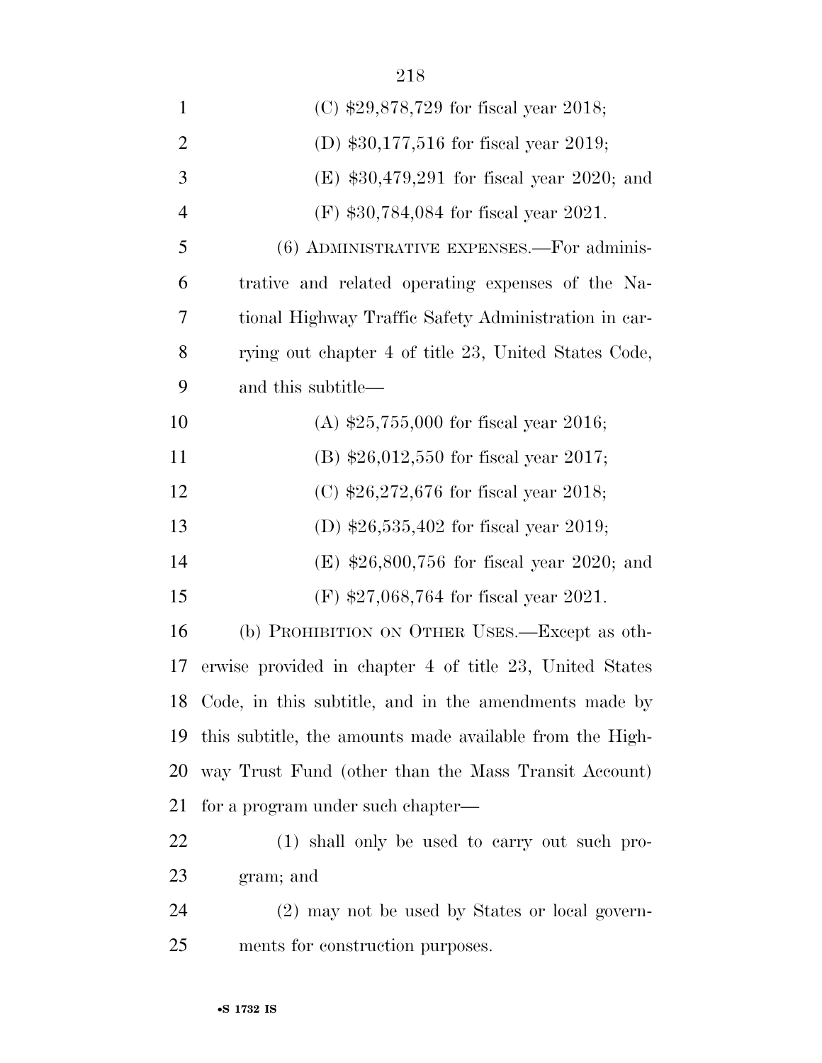(C) $29,878,729 for fiscal year 2018;

(D) $30,177,516 for fiscal year 2019;

(E) $30,479,291 for fiscal year 2020; and

(F) $30,784,084 for fiscal year 2021.

(6) ADMINISTRATIVE EXPENSES.—For administrative and related operating expenses of the National Highway Traffic Safety Administration in carrying out chapter 4 of title 23, United States Code, and this subtitle—

(A) $25,755,000 for fiscal year 2016;

(B) $26,012,550 for fiscal year 2017;

(C) $26,272,676 for fiscal year 2018;

(D) $26,535,402 for fiscal year 2019;

(E) $26,800,756 for fiscal year 2020; and

(F) $27,068,764 for fiscal year 2021.

(b) PROHIBITION ON OTHER USES.—Except as otherwise provided in chapter 4 of title 23, United States Code, in this subtitle, and in the amendments made by this subtitle, the amounts made available from the Highway Trust Fund (other than the Mass Transit Account) for a program under such chapter—

(1) shall only be used to carry out such program; and

(2) may not be used by States or local governments for construction purposes.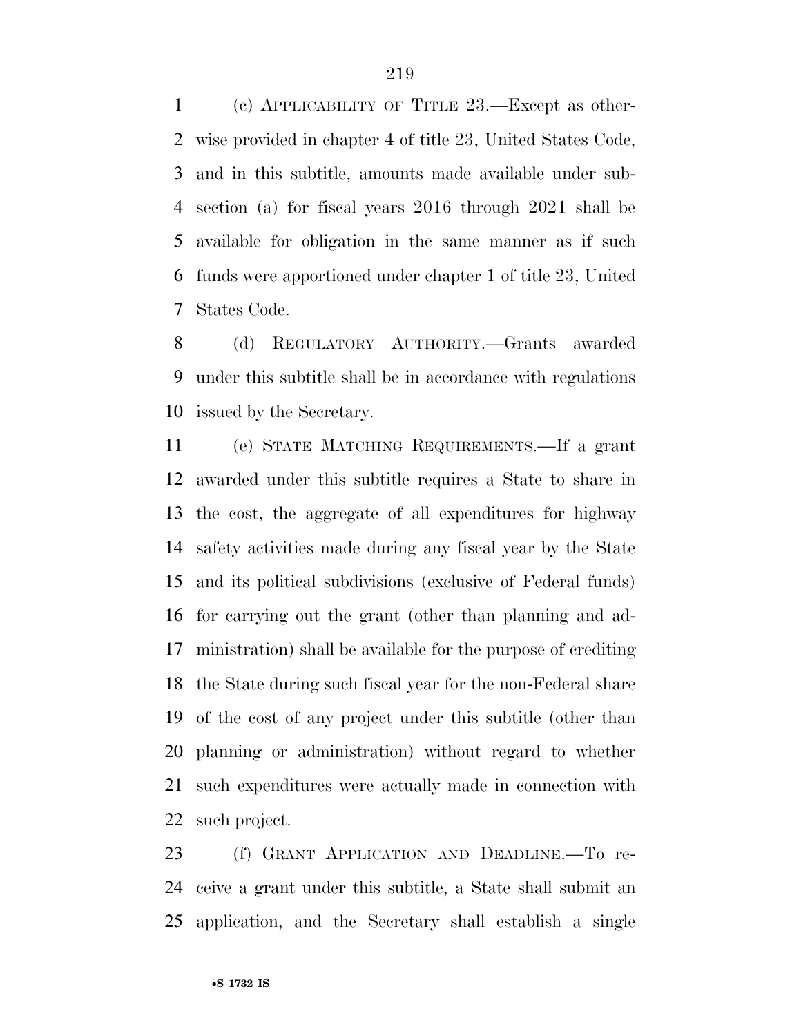(c) APPLICABILITY OF TITLE 23.—Except as otherwise provided in chapter 4 of title 23, United States Code, and in this subtitle, amounts made available under subsection (a) for fiscal years 2016 through 2021 shall be available for obligation in the same manner as if such funds were apportioned under chapter 1 of title 23, United States Code.

(d) REGULATORY AUTHORITY.—Grants awarded under this subtitle shall be in accordance with regulations issued by the Secretary.

(e) STATE MATCHING REQUIREMENTS.—If a grant awarded under this subtitle requires a State to share in the cost, the aggregate of all expenditures for highway safety activities made during any fiscal year by the State and its political subdivisions (exclusive of Federal funds) for carrying out the grant (other than planning and administration) shall be available for the purpose of crediting the State during such fiscal year for the non-Federal share of the cost of any project under this subtitle (other than planning or administration) without regard to whether such expenditures were actually made in connection with such project.

(f) GRANT APPLICATION AND DEADLINE.—To receive a grant under this subtitle, a State shall submit an application, and the Secretary shall establish a single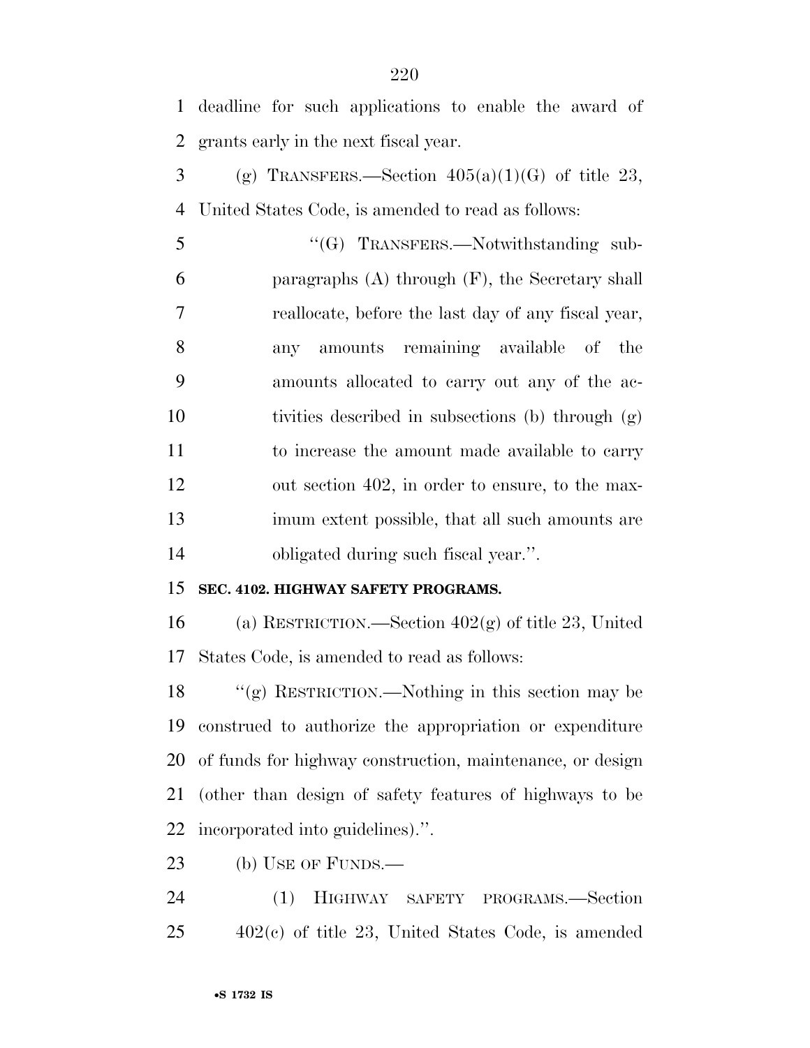deadline for such applications to enable the award of grants early in the next fiscal year.

(g) TRANSFERS.—Section 405(a)(1)(G) of title 23, United States Code, is amended to read as follows:

"(G) TRANSFERS.—Notwithstanding subparagraphs (A) through (F), the Secretary shall reallocate, before the last day of any fiscal year, any amounts remaining available of the amounts allocated to carry out any of the activities described in subsections (b) through (g) to increase the amount made available to carry out section 402, in order to ensure, to the maximum extent possible, that all such amounts are obligated during such fiscal year.".

**SEC. 4102. HIGHWAY SAFETY PROGRAMS.**

(a) RESTRICTION.—Section 402(g) of title 23, United States Code, is amended to read as follows:

"(g) RESTRICTION.—Nothing in this section may be construed to authorize the appropriation or expenditure of funds for highway construction, maintenance, or design (other than design of safety features of highways to be incorporated into guidelines).".

(b) USE OF FUNDS.—

(1) HIGHWAY SAFETY PROGRAMS.—Section 402(c) of title 23, United States Code, is amended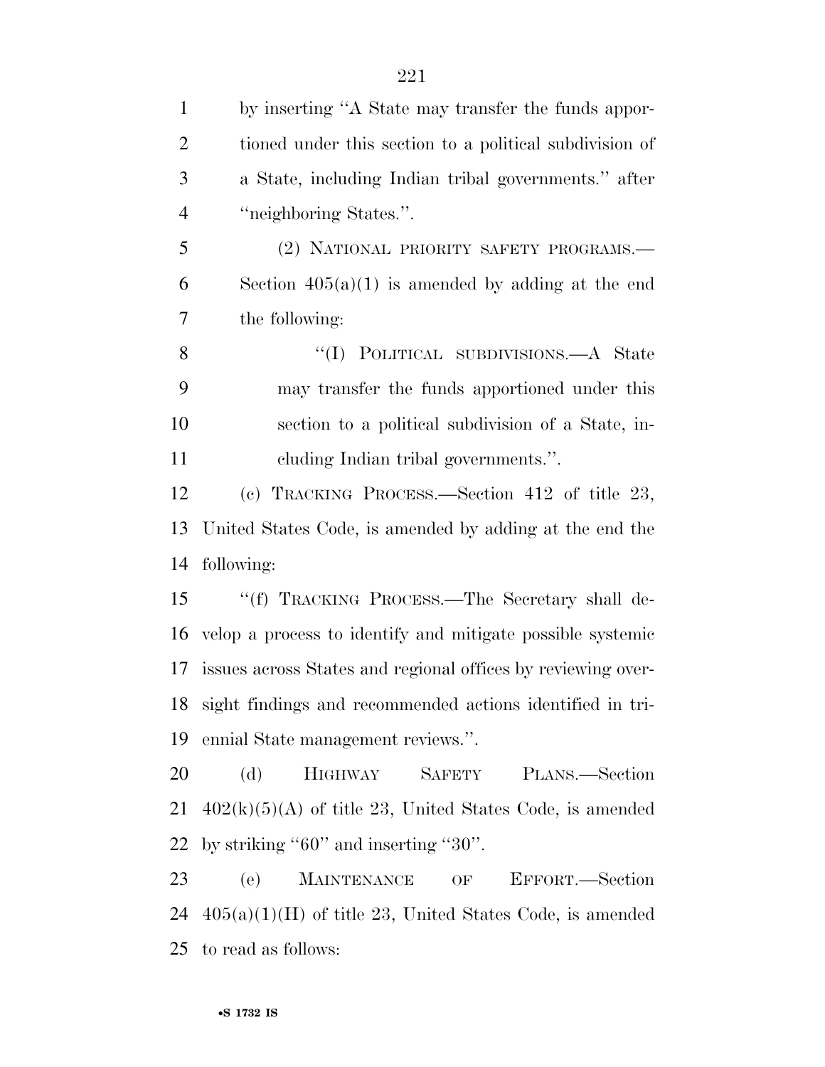by inserting ''A State may transfer the funds apportioned under this section to a political subdivision of a State, including Indian tribal governments.'' after ''neighboring States.''.

(2) NATIONAL PRIORITY SAFETY PROGRAMS.—Section 405(a)(1) is amended by adding at the end the following:

''(I) POLITICAL SUBDIVISIONS.—A State may transfer the funds apportioned under this section to a political subdivision of a State, including Indian tribal governments.''.

(c) TRACKING PROCESS.—Section 412 of title 23, United States Code, is amended by adding at the end the following:

''(f) TRACKING PROCESS.—The Secretary shall develop a process to identify and mitigate possible systemic issues across States and regional offices by reviewing oversight findings and recommended actions identified in triennial State management reviews.''.

(d) HIGHWAY SAFETY PLANS.—Section 402(k)(5)(A) of title 23, United States Code, is amended by striking ''60'' and inserting ''30''.

(e) MAINTENANCE OF EFFORT.—Section 405(a)(1)(H) of title 23, United States Code, is amended to read as follows: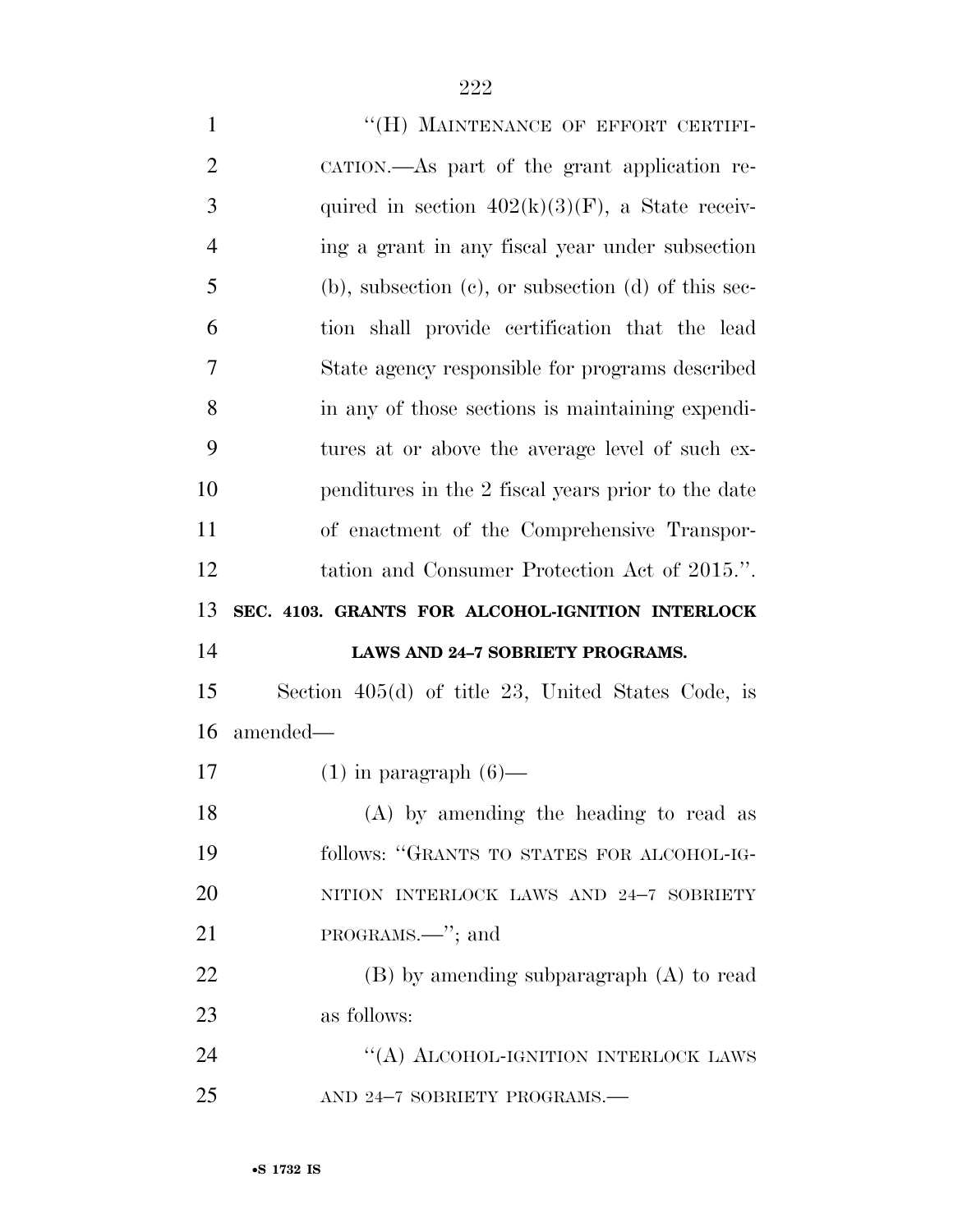"(H) MAINTENANCE OF EFFORT CERTIFICATION.—As part of the grant application required in section 402(k)(3)(F), a State receiving a grant in any fiscal year under subsection (b), subsection (c), or subsection (d) of this section shall provide certification that the lead State agency responsible for programs described in any of those sections is maintaining expenditures at or above the average level of such expenditures in the 2 fiscal years prior to the date of enactment of the Comprehensive Transportation and Consumer Protection Act of 2015.".

**SEC. 4103. GRANTS FOR ALCOHOL-IGNITION INTERLOCK LAWS AND 24–7 SOBRIETY PROGRAMS.**

Section 405(d) of title 23, United States Code, is amended—

(1) in paragraph (6)—

(A) by amending the heading to read as follows: "GRANTS TO STATES FOR ALCOHOL-IGNITION INTERLOCK LAWS AND 24–7 SOBRIETY PROGRAMS.—"; and

(B) by amending subparagraph (A) to read as follows:

"(A) ALCOHOL-IGNITION INTERLOCK LAWS AND 24–7 SOBRIETY PROGRAMS.—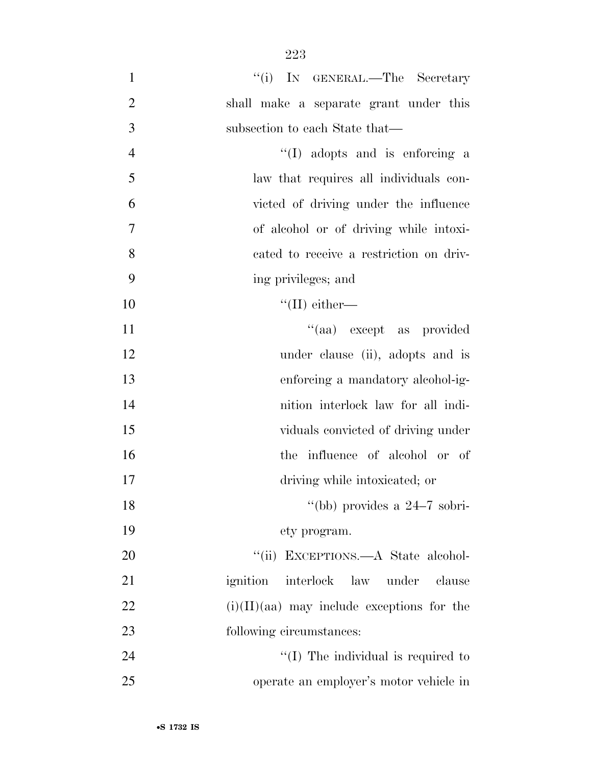"(i) IN GENERAL.—The Secretary shall make a separate grant under this subsection to each State that—

"(I) adopts and is enforcing a law that requires all individuals convicted of driving under the influence of alcohol or of driving while intoxicated to receive a restriction on driving privileges; and

"(II) either—

"(aa) except as provided under clause (ii), adopts and is enforcing a mandatory alcohol-ignition interlock law for all individuals convicted of driving under the influence of alcohol or of driving while intoxicated; or

"(bb) provides a 24–7 sobriety program.

"(ii) EXCEPTIONS.—A State alcohol-ignition interlock law under clause (i)(II)(aa) may include exceptions for the following circumstances:

"(I) The individual is required to operate an employer's motor vehicle in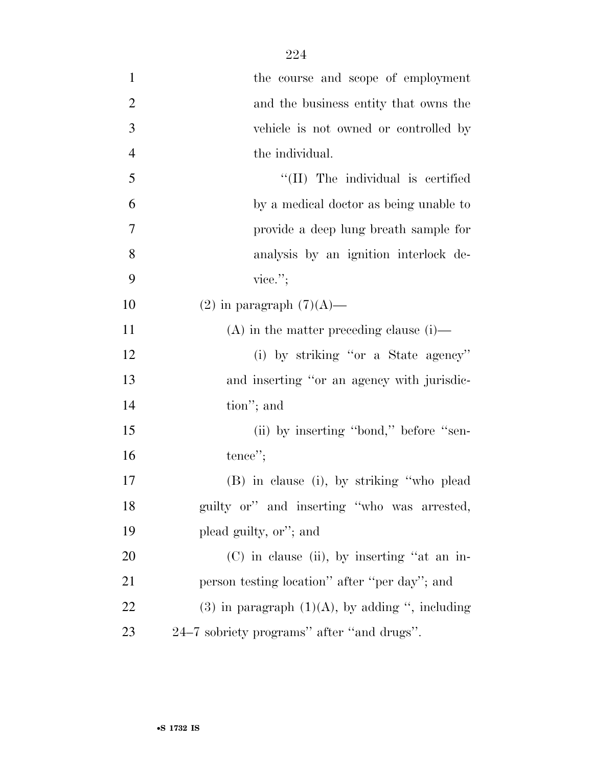the course and scope of employment and the business entity that owns the vehicle is not owned or controlled by the individual.

''(II) The individual is certified by a medical doctor as being unable to provide a deep lung breath sample for analysis by an ignition interlock device.'';

(2) in paragraph (7)(A)—

(A) in the matter preceding clause (i)—

(i) by striking ''or a State agency'' and inserting ''or an agency with jurisdiction''; and

(ii) by inserting ''bond,'' before ''sentence'';

(B) in clause (i), by striking ''who plead guilty or'' and inserting ''who was arrested, plead guilty, or''; and

(C) in clause (ii), by inserting ''at an in-person testing location'' after ''per day''; and

(3) in paragraph (1)(A), by adding '', including 24–7 sobriety programs'' after ''and drugs''.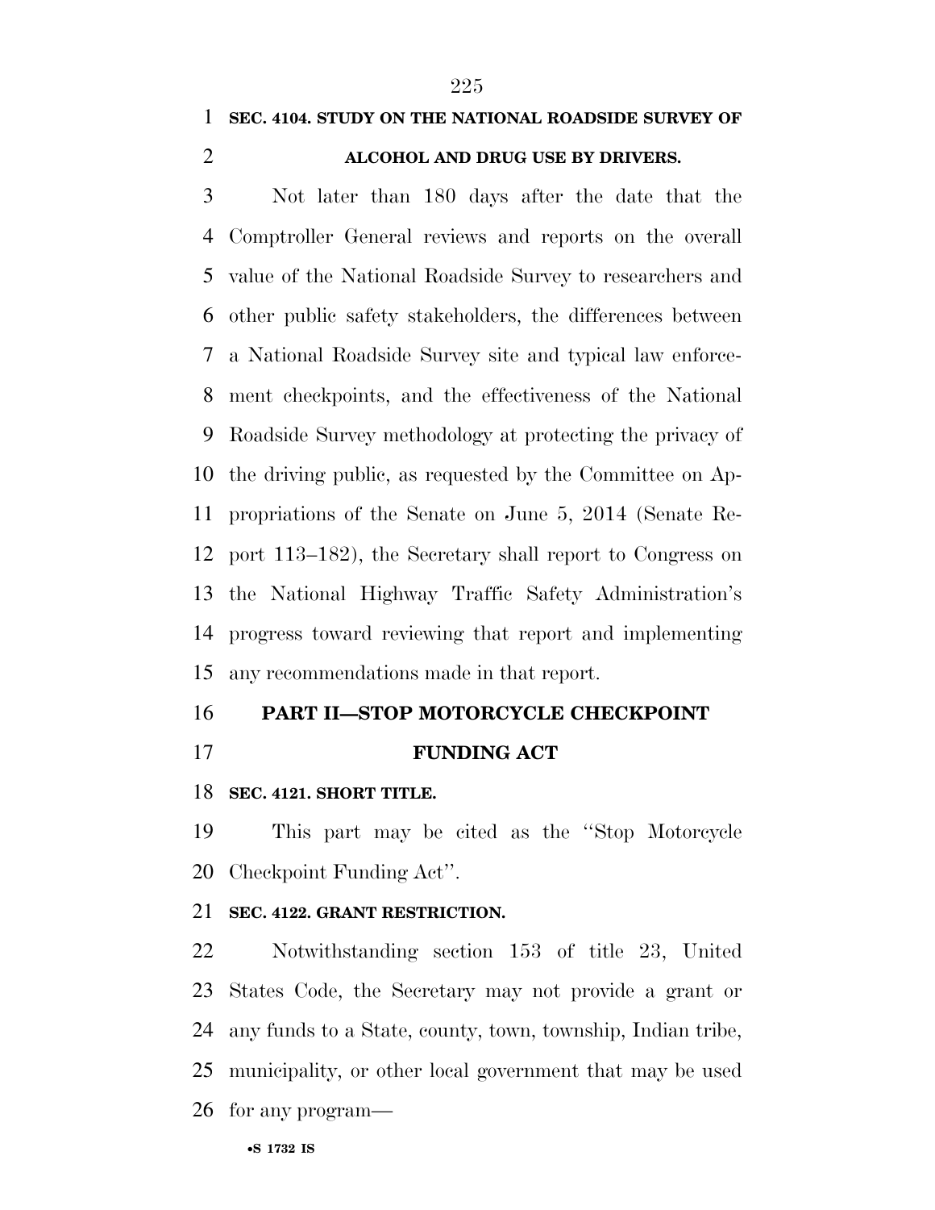**SEC. 4104. STUDY ON THE NATIONAL ROADSIDE SURVEY OF ALCOHOL AND DRUG USE BY DRIVERS.**

Not later than 180 days after the date that the Comptroller General reviews and reports on the overall value of the National Roadside Survey to researchers and other public safety stakeholders, the differences between a National Roadside Survey site and typical law enforcement checkpoints, and the effectiveness of the National Roadside Survey methodology at protecting the privacy of the driving public, as requested by the Committee on Appropriations of the Senate on June 5, 2014 (Senate Report 113–182), the Secretary shall report to Congress on the National Highway Traffic Safety Administration's progress toward reviewing that report and implementing any recommendations made in that report.

## PART II—STOP MOTORCYCLE CHECKPOINT FUNDING ACT

**SEC. 4121. SHORT TITLE.**

This part may be cited as the ''Stop Motorcycle Checkpoint Funding Act''.

**SEC. 4122. GRANT RESTRICTION.**

Notwithstanding section 153 of title 23, United States Code, the Secretary may not provide a grant or any funds to a State, county, town, township, Indian tribe, municipality, or other local government that may be used for any program—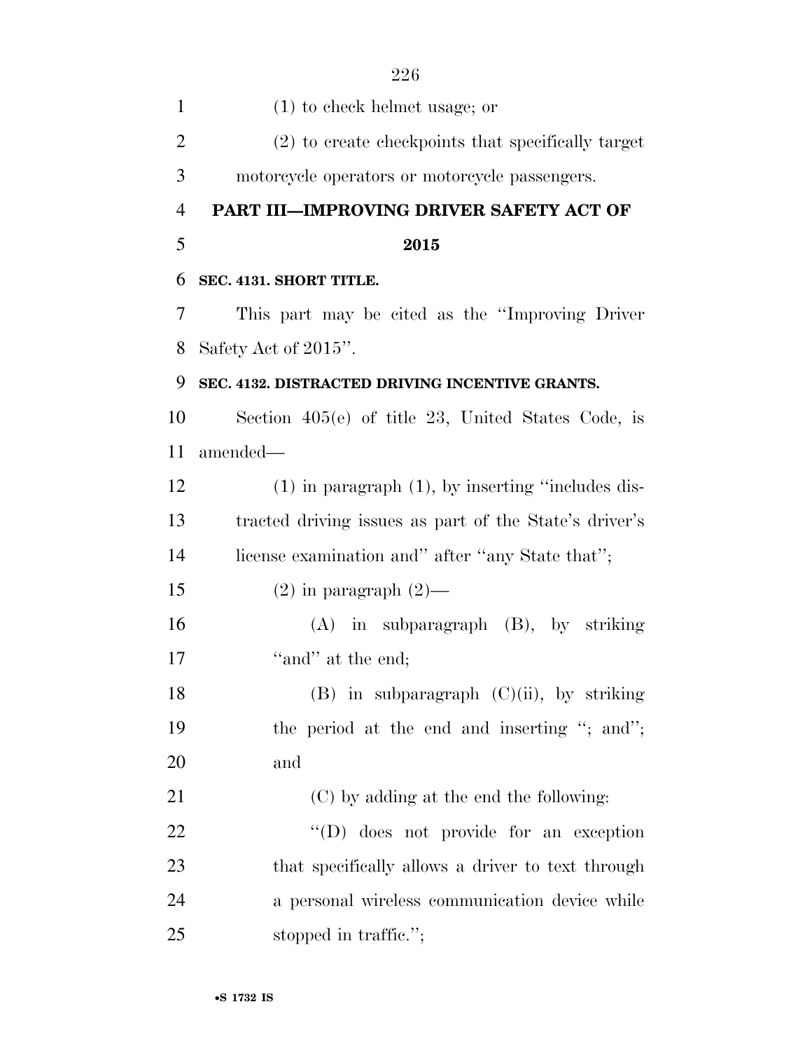(1) to check helmet usage; or

(2) to create checkpoints that specifically target motorcycle operators or motorcycle passengers.

## PART III—IMPROVING DRIVER SAFETY ACT OF 2015

### SEC. 4131. SHORT TITLE.

This part may be cited as the ''Improving Driver Safety Act of 2015''.

### SEC. 4132. DISTRACTED DRIVING INCENTIVE GRANTS.

Section 405(e) of title 23, United States Code, is amended—

(1) in paragraph (1), by inserting ''includes distracted driving issues as part of the State's driver's license examination and'' after ''any State that'';

(2) in paragraph (2)—

(A) in subparagraph (B), by striking ''and'' at the end;

(B) in subparagraph (C)(ii), by striking the period at the end and inserting ''; and''; and

(C) by adding at the end the following:

''(D) does not provide for an exception that specifically allows a driver to text through a personal wireless communication device while stopped in traffic.'';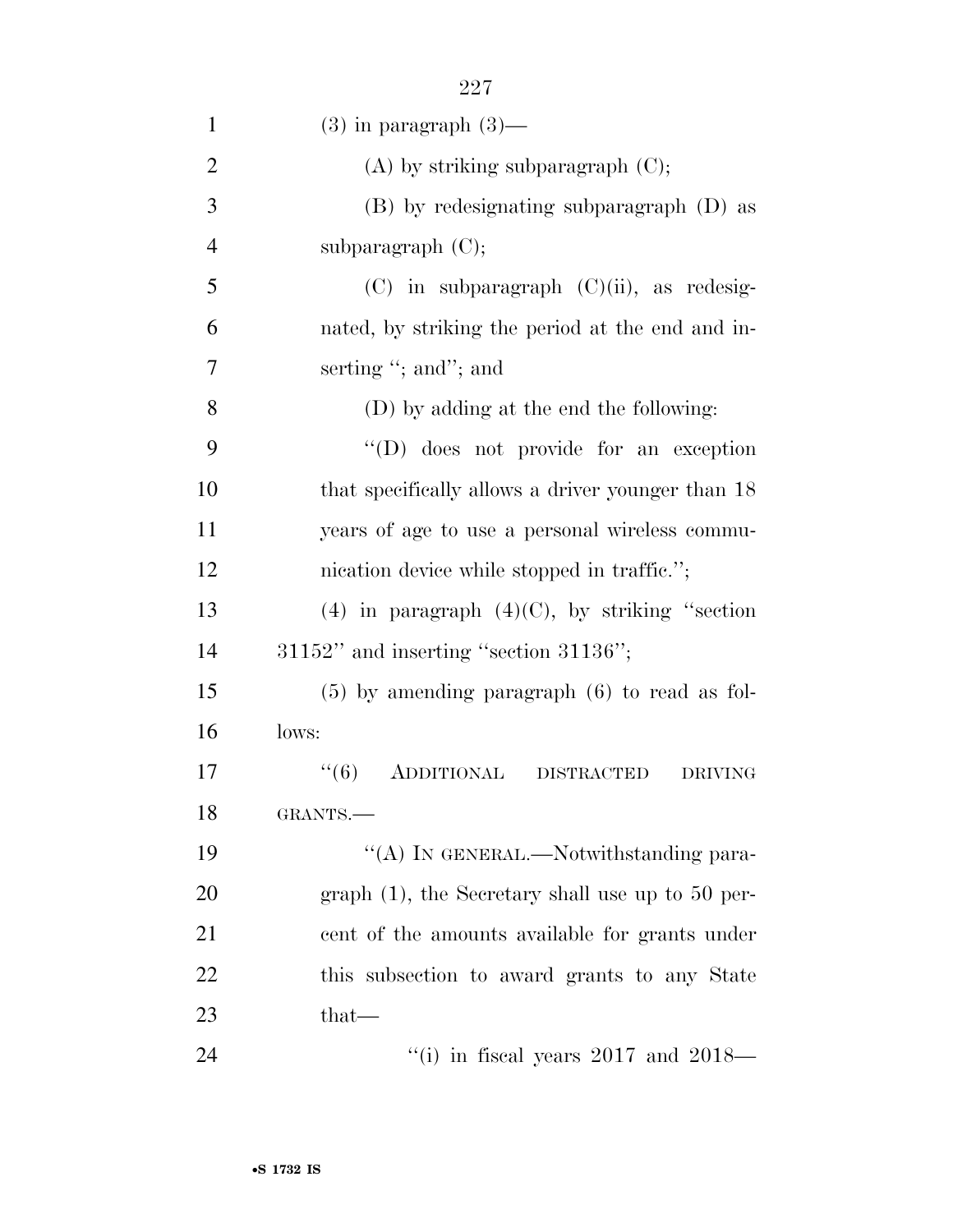(3) in paragraph (3)—

(A) by striking subparagraph (C);

(B) by redesignating subparagraph (D) as subparagraph (C);

(C) in subparagraph (C)(ii), as redesignated, by striking the period at the end and inserting "; and"; and

(D) by adding at the end the following:

"(D) does not provide for an exception that specifically allows a driver younger than 18 years of age to use a personal wireless communication device while stopped in traffic.";

(4) in paragraph (4)(C), by striking "section 31152" and inserting "section 31136";

(5) by amending paragraph (6) to read as follows:

"(6) ADDITIONAL DISTRACTED DRIVING GRANTS.—

"(A) IN GENERAL.—Notwithstanding paragraph (1), the Secretary shall use up to 50 percent of the amounts available for grants under this subsection to award grants to any State that—

"(i) in fiscal years 2017 and 2018—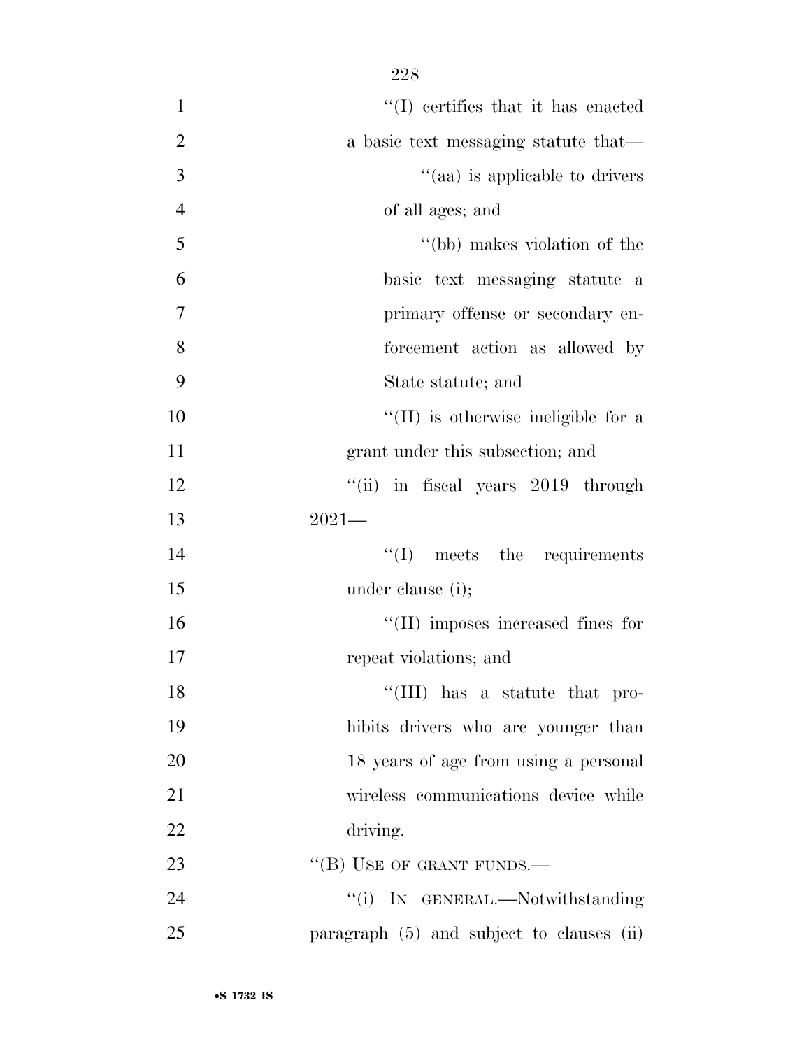"(I) certifies that it has enacted a basic text messaging statute that—

"(aa) is applicable to drivers of all ages; and

"(bb) makes violation of the basic text messaging statute a primary offense or secondary enforcement action as allowed by State statute; and

"(II) is otherwise ineligible for a grant under this subsection; and

"(ii) in fiscal years 2019 through 2021—

"(I) meets the requirements under clause (i);

"(II) imposes increased fines for repeat violations; and

"(III) has a statute that prohibits drivers who are younger than 18 years of age from using a personal wireless communications device while driving.

"(B) USE OF GRANT FUNDS.—

"(i) IN GENERAL.—Notwithstanding paragraph (5) and subject to clauses (ii)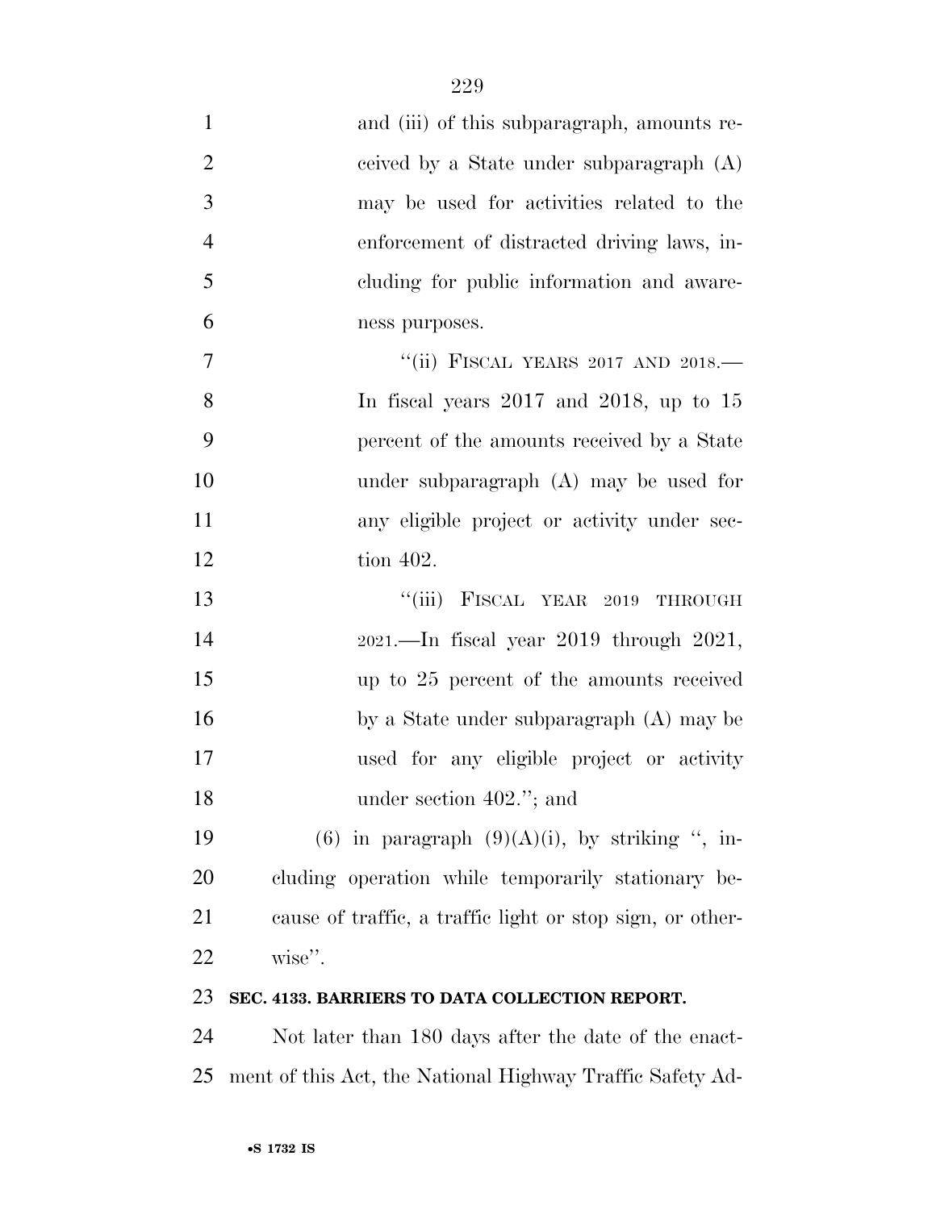and (iii) of this subparagraph, amounts received by a State under subparagraph (A) may be used for activities related to the enforcement of distracted driving laws, including for public information and awareness purposes.

"(ii) FISCAL YEARS 2017 AND 2018.—In fiscal years 2017 and 2018, up to 15 percent of the amounts received by a State under subparagraph (A) may be used for any eligible project or activity under section 402.

"(iii) FISCAL YEAR 2019 THROUGH 2021.—In fiscal year 2019 through 2021, up to 25 percent of the amounts received by a State under subparagraph (A) may be used for any eligible project or activity under section 402."; and

(6) in paragraph (9)(A)(i), by striking ", including operation while temporarily stationary because of traffic, a traffic light or stop sign, or otherwise".

**SEC. 4133. BARRIERS TO DATA COLLECTION REPORT.**

Not later than 180 days after the date of the enactment of this Act, the National Highway Traffic Safety Ad-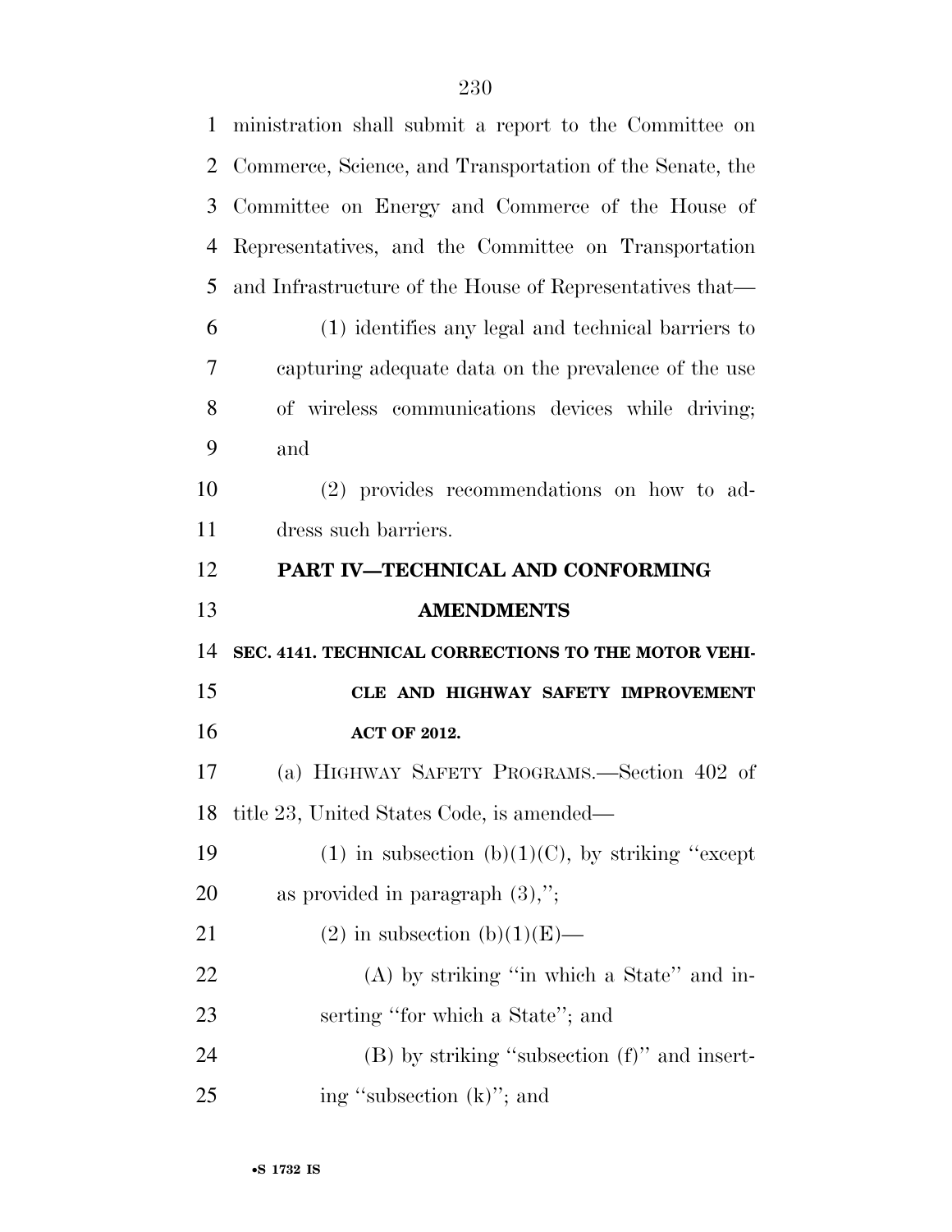ministration shall submit a report to the Committee on Commerce, Science, and Transportation of the Senate, the Committee on Energy and Commerce of the House of Representatives, and the Committee on Transportation and Infrastructure of the House of Representatives that—

(1) identifies any legal and technical barriers to capturing adequate data on the prevalence of the use of wireless communications devices while driving; and

(2) provides recommendations on how to address such barriers.

## PART IV—TECHNICAL AND CONFORMING AMENDMENTS

### SEC. 4141. TECHNICAL CORRECTIONS TO THE MOTOR VEHICLE AND HIGHWAY SAFETY IMPROVEMENT ACT OF 2012.

(a) HIGHWAY SAFETY PROGRAMS.—Section 402 of title 23, United States Code, is amended—

(1) in subsection (b)(1)(C), by striking ''except as provided in paragraph (3),'';

(2) in subsection (b)(1)(E)—

(A) by striking ''in which a State'' and inserting ''for which a State''; and

(B) by striking ''subsection (f)'' and inserting ''subsection (k)''; and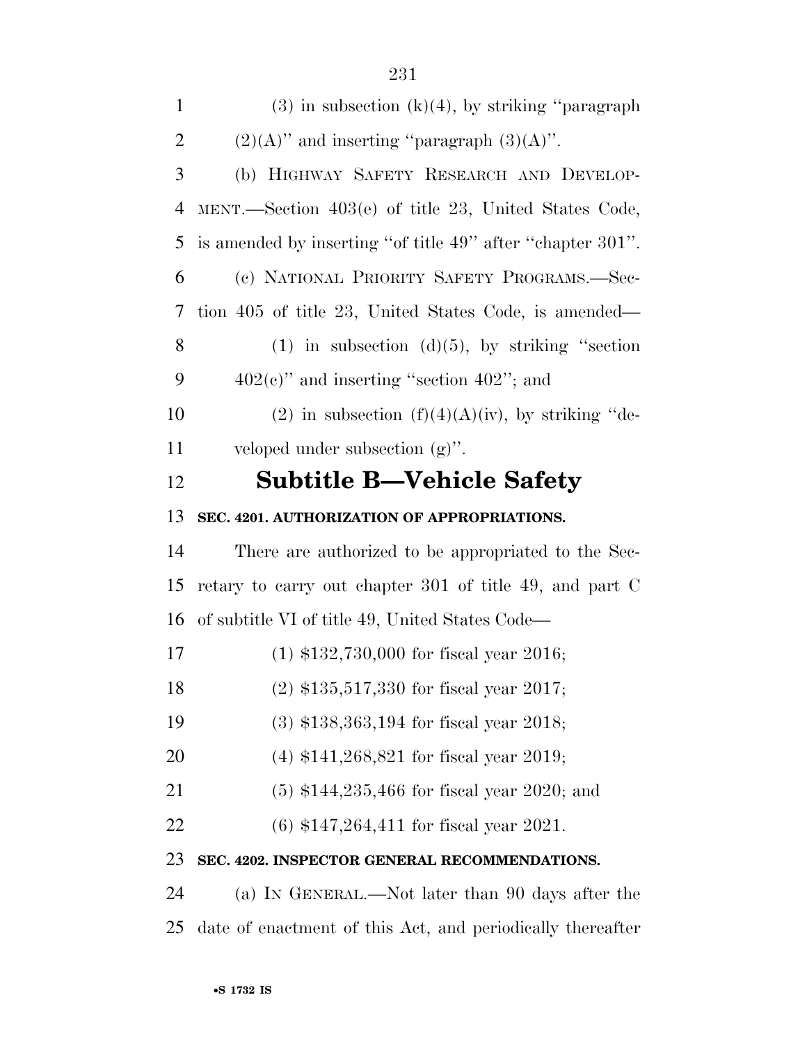(3) in subsection (k)(4), by striking ''paragraph (2)(A)'' and inserting ''paragraph (3)(A)''.

(b) HIGHWAY SAFETY RESEARCH AND DEVELOPMENT.—Section 403(e) of title 23, United States Code, is amended by inserting ''of title 49'' after ''chapter 301''.

(c) NATIONAL PRIORITY SAFETY PROGRAMS.—Section 405 of title 23, United States Code, is amended—

(1) in subsection (d)(5), by striking ''section 402(c)'' and inserting ''section 402''; and

(2) in subsection (f)(4)(A)(iv), by striking ''developed under subsection (g)''.

## Subtitle B—Vehicle Safety

### SEC. 4201. AUTHORIZATION OF APPROPRIATIONS.

There are authorized to be appropriated to the Secretary to carry out chapter 301 of title 49, and part C of subtitle VI of title 49, United States Code—

(1) $132,730,000 for fiscal year 2016;

(2) $135,517,330 for fiscal year 2017;

(3) $138,363,194 for fiscal year 2018;

(4) $141,268,821 for fiscal year 2019;

(5) $144,235,466 for fiscal year 2020; and

(6) $147,264,411 for fiscal year 2021.

### SEC. 4202. INSPECTOR GENERAL RECOMMENDATIONS.

(a) IN GENERAL.—Not later than 90 days after the date of enactment of this Act, and periodically thereafter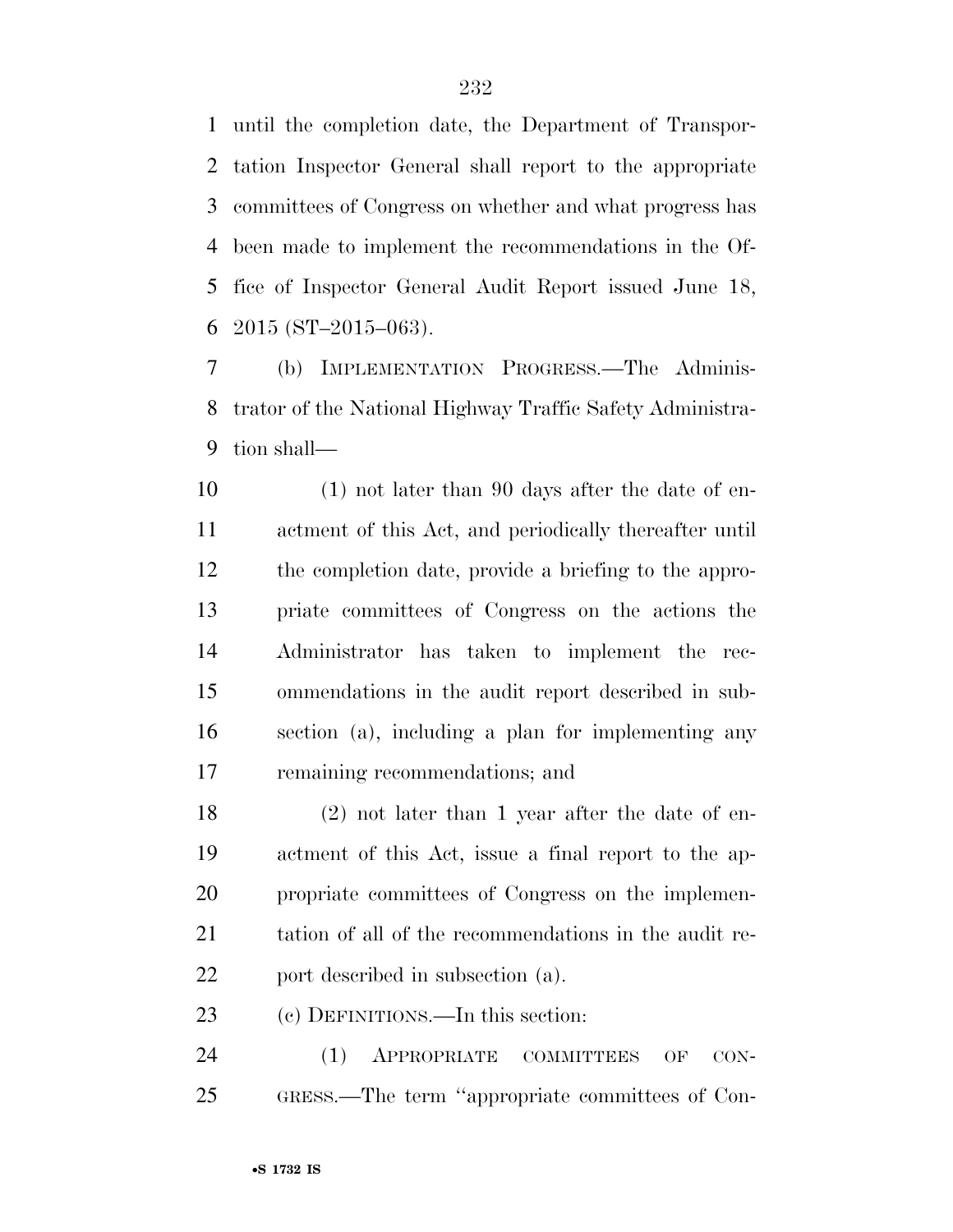until the completion date, the Department of Transportation Inspector General shall report to the appropriate committees of Congress on whether and what progress has been made to implement the recommendations in the Office of Inspector General Audit Report issued June 18, 2015 (ST–2015–063).

(b) IMPLEMENTATION PROGRESS.—The Administrator of the National Highway Traffic Safety Administration shall—

(1) not later than 90 days after the date of enactment of this Act, and periodically thereafter until the completion date, provide a briefing to the appropriate committees of Congress on the actions the Administrator has taken to implement the recommendations in the audit report described in subsection (a), including a plan for implementing any remaining recommendations; and

(2) not later than 1 year after the date of enactment of this Act, issue a final report to the appropriate committees of Congress on the implementation of all of the recommendations in the audit report described in subsection (a).

(c) DEFINITIONS.—In this section:

(1) APPROPRIATE COMMITTEES OF CONGRESS.—The term ''appropriate committees of Con-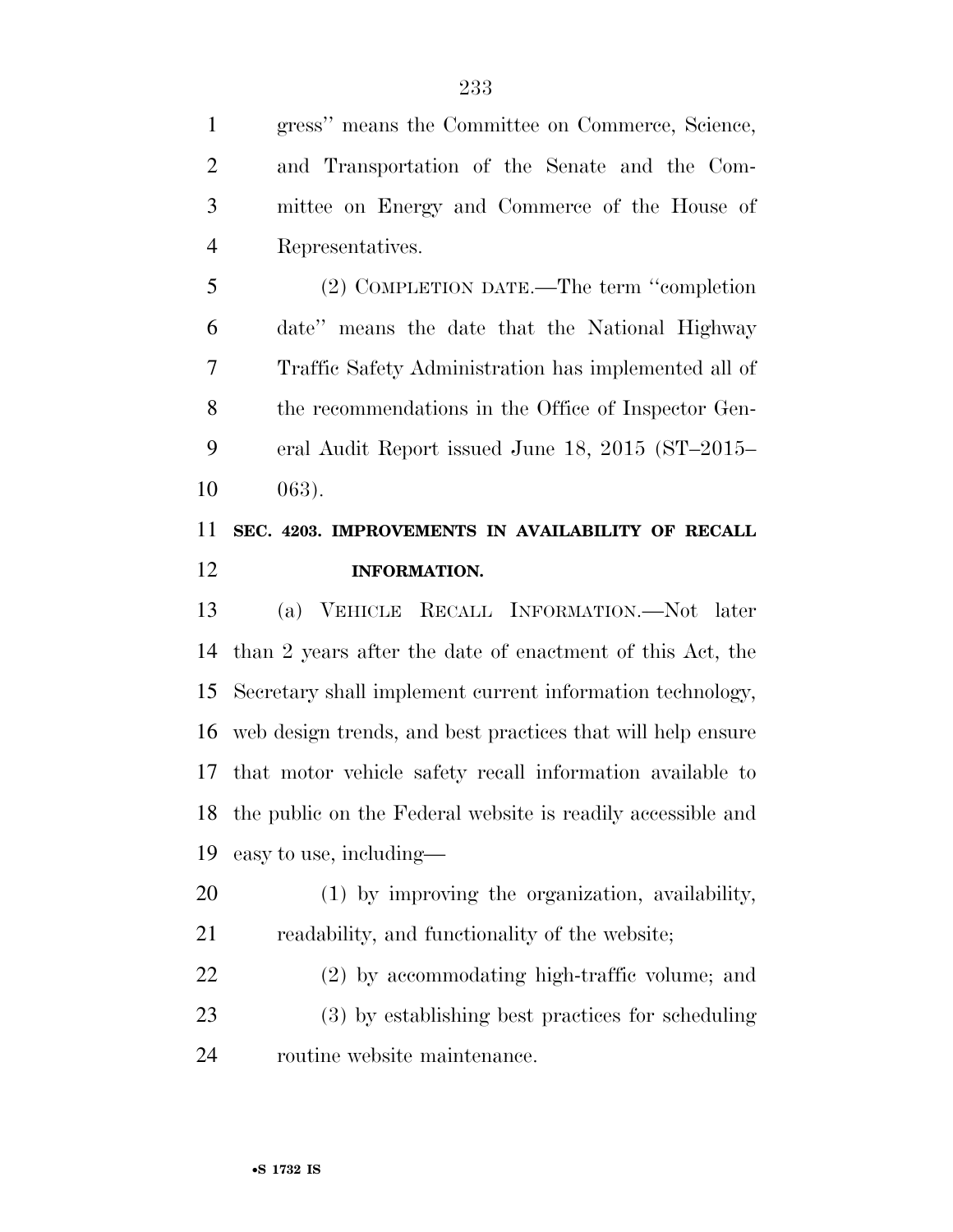gress'' means the Committee on Commerce, Science, and Transportation of the Senate and the Committee on Energy and Commerce of the House of Representatives.

(2) COMPLETION DATE.—The term ''completion date'' means the date that the National Highway Traffic Safety Administration has implemented all of the recommendations in the Office of Inspector General Audit Report issued June 18, 2015 (ST–2015–063).

## SEC. 4203. IMPROVEMENTS IN AVAILABILITY OF RECALL INFORMATION.

(a) VEHICLE RECALL INFORMATION.—Not later than 2 years after the date of enactment of this Act, the Secretary shall implement current information technology, web design trends, and best practices that will help ensure that motor vehicle safety recall information available to the public on the Federal website is readily accessible and easy to use, including—

(1) by improving the organization, availability, readability, and functionality of the website;

(2) by accommodating high-traffic volume; and

(3) by establishing best practices for scheduling routine website maintenance.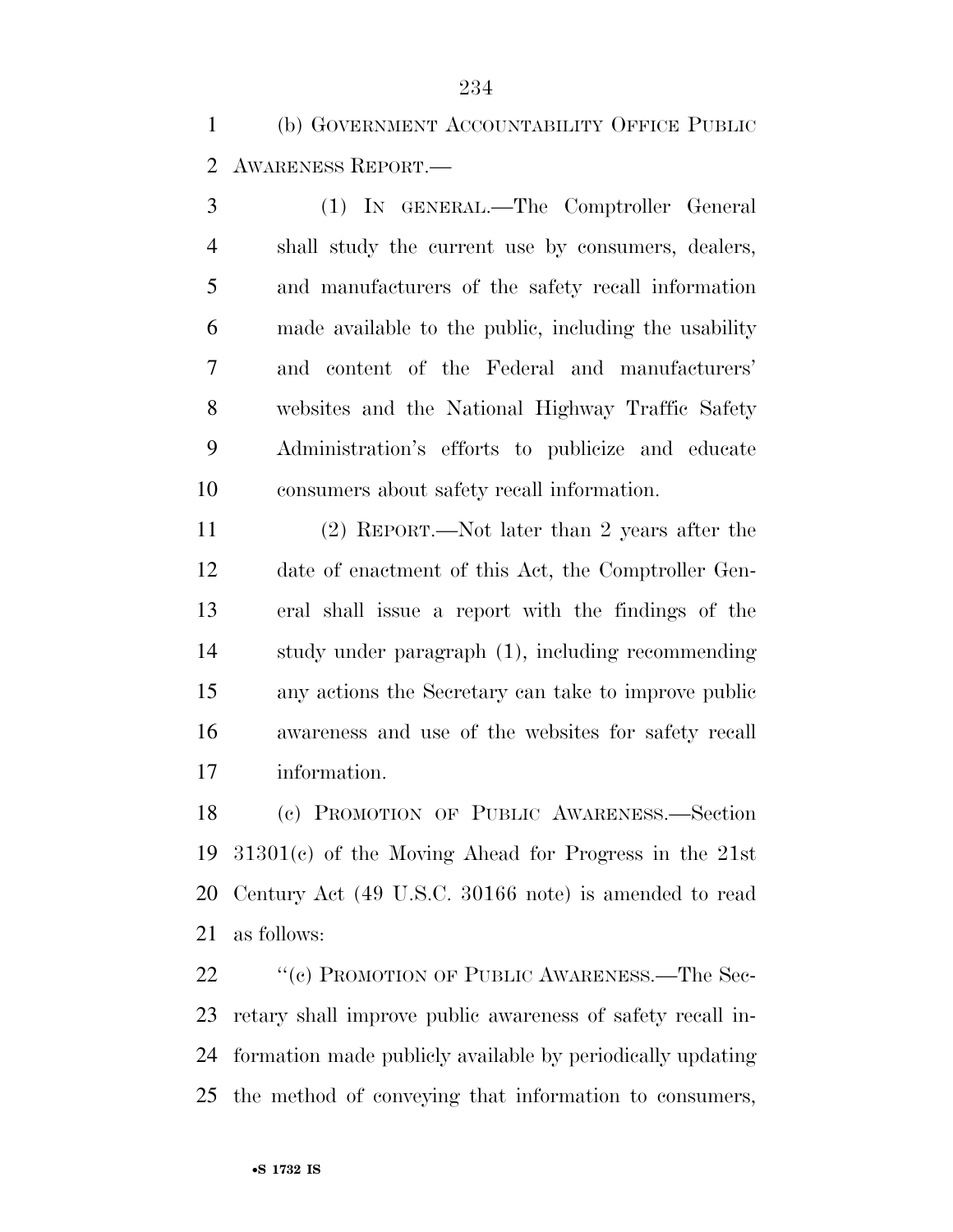(b) GOVERNMENT ACCOUNTABILITY OFFICE PUBLIC AWARENESS REPORT.—

(1) IN GENERAL.—The Comptroller General shall study the current use by consumers, dealers, and manufacturers of the safety recall information made available to the public, including the usability and content of the Federal and manufacturers' websites and the National Highway Traffic Safety Administration's efforts to publicize and educate consumers about safety recall information.

(2) REPORT.—Not later than 2 years after the date of enactment of this Act, the Comptroller General shall issue a report with the findings of the study under paragraph (1), including recommending any actions the Secretary can take to improve public awareness and use of the websites for safety recall information.

(c) PROMOTION OF PUBLIC AWARENESS.—Section 31301(c) of the Moving Ahead for Progress in the 21st Century Act (49 U.S.C. 30166 note) is amended to read as follows:

''(c) PROMOTION OF PUBLIC AWARENESS.—The Secretary shall improve public awareness of safety recall information made publicly available by periodically updating the method of conveying that information to consumers,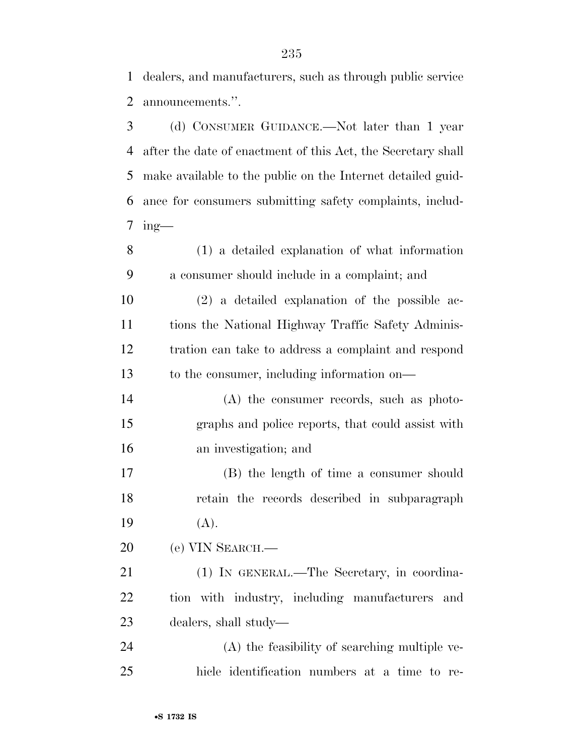dealers, and manufacturers, such as through public service announcements.''.

(d) CONSUMER GUIDANCE.—Not later than 1 year after the date of enactment of this Act, the Secretary shall make available to the public on the Internet detailed guidance for consumers submitting safety complaints, including—

(1) a detailed explanation of what information a consumer should include in a complaint; and

(2) a detailed explanation of the possible actions the National Highway Traffic Safety Administration can take to address a complaint and respond to the consumer, including information on—

(A) the consumer records, such as photographs and police reports, that could assist with an investigation; and

(B) the length of time a consumer should retain the records described in subparagraph (A).

(e) VIN SEARCH.—

(1) IN GENERAL.—The Secretary, in coordination with industry, including manufacturers and dealers, shall study—

(A) the feasibility of searching multiple vehicle identification numbers at a time to re-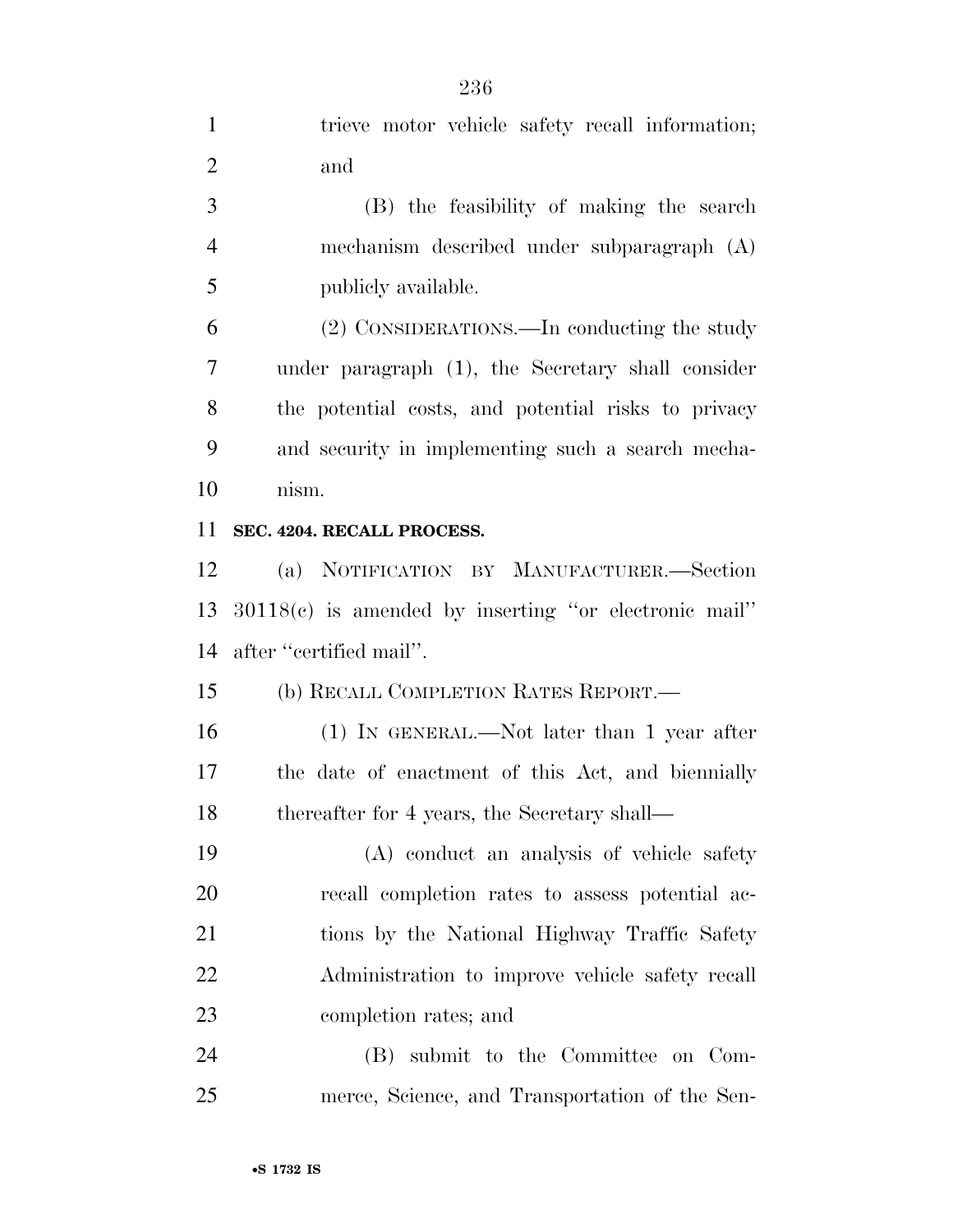trieve motor vehicle safety recall information; and

(B) the feasibility of making the search mechanism described under subparagraph (A) publicly available.

(2) CONSIDERATIONS.—In conducting the study under paragraph (1), the Secretary shall consider the potential costs, and potential risks to privacy and security in implementing such a search mechanism.

**SEC. 4204. RECALL PROCESS.**

(a) NOTIFICATION BY MANUFACTURER.—Section 30118(c) is amended by inserting ''or electronic mail'' after ''certified mail''.

(b) RECALL COMPLETION RATES REPORT.—

(1) IN GENERAL.—Not later than 1 year after the date of enactment of this Act, and biennially thereafter for 4 years, the Secretary shall—

(A) conduct an analysis of vehicle safety recall completion rates to assess potential actions by the National Highway Traffic Safety Administration to improve vehicle safety recall completion rates; and

(B) submit to the Committee on Commerce, Science, and Transportation of the Sen-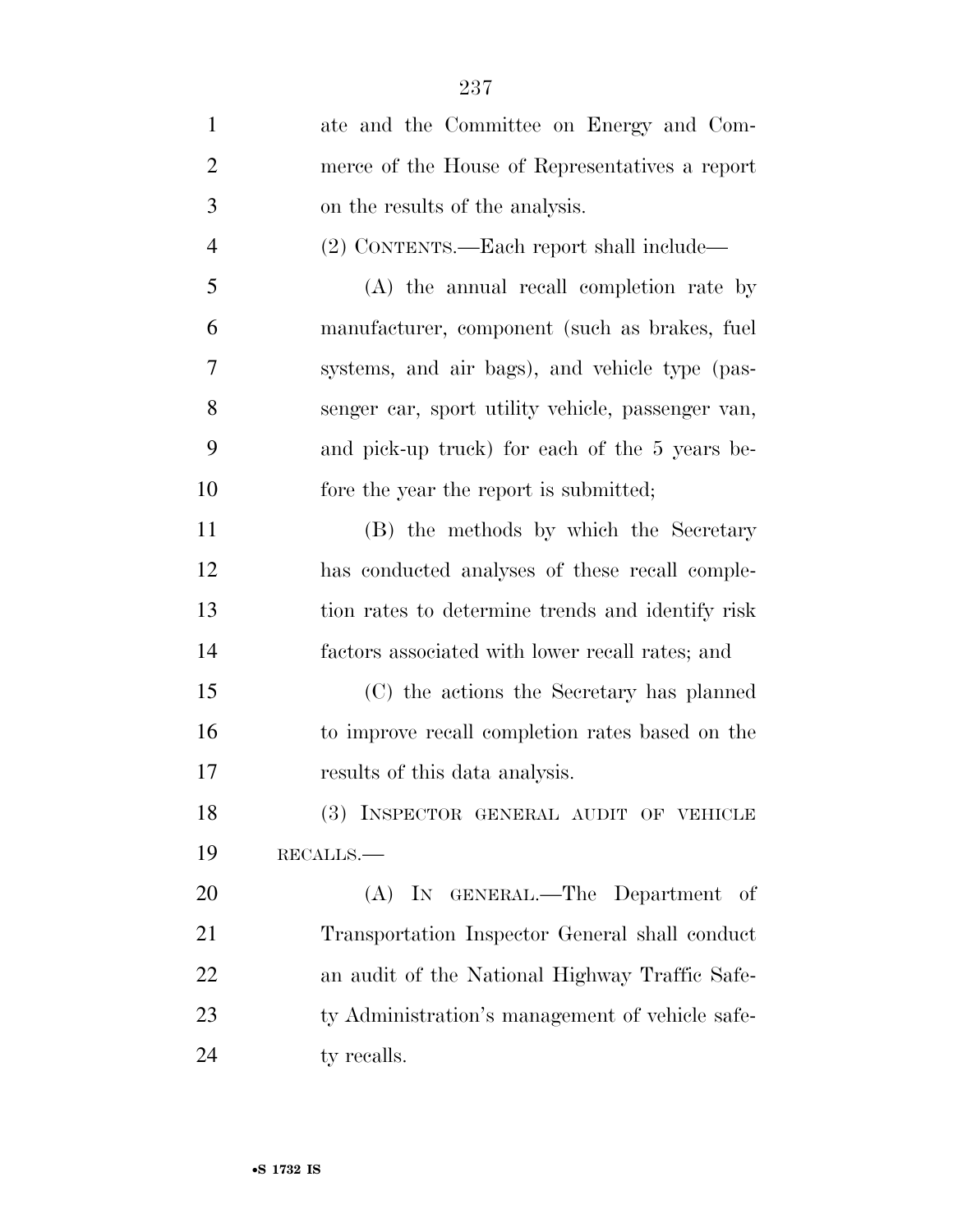ate and the Committee on Energy and Commerce of the House of Representatives a report on the results of the analysis.

(2) CONTENTS.—Each report shall include—

(A) the annual recall completion rate by manufacturer, component (such as brakes, fuel systems, and air bags), and vehicle type (passenger car, sport utility vehicle, passenger van, and pick-up truck) for each of the 5 years before the year the report is submitted;

(B) the methods by which the Secretary has conducted analyses of these recall completion rates to determine trends and identify risk factors associated with lower recall rates; and

(C) the actions the Secretary has planned to improve recall completion rates based on the results of this data analysis.

(3) INSPECTOR GENERAL AUDIT OF VEHICLE RECALLS.—

(A) IN GENERAL.—The Department of Transportation Inspector General shall conduct an audit of the National Highway Traffic Safety Administration's management of vehicle safety recalls.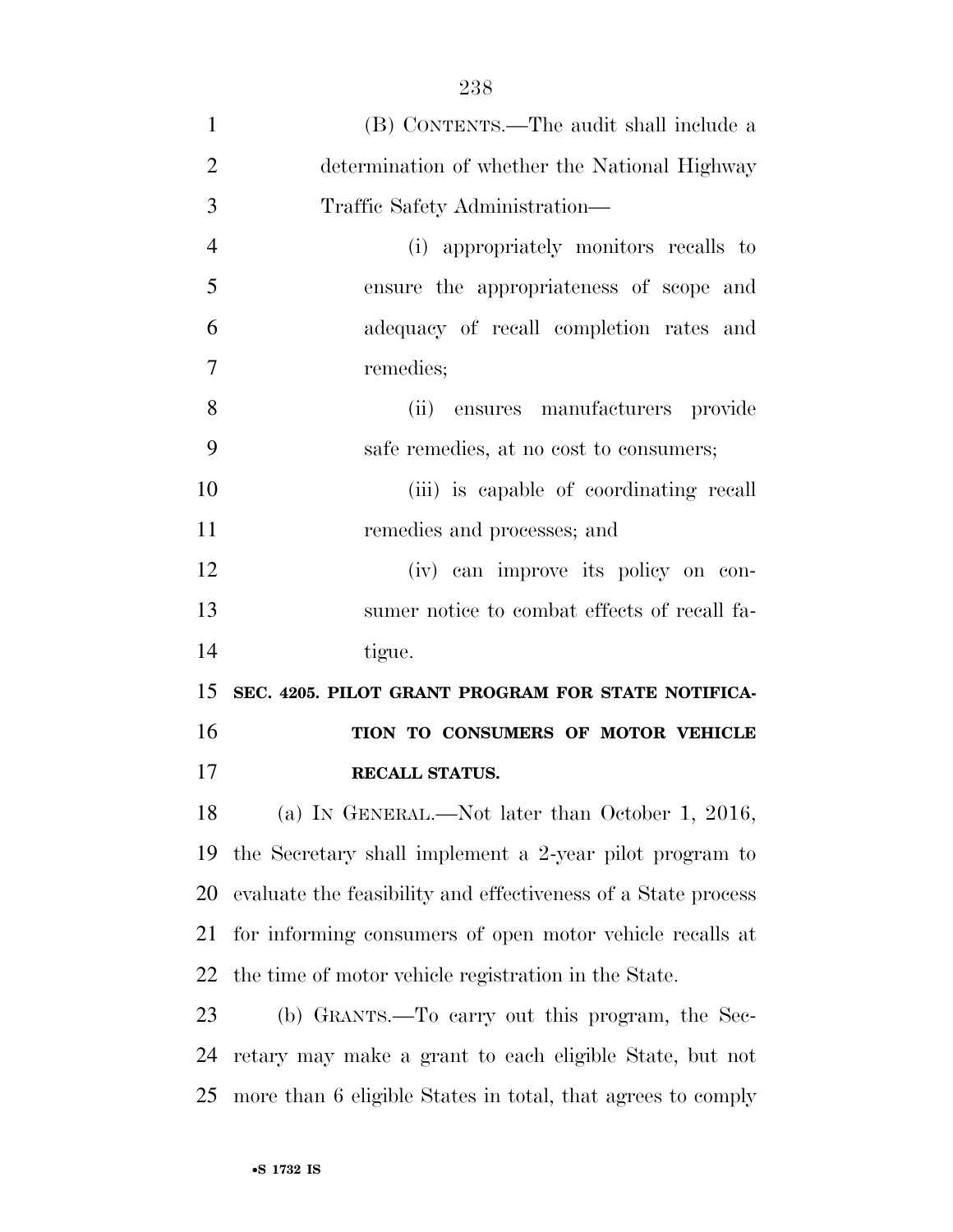(B) CONTENTS.—The audit shall include a determination of whether the National Highway Traffic Safety Administration—

(i) appropriately monitors recalls to ensure the appropriateness of scope and adequacy of recall completion rates and remedies;

(ii) ensures manufacturers provide safe remedies, at no cost to consumers;

(iii) is capable of coordinating recall remedies and processes; and

(iv) can improve its policy on consumer notice to combat effects of recall fatigue.

**SEC. 4205. PILOT GRANT PROGRAM FOR STATE NOTIFICATION TO CONSUMERS OF MOTOR VEHICLE RECALL STATUS.**

(a) IN GENERAL.—Not later than October 1, 2016, the Secretary shall implement a 2-year pilot program to evaluate the feasibility and effectiveness of a State process for informing consumers of open motor vehicle recalls at the time of motor vehicle registration in the State.

(b) GRANTS.—To carry out this program, the Secretary may make a grant to each eligible State, but not more than 6 eligible States in total, that agrees to comply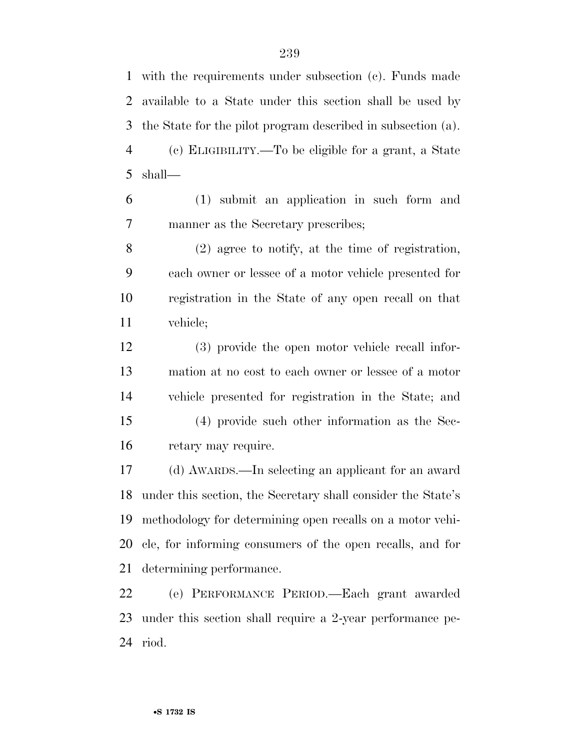with the requirements under subsection (c). Funds made available to a State under this section shall be used by the State for the pilot program described in subsection (a).

(c) ELIGIBILITY.—To be eligible for a grant, a State shall—

(1) submit an application in such form and manner as the Secretary prescribes;

(2) agree to notify, at the time of registration, each owner or lessee of a motor vehicle presented for registration in the State of any open recall on that vehicle;

(3) provide the open motor vehicle recall information at no cost to each owner or lessee of a motor vehicle presented for registration in the State; and

(4) provide such other information as the Secretary may require.

(d) AWARDS.—In selecting an applicant for an award under this section, the Secretary shall consider the State's methodology for determining open recalls on a motor vehicle, for informing consumers of the open recalls, and for determining performance.

(e) PERFORMANCE PERIOD.—Each grant awarded under this section shall require a 2-year performance period.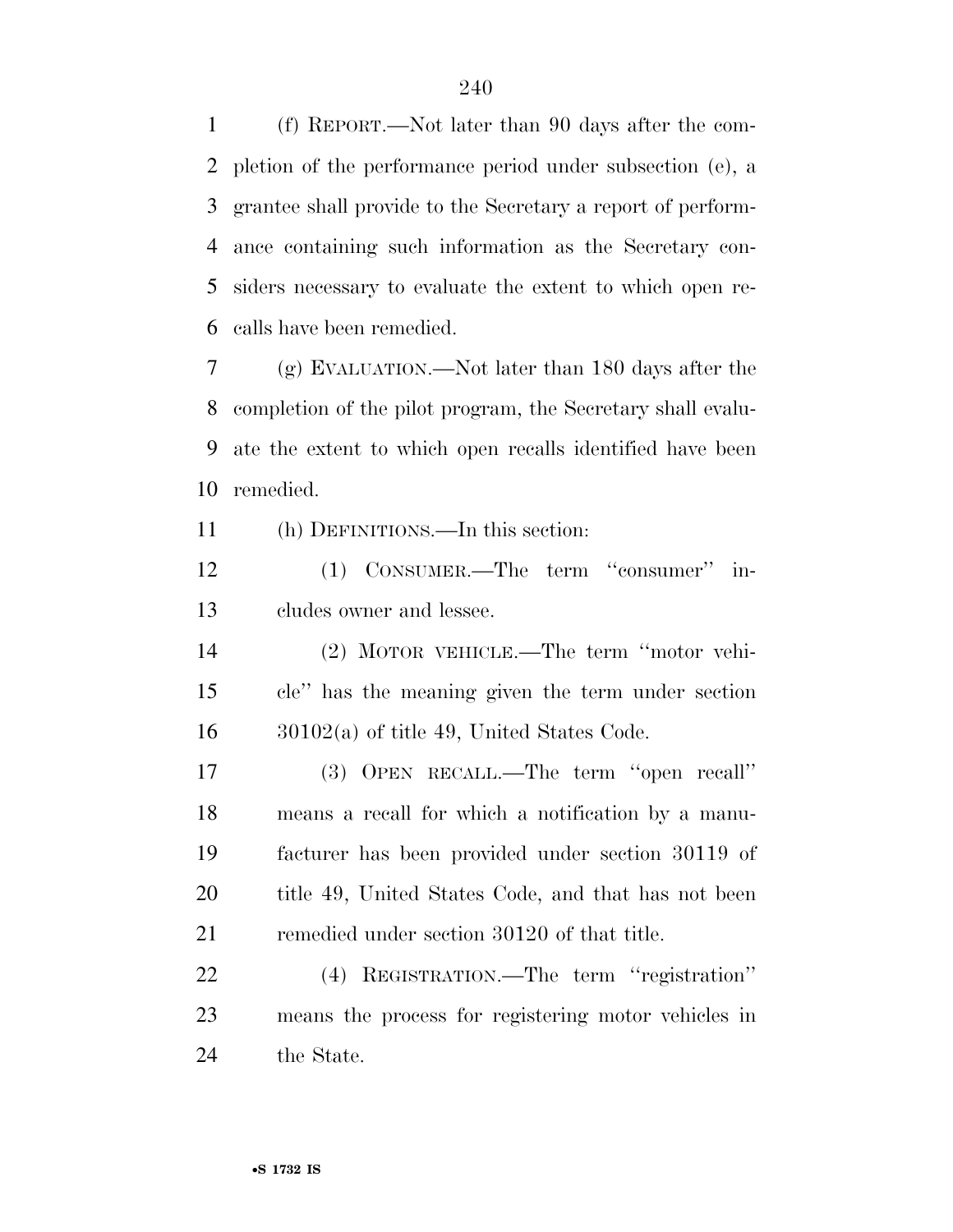(f) REPORT.—Not later than 90 days after the completion of the performance period under subsection (e), a grantee shall provide to the Secretary a report of performance containing such information as the Secretary considers necessary to evaluate the extent to which open recalls have been remedied.

(g) EVALUATION.—Not later than 180 days after the completion of the pilot program, the Secretary shall evaluate the extent to which open recalls identified have been remedied.

(h) DEFINITIONS.—In this section:

(1) CONSUMER.—The term ''consumer'' includes owner and lessee.

(2) MOTOR VEHICLE.—The term ''motor vehicle'' has the meaning given the term under section 30102(a) of title 49, United States Code.

(3) OPEN RECALL.—The term ''open recall'' means a recall for which a notification by a manufacturer has been provided under section 30119 of title 49, United States Code, and that has not been remedied under section 30120 of that title.

(4) REGISTRATION.—The term ''registration'' means the process for registering motor vehicles in the State.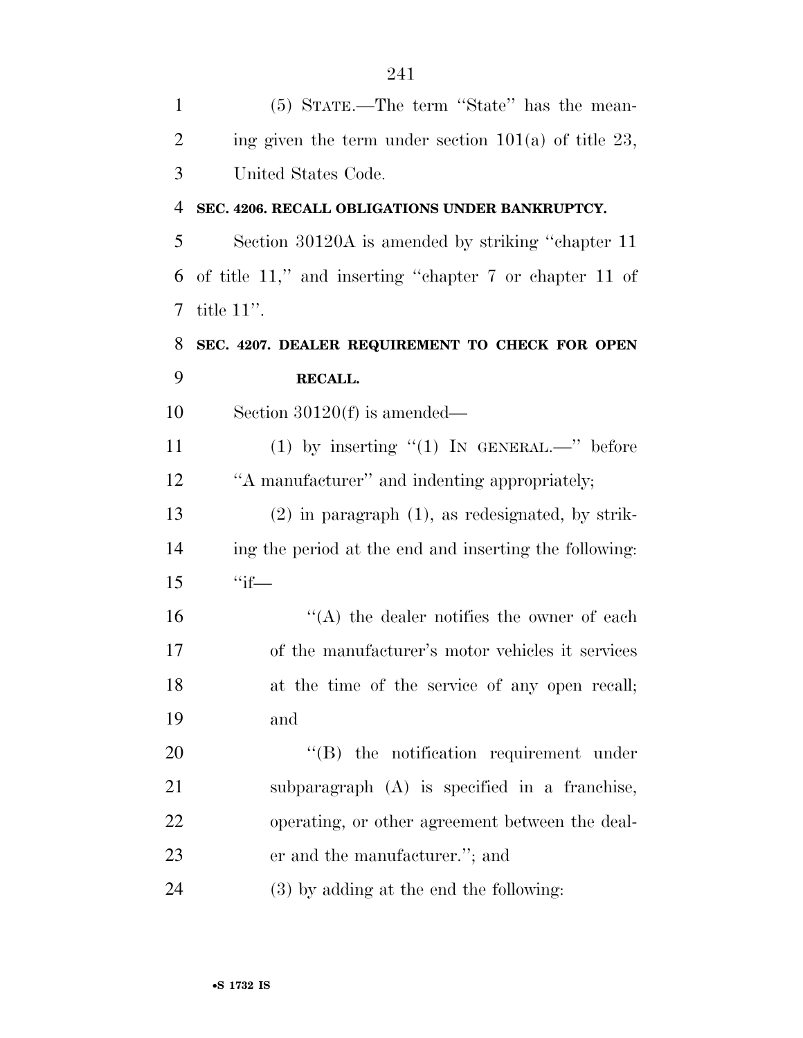(5) STATE.—The term ''State'' has the meaning given the term under section 101(a) of title 23, United States Code.

**SEC. 4206. RECALL OBLIGATIONS UNDER BANKRUPTCY.**

Section 30120A is amended by striking ''chapter 11 of title 11,'' and inserting ''chapter 7 or chapter 11 of title 11''.

**SEC. 4207. DEALER REQUIREMENT TO CHECK FOR OPEN RECALL.**

Section 30120(f) is amended—

(1) by inserting ''(1) IN GENERAL.—'' before ''A manufacturer'' and indenting appropriately;

(2) in paragraph (1), as redesignated, by striking the period at the end and inserting the following: ''if—

''(A) the dealer notifies the owner of each of the manufacturer's motor vehicles it services at the time of the service of any open recall; and

''(B) the notification requirement under subparagraph (A) is specified in a franchise, operating, or other agreement between the dealer and the manufacturer.''; and

(3) by adding at the end the following: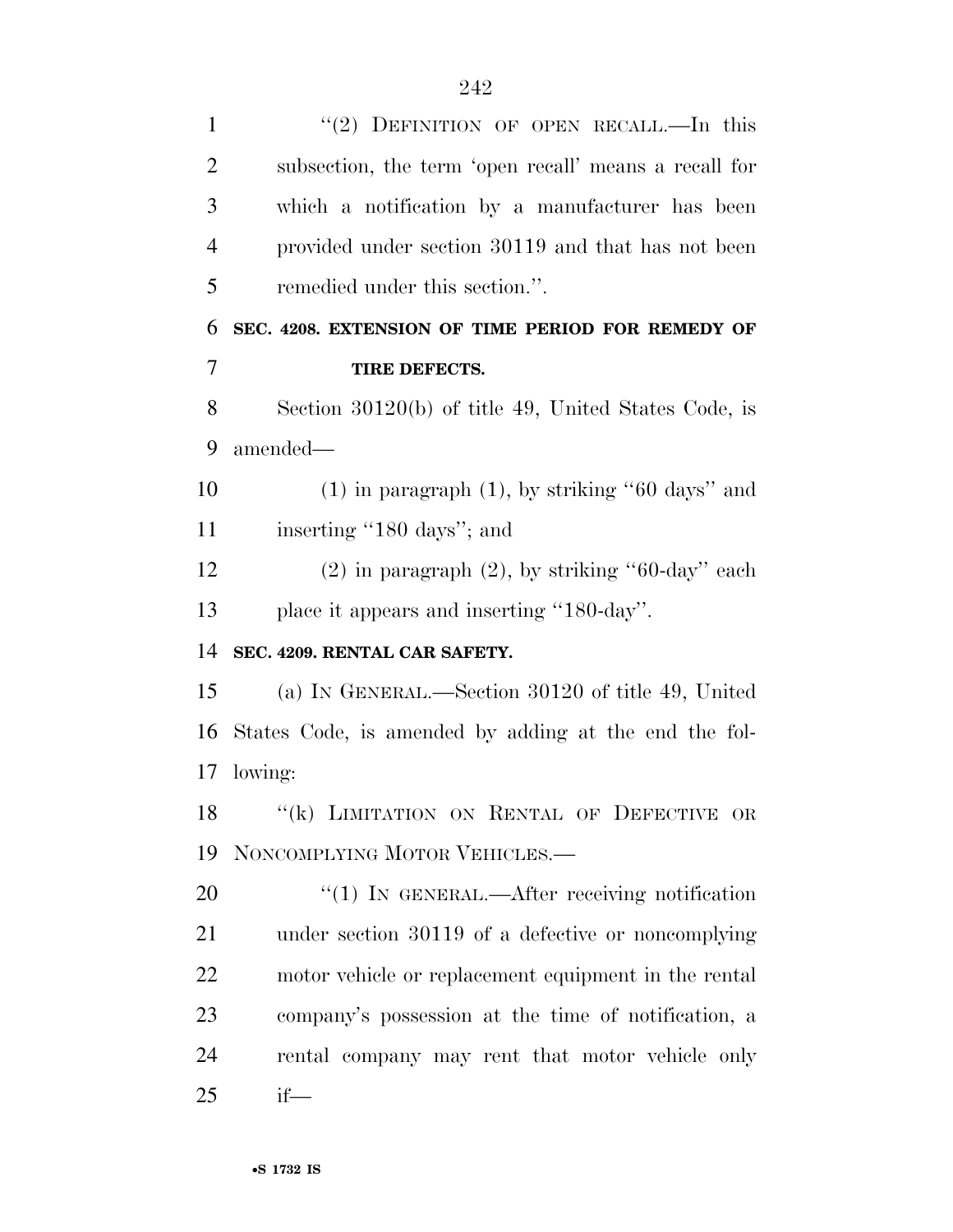"(2) DEFINITION OF OPEN RECALL.—In this subsection, the term 'open recall' means a recall for which a notification by a manufacturer has been provided under section 30119 and that has not been remedied under this section.".

**SEC. 4208. EXTENSION OF TIME PERIOD FOR REMEDY OF TIRE DEFECTS.**

Section 30120(b) of title 49, United States Code, is amended—

(1) in paragraph (1), by striking "60 days" and inserting "180 days"; and

(2) in paragraph (2), by striking "60-day" each place it appears and inserting "180-day".

**SEC. 4209. RENTAL CAR SAFETY.**

(a) IN GENERAL.—Section 30120 of title 49, United States Code, is amended by adding at the end the following:

"(k) LIMITATION ON RENTAL OF DEFECTIVE OR NONCOMPLYING MOTOR VEHICLES.—

"(1) IN GENERAL.—After receiving notification under section 30119 of a defective or noncomplying motor vehicle or replacement equipment in the rental company's possession at the time of notification, a rental company may rent that motor vehicle only if—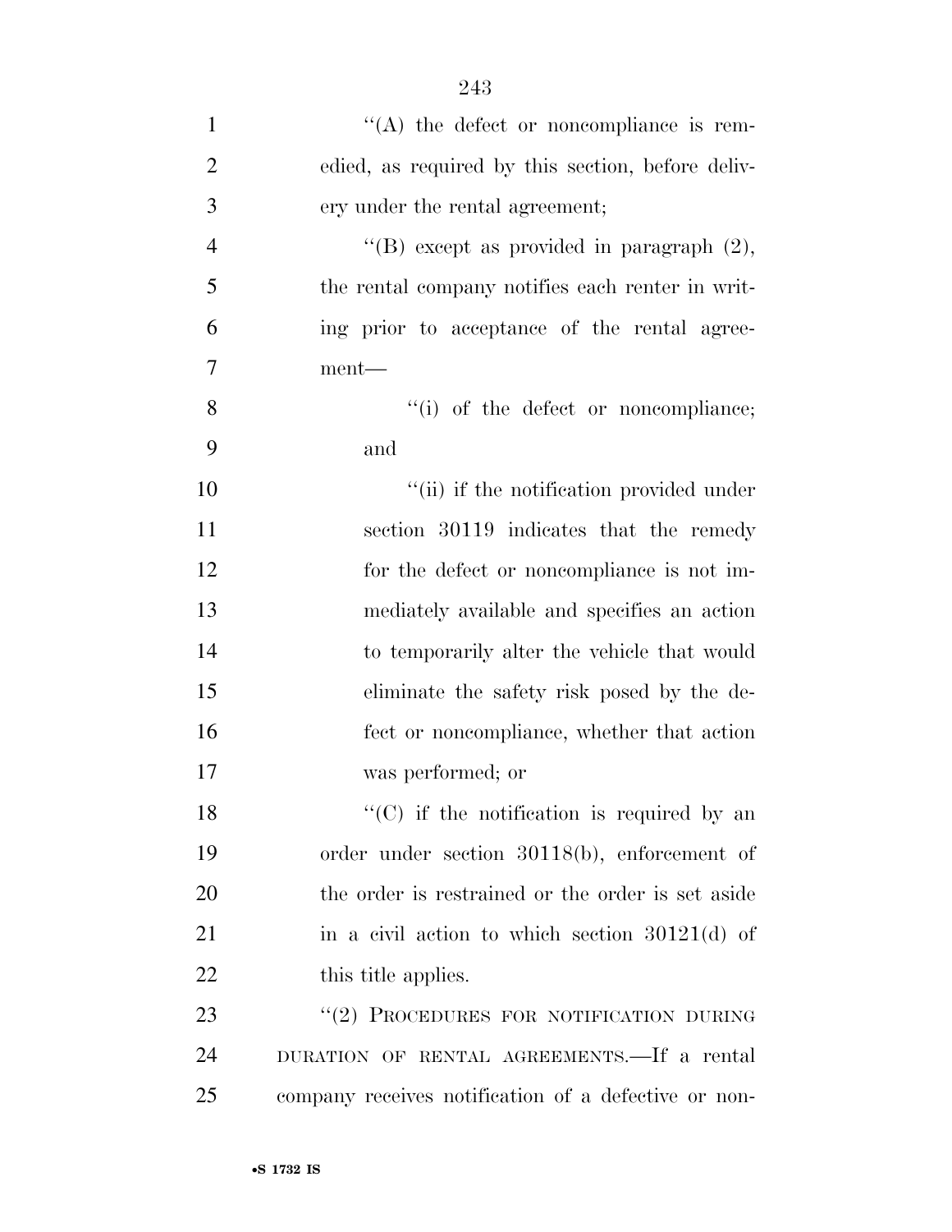''(A) the defect or noncompliance is remedied, as required by this section, before delivery under the rental agreement;

''(B) except as provided in paragraph (2), the rental company notifies each renter in writing prior to acceptance of the rental agreement—

''(i) of the defect or noncompliance; and

''(ii) if the notification provided under section 30119 indicates that the remedy for the defect or noncompliance is not immediately available and specifies an action to temporarily alter the vehicle that would eliminate the safety risk posed by the defect or noncompliance, whether that action was performed; or

''(C) if the notification is required by an order under section 30118(b), enforcement of the order is restrained or the order is set aside in a civil action to which section 30121(d) of this title applies.

''(2) PROCEDURES FOR NOTIFICATION DURING DURATION OF RENTAL AGREEMENTS.—If a rental company receives notification of a defective or non-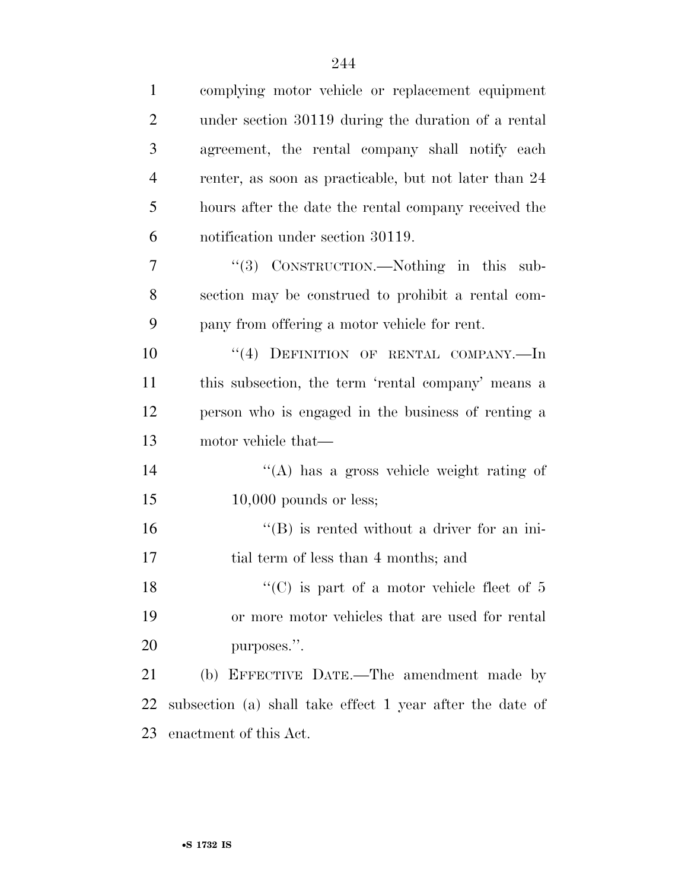complying motor vehicle or replacement equipment under section 30119 during the duration of a rental agreement, the rental company shall notify each renter, as soon as practicable, but not later than 24 hours after the date the rental company received the notification under section 30119.

"(3) CONSTRUCTION.—Nothing in this subsection may be construed to prohibit a rental company from offering a motor vehicle for rent.

"(4) DEFINITION OF RENTAL COMPANY.—In this subsection, the term 'rental company' means a person who is engaged in the business of renting a motor vehicle that—

"(A) has a gross vehicle weight rating of 10,000 pounds or less;

"(B) is rented without a driver for an initial term of less than 4 months; and

"(C) is part of a motor vehicle fleet of 5 or more motor vehicles that are used for rental purposes.".

(b) EFFECTIVE DATE.—The amendment made by subsection (a) shall take effect 1 year after the date of enactment of this Act.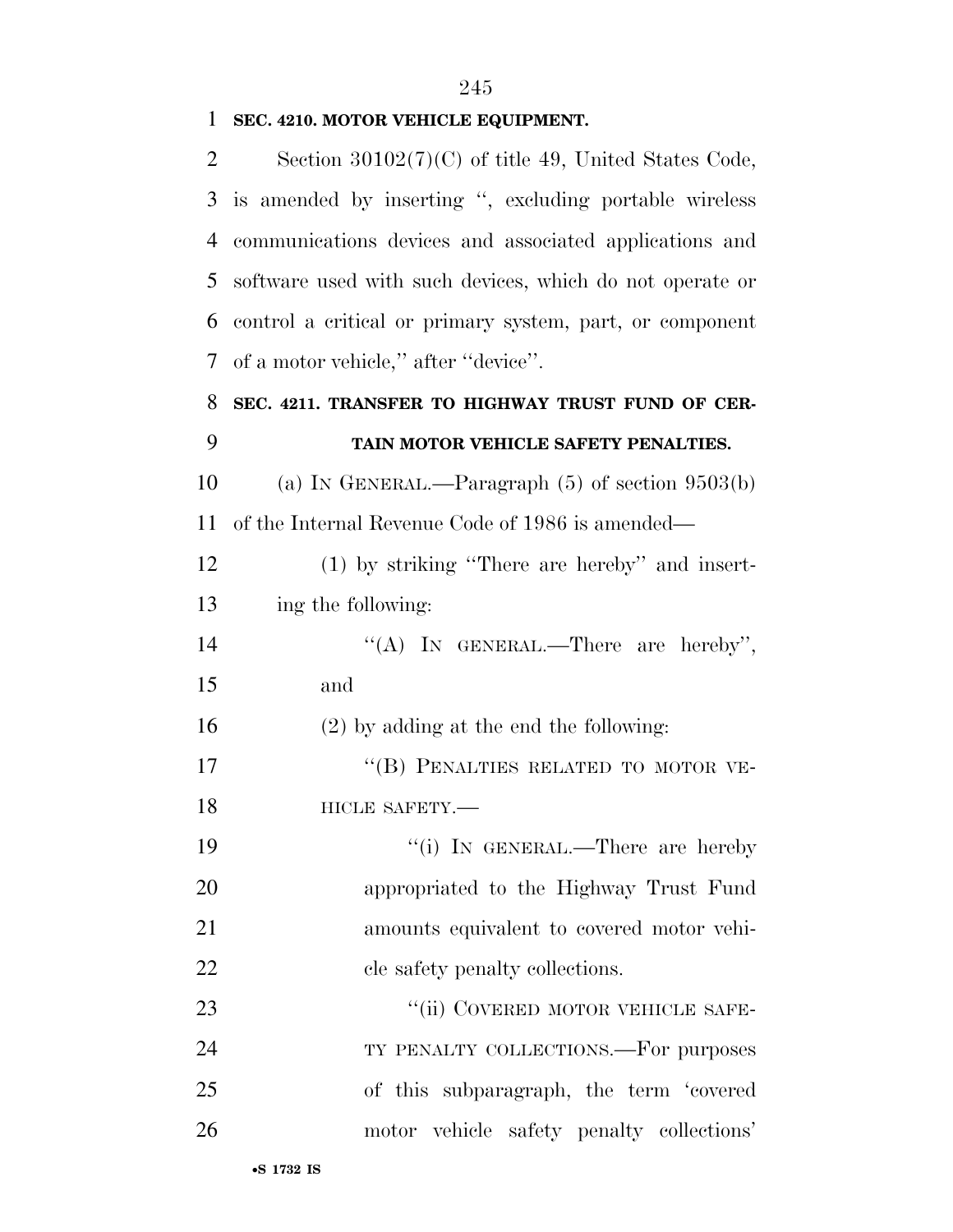**SEC. 4210. MOTOR VEHICLE EQUIPMENT.**

Section 30102(7)(C) of title 49, United States Code, is amended by inserting ", excluding portable wireless communications devices and associated applications and software used with such devices, which do not operate or control a critical or primary system, part, or component of a motor vehicle," after "device".

**SEC. 4211. TRANSFER TO HIGHWAY TRUST FUND OF CERTAIN MOTOR VEHICLE SAFETY PENALTIES.**

(a) IN GENERAL.—Paragraph (5) of section 9503(b) of the Internal Revenue Code of 1986 is amended—

(1) by striking "There are hereby" and inserting the following:

"(A) IN GENERAL.—There are hereby", and

(2) by adding at the end the following:

"(B) PENALTIES RELATED TO MOTOR VEHICLE SAFETY.—

"(i) IN GENERAL.—There are hereby appropriated to the Highway Trust Fund amounts equivalent to covered motor vehicle safety penalty collections.

"(ii) COVERED MOTOR VEHICLE SAFETY PENALTY COLLECTIONS.—For purposes of this subparagraph, the term 'covered motor vehicle safety penalty collections'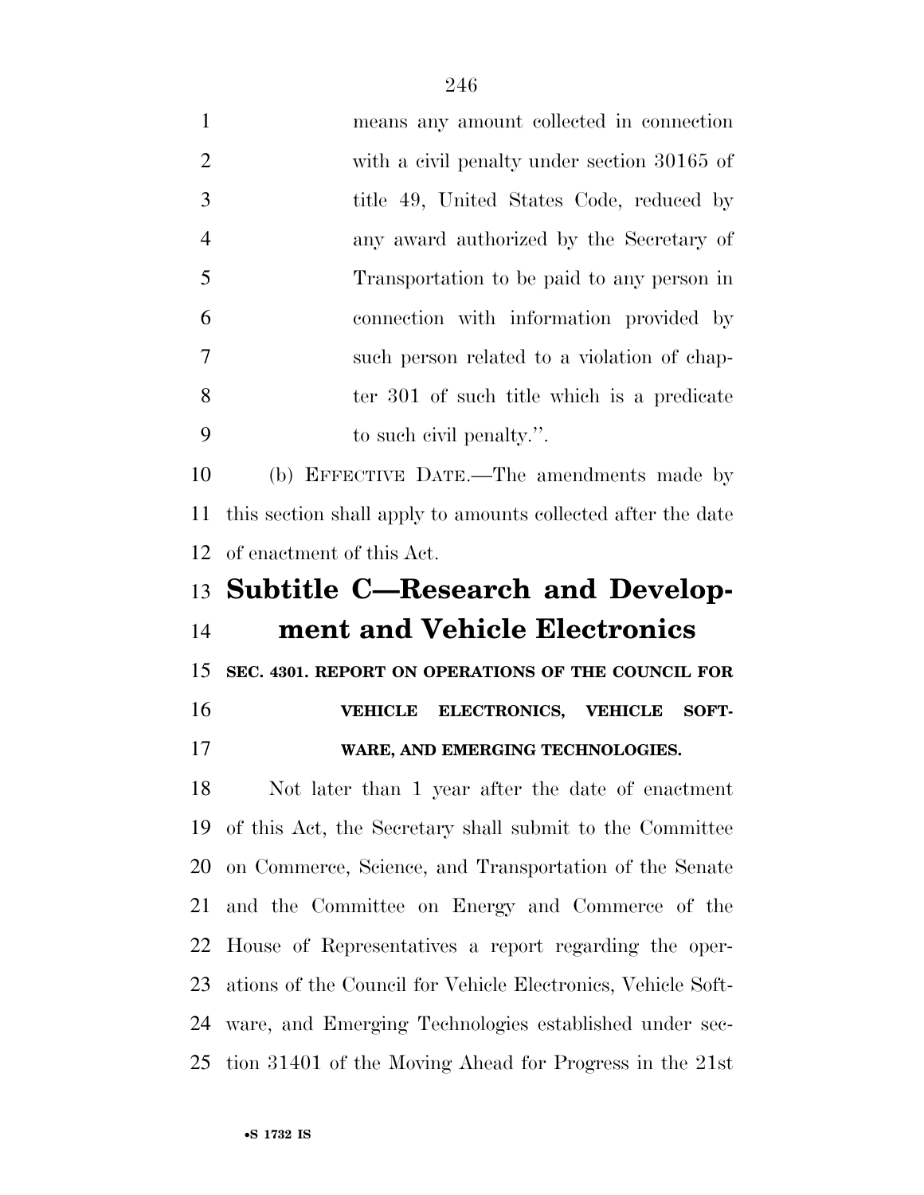means any amount collected in connection with a civil penalty under section 30165 of title 49, United States Code, reduced by any award authorized by the Secretary of Transportation to be paid to any person in connection with information provided by such person related to a violation of chapter 301 of such title which is a predicate to such civil penalty.''.

(b) EFFECTIVE DATE.—The amendments made by this section shall apply to amounts collected after the date of enactment of this Act.

## Subtitle C—Research and Development and Vehicle Electronics

### SEC. 4301. REPORT ON OPERATIONS OF THE COUNCIL FOR VEHICLE ELECTRONICS, VEHICLE SOFTWARE, AND EMERGING TECHNOLOGIES.

Not later than 1 year after the date of enactment of this Act, the Secretary shall submit to the Committee on Commerce, Science, and Transportation of the Senate and the Committee on Energy and Commerce of the House of Representatives a report regarding the operations of the Council for Vehicle Electronics, Vehicle Software, and Emerging Technologies established under section 31401 of the Moving Ahead for Progress in the 21st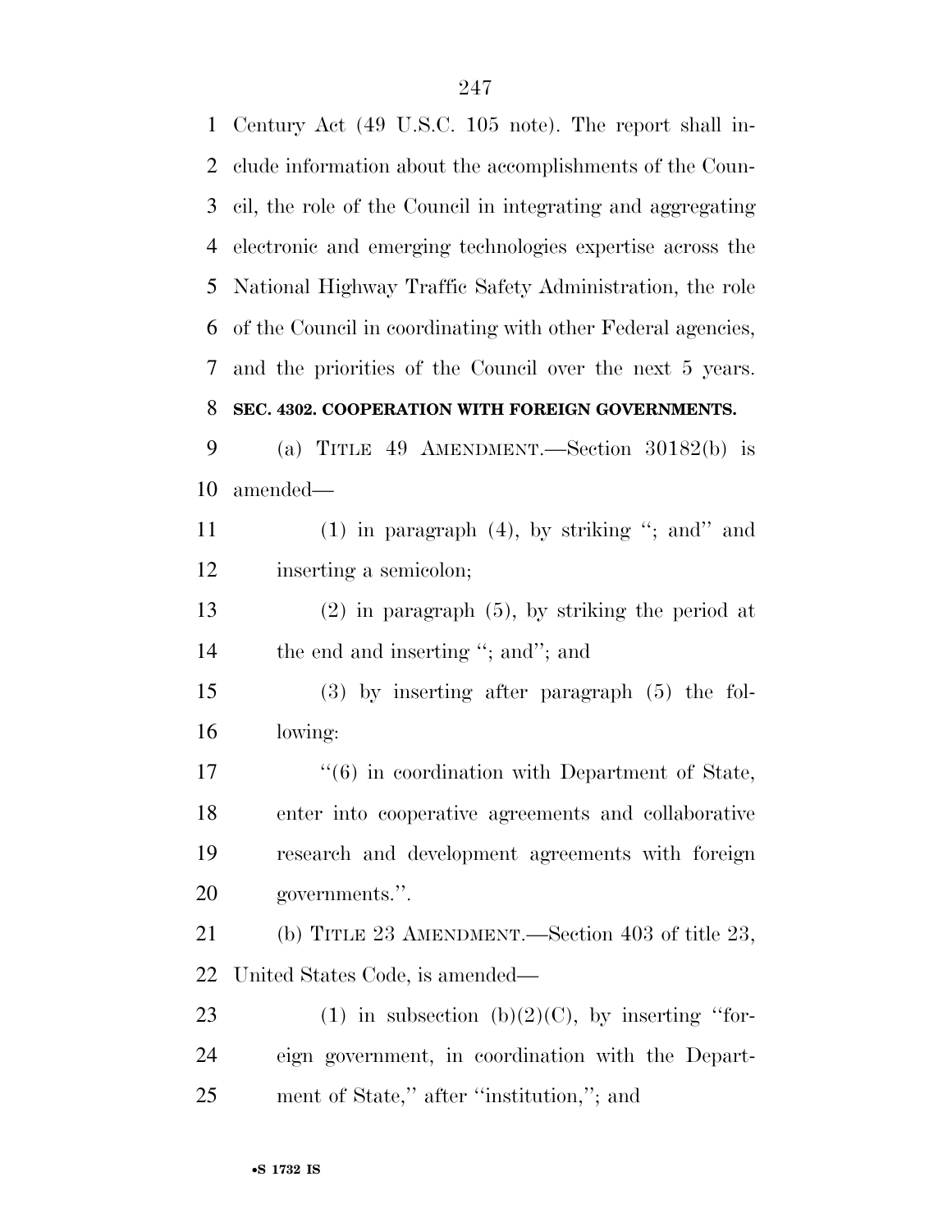Century Act (49 U.S.C. 105 note). The report shall include information about the accomplishments of the Council, the role of the Council in integrating and aggregating electronic and emerging technologies expertise across the National Highway Traffic Safety Administration, the role of the Council in coordinating with other Federal agencies, and the priorities of the Council over the next 5 years.

**SEC. 4302. COOPERATION WITH FOREIGN GOVERNMENTS.**

(a) TITLE 49 AMENDMENT.—Section 30182(b) is amended—

(1) in paragraph (4), by striking ''; and'' and inserting a semicolon;

(2) in paragraph (5), by striking the period at the end and inserting ''; and''; and

(3) by inserting after paragraph (5) the following:

''(6) in coordination with Department of State, enter into cooperative agreements and collaborative research and development agreements with foreign governments.''.

(b) TITLE 23 AMENDMENT.—Section 403 of title 23, United States Code, is amended—

(1) in subsection (b)(2)(C), by inserting ''foreign government, in coordination with the Department of State,'' after ''institution,''; and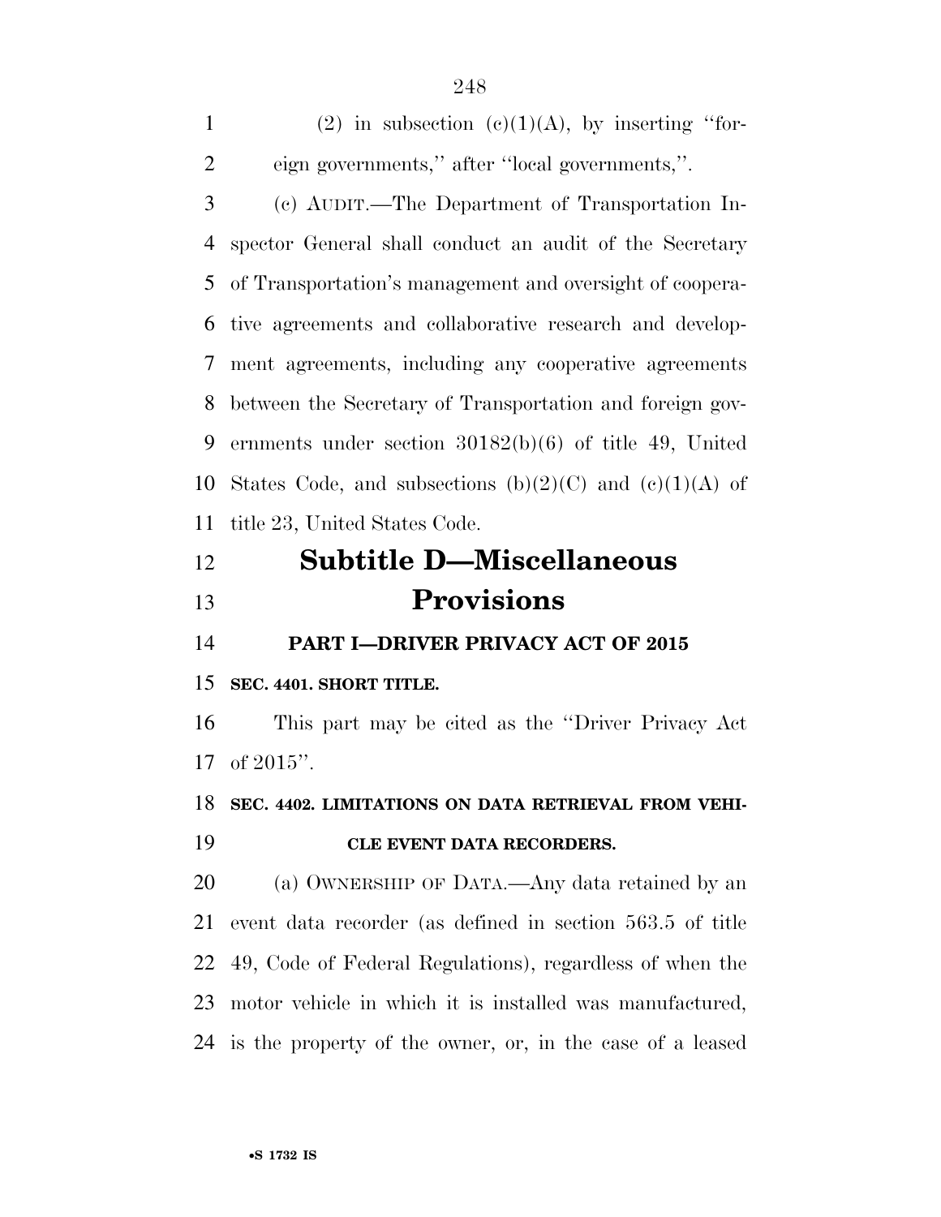(2) in subsection (c)(1)(A), by inserting ''foreign governments,'' after ''local governments,''.

(c) AUDIT.—The Department of Transportation Inspector General shall conduct an audit of the Secretary of Transportation's management and oversight of cooperative agreements and collaborative research and development agreements, including any cooperative agreements between the Secretary of Transportation and foreign governments under section 30182(b)(6) of title 49, United States Code, and subsections (b)(2)(C) and (c)(1)(A) of title 23, United States Code.

# Subtitle D—Miscellaneous Provisions

## PART I—DRIVER PRIVACY ACT OF 2015

### SEC. 4401. SHORT TITLE.

This part may be cited as the ''Driver Privacy Act of 2015''.

### SEC. 4402. LIMITATIONS ON DATA RETRIEVAL FROM VEHICLE EVENT DATA RECORDERS.

(a) OWNERSHIP OF DATA.—Any data retained by an event data recorder (as defined in section 563.5 of title 49, Code of Federal Regulations), regardless of when the motor vehicle in which it is installed was manufactured, is the property of the owner, or, in the case of a leased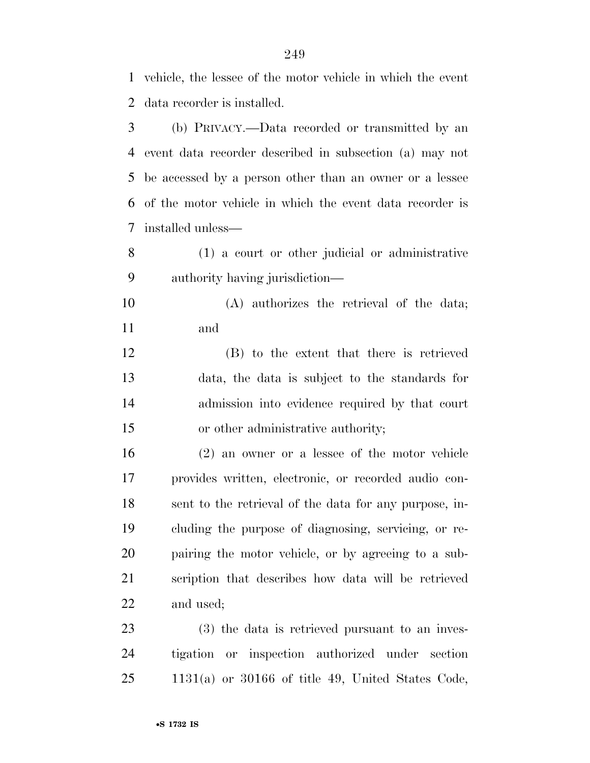vehicle, the lessee of the motor vehicle in which the event data recorder is installed.

(b) PRIVACY.—Data recorded or transmitted by an event data recorder described in subsection (a) may not be accessed by a person other than an owner or a lessee of the motor vehicle in which the event data recorder is installed unless—

(1) a court or other judicial or administrative authority having jurisdiction—

(A) authorizes the retrieval of the data; and

(B) to the extent that there is retrieved data, the data is subject to the standards for admission into evidence required by that court or other administrative authority;

(2) an owner or a lessee of the motor vehicle provides written, electronic, or recorded audio consent to the retrieval of the data for any purpose, including the purpose of diagnosing, servicing, or repairing the motor vehicle, or by agreeing to a subscription that describes how data will be retrieved and used;

(3) the data is retrieved pursuant to an investigation or inspection authorized under section 1131(a) or 30166 of title 49, United States Code,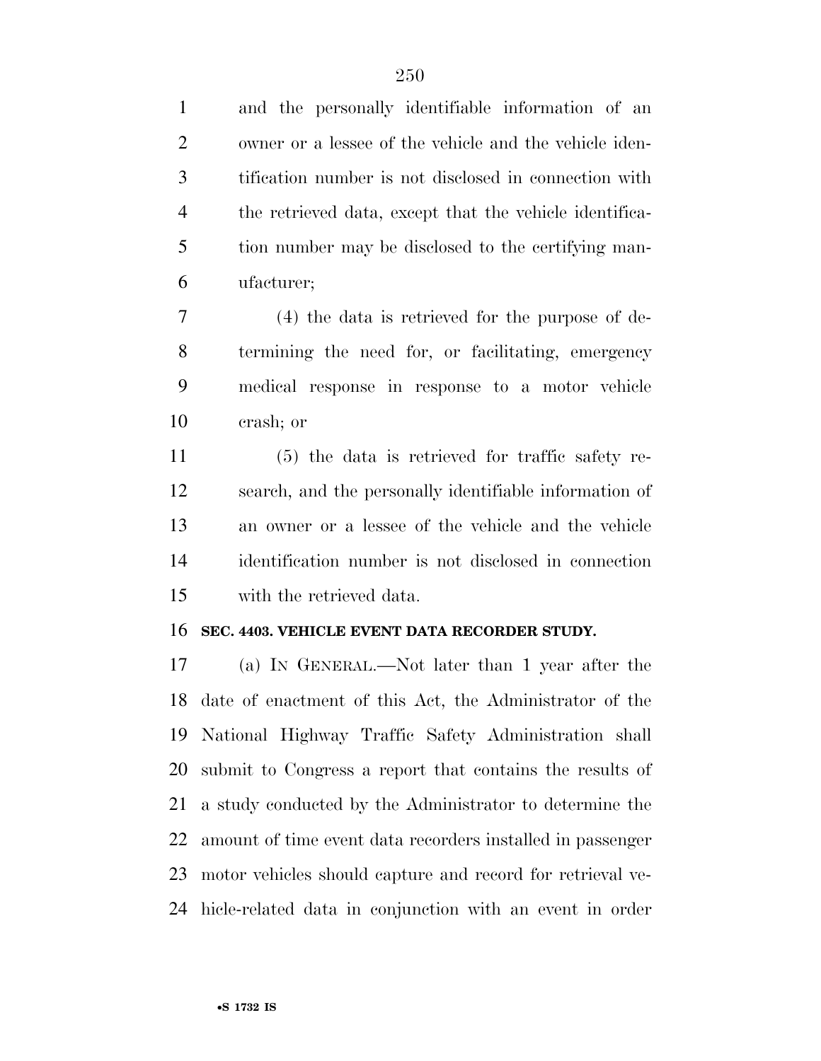and the personally identifiable information of an owner or a lessee of the vehicle and the vehicle identification number is not disclosed in connection with the retrieved data, except that the vehicle identification number may be disclosed to the certifying manufacturer;

(4) the data is retrieved for the purpose of determining the need for, or facilitating, emergency medical response in response to a motor vehicle crash; or

(5) the data is retrieved for traffic safety research, and the personally identifiable information of an owner or a lessee of the vehicle and the vehicle identification number is not disclosed in connection with the retrieved data.

**SEC. 4403. VEHICLE EVENT DATA RECORDER STUDY.**

(a) IN GENERAL.—Not later than 1 year after the date of enactment of this Act, the Administrator of the National Highway Traffic Safety Administration shall submit to Congress a report that contains the results of a study conducted by the Administrator to determine the amount of time event data recorders installed in passenger motor vehicles should capture and record for retrieval vehicle-related data in conjunction with an event in order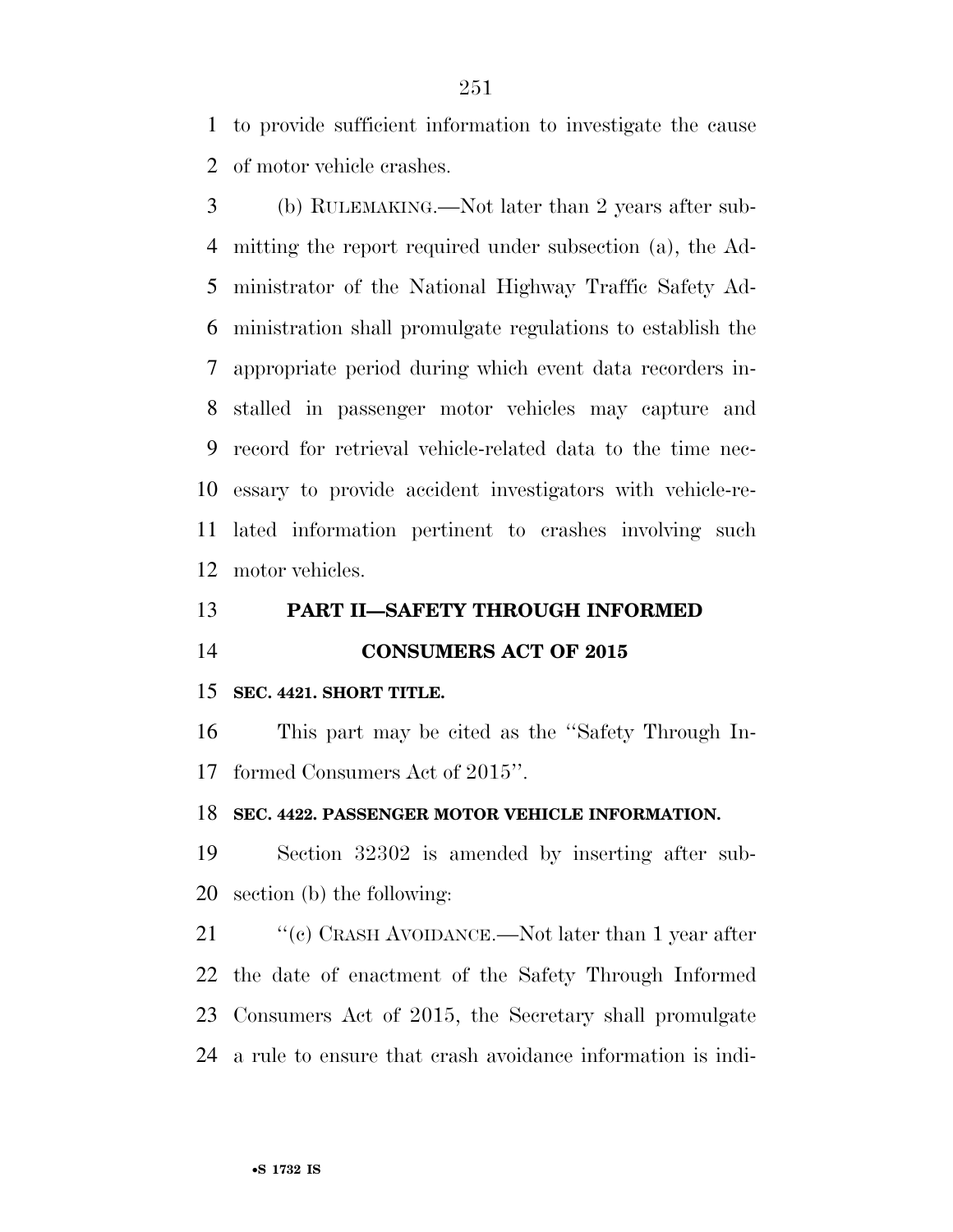to provide sufficient information to investigate the cause of motor vehicle crashes.

(b) RULEMAKING.—Not later than 2 years after submitting the report required under subsection (a), the Administrator of the National Highway Traffic Safety Administration shall promulgate regulations to establish the appropriate period during which event data recorders installed in passenger motor vehicles may capture and record for retrieval vehicle-related data to the time necessary to provide accident investigators with vehicle-related information pertinent to crashes involving such motor vehicles.

## PART II—SAFETY THROUGH INFORMED CONSUMERS ACT OF 2015

### SEC. 4421. SHORT TITLE.

This part may be cited as the ''Safety Through Informed Consumers Act of 2015''.

### SEC. 4422. PASSENGER MOTOR VEHICLE INFORMATION.

Section 32302 is amended by inserting after subsection (b) the following:

''(c) CRASH AVOIDANCE.—Not later than 1 year after the date of enactment of the Safety Through Informed Consumers Act of 2015, the Secretary shall promulgate a rule to ensure that crash avoidance information is indi-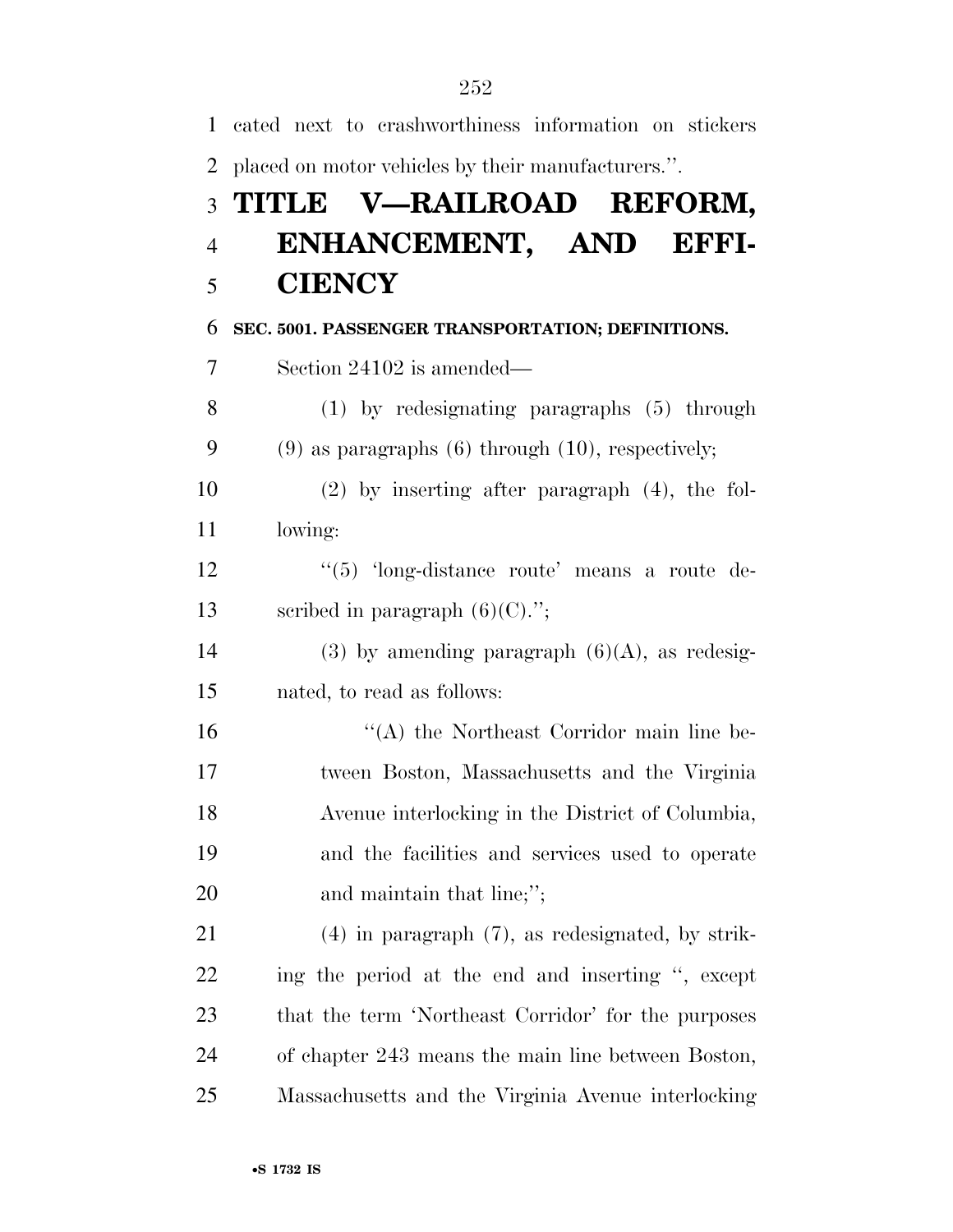cated next to crashworthiness information on stickers placed on motor vehicles by their manufacturers.''.

# TITLE V—RAILROAD REFORM, ENHANCEMENT, AND EFFICIENCY

### SEC. 5001. PASSENGER TRANSPORTATION; DEFINITIONS.

Section 24102 is amended—

(1) by redesignating paragraphs (5) through (9) as paragraphs (6) through (10), respectively;

(2) by inserting after paragraph (4), the following:

''(5) 'long-distance route' means a route described in paragraph (6)(C).'';

(3) by amending paragraph (6)(A), as redesignated, to read as follows:

''(A) the Northeast Corridor main line between Boston, Massachusetts and the Virginia Avenue interlocking in the District of Columbia, and the facilities and services used to operate and maintain that line;'';

(4) in paragraph (7), as redesignated, by striking the period at the end and inserting '', except that the term 'Northeast Corridor' for the purposes of chapter 243 means the main line between Boston, Massachusetts and the Virginia Avenue interlocking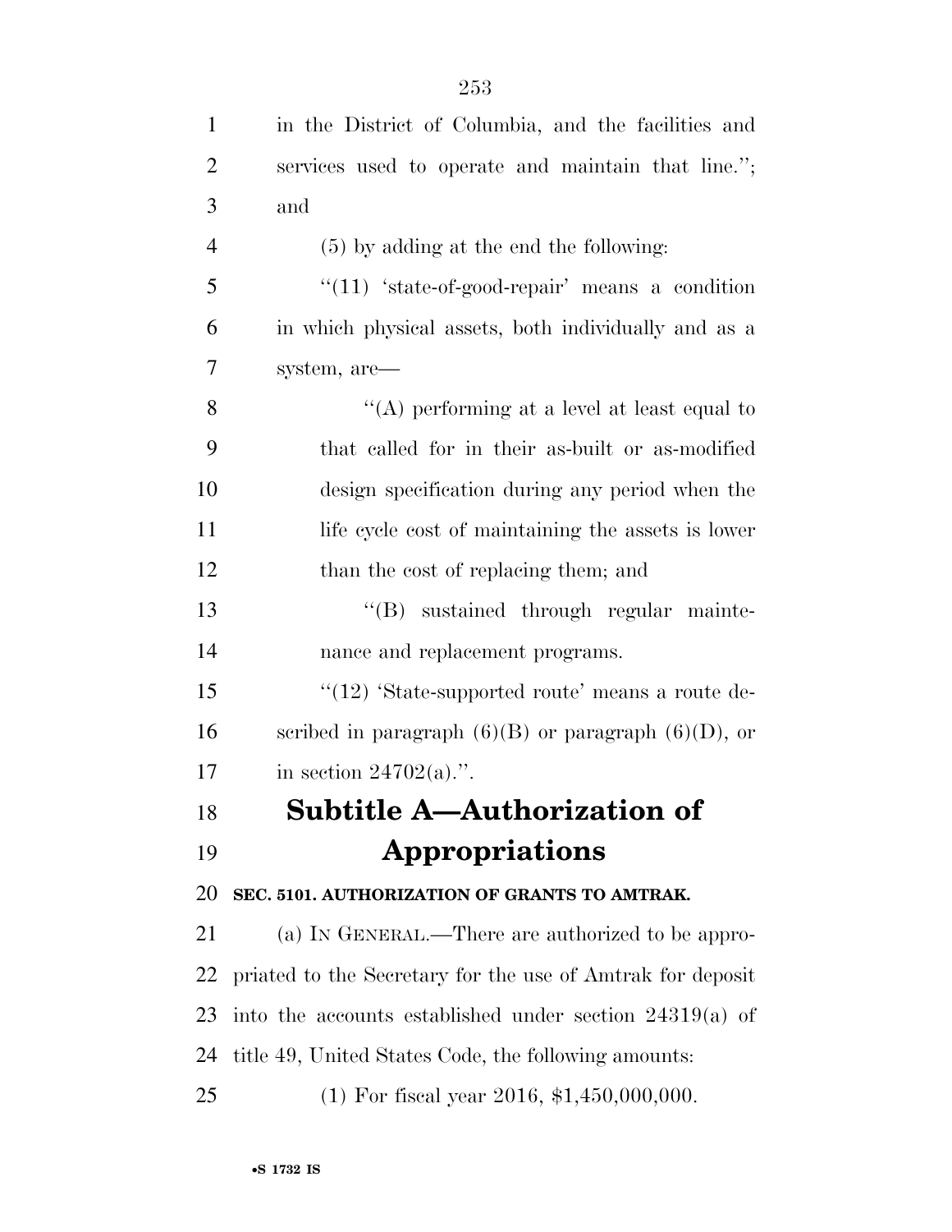in the District of Columbia, and the facilities and services used to operate and maintain that line.''; and

(5) by adding at the end the following:

''(11) 'state-of-good-repair' means a condition in which physical assets, both individually and as a system, are—

''(A) performing at a level at least equal to that called for in their as-built or as-modified design specification during any period when the life cycle cost of maintaining the assets is lower than the cost of replacing them; and

''(B) sustained through regular maintenance and replacement programs.

''(12) 'State-supported route' means a route described in paragraph (6)(B) or paragraph (6)(D), or in section 24702(a).''.

## Subtitle A—Authorization of Appropriations

**SEC. 5101. AUTHORIZATION OF GRANTS TO AMTRAK.**

(a) IN GENERAL.—There are authorized to be appropriated to the Secretary for the use of Amtrak for deposit into the accounts established under section 24319(a) of title 49, United States Code, the following amounts:

(1) For fiscal year 2016, $1,450,000,000.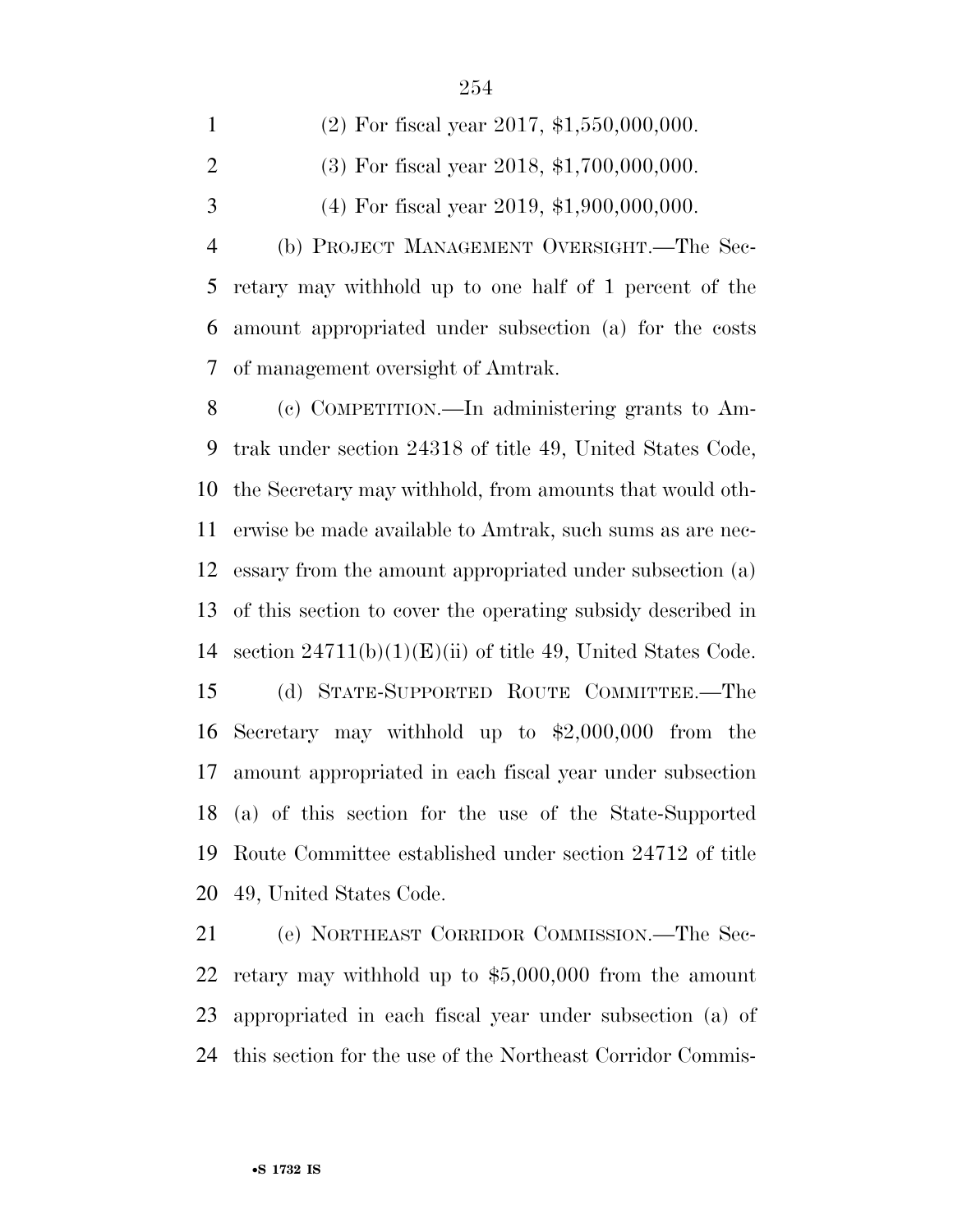(2) For fiscal year 2017, $1,550,000,000.

(3) For fiscal year 2018, $1,700,000,000.

(4) For fiscal year 2019, $1,900,000,000.

(b) PROJECT MANAGEMENT OVERSIGHT.—The Secretary may withhold up to one half of 1 percent of the amount appropriated under subsection (a) for the costs of management oversight of Amtrak.

(c) COMPETITION.—In administering grants to Amtrak under section 24318 of title 49, United States Code, the Secretary may withhold, from amounts that would otherwise be made available to Amtrak, such sums as are necessary from the amount appropriated under subsection (a) of this section to cover the operating subsidy described in section 24711(b)(1)(E)(ii) of title 49, United States Code.

(d) STATE-SUPPORTED ROUTE COMMITTEE.—The Secretary may withhold up to $2,000,000 from the amount appropriated in each fiscal year under subsection (a) of this section for the use of the State-Supported Route Committee established under section 24712 of title 49, United States Code.

(e) NORTHEAST CORRIDOR COMMISSION.—The Secretary may withhold up to $5,000,000 from the amount appropriated in each fiscal year under subsection (a) of this section for the use of the Northeast Corridor Commis-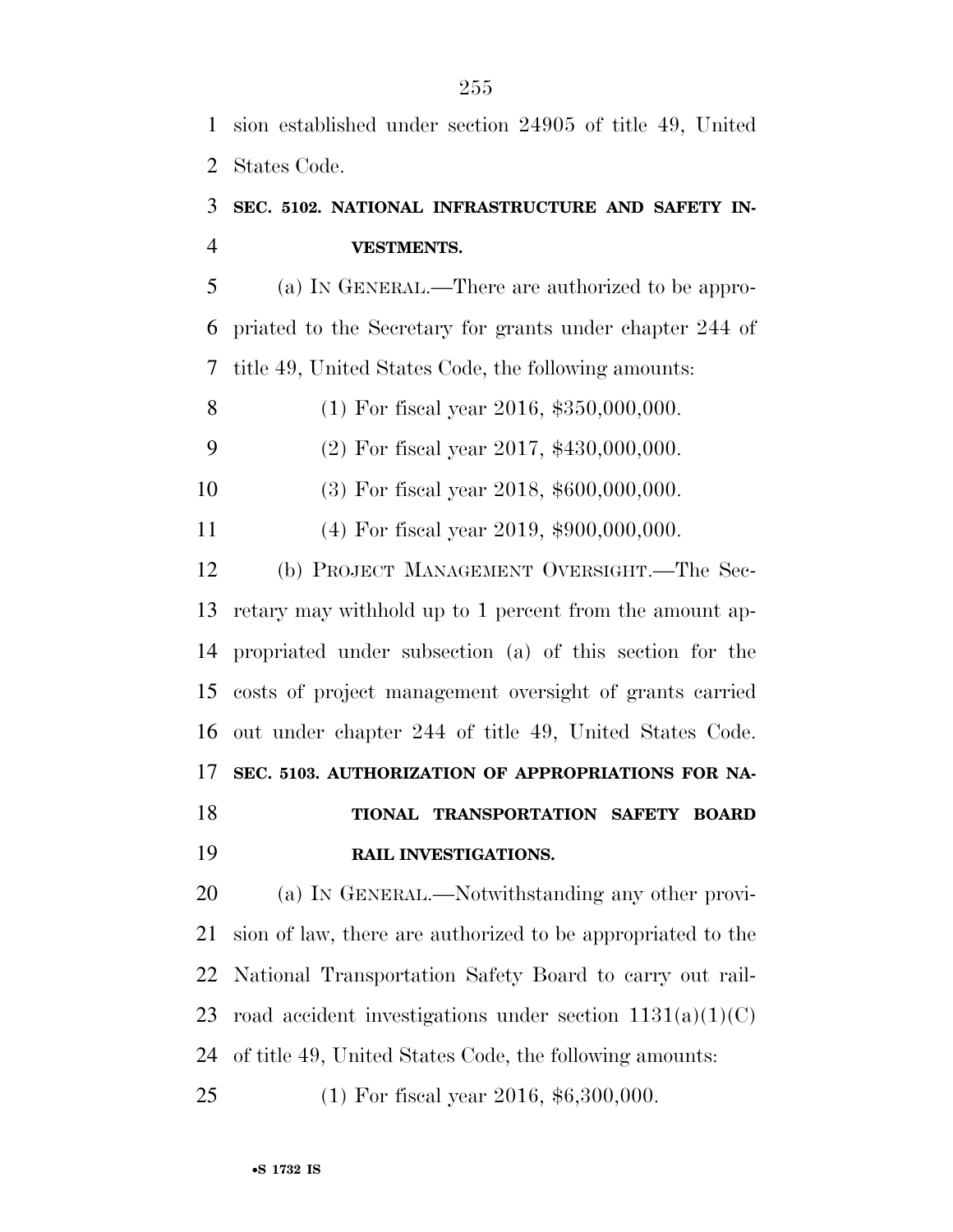sion established under section 24905 of title 49, United States Code.

### SEC. 5102. NATIONAL INFRASTRUCTURE AND SAFETY INVESTMENTS.

(a) IN GENERAL.—There are authorized to be appropriated to the Secretary for grants under chapter 244 of title 49, United States Code, the following amounts:

(1) For fiscal year 2016, $350,000,000.

(2) For fiscal year 2017, $430,000,000.

(3) For fiscal year 2018, $600,000,000.

(4) For fiscal year 2019, $900,000,000.

(b) PROJECT MANAGEMENT OVERSIGHT.—The Secretary may withhold up to 1 percent from the amount appropriated under subsection (a) of this section for the costs of project management oversight of grants carried out under chapter 244 of title 49, United States Code.

### SEC. 5103. AUTHORIZATION OF APPROPRIATIONS FOR NATIONAL TRANSPORTATION SAFETY BOARD RAIL INVESTIGATIONS.

(a) IN GENERAL.—Notwithstanding any other provision of law, there are authorized to be appropriated to the National Transportation Safety Board to carry out railroad accident investigations under section 1131(a)(1)(C) of title 49, United States Code, the following amounts:

(1) For fiscal year 2016, $6,300,000.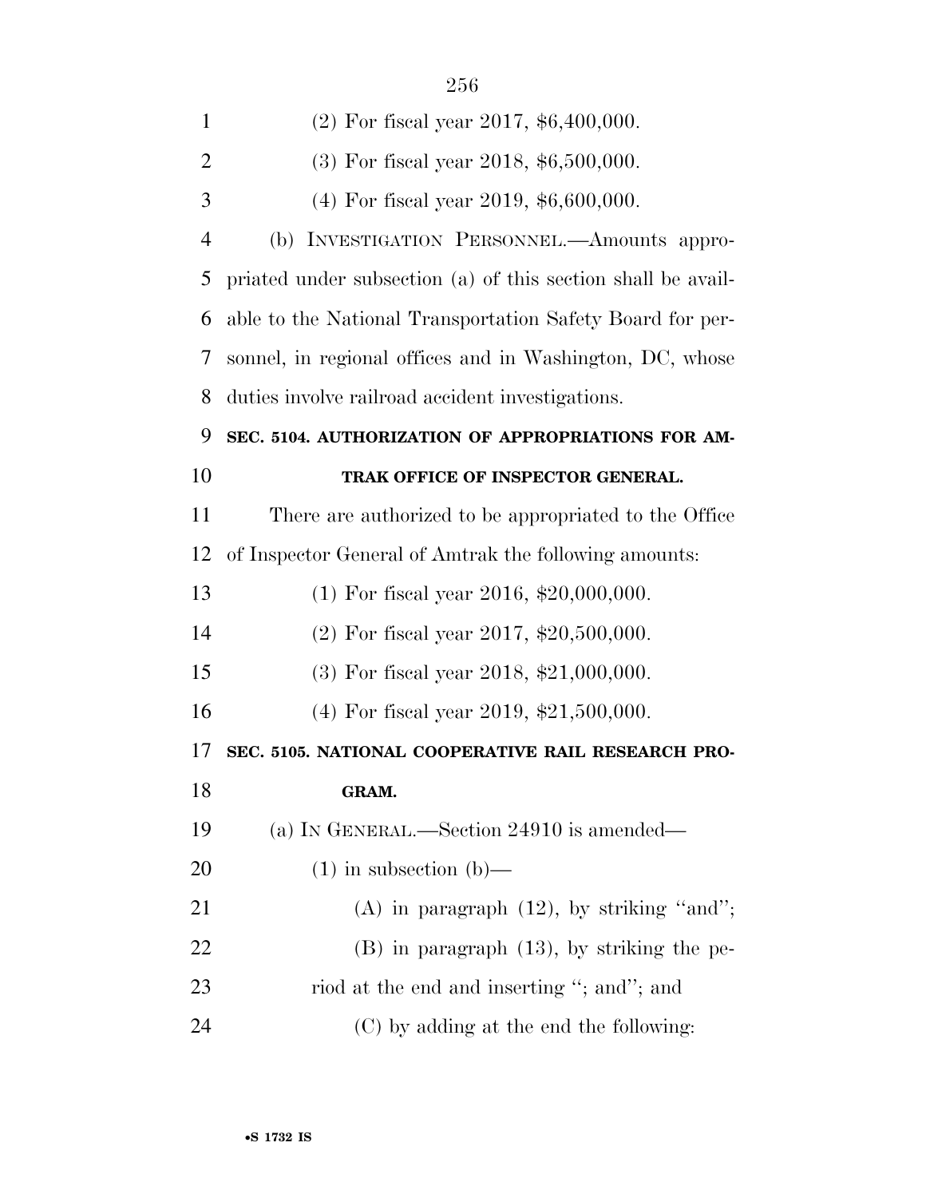(2) For fiscal year 2017, $6,400,000.

(3) For fiscal year 2018, $6,500,000.

(4) For fiscal year 2019, $6,600,000.

(b) INVESTIGATION PERSONNEL.—Amounts appropriated under subsection (a) of this section shall be available to the National Transportation Safety Board for personnel, in regional offices and in Washington, DC, whose duties involve railroad accident investigations.

**SEC. 5104. AUTHORIZATION OF APPROPRIATIONS FOR AMTRAK OFFICE OF INSPECTOR GENERAL.**

There are authorized to be appropriated to the Office of Inspector General of Amtrak the following amounts:

(1) For fiscal year 2016, $20,000,000.

(2) For fiscal year 2017, $20,500,000.

(3) For fiscal year 2018, $21,000,000.

(4) For fiscal year 2019, $21,500,000.

**SEC. 5105. NATIONAL COOPERATIVE RAIL RESEARCH PROGRAM.**

(a) IN GENERAL.—Section 24910 is amended—

(1) in subsection (b)—

(A) in paragraph (12), by striking ''and'';

(B) in paragraph (13), by striking the period at the end and inserting ''; and''; and

(C) by adding at the end the following: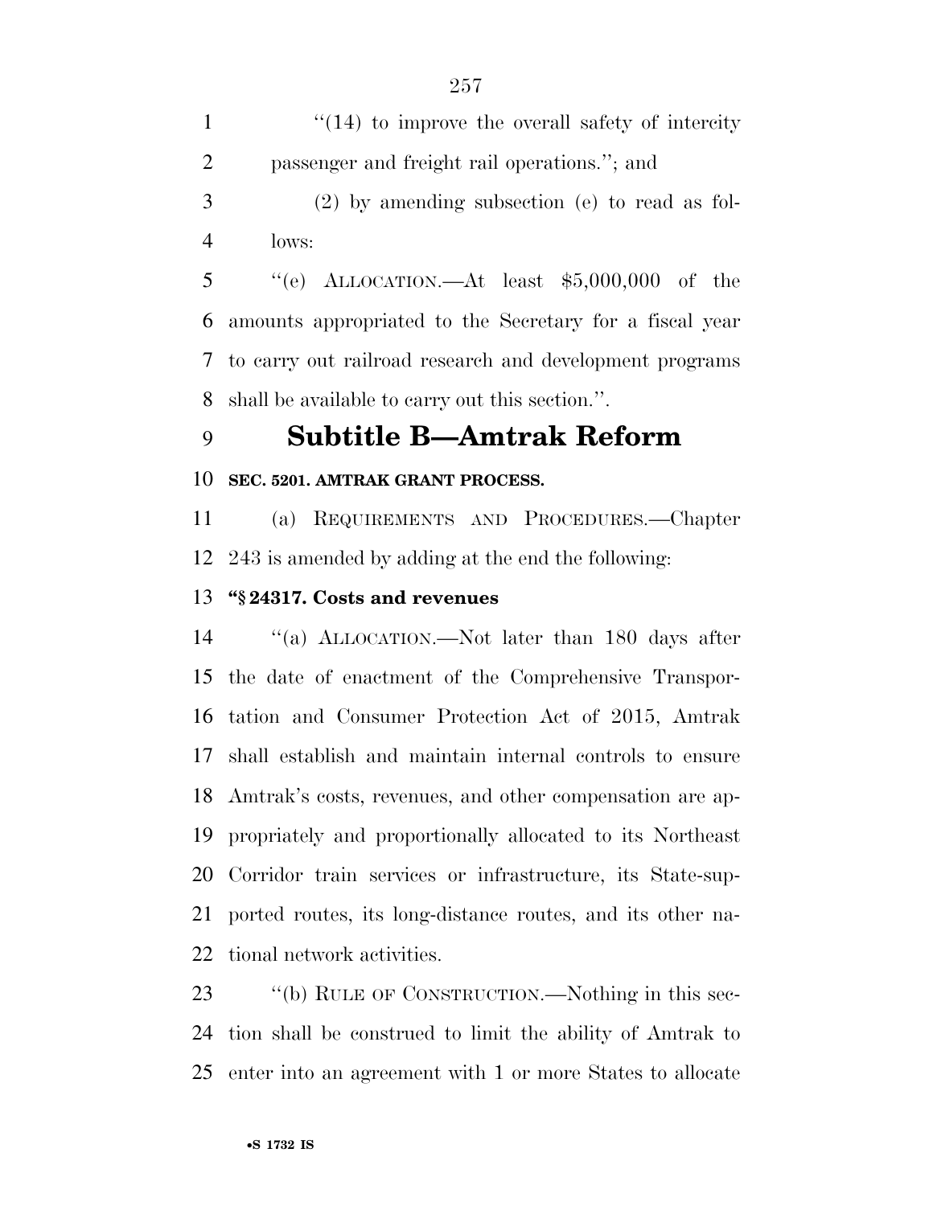"(14) to improve the overall safety of intercity passenger and freight rail operations."; and

(2) by amending subsection (e) to read as follows:

"(e) ALLOCATION.—At least $5,000,000 of the amounts appropriated to the Secretary for a fiscal year to carry out railroad research and development programs shall be available to carry out this section.".

# Subtitle B—Amtrak Reform

**SEC. 5201. AMTRAK GRANT PROCESS.**

(a) REQUIREMENTS AND PROCEDURES.—Chapter 243 is amended by adding at the end the following:

**"§ 24317. Costs and revenues**

"(a) ALLOCATION.—Not later than 180 days after the date of enactment of the Comprehensive Transportation and Consumer Protection Act of 2015, Amtrak shall establish and maintain internal controls to ensure Amtrak's costs, revenues, and other compensation are appropriately and proportionally allocated to its Northeast Corridor train services or infrastructure, its State-supported routes, its long-distance routes, and its other national network activities.

"(b) RULE OF CONSTRUCTION.—Nothing in this section shall be construed to limit the ability of Amtrak to enter into an agreement with 1 or more States to allocate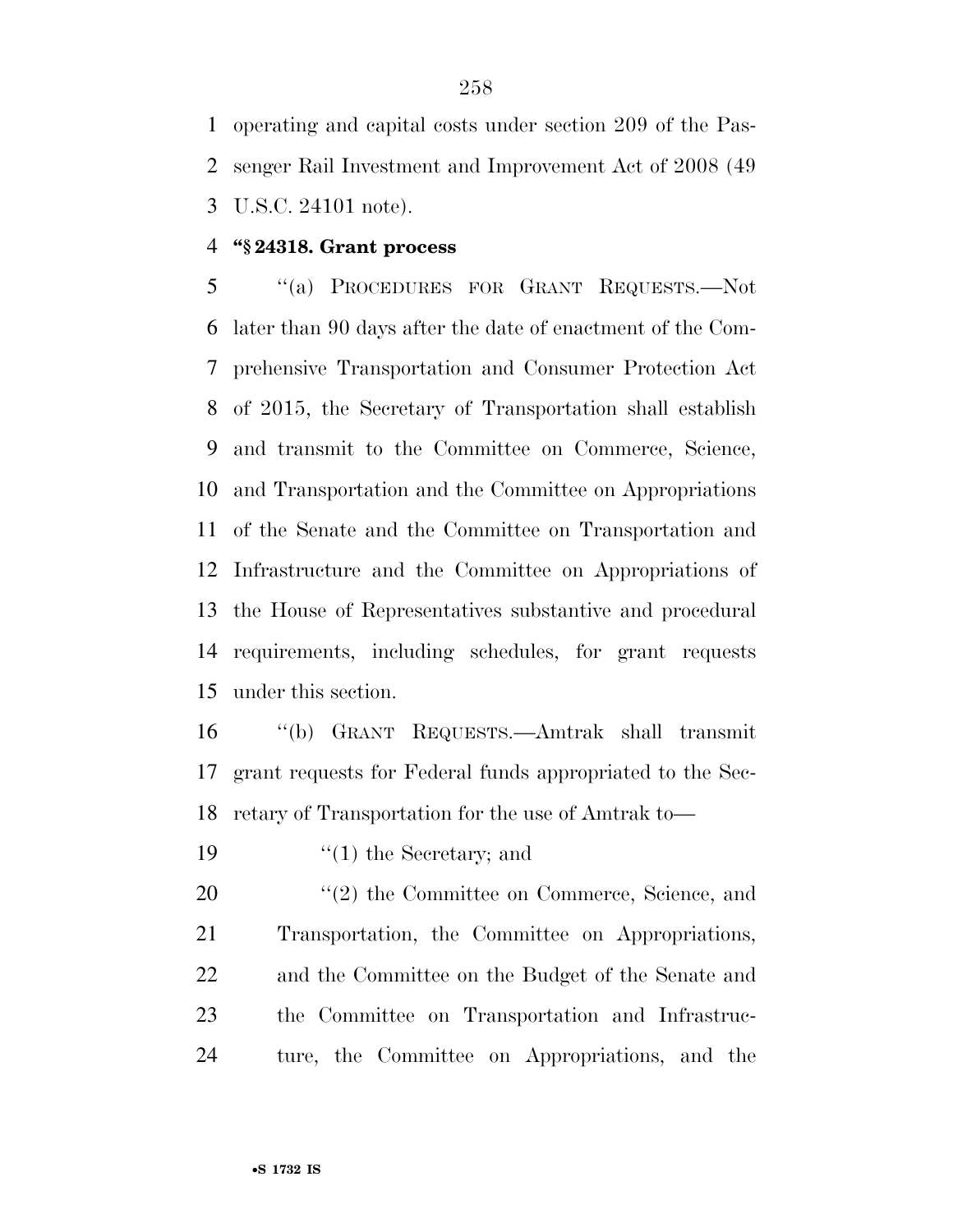operating and capital costs under section 209 of the Passenger Rail Investment and Improvement Act of 2008 (49 U.S.C. 24101 note).

**"§ 24318. Grant process**

"(a) PROCEDURES FOR GRANT REQUESTS.—Not later than 90 days after the date of enactment of the Comprehensive Transportation and Consumer Protection Act of 2015, the Secretary of Transportation shall establish and transmit to the Committee on Commerce, Science, and Transportation and the Committee on Appropriations of the Senate and the Committee on Transportation and Infrastructure and the Committee on Appropriations of the House of Representatives substantive and procedural requirements, including schedules, for grant requests under this section.

"(b) GRANT REQUESTS.—Amtrak shall transmit grant requests for Federal funds appropriated to the Secretary of Transportation for the use of Amtrak to—

"(1) the Secretary; and

"(2) the Committee on Commerce, Science, and Transportation, the Committee on Appropriations, and the Committee on the Budget of the Senate and the Committee on Transportation and Infrastructure, the Committee on Appropriations, and the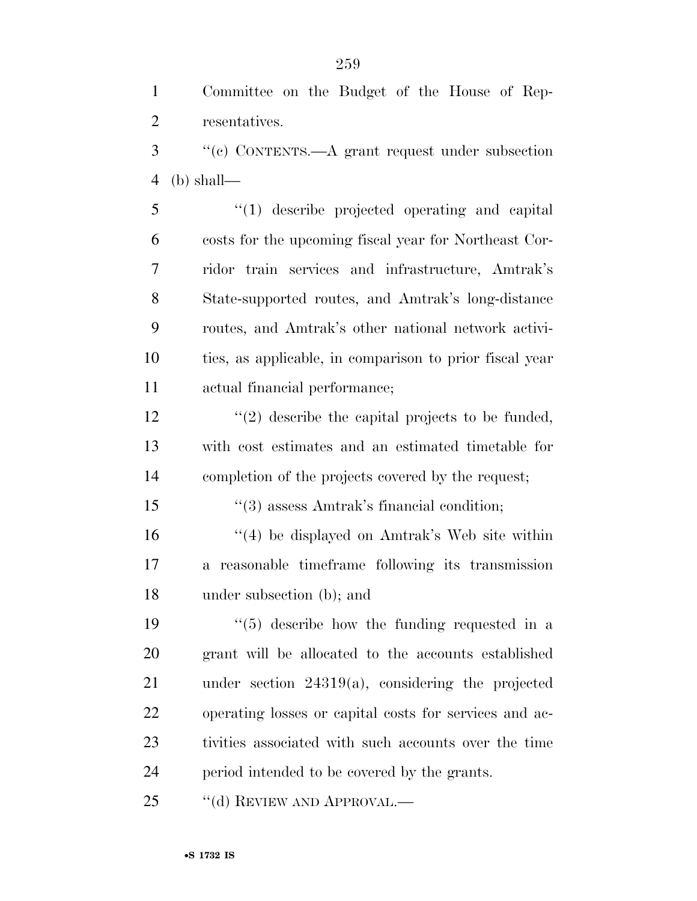Committee on the Budget of the House of Representatives.

''(c) CONTENTS.—A grant request under subsection (b) shall—

''(1) describe projected operating and capital costs for the upcoming fiscal year for Northeast Corridor train services and infrastructure, Amtrak's State-supported routes, and Amtrak's long-distance routes, and Amtrak's other national network activities, as applicable, in comparison to prior fiscal year actual financial performance;

''(2) describe the capital projects to be funded, with cost estimates and an estimated timetable for completion of the projects covered by the request;

''(3) assess Amtrak's financial condition;

''(4) be displayed on Amtrak's Web site within a reasonable timeframe following its transmission under subsection (b); and

''(5) describe how the funding requested in a grant will be allocated to the accounts established under section 24319(a), considering the projected operating losses or capital costs for services and activities associated with such accounts over the time period intended to be covered by the grants.

''(d) REVIEW AND APPROVAL.—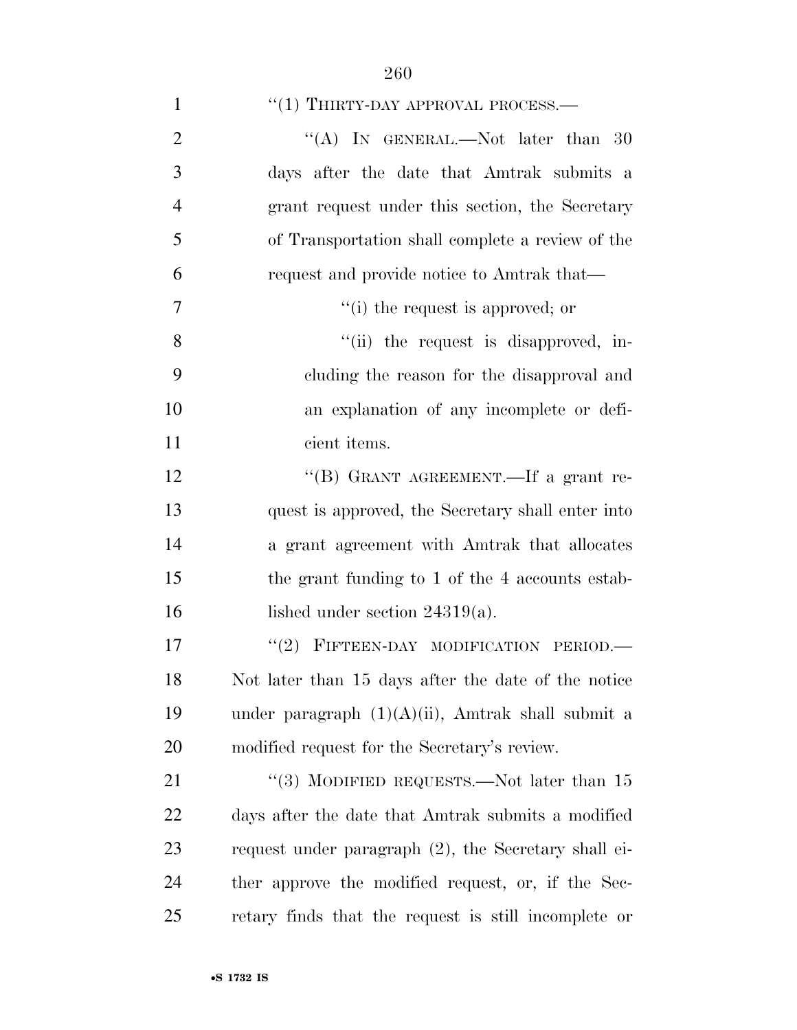"(1) THIRTY-DAY APPROVAL PROCESS.—

"(A) IN GENERAL.—Not later than 30 days after the date that Amtrak submits a grant request under this section, the Secretary of Transportation shall complete a review of the request and provide notice to Amtrak that—

"(i) the request is approved; or

"(ii) the request is disapproved, including the reason for the disapproval and an explanation of any incomplete or deficient items.

"(B) GRANT AGREEMENT.—If a grant request is approved, the Secretary shall enter into a grant agreement with Amtrak that allocates the grant funding to 1 of the 4 accounts established under section 24319(a).

"(2) FIFTEEN-DAY MODIFICATION PERIOD.—Not later than 15 days after the date of the notice under paragraph (1)(A)(ii), Amtrak shall submit a modified request for the Secretary's review.

"(3) MODIFIED REQUESTS.—Not later than 15 days after the date that Amtrak submits a modified request under paragraph (2), the Secretary shall either approve the modified request, or, if the Secretary finds that the request is still incomplete or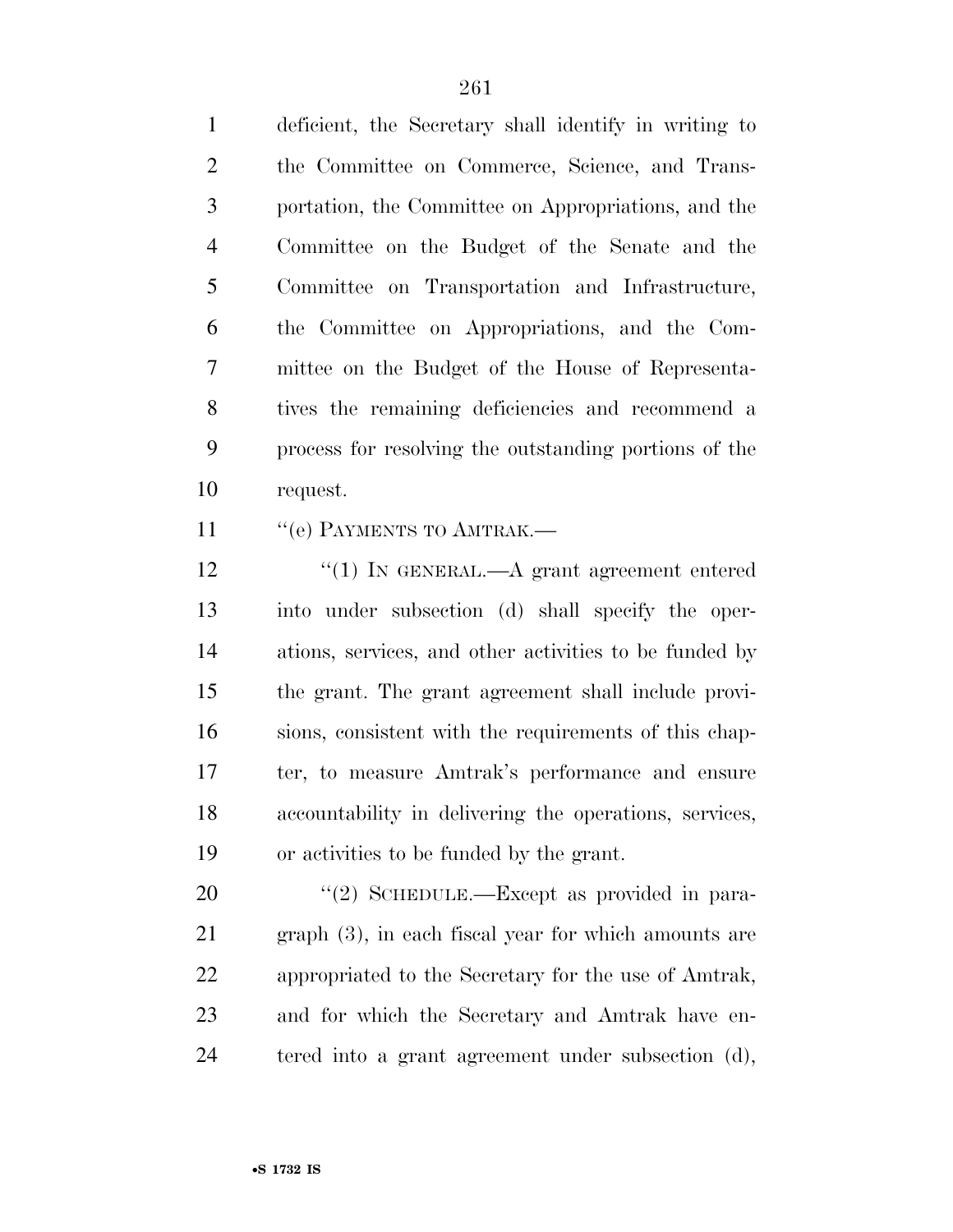deficient, the Secretary shall identify in writing to the Committee on Commerce, Science, and Transportation, the Committee on Appropriations, and the Committee on the Budget of the Senate and the Committee on Transportation and Infrastructure, the Committee on Appropriations, and the Committee on the Budget of the House of Representatives the remaining deficiencies and recommend a process for resolving the outstanding portions of the request.

''(e) PAYMENTS TO AMTRAK.—

''(1) IN GENERAL.—A grant agreement entered into under subsection (d) shall specify the operations, services, and other activities to be funded by the grant. The grant agreement shall include provisions, consistent with the requirements of this chapter, to measure Amtrak's performance and ensure accountability in delivering the operations, services, or activities to be funded by the grant.

''(2) SCHEDULE.—Except as provided in paragraph (3), in each fiscal year for which amounts are appropriated to the Secretary for the use of Amtrak, and for which the Secretary and Amtrak have entered into a grant agreement under subsection (d),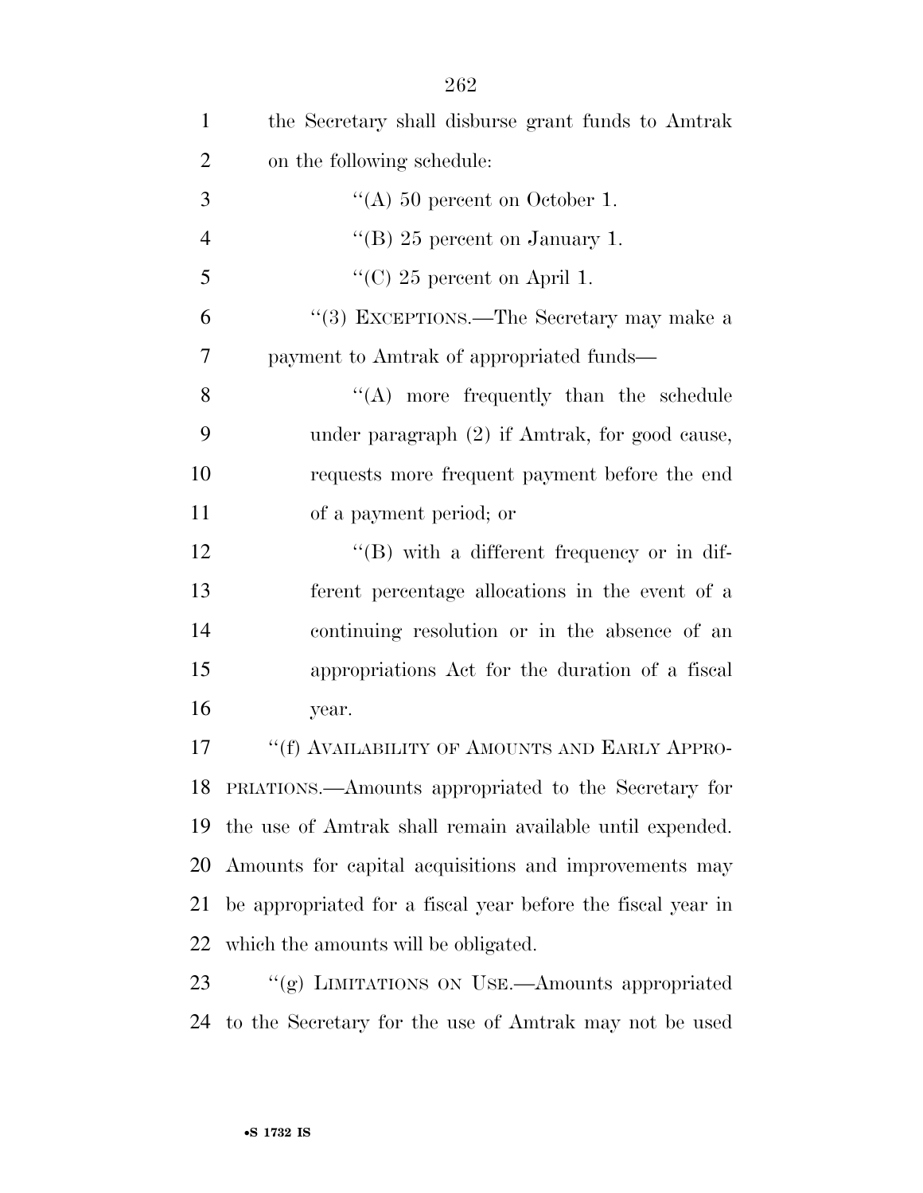the Secretary shall disburse grant funds to Amtrak on the following schedule:

"(A) 50 percent on October 1.

"(B) 25 percent on January 1.

"(C) 25 percent on April 1.

"(3) EXCEPTIONS.—The Secretary may make a payment to Amtrak of appropriated funds—

"(A) more frequently than the schedule under paragraph (2) if Amtrak, for good cause, requests more frequent payment before the end of a payment period; or

"(B) with a different frequency or in different percentage allocations in the event of a continuing resolution or in the absence of an appropriations Act for the duration of a fiscal year.

"(f) AVAILABILITY OF AMOUNTS AND EARLY APPROPRIATIONS.—Amounts appropriated to the Secretary for the use of Amtrak shall remain available until expended. Amounts for capital acquisitions and improvements may be appropriated for a fiscal year before the fiscal year in which the amounts will be obligated.

"(g) LIMITATIONS ON USE.—Amounts appropriated to the Secretary for the use of Amtrak may not be used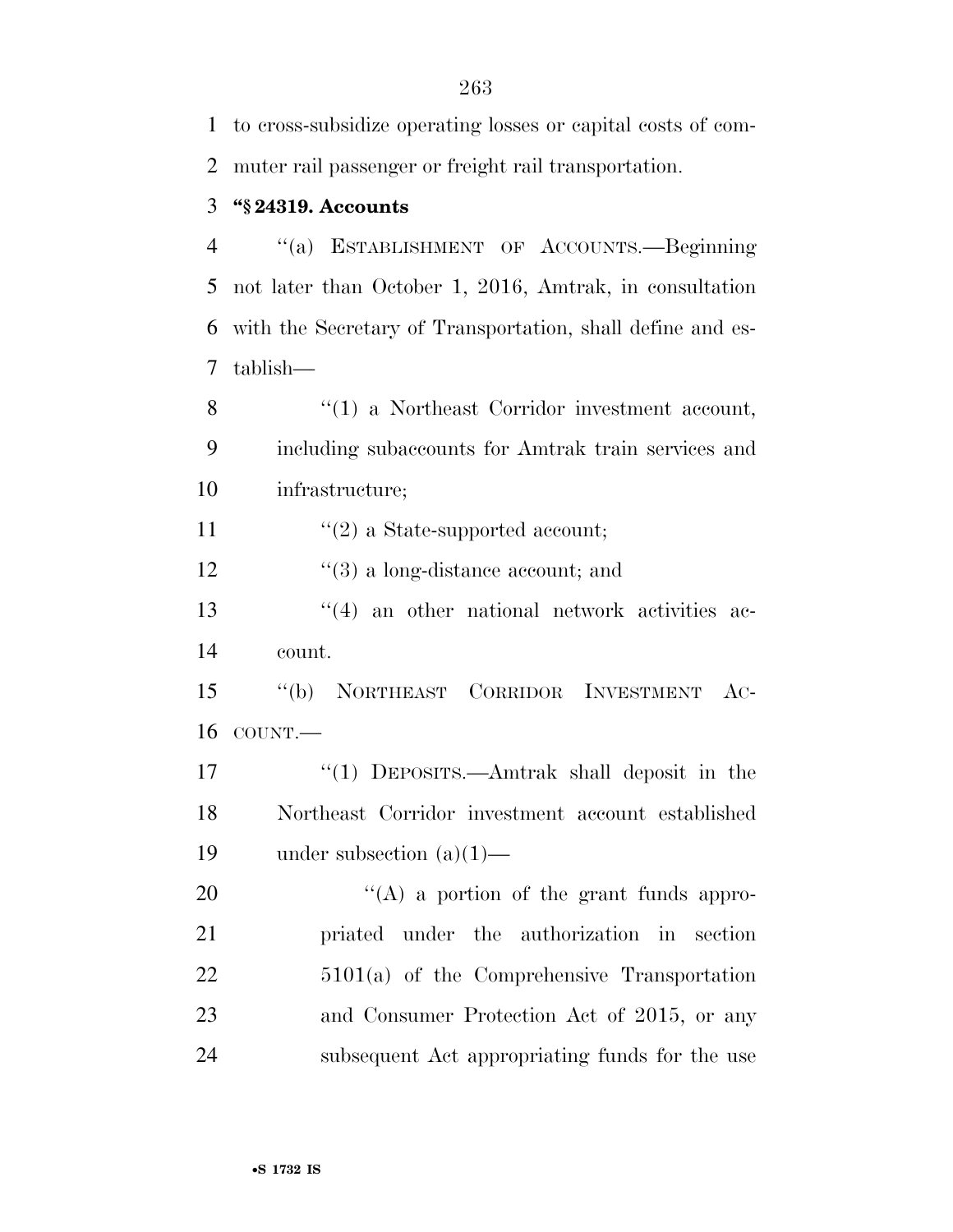to cross-subsidize operating losses or capital costs of commuter rail passenger or freight rail transportation.

**"§ 24319. Accounts**

"(a) ESTABLISHMENT OF ACCOUNTS.—Beginning not later than October 1, 2016, Amtrak, in consultation with the Secretary of Transportation, shall define and establish—

"(1) a Northeast Corridor investment account, including subaccounts for Amtrak train services and infrastructure;

"(2) a State-supported account;

"(3) a long-distance account; and

"(4) an other national network activities account.

"(b) NORTHEAST CORRIDOR INVESTMENT ACCOUNT.—

"(1) DEPOSITS.—Amtrak shall deposit in the Northeast Corridor investment account established under subsection (a)(1)—

"(A) a portion of the grant funds appropriated under the authorization in section 5101(a) of the Comprehensive Transportation and Consumer Protection Act of 2015, or any subsequent Act appropriating funds for the use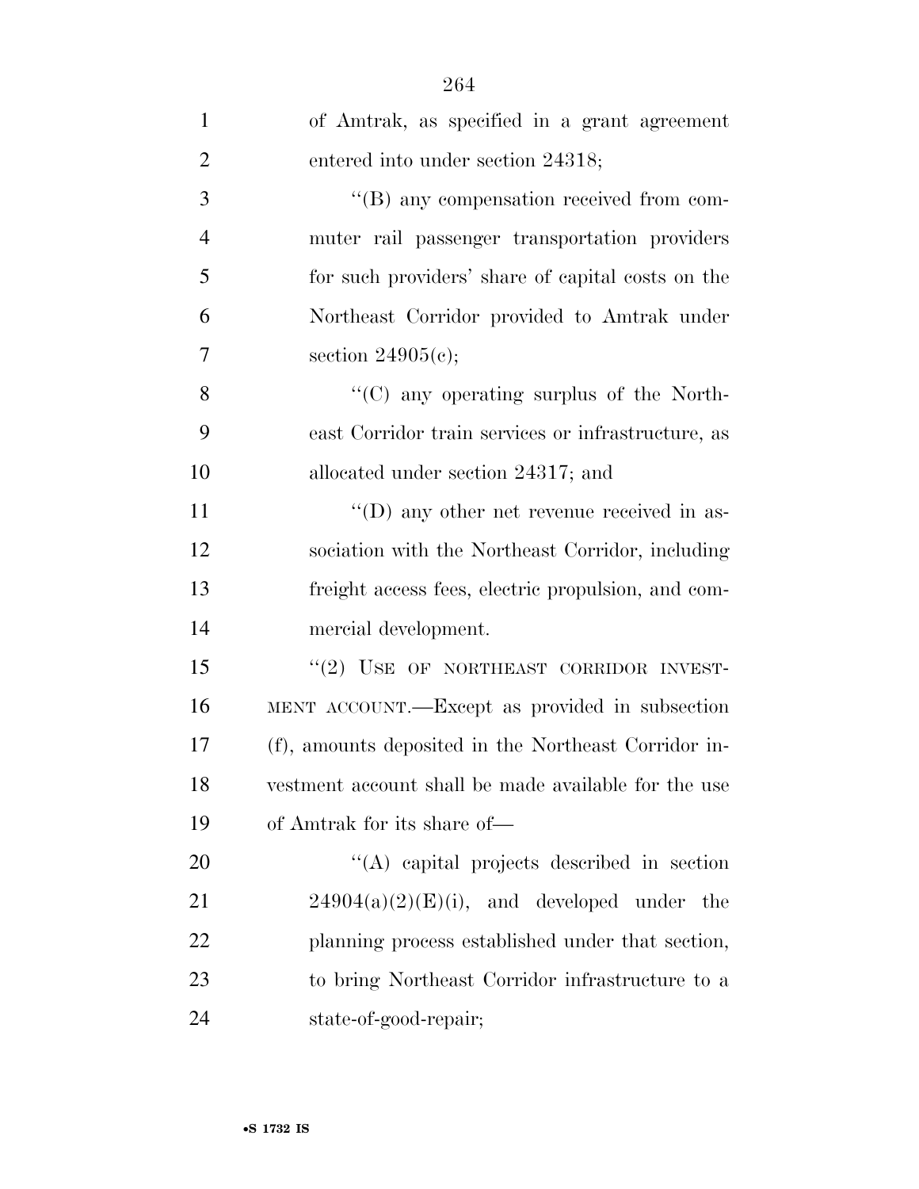of Amtrak, as specified in a grant agreement entered into under section 24318;

"(B) any compensation received from commuter rail passenger transportation providers for such providers' share of capital costs on the Northeast Corridor provided to Amtrak under section 24905(c);

"(C) any operating surplus of the Northeast Corridor train services or infrastructure, as allocated under section 24317; and

"(D) any other net revenue received in association with the Northeast Corridor, including freight access fees, electric propulsion, and commercial development.

"(2) USE OF NORTHEAST CORRIDOR INVESTMENT ACCOUNT.—Except as provided in subsection (f), amounts deposited in the Northeast Corridor investment account shall be made available for the use of Amtrak for its share of—

"(A) capital projects described in section 24904(a)(2)(E)(i), and developed under the planning process established under that section, to bring Northeast Corridor infrastructure to a state-of-good-repair;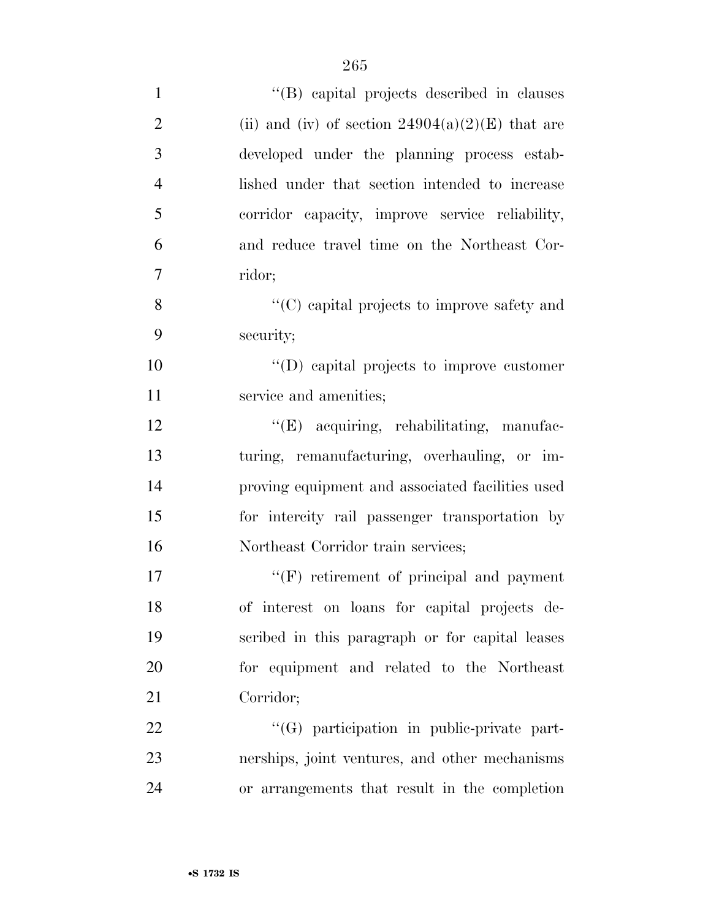''(B) capital projects described in clauses (ii) and (iv) of section 24904(a)(2)(E) that are developed under the planning process established under that section intended to increase corridor capacity, improve service reliability, and reduce travel time on the Northeast Corridor;

''(C) capital projects to improve safety and security;

''(D) capital projects to improve customer service and amenities;

''(E) acquiring, rehabilitating, manufacturing, remanufacturing, overhauling, or improving equipment and associated facilities used for intercity rail passenger transportation by Northeast Corridor train services;

''(F) retirement of principal and payment of interest on loans for capital projects described in this paragraph or for capital leases for equipment and related to the Northeast Corridor;

''(G) participation in public-private partnerships, joint ventures, and other mechanisms or arrangements that result in the completion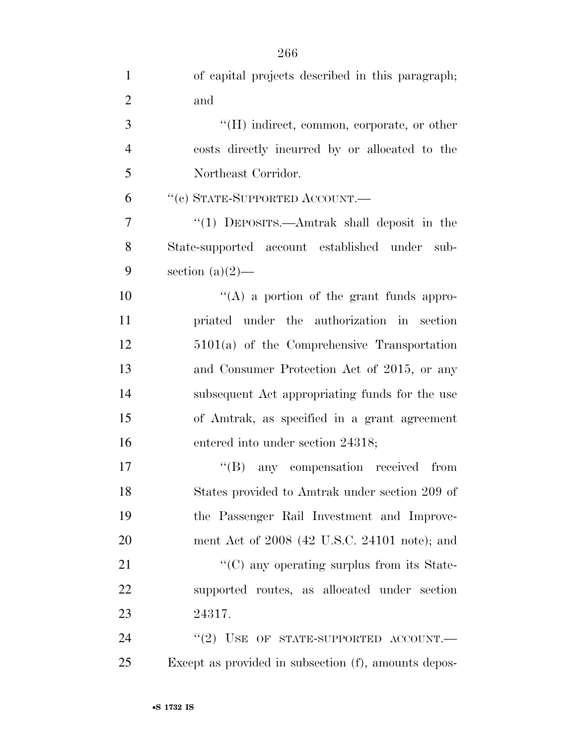of capital projects described in this paragraph; and

"(H) indirect, common, corporate, or other costs directly incurred by or allocated to the Northeast Corridor.

"(c) STATE-SUPPORTED ACCOUNT.—

"(1) DEPOSITS.—Amtrak shall deposit in the State-supported account established under subsection (a)(2)—

"(A) a portion of the grant funds appropriated under the authorization in section 5101(a) of the Comprehensive Transportation and Consumer Protection Act of 2015, or any subsequent Act appropriating funds for the use of Amtrak, as specified in a grant agreement entered into under section 24318;

"(B) any compensation received from States provided to Amtrak under section 209 of the Passenger Rail Investment and Improvement Act of 2008 (42 U.S.C. 24101 note); and

"(C) any operating surplus from its State-supported routes, as allocated under section 24317.

"(2) USE OF STATE-SUPPORTED ACCOUNT.—Except as provided in subsection (f), amounts depos-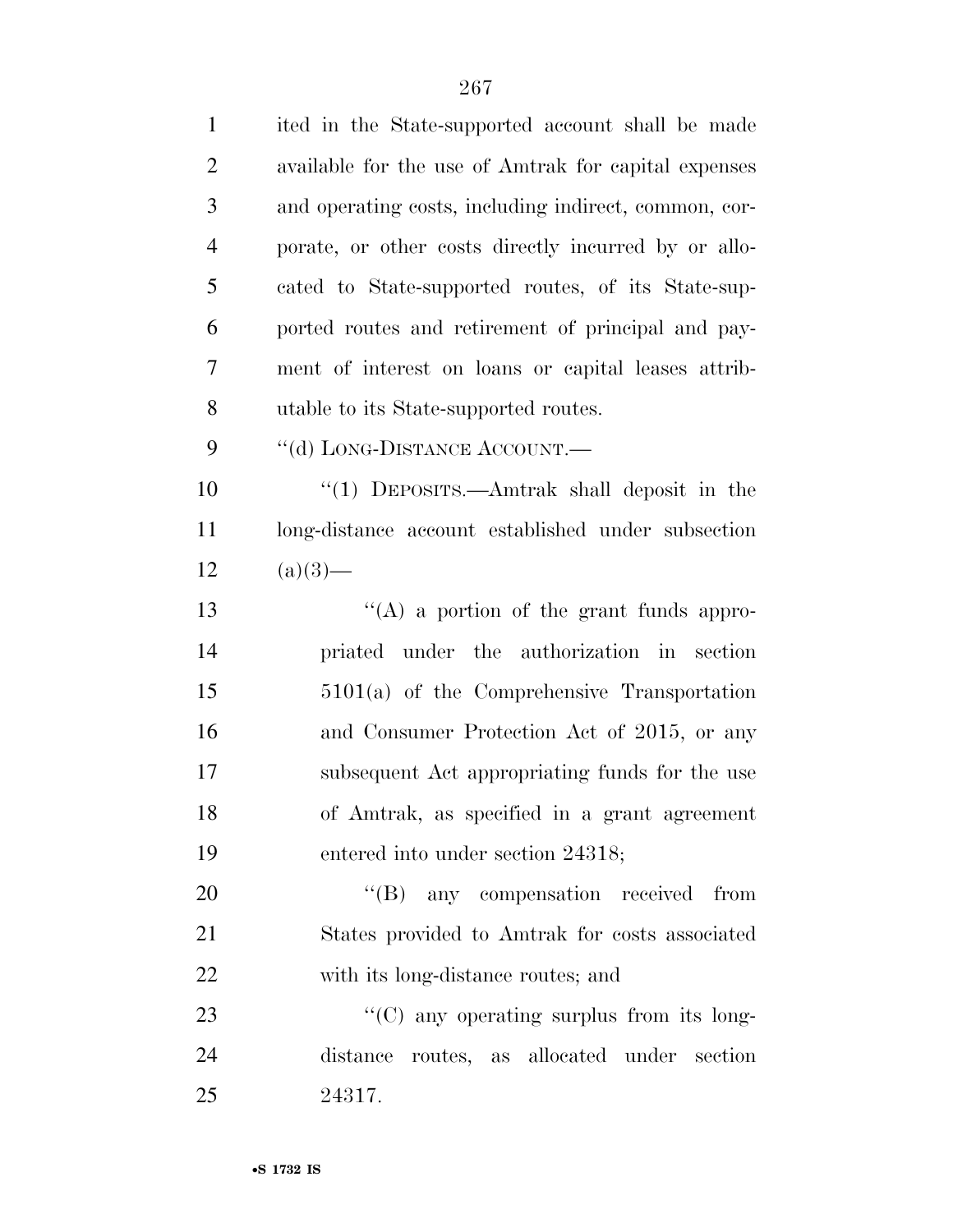ited in the State-supported account shall be made available for the use of Amtrak for capital expenses and operating costs, including indirect, common, corporate, or other costs directly incurred by or allocated to State-supported routes, of its State-supported routes and retirement of principal and payment of interest on loans or capital leases attributable to its State-supported routes.

"(d) LONG-DISTANCE ACCOUNT.—

"(1) DEPOSITS.—Amtrak shall deposit in the long-distance account established under subsection (a)(3)—

"(A) a portion of the grant funds appropriated under the authorization in section 5101(a) of the Comprehensive Transportation and Consumer Protection Act of 2015, or any subsequent Act appropriating funds for the use of Amtrak, as specified in a grant agreement entered into under section 24318;

"(B) any compensation received from States provided to Amtrak for costs associated with its long-distance routes; and

"(C) any operating surplus from its long-distance routes, as allocated under section 24317.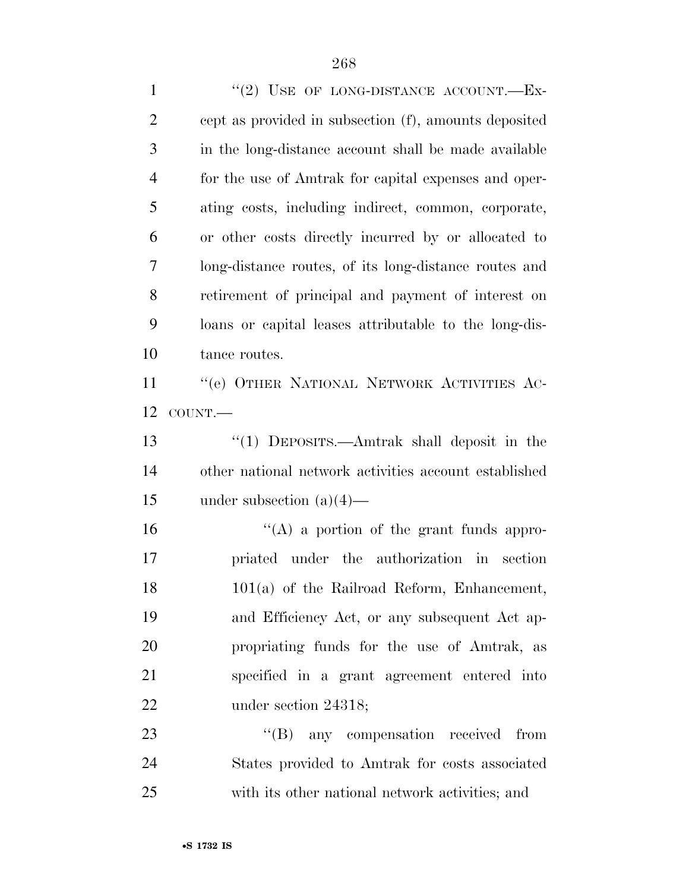"(2) USE OF LONG-DISTANCE ACCOUNT.—Except as provided in subsection (f), amounts deposited in the long-distance account shall be made available for the use of Amtrak for capital expenses and operating costs, including indirect, common, corporate, or other costs directly incurred by or allocated to long-distance routes, of its long-distance routes and retirement of principal and payment of interest on loans or capital leases attributable to the long-distance routes.

"(e) OTHER NATIONAL NETWORK ACTIVITIES ACCOUNT.—

"(1) DEPOSITS.—Amtrak shall deposit in the other national network activities account established under subsection (a)(4)—

"(A) a portion of the grant funds appropriated under the authorization in section 101(a) of the Railroad Reform, Enhancement, and Efficiency Act, or any subsequent Act appropriating funds for the use of Amtrak, as specified in a grant agreement entered into under section 24318;

"(B) any compensation received from States provided to Amtrak for costs associated with its other national network activities; and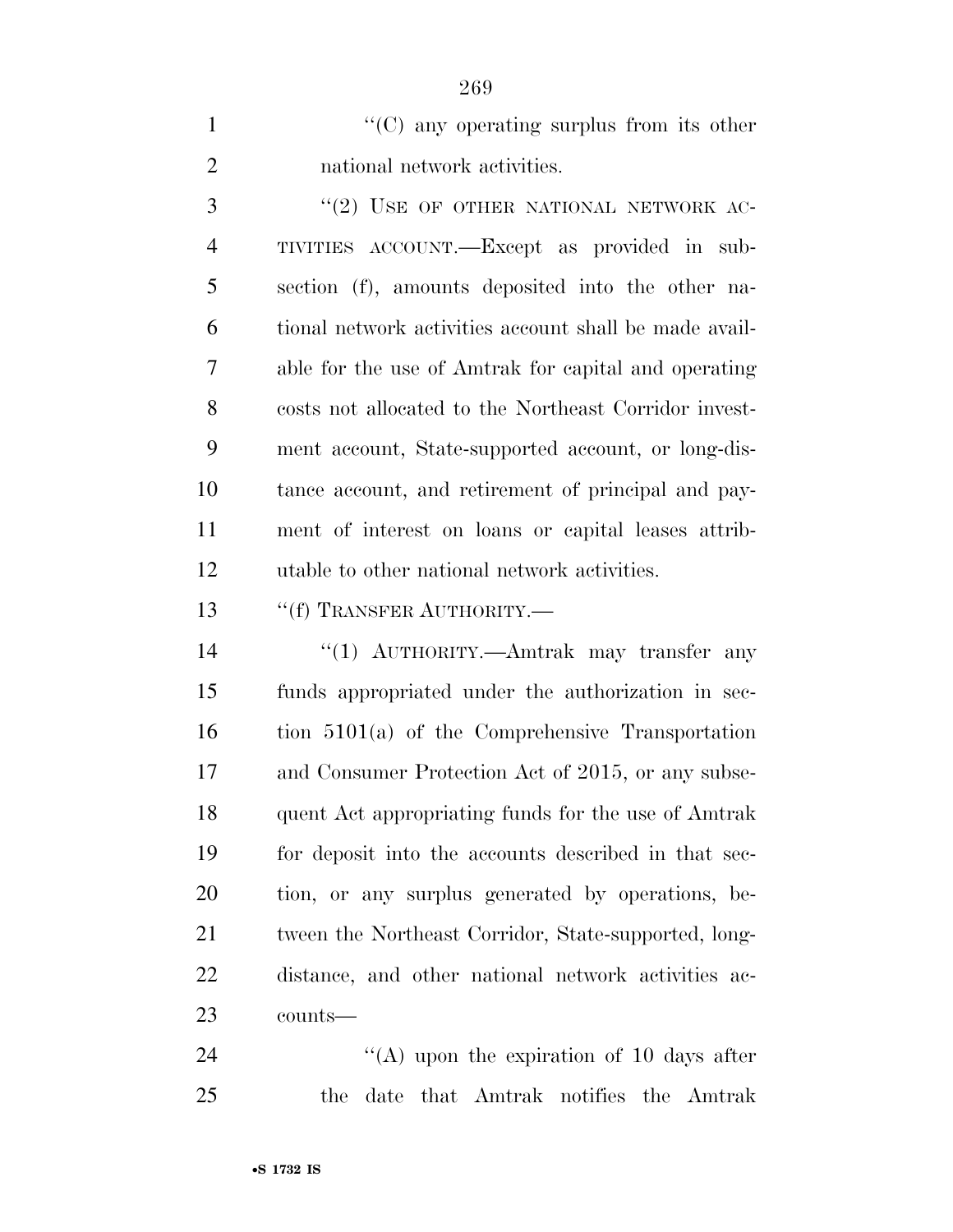''(C) any operating surplus from its other national network activities.

''(2) USE OF OTHER NATIONAL NETWORK ACTIVITIES ACCOUNT.—Except as provided in subsection (f), amounts deposited into the other national network activities account shall be made available for the use of Amtrak for capital and operating costs not allocated to the Northeast Corridor investment account, State-supported account, or long-distance account, and retirement of principal and payment of interest on loans or capital leases attributable to other national network activities.

''(f) TRANSFER AUTHORITY.—

''(1) AUTHORITY.—Amtrak may transfer any funds appropriated under the authorization in section 5101(a) of the Comprehensive Transportation and Consumer Protection Act of 2015, or any subsequent Act appropriating funds for the use of Amtrak for deposit into the accounts described in that section, or any surplus generated by operations, between the Northeast Corridor, State-supported, long-distance, and other national network activities accounts—

''(A) upon the expiration of 10 days after the date that Amtrak notifies the Amtrak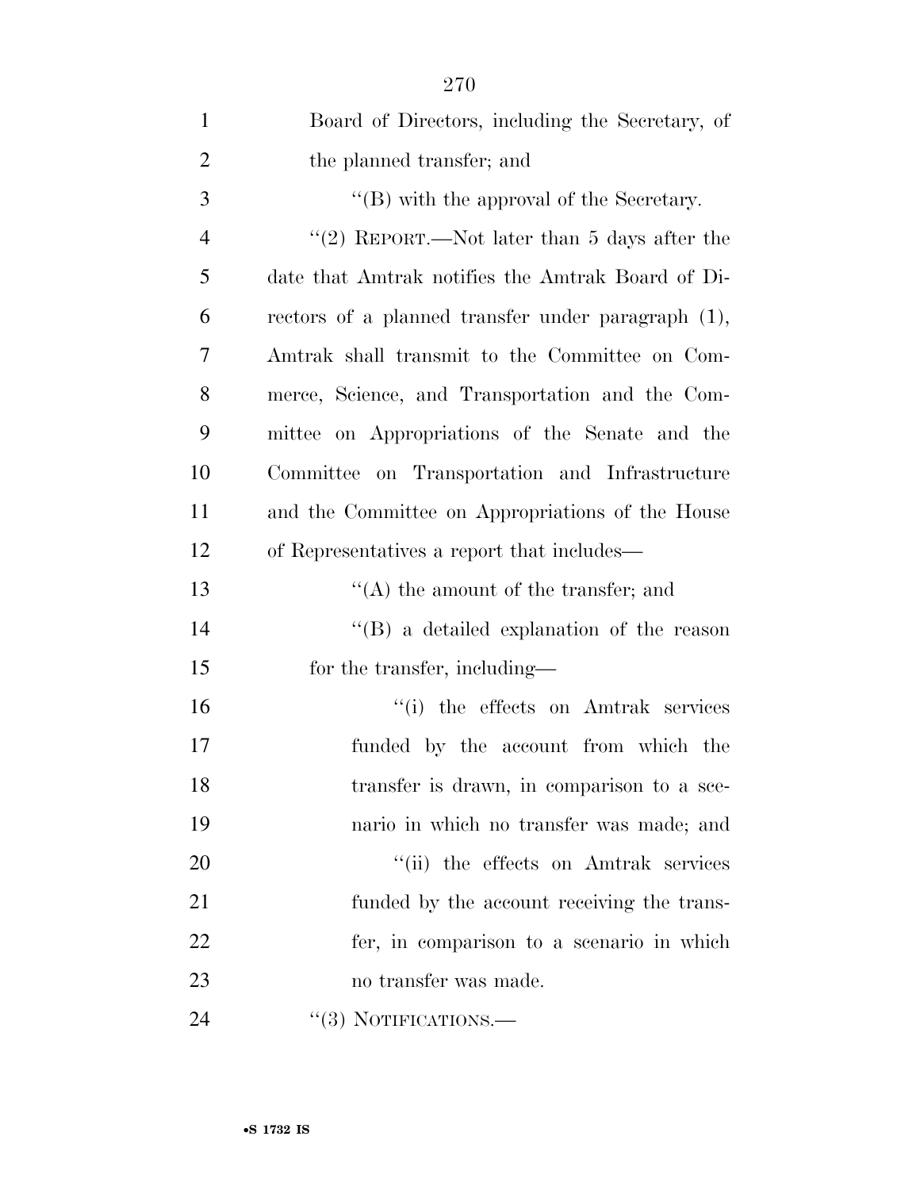Board of Directors, including the Secretary, of the planned transfer; and

''(B) with the approval of the Secretary.

''(2) REPORT.—Not later than 5 days after the date that Amtrak notifies the Amtrak Board of Directors of a planned transfer under paragraph (1), Amtrak shall transmit to the Committee on Commerce, Science, and Transportation and the Committee on Appropriations of the Senate and the Committee on Transportation and Infrastructure and the Committee on Appropriations of the House of Representatives a report that includes—

''(A) the amount of the transfer; and

''(B) a detailed explanation of the reason for the transfer, including—

''(i) the effects on Amtrak services funded by the account from which the transfer is drawn, in comparison to a scenario in which no transfer was made; and

''(ii) the effects on Amtrak services funded by the account receiving the transfer, in comparison to a scenario in which no transfer was made.

''(3) NOTIFICATIONS.—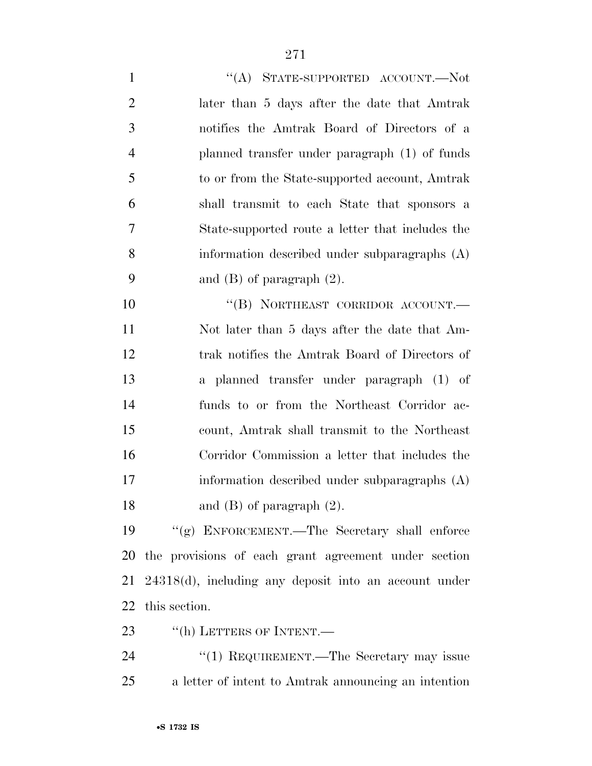"(A) STATE-SUPPORTED ACCOUNT.—Not later than 5 days after the date that Amtrak notifies the Amtrak Board of Directors of a planned transfer under paragraph (1) of funds to or from the State-supported account, Amtrak shall transmit to each State that sponsors a State-supported route a letter that includes the information described under subparagraphs (A) and (B) of paragraph (2).

"(B) NORTHEAST CORRIDOR ACCOUNT.—Not later than 5 days after the date that Amtrak notifies the Amtrak Board of Directors of a planned transfer under paragraph (1) of funds to or from the Northeast Corridor account, Amtrak shall transmit to the Northeast Corridor Commission a letter that includes the information described under subparagraphs (A) and (B) of paragraph (2).

"(g) ENFORCEMENT.—The Secretary shall enforce the provisions of each grant agreement under section 24318(d), including any deposit into an account under this section.

"(h) LETTERS OF INTENT.—

"(1) REQUIREMENT.—The Secretary may issue a letter of intent to Amtrak announcing an intention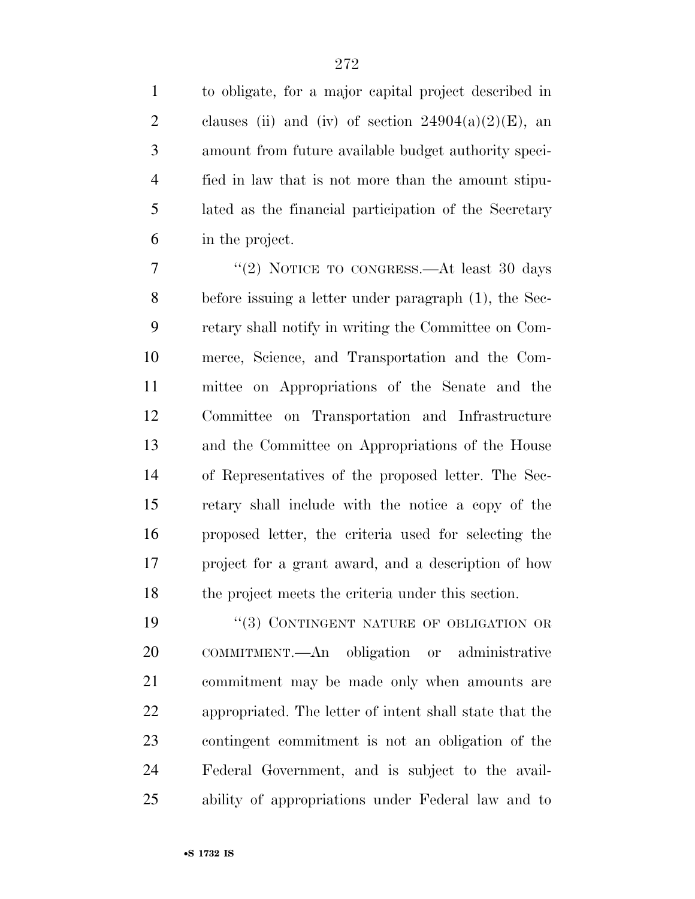to obligate, for a major capital project described in clauses (ii) and (iv) of section 24904(a)(2)(E), an amount from future available budget authority specified in law that is not more than the amount stipulated as the financial participation of the Secretary in the project.

"(2) NOTICE TO CONGRESS.—At least 30 days before issuing a letter under paragraph (1), the Secretary shall notify in writing the Committee on Commerce, Science, and Transportation and the Committee on Appropriations of the Senate and the Committee on Transportation and Infrastructure and the Committee on Appropriations of the House of Representatives of the proposed letter. The Secretary shall include with the notice a copy of the proposed letter, the criteria used for selecting the project for a grant award, and a description of how the project meets the criteria under this section.

"(3) CONTINGENT NATURE OF OBLIGATION OR COMMITMENT.—An obligation or administrative commitment may be made only when amounts are appropriated. The letter of intent shall state that the contingent commitment is not an obligation of the Federal Government, and is subject to the availability of appropriations under Federal law and to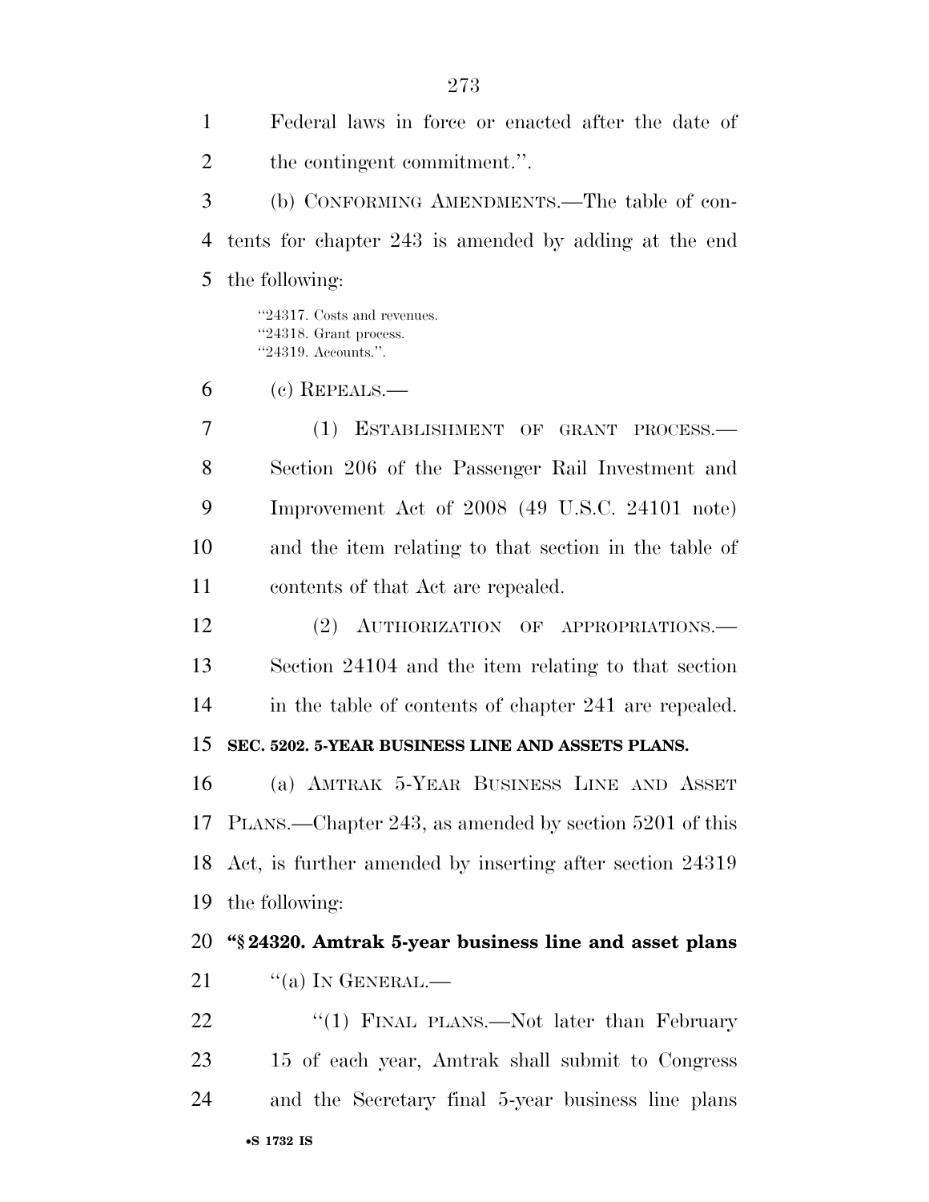Federal laws in force or enacted after the date of the contingent commitment.''.

(b) CONFORMING AMENDMENTS.—The table of contents for chapter 243 is amended by adding at the end the following:

''24317. Costs and revenues.
''24318. Grant process.
''24319. Accounts.''.

(c) REPEALS.—

(1) ESTABLISHMENT OF GRANT PROCESS.—Section 206 of the Passenger Rail Investment and Improvement Act of 2008 (49 U.S.C. 24101 note) and the item relating to that section in the table of contents of that Act are repealed.

(2) AUTHORIZATION OF APPROPRIATIONS.—Section 24104 and the item relating to that section in the table of contents of chapter 241 are repealed.

**SEC. 5202. 5-YEAR BUSINESS LINE AND ASSETS PLANS.**

(a) AMTRAK 5-YEAR BUSINESS LINE AND ASSET PLANS.—Chapter 243, as amended by section 5201 of this Act, is further amended by inserting after section 24319 the following:

**''§ 24320. Amtrak 5-year business line and asset plans**

''(a) IN GENERAL.—

''(1) FINAL PLANS.—Not later than February 15 of each year, Amtrak shall submit to Congress and the Secretary final 5-year business line plans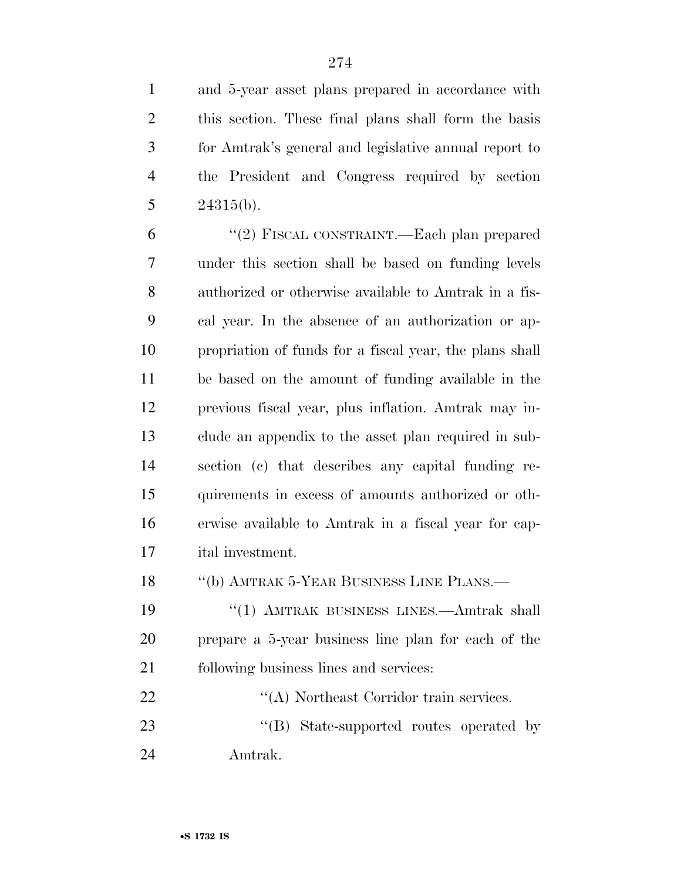and 5-year asset plans prepared in accordance with this section. These final plans shall form the basis for Amtrak's general and legislative annual report to the President and Congress required by section 24315(b).

"(2) FISCAL CONSTRAINT.—Each plan prepared under this section shall be based on funding levels authorized or otherwise available to Amtrak in a fiscal year. In the absence of an authorization or appropriation of funds for a fiscal year, the plans shall be based on the amount of funding available in the previous fiscal year, plus inflation. Amtrak may include an appendix to the asset plan required in subsection (c) that describes any capital funding requirements in excess of amounts authorized or otherwise available to Amtrak in a fiscal year for capital investment.

"(b) AMTRAK 5-YEAR BUSINESS LINE PLANS.—

"(1) AMTRAK BUSINESS LINES.—Amtrak shall prepare a 5-year business line plan for each of the following business lines and services:

"(A) Northeast Corridor train services.

"(B) State-supported routes operated by Amtrak.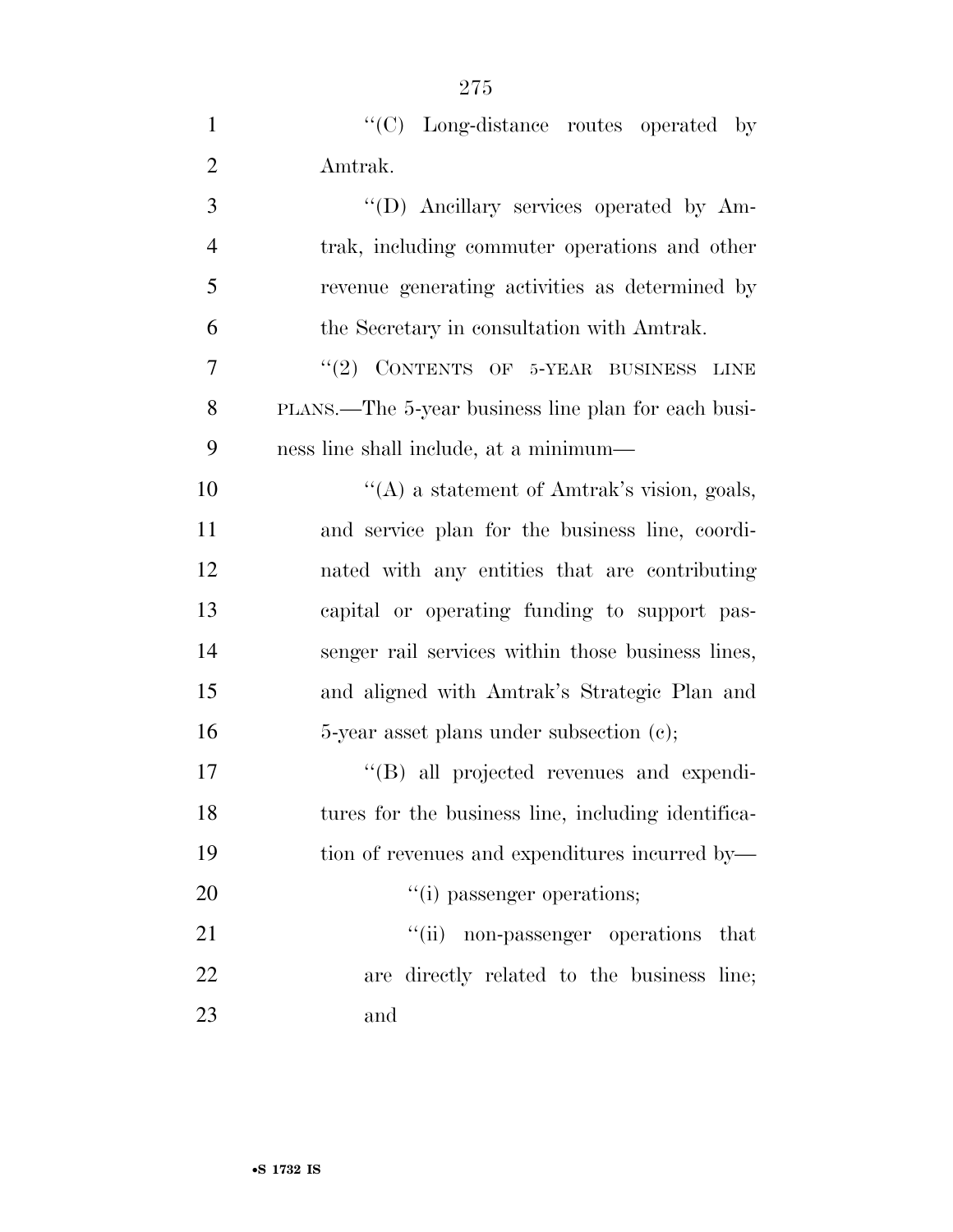''(C) Long-distance routes operated by Amtrak.

''(D) Ancillary services operated by Amtrak, including commuter operations and other revenue generating activities as determined by the Secretary in consultation with Amtrak.

''(2) CONTENTS OF 5-YEAR BUSINESS LINE PLANS.—The 5-year business line plan for each business line shall include, at a minimum—

''(A) a statement of Amtrak's vision, goals, and service plan for the business line, coordinated with any entities that are contributing capital or operating funding to support passenger rail services within those business lines, and aligned with Amtrak's Strategic Plan and 5-year asset plans under subsection (c);

''(B) all projected revenues and expenditures for the business line, including identification of revenues and expenditures incurred by—

''(i) passenger operations;

''(ii) non-passenger operations that are directly related to the business line; and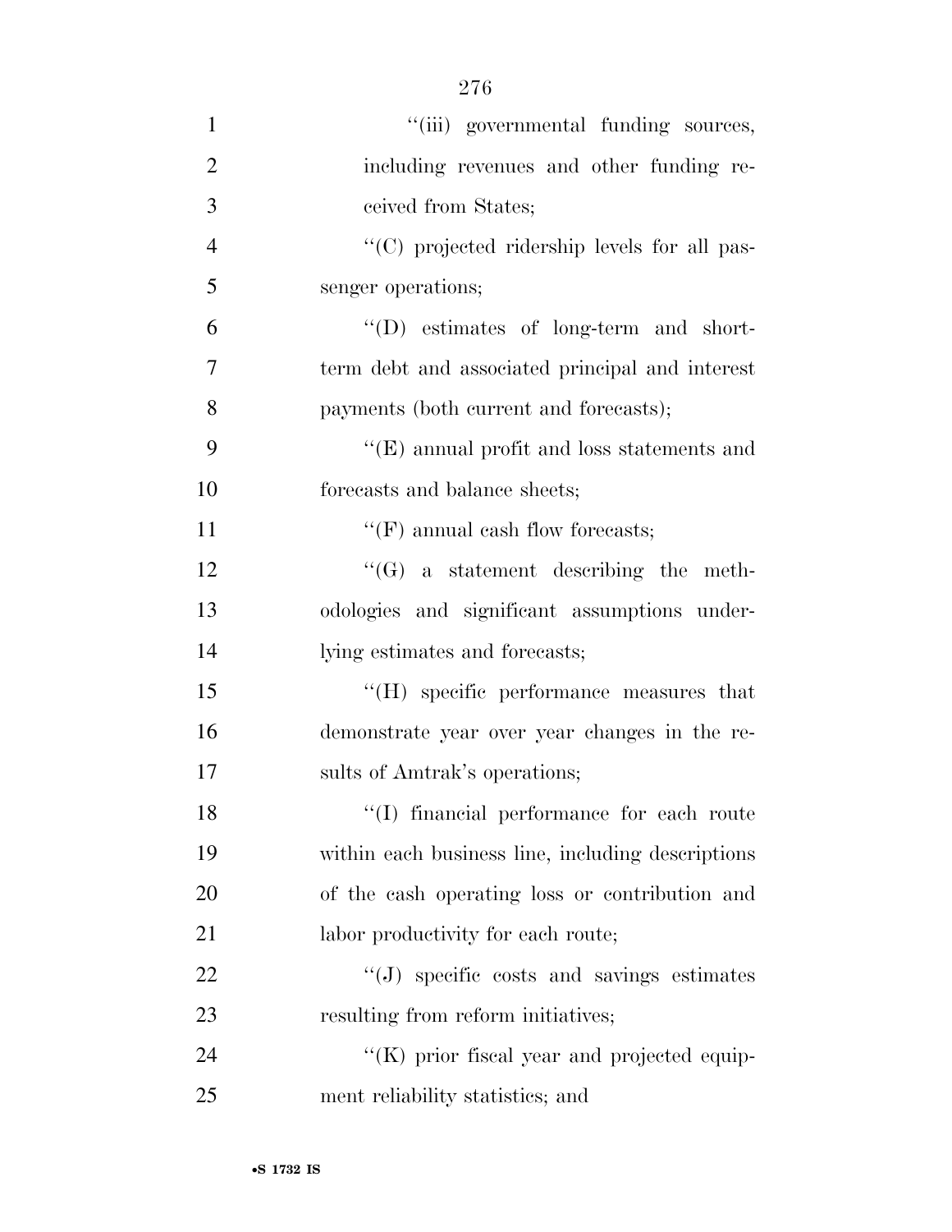''(iii) governmental funding sources, including revenues and other funding received from States;

''(C) projected ridership levels for all passenger operations;

''(D) estimates of long-term and short-term debt and associated principal and interest payments (both current and forecasts);

''(E) annual profit and loss statements and forecasts and balance sheets;

''(F) annual cash flow forecasts;

''(G) a statement describing the methodologies and significant assumptions underlying estimates and forecasts;

''(H) specific performance measures that demonstrate year over year changes in the results of Amtrak's operations;

''(I) financial performance for each route within each business line, including descriptions of the cash operating loss or contribution and labor productivity for each route;

''(J) specific costs and savings estimates resulting from reform initiatives;

''(K) prior fiscal year and projected equipment reliability statistics; and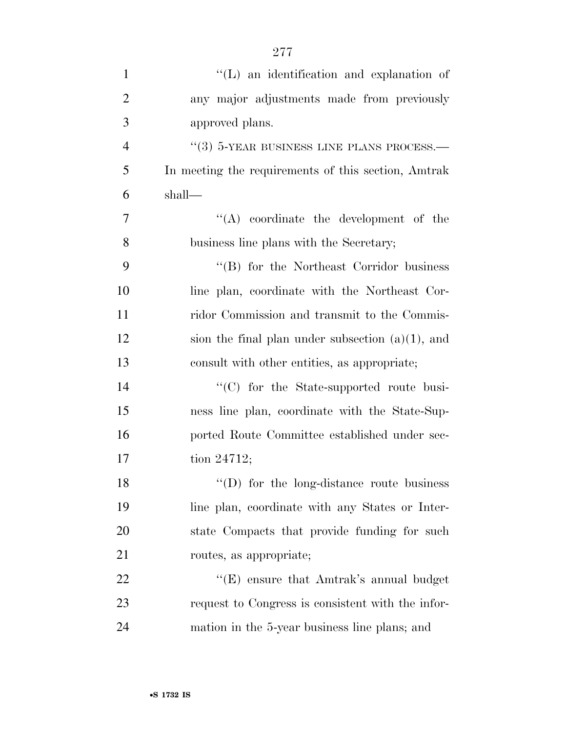''(L) an identification and explanation of any major adjustments made from previously approved plans.

''(3) 5-YEAR BUSINESS LINE PLANS PROCESS.— In meeting the requirements of this section, Amtrak shall—

''(A) coordinate the development of the business line plans with the Secretary;

''(B) for the Northeast Corridor business line plan, coordinate with the Northeast Corridor Commission and transmit to the Commission the final plan under subsection (a)(1), and consult with other entities, as appropriate;

''(C) for the State-supported route business line plan, coordinate with the State-Supported Route Committee established under section 24712;

''(D) for the long-distance route business line plan, coordinate with any States or Interstate Compacts that provide funding for such routes, as appropriate;

''(E) ensure that Amtrak's annual budget request to Congress is consistent with the information in the 5-year business line plans; and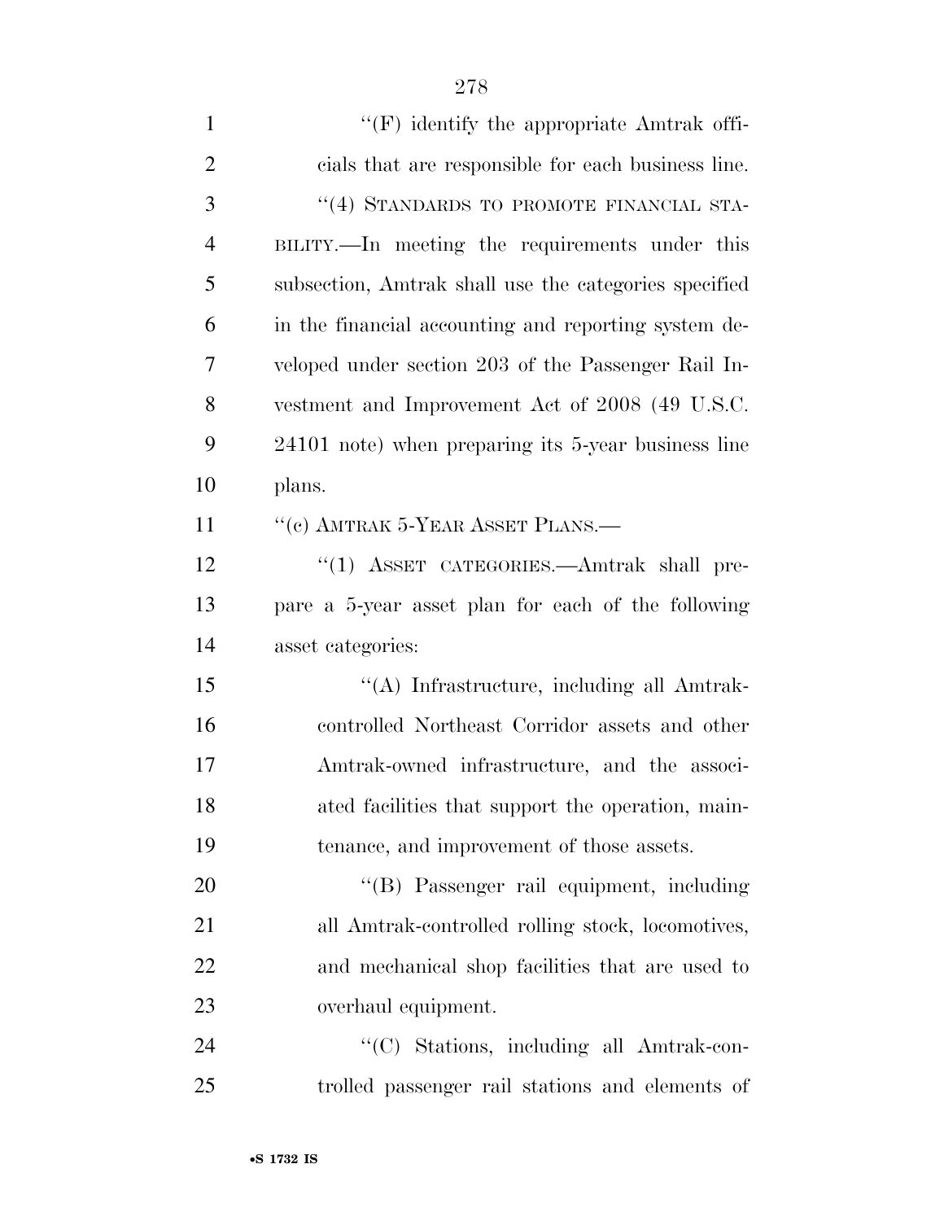"(F) identify the appropriate Amtrak officials that are responsible for each business line.

"(4) STANDARDS TO PROMOTE FINANCIAL STABILITY.—In meeting the requirements under this subsection, Amtrak shall use the categories specified in the financial accounting and reporting system developed under section 203 of the Passenger Rail Investment and Improvement Act of 2008 (49 U.S.C. 24101 note) when preparing its 5-year business line plans.

"(c) AMTRAK 5-YEAR ASSET PLANS.—

"(1) ASSET CATEGORIES.—Amtrak shall prepare a 5-year asset plan for each of the following asset categories:

"(A) Infrastructure, including all Amtrak-controlled Northeast Corridor assets and other Amtrak-owned infrastructure, and the associated facilities that support the operation, maintenance, and improvement of those assets.

"(B) Passenger rail equipment, including all Amtrak-controlled rolling stock, locomotives, and mechanical shop facilities that are used to overhaul equipment.

"(C) Stations, including all Amtrak-controlled passenger rail stations and elements of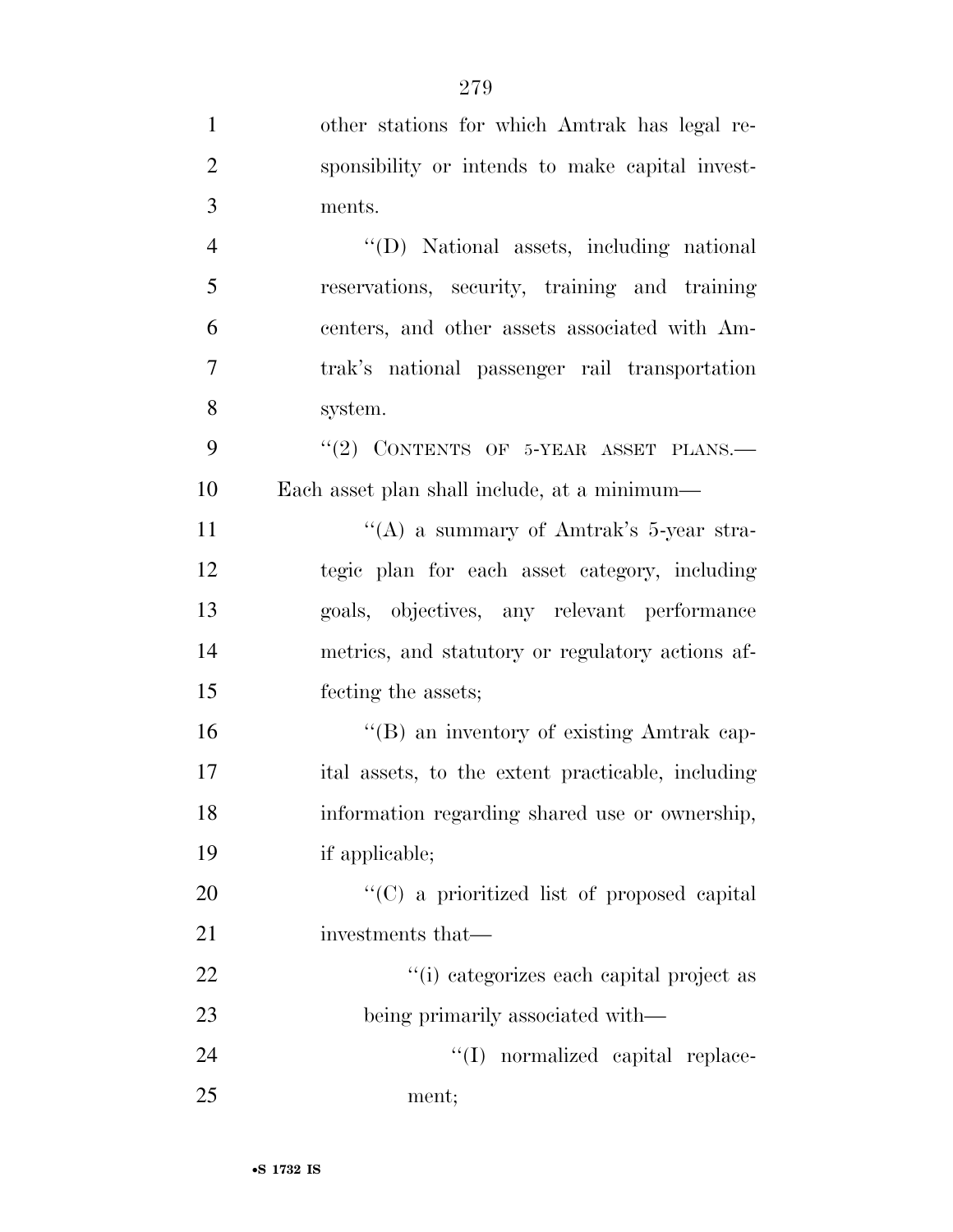other stations for which Amtrak has legal responsibility or intends to make capital investments.

''(D) National assets, including national reservations, security, training and training centers, and other assets associated with Amtrak's national passenger rail transportation system.

''(2) CONTENTS OF 5-YEAR ASSET PLANS.—Each asset plan shall include, at a minimum—

''(A) a summary of Amtrak's 5-year strategic plan for each asset category, including goals, objectives, any relevant performance metrics, and statutory or regulatory actions affecting the assets;

''(B) an inventory of existing Amtrak capital assets, to the extent practicable, including information regarding shared use or ownership, if applicable;

''(C) a prioritized list of proposed capital investments that—

''(i) categorizes each capital project as being primarily associated with—

''(I) normalized capital replacement;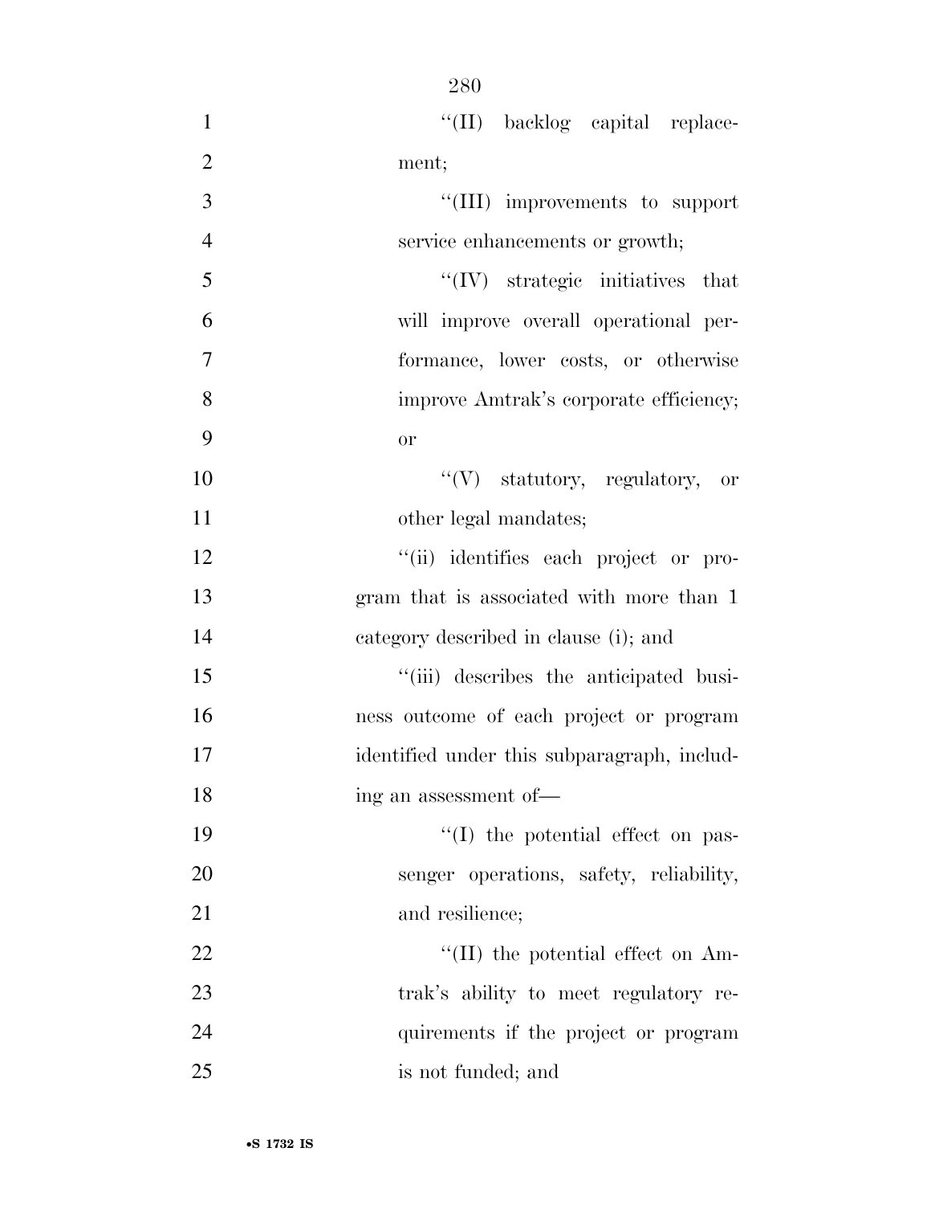''(II) backlog capital replacement;

''(III) improvements to support service enhancements or growth;

''(IV) strategic initiatives that will improve overall operational performance, lower costs, or otherwise improve Amtrak's corporate efficiency; or

''(V) statutory, regulatory, or other legal mandates;

''(ii) identifies each project or program that is associated with more than 1 category described in clause (i); and

''(iii) describes the anticipated business outcome of each project or program identified under this subparagraph, including an assessment of—

''(I) the potential effect on passenger operations, safety, reliability, and resilience;

''(II) the potential effect on Amtrak's ability to meet regulatory requirements if the project or program is not funded; and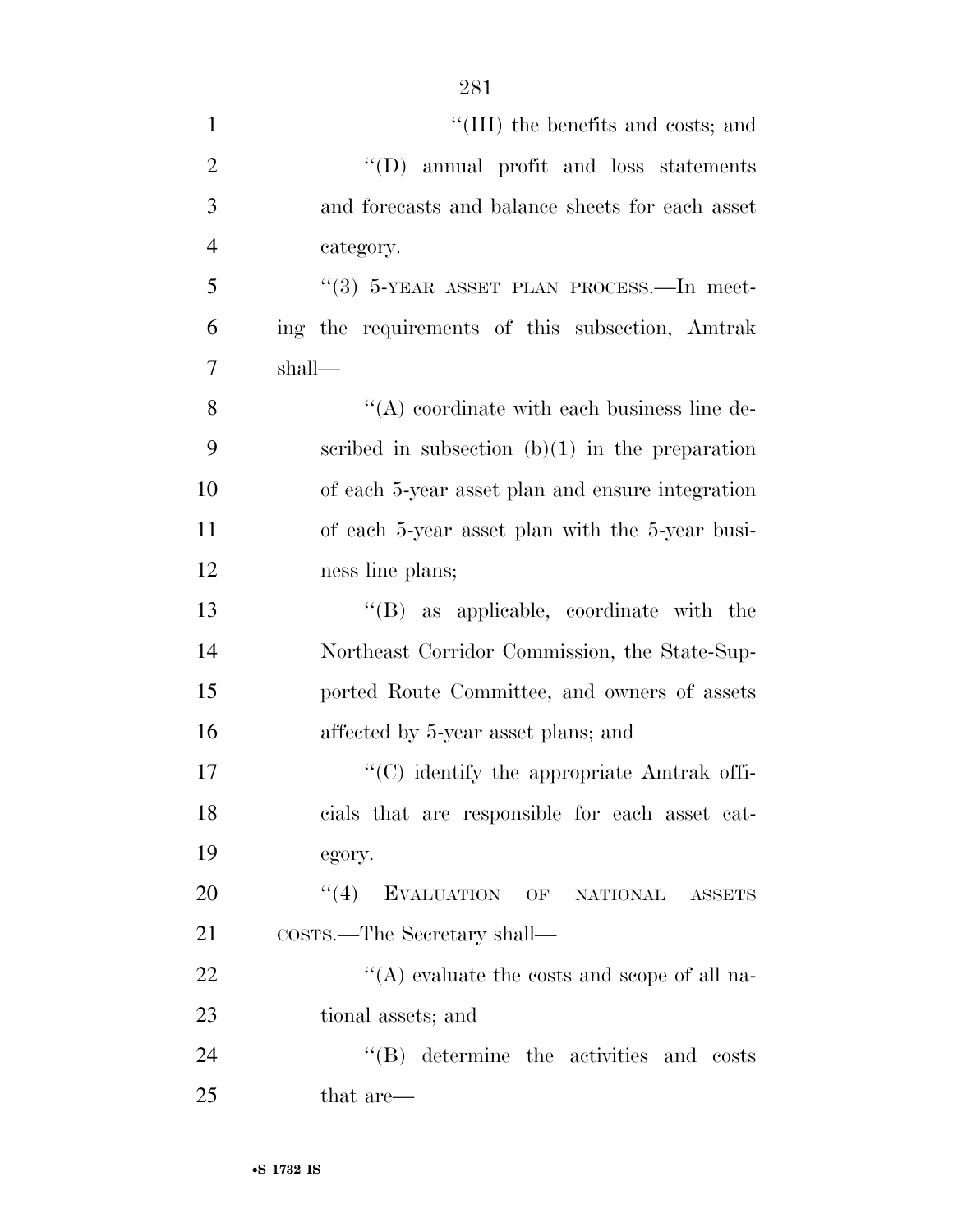"(III) the benefits and costs; and

"(D) annual profit and loss statements and forecasts and balance sheets for each asset category.

"(3) 5-YEAR ASSET PLAN PROCESS.—In meeting the requirements of this subsection, Amtrak shall—

"(A) coordinate with each business line described in subsection (b)(1) in the preparation of each 5-year asset plan and ensure integration of each 5-year asset plan with the 5-year business line plans;

"(B) as applicable, coordinate with the Northeast Corridor Commission, the State-Supported Route Committee, and owners of assets affected by 5-year asset plans; and

"(C) identify the appropriate Amtrak officials that are responsible for each asset category.

"(4) EVALUATION OF NATIONAL ASSETS COSTS.—The Secretary shall—

"(A) evaluate the costs and scope of all national assets; and

"(B) determine the activities and costs that are—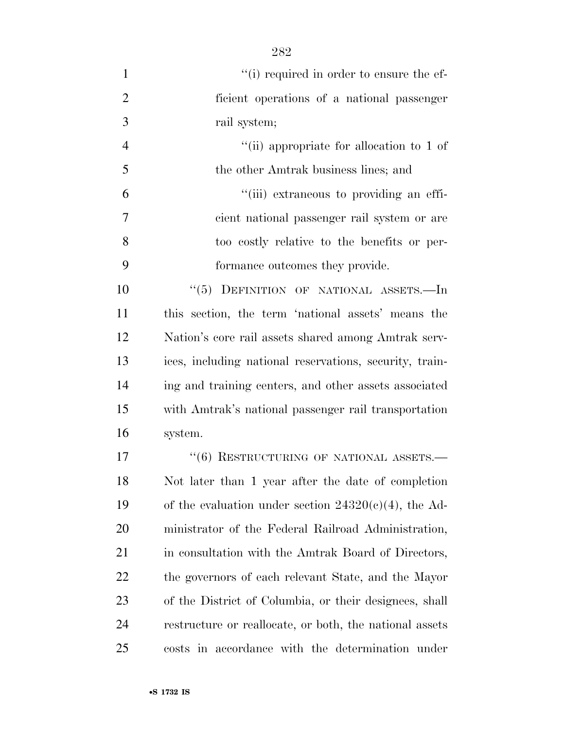"(i) required in order to ensure the efficient operations of a national passenger rail system;

"(ii) appropriate for allocation to 1 of the other Amtrak business lines; and

"(iii) extraneous to providing an efficient national passenger rail system or are too costly relative to the benefits or performance outcomes they provide.

"(5) DEFINITION OF NATIONAL ASSETS.—In this section, the term 'national assets' means the Nation's core rail assets shared among Amtrak services, including national reservations, security, training and training centers, and other assets associated with Amtrak's national passenger rail transportation system.

"(6) RESTRUCTURING OF NATIONAL ASSETS.—Not later than 1 year after the date of completion of the evaluation under section 24320(c)(4), the Administrator of the Federal Railroad Administration, in consultation with the Amtrak Board of Directors, the governors of each relevant State, and the Mayor of the District of Columbia, or their designees, shall restructure or reallocate, or both, the national assets costs in accordance with the determination under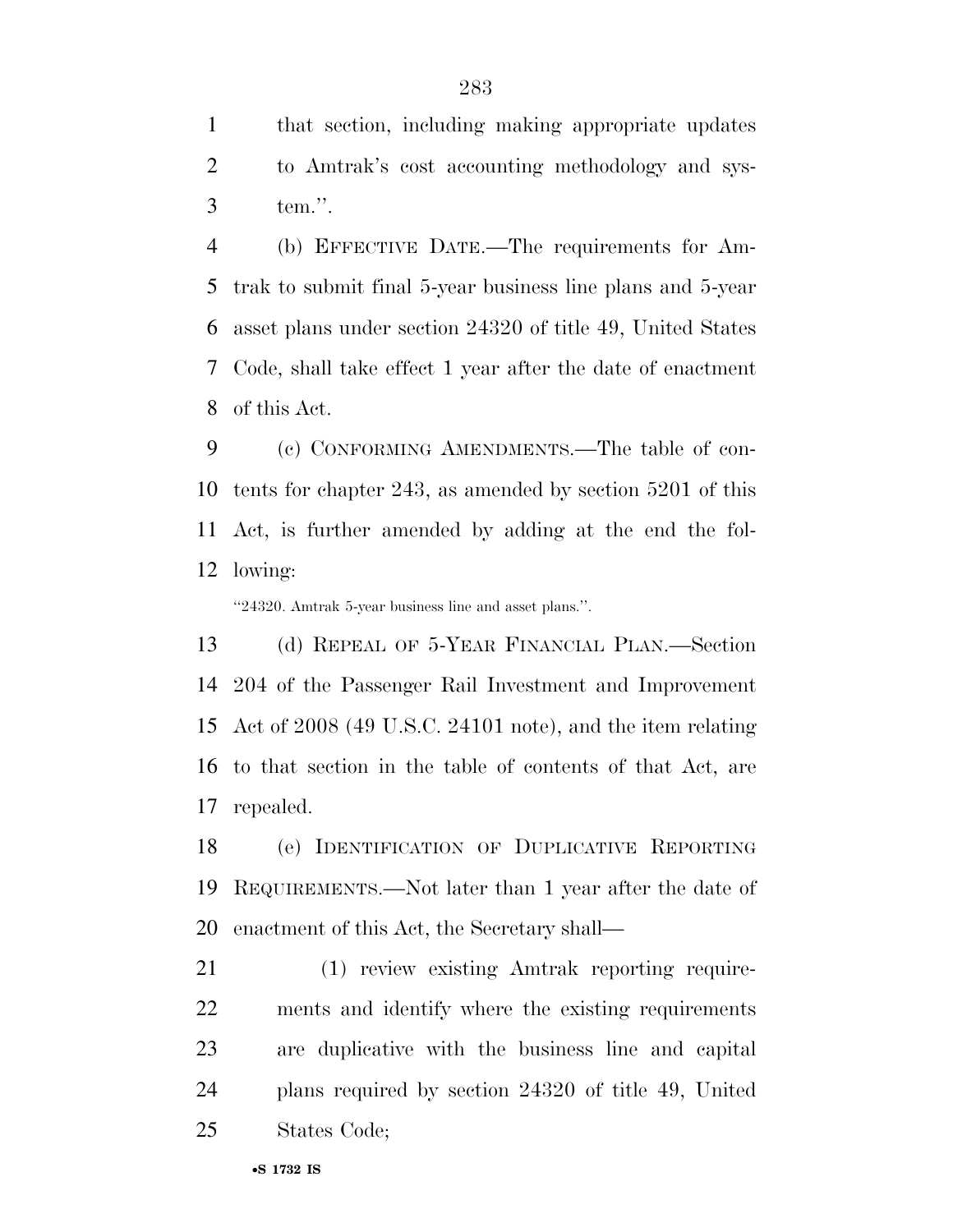that section, including making appropriate updates to Amtrak's cost accounting methodology and system.''.

(b) EFFECTIVE DATE.—The requirements for Amtrak to submit final 5-year business line plans and 5-year asset plans under section 24320 of title 49, United States Code, shall take effect 1 year after the date of enactment of this Act.

(c) CONFORMING AMENDMENTS.—The table of contents for chapter 243, as amended by section 5201 of this Act, is further amended by adding at the end the following:

''24320. Amtrak 5-year business line and asset plans.''.

(d) REPEAL OF 5-YEAR FINANCIAL PLAN.—Section 204 of the Passenger Rail Investment and Improvement Act of 2008 (49 U.S.C. 24101 note), and the item relating to that section in the table of contents of that Act, are repealed.

(e) IDENTIFICATION OF DUPLICATIVE REPORTING REQUIREMENTS.—Not later than 1 year after the date of enactment of this Act, the Secretary shall—

(1) review existing Amtrak reporting requirements and identify where the existing requirements are duplicative with the business line and capital plans required by section 24320 of title 49, United States Code;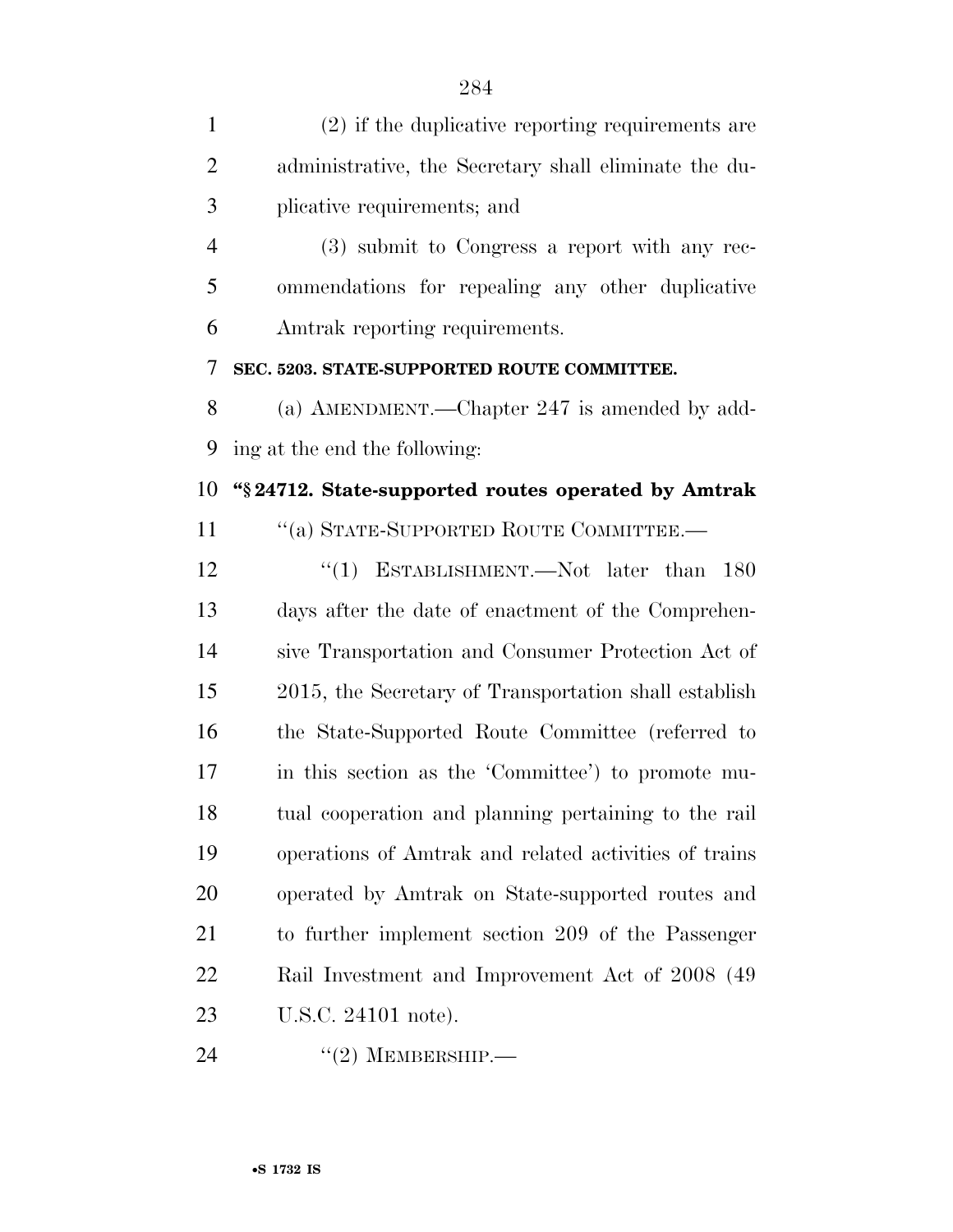(2) if the duplicative reporting requirements are administrative, the Secretary shall eliminate the duplicative requirements; and

(3) submit to Congress a report with any recommendations for repealing any other duplicative Amtrak reporting requirements.

**SEC. 5203. STATE-SUPPORTED ROUTE COMMITTEE.**

(a) AMENDMENT.—Chapter 247 is amended by adding at the end the following:

**"§ 24712. State-supported routes operated by Amtrak**

"(a) STATE-SUPPORTED ROUTE COMMITTEE.—

"(1) ESTABLISHMENT.—Not later than 180 days after the date of enactment of the Comprehensive Transportation and Consumer Protection Act of 2015, the Secretary of Transportation shall establish the State-Supported Route Committee (referred to in this section as the 'Committee') to promote mutual cooperation and planning pertaining to the rail operations of Amtrak and related activities of trains operated by Amtrak on State-supported routes and to further implement section 209 of the Passenger Rail Investment and Improvement Act of 2008 (49 U.S.C. 24101 note).

"(2) MEMBERSHIP.—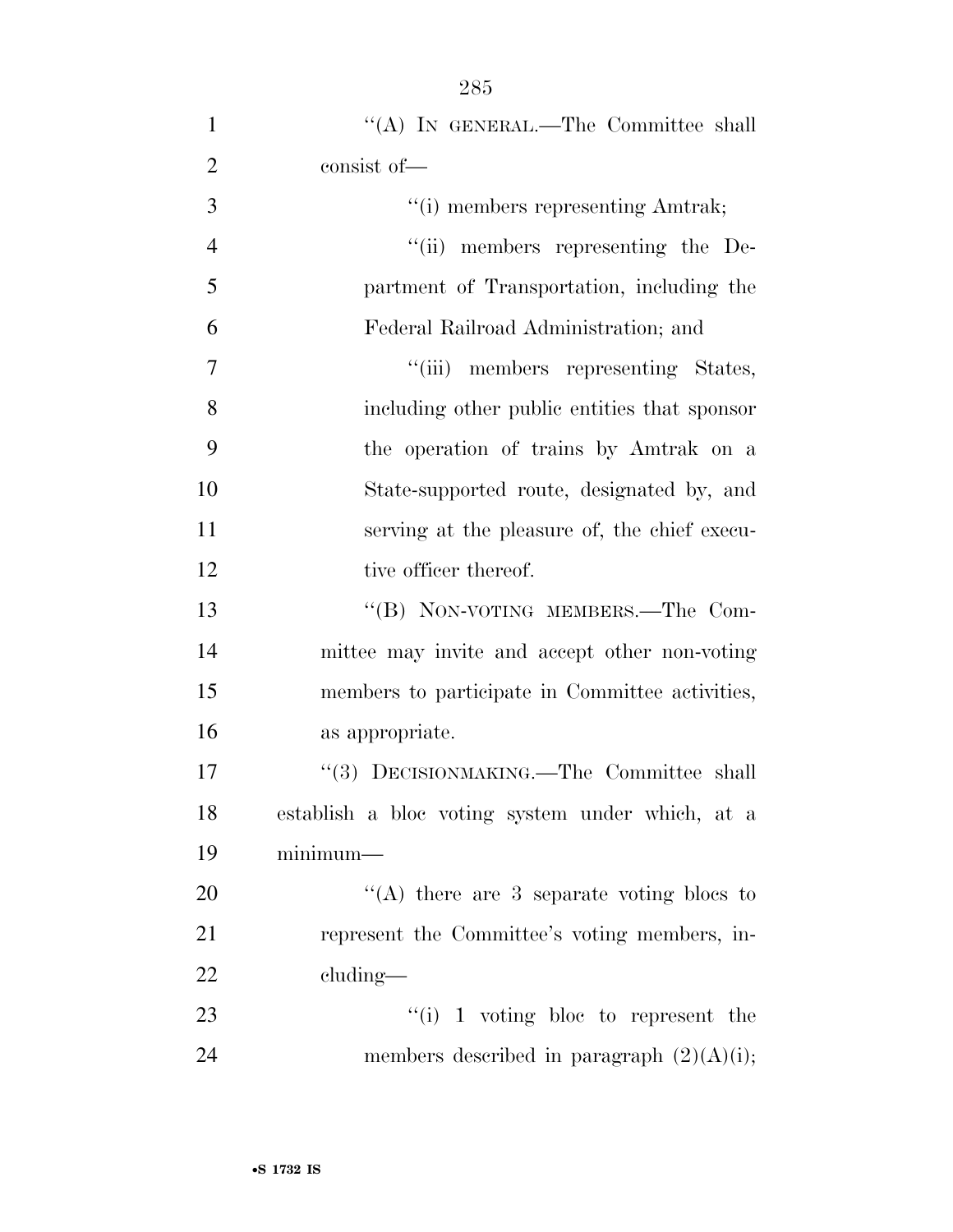''(A) IN GENERAL.—The Committee shall consist of—

''(i) members representing Amtrak;

''(ii) members representing the Department of Transportation, including the Federal Railroad Administration; and

''(iii) members representing States, including other public entities that sponsor the operation of trains by Amtrak on a State-supported route, designated by, and serving at the pleasure of, the chief executive officer thereof.

''(B) NON-VOTING MEMBERS.—The Committee may invite and accept other non-voting members to participate in Committee activities, as appropriate.

''(3) DECISIONMAKING.—The Committee shall establish a bloc voting system under which, at a minimum—

''(A) there are 3 separate voting blocs to represent the Committee's voting members, including—

''(i) 1 voting bloc to represent the members described in paragraph (2)(A)(i);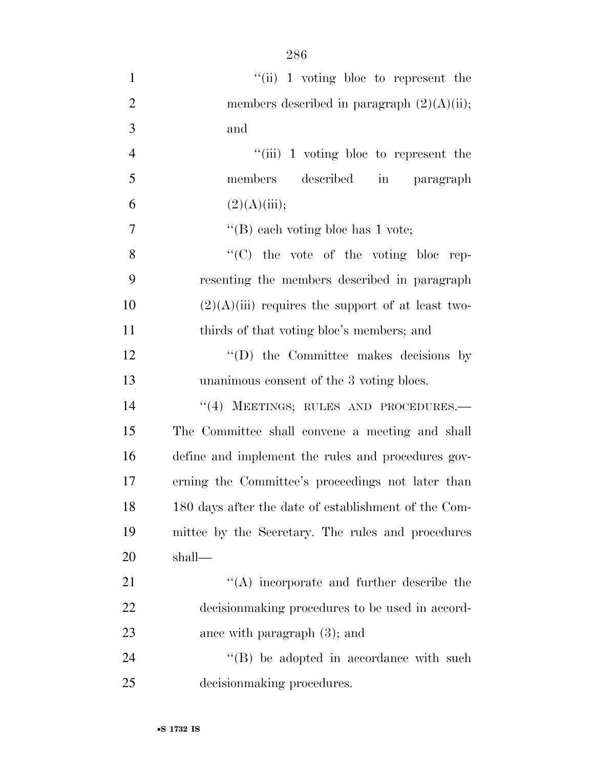"(ii) 1 voting bloc to represent the members described in paragraph (2)(A)(ii); and

"(iii) 1 voting bloc to represent the members described in paragraph (2)(A)(iii);

"(B) each voting bloc has 1 vote;

"(C) the vote of the voting bloc representing the members described in paragraph (2)(A)(iii) requires the support of at least two-thirds of that voting bloc's members; and

"(D) the Committee makes decisions by unanimous consent of the 3 voting blocs.

"(4) MEETINGS; RULES AND PROCEDURES.—The Committee shall convene a meeting and shall define and implement the rules and procedures governing the Committee's proceedings not later than 180 days after the date of establishment of the Committee by the Secretary. The rules and procedures shall—

"(A) incorporate and further describe the decisionmaking procedures to be used in accordance with paragraph (3); and

"(B) be adopted in accordance with such decisionmaking procedures.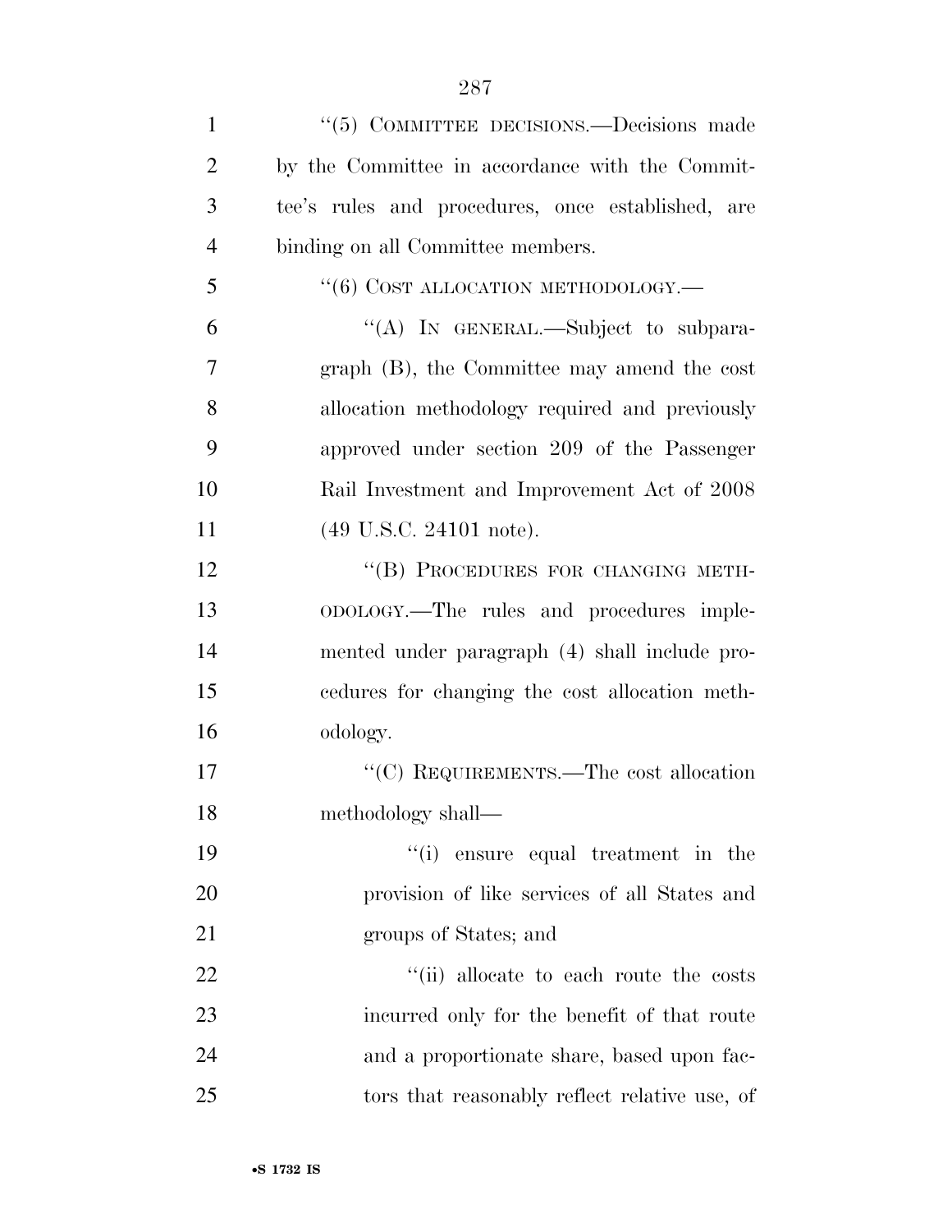"(5) COMMITTEE DECISIONS.—Decisions made by the Committee in accordance with the Committee's rules and procedures, once established, are binding on all Committee members.

"(6) COST ALLOCATION METHODOLOGY.—

"(A) IN GENERAL.—Subject to subparagraph (B), the Committee may amend the cost allocation methodology required and previously approved under section 209 of the Passenger Rail Investment and Improvement Act of 2008 (49 U.S.C. 24101 note).

"(B) PROCEDURES FOR CHANGING METHODOLOGY.—The rules and procedures implemented under paragraph (4) shall include procedures for changing the cost allocation methodology.

"(C) REQUIREMENTS.—The cost allocation methodology shall—

"(i) ensure equal treatment in the provision of like services of all States and groups of States; and

"(ii) allocate to each route the costs incurred only for the benefit of that route and a proportionate share, based upon factors that reasonably reflect relative use, of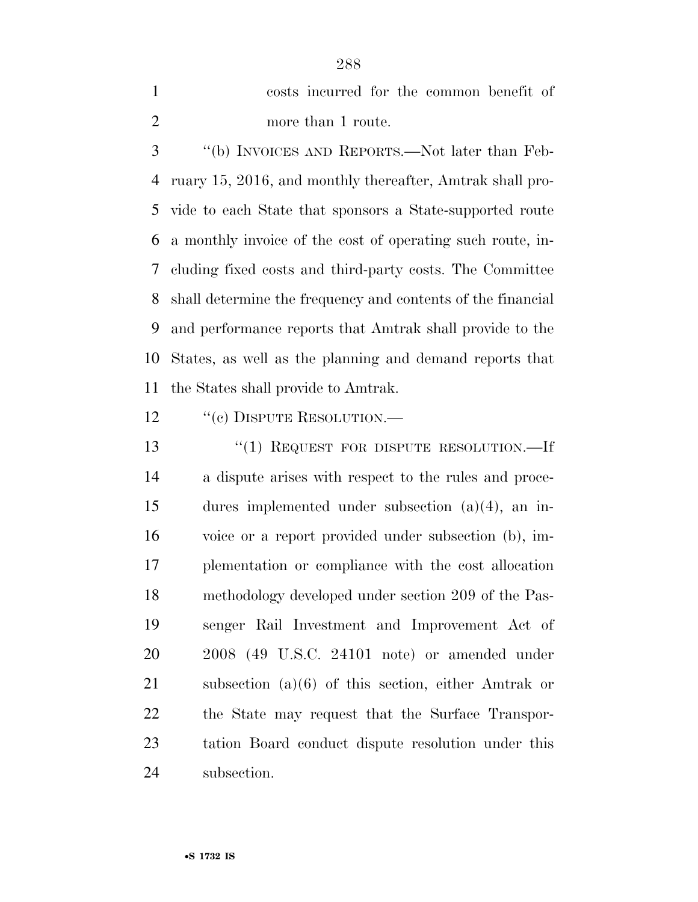costs incurred for the common benefit of more than 1 route.

''(b) INVOICES AND REPORTS.—Not later than February 15, 2016, and monthly thereafter, Amtrak shall provide to each State that sponsors a State-supported route a monthly invoice of the cost of operating such route, including fixed costs and third-party costs. The Committee shall determine the frequency and contents of the financial and performance reports that Amtrak shall provide to the States, as well as the planning and demand reports that the States shall provide to Amtrak.

''(c) DISPUTE RESOLUTION.—

''(1) REQUEST FOR DISPUTE RESOLUTION.—If a dispute arises with respect to the rules and procedures implemented under subsection (a)(4), an invoice or a report provided under subsection (b), implementation or compliance with the cost allocation methodology developed under section 209 of the Passenger Rail Investment and Improvement Act of 2008 (49 U.S.C. 24101 note) or amended under subsection (a)(6) of this section, either Amtrak or the State may request that the Surface Transportation Board conduct dispute resolution under this subsection.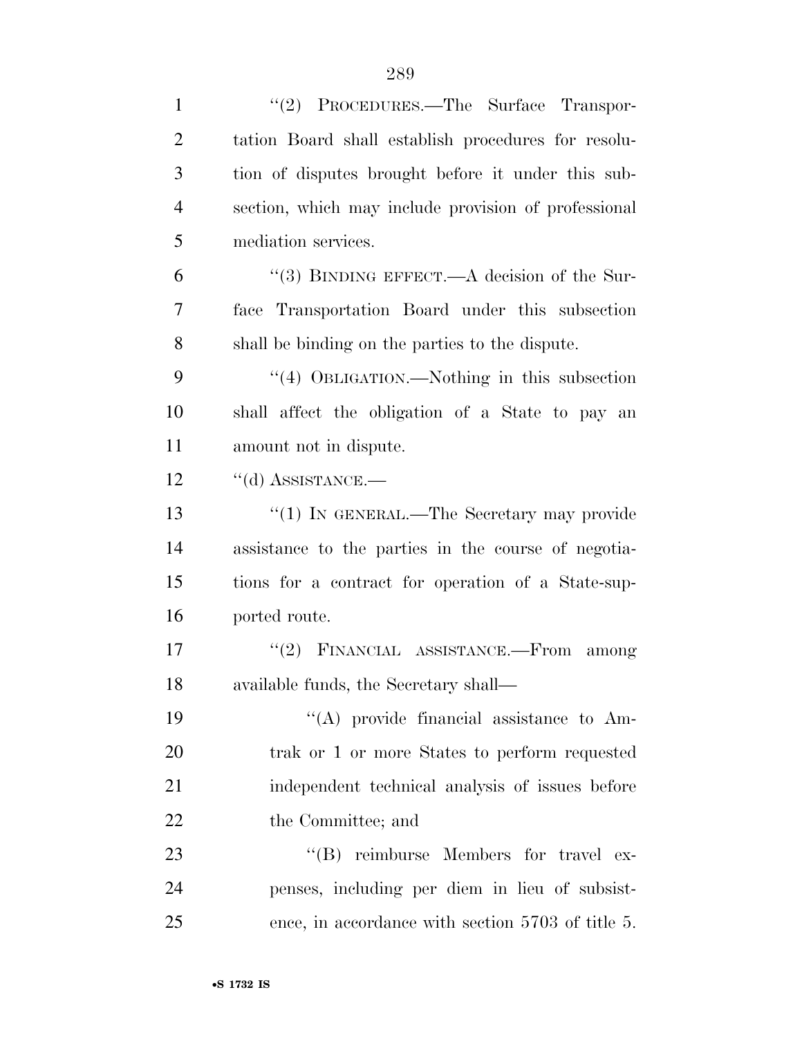"(2) PROCEDURES.—The Surface Transportation Board shall establish procedures for resolution of disputes brought before it under this subsection, which may include provision of professional mediation services.

"(3) BINDING EFFECT.—A decision of the Surface Transportation Board under this subsection shall be binding on the parties to the dispute.

"(4) OBLIGATION.—Nothing in this subsection shall affect the obligation of a State to pay an amount not in dispute.

"(d) ASSISTANCE.—

"(1) IN GENERAL.—The Secretary may provide assistance to the parties in the course of negotiations for a contract for operation of a State-supported route.

"(2) FINANCIAL ASSISTANCE.—From among available funds, the Secretary shall—

"(A) provide financial assistance to Amtrak or 1 or more States to perform requested independent technical analysis of issues before the Committee; and

"(B) reimburse Members for travel expenses, including per diem in lieu of subsistence, in accordance with section 5703 of title 5.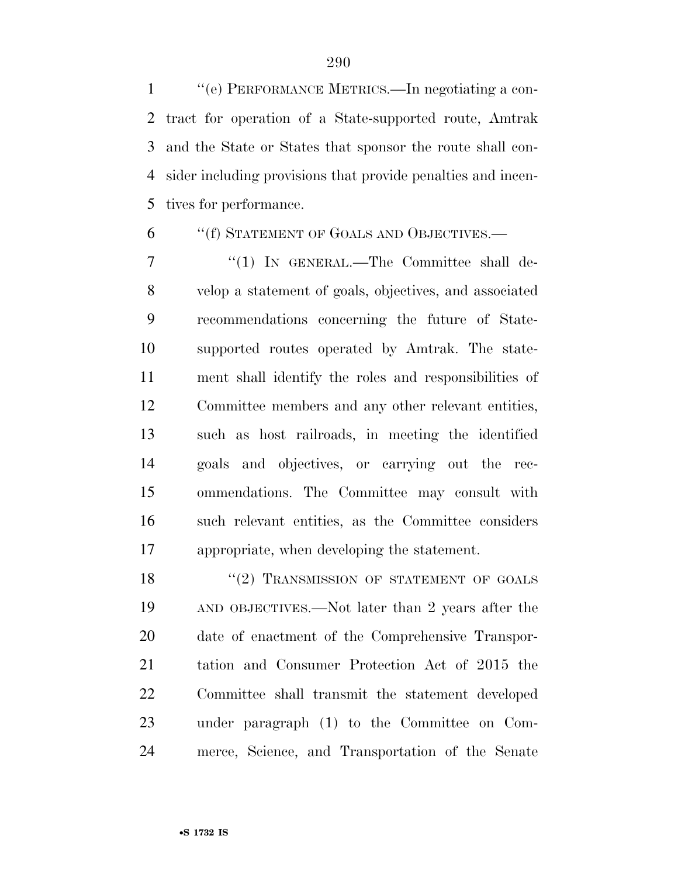''(e) PERFORMANCE METRICS.—In negotiating a contract for operation of a State-supported route, Amtrak and the State or States that sponsor the route shall consider including provisions that provide penalties and incentives for performance.

''(f) STATEMENT OF GOALS AND OBJECTIVES.—

''(1) IN GENERAL.—The Committee shall develop a statement of goals, objectives, and associated recommendations concerning the future of State-supported routes operated by Amtrak. The statement shall identify the roles and responsibilities of Committee members and any other relevant entities, such as host railroads, in meeting the identified goals and objectives, or carrying out the recommendations. The Committee may consult with such relevant entities, as the Committee considers appropriate, when developing the statement.

''(2) TRANSMISSION OF STATEMENT OF GOALS AND OBJECTIVES.—Not later than 2 years after the date of enactment of the Comprehensive Transportation and Consumer Protection Act of 2015 the Committee shall transmit the statement developed under paragraph (1) to the Committee on Commerce, Science, and Transportation of the Senate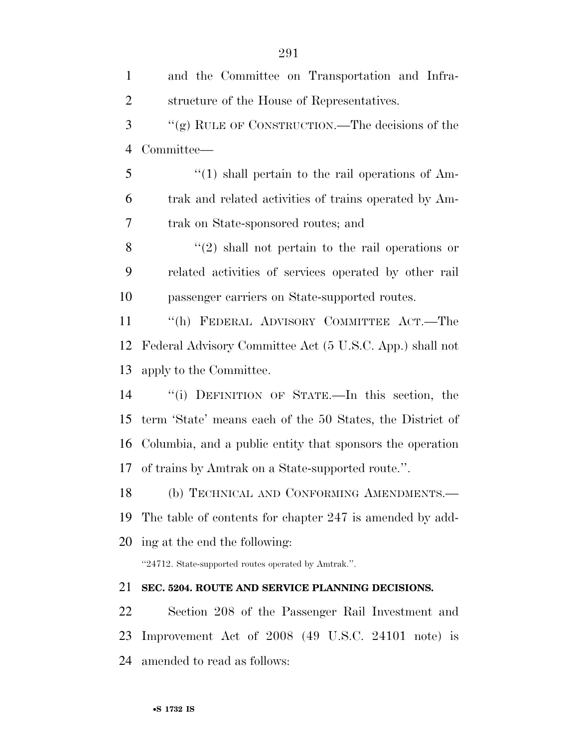and the Committee on Transportation and Infrastructure of the House of Representatives.

"(g) RULE OF CONSTRUCTION.—The decisions of the Committee—

"(1) shall pertain to the rail operations of Amtrak and related activities of trains operated by Amtrak on State-sponsored routes; and

"(2) shall not pertain to the rail operations or related activities of services operated by other rail passenger carriers on State-supported routes.

"(h) FEDERAL ADVISORY COMMITTEE ACT.—The Federal Advisory Committee Act (5 U.S.C. App.) shall not apply to the Committee.

"(i) DEFINITION OF STATE.—In this section, the term 'State' means each of the 50 States, the District of Columbia, and a public entity that sponsors the operation of trains by Amtrak on a State-supported route.".

(b) TECHNICAL AND CONFORMING AMENDMENTS.—The table of contents for chapter 247 is amended by adding at the end the following:

"24712. State-supported routes operated by Amtrak.".

**SEC. 5204. ROUTE AND SERVICE PLANNING DECISIONS.**

Section 208 of the Passenger Rail Investment and Improvement Act of 2008 (49 U.S.C. 24101 note) is amended to read as follows: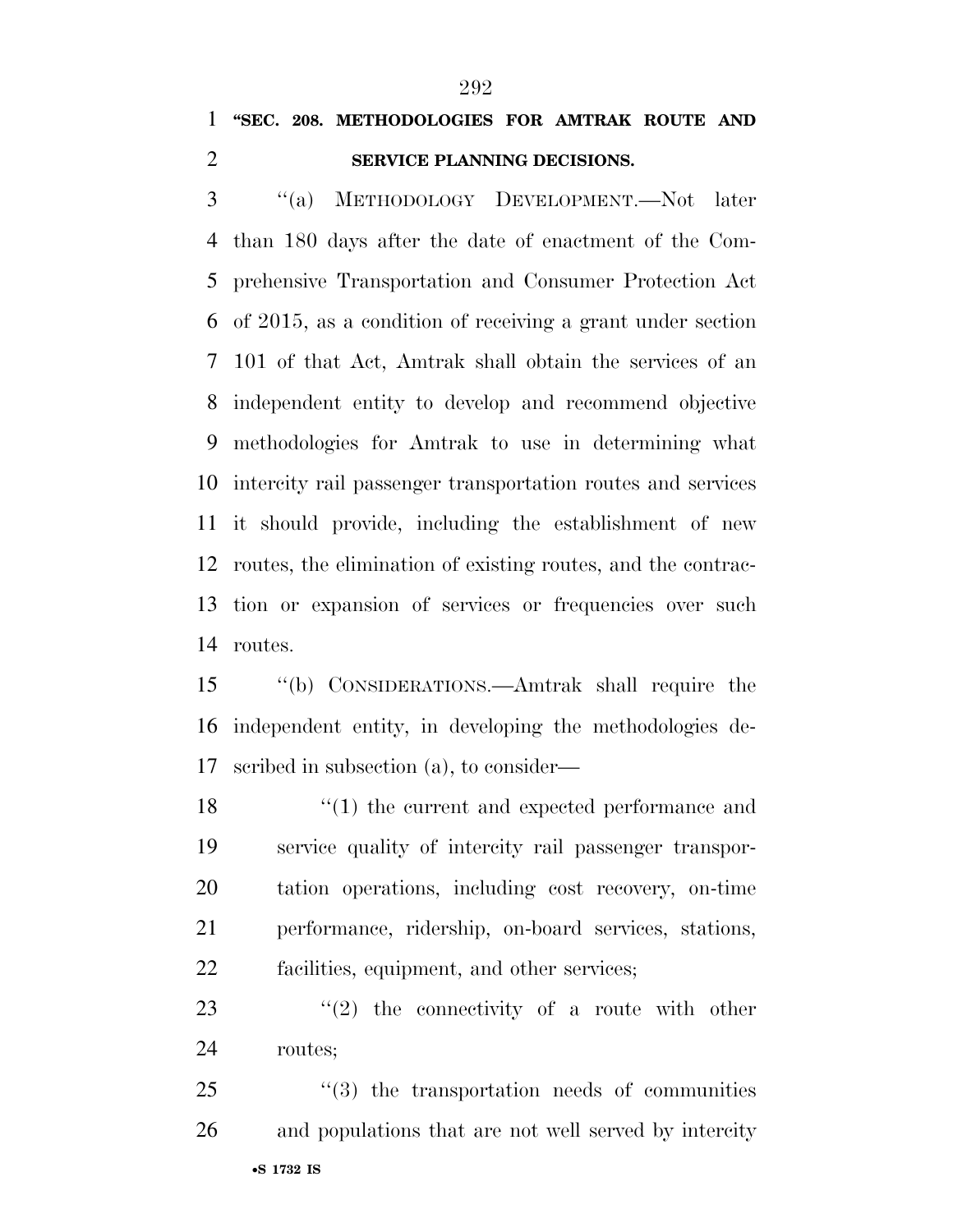**"SEC. 208. METHODOLOGIES FOR AMTRAK ROUTE AND SERVICE PLANNING DECISIONS.**

"(a) METHODOLOGY DEVELOPMENT.—Not later than 180 days after the date of enactment of the Comprehensive Transportation and Consumer Protection Act of 2015, as a condition of receiving a grant under section 101 of that Act, Amtrak shall obtain the services of an independent entity to develop and recommend objective methodologies for Amtrak to use in determining what intercity rail passenger transportation routes and services it should provide, including the establishment of new routes, the elimination of existing routes, and the contraction or expansion of services or frequencies over such routes.

"(b) CONSIDERATIONS.—Amtrak shall require the independent entity, in developing the methodologies described in subsection (a), to consider—

"(1) the current and expected performance and service quality of intercity rail passenger transportation operations, including cost recovery, on-time performance, ridership, on-board services, stations, facilities, equipment, and other services;

"(2) the connectivity of a route with other routes;

"(3) the transportation needs of communities and populations that are not well served by intercity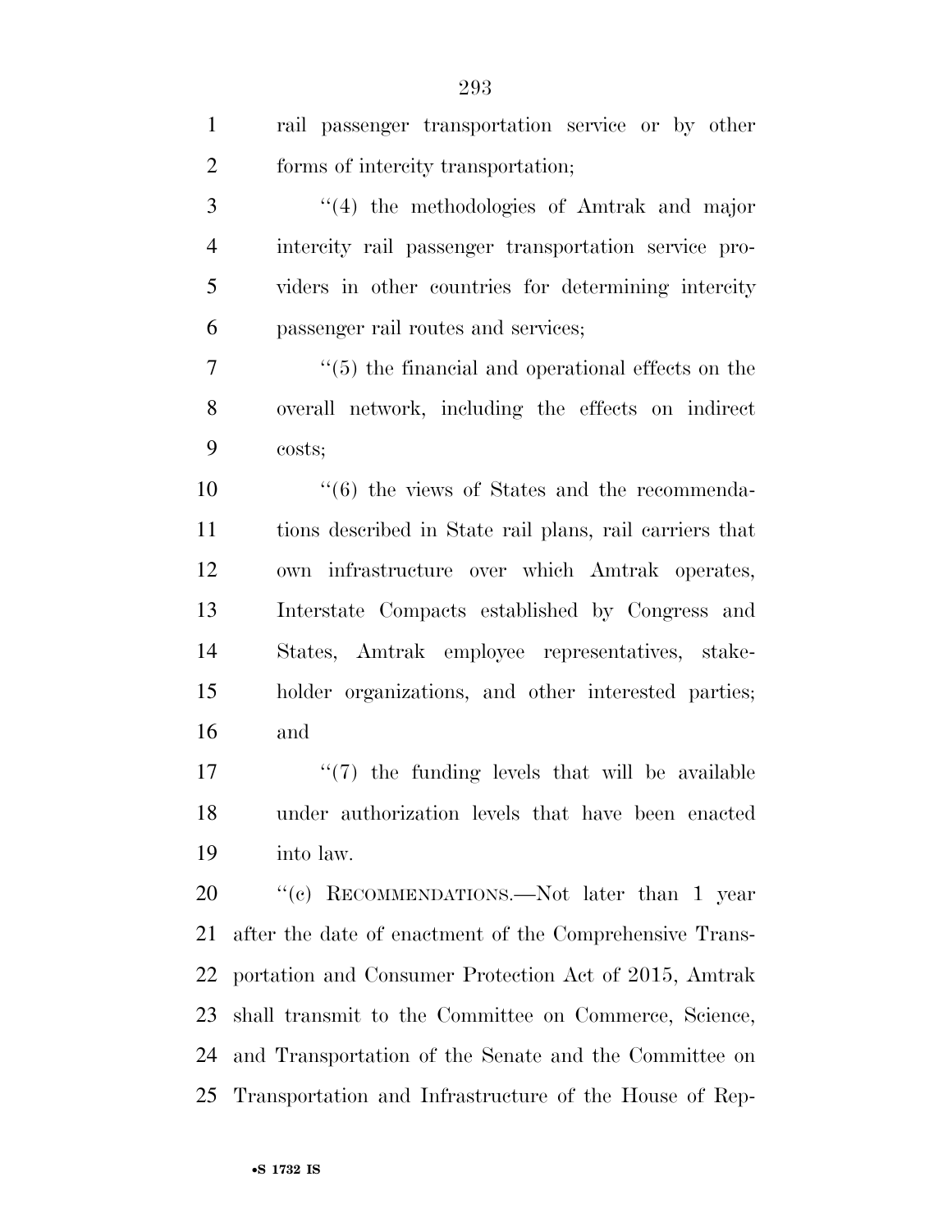rail passenger transportation service or by other forms of intercity transportation;

''(4) the methodologies of Amtrak and major intercity rail passenger transportation service providers in other countries for determining intercity passenger rail routes and services;

''(5) the financial and operational effects on the overall network, including the effects on indirect costs;

''(6) the views of States and the recommendations described in State rail plans, rail carriers that own infrastructure over which Amtrak operates, Interstate Compacts established by Congress and States, Amtrak employee representatives, stakeholder organizations, and other interested parties; and

''(7) the funding levels that will be available under authorization levels that have been enacted into law.

''(c) RECOMMENDATIONS.—Not later than 1 year after the date of enactment of the Comprehensive Transportation and Consumer Protection Act of 2015, Amtrak shall transmit to the Committee on Commerce, Science, and Transportation of the Senate and the Committee on Transportation and Infrastructure of the House of Rep-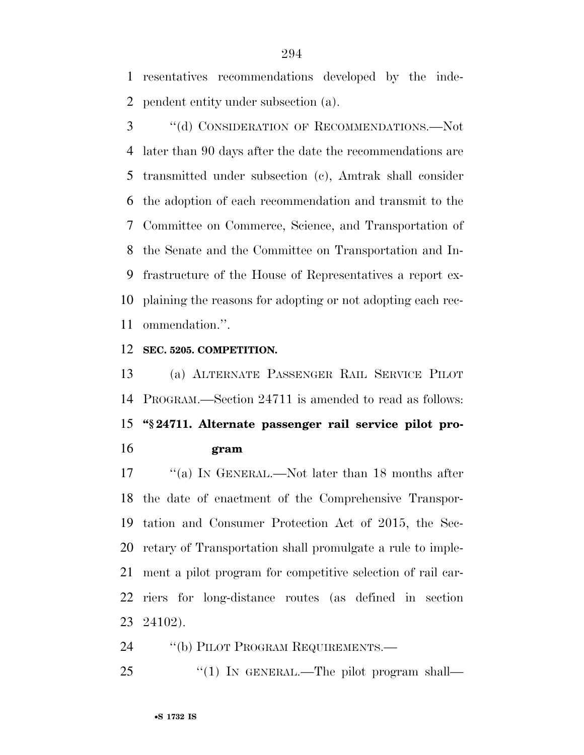resentatives recommendations developed by the independent entity under subsection (a).

"(d) CONSIDERATION OF RECOMMENDATIONS.—Not later than 90 days after the date the recommendations are transmitted under subsection (c), Amtrak shall consider the adoption of each recommendation and transmit to the Committee on Commerce, Science, and Transportation of the Senate and the Committee on Transportation and Infrastructure of the House of Representatives a report explaining the reasons for adopting or not adopting each recommendation.".

**SEC. 5205. COMPETITION.**

(a) ALTERNATE PASSENGER RAIL SERVICE PILOT PROGRAM.—Section 24711 is amended to read as follows:

**"§ 24711. Alternate passenger rail service pilot program**

"(a) IN GENERAL.—Not later than 18 months after the date of enactment of the Comprehensive Transportation and Consumer Protection Act of 2015, the Secretary of Transportation shall promulgate a rule to implement a pilot program for competitive selection of rail carriers for long-distance routes (as defined in section 24102).

"(b) PILOT PROGRAM REQUIREMENTS.—

"(1) IN GENERAL.—The pilot program shall—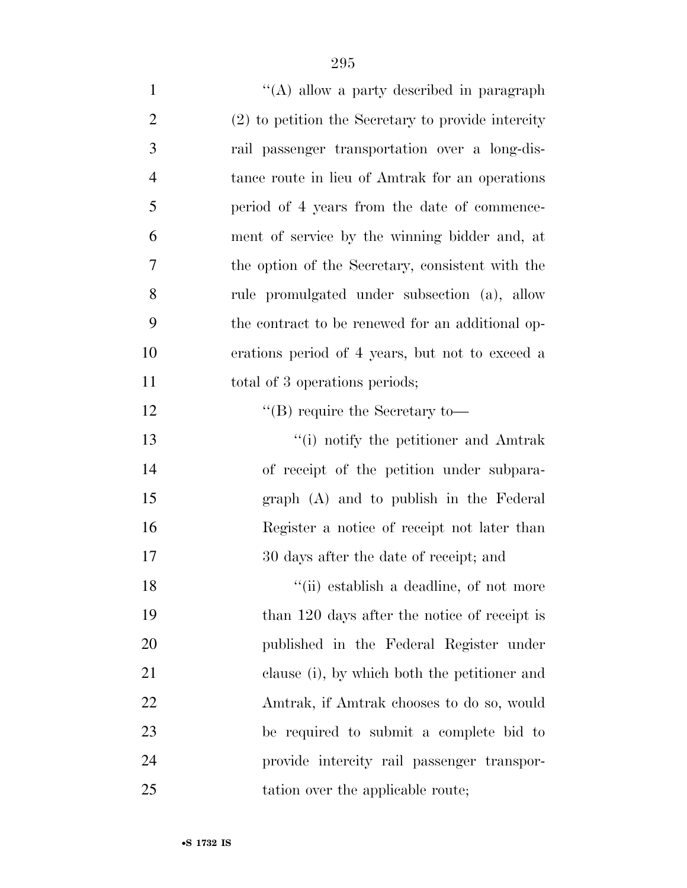''(A) allow a party described in paragraph (2) to petition the Secretary to provide intercity rail passenger transportation over a long-distance route in lieu of Amtrak for an operations period of 4 years from the date of commencement of service by the winning bidder and, at the option of the Secretary, consistent with the rule promulgated under subsection (a), allow the contract to be renewed for an additional operations period of 4 years, but not to exceed a total of 3 operations periods;

''(B) require the Secretary to—

''(i) notify the petitioner and Amtrak of receipt of the petition under subparagraph (A) and to publish in the Federal Register a notice of receipt not later than 30 days after the date of receipt; and

''(ii) establish a deadline, of not more than 120 days after the notice of receipt is published in the Federal Register under clause (i), by which both the petitioner and Amtrak, if Amtrak chooses to do so, would be required to submit a complete bid to provide intercity rail passenger transportation over the applicable route;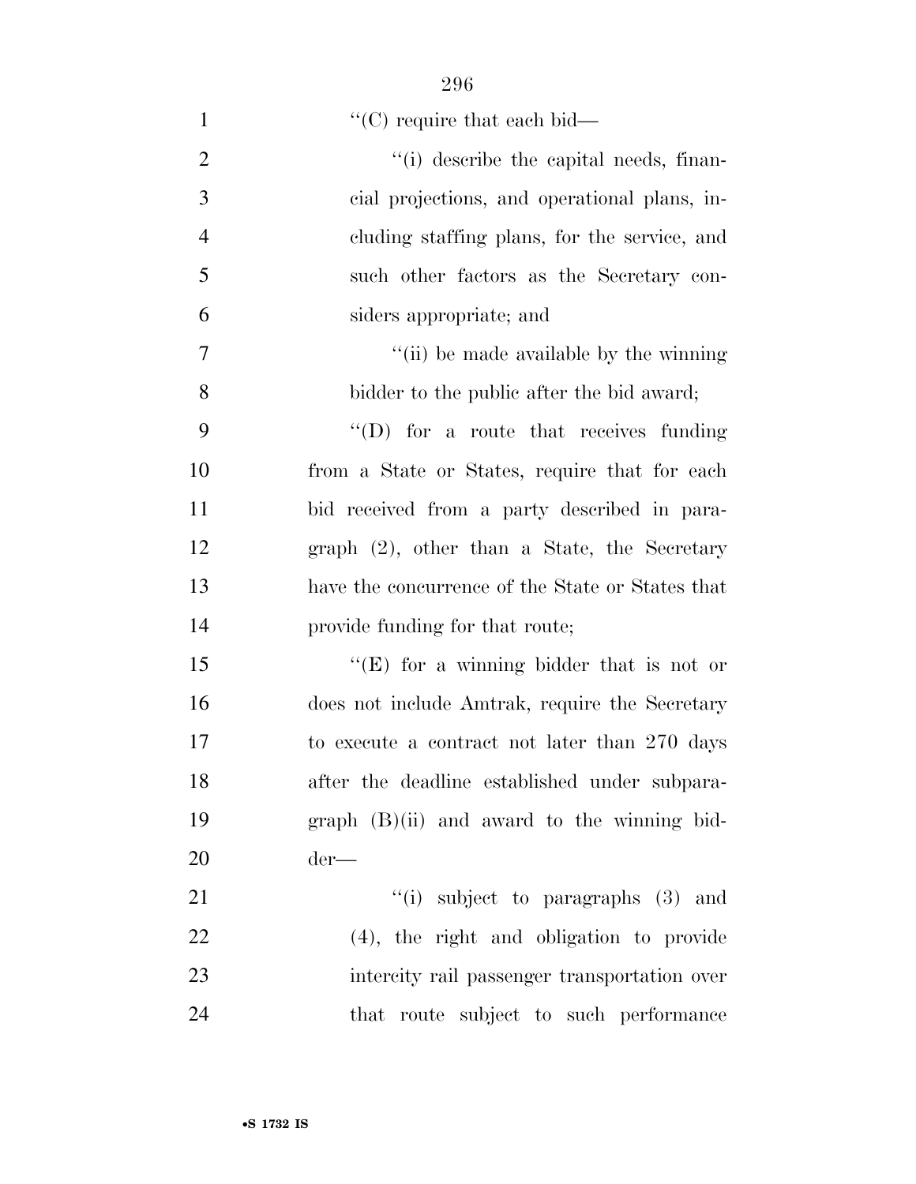''(C) require that each bid—

''(i) describe the capital needs, financial projections, and operational plans, including staffing plans, for the service, and such other factors as the Secretary considers appropriate; and

''(ii) be made available by the winning bidder to the public after the bid award;

''(D) for a route that receives funding from a State or States, require that for each bid received from a party described in paragraph (2), other than a State, the Secretary have the concurrence of the State or States that provide funding for that route;

''(E) for a winning bidder that is not or does not include Amtrak, require the Secretary to execute a contract not later than 270 days after the deadline established under subparagraph (B)(ii) and award to the winning bidder—

''(i) subject to paragraphs (3) and (4), the right and obligation to provide intercity rail passenger transportation over that route subject to such performance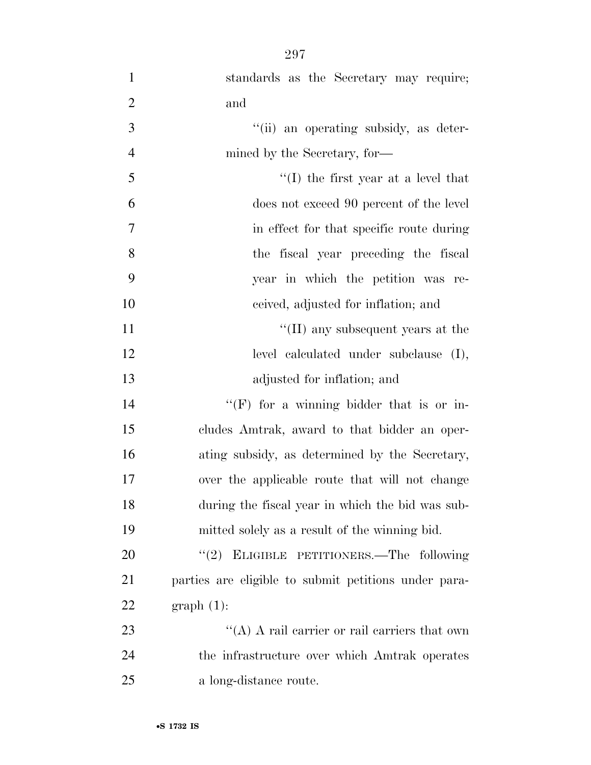standards as the Secretary may require; and

''(ii) an operating subsidy, as determined by the Secretary, for—

''(I) the first year at a level that does not exceed 90 percent of the level in effect for that specific route during the fiscal year preceding the fiscal year in which the petition was received, adjusted for inflation; and

''(II) any subsequent years at the level calculated under subclause (I), adjusted for inflation; and

''(F) for a winning bidder that is or includes Amtrak, award to that bidder an operating subsidy, as determined by the Secretary, over the applicable route that will not change during the fiscal year in which the bid was submitted solely as a result of the winning bid.

''(2) ELIGIBLE PETITIONERS.—The following parties are eligible to submit petitions under paragraph (1):

''(A) A rail carrier or rail carriers that own the infrastructure over which Amtrak operates a long-distance route.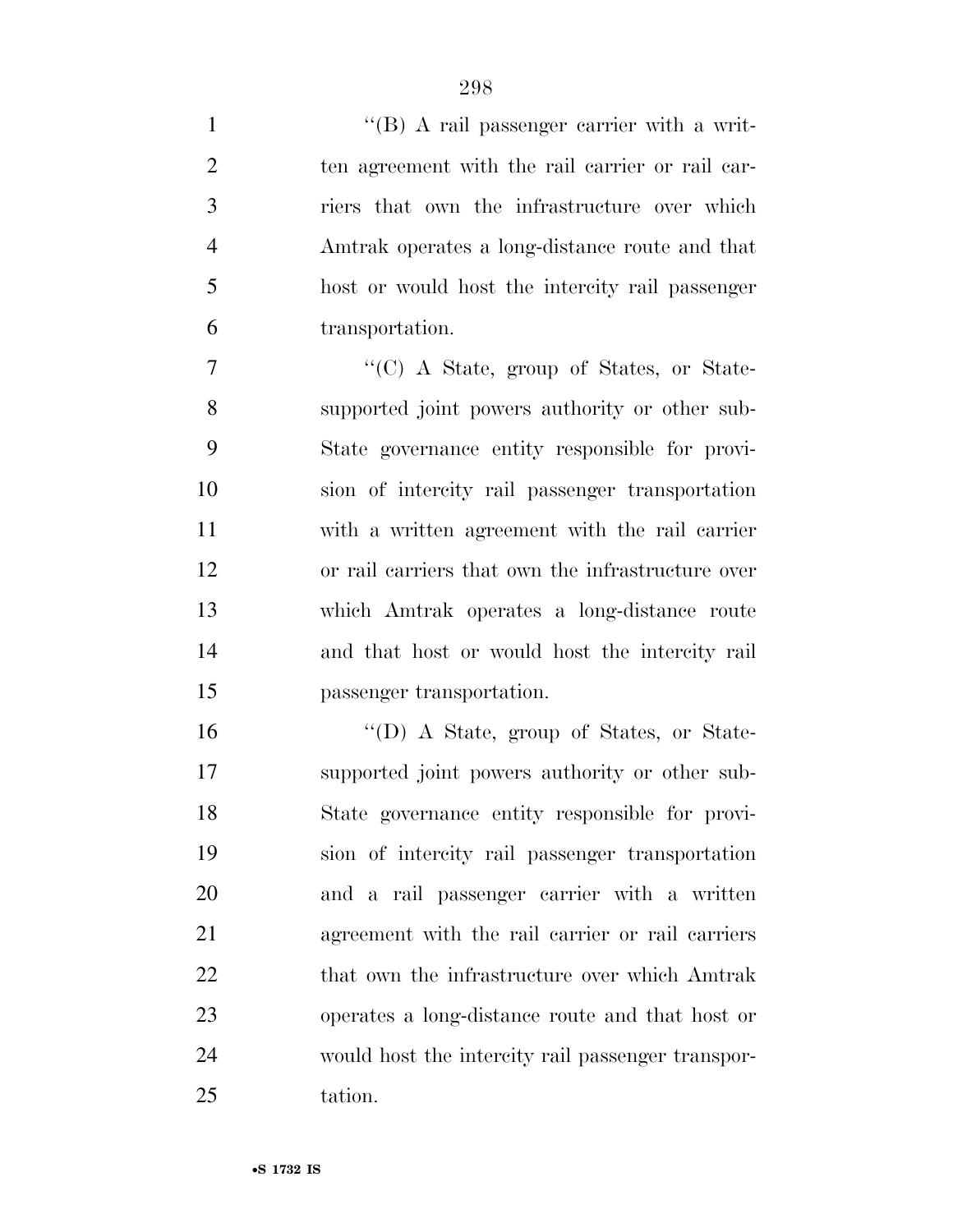''(B) A rail passenger carrier with a written agreement with the rail carrier or rail carriers that own the infrastructure over which Amtrak operates a long-distance route and that host or would host the intercity rail passenger transportation.

''(C) A State, group of States, or State-supported joint powers authority or other sub-State governance entity responsible for provision of intercity rail passenger transportation with a written agreement with the rail carrier or rail carriers that own the infrastructure over which Amtrak operates a long-distance route and that host or would host the intercity rail passenger transportation.

''(D) A State, group of States, or State-supported joint powers authority or other sub-State governance entity responsible for provision of intercity rail passenger transportation and a rail passenger carrier with a written agreement with the rail carrier or rail carriers that own the infrastructure over which Amtrak operates a long-distance route and that host or would host the intercity rail passenger transportation.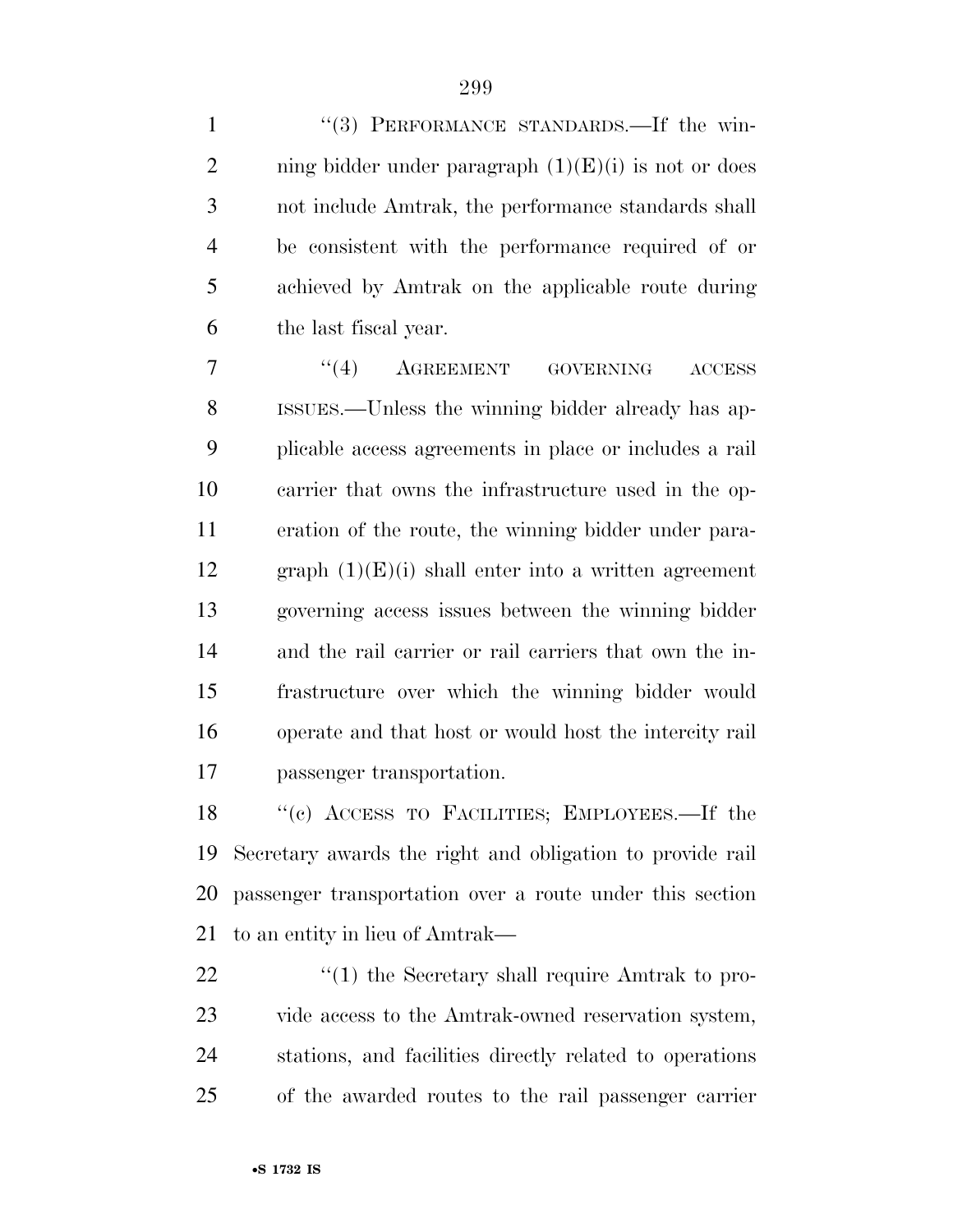"(3) PERFORMANCE STANDARDS.—If the winning bidder under paragraph (1)(E)(i) is not or does not include Amtrak, the performance standards shall be consistent with the performance required of or achieved by Amtrak on the applicable route during the last fiscal year.

"(4) AGREEMENT GOVERNING ACCESS ISSUES.—Unless the winning bidder already has applicable access agreements in place or includes a rail carrier that owns the infrastructure used in the operation of the route, the winning bidder under paragraph (1)(E)(i) shall enter into a written agreement governing access issues between the winning bidder and the rail carrier or rail carriers that own the infrastructure over which the winning bidder would operate and that host or would host the intercity rail passenger transportation.

"(c) ACCESS TO FACILITIES; EMPLOYEES.—If the Secretary awards the right and obligation to provide rail passenger transportation over a route under this section to an entity in lieu of Amtrak—

"(1) the Secretary shall require Amtrak to provide access to the Amtrak-owned reservation system, stations, and facilities directly related to operations of the awarded routes to the rail passenger carrier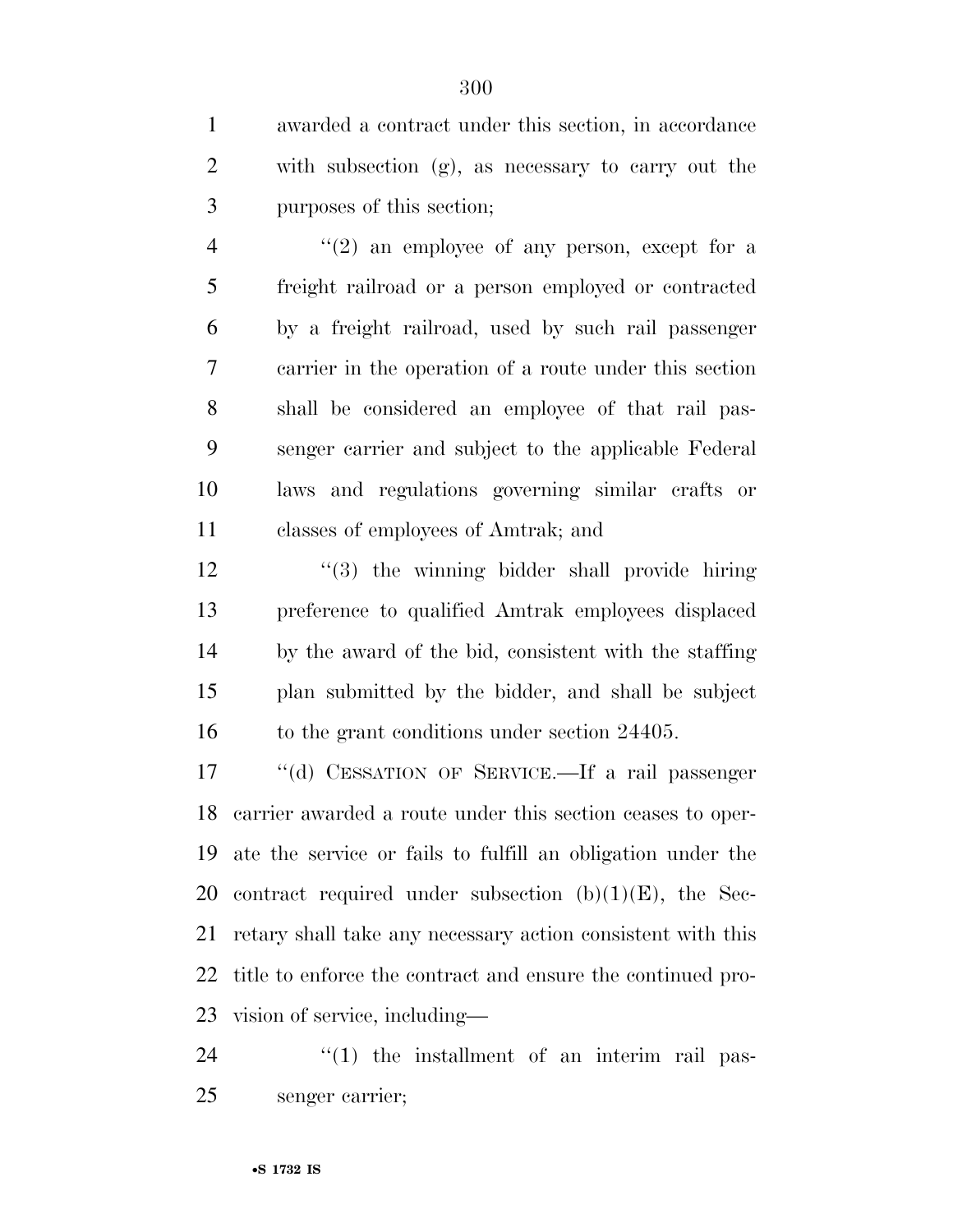awarded a contract under this section, in accordance with subsection (g), as necessary to carry out the purposes of this section;

"(2) an employee of any person, except for a freight railroad or a person employed or contracted by a freight railroad, used by such rail passenger carrier in the operation of a route under this section shall be considered an employee of that rail passenger carrier and subject to the applicable Federal laws and regulations governing similar crafts or classes of employees of Amtrak; and

"(3) the winning bidder shall provide hiring preference to qualified Amtrak employees displaced by the award of the bid, consistent with the staffing plan submitted by the bidder, and shall be subject to the grant conditions under section 24405.

"(d) CESSATION OF SERVICE.—If a rail passenger carrier awarded a route under this section ceases to operate the service or fails to fulfill an obligation under the contract required under subsection (b)(1)(E), the Secretary shall take any necessary action consistent with this title to enforce the contract and ensure the continued provision of service, including—

"(1) the installment of an interim rail passenger carrier;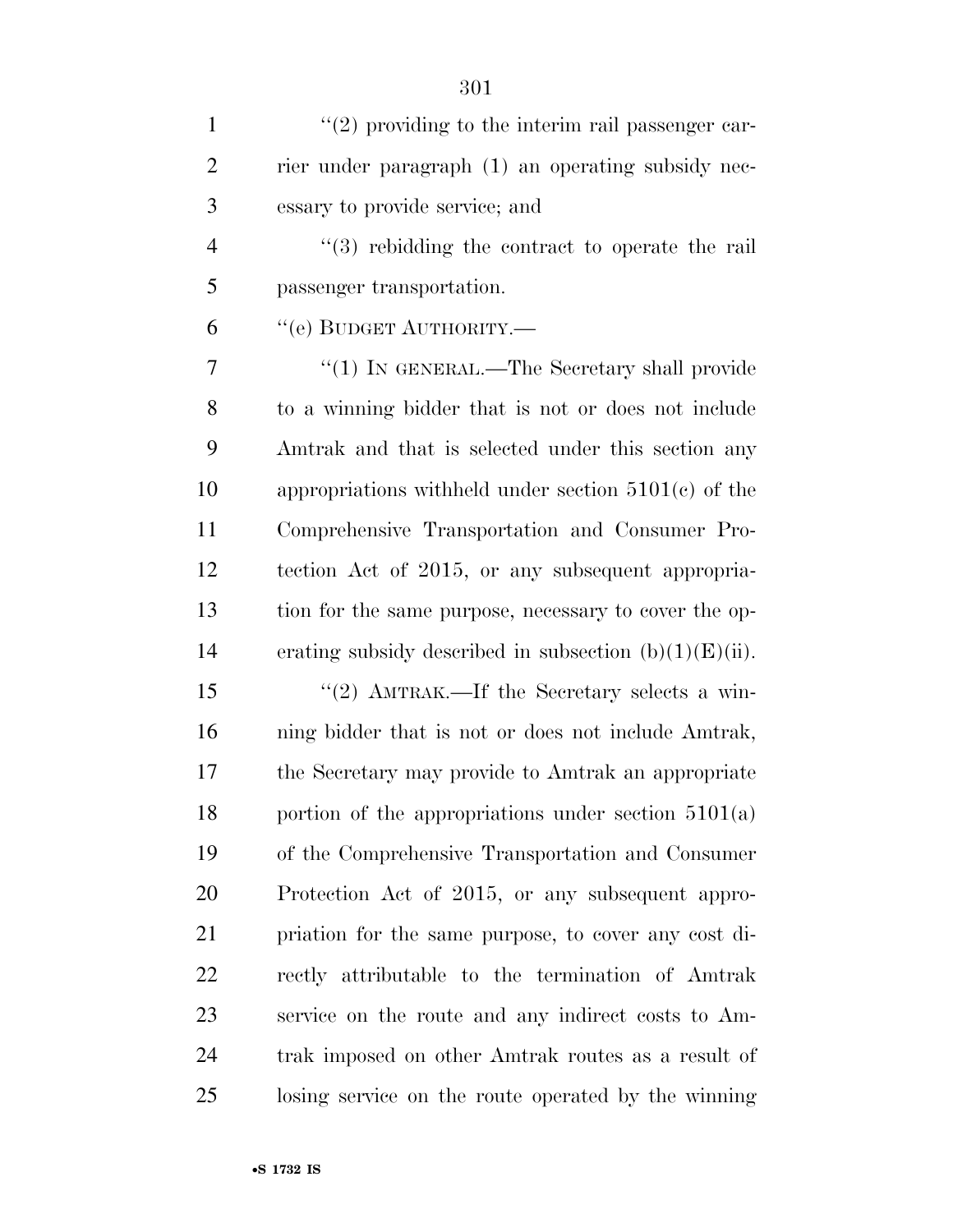''(2) providing to the interim rail passenger carrier under paragraph (1) an operating subsidy necessary to provide service; and

''(3) rebidding the contract to operate the rail passenger transportation.

''(e) BUDGET AUTHORITY.—

''(1) IN GENERAL.—The Secretary shall provide to a winning bidder that is not or does not include Amtrak and that is selected under this section any appropriations withheld under section 5101(c) of the Comprehensive Transportation and Consumer Protection Act of 2015, or any subsequent appropriation for the same purpose, necessary to cover the operating subsidy described in subsection (b)(1)(E)(ii).

''(2) AMTRAK.—If the Secretary selects a winning bidder that is not or does not include Amtrak, the Secretary may provide to Amtrak an appropriate portion of the appropriations under section 5101(a) of the Comprehensive Transportation and Consumer Protection Act of 2015, or any subsequent appropriation for the same purpose, to cover any cost directly attributable to the termination of Amtrak service on the route and any indirect costs to Amtrak imposed on other Amtrak routes as a result of losing service on the route operated by the winning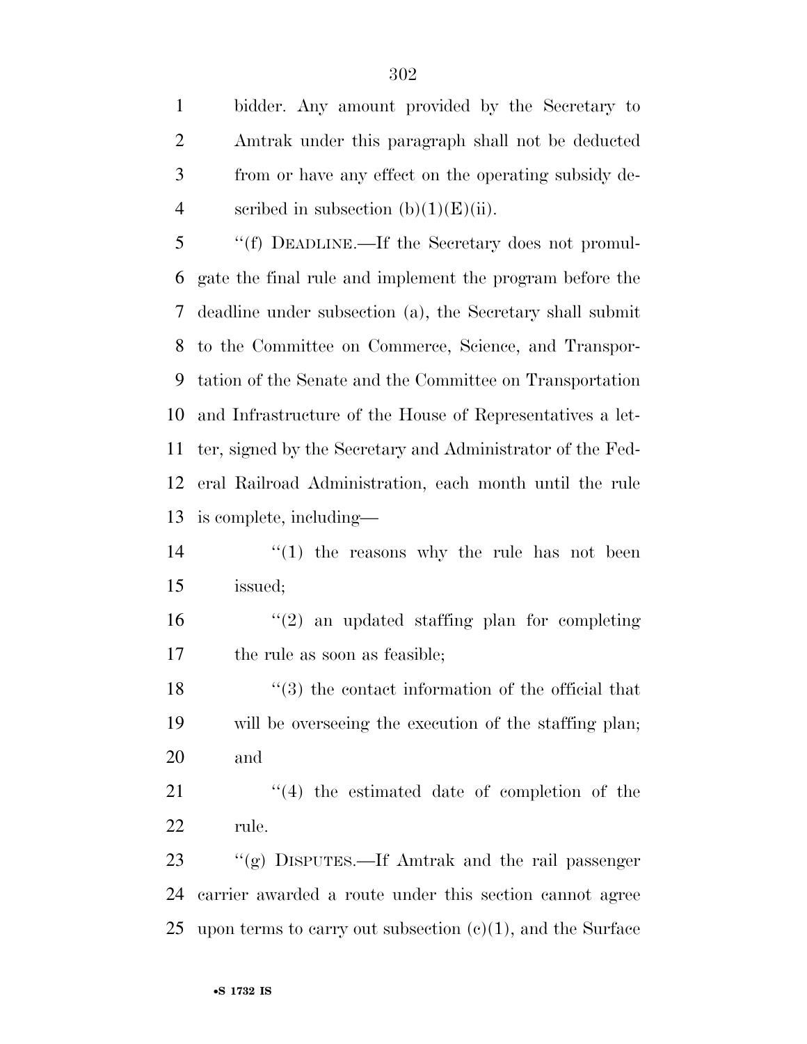bidder. Any amount provided by the Secretary to Amtrak under this paragraph shall not be deducted from or have any effect on the operating subsidy described in subsection (b)(1)(E)(ii).

''(f) DEADLINE.—If the Secretary does not promulgate the final rule and implement the program before the deadline under subsection (a), the Secretary shall submit to the Committee on Commerce, Science, and Transportation of the Senate and the Committee on Transportation and Infrastructure of the House of Representatives a letter, signed by the Secretary and Administrator of the Federal Railroad Administration, each month until the rule is complete, including—

''(1) the reasons why the rule has not been issued;

''(2) an updated staffing plan for completing the rule as soon as feasible;

''(3) the contact information of the official that will be overseeing the execution of the staffing plan; and

''(4) the estimated date of completion of the rule.

''(g) DISPUTES.—If Amtrak and the rail passenger carrier awarded a route under this section cannot agree upon terms to carry out subsection (c)(1), and the Surface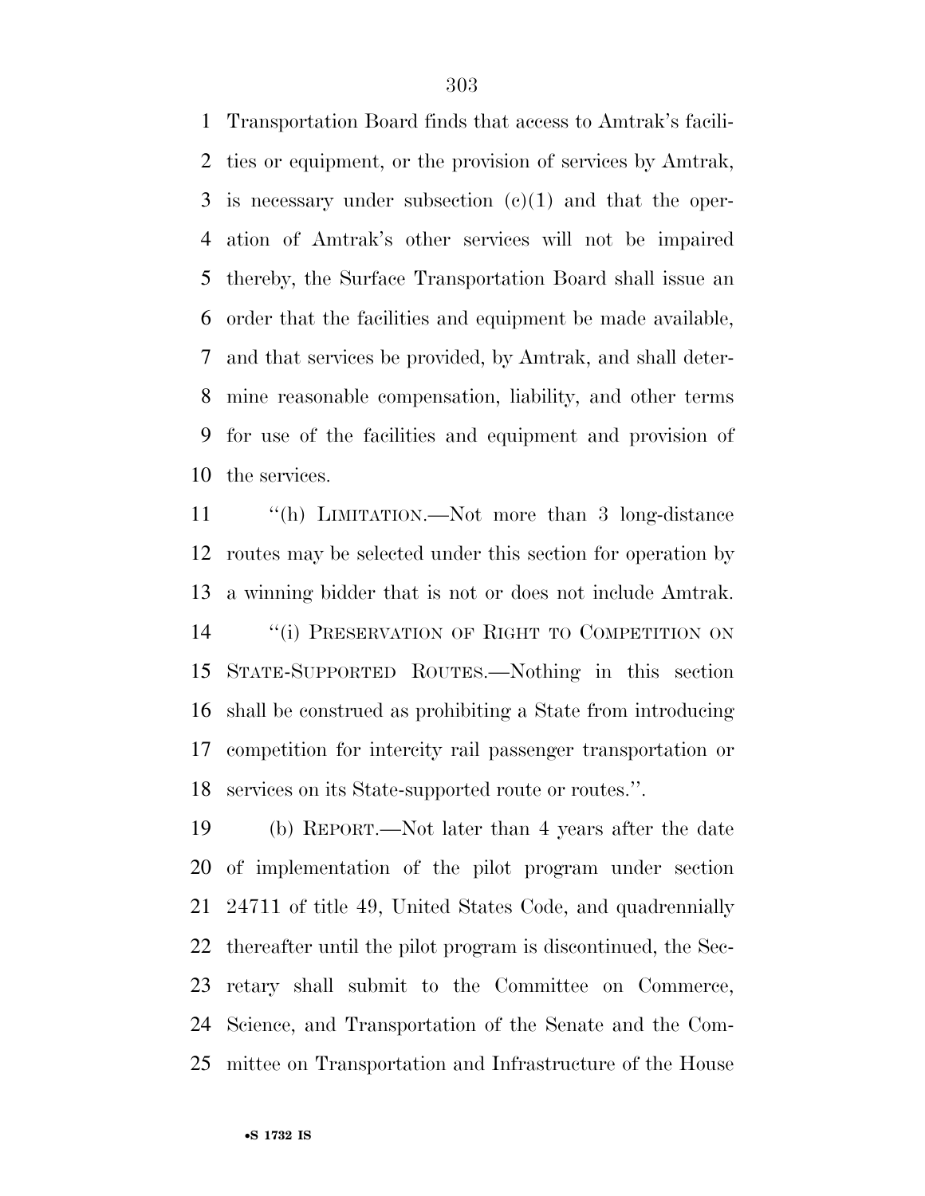Transportation Board finds that access to Amtrak's facilities or equipment, or the provision of services by Amtrak, is necessary under subsection (c)(1) and that the operation of Amtrak's other services will not be impaired thereby, the Surface Transportation Board shall issue an order that the facilities and equipment be made available, and that services be provided, by Amtrak, and shall determine reasonable compensation, liability, and other terms for use of the facilities and equipment and provision of the services.

"(h) LIMITATION.—Not more than 3 long-distance routes may be selected under this section for operation by a winning bidder that is not or does not include Amtrak.

"(i) PRESERVATION OF RIGHT TO COMPETITION ON STATE-SUPPORTED ROUTES.—Nothing in this section shall be construed as prohibiting a State from introducing competition for intercity rail passenger transportation or services on its State-supported route or routes.".

(b) REPORT.—Not later than 4 years after the date of implementation of the pilot program under section 24711 of title 49, United States Code, and quadrennially thereafter until the pilot program is discontinued, the Secretary shall submit to the Committee on Commerce, Science, and Transportation of the Senate and the Committee on Transportation and Infrastructure of the House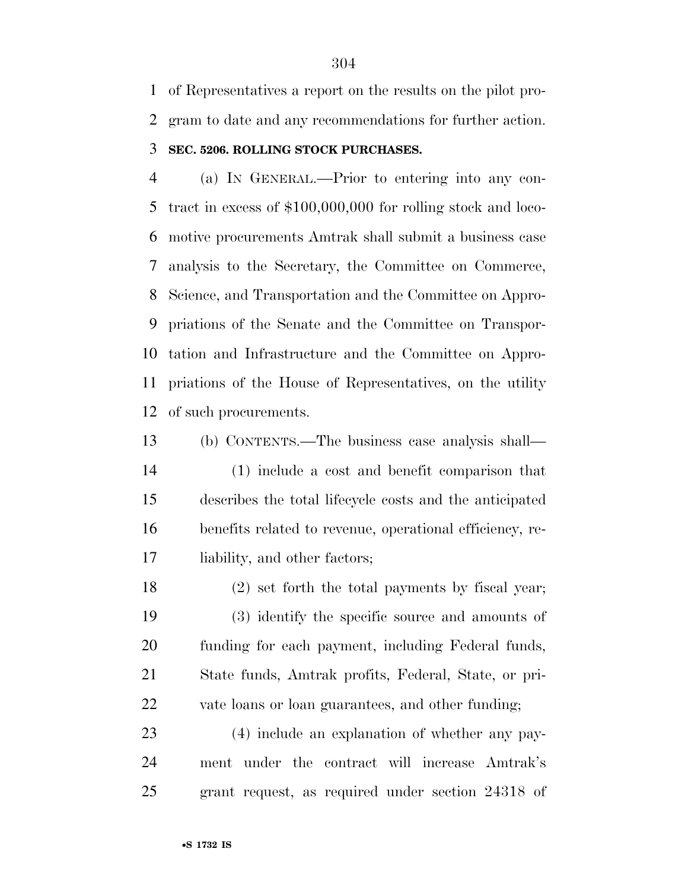of Representatives a report on the results on the pilot program to date and any recommendations for further action.

**SEC. 5206. ROLLING STOCK PURCHASES.**

(a) IN GENERAL.—Prior to entering into any contract in excess of $100,000,000 for rolling stock and locomotive procurements Amtrak shall submit a business case analysis to the Secretary, the Committee on Commerce, Science, and Transportation and the Committee on Appropriations of the Senate and the Committee on Transportation and Infrastructure and the Committee on Appropriations of the House of Representatives, on the utility of such procurements.

(b) CONTENTS.—The business case analysis shall—

(1) include a cost and benefit comparison that describes the total lifecycle costs and the anticipated benefits related to revenue, operational efficiency, reliability, and other factors;

(2) set forth the total payments by fiscal year;

(3) identify the specific source and amounts of funding for each payment, including Federal funds, State funds, Amtrak profits, Federal, State, or private loans or loan guarantees, and other funding;

(4) include an explanation of whether any payment under the contract will increase Amtrak's grant request, as required under section 24318 of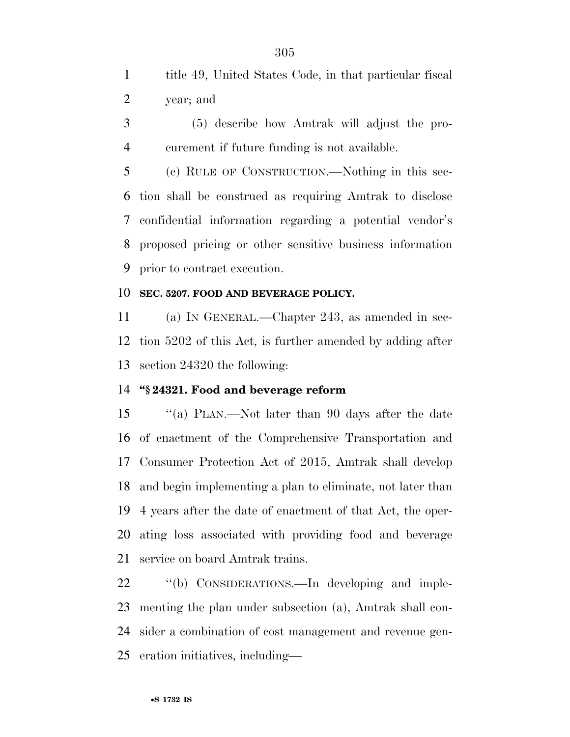title 49, United States Code, in that particular fiscal year; and

(5) describe how Amtrak will adjust the procurement if future funding is not available.

(c) RULE OF CONSTRUCTION.—Nothing in this section shall be construed as requiring Amtrak to disclose confidential information regarding a potential vendor's proposed pricing or other sensitive business information prior to contract execution.

**SEC. 5207. FOOD AND BEVERAGE POLICY.**

(a) IN GENERAL.—Chapter 243, as amended in section 5202 of this Act, is further amended by adding after section 24320 the following:

**"§ 24321. Food and beverage reform**

"(a) PLAN.—Not later than 90 days after the date of enactment of the Comprehensive Transportation and Consumer Protection Act of 2015, Amtrak shall develop and begin implementing a plan to eliminate, not later than 4 years after the date of enactment of that Act, the operating loss associated with providing food and beverage service on board Amtrak trains.

"(b) CONSIDERATIONS.—In developing and implementing the plan under subsection (a), Amtrak shall consider a combination of cost management and revenue generation initiatives, including—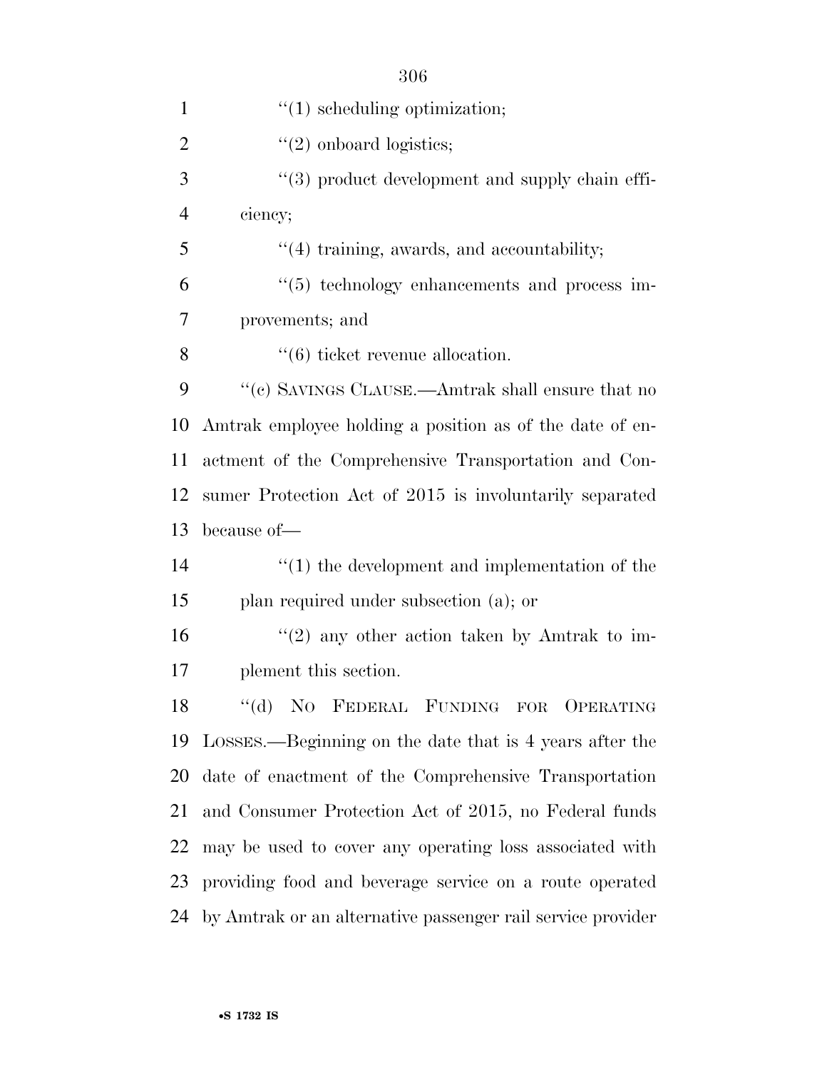''(1) scheduling optimization;

''(2) onboard logistics;

''(3) product development and supply chain efficiency;

''(4) training, awards, and accountability;

''(5) technology enhancements and process improvements; and

''(6) ticket revenue allocation.

''(c) SAVINGS CLAUSE.—Amtrak shall ensure that no Amtrak employee holding a position as of the date of enactment of the Comprehensive Transportation and Consumer Protection Act of 2015 is involuntarily separated because of—

''(1) the development and implementation of the plan required under subsection (a); or

''(2) any other action taken by Amtrak to implement this section.

''(d) NO FEDERAL FUNDING FOR OPERATING LOSSES.—Beginning on the date that is 4 years after the date of enactment of the Comprehensive Transportation and Consumer Protection Act of 2015, no Federal funds may be used to cover any operating loss associated with providing food and beverage service on a route operated by Amtrak or an alternative passenger rail service provider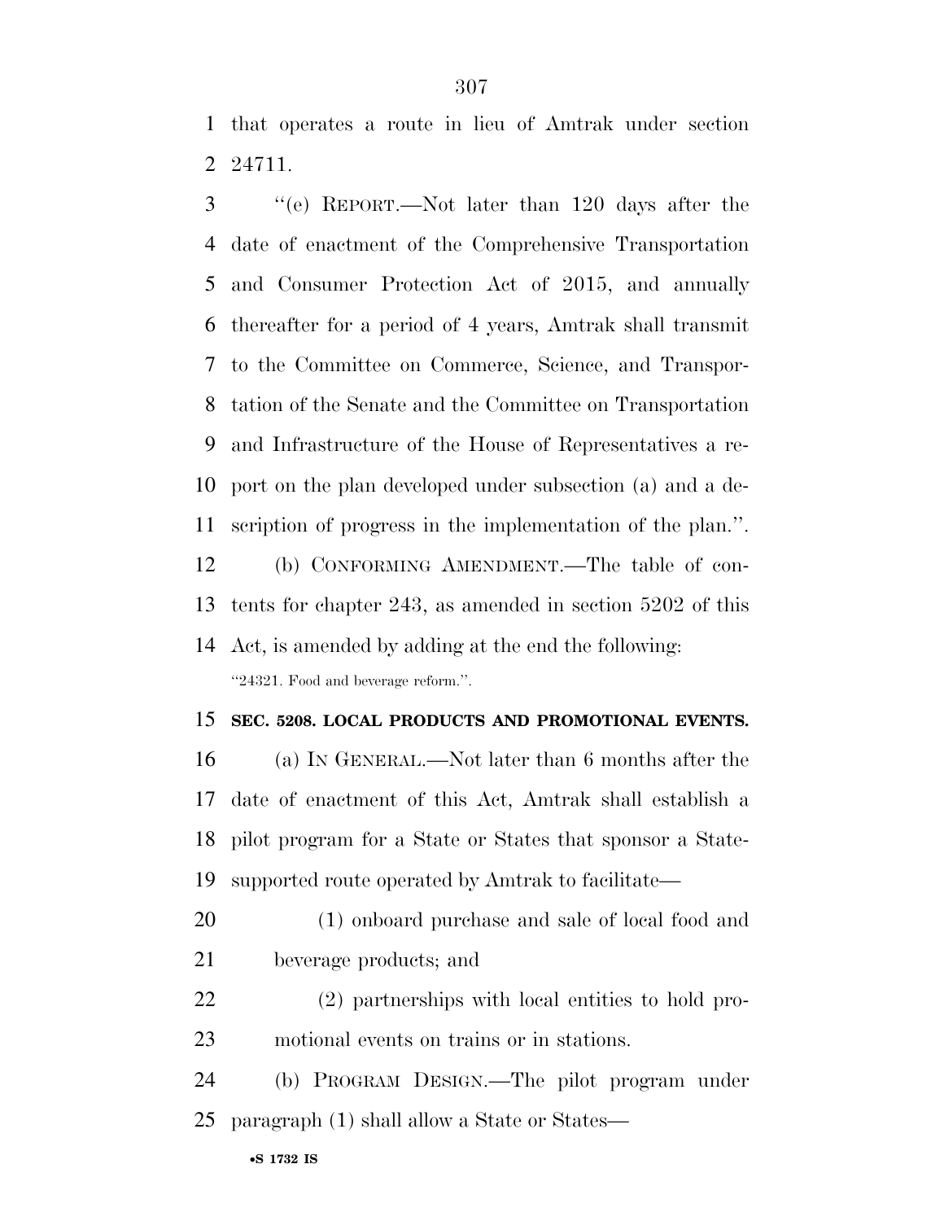that operates a route in lieu of Amtrak under section 24711.

"(e) REPORT.—Not later than 120 days after the date of enactment of the Comprehensive Transportation and Consumer Protection Act of 2015, and annually thereafter for a period of 4 years, Amtrak shall transmit to the Committee on Commerce, Science, and Transportation of the Senate and the Committee on Transportation and Infrastructure of the House of Representatives a report on the plan developed under subsection (a) and a description of progress in the implementation of the plan.".

(b) CONFORMING AMENDMENT.—The table of contents for chapter 243, as amended in section 5202 of this Act, is amended by adding at the end the following:

"24321. Food and beverage reform.".

**SEC. 5208. LOCAL PRODUCTS AND PROMOTIONAL EVENTS.**

(a) IN GENERAL.—Not later than 6 months after the date of enactment of this Act, Amtrak shall establish a pilot program for a State or States that sponsor a State-supported route operated by Amtrak to facilitate—

(1) onboard purchase and sale of local food and beverage products; and

(2) partnerships with local entities to hold promotional events on trains or in stations.

(b) PROGRAM DESIGN.—The pilot program under paragraph (1) shall allow a State or States—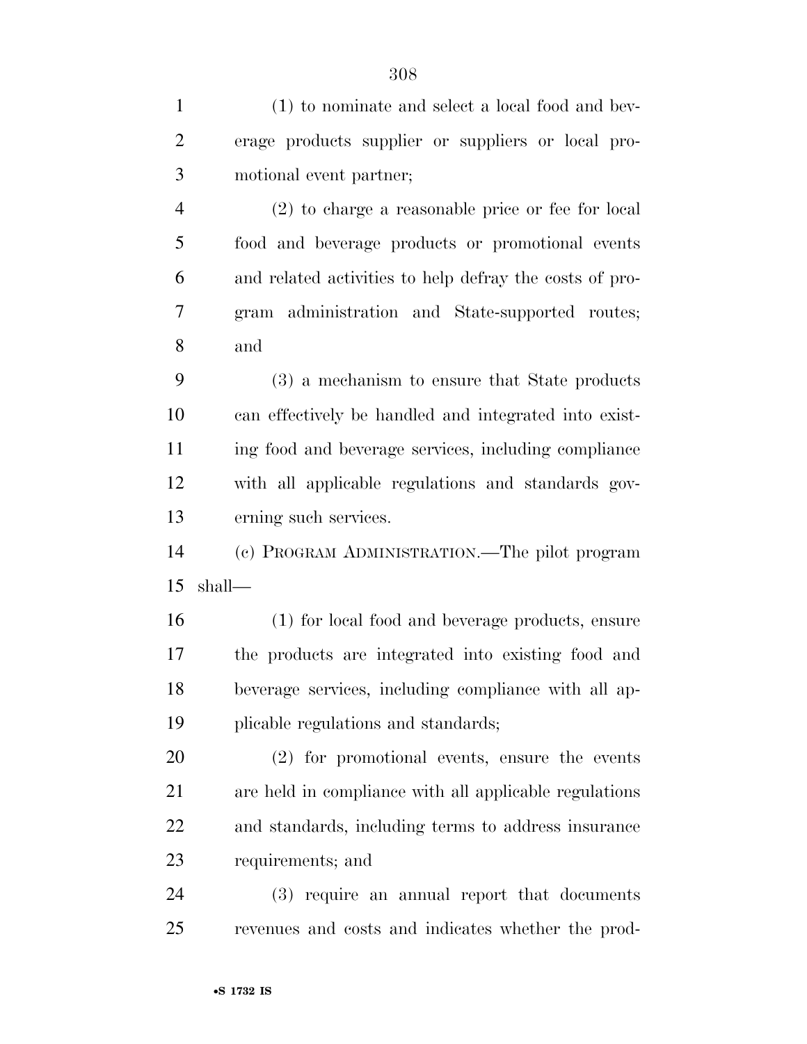(1) to nominate and select a local food and beverage products supplier or suppliers or local promotional event partner;

(2) to charge a reasonable price or fee for local food and beverage products or promotional events and related activities to help defray the costs of program administration and State-supported routes; and

(3) a mechanism to ensure that State products can effectively be handled and integrated into existing food and beverage services, including compliance with all applicable regulations and standards governing such services.

(c) PROGRAM ADMINISTRATION.—The pilot program shall—

(1) for local food and beverage products, ensure the products are integrated into existing food and beverage services, including compliance with all applicable regulations and standards;

(2) for promotional events, ensure the events are held in compliance with all applicable regulations and standards, including terms to address insurance requirements; and

(3) require an annual report that documents revenues and costs and indicates whether the prod-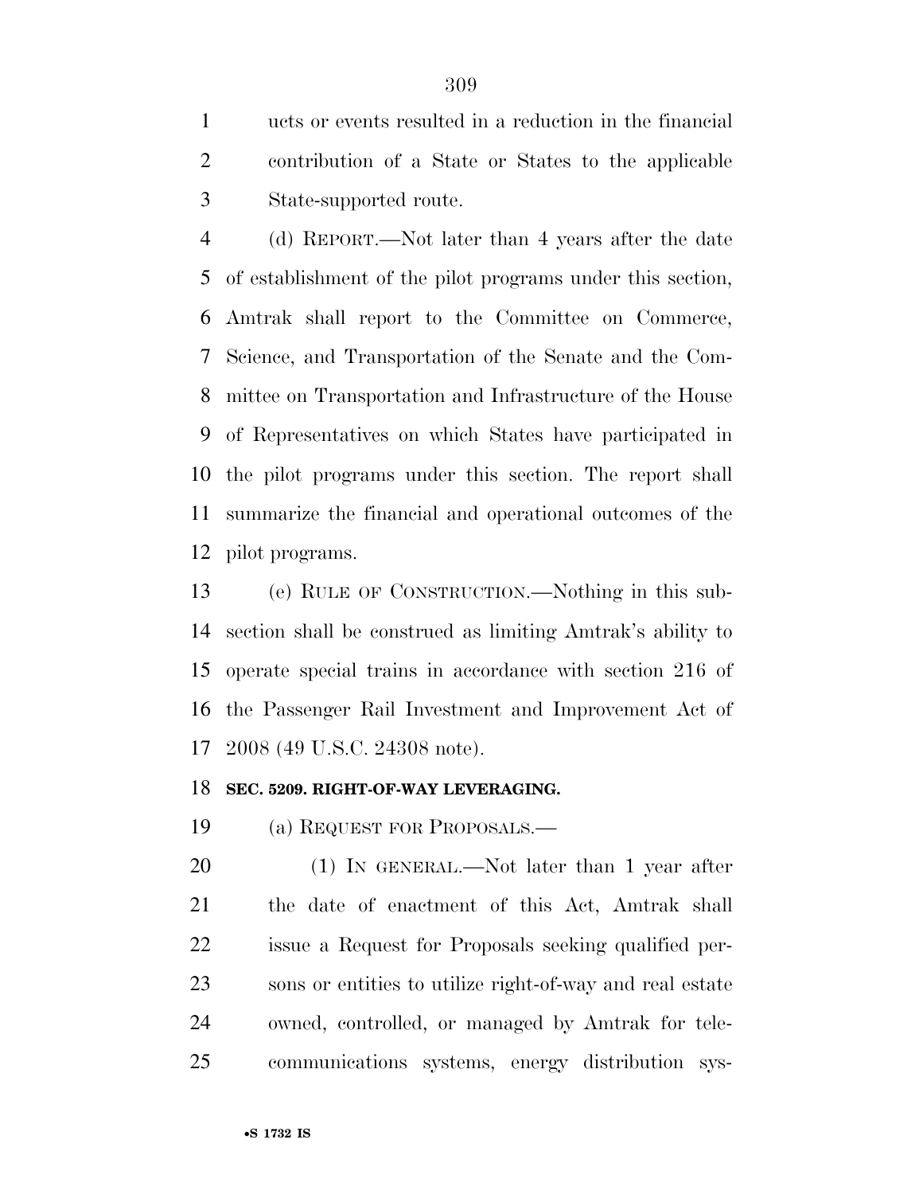ucts or events resulted in a reduction in the financial contribution of a State or States to the applicable State-supported route.

(d) REPORT.—Not later than 4 years after the date of establishment of the pilot programs under this section, Amtrak shall report to the Committee on Commerce, Science, and Transportation of the Senate and the Committee on Transportation and Infrastructure of the House of Representatives on which States have participated in the pilot programs under this section. The report shall summarize the financial and operational outcomes of the pilot programs.

(e) RULE OF CONSTRUCTION.—Nothing in this subsection shall be construed as limiting Amtrak's ability to operate special trains in accordance with section 216 of the Passenger Rail Investment and Improvement Act of 2008 (49 U.S.C. 24308 note).

**SEC. 5209. RIGHT-OF-WAY LEVERAGING.**

(a) REQUEST FOR PROPOSALS.—

(1) IN GENERAL.—Not later than 1 year after the date of enactment of this Act, Amtrak shall issue a Request for Proposals seeking qualified persons or entities to utilize right-of-way and real estate owned, controlled, or managed by Amtrak for telecommunications systems, energy distribution sys-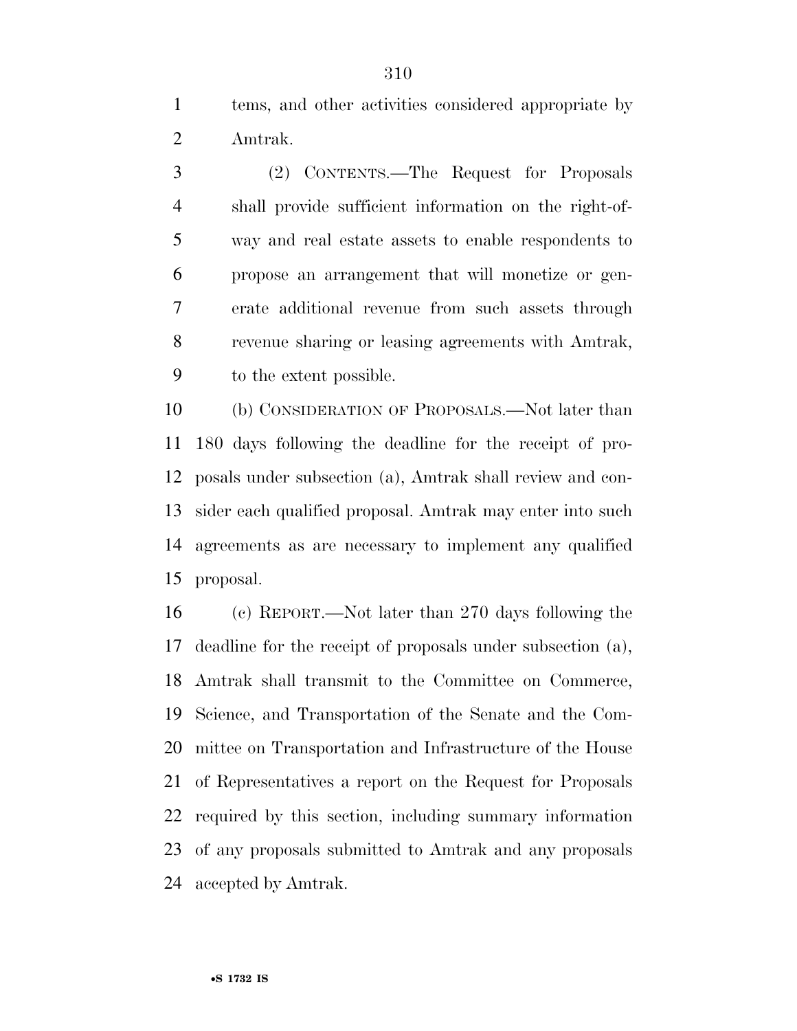tems, and other activities considered appropriate by Amtrak.

(2) CONTENTS.—The Request for Proposals shall provide sufficient information on the right-of-way and real estate assets to enable respondents to propose an arrangement that will monetize or generate additional revenue from such assets through revenue sharing or leasing agreements with Amtrak, to the extent possible.

(b) CONSIDERATION OF PROPOSALS.—Not later than 180 days following the deadline for the receipt of proposals under subsection (a), Amtrak shall review and consider each qualified proposal. Amtrak may enter into such agreements as are necessary to implement any qualified proposal.

(c) REPORT.—Not later than 270 days following the deadline for the receipt of proposals under subsection (a), Amtrak shall transmit to the Committee on Commerce, Science, and Transportation of the Senate and the Committee on Transportation and Infrastructure of the House of Representatives a report on the Request for Proposals required by this section, including summary information of any proposals submitted to Amtrak and any proposals accepted by Amtrak.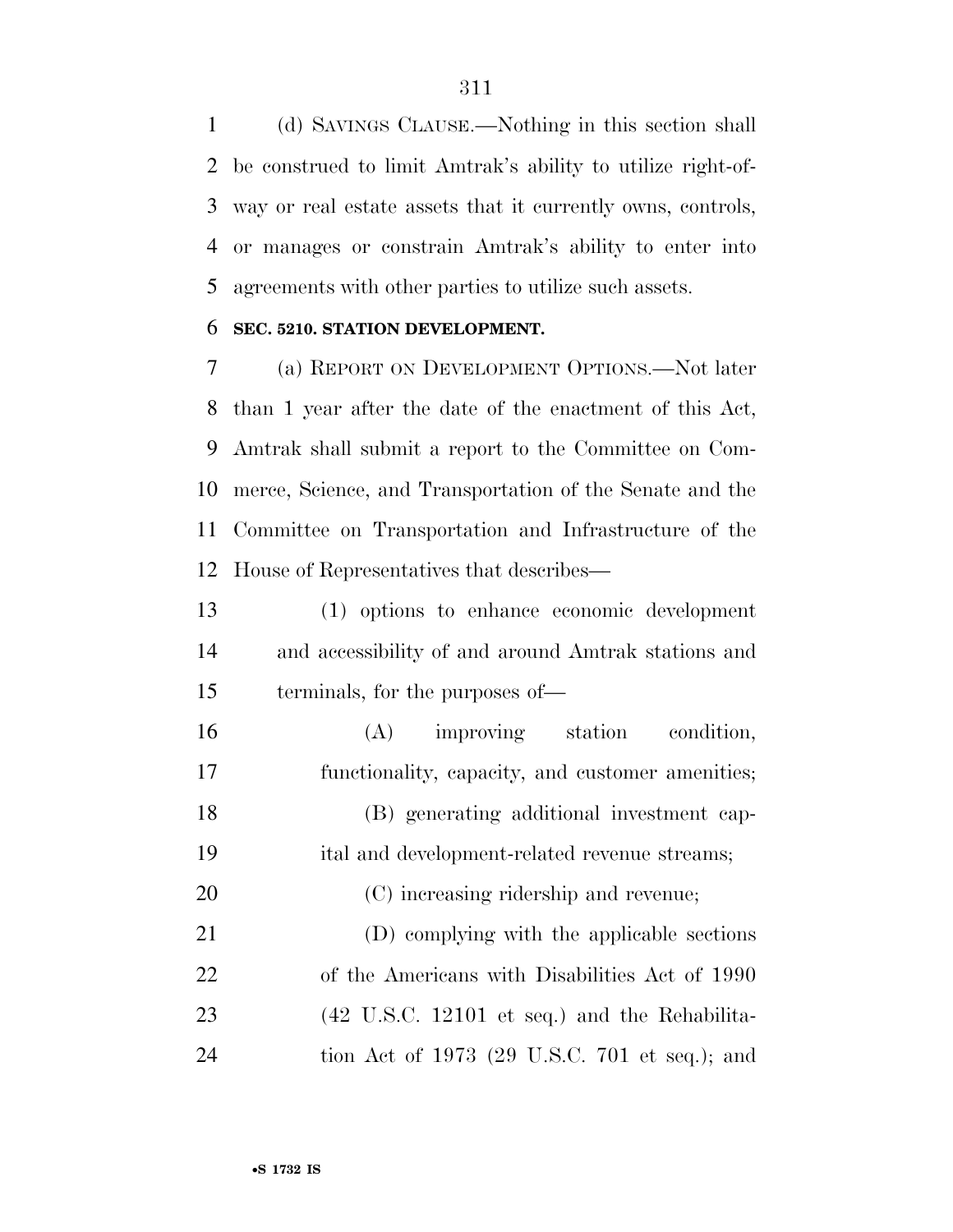(d) SAVINGS CLAUSE.—Nothing in this section shall be construed to limit Amtrak's ability to utilize right-of-way or real estate assets that it currently owns, controls, or manages or constrain Amtrak's ability to enter into agreements with other parties to utilize such assets.

**SEC. 5210. STATION DEVELOPMENT.**

(a) REPORT ON DEVELOPMENT OPTIONS.—Not later than 1 year after the date of the enactment of this Act, Amtrak shall submit a report to the Committee on Commerce, Science, and Transportation of the Senate and the Committee on Transportation and Infrastructure of the House of Representatives that describes—

(1) options to enhance economic development and accessibility of and around Amtrak stations and terminals, for the purposes of—

(A) improving station condition, functionality, capacity, and customer amenities;

(B) generating additional investment capital and development-related revenue streams;

(C) increasing ridership and revenue;

(D) complying with the applicable sections of the Americans with Disabilities Act of 1990 (42 U.S.C. 12101 et seq.) and the Rehabilitation Act of 1973 (29 U.S.C. 701 et seq.); and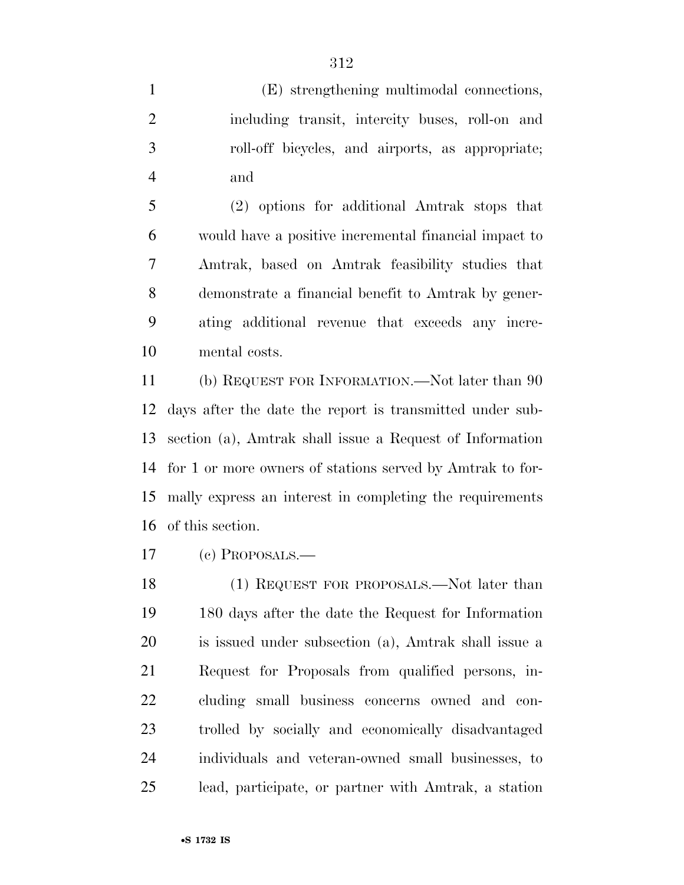(E) strengthening multimodal connections, including transit, intercity buses, roll-on and roll-off bicycles, and airports, as appropriate; and

(2) options for additional Amtrak stops that would have a positive incremental financial impact to Amtrak, based on Amtrak feasibility studies that demonstrate a financial benefit to Amtrak by generating additional revenue that exceeds any incremental costs.

(b) REQUEST FOR INFORMATION.—Not later than 90 days after the date the report is transmitted under subsection (a), Amtrak shall issue a Request of Information for 1 or more owners of stations served by Amtrak to formally express an interest in completing the requirements of this section.

(c) PROPOSALS.—

(1) REQUEST FOR PROPOSALS.—Not later than 180 days after the date the Request for Information is issued under subsection (a), Amtrak shall issue a Request for Proposals from qualified persons, including small business concerns owned and controlled by socially and economically disadvantaged individuals and veteran-owned small businesses, to lead, participate, or partner with Amtrak, a station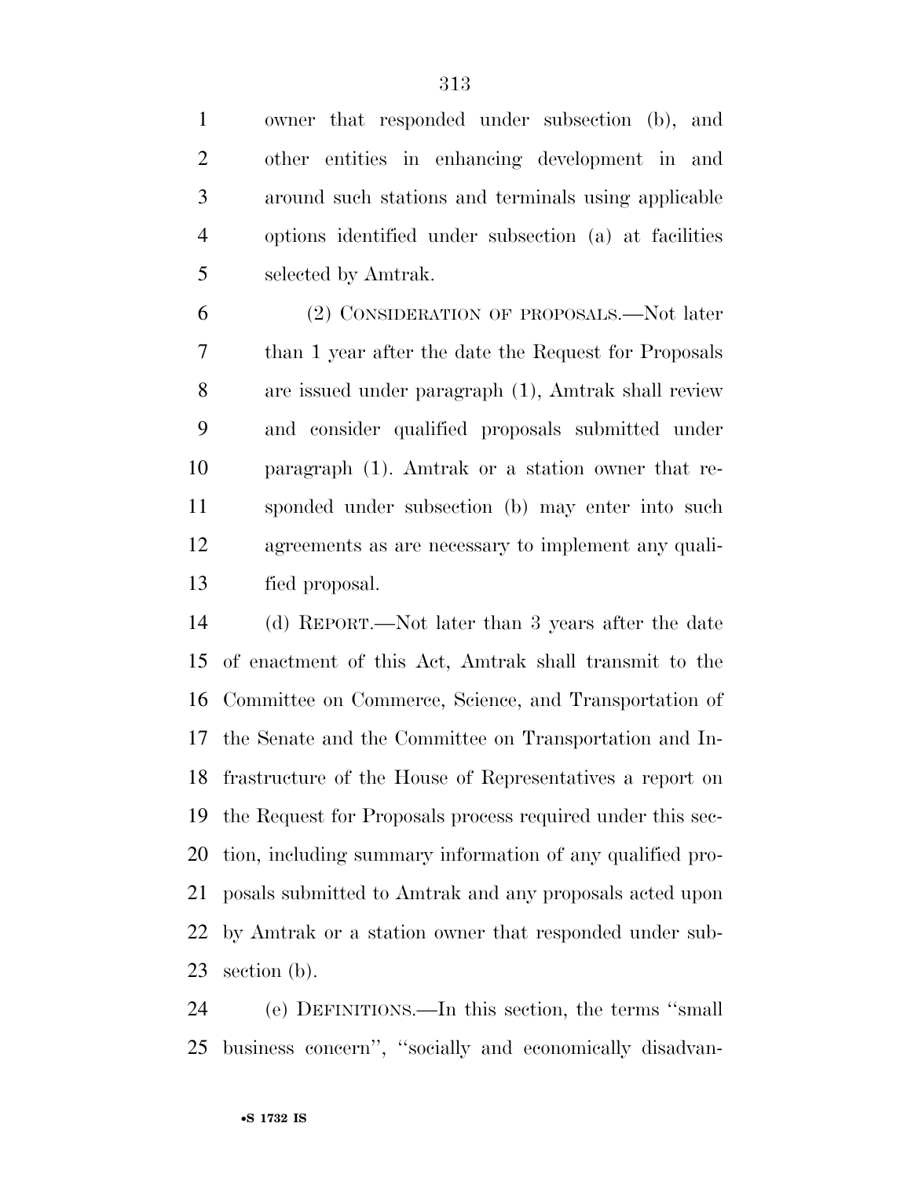owner that responded under subsection (b), and other entities in enhancing development in and around such stations and terminals using applicable options identified under subsection (a) at facilities selected by Amtrak.

(2) CONSIDERATION OF PROPOSALS.—Not later than 1 year after the date the Request for Proposals are issued under paragraph (1), Amtrak shall review and consider qualified proposals submitted under paragraph (1). Amtrak or a station owner that responded under subsection (b) may enter into such agreements as are necessary to implement any qualified proposal.

(d) REPORT.—Not later than 3 years after the date of enactment of this Act, Amtrak shall transmit to the Committee on Commerce, Science, and Transportation of the Senate and the Committee on Transportation and Infrastructure of the House of Representatives a report on the Request for Proposals process required under this section, including summary information of any qualified proposals submitted to Amtrak and any proposals acted upon by Amtrak or a station owner that responded under subsection (b).

(e) DEFINITIONS.—In this section, the terms ''small business concern'', ''socially and economically disadvan-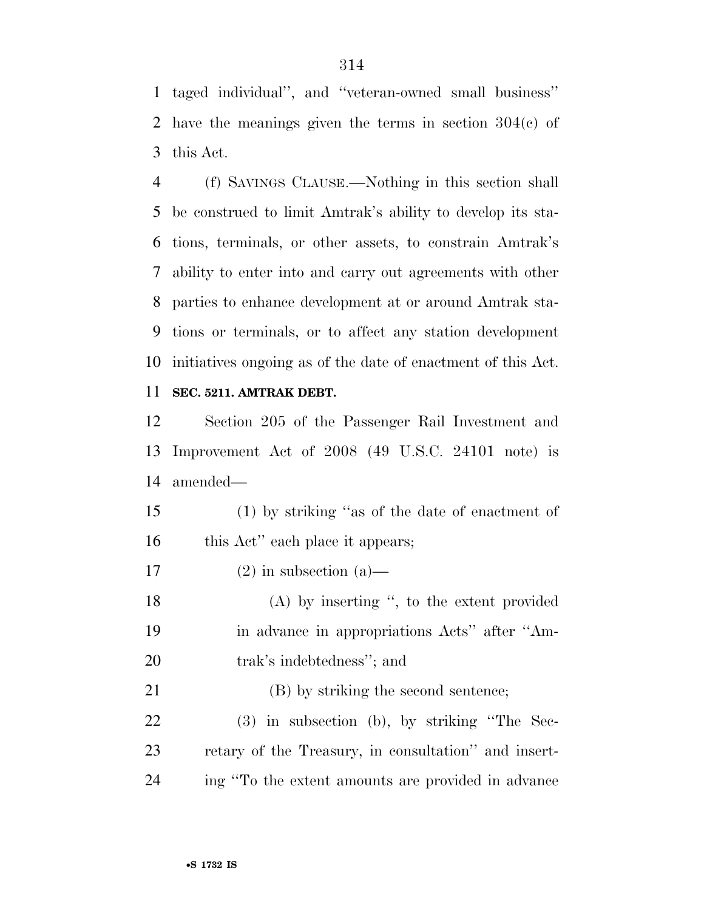taged individual'', and ''veteran-owned small business'' have the meanings given the terms in section 304(c) of this Act.

(f) SAVINGS CLAUSE.—Nothing in this section shall be construed to limit Amtrak's ability to develop its stations, terminals, or other assets, to constrain Amtrak's ability to enter into and carry out agreements with other parties to enhance development at or around Amtrak stations or terminals, or to affect any station development initiatives ongoing as of the date of enactment of this Act.

**SEC. 5211. AMTRAK DEBT.**

Section 205 of the Passenger Rail Investment and Improvement Act of 2008 (49 U.S.C. 24101 note) is amended—

(1) by striking ''as of the date of enactment of this Act'' each place it appears;

(2) in subsection (a)—

(A) by inserting '', to the extent provided in advance in appropriations Acts'' after ''Amtrak's indebtedness''; and

(B) by striking the second sentence;

(3) in subsection (b), by striking ''The Secretary of the Treasury, in consultation'' and inserting ''To the extent amounts are provided in advance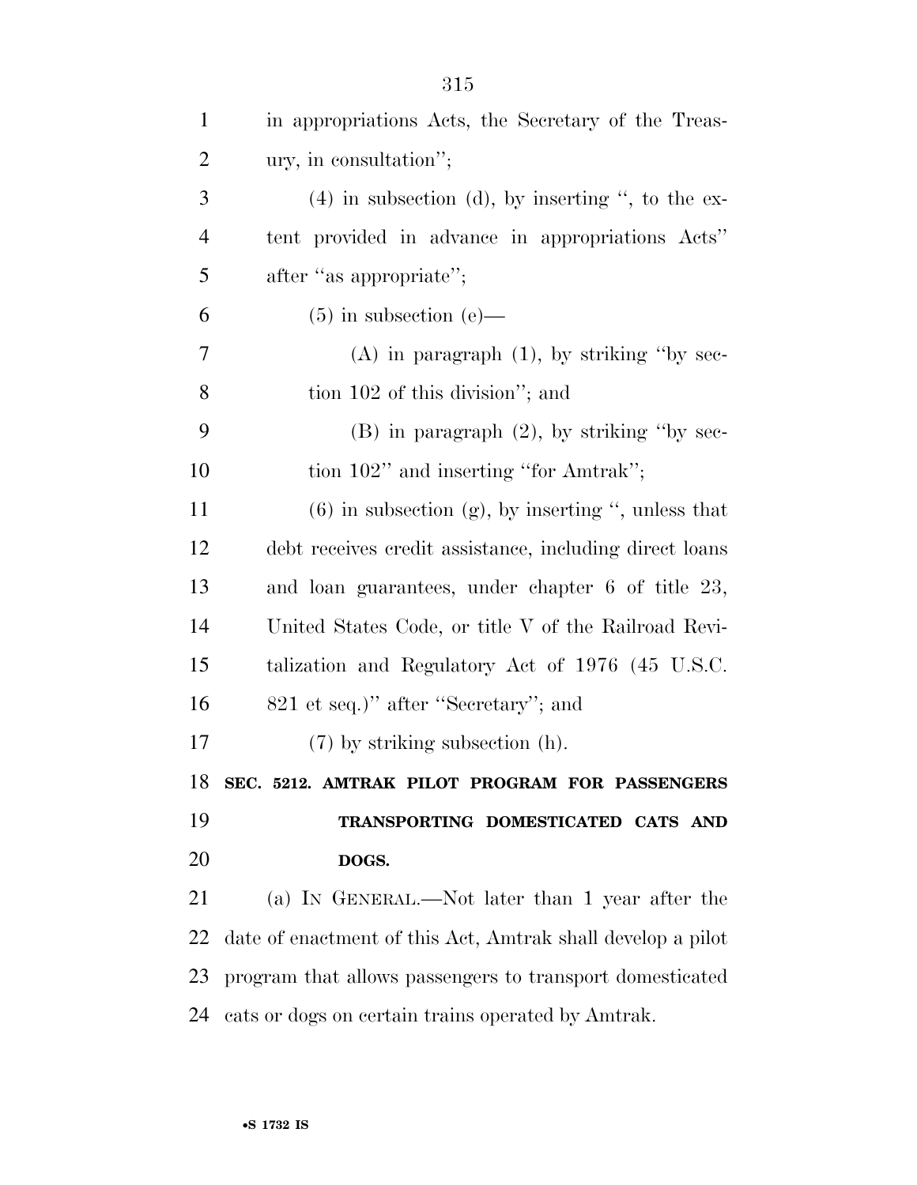in appropriations Acts, the Secretary of the Treasury, in consultation'';

(4) in subsection (d), by inserting '', to the extent provided in advance in appropriations Acts'' after ''as appropriate'';

(5) in subsection (e)—

(A) in paragraph (1), by striking ''by section 102 of this division''; and

(B) in paragraph (2), by striking ''by section 102'' and inserting ''for Amtrak'';

(6) in subsection (g), by inserting '', unless that debt receives credit assistance, including direct loans and loan guarantees, under chapter 6 of title 23, United States Code, or title V of the Railroad Revitalization and Regulatory Act of 1976 (45 U.S.C. 821 et seq.)'' after ''Secretary''; and

(7) by striking subsection (h).

**SEC. 5212. AMTRAK PILOT PROGRAM FOR PASSENGERS TRANSPORTING DOMESTICATED CATS AND DOGS.**

(a) IN GENERAL.—Not later than 1 year after the date of enactment of this Act, Amtrak shall develop a pilot program that allows passengers to transport domesticated cats or dogs on certain trains operated by Amtrak.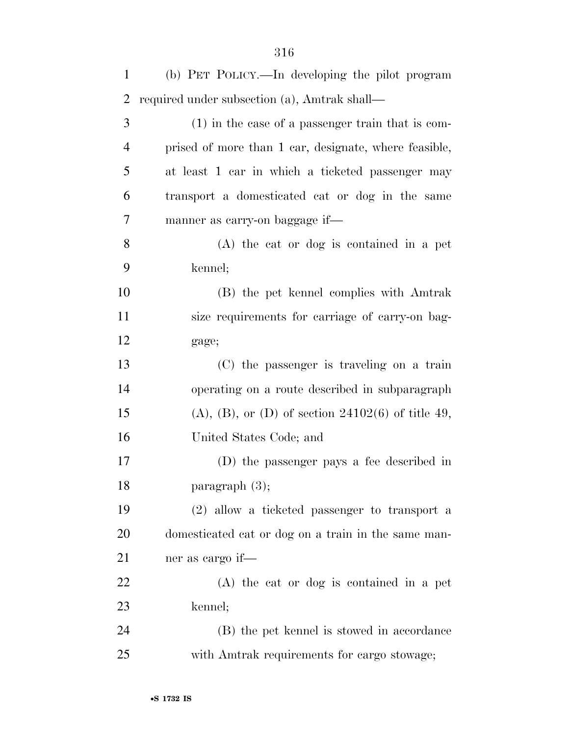(b) PET POLICY.—In developing the pilot program required under subsection (a), Amtrak shall—

(1) in the case of a passenger train that is comprised of more than 1 car, designate, where feasible, at least 1 car in which a ticketed passenger may transport a domesticated cat or dog in the same manner as carry-on baggage if—

(A) the cat or dog is contained in a pet kennel;

(B) the pet kennel complies with Amtrak size requirements for carriage of carry-on baggage;

(C) the passenger is traveling on a train operating on a route described in subparagraph (A), (B), or (D) of section 24102(6) of title 49, United States Code; and

(D) the passenger pays a fee described in paragraph (3);

(2) allow a ticketed passenger to transport a domesticated cat or dog on a train in the same manner as cargo if—

(A) the cat or dog is contained in a pet kennel;

(B) the pet kennel is stowed in accordance with Amtrak requirements for cargo stowage;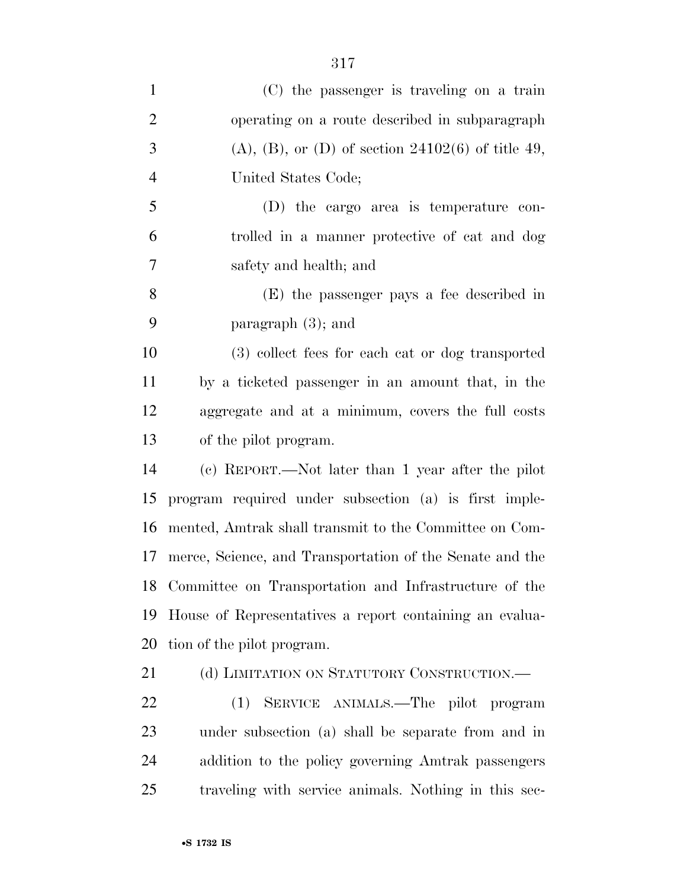(C) the passenger is traveling on a train operating on a route described in subparagraph (A), (B), or (D) of section 24102(6) of title 49, United States Code;

(D) the cargo area is temperature controlled in a manner protective of cat and dog safety and health; and

(E) the passenger pays a fee described in paragraph (3); and

(3) collect fees for each cat or dog transported by a ticketed passenger in an amount that, in the aggregate and at a minimum, covers the full costs of the pilot program.

(c) REPORT.—Not later than 1 year after the pilot program required under subsection (a) is first implemented, Amtrak shall transmit to the Committee on Commerce, Science, and Transportation of the Senate and the Committee on Transportation and Infrastructure of the House of Representatives a report containing an evaluation of the pilot program.

(d) LIMITATION ON STATUTORY CONSTRUCTION.—

(1) SERVICE ANIMALS.—The pilot program under subsection (a) shall be separate from and in addition to the policy governing Amtrak passengers traveling with service animals. Nothing in this sec-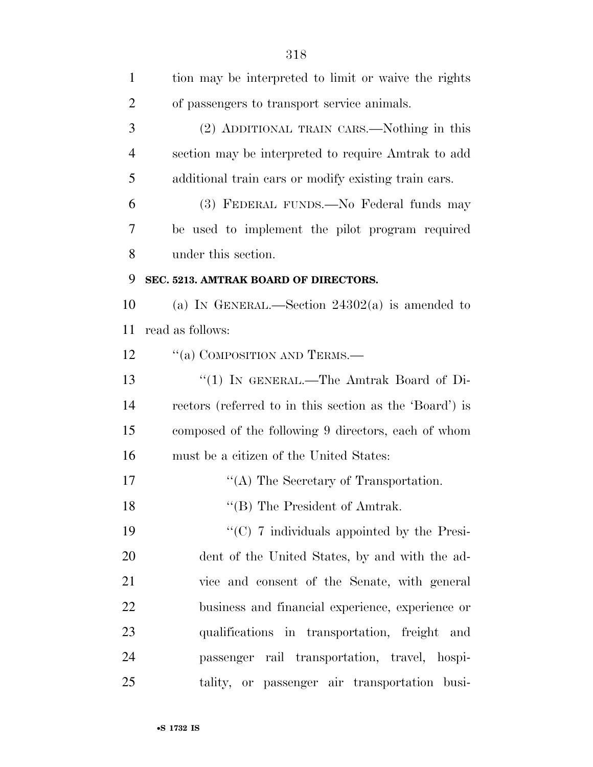tion may be interpreted to limit or waive the rights of passengers to transport service animals.

(2) ADDITIONAL TRAIN CARS.—Nothing in this section may be interpreted to require Amtrak to add additional train cars or modify existing train cars.

(3) FEDERAL FUNDS.—No Federal funds may be used to implement the pilot program required under this section.

**SEC. 5213. AMTRAK BOARD OF DIRECTORS.**

(a) IN GENERAL.—Section 24302(a) is amended to read as follows:

''(a) COMPOSITION AND TERMS.—

''(1) IN GENERAL.—The Amtrak Board of Directors (referred to in this section as the 'Board') is composed of the following 9 directors, each of whom must be a citizen of the United States:

''(A) The Secretary of Transportation.

''(B) The President of Amtrak.

''(C) 7 individuals appointed by the President of the United States, by and with the advice and consent of the Senate, with general business and financial experience, experience or qualifications in transportation, freight and passenger rail transportation, travel, hospitality, or passenger air transportation busi-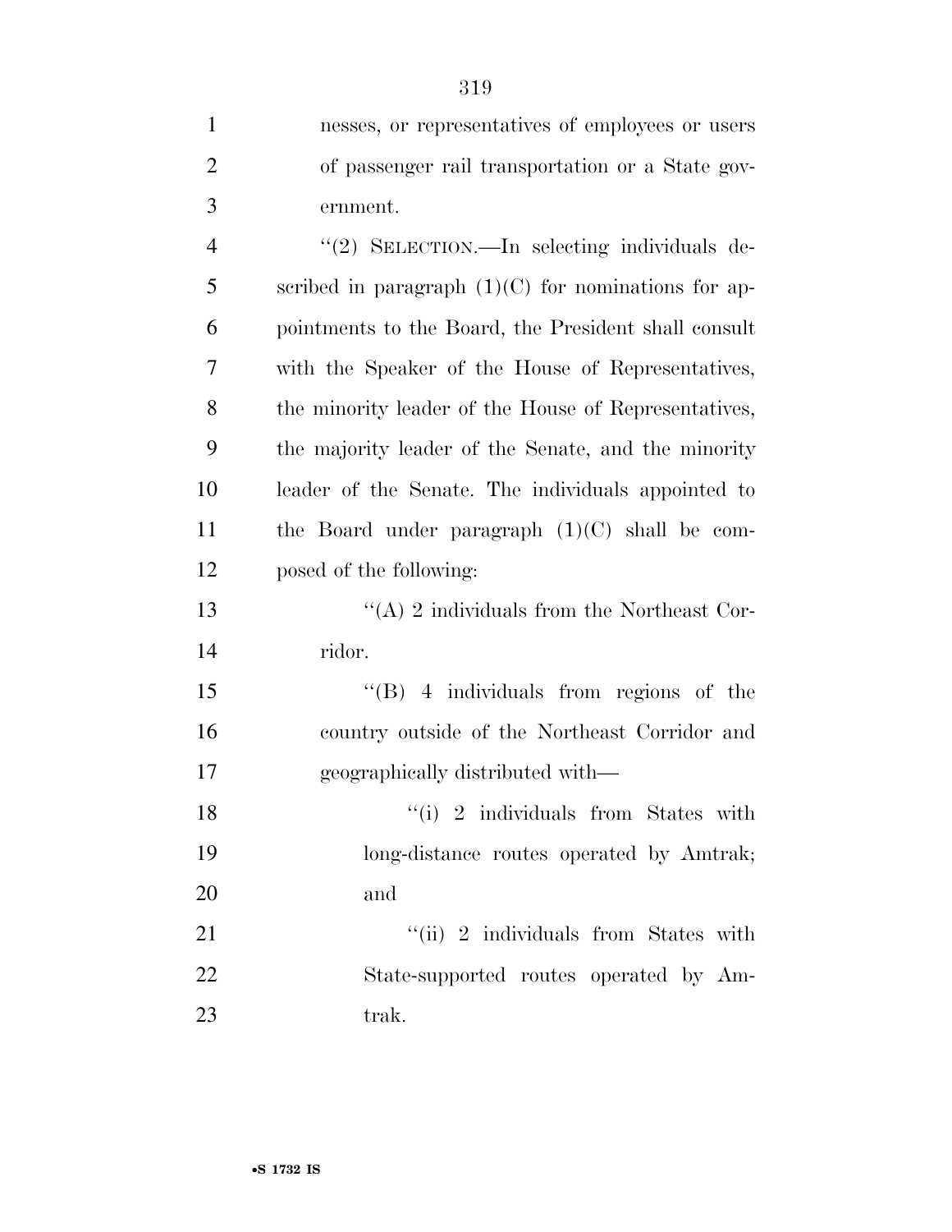nesses, or representatives of employees or users of passenger rail transportation or a State government.

''(2) SELECTION.—In selecting individuals described in paragraph (1)(C) for nominations for appointments to the Board, the President shall consult with the Speaker of the House of Representatives, the minority leader of the House of Representatives, the majority leader of the Senate, and the minority leader of the Senate. The individuals appointed to the Board under paragraph (1)(C) shall be composed of the following:

''(A) 2 individuals from the Northeast Corridor.

''(B) 4 individuals from regions of the country outside of the Northeast Corridor and geographically distributed with—

''(i) 2 individuals from States with long-distance routes operated by Amtrak; and

''(ii) 2 individuals from States with State-supported routes operated by Amtrak.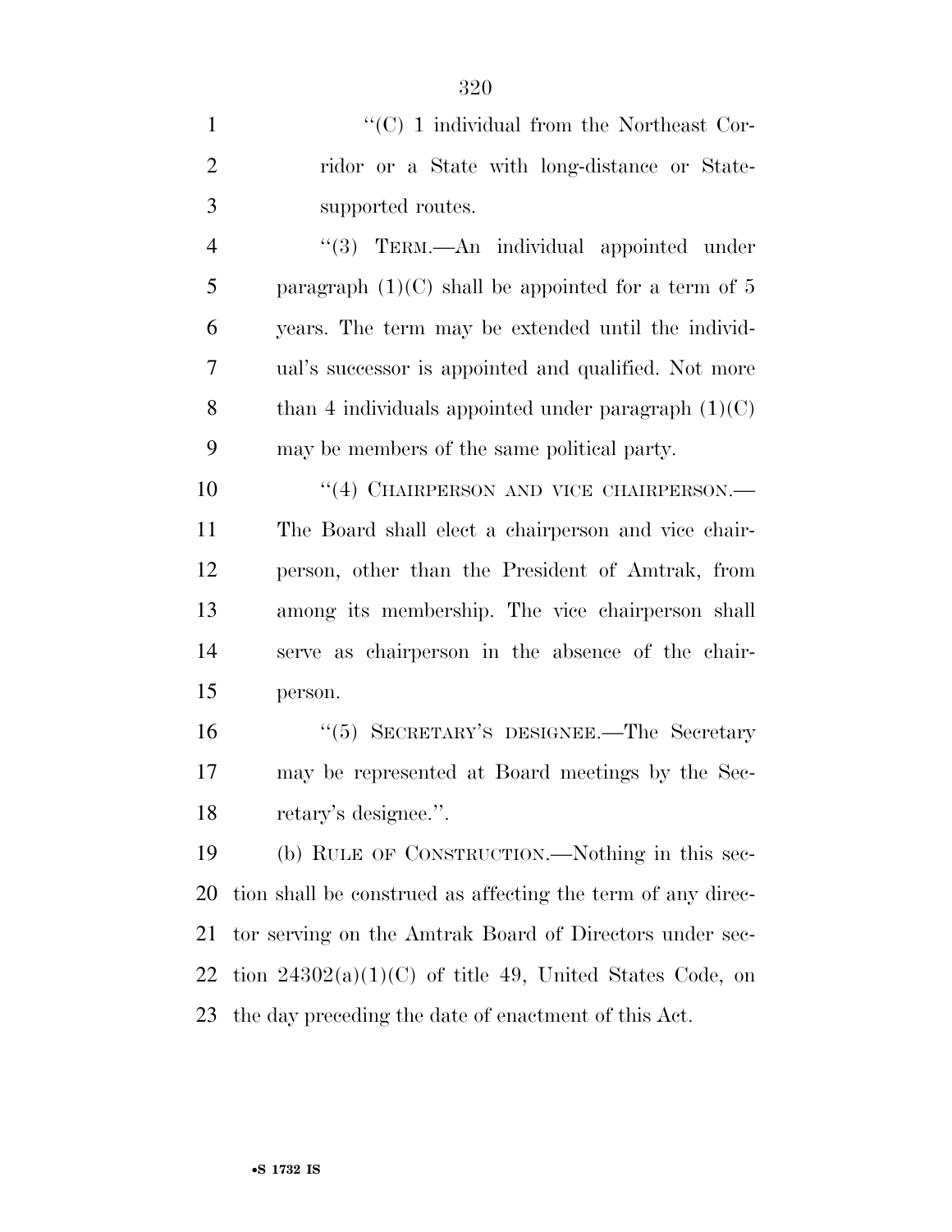"(C) 1 individual from the Northeast Corridor or a State with long-distance or State-supported routes.

"(3) TERM.—An individual appointed under paragraph (1)(C) shall be appointed for a term of 5 years. The term may be extended until the individual's successor is appointed and qualified. Not more than 4 individuals appointed under paragraph (1)(C) may be members of the same political party.

"(4) CHAIRPERSON AND VICE CHAIRPERSON.—The Board shall elect a chairperson and vice chairperson, other than the President of Amtrak, from among its membership. The vice chairperson shall serve as chairperson in the absence of the chairperson.

"(5) SECRETARY'S DESIGNEE.—The Secretary may be represented at Board meetings by the Secretary's designee.".

(b) RULE OF CONSTRUCTION.—Nothing in this section shall be construed as affecting the term of any director serving on the Amtrak Board of Directors under section 24302(a)(1)(C) of title 49, United States Code, on the day preceding the date of enactment of this Act.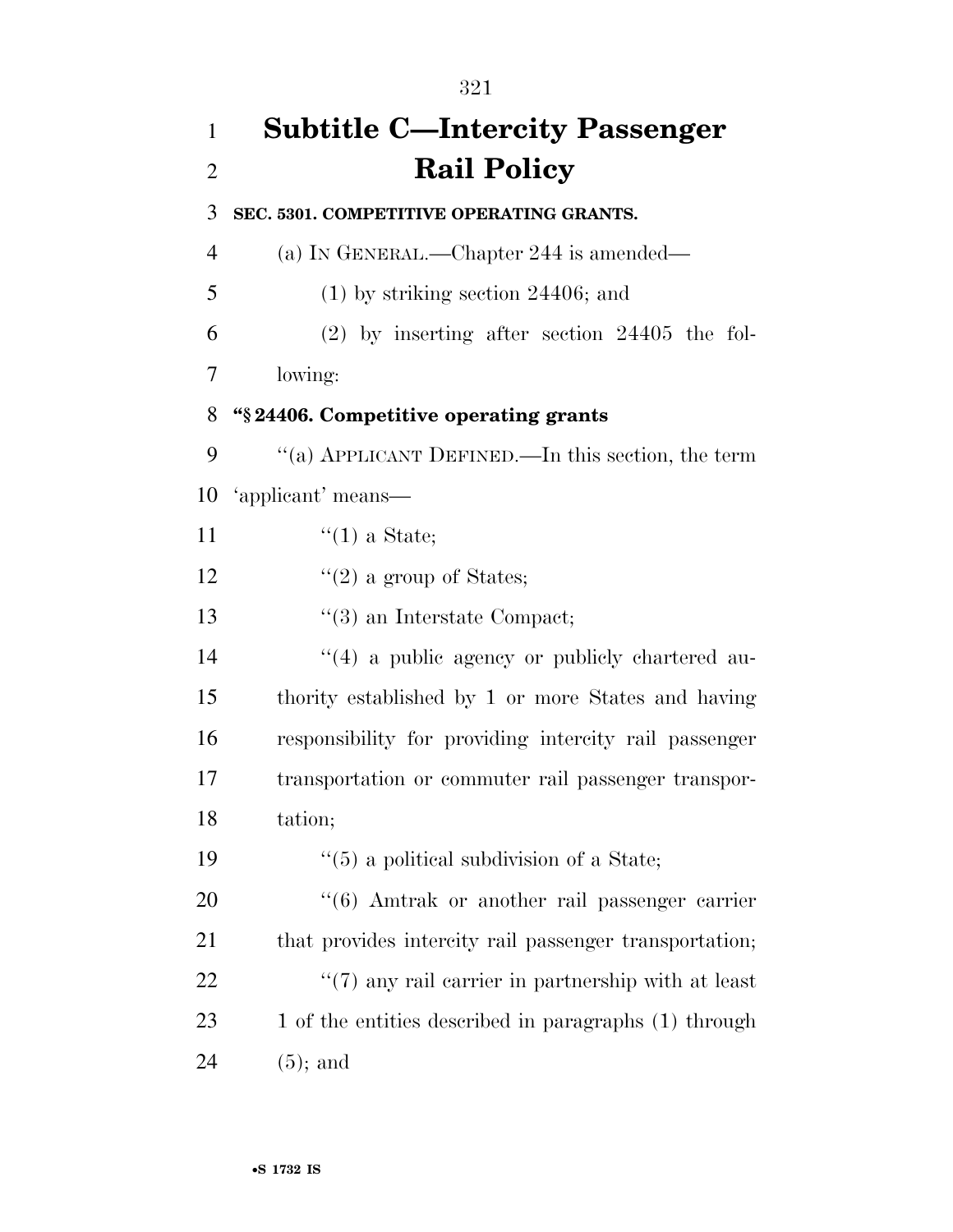# Subtitle C—Intercity Passenger Rail Policy

**SEC. 5301. COMPETITIVE OPERATING GRANTS.**

(a) IN GENERAL.—Chapter 244 is amended—

(1) by striking section 24406; and

(2) by inserting after section 24405 the following:

**"§ 24406. Competitive operating grants**

"(a) APPLICANT DEFINED.—In this section, the term 'applicant' means—

"(1) a State;

"(2) a group of States;

"(3) an Interstate Compact;

"(4) a public agency or publicly chartered authority established by 1 or more States and having responsibility for providing intercity rail passenger transportation or commuter rail passenger transportation;

"(5) a political subdivision of a State;

"(6) Amtrak or another rail passenger carrier that provides intercity rail passenger transportation;

"(7) any rail carrier in partnership with at least 1 of the entities described in paragraphs (1) through (5); and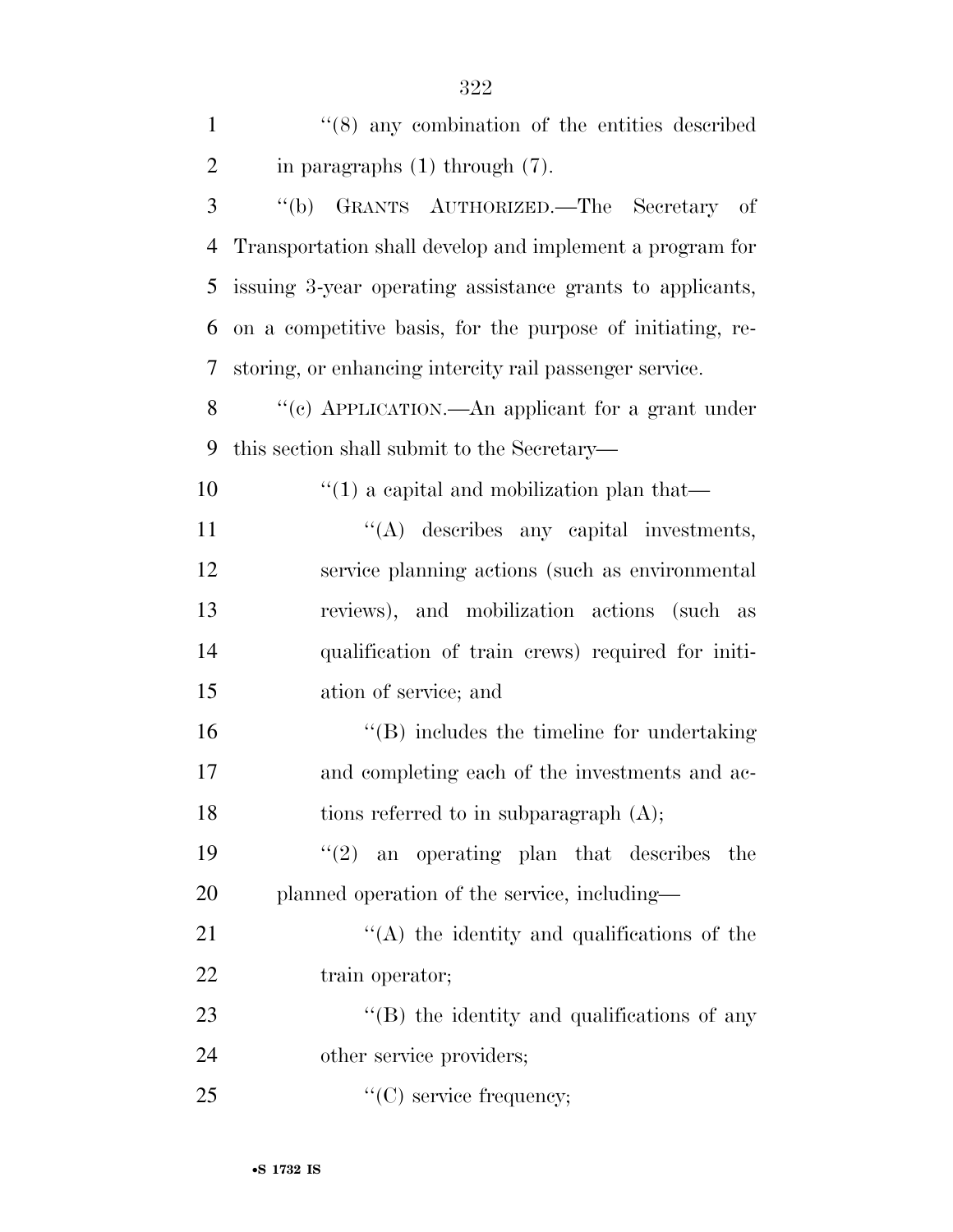''(8) any combination of the entities described in paragraphs (1) through (7).

''(b) GRANTS AUTHORIZED.—The Secretary of Transportation shall develop and implement a program for issuing 3-year operating assistance grants to applicants, on a competitive basis, for the purpose of initiating, restoring, or enhancing intercity rail passenger service.

''(c) APPLICATION.—An applicant for a grant under this section shall submit to the Secretary—

''(1) a capital and mobilization plan that—

''(A) describes any capital investments, service planning actions (such as environmental reviews), and mobilization actions (such as qualification of train crews) required for initiation of service; and

''(B) includes the timeline for undertaking and completing each of the investments and actions referred to in subparagraph (A);

''(2) an operating plan that describes the planned operation of the service, including—

''(A) the identity and qualifications of the train operator;

''(B) the identity and qualifications of any other service providers;

''(C) service frequency;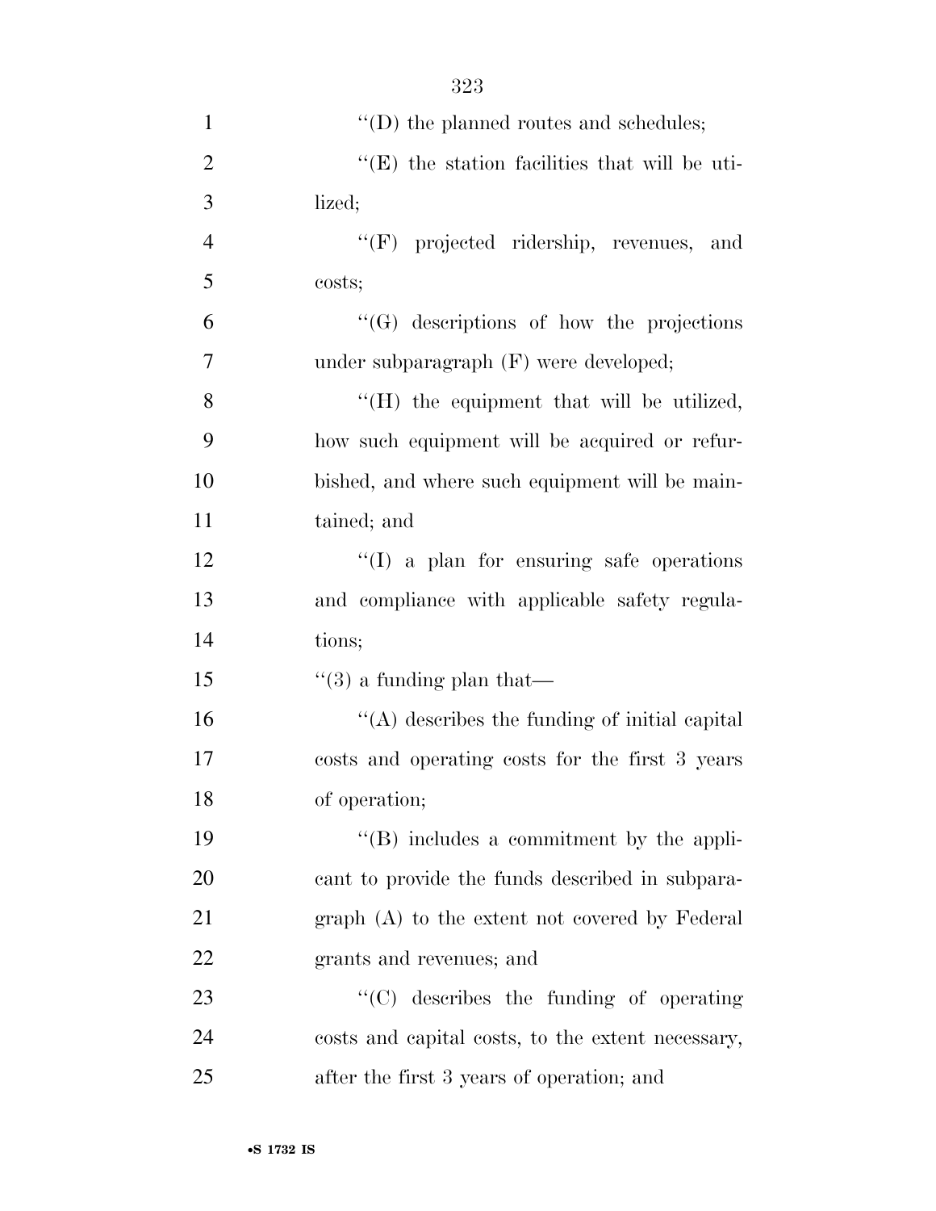''(D) the planned routes and schedules;

''(E) the station facilities that will be utilized;

''(F) projected ridership, revenues, and costs;

''(G) descriptions of how the projections under subparagraph (F) were developed;

''(H) the equipment that will be utilized, how such equipment will be acquired or refurbished, and where such equipment will be maintained; and

''(I) a plan for ensuring safe operations and compliance with applicable safety regulations;

''(3) a funding plan that—

''(A) describes the funding of initial capital costs and operating costs for the first 3 years of operation;

''(B) includes a commitment by the applicant to provide the funds described in subparagraph (A) to the extent not covered by Federal grants and revenues; and

''(C) describes the funding of operating costs and capital costs, to the extent necessary, after the first 3 years of operation; and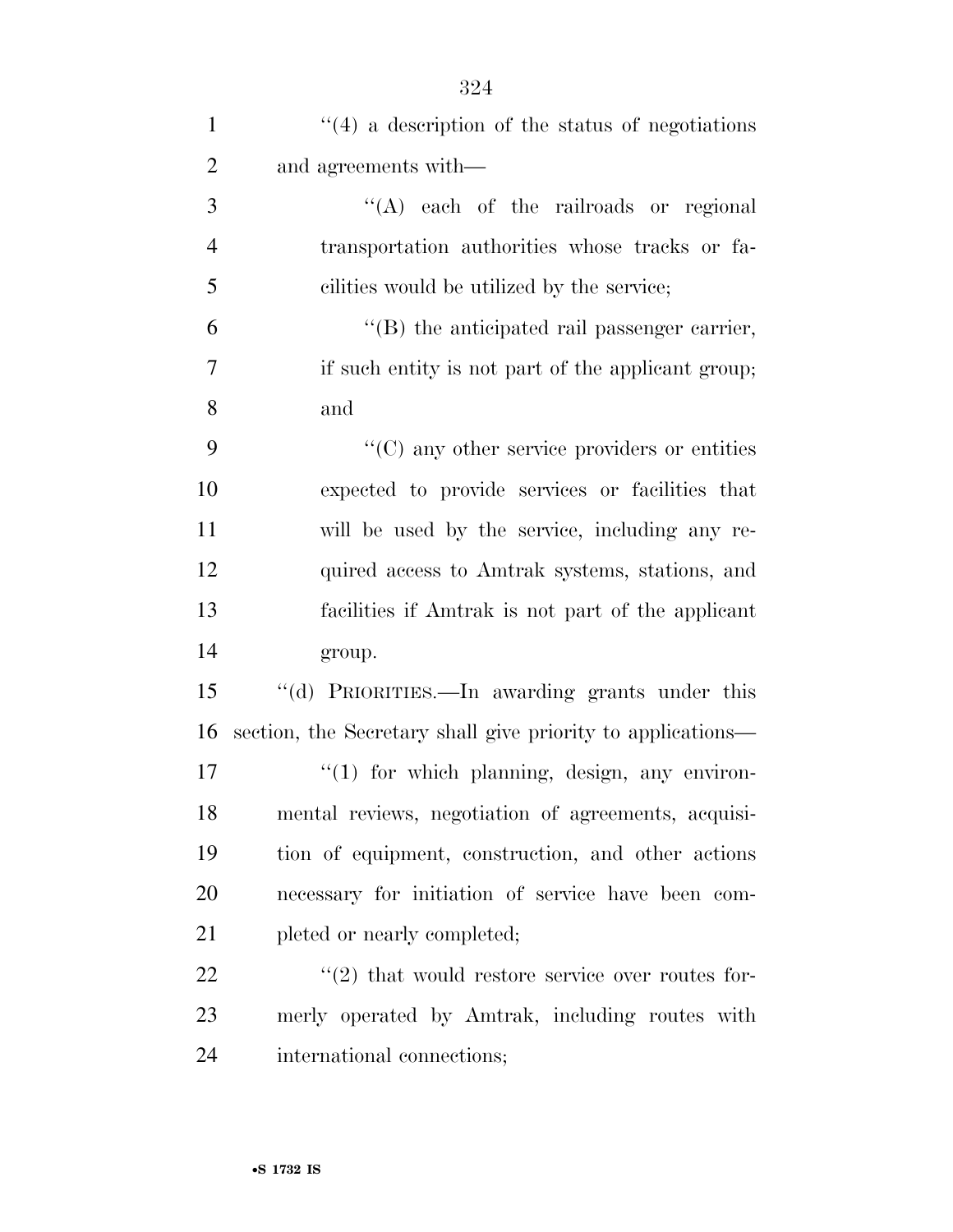''(4) a description of the status of negotiations and agreements with—

''(A) each of the railroads or regional transportation authorities whose tracks or facilities would be utilized by the service;

''(B) the anticipated rail passenger carrier, if such entity is not part of the applicant group; and

''(C) any other service providers or entities expected to provide services or facilities that will be used by the service, including any required access to Amtrak systems, stations, and facilities if Amtrak is not part of the applicant group.

''(d) PRIORITIES.—In awarding grants under this section, the Secretary shall give priority to applications—

''(1) for which planning, design, any environmental reviews, negotiation of agreements, acquisition of equipment, construction, and other actions necessary for initiation of service have been completed or nearly completed;

''(2) that would restore service over routes formerly operated by Amtrak, including routes with international connections;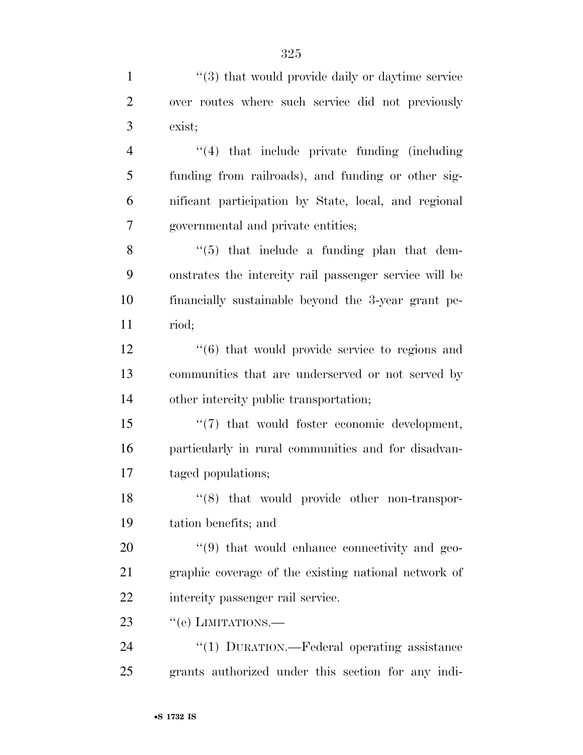''(3) that would provide daily or daytime service over routes where such service did not previously exist;

''(4) that include private funding (including funding from railroads), and funding or other significant participation by State, local, and regional governmental and private entities;

''(5) that include a funding plan that demonstrates the intercity rail passenger service will be financially sustainable beyond the 3-year grant period;

''(6) that would provide service to regions and communities that are underserved or not served by other intercity public transportation;

''(7) that would foster economic development, particularly in rural communities and for disadvantaged populations;

''(8) that would provide other non-transportation benefits; and

''(9) that would enhance connectivity and geographic coverage of the existing national network of intercity passenger rail service.

''(e) LIMITATIONS.—

''(1) DURATION.—Federal operating assistance grants authorized under this section for any indi-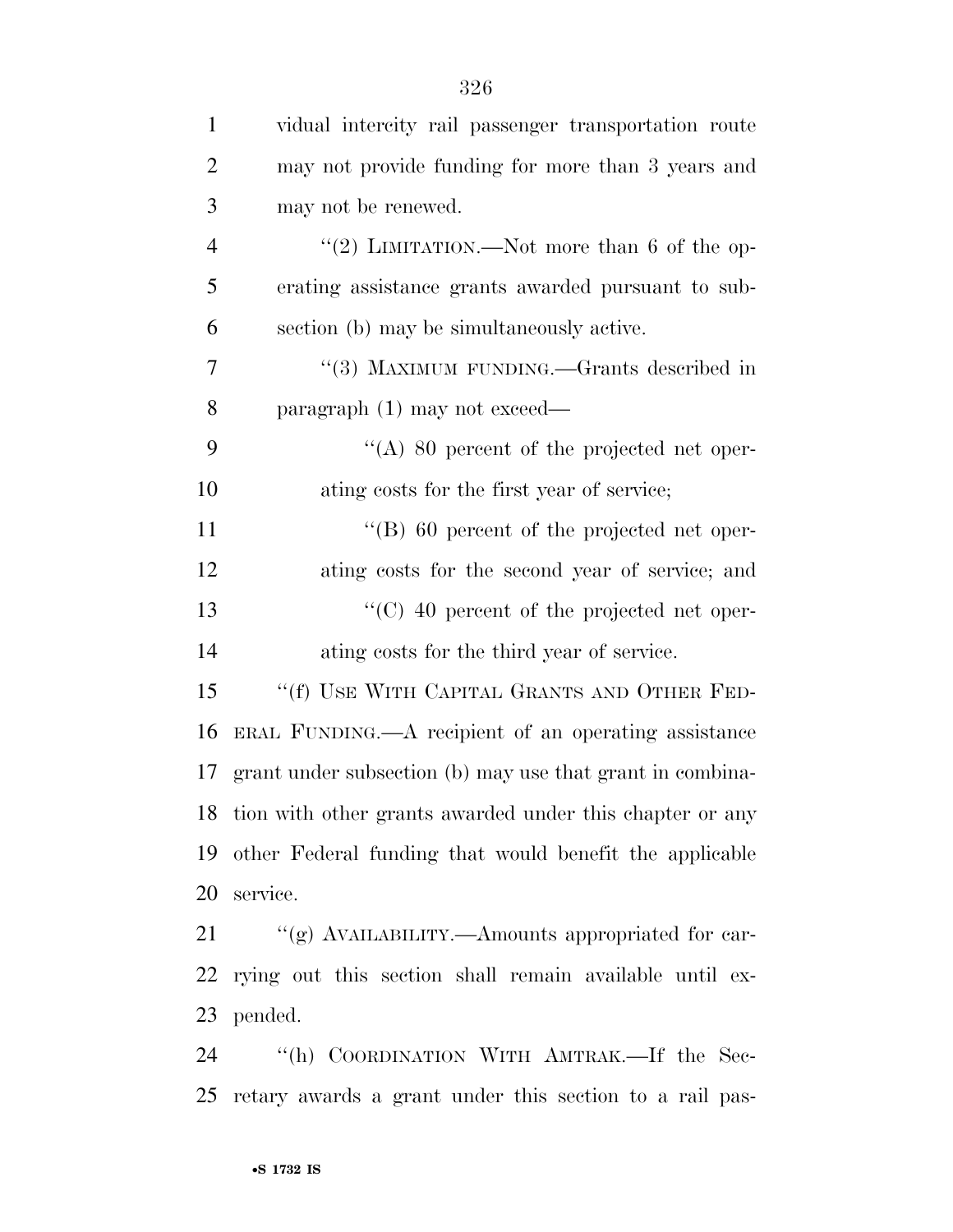vidual intercity rail passenger transportation route may not provide funding for more than 3 years and may not be renewed.

"(2) LIMITATION.—Not more than 6 of the operating assistance grants awarded pursuant to subsection (b) may be simultaneously active.

"(3) MAXIMUM FUNDING.—Grants described in paragraph (1) may not exceed—

"(A) 80 percent of the projected net operating costs for the first year of service;

"(B) 60 percent of the projected net operating costs for the second year of service; and

"(C) 40 percent of the projected net operating costs for the third year of service.

"(f) USE WITH CAPITAL GRANTS AND OTHER FEDERAL FUNDING.—A recipient of an operating assistance grant under subsection (b) may use that grant in combination with other grants awarded under this chapter or any other Federal funding that would benefit the applicable service.

"(g) AVAILABILITY.—Amounts appropriated for carrying out this section shall remain available until expended.

"(h) COORDINATION WITH AMTRAK.—If the Secretary awards a grant under this section to a rail pas-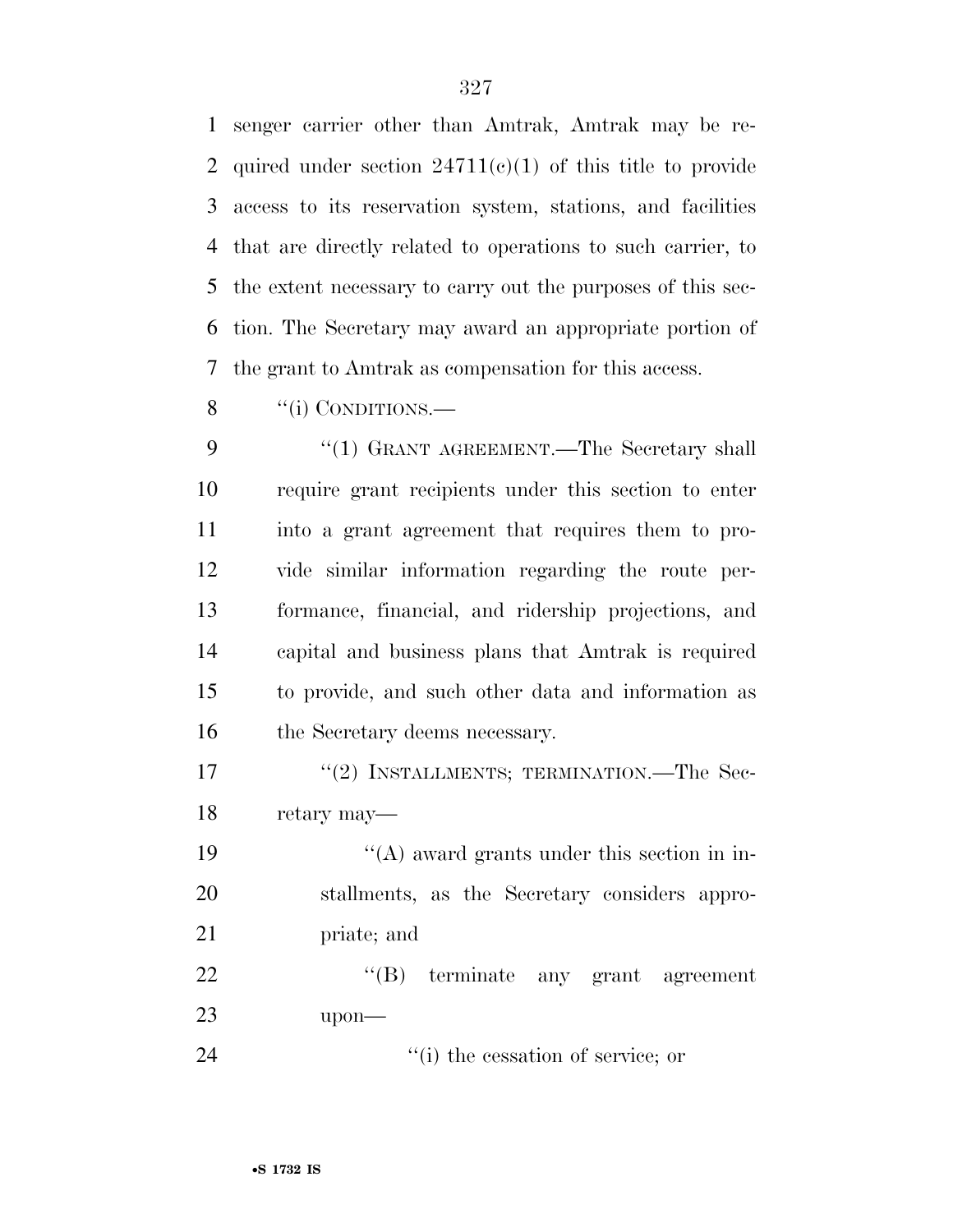senger carrier other than Amtrak, Amtrak may be required under section 24711(c)(1) of this title to provide access to its reservation system, stations, and facilities that are directly related to operations to such carrier, to the extent necessary to carry out the purposes of this section. The Secretary may award an appropriate portion of the grant to Amtrak as compensation for this access.

''(i) CONDITIONS.—

''(1) GRANT AGREEMENT.—The Secretary shall require grant recipients under this section to enter into a grant agreement that requires them to provide similar information regarding the route performance, financial, and ridership projections, and capital and business plans that Amtrak is required to provide, and such other data and information as the Secretary deems necessary.

''(2) INSTALLMENTS; TERMINATION.—The Secretary may—

''(A) award grants under this section in installments, as the Secretary considers appropriate; and

''(B) terminate any grant agreement upon—

''(i) the cessation of service; or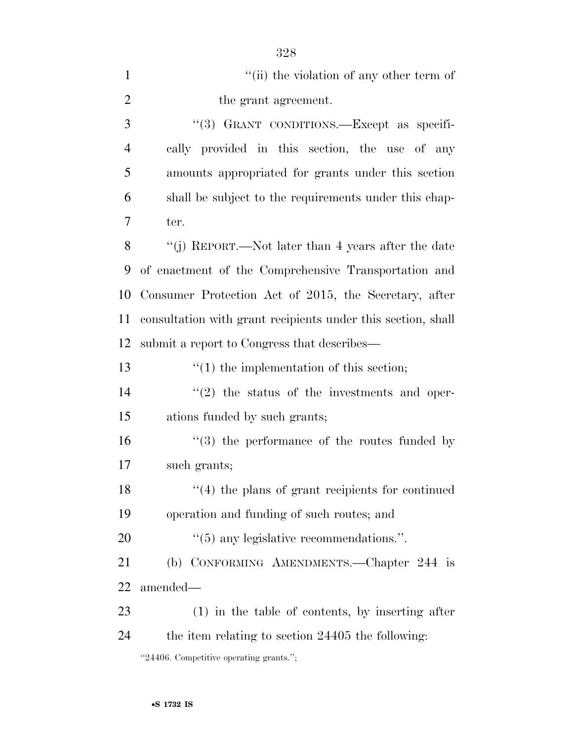''(ii) the violation of any other term of the grant agreement.

''(3) GRANT CONDITIONS.—Except as specifically provided in this section, the use of any amounts appropriated for grants under this section shall be subject to the requirements under this chapter.

''(j) REPORT.—Not later than 4 years after the date of enactment of the Comprehensive Transportation and Consumer Protection Act of 2015, the Secretary, after consultation with grant recipients under this section, shall submit a report to Congress that describes—

''(1) the implementation of this section;

''(2) the status of the investments and operations funded by such grants;

''(3) the performance of the routes funded by such grants;

''(4) the plans of grant recipients for continued operation and funding of such routes; and

''(5) any legislative recommendations.''.

(b) CONFORMING AMENDMENTS.—Chapter 244 is amended—

(1) in the table of contents, by inserting after the item relating to section 24405 the following:

''24406. Competitive operating grants.'';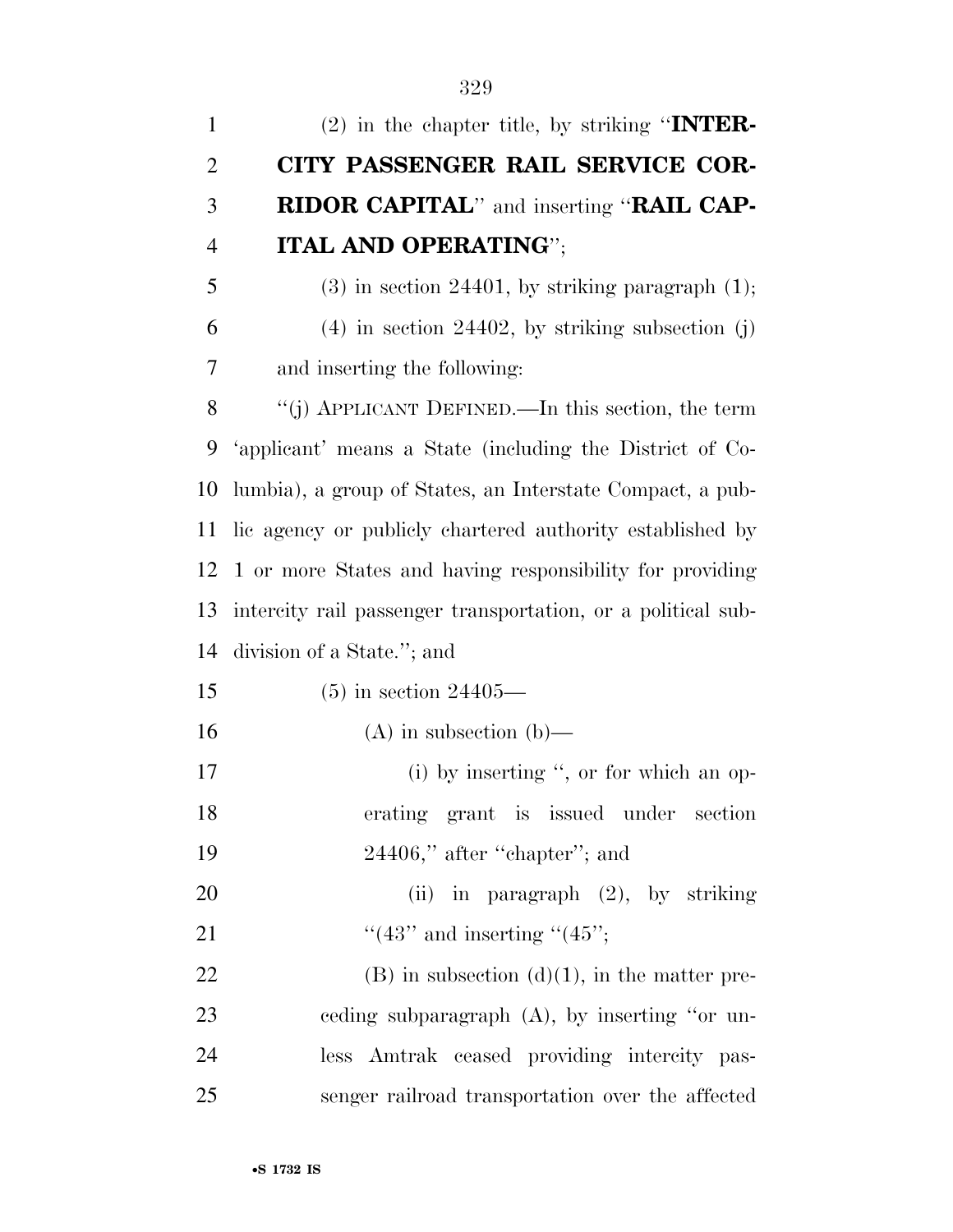(2) in the chapter title, by striking "**INTERCITY PASSENGER RAIL SERVICE CORRIDOR CAPITAL**" and inserting "**RAIL CAPITAL AND OPERATING**";

(3) in section 24401, by striking paragraph (1);

(4) in section 24402, by striking subsection (j) and inserting the following:

"(j) APPLICANT DEFINED.—In this section, the term 'applicant' means a State (including the District of Columbia), a group of States, an Interstate Compact, a public agency or publicly chartered authority established by 1 or more States and having responsibility for providing intercity rail passenger transportation, or a political subdivision of a State."; and

(5) in section 24405—

(A) in subsection (b)—

(i) by inserting ", or for which an operating grant is issued under section 24406," after "chapter"; and

(ii) in paragraph (2), by striking "(43" and inserting "(45";

(B) in subsection (d)(1), in the matter preceding subparagraph (A), by inserting "or unless Amtrak ceased providing intercity passenger railroad transportation over the affected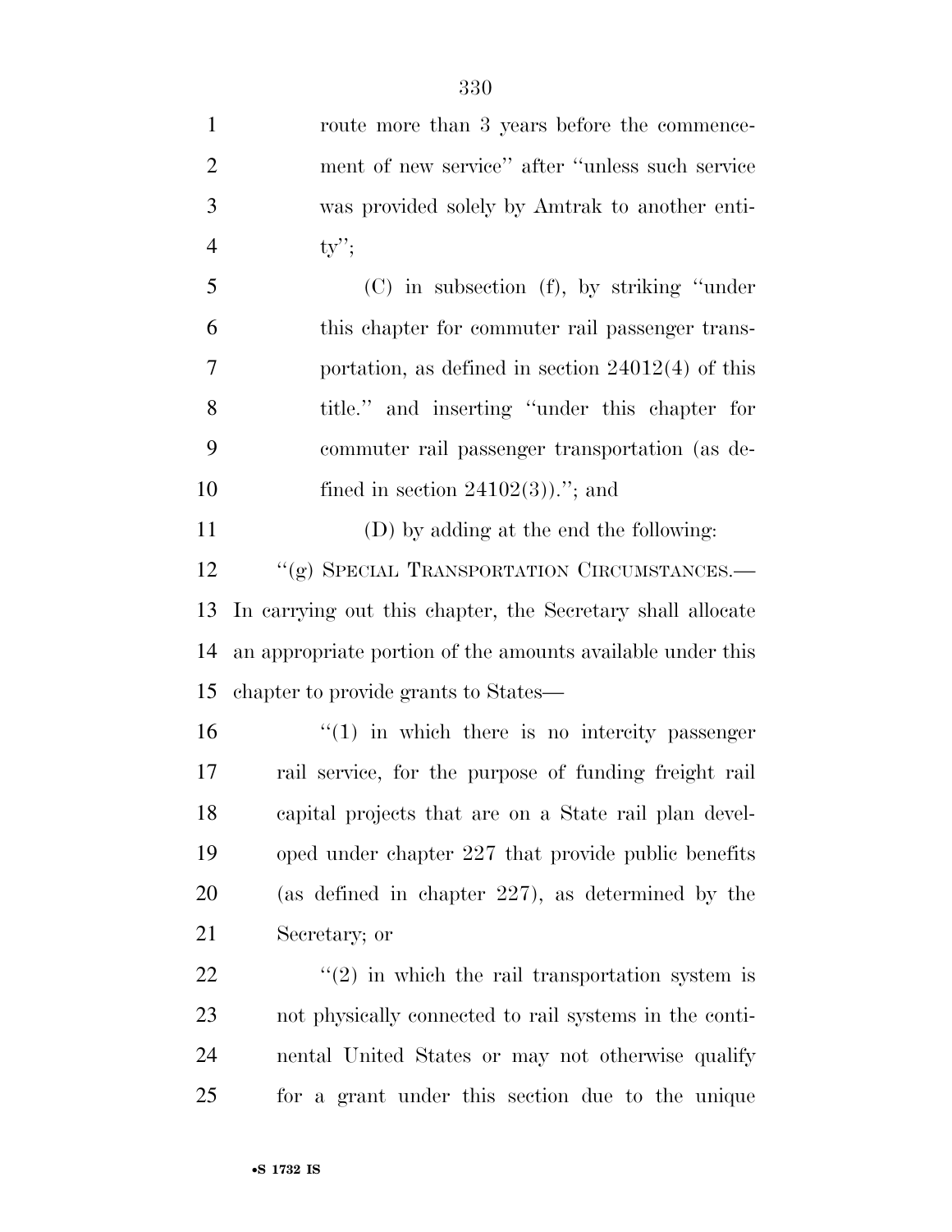route more than 3 years before the commencement of new service'' after ''unless such service was provided solely by Amtrak to another entity'';

(C) in subsection (f), by striking ''under this chapter for commuter rail passenger transportation, as defined in section 24012(4) of this title.'' and inserting ''under this chapter for commuter rail passenger transportation (as defined in section 24102(3)).''; and

(D) by adding at the end the following:

''(g) SPECIAL TRANSPORTATION CIRCUMSTANCES.—In carrying out this chapter, the Secretary shall allocate an appropriate portion of the amounts available under this chapter to provide grants to States—

''(1) in which there is no intercity passenger rail service, for the purpose of funding freight rail capital projects that are on a State rail plan developed under chapter 227 that provide public benefits (as defined in chapter 227), as determined by the Secretary; or

''(2) in which the rail transportation system is not physically connected to rail systems in the continental United States or may not otherwise qualify for a grant under this section due to the unique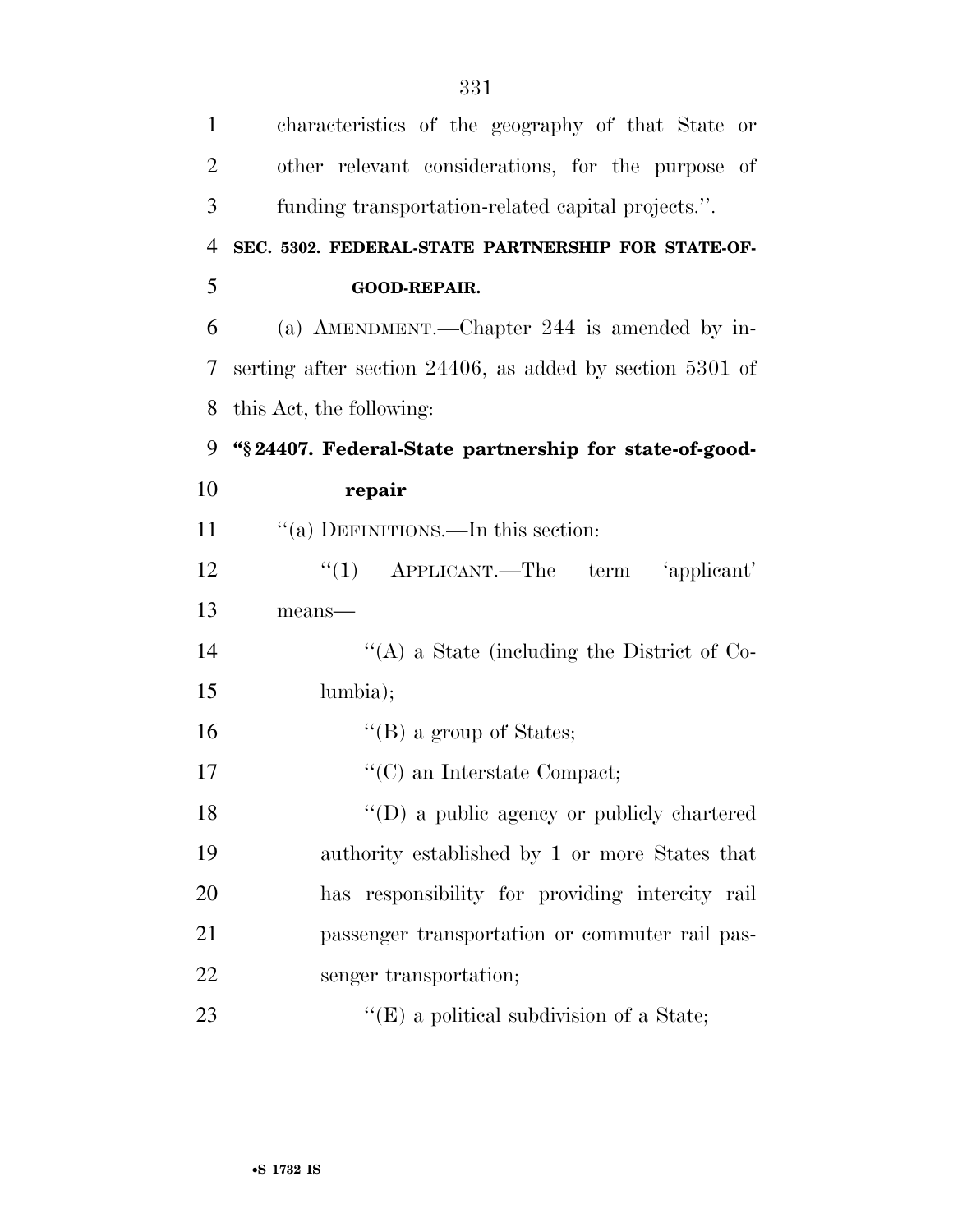characteristics of the geography of that State or other relevant considerations, for the purpose of funding transportation-related capital projects.''.

**SEC. 5302. FEDERAL-STATE PARTNERSHIP FOR STATE-OF-GOOD-REPAIR.**

(a) AMENDMENT.—Chapter 244 is amended by inserting after section 24406, as added by section 5301 of this Act, the following:

**''§ 24407. Federal-State partnership for state-of-good-repair**

''(a) DEFINITIONS.—In this section:

''(1) APPLICANT.—The term 'applicant' means—

''(A) a State (including the District of Columbia);

''(B) a group of States;

''(C) an Interstate Compact;

''(D) a public agency or publicly chartered authority established by 1 or more States that has responsibility for providing intercity rail passenger transportation or commuter rail passenger transportation;

''(E) a political subdivision of a State;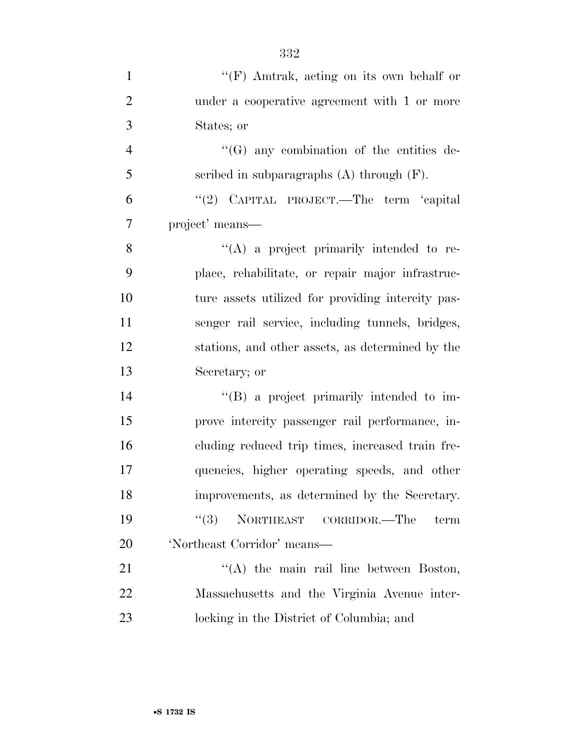''(F) Amtrak, acting on its own behalf or under a cooperative agreement with 1 or more States; or

''(G) any combination of the entities described in subparagraphs (A) through (F).

''(2) CAPITAL PROJECT.—The term 'capital project' means—

''(A) a project primarily intended to replace, rehabilitate, or repair major infrastructure assets utilized for providing intercity passenger rail service, including tunnels, bridges, stations, and other assets, as determined by the Secretary; or

''(B) a project primarily intended to improve intercity passenger rail performance, including reduced trip times, increased train frequencies, higher operating speeds, and other improvements, as determined by the Secretary.

''(3) NORTHEAST CORRIDOR.—The term 'Northeast Corridor' means—

''(A) the main rail line between Boston, Massachusetts and the Virginia Avenue interlocking in the District of Columbia; and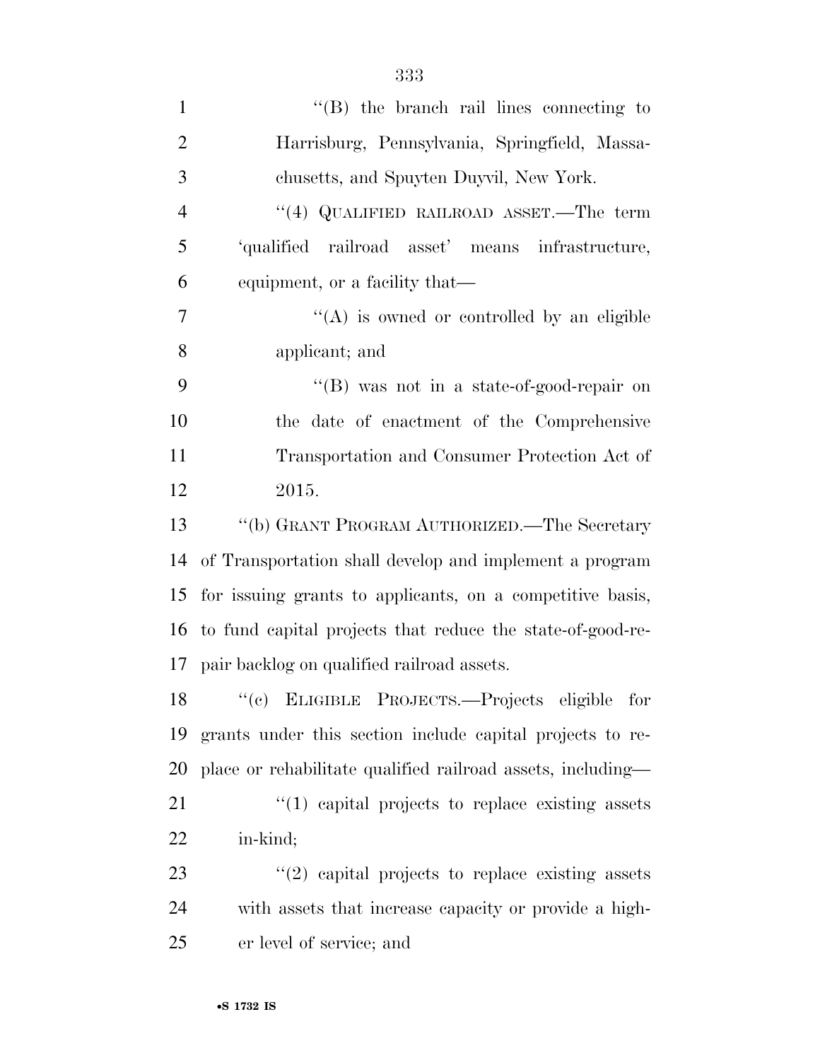"(B) the branch rail lines connecting to Harrisburg, Pennsylvania, Springfield, Massachusetts, and Spuyten Duyvil, New York.

"(4) QUALIFIED RAILROAD ASSET.—The term 'qualified railroad asset' means infrastructure, equipment, or a facility that—

"(A) is owned or controlled by an eligible applicant; and

"(B) was not in a state-of-good-repair on the date of enactment of the Comprehensive Transportation and Consumer Protection Act of 2015.

"(b) GRANT PROGRAM AUTHORIZED.—The Secretary of Transportation shall develop and implement a program for issuing grants to applicants, on a competitive basis, to fund capital projects that reduce the state-of-good-repair backlog on qualified railroad assets.

"(c) ELIGIBLE PROJECTS.—Projects eligible for grants under this section include capital projects to replace or rehabilitate qualified railroad assets, including—

"(1) capital projects to replace existing assets in-kind;

"(2) capital projects to replace existing assets with assets that increase capacity or provide a higher level of service; and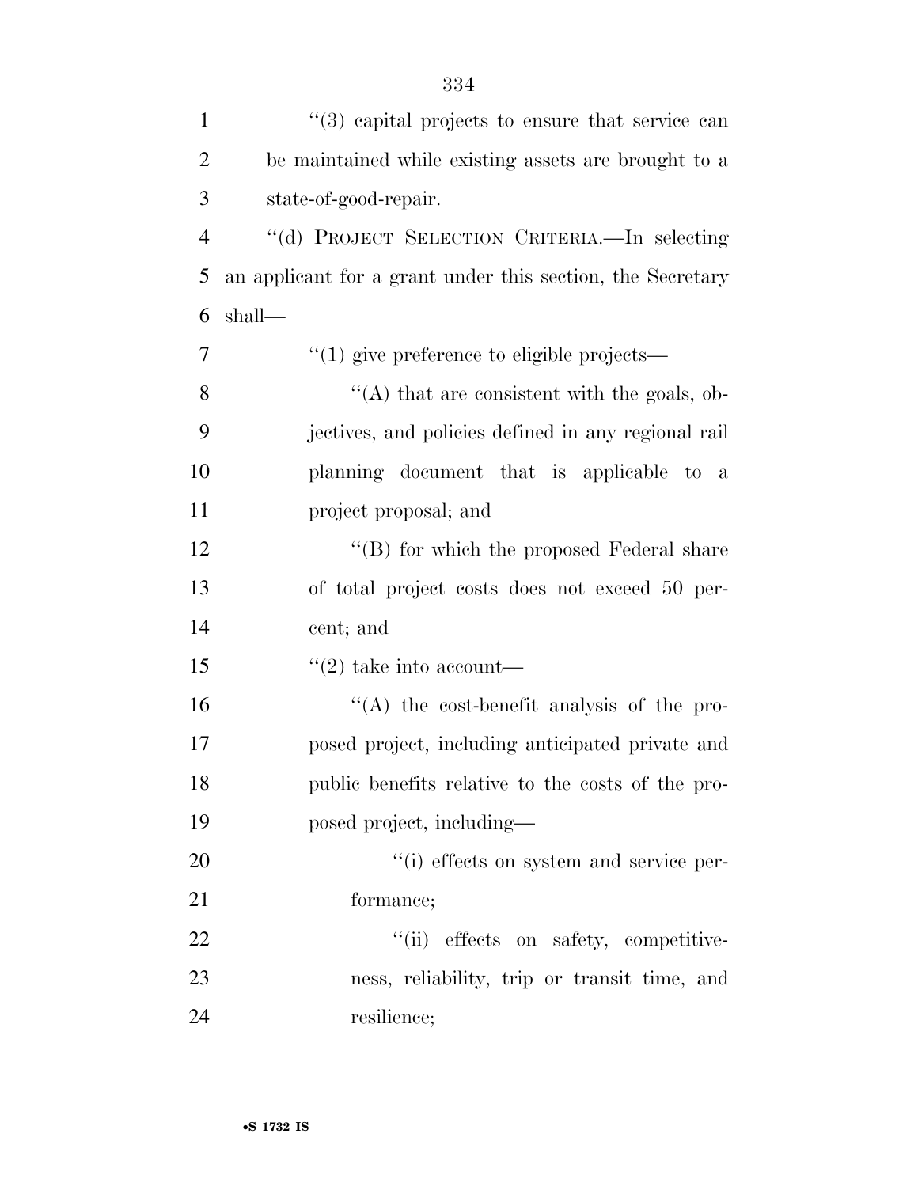"(3) capital projects to ensure that service can be maintained while existing assets are brought to a state-of-good-repair.

"(d) PROJECT SELECTION CRITERIA.—In selecting an applicant for a grant under this section, the Secretary shall—

"(1) give preference to eligible projects—

"(A) that are consistent with the goals, objectives, and policies defined in any regional rail planning document that is applicable to a project proposal; and

"(B) for which the proposed Federal share of total project costs does not exceed 50 percent; and

"(2) take into account—

"(A) the cost-benefit analysis of the proposed project, including anticipated private and public benefits relative to the costs of the proposed project, including—

"(i) effects on system and service performance;

"(ii) effects on safety, competitiveness, reliability, trip or transit time, and resilience;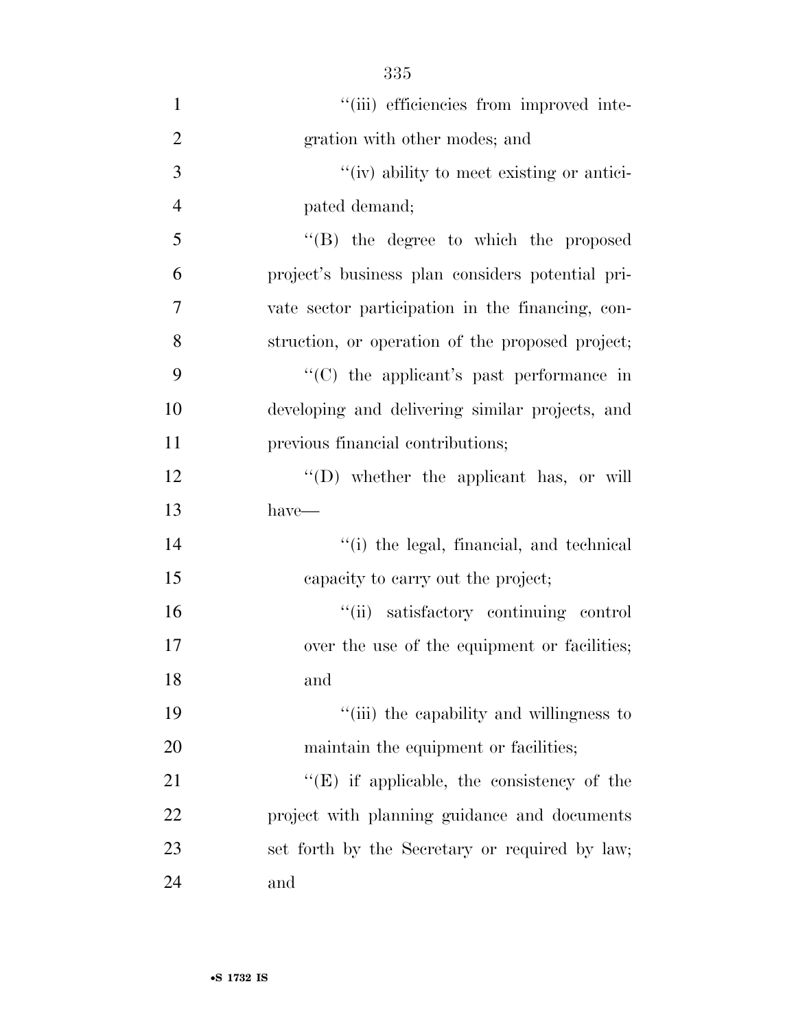''(iii) efficiencies from improved integration with other modes; and

''(iv) ability to meet existing or anticipated demand;

''(B) the degree to which the proposed project's business plan considers potential private sector participation in the financing, construction, or operation of the proposed project;

''(C) the applicant's past performance in developing and delivering similar projects, and previous financial contributions;

''(D) whether the applicant has, or will have—

''(i) the legal, financial, and technical capacity to carry out the project;

''(ii) satisfactory continuing control over the use of the equipment or facilities; and

''(iii) the capability and willingness to maintain the equipment or facilities;

''(E) if applicable, the consistency of the project with planning guidance and documents set forth by the Secretary or required by law; and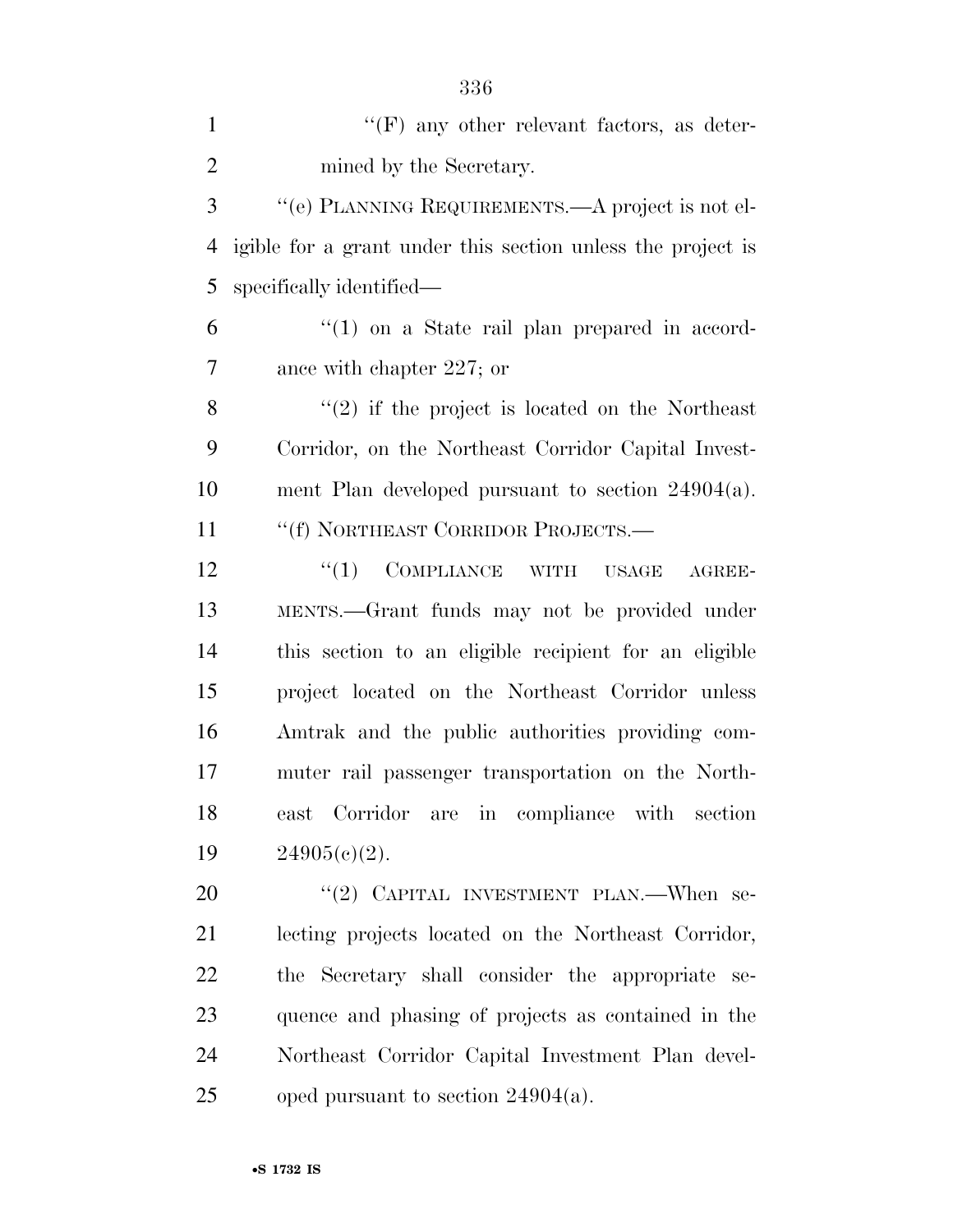''(F) any other relevant factors, as determined by the Secretary.

''(e) PLANNING REQUIREMENTS.—A project is not eligible for a grant under this section unless the project is specifically identified—

''(1) on a State rail plan prepared in accordance with chapter 227; or

''(2) if the project is located on the Northeast Corridor, on the Northeast Corridor Capital Investment Plan developed pursuant to section 24904(a).

''(f) NORTHEAST CORRIDOR PROJECTS.—

''(1) COMPLIANCE WITH USAGE AGREEMENTS.—Grant funds may not be provided under this section to an eligible recipient for an eligible project located on the Northeast Corridor unless Amtrak and the public authorities providing commuter rail passenger transportation on the Northeast Corridor are in compliance with section 24905(c)(2).

''(2) CAPITAL INVESTMENT PLAN.—When selecting projects located on the Northeast Corridor, the Secretary shall consider the appropriate sequence and phasing of projects as contained in the Northeast Corridor Capital Investment Plan developed pursuant to section 24904(a).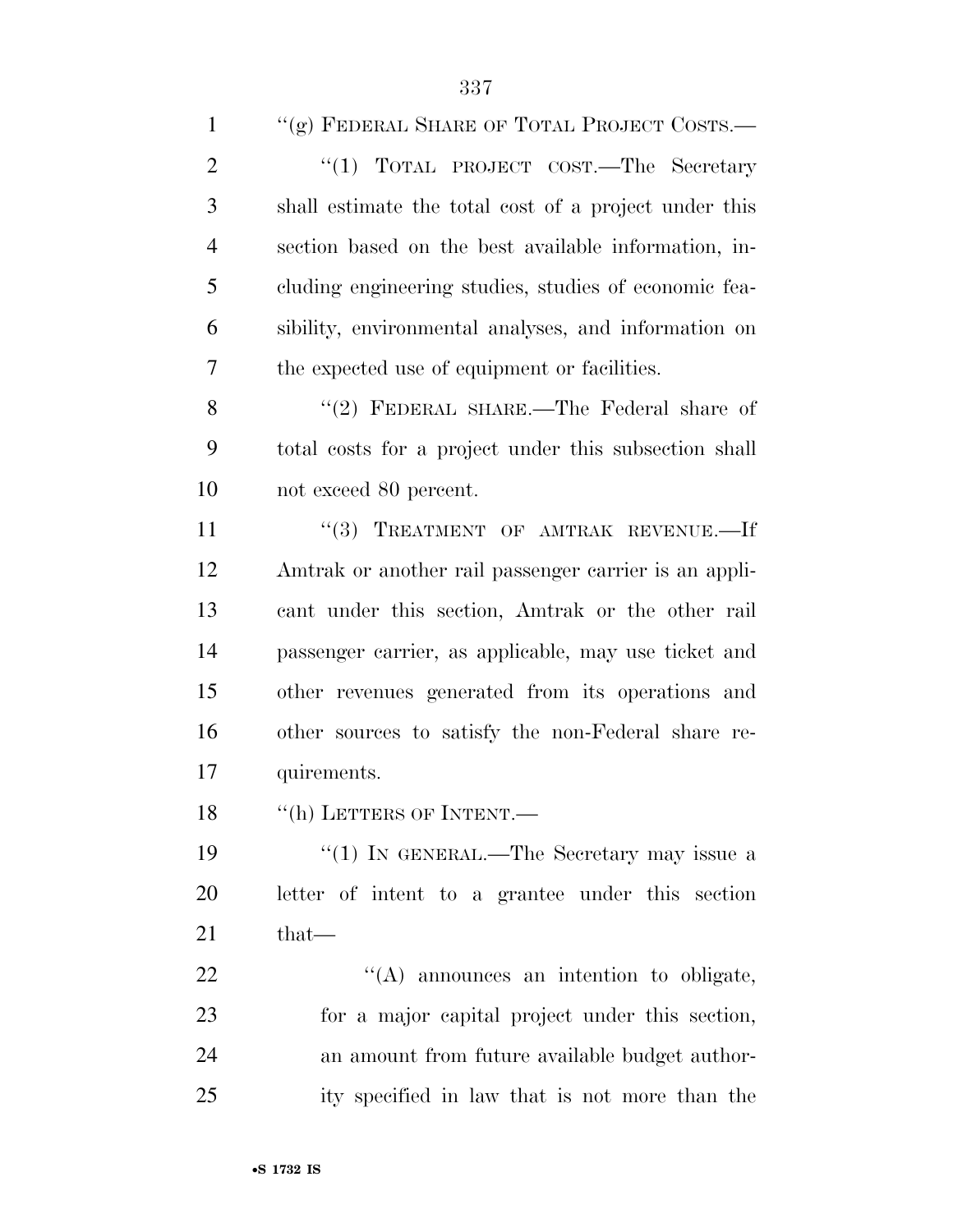''(g) FEDERAL SHARE OF TOTAL PROJECT COSTS.—

''(1) TOTAL PROJECT COST.—The Secretary shall estimate the total cost of a project under this section based on the best available information, including engineering studies, studies of economic feasibility, environmental analyses, and information on the expected use of equipment or facilities.

''(2) FEDERAL SHARE.—The Federal share of total costs for a project under this subsection shall not exceed 80 percent.

''(3) TREATMENT OF AMTRAK REVENUE.—If Amtrak or another rail passenger carrier is an applicant under this section, Amtrak or the other rail passenger carrier, as applicable, may use ticket and other revenues generated from its operations and other sources to satisfy the non-Federal share requirements.

''(h) LETTERS OF INTENT.—

''(1) IN GENERAL.—The Secretary may issue a letter of intent to a grantee under this section that—

''(A) announces an intention to obligate, for a major capital project under this section, an amount from future available budget authority specified in law that is not more than the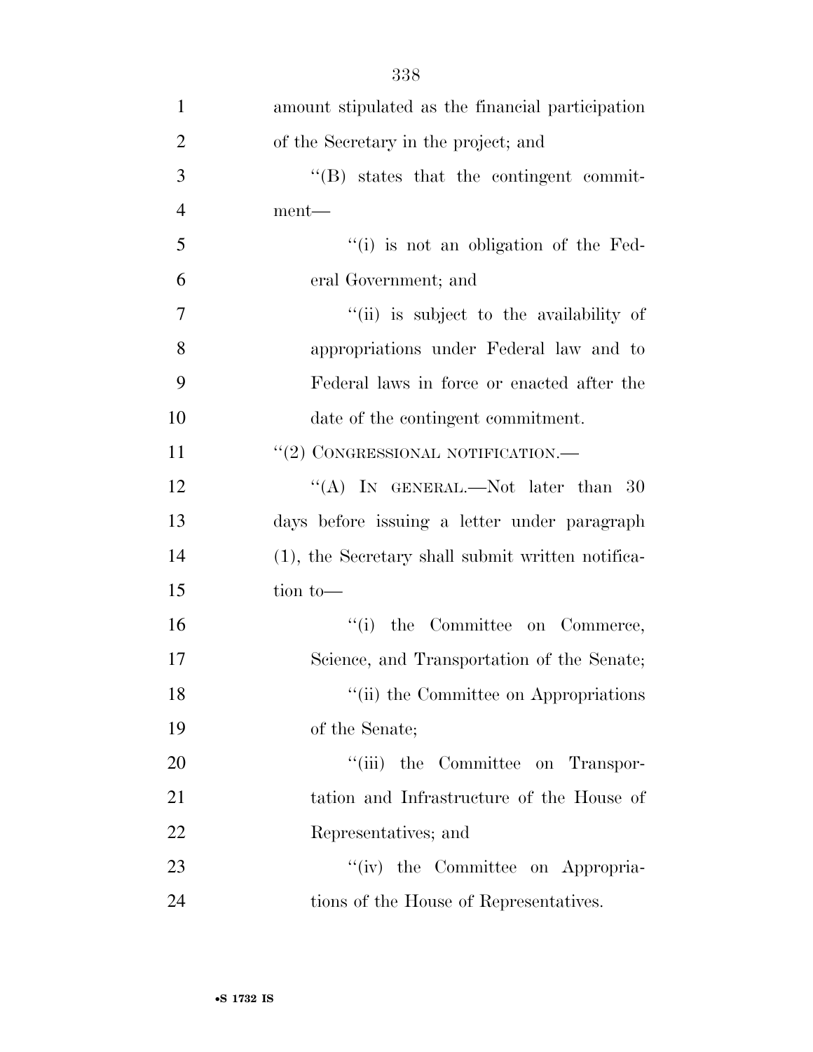amount stipulated as the financial participation of the Secretary in the project; and

''(B) states that the contingent commitment—

''(i) is not an obligation of the Federal Government; and

''(ii) is subject to the availability of appropriations under Federal law and to Federal laws in force or enacted after the date of the contingent commitment.

''(2) CONGRESSIONAL NOTIFICATION.—

''(A) IN GENERAL.—Not later than 30 days before issuing a letter under paragraph (1), the Secretary shall submit written notification to—

''(i) the Committee on Commerce, Science, and Transportation of the Senate;

''(ii) the Committee on Appropriations of the Senate;

''(iii) the Committee on Transportation and Infrastructure of the House of Representatives; and

''(iv) the Committee on Appropriations of the House of Representatives.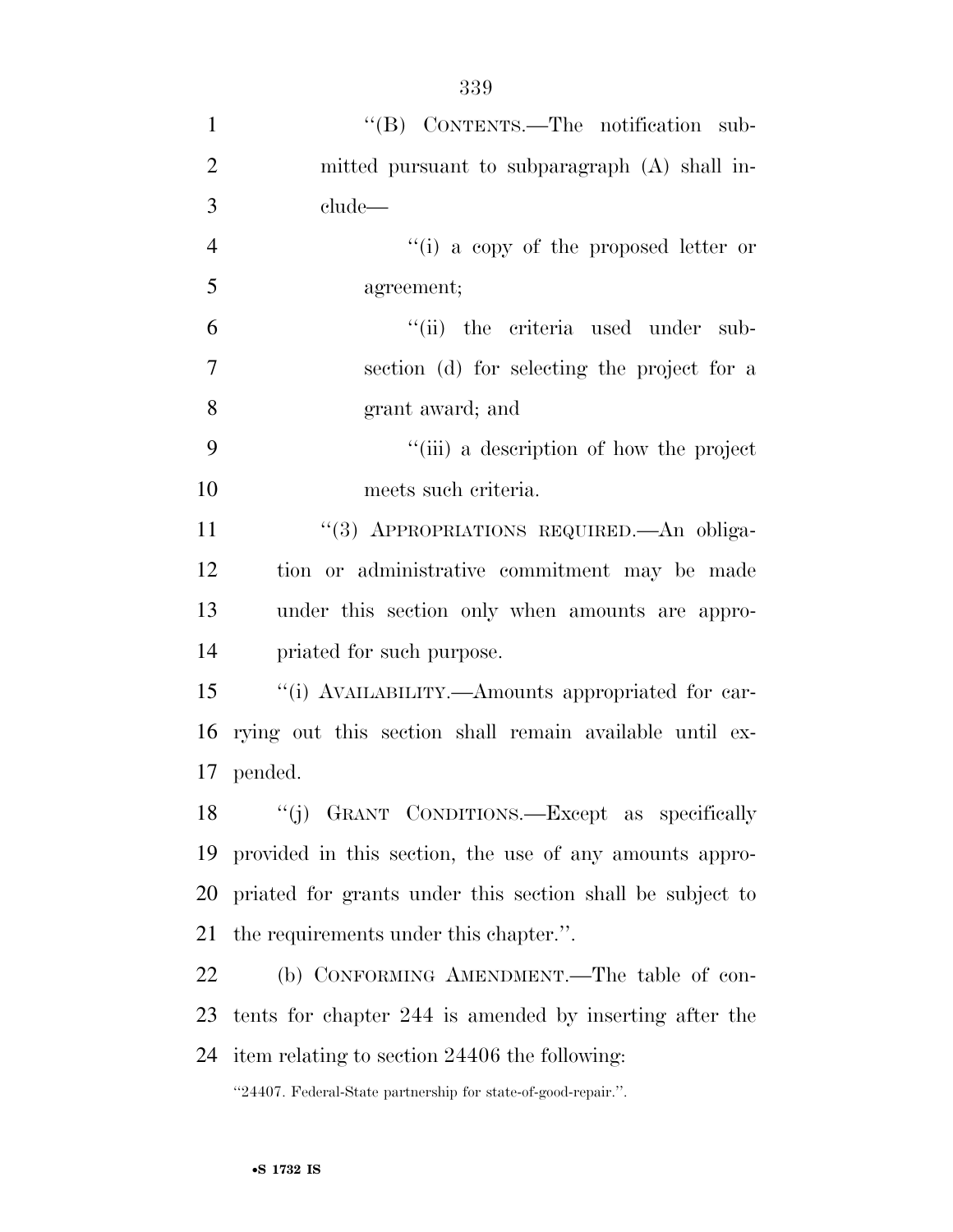"(B) CONTENTS.—The notification submitted pursuant to subparagraph (A) shall include—

"(i) a copy of the proposed letter or agreement;

"(ii) the criteria used under subsection (d) for selecting the project for a grant award; and

"(iii) a description of how the project meets such criteria.

"(3) APPROPRIATIONS REQUIRED.—An obligation or administrative commitment may be made under this section only when amounts are appropriated for such purpose.

"(i) AVAILABILITY.—Amounts appropriated for carrying out this section shall remain available until expended.

"(j) GRANT CONDITIONS.—Except as specifically provided in this section, the use of any amounts appropriated for grants under this section shall be subject to the requirements under this chapter.".

(b) CONFORMING AMENDMENT.—The table of contents for chapter 244 is amended by inserting after the item relating to section 24406 the following:

"24407. Federal-State partnership for state-of-good-repair.".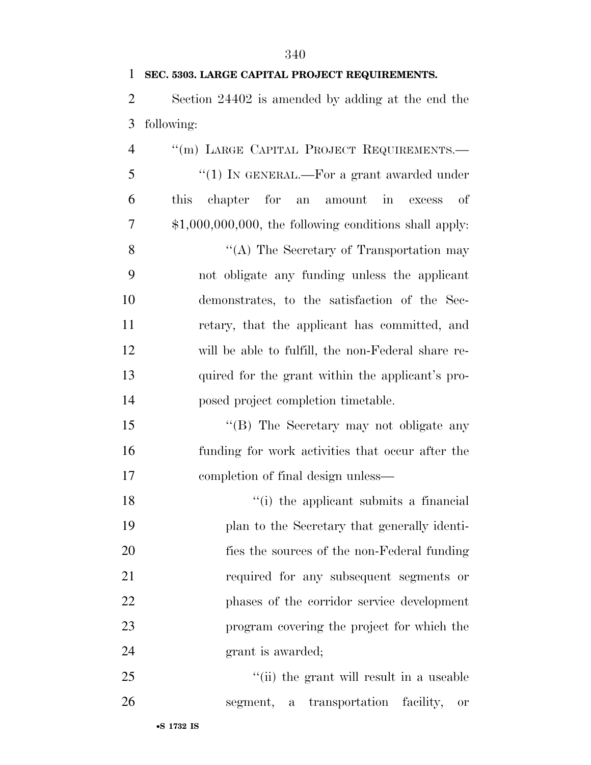**SEC. 5303. LARGE CAPITAL PROJECT REQUIREMENTS.**

Section 24402 is amended by adding at the end the following:

"(m) LARGE CAPITAL PROJECT REQUIREMENTS.—

"(1) IN GENERAL.—For a grant awarded under this chapter for an amount in excess of $1,000,000,000, the following conditions shall apply:

"(A) The Secretary of Transportation may not obligate any funding unless the applicant demonstrates, to the satisfaction of the Secretary, that the applicant has committed, and will be able to fulfill, the non-Federal share required for the grant within the applicant's proposed project completion timetable.

"(B) The Secretary may not obligate any funding for work activities that occur after the completion of final design unless—

"(i) the applicant submits a financial plan to the Secretary that generally identifies the sources of the non-Federal funding required for any subsequent segments or phases of the corridor service development program covering the project for which the grant is awarded;

"(ii) the grant will result in a useable segment, a transportation facility, or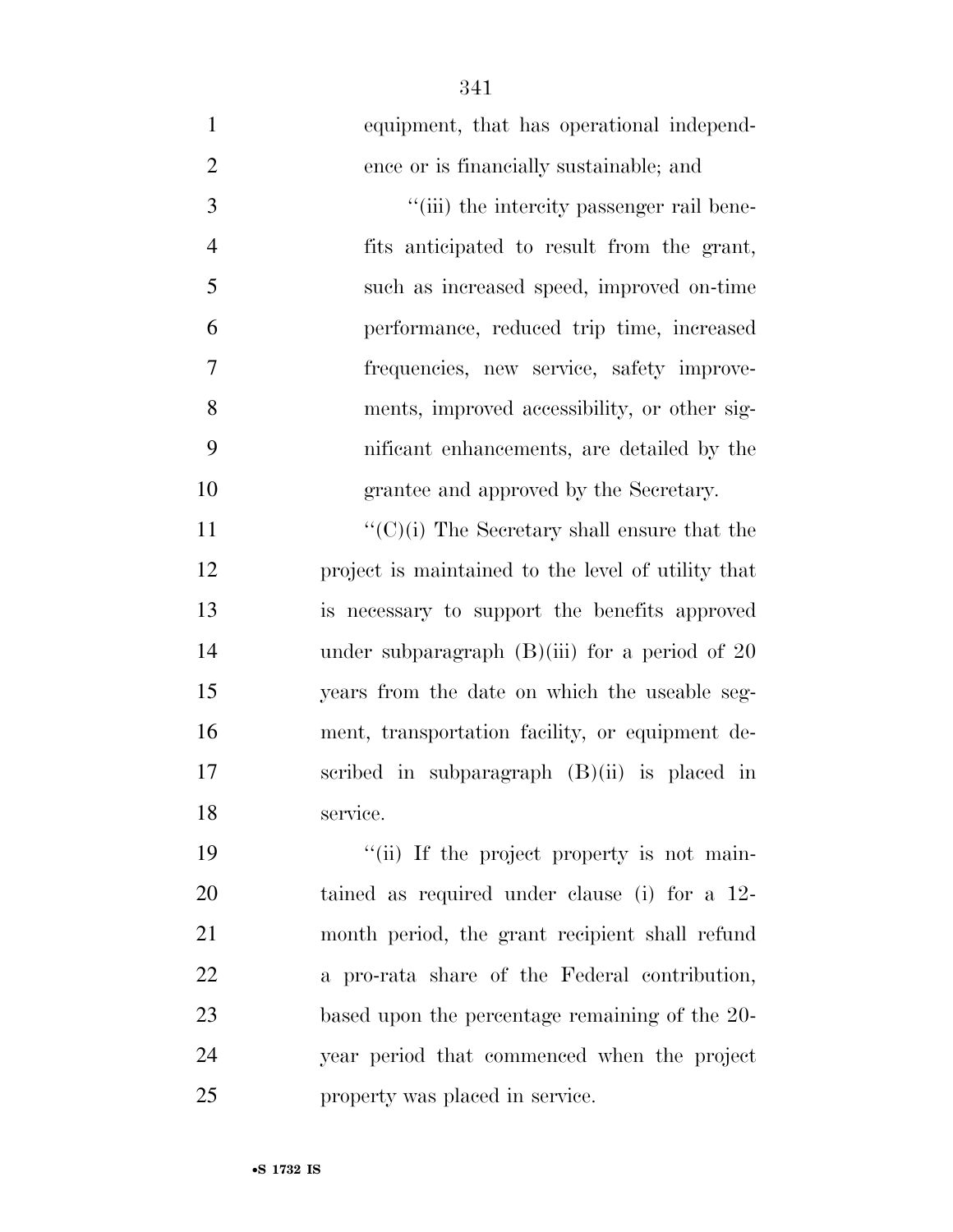equipment, that has operational independence or is financially sustainable; and

''(iii) the intercity passenger rail benefits anticipated to result from the grant, such as increased speed, improved on-time performance, reduced trip time, increased frequencies, new service, safety improvements, improved accessibility, or other significant enhancements, are detailed by the grantee and approved by the Secretary.

''(C)(i) The Secretary shall ensure that the project is maintained to the level of utility that is necessary to support the benefits approved under subparagraph (B)(iii) for a period of 20 years from the date on which the useable segment, transportation facility, or equipment described in subparagraph (B)(ii) is placed in service.

''(ii) If the project property is not maintained as required under clause (i) for a 12-month period, the grant recipient shall refund a pro-rata share of the Federal contribution, based upon the percentage remaining of the 20-year period that commenced when the project property was placed in service.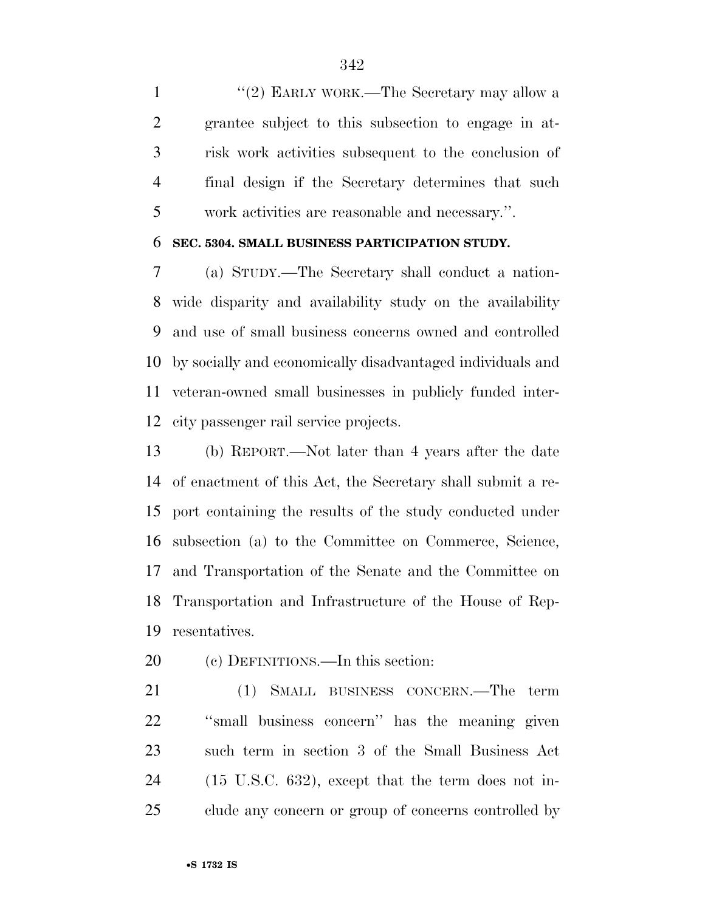"(2) EARLY WORK.—The Secretary may allow a grantee subject to this subsection to engage in at-risk work activities subsequent to the conclusion of final design if the Secretary determines that such work activities are reasonable and necessary.".

**SEC. 5304. SMALL BUSINESS PARTICIPATION STUDY.**

(a) STUDY.—The Secretary shall conduct a nationwide disparity and availability study on the availability and use of small business concerns owned and controlled by socially and economically disadvantaged individuals and veteran-owned small businesses in publicly funded intercity passenger rail service projects.

(b) REPORT.—Not later than 4 years after the date of enactment of this Act, the Secretary shall submit a report containing the results of the study conducted under subsection (a) to the Committee on Commerce, Science, and Transportation of the Senate and the Committee on Transportation and Infrastructure of the House of Representatives.

(c) DEFINITIONS.—In this section:

(1) SMALL BUSINESS CONCERN.—The term "small business concern" has the meaning given such term in section 3 of the Small Business Act (15 U.S.C. 632), except that the term does not include any concern or group of concerns controlled by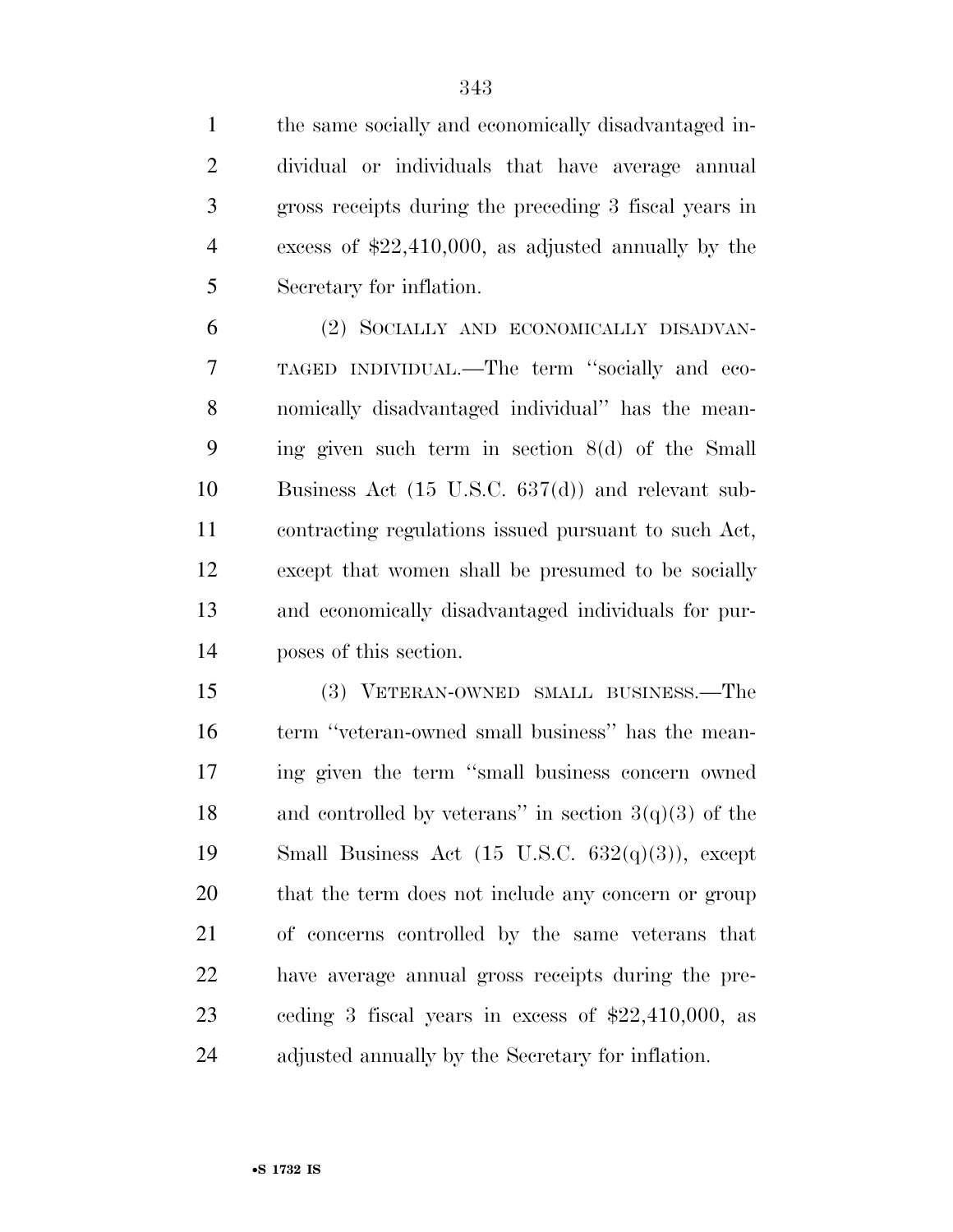the same socially and economically disadvantaged individual or individuals that have average annual gross receipts during the preceding 3 fiscal years in excess of $22,410,000, as adjusted annually by the Secretary for inflation.

(2) SOCIALLY AND ECONOMICALLY DISADVANTAGED INDIVIDUAL.—The term ''socially and economically disadvantaged individual'' has the meaning given such term in section 8(d) of the Small Business Act (15 U.S.C. 637(d)) and relevant subcontracting regulations issued pursuant to such Act, except that women shall be presumed to be socially and economically disadvantaged individuals for purposes of this section.

(3) VETERAN-OWNED SMALL BUSINESS.—The term ''veteran-owned small business'' has the meaning given the term ''small business concern owned and controlled by veterans'' in section 3(q)(3) of the Small Business Act (15 U.S.C. 632(q)(3)), except that the term does not include any concern or group of concerns controlled by the same veterans that have average annual gross receipts during the preceding 3 fiscal years in excess of $22,410,000, as adjusted annually by the Secretary for inflation.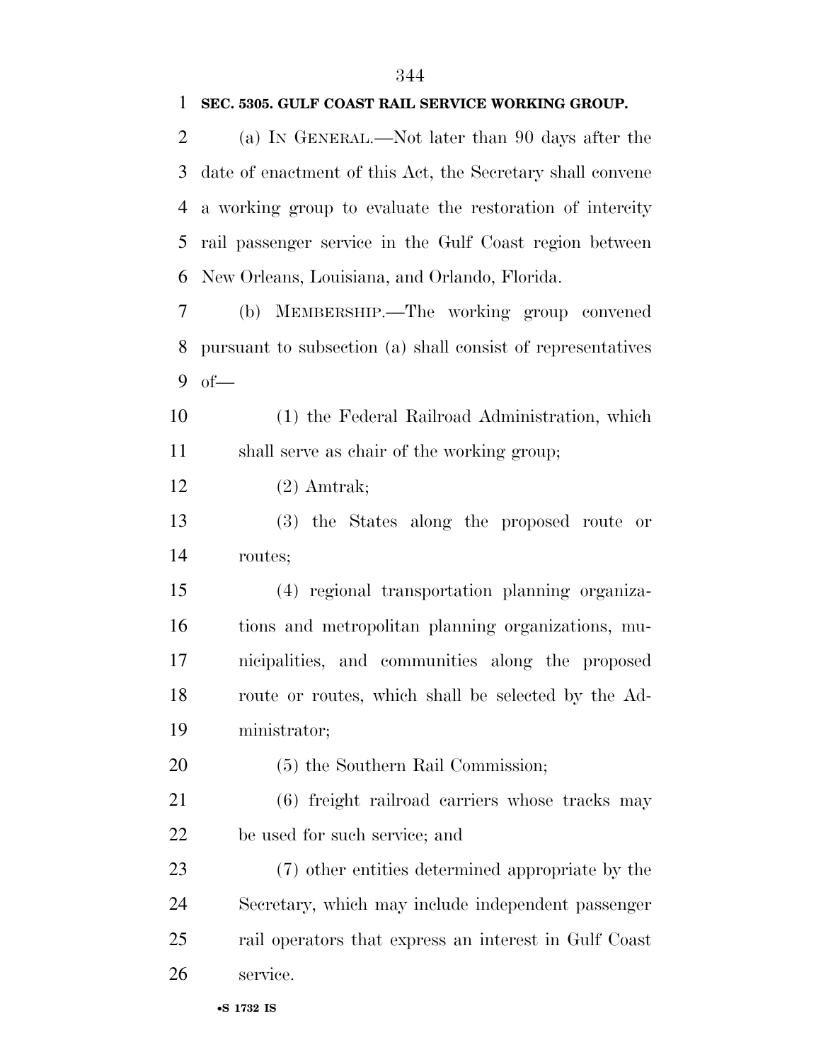**SEC. 5305. GULF COAST RAIL SERVICE WORKING GROUP.**

(a) IN GENERAL.—Not later than 90 days after the date of enactment of this Act, the Secretary shall convene a working group to evaluate the restoration of intercity rail passenger service in the Gulf Coast region between New Orleans, Louisiana, and Orlando, Florida.

(b) MEMBERSHIP.—The working group convened pursuant to subsection (a) shall consist of representatives of—

(1) the Federal Railroad Administration, which shall serve as chair of the working group;

(2) Amtrak;

(3) the States along the proposed route or routes;

(4) regional transportation planning organizations and metropolitan planning organizations, municipalities, and communities along the proposed route or routes, which shall be selected by the Administrator;

(5) the Southern Rail Commission;

(6) freight railroad carriers whose tracks may be used for such service; and

(7) other entities determined appropriate by the Secretary, which may include independent passenger rail operators that express an interest in Gulf Coast service.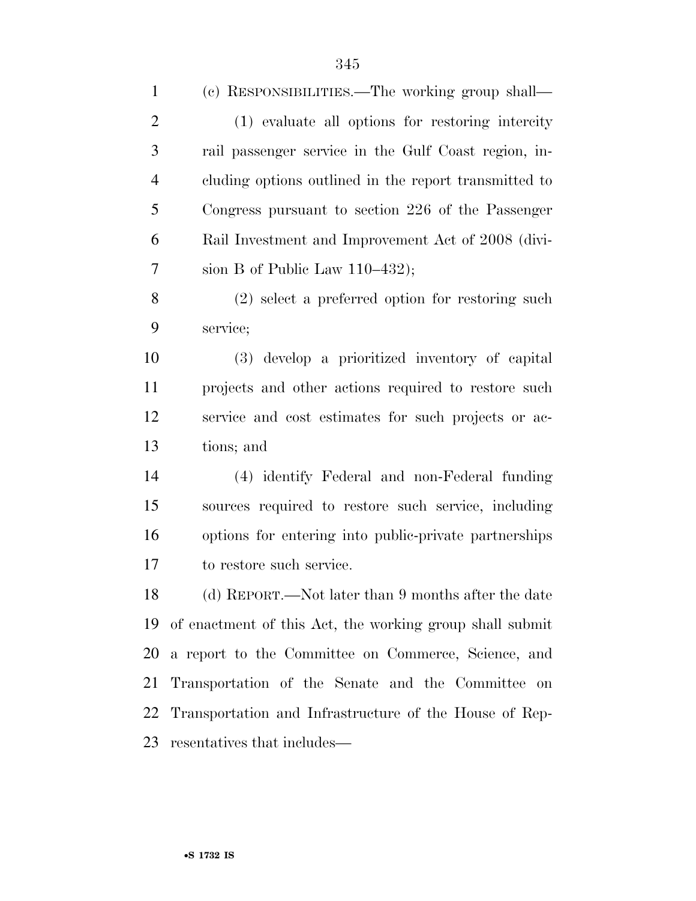(c) RESPONSIBILITIES.—The working group shall—

(1) evaluate all options for restoring intercity rail passenger service in the Gulf Coast region, including options outlined in the report transmitted to Congress pursuant to section 226 of the Passenger Rail Investment and Improvement Act of 2008 (division B of Public Law 110–432);

(2) select a preferred option for restoring such service;

(3) develop a prioritized inventory of capital projects and other actions required to restore such service and cost estimates for such projects or actions; and

(4) identify Federal and non-Federal funding sources required to restore such service, including options for entering into public-private partnerships to restore such service.

(d) REPORT.—Not later than 9 months after the date of enactment of this Act, the working group shall submit a report to the Committee on Commerce, Science, and Transportation of the Senate and the Committee on Transportation and Infrastructure of the House of Representatives that includes—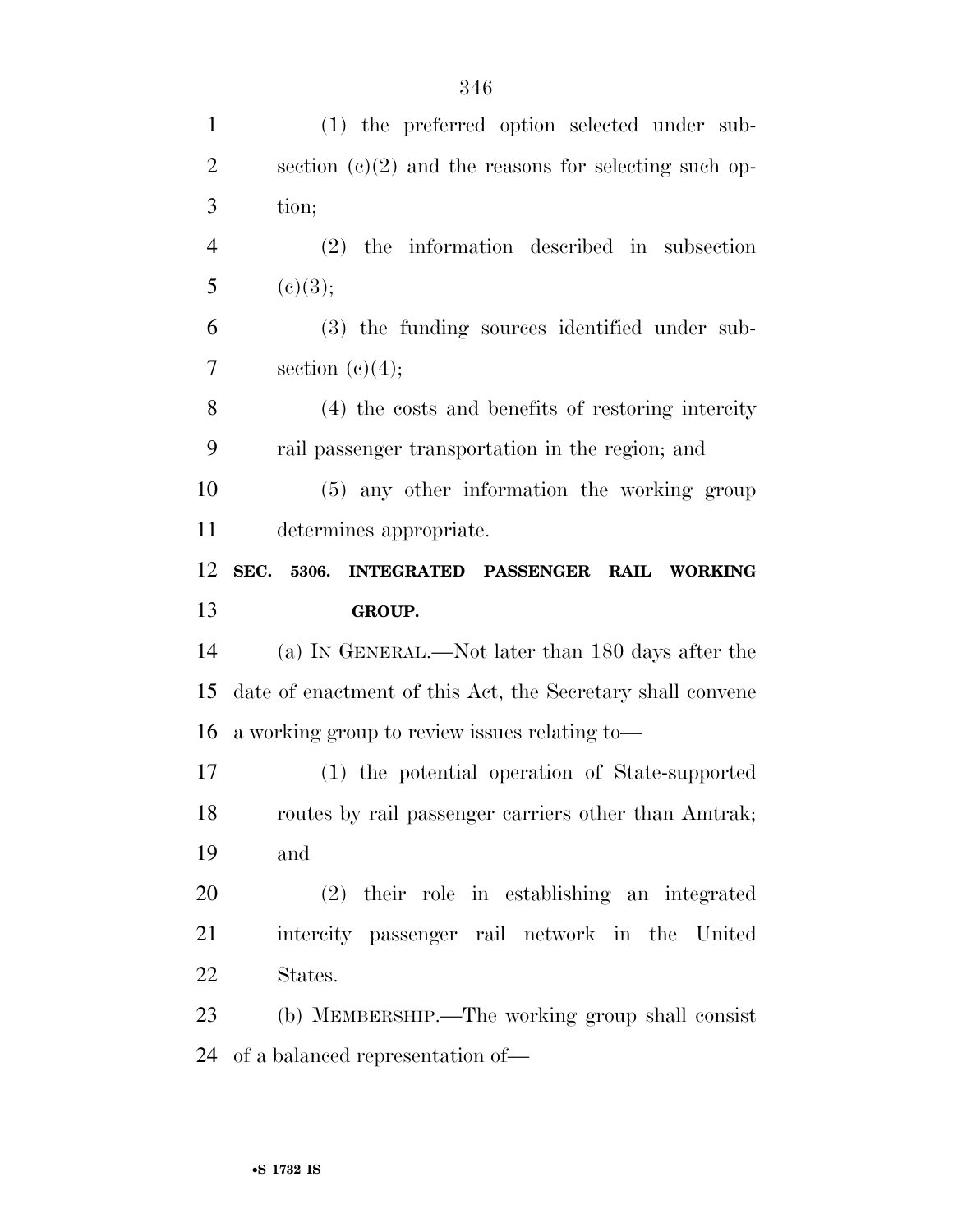(1) the preferred option selected under subsection (c)(2) and the reasons for selecting such option;

(2) the information described in subsection (c)(3);

(3) the funding sources identified under subsection (c)(4);

(4) the costs and benefits of restoring intercity rail passenger transportation in the region; and

(5) any other information the working group determines appropriate.

**SEC. 5306. INTEGRATED PASSENGER RAIL WORKING GROUP.**

(a) IN GENERAL.—Not later than 180 days after the date of enactment of this Act, the Secretary shall convene a working group to review issues relating to—

(1) the potential operation of State-supported routes by rail passenger carriers other than Amtrak; and

(2) their role in establishing an integrated intercity passenger rail network in the United States.

(b) MEMBERSHIP.—The working group shall consist of a balanced representation of—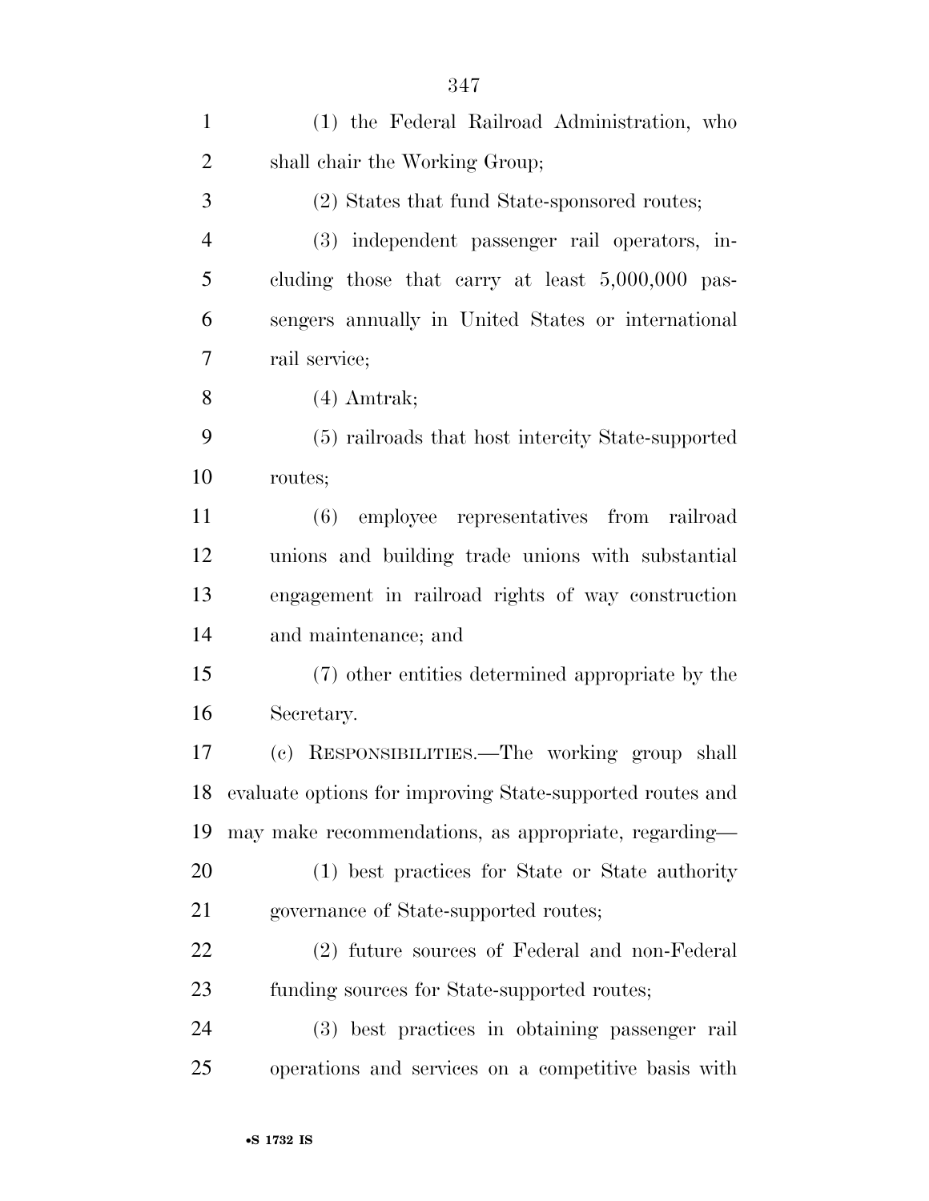(1) the Federal Railroad Administration, who shall chair the Working Group;

(2) States that fund State-sponsored routes;

(3) independent passenger rail operators, including those that carry at least 5,000,000 passengers annually in United States or international rail service;

(4) Amtrak;

(5) railroads that host intercity State-supported routes;

(6) employee representatives from railroad unions and building trade unions with substantial engagement in railroad rights of way construction and maintenance; and

(7) other entities determined appropriate by the Secretary.

(c) RESPONSIBILITIES.—The working group shall evaluate options for improving State-supported routes and may make recommendations, as appropriate, regarding—

(1) best practices for State or State authority governance of State-supported routes;

(2) future sources of Federal and non-Federal funding sources for State-supported routes;

(3) best practices in obtaining passenger rail operations and services on a competitive basis with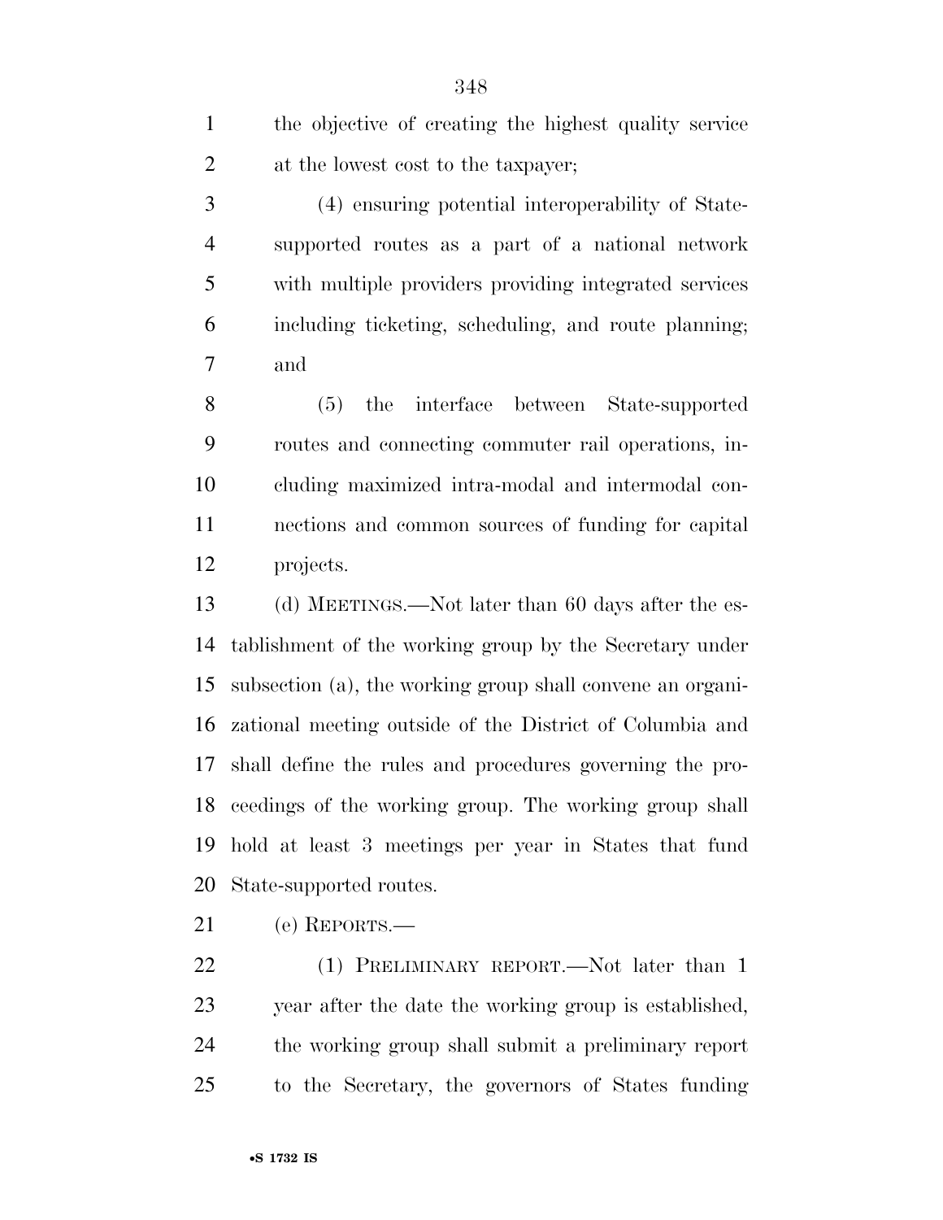the objective of creating the highest quality service at the lowest cost to the taxpayer;

(4) ensuring potential interoperability of State-supported routes as a part of a national network with multiple providers providing integrated services including ticketing, scheduling, and route planning; and

(5) the interface between State-supported routes and connecting commuter rail operations, including maximized intra-modal and intermodal connections and common sources of funding for capital projects.

(d) MEETINGS.—Not later than 60 days after the establishment of the working group by the Secretary under subsection (a), the working group shall convene an organizational meeting outside of the District of Columbia and shall define the rules and procedures governing the proceedings of the working group. The working group shall hold at least 3 meetings per year in States that fund State-supported routes.

(e) REPORTS.—

(1) PRELIMINARY REPORT.—Not later than 1 year after the date the working group is established, the working group shall submit a preliminary report to the Secretary, the governors of States funding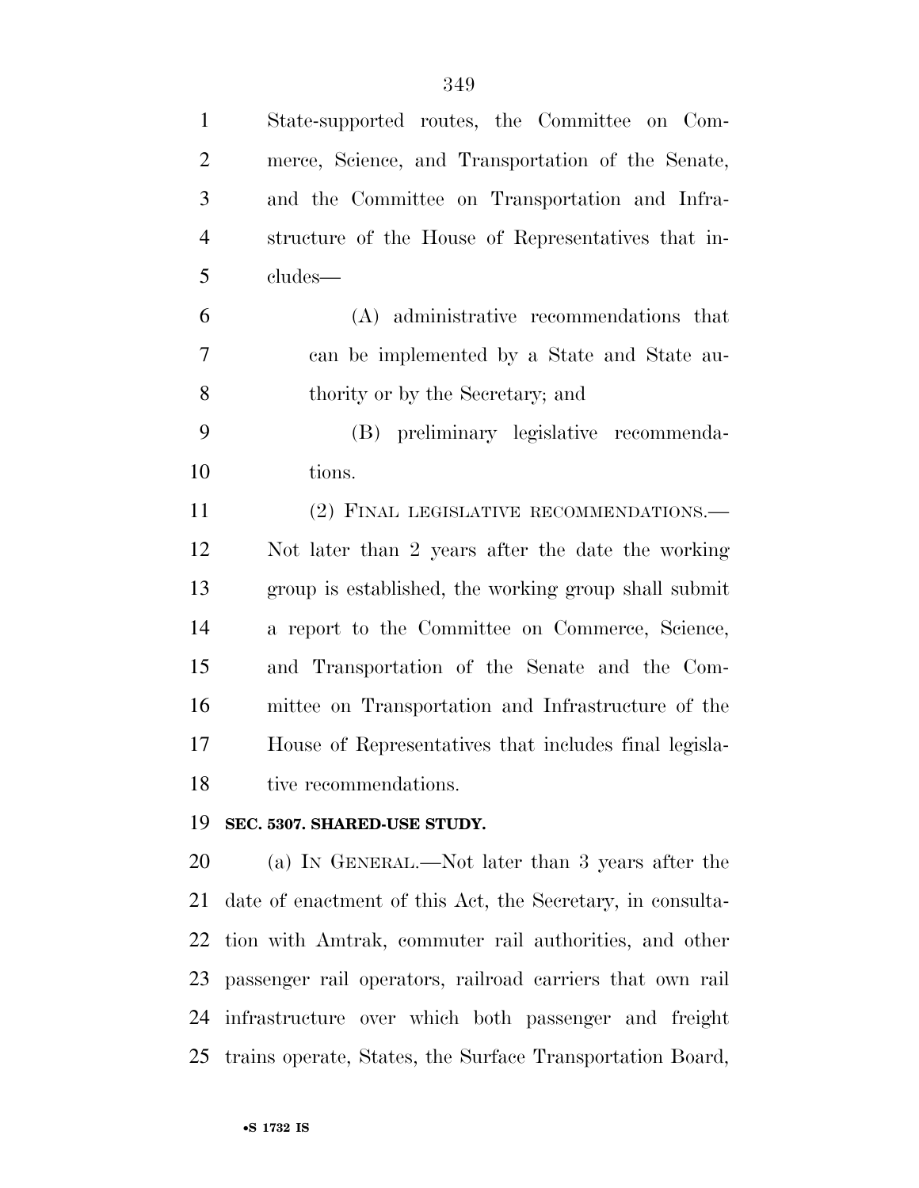State-supported routes, the Committee on Commerce, Science, and Transportation of the Senate, and the Committee on Transportation and Infrastructure of the House of Representatives that includes—

(A) administrative recommendations that can be implemented by a State and State authority or by the Secretary; and

(B) preliminary legislative recommendations.

(2) FINAL LEGISLATIVE RECOMMENDATIONS.—Not later than 2 years after the date the working group is established, the working group shall submit a report to the Committee on Commerce, Science, and Transportation of the Senate and the Committee on Transportation and Infrastructure of the House of Representatives that includes final legislative recommendations.

**SEC. 5307. SHARED-USE STUDY.**

(a) IN GENERAL.—Not later than 3 years after the date of enactment of this Act, the Secretary, in consultation with Amtrak, commuter rail authorities, and other passenger rail operators, railroad carriers that own rail infrastructure over which both passenger and freight trains operate, States, the Surface Transportation Board,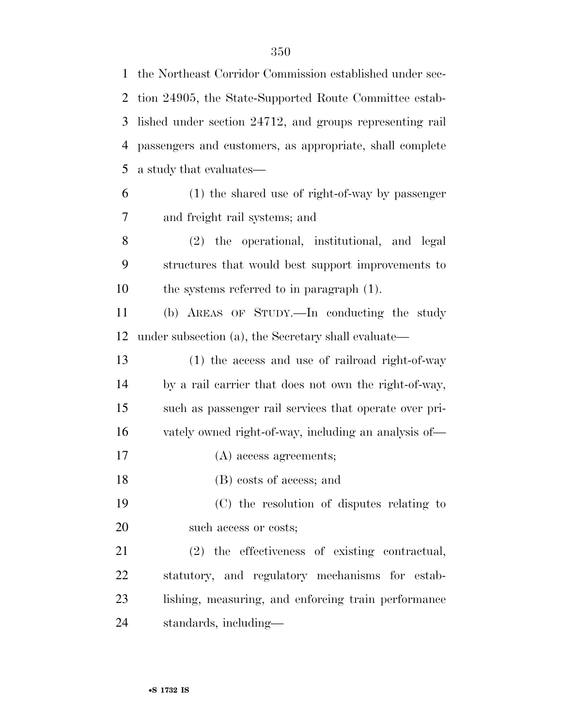the Northeast Corridor Commission established under section 24905, the State-Supported Route Committee established under section 24712, and groups representing rail passengers and customers, as appropriate, shall complete a study that evaluates—

(1) the shared use of right-of-way by passenger and freight rail systems; and

(2) the operational, institutional, and legal structures that would best support improvements to the systems referred to in paragraph (1).

(b) AREAS OF STUDY.—In conducting the study under subsection (a), the Secretary shall evaluate—

(1) the access and use of railroad right-of-way by a rail carrier that does not own the right-of-way, such as passenger rail services that operate over privately owned right-of-way, including an analysis of—

(A) access agreements;

(B) costs of access; and

(C) the resolution of disputes relating to such access or costs;

(2) the effectiveness of existing contractual, statutory, and regulatory mechanisms for establishing, measuring, and enforcing train performance standards, including—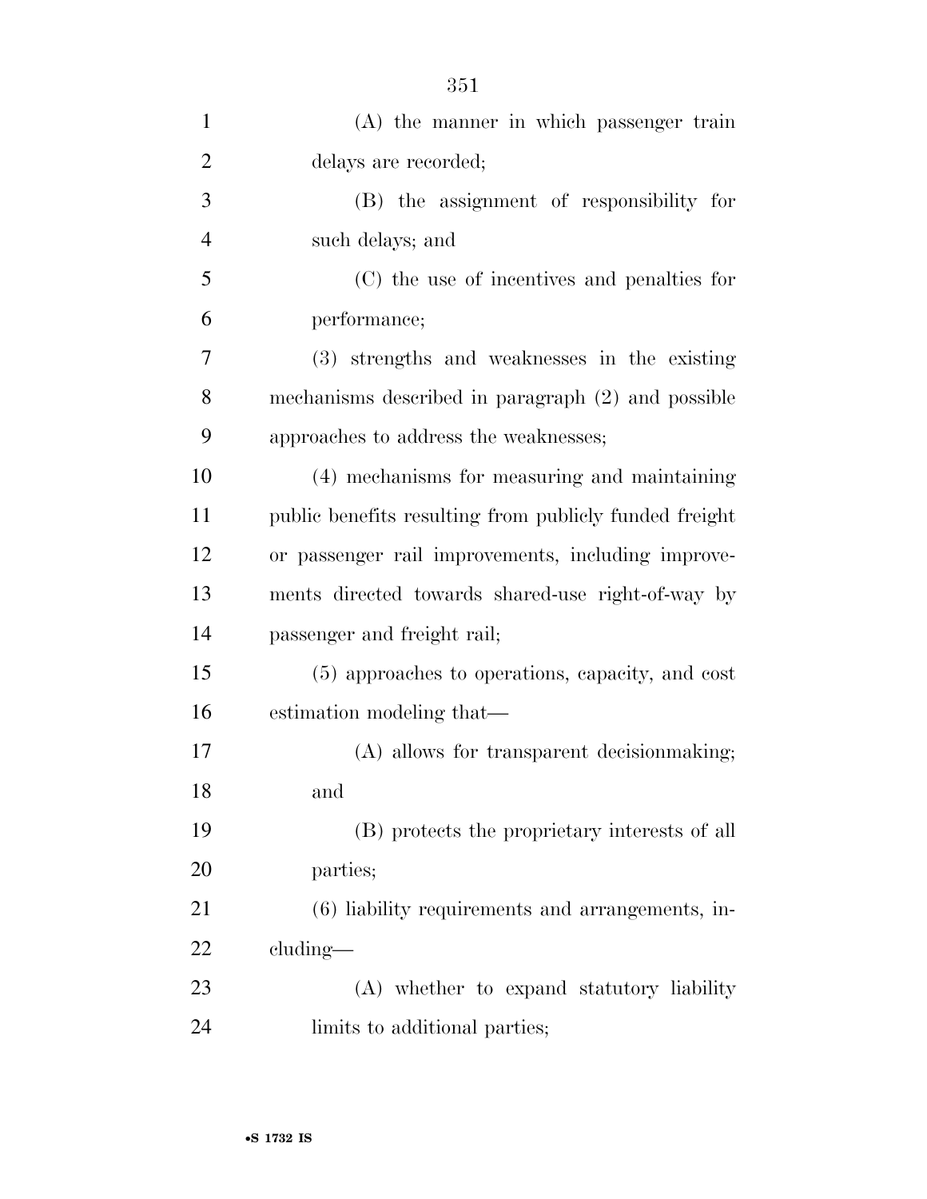(A) the manner in which passenger train delays are recorded;

(B) the assignment of responsibility for such delays; and

(C) the use of incentives and penalties for performance;

(3) strengths and weaknesses in the existing mechanisms described in paragraph (2) and possible approaches to address the weaknesses;

(4) mechanisms for measuring and maintaining public benefits resulting from publicly funded freight or passenger rail improvements, including improvements directed towards shared-use right-of-way by passenger and freight rail;

(5) approaches to operations, capacity, and cost estimation modeling that—

(A) allows for transparent decisionmaking; and

(B) protects the proprietary interests of all parties;

(6) liability requirements and arrangements, including—

(A) whether to expand statutory liability limits to additional parties;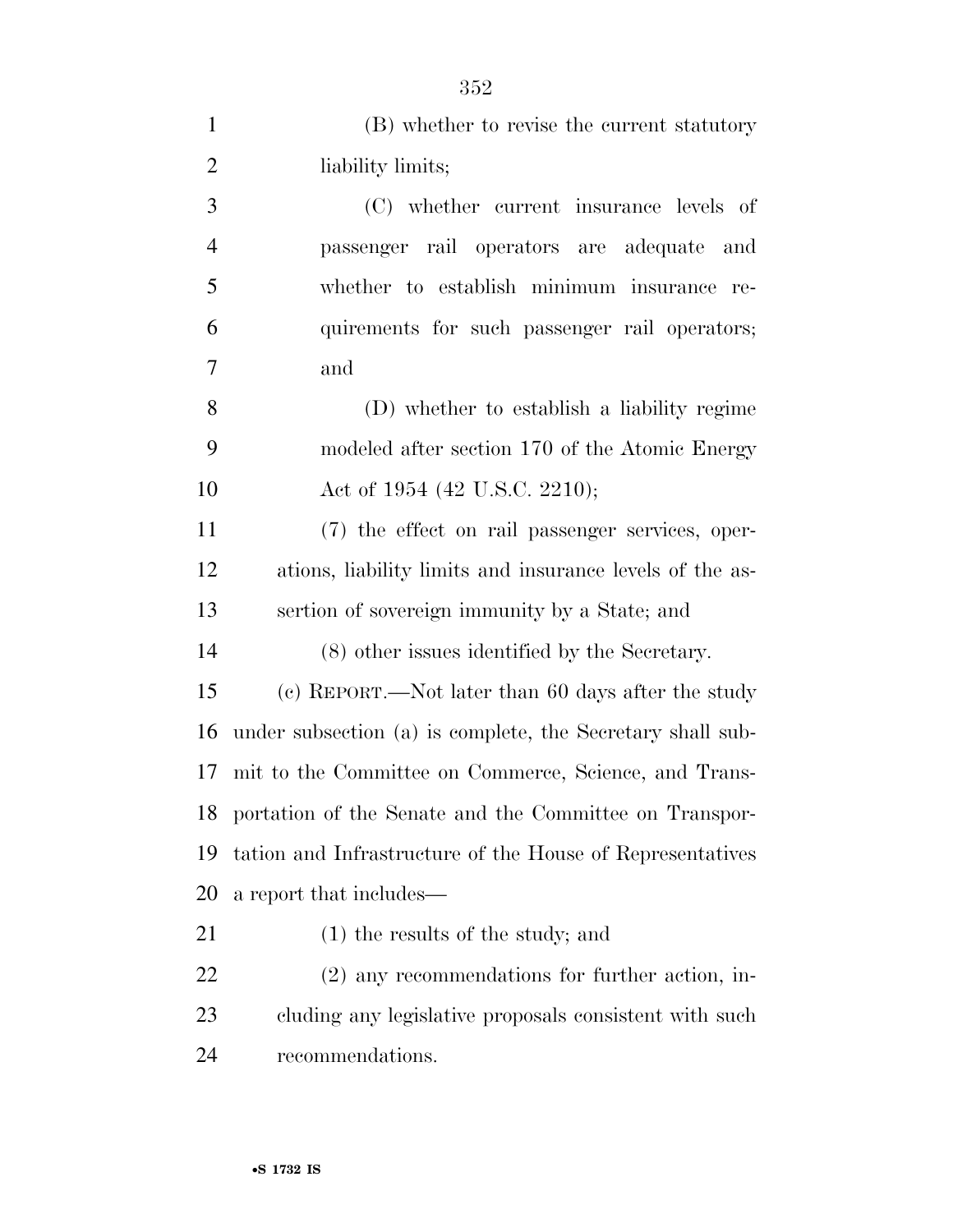(B) whether to revise the current statutory liability limits;

(C) whether current insurance levels of passenger rail operators are adequate and whether to establish minimum insurance requirements for such passenger rail operators; and

(D) whether to establish a liability regime modeled after section 170 of the Atomic Energy Act of 1954 (42 U.S.C. 2210);

(7) the effect on rail passenger services, operations, liability limits and insurance levels of the assertion of sovereign immunity by a State; and

(8) other issues identified by the Secretary.

(c) REPORT.—Not later than 60 days after the study under subsection (a) is complete, the Secretary shall submit to the Committee on Commerce, Science, and Transportation of the Senate and the Committee on Transportation and Infrastructure of the House of Representatives a report that includes—

(1) the results of the study; and

(2) any recommendations for further action, including any legislative proposals consistent with such recommendations.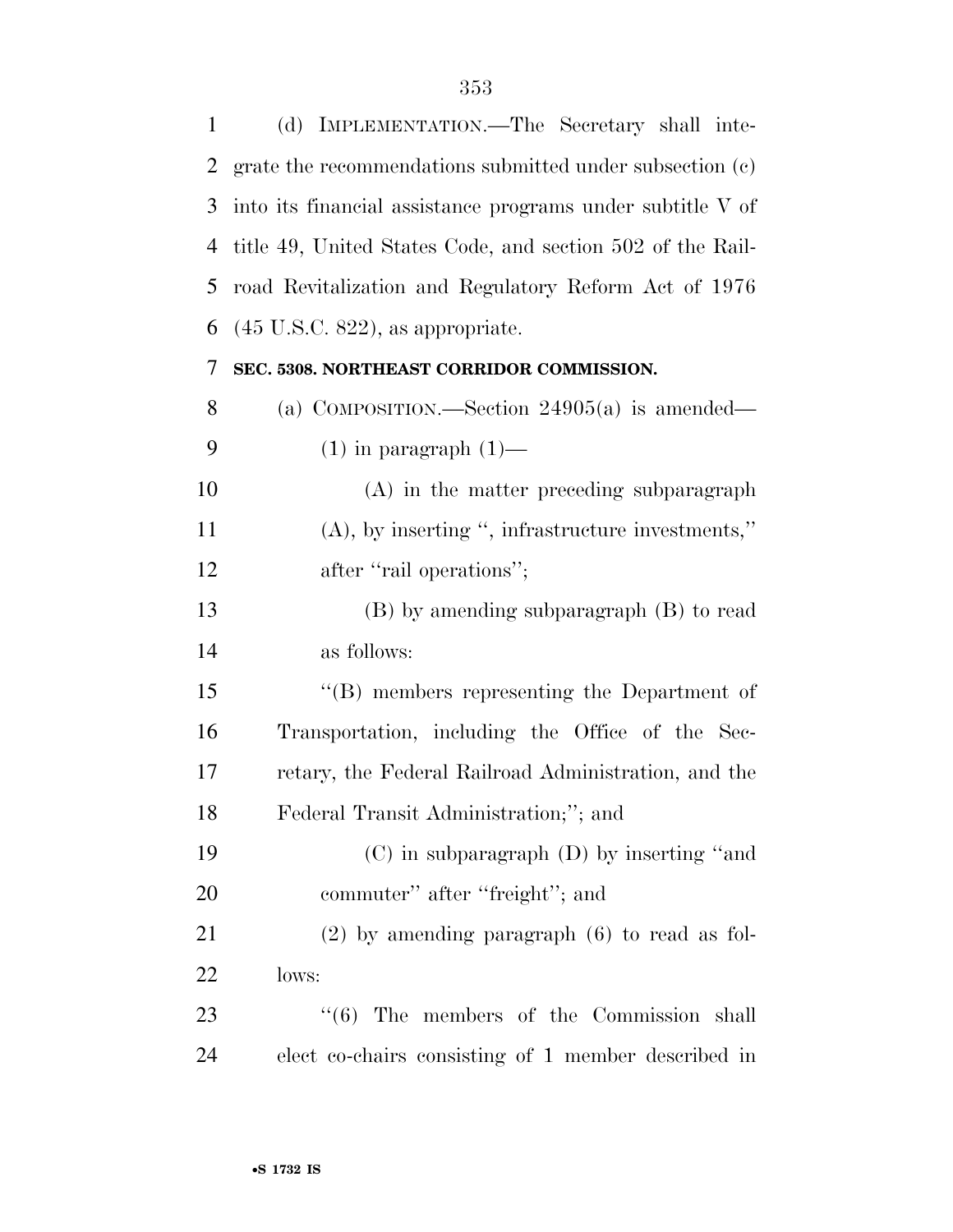(d) IMPLEMENTATION.—The Secretary shall integrate the recommendations submitted under subsection (c) into its financial assistance programs under subtitle V of title 49, United States Code, and section 502 of the Railroad Revitalization and Regulatory Reform Act of 1976 (45 U.S.C. 822), as appropriate.

**SEC. 5308. NORTHEAST CORRIDOR COMMISSION.**

(a) COMPOSITION.—Section 24905(a) is amended—

(1) in paragraph (1)—

(A) in the matter preceding subparagraph (A), by inserting ", infrastructure investments," after "rail operations";

(B) by amending subparagraph (B) to read as follows:

"(B) members representing the Department of Transportation, including the Office of the Secretary, the Federal Railroad Administration, and the Federal Transit Administration;"; and

(C) in subparagraph (D) by inserting "and commuter" after "freight"; and

(2) by amending paragraph (6) to read as follows:

"(6) The members of the Commission shall elect co-chairs consisting of 1 member described in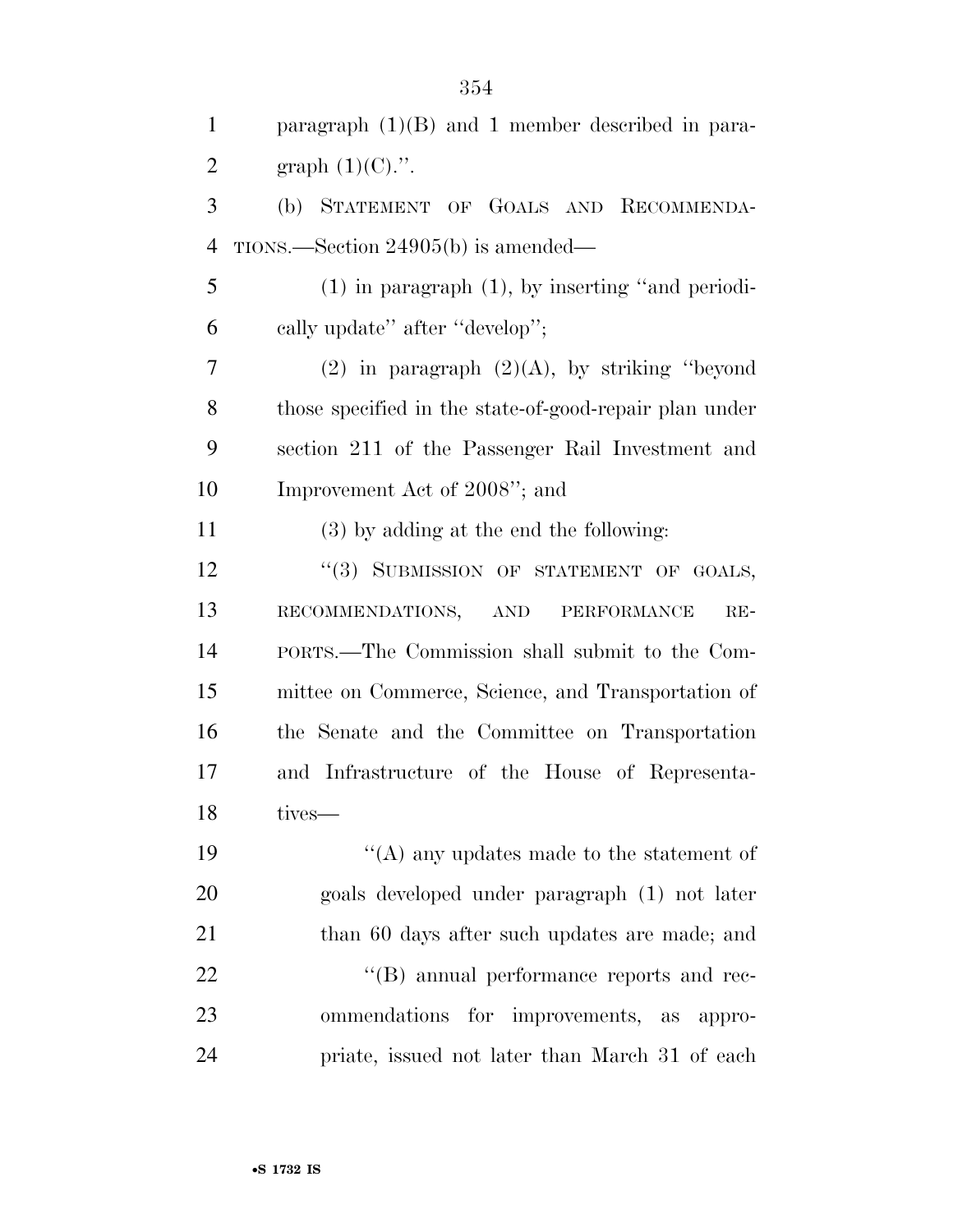paragraph (1)(B) and 1 member described in paragraph (1)(C).''.

(b) STATEMENT OF GOALS AND RECOMMENDATIONS.—Section 24905(b) is amended—

(1) in paragraph (1), by inserting ''and periodically update'' after ''develop'';

(2) in paragraph (2)(A), by striking ''beyond those specified in the state-of-good-repair plan under section 211 of the Passenger Rail Investment and Improvement Act of 2008''; and

(3) by adding at the end the following:

''(3) SUBMISSION OF STATEMENT OF GOALS, RECOMMENDATIONS, AND PERFORMANCE REPORTS.—The Commission shall submit to the Committee on Commerce, Science, and Transportation of the Senate and the Committee on Transportation and Infrastructure of the House of Representatives—

''(A) any updates made to the statement of goals developed under paragraph (1) not later than 60 days after such updates are made; and

''(B) annual performance reports and recommendations for improvements, as appropriate, issued not later than March 31 of each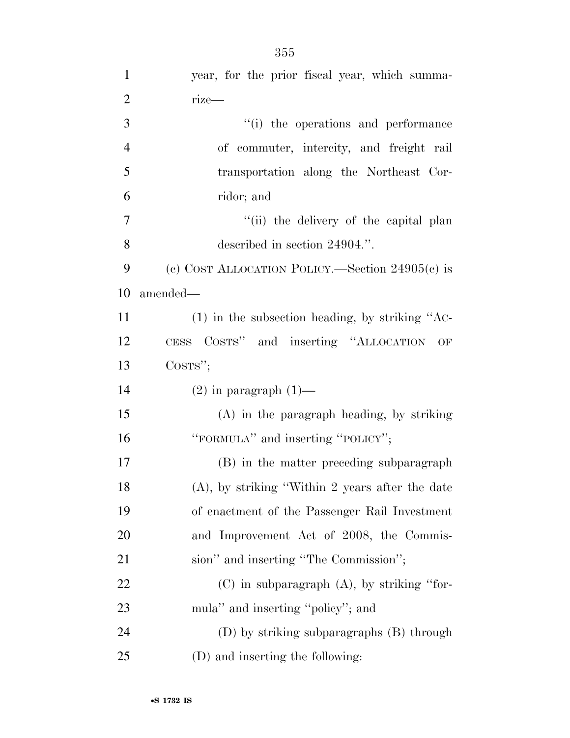year, for the prior fiscal year, which summarize—

"(i) the operations and performance of commuter, intercity, and freight rail transportation along the Northeast Corridor; and

"(ii) the delivery of the capital plan described in section 24904.".

(c) COST ALLOCATION POLICY.—Section 24905(c) is amended—

(1) in the subsection heading, by striking "ACCESS COSTS" and inserting "ALLOCATION OF COSTS";

(2) in paragraph (1)—

(A) in the paragraph heading, by striking "FORMULA" and inserting "POLICY";

(B) in the matter preceding subparagraph (A), by striking "Within 2 years after the date of enactment of the Passenger Rail Investment and Improvement Act of 2008, the Commission" and inserting "The Commission";

(C) in subparagraph (A), by striking "formula" and inserting "policy"; and

(D) by striking subparagraphs (B) through (D) and inserting the following: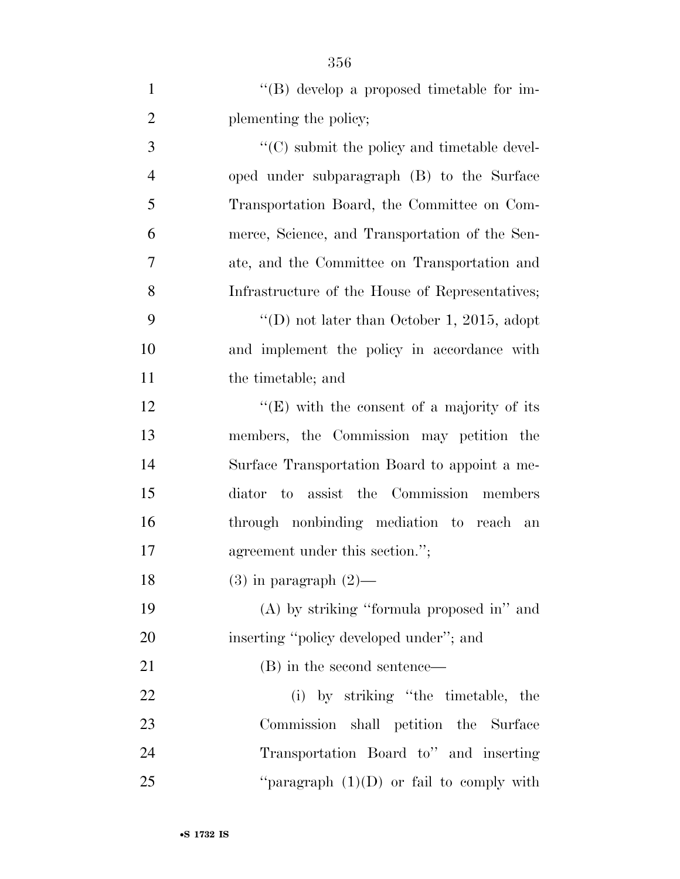''(B) develop a proposed timetable for implementing the policy;

''(C) submit the policy and timetable developed under subparagraph (B) to the Surface Transportation Board, the Committee on Commerce, Science, and Transportation of the Senate, and the Committee on Transportation and Infrastructure of the House of Representatives;

''(D) not later than October 1, 2015, adopt and implement the policy in accordance with the timetable; and

''(E) with the consent of a majority of its members, the Commission may petition the Surface Transportation Board to appoint a mediator to assist the Commission members through nonbinding mediation to reach an agreement under this section.'';

(3) in paragraph (2)—

(A) by striking ''formula proposed in'' and inserting ''policy developed under''; and

(B) in the second sentence—

(i) by striking ''the timetable, the Commission shall petition the Surface Transportation Board to'' and inserting ''paragraph (1)(D) or fail to comply with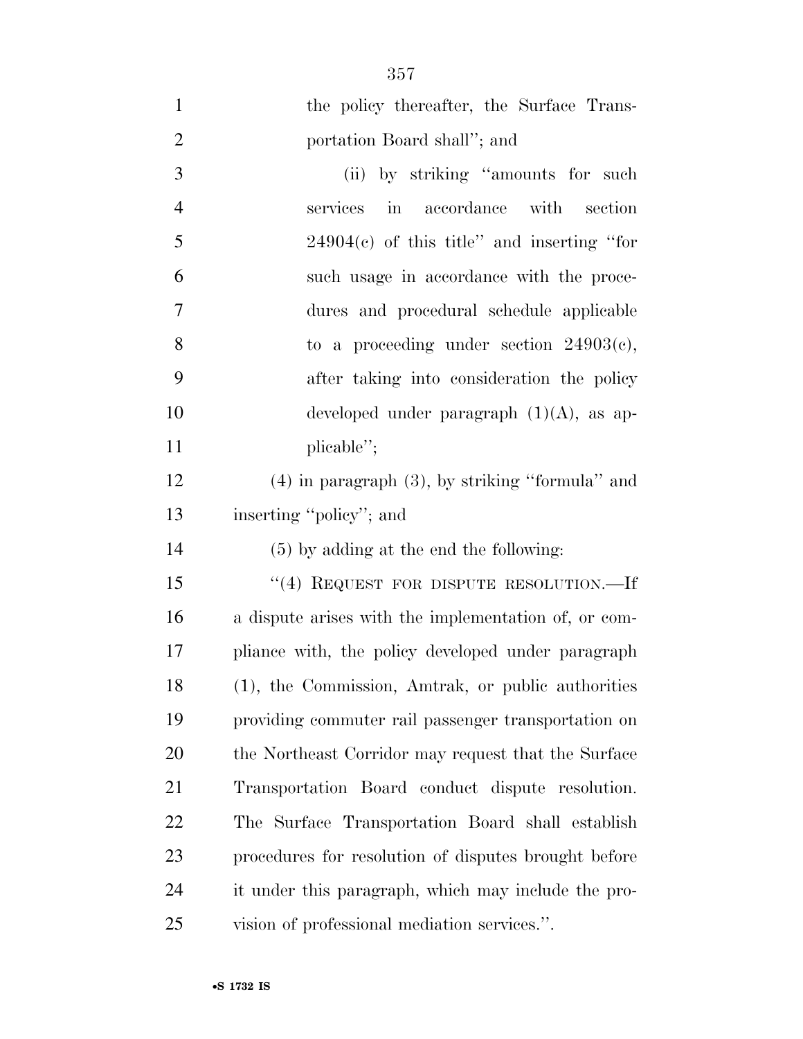the policy thereafter, the Surface Transportation Board shall''; and

(ii) by striking ''amounts for such services in accordance with section 24904(c) of this title'' and inserting ''for such usage in accordance with the procedures and procedural schedule applicable to a proceeding under section 24903(c), after taking into consideration the policy developed under paragraph (1)(A), as applicable'';

(4) in paragraph (3), by striking ''formula'' and inserting ''policy''; and

(5) by adding at the end the following:

''(4) REQUEST FOR DISPUTE RESOLUTION.—If a dispute arises with the implementation of, or compliance with, the policy developed under paragraph (1), the Commission, Amtrak, or public authorities providing commuter rail passenger transportation on the Northeast Corridor may request that the Surface Transportation Board conduct dispute resolution. The Surface Transportation Board shall establish procedures for resolution of disputes brought before it under this paragraph, which may include the provision of professional mediation services.''.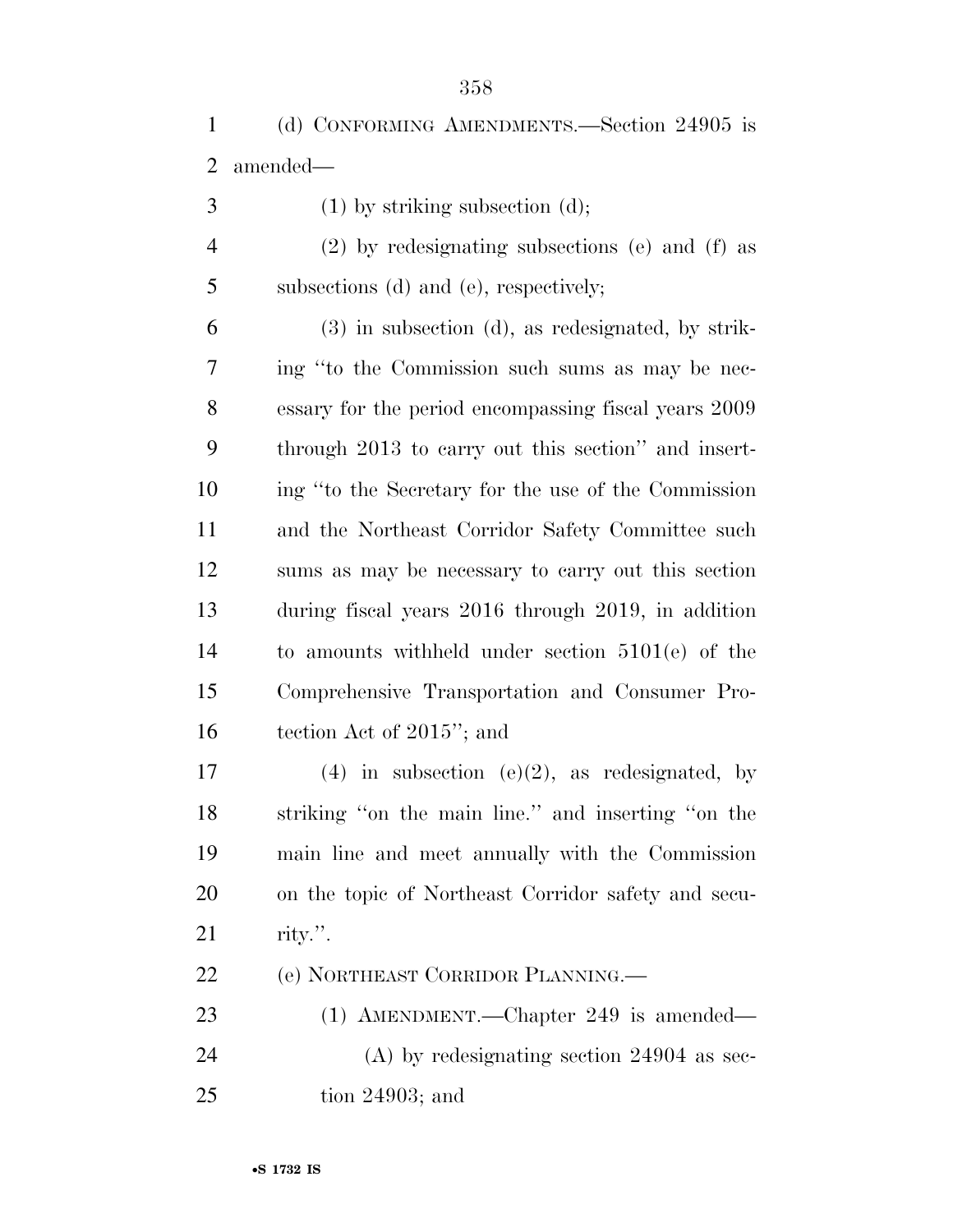(d) CONFORMING AMENDMENTS.—Section 24905 is amended—

(1) by striking subsection (d);

(2) by redesignating subsections (e) and (f) as subsections (d) and (e), respectively;

(3) in subsection (d), as redesignated, by striking "to the Commission such sums as may be necessary for the period encompassing fiscal years 2009 through 2013 to carry out this section" and inserting "to the Secretary for the use of the Commission and the Northeast Corridor Safety Committee such sums as may be necessary to carry out this section during fiscal years 2016 through 2019, in addition to amounts withheld under section 5101(e) of the Comprehensive Transportation and Consumer Protection Act of 2015"; and

(4) in subsection (e)(2), as redesignated, by striking "on the main line." and inserting "on the main line and meet annually with the Commission on the topic of Northeast Corridor safety and security.".

(e) NORTHEAST CORRIDOR PLANNING.—

(1) AMENDMENT.—Chapter 249 is amended—

(A) by redesignating section 24904 as section 24903; and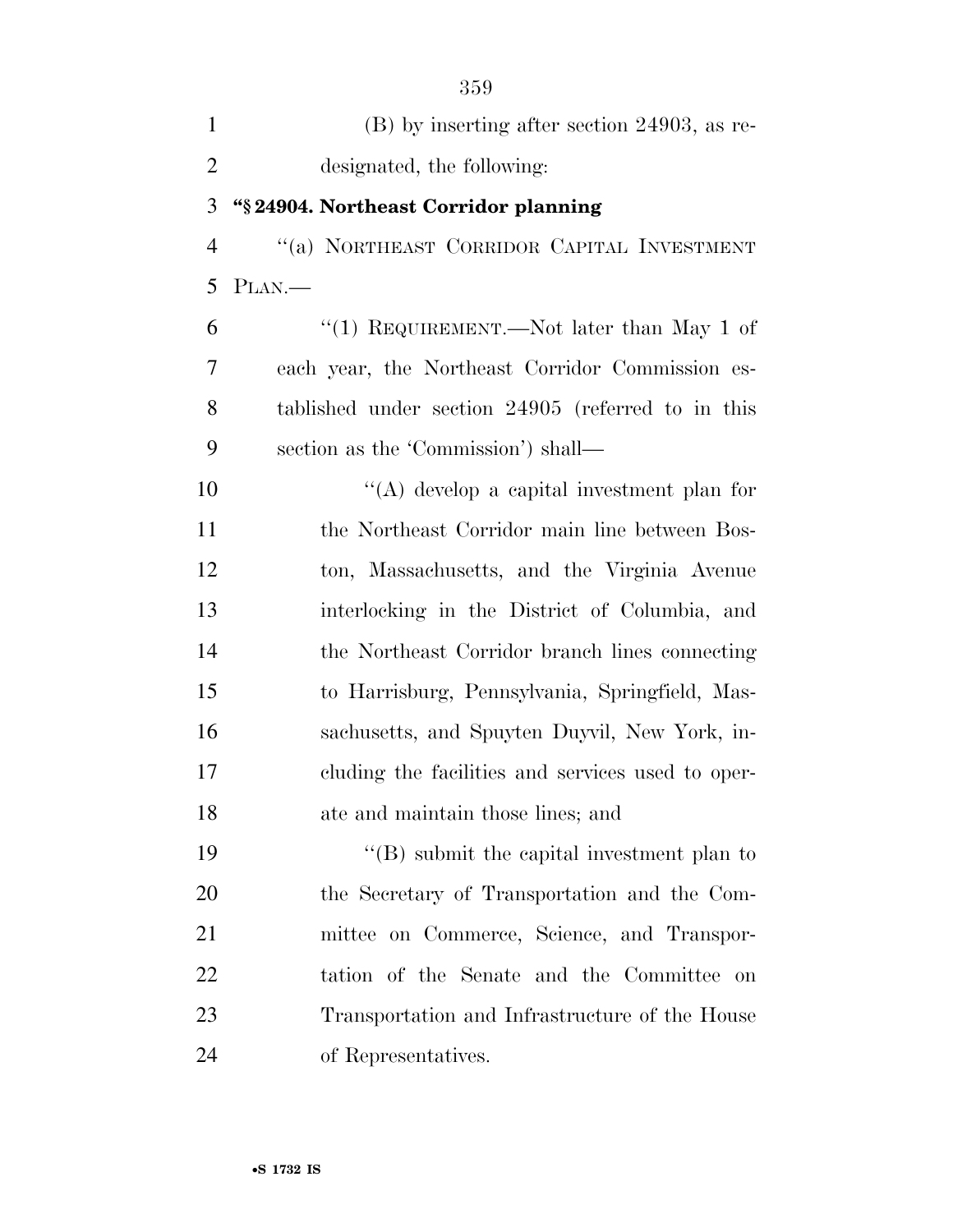(B) by inserting after section 24903, as redesignated, the following:

**"§ 24904. Northeast Corridor planning**

"(a) NORTHEAST CORRIDOR CAPITAL INVESTMENT PLAN.—

"(1) REQUIREMENT.—Not later than May 1 of each year, the Northeast Corridor Commission established under section 24905 (referred to in this section as the 'Commission') shall—

"(A) develop a capital investment plan for the Northeast Corridor main line between Boston, Massachusetts, and the Virginia Avenue interlocking in the District of Columbia, and the Northeast Corridor branch lines connecting to Harrisburg, Pennsylvania, Springfield, Massachusetts, and Spuyten Duyvil, New York, including the facilities and services used to operate and maintain those lines; and

"(B) submit the capital investment plan to the Secretary of Transportation and the Committee on Commerce, Science, and Transportation of the Senate and the Committee on Transportation and Infrastructure of the House of Representatives.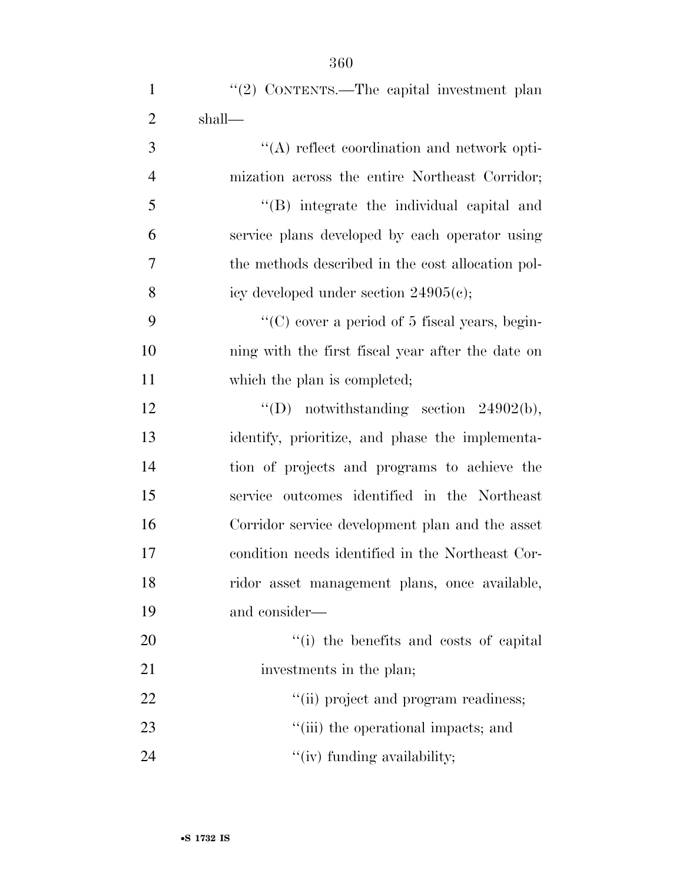''(2) CONTENTS.—The capital investment plan shall—

''(A) reflect coordination and network optimization across the entire Northeast Corridor;

''(B) integrate the individual capital and service plans developed by each operator using the methods described in the cost allocation policy developed under section 24905(c);

''(C) cover a period of 5 fiscal years, beginning with the first fiscal year after the date on which the plan is completed;

''(D) notwithstanding section 24902(b), identify, prioritize, and phase the implementation of projects and programs to achieve the service outcomes identified in the Northeast Corridor service development plan and the asset condition needs identified in the Northeast Corridor asset management plans, once available, and consider—

''(i) the benefits and costs of capital investments in the plan;

''(ii) project and program readiness;

''(iii) the operational impacts; and

''(iv) funding availability;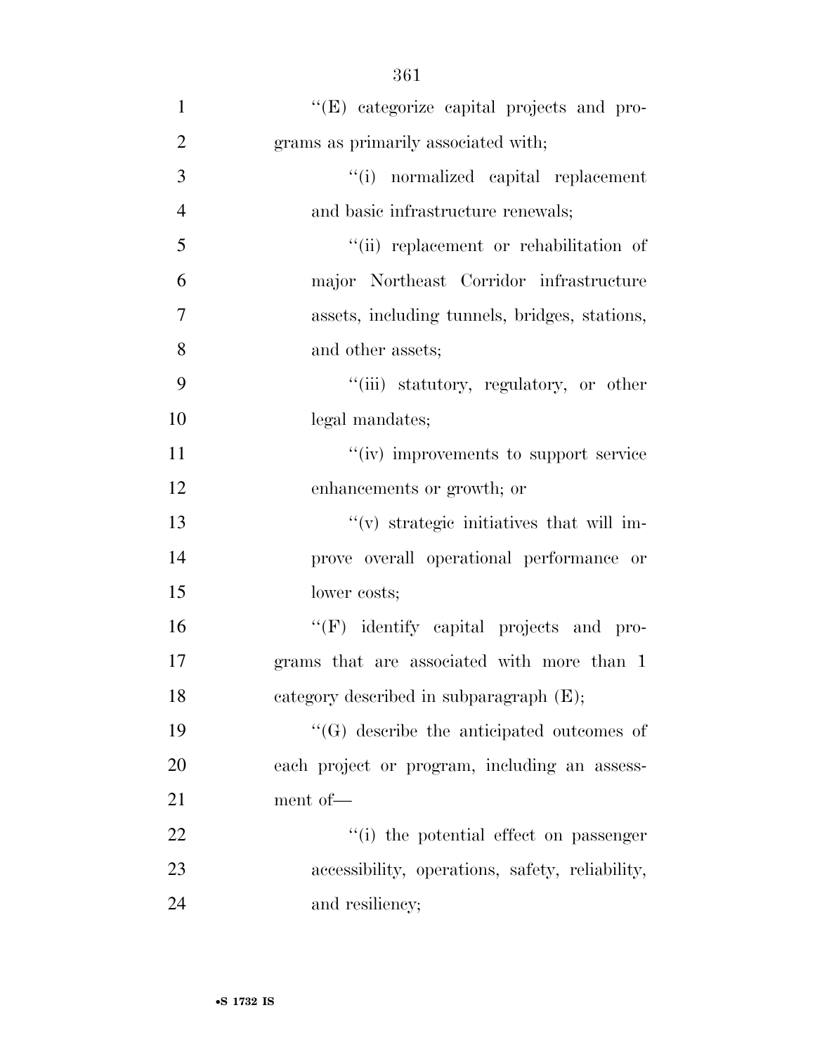''(E) categorize capital projects and programs as primarily associated with;

''(i) normalized capital replacement and basic infrastructure renewals;

''(ii) replacement or rehabilitation of major Northeast Corridor infrastructure assets, including tunnels, bridges, stations, and other assets;

''(iii) statutory, regulatory, or other legal mandates;

''(iv) improvements to support service enhancements or growth; or

''(v) strategic initiatives that will improve overall operational performance or lower costs;

''(F) identify capital projects and programs that are associated with more than 1 category described in subparagraph (E);

''(G) describe the anticipated outcomes of each project or program, including an assessment of—

''(i) the potential effect on passenger accessibility, operations, safety, reliability, and resiliency;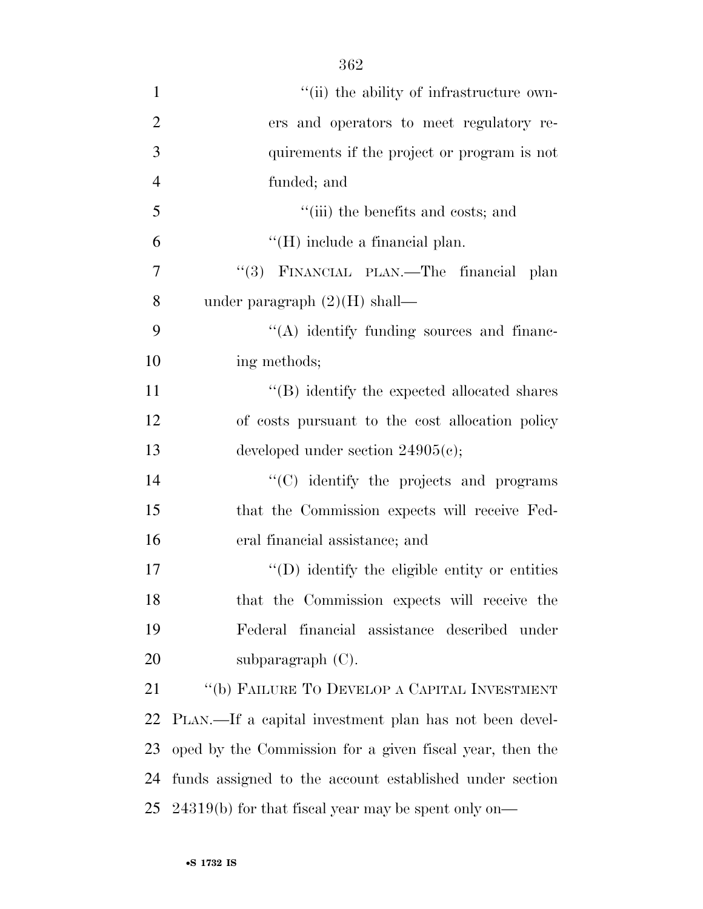''(ii) the ability of infrastructure owners and operators to meet regulatory requirements if the project or program is not funded; and

''(iii) the benefits and costs; and

''(H) include a financial plan.

''(3) FINANCIAL PLAN.—The financial plan under paragraph (2)(H) shall—

''(A) identify funding sources and financing methods;

''(B) identify the expected allocated shares of costs pursuant to the cost allocation policy developed under section 24905(c);

''(C) identify the projects and programs that the Commission expects will receive Federal financial assistance; and

''(D) identify the eligible entity or entities that the Commission expects will receive the Federal financial assistance described under subparagraph (C).

''(b) FAILURE TO DEVELOP A CAPITAL INVESTMENT PLAN.—If a capital investment plan has not been developed by the Commission for a given fiscal year, then the funds assigned to the account established under section 24319(b) for that fiscal year may be spent only on—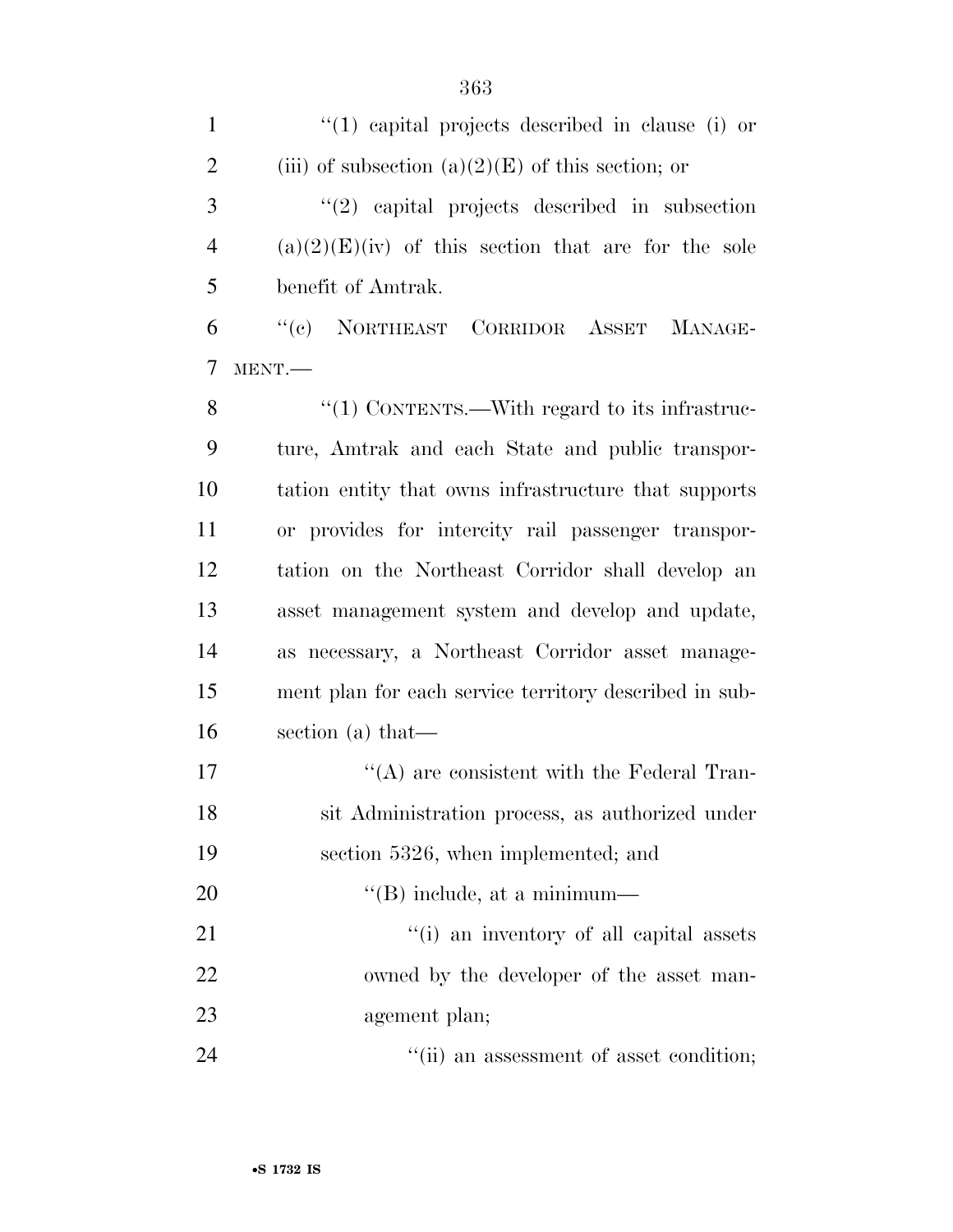"(1) capital projects described in clause (i) or (iii) of subsection (a)(2)(E) of this section; or

"(2) capital projects described in subsection (a)(2)(E)(iv) of this section that are for the sole benefit of Amtrak.

"(c) NORTHEAST CORRIDOR ASSET MANAGEMENT.—

"(1) CONTENTS.—With regard to its infrastructure, Amtrak and each State and public transportation entity that owns infrastructure that supports or provides for intercity rail passenger transportation on the Northeast Corridor shall develop an asset management system and develop and update, as necessary, a Northeast Corridor asset management plan for each service territory described in subsection (a) that—

"(A) are consistent with the Federal Transit Administration process, as authorized under section 5326, when implemented; and

"(B) include, at a minimum—

"(i) an inventory of all capital assets owned by the developer of the asset management plan;

"(ii) an assessment of asset condition;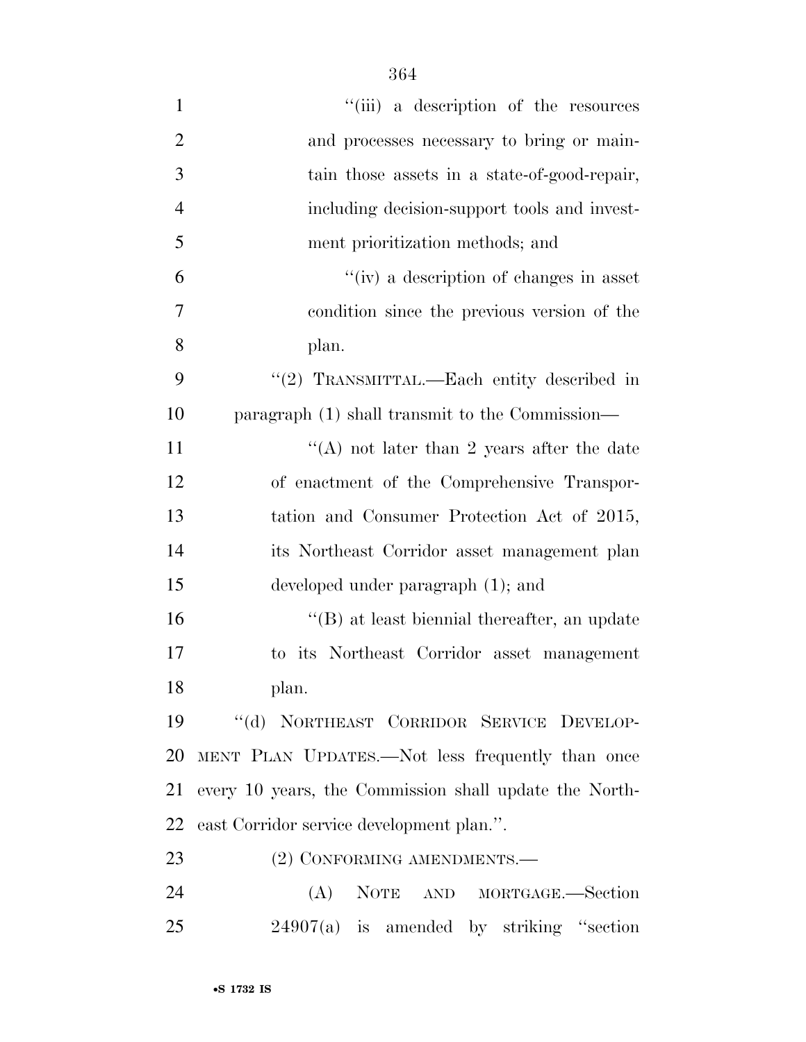''(iii) a description of the resources and processes necessary to bring or maintain those assets in a state-of-good-repair, including decision-support tools and investment prioritization methods; and

''(iv) a description of changes in asset condition since the previous version of the plan.

''(2) TRANSMITTAL.—Each entity described in paragraph (1) shall transmit to the Commission—

''(A) not later than 2 years after the date of enactment of the Comprehensive Transportation and Consumer Protection Act of 2015, its Northeast Corridor asset management plan developed under paragraph (1); and

''(B) at least biennial thereafter, an update to its Northeast Corridor asset management plan.

''(d) NORTHEAST CORRIDOR SERVICE DEVELOPMENT PLAN UPDATES.—Not less frequently than once every 10 years, the Commission shall update the Northeast Corridor service development plan.''.

(2) CONFORMING AMENDMENTS.—

(A) NOTE AND MORTGAGE.—Section 24907(a) is amended by striking ''section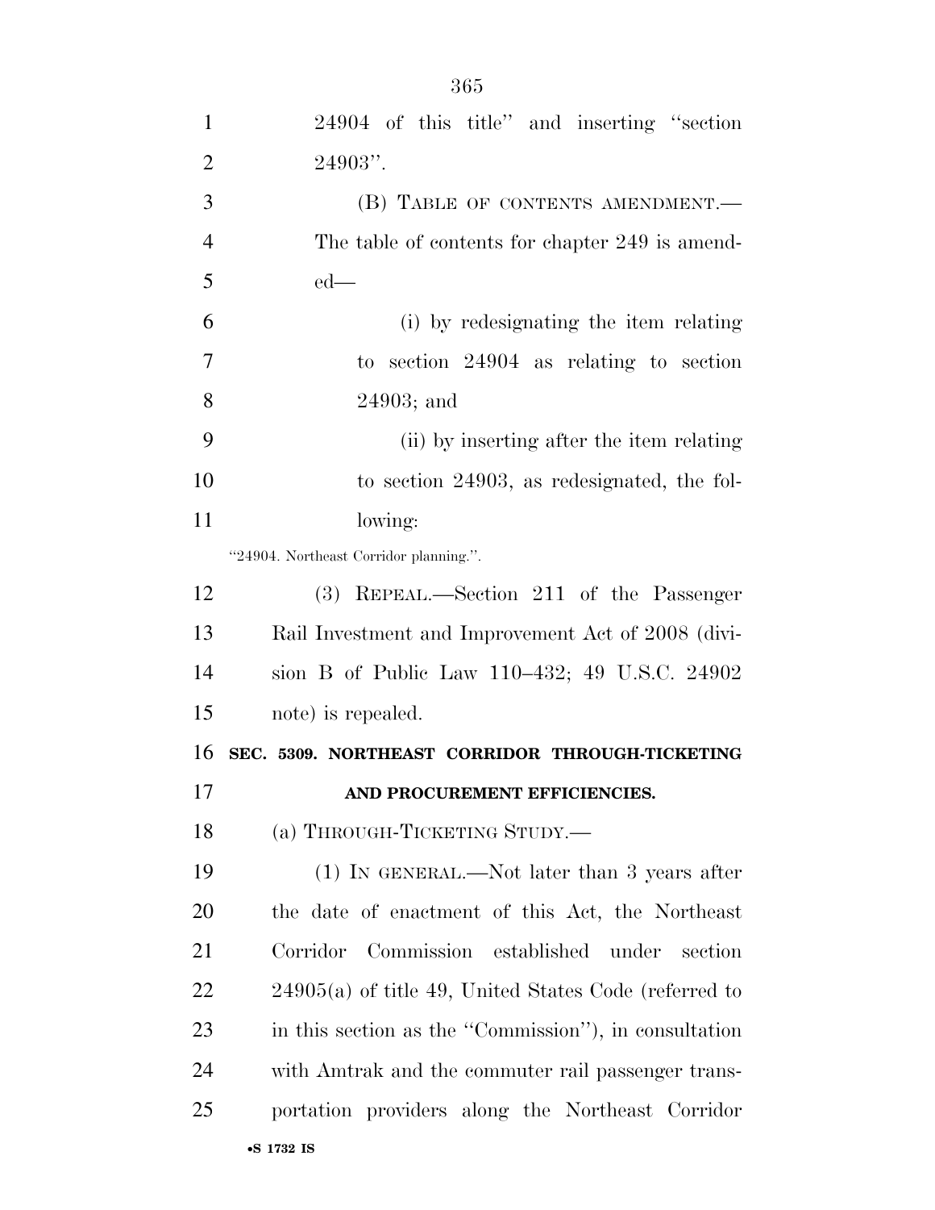24904 of this title'' and inserting ''section 24903''.

(B) TABLE OF CONTENTS AMENDMENT.—The table of contents for chapter 249 is amended—

(i) by redesignating the item relating to section 24904 as relating to section 24903; and

(ii) by inserting after the item relating to section 24903, as redesignated, the following:

''24904. Northeast Corridor planning.''.

(3) REPEAL.—Section 211 of the Passenger Rail Investment and Improvement Act of 2008 (division B of Public Law 110–432; 49 U.S.C. 24902 note) is repealed.

**SEC. 5309. NORTHEAST CORRIDOR THROUGH-TICKETING AND PROCUREMENT EFFICIENCIES.**

(a) THROUGH-TICKETING STUDY.—

(1) IN GENERAL.—Not later than 3 years after the date of enactment of this Act, the Northeast Corridor Commission established under section 24905(a) of title 49, United States Code (referred to in this section as the ''Commission''), in consultation with Amtrak and the commuter rail passenger transportation providers along the Northeast Corridor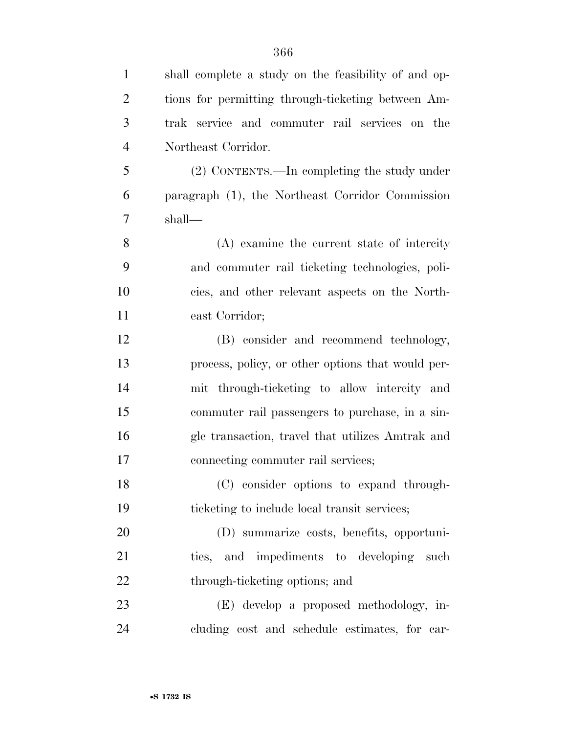shall complete a study on the feasibility of and options for permitting through-ticketing between Amtrak service and commuter rail services on the Northeast Corridor.

(2) CONTENTS.—In completing the study under paragraph (1), the Northeast Corridor Commission shall—

(A) examine the current state of intercity and commuter rail ticketing technologies, policies, and other relevant aspects on the Northeast Corridor;

(B) consider and recommend technology, process, policy, or other options that would permit through-ticketing to allow intercity and commuter rail passengers to purchase, in a single transaction, travel that utilizes Amtrak and connecting commuter rail services;

(C) consider options to expand through-ticketing to include local transit services;

(D) summarize costs, benefits, opportunities, and impediments to developing such through-ticketing options; and

(E) develop a proposed methodology, including cost and schedule estimates, for car-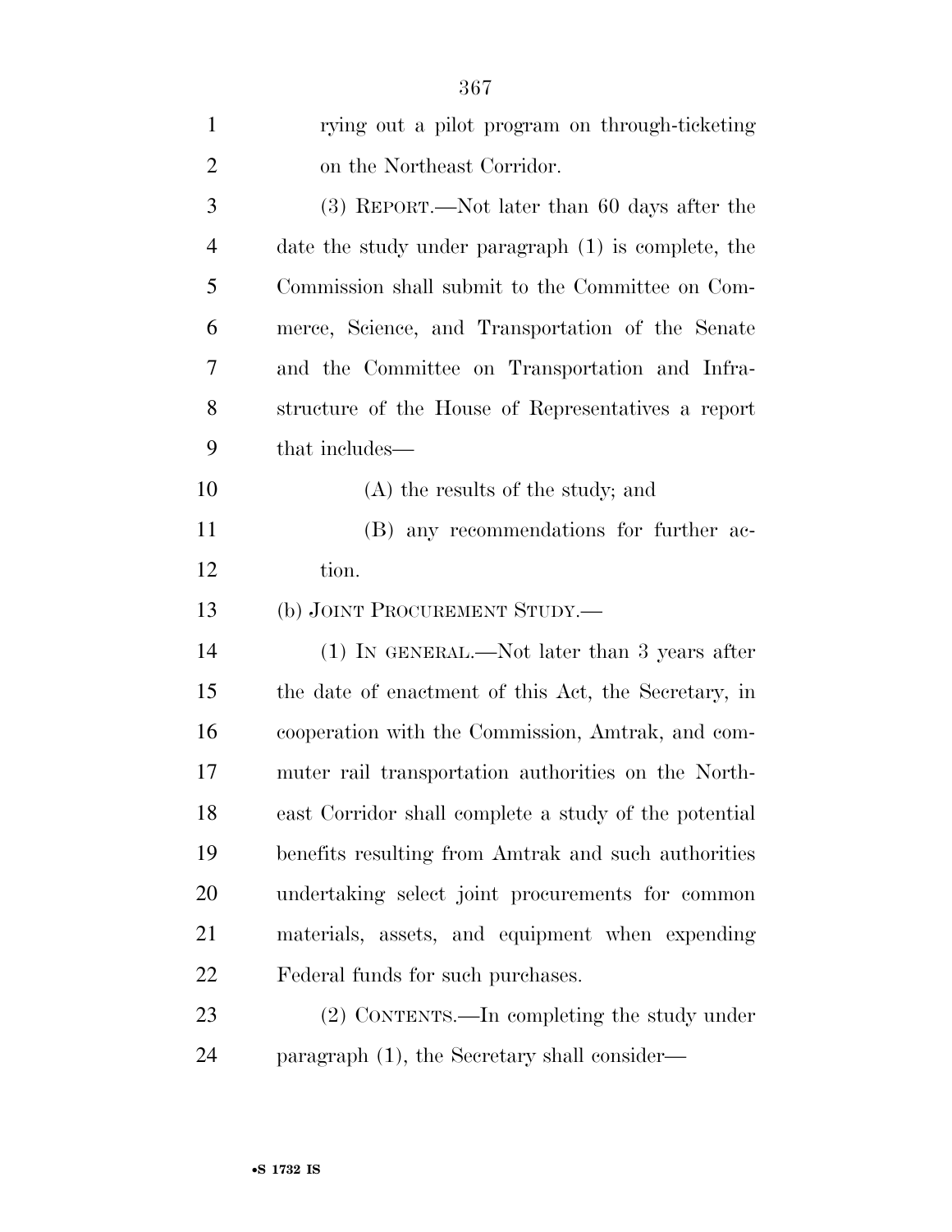rying out a pilot program on through-ticketing on the Northeast Corridor.

(3) REPORT.—Not later than 60 days after the date the study under paragraph (1) is complete, the Commission shall submit to the Committee on Commerce, Science, and Transportation of the Senate and the Committee on Transportation and Infrastructure of the House of Representatives a report that includes—

(A) the results of the study; and

(B) any recommendations for further action.

(b) JOINT PROCUREMENT STUDY.—

(1) IN GENERAL.—Not later than 3 years after the date of enactment of this Act, the Secretary, in cooperation with the Commission, Amtrak, and commuter rail transportation authorities on the Northeast Corridor shall complete a study of the potential benefits resulting from Amtrak and such authorities undertaking select joint procurements for common materials, assets, and equipment when expending Federal funds for such purchases.

(2) CONTENTS.—In completing the study under paragraph (1), the Secretary shall consider—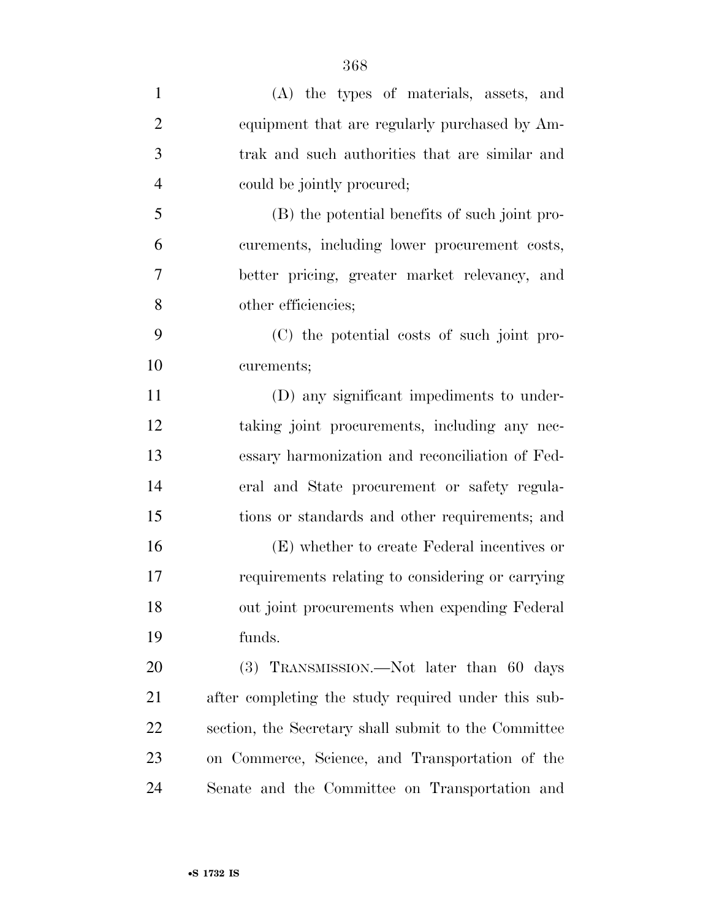(A) the types of materials, assets, and equipment that are regularly purchased by Amtrak and such authorities that are similar and could be jointly procured;

(B) the potential benefits of such joint procurements, including lower procurement costs, better pricing, greater market relevancy, and other efficiencies;

(C) the potential costs of such joint procurements;

(D) any significant impediments to undertaking joint procurements, including any necessary harmonization and reconciliation of Federal and State procurement or safety regulations or standards and other requirements; and

(E) whether to create Federal incentives or requirements relating to considering or carrying out joint procurements when expending Federal funds.

(3) TRANSMISSION.—Not later than 60 days after completing the study required under this subsection, the Secretary shall submit to the Committee on Commerce, Science, and Transportation of the Senate and the Committee on Transportation and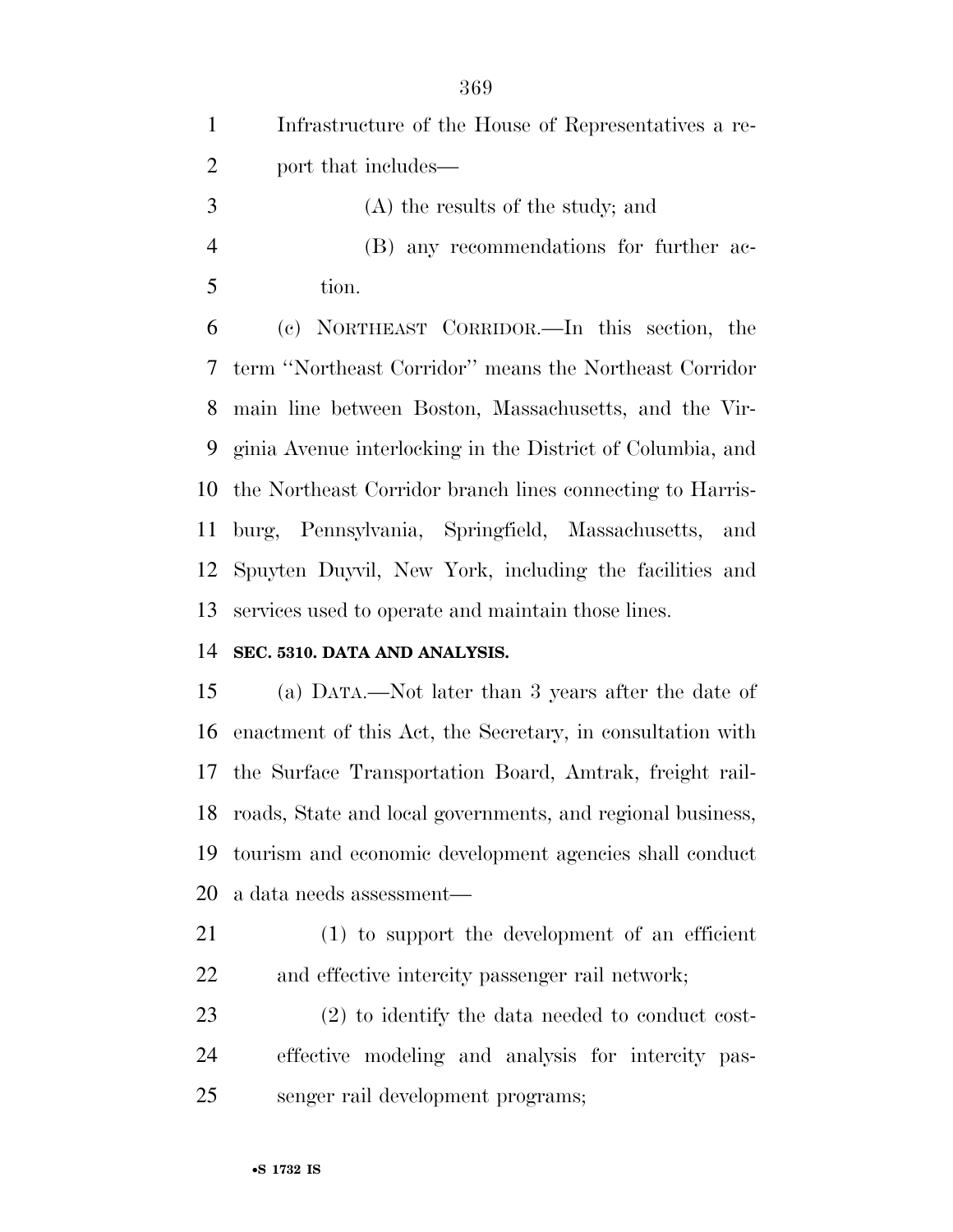Infrastructure of the House of Representatives a report that includes—

(A) the results of the study; and

(B) any recommendations for further action.

(c) NORTHEAST CORRIDOR.—In this section, the term ''Northeast Corridor'' means the Northeast Corridor main line between Boston, Massachusetts, and the Virginia Avenue interlocking in the District of Columbia, and the Northeast Corridor branch lines connecting to Harrisburg, Pennsylvania, Springfield, Massachusetts, and Spuyten Duyvil, New York, including the facilities and services used to operate and maintain those lines.

**SEC. 5310. DATA AND ANALYSIS.**

(a) DATA.—Not later than 3 years after the date of enactment of this Act, the Secretary, in consultation with the Surface Transportation Board, Amtrak, freight railroads, State and local governments, and regional business, tourism and economic development agencies shall conduct a data needs assessment—

(1) to support the development of an efficient and effective intercity passenger rail network;

(2) to identify the data needed to conduct cost-effective modeling and analysis for intercity passenger rail development programs;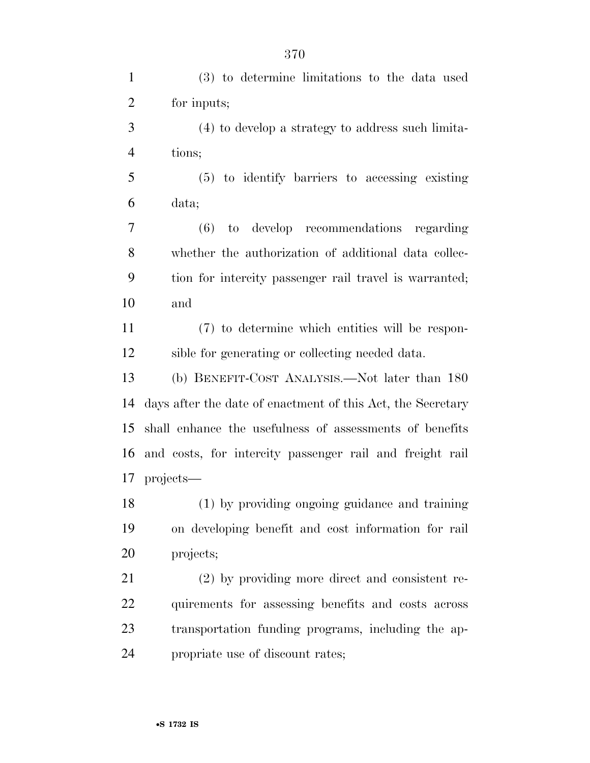(3) to determine limitations to the data used for inputs;

(4) to develop a strategy to address such limitations;

(5) to identify barriers to accessing existing data;

(6) to develop recommendations regarding whether the authorization of additional data collection for intercity passenger rail travel is warranted; and

(7) to determine which entities will be responsible for generating or collecting needed data.

(b) BENEFIT-COST ANALYSIS.—Not later than 180 days after the date of enactment of this Act, the Secretary shall enhance the usefulness of assessments of benefits and costs, for intercity passenger rail and freight rail projects—

(1) by providing ongoing guidance and training on developing benefit and cost information for rail projects;

(2) by providing more direct and consistent requirements for assessing benefits and costs across transportation funding programs, including the appropriate use of discount rates;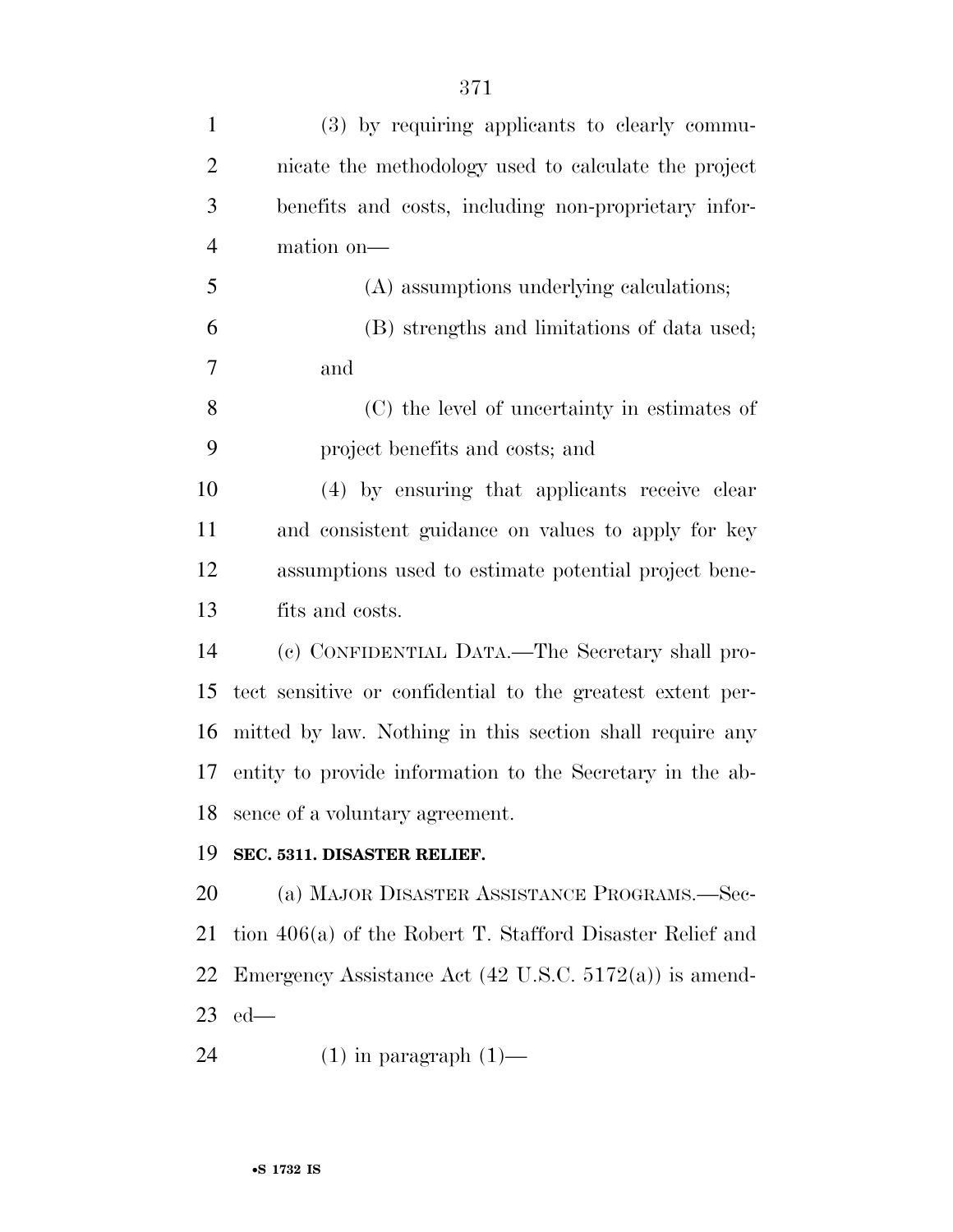(3) by requiring applicants to clearly communicate the methodology used to calculate the project benefits and costs, including non-proprietary information on—

(A) assumptions underlying calculations;

(B) strengths and limitations of data used; and

(C) the level of uncertainty in estimates of project benefits and costs; and

(4) by ensuring that applicants receive clear and consistent guidance on values to apply for key assumptions used to estimate potential project benefits and costs.

(c) CONFIDENTIAL DATA.—The Secretary shall protect sensitive or confidential to the greatest extent permitted by law. Nothing in this section shall require any entity to provide information to the Secretary in the absence of a voluntary agreement.

**SEC. 5311. DISASTER RELIEF.**

(a) MAJOR DISASTER ASSISTANCE PROGRAMS.—Section 406(a) of the Robert T. Stafford Disaster Relief and Emergency Assistance Act (42 U.S.C. 5172(a)) is amended—

(1) in paragraph (1)—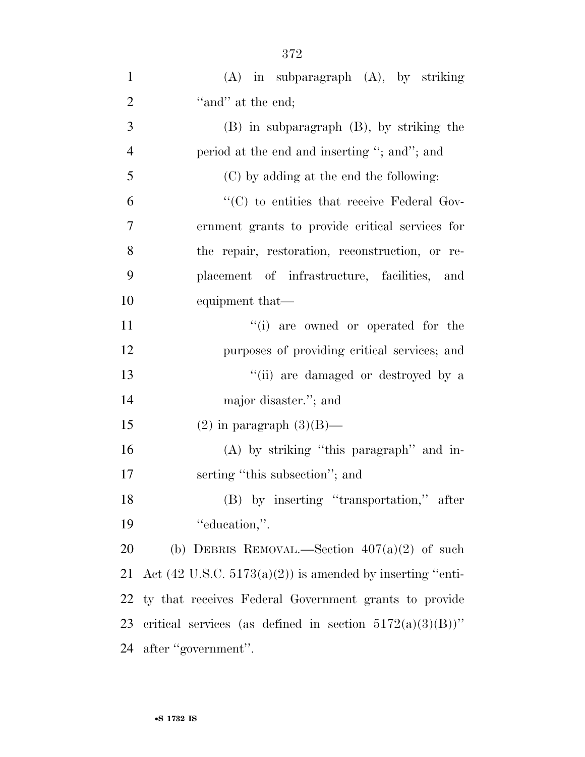(A) in subparagraph (A), by striking "and" at the end;

(B) in subparagraph (B), by striking the period at the end and inserting "; and"; and

(C) by adding at the end the following:

"(C) to entities that receive Federal Government grants to provide critical services for the repair, restoration, reconstruction, or replacement of infrastructure, facilities, and equipment that—

"(i) are owned or operated for the purposes of providing critical services; and

"(ii) are damaged or destroyed by a major disaster."; and

(2) in paragraph (3)(B)—

(A) by striking "this paragraph" and inserting "this subsection"; and

(B) by inserting "transportation," after "education,".

(b) DEBRIS REMOVAL.—Section 407(a)(2) of such Act (42 U.S.C. 5173(a)(2)) is amended by inserting "entity that receives Federal Government grants to provide critical services (as defined in section 5172(a)(3)(B))" after "government".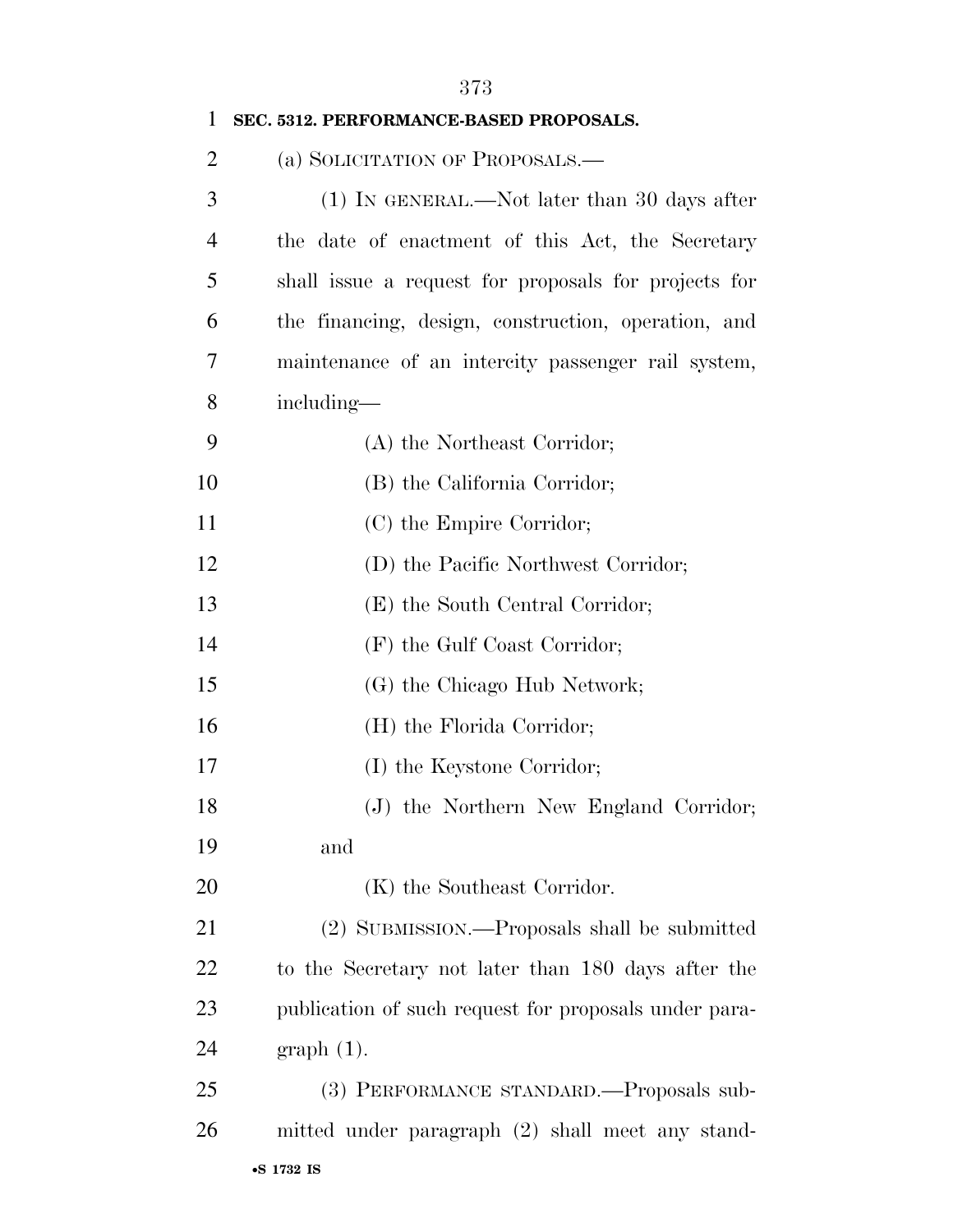**SEC. 5312. PERFORMANCE-BASED PROPOSALS.**

(a) SOLICITATION OF PROPOSALS.—

(1) IN GENERAL.—Not later than 30 days after the date of enactment of this Act, the Secretary shall issue a request for proposals for projects for the financing, design, construction, operation, and maintenance of an intercity passenger rail system, including—

(A) the Northeast Corridor;

(B) the California Corridor;

(C) the Empire Corridor;

(D) the Pacific Northwest Corridor;

(E) the South Central Corridor;

(F) the Gulf Coast Corridor;

(G) the Chicago Hub Network;

(H) the Florida Corridor;

(I) the Keystone Corridor;

(J) the Northern New England Corridor; and

(K) the Southeast Corridor.

(2) SUBMISSION.—Proposals shall be submitted to the Secretary not later than 180 days after the publication of such request for proposals under paragraph (1).

(3) PERFORMANCE STANDARD.—Proposals submitted under paragraph (2) shall meet any stand-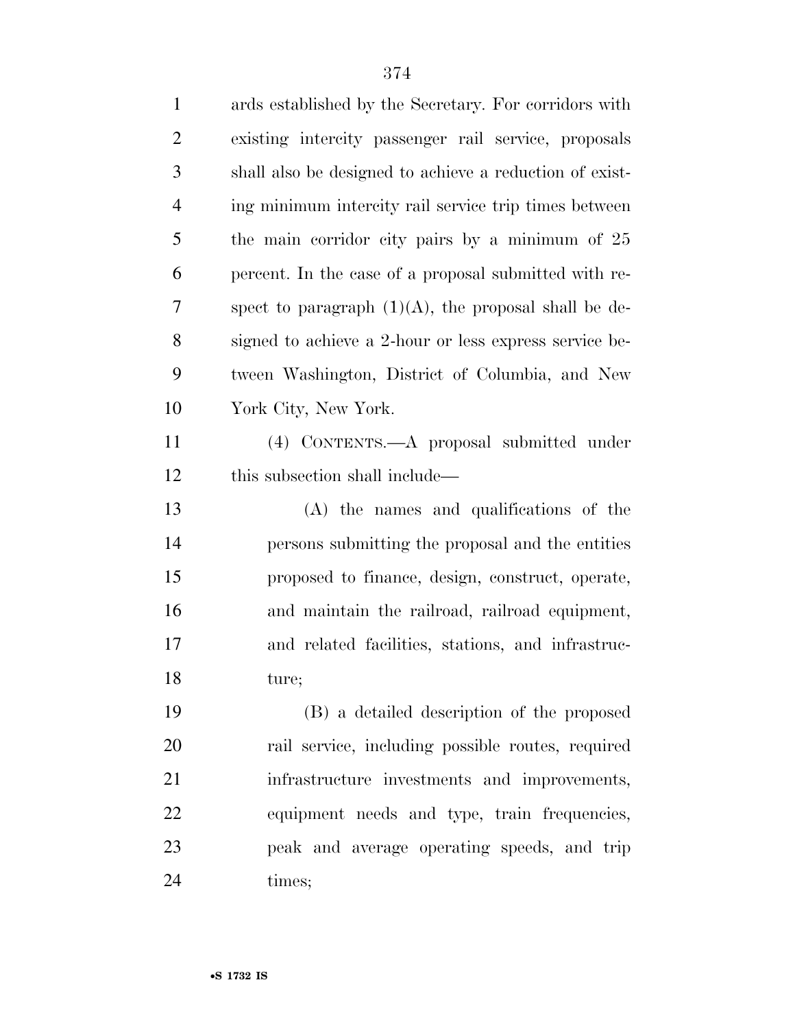ards established by the Secretary. For corridors with existing intercity passenger rail service, proposals shall also be designed to achieve a reduction of existing minimum intercity rail service trip times between the main corridor city pairs by a minimum of 25 percent. In the case of a proposal submitted with respect to paragraph (1)(A), the proposal shall be designed to achieve a 2-hour or less express service between Washington, District of Columbia, and New York City, New York.

(4) CONTENTS.—A proposal submitted under this subsection shall include—

(A) the names and qualifications of the persons submitting the proposal and the entities proposed to finance, design, construct, operate, and maintain the railroad, railroad equipment, and related facilities, stations, and infrastructure;

(B) a detailed description of the proposed rail service, including possible routes, required infrastructure investments and improvements, equipment needs and type, train frequencies, peak and average operating speeds, and trip times;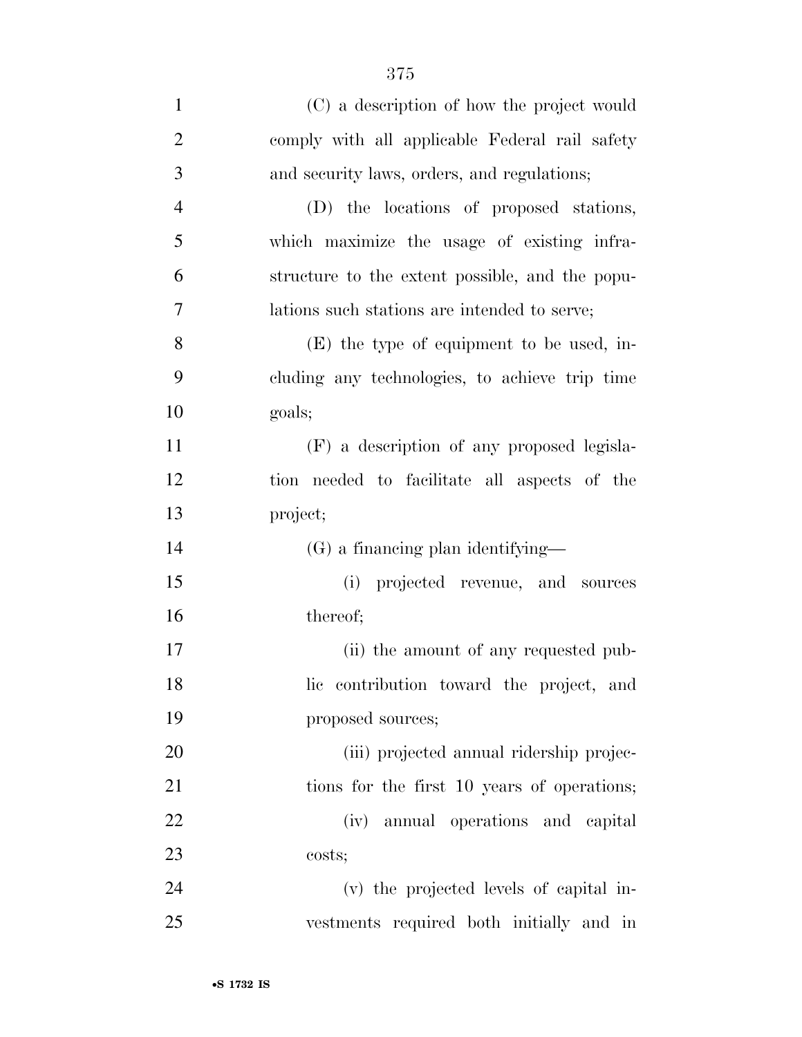(C) a description of how the project would comply with all applicable Federal rail safety and security laws, orders, and regulations;

(D) the locations of proposed stations, which maximize the usage of existing infrastructure to the extent possible, and the populations such stations are intended to serve;

(E) the type of equipment to be used, including any technologies, to achieve trip time goals;

(F) a description of any proposed legislation needed to facilitate all aspects of the project;

(G) a financing plan identifying—

(i) projected revenue, and sources thereof;

(ii) the amount of any requested public contribution toward the project, and proposed sources;

(iii) projected annual ridership projections for the first 10 years of operations;

(iv) annual operations and capital costs;

(v) the projected levels of capital investments required both initially and in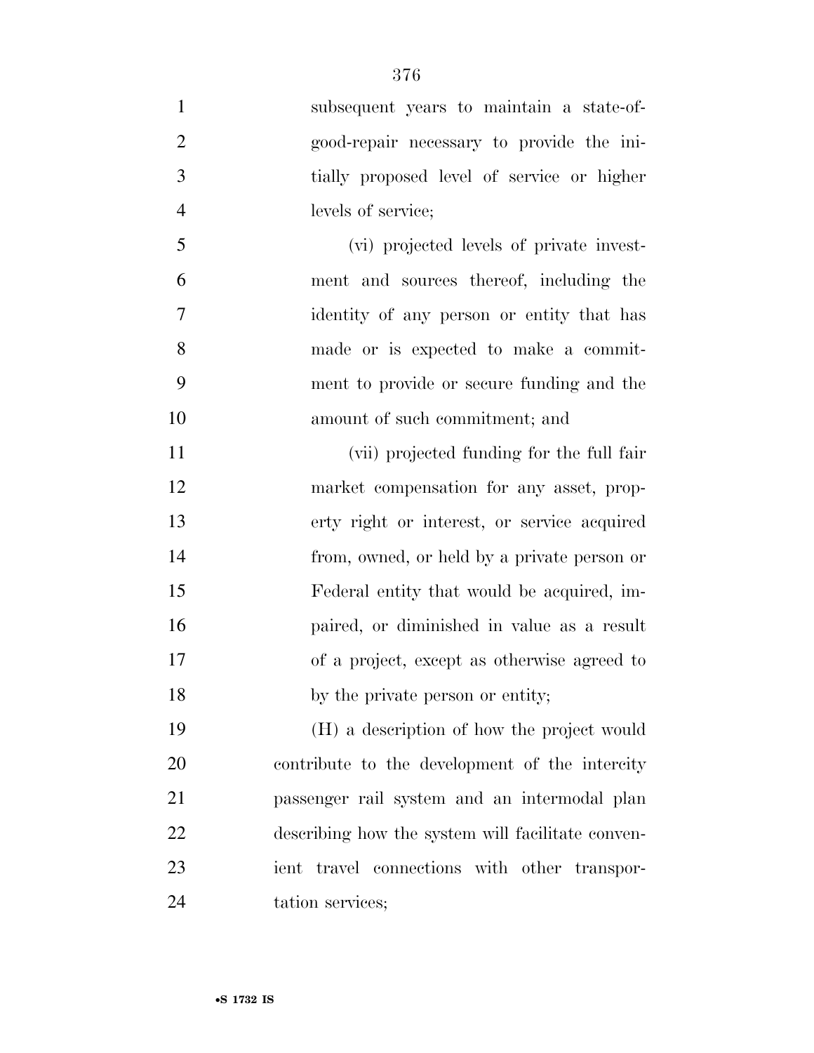subsequent years to maintain a state-of-good-repair necessary to provide the initially proposed level of service or higher levels of service;

(vi) projected levels of private investment and sources thereof, including the identity of any person or entity that has made or is expected to make a commitment to provide or secure funding and the amount of such commitment; and

(vii) projected funding for the full fair market compensation for any asset, property right or interest, or service acquired from, owned, or held by a private person or Federal entity that would be acquired, impaired, or diminished in value as a result of a project, except as otherwise agreed to by the private person or entity;

(H) a description of how the project would contribute to the development of the intercity passenger rail system and an intermodal plan describing how the system will facilitate convenient travel connections with other transportation services;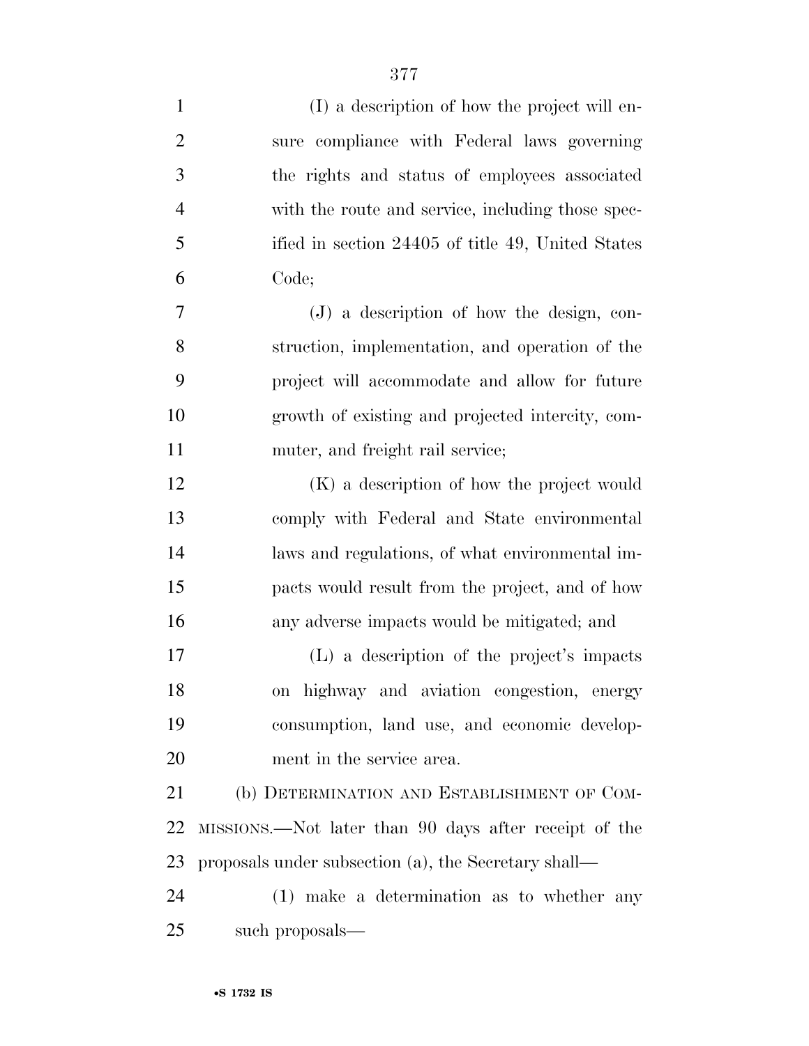(I) a description of how the project will ensure compliance with Federal laws governing the rights and status of employees associated with the route and service, including those specified in section 24405 of title 49, United States Code;

(J) a description of how the design, construction, implementation, and operation of the project will accommodate and allow for future growth of existing and projected intercity, commuter, and freight rail service;

(K) a description of how the project would comply with Federal and State environmental laws and regulations, of what environmental impacts would result from the project, and of how any adverse impacts would be mitigated; and

(L) a description of the project's impacts on highway and aviation congestion, energy consumption, land use, and economic development in the service area.

(b) DETERMINATION AND ESTABLISHMENT OF COMMISSIONS.—Not later than 90 days after receipt of the proposals under subsection (a), the Secretary shall—

(1) make a determination as to whether any such proposals—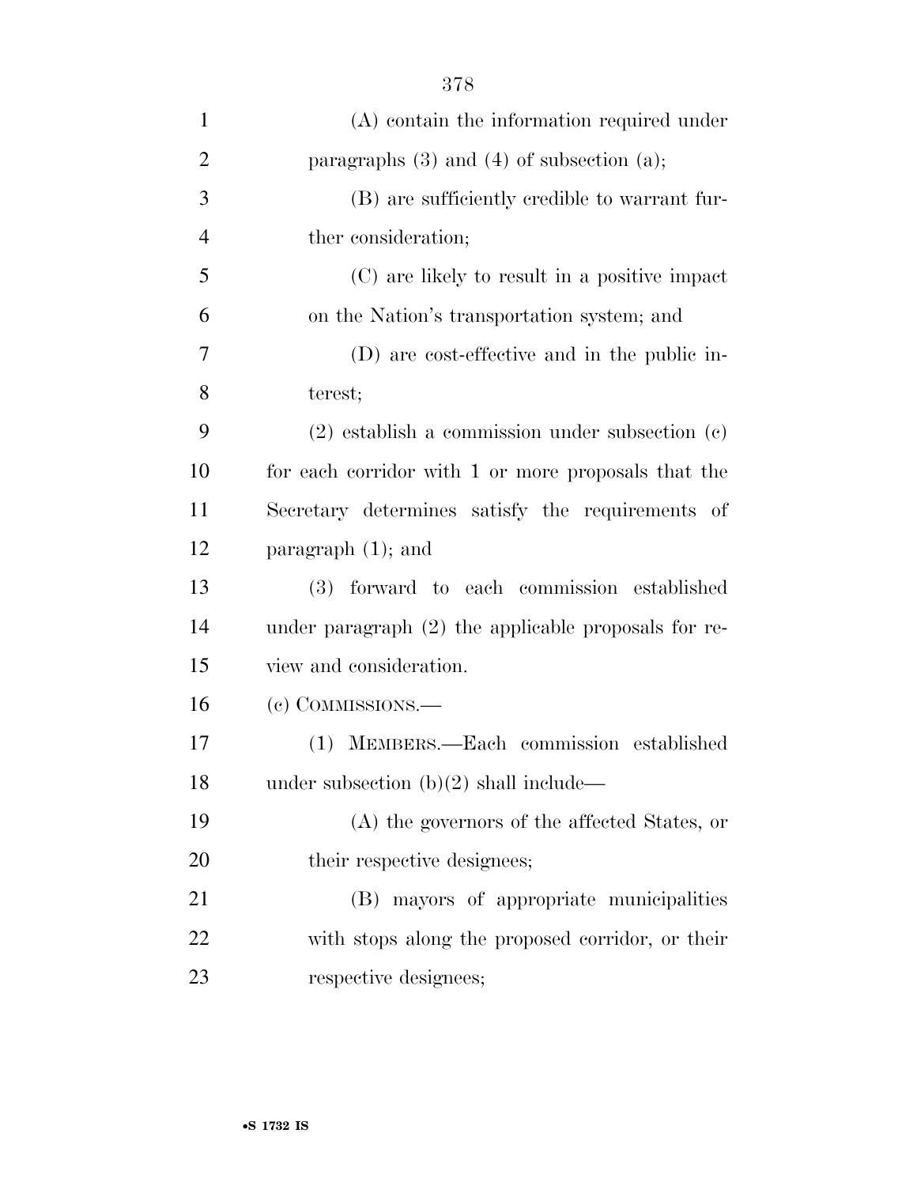(A) contain the information required under paragraphs (3) and (4) of subsection (a);

(B) are sufficiently credible to warrant further consideration;

(C) are likely to result in a positive impact on the Nation's transportation system; and

(D) are cost-effective and in the public interest;

(2) establish a commission under subsection (c) for each corridor with 1 or more proposals that the Secretary determines satisfy the requirements of paragraph (1); and

(3) forward to each commission established under paragraph (2) the applicable proposals for review and consideration.

(c) COMMISSIONS.—

(1) MEMBERS.—Each commission established under subsection (b)(2) shall include—

(A) the governors of the affected States, or their respective designees;

(B) mayors of appropriate municipalities with stops along the proposed corridor, or their respective designees;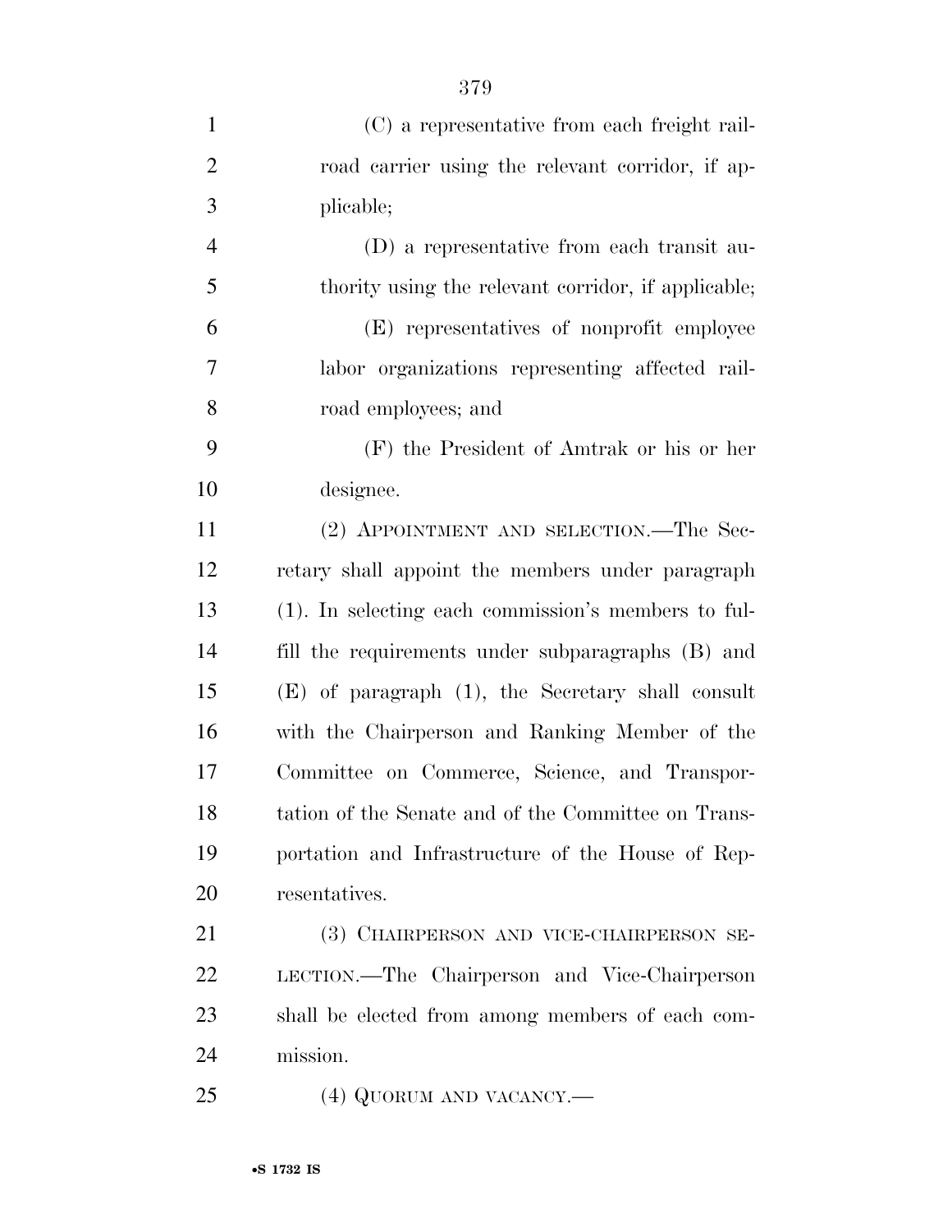(C) a representative from each freight railroad carrier using the relevant corridor, if applicable;

(D) a representative from each transit authority using the relevant corridor, if applicable;

(E) representatives of nonprofit employee labor organizations representing affected railroad employees; and

(F) the President of Amtrak or his or her designee.

(2) APPOINTMENT AND SELECTION.—The Secretary shall appoint the members under paragraph (1). In selecting each commission's members to fulfill the requirements under subparagraphs (B) and (E) of paragraph (1), the Secretary shall consult with the Chairperson and Ranking Member of the Committee on Commerce, Science, and Transportation of the Senate and of the Committee on Transportation and Infrastructure of the House of Representatives.

(3) CHAIRPERSON AND VICE-CHAIRPERSON SELECTION.—The Chairperson and Vice-Chairperson shall be elected from among members of each commission.

(4) QUORUM AND VACANCY.—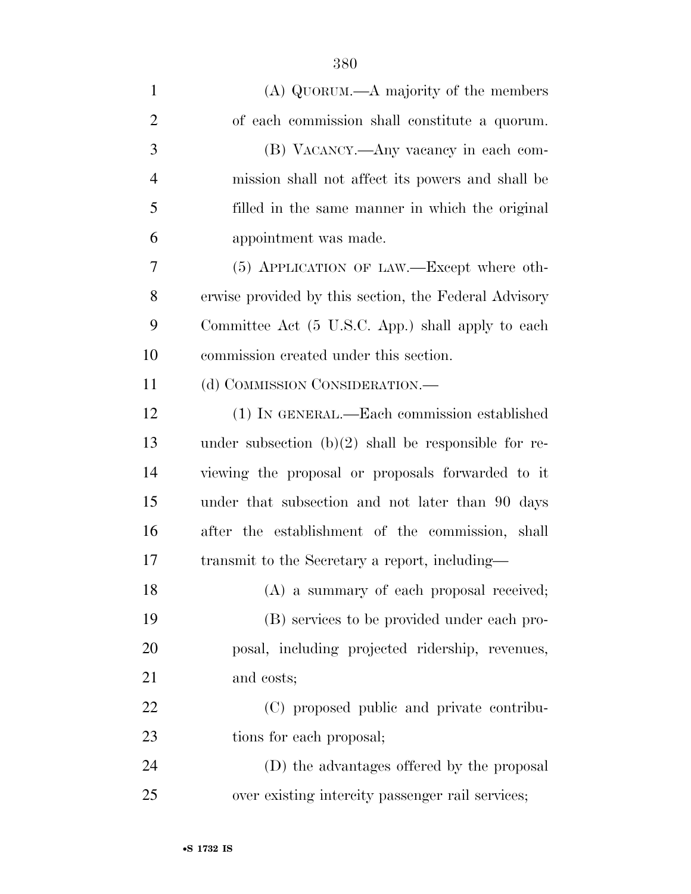(A) QUORUM.—A majority of the members of each commission shall constitute a quorum.

(B) VACANCY.—Any vacancy in each commission shall not affect its powers and shall be filled in the same manner in which the original appointment was made.

(5) APPLICATION OF LAW.—Except where otherwise provided by this section, the Federal Advisory Committee Act (5 U.S.C. App.) shall apply to each commission created under this section.

(d) COMMISSION CONSIDERATION.—

(1) IN GENERAL.—Each commission established under subsection (b)(2) shall be responsible for reviewing the proposal or proposals forwarded to it under that subsection and not later than 90 days after the establishment of the commission, shall transmit to the Secretary a report, including—

(A) a summary of each proposal received;

(B) services to be provided under each proposal, including projected ridership, revenues, and costs;

(C) proposed public and private contributions for each proposal;

(D) the advantages offered by the proposal over existing intercity passenger rail services;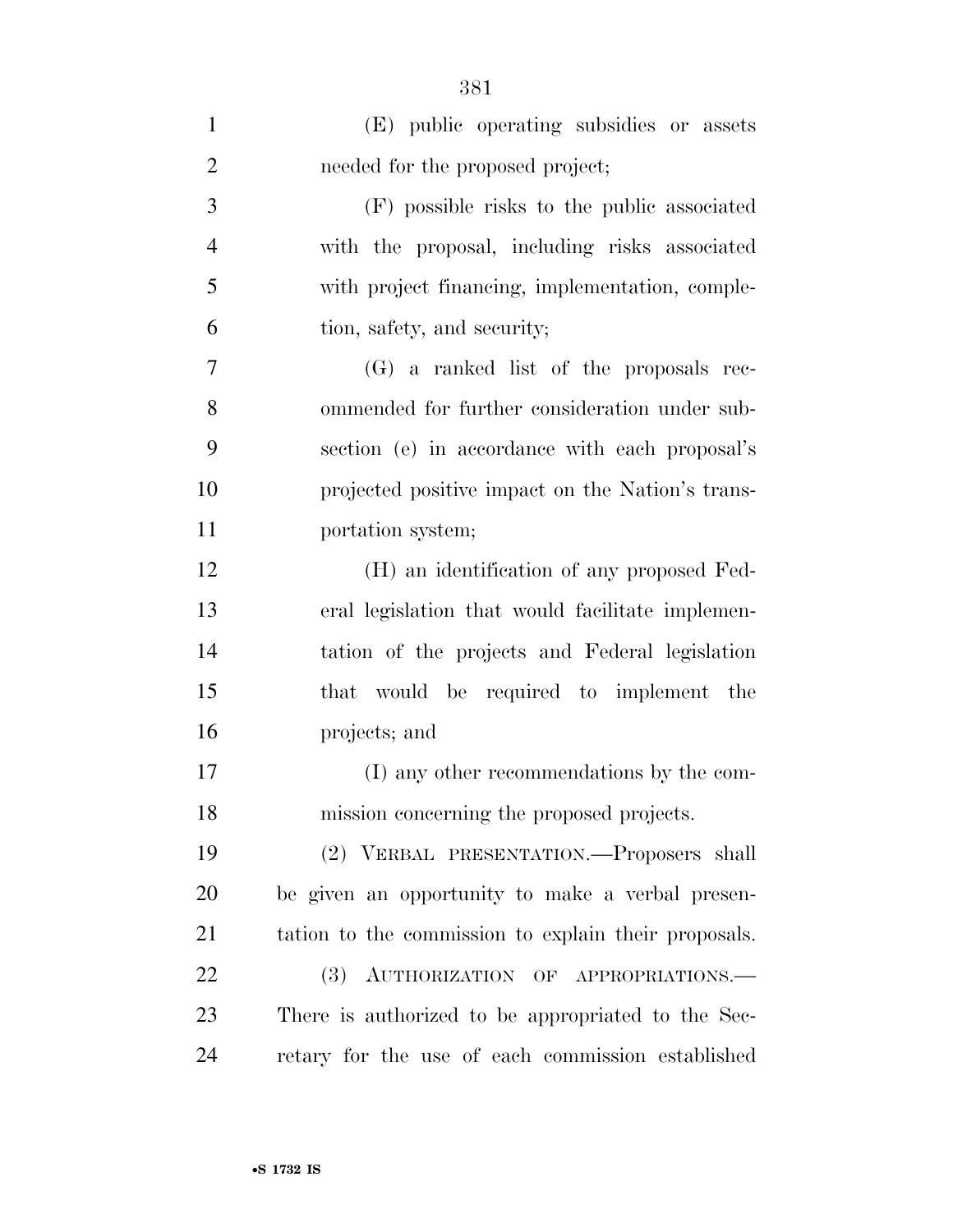(E) public operating subsidies or assets needed for the proposed project;

(F) possible risks to the public associated with the proposal, including risks associated with project financing, implementation, completion, safety, and security;

(G) a ranked list of the proposals recommended for further consideration under subsection (e) in accordance with each proposal's projected positive impact on the Nation's transportation system;

(H) an identification of any proposed Federal legislation that would facilitate implementation of the projects and Federal legislation that would be required to implement the projects; and

(I) any other recommendations by the commission concerning the proposed projects.

(2) VERBAL PRESENTATION.—Proposers shall be given an opportunity to make a verbal presentation to the commission to explain their proposals.

(3) AUTHORIZATION OF APPROPRIATIONS.—There is authorized to be appropriated to the Secretary for the use of each commission established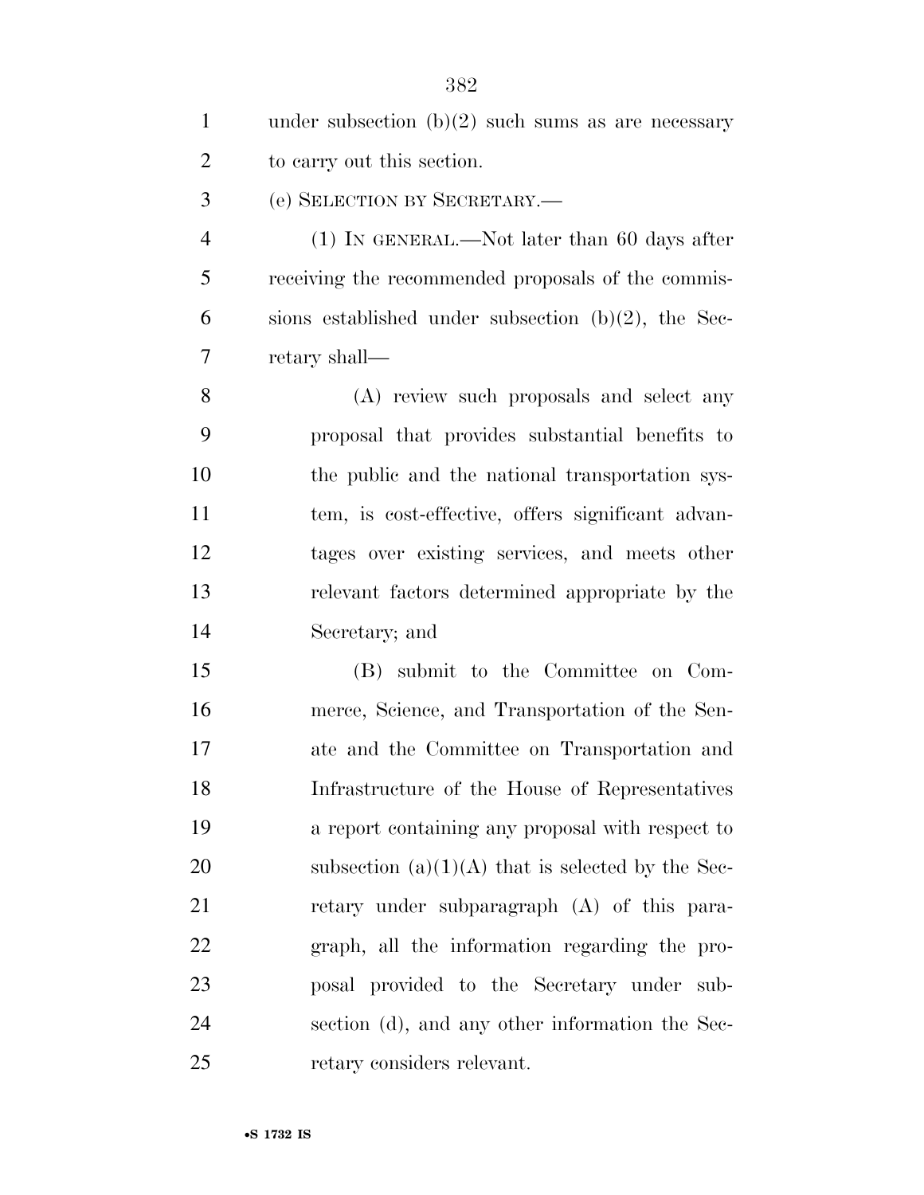under subsection (b)(2) such sums as are necessary to carry out this section.

(e) SELECTION BY SECRETARY.—

(1) IN GENERAL.—Not later than 60 days after receiving the recommended proposals of the commissions established under subsection (b)(2), the Secretary shall—

(A) review such proposals and select any proposal that provides substantial benefits to the public and the national transportation system, is cost-effective, offers significant advantages over existing services, and meets other relevant factors determined appropriate by the Secretary; and

(B) submit to the Committee on Commerce, Science, and Transportation of the Senate and the Committee on Transportation and Infrastructure of the House of Representatives a report containing any proposal with respect to subsection (a)(1)(A) that is selected by the Secretary under subparagraph (A) of this paragraph, all the information regarding the proposal provided to the Secretary under subsection (d), and any other information the Secretary considers relevant.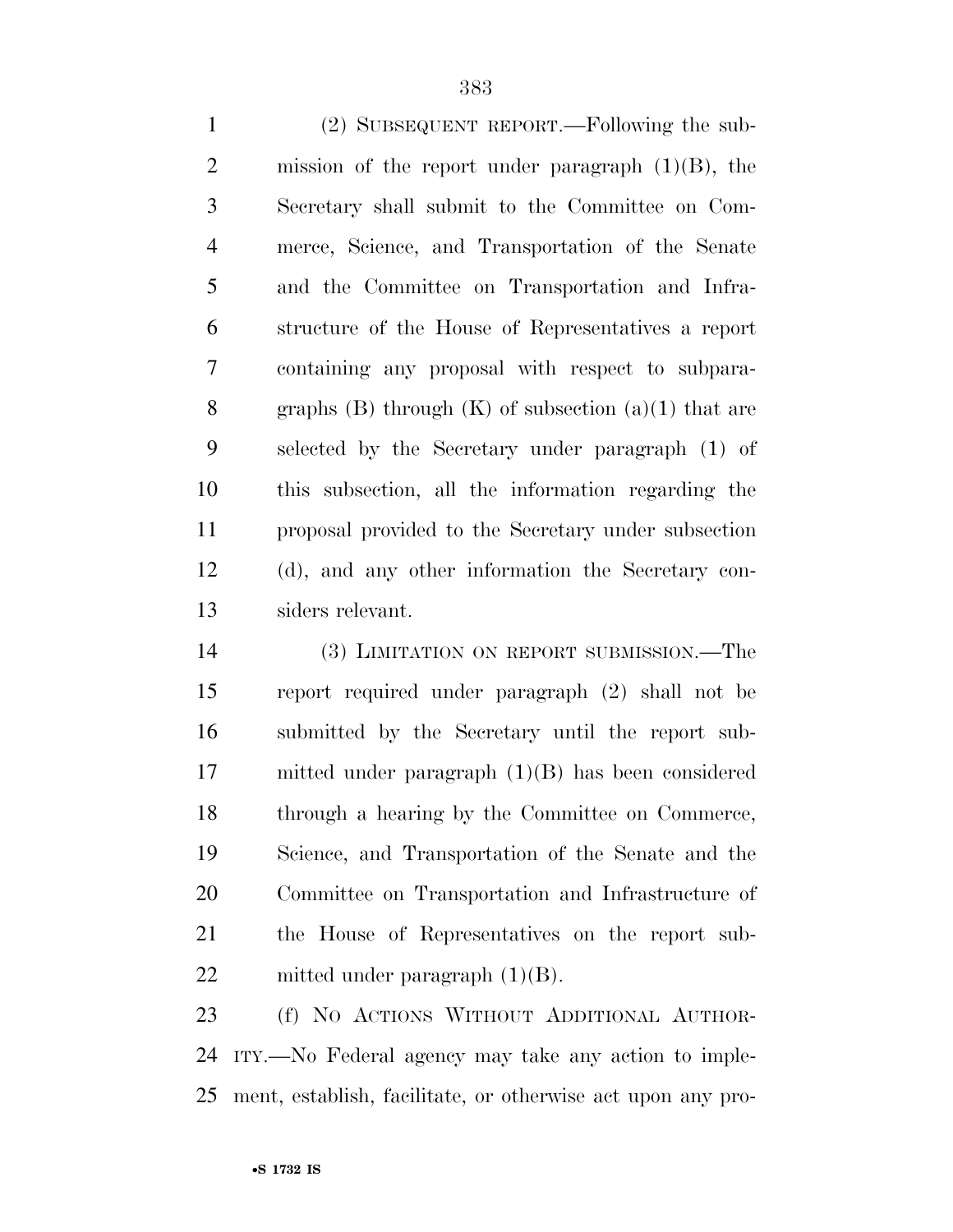(2) SUBSEQUENT REPORT.—Following the submission of the report under paragraph (1)(B), the Secretary shall submit to the Committee on Commerce, Science, and Transportation of the Senate and the Committee on Transportation and Infrastructure of the House of Representatives a report containing any proposal with respect to subparagraphs (B) through (K) of subsection (a)(1) that are selected by the Secretary under paragraph (1) of this subsection, all the information regarding the proposal provided to the Secretary under subsection (d), and any other information the Secretary considers relevant.

(3) LIMITATION ON REPORT SUBMISSION.—The report required under paragraph (2) shall not be submitted by the Secretary until the report submitted under paragraph (1)(B) has been considered through a hearing by the Committee on Commerce, Science, and Transportation of the Senate and the Committee on Transportation and Infrastructure of the House of Representatives on the report submitted under paragraph (1)(B).

(f) NO ACTIONS WITHOUT ADDITIONAL AUTHORITY.—No Federal agency may take any action to implement, establish, facilitate, or otherwise act upon any pro-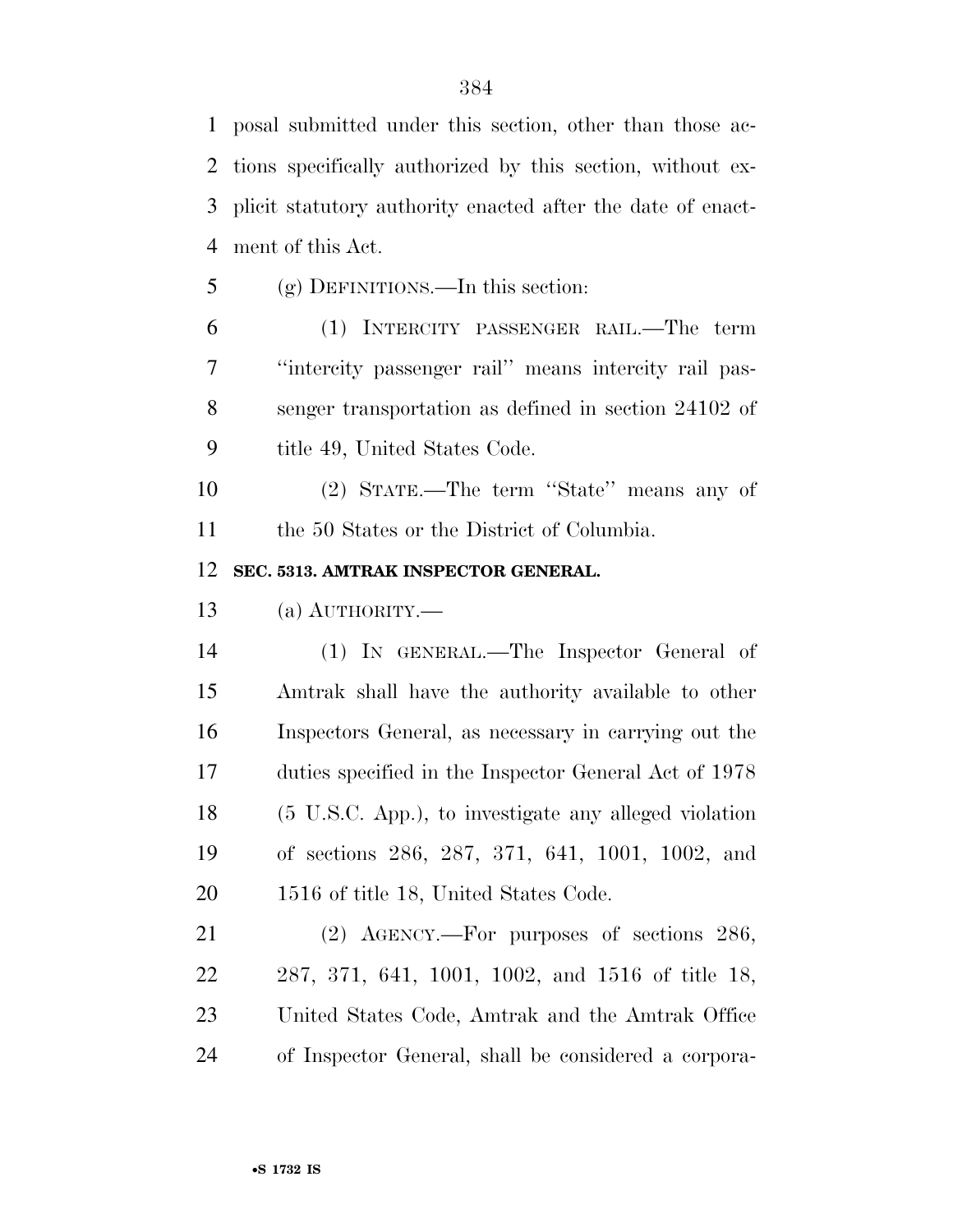posal submitted under this section, other than those actions specifically authorized by this section, without explicit statutory authority enacted after the date of enactment of this Act.

(g) DEFINITIONS.—In this section:

(1) INTERCITY PASSENGER RAIL.—The term ''intercity passenger rail'' means intercity rail passenger transportation as defined in section 24102 of title 49, United States Code.

(2) STATE.—The term ''State'' means any of the 50 States or the District of Columbia.

**SEC. 5313. AMTRAK INSPECTOR GENERAL.**

(a) AUTHORITY.—

(1) IN GENERAL.—The Inspector General of Amtrak shall have the authority available to other Inspectors General, as necessary in carrying out the duties specified in the Inspector General Act of 1978 (5 U.S.C. App.), to investigate any alleged violation of sections 286, 287, 371, 641, 1001, 1002, and 1516 of title 18, United States Code.

(2) AGENCY.—For purposes of sections 286, 287, 371, 641, 1001, 1002, and 1516 of title 18, United States Code, Amtrak and the Amtrak Office of Inspector General, shall be considered a corpora-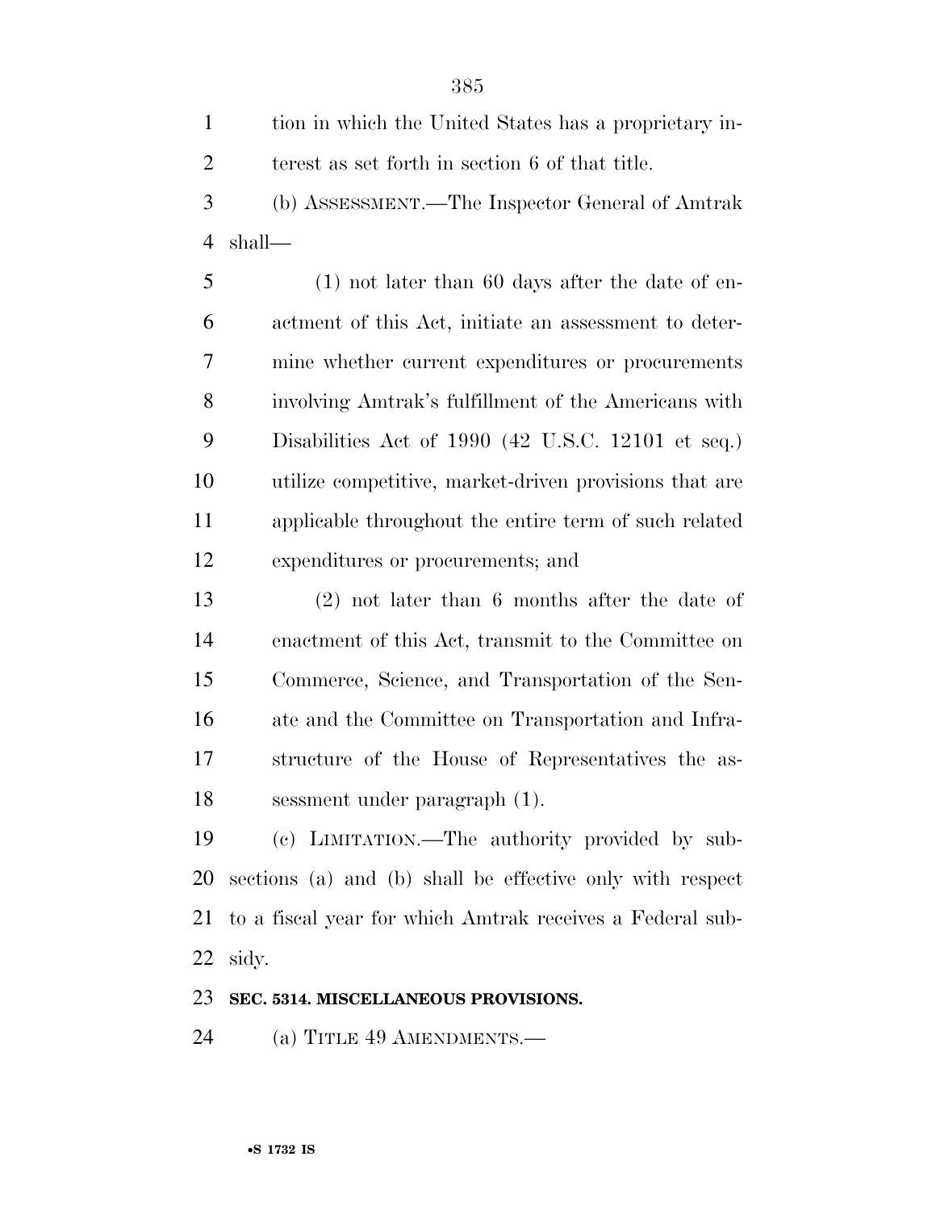tion in which the United States has a proprietary interest as set forth in section 6 of that title.

(b) ASSESSMENT.—The Inspector General of Amtrak shall—

(1) not later than 60 days after the date of enactment of this Act, initiate an assessment to determine whether current expenditures or procurements involving Amtrak's fulfillment of the Americans with Disabilities Act of 1990 (42 U.S.C. 12101 et seq.) utilize competitive, market-driven provisions that are applicable throughout the entire term of such related expenditures or procurements; and

(2) not later than 6 months after the date of enactment of this Act, transmit to the Committee on Commerce, Science, and Transportation of the Senate and the Committee on Transportation and Infrastructure of the House of Representatives the assessment under paragraph (1).

(c) LIMITATION.—The authority provided by subsections (a) and (b) shall be effective only with respect to a fiscal year for which Amtrak receives a Federal subsidy.

**SEC. 5314. MISCELLANEOUS PROVISIONS.**

(a) TITLE 49 AMENDMENTS.—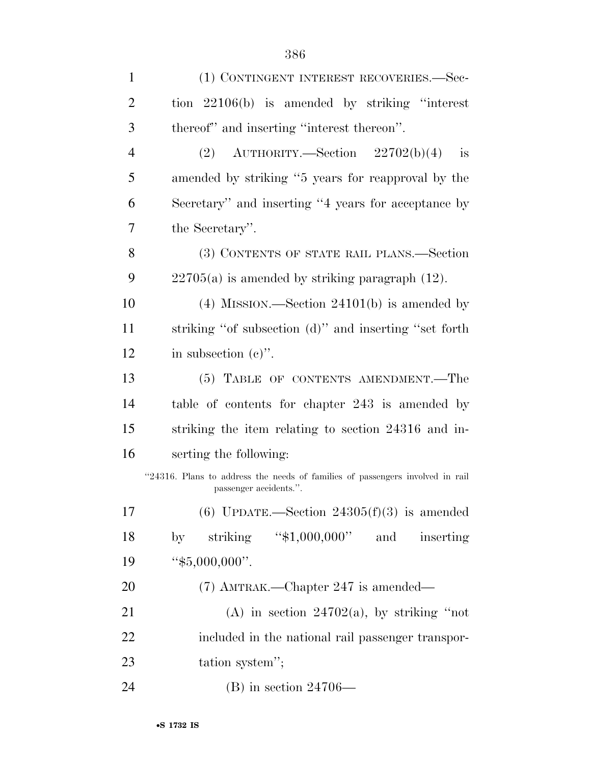(1) CONTINGENT INTEREST RECOVERIES.—Section 22106(b) is amended by striking ''interest thereof'' and inserting ''interest thereon''.

(2) AUTHORITY.—Section 22702(b)(4) is amended by striking ''5 years for reapproval by the Secretary'' and inserting ''4 years for acceptance by the Secretary''.

(3) CONTENTS OF STATE RAIL PLANS.—Section 22705(a) is amended by striking paragraph (12).

(4) MISSION.—Section 24101(b) is amended by striking ''of subsection (d)'' and inserting ''set forth in subsection (c)''.

(5) TABLE OF CONTENTS AMENDMENT.—The table of contents for chapter 243 is amended by striking the item relating to section 24316 and inserting the following:

''24316. Plans to address the needs of families of passengers involved in rail passenger accidents.''.

(6) UPDATE.—Section 24305(f)(3) is amended by striking ''$1,000,000'' and inserting ''$5,000,000''.

(7) AMTRAK.—Chapter 247 is amended—

(A) in section 24702(a), by striking ''not included in the national rail passenger transportation system'';

(B) in section 24706—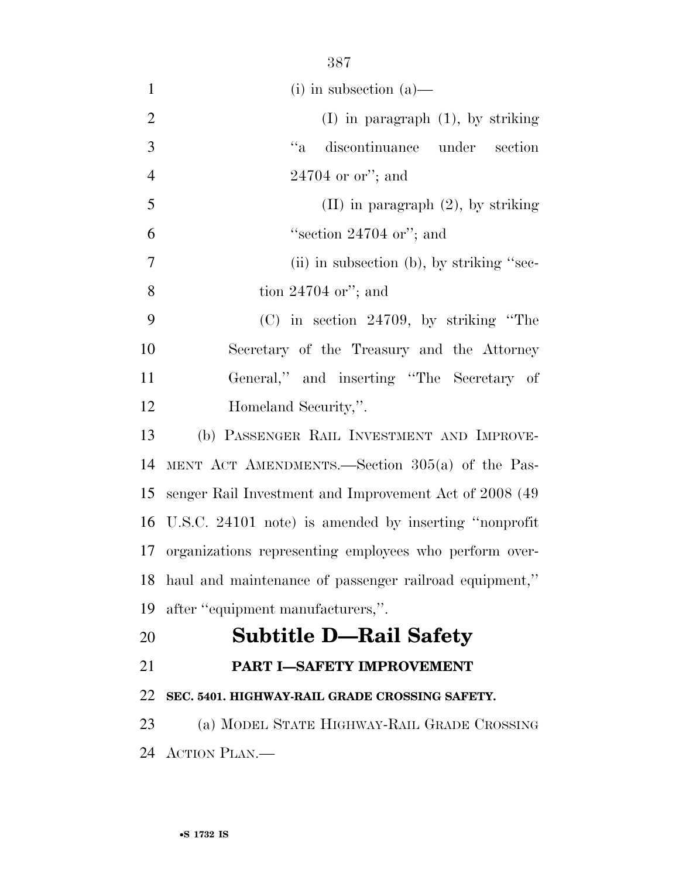(i) in subsection (a)—

(I) in paragraph (1), by striking "a discontinuance under section 24704 or or"; and

(II) in paragraph (2), by striking "section 24704 or"; and

(ii) in subsection (b), by striking "section 24704 or"; and

(C) in section 24709, by striking "The Secretary of the Treasury and the Attorney General," and inserting "The Secretary of Homeland Security,".

(b) PASSENGER RAIL INVESTMENT AND IMPROVEMENT ACT AMENDMENTS.—Section 305(a) of the Passenger Rail Investment and Improvement Act of 2008 (49 U.S.C. 24101 note) is amended by inserting "nonprofit organizations representing employees who perform overhaul and maintenance of passenger railroad equipment," after "equipment manufacturers,".

# Subtitle D—Rail Safety

## PART I—SAFETY IMPROVEMENT

### SEC. 5401. HIGHWAY-RAIL GRADE CROSSING SAFETY.

(a) MODEL STATE HIGHWAY-RAIL GRADE CROSSING ACTION PLAN.—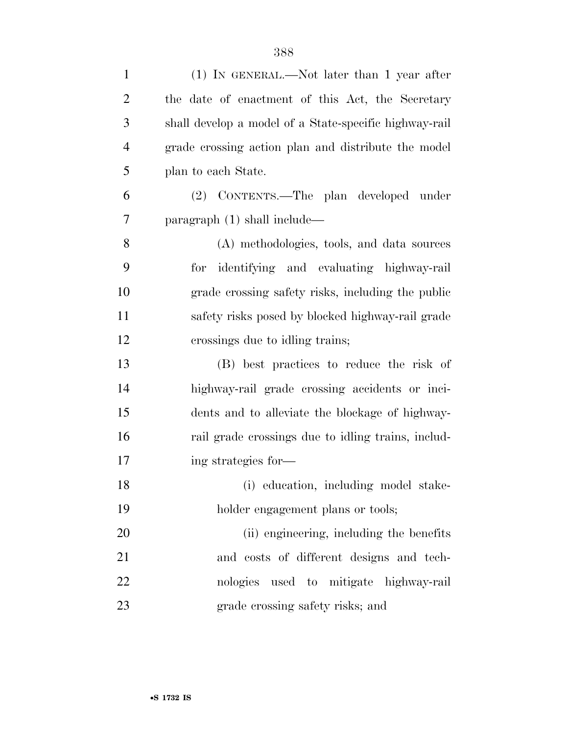(1) IN GENERAL.—Not later than 1 year after the date of enactment of this Act, the Secretary shall develop a model of a State-specific highway-rail grade crossing action plan and distribute the model plan to each State.

(2) CONTENTS.—The plan developed under paragraph (1) shall include—

(A) methodologies, tools, and data sources for identifying and evaluating highway-rail grade crossing safety risks, including the public safety risks posed by blocked highway-rail grade crossings due to idling trains;

(B) best practices to reduce the risk of highway-rail grade crossing accidents or incidents and to alleviate the blockage of highway-rail grade crossings due to idling trains, including strategies for—

(i) education, including model stakeholder engagement plans or tools;

(ii) engineering, including the benefits and costs of different designs and technologies used to mitigate highway-rail grade crossing safety risks; and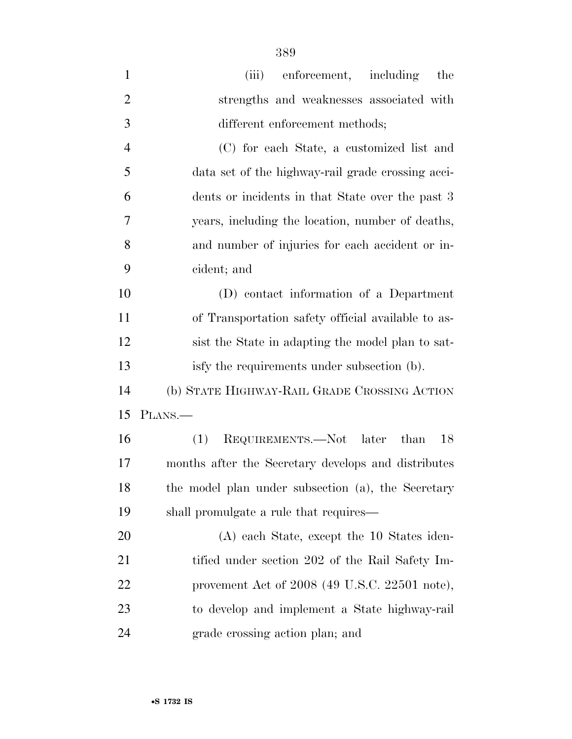(iii) enforcement, including the strengths and weaknesses associated with different enforcement methods;

(C) for each State, a customized list and data set of the highway-rail grade crossing accidents or incidents in that State over the past 3 years, including the location, number of deaths, and number of injuries for each accident or incident; and

(D) contact information of a Department of Transportation safety official available to assist the State in adapting the model plan to satisfy the requirements under subsection (b).

(b) STATE HIGHWAY-RAIL GRADE CROSSING ACTION PLANS.—

(1) REQUIREMENTS.—Not later than 18 months after the Secretary develops and distributes the model plan under subsection (a), the Secretary shall promulgate a rule that requires—

(A) each State, except the 10 States identified under section 202 of the Rail Safety Improvement Act of 2008 (49 U.S.C. 22501 note), to develop and implement a State highway-rail grade crossing action plan; and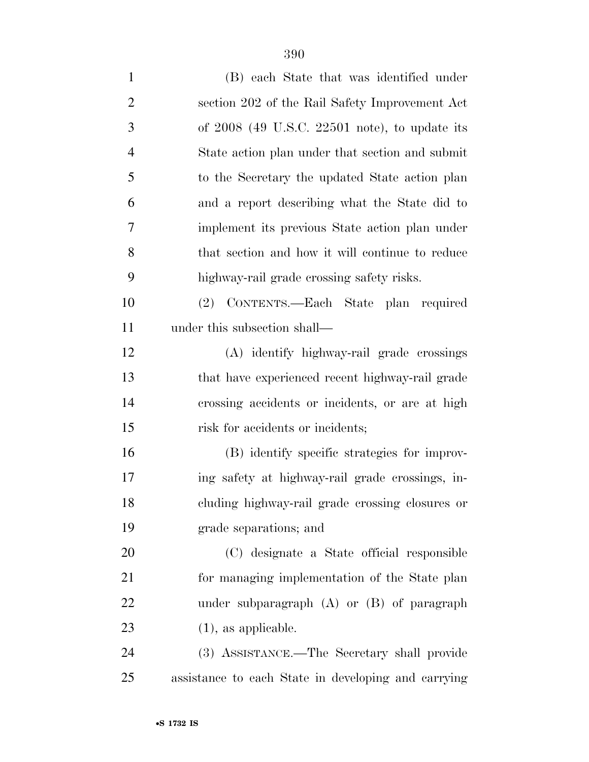(B) each State that was identified under section 202 of the Rail Safety Improvement Act of 2008 (49 U.S.C. 22501 note), to update its State action plan under that section and submit to the Secretary the updated State action plan and a report describing what the State did to implement its previous State action plan under that section and how it will continue to reduce highway-rail grade crossing safety risks.

(2) CONTENTS.—Each State plan required under this subsection shall—

(A) identify highway-rail grade crossings that have experienced recent highway-rail grade crossing accidents or incidents, or are at high risk for accidents or incidents;

(B) identify specific strategies for improving safety at highway-rail grade crossings, including highway-rail grade crossing closures or grade separations; and

(C) designate a State official responsible for managing implementation of the State plan under subparagraph (A) or (B) of paragraph (1), as applicable.

(3) ASSISTANCE.—The Secretary shall provide assistance to each State in developing and carrying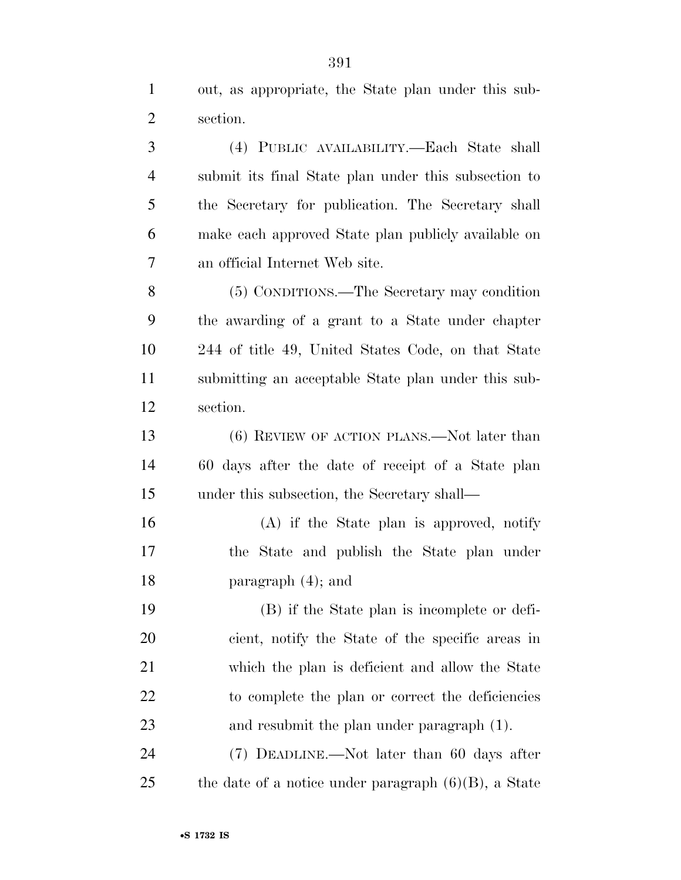out, as appropriate, the State plan under this subsection.

(4) PUBLIC AVAILABILITY.—Each State shall submit its final State plan under this subsection to the Secretary for publication. The Secretary shall make each approved State plan publicly available on an official Internet Web site.

(5) CONDITIONS.—The Secretary may condition the awarding of a grant to a State under chapter 244 of title 49, United States Code, on that State submitting an acceptable State plan under this subsection.

(6) REVIEW OF ACTION PLANS.—Not later than 60 days after the date of receipt of a State plan under this subsection, the Secretary shall—

(A) if the State plan is approved, notify the State and publish the State plan under paragraph (4); and

(B) if the State plan is incomplete or deficient, notify the State of the specific areas in which the plan is deficient and allow the State to complete the plan or correct the deficiencies and resubmit the plan under paragraph (1).

(7) DEADLINE.—Not later than 60 days after the date of a notice under paragraph (6)(B), a State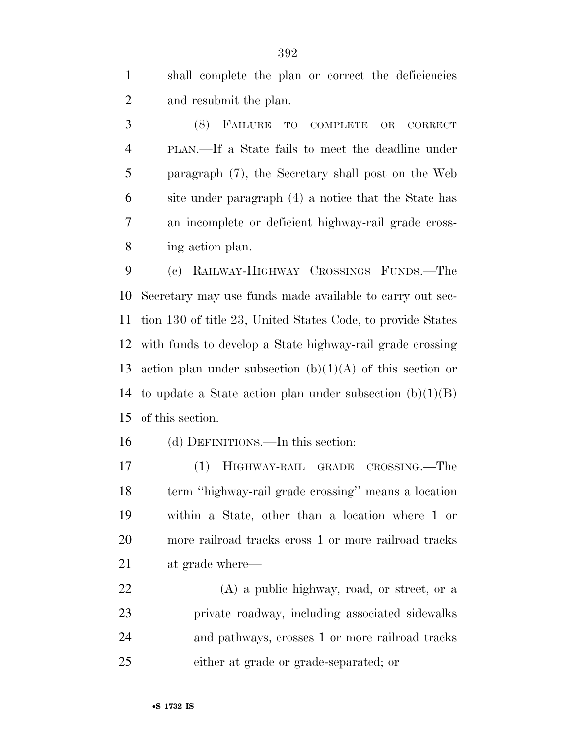shall complete the plan or correct the deficiencies and resubmit the plan.

(8) FAILURE TO COMPLETE OR CORRECT PLAN.—If a State fails to meet the deadline under paragraph (7), the Secretary shall post on the Web site under paragraph (4) a notice that the State has an incomplete or deficient highway-rail grade crossing action plan.

(c) RAILWAY-HIGHWAY CROSSINGS FUNDS.—The Secretary may use funds made available to carry out section 130 of title 23, United States Code, to provide States with funds to develop a State highway-rail grade crossing action plan under subsection (b)(1)(A) of this section or to update a State action plan under subsection (b)(1)(B) of this section.

(d) DEFINITIONS.—In this section:

(1) HIGHWAY-RAIL GRADE CROSSING.—The term ''highway-rail grade crossing'' means a location within a State, other than a location where 1 or more railroad tracks cross 1 or more railroad tracks at grade where—

(A) a public highway, road, or street, or a private roadway, including associated sidewalks and pathways, crosses 1 or more railroad tracks either at grade or grade-separated; or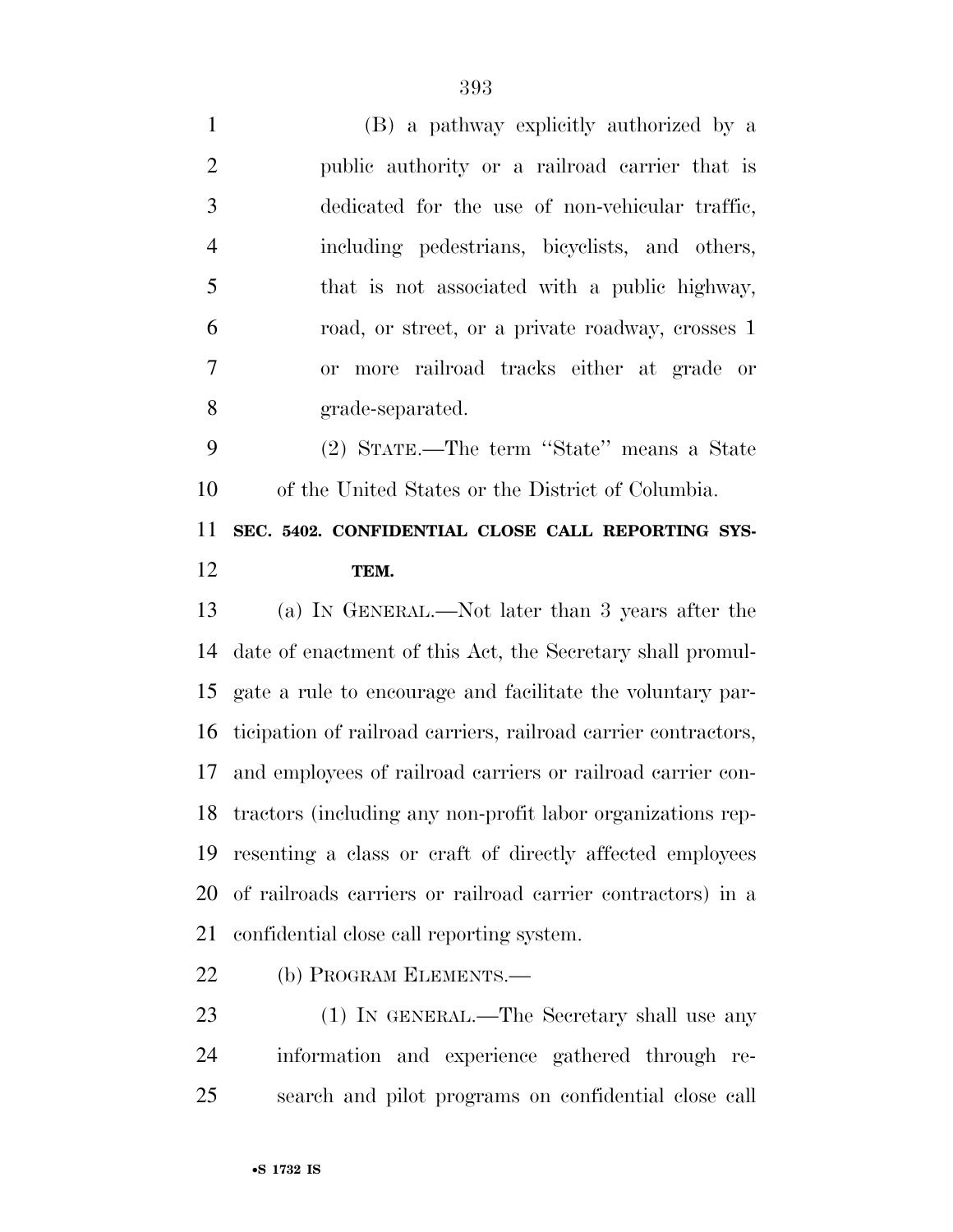(B) a pathway explicitly authorized by a public authority or a railroad carrier that is dedicated for the use of non-vehicular traffic, including pedestrians, bicyclists, and others, that is not associated with a public highway, road, or street, or a private roadway, crosses 1 or more railroad tracks either at grade or grade-separated.

(2) STATE.—The term ''State'' means a State of the United States or the District of Columbia.

**SEC. 5402. CONFIDENTIAL CLOSE CALL REPORTING SYSTEM.**

(a) IN GENERAL.—Not later than 3 years after the date of enactment of this Act, the Secretary shall promulgate a rule to encourage and facilitate the voluntary participation of railroad carriers, railroad carrier contractors, and employees of railroad carriers or railroad carrier contractors (including any non-profit labor organizations representing a class or craft of directly affected employees of railroads carriers or railroad carrier contractors) in a confidential close call reporting system.

(b) PROGRAM ELEMENTS.—

(1) IN GENERAL.—The Secretary shall use any information and experience gathered through research and pilot programs on confidential close call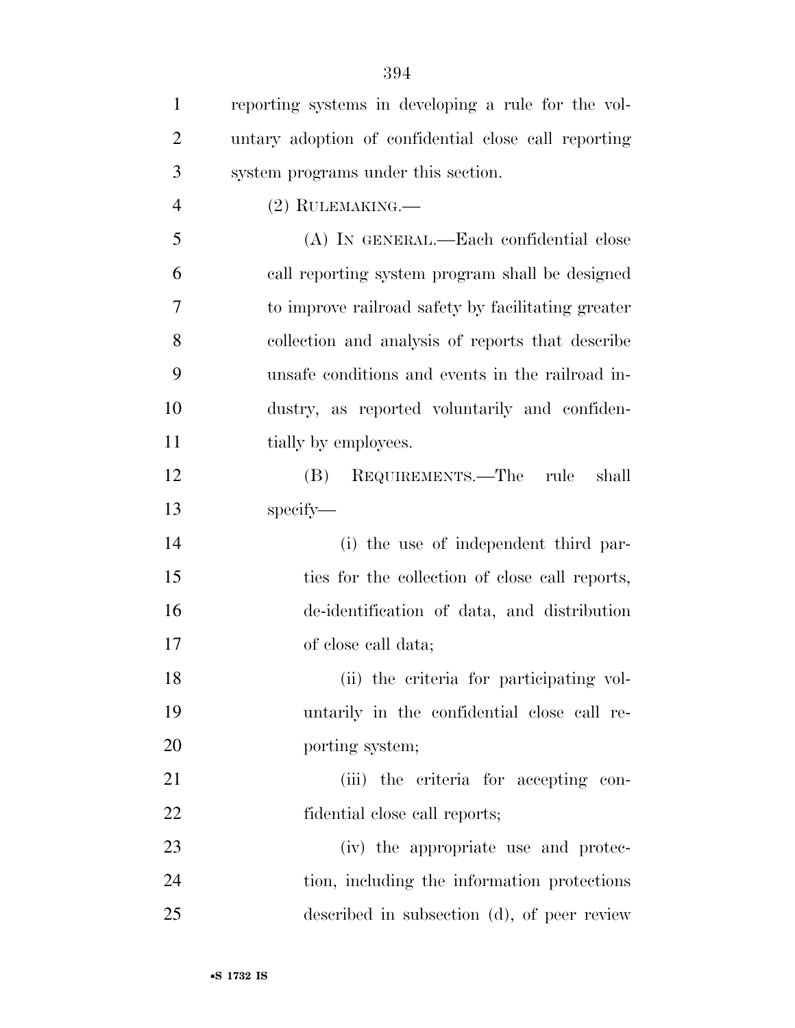reporting systems in developing a rule for the voluntary adoption of confidential close call reporting system programs under this section.

(2) RULEMAKING.—

(A) IN GENERAL.—Each confidential close call reporting system program shall be designed to improve railroad safety by facilitating greater collection and analysis of reports that describe unsafe conditions and events in the railroad industry, as reported voluntarily and confidentially by employees.

(B) REQUIREMENTS.—The rule shall specify—

(i) the use of independent third parties for the collection of close call reports, de-identification of data, and distribution of close call data;

(ii) the criteria for participating voluntarily in the confidential close call reporting system;

(iii) the criteria for accepting confidential close call reports;

(iv) the appropriate use and protection, including the information protections described in subsection (d), of peer review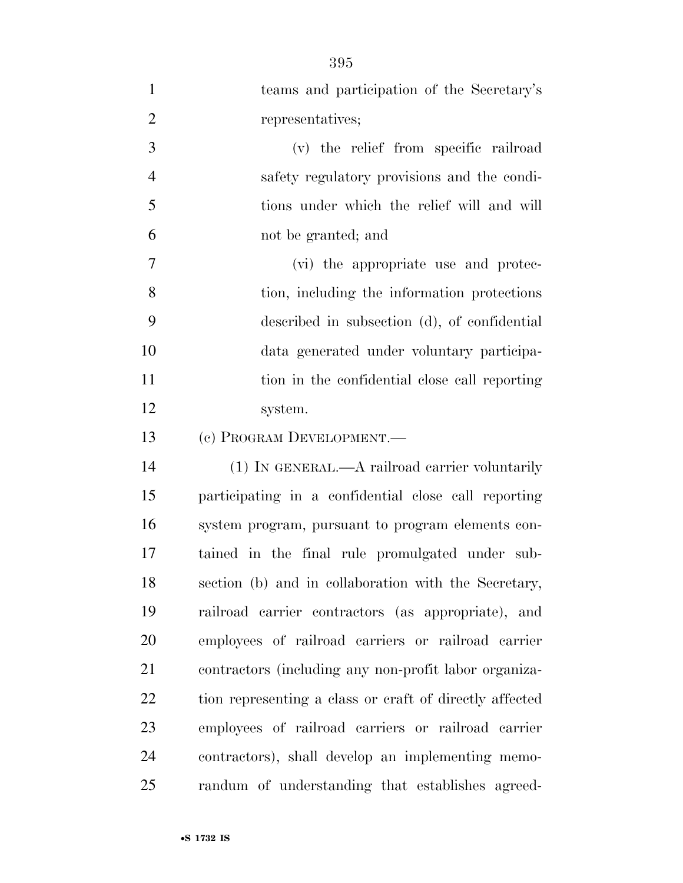teams and participation of the Secretary's representatives;

(v) the relief from specific railroad safety regulatory provisions and the conditions under which the relief will and will not be granted; and

(vi) the appropriate use and protection, including the information protections described in subsection (d), of confidential data generated under voluntary participation in the confidential close call reporting system.

(c) PROGRAM DEVELOPMENT.—

(1) IN GENERAL.—A railroad carrier voluntarily participating in a confidential close call reporting system program, pursuant to program elements contained in the final rule promulgated under subsection (b) and in collaboration with the Secretary, railroad carrier contractors (as appropriate), and employees of railroad carriers or railroad carrier contractors (including any non-profit labor organization representing a class or craft of directly affected employees of railroad carriers or railroad carrier contractors), shall develop an implementing memorandum of understanding that establishes agreed-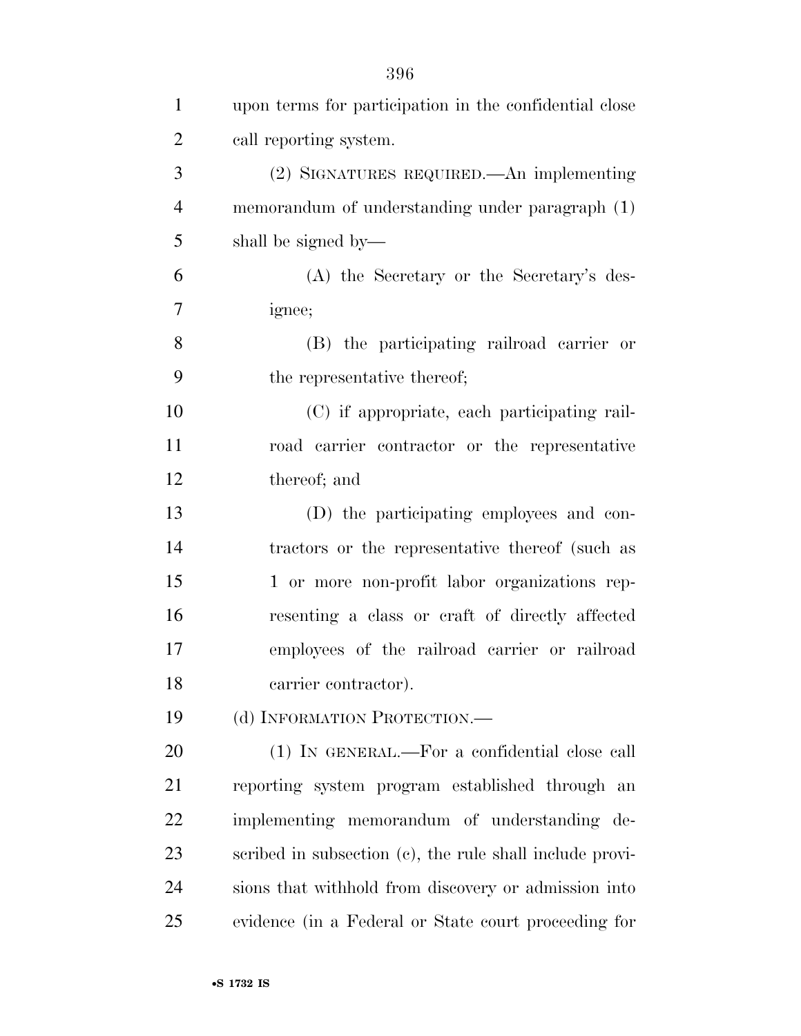upon terms for participation in the confidential close call reporting system.

(2) SIGNATURES REQUIRED.—An implementing memorandum of understanding under paragraph (1) shall be signed by—

(A) the Secretary or the Secretary's designee;

(B) the participating railroad carrier or the representative thereof;

(C) if appropriate, each participating railroad carrier contractor or the representative thereof; and

(D) the participating employees and contractors or the representative thereof (such as 1 or more non-profit labor organizations representing a class or craft of directly affected employees of the railroad carrier or railroad carrier contractor).

(d) INFORMATION PROTECTION.—

(1) IN GENERAL.—For a confidential close call reporting system program established through an implementing memorandum of understanding described in subsection (c), the rule shall include provisions that withhold from discovery or admission into evidence (in a Federal or State court proceeding for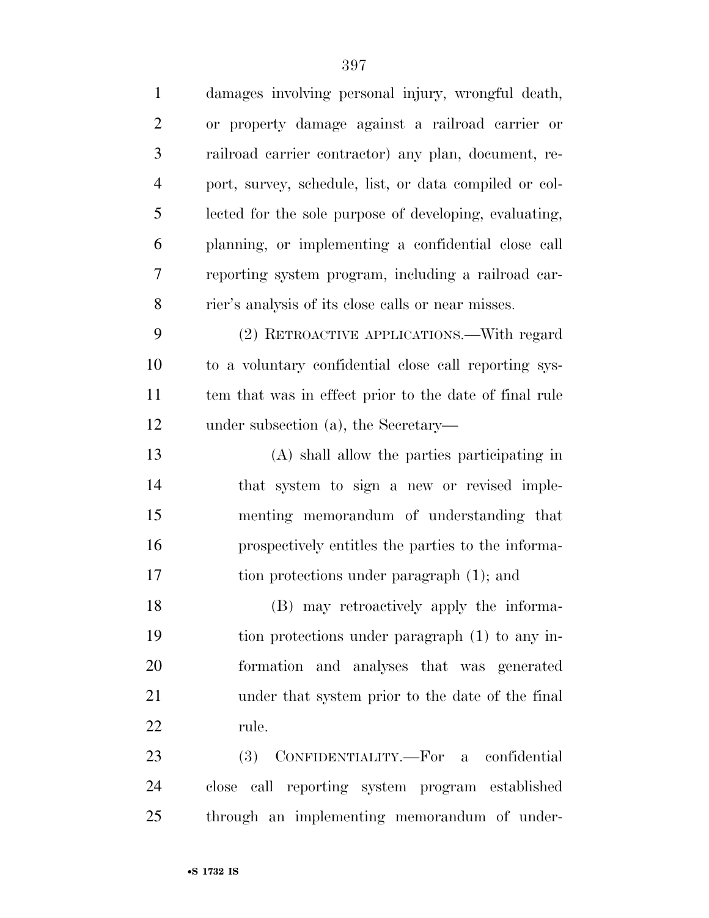damages involving personal injury, wrongful death, or property damage against a railroad carrier or railroad carrier contractor) any plan, document, report, survey, schedule, list, or data compiled or collected for the sole purpose of developing, evaluating, planning, or implementing a confidential close call reporting system program, including a railroad carrier's analysis of its close calls or near misses.

(2) RETROACTIVE APPLICATIONS.—With regard to a voluntary confidential close call reporting system that was in effect prior to the date of final rule under subsection (a), the Secretary—

(A) shall allow the parties participating in that system to sign a new or revised implementing memorandum of understanding that prospectively entitles the parties to the information protections under paragraph (1); and

(B) may retroactively apply the information protections under paragraph (1) to any information and analyses that was generated under that system prior to the date of the final rule.

(3) CONFIDENTIALITY.—For a confidential close call reporting system program established through an implementing memorandum of under-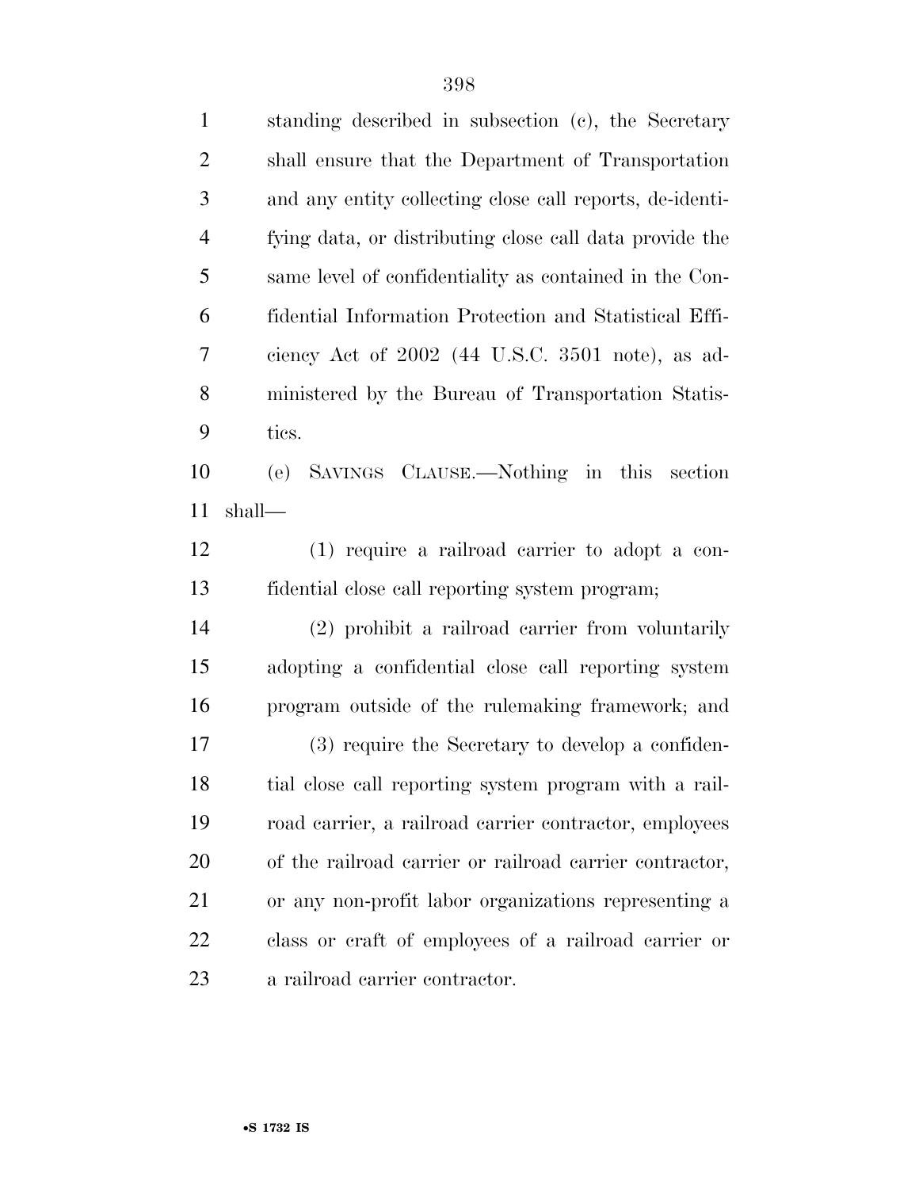standing described in subsection (c), the Secretary shall ensure that the Department of Transportation and any entity collecting close call reports, de-identifying data, or distributing close call data provide the same level of confidentiality as contained in the Confidential Information Protection and Statistical Efficiency Act of 2002 (44 U.S.C. 3501 note), as administered by the Bureau of Transportation Statistics.

(e) SAVINGS CLAUSE.—Nothing in this section shall—

(1) require a railroad carrier to adopt a confidential close call reporting system program;

(2) prohibit a railroad carrier from voluntarily adopting a confidential close call reporting system program outside of the rulemaking framework; and

(3) require the Secretary to develop a confidential close call reporting system program with a railroad carrier, a railroad carrier contractor, employees of the railroad carrier or railroad carrier contractor, or any non-profit labor organizations representing a class or craft of employees of a railroad carrier or a railroad carrier contractor.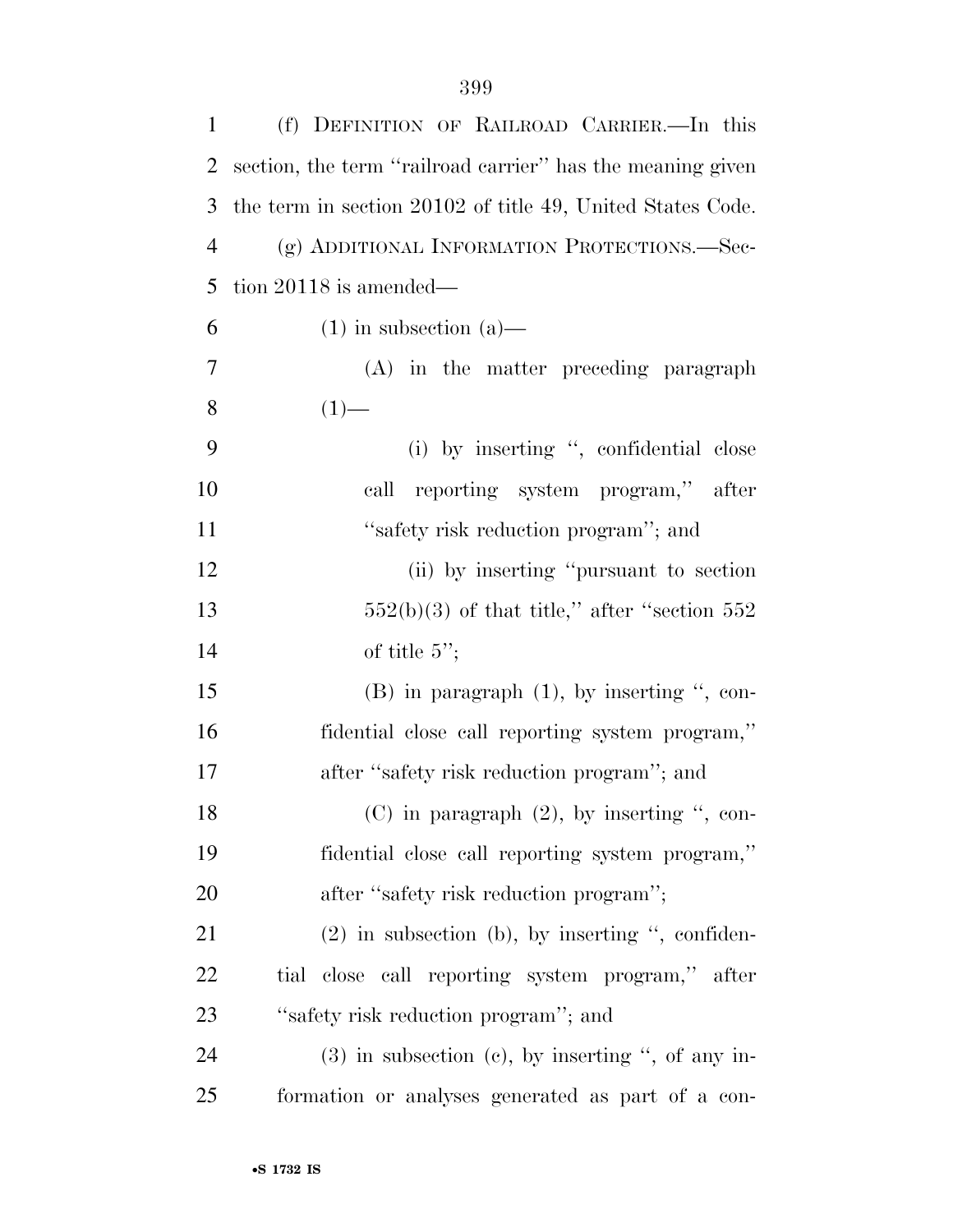(f) DEFINITION OF RAILROAD CARRIER.—In this section, the term ''railroad carrier'' has the meaning given the term in section 20102 of title 49, United States Code.

(g) ADDITIONAL INFORMATION PROTECTIONS.—Section 20118 is amended—

(1) in subsection (a)—

(A) in the matter preceding paragraph (1)—

(i) by inserting '', confidential close call reporting system program,'' after ''safety risk reduction program''; and

(ii) by inserting ''pursuant to section 552(b)(3) of that title,'' after ''section 552 of title 5'';

(B) in paragraph (1), by inserting '', confidential close call reporting system program,'' after ''safety risk reduction program''; and

(C) in paragraph (2), by inserting '', confidential close call reporting system program,'' after ''safety risk reduction program'';

(2) in subsection (b), by inserting '', confidential close call reporting system program,'' after ''safety risk reduction program''; and

(3) in subsection (c), by inserting '', of any information or analyses generated as part of a con-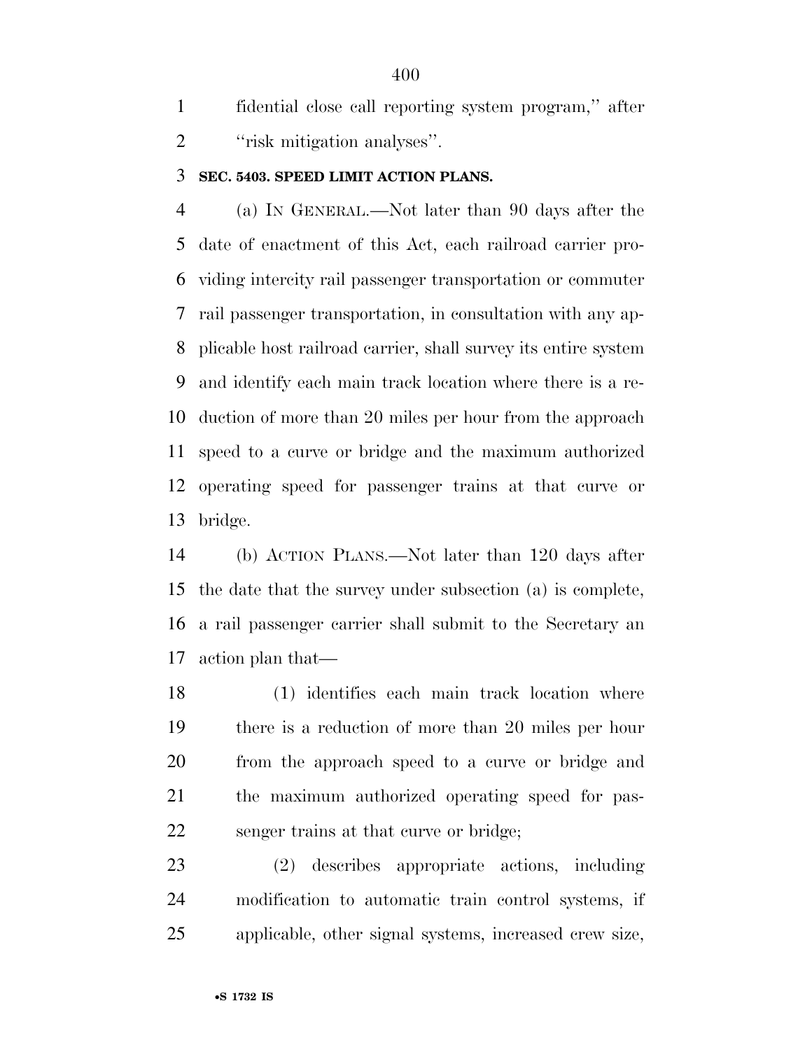fidential close call reporting system program,'' after ''risk mitigation analyses''.

**SEC. 5403. SPEED LIMIT ACTION PLANS.**

(a) IN GENERAL.—Not later than 90 days after the date of enactment of this Act, each railroad carrier providing intercity rail passenger transportation or commuter rail passenger transportation, in consultation with any applicable host railroad carrier, shall survey its entire system and identify each main track location where there is a reduction of more than 20 miles per hour from the approach speed to a curve or bridge and the maximum authorized operating speed for passenger trains at that curve or bridge.

(b) ACTION PLANS.—Not later than 120 days after the date that the survey under subsection (a) is complete, a rail passenger carrier shall submit to the Secretary an action plan that—

(1) identifies each main track location where there is a reduction of more than 20 miles per hour from the approach speed to a curve or bridge and the maximum authorized operating speed for passenger trains at that curve or bridge;

(2) describes appropriate actions, including modification to automatic train control systems, if applicable, other signal systems, increased crew size,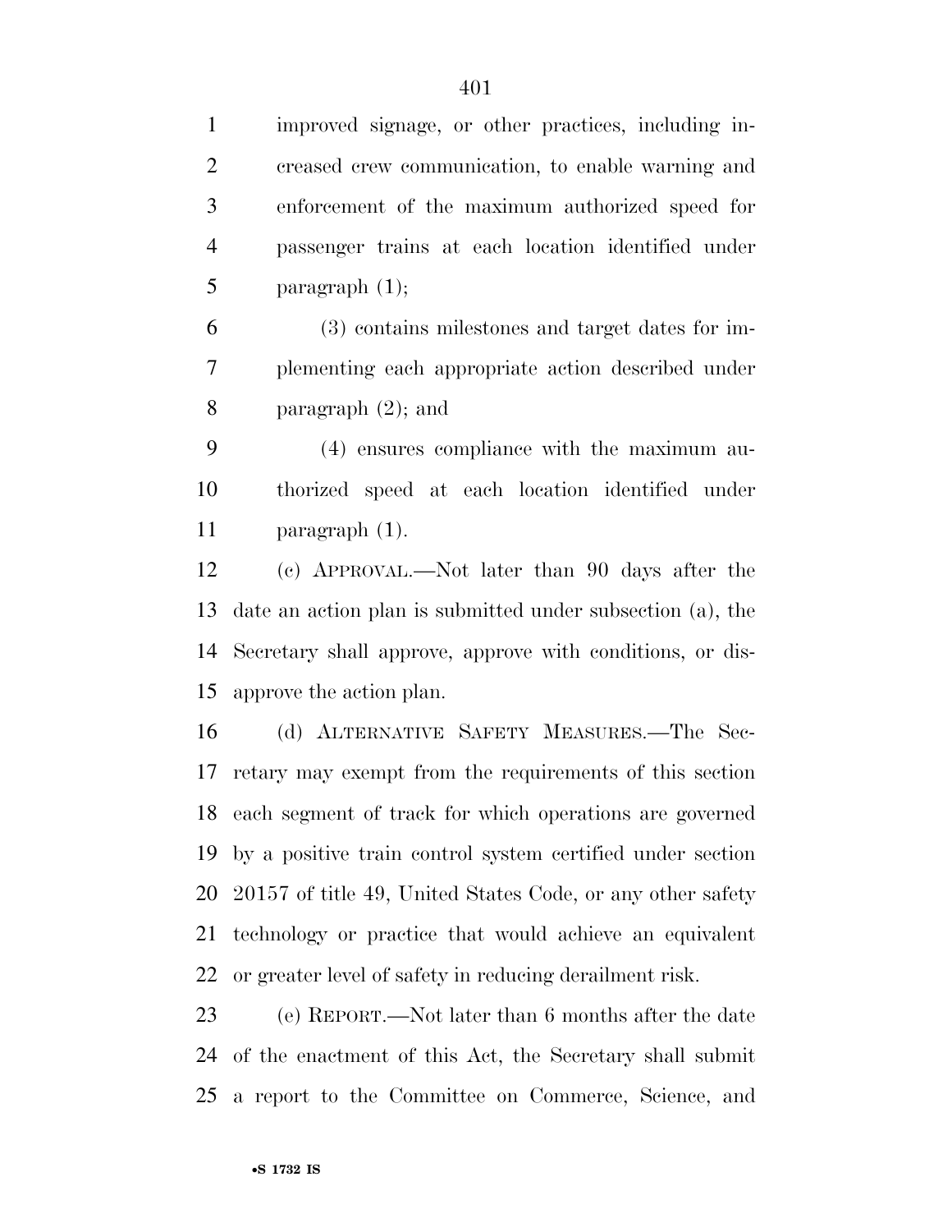improved signage, or other practices, including increased crew communication, to enable warning and enforcement of the maximum authorized speed for passenger trains at each location identified under paragraph (1);

(3) contains milestones and target dates for implementing each appropriate action described under paragraph (2); and

(4) ensures compliance with the maximum authorized speed at each location identified under paragraph (1).

(c) APPROVAL.—Not later than 90 days after the date an action plan is submitted under subsection (a), the Secretary shall approve, approve with conditions, or disapprove the action plan.

(d) ALTERNATIVE SAFETY MEASURES.—The Secretary may exempt from the requirements of this section each segment of track for which operations are governed by a positive train control system certified under section 20157 of title 49, United States Code, or any other safety technology or practice that would achieve an equivalent or greater level of safety in reducing derailment risk.

(e) REPORT.—Not later than 6 months after the date of the enactment of this Act, the Secretary shall submit a report to the Committee on Commerce, Science, and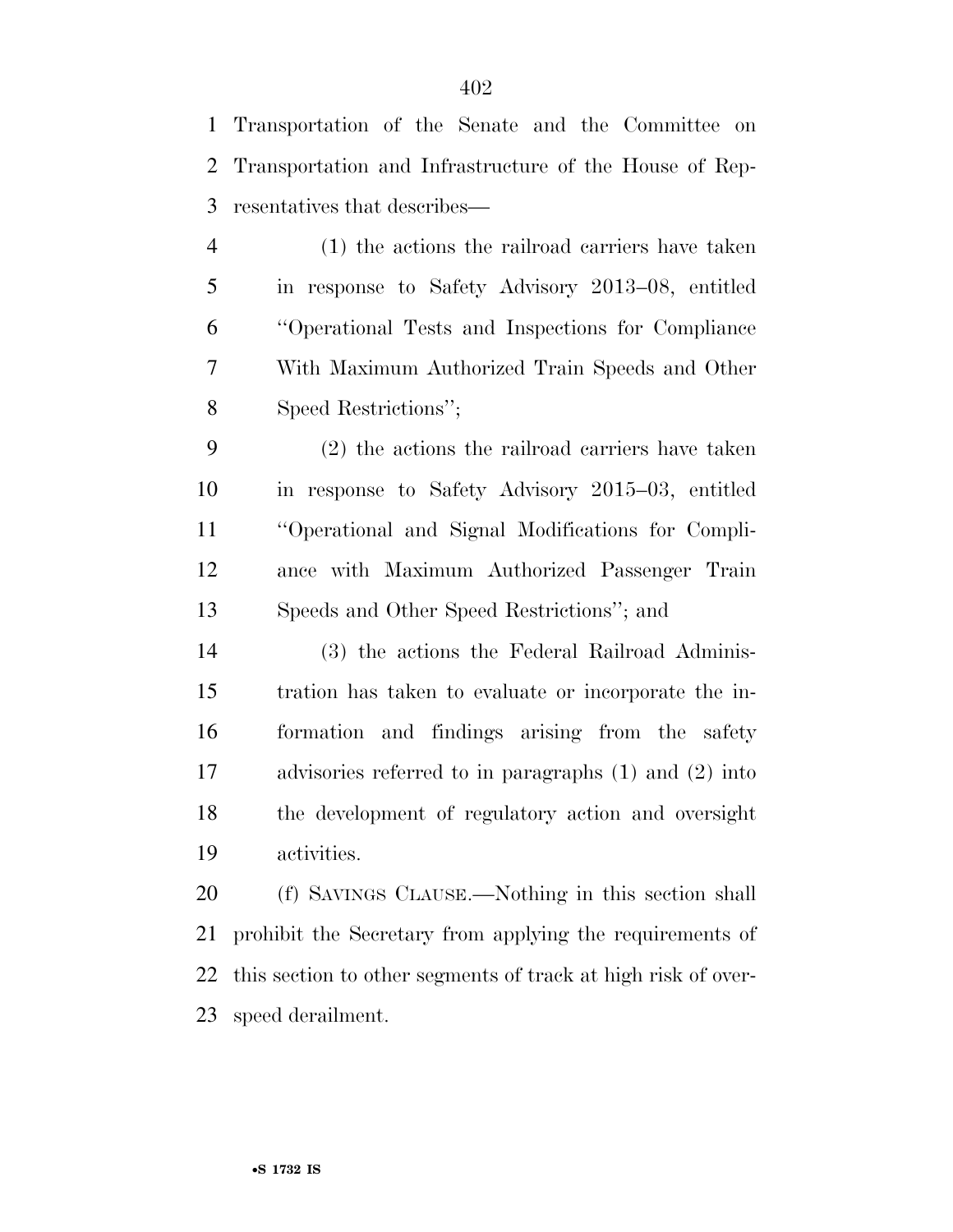Transportation of the Senate and the Committee on Transportation and Infrastructure of the House of Representatives that describes—

(1) the actions the railroad carriers have taken in response to Safety Advisory 2013–08, entitled ''Operational Tests and Inspections for Compliance With Maximum Authorized Train Speeds and Other Speed Restrictions'';

(2) the actions the railroad carriers have taken in response to Safety Advisory 2015–03, entitled ''Operational and Signal Modifications for Compliance with Maximum Authorized Passenger Train Speeds and Other Speed Restrictions''; and

(3) the actions the Federal Railroad Administration has taken to evaluate or incorporate the information and findings arising from the safety advisories referred to in paragraphs (1) and (2) into the development of regulatory action and oversight activities.

(f) SAVINGS CLAUSE.—Nothing in this section shall prohibit the Secretary from applying the requirements of this section to other segments of track at high risk of overspeed derailment.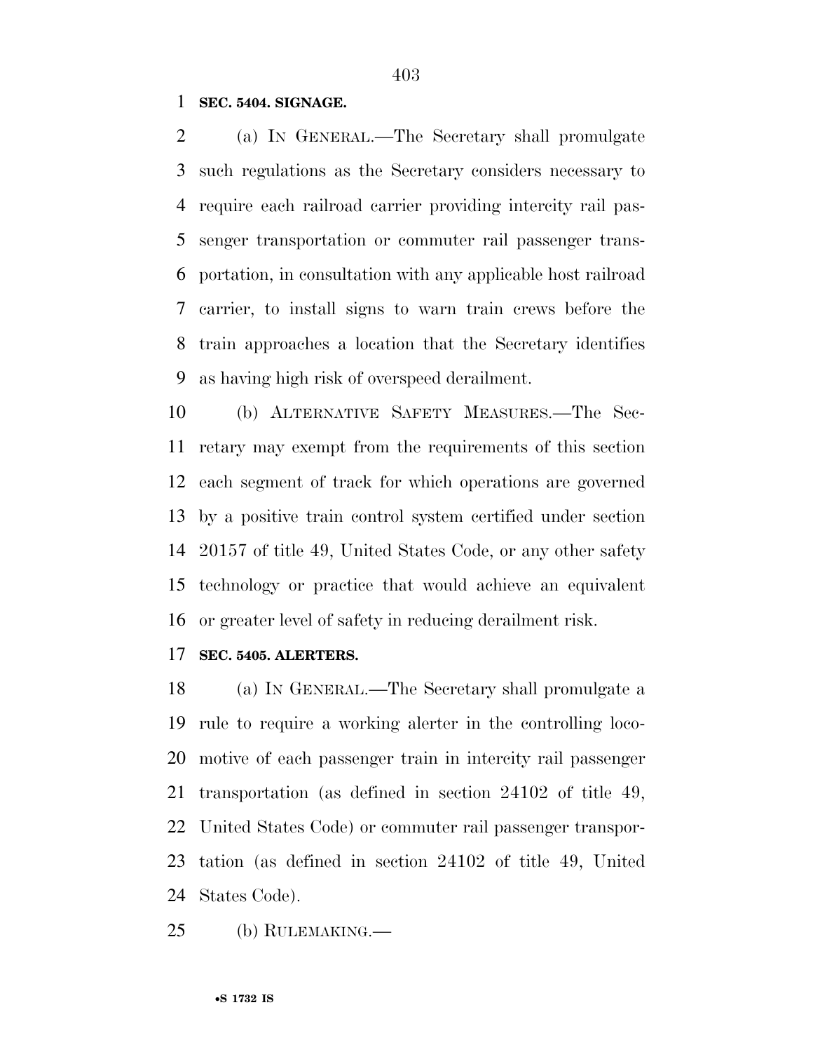**SEC. 5404. SIGNAGE.**

(a) IN GENERAL.—The Secretary shall promulgate such regulations as the Secretary considers necessary to require each railroad carrier providing intercity rail passenger transportation or commuter rail passenger transportation, in consultation with any applicable host railroad carrier, to install signs to warn train crews before the train approaches a location that the Secretary identifies as having high risk of overspeed derailment.

(b) ALTERNATIVE SAFETY MEASURES.—The Secretary may exempt from the requirements of this section each segment of track for which operations are governed by a positive train control system certified under section 20157 of title 49, United States Code, or any other safety technology or practice that would achieve an equivalent or greater level of safety in reducing derailment risk.

**SEC. 5405. ALERTERS.**

(a) IN GENERAL.—The Secretary shall promulgate a rule to require a working alerter in the controlling locomotive of each passenger train in intercity rail passenger transportation (as defined in section 24102 of title 49, United States Code) or commuter rail passenger transportation (as defined in section 24102 of title 49, United States Code).

(b) RULEMAKING.—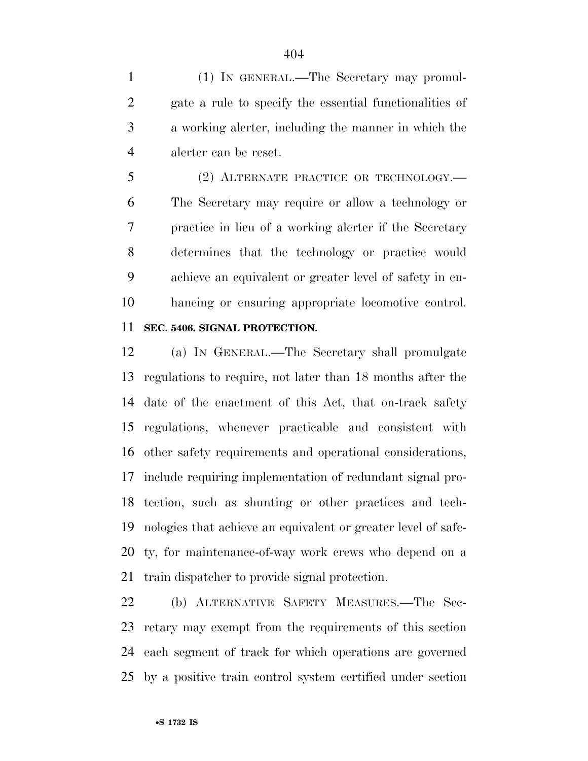(1) IN GENERAL.—The Secretary may promulgate a rule to specify the essential functionalities of a working alerter, including the manner in which the alerter can be reset.

(2) ALTERNATE PRACTICE OR TECHNOLOGY.—The Secretary may require or allow a technology or practice in lieu of a working alerter if the Secretary determines that the technology or practice would achieve an equivalent or greater level of safety in enhancing or ensuring appropriate locomotive control.

**SEC. 5406. SIGNAL PROTECTION.**

(a) IN GENERAL.—The Secretary shall promulgate regulations to require, not later than 18 months after the date of the enactment of this Act, that on-track safety regulations, whenever practicable and consistent with other safety requirements and operational considerations, include requiring implementation of redundant signal protection, such as shunting or other practices and technologies that achieve an equivalent or greater level of safety, for maintenance-of-way work crews who depend on a train dispatcher to provide signal protection.

(b) ALTERNATIVE SAFETY MEASURES.—The Secretary may exempt from the requirements of this section each segment of track for which operations are governed by a positive train control system certified under section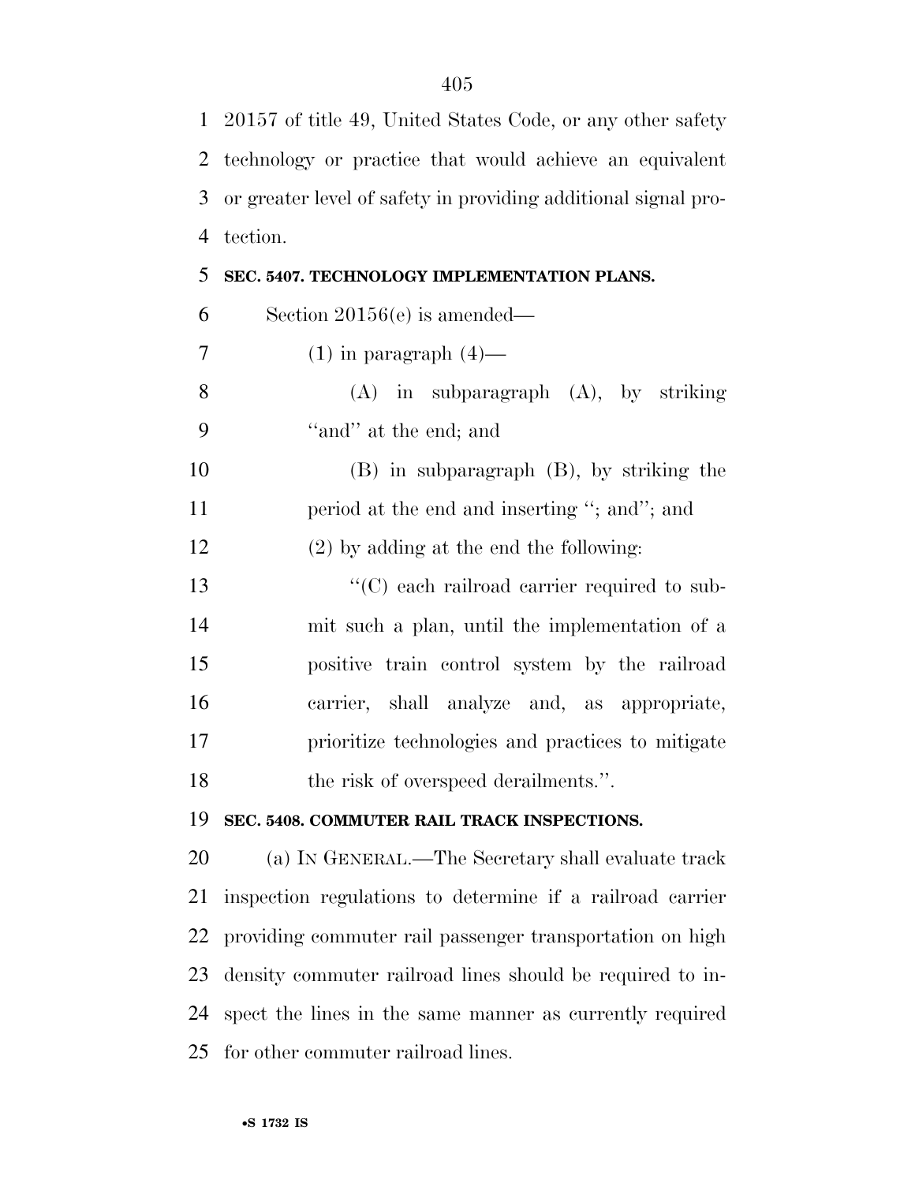20157 of title 49, United States Code, or any other safety technology or practice that would achieve an equivalent or greater level of safety in providing additional signal protection.

**SEC. 5407. TECHNOLOGY IMPLEMENTATION PLANS.**

Section 20156(e) is amended—

(1) in paragraph (4)—

(A) in subparagraph (A), by striking "and" at the end; and

(B) in subparagraph (B), by striking the period at the end and inserting "; and"; and

(2) by adding at the end the following:

"(C) each railroad carrier required to submit such a plan, until the implementation of a positive train control system by the railroad carrier, shall analyze and, as appropriate, prioritize technologies and practices to mitigate the risk of overspeed derailments.".

**SEC. 5408. COMMUTER RAIL TRACK INSPECTIONS.**

(a) IN GENERAL.—The Secretary shall evaluate track inspection regulations to determine if a railroad carrier providing commuter rail passenger transportation on high density commuter railroad lines should be required to inspect the lines in the same manner as currently required for other commuter railroad lines.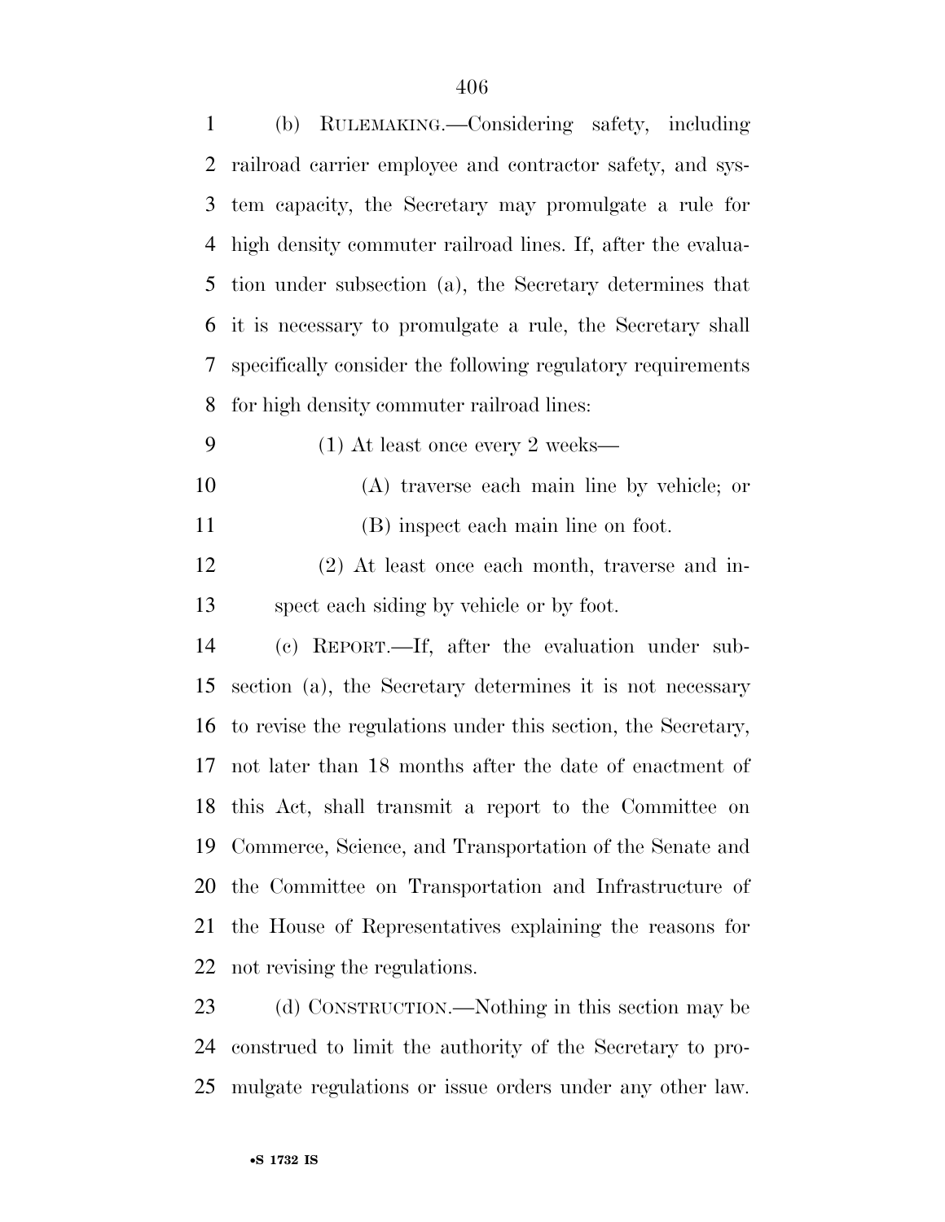(b) RULEMAKING.—Considering safety, including railroad carrier employee and contractor safety, and system capacity, the Secretary may promulgate a rule for high density commuter railroad lines. If, after the evaluation under subsection (a), the Secretary determines that it is necessary to promulgate a rule, the Secretary shall specifically consider the following regulatory requirements for high density commuter railroad lines:

(1) At least once every 2 weeks—

(A) traverse each main line by vehicle; or

(B) inspect each main line on foot.

(2) At least once each month, traverse and inspect each siding by vehicle or by foot.

(c) REPORT.—If, after the evaluation under subsection (a), the Secretary determines it is not necessary to revise the regulations under this section, the Secretary, not later than 18 months after the date of enactment of this Act, shall transmit a report to the Committee on Commerce, Science, and Transportation of the Senate and the Committee on Transportation and Infrastructure of the House of Representatives explaining the reasons for not revising the regulations.

(d) CONSTRUCTION.—Nothing in this section may be construed to limit the authority of the Secretary to promulgate regulations or issue orders under any other law.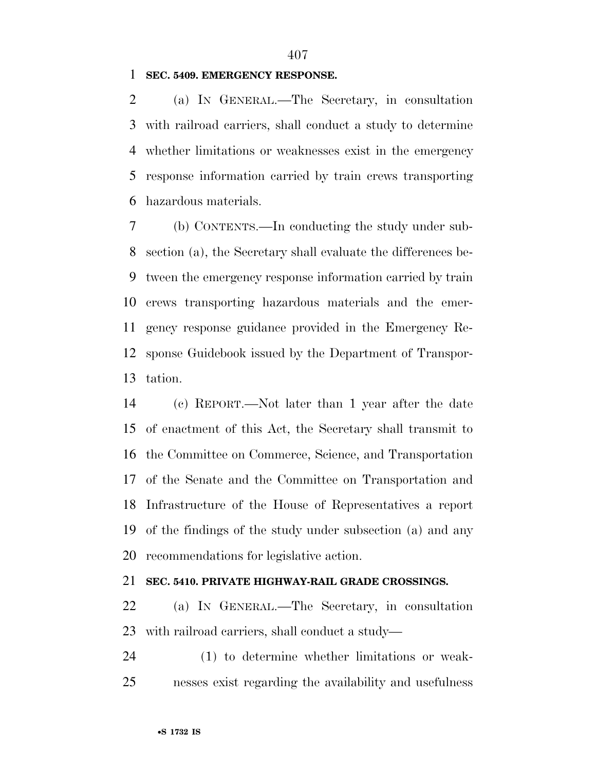**SEC. 5409. EMERGENCY RESPONSE.**

(a) IN GENERAL.—The Secretary, in consultation with railroad carriers, shall conduct a study to determine whether limitations or weaknesses exist in the emergency response information carried by train crews transporting hazardous materials.

(b) CONTENTS.—In conducting the study under subsection (a), the Secretary shall evaluate the differences between the emergency response information carried by train crews transporting hazardous materials and the emergency response guidance provided in the Emergency Response Guidebook issued by the Department of Transportation.

(c) REPORT.—Not later than 1 year after the date of enactment of this Act, the Secretary shall transmit to the Committee on Commerce, Science, and Transportation of the Senate and the Committee on Transportation and Infrastructure of the House of Representatives a report of the findings of the study under subsection (a) and any recommendations for legislative action.

**SEC. 5410. PRIVATE HIGHWAY-RAIL GRADE CROSSINGS.**

(a) IN GENERAL.—The Secretary, in consultation with railroad carriers, shall conduct a study—

(1) to determine whether limitations or weaknesses exist regarding the availability and usefulness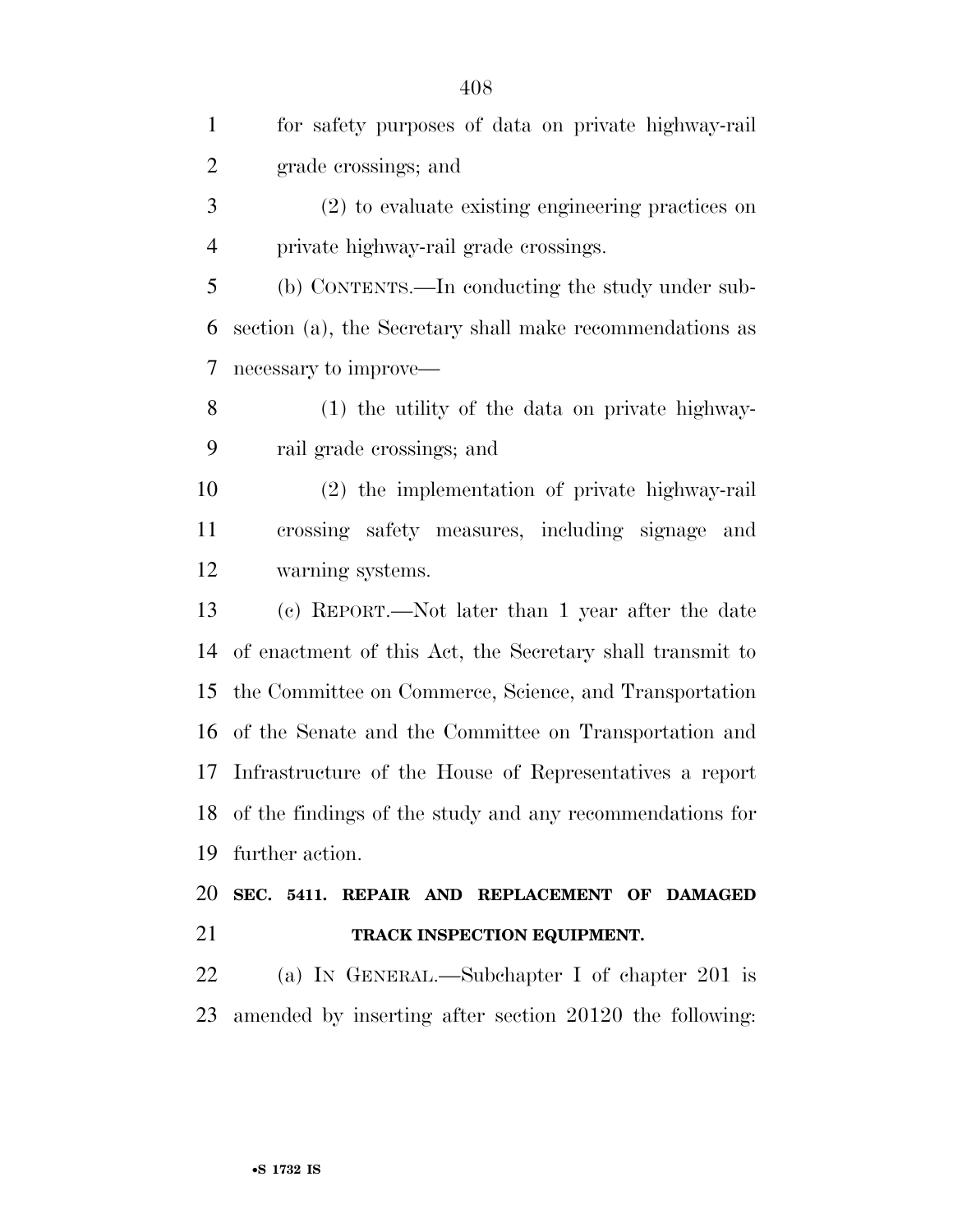for safety purposes of data on private highway-rail grade crossings; and

(2) to evaluate existing engineering practices on private highway-rail grade crossings.

(b) CONTENTS.—In conducting the study under subsection (a), the Secretary shall make recommendations as necessary to improve—

(1) the utility of the data on private highway-rail grade crossings; and

(2) the implementation of private highway-rail crossing safety measures, including signage and warning systems.

(c) REPORT.—Not later than 1 year after the date of enactment of this Act, the Secretary shall transmit to the Committee on Commerce, Science, and Transportation of the Senate and the Committee on Transportation and Infrastructure of the House of Representatives a report of the findings of the study and any recommendations for further action.

**SEC. 5411. REPAIR AND REPLACEMENT OF DAMAGED TRACK INSPECTION EQUIPMENT.**

(a) IN GENERAL.—Subchapter I of chapter 201 is amended by inserting after section 20120 the following: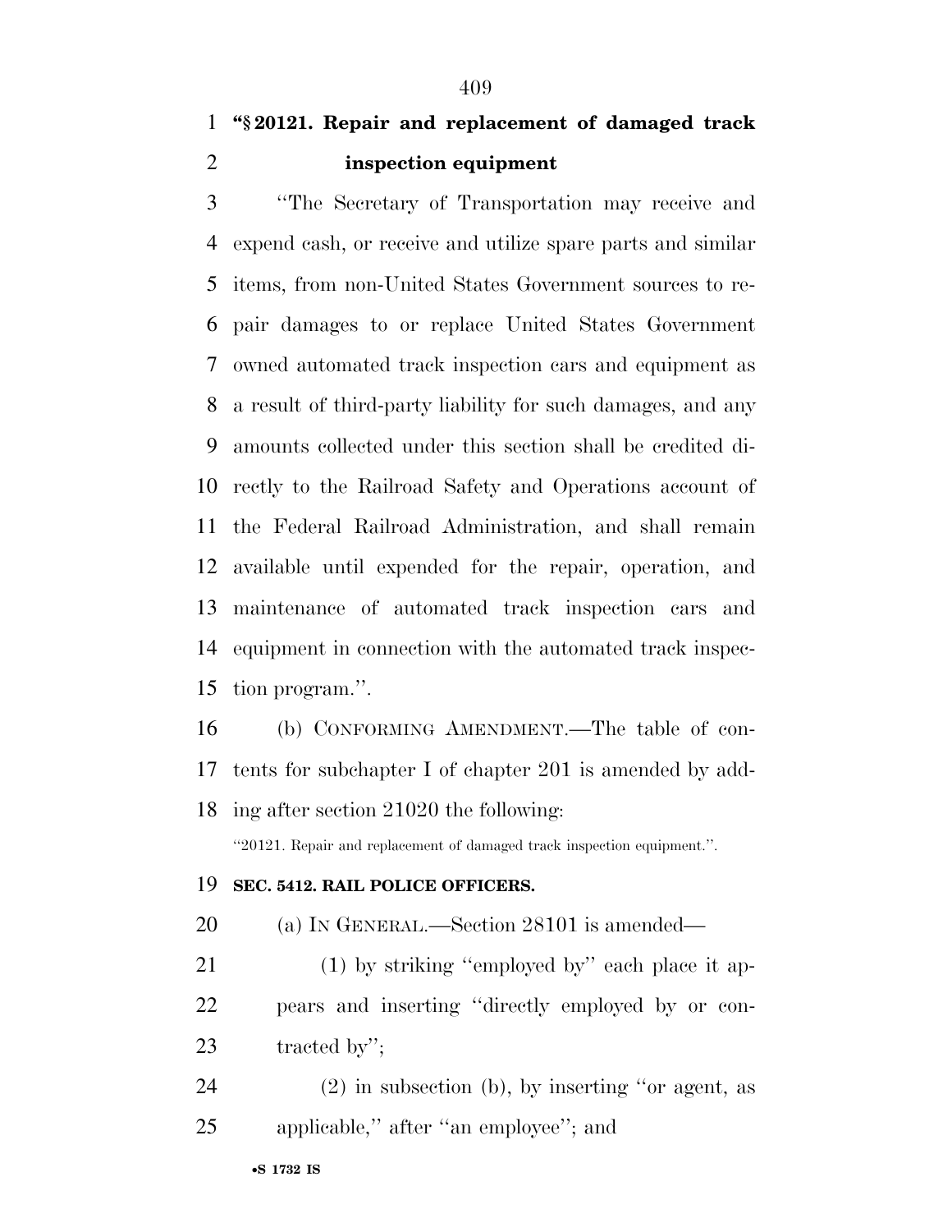**"§ 20121. Repair and replacement of damaged track inspection equipment**

"The Secretary of Transportation may receive and expend cash, or receive and utilize spare parts and similar items, from non-United States Government sources to repair damages to or replace United States Government owned automated track inspection cars and equipment as a result of third-party liability for such damages, and any amounts collected under this section shall be credited directly to the Railroad Safety and Operations account of the Federal Railroad Administration, and shall remain available until expended for the repair, operation, and maintenance of automated track inspection cars and equipment in connection with the automated track inspection program.".

(b) CONFORMING AMENDMENT.—The table of contents for subchapter I of chapter 201 is amended by adding after section 21020 the following:

"20121. Repair and replacement of damaged track inspection equipment.".

**SEC. 5412. RAIL POLICE OFFICERS.**

(a) IN GENERAL.—Section 28101 is amended—

(1) by striking "employed by" each place it appears and inserting "directly employed by or contracted by";

(2) in subsection (b), by inserting "or agent, as applicable," after "an employee"; and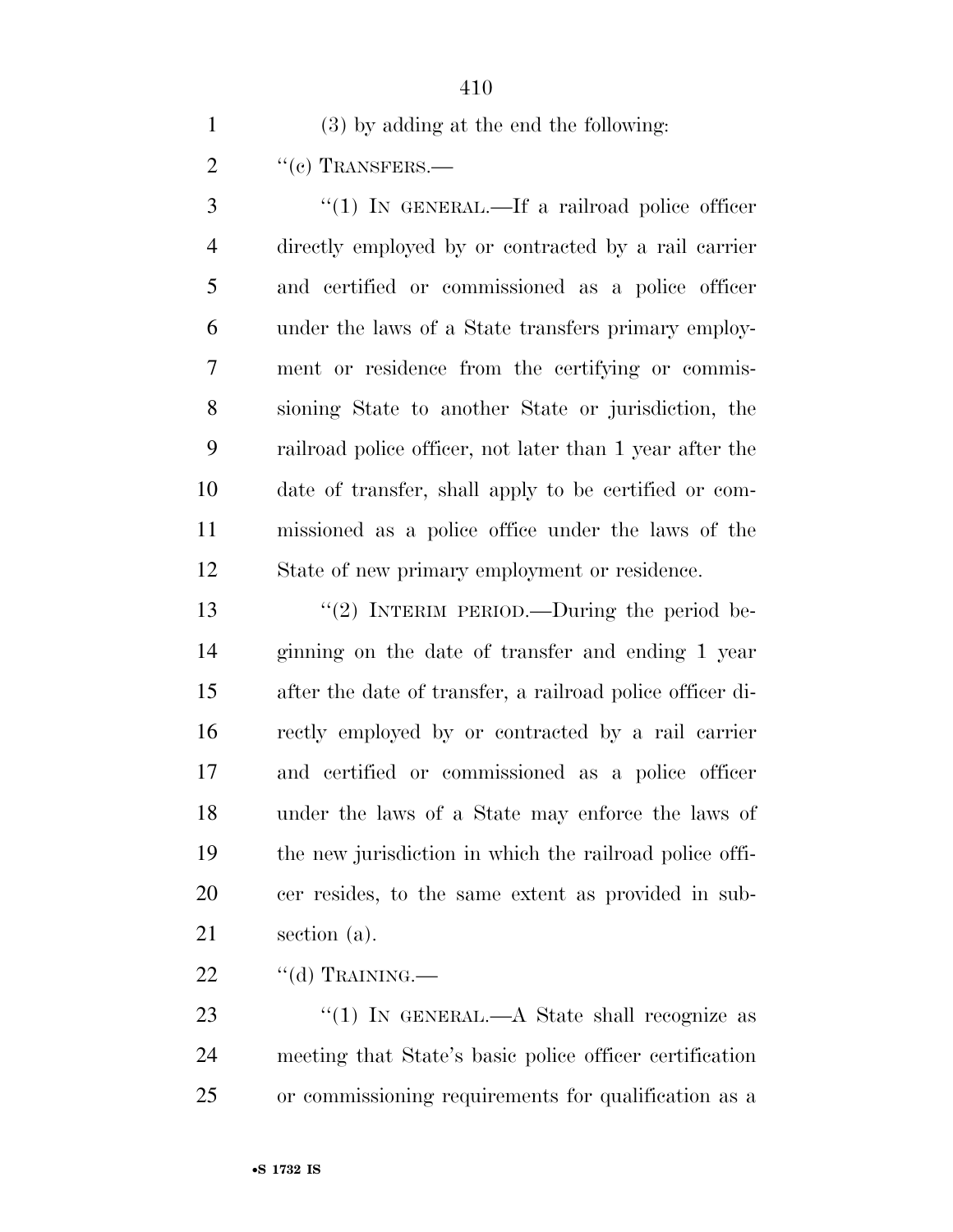(3) by adding at the end the following:

"(c) TRANSFERS.—

"(1) IN GENERAL.—If a railroad police officer directly employed by or contracted by a rail carrier and certified or commissioned as a police officer under the laws of a State transfers primary employment or residence from the certifying or commissioning State to another State or jurisdiction, the railroad police officer, not later than 1 year after the date of transfer, shall apply to be certified or commissioned as a police office under the laws of the State of new primary employment or residence.

"(2) INTERIM PERIOD.—During the period beginning on the date of transfer and ending 1 year after the date of transfer, a railroad police officer directly employed by or contracted by a rail carrier and certified or commissioned as a police officer under the laws of a State may enforce the laws of the new jurisdiction in which the railroad police officer resides, to the same extent as provided in subsection (a).

"(d) TRAINING.—

"(1) IN GENERAL.—A State shall recognize as meeting that State's basic police officer certification or commissioning requirements for qualification as a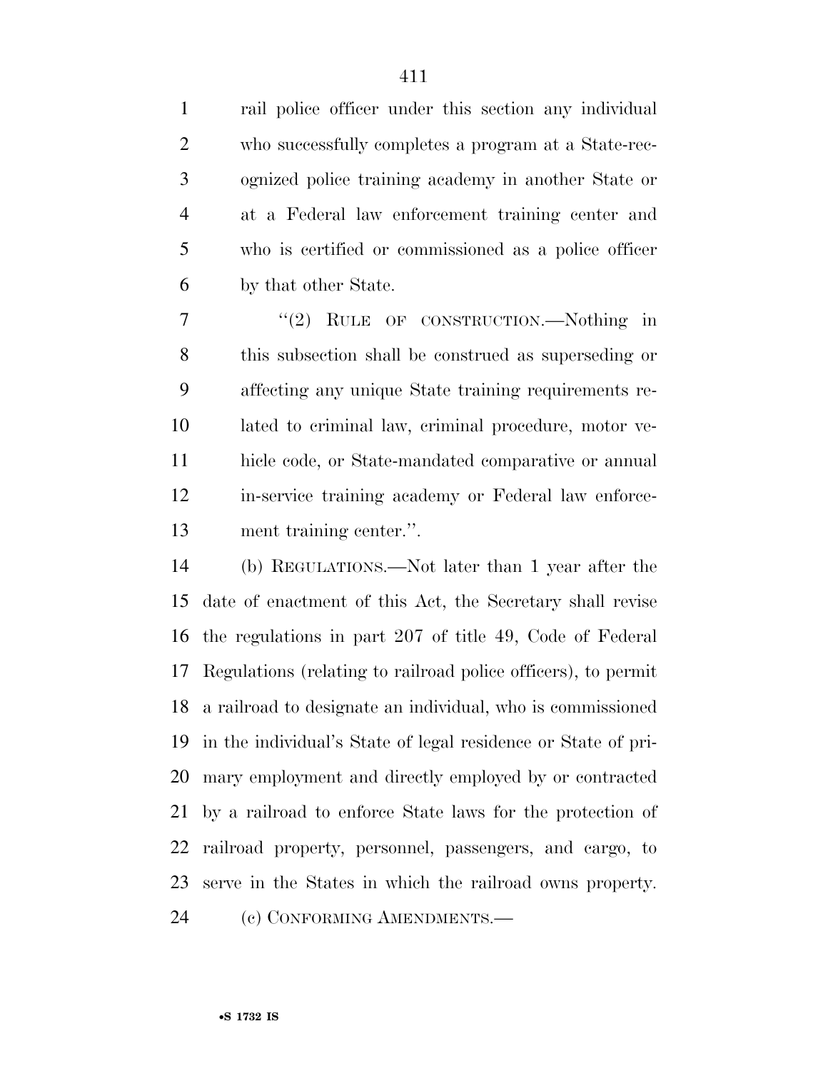rail police officer under this section any individual who successfully completes a program at a State-recognized police training academy in another State or at a Federal law enforcement training center and who is certified or commissioned as a police officer by that other State.

"(2) RULE OF CONSTRUCTION.—Nothing in this subsection shall be construed as superseding or affecting any unique State training requirements related to criminal law, criminal procedure, motor vehicle code, or State-mandated comparative or annual in-service training academy or Federal law enforcement training center.".

(b) REGULATIONS.—Not later than 1 year after the date of enactment of this Act, the Secretary shall revise the regulations in part 207 of title 49, Code of Federal Regulations (relating to railroad police officers), to permit a railroad to designate an individual, who is commissioned in the individual's State of legal residence or State of primary employment and directly employed by or contracted by a railroad to enforce State laws for the protection of railroad property, personnel, passengers, and cargo, to serve in the States in which the railroad owns property.

(c) CONFORMING AMENDMENTS.—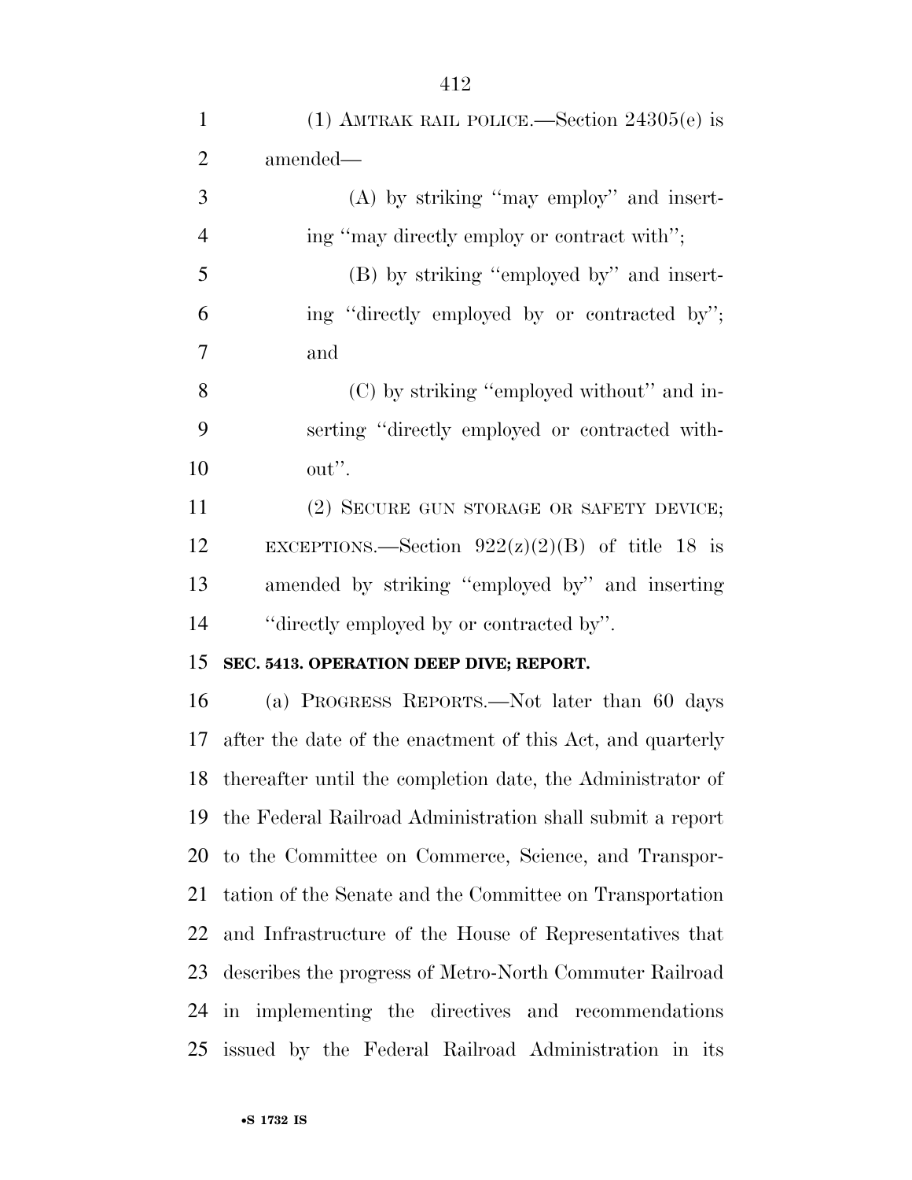(1) AMTRAK RAIL POLICE.—Section 24305(e) is amended—

(A) by striking ''may employ'' and inserting ''may directly employ or contract with'';

(B) by striking ''employed by'' and inserting ''directly employed by or contracted by''; and

(C) by striking ''employed without'' and inserting ''directly employed or contracted without''.

(2) SECURE GUN STORAGE OR SAFETY DEVICE; EXCEPTIONS.—Section 922(z)(2)(B) of title 18 is amended by striking ''employed by'' and inserting ''directly employed by or contracted by''.

**SEC. 5413. OPERATION DEEP DIVE; REPORT.**

(a) PROGRESS REPORTS.—Not later than 60 days after the date of the enactment of this Act, and quarterly thereafter until the completion date, the Administrator of the Federal Railroad Administration shall submit a report to the Committee on Commerce, Science, and Transportation of the Senate and the Committee on Transportation and Infrastructure of the House of Representatives that describes the progress of Metro-North Commuter Railroad in implementing the directives and recommendations issued by the Federal Railroad Administration in its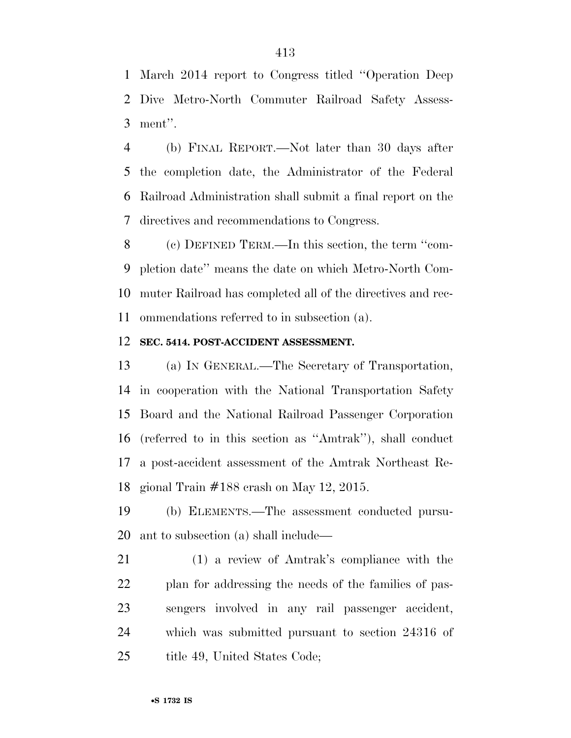March 2014 report to Congress titled ''Operation Deep Dive Metro-North Commuter Railroad Safety Assessment''.

(b) FINAL REPORT.—Not later than 30 days after the completion date, the Administrator of the Federal Railroad Administration shall submit a final report on the directives and recommendations to Congress.

(c) DEFINED TERM.—In this section, the term ''completion date'' means the date on which Metro-North Commuter Railroad has completed all of the directives and recommendations referred to in subsection (a).

**SEC. 5414. POST-ACCIDENT ASSESSMENT.**

(a) IN GENERAL.—The Secretary of Transportation, in cooperation with the National Transportation Safety Board and the National Railroad Passenger Corporation (referred to in this section as ''Amtrak''), shall conduct a post-accident assessment of the Amtrak Northeast Regional Train #188 crash on May 12, 2015.

(b) ELEMENTS.—The assessment conducted pursuant to subsection (a) shall include—

(1) a review of Amtrak's compliance with the plan for addressing the needs of the families of passengers involved in any rail passenger accident, which was submitted pursuant to section 24316 of title 49, United States Code;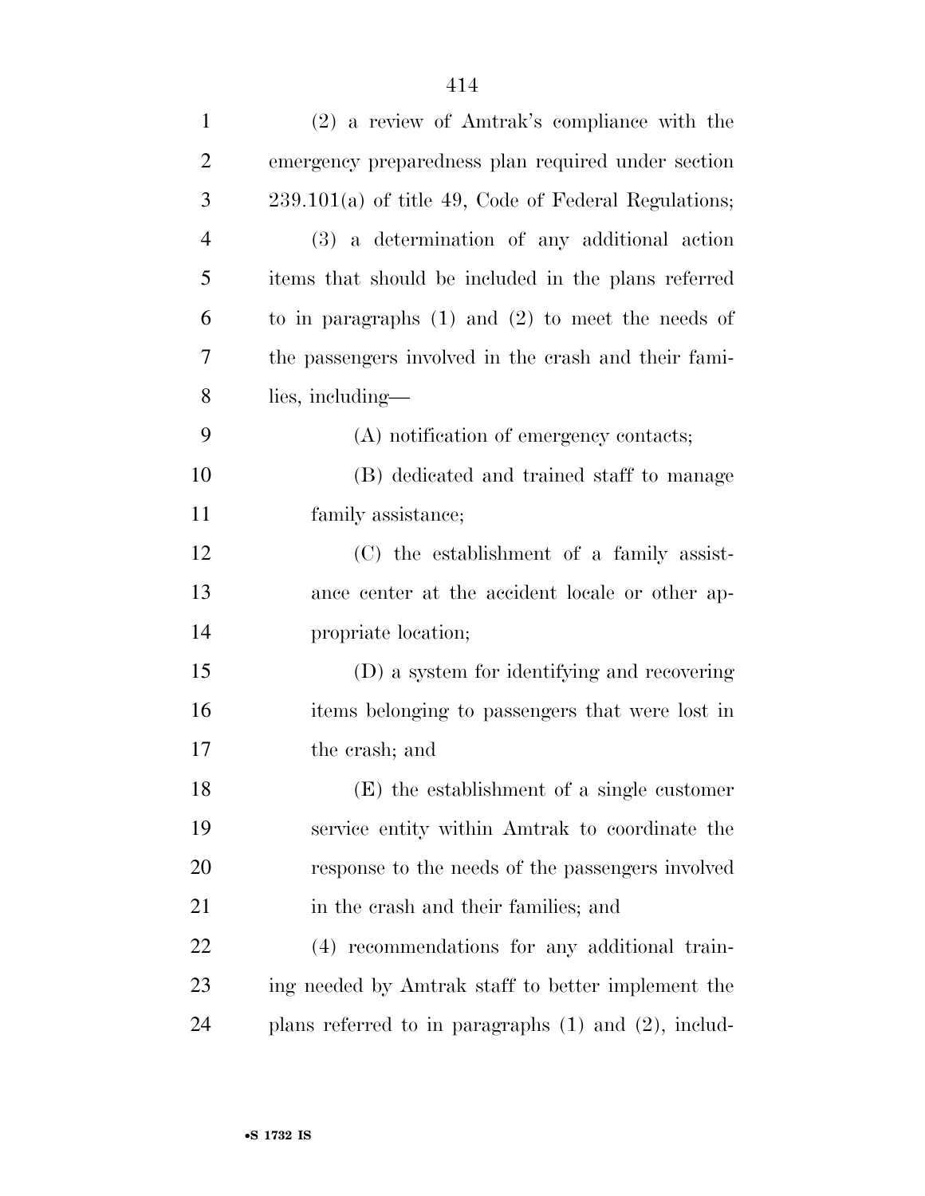(2) a review of Amtrak's compliance with the emergency preparedness plan required under section 239.101(a) of title 49, Code of Federal Regulations;

(3) a determination of any additional action items that should be included in the plans referred to in paragraphs (1) and (2) to meet the needs of the passengers involved in the crash and their families, including—

(A) notification of emergency contacts;

(B) dedicated and trained staff to manage family assistance;

(C) the establishment of a family assistance center at the accident locale or other appropriate location;

(D) a system for identifying and recovering items belonging to passengers that were lost in the crash; and

(E) the establishment of a single customer service entity within Amtrak to coordinate the response to the needs of the passengers involved in the crash and their families; and

(4) recommendations for any additional training needed by Amtrak staff to better implement the plans referred to in paragraphs (1) and (2), includ-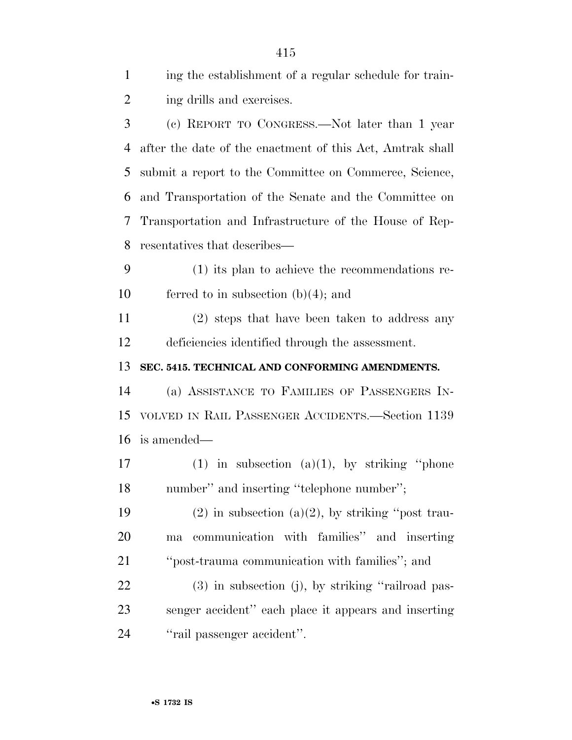ing the establishment of a regular schedule for training drills and exercises.

(c) REPORT TO CONGRESS.—Not later than 1 year after the date of the enactment of this Act, Amtrak shall submit a report to the Committee on Commerce, Science, and Transportation of the Senate and the Committee on Transportation and Infrastructure of the House of Representatives that describes—

(1) its plan to achieve the recommendations referred to in subsection (b)(4); and

(2) steps that have been taken to address any deficiencies identified through the assessment.

**SEC. 5415. TECHNICAL AND CONFORMING AMENDMENTS.**

(a) ASSISTANCE TO FAMILIES OF PASSENGERS INVOLVED IN RAIL PASSENGER ACCIDENTS.—Section 1139 is amended—

(1) in subsection (a)(1), by striking ''phone number'' and inserting ''telephone number'';

(2) in subsection (a)(2), by striking ''post trauma communication with families'' and inserting ''post-trauma communication with families''; and

(3) in subsection (j), by striking ''railroad passenger accident'' each place it appears and inserting ''rail passenger accident''.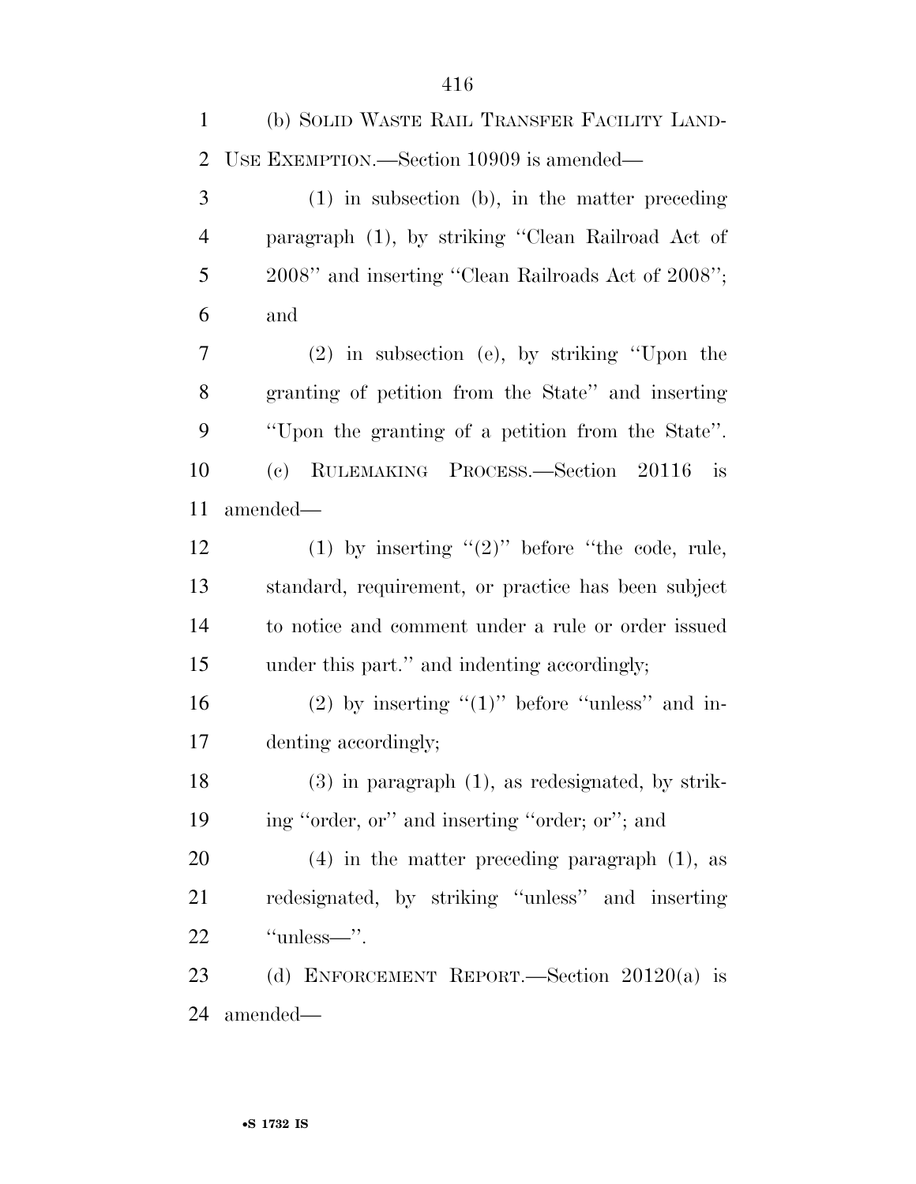(b) SOLID WASTE RAIL TRANSFER FACILITY LAND-USE EXEMPTION.—Section 10909 is amended—

(1) in subsection (b), in the matter preceding paragraph (1), by striking ''Clean Railroad Act of 2008'' and inserting ''Clean Railroads Act of 2008''; and

(2) in subsection (e), by striking ''Upon the granting of petition from the State'' and inserting ''Upon the granting of a petition from the State''.

(c) RULEMAKING PROCESS.—Section 20116 is amended—

(1) by inserting ''(2)'' before ''the code, rule, standard, requirement, or practice has been subject to notice and comment under a rule or order issued under this part.'' and indenting accordingly;

(2) by inserting ''(1)'' before ''unless'' and indenting accordingly;

(3) in paragraph (1), as redesignated, by striking ''order, or'' and inserting ''order; or''; and

(4) in the matter preceding paragraph (1), as redesignated, by striking ''unless'' and inserting ''unless—''.

(d) ENFORCEMENT REPORT.—Section 20120(a) is amended—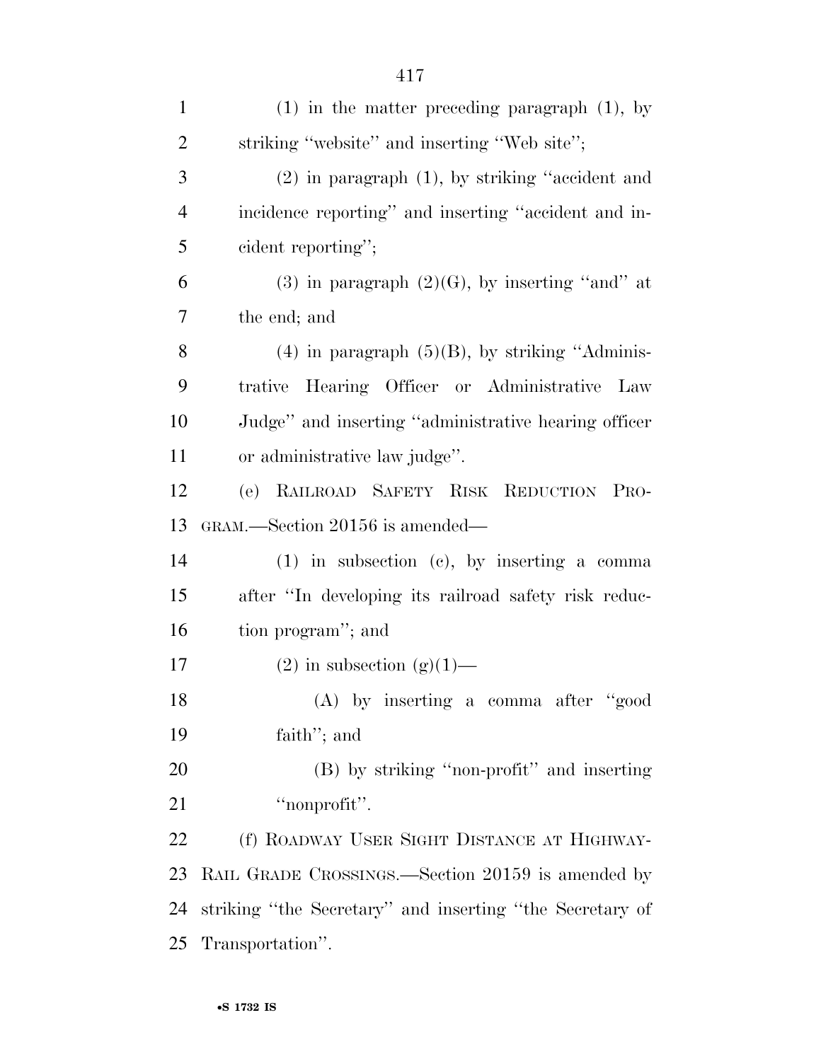(1) in the matter preceding paragraph (1), by striking ''website'' and inserting ''Web site'';

(2) in paragraph (1), by striking ''accident and incidence reporting'' and inserting ''accident and incident reporting'';

(3) in paragraph (2)(G), by inserting ''and'' at the end; and

(4) in paragraph (5)(B), by striking ''Administrative Hearing Officer or Administrative Law Judge'' and inserting ''administrative hearing officer or administrative law judge''.

(e) RAILROAD SAFETY RISK REDUCTION PROGRAM.—Section 20156 is amended—

(1) in subsection (c), by inserting a comma after ''In developing its railroad safety risk reduction program''; and

(2) in subsection (g)(1)—

(A) by inserting a comma after ''good faith''; and

(B) by striking ''non-profit'' and inserting ''nonprofit''.

(f) ROADWAY USER SIGHT DISTANCE AT HIGHWAY-RAIL GRADE CROSSINGS.—Section 20159 is amended by striking ''the Secretary'' and inserting ''the Secretary of Transportation''.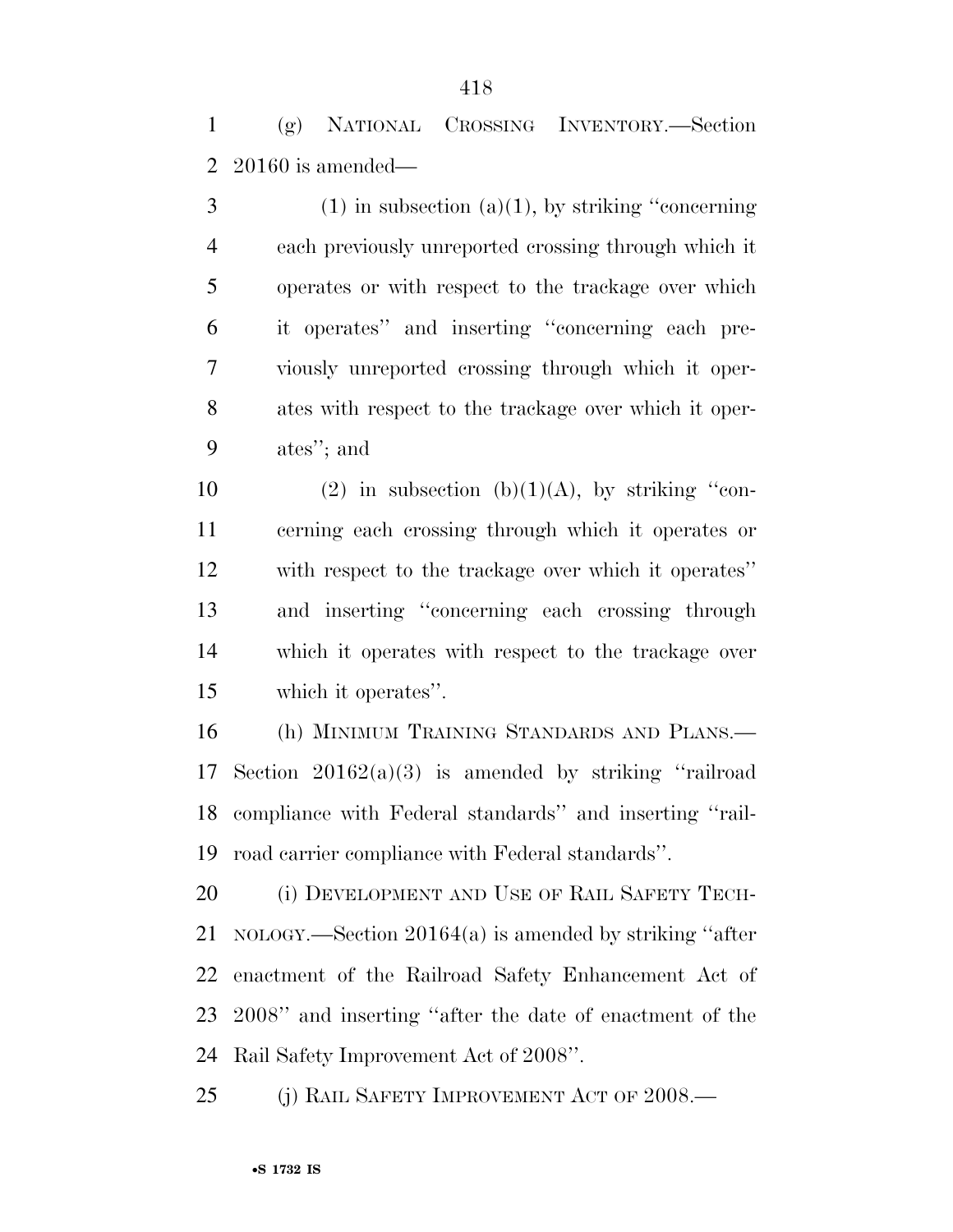(g) NATIONAL CROSSING INVENTORY.—Section 20160 is amended—

(1) in subsection (a)(1), by striking ''concerning each previously unreported crossing through which it operates or with respect to the trackage over which it operates'' and inserting ''concerning each previously unreported crossing through which it operates with respect to the trackage over which it operates''; and

(2) in subsection (b)(1)(A), by striking ''concerning each crossing through which it operates or with respect to the trackage over which it operates'' and inserting ''concerning each crossing through which it operates with respect to the trackage over which it operates''.

(h) MINIMUM TRAINING STANDARDS AND PLANS.—Section 20162(a)(3) is amended by striking ''railroad compliance with Federal standards'' and inserting ''railroad carrier compliance with Federal standards''.

(i) DEVELOPMENT AND USE OF RAIL SAFETY TECHNOLOGY.—Section 20164(a) is amended by striking ''after enactment of the Railroad Safety Enhancement Act of 2008'' and inserting ''after the date of enactment of the Rail Safety Improvement Act of 2008''.

(j) RAIL SAFETY IMPROVEMENT ACT OF 2008.—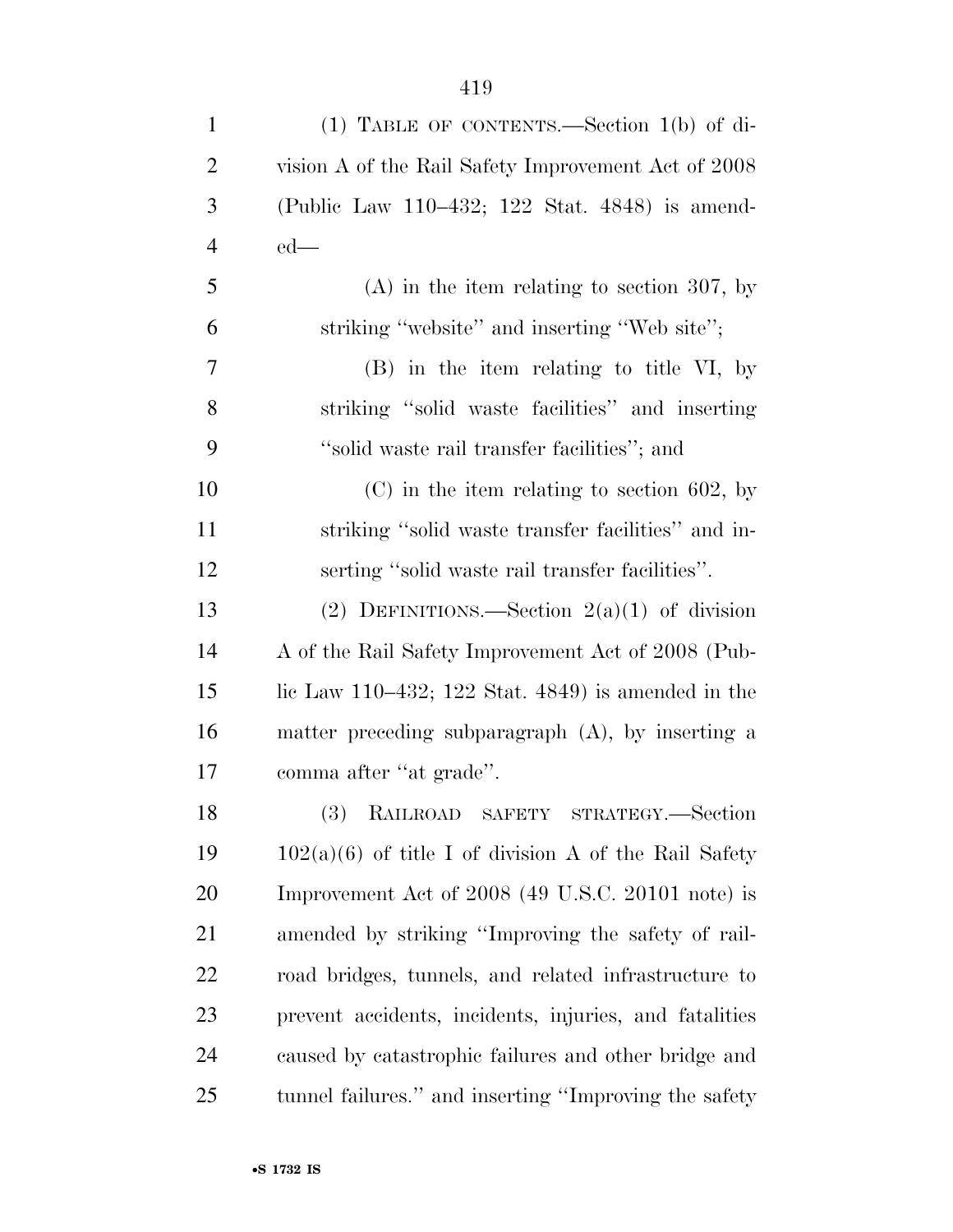(1) TABLE OF CONTENTS.—Section 1(b) of division A of the Rail Safety Improvement Act of 2008 (Public Law 110–432; 122 Stat. 4848) is amended—

(A) in the item relating to section 307, by striking ''website'' and inserting ''Web site'';

(B) in the item relating to title VI, by striking ''solid waste facilities'' and inserting ''solid waste rail transfer facilities''; and

(C) in the item relating to section 602, by striking ''solid waste transfer facilities'' and inserting ''solid waste rail transfer facilities''.

(2) DEFINITIONS.—Section 2(a)(1) of division A of the Rail Safety Improvement Act of 2008 (Public Law 110–432; 122 Stat. 4849) is amended in the matter preceding subparagraph (A), by inserting a comma after ''at grade''.

(3) RAILROAD SAFETY STRATEGY.—Section 102(a)(6) of title I of division A of the Rail Safety Improvement Act of 2008 (49 U.S.C. 20101 note) is amended by striking ''Improving the safety of railroad bridges, tunnels, and related infrastructure to prevent accidents, incidents, injuries, and fatalities caused by catastrophic failures and other bridge and tunnel failures.'' and inserting ''Improving the safety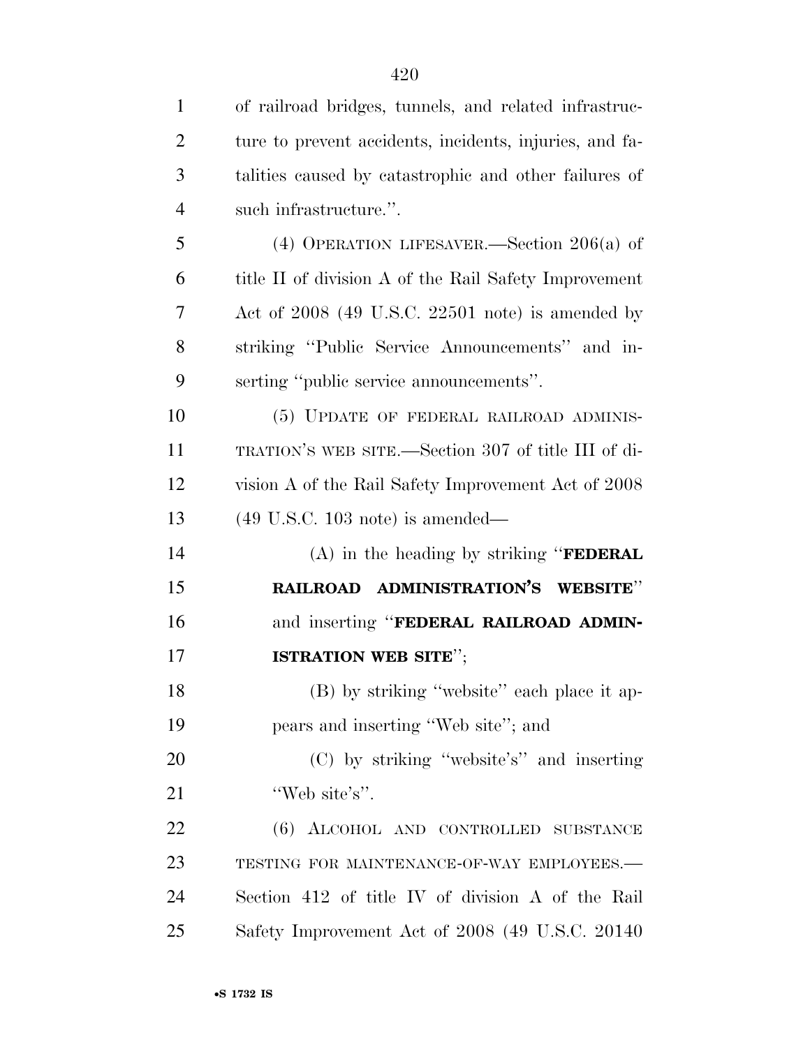of railroad bridges, tunnels, and related infrastructure to prevent accidents, incidents, injuries, and fatalities caused by catastrophic and other failures of such infrastructure.''.

(4) OPERATION LIFESAVER.—Section 206(a) of title II of division A of the Rail Safety Improvement Act of 2008 (49 U.S.C. 22501 note) is amended by striking ''Public Service Announcements'' and inserting ''public service announcements''.

(5) UPDATE OF FEDERAL RAILROAD ADMINISTRATION'S WEB SITE.—Section 307 of title III of division A of the Rail Safety Improvement Act of 2008 (49 U.S.C. 103 note) is amended—

(A) in the heading by striking ''**FEDERAL RAILROAD ADMINISTRATION'S WEBSITE**'' and inserting ''**FEDERAL RAILROAD ADMINISTRATION WEB SITE**'';

(B) by striking ''website'' each place it appears and inserting ''Web site''; and

(C) by striking ''website's'' and inserting ''Web site's''.

(6) ALCOHOL AND CONTROLLED SUBSTANCE TESTING FOR MAINTENANCE-OF-WAY EMPLOYEES.—Section 412 of title IV of division A of the Rail Safety Improvement Act of 2008 (49 U.S.C. 20140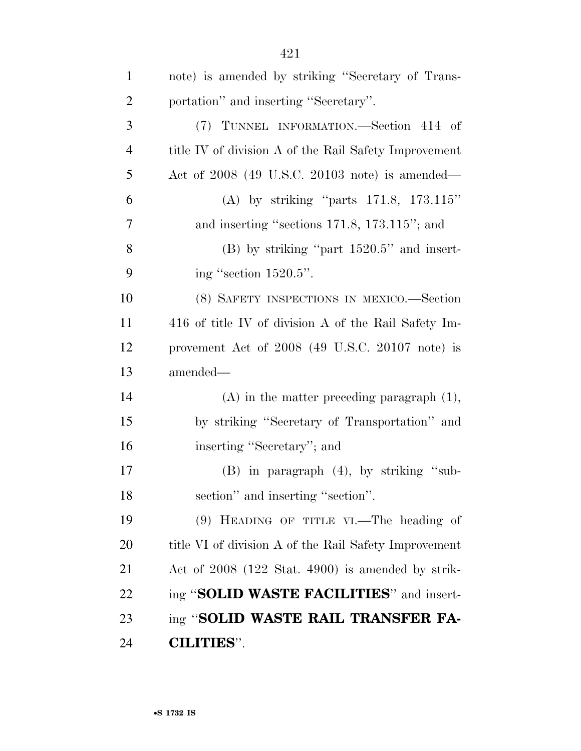note) is amended by striking "Secretary of Transportation" and inserting "Secretary".

(7) TUNNEL INFORMATION.—Section 414 of title IV of division A of the Rail Safety Improvement Act of 2008 (49 U.S.C. 20103 note) is amended—

(A) by striking "parts 171.8, 173.115" and inserting "sections 171.8, 173.115"; and

(B) by striking "part 1520.5" and inserting "section 1520.5".

(8) SAFETY INSPECTIONS IN MEXICO.—Section 416 of title IV of division A of the Rail Safety Improvement Act of 2008 (49 U.S.C. 20107 note) is amended—

(A) in the matter preceding paragraph (1), by striking "Secretary of Transportation" and inserting "Secretary"; and

(B) in paragraph (4), by striking "subsection" and inserting "section".

(9) HEADING OF TITLE VI.—The heading of title VI of division A of the Rail Safety Improvement Act of 2008 (122 Stat. 4900) is amended by striking "**SOLID WASTE FACILITIES**" and inserting "**SOLID WASTE RAIL TRANSFER FACILITIES**".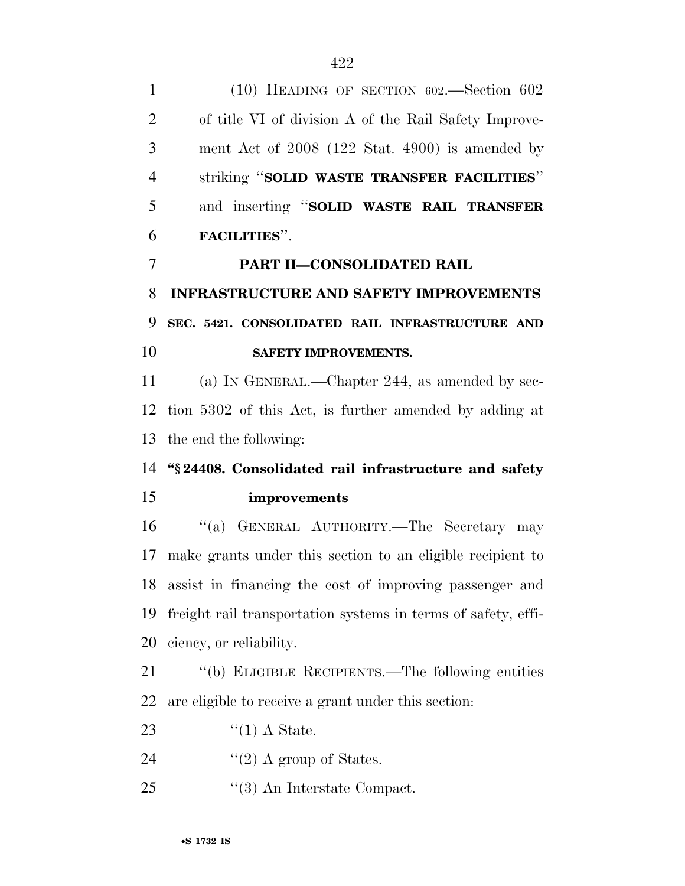(10) HEADING OF SECTION 602.—Section 602 of title VI of division A of the Rail Safety Improvement Act of 2008 (122 Stat. 4900) is amended by striking "**SOLID WASTE TRANSFER FACILITIES**" and inserting "**SOLID WASTE RAIL TRANSFER FACILITIES**".

## PART II—CONSOLIDATED RAIL INFRASTRUCTURE AND SAFETY IMPROVEMENTS

### SEC. 5421. CONSOLIDATED RAIL INFRASTRUCTURE AND SAFETY IMPROVEMENTS.

(a) IN GENERAL.—Chapter 244, as amended by section 5302 of this Act, is further amended by adding at the end the following:

**"§ 24408. Consolidated rail infrastructure and safety improvements**

"(a) GENERAL AUTHORITY.—The Secretary may make grants under this section to an eligible recipient to assist in financing the cost of improving passenger and freight rail transportation systems in terms of safety, efficiency, or reliability.

"(b) ELIGIBLE RECIPIENTS.—The following entities are eligible to receive a grant under this section:

"(1) A State.

"(2) A group of States.

"(3) An Interstate Compact.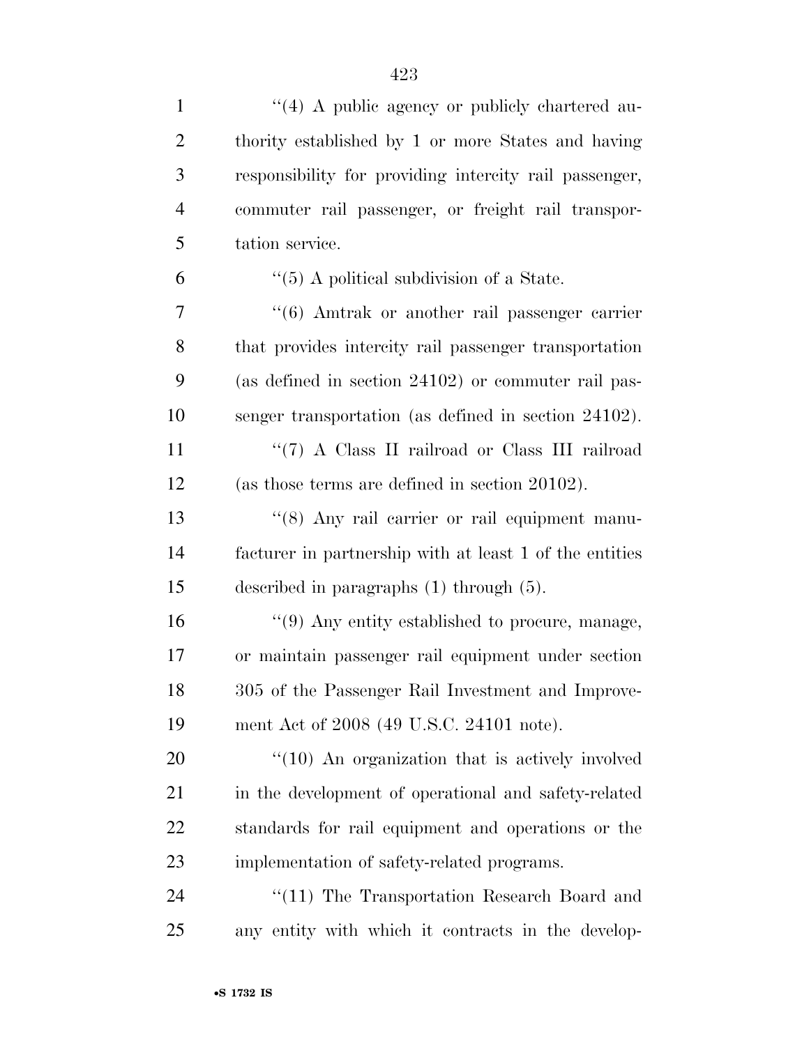''(4) A public agency or publicly chartered authority established by 1 or more States and having responsibility for providing intercity rail passenger, commuter rail passenger, or freight rail transportation service.

''(5) A political subdivision of a State.

''(6) Amtrak or another rail passenger carrier that provides intercity rail passenger transportation (as defined in section 24102) or commuter rail passenger transportation (as defined in section 24102).

''(7) A Class II railroad or Class III railroad (as those terms are defined in section 20102).

''(8) Any rail carrier or rail equipment manufacturer in partnership with at least 1 of the entities described in paragraphs (1) through (5).

''(9) Any entity established to procure, manage, or maintain passenger rail equipment under section 305 of the Passenger Rail Investment and Improvement Act of 2008 (49 U.S.C. 24101 note).

''(10) An organization that is actively involved in the development of operational and safety-related standards for rail equipment and operations or the implementation of safety-related programs.

''(11) The Transportation Research Board and any entity with which it contracts in the develop-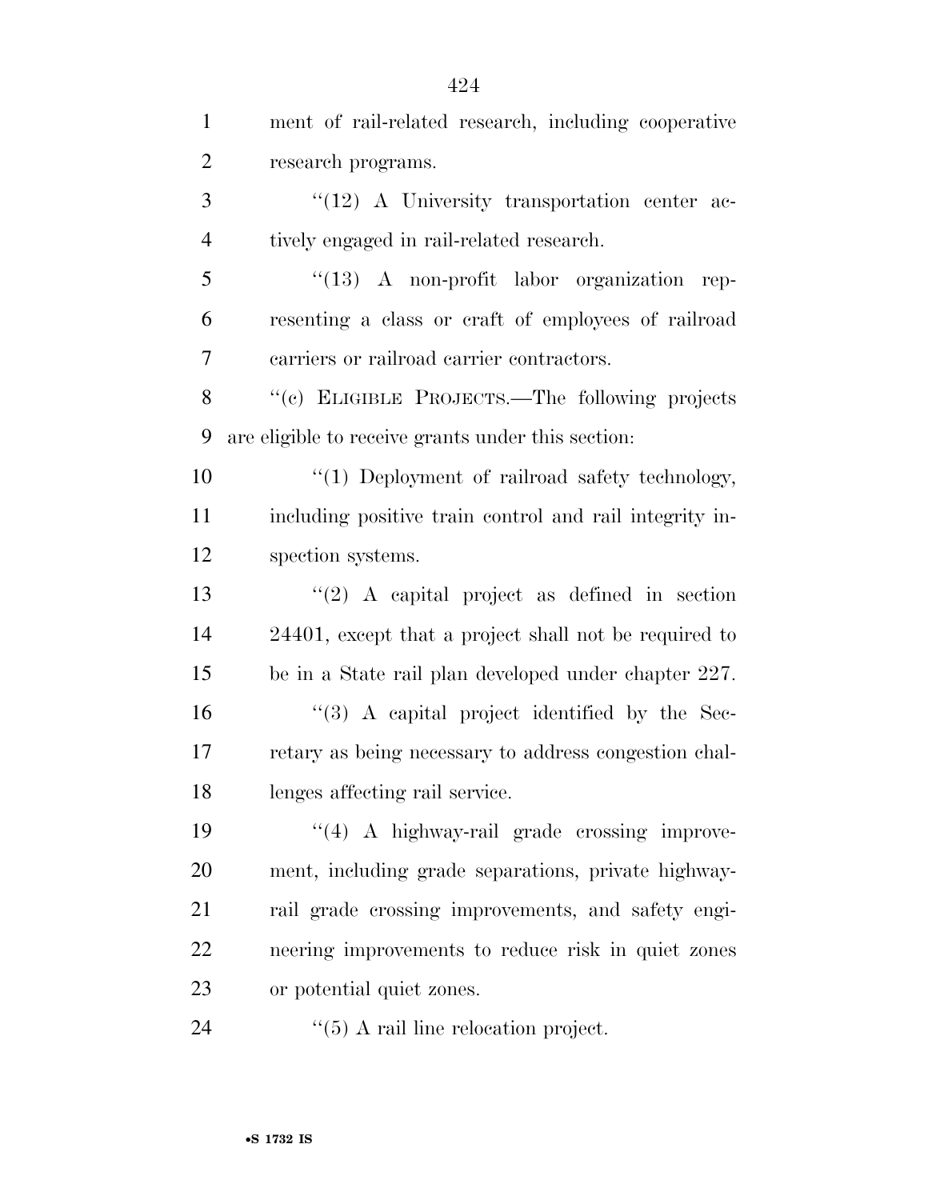ment of rail-related research, including cooperative research programs.

''(12) A University transportation center actively engaged in rail-related research.

''(13) A non-profit labor organization representing a class or craft of employees of railroad carriers or railroad carrier contractors.

''(c) ELIGIBLE PROJECTS.—The following projects are eligible to receive grants under this section:

''(1) Deployment of railroad safety technology, including positive train control and rail integrity inspection systems.

''(2) A capital project as defined in section 24401, except that a project shall not be required to be in a State rail plan developed under chapter 227.

''(3) A capital project identified by the Secretary as being necessary to address congestion challenges affecting rail service.

''(4) A highway-rail grade crossing improvement, including grade separations, private highway-rail grade crossing improvements, and safety engineering improvements to reduce risk in quiet zones or potential quiet zones.

''(5) A rail line relocation project.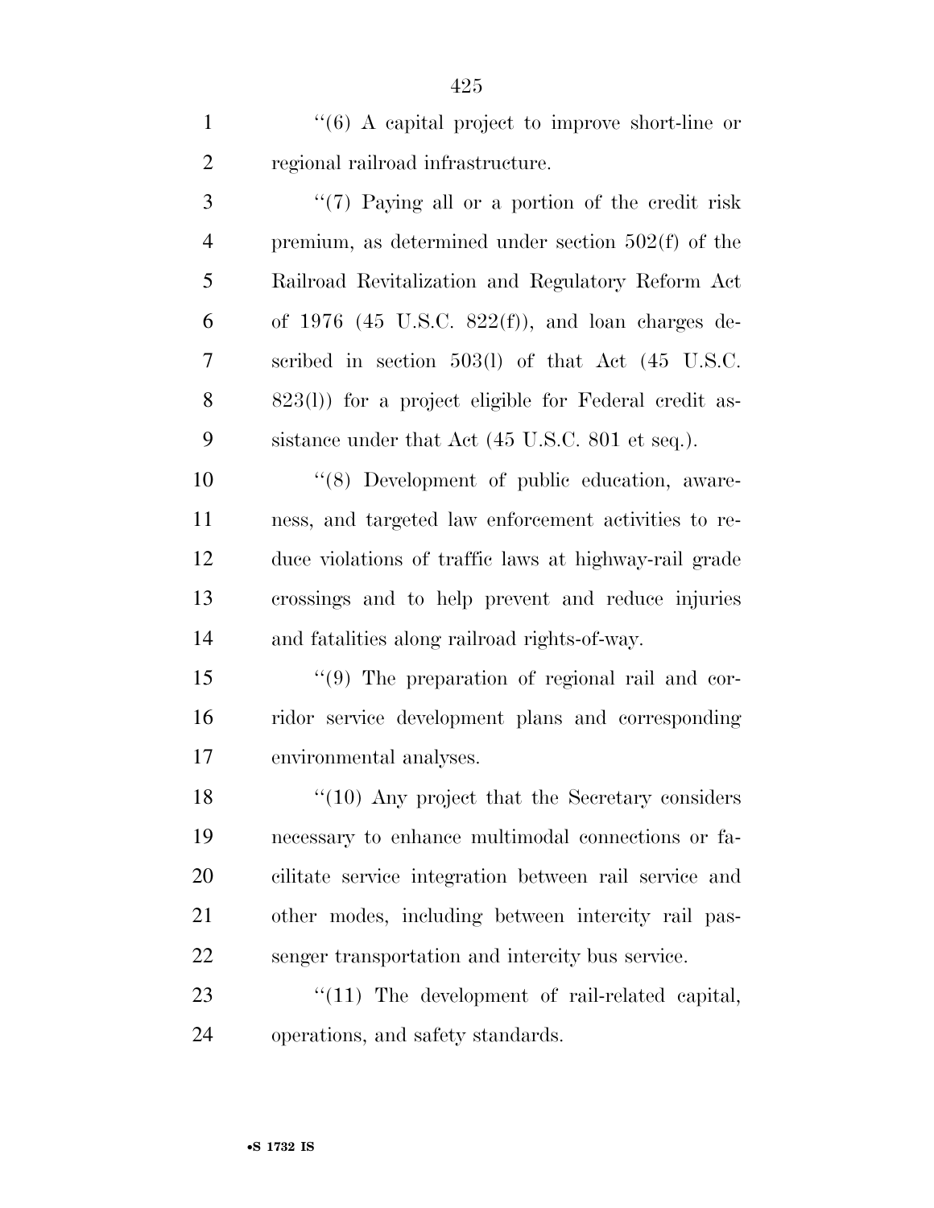''(6) A capital project to improve short-line or regional railroad infrastructure.

''(7) Paying all or a portion of the credit risk premium, as determined under section 502(f) of the Railroad Revitalization and Regulatory Reform Act of 1976 (45 U.S.C. 822(f)), and loan charges described in section 503(l) of that Act (45 U.S.C. 823(l)) for a project eligible for Federal credit assistance under that Act (45 U.S.C. 801 et seq.).

''(8) Development of public education, awareness, and targeted law enforcement activities to reduce violations of traffic laws at highway-rail grade crossings and to help prevent and reduce injuries and fatalities along railroad rights-of-way.

''(9) The preparation of regional rail and corridor service development plans and corresponding environmental analyses.

''(10) Any project that the Secretary considers necessary to enhance multimodal connections or facilitate service integration between rail service and other modes, including between intercity rail passenger transportation and intercity bus service.

''(11) The development of rail-related capital, operations, and safety standards.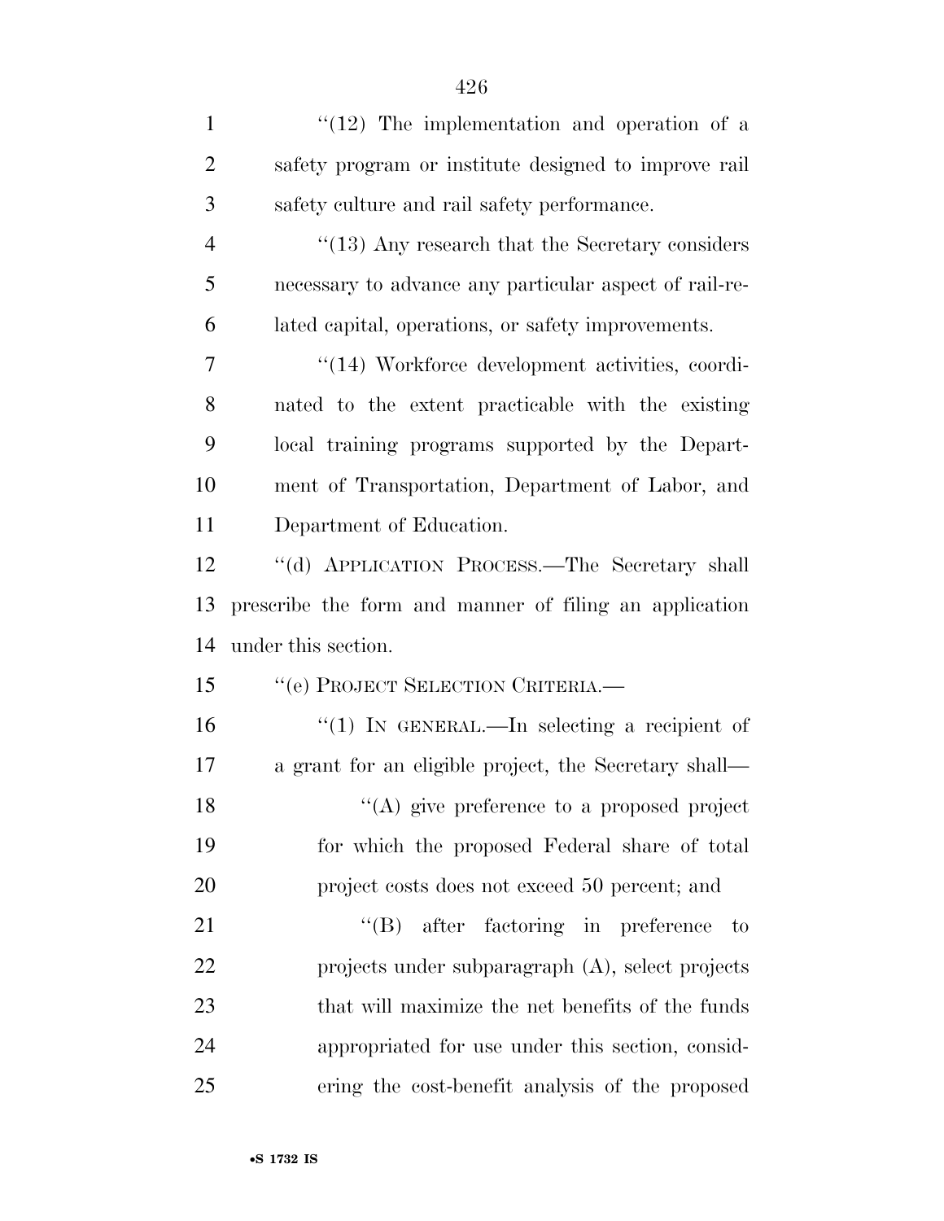"(12) The implementation and operation of a safety program or institute designed to improve rail safety culture and rail safety performance.

"(13) Any research that the Secretary considers necessary to advance any particular aspect of rail-related capital, operations, or safety improvements.

"(14) Workforce development activities, coordinated to the extent practicable with the existing local training programs supported by the Department of Transportation, Department of Labor, and Department of Education.

"(d) APPLICATION PROCESS.—The Secretary shall prescribe the form and manner of filing an application under this section.

"(e) PROJECT SELECTION CRITERIA.—

"(1) IN GENERAL.—In selecting a recipient of a grant for an eligible project, the Secretary shall—

"(A) give preference to a proposed project for which the proposed Federal share of total project costs does not exceed 50 percent; and

"(B) after factoring in preference to projects under subparagraph (A), select projects that will maximize the net benefits of the funds appropriated for use under this section, considering the cost-benefit analysis of the proposed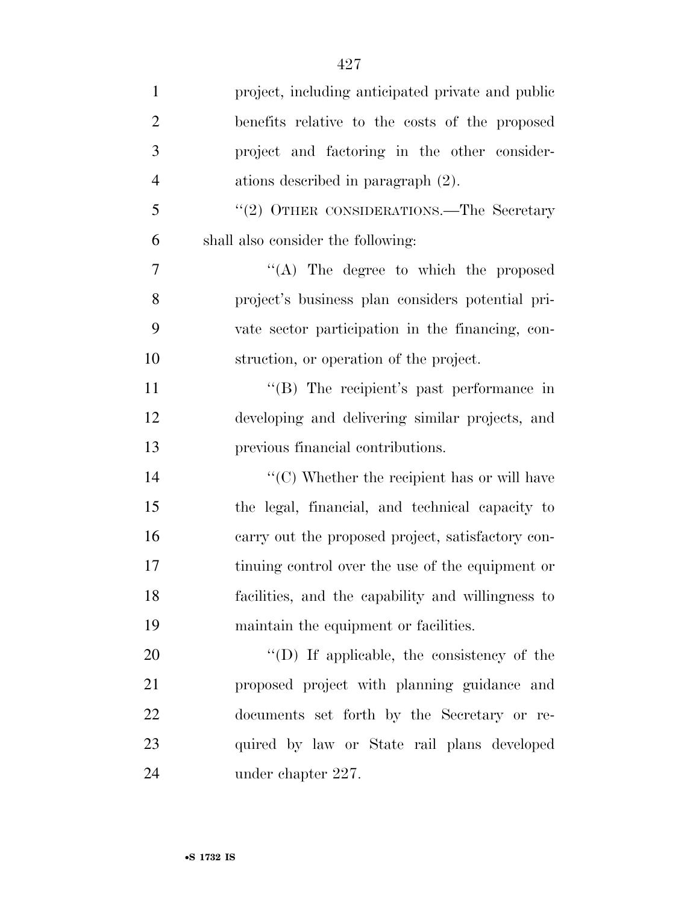project, including anticipated private and public benefits relative to the costs of the proposed project and factoring in the other considerations described in paragraph (2).

''(2) OTHER CONSIDERATIONS.—The Secretary shall also consider the following:

''(A) The degree to which the proposed project's business plan considers potential private sector participation in the financing, construction, or operation of the project.

''(B) The recipient's past performance in developing and delivering similar projects, and previous financial contributions.

''(C) Whether the recipient has or will have the legal, financial, and technical capacity to carry out the proposed project, satisfactory continuing control over the use of the equipment or facilities, and the capability and willingness to maintain the equipment or facilities.

''(D) If applicable, the consistency of the proposed project with planning guidance and documents set forth by the Secretary or required by law or State rail plans developed under chapter 227.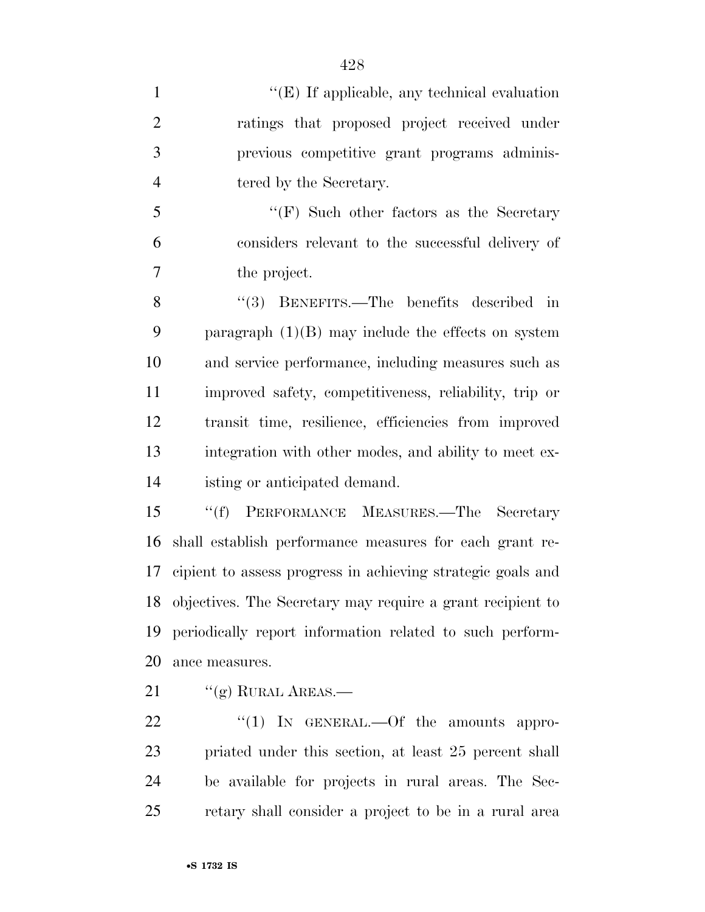"(E) If applicable, any technical evaluation ratings that proposed project received under previous competitive grant programs administered by the Secretary.

"(F) Such other factors as the Secretary considers relevant to the successful delivery of the project.

"(3) BENEFITS.—The benefits described in paragraph (1)(B) may include the effects on system and service performance, including measures such as improved safety, competitiveness, reliability, trip or transit time, resilience, efficiencies from improved integration with other modes, and ability to meet existing or anticipated demand.

"(f) PERFORMANCE MEASURES.—The Secretary shall establish performance measures for each grant recipient to assess progress in achieving strategic goals and objectives. The Secretary may require a grant recipient to periodically report information related to such performance measures.

"(g) RURAL AREAS.—

"(1) IN GENERAL.—Of the amounts appropriated under this section, at least 25 percent shall be available for projects in rural areas. The Secretary shall consider a project to be in a rural area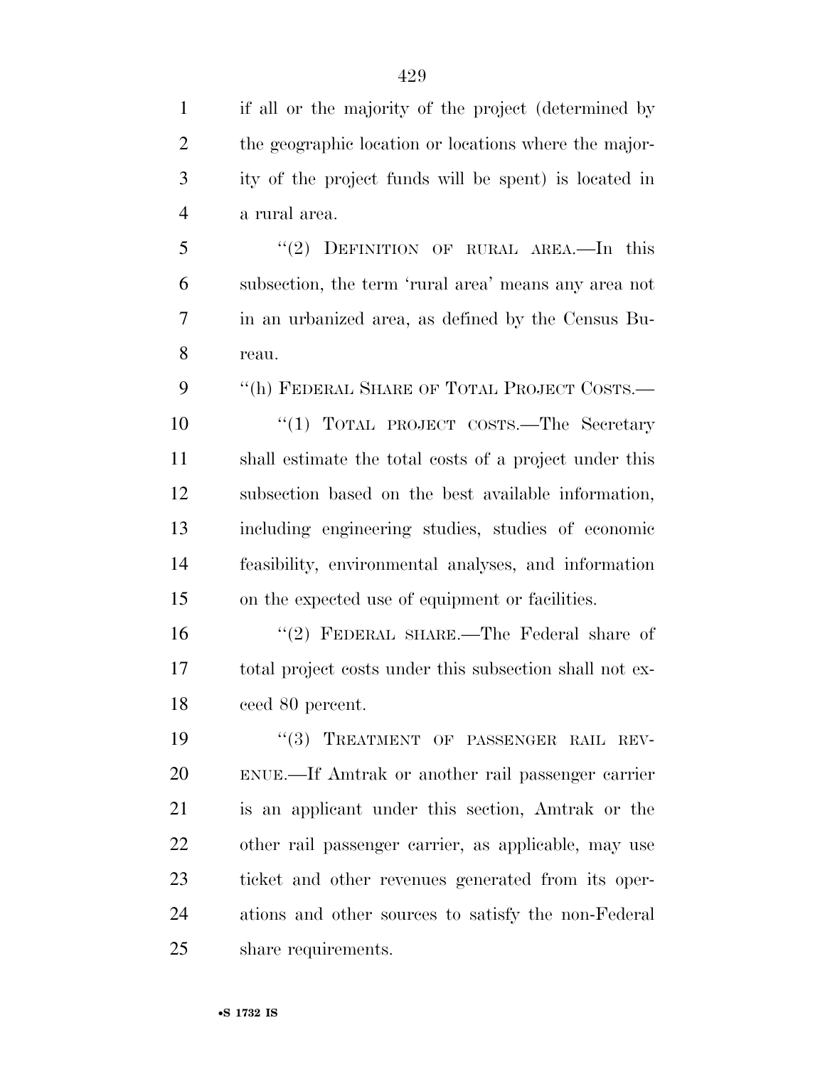if all or the majority of the project (determined by the geographic location or locations where the majority of the project funds will be spent) is located in a rural area.

"(2) DEFINITION OF RURAL AREA.—In this subsection, the term 'rural area' means any area not in an urbanized area, as defined by the Census Bureau.

"(h) FEDERAL SHARE OF TOTAL PROJECT COSTS.—

"(1) TOTAL PROJECT COSTS.—The Secretary shall estimate the total costs of a project under this subsection based on the best available information, including engineering studies, studies of economic feasibility, environmental analyses, and information on the expected use of equipment or facilities.

"(2) FEDERAL SHARE.—The Federal share of total project costs under this subsection shall not exceed 80 percent.

"(3) TREATMENT OF PASSENGER RAIL REVENUE.—If Amtrak or another rail passenger carrier is an applicant under this section, Amtrak or the other rail passenger carrier, as applicable, may use ticket and other revenues generated from its operations and other sources to satisfy the non-Federal share requirements.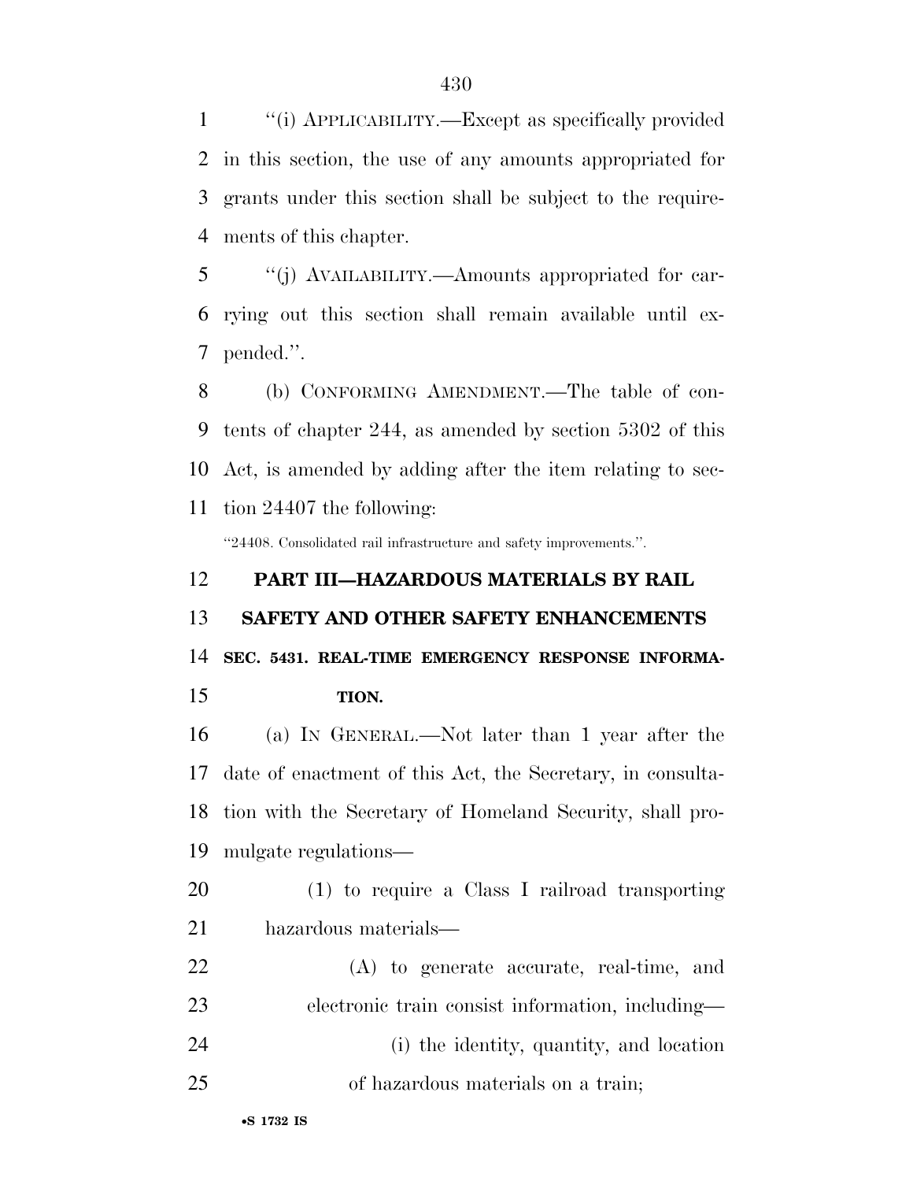''(i) APPLICABILITY.—Except as specifically provided in this section, the use of any amounts appropriated for grants under this section shall be subject to the requirements of this chapter.

''(j) AVAILABILITY.—Amounts appropriated for carrying out this section shall remain available until expended.''.

(b) CONFORMING AMENDMENT.—The table of contents of chapter 244, as amended by section 5302 of this Act, is amended by adding after the item relating to section 24407 the following:

''24408. Consolidated rail infrastructure and safety improvements.''.

## PART III—HAZARDOUS MATERIALS BY RAIL SAFETY AND OTHER SAFETY ENHANCEMENTS

### SEC. 5431. REAL-TIME EMERGENCY RESPONSE INFORMATION.

(a) IN GENERAL.—Not later than 1 year after the date of enactment of this Act, the Secretary, in consultation with the Secretary of Homeland Security, shall promulgate regulations—

(1) to require a Class I railroad transporting hazardous materials—

(A) to generate accurate, real-time, and electronic train consist information, including—

(i) the identity, quantity, and location of hazardous materials on a train;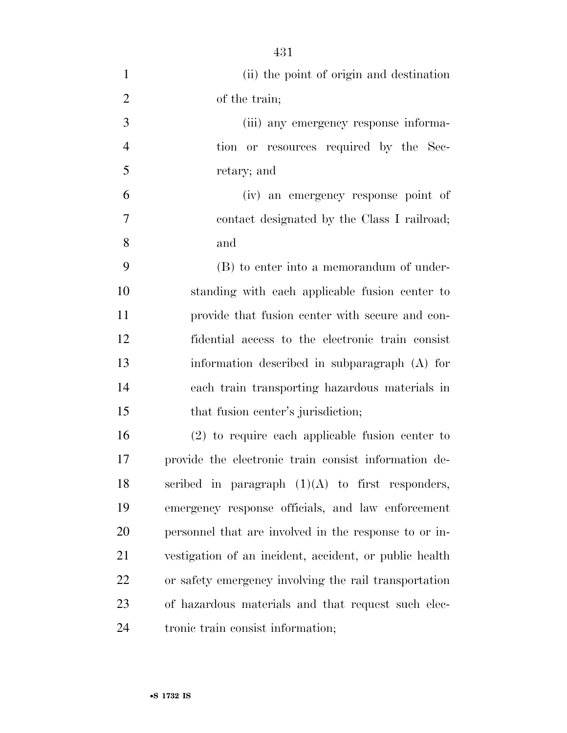(ii) the point of origin and destination of the train;

(iii) any emergency response information or resources required by the Secretary; and

(iv) an emergency response point of contact designated by the Class I railroad; and

(B) to enter into a memorandum of understanding with each applicable fusion center to provide that fusion center with secure and confidential access to the electronic train consist information described in subparagraph (A) for each train transporting hazardous materials in that fusion center's jurisdiction;

(2) to require each applicable fusion center to provide the electronic train consist information described in paragraph (1)(A) to first responders, emergency response officials, and law enforcement personnel that are involved in the response to or investigation of an incident, accident, or public health or safety emergency involving the rail transportation of hazardous materials and that request such electronic train consist information;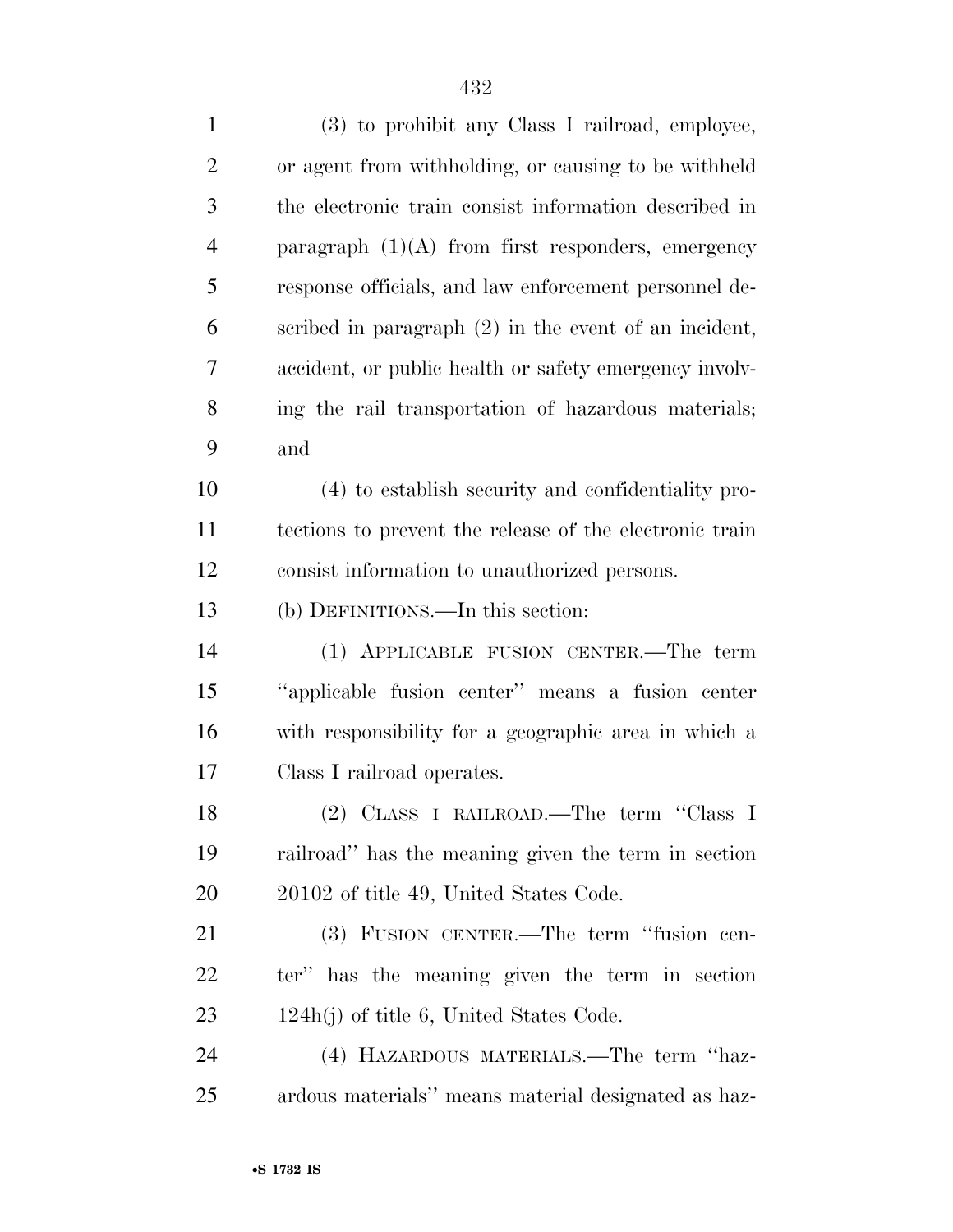(3) to prohibit any Class I railroad, employee, or agent from withholding, or causing to be withheld the electronic train consist information described in paragraph (1)(A) from first responders, emergency response officials, and law enforcement personnel described in paragraph (2) in the event of an incident, accident, or public health or safety emergency involving the rail transportation of hazardous materials; and

(4) to establish security and confidentiality protections to prevent the release of the electronic train consist information to unauthorized persons.

(b) DEFINITIONS.—In this section:

(1) APPLICABLE FUSION CENTER.—The term ''applicable fusion center'' means a fusion center with responsibility for a geographic area in which a Class I railroad operates.

(2) CLASS I RAILROAD.—The term ''Class I railroad'' has the meaning given the term in section 20102 of title 49, United States Code.

(3) FUSION CENTER.—The term ''fusion center'' has the meaning given the term in section 124h(j) of title 6, United States Code.

(4) HAZARDOUS MATERIALS.—The term ''hazardous materials'' means material designated as haz-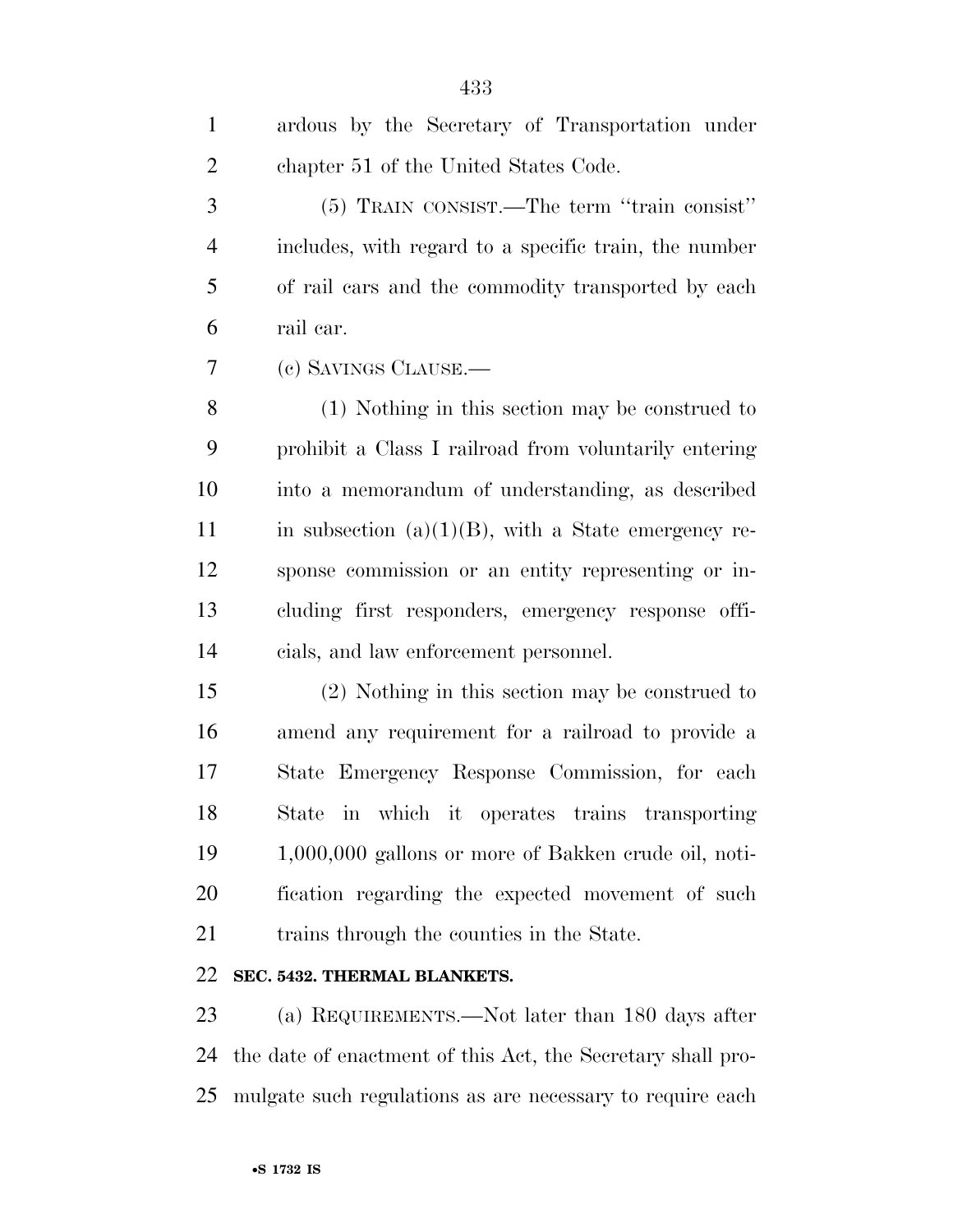ardous by the Secretary of Transportation under chapter 51 of the United States Code.

(5) TRAIN CONSIST.—The term ''train consist'' includes, with regard to a specific train, the number of rail cars and the commodity transported by each rail car.

(c) SAVINGS CLAUSE.—

(1) Nothing in this section may be construed to prohibit a Class I railroad from voluntarily entering into a memorandum of understanding, as described in subsection (a)(1)(B), with a State emergency response commission or an entity representing or including first responders, emergency response officials, and law enforcement personnel.

(2) Nothing in this section may be construed to amend any requirement for a railroad to provide a State Emergency Response Commission, for each State in which it operates trains transporting 1,000,000 gallons or more of Bakken crude oil, notification regarding the expected movement of such trains through the counties in the State.

**SEC. 5432. THERMAL BLANKETS.**

(a) REQUIREMENTS.—Not later than 180 days after the date of enactment of this Act, the Secretary shall promulgate such regulations as are necessary to require each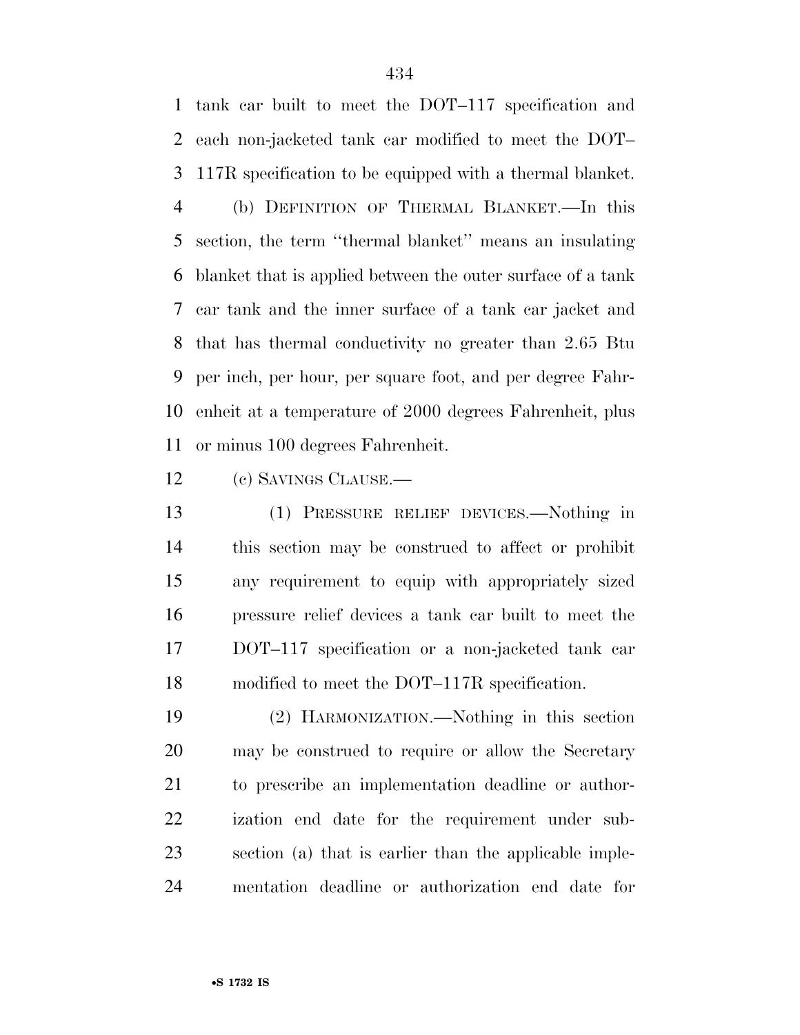tank car built to meet the DOT–117 specification and each non-jacketed tank car modified to meet the DOT–117R specification to be equipped with a thermal blanket.

(b) DEFINITION OF THERMAL BLANKET.—In this section, the term ''thermal blanket'' means an insulating blanket that is applied between the outer surface of a tank car tank and the inner surface of a tank car jacket and that has thermal conductivity no greater than 2.65 Btu per inch, per hour, per square foot, and per degree Fahrenheit at a temperature of 2000 degrees Fahrenheit, plus or minus 100 degrees Fahrenheit.

(c) SAVINGS CLAUSE.—

(1) PRESSURE RELIEF DEVICES.—Nothing in this section may be construed to affect or prohibit any requirement to equip with appropriately sized pressure relief devices a tank car built to meet the DOT–117 specification or a non-jacketed tank car modified to meet the DOT–117R specification.

(2) HARMONIZATION.—Nothing in this section may be construed to require or allow the Secretary to prescribe an implementation deadline or authorization end date for the requirement under subsection (a) that is earlier than the applicable implementation deadline or authorization end date for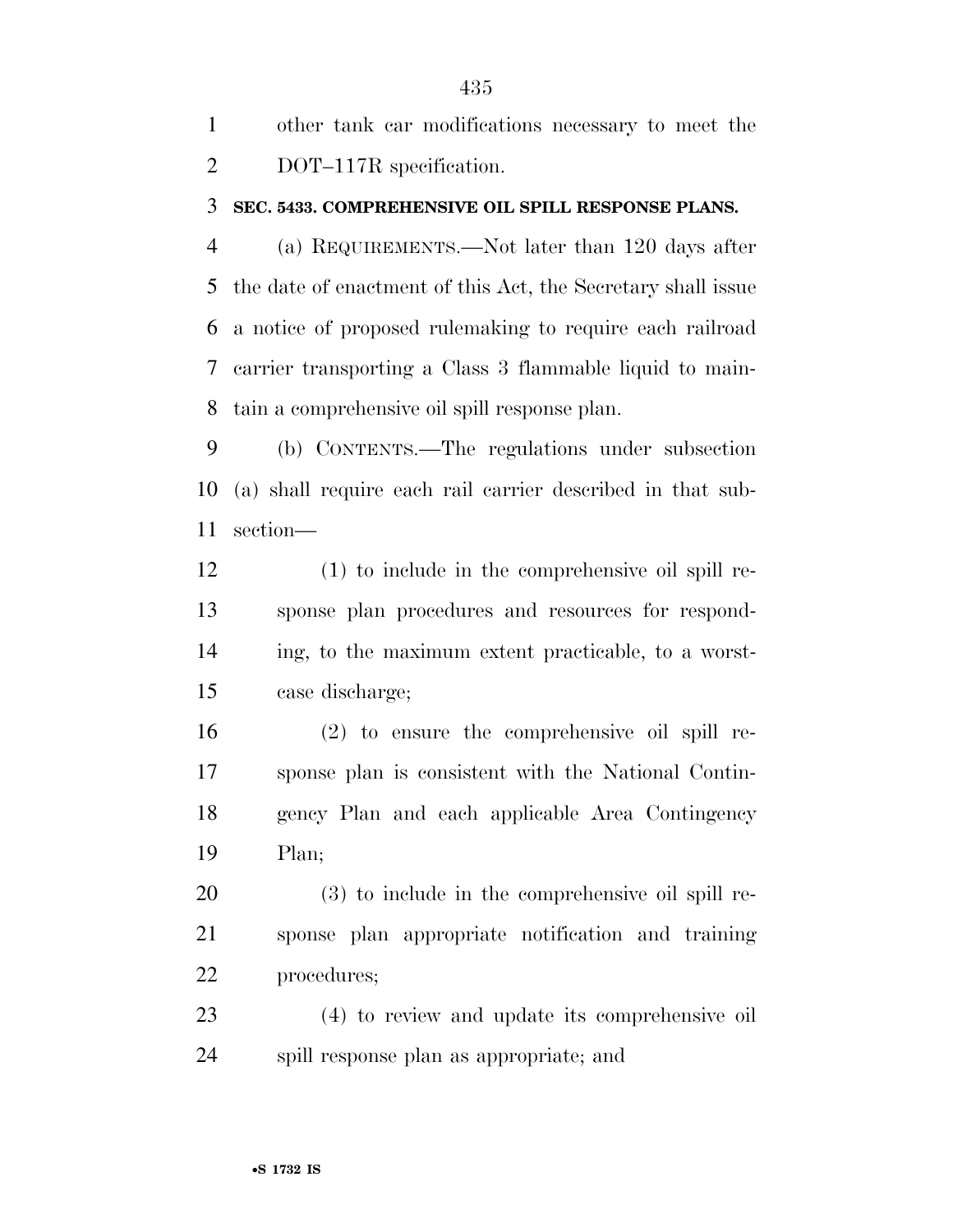other tank car modifications necessary to meet the DOT–117R specification.

**SEC. 5433. COMPREHENSIVE OIL SPILL RESPONSE PLANS.**

(a) REQUIREMENTS.—Not later than 120 days after the date of enactment of this Act, the Secretary shall issue a notice of proposed rulemaking to require each railroad carrier transporting a Class 3 flammable liquid to maintain a comprehensive oil spill response plan.

(b) CONTENTS.—The regulations under subsection (a) shall require each rail carrier described in that subsection—

(1) to include in the comprehensive oil spill response plan procedures and resources for responding, to the maximum extent practicable, to a worst-case discharge;

(2) to ensure the comprehensive oil spill response plan is consistent with the National Contingency Plan and each applicable Area Contingency Plan;

(3) to include in the comprehensive oil spill response plan appropriate notification and training procedures;

(4) to review and update its comprehensive oil spill response plan as appropriate; and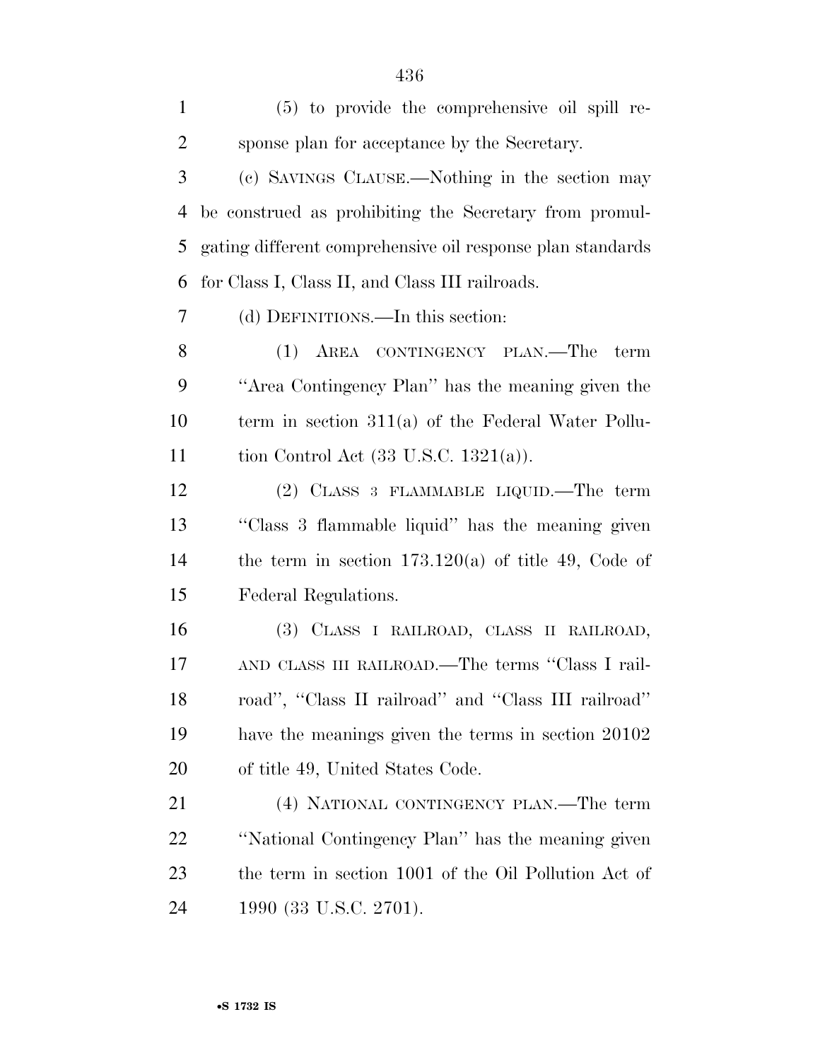(5) to provide the comprehensive oil spill response plan for acceptance by the Secretary.

(c) SAVINGS CLAUSE.—Nothing in the section may be construed as prohibiting the Secretary from promulgating different comprehensive oil response plan standards for Class I, Class II, and Class III railroads.

(d) DEFINITIONS.—In this section:

(1) AREA CONTINGENCY PLAN.—The term ''Area Contingency Plan'' has the meaning given the term in section 311(a) of the Federal Water Pollution Control Act (33 U.S.C. 1321(a)).

(2) CLASS 3 FLAMMABLE LIQUID.—The term ''Class 3 flammable liquid'' has the meaning given the term in section 173.120(a) of title 49, Code of Federal Regulations.

(3) CLASS I RAILROAD, CLASS II RAILROAD, AND CLASS III RAILROAD.—The terms ''Class I railroad'', ''Class II railroad'' and ''Class III railroad'' have the meanings given the terms in section 20102 of title 49, United States Code.

(4) NATIONAL CONTINGENCY PLAN.—The term ''National Contingency Plan'' has the meaning given the term in section 1001 of the Oil Pollution Act of 1990 (33 U.S.C. 2701).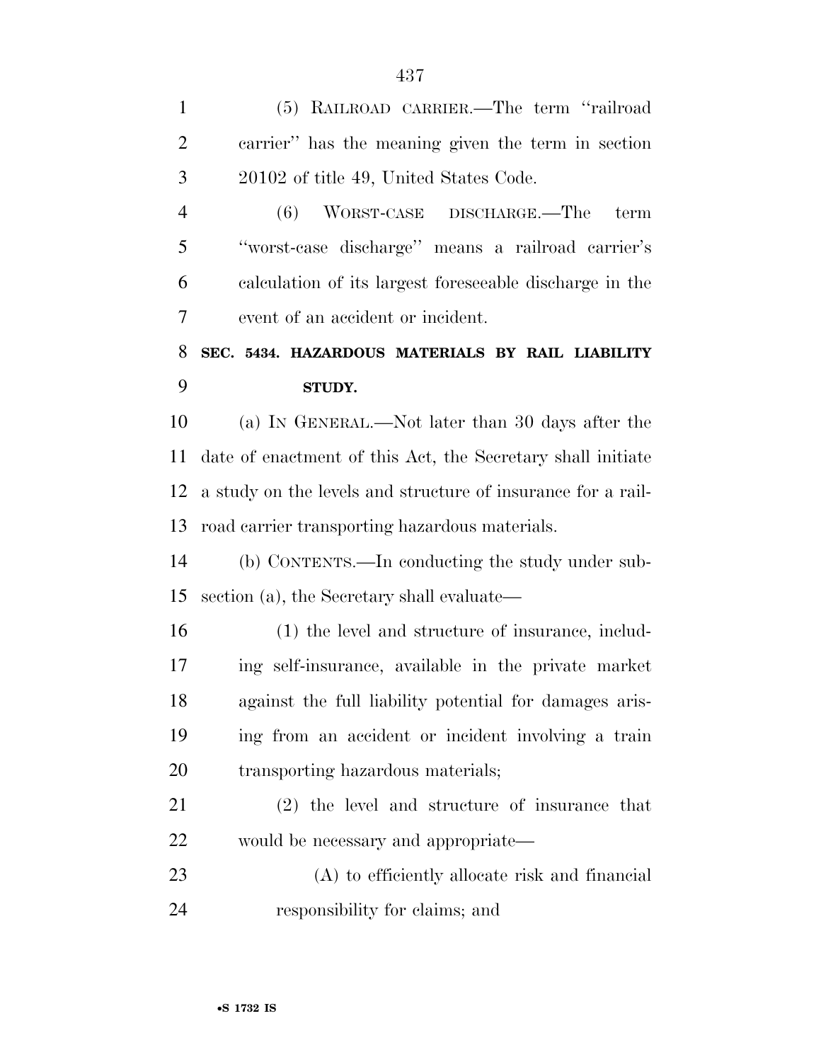(5) RAILROAD CARRIER.—The term ''railroad carrier'' has the meaning given the term in section 20102 of title 49, United States Code.

(6) WORST-CASE DISCHARGE.—The term ''worst-case discharge'' means a railroad carrier's calculation of its largest foreseeable discharge in the event of an accident or incident.

**SEC. 5434. HAZARDOUS MATERIALS BY RAIL LIABILITY STUDY.**

(a) IN GENERAL.—Not later than 30 days after the date of enactment of this Act, the Secretary shall initiate a study on the levels and structure of insurance for a railroad carrier transporting hazardous materials.

(b) CONTENTS.—In conducting the study under subsection (a), the Secretary shall evaluate—

(1) the level and structure of insurance, including self-insurance, available in the private market against the full liability potential for damages arising from an accident or incident involving a train transporting hazardous materials;

(2) the level and structure of insurance that would be necessary and appropriate—

(A) to efficiently allocate risk and financial responsibility for claims; and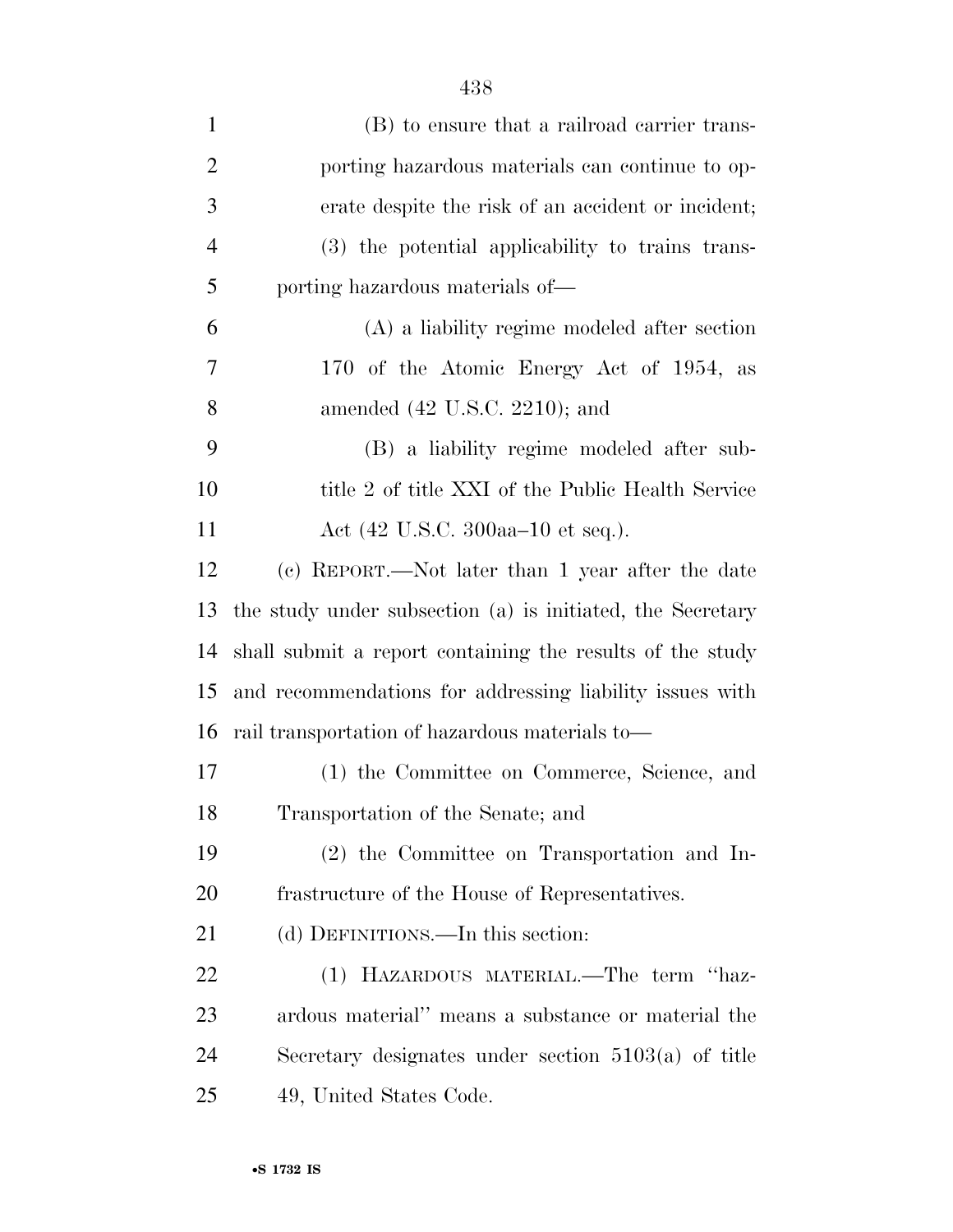(B) to ensure that a railroad carrier transporting hazardous materials can continue to operate despite the risk of an accident or incident;

(3) the potential applicability to trains transporting hazardous materials of—

(A) a liability regime modeled after section 170 of the Atomic Energy Act of 1954, as amended (42 U.S.C. 2210); and

(B) a liability regime modeled after subtitle 2 of title XXI of the Public Health Service Act (42 U.S.C. 300aa–10 et seq.).

(c) REPORT.—Not later than 1 year after the date the study under subsection (a) is initiated, the Secretary shall submit a report containing the results of the study and recommendations for addressing liability issues with rail transportation of hazardous materials to—

(1) the Committee on Commerce, Science, and Transportation of the Senate; and

(2) the Committee on Transportation and Infrastructure of the House of Representatives.

(d) DEFINITIONS.—In this section:

(1) HAZARDOUS MATERIAL.—The term "hazardous material" means a substance or material the Secretary designates under section 5103(a) of title 49, United States Code.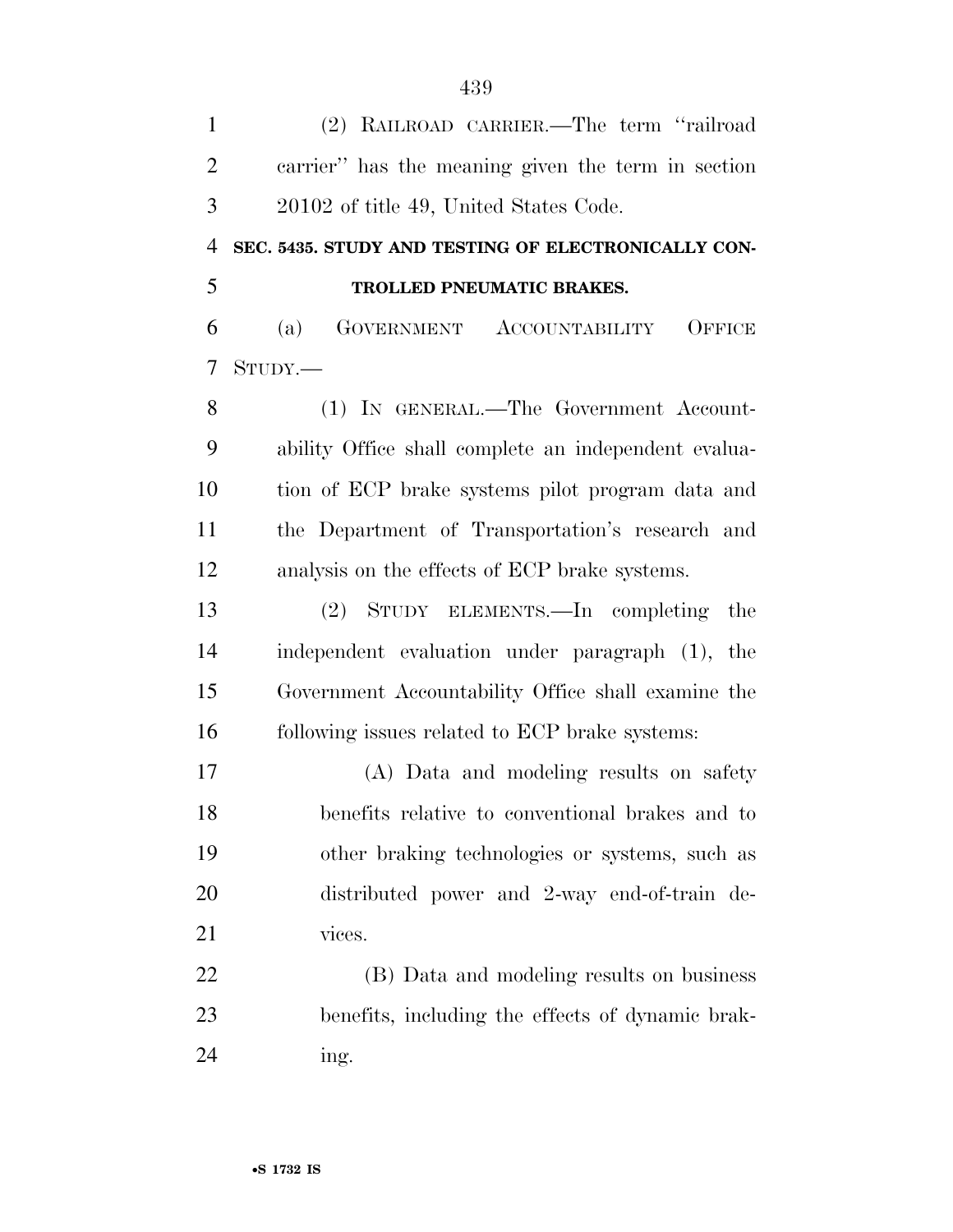(2) RAILROAD CARRIER.—The term ''railroad carrier'' has the meaning given the term in section 20102 of title 49, United States Code.

**SEC. 5435. STUDY AND TESTING OF ELECTRONICALLY CONTROLLED PNEUMATIC BRAKES.**

(a) GOVERNMENT ACCOUNTABILITY OFFICE STUDY.—

(1) IN GENERAL.—The Government Accountability Office shall complete an independent evaluation of ECP brake systems pilot program data and the Department of Transportation's research and analysis on the effects of ECP brake systems.

(2) STUDY ELEMENTS.—In completing the independent evaluation under paragraph (1), the Government Accountability Office shall examine the following issues related to ECP brake systems:

(A) Data and modeling results on safety benefits relative to conventional brakes and to other braking technologies or systems, such as distributed power and 2-way end-of-train devices.

(B) Data and modeling results on business benefits, including the effects of dynamic braking.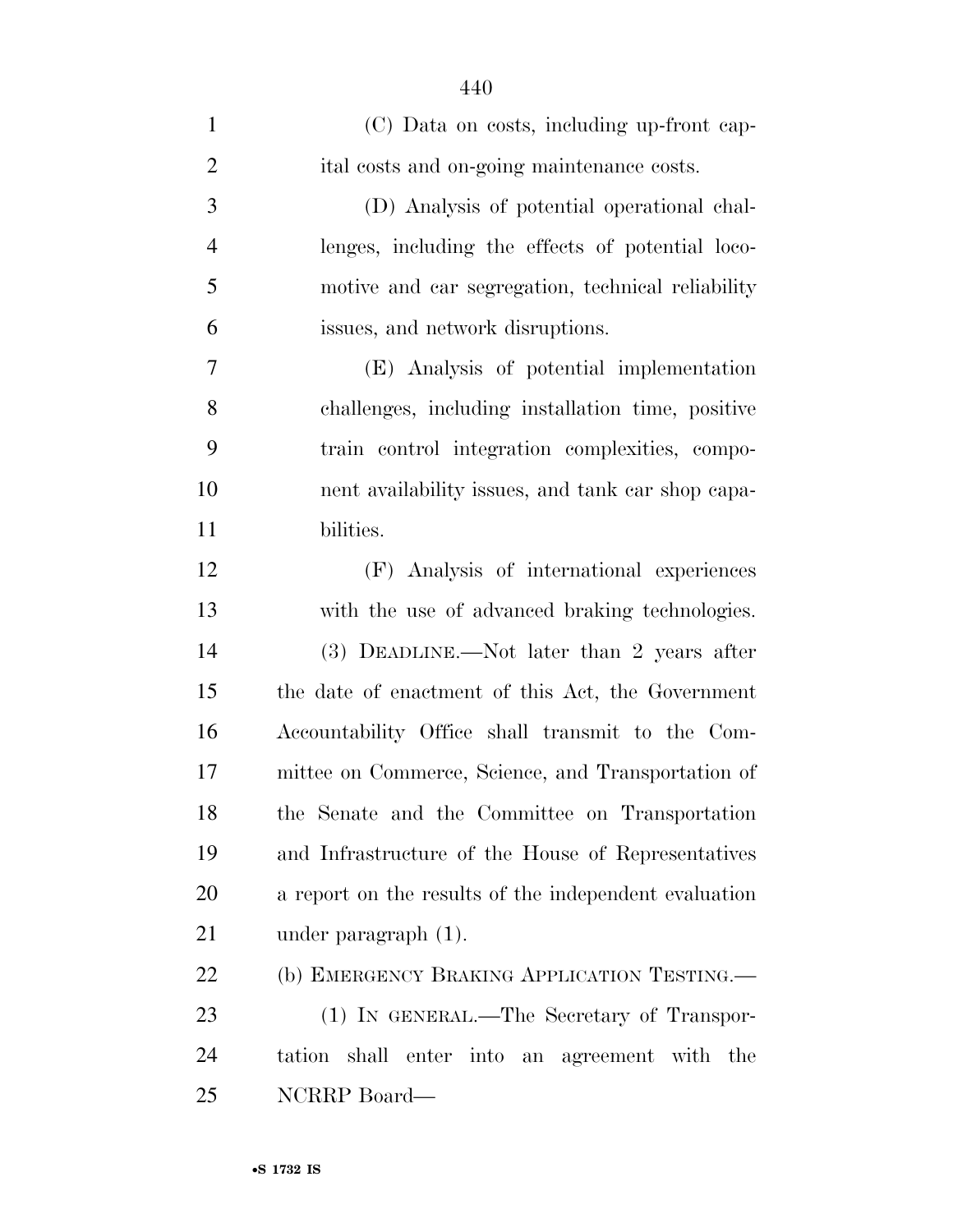(C) Data on costs, including up-front capital costs and on-going maintenance costs.

(D) Analysis of potential operational challenges, including the effects of potential locomotive and car segregation, technical reliability issues, and network disruptions.

(E) Analysis of potential implementation challenges, including installation time, positive train control integration complexities, component availability issues, and tank car shop capabilities.

(F) Analysis of international experiences with the use of advanced braking technologies.

(3) DEADLINE.—Not later than 2 years after the date of enactment of this Act, the Government Accountability Office shall transmit to the Committee on Commerce, Science, and Transportation of the Senate and the Committee on Transportation and Infrastructure of the House of Representatives a report on the results of the independent evaluation under paragraph (1).

(b) EMERGENCY BRAKING APPLICATION TESTING.—

(1) IN GENERAL.—The Secretary of Transportation shall enter into an agreement with the NCRRP Board—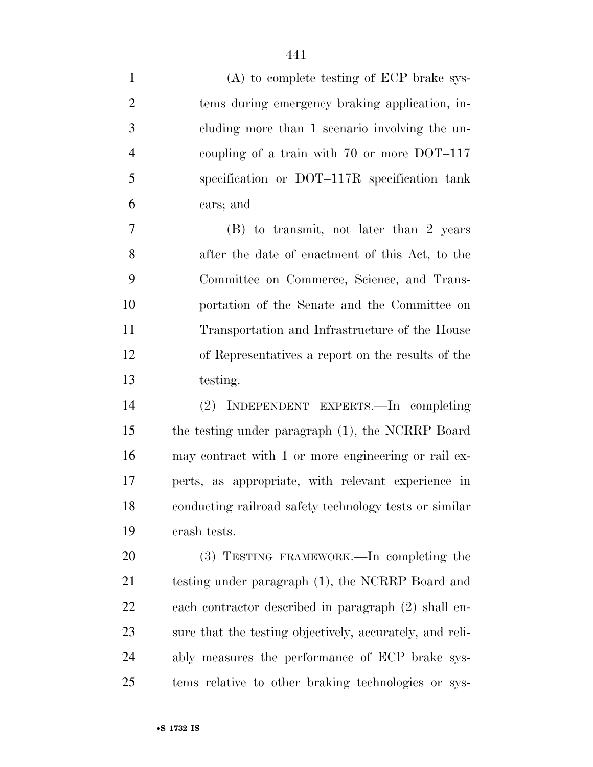(A) to complete testing of ECP brake systems during emergency braking application, including more than 1 scenario involving the uncoupling of a train with 70 or more DOT–117 specification or DOT–117R specification tank cars; and

(B) to transmit, not later than 2 years after the date of enactment of this Act, to the Committee on Commerce, Science, and Transportation of the Senate and the Committee on Transportation and Infrastructure of the House of Representatives a report on the results of the testing.

(2) INDEPENDENT EXPERTS.—In completing the testing under paragraph (1), the NCRRP Board may contract with 1 or more engineering or rail experts, as appropriate, with relevant experience in conducting railroad safety technology tests or similar crash tests.

(3) TESTING FRAMEWORK.—In completing the testing under paragraph (1), the NCRRP Board and each contractor described in paragraph (2) shall ensure that the testing objectively, accurately, and reliably measures the performance of ECP brake systems relative to other braking technologies or sys-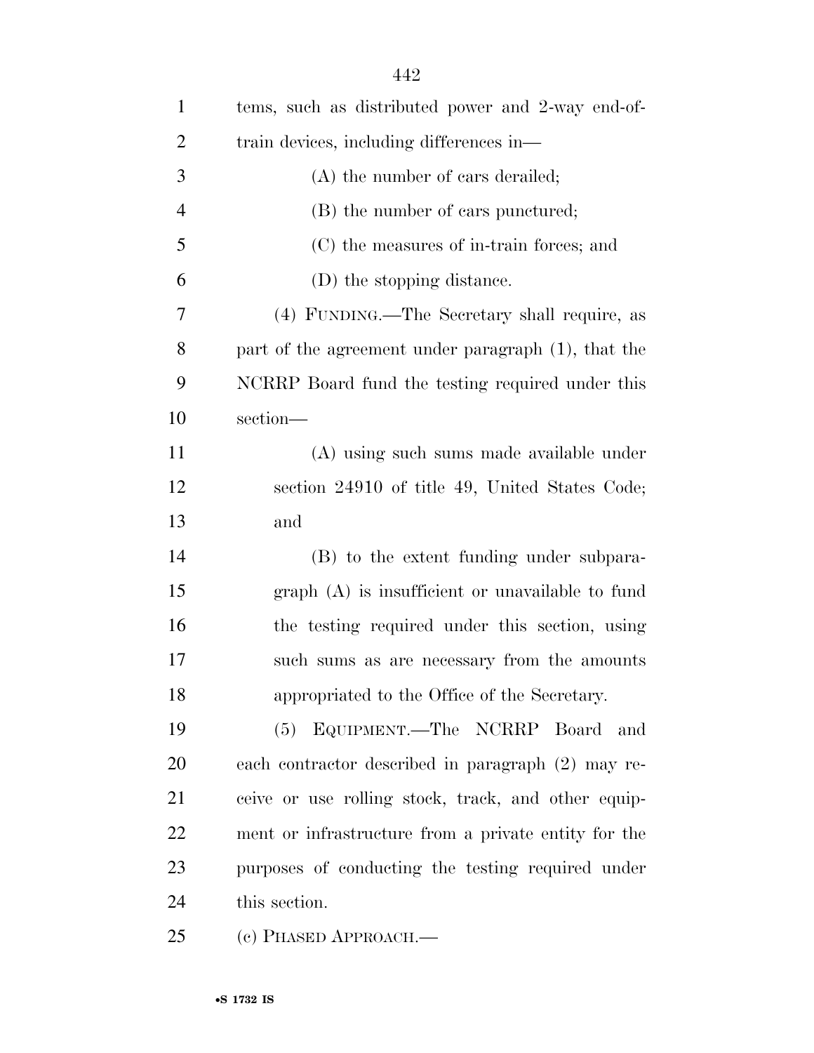tems, such as distributed power and 2-way end-of-train devices, including differences in—

(A) the number of cars derailed;

(B) the number of cars punctured;

(C) the measures of in-train forces; and

(D) the stopping distance.

(4) FUNDING.—The Secretary shall require, as part of the agreement under paragraph (1), that the NCRRP Board fund the testing required under this section—

(A) using such sums made available under section 24910 of title 49, United States Code; and

(B) to the extent funding under subparagraph (A) is insufficient or unavailable to fund the testing required under this section, using such sums as are necessary from the amounts appropriated to the Office of the Secretary.

(5) EQUIPMENT.—The NCRRP Board and each contractor described in paragraph (2) may receive or use rolling stock, track, and other equipment or infrastructure from a private entity for the purposes of conducting the testing required under this section.

(c) PHASED APPROACH.—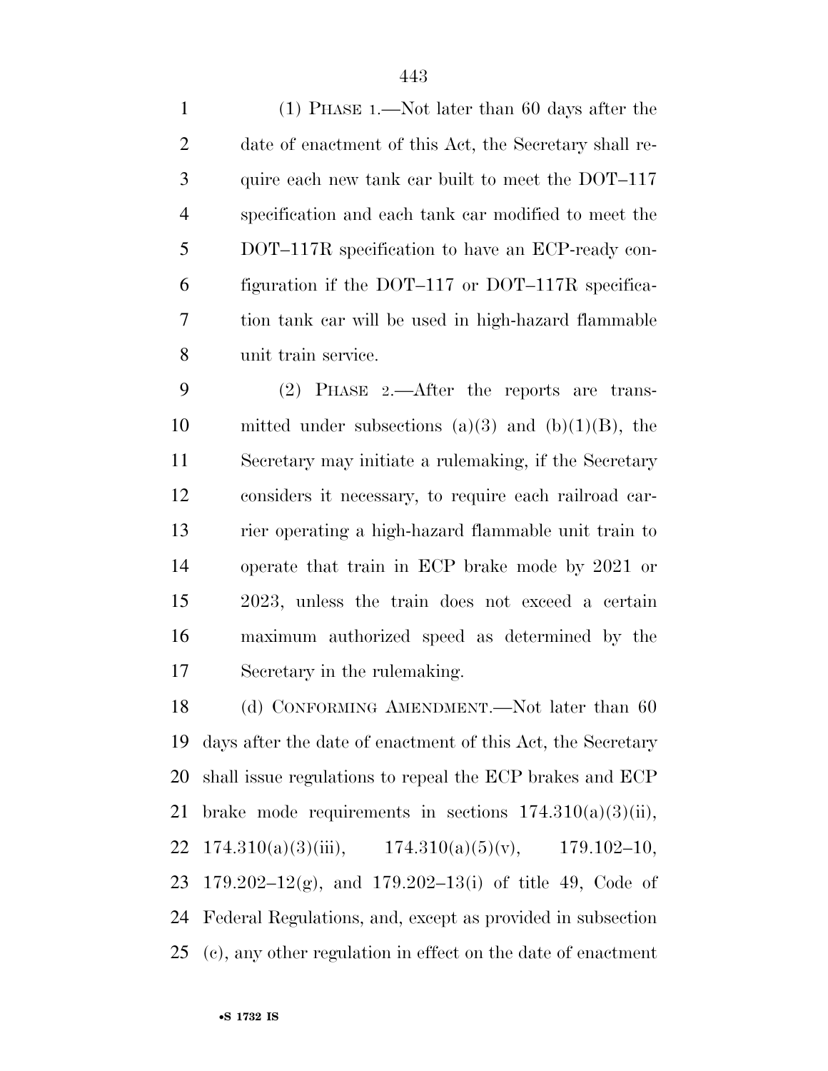(1) PHASE 1.—Not later than 60 days after the date of enactment of this Act, the Secretary shall require each new tank car built to meet the DOT–117 specification and each tank car modified to meet the DOT–117R specification to have an ECP-ready configuration if the DOT–117 or DOT–117R specification tank car will be used in high-hazard flammable unit train service.

(2) PHASE 2.—After the reports are transmitted under subsections (a)(3) and (b)(1)(B), the Secretary may initiate a rulemaking, if the Secretary considers it necessary, to require each railroad carrier operating a high-hazard flammable unit train to operate that train in ECP brake mode by 2021 or 2023, unless the train does not exceed a certain maximum authorized speed as determined by the Secretary in the rulemaking.

(d) CONFORMING AMENDMENT.—Not later than 60 days after the date of enactment of this Act, the Secretary shall issue regulations to repeal the ECP brakes and ECP brake mode requirements in sections 174.310(a)(3)(ii), 174.310(a)(3)(iii), 174.310(a)(5)(v), 179.102–10, 179.202–12(g), and 179.202–13(i) of title 49, Code of Federal Regulations, and, except as provided in subsection (c), any other regulation in effect on the date of enactment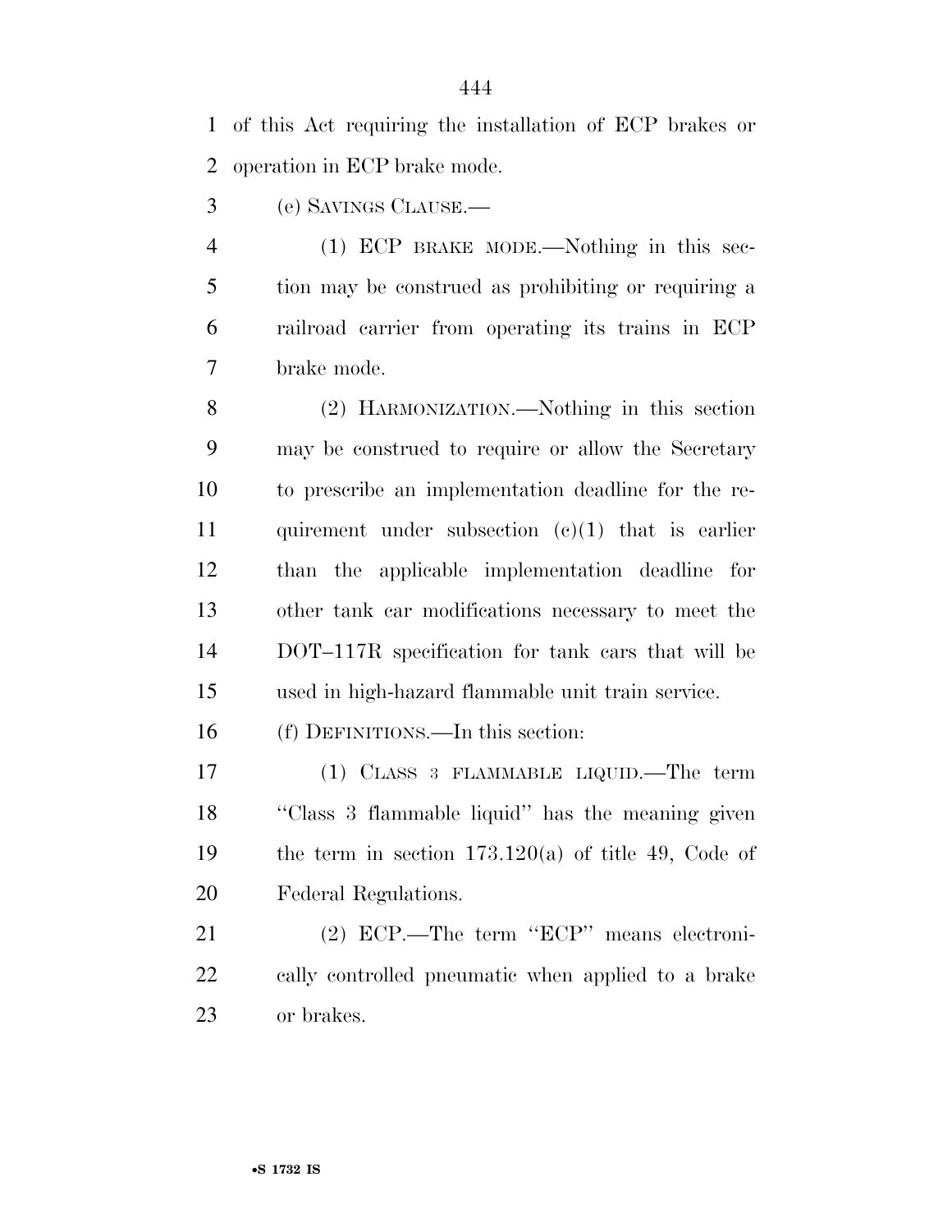of this Act requiring the installation of ECP brakes or operation in ECP brake mode.

(e) SAVINGS CLAUSE.—

(1) ECP BRAKE MODE.—Nothing in this section may be construed as prohibiting or requiring a railroad carrier from operating its trains in ECP brake mode.

(2) HARMONIZATION.—Nothing in this section may be construed to require or allow the Secretary to prescribe an implementation deadline for the requirement under subsection (c)(1) that is earlier than the applicable implementation deadline for other tank car modifications necessary to meet the DOT–117R specification for tank cars that will be used in high-hazard flammable unit train service.

(f) DEFINITIONS.—In this section:

(1) CLASS 3 FLAMMABLE LIQUID.—The term ''Class 3 flammable liquid'' has the meaning given the term in section 173.120(a) of title 49, Code of Federal Regulations.

(2) ECP.—The term ''ECP'' means electronically controlled pneumatic when applied to a brake or brakes.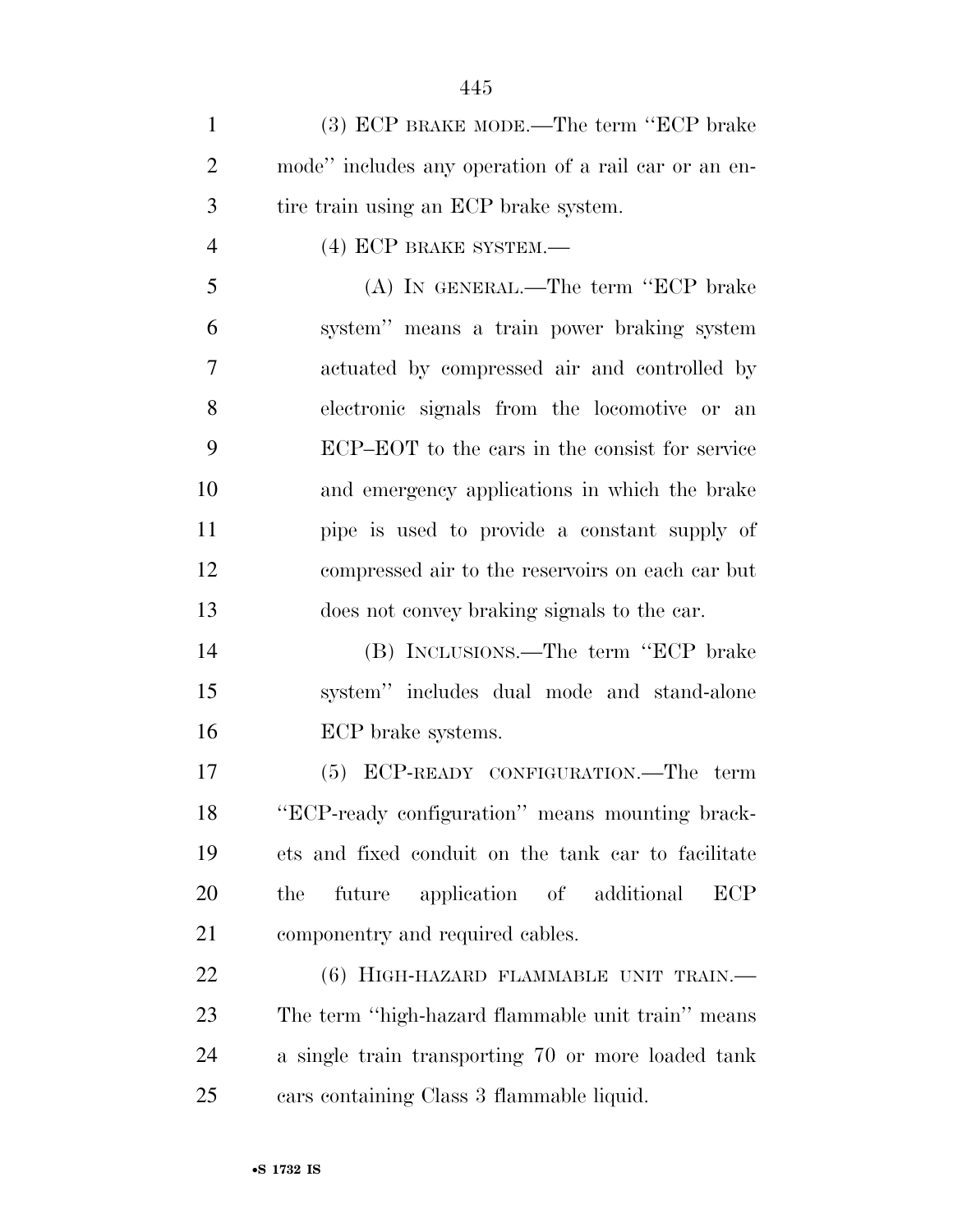(3) ECP BRAKE MODE.—The term ''ECP brake mode'' includes any operation of a rail car or an entire train using an ECP brake system.

(4) ECP BRAKE SYSTEM.—

(A) IN GENERAL.—The term ''ECP brake system'' means a train power braking system actuated by compressed air and controlled by electronic signals from the locomotive or an ECP–EOT to the cars in the consist for service and emergency applications in which the brake pipe is used to provide a constant supply of compressed air to the reservoirs on each car but does not convey braking signals to the car.

(B) INCLUSIONS.—The term ''ECP brake system'' includes dual mode and stand-alone ECP brake systems.

(5) ECP-READY CONFIGURATION.—The term ''ECP-ready configuration'' means mounting brackets and fixed conduit on the tank car to facilitate the future application of additional ECP componentry and required cables.

(6) HIGH-HAZARD FLAMMABLE UNIT TRAIN.—The term ''high-hazard flammable unit train'' means a single train transporting 70 or more loaded tank cars containing Class 3 flammable liquid.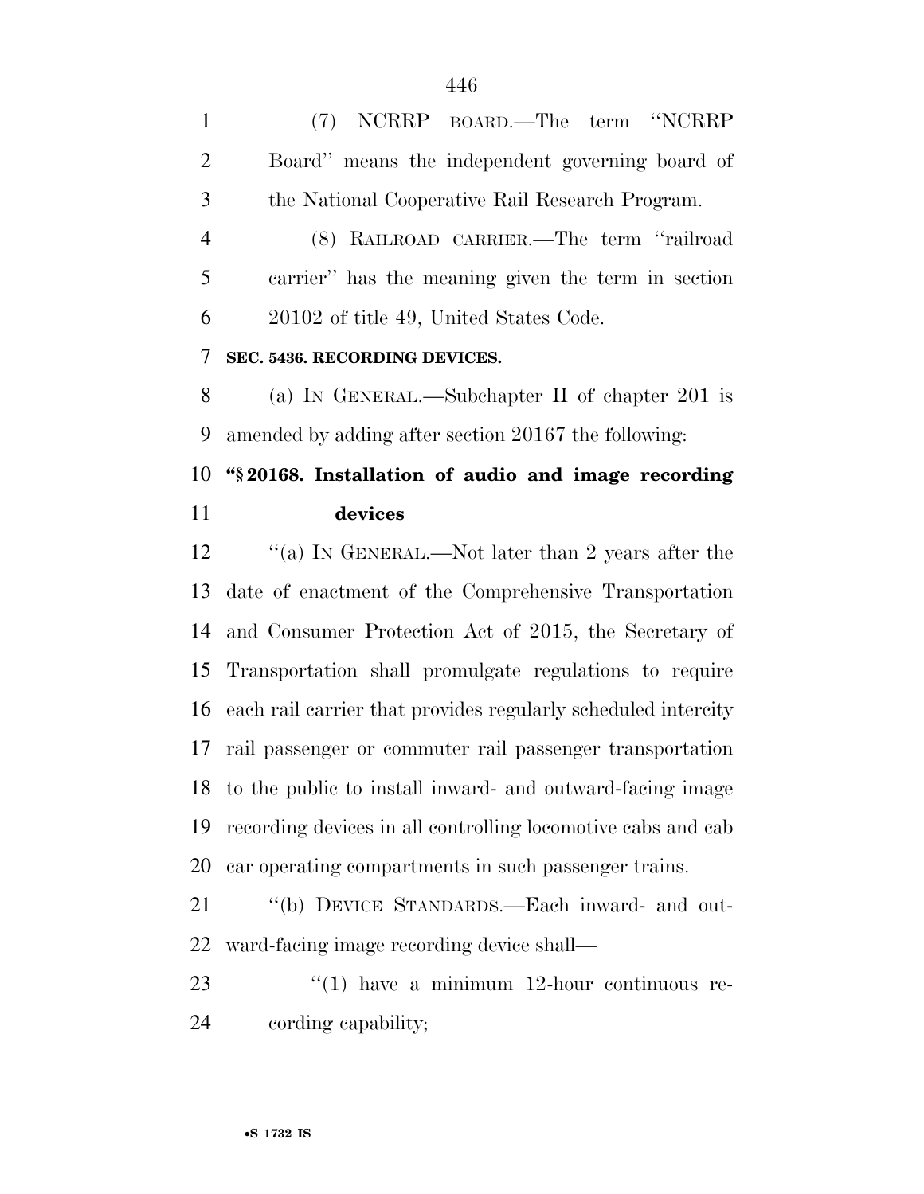(7) NCRRP BOARD.—The term ''NCRRP Board'' means the independent governing board of the National Cooperative Rail Research Program.

(8) RAILROAD CARRIER.—The term ''railroad carrier'' has the meaning given the term in section 20102 of title 49, United States Code.

**SEC. 5436. RECORDING DEVICES.**

(a) IN GENERAL.—Subchapter II of chapter 201 is amended by adding after section 20167 the following:

**''§ 20168. Installation of audio and image recording devices**

''(a) IN GENERAL.—Not later than 2 years after the date of enactment of the Comprehensive Transportation and Consumer Protection Act of 2015, the Secretary of Transportation shall promulgate regulations to require each rail carrier that provides regularly scheduled intercity rail passenger or commuter rail passenger transportation to the public to install inward- and outward-facing image recording devices in all controlling locomotive cabs and cab car operating compartments in such passenger trains.

''(b) DEVICE STANDARDS.—Each inward- and outward-facing image recording device shall—

''(1) have a minimum 12-hour continuous recording capability;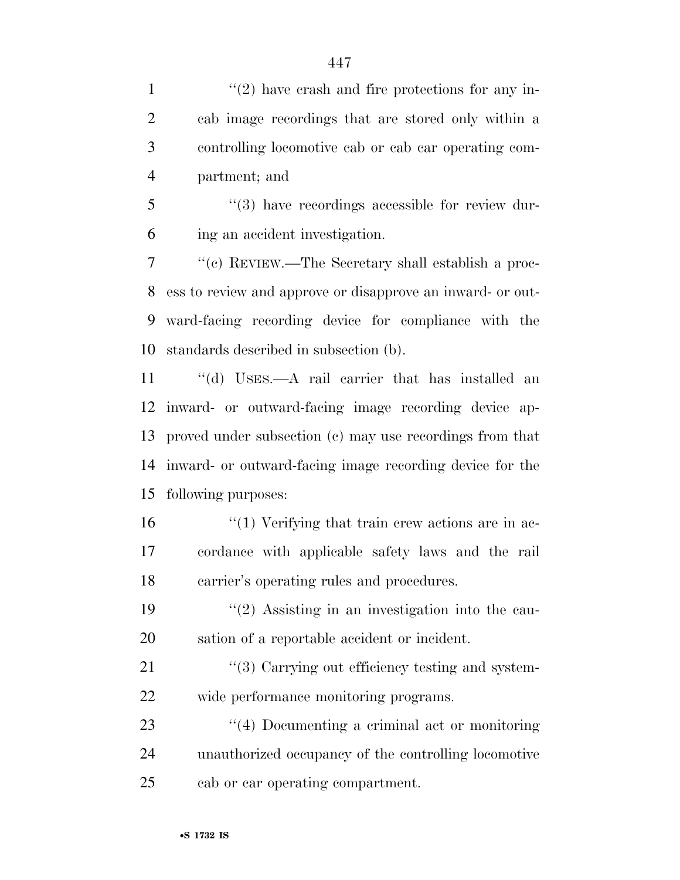''(2) have crash and fire protections for any in-cab image recordings that are stored only within a controlling locomotive cab or cab car operating compartment; and

''(3) have recordings accessible for review during an accident investigation.

''(c) REVIEW.—The Secretary shall establish a process to review and approve or disapprove an inward- or outward-facing recording device for compliance with the standards described in subsection (b).

''(d) USES.—A rail carrier that has installed an inward- or outward-facing image recording device approved under subsection (c) may use recordings from that inward- or outward-facing image recording device for the following purposes:

''(1) Verifying that train crew actions are in accordance with applicable safety laws and the rail carrier's operating rules and procedures.

''(2) Assisting in an investigation into the causation of a reportable accident or incident.

''(3) Carrying out efficiency testing and system-wide performance monitoring programs.

''(4) Documenting a criminal act or monitoring unauthorized occupancy of the controlling locomotive cab or car operating compartment.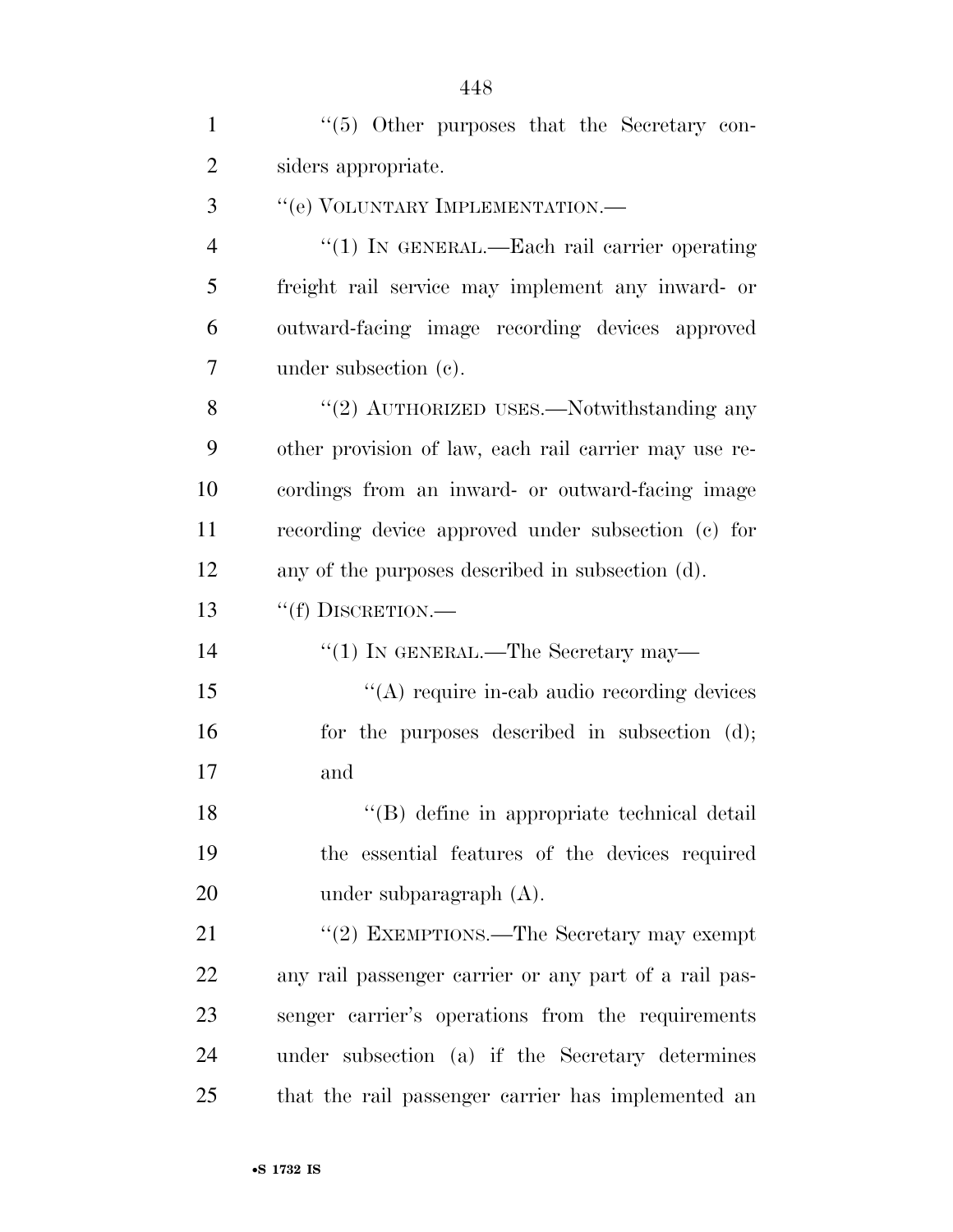"(5) Other purposes that the Secretary considers appropriate.

"(e) VOLUNTARY IMPLEMENTATION.—

"(1) IN GENERAL.—Each rail carrier operating freight rail service may implement any inward- or outward-facing image recording devices approved under subsection (c).

"(2) AUTHORIZED USES.—Notwithstanding any other provision of law, each rail carrier may use recordings from an inward- or outward-facing image recording device approved under subsection (c) for any of the purposes described in subsection (d).

"(f) DISCRETION.—

"(1) IN GENERAL.—The Secretary may—

"(A) require in-cab audio recording devices for the purposes described in subsection (d); and

"(B) define in appropriate technical detail the essential features of the devices required under subparagraph (A).

"(2) EXEMPTIONS.—The Secretary may exempt any rail passenger carrier or any part of a rail passenger carrier's operations from the requirements under subsection (a) if the Secretary determines that the rail passenger carrier has implemented an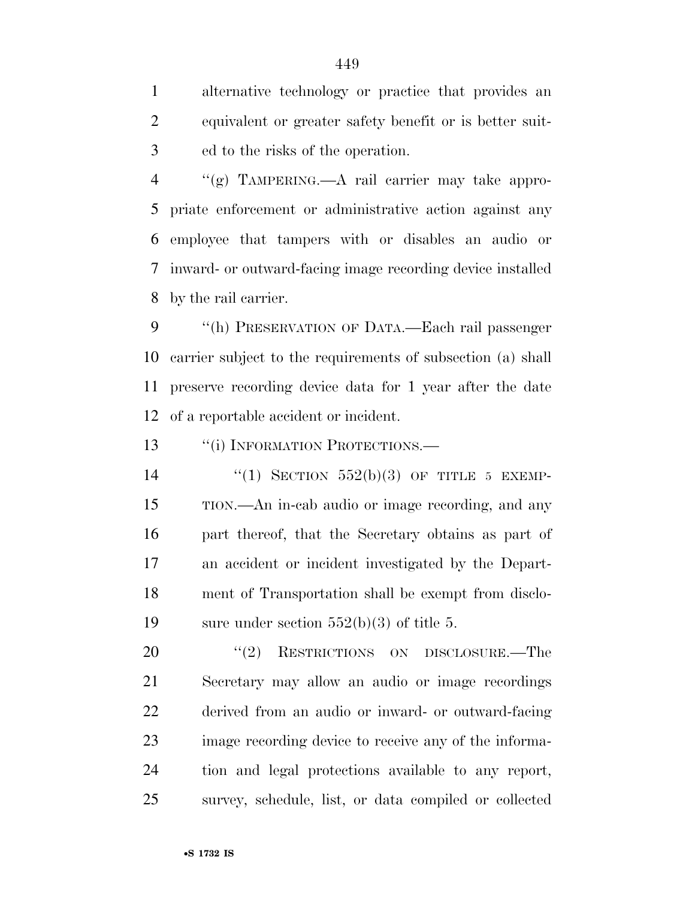alternative technology or practice that provides an equivalent or greater safety benefit or is better suited to the risks of the operation.

"(g) TAMPERING.—A rail carrier may take appropriate enforcement or administrative action against any employee that tampers with or disables an audio or inward- or outward-facing image recording device installed by the rail carrier.

"(h) PRESERVATION OF DATA.—Each rail passenger carrier subject to the requirements of subsection (a) shall preserve recording device data for 1 year after the date of a reportable accident or incident.

"(i) INFORMATION PROTECTIONS.—

"(1) SECTION 552(b)(3) OF TITLE 5 EXEMPTION.—An in-cab audio or image recording, and any part thereof, that the Secretary obtains as part of an accident or incident investigated by the Department of Transportation shall be exempt from disclosure under section 552(b)(3) of title 5.

"(2) RESTRICTIONS ON DISCLOSURE.—The Secretary may allow an audio or image recordings derived from an audio or inward- or outward-facing image recording device to receive any of the information and legal protections available to any report, survey, schedule, list, or data compiled or collected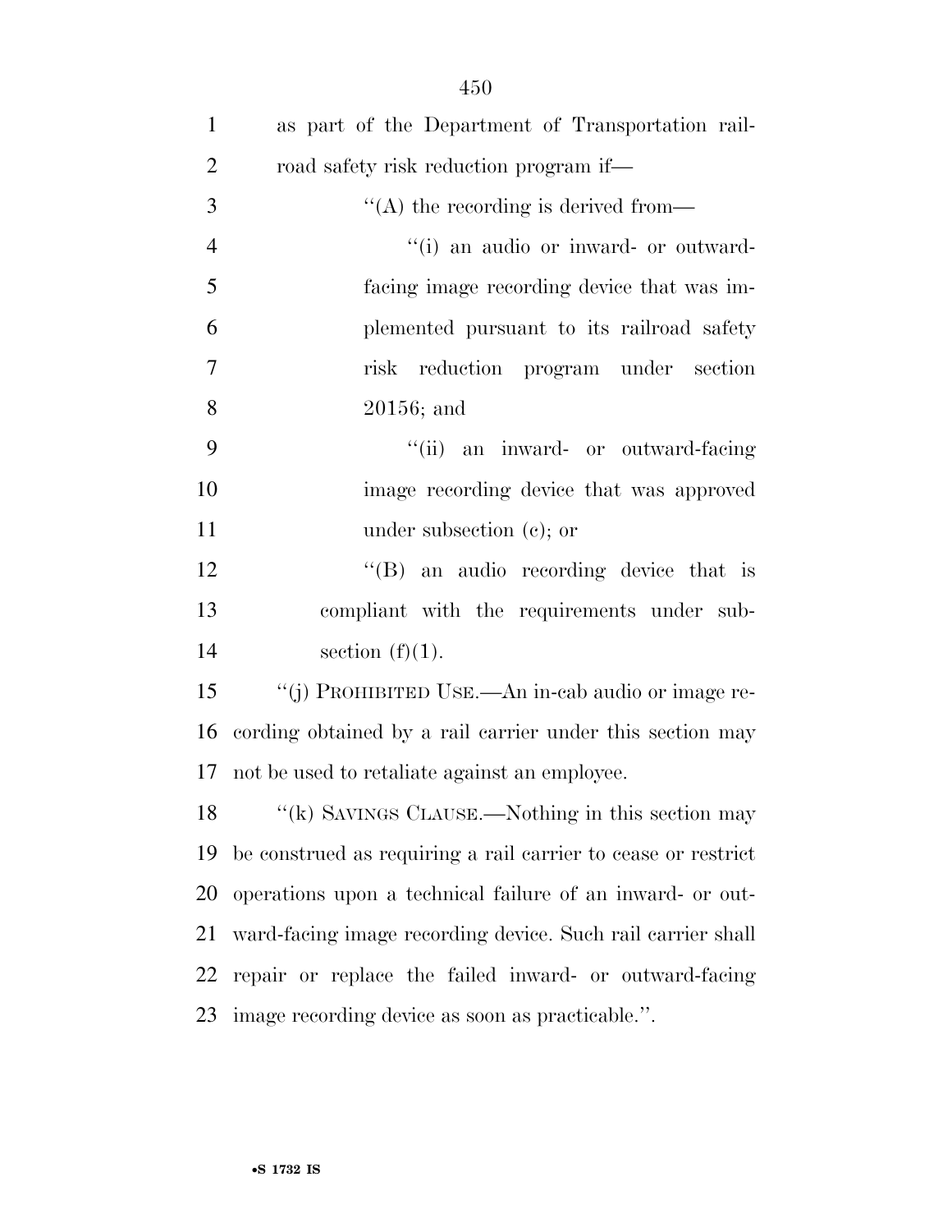as part of the Department of Transportation railroad safety risk reduction program if—

"(A) the recording is derived from—

"(i) an audio or inward- or outward-facing image recording device that was implemented pursuant to its railroad safety risk reduction program under section 20156; and

"(ii) an inward- or outward-facing image recording device that was approved under subsection (c); or

"(B) an audio recording device that is compliant with the requirements under subsection (f)(1).

"(j) PROHIBITED USE.—An in-cab audio or image recording obtained by a rail carrier under this section may not be used to retaliate against an employee.

"(k) SAVINGS CLAUSE.—Nothing in this section may be construed as requiring a rail carrier to cease or restrict operations upon a technical failure of an inward- or outward-facing image recording device. Such rail carrier shall repair or replace the failed inward- or outward-facing image recording device as soon as practicable.".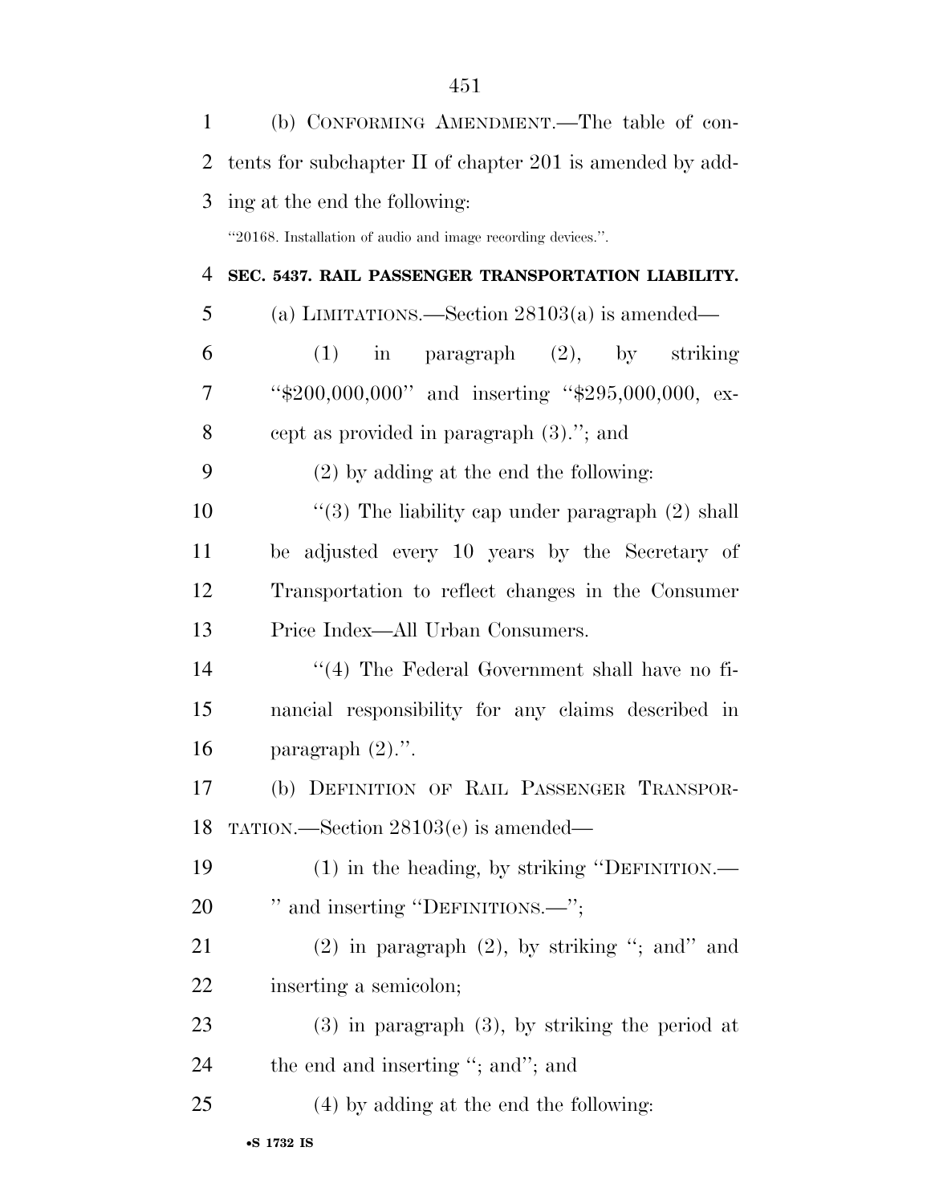(b) CONFORMING AMENDMENT.—The table of contents for subchapter II of chapter 201 is amended by adding at the end the following:

"20168. Installation of audio and image recording devices.".

**SEC. 5437. RAIL PASSENGER TRANSPORTATION LIABILITY.**

(a) LIMITATIONS.—Section 28103(a) is amended—

(1) in paragraph (2), by striking "$200,000,000" and inserting "$295,000,000, except as provided in paragraph (3)."; and

(2) by adding at the end the following:

"(3) The liability cap under paragraph (2) shall be adjusted every 10 years by the Secretary of Transportation to reflect changes in the Consumer Price Index—All Urban Consumers.

"(4) The Federal Government shall have no financial responsibility for any claims described in paragraph (2).".

(b) DEFINITION OF RAIL PASSENGER TRANSPORTATION.—Section 28103(e) is amended—

(1) in the heading, by striking "DEFINITION.—" and inserting "DEFINITIONS.—";

(2) in paragraph (2), by striking "; and" and inserting a semicolon;

(3) in paragraph (3), by striking the period at the end and inserting "; and"; and

(4) by adding at the end the following: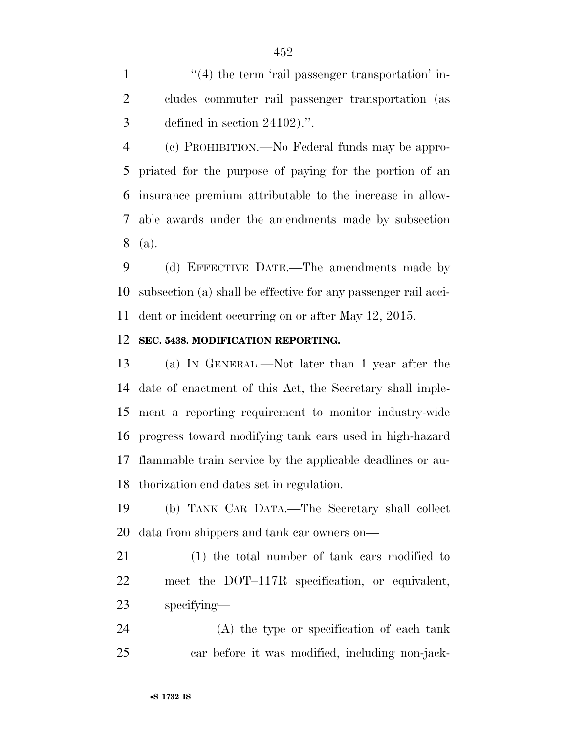''(4) the term 'rail passenger transportation' includes commuter rail passenger transportation (as defined in section 24102).''.

(c) PROHIBITION.—No Federal funds may be appropriated for the purpose of paying for the portion of an insurance premium attributable to the increase in allowable awards under the amendments made by subsection (a).

(d) EFFECTIVE DATE.—The amendments made by subsection (a) shall be effective for any passenger rail accident or incident occurring on or after May 12, 2015.

**SEC. 5438. MODIFICATION REPORTING.**

(a) IN GENERAL.—Not later than 1 year after the date of enactment of this Act, the Secretary shall implement a reporting requirement to monitor industry-wide progress toward modifying tank cars used in high-hazard flammable train service by the applicable deadlines or authorization end dates set in regulation.

(b) TANK CAR DATA.—The Secretary shall collect data from shippers and tank car owners on—

(1) the total number of tank cars modified to meet the DOT–117R specification, or equivalent, specifying—

(A) the type or specification of each tank car before it was modified, including non-jack-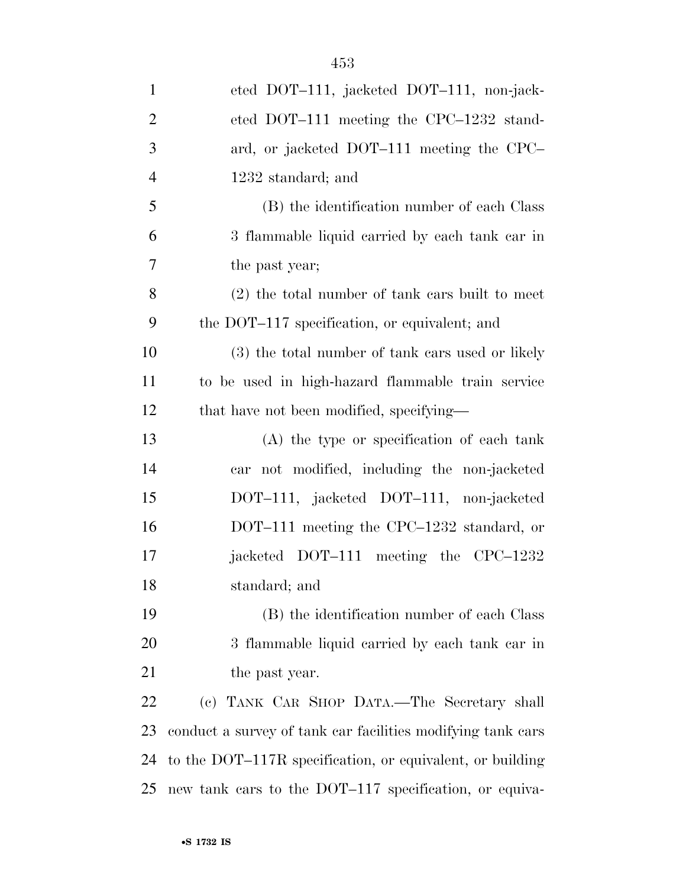eted DOT–111, jacketed DOT–111, non-jacketed DOT–111 meeting the CPC–1232 standard, or jacketed DOT–111 meeting the CPC–1232 standard; and

(B) the identification number of each Class 3 flammable liquid carried by each tank car in the past year;

(2) the total number of tank cars built to meet the DOT–117 specification, or equivalent; and

(3) the total number of tank cars used or likely to be used in high-hazard flammable train service that have not been modified, specifying—

(A) the type or specification of each tank car not modified, including the non-jacketed DOT–111, jacketed DOT–111, non-jacketed DOT–111 meeting the CPC–1232 standard, or jacketed DOT–111 meeting the CPC–1232 standard; and

(B) the identification number of each Class 3 flammable liquid carried by each tank car in the past year.

(c) TANK CAR SHOP DATA.—The Secretary shall conduct a survey of tank car facilities modifying tank cars to the DOT–117R specification, or equivalent, or building new tank cars to the DOT–117 specification, or equiva-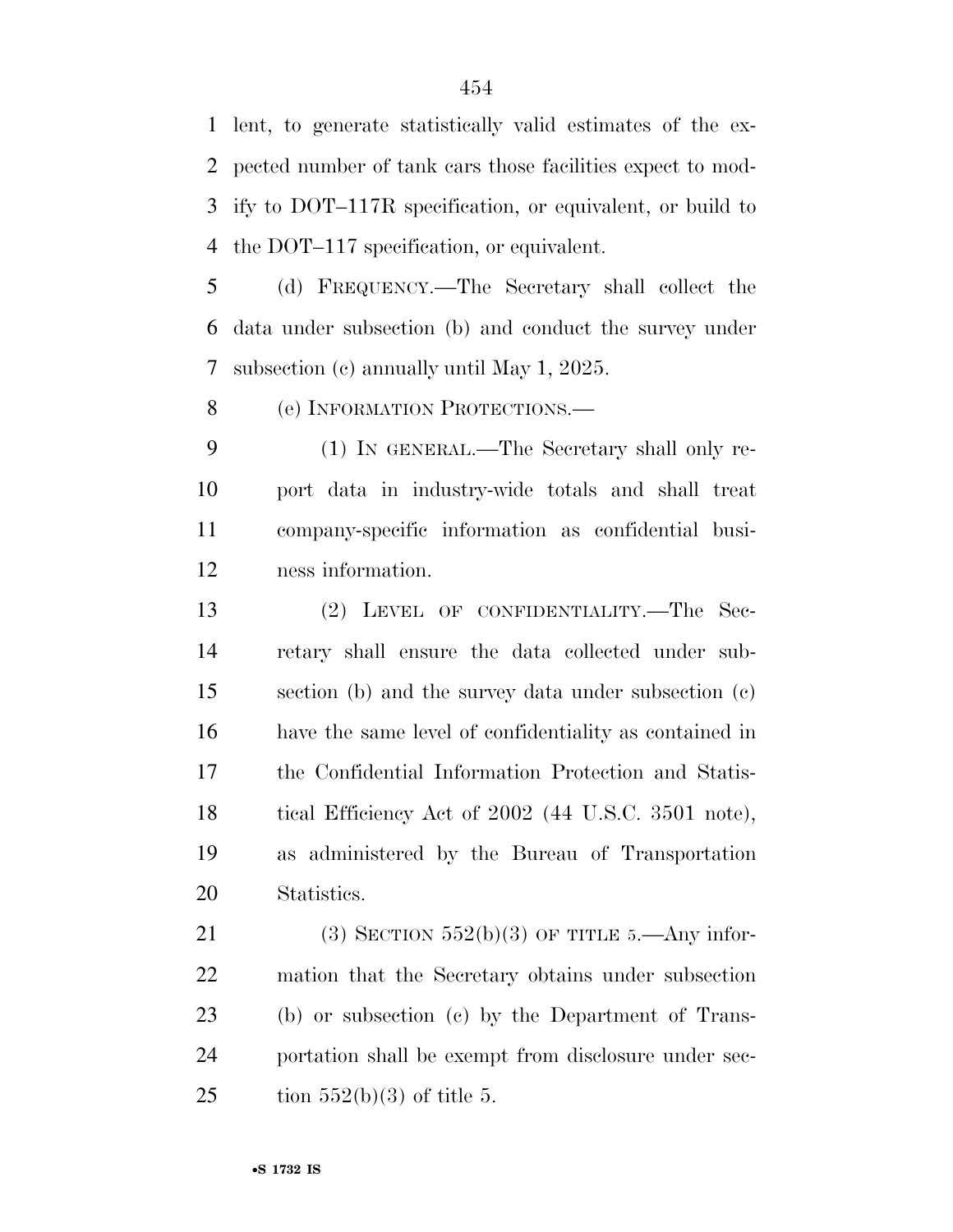lent, to generate statistically valid estimates of the expected number of tank cars those facilities expect to modify to DOT–117R specification, or equivalent, or build to the DOT–117 specification, or equivalent.

(d) FREQUENCY.—The Secretary shall collect the data under subsection (b) and conduct the survey under subsection (c) annually until May 1, 2025.

(e) INFORMATION PROTECTIONS.—

(1) IN GENERAL.—The Secretary shall only report data in industry-wide totals and shall treat company-specific information as confidential business information.

(2) LEVEL OF CONFIDENTIALITY.—The Secretary shall ensure the data collected under subsection (b) and the survey data under subsection (c) have the same level of confidentiality as contained in the Confidential Information Protection and Statistical Efficiency Act of 2002 (44 U.S.C. 3501 note), as administered by the Bureau of Transportation Statistics.

(3) SECTION 552(b)(3) OF TITLE 5.—Any information that the Secretary obtains under subsection (b) or subsection (c) by the Department of Transportation shall be exempt from disclosure under section 552(b)(3) of title 5.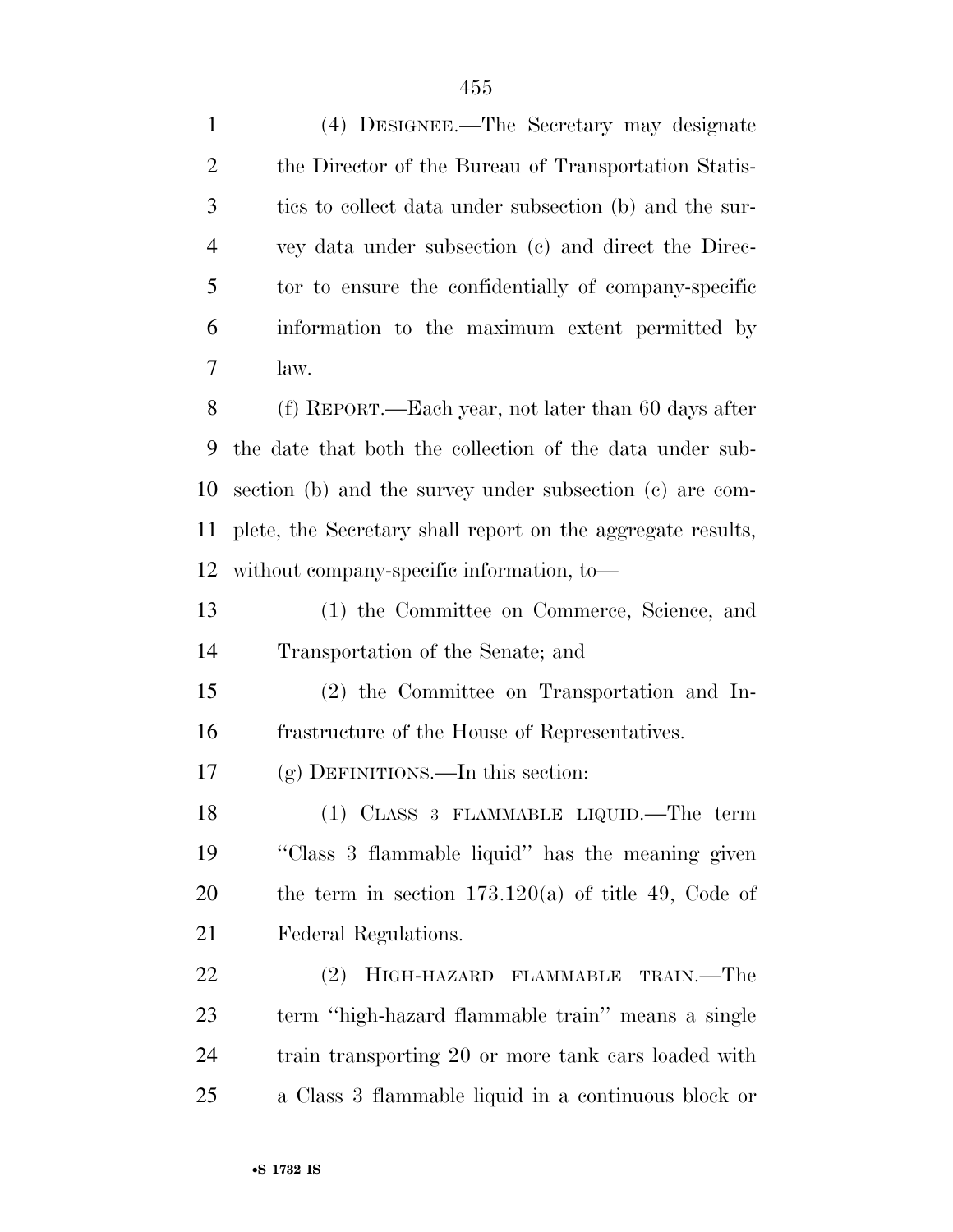(4) DESIGNEE.—The Secretary may designate the Director of the Bureau of Transportation Statistics to collect data under subsection (b) and the survey data under subsection (c) and direct the Director to ensure the confidentially of company-specific information to the maximum extent permitted by law.

(f) REPORT.—Each year, not later than 60 days after the date that both the collection of the data under subsection (b) and the survey under subsection (c) are complete, the Secretary shall report on the aggregate results, without company-specific information, to—

(1) the Committee on Commerce, Science, and Transportation of the Senate; and

(2) the Committee on Transportation and Infrastructure of the House of Representatives.

(g) DEFINITIONS.—In this section:

(1) CLASS 3 FLAMMABLE LIQUID.—The term ''Class 3 flammable liquid'' has the meaning given the term in section 173.120(a) of title 49, Code of Federal Regulations.

(2) HIGH-HAZARD FLAMMABLE TRAIN.—The term ''high-hazard flammable train'' means a single train transporting 20 or more tank cars loaded with a Class 3 flammable liquid in a continuous block or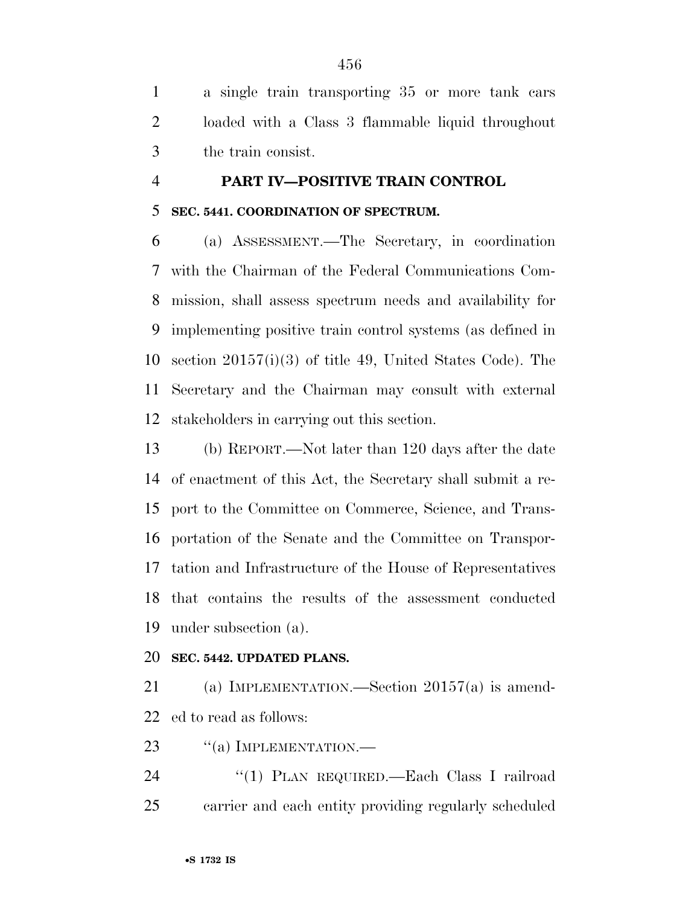a single train transporting 35 or more tank cars loaded with a Class 3 flammable liquid throughout the train consist.

## PART IV—POSITIVE TRAIN CONTROL

### SEC. 5441. COORDINATION OF SPECTRUM.

(a) ASSESSMENT.—The Secretary, in coordination with the Chairman of the Federal Communications Commission, shall assess spectrum needs and availability for implementing positive train control systems (as defined in section 20157(i)(3) of title 49, United States Code). The Secretary and the Chairman may consult with external stakeholders in carrying out this section.

(b) REPORT.—Not later than 120 days after the date of enactment of this Act, the Secretary shall submit a report to the Committee on Commerce, Science, and Transportation of the Senate and the Committee on Transportation and Infrastructure of the House of Representatives that contains the results of the assessment conducted under subsection (a).

### SEC. 5442. UPDATED PLANS.

(a) IMPLEMENTATION.—Section 20157(a) is amended to read as follows:

''(a) IMPLEMENTATION.—

''(1) PLAN REQUIRED.—Each Class I railroad carrier and each entity providing regularly scheduled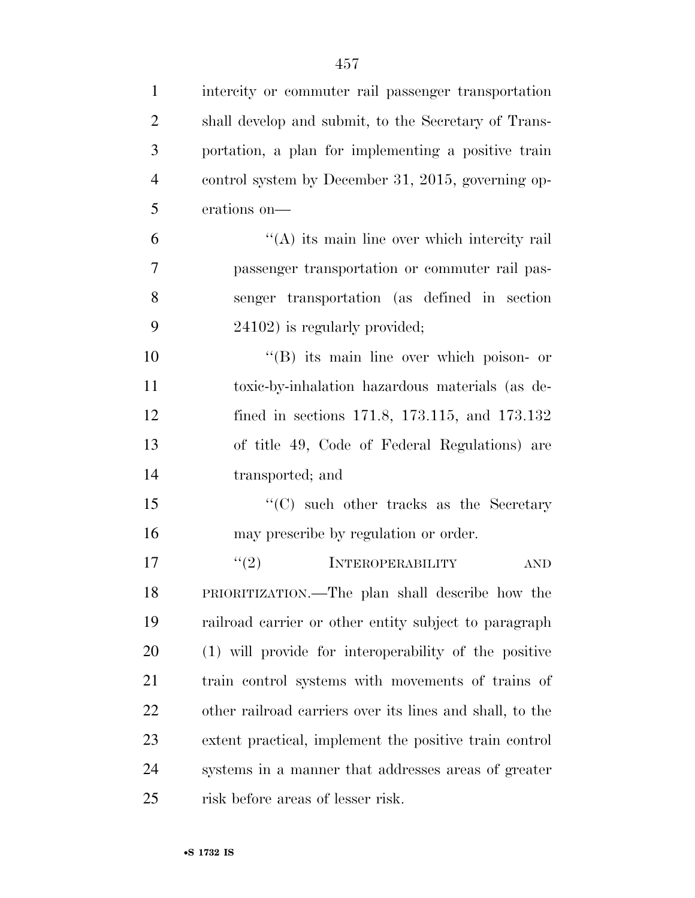intercity or commuter rail passenger transportation shall develop and submit, to the Secretary of Transportation, a plan for implementing a positive train control system by December 31, 2015, governing operations on—

"(A) its main line over which intercity rail passenger transportation or commuter rail passenger transportation (as defined in section 24102) is regularly provided;

"(B) its main line over which poison- or toxic-by-inhalation hazardous materials (as defined in sections 171.8, 173.115, and 173.132 of title 49, Code of Federal Regulations) are transported; and

"(C) such other tracks as the Secretary may prescribe by regulation or order.

"(2) INTEROPERABILITY AND PRIORITIZATION.—The plan shall describe how the railroad carrier or other entity subject to paragraph (1) will provide for interoperability of the positive train control systems with movements of trains of other railroad carriers over its lines and shall, to the extent practical, implement the positive train control systems in a manner that addresses areas of greater risk before areas of lesser risk.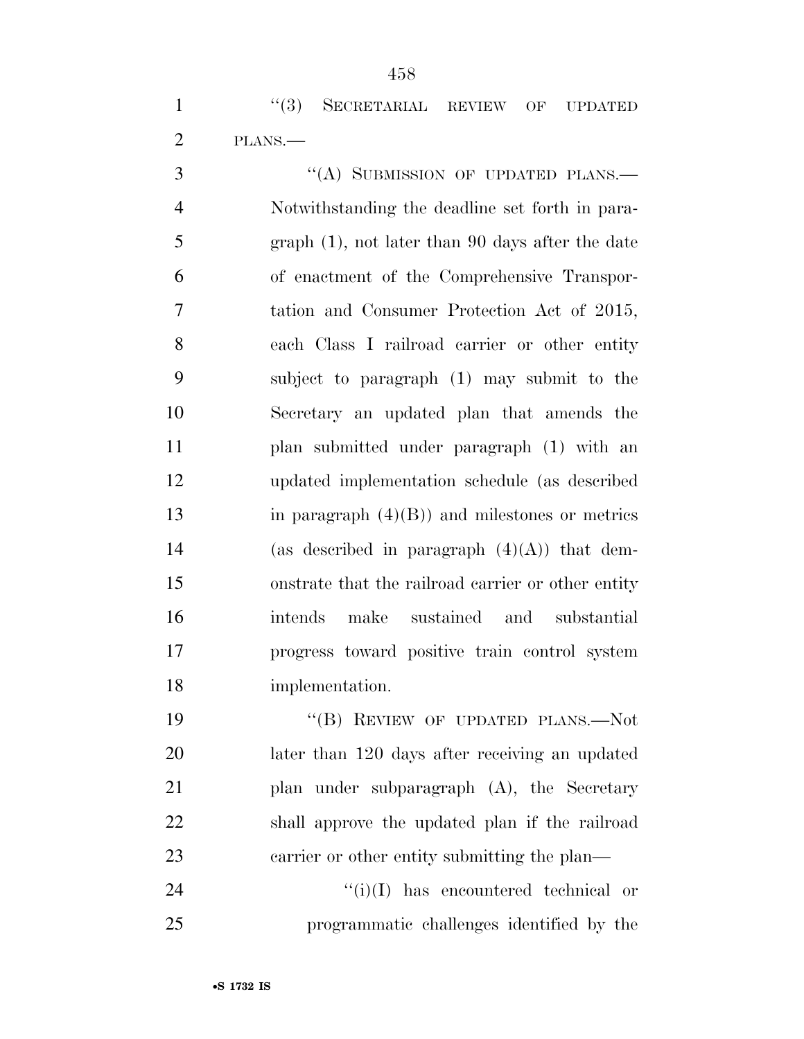"(3) SECRETARIAL REVIEW OF UPDATED PLANS.—

"(A) SUBMISSION OF UPDATED PLANS.—Notwithstanding the deadline set forth in paragraph (1), not later than 90 days after the date of enactment of the Comprehensive Transportation and Consumer Protection Act of 2015, each Class I railroad carrier or other entity subject to paragraph (1) may submit to the Secretary an updated plan that amends the plan submitted under paragraph (1) with an updated implementation schedule (as described in paragraph (4)(B)) and milestones or metrics (as described in paragraph (4)(A)) that demonstrate that the railroad carrier or other entity intends make sustained and substantial progress toward positive train control system implementation.

"(B) REVIEW OF UPDATED PLANS.—Not later than 120 days after receiving an updated plan under subparagraph (A), the Secretary shall approve the updated plan if the railroad carrier or other entity submitting the plan—

"(i)(I) has encountered technical or programmatic challenges identified by the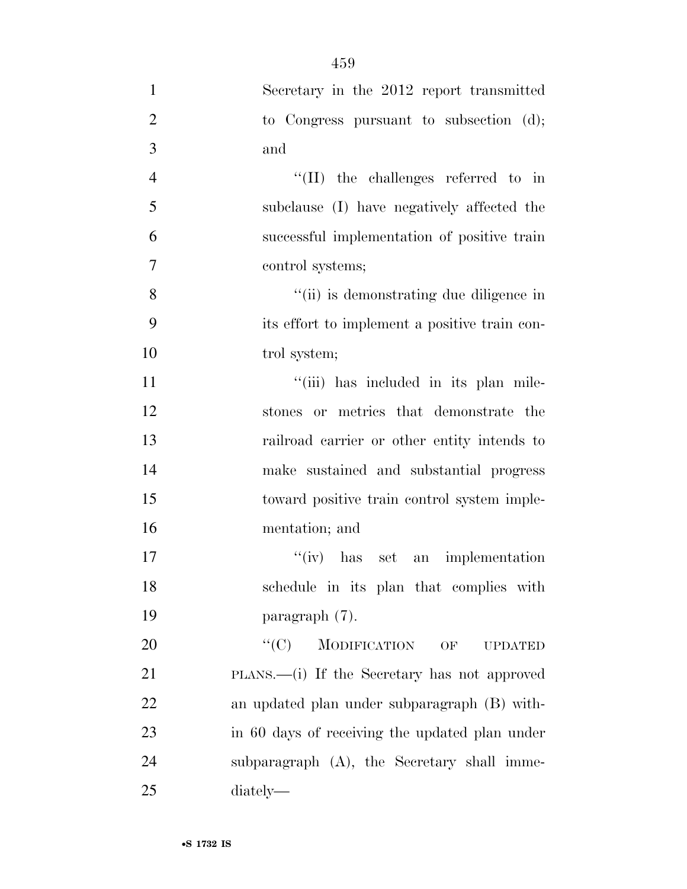Secretary in the 2012 report transmitted to Congress pursuant to subsection (d); and

''(II) the challenges referred to in subclause (I) have negatively affected the successful implementation of positive train control systems;

''(ii) is demonstrating due diligence in its effort to implement a positive train control system;

''(iii) has included in its plan milestones or metrics that demonstrate the railroad carrier or other entity intends to make sustained and substantial progress toward positive train control system implementation; and

''(iv) has set an implementation schedule in its plan that complies with paragraph (7).

''(C) MODIFICATION OF UPDATED PLANS.—(i) If the Secretary has not approved an updated plan under subparagraph (B) within 60 days of receiving the updated plan under subparagraph (A), the Secretary shall immediately—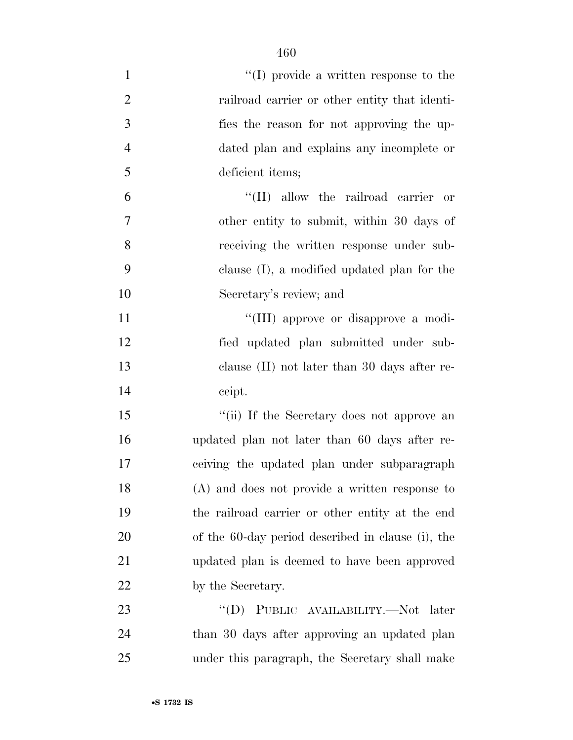''(I) provide a written response to the railroad carrier or other entity that identifies the reason for not approving the updated plan and explains any incomplete or deficient items;

''(II) allow the railroad carrier or other entity to submit, within 30 days of receiving the written response under subclause (I), a modified updated plan for the Secretary's review; and

''(III) approve or disapprove a modified updated plan submitted under subclause (II) not later than 30 days after receipt.

''(ii) If the Secretary does not approve an updated plan not later than 60 days after receiving the updated plan under subparagraph (A) and does not provide a written response to the railroad carrier or other entity at the end of the 60-day period described in clause (i), the updated plan is deemed to have been approved by the Secretary.

''(D) PUBLIC AVAILABILITY.—Not later than 30 days after approving an updated plan under this paragraph, the Secretary shall make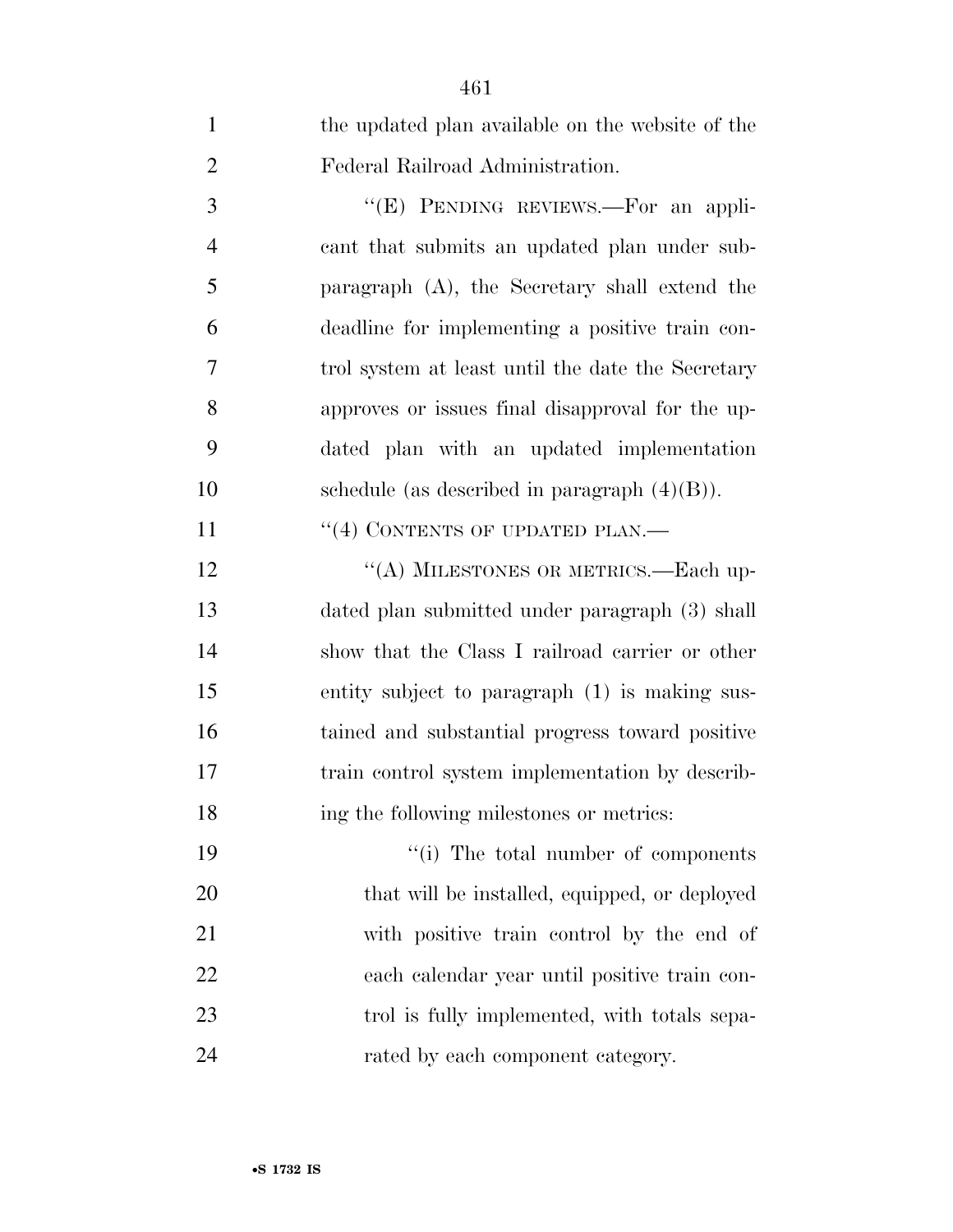the updated plan available on the website of the Federal Railroad Administration.

"(E) PENDING REVIEWS.—For an applicant that submits an updated plan under subparagraph (A), the Secretary shall extend the deadline for implementing a positive train control system at least until the date the Secretary approves or issues final disapproval for the updated plan with an updated implementation schedule (as described in paragraph (4)(B)).

"(4) CONTENTS OF UPDATED PLAN.—

"(A) MILESTONES OR METRICS.—Each updated plan submitted under paragraph (3) shall show that the Class I railroad carrier or other entity subject to paragraph (1) is making sustained and substantial progress toward positive train control system implementation by describing the following milestones or metrics:

"(i) The total number of components that will be installed, equipped, or deployed with positive train control by the end of each calendar year until positive train control is fully implemented, with totals separated by each component category.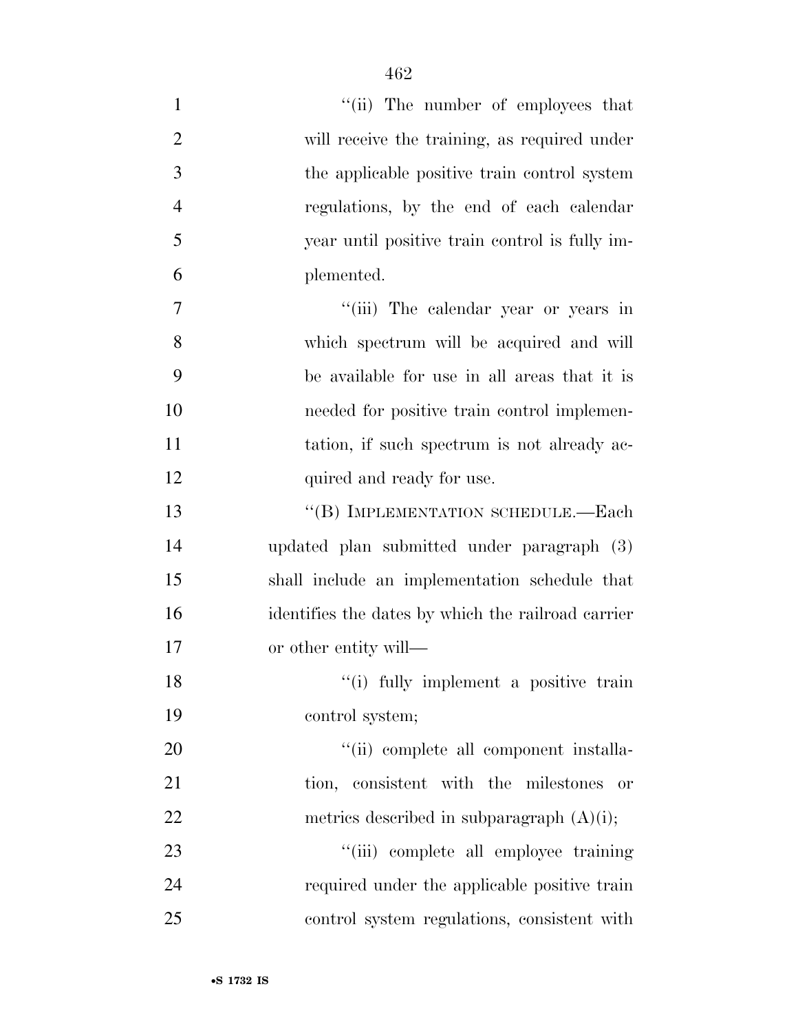"(ii) The number of employees that will receive the training, as required under the applicable positive train control system regulations, by the end of each calendar year until positive train control is fully implemented.

"(iii) The calendar year or years in which spectrum will be acquired and will be available for use in all areas that it is needed for positive train control implementation, if such spectrum is not already acquired and ready for use.

"(B) IMPLEMENTATION SCHEDULE.—Each updated plan submitted under paragraph (3) shall include an implementation schedule that identifies the dates by which the railroad carrier or other entity will—

"(i) fully implement a positive train control system;

"(ii) complete all component installation, consistent with the milestones or metrics described in subparagraph (A)(i);

"(iii) complete all employee training required under the applicable positive train control system regulations, consistent with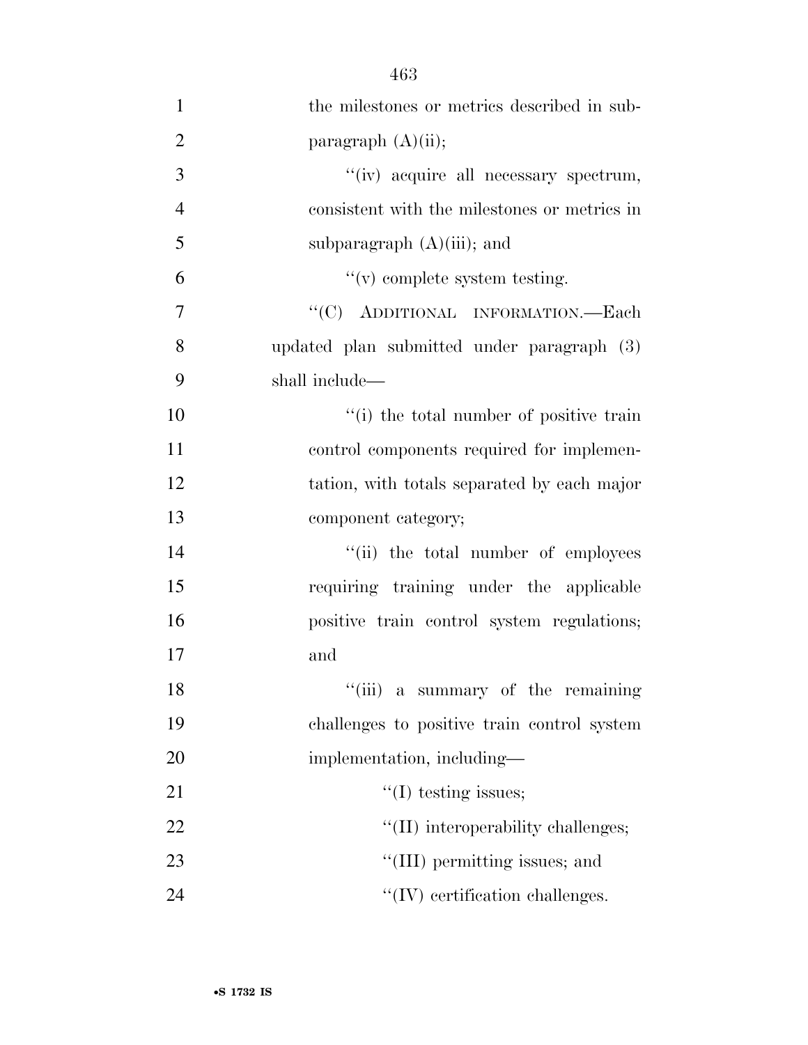the milestones or metrics described in subparagraph (A)(ii);

''(iv) acquire all necessary spectrum, consistent with the milestones or metrics in subparagraph (A)(iii); and

''(v) complete system testing.

''(C) ADDITIONAL INFORMATION.—Each updated plan submitted under paragraph (3) shall include—

''(i) the total number of positive train control components required for implementation, with totals separated by each major component category;

''(ii) the total number of employees requiring training under the applicable positive train control system regulations; and

''(iii) a summary of the remaining challenges to positive train control system implementation, including—

''(I) testing issues;

''(II) interoperability challenges;

''(III) permitting issues; and

''(IV) certification challenges.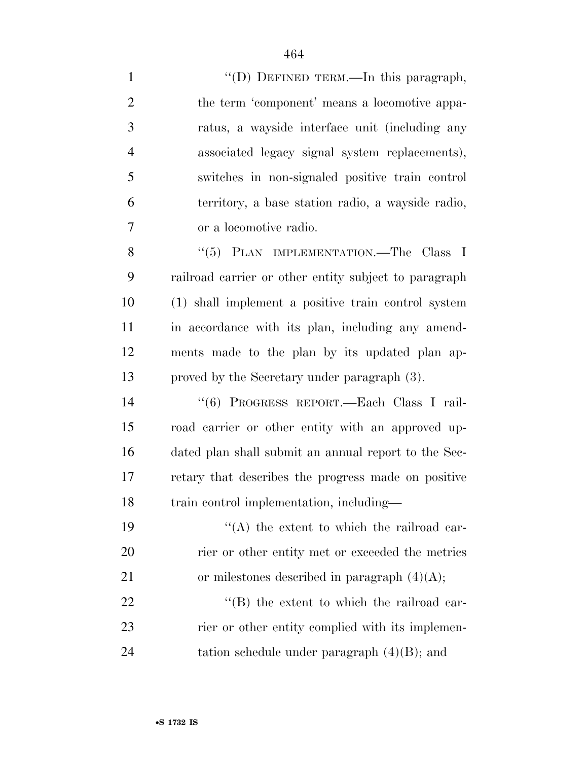"(D) DEFINED TERM.—In this paragraph, the term 'component' means a locomotive apparatus, a wayside interface unit (including any associated legacy signal system replacements), switches in non-signaled positive train control territory, a base station radio, a wayside radio, or a locomotive radio.

"(5) PLAN IMPLEMENTATION.—The Class I railroad carrier or other entity subject to paragraph (1) shall implement a positive train control system in accordance with its plan, including any amendments made to the plan by its updated plan approved by the Secretary under paragraph (3).

"(6) PROGRESS REPORT.—Each Class I railroad carrier or other entity with an approved updated plan shall submit an annual report to the Secretary that describes the progress made on positive train control implementation, including—

"(A) the extent to which the railroad carrier or other entity met or exceeded the metrics or milestones described in paragraph (4)(A);

"(B) the extent to which the railroad carrier or other entity complied with its implementation schedule under paragraph (4)(B); and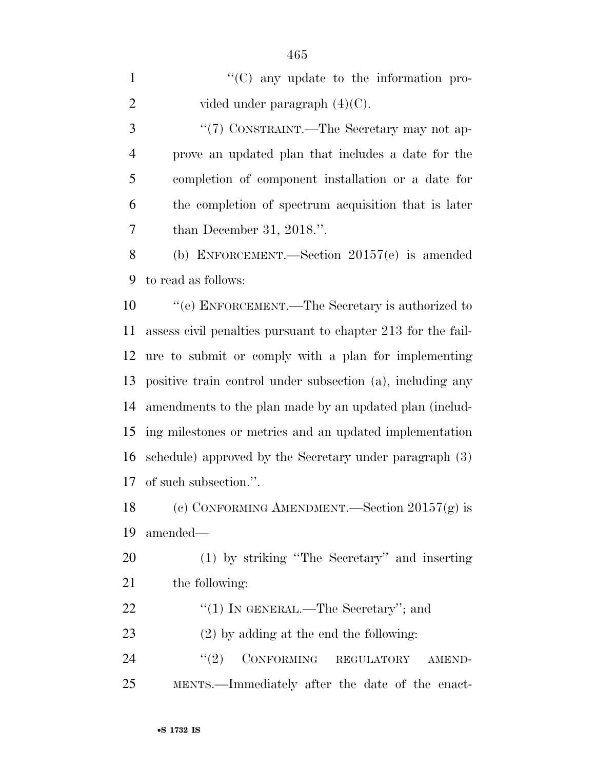"(C) any update to the information provided under paragraph (4)(C).

"(7) CONSTRAINT.—The Secretary may not approve an updated plan that includes a date for the completion of component installation or a date for the completion of spectrum acquisition that is later than December 31, 2018.".

(b) ENFORCEMENT.—Section 20157(e) is amended to read as follows:

"(e) ENFORCEMENT.—The Secretary is authorized to assess civil penalties pursuant to chapter 213 for the failure to submit or comply with a plan for implementing positive train control under subsection (a), including any amendments to the plan made by an updated plan (including milestones or metrics and an updated implementation schedule) approved by the Secretary under paragraph (3) of such subsection.".

(c) CONFORMING AMENDMENT.—Section 20157(g) is amended—

(1) by striking "The Secretary" and inserting the following:

"(1) IN GENERAL.—The Secretary"; and

(2) by adding at the end the following:

"(2) CONFORMING REGULATORY AMENDMENTS.—Immediately after the date of the enact-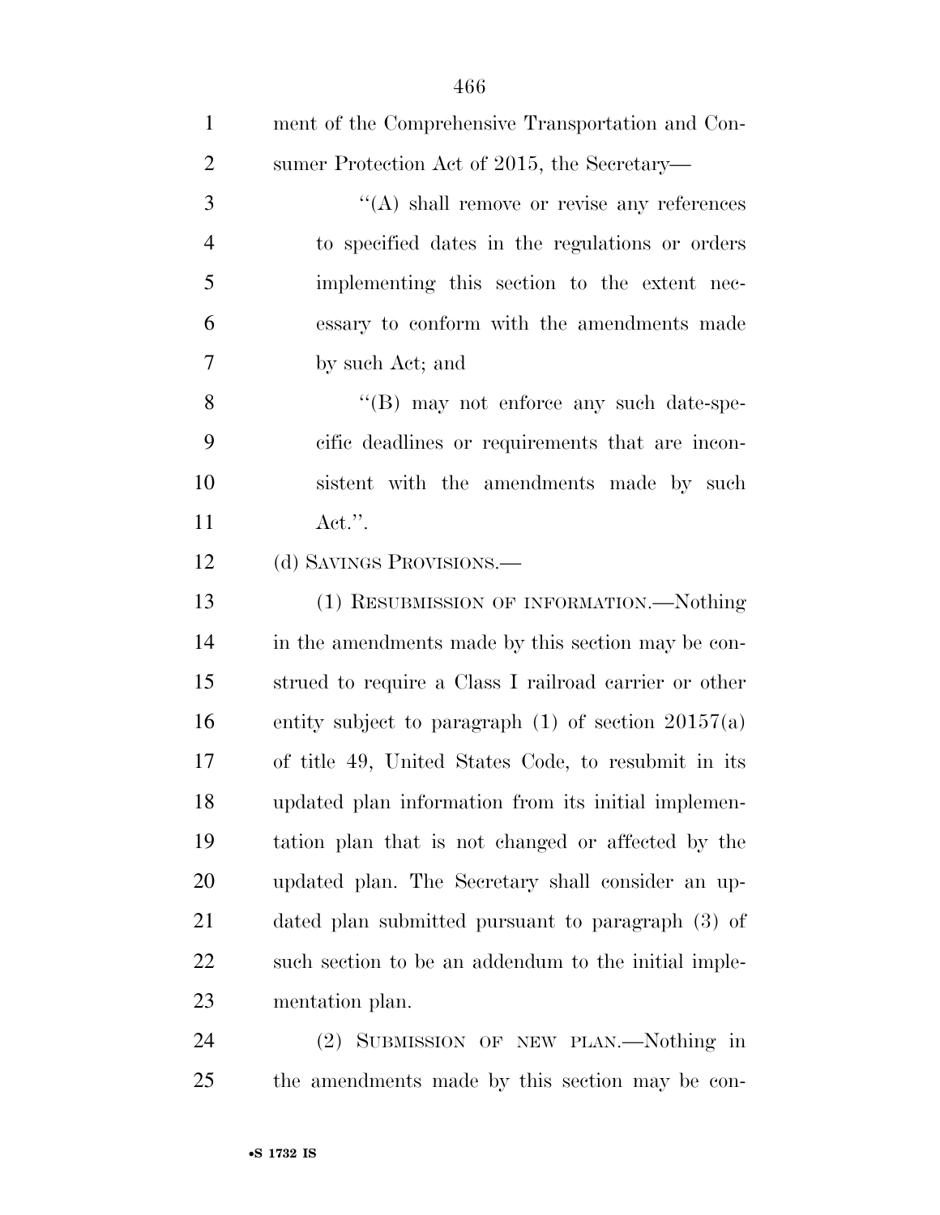ment of the Comprehensive Transportation and Consumer Protection Act of 2015, the Secretary—

''(A) shall remove or revise any references to specified dates in the regulations or orders implementing this section to the extent necessary to conform with the amendments made by such Act; and

''(B) may not enforce any such date-specific deadlines or requirements that are inconsistent with the amendments made by such Act.''.

(d) SAVINGS PROVISIONS.—

(1) RESUBMISSION OF INFORMATION.—Nothing in the amendments made by this section may be construed to require a Class I railroad carrier or other entity subject to paragraph (1) of section 20157(a) of title 49, United States Code, to resubmit in its updated plan information from its initial implementation plan that is not changed or affected by the updated plan. The Secretary shall consider an updated plan submitted pursuant to paragraph (3) of such section to be an addendum to the initial implementation plan.

(2) SUBMISSION OF NEW PLAN.—Nothing in the amendments made by this section may be con-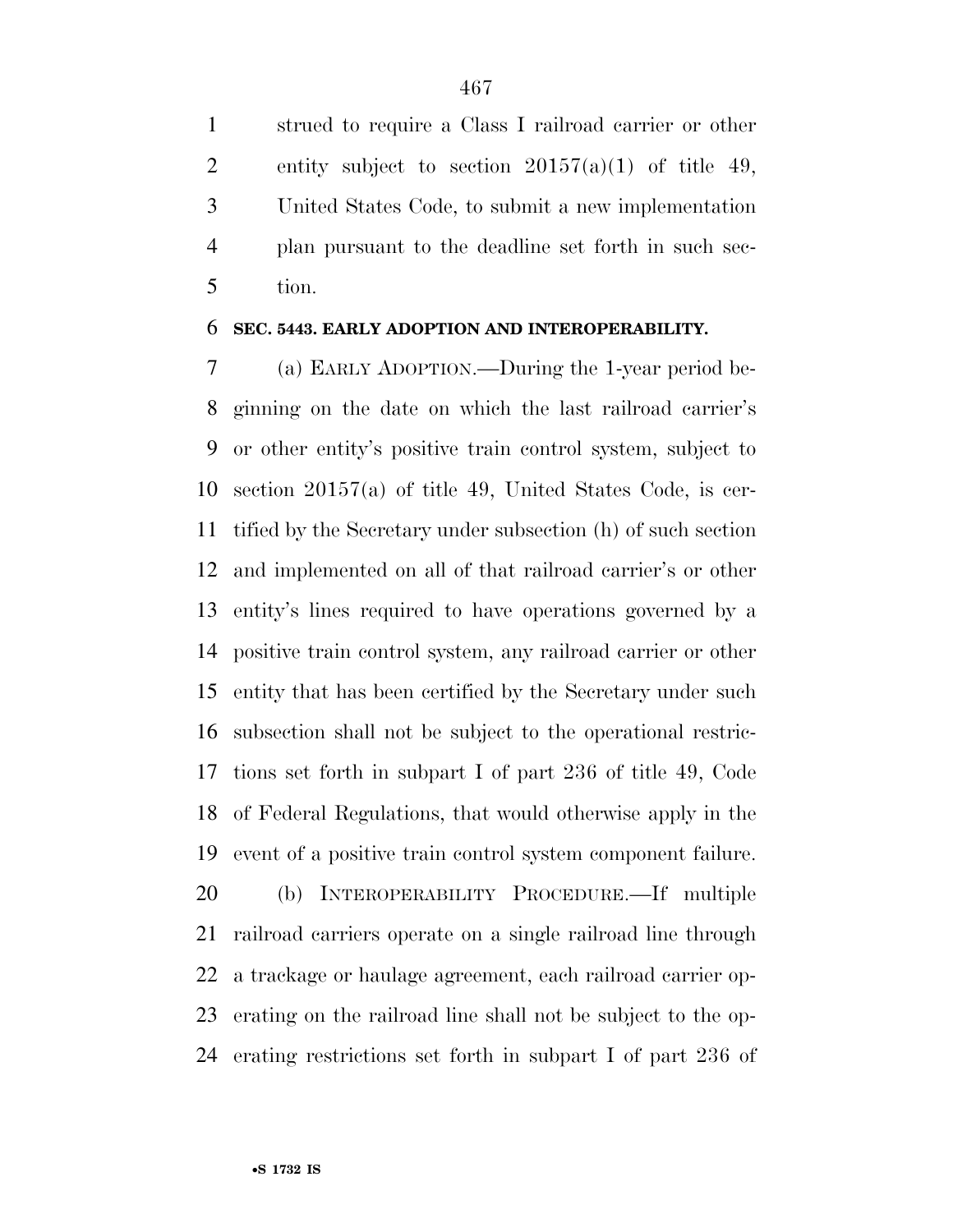strued to require a Class I railroad carrier or other entity subject to section 20157(a)(1) of title 49, United States Code, to submit a new implementation plan pursuant to the deadline set forth in such section.

**SEC. 5443. EARLY ADOPTION AND INTEROPERABILITY.**

(a) EARLY ADOPTION.—During the 1-year period beginning on the date on which the last railroad carrier's or other entity's positive train control system, subject to section 20157(a) of title 49, United States Code, is certified by the Secretary under subsection (h) of such section and implemented on all of that railroad carrier's or other entity's lines required to have operations governed by a positive train control system, any railroad carrier or other entity that has been certified by the Secretary under such subsection shall not be subject to the operational restrictions set forth in subpart I of part 236 of title 49, Code of Federal Regulations, that would otherwise apply in the event of a positive train control system component failure.

(b) INTEROPERABILITY PROCEDURE.—If multiple railroad carriers operate on a single railroad line through a trackage or haulage agreement, each railroad carrier operating on the railroad line shall not be subject to the operating restrictions set forth in subpart I of part 236 of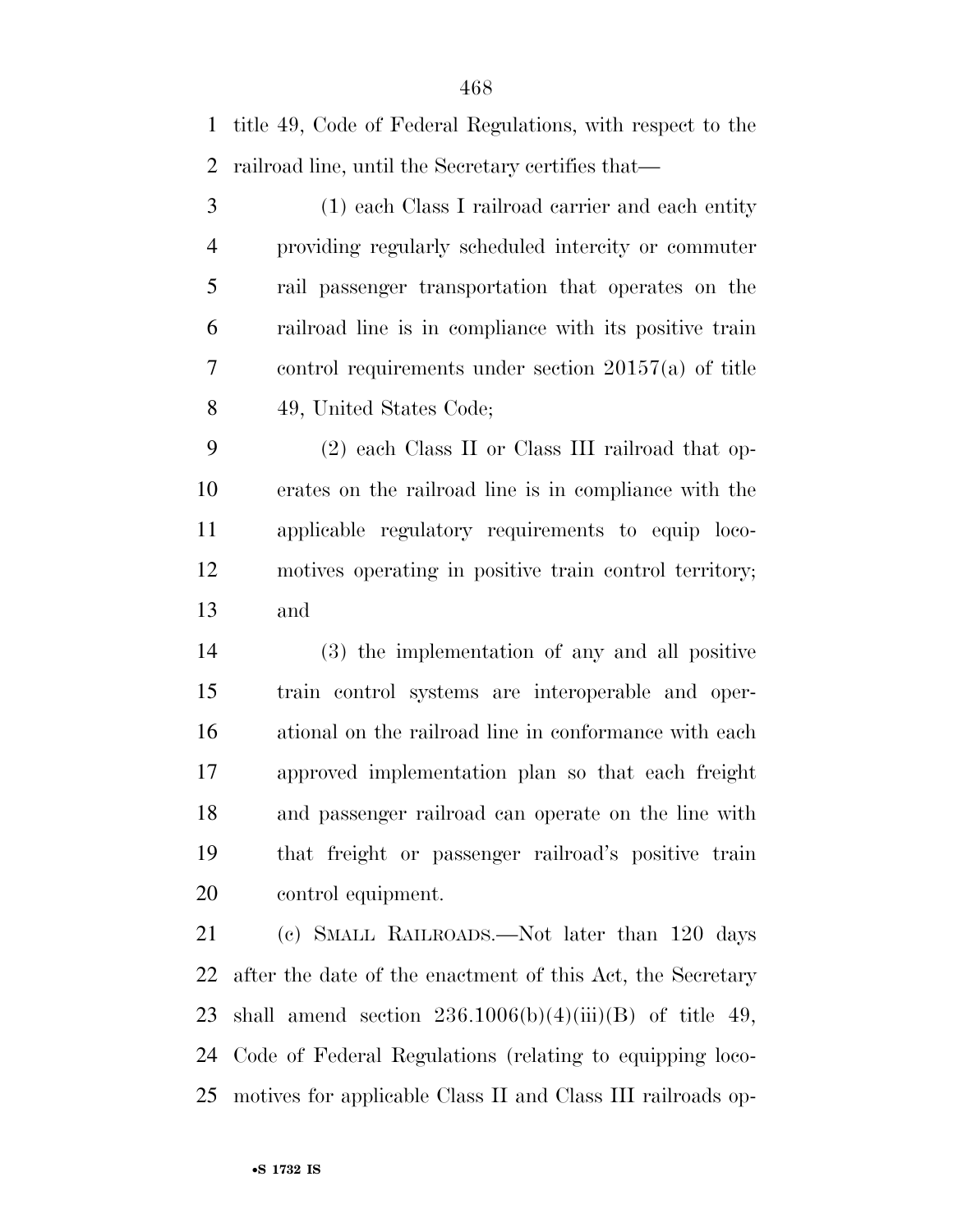title 49, Code of Federal Regulations, with respect to the railroad line, until the Secretary certifies that—

(1) each Class I railroad carrier and each entity providing regularly scheduled intercity or commuter rail passenger transportation that operates on the railroad line is in compliance with its positive train control requirements under section 20157(a) of title 49, United States Code;

(2) each Class II or Class III railroad that operates on the railroad line is in compliance with the applicable regulatory requirements to equip locomotives operating in positive train control territory; and

(3) the implementation of any and all positive train control systems are interoperable and operational on the railroad line in conformance with each approved implementation plan so that each freight and passenger railroad can operate on the line with that freight or passenger railroad's positive train control equipment.

(c) SMALL RAILROADS.—Not later than 120 days after the date of the enactment of this Act, the Secretary shall amend section 236.1006(b)(4)(iii)(B) of title 49, Code of Federal Regulations (relating to equipping locomotives for applicable Class II and Class III railroads op-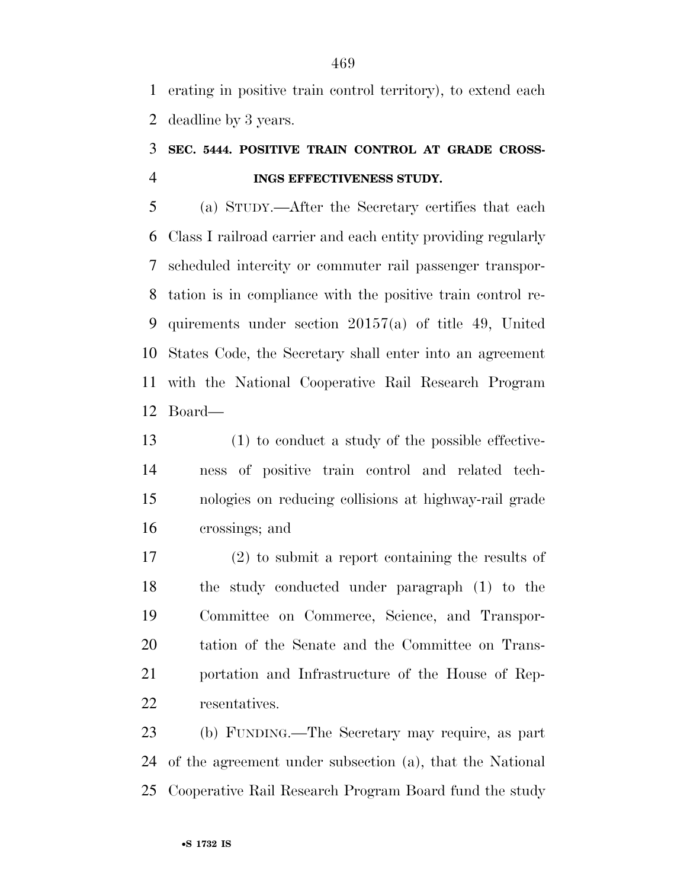erating in positive train control territory), to extend each deadline by 3 years.

### SEC. 5444. POSITIVE TRAIN CONTROL AT GRADE CROSSINGS EFFECTIVENESS STUDY.

(a) STUDY.—After the Secretary certifies that each Class I railroad carrier and each entity providing regularly scheduled intercity or commuter rail passenger transportation is in compliance with the positive train control requirements under section 20157(a) of title 49, United States Code, the Secretary shall enter into an agreement with the National Cooperative Rail Research Program Board—

(1) to conduct a study of the possible effectiveness of positive train control and related technologies on reducing collisions at highway-rail grade crossings; and

(2) to submit a report containing the results of the study conducted under paragraph (1) to the Committee on Commerce, Science, and Transportation of the Senate and the Committee on Transportation and Infrastructure of the House of Representatives.

(b) FUNDING.—The Secretary may require, as part of the agreement under subsection (a), that the National Cooperative Rail Research Program Board fund the study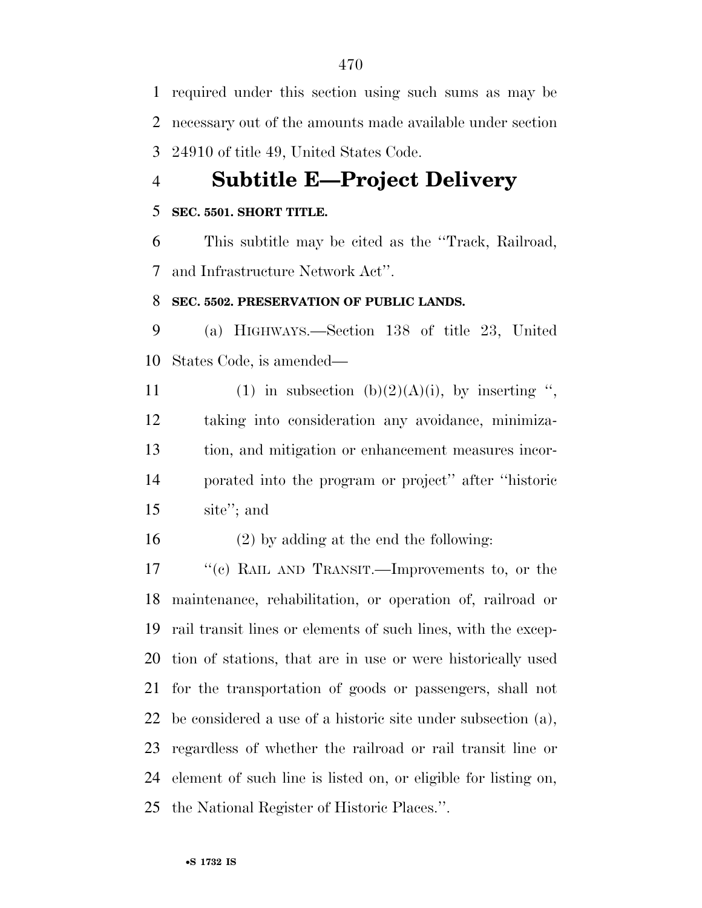required under this section using such sums as may be necessary out of the amounts made available under section 24910 of title 49, United States Code.

## Subtitle E—Project Delivery

**SEC. 5501. SHORT TITLE.**

This subtitle may be cited as the ''Track, Railroad, and Infrastructure Network Act''.

**SEC. 5502. PRESERVATION OF PUBLIC LANDS.**

(a) HIGHWAYS.—Section 138 of title 23, United States Code, is amended—

(1) in subsection (b)(2)(A)(i), by inserting '', taking into consideration any avoidance, minimization, and mitigation or enhancement measures incorporated into the program or project'' after ''historic site''; and

(2) by adding at the end the following:

''(c) RAIL AND TRANSIT.—Improvements to, or the maintenance, rehabilitation, or operation of, railroad or rail transit lines or elements of such lines, with the exception of stations, that are in use or were historically used for the transportation of goods or passengers, shall not be considered a use of a historic site under subsection (a), regardless of whether the railroad or rail transit line or element of such line is listed on, or eligible for listing on, the National Register of Historic Places.''.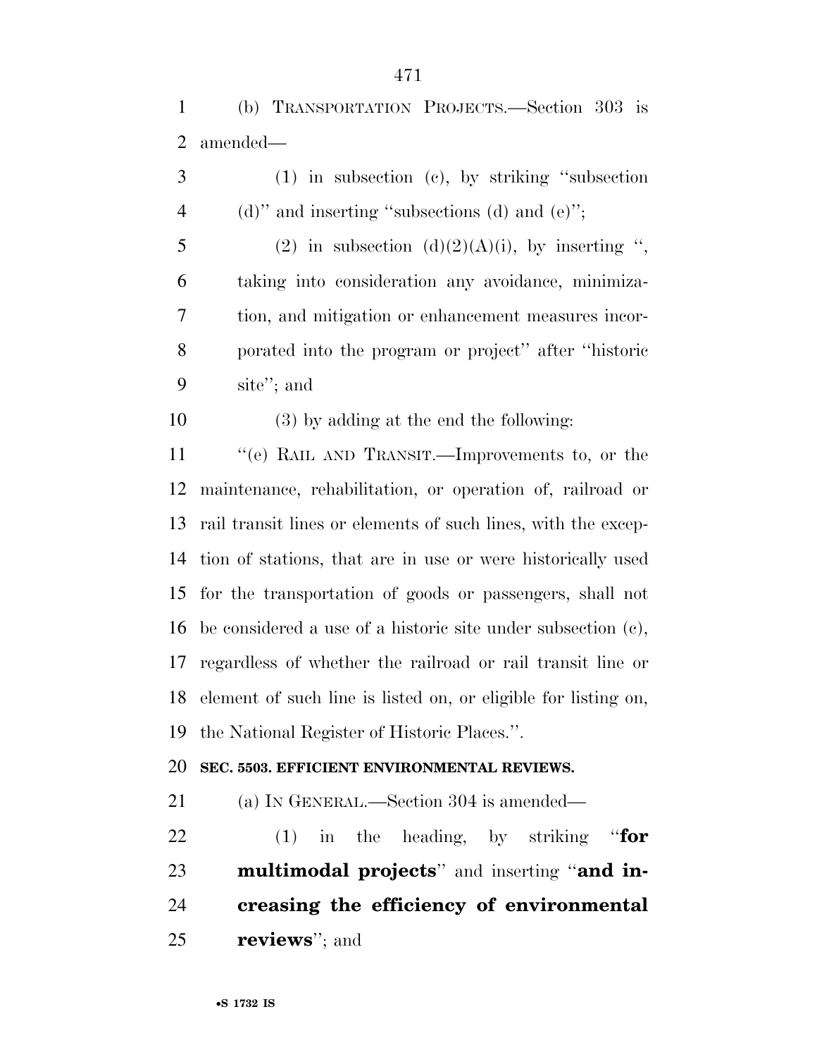(b) TRANSPORTATION PROJECTS.—Section 303 is amended—

(1) in subsection (c), by striking ''subsection (d)'' and inserting ''subsections (d) and (e)'';

(2) in subsection (d)(2)(A)(i), by inserting '', taking into consideration any avoidance, minimization, and mitigation or enhancement measures incorporated into the program or project'' after ''historic site''; and

(3) by adding at the end the following:

''(e) RAIL AND TRANSIT.—Improvements to, or the maintenance, rehabilitation, or operation of, railroad or rail transit lines or elements of such lines, with the exception of stations, that are in use or were historically used for the transportation of goods or passengers, shall not be considered a use of a historic site under subsection (c), regardless of whether the railroad or rail transit line or element of such line is listed on, or eligible for listing on, the National Register of Historic Places.''.

**SEC. 5503. EFFICIENT ENVIRONMENTAL REVIEWS.**

(a) IN GENERAL.—Section 304 is amended—

(1) in the heading, by striking ''**for multimodal projects**'' and inserting ''**and increasing the efficiency of environmental reviews**''; and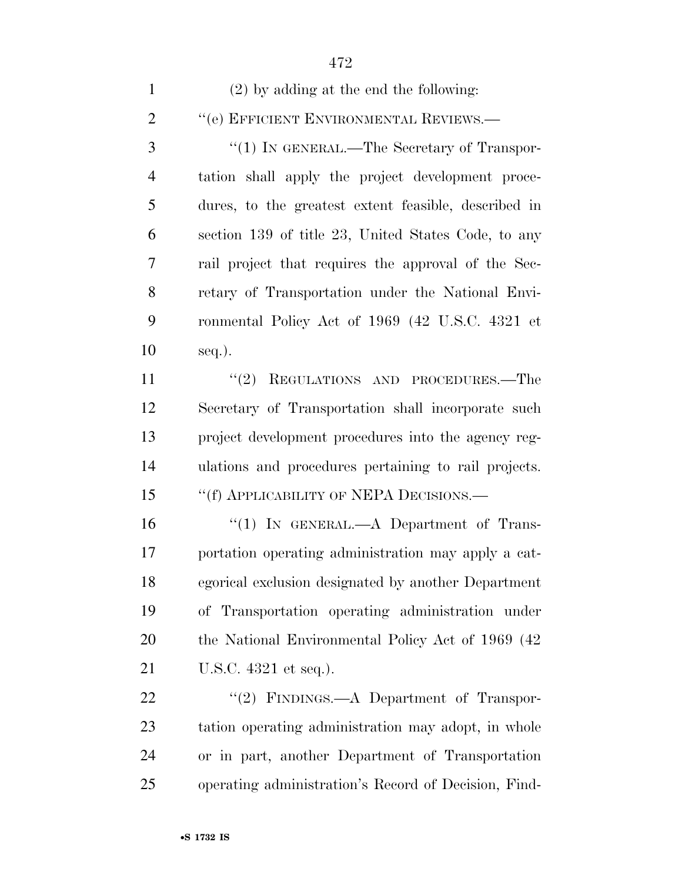(2) by adding at the end the following:

"(e) EFFICIENT ENVIRONMENTAL REVIEWS.—

"(1) IN GENERAL.—The Secretary of Transportation shall apply the project development procedures, to the greatest extent feasible, described in section 139 of title 23, United States Code, to any rail project that requires the approval of the Secretary of Transportation under the National Environmental Policy Act of 1969 (42 U.S.C. 4321 et seq.).

"(2) REGULATIONS AND PROCEDURES.—The Secretary of Transportation shall incorporate such project development procedures into the agency regulations and procedures pertaining to rail projects.

"(f) APPLICABILITY OF NEPA DECISIONS.—

"(1) IN GENERAL.—A Department of Transportation operating administration may apply a categorical exclusion designated by another Department of Transportation operating administration under the National Environmental Policy Act of 1969 (42 U.S.C. 4321 et seq.).

"(2) FINDINGS.—A Department of Transportation operating administration may adopt, in whole or in part, another Department of Transportation operating administration's Record of Decision, Find-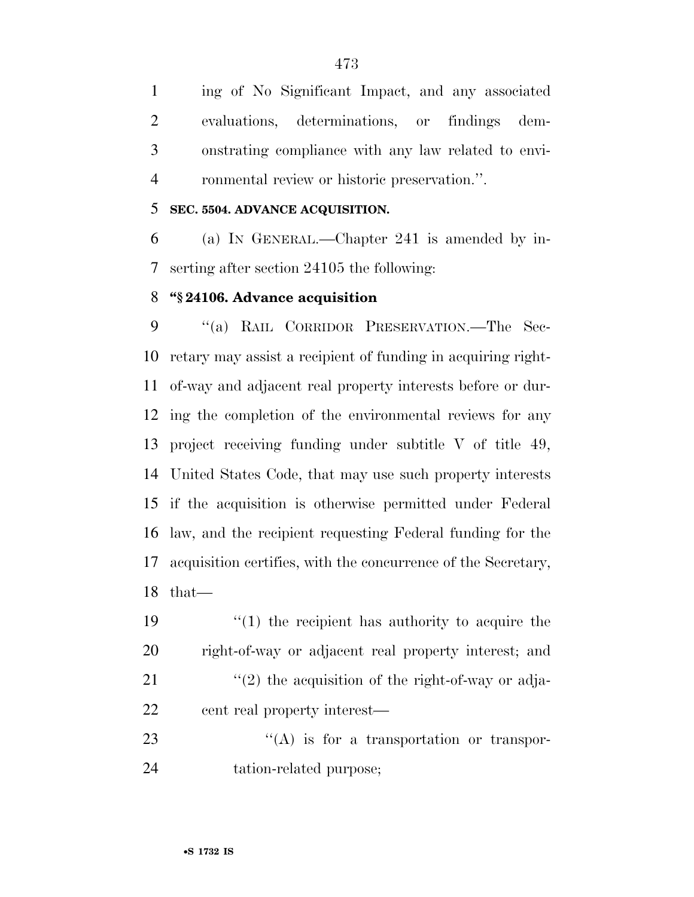ing of No Significant Impact, and any associated evaluations, determinations, or findings demonstrating compliance with any law related to environmental review or historic preservation.''.

**SEC. 5504. ADVANCE ACQUISITION.**

(a) IN GENERAL.—Chapter 241 is amended by inserting after section 24105 the following:

**"§ 24106. Advance acquisition**

''(a) RAIL CORRIDOR PRESERVATION.—The Secretary may assist a recipient of funding in acquiring right-of-way and adjacent real property interests before or during the completion of the environmental reviews for any project receiving funding under subtitle V of title 49, United States Code, that may use such property interests if the acquisition is otherwise permitted under Federal law, and the recipient requesting Federal funding for the acquisition certifies, with the concurrence of the Secretary, that—

''(1) the recipient has authority to acquire the right-of-way or adjacent real property interest; and

''(2) the acquisition of the right-of-way or adjacent real property interest—

''(A) is for a transportation or transportation-related purpose;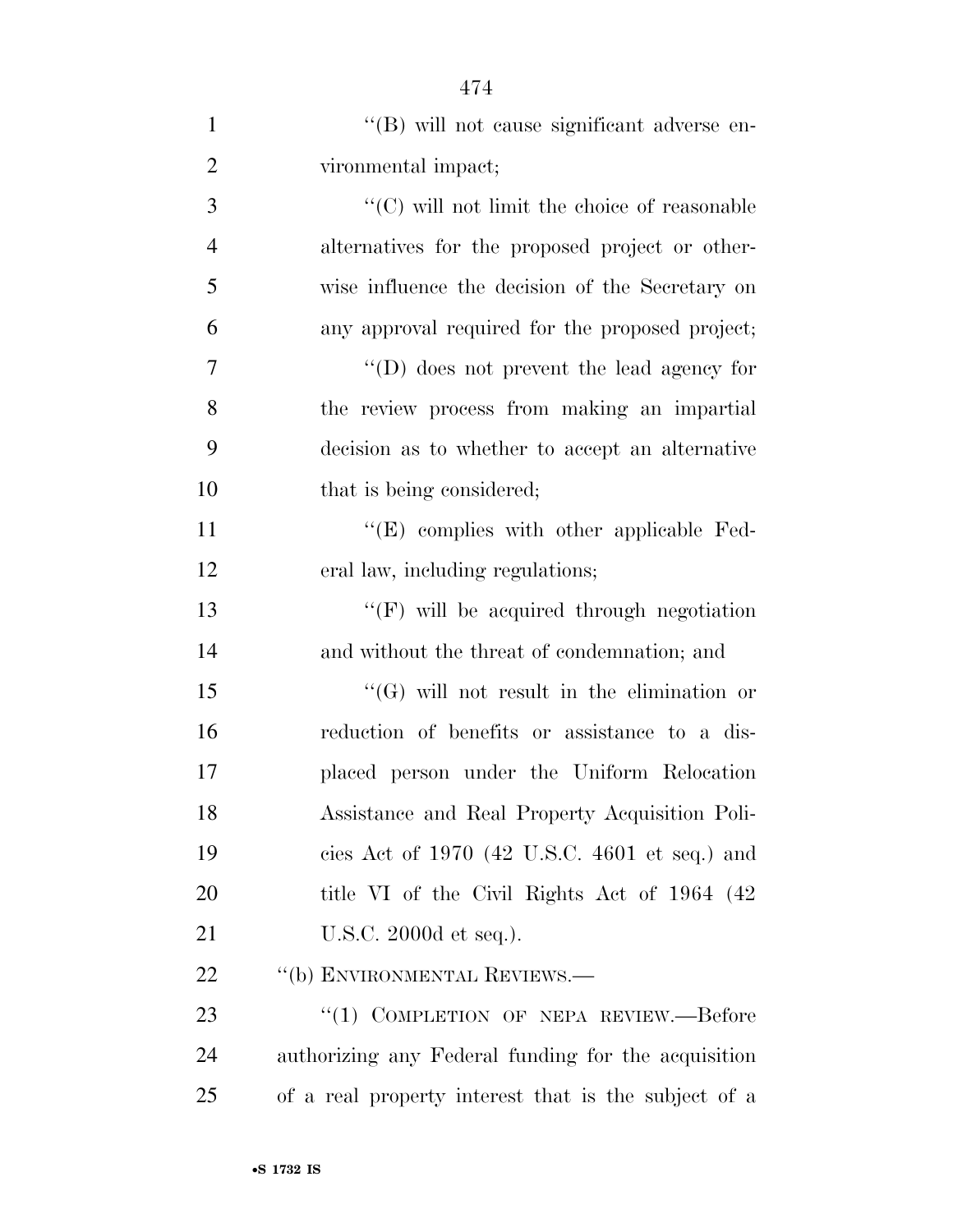''(B) will not cause significant adverse environmental impact;

''(C) will not limit the choice of reasonable alternatives for the proposed project or otherwise influence the decision of the Secretary on any approval required for the proposed project;

''(D) does not prevent the lead agency for the review process from making an impartial decision as to whether to accept an alternative that is being considered;

''(E) complies with other applicable Federal law, including regulations;

''(F) will be acquired through negotiation and without the threat of condemnation; and

''(G) will not result in the elimination or reduction of benefits or assistance to a displaced person under the Uniform Relocation Assistance and Real Property Acquisition Policies Act of 1970 (42 U.S.C. 4601 et seq.) and title VI of the Civil Rights Act of 1964 (42 U.S.C. 2000d et seq.).

''(b) ENVIRONMENTAL REVIEWS.—

''(1) COMPLETION OF NEPA REVIEW.—Before authorizing any Federal funding for the acquisition of a real property interest that is the subject of a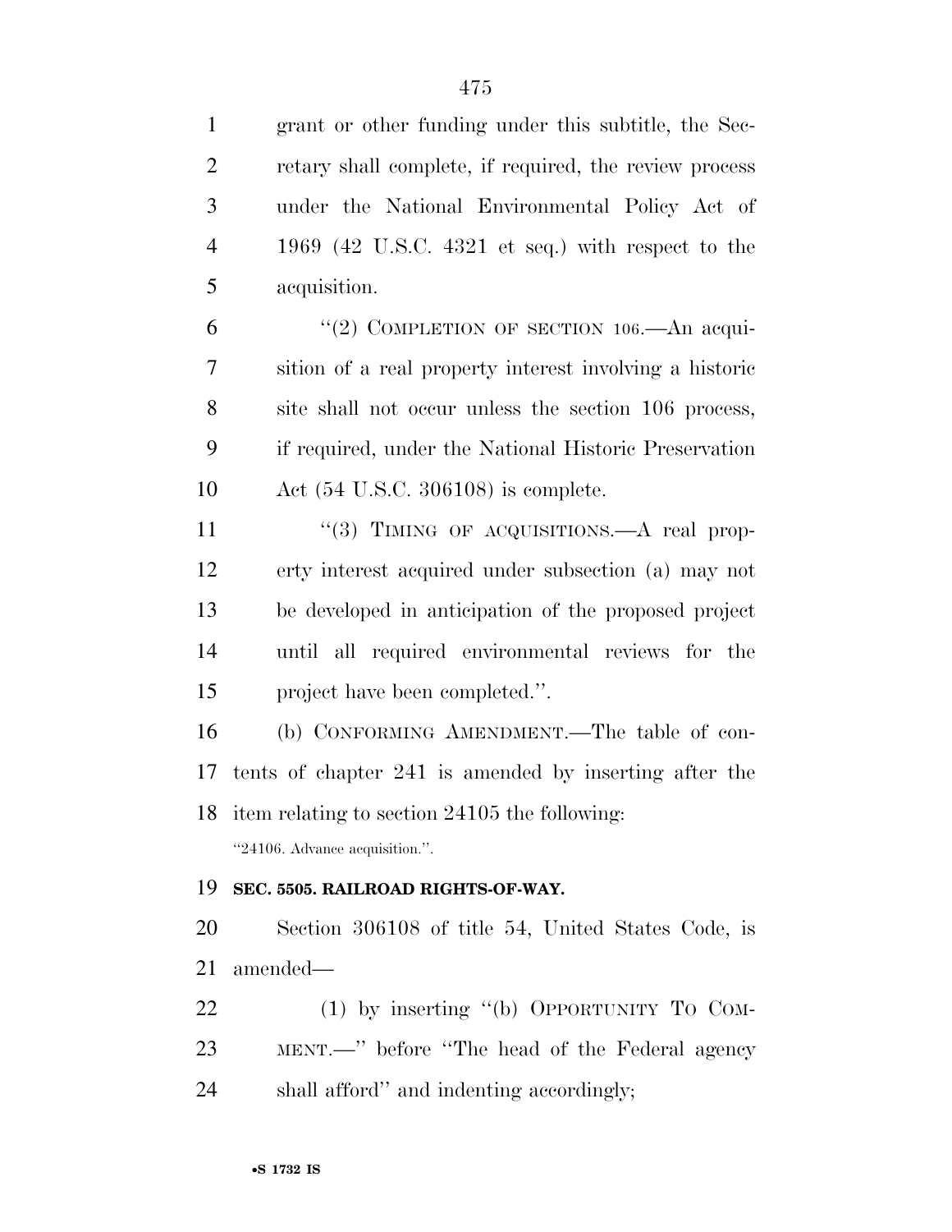grant or other funding under this subtitle, the Secretary shall complete, if required, the review process under the National Environmental Policy Act of 1969 (42 U.S.C. 4321 et seq.) with respect to the acquisition.

"(2) COMPLETION OF SECTION 106.—An acquisition of a real property interest involving a historic site shall not occur unless the section 106 process, if required, under the National Historic Preservation Act (54 U.S.C. 306108) is complete.

"(3) TIMING OF ACQUISITIONS.—A real property interest acquired under subsection (a) may not be developed in anticipation of the proposed project until all required environmental reviews for the project have been completed.".

(b) CONFORMING AMENDMENT.—The table of contents of chapter 241 is amended by inserting after the item relating to section 24105 the following:

"24106. Advance acquisition.".

**SEC. 5505. RAILROAD RIGHTS-OF-WAY.**

Section 306108 of title 54, United States Code, is amended—

(1) by inserting "(b) OPPORTUNITY TO COMMENT.—" before "The head of the Federal agency shall afford" and indenting accordingly;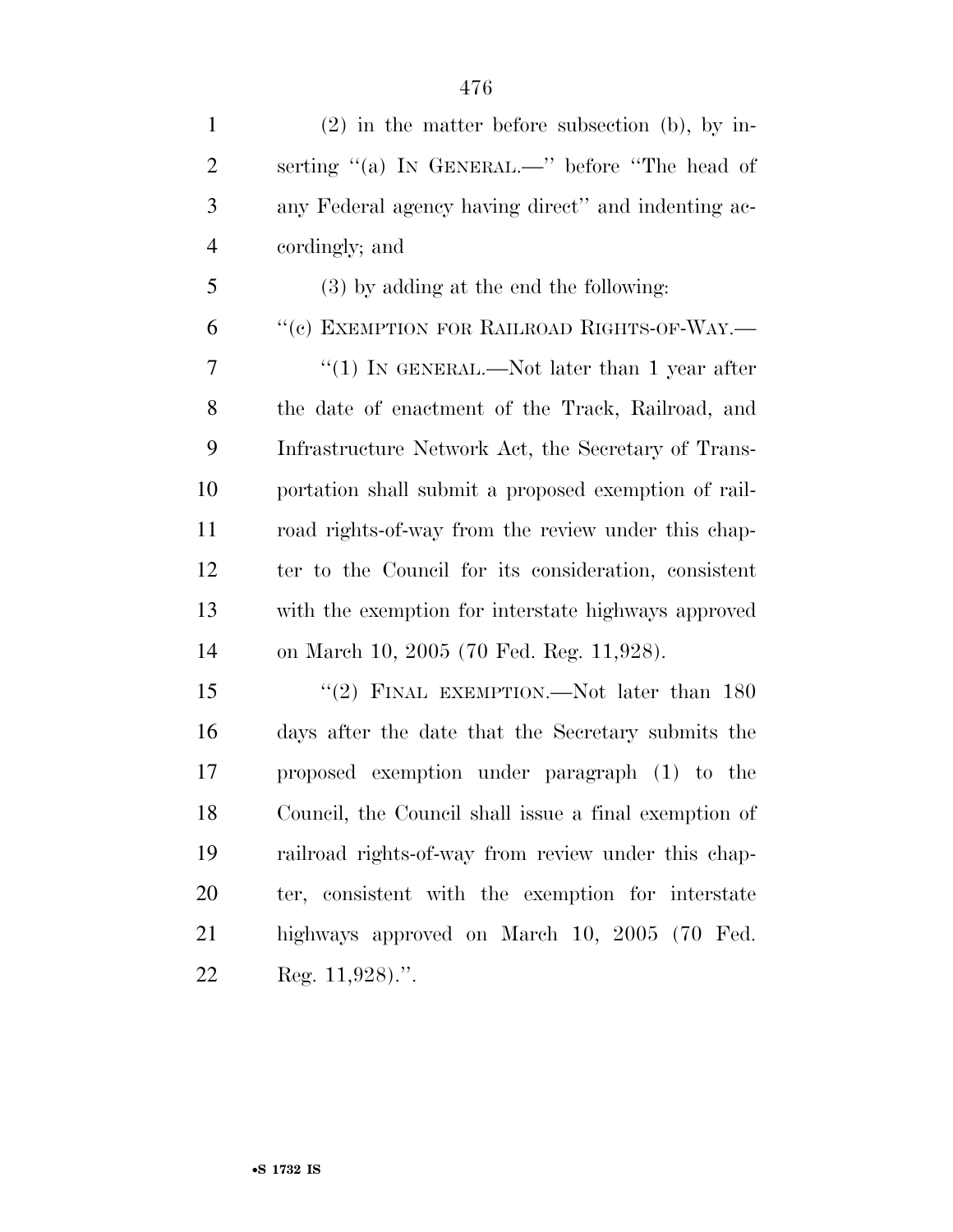(2) in the matter before subsection (b), by inserting ''(a) IN GENERAL.—'' before ''The head of any Federal agency having direct'' and indenting accordingly; and

(3) by adding at the end the following:

''(c) EXEMPTION FOR RAILROAD RIGHTS-OF-WAY.—

''(1) IN GENERAL.—Not later than 1 year after the date of enactment of the Track, Railroad, and Infrastructure Network Act, the Secretary of Transportation shall submit a proposed exemption of railroad rights-of-way from the review under this chapter to the Council for its consideration, consistent with the exemption for interstate highways approved on March 10, 2005 (70 Fed. Reg. 11,928).

''(2) FINAL EXEMPTION.—Not later than 180 days after the date that the Secretary submits the proposed exemption under paragraph (1) to the Council, the Council shall issue a final exemption of railroad rights-of-way from review under this chapter, consistent with the exemption for interstate highways approved on March 10, 2005 (70 Fed. Reg. 11,928).''.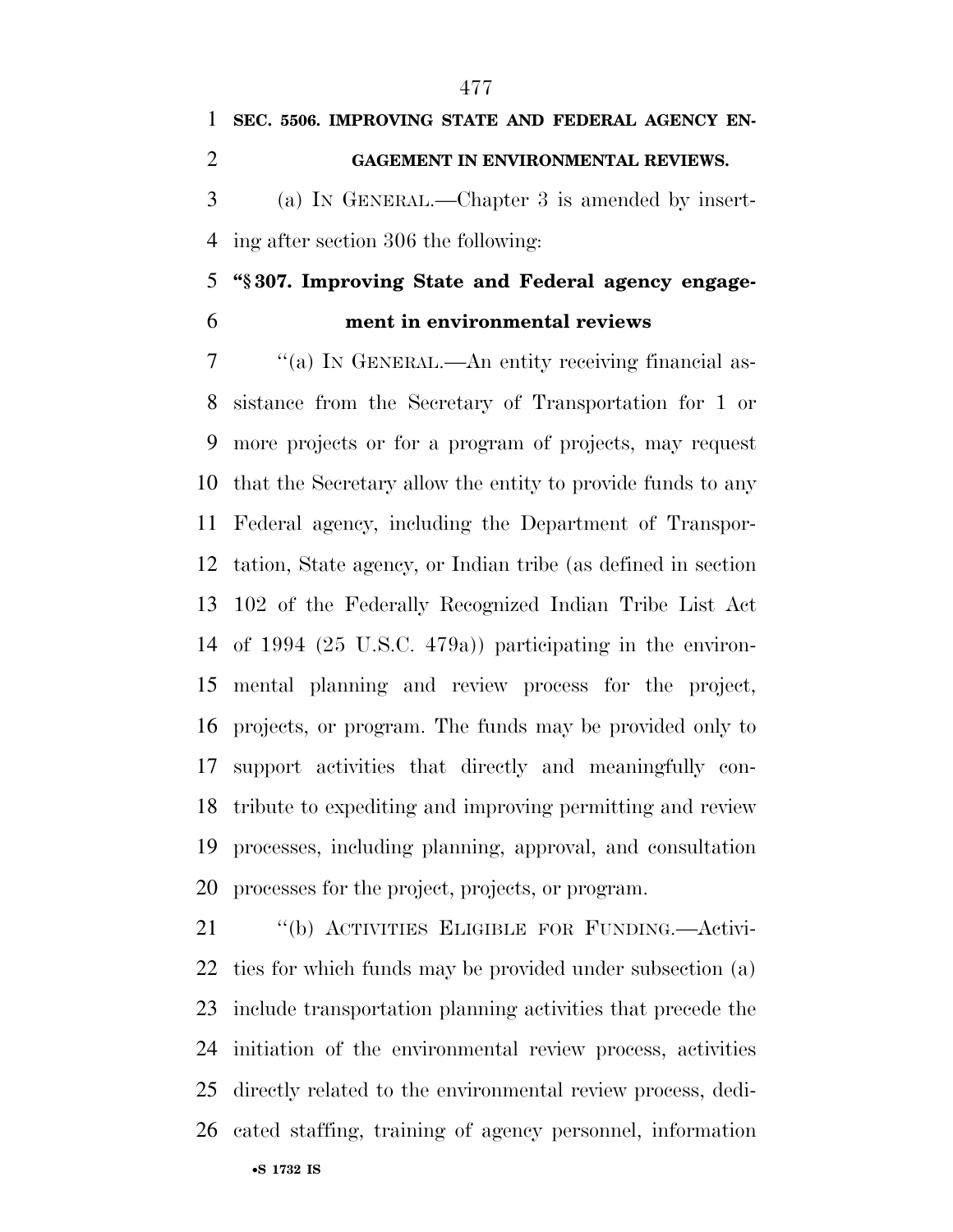**SEC. 5506. IMPROVING STATE AND FEDERAL AGENCY ENGAGEMENT IN ENVIRONMENTAL REVIEWS.**

(a) IN GENERAL.—Chapter 3 is amended by inserting after section 306 the following:

**"§ 307. Improving State and Federal agency engagement in environmental reviews**

"(a) IN GENERAL.—An entity receiving financial assistance from the Secretary of Transportation for 1 or more projects or for a program of projects, may request that the Secretary allow the entity to provide funds to any Federal agency, including the Department of Transportation, State agency, or Indian tribe (as defined in section 102 of the Federally Recognized Indian Tribe List Act of 1994 (25 U.S.C. 479a)) participating in the environmental planning and review process for the project, projects, or program. The funds may be provided only to support activities that directly and meaningfully contribute to expediting and improving permitting and review processes, including planning, approval, and consultation processes for the project, projects, or program.

"(b) ACTIVITIES ELIGIBLE FOR FUNDING.—Activities for which funds may be provided under subsection (a) include transportation planning activities that precede the initiation of the environmental review process, activities directly related to the environmental review process, dedicated staffing, training of agency personnel, information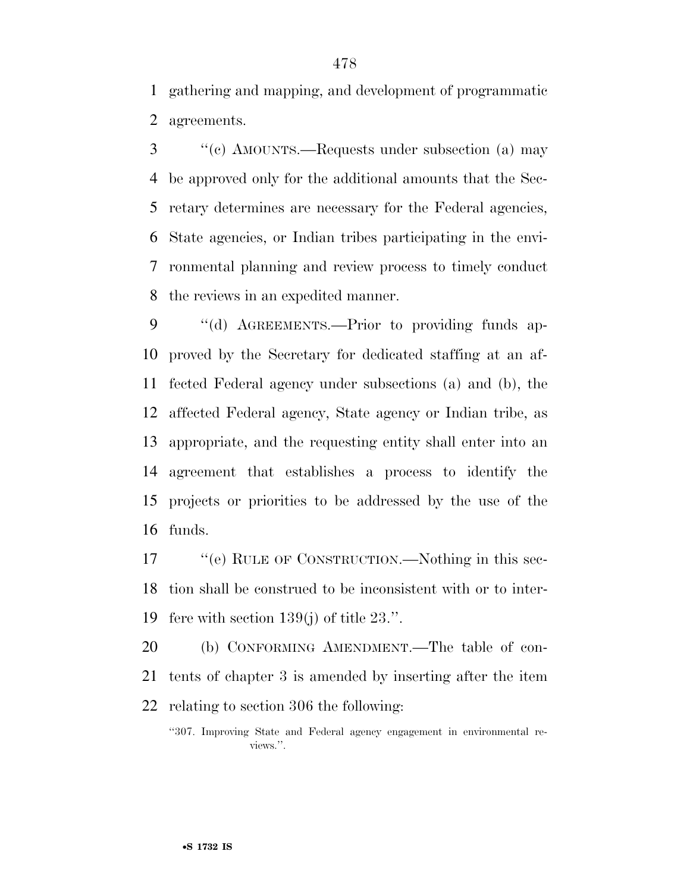gathering and mapping, and development of programmatic agreements.

''(c) AMOUNTS.—Requests under subsection (a) may be approved only for the additional amounts that the Secretary determines are necessary for the Federal agencies, State agencies, or Indian tribes participating in the environmental planning and review process to timely conduct the reviews in an expedited manner.

''(d) AGREEMENTS.—Prior to providing funds approved by the Secretary for dedicated staffing at an affected Federal agency under subsections (a) and (b), the affected Federal agency, State agency or Indian tribe, as appropriate, and the requesting entity shall enter into an agreement that establishes a process to identify the projects or priorities to be addressed by the use of the funds.

''(e) RULE OF CONSTRUCTION.—Nothing in this section shall be construed to be inconsistent with or to interfere with section 139(j) of title 23.''.

(b) CONFORMING AMENDMENT.—The table of contents of chapter 3 is amended by inserting after the item relating to section 306 the following:

''307. Improving State and Federal agency engagement in environmental reviews.''.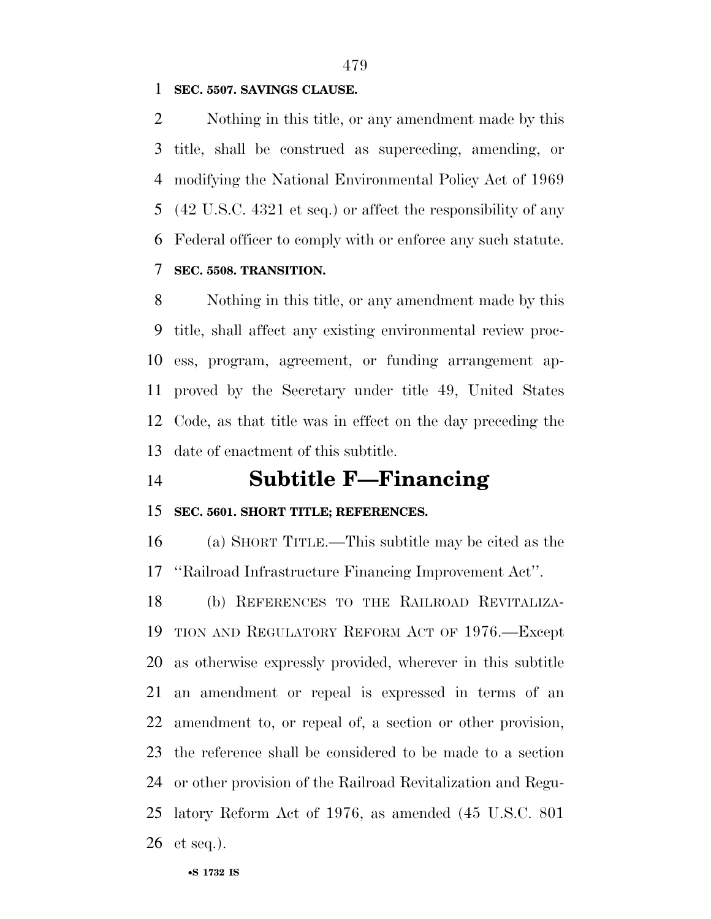**SEC. 5507. SAVINGS CLAUSE.**

Nothing in this title, or any amendment made by this title, shall be construed as superceding, amending, or modifying the National Environmental Policy Act of 1969 (42 U.S.C. 4321 et seq.) or affect the responsibility of any Federal officer to comply with or enforce any such statute.

**SEC. 5508. TRANSITION.**

Nothing in this title, or any amendment made by this title, shall affect any existing environmental review process, program, agreement, or funding arrangement approved by the Secretary under title 49, United States Code, as that title was in effect on the day preceding the date of enactment of this subtitle.

# Subtitle F—Financing

**SEC. 5601. SHORT TITLE; REFERENCES.**

(a) SHORT TITLE.—This subtitle may be cited as the ''Railroad Infrastructure Financing Improvement Act''.

(b) REFERENCES TO THE RAILROAD REVITALIZATION AND REGULATORY REFORM ACT OF 1976.—Except as otherwise expressly provided, wherever in this subtitle an amendment or repeal is expressed in terms of an amendment to, or repeal of, a section or other provision, the reference shall be considered to be made to a section or other provision of the Railroad Revitalization and Regulatory Reform Act of 1976, as amended (45 U.S.C. 801 et seq.).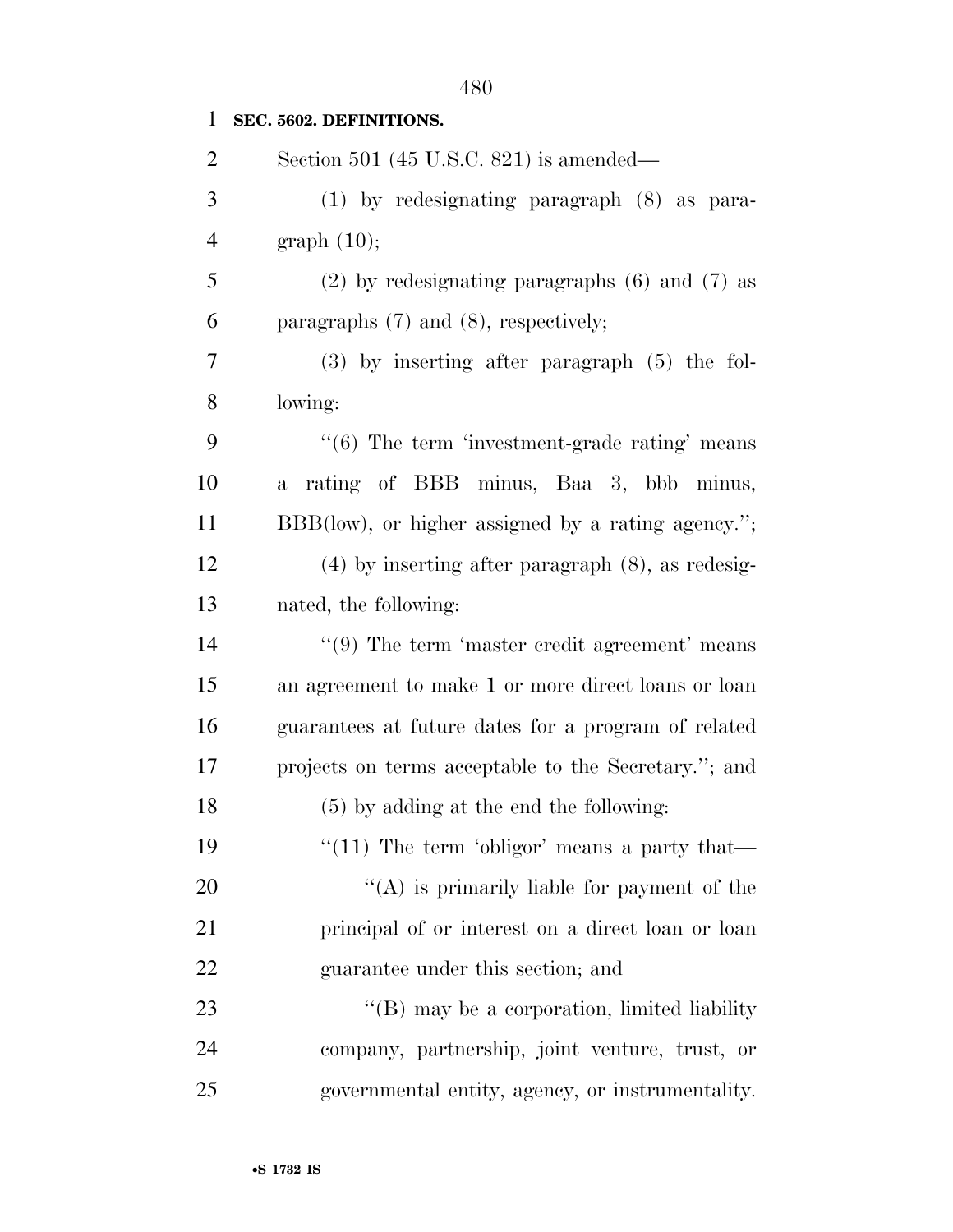**SEC. 5602. DEFINITIONS.**

Section 501 (45 U.S.C. 821) is amended—

(1) by redesignating paragraph (8) as paragraph (10);

(2) by redesignating paragraphs (6) and (7) as paragraphs (7) and (8), respectively;

(3) by inserting after paragraph (5) the following:

"(6) The term 'investment-grade rating' means a rating of BBB minus, Baa 3, bbb minus, BBB(low), or higher assigned by a rating agency.";

(4) by inserting after paragraph (8), as redesignated, the following:

"(9) The term 'master credit agreement' means an agreement to make 1 or more direct loans or loan guarantees at future dates for a program of related projects on terms acceptable to the Secretary."; and

(5) by adding at the end the following:

"(11) The term 'obligor' means a party that—

"(A) is primarily liable for payment of the principal of or interest on a direct loan or loan guarantee under this section; and

"(B) may be a corporation, limited liability company, partnership, joint venture, trust, or governmental entity, agency, or instrumentality.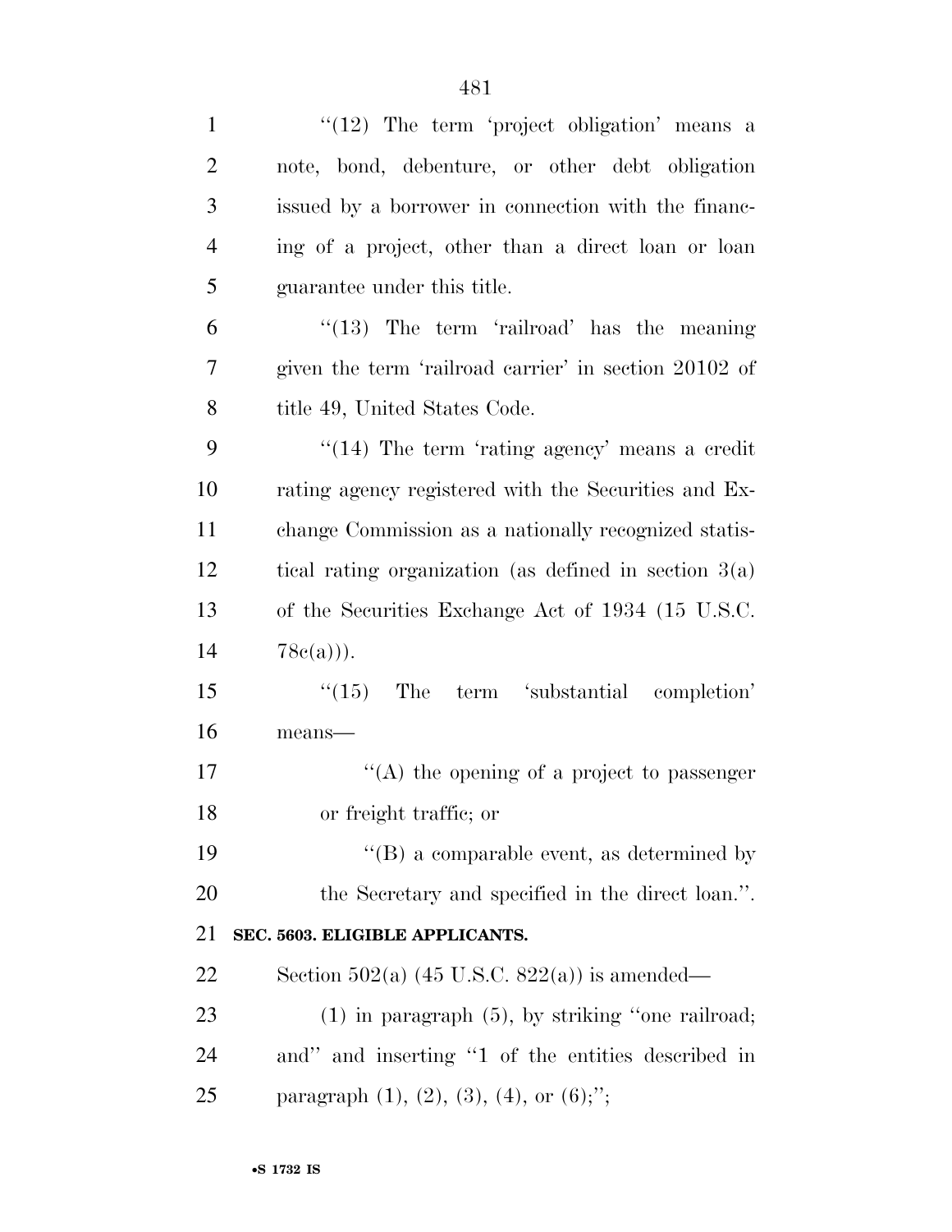''(12) The term 'project obligation' means a note, bond, debenture, or other debt obligation issued by a borrower in connection with the financing of a project, other than a direct loan or loan guarantee under this title.

''(13) The term 'railroad' has the meaning given the term 'railroad carrier' in section 20102 of title 49, United States Code.

''(14) The term 'rating agency' means a credit rating agency registered with the Securities and Exchange Commission as a nationally recognized statistical rating organization (as defined in section 3(a) of the Securities Exchange Act of 1934 (15 U.S.C. 78c(a))).

''(15) The term 'substantial completion' means—

''(A) the opening of a project to passenger or freight traffic; or

''(B) a comparable event, as determined by the Secretary and specified in the direct loan.''.

**SEC. 5603. ELIGIBLE APPLICANTS.**

Section 502(a) (45 U.S.C. 822(a)) is amended—

(1) in paragraph (5), by striking ''one railroad; and'' and inserting ''1 of the entities described in paragraph (1), (2), (3), (4), or (6);'';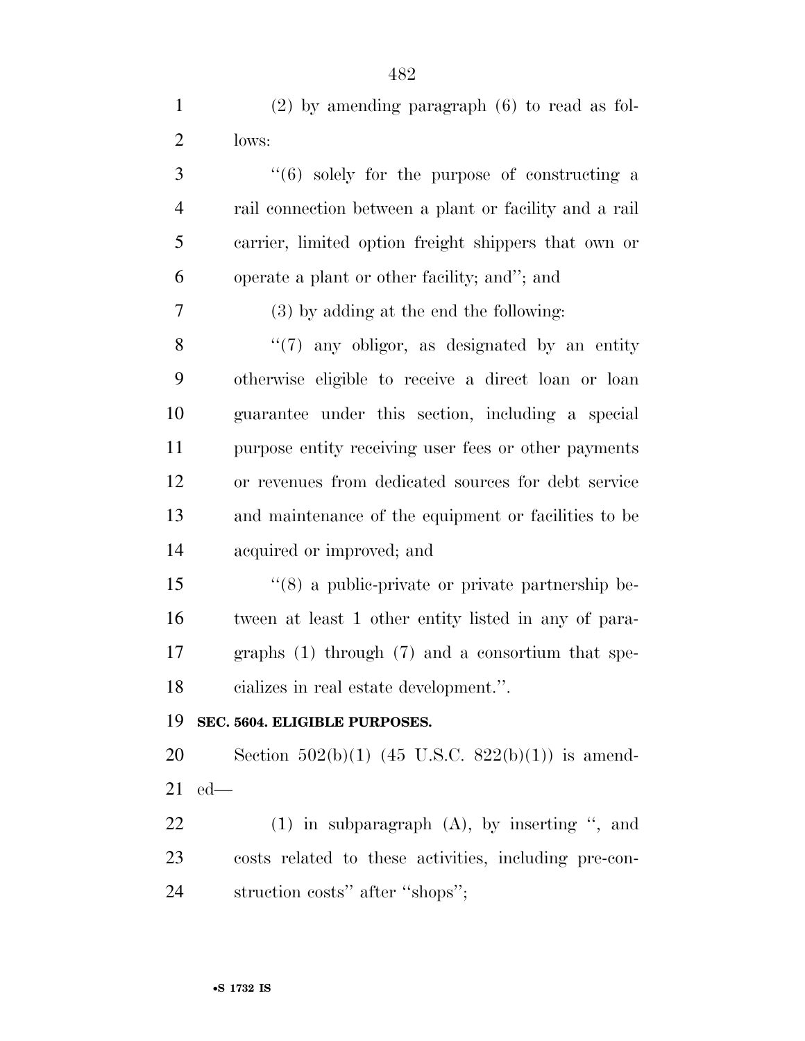(2) by amending paragraph (6) to read as follows:

''(6) solely for the purpose of constructing a rail connection between a plant or facility and a rail carrier, limited option freight shippers that own or operate a plant or other facility; and''; and

(3) by adding at the end the following:

''(7) any obligor, as designated by an entity otherwise eligible to receive a direct loan or loan guarantee under this section, including a special purpose entity receiving user fees or other payments or revenues from dedicated sources for debt service and maintenance of the equipment or facilities to be acquired or improved; and

''(8) a public-private or private partnership between at least 1 other entity listed in any of paragraphs (1) through (7) and a consortium that specializes in real estate development.''.

**SEC. 5604. ELIGIBLE PURPOSES.**

Section 502(b)(1) (45 U.S.C. 822(b)(1)) is amended—

(1) in subparagraph (A), by inserting '', and costs related to these activities, including pre-construction costs'' after ''shops'';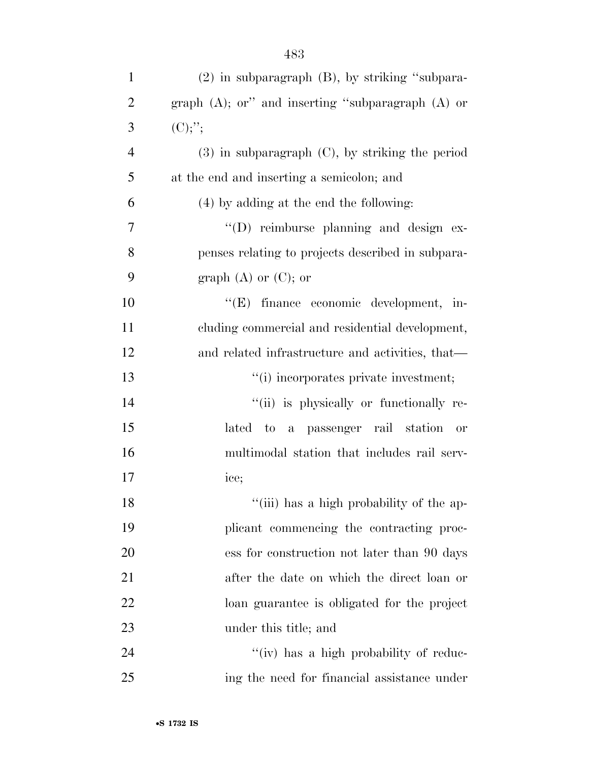(2) in subparagraph (B), by striking "subparagraph (A); or" and inserting "subparagraph (A) or (C);";

(3) in subparagraph (C), by striking the period at the end and inserting a semicolon; and

(4) by adding at the end the following:

"(D) reimburse planning and design expenses relating to projects described in subparagraph (A) or (C); or

"(E) finance economic development, including commercial and residential development, and related infrastructure and activities, that—

"(i) incorporates private investment;

"(ii) is physically or functionally related to a passenger rail station or multimodal station that includes rail service;

"(iii) has a high probability of the applicant commencing the contracting process for construction not later than 90 days after the date on which the direct loan or loan guarantee is obligated for the project under this title; and

"(iv) has a high probability of reducing the need for financial assistance under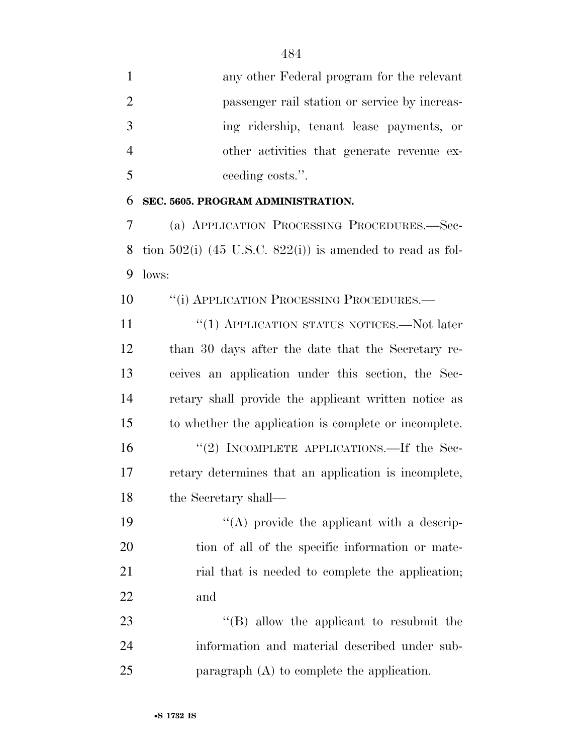any other Federal program for the relevant passenger rail station or service by increasing ridership, tenant lease payments, or other activities that generate revenue exceeding costs.''.

**SEC. 5605. PROGRAM ADMINISTRATION.**

(a) APPLICATION PROCESSING PROCEDURES.—Section 502(i) (45 U.S.C. 822(i)) is amended to read as follows:

''(i) APPLICATION PROCESSING PROCEDURES.—

''(1) APPLICATION STATUS NOTICES.—Not later than 30 days after the date that the Secretary receives an application under this section, the Secretary shall provide the applicant written notice as to whether the application is complete or incomplete.

''(2) INCOMPLETE APPLICATIONS.—If the Secretary determines that an application is incomplete, the Secretary shall—

''(A) provide the applicant with a description of all of the specific information or material that is needed to complete the application; and

''(B) allow the applicant to resubmit the information and material described under subparagraph (A) to complete the application.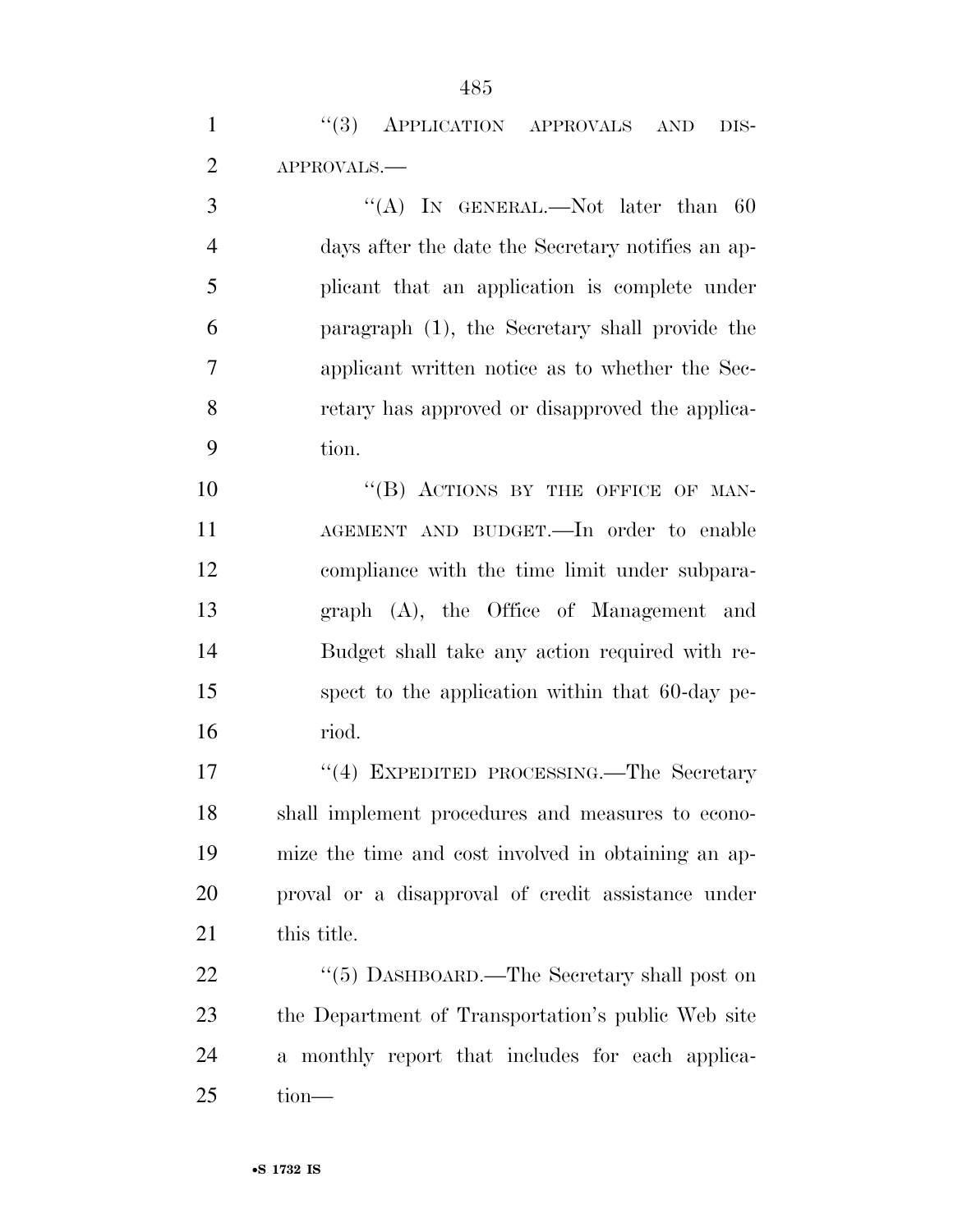"(3) APPLICATION APPROVALS AND DISAPPROVALS.—

"(A) IN GENERAL.—Not later than 60 days after the date the Secretary notifies an applicant that an application is complete under paragraph (1), the Secretary shall provide the applicant written notice as to whether the Secretary has approved or disapproved the application.

"(B) ACTIONS BY THE OFFICE OF MANAGEMENT AND BUDGET.—In order to enable compliance with the time limit under subparagraph (A), the Office of Management and Budget shall take any action required with respect to the application within that 60-day period.

"(4) EXPEDITED PROCESSING.—The Secretary shall implement procedures and measures to economize the time and cost involved in obtaining an approval or a disapproval of credit assistance under this title.

"(5) DASHBOARD.—The Secretary shall post on the Department of Transportation's public Web site a monthly report that includes for each application—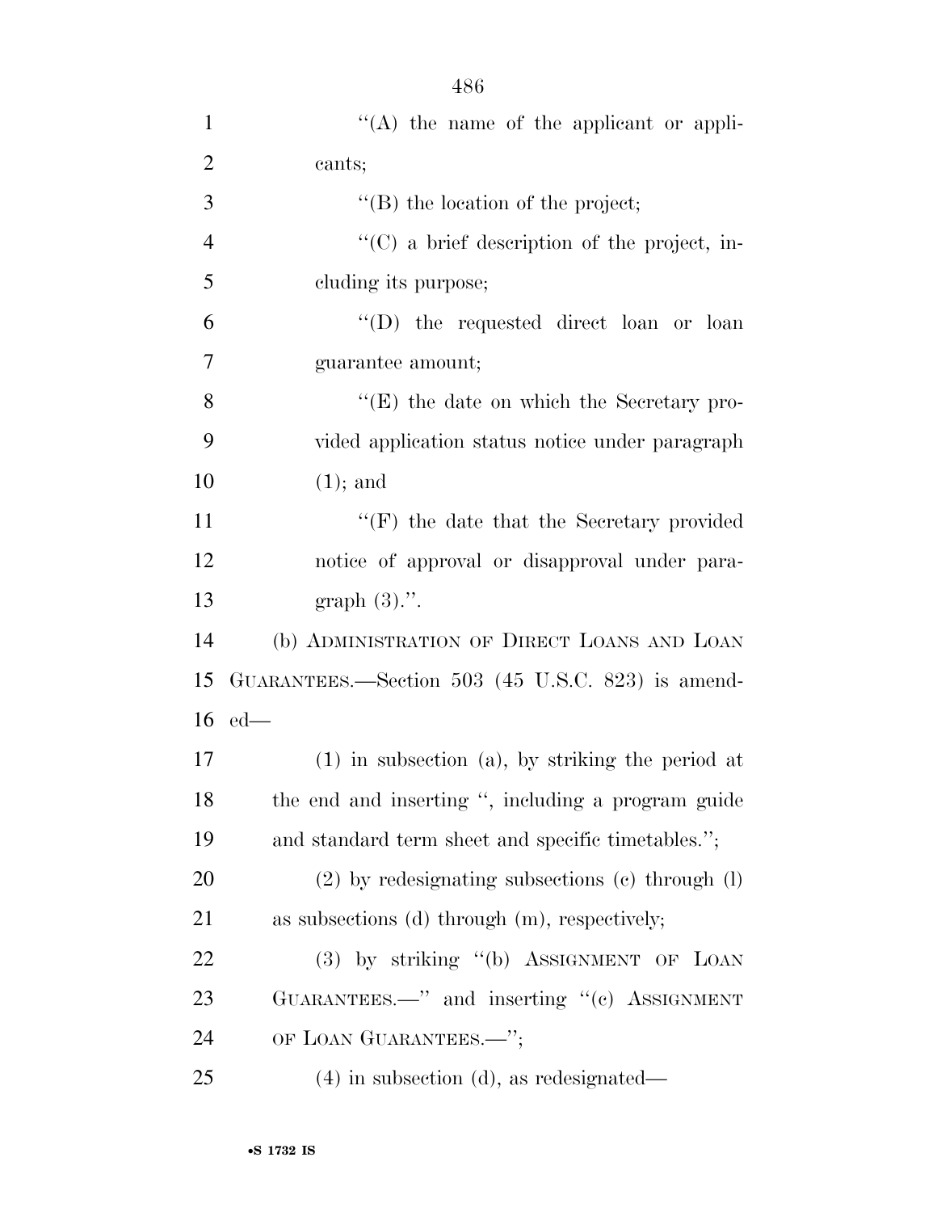''(A) the name of the applicant or applicants;

''(B) the location of the project;

''(C) a brief description of the project, including its purpose;

''(D) the requested direct loan or loan guarantee amount;

''(E) the date on which the Secretary provided application status notice under paragraph (1); and

''(F) the date that the Secretary provided notice of approval or disapproval under paragraph (3).''.

(b) ADMINISTRATION OF DIRECT LOANS AND LOAN GUARANTEES.—Section 503 (45 U.S.C. 823) is amended—

(1) in subsection (a), by striking the period at the end and inserting '', including a program guide and standard term sheet and specific timetables.'';

(2) by redesignating subsections (c) through (l) as subsections (d) through (m), respectively;

(3) by striking ''(b) ASSIGNMENT OF LOAN GUARANTEES.—'' and inserting ''(c) ASSIGNMENT OF LOAN GUARANTEES.—'';

(4) in subsection (d), as redesignated—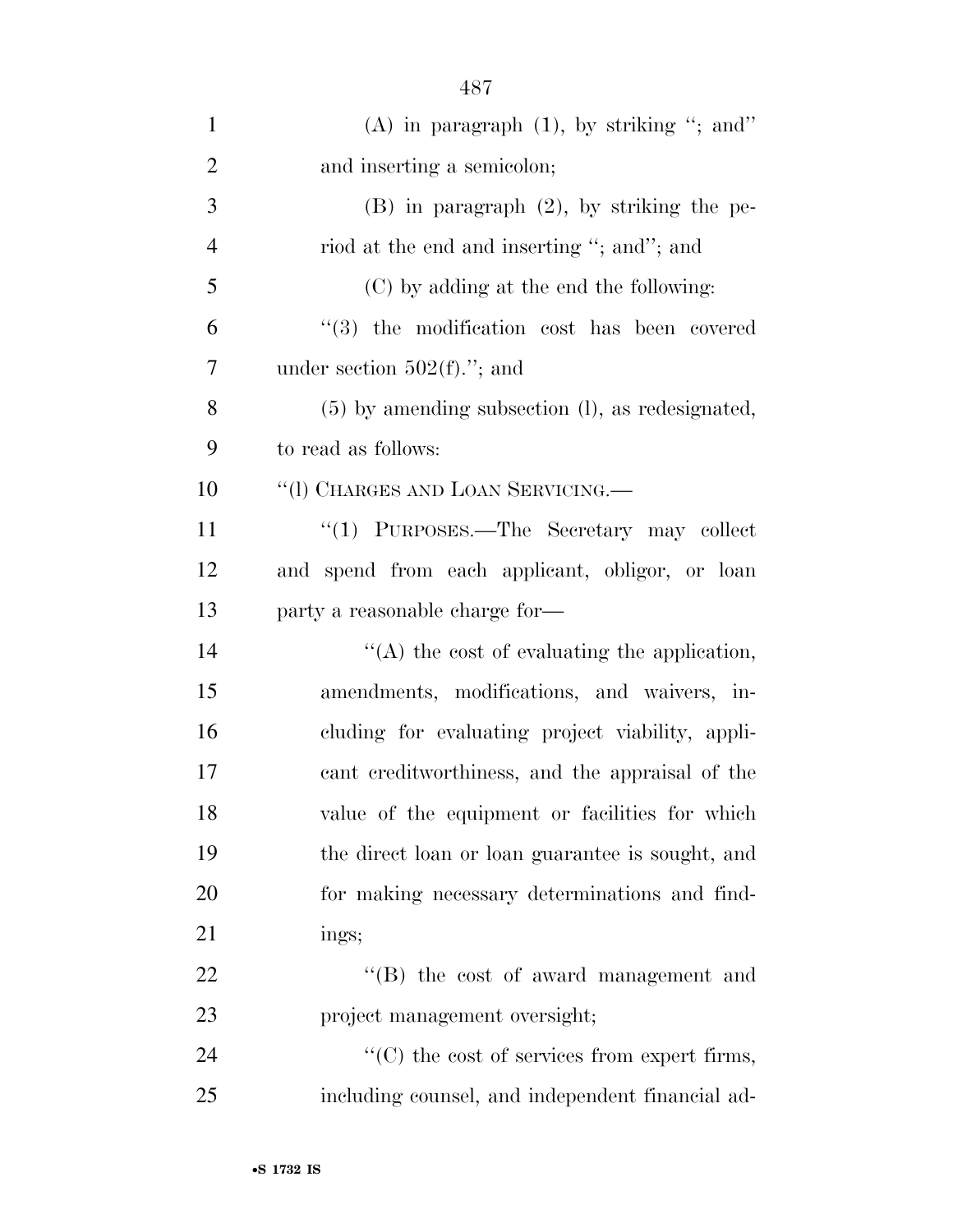(A) in paragraph (1), by striking ''; and'' and inserting a semicolon;

(B) in paragraph (2), by striking the period at the end and inserting ''; and''; and

(C) by adding at the end the following:

''(3) the modification cost has been covered under section 502(f).''; and

(5) by amending subsection (l), as redesignated, to read as follows:

''(l) CHARGES AND LOAN SERVICING.—

''(1) PURPOSES.—The Secretary may collect and spend from each applicant, obligor, or loan party a reasonable charge for—

''(A) the cost of evaluating the application, amendments, modifications, and waivers, including for evaluating project viability, applicant creditworthiness, and the appraisal of the value of the equipment or facilities for which the direct loan or loan guarantee is sought, and for making necessary determinations and findings;

''(B) the cost of award management and project management oversight;

''(C) the cost of services from expert firms, including counsel, and independent financial ad-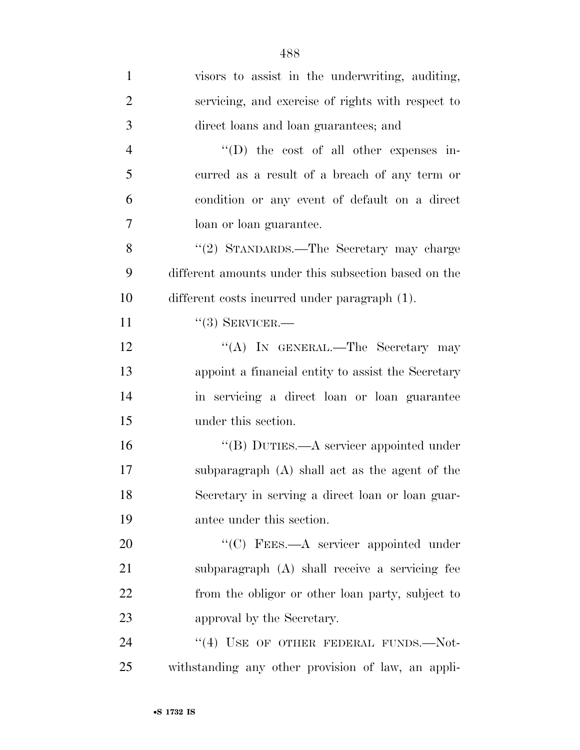visors to assist in the underwriting, auditing, servicing, and exercise of rights with respect to direct loans and loan guarantees; and

"(D) the cost of all other expenses incurred as a result of a breach of any term or condition or any event of default on a direct loan or loan guarantee.

"(2) STANDARDS.—The Secretary may charge different amounts under this subsection based on the different costs incurred under paragraph (1).

"(3) SERVICER.—

"(A) IN GENERAL.—The Secretary may appoint a financial entity to assist the Secretary in servicing a direct loan or loan guarantee under this section.

"(B) DUTIES.—A servicer appointed under subparagraph (A) shall act as the agent of the Secretary in serving a direct loan or loan guarantee under this section.

"(C) FEES.—A servicer appointed under subparagraph (A) shall receive a servicing fee from the obligor or other loan party, subject to approval by the Secretary.

"(4) USE OF OTHER FEDERAL FUNDS.—Notwithstanding any other provision of law, an appli-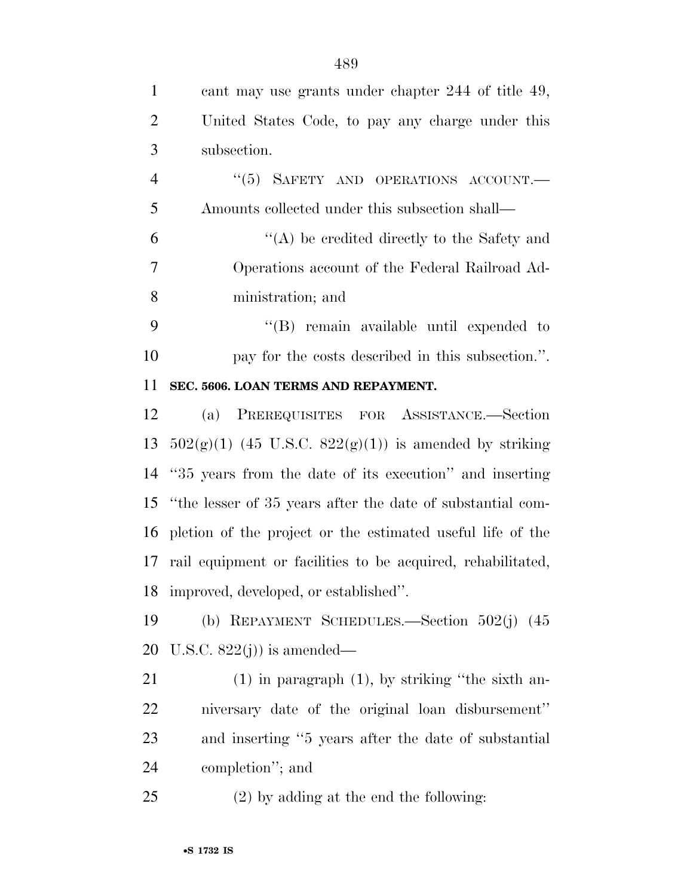cant may use grants under chapter 244 of title 49, United States Code, to pay any charge under this subsection.

"(5) SAFETY AND OPERATIONS ACCOUNT.— Amounts collected under this subsection shall—

"(A) be credited directly to the Safety and Operations account of the Federal Railroad Administration; and

"(B) remain available until expended to pay for the costs described in this subsection.".

**SEC. 5606. LOAN TERMS AND REPAYMENT.**

(a) PREREQUISITES FOR ASSISTANCE.—Section 502(g)(1) (45 U.S.C. 822(g)(1)) is amended by striking "35 years from the date of its execution" and inserting "the lesser of 35 years after the date of substantial completion of the project or the estimated useful life of the rail equipment or facilities to be acquired, rehabilitated, improved, developed, or established".

(b) REPAYMENT SCHEDULES.—Section 502(j) (45 U.S.C. 822(j)) is amended—

(1) in paragraph (1), by striking "the sixth anniversary date of the original loan disbursement" and inserting "5 years after the date of substantial completion"; and

(2) by adding at the end the following: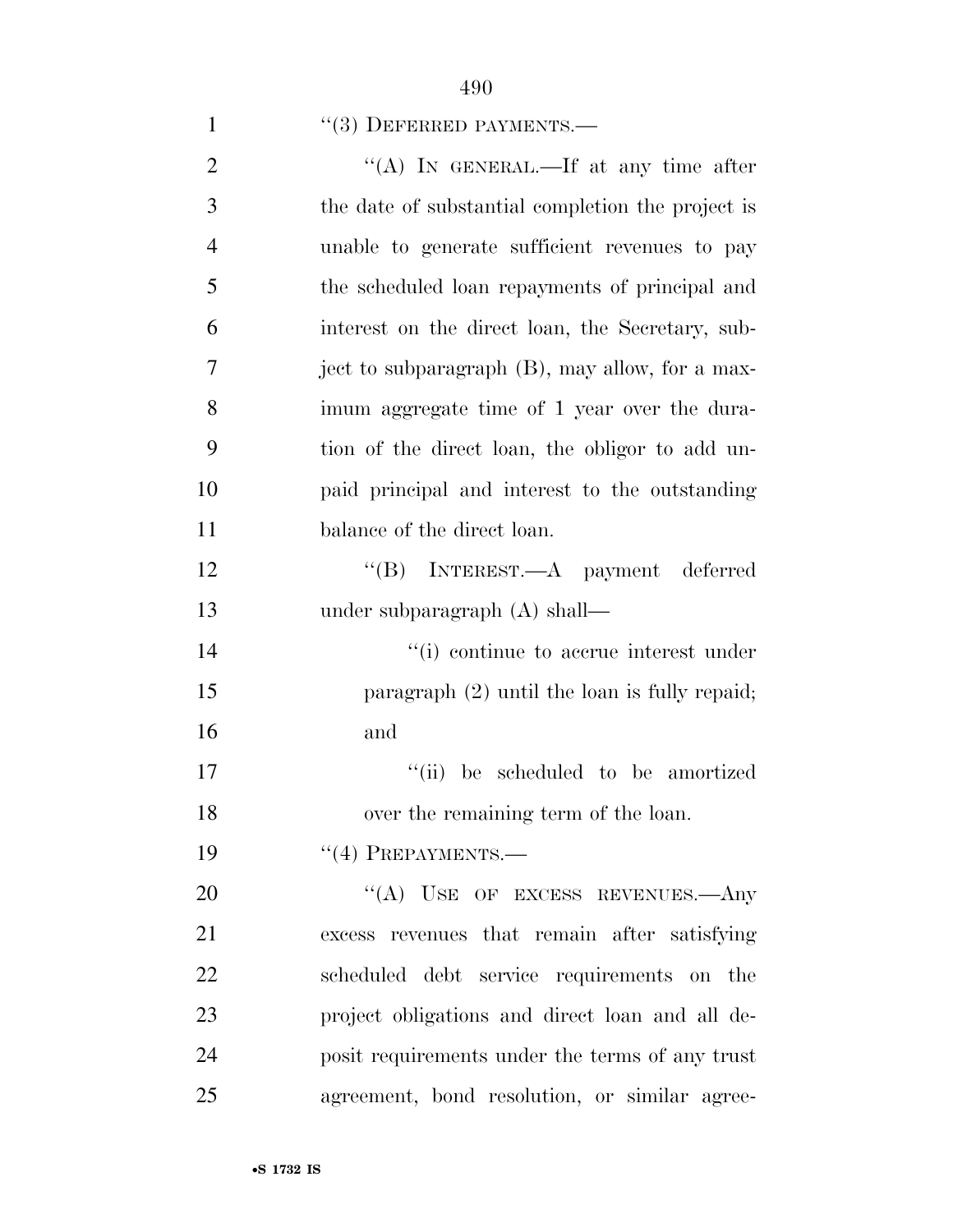"(3) DEFERRED PAYMENTS.—

"(A) IN GENERAL.—If at any time after the date of substantial completion the project is unable to generate sufficient revenues to pay the scheduled loan repayments of principal and interest on the direct loan, the Secretary, subject to subparagraph (B), may allow, for a maximum aggregate time of 1 year over the duration of the direct loan, the obligor to add unpaid principal and interest to the outstanding balance of the direct loan.

"(B) INTEREST.—A payment deferred under subparagraph (A) shall—

"(i) continue to accrue interest under paragraph (2) until the loan is fully repaid; and

"(ii) be scheduled to be amortized over the remaining term of the loan.

"(4) PREPAYMENTS.—

"(A) USE OF EXCESS REVENUES.—Any excess revenues that remain after satisfying scheduled debt service requirements on the project obligations and direct loan and all deposit requirements under the terms of any trust agreement, bond resolution, or similar agree-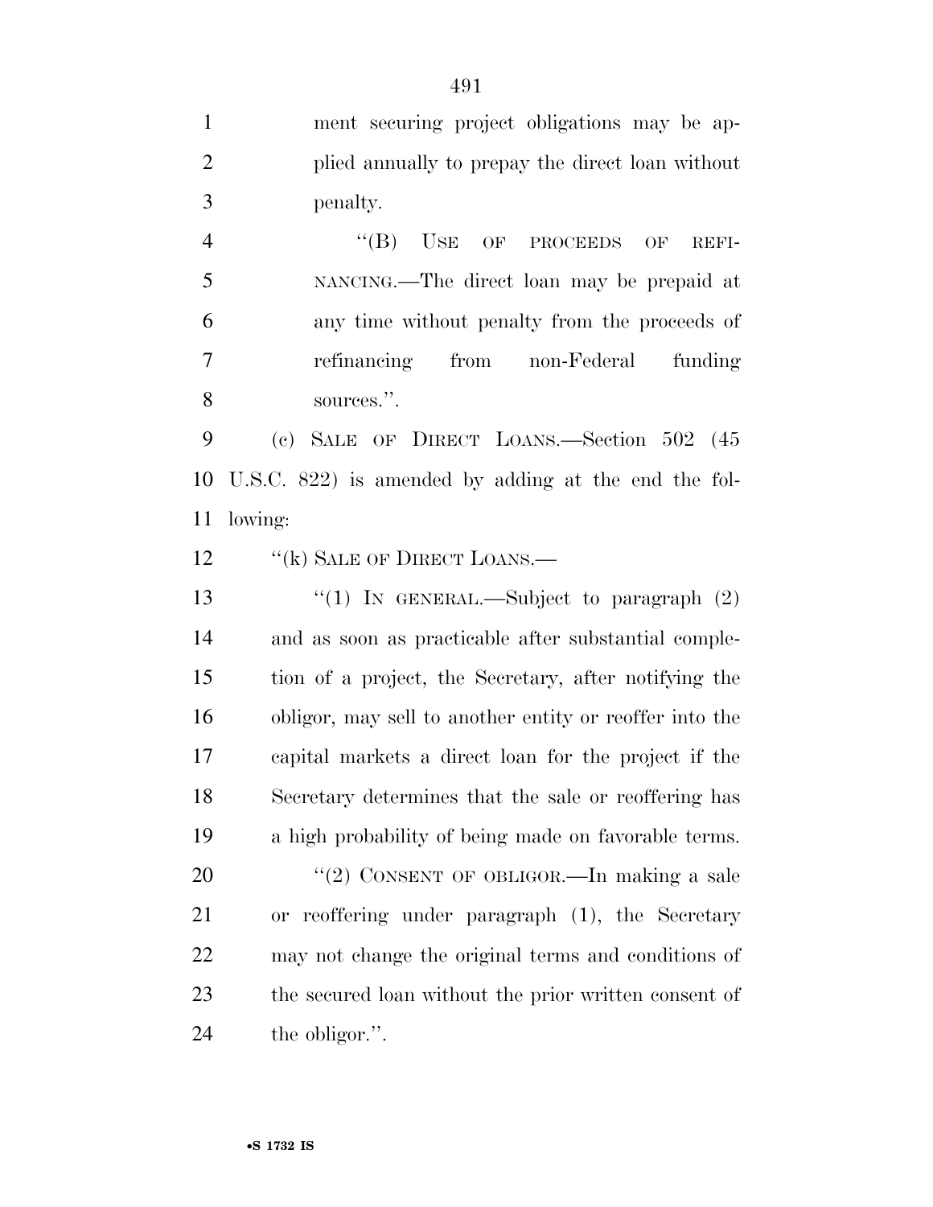ment securing project obligations may be applied annually to prepay the direct loan without penalty.

"(B) USE OF PROCEEDS OF REFINANCING.—The direct loan may be prepaid at any time without penalty from the proceeds of refinancing from non-Federal funding sources.".

(c) SALE OF DIRECT LOANS.—Section 502 (45 U.S.C. 822) is amended by adding at the end the following:

"(k) SALE OF DIRECT LOANS.—

"(1) IN GENERAL.—Subject to paragraph (2) and as soon as practicable after substantial completion of a project, the Secretary, after notifying the obligor, may sell to another entity or reoffer into the capital markets a direct loan for the project if the Secretary determines that the sale or reoffering has a high probability of being made on favorable terms.

"(2) CONSENT OF OBLIGOR.—In making a sale or reoffering under paragraph (1), the Secretary may not change the original terms and conditions of the secured loan without the prior written consent of the obligor.".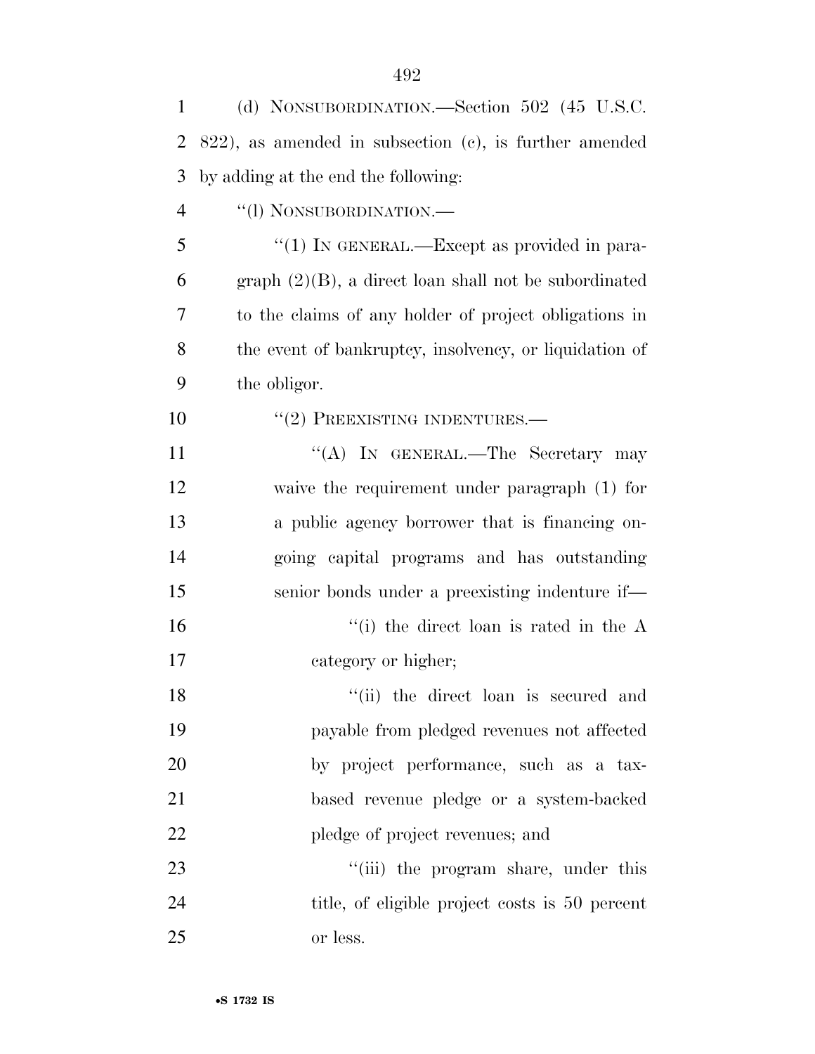(d) NONSUBORDINATION.—Section 502 (45 U.S.C. 822), as amended in subsection (c), is further amended by adding at the end the following:

"(l) NONSUBORDINATION.—

"(1) IN GENERAL.—Except as provided in paragraph (2)(B), a direct loan shall not be subordinated to the claims of any holder of project obligations in the event of bankruptcy, insolvency, or liquidation of the obligor.

"(2) PREEXISTING INDENTURES.—

"(A) IN GENERAL.—The Secretary may waive the requirement under paragraph (1) for a public agency borrower that is financing ongoing capital programs and has outstanding senior bonds under a preexisting indenture if—

"(i) the direct loan is rated in the A category or higher;

"(ii) the direct loan is secured and payable from pledged revenues not affected by project performance, such as a tax-based revenue pledge or a system-backed pledge of project revenues; and

"(iii) the program share, under this title, of eligible project costs is 50 percent or less.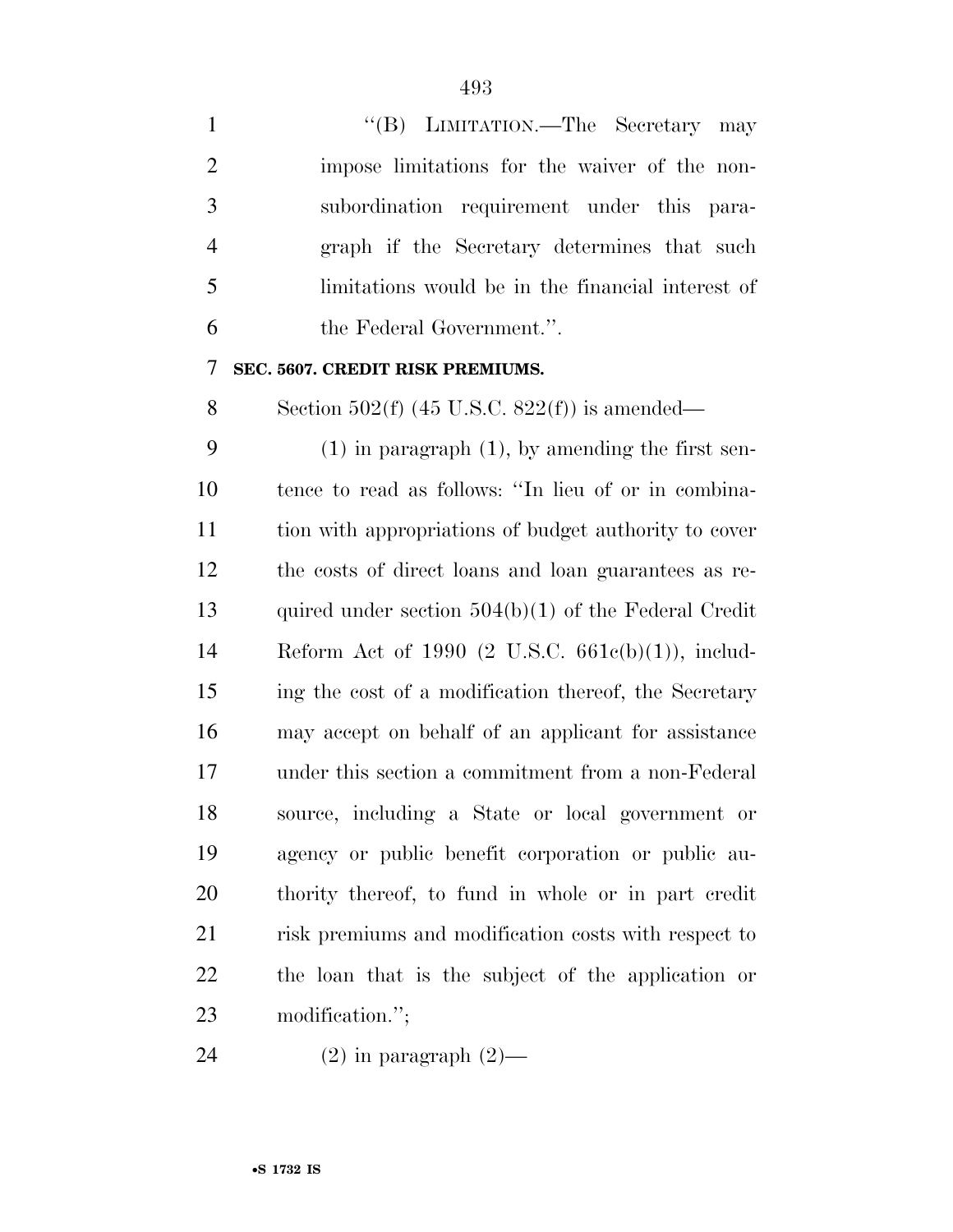"(B) LIMITATION.—The Secretary may impose limitations for the waiver of the non-subordination requirement under this paragraph if the Secretary determines that such limitations would be in the financial interest of the Federal Government.".

**SEC. 5607. CREDIT RISK PREMIUMS.**

Section 502(f) (45 U.S.C. 822(f)) is amended—

(1) in paragraph (1), by amending the first sentence to read as follows: "In lieu of or in combination with appropriations of budget authority to cover the costs of direct loans and loan guarantees as required under section 504(b)(1) of the Federal Credit Reform Act of 1990 (2 U.S.C. 661c(b)(1)), including the cost of a modification thereof, the Secretary may accept on behalf of an applicant for assistance under this section a commitment from a non-Federal source, including a State or local government or agency or public benefit corporation or public authority thereof, to fund in whole or in part credit risk premiums and modification costs with respect to the loan that is the subject of the application or modification.";

(2) in paragraph (2)—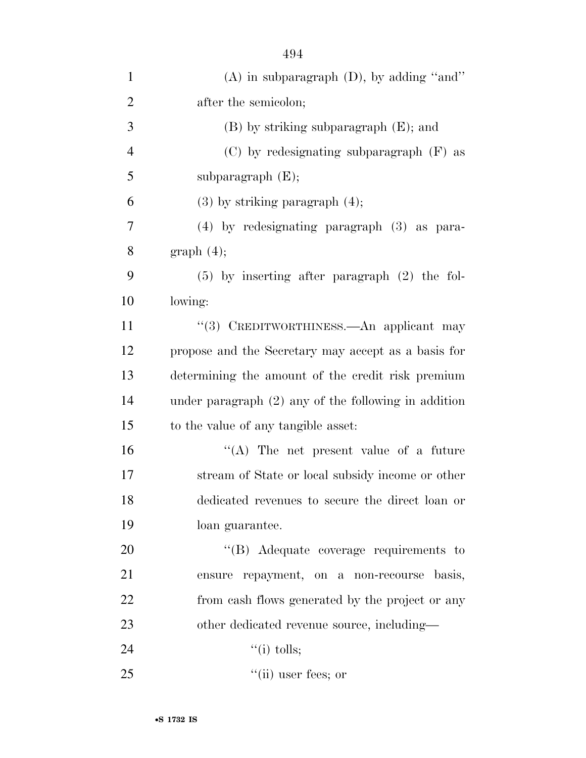(A) in subparagraph (D), by adding ''and'' after the semicolon;

(B) by striking subparagraph (E); and

(C) by redesignating subparagraph (F) as subparagraph (E);

(3) by striking paragraph (4);

(4) by redesignating paragraph (3) as paragraph (4);

(5) by inserting after paragraph (2) the following:

''(3) CREDITWORTHINESS.—An applicant may propose and the Secretary may accept as a basis for determining the amount of the credit risk premium under paragraph (2) any of the following in addition to the value of any tangible asset:

''(A) The net present value of a future stream of State or local subsidy income or other dedicated revenues to secure the direct loan or loan guarantee.

''(B) Adequate coverage requirements to ensure repayment, on a non-recourse basis, from cash flows generated by the project or any other dedicated revenue source, including—

''(i) tolls;

''(ii) user fees; or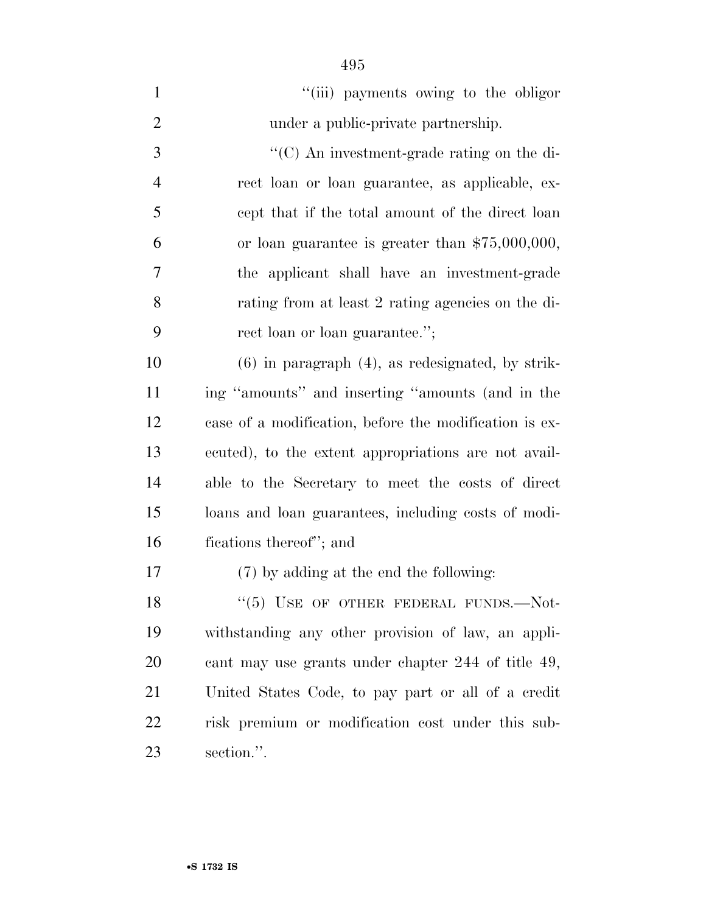"(iii) payments owing to the obligor under a public-private partnership.

"(C) An investment-grade rating on the direct loan or loan guarantee, as applicable, except that if the total amount of the direct loan or loan guarantee is greater than $75,000,000, the applicant shall have an investment-grade rating from at least 2 rating agencies on the direct loan or loan guarantee.";

(6) in paragraph (4), as redesignated, by striking "amounts" and inserting "amounts (and in the case of a modification, before the modification is executed), to the extent appropriations are not available to the Secretary to meet the costs of direct loans and loan guarantees, including costs of modifications thereof"; and

(7) by adding at the end the following:

"(5) USE OF OTHER FEDERAL FUNDS.—Notwithstanding any other provision of law, an applicant may use grants under chapter 244 of title 49, United States Code, to pay part or all of a credit risk premium or modification cost under this subsection.".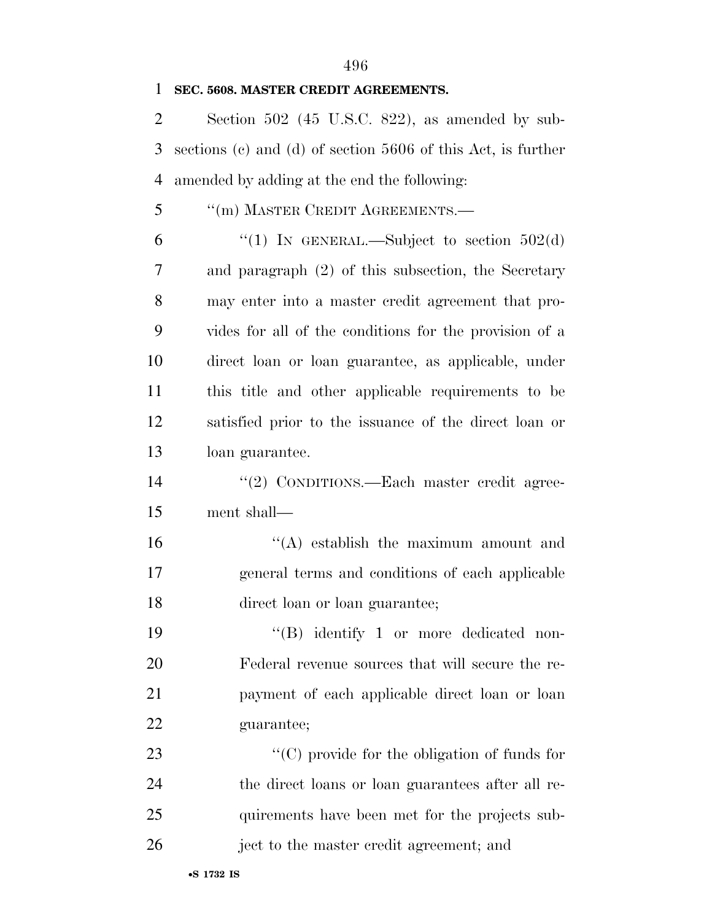**SEC. 5608. MASTER CREDIT AGREEMENTS.**

Section 502 (45 U.S.C. 822), as amended by subsections (c) and (d) of section 5606 of this Act, is further amended by adding at the end the following:

"(m) MASTER CREDIT AGREEMENTS.—

"(1) IN GENERAL.—Subject to section 502(d) and paragraph (2) of this subsection, the Secretary may enter into a master credit agreement that provides for all of the conditions for the provision of a direct loan or loan guarantee, as applicable, under this title and other applicable requirements to be satisfied prior to the issuance of the direct loan or loan guarantee.

"(2) CONDITIONS.—Each master credit agreement shall—

"(A) establish the maximum amount and general terms and conditions of each applicable direct loan or loan guarantee;

"(B) identify 1 or more dedicated non-Federal revenue sources that will secure the repayment of each applicable direct loan or loan guarantee;

"(C) provide for the obligation of funds for the direct loans or loan guarantees after all requirements have been met for the projects subject to the master credit agreement; and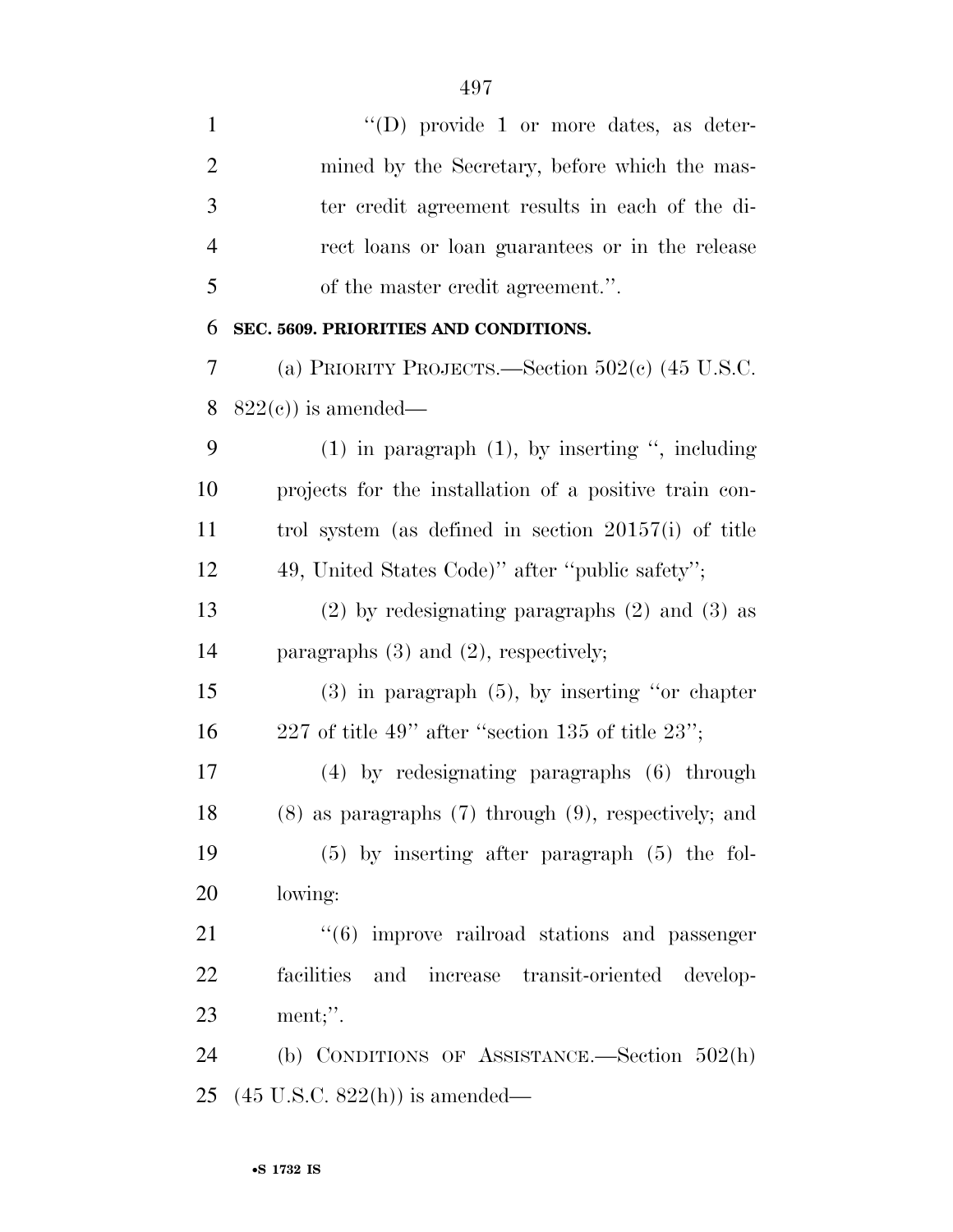"(D) provide 1 or more dates, as determined by the Secretary, before which the master credit agreement results in each of the direct loans or loan guarantees or in the release of the master credit agreement.".

**SEC. 5609. PRIORITIES AND CONDITIONS.**

(a) PRIORITY PROJECTS.—Section 502(c) (45 U.S.C. 822(c)) is amended—

(1) in paragraph (1), by inserting ", including projects for the installation of a positive train control system (as defined in section 20157(i) of title 49, United States Code)" after "public safety";

(2) by redesignating paragraphs (2) and (3) as paragraphs (3) and (2), respectively;

(3) in paragraph (5), by inserting "or chapter 227 of title 49" after "section 135 of title 23";

(4) by redesignating paragraphs (6) through (8) as paragraphs (7) through (9), respectively; and

(5) by inserting after paragraph (5) the following:

"(6) improve railroad stations and passenger facilities and increase transit-oriented development;".

(b) CONDITIONS OF ASSISTANCE.—Section 502(h) (45 U.S.C. 822(h)) is amended—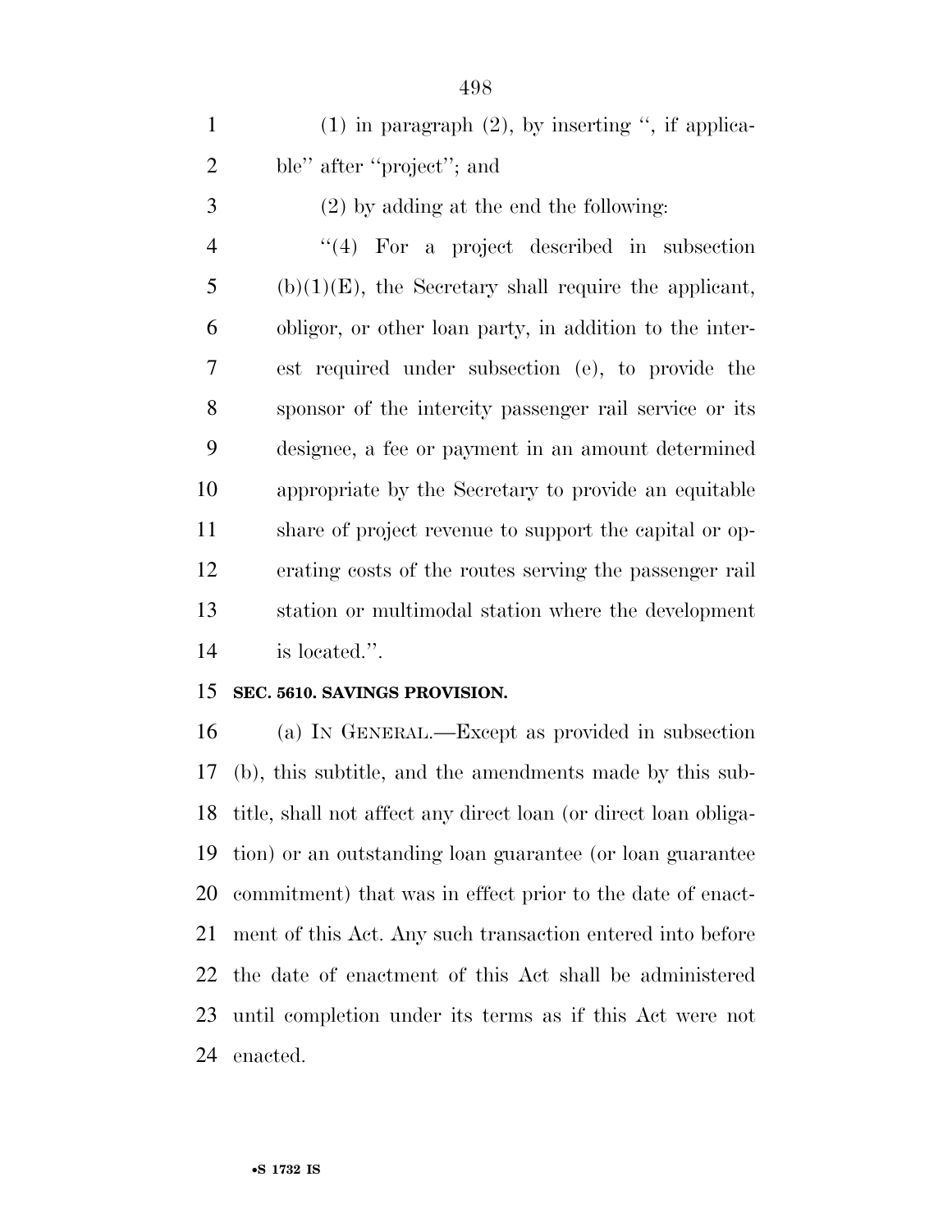(1) in paragraph (2), by inserting ", if applicable" after "project"; and

(2) by adding at the end the following:

"(4) For a project described in subsection (b)(1)(E), the Secretary shall require the applicant, obligor, or other loan party, in addition to the interest required under subsection (e), to provide the sponsor of the intercity passenger rail service or its designee, a fee or payment in an amount determined appropriate by the Secretary to provide an equitable share of project revenue to support the capital or operating costs of the routes serving the passenger rail station or multimodal station where the development is located.".

**SEC. 5610. SAVINGS PROVISION.**

(a) IN GENERAL.—Except as provided in subsection (b), this subtitle, and the amendments made by this subtitle, shall not affect any direct loan (or direct loan obligation) or an outstanding loan guarantee (or loan guarantee commitment) that was in effect prior to the date of enactment of this Act. Any such transaction entered into before the date of enactment of this Act shall be administered until completion under its terms as if this Act were not enacted.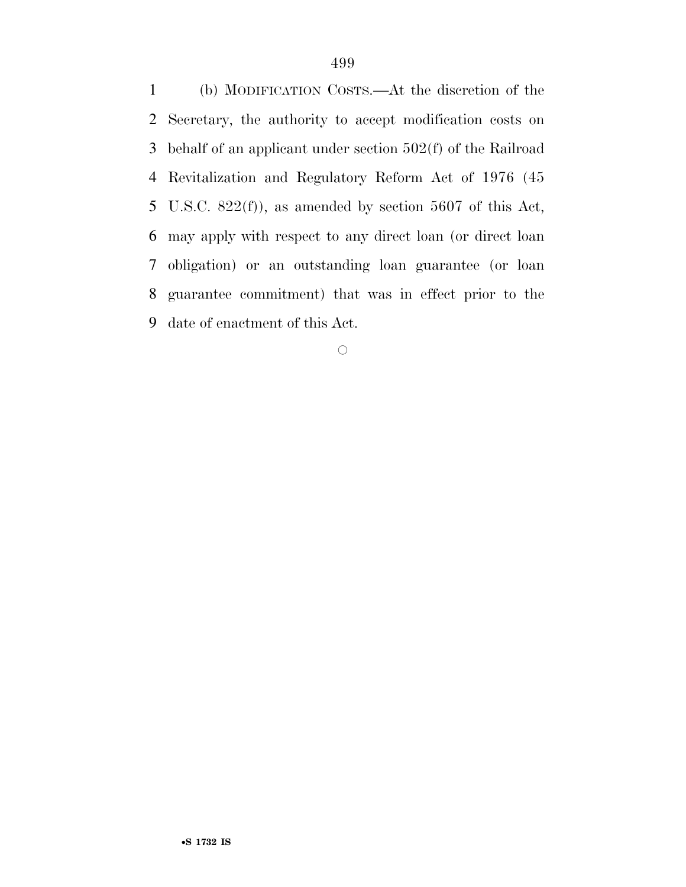(b) MODIFICATION COSTS.—At the discretion of the Secretary, the authority to accept modification costs on behalf of an applicant under section 502(f) of the Railroad Revitalization and Regulatory Reform Act of 1976 (45 U.S.C. 822(f)), as amended by section 5607 of this Act, may apply with respect to any direct loan (or direct loan obligation) or an outstanding loan guarantee (or loan guarantee commitment) that was in effect prior to the date of enactment of this Act.

○